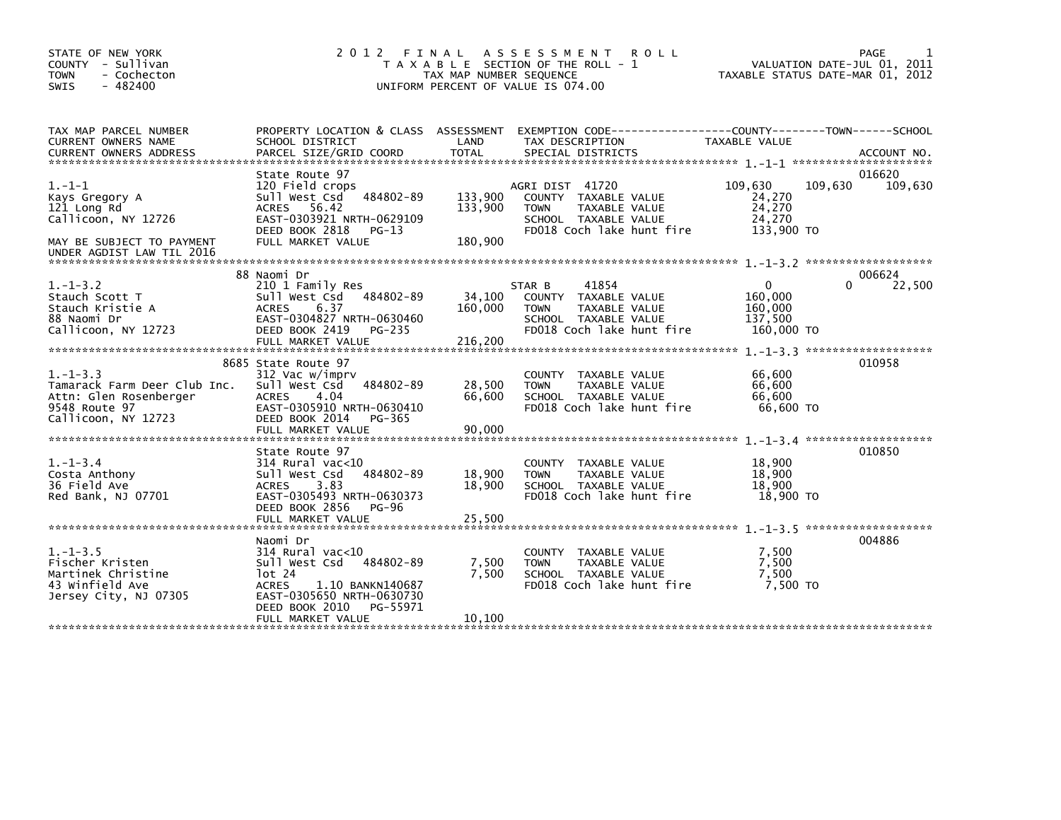STATE OF NEW YORK
COUNTY - Sullivan
TOWN - Cochecton
SWIS - 482400

# 2012 FINAL ASSESSMENT ROLL

TAXABLE SECTION OF THE ROLL - 1
TAX MAP NUMBER SEQUENCE
UNIFORM PERCENT OF VALUE IS 074.00

VALUATION DATE-JUL 01, 2011
TAXABLE STATUS DATE-MAR 01, 2012

| TAX MAP PARCEL NUMBER / CURRENT OWNERS NAME / CURRENT OWNERS ADDRESS | PROPERTY LOCATION & CLASS / SCHOOL DISTRICT / PARCEL SIZE/GRID COORD | ASSESSMENT LAND / TOTAL | EXEMPTION CODE / TAX DESCRIPTION / SPECIAL DISTRICTS | COUNTY TAXABLE VALUE | TOWN | SCHOOL | ACCOUNT NO. |
|---|---|---|---|---|---|---|---|
| 1.-1-1 | State Route 97 | | | | | | 016620 |
| | 120 Field crops | | AGRI DIST 41720 | 109,630 | 109,630 | 109,630 | |
| Kays Gregory A | Sull West Csd 484802-89 | 133,900 | COUNTY TAXABLE VALUE | 24,270 | | | |
| 121 Long Rd | ACRES 56.42 | 133,900 | TOWN TAXABLE VALUE | 24,270 | | | |
| Callicoon, NY 12726 | EAST-0303921 NRTH-0629109 | | SCHOOL TAXABLE VALUE | 24,270 | | | |
| | DEED BOOK 2818 PG-13 | | FD018 Coch lake hunt fire | 133,900 TO | | | |
| MAY BE SUBJECT TO PAYMENT UNDER AGDIST LAW TIL 2016 | FULL MARKET VALUE | 180,900 | | | | | |
| 1.-1-3.2 | 88 Naomi Dr | | | | | | 006624 |
| | 210 1 Family Res | | STAR B 41854 | 0 | 0 | 22,500 | |
| Stauch Scott T | Sull West Csd 484802-89 | 34,100 | COUNTY TAXABLE VALUE | 160,000 | | | |
| Stauch Kristie A | ACRES 6.37 | 160,000 | TOWN TAXABLE VALUE | 160,000 | | | |
| 88 Naomi Dr | EAST-0304827 NRTH-0630460 | | SCHOOL TAXABLE VALUE | 137,500 | | | |
| Callicoon, NY 12723 | DEED BOOK 2419 PG-235 | | FD018 Coch lake hunt fire | 160,000 TO | | | |
| | FULL MARKET VALUE | 216,200 | | | | | |
| 1.-1-3.3 | 8685 State Route 97 | | | | | | 010958 |
| | 312 Vac w/imprv | | COUNTY TAXABLE VALUE | 66,600 | | | |
| Tamarack Farm Deer Club Inc. | Sull West Csd 484802-89 | 28,500 | TOWN TAXABLE VALUE | 66,600 | | | |
| Attn: Glen Rosenberger | ACRES 4.04 | 66,600 | SCHOOL TAXABLE VALUE | 66,600 | | | |
| 9548 Route 97 | EAST-0305910 NRTH-0630410 | | FD018 Coch lake hunt fire | 66,600 TO | | | |
| Callicoon, NY 12723 | DEED BOOK 2014 PG-365 | | | | | | |
| | FULL MARKET VALUE | 90,000 | | | | | |
| 1.-1-3.4 | State Route 97 | | | | | | 010850 |
| | 314 Rural vac<10 | | COUNTY TAXABLE VALUE | 18,900 | | | |
| Costa Anthony | Sull West Csd 484802-89 | 18,900 | TOWN TAXABLE VALUE | 18,900 | | | |
| 36 Field Ave | ACRES 3.83 | 18,900 | SCHOOL TAXABLE VALUE | 18,900 | | | |
| Red Bank, NJ 07701 | EAST-0305493 NRTH-0630373 | | FD018 Coch lake hunt fire | 18,900 TO | | | |
| | DEED BOOK 2856 PG-96 | | | | | | |
| | FULL MARKET VALUE | 25,500 | | | | | |
| 1.-1-3.5 | Naomi Dr | | | | | | 004886 |
| | 314 Rural vac<10 | | COUNTY TAXABLE VALUE | 7,500 | | | |
| Fischer Kristen | Sull West Csd 484802-89 | 7,500 | TOWN TAXABLE VALUE | 7,500 | | | |
| Martinek Christine | lot 24 | 7,500 | SCHOOL TAXABLE VALUE | 7,500 | | | |
| 43 Winfield Ave | ACRES 1.10 BANKN140687 | | FD018 Coch lake hunt fire | 7,500 TO | | | |
| Jersey City, NJ 07305 | EAST-0305650 NRTH-0630730 | | | | | | |
| | DEED BOOK 2010 PG-55971 | | | | | | |
| | FULL MARKET VALUE | 10,100 | | | | | |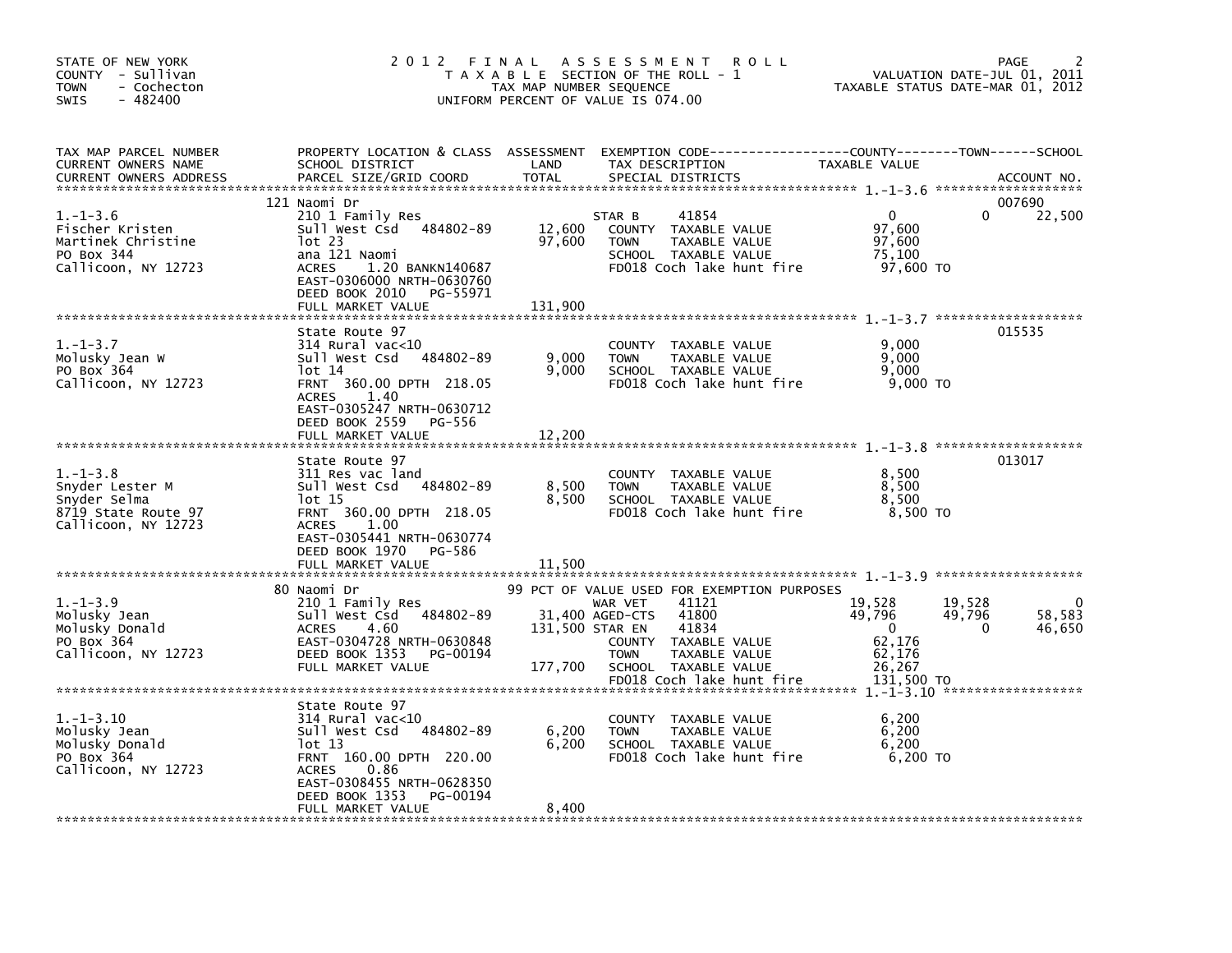STATE OF NEW YORK
COUNTY - Sullivan
TOWN - Cochecton
SWIS - 482400

# 2012 FINAL ASSESSMENT ROLL

TAXABLE SECTION OF THE ROLL - 1
TAX MAP NUMBER SEQUENCE
UNIFORM PERCENT OF VALUE IS 074.00

VALUATION DATE-JUL 01, 2011
TAXABLE STATUS DATE-MAR 01, 2012

| TAX MAP PARCEL NUMBER / CURRENT OWNERS NAME / CURRENT OWNERS ADDRESS | PROPERTY LOCATION & CLASS / SCHOOL DISTRICT / PARCEL SIZE/GRID COORD | ASSESSMENT LAND / TOTAL | EXEMPTION CODE / TAX DESCRIPTION / SPECIAL DISTRICTS | COUNTY TAXABLE VALUE | TOWN | SCHOOL | ACCOUNT NO. |
|---|---|---|---|---|---|---|---|
| 1.-1-3.6 | 121 Naomi Dr | | | | | | 007690 |
| Fischer Kristen | 210 1 Family Res | | STAR B 41854 | 0 | 0 | 22,500 | |
| Martinek Christine | Sull West Csd 484802-89 | 12,600 | COUNTY TAXABLE VALUE | 97,600 | | | |
| PO Box 344 | lot 23 | 97,600 | TOWN TAXABLE VALUE | 97,600 | | | |
| Callicoon, NY 12723 | ana 121 Naomi | | SCHOOL TAXABLE VALUE | 75,100 | | | |
| | ACRES 1.20 BANKN140687 | | FD018 Coch lake hunt fire | 97,600 TO | | | |
| | EAST-0306000 NRTH-0630760 | | | | | | |
| | DEED BOOK 2010 PG-55971 | | | | | | |
| | FULL MARKET VALUE | 131,900 | | | | | |
| 1.-1-3.7 | State Route 97 | | | | | | 015535 |
| Molusky Jean W | 314 Rural vac<10 | | COUNTY TAXABLE VALUE | 9,000 | | | |
| PO Box 364 | Sull West Csd 484802-89 | 9,000 | TOWN TAXABLE VALUE | 9,000 | | | |
| Callicoon, NY 12723 | lot 14 | 9,000 | SCHOOL TAXABLE VALUE | 9,000 | | | |
| | FRNT 360.00 DPTH 218.05 | | FD018 Coch lake hunt fire | 9,000 TO | | | |
| | ACRES 1.40 | | | | | | |
| | EAST-0305247 NRTH-0630712 | | | | | | |
| | DEED BOOK 2559 PG-556 | | | | | | |
| | FULL MARKET VALUE | 12,200 | | | | | |
| 1.-1-3.8 | State Route 97 | | | | | | 013017 |
| Snyder Lester M | 311 Res vac land | | COUNTY TAXABLE VALUE | 8,500 | | | |
| Snyder Selma | Sull West Csd 484802-89 | 8,500 | TOWN TAXABLE VALUE | 8,500 | | | |
| 8719 State Route 97 | lot 15 | 8,500 | SCHOOL TAXABLE VALUE | 8,500 | | | |
| Callicoon, NY 12723 | FRNT 360.00 DPTH 218.05 | | FD018 Coch lake hunt fire | 8,500 TO | | | |
| | ACRES 1.00 | | | | | | |
| | EAST-0305441 NRTH-0630774 | | | | | | |
| | DEED BOOK 1970 PG-586 | | | | | | |
| | FULL MARKET VALUE | 11,500 | | | | | |
| 1.-1-3.9 | 80 Naomi Dr | | 99 PCT OF VALUE USED FOR EXEMPTION PURPOSES | | | | |
| Molusky Jean | 210 1 Family Res | | WAR VET 41121 | 19,528 | 19,528 | 0 | |
| Molusky Donald | Sull West Csd 484802-89 | 31,400 | AGED-CTS 41800 | 49,796 | 49,796 | 58,583 | |
| PO Box 364 | ACRES 4.60 | 131,500 | STAR EN 41834 | 0 | 0 | 46,650 | |
| Callicoon, NY 12723 | EAST-0304728 NRTH-0630848 | | COUNTY TAXABLE VALUE | 62,176 | | | |
| | DEED BOOK 1353 PG-00194 | | TOWN TAXABLE VALUE | 62,176 | | | |
| | FULL MARKET VALUE | 177,700 | SCHOOL TAXABLE VALUE | 26,267 | | | |
| | | | FD018 Coch lake hunt fire | 131,500 TO | | | |
| 1.-1-3.10 | State Route 97 | | | | | | |
| Molusky Jean | 314 Rural vac<10 | | COUNTY TAXABLE VALUE | 6,200 | | | |
| Molusky Donald | Sull West Csd 484802-89 | 6,200 | TOWN TAXABLE VALUE | 6,200 | | | |
| PO Box 364 | lot 13 | 6,200 | SCHOOL TAXABLE VALUE | 6,200 | | | |
| Callicoon, NY 12723 | FRNT 160.00 DPTH 220.00 | | FD018 Coch lake hunt fire | 6,200 TO | | | |
| | ACRES 0.86 | | | | | | |
| | EAST-0308455 NRTH-0628350 | | | | | | |
| | DEED BOOK 1353 PG-00194 | | | | | | |
| | FULL MARKET VALUE | 8,400 | | | | | |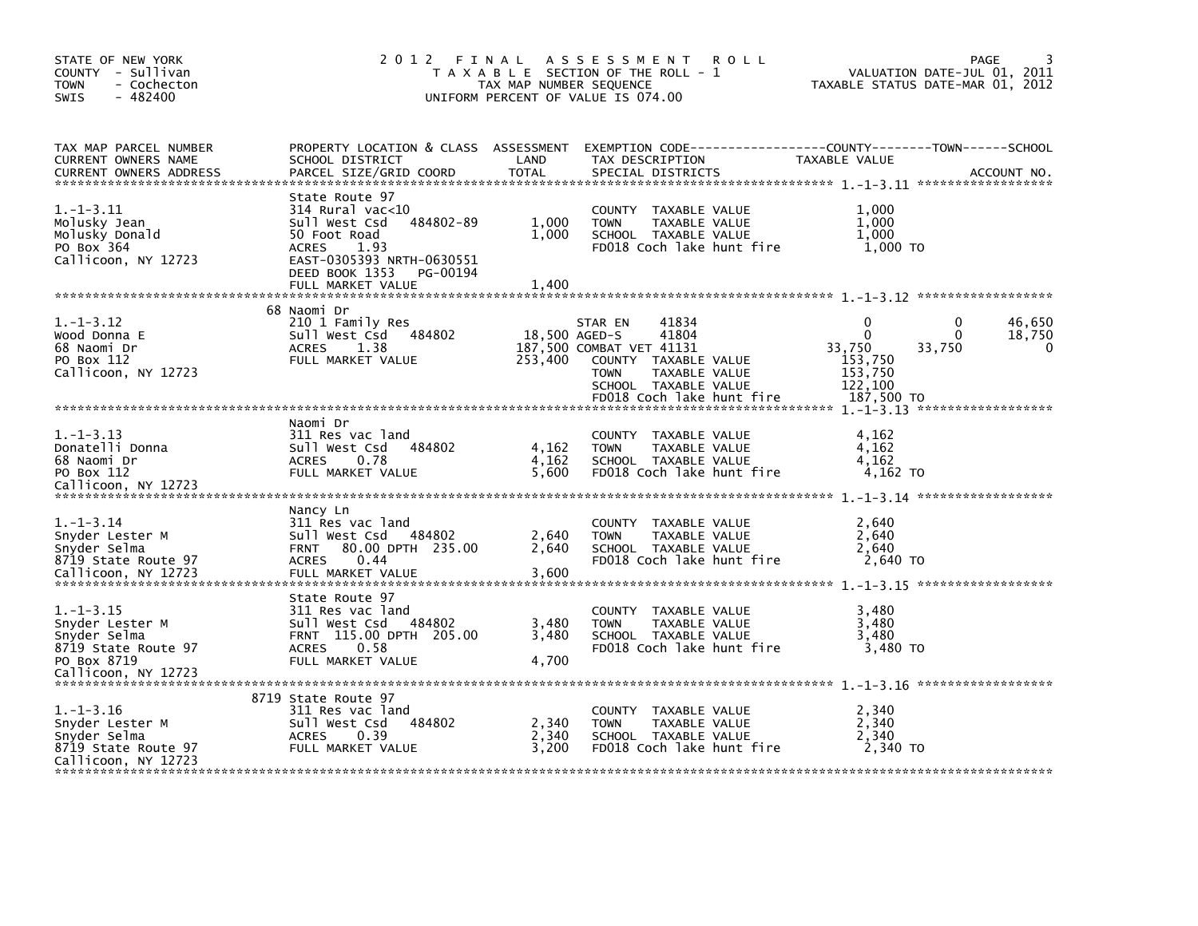STATE OF NEW YORK
COUNTY - Sullivan
TOWN - Cochecton
SWIS - 482400

# 2012 FINAL ASSESSMENT ROLL

TAXABLE SECTION OF THE ROLL - 1
TAX MAP NUMBER SEQUENCE
UNIFORM PERCENT OF VALUE IS 074.00

VALUATION DATE-JUL 01, 2011
TAXABLE STATUS DATE-MAR 01, 2012

| TAX MAP PARCEL NUMBER / CURRENT OWNERS NAME / CURRENT OWNERS ADDRESS | PROPERTY LOCATION & CLASS / SCHOOL DISTRICT / PARCEL SIZE/GRID COORD | ASSESSMENT LAND | TOTAL | EXEMPTION CODE / TAX DESCRIPTION / SPECIAL DISTRICTS | COUNTY TAXABLE VALUE | TOWN | SCHOOL |
|---|---|---|---|---|---|---|---|
| **1.-1-3.11** | State Route 97 | | | | | | |
| Molusky Jean | 314 Rural vac<10 | | | COUNTY TAXABLE VALUE | 1,000 | | |
| Molusky Donald | Sull West Csd 484802-89 | 1,000 | | TOWN TAXABLE VALUE | 1,000 | | |
| PO Box 364 | 50 Foot Road | | 1,000 | SCHOOL TAXABLE VALUE | 1,000 | | |
| Callicoon, NY 12723 | ACRES 1.93 | | | FD018 Coch lake hunt fire | 1,000 TO | | |
| | EAST-0305393 NRTH-0630551 | | | | | | |
| | DEED BOOK 1353 PG-00194 | | | | | | |
| | FULL MARKET VALUE | | 1,400 | | | | |
| **1.-1-3.12** | 68 Naomi Dr | | | | | | |
| Wood Donna E | 210 1 Family Res | | | STAR EN 41834 | 0 | 0 | 46,650 |
| 68 Naomi Dr | Sull West Csd 484802 | 18,500 | | AGED-S 41804 | 0 | 0 | 18,750 |
| PO Box 112 | ACRES 1.38 | | 187,500 | COMBAT VET 41131 | 33,750 | 33,750 | 0 |
| Callicoon, NY 12723 | FULL MARKET VALUE | | 253,400 | COUNTY TAXABLE VALUE | 153,750 | | |
| | | | | TOWN TAXABLE VALUE | 153,750 | | |
| | | | | SCHOOL TAXABLE VALUE | 122,100 | | |
| | | | | FD018 Coch lake hunt fire | 187,500 TO | | |
| **1.-1-3.13** | Naomi Dr | | | | | | |
| Donatelli Donna | 311 Res vac land | | | COUNTY TAXABLE VALUE | 4,162 | | |
| 68 Naomi Dr | Sull West Csd 484802 | 4,162 | | TOWN TAXABLE VALUE | 4,162 | | |
| PO Box 112 | ACRES 0.78 | | 4,162 | SCHOOL TAXABLE VALUE | 4,162 | | |
| Callicoon, NY 12723 | FULL MARKET VALUE | | 5,600 | FD018 Coch lake hunt fire | 4,162 TO | | |
| **1.-1-3.14** | Nancy Ln | | | | | | |
| Snyder Lester M | 311 Res vac land | | | COUNTY TAXABLE VALUE | 2,640 | | |
| Snyder Selma | Sull West Csd 484802 | 2,640 | | TOWN TAXABLE VALUE | 2,640 | | |
| 8719 State Route 97 | FRNT 80.00 DPTH 235.00 | | 2,640 | SCHOOL TAXABLE VALUE | 2,640 | | |
| Callicoon, NY 12723 | ACRES 0.44 | | | FD018 Coch lake hunt fire | 2,640 TO | | |
| | FULL MARKET VALUE | | 3,600 | | | | |
| **1.-1-3.15** | State Route 97 | | | | | | |
| Snyder Lester M | 311 Res vac land | | | COUNTY TAXABLE VALUE | 3,480 | | |
| Snyder Selma | Sull West Csd 484802 | 3,480 | | TOWN TAXABLE VALUE | 3,480 | | |
| 8719 State Route 97 | FRNT 115.00 DPTH 205.00 | | 3,480 | SCHOOL TAXABLE VALUE | 3,480 | | |
| PO Box 8719 | ACRES 0.58 | | | FD018 Coch lake hunt fire | 3,480 TO | | |
| Callicoon, NY 12723 | FULL MARKET VALUE | | 4,700 | | | | |
| **1.-1-3.16** | 8719 State Route 97 | | | | | | |
| Snyder Lester M | 311 Res vac land | | | COUNTY TAXABLE VALUE | 2,340 | | |
| Snyder Selma | Sull West Csd 484802 | 2,340 | | TOWN TAXABLE VALUE | 2,340 | | |
| 8719 State Route 97 | ACRES 0.39 | | 2,340 | SCHOOL TAXABLE VALUE | 2,340 | | |
| Callicoon, NY 12723 | FULL MARKET VALUE | | 3,200 | FD018 Coch lake hunt fire | 2,340 TO | | |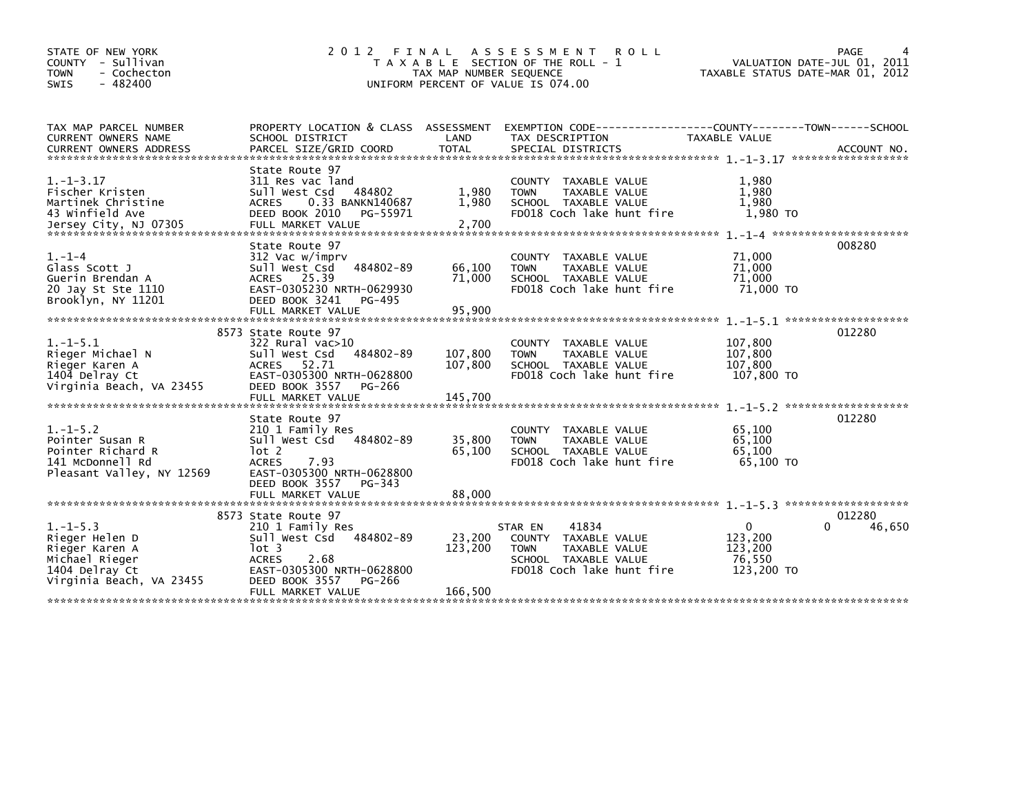STATE OF NEW YORK
COUNTY - Sullivan
TOWN - Cochecton
SWIS - 482400

# 2012 FINAL ASSESSMENT ROLL

TAXABLE SECTION OF THE ROLL - 1
TAX MAP NUMBER SEQUENCE
UNIFORM PERCENT OF VALUE IS 074.00

VALUATION DATE-JUL 01, 2011
TAXABLE STATUS DATE-MAR 01, 2012

| TAX MAP PARCEL NUMBER / CURRENT OWNERS NAME / CURRENT OWNERS ADDRESS | PROPERTY LOCATION & CLASS / SCHOOL DISTRICT / PARCEL SIZE/GRID COORD | ASSESSMENT LAND | TOTAL | EXEMPTION CODE / TAX DESCRIPTION / SPECIAL DISTRICTS | COUNTY | TOWN | SCHOOL / TAXABLE VALUE | ACCOUNT NO. |
|---|---|---|---|---|---|---|---|---|
| **1.-1-3.17** | State Route 97 | | | | | | | |
| 1.-1-3.17 | 311 Res vac land | | | COUNTY TAXABLE VALUE | 1,980 | | | |
| Fischer Kristen | Sull West Csd 484802 | 1,980 | | TOWN TAXABLE VALUE | | 1,980 | | |
| Martinek Christine | ACRES 0.33 BANKN140687 | | 1,980 | SCHOOL TAXABLE VALUE | | | 1,980 | |
| 43 Winfield Ave | DEED BOOK 2010 PG-55971 | | | FD018 Coch lake hunt fire | | | 1,980 TO | |
| Jersey City, NJ 07305 | FULL MARKET VALUE | | 2,700 | | | | | |
| **1.-1-4** | State Route 97 | | | | | | | 008280 |
| 1.-1-4 | 312 Vac w/imprv | | | COUNTY TAXABLE VALUE | 71,000 | | | |
| Glass Scott J | Sull West Csd 484802-89 | 66,100 | | TOWN TAXABLE VALUE | | 71,000 | | |
| Guerin Brendan A | ACRES 25.39 | | 71,000 | SCHOOL TAXABLE VALUE | | | 71,000 | |
| 20 Jay St Ste 1110 | EAST-0305230 NRTH-0629930 | | | FD018 Coch lake hunt fire | | | 71,000 TO | |
| Brooklyn, NY 11201 | DEED BOOK 3241 PG-495 | | | | | | | |
| | FULL MARKET VALUE | | 95,900 | | | | | |
| **1.-1-5.1** | 8573 State Route 97 | | | | | | | 012280 |
| 1.-1-5.1 | 322 Rural vac>10 | | | COUNTY TAXABLE VALUE | 107,800 | | | |
| Rieger Michael N | Sull West Csd 484802-89 | 107,800 | | TOWN TAXABLE VALUE | | 107,800 | | |
| Rieger Karen A | ACRES 52.71 | | 107,800 | SCHOOL TAXABLE VALUE | | | 107,800 | |
| 1404 Delray Ct | EAST-0305300 NRTH-0628800 | | | FD018 Coch lake hunt fire | | | 107,800 TO | |
| Virginia Beach, VA 23455 | DEED BOOK 3557 PG-266 | | | | | | | |
| | FULL MARKET VALUE | | 145,700 | | | | | |
| **1.-1-5.2** | State Route 97 | | | | | | | 012280 |
| 1.-1-5.2 | 210 1 Family Res | | | COUNTY TAXABLE VALUE | 65,100 | | | |
| Pointer Susan R | Sull West Csd 484802-89 | 35,800 | | TOWN TAXABLE VALUE | | 65,100 | | |
| Pointer Richard R | lot 2 | | 65,100 | SCHOOL TAXABLE VALUE | | | 65,100 | |
| 141 McDonnell Rd | ACRES 7.93 | | | FD018 Coch lake hunt fire | | | 65,100 TO | |
| Pleasant Valley, NY 12569 | EAST-0305300 NRTH-0628800 | | | | | | | |
| | DEED BOOK 3557 PG-343 | | | | | | | |
| | FULL MARKET VALUE | | 88,000 | | | | | |
| **1.-1-5.3** | 8573 State Route 97 | | | | | | | 012280 |
| 1.-1-5.3 | 210 1 Family Res | | | STAR EN 41834 | 0 | 0 | 46,650 | |
| Rieger Helen D | Sull West Csd 484802-89 | 23,200 | | COUNTY TAXABLE VALUE | 123,200 | | | |
| Rieger Karen A | lot 3 | | 123,200 | TOWN TAXABLE VALUE | | 123,200 | | |
| Michael Rieger | ACRES 2.68 | | | SCHOOL TAXABLE VALUE | | | 76,550 | |
| 1404 Delray Ct | EAST-0305300 NRTH-0628800 | | | FD018 Coch lake hunt fire | | | 123,200 TO | |
| Virginia Beach, VA 23455 | DEED BOOK 3557 PG-266 | | | | | | | |
| | FULL MARKET VALUE | | 166,500 | | | | | |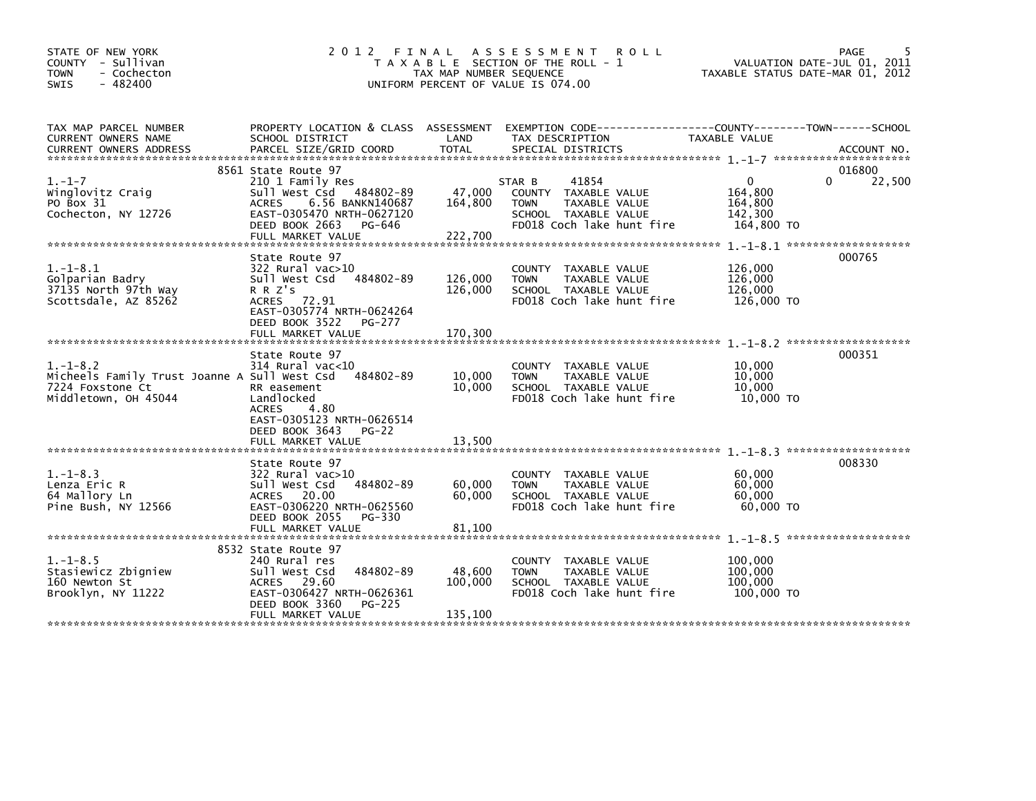STATE OF NEW YORK
COUNTY - Sullivan
TOWN - Cochecton
SWIS - 482400

2012 FINAL ASSESSMENT ROLL
TAXABLE SECTION OF THE ROLL - 1
TAX MAP NUMBER SEQUENCE
UNIFORM PERCENT OF VALUE IS 074.00

VALUATION DATE-JUL 01, 2011
TAXABLE STATUS DATE-MAR 01, 2012

| TAX MAP PARCEL NUMBER / CURRENT OWNERS NAME / CURRENT OWNERS ADDRESS | PROPERTY LOCATION & CLASS / SCHOOL DISTRICT / PARCEL SIZE/GRID COORD | ASSESSMENT LAND | ASSESSMENT TOTAL | EXEMPTION CODE / TAX DESCRIPTION / SPECIAL DISTRICTS | COUNTY / TOWN / SCHOOL TAXABLE VALUE | ACCOUNT NO. |
|---|---|---|---|---|---|---|
| 1.-1-7 | 8561 State Route 97 | | | | | 016800 |
| Winglovitz Craig | 210 1 Family Res | | | STAR B 41854 | 0 0 22,500 | |
| PO Box 31 | Sull West Csd 484802-89 | 47,000 | | COUNTY TAXABLE VALUE | 164,800 | |
| Cochecton, NY 12726 | ACRES 6.56 BANKN140687 | | 164,800 | TOWN TAXABLE VALUE | 164,800 | |
| | EAST-0305470 NRTH-0627120 | | | SCHOOL TAXABLE VALUE | 142,300 | |
| | DEED BOOK 2663 PG-646 | | | FD018 Coch lake hunt fire | 164,800 TO | |
| | FULL MARKET VALUE | | 222,700 | | | |
| 1.-1-8.1 | State Route 97 | | | | | 000765 |
| Golparian Badry | 322 Rural vac>10 | | | COUNTY TAXABLE VALUE | 126,000 | |
| 37135 North 97th Way | Sull West Csd 484802-89 | 126,000 | | TOWN TAXABLE VALUE | 126,000 | |
| Scottsdale, AZ 85262 | R R Z's | | 126,000 | SCHOOL TAXABLE VALUE | 126,000 | |
| | ACRES 72.91 | | | FD018 Coch lake hunt fire | 126,000 TO | |
| | EAST-0305774 NRTH-0624264 | | | | | |
| | DEED BOOK 3522 PG-277 | | | | | |
| | FULL MARKET VALUE | | 170,300 | | | |
| 1.-1-8.2 | State Route 97 | | | | | 000351 |
| Micheels Family Trust Joanne A | 314 Rural vac<10 | | | COUNTY TAXABLE VALUE | 10,000 | |
| 7224 Foxstone Ct | Sull West Csd 484802-89 | 10,000 | | TOWN TAXABLE VALUE | 10,000 | |
| Middletown, OH 45044 | RR easement | | 10,000 | SCHOOL TAXABLE VALUE | 10,000 | |
| | Landlocked | | | FD018 Coch lake hunt fire | 10,000 TO | |
| | ACRES 4.80 | | | | | |
| | EAST-0305123 NRTH-0626514 | | | | | |
| | DEED BOOK 3643 PG-22 | | | | | |
| | FULL MARKET VALUE | | 13,500 | | | |
| 1.-1-8.3 | State Route 97 | | | | | 008330 |
| Lenza Eric R | 322 Rural vac>10 | | | COUNTY TAXABLE VALUE | 60,000 | |
| 64 Mallory Ln | Sull West Csd 484802-89 | 60,000 | | TOWN TAXABLE VALUE | 60,000 | |
| Pine Bush, NY 12566 | ACRES 20.00 | | 60,000 | SCHOOL TAXABLE VALUE | 60,000 | |
| | EAST-0306220 NRTH-0625560 | | | FD018 Coch lake hunt fire | 60,000 TO | |
| | DEED BOOK 2055 PG-330 | | | | | |
| | FULL MARKET VALUE | | 81,100 | | | |
| 1.-1-8.5 | 8532 State Route 97 | | | | | |
| Stasiewicz Zbigniew | 240 Rural res | | | COUNTY TAXABLE VALUE | 100,000 | |
| 160 Newton St | Sull West Csd 484802-89 | 48,600 | | TOWN TAXABLE VALUE | 100,000 | |
| Brooklyn, NY 11222 | ACRES 29.60 | | 100,000 | SCHOOL TAXABLE VALUE | 100,000 | |
| | EAST-0306427 NRTH-0626361 | | | FD018 Coch lake hunt fire | 100,000 TO | |
| | DEED BOOK 3360 PG-225 | | | | | |
| | FULL MARKET VALUE | | 135,100 | | | |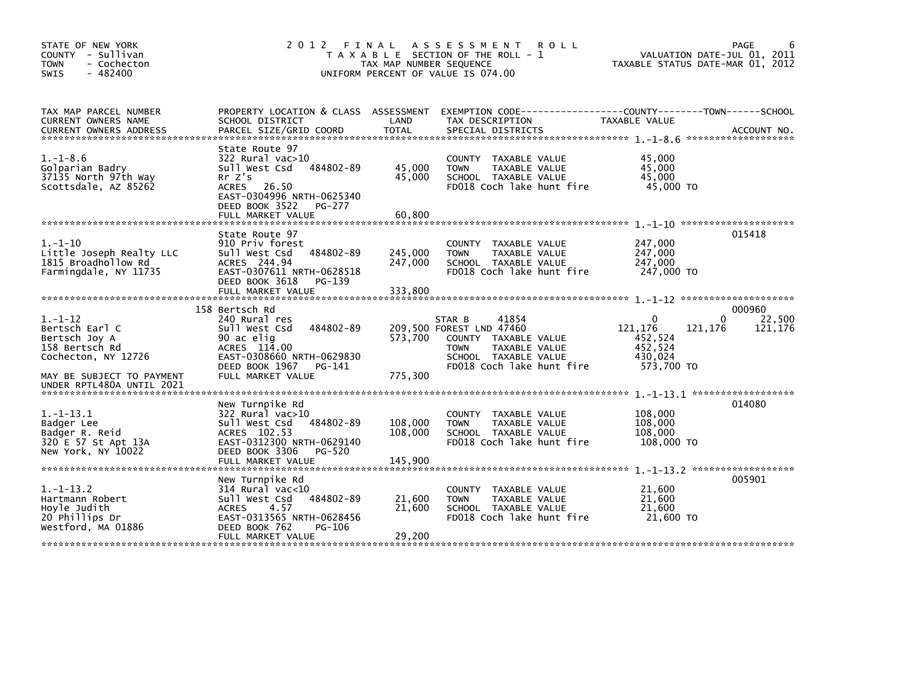STATE OF NEW YORK
COUNTY - Sullivan
TOWN - Cochecton
SWIS - 482400

# 2012 FINAL ASSESSMENT ROLL

TAXABLE SECTION OF THE ROLL - 1
TAX MAP NUMBER SEQUENCE
UNIFORM PERCENT OF VALUE IS 074.00

VALUATION DATE-JUL 01, 2011
TAXABLE STATUS DATE-MAR 01, 2012

| TAX MAP PARCEL NUMBER / CURRENT OWNERS NAME / CURRENT OWNERS ADDRESS | PROPERTY LOCATION & CLASS / SCHOOL DISTRICT / PARCEL SIZE/GRID COORD | ASSESSMENT LAND | TOTAL | EXEMPTION CODE / TAX DESCRIPTION / SPECIAL DISTRICTS | COUNTY TAXABLE VALUE | TOWN | SCHOOL | ACCOUNT NO. |
|---|---|---|---|---|---|---|---|---|
| 1.-1-8.6 | State Route 97 | | | | | | | |
| Golparian Badry | 322 Rural vac>10 | | | COUNTY TAXABLE VALUE | 45,000 | | | |
| 37135 North 97th Way | Sull West Csd 484802-89 | 45,000 | | TOWN TAXABLE VALUE | 45,000 | | | |
| Scottsdale, AZ 85262 | Rr Z's | | 45,000 | SCHOOL TAXABLE VALUE | 45,000 | | | |
| | ACRES 26.50 | | | FD018 Coch lake hunt fire | 45,000 TO | | | |
| | EAST-0304996 NRTH-0625340 | | | | | | | |
| | DEED BOOK 3522 PG-277 | | | | | | | |
| | FULL MARKET VALUE | | 60,800 | | | | | |
| 1.-1-10 | State Route 97 | | | | | | | 015418 |
| Little Joseph Realty LLC | 910 Priv forest | | | COUNTY TAXABLE VALUE | 247,000 | | | |
| 1815 Broadhollow Rd | Sull West Csd 484802-89 | 245,000 | | TOWN TAXABLE VALUE | 247,000 | | | |
| Farmingdale, NY 11735 | ACRES 244.94 | | 247,000 | SCHOOL TAXABLE VALUE | 247,000 | | | |
| | EAST-0307611 NRTH-0628518 | | | FD018 Coch lake hunt fire | 247,000 TO | | | |
| | DEED BOOK 3618 PG-139 | | | | | | | |
| | FULL MARKET VALUE | | 333,800 | | | | | |
| 1.-1-12 | 158 Bertsch Rd | | | | | | | 000960 |
| Bertsch Earl C | 240 Rural res | | | STAR B 41854 | 0 | 0 | 22,500 | |
| Bertsch Joy A | Sull West Csd 484802-89 | 209,500 | | FOREST LND 47460 | 121,176 | 121,176 | 121,176 | |
| 158 Bertsch Rd | 90 ac elig | | 573,700 | COUNTY TAXABLE VALUE | 452,524 | | | |
| Cochecton, NY 12726 | ACRES 114.00 | | | TOWN TAXABLE VALUE | 452,524 | | | |
| | EAST-0308660 NRTH-0629830 | | | SCHOOL TAXABLE VALUE | 430,024 | | | |
| MAY BE SUBJECT TO PAYMENT | DEED BOOK 1967 PG-141 | | | FD018 Coch lake hunt fire | 573,700 TO | | | |
| UNDER RPTL480A UNTIL 2021 | FULL MARKET VALUE | | 775,300 | | | | | |
| 1.-1-13.1 | New Turnpike Rd | | | | | | | 014080 |
| Badger Lee | 322 Rural vac>10 | | | COUNTY TAXABLE VALUE | 108,000 | | | |
| Badger R. Reid | Sull West Csd 484802-89 | 108,000 | | TOWN TAXABLE VALUE | 108,000 | | | |
| 320 E 57 St Apt 13A | ACRES 102.53 | | 108,000 | SCHOOL TAXABLE VALUE | 108,000 | | | |
| New York, NY 10022 | EAST-0312300 NRTH-0629140 | | | FD018 Coch lake hunt fire | 108,000 TO | | | |
| | DEED BOOK 3306 PG-520 | | | | | | | |
| | FULL MARKET VALUE | | 145,900 | | | | | |
| 1.-1-13.2 | New Turnpike Rd | | | | | | | 005901 |
| Hartmann Robert | 314 Rural vac<10 | | | COUNTY TAXABLE VALUE | 21,600 | | | |
| Hoyle Judith | Sull West Csd 484802-89 | 21,600 | | TOWN TAXABLE VALUE | 21,600 | | | |
| 20 Phillips Dr | ACRES 4.57 | | 21,600 | SCHOOL TAXABLE VALUE | 21,600 | | | |
| Westford, MA 01886 | EAST-0313565 NRTH-0628456 | | | FD018 Coch lake hunt fire | 21,600 TO | | | |
| | DEED BOOK 762 PG-106 | | | | | | | |
| | FULL MARKET VALUE | | 29,200 | | | | | |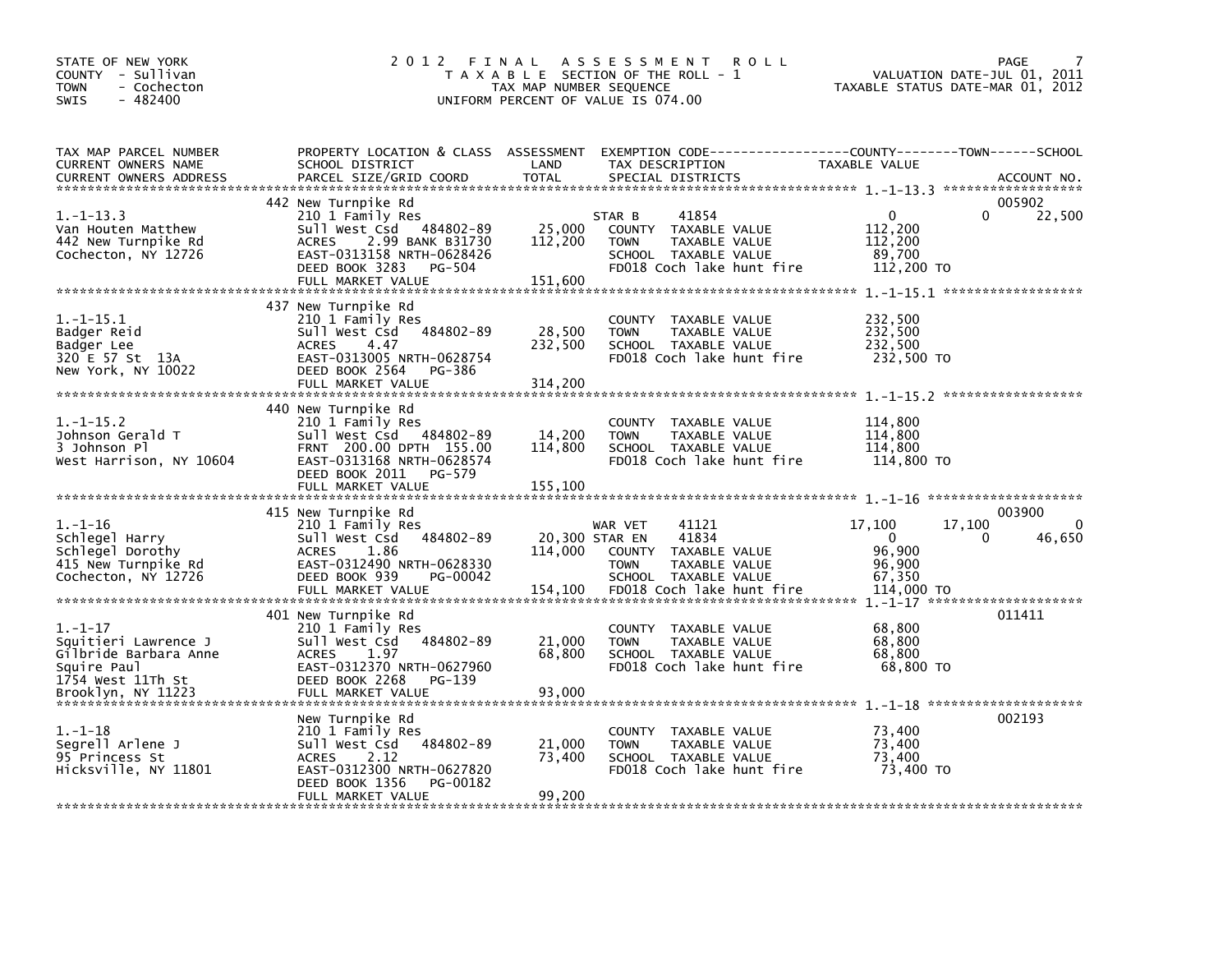STATE OF NEW YORK
COUNTY - Sullivan
TOWN - Cochecton
SWIS - 482400

# 2012 FINAL ASSESSMENT ROLL

TAXABLE SECTION OF THE ROLL - 1
TAX MAP NUMBER SEQUENCE
UNIFORM PERCENT OF VALUE IS 074.00

VALUATION DATE-JUL 01, 2011
TAXABLE STATUS DATE-MAR 01, 2012

| TAX MAP PARCEL NUMBER / CURRENT OWNERS NAME / CURRENT OWNERS ADDRESS | PROPERTY LOCATION & CLASS / SCHOOL DISTRICT / PARCEL SIZE/GRID COORD | ASSESSMENT LAND / TOTAL | EXEMPTION CODE / TAX DESCRIPTION / SPECIAL DISTRICTS | COUNTY TAXABLE VALUE | TOWN | SCHOOL | ACCOUNT NO. |
|---|---|---|---|---|---|---|---|
| 1.-1-13.3 | 442 New Turnpike Rd | | | | | | 005902 |
| | 210 1 Family Res | | STAR B 41854 | 0 | 0 | 22,500 | |
| Van Houten Matthew | Sull West Csd 484802-89 | 25,000 | COUNTY TAXABLE VALUE | 112,200 | | | |
| 442 New Turnpike Rd | ACRES 2.99 BANK B31730 | 112,200 | TOWN TAXABLE VALUE | 112,200 | | | |
| Cochecton, NY 12726 | EAST-0313158 NRTH-0628426 | | SCHOOL TAXABLE VALUE | 89,700 | | | |
| | DEED BOOK 3283 PG-504 | | FD018 Coch lake hunt fire | 112,200 TO | | | |
| | FULL MARKET VALUE | 151,600 | | | | | |
| 1.-1-15.1 | 437 New Turnpike Rd | | | | | | |
| | 210 1 Family Res | | COUNTY TAXABLE VALUE | 232,500 | | | |
| Badger Reid | Sull West Csd 484802-89 | 28,500 | TOWN TAXABLE VALUE | 232,500 | | | |
| Badger Lee | ACRES 4.47 | 232,500 | SCHOOL TAXABLE VALUE | 232,500 | | | |
| 320 E 57 St 13A | EAST-0313005 NRTH-0628754 | | FD018 Coch lake hunt fire | 232,500 TO | | | |
| New York, NY 10022 | DEED BOOK 2564 PG-386 | | | | | | |
| | FULL MARKET VALUE | 314,200 | | | | | |
| 1.-1-15.2 | 440 New Turnpike Rd | | | | | | |
| | 210 1 Family Res | | COUNTY TAXABLE VALUE | 114,800 | | | |
| Johnson Gerald T | Sull West Csd 484802-89 | 14,200 | TOWN TAXABLE VALUE | 114,800 | | | |
| 3 Johnson Pl | FRNT 200.00 DPTH 155.00 | 114,800 | SCHOOL TAXABLE VALUE | 114,800 | | | |
| West Harrison, NY 10604 | EAST-0313168 NRTH-0628574 | | FD018 Coch lake hunt fire | 114,800 TO | | | |
| | DEED BOOK 2011 PG-579 | | | | | | |
| | FULL MARKET VALUE | 155,100 | | | | | |
| 1.-1-16 | 415 New Turnpike Rd | | | | | | 003900 |
| | 210 1 Family Res | | WAR VET 41121 | 17,100 | 17,100 | 0 | |
| Schlegel Harry | Sull West Csd 484802-89 | 20,300 | STAR EN 41834 | 0 | 0 | 46,650 | |
| Schlegel Dorothy | ACRES 1.86 | 114,000 | COUNTY TAXABLE VALUE | 96,900 | | | |
| 415 New Turnpike Rd | EAST-0312490 NRTH-0628330 | | TOWN TAXABLE VALUE | 96,900 | | | |
| Cochecton, NY 12726 | DEED BOOK 939 PG-00042 | | SCHOOL TAXABLE VALUE | 67,350 | | | |
| | FULL MARKET VALUE | 154,100 | FD018 Coch lake hunt fire | 114,000 TO | | | |
| 1.-1-17 | 401 New Turnpike Rd | | | | | | 011411 |
| | 210 1 Family Res | | COUNTY TAXABLE VALUE | 68,800 | | | |
| Squitieri Lawrence J | Sull West Csd 484802-89 | 21,000 | TOWN TAXABLE VALUE | 68,800 | | | |
| Gilbride Barbara Anne | ACRES 1.97 | 68,800 | SCHOOL TAXABLE VALUE | 68,800 | | | |
| Squire Paul | EAST-0312370 NRTH-0627960 | | FD018 Coch lake hunt fire | 68,800 TO | | | |
| 1754 West 11Th St | DEED BOOK 2268 PG-139 | | | | | | |
| Brooklyn, NY 11223 | FULL MARKET VALUE | 93,000 | | | | | |
| 1.-1-18 | New Turnpike Rd | | | | | | 002193 |
| | 210 1 Family Res | | COUNTY TAXABLE VALUE | 73,400 | | | |
| Segrell Arlene J | Sull West Csd 484802-89 | 21,000 | TOWN TAXABLE VALUE | 73,400 | | | |
| 95 Princess St | ACRES 2.12 | 73,400 | SCHOOL TAXABLE VALUE | 73,400 | | | |
| Hicksville, NY 11801 | EAST-0312300 NRTH-0627820 | | FD018 Coch lake hunt fire | 73,400 TO | | | |
| | DEED BOOK 1356 PG-00182 | | | | | | |
| | FULL MARKET VALUE | 99,200 | | | | | |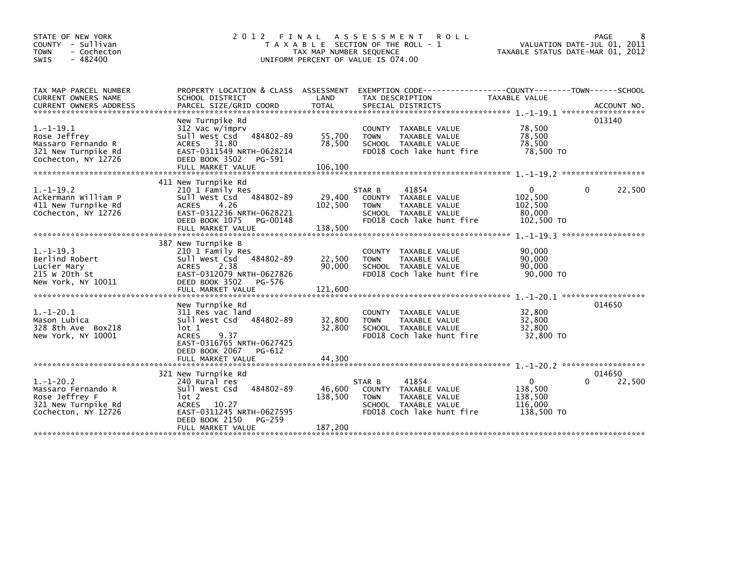STATE OF NEW YORK
COUNTY - Sullivan
TOWN - Cochecton
SWIS - 482400

# 2012 FINAL ASSESSMENT ROLL

TAXABLE SECTION OF THE ROLL - 1
TAX MAP NUMBER SEQUENCE
UNIFORM PERCENT OF VALUE IS 074.00

VALUATION DATE-JUL 01, 2011
TAXABLE STATUS DATE-MAR 01, 2012

| TAX MAP PARCEL NUMBER / CURRENT OWNERS NAME / CURRENT OWNERS ADDRESS | PROPERTY LOCATION & CLASS / SCHOOL DISTRICT / PARCEL SIZE/GRID COORD | ASSESSMENT LAND | TOTAL | EXEMPTION CODE / TAX DESCRIPTION / SPECIAL DISTRICTS | COUNTY TAXABLE VALUE | TOWN | SCHOOL | ACCOUNT NO. |
|---|---|---|---|---|---|---|---|---|
| 1.-1-19.1 | New Turnpike Rd | | | | | | | 013140 |
| | 312 Vac w/imprv | | | COUNTY TAXABLE VALUE | 78,500 | | | |
| Rose Jeffrey | Sull West Csd 484802-89 | 55,700 | | TOWN TAXABLE VALUE | 78,500 | | | |
| Massaro Fernando R | ACRES 31.80 | | 78,500 | SCHOOL TAXABLE VALUE | 78,500 | | | |
| 321 New Turnpike Rd | EAST-0311549 NRTH-0628214 | | | FD018 Coch lake hunt fire | 78,500 TO | | | |
| Cochecton, NY 12726 | DEED BOOK 3502 PG-591 | | | | | | | |
| | FULL MARKET VALUE | | 106,100 | | | | | |
| 1.-1-19.2 | 411 New Turnpike Rd | | | | | | | |
| | 210 1 Family Res | | | STAR B 41854 | 0 | 0 | 22,500 | |
| Ackermann William P | Sull West Csd 484802-89 | 29,400 | | COUNTY TAXABLE VALUE | 102,500 | | | |
| 411 New Turnpike Rd | ACRES 4.26 | | 102,500 | TOWN TAXABLE VALUE | 102,500 | | | |
| Cochecton, NY 12726 | EAST-0312236 NRTH-0628221 | | | SCHOOL TAXABLE VALUE | 80,000 | | | |
| | DEED BOOK 1075 PG-00148 | | | FD018 Coch lake hunt fire | 102,500 TO | | | |
| | FULL MARKET VALUE | | 138,500 | | | | | |
| 1.-1-19.3 | 387 New Turnpike B | | | | | | | |
| | 210 1 Family Res | | | COUNTY TAXABLE VALUE | 90,000 | | | |
| Berlind Robert | Sull West Csd 484802-89 | 22,500 | | TOWN TAXABLE VALUE | 90,000 | | | |
| Lucier Mary | ACRES 2.38 | | 90,000 | SCHOOL TAXABLE VALUE | 90,000 | | | |
| 215 W 20th St | EAST-0312079 NRTH-0627826 | | | FD018 Coch lake hunt fire | 90,000 TO | | | |
| New York, NY 10011 | DEED BOOK 3502 PG-576 | | | | | | | |
| | FULL MARKET VALUE | | 121,600 | | | | | |
| 1.-1-20.1 | New Turnpike Rd | | | | | | | 014650 |
| | 311 Res vac land | | | COUNTY TAXABLE VALUE | 32,800 | | | |
| Mason Lubica | Sull West Csd 484802-89 | 32,800 | | TOWN TAXABLE VALUE | 32,800 | | | |
| 328 8th Ave Box218 | lot 1 | | 32,800 | SCHOOL TAXABLE VALUE | 32,800 | | | |
| New York, NY 10001 | ACRES 9.37 | | | FD018 Coch lake hunt fire | 32,800 TO | | | |
| | EAST-0316765 NRTH-0627425 | | | | | | | |
| | DEED BOOK 2067 PG-612 | | | | | | | |
| | FULL MARKET VALUE | | 44,300 | | | | | |
| 1.-1-20.2 | 321 New Turnpike Rd | | | | | | | 014650 |
| | 240 Rural res | | | STAR B 41854 | 0 | 0 | 22,500 | |
| Massaro Fernando R | Sull West Csd 484802-89 | 46,600 | | COUNTY TAXABLE VALUE | 138,500 | | | |
| Rose Jeffrey F | lot 2 | | 138,500 | TOWN TAXABLE VALUE | 138,500 | | | |
| 321 New Turnpike Rd | ACRES 10.27 | | | SCHOOL TAXABLE VALUE | 116,000 | | | |
| Cochecton, NY 12726 | EAST-0311245 NRTH-0627595 | | | FD018 Coch lake hunt fire | 138,500 TO | | | |
| | DEED BOOK 2150 PG-259 | | | | | | | |
| | FULL MARKET VALUE | | 187,200 | | | | | |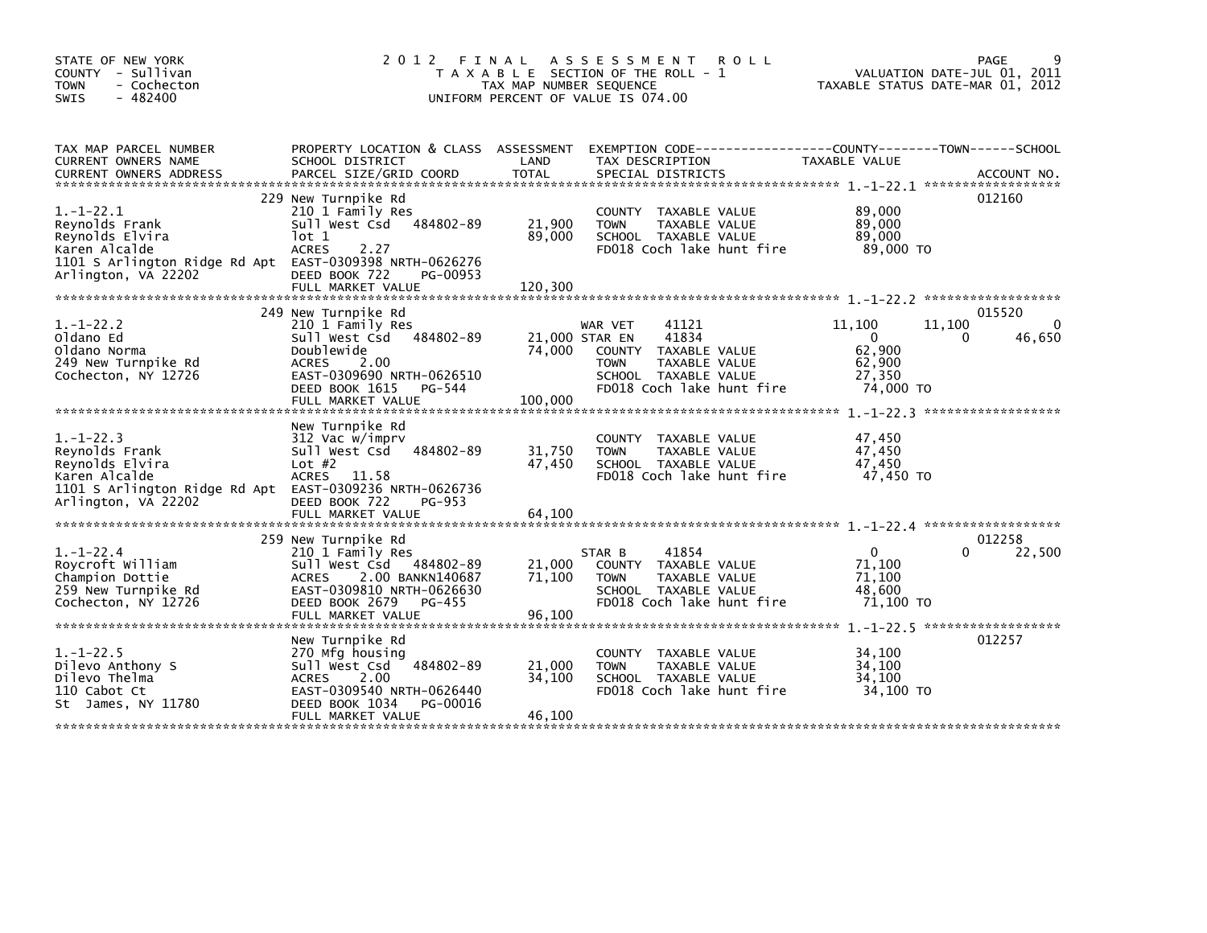STATE OF NEW YORK
COUNTY - Sullivan
TOWN - Cochecton
SWIS - 482400

# 2012 FINAL ASSESSMENT ROLL

TAXABLE SECTION OF THE ROLL - 1
TAX MAP NUMBER SEQUENCE
UNIFORM PERCENT OF VALUE IS 074.00

VALUATION DATE-JUL 01, 2011
TAXABLE STATUS DATE-MAR 01, 2012

| TAX MAP PARCEL NUMBER / CURRENT OWNERS NAME / CURRENT OWNERS ADDRESS | PROPERTY LOCATION & CLASS / SCHOOL DISTRICT / PARCEL SIZE/GRID COORD | ASSESSMENT LAND / TOTAL | EXEMPTION CODE / TAX DESCRIPTION / SPECIAL DISTRICTS | COUNTY TAXABLE VALUE | TOWN | SCHOOL / ACCOUNT NO. |
|---|---|---|---|---|---|---|
| 1.-1-22.1 | 229 New Turnpike Rd | | | | | 012160 |
| 1.-1-22.1 | 210 1 Family Res | | COUNTY TAXABLE VALUE | 89,000 | | |
| Reynolds Frank | Sull West Csd 484802-89 | 21,900 | TOWN TAXABLE VALUE | 89,000 | | |
| Reynolds Elvira | lot 1 | 89,000 | SCHOOL TAXABLE VALUE | 89,000 | | |
| Karen Alcalde | ACRES 2.27 | | FD018 Coch lake hunt fire | 89,000 TO | | |
| 1101 S Arlington Ridge Rd Apt | EAST-0309398 NRTH-0626276 | | | | | |
| Arlington, VA 22202 | DEED BOOK 722 PG-00953 | | | | | |
| | FULL MARKET VALUE | 120,300 | | | | |
| 1.-1-22.2 | 249 New Turnpike Rd | | | | | 015520 |
| 1.-1-22.2 | 210 1 Family Res | | WAR VET 41121 | 11,100 | 11,100 | 0 |
| Oldano Ed | Sull West Csd 484802-89 | 21,000 | STAR EN 41834 | 0 | 0 | 46,650 |
| Oldano Norma | Doublewide | 74,000 | COUNTY TAXABLE VALUE | 62,900 | | |
| 249 New Turnpike Rd | ACRES 2.00 | | TOWN TAXABLE VALUE | 62,900 | | |
| Cochecton, NY 12726 | EAST-0309690 NRTH-0626510 | | SCHOOL TAXABLE VALUE | 27,350 | | |
| | DEED BOOK 1615 PG-544 | | FD018 Coch lake hunt fire | 74,000 TO | | |
| | FULL MARKET VALUE | 100,000 | | | | |
| 1.-1-22.3 | New Turnpike Rd | | | | | |
| 1.-1-22.3 | 312 Vac w/imprv | | COUNTY TAXABLE VALUE | 47,450 | | |
| Reynolds Frank | Sull West Csd 484802-89 | 31,750 | TOWN TAXABLE VALUE | 47,450 | | |
| Reynolds Elvira | Lot #2 | 47,450 | SCHOOL TAXABLE VALUE | 47,450 | | |
| Karen Alcalde | ACRES 11.58 | | FD018 Coch lake hunt fire | 47,450 TO | | |
| 1101 S Arlington Ridge Rd Apt | EAST-0309236 NRTH-0626736 | | | | | |
| Arlington, VA 22202 | DEED BOOK 722 PG-953 | | | | | |
| | FULL MARKET VALUE | 64,100 | | | | |
| 1.-1-22.4 | 259 New Turnpike Rd | | | | | 012258 |
| 1.-1-22.4 | 210 1 Family Res | | STAR B 41854 | 0 | 0 | 22,500 |
| Roycroft William | Sull West Csd 484802-89 | 21,000 | COUNTY TAXABLE VALUE | 71,100 | | |
| Champion Dottie | ACRES 2.00 BANKN140687 | 71,100 | TOWN TAXABLE VALUE | 71,100 | | |
| 259 New Turnpike Rd | EAST-0309810 NRTH-0626630 | | SCHOOL TAXABLE VALUE | 48,600 | | |
| Cochecton, NY 12726 | DEED BOOK 2679 PG-455 | | FD018 Coch lake hunt fire | 71,100 TO | | |
| | FULL MARKET VALUE | 96,100 | | | | |
| 1.-1-22.5 | New Turnpike Rd | | | | | 012257 |
| 1.-1-22.5 | 270 Mfg housing | | COUNTY TAXABLE VALUE | 34,100 | | |
| Dilevo Anthony S | Sull West Csd 484802-89 | 21,000 | TOWN TAXABLE VALUE | 34,100 | | |
| Dilevo Thelma | ACRES 2.00 | 34,100 | SCHOOL TAXABLE VALUE | 34,100 | | |
| 110 Cabot Ct | EAST-0309540 NRTH-0626440 | | FD018 Coch lake hunt fire | 34,100 TO | | |
| St James, NY 11780 | DEED BOOK 1034 PG-00016 | | | | | |
| | FULL MARKET VALUE | 46,100 | | | | |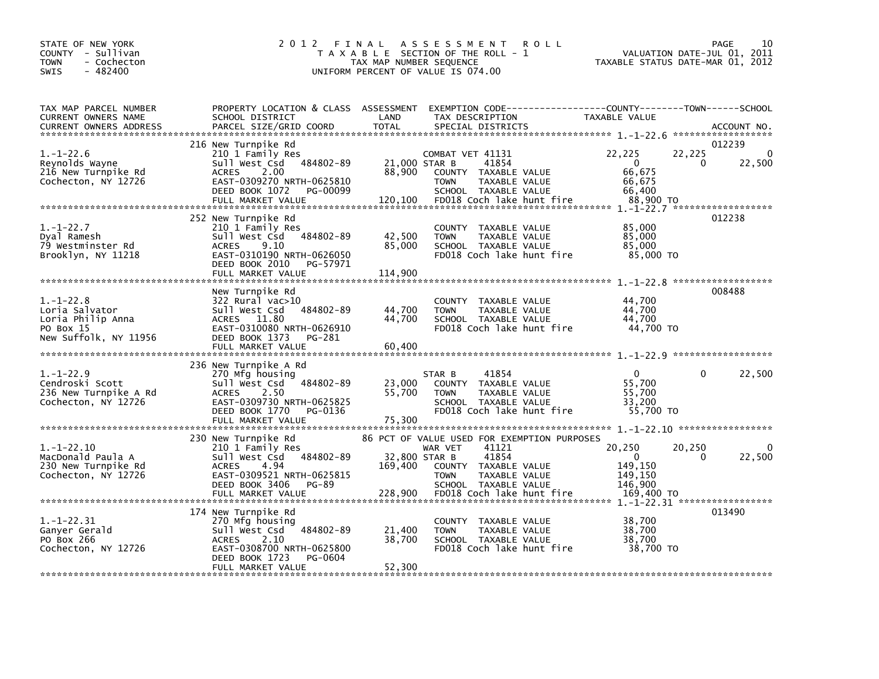STATE OF NEW YORK
COUNTY - Sullivan
TOWN - Cochecton
SWIS - 482400

# 2012 FINAL ASSESSMENT ROLL

TAXABLE SECTION OF THE ROLL - 1
TAX MAP NUMBER SEQUENCE
UNIFORM PERCENT OF VALUE IS 074.00

VALUATION DATE-JUL 01, 2011
TAXABLE STATUS DATE-MAR 01, 2012

| TAX MAP PARCEL NUMBER / CURRENT OWNERS NAME / CURRENT OWNERS ADDRESS | PROPERTY LOCATION & CLASS / SCHOOL DISTRICT / PARCEL SIZE/GRID COORD | ASSESSMENT LAND | TOTAL | EXEMPTION CODE / TAX DESCRIPTION / SPECIAL DISTRICTS | COUNTY TAXABLE VALUE | TOWN | SCHOOL | ACCOUNT NO. |
|---|---|---|---|---|---|---|---|---|
| 1.-1-22.6 | 216 New Turnpike Rd | | | | | | | 012239 |
| Reynolds Wayne | 210 1 Family Res | | | COMBAT VET 41131 | 22,225 | 22,225 | 0 | |
| 216 New Turnpike Rd | Sull West Csd 484802-89 | 21,000 | | STAR B 41854 | 0 | 0 | 22,500 | |
| Cochecton, NY 12726 | ACRES 2.00 | | 88,900 | COUNTY TAXABLE VALUE | 66,675 | | | |
| | EAST-0309270 NRTH-0625810 | | | TOWN TAXABLE VALUE | 66,675 | | | |
| | DEED BOOK 1072 PG-00099 | | | SCHOOL TAXABLE VALUE | 66,400 | | | |
| | FULL MARKET VALUE | | 120,100 | FD018 Coch lake hunt fire | 88,900 TO | | | |
| 1.-1-22.7 | 252 New Turnpike Rd | | | | | | | 012238 |
| Dyal Ramesh | 210 1 Family Res | | | COUNTY TAXABLE VALUE | 85,000 | | | |
| 79 Westminster Rd | Sull West Csd 484802-89 | 42,500 | | TOWN TAXABLE VALUE | 85,000 | | | |
| Brooklyn, NY 11218 | ACRES 9.10 | | 85,000 | SCHOOL TAXABLE VALUE | 85,000 | | | |
| | EAST-0310190 NRTH-0626050 | | | FD018 Coch lake hunt fire | 85,000 TO | | | |
| | DEED BOOK 2010 PG-57971 | | | | | | | |
| | FULL MARKET VALUE | | 114,900 | | | | | |
| 1.-1-22.8 | New Turnpike Rd | | | | | | | 008488 |
| Loria Salvator | 322 Rural vac>10 | | | COUNTY TAXABLE VALUE | 44,700 | | | |
| Loria Philip Anna | Sull West Csd 484802-89 | 44,700 | | TOWN TAXABLE VALUE | 44,700 | | | |
| PO Box 15 | ACRES 11.80 | | 44,700 | SCHOOL TAXABLE VALUE | 44,700 | | | |
| New Suffolk, NY 11956 | EAST-0310080 NRTH-0626910 | | | FD018 Coch lake hunt fire | 44,700 TO | | | |
| | DEED BOOK 1373 PG-281 | | | | | | | |
| | FULL MARKET VALUE | | 60,400 | | | | | |
| 1.-1-22.9 | 236 New Turnpike A Rd | | | | | | | |
| Cendroski Scott | 270 Mfg housing | | | STAR B 41854 | 0 | 0 | 22,500 | |
| 236 New Turnpike A Rd | Sull West Csd 484802-89 | 23,000 | | COUNTY TAXABLE VALUE | 55,700 | | | |
| Cochecton, NY 12726 | ACRES 2.50 | | 55,700 | TOWN TAXABLE VALUE | 55,700 | | | |
| | EAST-0309730 NRTH-0625825 | | | SCHOOL TAXABLE VALUE | 33,200 | | | |
| | DEED BOOK 1770 PG-0136 | | | FD018 Coch lake hunt fire | 55,700 TO | | | |
| | FULL MARKET VALUE | | 75,300 | | | | | |
| 1.-1-22.10 | 230 New Turnpike Rd | | | 86 PCT OF VALUE USED FOR EXEMPTION PURPOSES | | | | |
| MacDonald Paula A | 210 1 Family Res | | | WAR VET 41121 | 20,250 | 20,250 | 0 | |
| 230 New Turnpike Rd | Sull West Csd 484802-89 | 32,800 | | STAR B 41854 | 0 | 0 | 22,500 | |
| Cochecton, NY 12726 | ACRES 4.94 | | 169,400 | COUNTY TAXABLE VALUE | 149,150 | | | |
| | EAST-0309521 NRTH-0625815 | | | TOWN TAXABLE VALUE | 149,150 | | | |
| | DEED BOOK 3406 PG-89 | | | SCHOOL TAXABLE VALUE | 146,900 | | | |
| | FULL MARKET VALUE | | 228,900 | FD018 Coch lake hunt fire | 169,400 TO | | | |
| 1.-1-22.31 | 174 New Turnpike Rd | | | | | | | 013490 |
| Ganyer Gerald | 270 Mfg housing | | | COUNTY TAXABLE VALUE | 38,700 | | | |
| PO Box 266 | Sull West Csd 484802-89 | 21,400 | | TOWN TAXABLE VALUE | 38,700 | | | |
| Cochecton, NY 12726 | ACRES 2.10 | | 38,700 | SCHOOL TAXABLE VALUE | 38,700 | | | |
| | EAST-0308700 NRTH-0625800 | | | FD018 Coch lake hunt fire | 38,700 TO | | | |
| | DEED BOOK 1723 PG-0604 | | | | | | | |
| | FULL MARKET VALUE | | 52,300 | | | | | |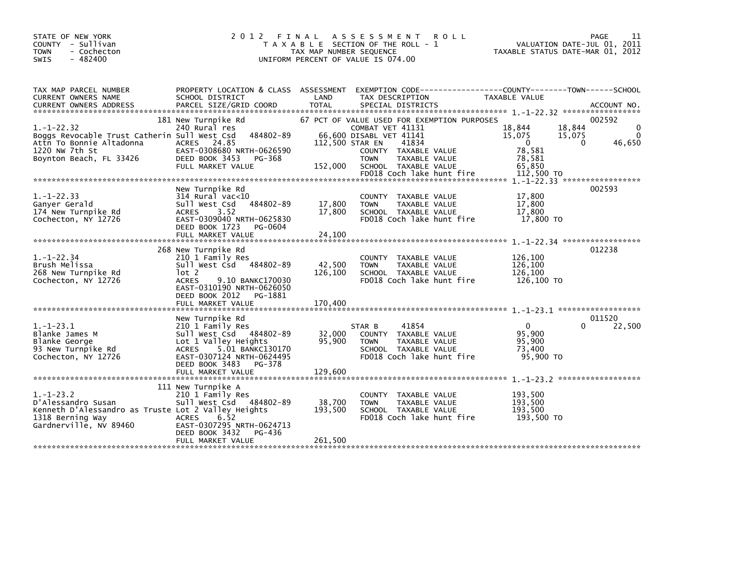STATE OF NEW YORK
COUNTY - Sullivan
TOWN - Cochecton
SWIS - 482400

# 2012 FINAL ASSESSMENT ROLL

TAXABLE SECTION OF THE ROLL - 1
TAX MAP NUMBER SEQUENCE
UNIFORM PERCENT OF VALUE IS 074.00

VALUATION DATE-JUL 01, 2011
TAXABLE STATUS DATE-MAR 01, 2012

| TAX MAP PARCEL NUMBER / CURRENT OWNERS NAME / CURRENT OWNERS ADDRESS | PROPERTY LOCATION & CLASS / SCHOOL DISTRICT / PARCEL SIZE/GRID COORD | ASSESSMENT LAND | TOTAL | EXEMPTION CODE / TAX DESCRIPTION / SPECIAL DISTRICTS | COUNTY TAXABLE VALUE | TOWN | SCHOOL | ACCOUNT NO. |
|---|---|---|---|---|---|---|---|---|
| 1.-1-22.32 | 181 New Turnpike Rd | | | 67 PCT OF VALUE USED FOR EXEMPTION PURPOSES | | | | 002592 |
| 1.-1-22.32 | 240 Rural res | | | COMBAT VET 41131 | 18,844 | 18,844 | 0 | |
| Boggs Revocable Trust Catherin | Sull West Csd 484802-89 | 66,600 | | DISABL VET 41141 | 15,075 | 15,075 | 0 | |
| Attn To Bonnie Altadonna | ACRES 24.85 | | 112,500 | STAR EN 41834 | 0 | 0 | 46,650 | |
| 1220 NW 7th St | EAST-0308680 NRTH-0626590 | | | COUNTY TAXABLE VALUE | 78,581 | | | |
| Boynton Beach, FL 33426 | DEED BOOK 3453 PG-368 | | | TOWN TAXABLE VALUE | 78,581 | | | |
| | FULL MARKET VALUE | | 152,000 | SCHOOL TAXABLE VALUE | 65,850 | | | |
| | | | | FD018 Coch lake hunt fire | 112,500 TO | | | |
| 1.-1-22.33 | New Turnpike Rd | | | | | | | 002593 |
| 1.-1-22.33 | 314 Rural vac<10 | | | COUNTY TAXABLE VALUE | 17,800 | | | |
| Ganyer Gerald | Sull West Csd 484802-89 | 17,800 | | TOWN TAXABLE VALUE | 17,800 | | | |
| 174 New Turnpike Rd | ACRES 3.52 | | 17,800 | SCHOOL TAXABLE VALUE | 17,800 | | | |
| Cochecton, NY 12726 | EAST-0309040 NRTH-0625830 | | | FD018 Coch lake hunt fire | 17,800 TO | | | |
| | DEED BOOK 1723 PG-0604 | | | | | | | |
| | FULL MARKET VALUE | | 24,100 | | | | | |
| 1.-1-22.34 | 268 New Turnpike Rd | | | | | | | 012238 |
| 1.-1-22.34 | 210 1 Family Res | | | COUNTY TAXABLE VALUE | 126,100 | | | |
| Brush Melissa | Sull West Csd 484802-89 | 42,500 | | TOWN TAXABLE VALUE | 126,100 | | | |
| 268 New Turnpike Rd | lot 2 | | 126,100 | SCHOOL TAXABLE VALUE | 126,100 | | | |
| Cochecton, NY 12726 | ACRES 9.10 BANKC170030 | | | FD018 Coch lake hunt fire | 126,100 TO | | | |
| | EAST-0310190 NRTH-0626050 | | | | | | | |
| | DEED BOOK 2012 PG-1881 | | | | | | | |
| | FULL MARKET VALUE | | 170,400 | | | | | |
| 1.-1-23.1 | New Turnpike Rd | | | | | | | 011520 |
| 1.-1-23.1 | 210 1 Family Res | | | STAR B 41854 | 0 | 0 | 22,500 | |
| Blanke James M | Sull West Csd 484802-89 | 32,000 | | COUNTY TAXABLE VALUE | 95,900 | | | |
| Blanke George | Lot 1 Valley Heights | | 95,900 | TOWN TAXABLE VALUE | 95,900 | | | |
| 93 New Turnpike Rd | ACRES 5.01 BANKC130170 | | | SCHOOL TAXABLE VALUE | 73,400 | | | |
| Cochecton, NY 12726 | EAST-0307124 NRTH-0624495 | | | FD018 Coch lake hunt fire | 95,900 TO | | | |
| | DEED BOOK 3483 PG-378 | | | | | | | |
| | FULL MARKET VALUE | | 129,600 | | | | | |
| 1.-1-23.2 | 111 New Turnpike A | | | | | | | |
| 1.-1-23.2 | 210 1 Family Res | | | COUNTY TAXABLE VALUE | 193,500 | | | |
| D'Alessandro Susan | Sull West Csd 484802-89 | 38,700 | | TOWN TAXABLE VALUE | 193,500 | | | |
| Kenneth D'Alessandro as Truste | Lot 2 Valley Heights | | 193,500 | SCHOOL TAXABLE VALUE | 193,500 | | | |
| 1318 Berning Way | ACRES 6.52 | | | FD018 Coch lake hunt fire | 193,500 TO | | | |
| Gardnerville, NV 89460 | EAST-0307295 NRTH-0624713 | | | | | | | |
| | DEED BOOK 3432 PG-436 | | | | | | | |
| | FULL MARKET VALUE | | 261,500 | | | | | |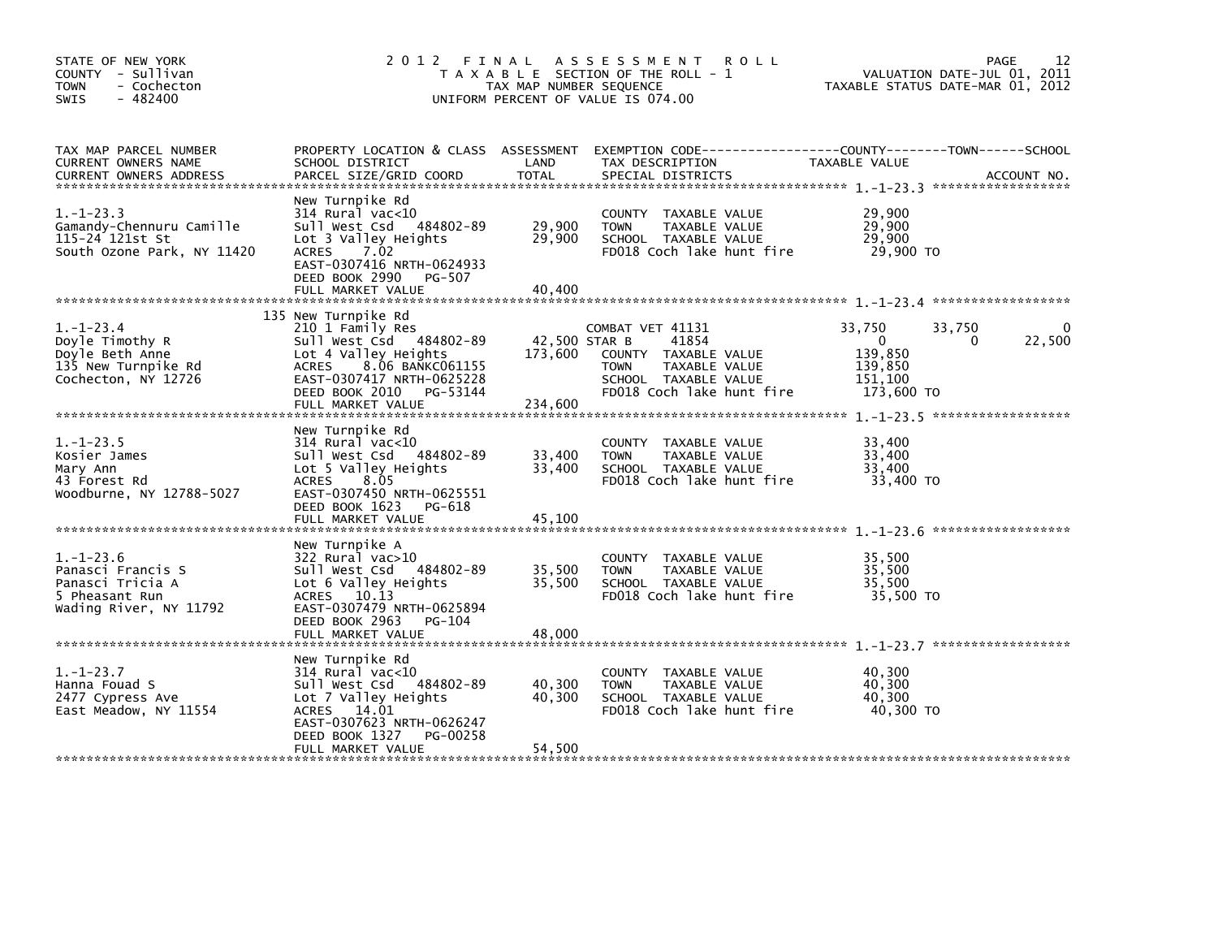STATE OF NEW YORK
COUNTY - Sullivan
TOWN - Cochecton
SWIS - 482400

# 2012 FINAL ASSESSMENT ROLL

TAXABLE SECTION OF THE ROLL - 1
TAX MAP NUMBER SEQUENCE
UNIFORM PERCENT OF VALUE IS 074.00

VALUATION DATE-JUL 01, 2011
TAXABLE STATUS DATE-MAR 01, 2012

| TAX MAP PARCEL NUMBER / CURRENT OWNERS NAME / CURRENT OWNERS ADDRESS | PROPERTY LOCATION & CLASS / SCHOOL DISTRICT / PARCEL SIZE/GRID COORD | ASSESSMENT LAND | TOTAL | EXEMPTION CODE / TAX DESCRIPTION / SPECIAL DISTRICTS | COUNTY TAXABLE VALUE | TOWN | SCHOOL | ACCOUNT NO. |
|---|---|---|---|---|---|---|---|---|
| 1.-1-23.3 | New Turnpike Rd | | | | | | | |
| | 314 Rural vac<10 | | | COUNTY TAXABLE VALUE | 29,900 | | | |
| Gamandy-Chennuru Camille | Sull West Csd 484802-89 | 29,900 | | TOWN TAXABLE VALUE | 29,900 | | | |
| 115-24 121st St | Lot 3 Valley Heights | | 29,900 | SCHOOL TAXABLE VALUE | 29,900 | | | |
| South Ozone Park, NY 11420 | ACRES 7.02 | | | FD018 Coch lake hunt fire | 29,900 TO | | | |
| | EAST-0307416 NRTH-0624933 | | | | | | | |
| | DEED BOOK 2990 PG-507 | | | | | | | |
| | FULL MARKET VALUE | | 40,400 | | | | | |
| 1.-1-23.4 | 135 New Turnpike Rd | | | | | | | |
| | 210 1 Family Res | | | COMBAT VET 41131 | 33,750 | 33,750 | 0 | |
| Doyle Timothy R | Sull West Csd 484802-89 | 42,500 | | STAR B 41854 | 0 | 0 | 22,500 | |
| Doyle Beth Anne | Lot 4 Valley Heights | | 173,600 | COUNTY TAXABLE VALUE | 139,850 | | | |
| 135 New Turnpike Rd | ACRES 8.06 BANKC061155 | | | TOWN TAXABLE VALUE | 139,850 | | | |
| Cochecton, NY 12726 | EAST-0307417 NRTH-0625228 | | | SCHOOL TAXABLE VALUE | 151,100 | | | |
| | DEED BOOK 2010 PG-53144 | | | FD018 Coch lake hunt fire | 173,600 TO | | | |
| | FULL MARKET VALUE | | 234,600 | | | | | |
| 1.-1-23.5 | New Turnpike Rd | | | | | | | |
| | 314 Rural vac<10 | | | COUNTY TAXABLE VALUE | 33,400 | | | |
| Kosier James | Sull West Csd 484802-89 | 33,400 | | TOWN TAXABLE VALUE | 33,400 | | | |
| Mary Ann | Lot 5 Valley Heights | | 33,400 | SCHOOL TAXABLE VALUE | 33,400 | | | |
| 43 Forest Rd | ACRES 8.05 | | | FD018 Coch lake hunt fire | 33,400 TO | | | |
| Woodburne, NY 12788-5027 | EAST-0307450 NRTH-0625551 | | | | | | | |
| | DEED BOOK 1623 PG-618 | | | | | | | |
| | FULL MARKET VALUE | | 45,100 | | | | | |
| 1.-1-23.6 | New Turnpike A | | | | | | | |
| | 322 Rural vac>10 | | | COUNTY TAXABLE VALUE | 35,500 | | | |
| Panasci Francis S | Sull West Csd 484802-89 | 35,500 | | TOWN TAXABLE VALUE | 35,500 | | | |
| Panasci Tricia A | Lot 6 Valley Heights | | 35,500 | SCHOOL TAXABLE VALUE | 35,500 | | | |
| 5 Pheasant Run | ACRES 10.13 | | | FD018 Coch lake hunt fire | 35,500 TO | | | |
| Wading River, NY 11792 | EAST-0307479 NRTH-0625894 | | | | | | | |
| | DEED BOOK 2963 PG-104 | | | | | | | |
| | FULL MARKET VALUE | | 48,000 | | | | | |
| 1.-1-23.7 | New Turnpike Rd | | | | | | | |
| | 314 Rural vac<10 | | | COUNTY TAXABLE VALUE | 40,300 | | | |
| Hanna Fouad S | Sull West Csd 484802-89 | 40,300 | | TOWN TAXABLE VALUE | 40,300 | | | |
| 2477 Cypress Ave | Lot 7 Valley Heights | | 40,300 | SCHOOL TAXABLE VALUE | 40,300 | | | |
| East Meadow, NY 11554 | ACRES 14.01 | | | FD018 Coch lake hunt fire | 40,300 TO | | | |
| | EAST-0307623 NRTH-0626247 | | | | | | | |
| | DEED BOOK 1327 PG-00258 | | | | | | | |
| | FULL MARKET VALUE | | 54,500 | | | | | |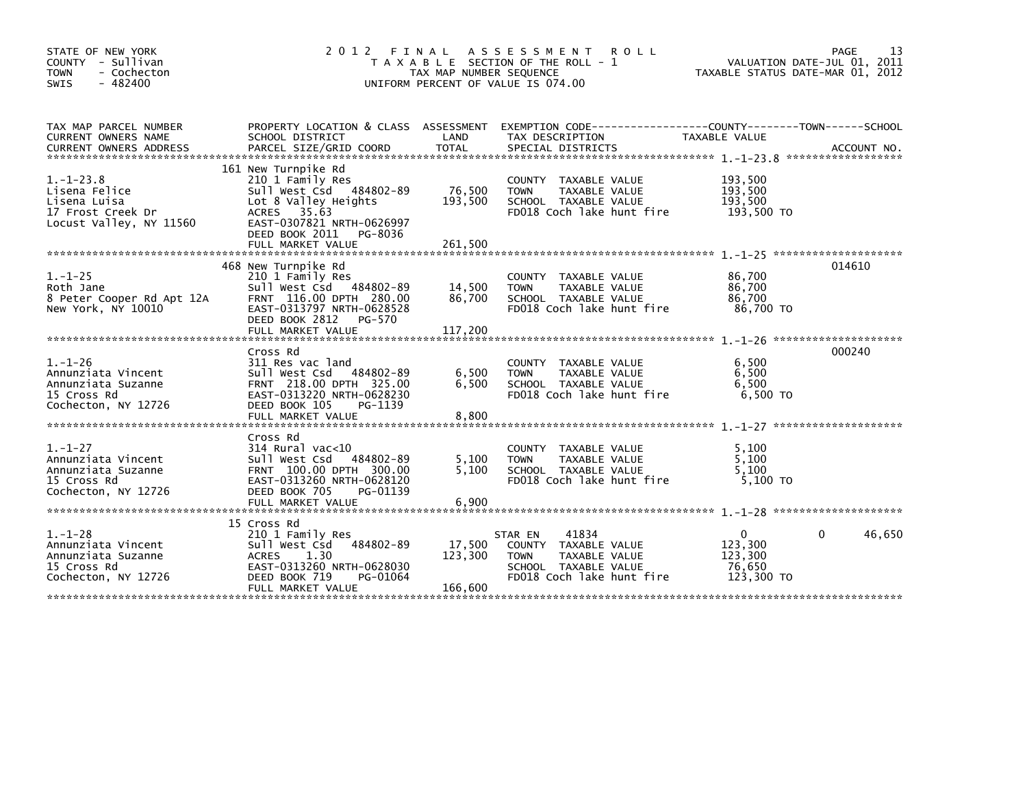STATE OF NEW YORK
COUNTY - Sullivan
TOWN - Cochecton
SWIS - 482400

# 2012 FINAL ASSESSMENT ROLL

TAXABLE SECTION OF THE ROLL - 1
TAX MAP NUMBER SEQUENCE
UNIFORM PERCENT OF VALUE IS 074.00

VALUATION DATE-JUL 01, 2011
TAXABLE STATUS DATE-MAR 01, 2012

| TAX MAP PARCEL NUMBER / CURRENT OWNERS NAME / CURRENT OWNERS ADDRESS | PROPERTY LOCATION & CLASS / SCHOOL DISTRICT / PARCEL SIZE/GRID COORD | ASSESSMENT LAND | TOTAL | EXEMPTION CODE / TAX DESCRIPTION / SPECIAL DISTRICTS | COUNTY TAXABLE VALUE | TOWN | SCHOOL | ACCOUNT NO. |
|---|---|---|---|---|---|---|---|---|
| 1.-1-23.8 | 161 New Turnpike Rd | | | | | | | |
| | 210 1 Family Res | | | COUNTY TAXABLE VALUE | 193,500 | | | |
| Lisena Felice | Sull West Csd 484802-89 | 76,500 | | TOWN TAXABLE VALUE | 193,500 | | | |
| Lisena Luisa | Lot 8 Valley Heights | | 193,500 | SCHOOL TAXABLE VALUE | 193,500 | | | |
| 17 Frost Creek Dr | ACRES 35.63 | | | FD018 Coch lake hunt fire | 193,500 TO | | | |
| Locust Valley, NY 11560 | EAST-0307821 NRTH-0626997 | | | | | | | |
| | DEED BOOK 2011 PG-8036 | | | | | | | |
| | FULL MARKET VALUE | | 261,500 | | | | | |
| 1.-1-25 | 468 New Turnpike Rd | | | | | | | 014610 |
| | 210 1 Family Res | | | COUNTY TAXABLE VALUE | 86,700 | | | |
| Roth Jane | Sull West Csd 484802-89 | 14,500 | | TOWN TAXABLE VALUE | 86,700 | | | |
| 8 Peter Cooper Rd Apt 12A | FRNT 116.00 DPTH 280.00 | | 86,700 | SCHOOL TAXABLE VALUE | 86,700 | | | |
| New York, NY 10010 | EAST-0313797 NRTH-0628528 | | | FD018 Coch lake hunt fire | 86,700 TO | | | |
| | DEED BOOK 2812 PG-570 | | | | | | | |
| | FULL MARKET VALUE | | 117,200 | | | | | |
| 1.-1-26 | Cross Rd | | | | | | | 000240 |
| | 311 Res vac land | | | COUNTY TAXABLE VALUE | 6,500 | | | |
| Annunziata Vincent | Sull West Csd 484802-89 | 6,500 | | TOWN TAXABLE VALUE | 6,500 | | | |
| Annunziata Suzanne | FRNT 218.00 DPTH 325.00 | | 6,500 | SCHOOL TAXABLE VALUE | 6,500 | | | |
| 15 Cross Rd | EAST-0313220 NRTH-0628230 | | | FD018 Coch lake hunt fire | 6,500 TO | | | |
| Cochecton, NY 12726 | DEED BOOK 105 PG-1139 | | | | | | | |
| | FULL MARKET VALUE | | 8,800 | | | | | |
| 1.-1-27 | Cross Rd | | | | | | | |
| | 314 Rural vac<10 | | | COUNTY TAXABLE VALUE | 5,100 | | | |
| Annunziata Vincent | Sull West Csd 484802-89 | 5,100 | | TOWN TAXABLE VALUE | 5,100 | | | |
| Annunziata Suzanne | FRNT 100.00 DPTH 300.00 | | 5,100 | SCHOOL TAXABLE VALUE | 5,100 | | | |
| 15 Cross Rd | EAST-0313260 NRTH-0628120 | | | FD018 Coch lake hunt fire | 5,100 TO | | | |
| Cochecton, NY 12726 | DEED BOOK 705 PG-01139 | | | | | | | |
| | FULL MARKET VALUE | | 6,900 | | | | | |
| 1.-1-28 | 15 Cross Rd | | | | | | | |
| | 210 1 Family Res | | | STAR EN 41834 | 0 | 0 | 46,650 | |
| Annunziata Vincent | Sull West Csd 484802-89 | 17,500 | | COUNTY TAXABLE VALUE | 123,300 | | | |
| Annunziata Suzanne | ACRES 1.30 | | 123,300 | TOWN TAXABLE VALUE | 123,300 | | | |
| 15 Cross Rd | EAST-0313260 NRTH-0628030 | | | SCHOOL TAXABLE VALUE | 76,650 | | | |
| Cochecton, NY 12726 | DEED BOOK 719 PG-01064 | | | FD018 Coch lake hunt fire | 123,300 TO | | | |
| | FULL MARKET VALUE | | 166,600 | | | | | |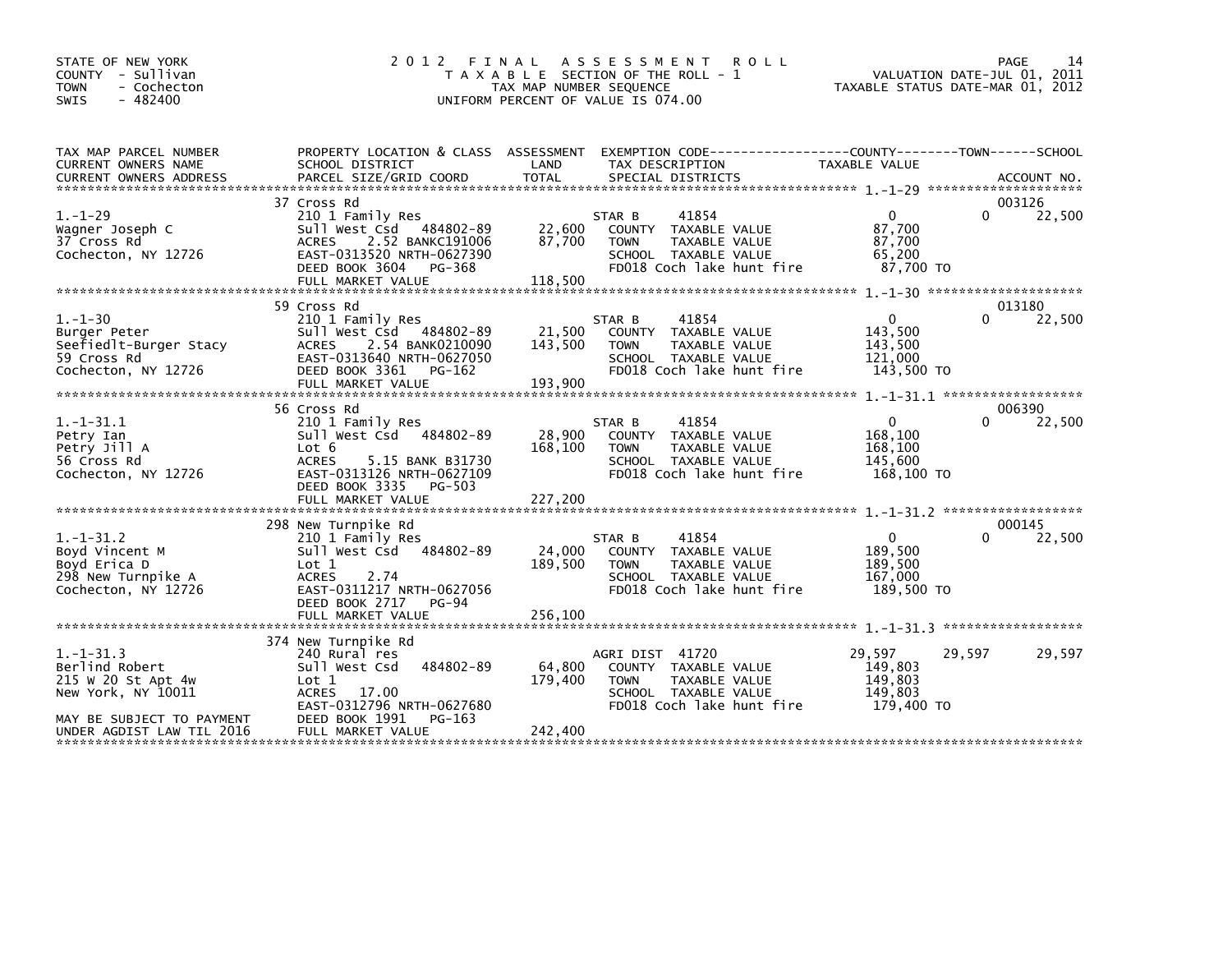STATE OF NEW YORK
COUNTY - Sullivan
TOWN - Cochecton
SWIS - 482400

# 2012 FINAL ASSESSMENT ROLL

TAXABLE SECTION OF THE ROLL - 1
TAX MAP NUMBER SEQUENCE
UNIFORM PERCENT OF VALUE IS 074.00

VALUATION DATE-JUL 01, 2011
TAXABLE STATUS DATE-MAR 01, 2012

| TAX MAP PARCEL NUMBER / CURRENT OWNERS NAME / CURRENT OWNERS ADDRESS | PROPERTY LOCATION & CLASS / SCHOOL DISTRICT / PARCEL SIZE/GRID COORD | ASSESSMENT LAND | TOTAL | EXEMPTION CODE / TAX DESCRIPTION / SPECIAL DISTRICTS | COUNTY TAXABLE VALUE | TOWN | SCHOOL | ACCOUNT NO. |
|---|---|---|---|---|---|---|---|---|
| 1.-1-29 | 37 Cross Rd | | | | | | | 003126 |
| | 210 1 Family Res | | | STAR B 41854 | 0 | 0 | 22,500 | |
| Wagner Joseph C | Sull West Csd 484802-89 | 22,600 | | COUNTY TAXABLE VALUE | 87,700 | | | |
| 37 Cross Rd | ACRES 2.52 BANKC191006 | | 87,700 | TOWN TAXABLE VALUE | 87,700 | | | |
| Cochecton, NY 12726 | EAST-0313520 NRTH-0627390 | | | SCHOOL TAXABLE VALUE | 65,200 | | | |
| | DEED BOOK 3604 PG-368 | | | FD018 Coch lake hunt fire | 87,700 TO | | | |
| | FULL MARKET VALUE | | 118,500 | | | | | |
| 1.-1-30 | 59 Cross Rd | | | | | | | 013180 |
| | 210 1 Family Res | | | STAR B 41854 | 0 | 0 | 22,500 | |
| Burger Peter | Sull West Csd 484802-89 | 21,500 | | COUNTY TAXABLE VALUE | 143,500 | | | |
| Seefiedlt-Burger Stacy | ACRES 2.54 BANK0210090 | | 143,500 | TOWN TAXABLE VALUE | 143,500 | | | |
| 59 Cross Rd | EAST-0313640 NRTH-0627050 | | | SCHOOL TAXABLE VALUE | 121,000 | | | |
| Cochecton, NY 12726 | DEED BOOK 3361 PG-162 | | | FD018 Coch lake hunt fire | 143,500 TO | | | |
| | FULL MARKET VALUE | | 193,900 | | | | | |
| 1.-1-31.1 | 56 Cross Rd | | | | | | | 006390 |
| | 210 1 Family Res | | | STAR B 41854 | 0 | 0 | 22,500 | |
| Petry Ian | Sull West Csd 484802-89 | 28,900 | | COUNTY TAXABLE VALUE | 168,100 | | | |
| Petry Jill A | Lot 6 | | 168,100 | TOWN TAXABLE VALUE | 168,100 | | | |
| 56 Cross Rd | ACRES 5.15 BANK B31730 | | | SCHOOL TAXABLE VALUE | 145,600 | | | |
| Cochecton, NY 12726 | EAST-0313126 NRTH-0627109 | | | FD018 Coch lake hunt fire | 168,100 TO | | | |
| | DEED BOOK 3335 PG-503 | | | | | | | |
| | FULL MARKET VALUE | | 227,200 | | | | | |
| 1.-1-31.2 | 298 New Turnpike Rd | | | | | | | 000145 |
| | 210 1 Family Res | | | STAR B 41854 | 0 | 0 | 22,500 | |
| Boyd Vincent M | Sull West Csd 484802-89 | 24,000 | | COUNTY TAXABLE VALUE | 189,500 | | | |
| Boyd Erica D | Lot 1 | | 189,500 | TOWN TAXABLE VALUE | 189,500 | | | |
| 298 New Turnpike A | ACRES 2.74 | | | SCHOOL TAXABLE VALUE | 167,000 | | | |
| Cochecton, NY 12726 | EAST-0311217 NRTH-0627056 | | | FD018 Coch lake hunt fire | 189,500 TO | | | |
| | DEED BOOK 2717 PG-94 | | | | | | | |
| | FULL MARKET VALUE | | 256,100 | | | | | |
| 1.-1-31.3 | 374 New Turnpike Rd | | | | | | | |
| | 240 Rural res | | | AGRI DIST 41720 | 29,597 | 29,597 | 29,597 | |
| Berlind Robert | Sull West Csd 484802-89 | 64,800 | | COUNTY TAXABLE VALUE | 149,803 | | | |
| 215 W 20 St Apt 4w | Lot 1 | | 179,400 | TOWN TAXABLE VALUE | 149,803 | | | |
| New York, NY 10011 | ACRES 17.00 | | | SCHOOL TAXABLE VALUE | 149,803 | | | |
| | EAST-0312796 NRTH-0627680 | | | FD018 Coch lake hunt fire | 179,400 TO | | | |
| MAY BE SUBJECT TO PAYMENT | DEED BOOK 1991 PG-163 | | | | | | | |
| UNDER AGDIST LAW TIL 2016 | FULL MARKET VALUE | | 242,400 | | | | | |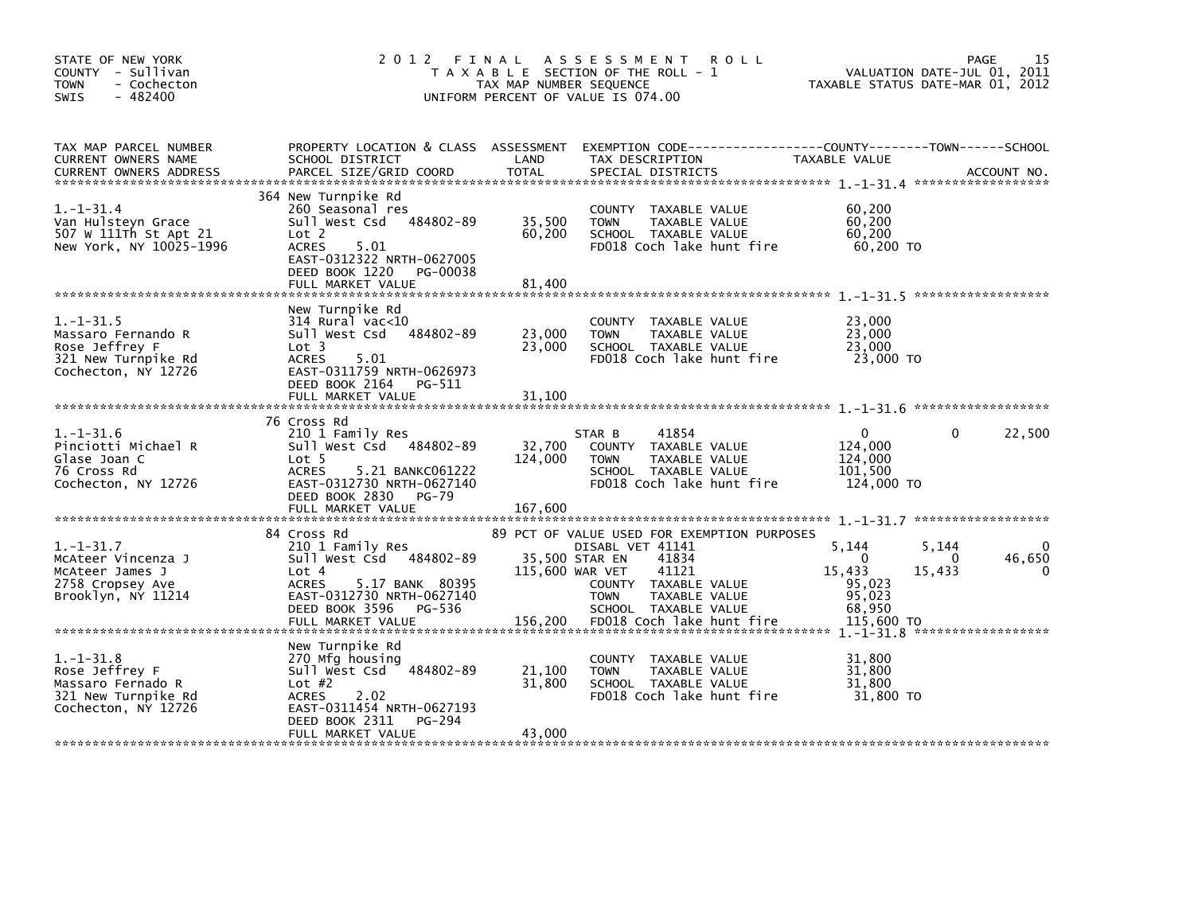STATE OF NEW YORK
COUNTY - Sullivan
TOWN - Cochecton
SWIS - 482400

# 2012 FINAL ASSESSMENT ROLL

TAXABLE SECTION OF THE ROLL - 1
TAX MAP NUMBER SEQUENCE
UNIFORM PERCENT OF VALUE IS 074.00

VALUATION DATE-JUL 01, 2011
TAXABLE STATUS DATE-MAR 01, 2012

| TAX MAP PARCEL NUMBER / CURRENT OWNERS NAME / CURRENT OWNERS ADDRESS | PROPERTY LOCATION & CLASS / SCHOOL DISTRICT / PARCEL SIZE/GRID COORD | ASSESSMENT LAND / TOTAL | EXEMPTION CODE / TAX DESCRIPTION / SPECIAL DISTRICTS | COUNTY TAXABLE VALUE | TOWN | SCHOOL |
|---|---|---|---|---|---|---|
| **1.-1-31.4** | 364 New Turnpike Rd | | | | | |
| 1.-1-31.4 | 260 Seasonal res | | COUNTY TAXABLE VALUE | 60,200 | | |
| Van Hulsteyn Grace | Sull West Csd 484802-89 | 35,500 | TOWN TAXABLE VALUE | 60,200 | | |
| 507 W 111Th St Apt 21 | Lot 2 | 60,200 | SCHOOL TAXABLE VALUE | 60,200 | | |
| New York, NY 10025-1996 | ACRES 5.01 | | FD018 Coch lake hunt fire | 60,200 TO | | |
| | EAST-0312322 NRTH-0627005 | | | | | |
| | DEED BOOK 1220 PG-00038 | | | | | |
| | FULL MARKET VALUE | 81,400 | | | | |
| **1.-1-31.5** | New Turnpike Rd | | | | | |
| 1.-1-31.5 | 314 Rural vac<10 | | COUNTY TAXABLE VALUE | 23,000 | | |
| Massaro Fernando R | Sull West Csd 484802-89 | 23,000 | TOWN TAXABLE VALUE | 23,000 | | |
| Rose Jeffrey F | Lot 3 | 23,000 | SCHOOL TAXABLE VALUE | 23,000 | | |
| 321 New Turnpike Rd | ACRES 5.01 | | FD018 Coch lake hunt fire | 23,000 TO | | |
| Cochecton, NY 12726 | EAST-0311759 NRTH-0626973 | | | | | |
| | DEED BOOK 2164 PG-511 | | | | | |
| | FULL MARKET VALUE | 31,100 | | | | |
| **1.-1-31.6** | 76 Cross Rd | | | | | |
| 1.-1-31.6 | 210 1 Family Res | | STAR B 41854 | 0 | 0 | 22,500 |
| Pinciotti Michael R | Sull West Csd 484802-89 | 32,700 | COUNTY TAXABLE VALUE | 124,000 | | |
| Glase Joan C | Lot 5 | 124,000 | TOWN TAXABLE VALUE | 124,000 | | |
| 76 Cross Rd | ACRES 5.21 BANKC061222 | | SCHOOL TAXABLE VALUE | 101,500 | | |
| Cochecton, NY 12726 | EAST-0312730 NRTH-0627140 | | FD018 Coch lake hunt fire | 124,000 TO | | |
| | DEED BOOK 2830 PG-79 | | | | | |
| | FULL MARKET VALUE | 167,600 | | | | |
| **1.-1-31.7** | 84 Cross Rd | | 89 PCT OF VALUE USED FOR EXEMPTION PURPOSES | | | |
| 1.-1-31.7 | 210 1 Family Res | | DISABL VET 41141 | 5,144 | 5,144 | 0 |
| McAteer Vincenza J | Sull West Csd 484802-89 | 35,500 | STAR EN 41834 | 0 | 0 | 46,650 |
| McAteer James J | Lot 4 | 115,600 | WAR VET 41121 | 15,433 | 15,433 | 0 |
| 2758 Cropsey Ave | ACRES 5.17 BANK 80395 | | COUNTY TAXABLE VALUE | 95,023 | | |
| Brooklyn, NY 11214 | EAST-0312730 NRTH-0627140 | | TOWN TAXABLE VALUE | 95,023 | | |
| | DEED BOOK 3596 PG-536 | | SCHOOL TAXABLE VALUE | 68,950 | | |
| | FULL MARKET VALUE | 156,200 | FD018 Coch lake hunt fire | 115,600 TO | | |
| **1.-1-31.8** | New Turnpike Rd | | | | | |
| 1.-1-31.8 | 270 Mfg housing | | COUNTY TAXABLE VALUE | 31,800 | | |
| Rose Jeffrey F | Sull West Csd 484802-89 | 21,100 | TOWN TAXABLE VALUE | 31,800 | | |
| Massaro Fernado R | Lot #2 | 31,800 | SCHOOL TAXABLE VALUE | 31,800 | | |
| 321 New Turnpike Rd | ACRES 2.02 | | FD018 Coch lake hunt fire | 31,800 TO | | |
| Cochecton, NY 12726 | EAST-0311454 NRTH-0627193 | | | | | |
| | DEED BOOK 2311 PG-294 | | | | | |
| | FULL MARKET VALUE | 43,000 | | | | |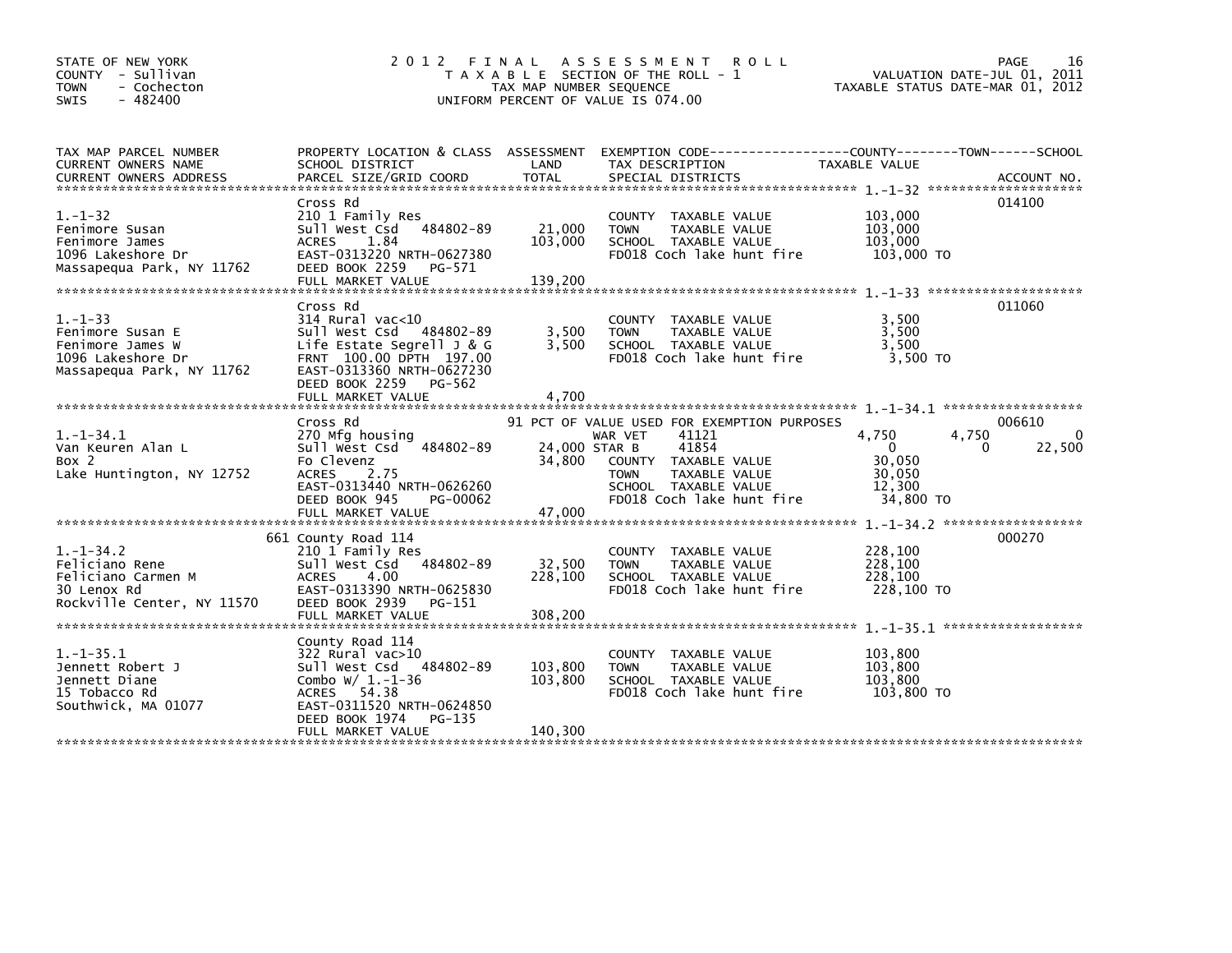STATE OF NEW YORK
COUNTY - Sullivan
TOWN - Cochecton
SWIS - 482400

# 2012 FINAL ASSESSMENT ROLL

TAXABLE SECTION OF THE ROLL - 1
TAX MAP NUMBER SEQUENCE
UNIFORM PERCENT OF VALUE IS 074.00

VALUATION DATE-JUL 01, 2011
TAXABLE STATUS DATE-MAR 01, 2012

| TAX MAP PARCEL NUMBER / CURRENT OWNERS NAME / CURRENT OWNERS ADDRESS | PROPERTY LOCATION & CLASS / SCHOOL DISTRICT / PARCEL SIZE/GRID COORD | ASSESSMENT LAND | TOTAL | EXEMPTION CODE / TAX DESCRIPTION / SPECIAL DISTRICTS | COUNTY | TOWN | SCHOOL | ACCOUNT NO. |
|---|---|---|---|---|---|---|---|---|
| 1.-1-32 | Cross Rd | | | | | | | 014100 |
| Fenimore Susan | 210 1 Family Res | | | COUNTY TAXABLE VALUE | 103,000 | | | |
| Fenimore James | Sull West Csd 484802-89 | 21,000 | | TOWN TAXABLE VALUE | | 103,000 | | |
| 1096 Lakeshore Dr | ACRES 1.84 | | 103,000 | SCHOOL TAXABLE VALUE | | | 103,000 | |
| Massapequa Park, NY 11762 | EAST-0313220 NRTH-0627380 | | | FD018 Coch lake hunt fire | 103,000 TO | | | |
| | DEED BOOK 2259 PG-571 | | | | | | | |
| | FULL MARKET VALUE | | 139,200 | | | | | |
| 1.-1-33 | Cross Rd | | | | | | | 011060 |
| Fenimore Susan E | 314 Rural vac<10 | | | COUNTY TAXABLE VALUE | 3,500 | | | |
| Fenimore James W | Sull West Csd 484802-89 | 3,500 | | TOWN TAXABLE VALUE | | 3,500 | | |
| 1096 Lakeshore Dr | Life Estate Segrell J & G | | 3,500 | SCHOOL TAXABLE VALUE | | | 3,500 | |
| Massapequa Park, NY 11762 | FRNT 100.00 DPTH 197.00 | | | FD018 Coch lake hunt fire | 3,500 TO | | | |
| | EAST-0313360 NRTH-0627230 | | | | | | | |
| | DEED BOOK 2259 PG-562 | | | | | | | |
| | FULL MARKET VALUE | | 4,700 | | | | | |
| 1.-1-34.1 | Cross Rd | | | 91 PCT OF VALUE USED FOR EXEMPTION PURPOSES | | | | 006610 |
| Van Keuren Alan L | 270 Mfg housing | | | WAR VET 41121 | 4,750 | 4,750 | 0 | |
| Box 2 | Sull West Csd 484802-89 | 24,000 | | STAR B 41854 | 0 | 0 | 22,500 | |
| Lake Huntington, NY 12752 | Fo Clevenz | | 34,800 | COUNTY TAXABLE VALUE | 30,050 | | | |
| | ACRES 2.75 | | | TOWN TAXABLE VALUE | | 30,050 | | |
| | EAST-0313440 NRTH-0626260 | | | SCHOOL TAXABLE VALUE | | | 12,300 | |
| | DEED BOOK 945 PG-00062 | | | FD018 Coch lake hunt fire | 34,800 TO | | | |
| | FULL MARKET VALUE | | 47,000 | | | | | |
| 1.-1-34.2 | 661 County Road 114 | | | | | | | 000270 |
| Feliciano Rene | 210 1 Family Res | | | COUNTY TAXABLE VALUE | 228,100 | | | |
| Feliciano Carmen M | Sull West Csd 484802-89 | 32,500 | | TOWN TAXABLE VALUE | | 228,100 | | |
| 30 Lenox Rd | ACRES 4.00 | | 228,100 | SCHOOL TAXABLE VALUE | | | 228,100 | |
| Rockville Center, NY 11570 | EAST-0313390 NRTH-0625830 | | | FD018 Coch lake hunt fire | 228,100 TO | | | |
| | DEED BOOK 2939 PG-151 | | | | | | | |
| | FULL MARKET VALUE | | 308,200 | | | | | |
| 1.-1-35.1 | County Road 114 | | | | | | | |
| Jennett Robert J | 322 Rural vac>10 | | | COUNTY TAXABLE VALUE | 103,800 | | | |
| Jennett Diane | Sull West Csd 484802-89 | 103,800 | | TOWN TAXABLE VALUE | | 103,800 | | |
| 15 Tobacco Rd | Combo W/ 1.-1-36 | | 103,800 | SCHOOL TAXABLE VALUE | | | 103,800 | |
| Southwick, MA 01077 | ACRES 54.38 | | | FD018 Coch lake hunt fire | 103,800 TO | | | |
| | EAST-0311520 NRTH-0624850 | | | | | | | |
| | DEED BOOK 1974 PG-135 | | | | | | | |
| | FULL MARKET VALUE | | 140,300 | | | | | |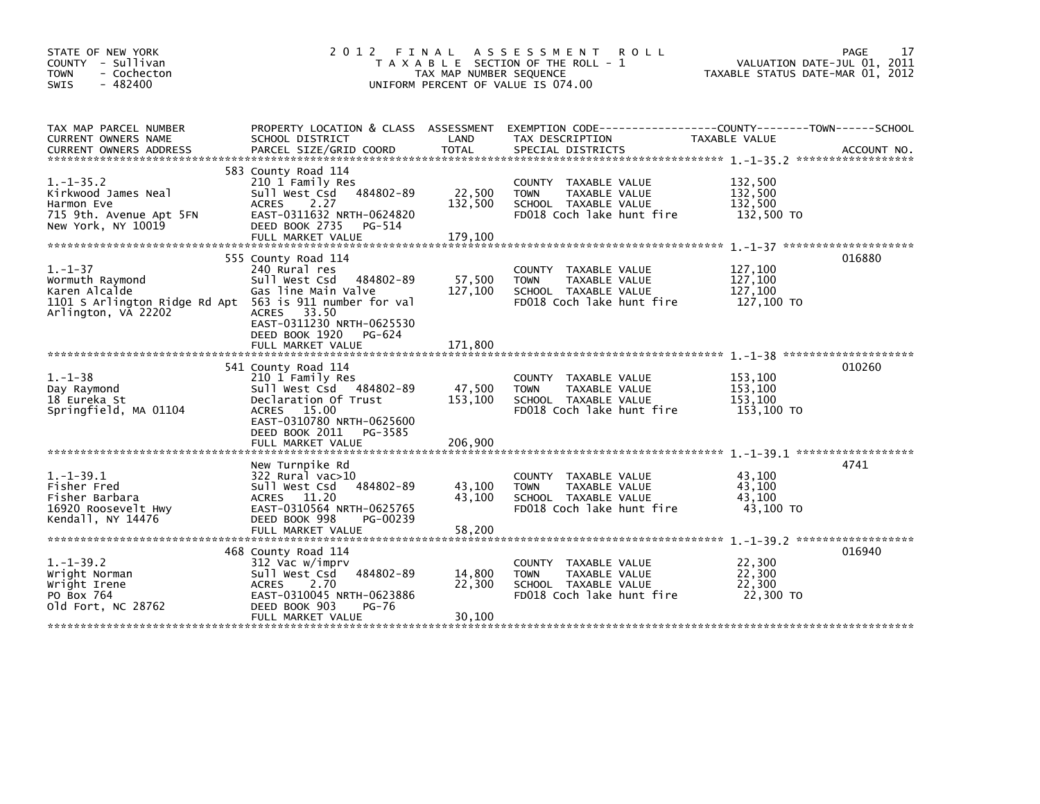STATE OF NEW YORK
COUNTY - Sullivan
TOWN - Cochecton
SWIS - 482400

# 2012 FINAL ASSESSMENT ROLL

TAXABLE SECTION OF THE ROLL - 1
TAX MAP NUMBER SEQUENCE
UNIFORM PERCENT OF VALUE IS 074.00

VALUATION DATE-JUL 01, 2011
TAXABLE STATUS DATE-MAR 01, 2012

| TAX MAP PARCEL NUMBER / CURRENT OWNERS NAME / CURRENT OWNERS ADDRESS | PROPERTY LOCATION & CLASS / SCHOOL DISTRICT / PARCEL SIZE/GRID COORD | ASSESSMENT LAND | TOTAL | EXEMPTION CODE / TAX DESCRIPTION / SPECIAL DISTRICTS | TAXABLE VALUE (COUNTY / TOWN / SCHOOL) | ACCOUNT NO. |
|---|---|---|---|---|---|---|
| 1.-1-35.2 | 583 County Road 114 | | | | | |
| Kirkwood James Neal | 210 1 Family Res | | | COUNTY TAXABLE VALUE | 132,500 | |
| Harmon Eve | Sull West Csd 484802-89 | 22,500 | | TOWN TAXABLE VALUE | 132,500 | |
| 715 9th. Avenue Apt 5FN | ACRES 2.27 | | 132,500 | SCHOOL TAXABLE VALUE | 132,500 | |
| New York, NY 10019 | EAST-0311632 NRTH-0624820 | | | FD018 Coch lake hunt fire | 132,500 TO | |
| | DEED BOOK 2735 PG-514 | | | | | |
| | FULL MARKET VALUE | | 179,100 | | | |
| 1.-1-37 | 555 County Road 114 | | | | | 016880 |
| Wormuth Raymond | 240 Rural res | | | COUNTY TAXABLE VALUE | 127,100 | |
| Karen Alcalde | Sull West Csd 484802-89 | 57,500 | | TOWN TAXABLE VALUE | 127,100 | |
| 1101 S Arlington Ridge Rd Apt | Gas line Main Valve | | 127,100 | SCHOOL TAXABLE VALUE | 127,100 | |
| Arlington, VA 22202 | 563 is 911 number for val | | | FD018 Coch lake hunt fire | 127,100 TO | |
| | ACRES 33.50 | | | | | |
| | EAST-0311230 NRTH-0625530 | | | | | |
| | DEED BOOK 1920 PG-624 | | | | | |
| | FULL MARKET VALUE | | 171,800 | | | |
| 1.-1-38 | 541 County Road 114 | | | | | 010260 |
| Day Raymond | 210 1 Family Res | | | COUNTY TAXABLE VALUE | 153,100 | |
| 18 Eureka St | Sull West Csd 484802-89 | 47,500 | | TOWN TAXABLE VALUE | 153,100 | |
| Springfield, MA 01104 | Declaration Of Trust | | 153,100 | SCHOOL TAXABLE VALUE | 153,100 | |
| | ACRES 15.00 | | | FD018 Coch lake hunt fire | 153,100 TO | |
| | EAST-0310780 NRTH-0625600 | | | | | |
| | DEED BOOK 2011 PG-3585 | | | | | |
| | FULL MARKET VALUE | | 206,900 | | | |
| 1.-1-39.1 | New Turnpike Rd | | | | | 4741 |
| Fisher Fred | 322 Rural vac>10 | | | COUNTY TAXABLE VALUE | 43,100 | |
| Fisher Barbara | Sull West Csd 484802-89 | 43,100 | | TOWN TAXABLE VALUE | 43,100 | |
| 16920 Roosevelt Hwy | ACRES 11.20 | | 43,100 | SCHOOL TAXABLE VALUE | 43,100 | |
| Kendall, NY 14476 | EAST-0310564 NRTH-0625765 | | | FD018 Coch lake hunt fire | 43,100 TO | |
| | DEED BOOK 998 PG-00239 | | | | | |
| | FULL MARKET VALUE | | 58,200 | | | |
| 1.-1-39.2 | 468 County Road 114 | | | | | 016940 |
| Wright Norman | 312 Vac w/imprv | | | COUNTY TAXABLE VALUE | 22,300 | |
| Wright Irene | Sull West Csd 484802-89 | 14,800 | | TOWN TAXABLE VALUE | 22,300 | |
| PO Box 764 | ACRES 2.70 | | 22,300 | SCHOOL TAXABLE VALUE | 22,300 | |
| Old Fort, NC 28762 | EAST-0310045 NRTH-0623886 | | | FD018 Coch lake hunt fire | 22,300 TO | |
| | DEED BOOK 903 PG-76 | | | | | |
| | FULL MARKET VALUE | | 30,100 | | | |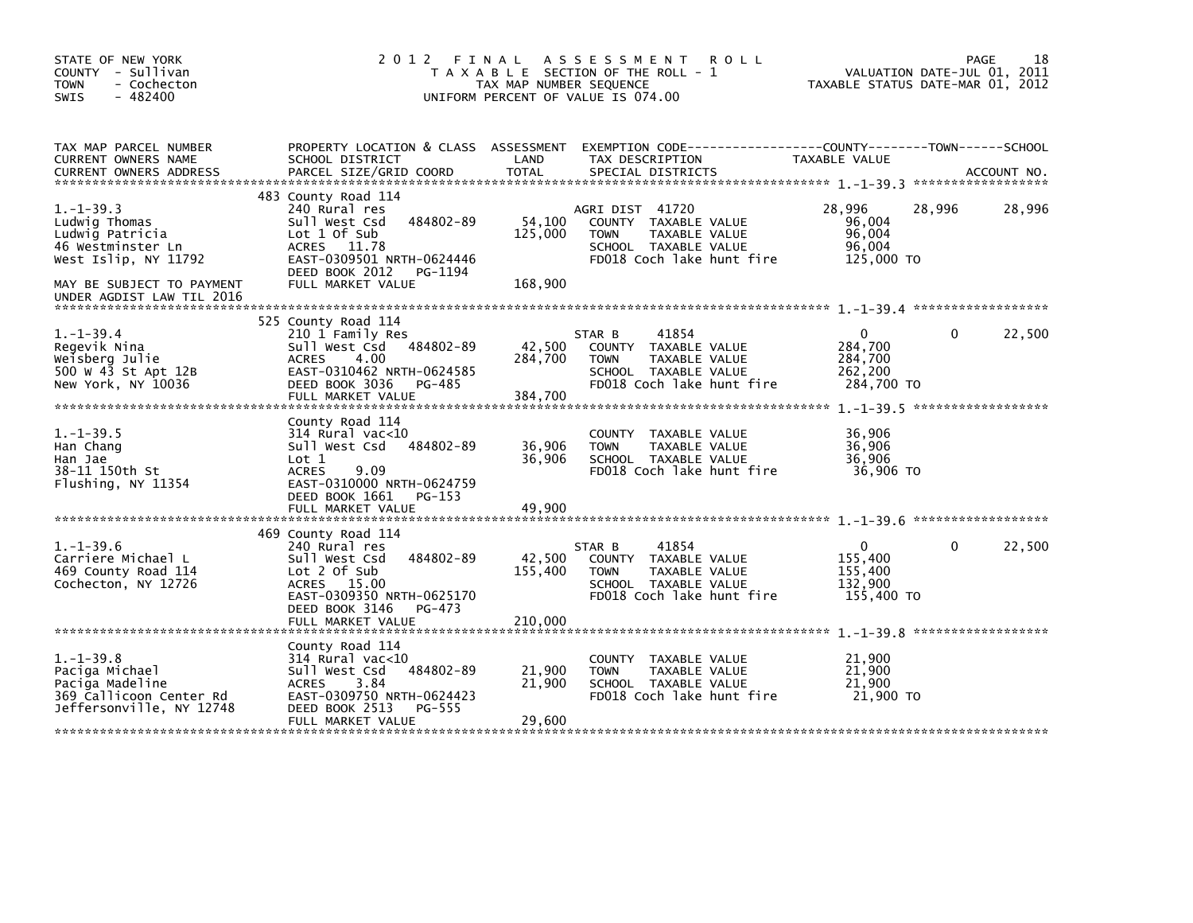STATE OF NEW YORK
COUNTY - Sullivan
TOWN - Cochecton
SWIS - 482400

# 2012 FINAL ASSESSMENT ROLL
TAXABLE SECTION OF THE ROLL - 1
TAX MAP NUMBER SEQUENCE
UNIFORM PERCENT OF VALUE IS 074.00

VALUATION DATE-JUL 01, 2011
TAXABLE STATUS DATE-MAR 01, 2012

| TAX MAP PARCEL NUMBER / CURRENT OWNERS NAME / CURRENT OWNERS ADDRESS | PROPERTY LOCATION & CLASS / SCHOOL DISTRICT / PARCEL SIZE/GRID COORD | ASSESSMENT LAND / TOTAL | EXEMPTION CODE / TAX DESCRIPTION / SPECIAL DISTRICTS | COUNTY TAXABLE VALUE | TOWN | SCHOOL |
|---|---|---|---|---|---|---|
| **1.-1-39.3** | 483 County Road 114 | | | | | |
| 1.-1-39.3 | 240 Rural res | | AGRI DIST 41720 | 28,996 | 28,996 | 28,996 |
| Ludwig Thomas | Sull West Csd 484802-89 | 54,100 | COUNTY TAXABLE VALUE | 96,004 | | |
| Ludwig Patricia | Lot 1 Of Sub | 125,000 | TOWN TAXABLE VALUE | 96,004 | | |
| 46 Westminster Ln | ACRES 11.78 | | SCHOOL TAXABLE VALUE | 96,004 | | |
| West Islip, NY 11792 | EAST-0309501 NRTH-0624446 | | FD018 Coch lake hunt fire | 125,000 TO | | |
| | DEED BOOK 2012 PG-1194 | | | | | |
| MAY BE SUBJECT TO PAYMENT UNDER AGDIST LAW TIL 2016 | FULL MARKET VALUE | 168,900 | | | | |
| **1.-1-39.4** | 525 County Road 114 | | | | | |
| 1.-1-39.4 | 210 1 Family Res | | STAR B 41854 | 0 | 0 | 22,500 |
| Regevik Nina | Sull West Csd 484802-89 | 42,500 | COUNTY TAXABLE VALUE | 284,700 | | |
| Weisberg Julie | ACRES 4.00 | 284,700 | TOWN TAXABLE VALUE | 284,700 | | |
| 500 W 43 St Apt 12B | EAST-0310462 NRTH-0624585 | | SCHOOL TAXABLE VALUE | 262,200 | | |
| New York, NY 10036 | DEED BOOK 3036 PG-485 | | FD018 Coch lake hunt fire | 284,700 TO | | |
| | FULL MARKET VALUE | 384,700 | | | | |
| **1.-1-39.5** | County Road 114 | | | | | |
| 1.-1-39.5 | 314 Rural vac<10 | | COUNTY TAXABLE VALUE | 36,906 | | |
| Han Chang | Sull West Csd 484802-89 | 36,906 | TOWN TAXABLE VALUE | 36,906 | | |
| Han Jae | Lot 1 | 36,906 | SCHOOL TAXABLE VALUE | 36,906 | | |
| 38-11 150th St | ACRES 9.09 | | FD018 Coch lake hunt fire | 36,906 TO | | |
| Flushing, NY 11354 | EAST-0310000 NRTH-0624759 | | | | | |
| | DEED BOOK 1661 PG-153 | | | | | |
| | FULL MARKET VALUE | 49,900 | | | | |
| **1.-1-39.6** | 469 County Road 114 | | | | | |
| 1.-1-39.6 | 240 Rural res | | STAR B 41854 | 0 | 0 | 22,500 |
| Carriere Michael L | Sull West Csd 484802-89 | 42,500 | COUNTY TAXABLE VALUE | 155,400 | | |
| 469 County Road 114 | Lot 2 Of Sub | 155,400 | TOWN TAXABLE VALUE | 155,400 | | |
| Cochecton, NY 12726 | ACRES 15.00 | | SCHOOL TAXABLE VALUE | 132,900 | | |
| | EAST-0309350 NRTH-0625170 | | FD018 Coch lake hunt fire | 155,400 TO | | |
| | DEED BOOK 3146 PG-473 | | | | | |
| | FULL MARKET VALUE | 210,000 | | | | |
| **1.-1-39.8** | County Road 114 | | | | | |
| 1.-1-39.8 | 314 Rural vac<10 | | COUNTY TAXABLE VALUE | 21,900 | | |
| Paciga Michael | Sull West Csd 484802-89 | 21,900 | TOWN TAXABLE VALUE | 21,900 | | |
| Paciga Madeline | ACRES 3.84 | 21,900 | SCHOOL TAXABLE VALUE | 21,900 | | |
| 369 Callicoon Center Rd | EAST-0309750 NRTH-0624423 | | FD018 Coch lake hunt fire | 21,900 TO | | |
| Jeffersonville, NY 12748 | DEED BOOK 2513 PG-555 | | | | | |
| | FULL MARKET VALUE | 29,600 | | | | |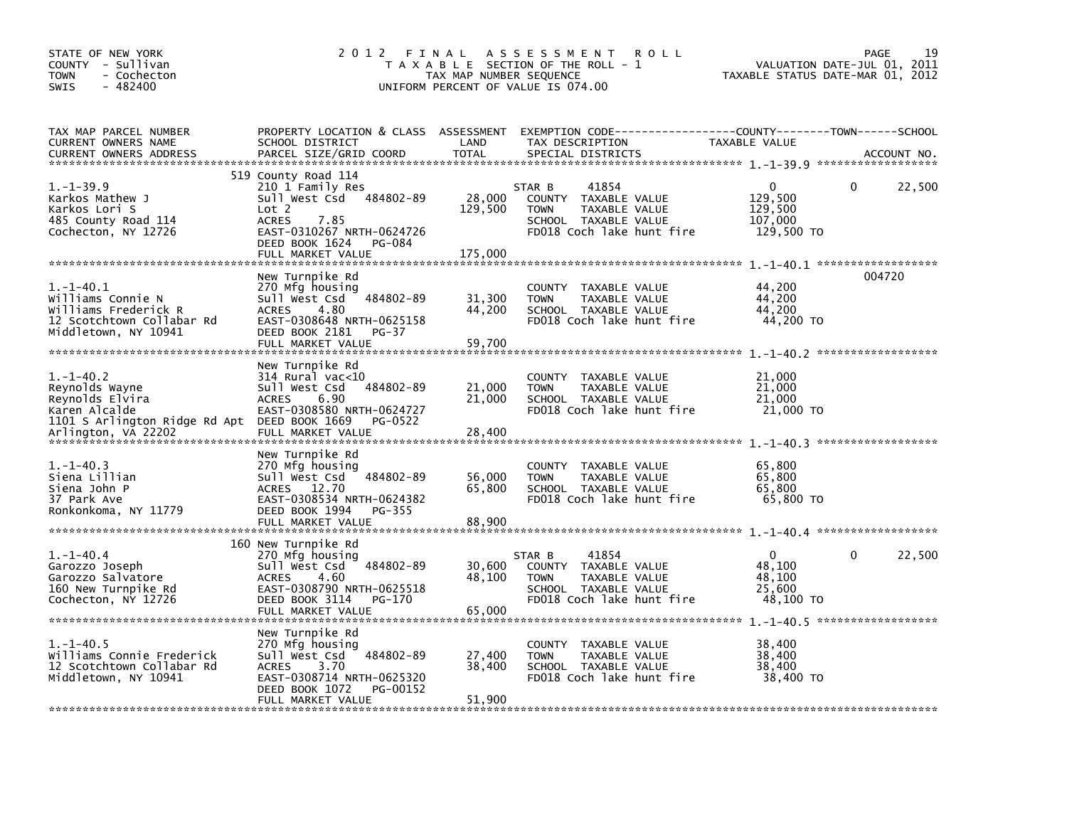STATE OF NEW YORK
COUNTY - Sullivan
TOWN - Cochecton
SWIS - 482400

# 2012 FINAL ASSESSMENT ROLL
TAXABLE SECTION OF THE ROLL - 1
TAX MAP NUMBER SEQUENCE
UNIFORM PERCENT OF VALUE IS 074.00

VALUATION DATE-JUL 01, 2011
TAXABLE STATUS DATE-MAR 01, 2012

| TAX MAP PARCEL NUMBER / CURRENT OWNERS NAME / CURRENT OWNERS ADDRESS | PROPERTY LOCATION & CLASS / SCHOOL DISTRICT / PARCEL SIZE/GRID COORD | ASSESSMENT LAND / TOTAL | EXEMPTION CODE / TAX DESCRIPTION / SPECIAL DISTRICTS | COUNTY TAXABLE VALUE | TOWN | SCHOOL / ACCOUNT NO. |
|---|---|---|---|---|---|---|
| 1.-1-39.9 | 519 County Road 114 | | | | | |
| | 210 1 Family Res | | STAR B 41854 | 0 | 0 | 22,500 |
| Karkos Mathew J | Sull West Csd 484802-89 | 28,000 | COUNTY TAXABLE VALUE | 129,500 | | |
| Karkos Lori S | Lot 2 | 129,500 | TOWN TAXABLE VALUE | 129,500 | | |
| 485 County Road 114 | ACRES 7.85 | | SCHOOL TAXABLE VALUE | 107,000 | | |
| Cochecton, NY 12726 | EAST-0310267 NRTH-0624726 | | FD018 Coch lake hunt fire | 129,500 TO | | |
| | DEED BOOK 1624 PG-084 | | | | | |
| | FULL MARKET VALUE | 175,000 | | | | |
| 1.-1-40.1 | New Turnpike Rd | | | | | 004720 |
| | 270 Mfg housing | | COUNTY TAXABLE VALUE | 44,200 | | |
| Williams Connie N | Sull West Csd 484802-89 | 31,300 | TOWN TAXABLE VALUE | 44,200 | | |
| Williams Frederick R | ACRES 4.80 | 44,200 | SCHOOL TAXABLE VALUE | 44,200 | | |
| 12 Scotchtown Collabar Rd | EAST-0308648 NRTH-0625158 | | FD018 Coch lake hunt fire | 44,200 TO | | |
| Middletown, NY 10941 | DEED BOOK 2181 PG-37 | | | | | |
| | FULL MARKET VALUE | 59,700 | | | | |
| 1.-1-40.2 | New Turnpike Rd | | | | | |
| | 314 Rural vac<10 | | COUNTY TAXABLE VALUE | 21,000 | | |
| Reynolds Wayne | Sull West Csd 484802-89 | 21,000 | TOWN TAXABLE VALUE | 21,000 | | |
| Reynolds Elvira | ACRES 6.90 | 21,000 | SCHOOL TAXABLE VALUE | 21,000 | | |
| Karen Alcalde | EAST-0308580 NRTH-0624727 | | FD018 Coch lake hunt fire | 21,000 TO | | |
| 1101 S Arlington Ridge Rd Apt | DEED BOOK 1669 PG-0522 | | | | | |
| Arlington, VA 22202 | FULL MARKET VALUE | 28,400 | | | | |
| 1.-1-40.3 | New Turnpike Rd | | | | | |
| | 270 Mfg housing | | COUNTY TAXABLE VALUE | 65,800 | | |
| Siena Lillian | Sull West Csd 484802-89 | 56,000 | TOWN TAXABLE VALUE | 65,800 | | |
| Siena John P | ACRES 12.70 | 65,800 | SCHOOL TAXABLE VALUE | 65,800 | | |
| 37 Park Ave | EAST-0308534 NRTH-0624382 | | FD018 Coch lake hunt fire | 65,800 TO | | |
| Ronkonkoma, NY 11779 | DEED BOOK 1994 PG-355 | | | | | |
| | FULL MARKET VALUE | 88,900 | | | | |
| 1.-1-40.4 | 160 New Turnpike Rd | | | | | |
| | 270 Mfg housing | | STAR B 41854 | 0 | 0 | 22,500 |
| Garozzo Joseph | Sull West Csd 484802-89 | 30,600 | COUNTY TAXABLE VALUE | 48,100 | | |
| Garozzo Salvatore | ACRES 4.60 | 48,100 | TOWN TAXABLE VALUE | 48,100 | | |
| 160 New Turnpike Rd | EAST-0308790 NRTH-0625518 | | SCHOOL TAXABLE VALUE | 25,600 | | |
| Cochecton, NY 12726 | DEED BOOK 3114 PG-170 | | FD018 Coch lake hunt fire | 48,100 TO | | |
| | FULL MARKET VALUE | 65,000 | | | | |
| 1.-1-40.5 | New Turnpike Rd | | | | | |
| | 270 Mfg housing | | COUNTY TAXABLE VALUE | 38,400 | | |
| Williams Connie Frederick | Sull West Csd 484802-89 | 27,400 | TOWN TAXABLE VALUE | 38,400 | | |
| 12 Scotchtown Collabar Rd | ACRES 3.70 | 38,400 | SCHOOL TAXABLE VALUE | 38,400 | | |
| Middletown, NY 10941 | EAST-0308714 NRTH-0625320 | | FD018 Coch lake hunt fire | 38,400 TO | | |
| | DEED BOOK 1072 PG-00152 | | | | | |
| | FULL MARKET VALUE | 51,900 | | | | |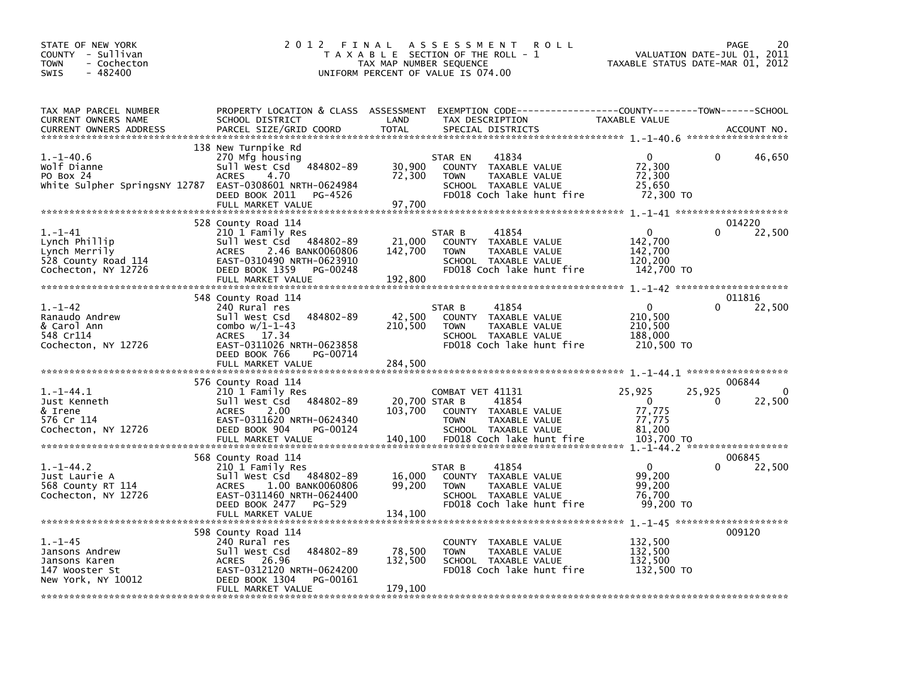STATE OF NEW YORK
COUNTY - Sullivan
TOWN - Cochecton
SWIS - 482400

# 2012 FINAL ASSESSMENT ROLL

TAXABLE SECTION OF THE ROLL - 1
TAX MAP NUMBER SEQUENCE
UNIFORM PERCENT OF VALUE IS 074.00

VALUATION DATE-JUL 01, 2011
TAXABLE STATUS DATE-MAR 01, 2012

| TAX MAP PARCEL NUMBER / CURRENT OWNERS NAME / CURRENT OWNERS ADDRESS | PROPERTY LOCATION & CLASS / SCHOOL DISTRICT / PARCEL SIZE/GRID COORD | ASSESSMENT LAND / TOTAL | EXEMPTION CODE / TAX DESCRIPTION / SPECIAL DISTRICTS | COUNTY TAXABLE VALUE | TOWN | SCHOOL | ACCOUNT NO. |
|---|---|---|---|---|---|---|---|
| 1.-1-40.6 | 138 New Turnpike Rd | | | | | | |
| | 270 Mfg housing | | STAR EN 41834 | 0 | 0 | 46,650 | |
| Wolf Dianne | Sull West Csd 484802-89 | 30,900 | COUNTY TAXABLE VALUE | 72,300 | | | |
| PO Box 24 | ACRES 4.70 | 72,300 | TOWN TAXABLE VALUE | 72,300 | | | |
| White Sulpher SpringsNY 12787 | EAST-0308601 NRTH-0624984 | | SCHOOL TAXABLE VALUE | 25,650 | | | |
| | DEED BOOK 2011 PG-4526 | | FD018 Coch lake hunt fire | 72,300 TO | | | |
| | FULL MARKET VALUE | 97,700 | | | | | |
| 1.-1-41 | 528 County Road 114 | | | | | | 014220 |
| | 210 1 Family Res | | STAR B 41854 | 0 | 0 | 22,500 | |
| Lynch Phillip | Sull West Csd 484802-89 | 21,000 | COUNTY TAXABLE VALUE | 142,700 | | | |
| Lynch Merrily | ACRES 2.46 BANK0060806 | 142,700 | TOWN TAXABLE VALUE | 142,700 | | | |
| 528 County Road 114 | EAST-0310490 NRTH-0623910 | | SCHOOL TAXABLE VALUE | 120,200 | | | |
| Cochecton, NY 12726 | DEED BOOK 1359 PG-00248 | | FD018 Coch lake hunt fire | 142,700 TO | | | |
| | FULL MARKET VALUE | 192,800 | | | | | |
| 1.-1-42 | 548 County Road 114 | | | | | | 011816 |
| | 240 Rural res | | STAR B 41854 | 0 | 0 | 22,500 | |
| Ranaudo Andrew | Sull West Csd 484802-89 | 42,500 | COUNTY TAXABLE VALUE | 210,500 | | | |
| & Carol Ann | combo w/1-1-43 | 210,500 | TOWN TAXABLE VALUE | 210,500 | | | |
| 548 Cr114 | ACRES 17.34 | | SCHOOL TAXABLE VALUE | 188,000 | | | |
| Cochecton, NY 12726 | EAST-0311026 NRTH-0623858 | | FD018 Coch lake hunt fire | 210,500 TO | | | |
| | DEED BOOK 766 PG-00714 | | | | | | |
| | FULL MARKET VALUE | 284,500 | | | | | |
| 1.-1-44.1 | 576 County Road 114 | | | | | | 006844 |
| | 210 1 Family Res | | COMBAT VET 41131 | 25,925 | 25,925 | 0 | |
| Just Kenneth | Sull West Csd 484802-89 | 20,700 | STAR B 41854 | 0 | 0 | 22,500 | |
| & Irene | ACRES 2.00 | 103,700 | COUNTY TAXABLE VALUE | 77,775 | | | |
| 576 Cr 114 | EAST-0311620 NRTH-0624340 | | TOWN TAXABLE VALUE | 77,775 | | | |
| Cochecton, NY 12726 | DEED BOOK 904 PG-00124 | | SCHOOL TAXABLE VALUE | 81,200 | | | |
| | FULL MARKET VALUE | 140,100 | FD018 Coch lake hunt fire | 103,700 TO | | | |
| 1.-1-44.2 | 568 County Road 114 | | | | | | 006845 |
| | 210 1 Family Res | | STAR B 41854 | 0 | 0 | 22,500 | |
| Just Laurie A | Sull West Csd 484802-89 | 16,000 | COUNTY TAXABLE VALUE | 99,200 | | | |
| 568 County RT 114 | ACRES 1.00 BANK0060806 | 99,200 | TOWN TAXABLE VALUE | 99,200 | | | |
| Cochecton, NY 12726 | EAST-0311460 NRTH-0624400 | | SCHOOL TAXABLE VALUE | 76,700 | | | |
| | DEED BOOK 2477 PG-529 | | FD018 Coch lake hunt fire | 99,200 TO | | | |
| | FULL MARKET VALUE | 134,100 | | | | | |
| 1.-1-45 | 598 County Road 114 | | | | | | 009120 |
| | 240 Rural res | | COUNTY TAXABLE VALUE | 132,500 | | | |
| Jansons Andrew | Sull West Csd 484802-89 | 78,500 | TOWN TAXABLE VALUE | 132,500 | | | |
| Jansons Karen | ACRES 26.96 | 132,500 | SCHOOL TAXABLE VALUE | 132,500 | | | |
| 147 Wooster St | EAST-0312120 NRTH-0624200 | | FD018 Coch lake hunt fire | 132,500 TO | | | |
| New York, NY 10012 | DEED BOOK 1304 PG-00161 | | | | | | |
| | FULL MARKET VALUE | 179,100 | | | | | |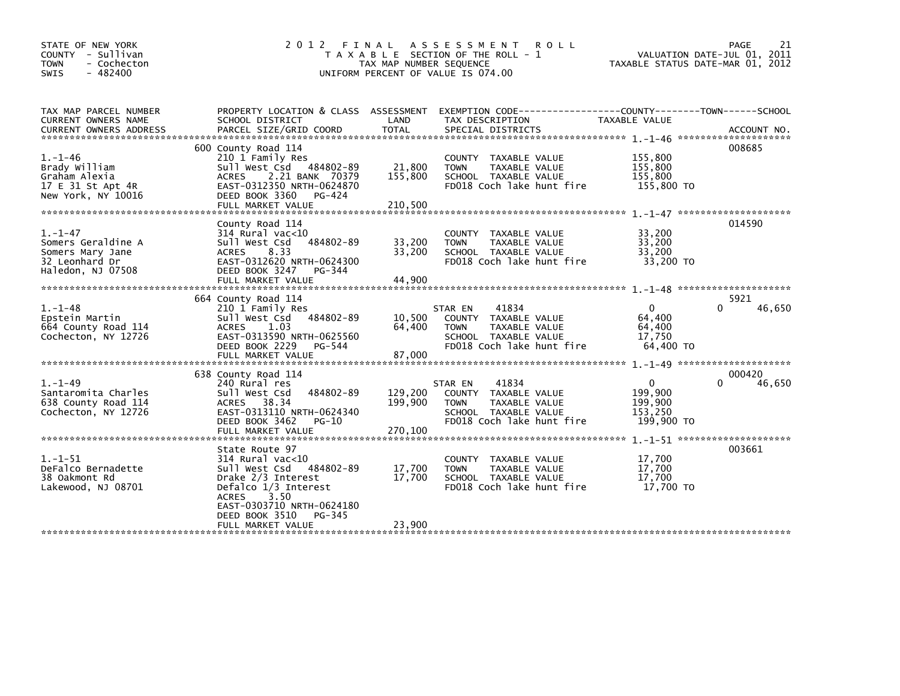STATE OF NEW YORK
COUNTY - Sullivan
TOWN - Cochecton
SWIS - 482400

# 2012 FINAL ASSESSMENT ROLL

TAXABLE SECTION OF THE ROLL - 1
TAX MAP NUMBER SEQUENCE
UNIFORM PERCENT OF VALUE IS 074.00

VALUATION DATE-JUL 01, 2011
TAXABLE STATUS DATE-MAR 01, 2012

| TAX MAP PARCEL NUMBER / CURRENT OWNERS NAME / CURRENT OWNERS ADDRESS | PROPERTY LOCATION & CLASS / SCHOOL DISTRICT / PARCEL SIZE/GRID COORD | ASSESSMENT LAND | TOTAL | EXEMPTION CODE / TAX DESCRIPTION / SPECIAL DISTRICTS | COUNTY / TOWN / SCHOOL TAXABLE VALUE | ACCOUNT NO. |
|---|---|---|---|---|---|---|
| 1.-1-46 | 600 County Road 114 | | | | | 008685 |
| Brady William | 210 1 Family Res | | | COUNTY TAXABLE VALUE | 155,800 | |
| Graham Alexia | Sull West Csd 484802-89 | 21,800 | | TOWN TAXABLE VALUE | 155,800 | |
| 17 E 31 St Apt 4R | ACRES 2.21 BANK 70379 | | 155,800 | SCHOOL TAXABLE VALUE | 155,800 | |
| New York, NY 10016 | EAST-0312350 NRTH-0624870 | | | FD018 Coch lake hunt fire | 155,800 TO | |
| | DEED BOOK 3360 PG-424 | | | | | |
| | FULL MARKET VALUE | | 210,500 | | | |
| 1.-1-47 | County Road 114 | | | | | 014590 |
| Somers Geraldine A | 314 Rural vac<10 | | | COUNTY TAXABLE VALUE | 33,200 | |
| Somers Mary Jane | Sull West Csd 484802-89 | 33,200 | | TOWN TAXABLE VALUE | 33,200 | |
| 32 Leonhard Dr | ACRES 8.33 | | 33,200 | SCHOOL TAXABLE VALUE | 33,200 | |
| Haledon, NJ 07508 | EAST-0312620 NRTH-0624300 | | | FD018 Coch lake hunt fire | 33,200 TO | |
| | DEED BOOK 3247 PG-344 | | | | | |
| | FULL MARKET VALUE | | 44,900 | | | |
| 1.-1-48 | 664 County Road 114 | | | | | 5921 |
| Epstein Martin | 210 1 Family Res | | | STAR EN 41834 | 0 / 0 / 46,650 | |
| 664 County Road 114 | Sull West Csd 484802-89 | 10,500 | | COUNTY TAXABLE VALUE | 64,400 | |
| Cochecton, NY 12726 | ACRES 1.03 | | 64,400 | TOWN TAXABLE VALUE | 64,400 | |
| | EAST-0313590 NRTH-0625560 | | | SCHOOL TAXABLE VALUE | 17,750 | |
| | DEED BOOK 2229 PG-544 | | | FD018 Coch lake hunt fire | 64,400 TO | |
| | FULL MARKET VALUE | | 87,000 | | | |
| 1.-1-49 | 638 County Road 114 | | | | | 000420 |
| Santaromita Charles | 240 Rural res | | | STAR EN 41834 | 0 / 0 / 46,650 | |
| 638 County Road 114 | Sull West Csd 484802-89 | 129,200 | | COUNTY TAXABLE VALUE | 199,900 | |
| Cochecton, NY 12726 | ACRES 38.34 | | 199,900 | TOWN TAXABLE VALUE | 199,900 | |
| | EAST-0313110 NRTH-0624340 | | | SCHOOL TAXABLE VALUE | 153,250 | |
| | DEED BOOK 3462 PG-10 | | | FD018 Coch lake hunt fire | 199,900 TO | |
| | FULL MARKET VALUE | | 270,100 | | | |
| 1.-1-51 | State Route 97 | | | | | 003661 |
| DeFalco Bernadette | 314 Rural vac<10 | | | COUNTY TAXABLE VALUE | 17,700 | |
| 38 Oakmont Rd | Sull West Csd 484802-89 | 17,700 | | TOWN TAXABLE VALUE | 17,700 | |
| Lakewood, NJ 08701 | Drake 2/3 Interest | | 17,700 | SCHOOL TAXABLE VALUE | 17,700 | |
| | Defalco 1/3 Interest | | | FD018 Coch lake hunt fire | 17,700 TO | |
| | ACRES 3.50 | | | | | |
| | EAST-0303710 NRTH-0624180 | | | | | |
| | DEED BOOK 3510 PG-345 | | | | | |
| | FULL MARKET VALUE | | 23,900 | | | |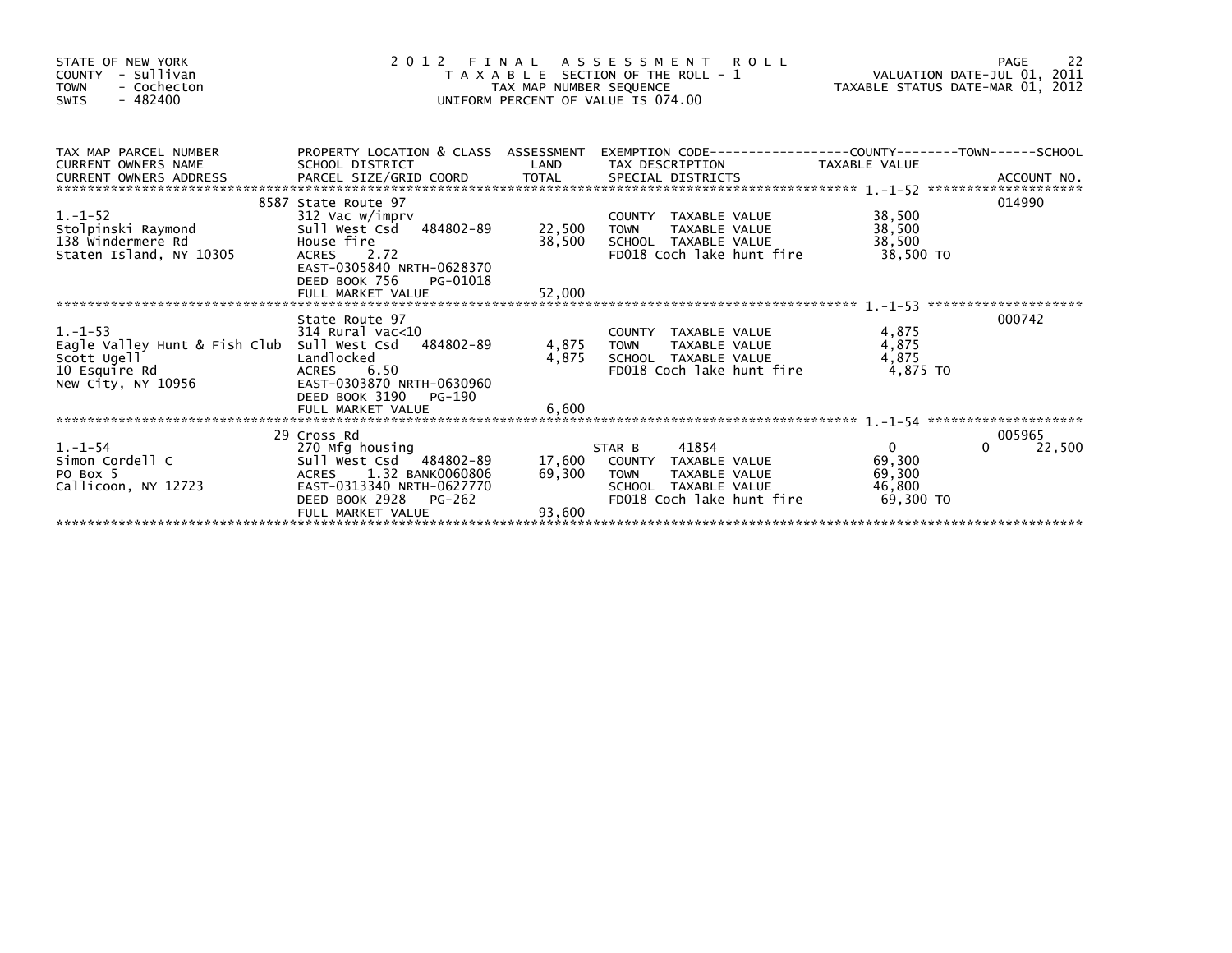STATE OF NEW YORK
COUNTY - Sullivan
TOWN - Cochecton
SWIS - 482400

# 2012 FINAL ASSESSMENT ROLL

TAXABLE SECTION OF THE ROLL - 1
TAX MAP NUMBER SEQUENCE
UNIFORM PERCENT OF VALUE IS 074.00

VALUATION DATE-JUL 01, 2011
TAXABLE STATUS DATE-MAR 01, 2012

| TAX MAP PARCEL NUMBER / CURRENT OWNERS NAME / CURRENT OWNERS ADDRESS | PROPERTY LOCATION & CLASS / SCHOOL DISTRICT / PARCEL SIZE/GRID COORD | ASSESSMENT LAND / TOTAL | EXEMPTION CODE / TAX DESCRIPTION / SPECIAL DISTRICTS | COUNTY TAXABLE VALUE | TOWN | SCHOOL / ACCOUNT NO. |
|---|---|---|---|---|---|---|
| 1.-1-52 | 8587 State Route 97 | | | | | 014990 |
| | 312 Vac w/imprv | | COUNTY TAXABLE VALUE | 38,500 | | |
| Stolpinski Raymond | Sull West Csd 484802-89 | 22,500 | TOWN TAXABLE VALUE | 38,500 | | |
| 138 Windermere Rd | House fire | 38,500 | SCHOOL TAXABLE VALUE | 38,500 | | |
| Staten Island, NY 10305 | ACRES 2.72 | | FD018 Coch lake hunt fire | 38,500 TO | | |
| | EAST-0305840 NRTH-0628370 | | | | | |
| | DEED BOOK 756 PG-01018 | | | | | |
| | FULL MARKET VALUE | 52,000 | | | | |
| 1.-1-53 | State Route 97 | | | | | 000742 |
| | 314 Rural vac<10 | | COUNTY TAXABLE VALUE | 4,875 | | |
| Eagle Valley Hunt & Fish Club | Sull West Csd 484802-89 | 4,875 | TOWN TAXABLE VALUE | 4,875 | | |
| Scott Ugell | Landlocked | 4,875 | SCHOOL TAXABLE VALUE | 4,875 | | |
| 10 Esquire Rd | ACRES 6.50 | | FD018 Coch lake hunt fire | 4,875 TO | | |
| New City, NY 10956 | EAST-0303870 NRTH-0630960 | | | | | |
| | DEED BOOK 3190 PG-190 | | | | | |
| | FULL MARKET VALUE | 6,600 | | | | |
| 1.-1-54 | 29 Cross Rd | | | | | 005965 |
| | 270 Mfg housing | | STAR B 41854 | 0 | 0 | 22,500 |
| Simon Cordell C | Sull West Csd 484802-89 | 17,600 | COUNTY TAXABLE VALUE | 69,300 | | |
| PO Box 5 | ACRES 1.32 BANK0060806 | 69,300 | TOWN TAXABLE VALUE | 69,300 | | |
| Callicoon, NY 12723 | EAST-0313340 NRTH-0627770 | | SCHOOL TAXABLE VALUE | 46,800 | | |
| | DEED BOOK 2928 PG-262 | | FD018 Coch lake hunt fire | 69,300 TO | | |
| | FULL MARKET VALUE | 93,600 | | | | |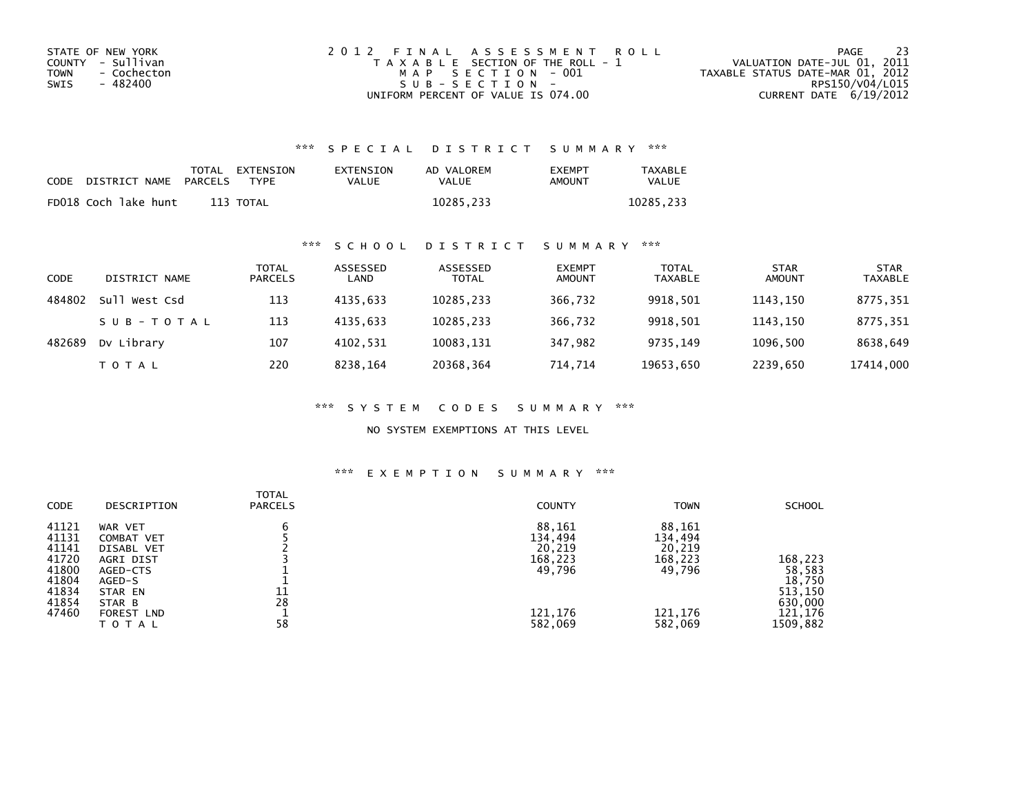STATE OF NEW YORK
COUNTY - Sullivan
TOWN - Cochecton
SWIS - 482400

2 0 1 2 F I N A L A S S E S S M E N T R O L L
T A X A B L E SECTION OF THE ROLL - 1
M A P S E C T I O N - 001
S U B - S E C T I O N -
UNIFORM PERCENT OF VALUE IS 074.00

VALUATION DATE-JUL 01, 2011
TAXABLE STATUS DATE-MAR 01, 2012
RPS150/V04/L015
CURRENT DATE 6/19/2012

### \*\*\* S P E C I A L D I S T R I C T S U M M A R Y \*\*\*

| CODE | DISTRICT NAME | TOTAL PARCELS | EXTENSION TYPE | EXTENSION VALUE | AD VALOREM VALUE | EXEMPT AMOUNT | TAXABLE VALUE |
|---|---|---|---|---|---|---|---|
| FD018 | Coch lake hunt | 113 | TOTAL | | 10285,233 | | 10285,233 |

### \*\*\* S C H O O L D I S T R I C T S U M M A R Y \*\*\*

| CODE | DISTRICT NAME | TOTAL PARCELS | ASSESSED LAND | ASSESSED TOTAL | EXEMPT AMOUNT | TOTAL TAXABLE | STAR AMOUNT | STAR TAXABLE |
|---|---|---|---|---|---|---|---|---|
| 484802 | Sull West Csd | 113 | 4135,633 | 10285,233 | 366,732 | 9918,501 | 1143,150 | 8775,351 |
| | S U B - T O T A L | 113 | 4135,633 | 10285,233 | 366,732 | 9918,501 | 1143,150 | 8775,351 |
| 482689 | Dv Library | 107 | 4102,531 | 10083,131 | 347,982 | 9735,149 | 1096,500 | 8638,649 |
| | T O T A L | 220 | 8238,164 | 20368,364 | 714,714 | 19653,650 | 2239,650 | 17414,000 |

### \*\*\* S Y S T E M C O D E S S U M M A R Y \*\*\*

NO SYSTEM EXEMPTIONS AT THIS LEVEL

### \*\*\* E X E M P T I O N S U M M A R Y \*\*\*

| CODE | DESCRIPTION | TOTAL PARCELS | COUNTY | TOWN | SCHOOL |
|---|---|---|---|---|---|
| 41121 | WAR VET | 6 | 88,161 | 88,161 | |
| 41131 | COMBAT VET | 5 | 134,494 | 134,494 | |
| 41141 | DISABL VET | 2 | 20,219 | 20,219 | |
| 41720 | AGRI DIST | 3 | 168,223 | 168,223 | 168,223 |
| 41800 | AGED-CTS | 1 | 49,796 | 49,796 | 58,583 |
| 41804 | AGED-S | 1 | | | 18,750 |
| 41834 | STAR EN | 11 | | | 513,150 |
| 41854 | STAR B | 28 | | | 630,000 |
| 47460 | FOREST LND | 1 | 121,176 | 121,176 | 121,176 |
| | T O T A L | 58 | 582,069 | 582,069 | 1509,882 |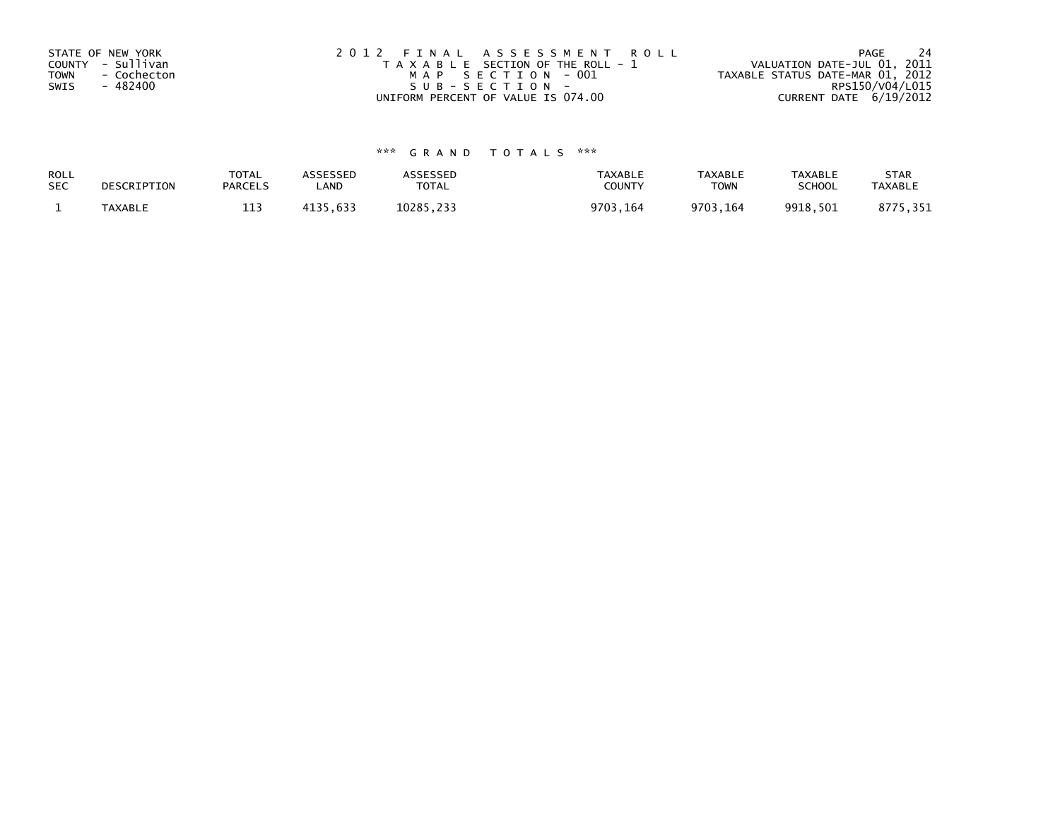STATE OF NEW YORK
COUNTY - Sullivan
TOWN - Cochecton
SWIS - 482400

2012 FINAL ASSESSMENT ROLL
TAXABLE SECTION OF THE ROLL - 1
MAP SECTION - 001
SUB-SECTION -
UNIFORM PERCENT OF VALUE IS 074.00

VALUATION DATE-JUL 01, 2011
TAXABLE STATUS DATE-MAR 01, 2012
RPS150/V04/L015
CURRENT DATE 6/19/2012

### *** GRAND TOTALS ***

| ROLL SEC | DESCRIPTION | TOTAL PARCELS | ASSESSED LAND | ASSESSED TOTAL | TAXABLE COUNTY | TAXABLE TOWN | TAXABLE SCHOOL | STAR TAXABLE |
|---|---|---|---|---|---|---|---|---|
| 1 | TAXABLE | 113 | 4135,633 | 10285,233 | 9703,164 | 9703,164 | 9918,501 | 8775,351 |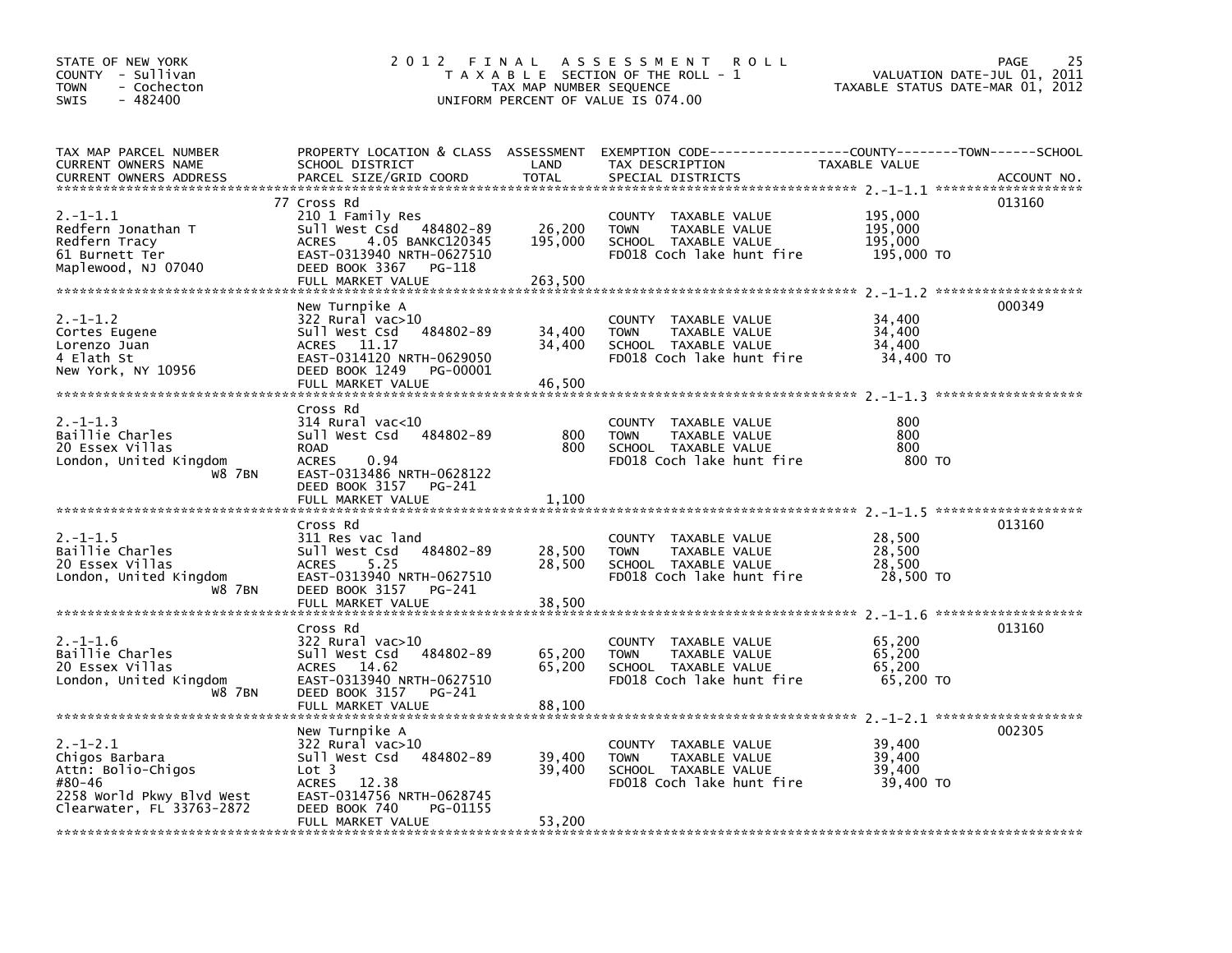STATE OF NEW YORK
COUNTY - Sullivan
TOWN - Cochecton
SWIS - 482400

# 2012 FINAL ASSESSMENT ROLL

TAXABLE SECTION OF THE ROLL - 1
TAX MAP NUMBER SEQUENCE
UNIFORM PERCENT OF VALUE IS 074.00

VALUATION DATE-JUL 01, 2011
TAXABLE STATUS DATE-MAR 01, 2012

| TAX MAP PARCEL NUMBER / CURRENT OWNERS NAME / CURRENT OWNERS ADDRESS | PROPERTY LOCATION & CLASS / SCHOOL DISTRICT / PARCEL SIZE/GRID COORD | ASSESSMENT LAND | ASSESSMENT TOTAL | EXEMPTION CODE / TAX DESCRIPTION / SPECIAL DISTRICTS | TAXABLE VALUE | ACCOUNT NO. |
|---|---|---|---|---|---|---|
| 2.-1-1.1 | 77 Cross Rd | | | | | 013160 |
| Redfern Jonathan T | 210 1 Family Res | | | COUNTY TAXABLE VALUE | 195,000 | |
| Redfern Tracy | Sull West Csd 484802-89 | 26,200 | | TOWN TAXABLE VALUE | 195,000 | |
| 61 Burnett Ter | ACRES 4.05 BANKC120345 | | 195,000 | SCHOOL TAXABLE VALUE | 195,000 | |
| Maplewood, NJ 07040 | EAST-0313940 NRTH-0627510 | | | FD018 Coch lake hunt fire | 195,000 TO | |
| | DEED BOOK 3367 PG-118 | | | | | |
| | FULL MARKET VALUE | | 263,500 | | | |
| 2.-1-1.2 | New Turnpike A | | | | | 000349 |
| Cortes Eugene | 322 Rural vac>10 | | | COUNTY TAXABLE VALUE | 34,400 | |
| Lorenzo Juan | Sull West Csd 484802-89 | 34,400 | | TOWN TAXABLE VALUE | 34,400 | |
| 4 Elath St | ACRES 11.17 | | 34,400 | SCHOOL TAXABLE VALUE | 34,400 | |
| New York, NY 10956 | EAST-0314120 NRTH-0629050 | | | FD018 Coch lake hunt fire | 34,400 TO | |
| | DEED BOOK 1249 PG-00001 | | | | | |
| | FULL MARKET VALUE | | 46,500 | | | |
| 2.-1-1.3 | Cross Rd | | | | | |
| Baillie Charles | 314 Rural vac<10 | | | COUNTY TAXABLE VALUE | 800 | |
| 20 Essex Villas | Sull West Csd 484802-89 | 800 | | TOWN TAXABLE VALUE | 800 | |
| London, United Kingdom | ROAD | | 800 | SCHOOL TAXABLE VALUE | 800 | |
| W8 7BN | ACRES 0.94 | | | FD018 Coch lake hunt fire | 800 TO | |
| | EAST-0313486 NRTH-0628122 | | | | | |
| | DEED BOOK 3157 PG-241 | | | | | |
| | FULL MARKET VALUE | | 1,100 | | | |
| 2.-1-1.5 | Cross Rd | | | | | 013160 |
| Baillie Charles | 311 Res vac land | | | COUNTY TAXABLE VALUE | 28,500 | |
| 20 Essex Villas | Sull West Csd 484802-89 | 28,500 | | TOWN TAXABLE VALUE | 28,500 | |
| London, United Kingdom | ACRES 5.25 | | 28,500 | SCHOOL TAXABLE VALUE | 28,500 | |
| W8 7BN | EAST-0313940 NRTH-0627510 | | | FD018 Coch lake hunt fire | 28,500 TO | |
| | DEED BOOK 3157 PG-241 | | | | | |
| | FULL MARKET VALUE | | 38,500 | | | |
| 2.-1-1.6 | Cross Rd | | | | | 013160 |
| Baillie Charles | 322 Rural vac>10 | | | COUNTY TAXABLE VALUE | 65,200 | |
| 20 Essex Villas | Sull West Csd 484802-89 | 65,200 | | TOWN TAXABLE VALUE | 65,200 | |
| London, United Kingdom | ACRES 14.62 | | 65,200 | SCHOOL TAXABLE VALUE | 65,200 | |
| W8 7BN | EAST-0313940 NRTH-0627510 | | | FD018 Coch lake hunt fire | 65,200 TO | |
| | DEED BOOK 3157 PG-241 | | | | | |
| | FULL MARKET VALUE | | 88,100 | | | |
| 2.-1-2.1 | New Turnpike A | | | | | 002305 |
| Chigos Barbara | 322 Rural vac>10 | | | COUNTY TAXABLE VALUE | 39,400 | |
| Attn: Bolio-Chigos | Sull West Csd 484802-89 | 39,400 | | TOWN TAXABLE VALUE | 39,400 | |
| #80-46 | Lot 3 | | 39,400 | SCHOOL TAXABLE VALUE | 39,400 | |
| 2258 World Pkwy Blvd West | ACRES 12.38 | | | FD018 Coch lake hunt fire | 39,400 TO | |
| Clearwater, FL 33763-2872 | EAST-0314756 NRTH-0628745 | | | | | |
| | DEED BOOK 740 PG-01155 | | | | | |
| | FULL MARKET VALUE | | 53,200 | | | |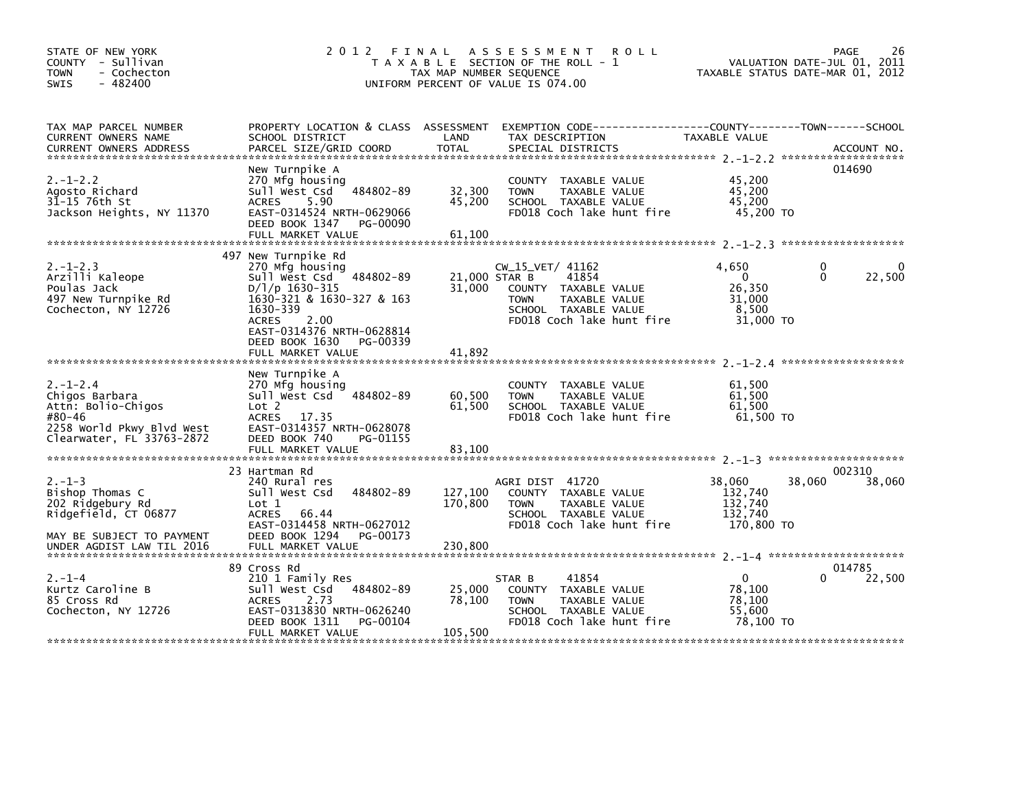STATE OF NEW YORK
COUNTY - Sullivan
TOWN - Cochecton
SWIS - 482400

# 2012 FINAL ASSESSMENT ROLL

TAXABLE SECTION OF THE ROLL - 1
TAX MAP NUMBER SEQUENCE
UNIFORM PERCENT OF VALUE IS 074.00

VALUATION DATE-JUL 01, 2011
TAXABLE STATUS DATE-MAR 01, 2012

| TAX MAP PARCEL NUMBER / CURRENT OWNERS NAME / CURRENT OWNERS ADDRESS | PROPERTY LOCATION & CLASS / SCHOOL DISTRICT / PARCEL SIZE/GRID COORD | ASSESSMENT LAND / TOTAL | EXEMPTION CODE / TAX DESCRIPTION / SPECIAL DISTRICTS | COUNTY TAXABLE VALUE | TOWN | SCHOOL | ACCOUNT NO. |
|---|---|---|---|---|---|---|---|
| 2.-1-2.2 | New Turnpike A | | | | | | 014690 |
| | 270 Mfg housing | | COUNTY TAXABLE VALUE | 45,200 | | | |
| Agosto Richard | Sull West Csd 484802-89 | 32,300 | TOWN TAXABLE VALUE | 45,200 | | | |
| 31-15 76th St | ACRES 5.90 | 45,200 | SCHOOL TAXABLE VALUE | 45,200 | | | |
| Jackson Heights, NY 11370 | EAST-0314524 NRTH-0629066 | | FD018 Coch lake hunt fire | 45,200 TO | | | |
| | DEED BOOK 1347 PG-00090 | | | | | | |
| | FULL MARKET VALUE | 61,100 | | | | | |
| 2.-1-2.3 | 497 New Turnpike Rd | | | | | | |
| | 270 Mfg housing | | CW_15_VET/ 41162 | 4,650 | 0 | 0 | |
| Arzilli Kaleope | Sull West Csd 484802-89 | 21,000 | STAR B 41854 | 0 | 0 | 22,500 | |
| Poulas Jack | D/l/p 1630-315 | 31,000 | COUNTY TAXABLE VALUE | 26,350 | | | |
| 497 New Turnpike Rd | 1630-321 & 1630-327 & 163 | | TOWN TAXABLE VALUE | 31,000 | | | |
| Cochecton, NY 12726 | 1630-339 | | SCHOOL TAXABLE VALUE | 8,500 | | | |
| | ACRES 2.00 | | FD018 Coch lake hunt fire | 31,000 TO | | | |
| | EAST-0314376 NRTH-0628814 | | | | | | |
| | DEED BOOK 1630 PG-00339 | | | | | | |
| | FULL MARKET VALUE | 41,892 | | | | | |
| 2.-1-2.4 | New Turnpike A | | | | | | |
| | 270 Mfg housing | | COUNTY TAXABLE VALUE | 61,500 | | | |
| Chigos Barbara | Sull West Csd 484802-89 | 60,500 | TOWN TAXABLE VALUE | 61,500 | | | |
| Attn: Bolio-Chigos | Lot 2 | 61,500 | SCHOOL TAXABLE VALUE | 61,500 | | | |
| #80-46 | ACRES 17.35 | | FD018 Coch lake hunt fire | 61,500 TO | | | |
| 2258 World Pkwy Blvd West | EAST-0314357 NRTH-0628078 | | | | | | |
| Clearwater, FL 33763-2872 | DEED BOOK 740 PG-01155 | | | | | | |
| | FULL MARKET VALUE | 83,100 | | | | | |
| 2.-1-3 | 23 Hartman Rd | | | | | | 002310 |
| | 240 Rural res | | AGRI DIST 41720 | 38,060 | 38,060 | 38,060 | |
| Bishop Thomas C | Sull West Csd 484802-89 | 127,100 | COUNTY TAXABLE VALUE | 132,740 | | | |
| 202 Ridgebury Rd | Lot 1 | 170,800 | TOWN TAXABLE VALUE | 132,740 | | | |
| Ridgefield, CT 06877 | ACRES 66.44 | | SCHOOL TAXABLE VALUE | 132,740 | | | |
| | EAST-0314458 NRTH-0627012 | | FD018 Coch lake hunt fire | 170,800 TO | | | |
| MAY BE SUBJECT TO PAYMENT | DEED BOOK 1294 PG-00173 | | | | | | |
| UNDER AGDIST LAW TIL 2016 | FULL MARKET VALUE | 230,800 | | | | | |
| 2.-1-4 | 89 Cross Rd | | | | | | 014785 |
| | 210 1 Family Res | | STAR B 41854 | 0 | 0 | 22,500 | |
| Kurtz Caroline B | Sull West Csd 484802-89 | 25,000 | COUNTY TAXABLE VALUE | 78,100 | | | |
| 85 Cross Rd | ACRES 2.73 | 78,100 | TOWN TAXABLE VALUE | 78,100 | | | |
| Cochecton, NY 12726 | EAST-0313830 NRTH-0626240 | | SCHOOL TAXABLE VALUE | 55,600 | | | |
| | DEED BOOK 1311 PG-00104 | | FD018 Coch lake hunt fire | 78,100 TO | | | |
| | FULL MARKET VALUE | 105,500 | | | | | |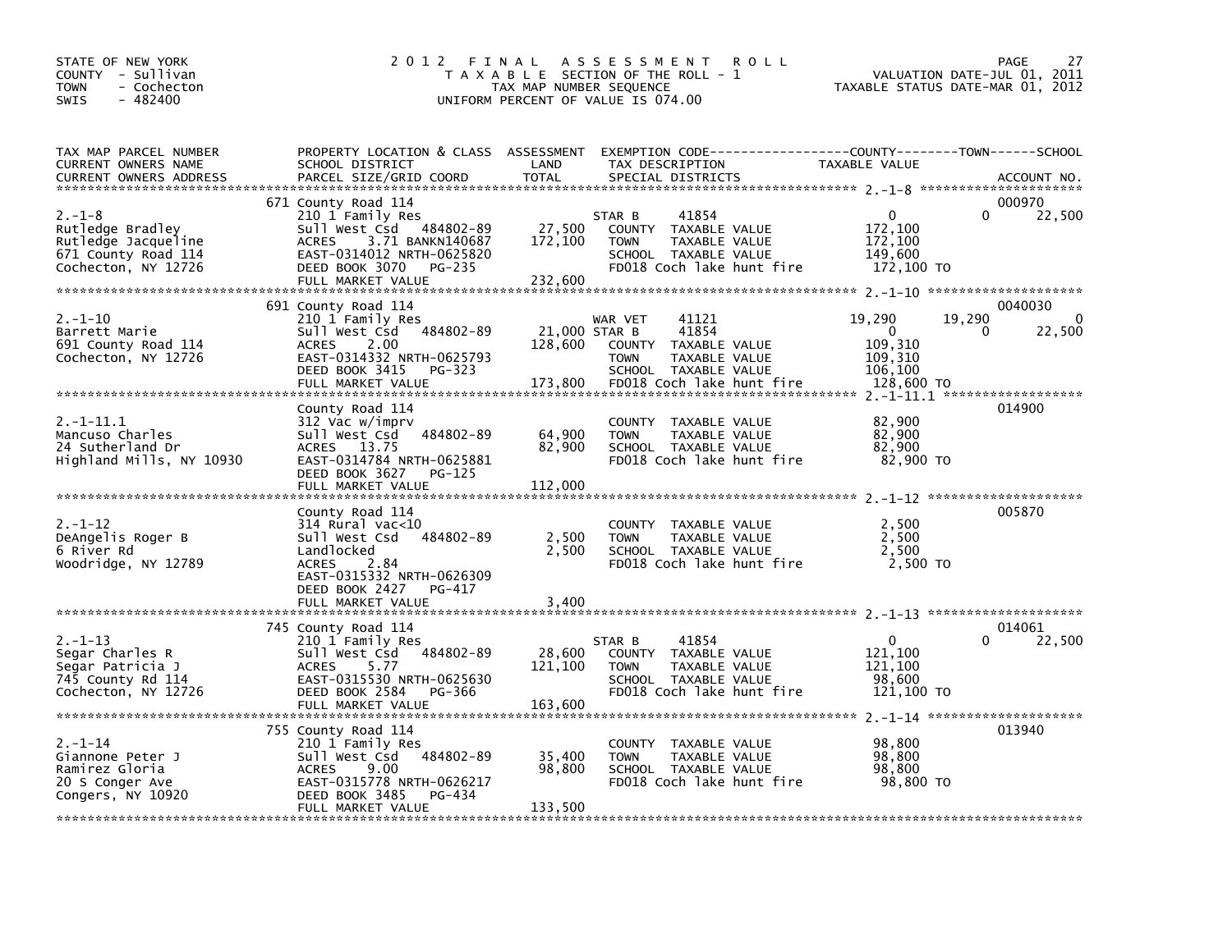STATE OF NEW YORK
COUNTY - Sullivan
TOWN - Cochecton
SWIS - 482400

# 2012 FINAL ASSESSMENT ROLL

TAXABLE SECTION OF THE ROLL - 1
TAX MAP NUMBER SEQUENCE
UNIFORM PERCENT OF VALUE IS 074.00

VALUATION DATE-JUL 01, 2011
TAXABLE STATUS DATE-MAR 01, 2012

| TAX MAP PARCEL NUMBER / CURRENT OWNERS NAME / CURRENT OWNERS ADDRESS | PROPERTY LOCATION & CLASS / SCHOOL DISTRICT / PARCEL SIZE/GRID COORD | ASSESSMENT LAND | TOTAL | EXEMPTION CODE / TAX DESCRIPTION / SPECIAL DISTRICTS | COUNTY TAXABLE VALUE | TOWN | SCHOOL | ACCOUNT NO. |
|---|---|---|---|---|---|---|---|---|
| 2.-1-8 | 671 County Road 114 | | | | | | | 000970 |
| | 210 1 Family Res | | | STAR B 41854 | 0 | 0 | 22,500 | |
| Rutledge Bradley | Sull West Csd 484802-89 | 27,500 | | COUNTY TAXABLE VALUE | 172,100 | | | |
| Rutledge Jacqueline | ACRES 3.71 BANKN140687 | | 172,100 | TOWN TAXABLE VALUE | 172,100 | | | |
| 671 County Road 114 | EAST-0314012 NRTH-0625820 | | | SCHOOL TAXABLE VALUE | 149,600 | | | |
| Cochecton, NY 12726 | DEED BOOK 3070 PG-235 | | | FD018 Coch lake hunt fire | 172,100 TO | | | |
| | FULL MARKET VALUE | | 232,600 | | | | | |
| 2.-1-10 | 691 County Road 114 | | | | | | | 0040030 |
| | 210 1 Family Res | | | WAR VET 41121 | 19,290 | 19,290 | 0 | |
| Barrett Marie | Sull West Csd 484802-89 | 21,000 | | STAR B 41854 | 0 | 0 | 22,500 | |
| 691 County Road 114 | ACRES 2.00 | | 128,600 | COUNTY TAXABLE VALUE | 109,310 | | | |
| Cochecton, NY 12726 | EAST-0314332 NRTH-0625793 | | | TOWN TAXABLE VALUE | 109,310 | | | |
| | DEED BOOK 3415 PG-323 | | | SCHOOL TAXABLE VALUE | 106,100 | | | |
| | FULL MARKET VALUE | | 173,800 | FD018 Coch lake hunt fire | 128,600 TO | | | |
| 2.-1-11.1 | County Road 114 | | | | | | | 014900 |
| | 312 Vac w/imprv | | | COUNTY TAXABLE VALUE | 82,900 | | | |
| Mancuso Charles | Sull West Csd 484802-89 | 64,900 | | TOWN TAXABLE VALUE | 82,900 | | | |
| 24 Sutherland Dr | ACRES 13.75 | | 82,900 | SCHOOL TAXABLE VALUE | 82,900 | | | |
| Highland Mills, NY 10930 | EAST-0314784 NRTH-0625881 | | | FD018 Coch lake hunt fire | 82,900 TO | | | |
| | DEED BOOK 3627 PG-125 | | | | | | | |
| | FULL MARKET VALUE | | 112,000 | | | | | |
| 2.-1-12 | County Road 114 | | | | | | | 005870 |
| | 314 Rural vac<10 | | | COUNTY TAXABLE VALUE | 2,500 | | | |
| DeAngelis Roger B | Sull West Csd 484802-89 | 2,500 | | TOWN TAXABLE VALUE | 2,500 | | | |
| 6 River Rd | Landlocked | | 2,500 | SCHOOL TAXABLE VALUE | 2,500 | | | |
| Woodridge, NY 12789 | ACRES 2.84 | | | FD018 Coch lake hunt fire | 2,500 TO | | | |
| | EAST-0315332 NRTH-0626309 | | | | | | | |
| | DEED BOOK 2427 PG-417 | | | | | | | |
| | FULL MARKET VALUE | | 3,400 | | | | | |
| 2.-1-13 | 745 County Road 114 | | | | | | | 014061 |
| | 210 1 Family Res | | | STAR B 41854 | 0 | 0 | 22,500 | |
| Segar Charles R | Sull West Csd 484802-89 | 28,600 | | COUNTY TAXABLE VALUE | 121,100 | | | |
| Segar Patricia J | ACRES 5.77 | | 121,100 | TOWN TAXABLE VALUE | 121,100 | | | |
| 745 County Rd 114 | EAST-0315530 NRTH-0625630 | | | SCHOOL TAXABLE VALUE | 98,600 | | | |
| Cochecton, NY 12726 | DEED BOOK 2584 PG-366 | | | FD018 Coch lake hunt fire | 121,100 TO | | | |
| | FULL MARKET VALUE | | 163,600 | | | | | |
| 2.-1-14 | 755 County Road 114 | | | | | | | 013940 |
| | 210 1 Family Res | | | COUNTY TAXABLE VALUE | 98,800 | | | |
| Giannone Peter J | Sull West Csd 484802-89 | 35,400 | | TOWN TAXABLE VALUE | 98,800 | | | |
| Ramirez Gloria | ACRES 9.00 | | 98,800 | SCHOOL TAXABLE VALUE | 98,800 | | | |
| 20 S Conger Ave | EAST-0315778 NRTH-0626217 | | | FD018 Coch lake hunt fire | 98,800 TO | | | |
| Congers, NY 10920 | DEED BOOK 3485 PG-434 | | | | | | | |
| | FULL MARKET VALUE | | 133,500 | | | | | |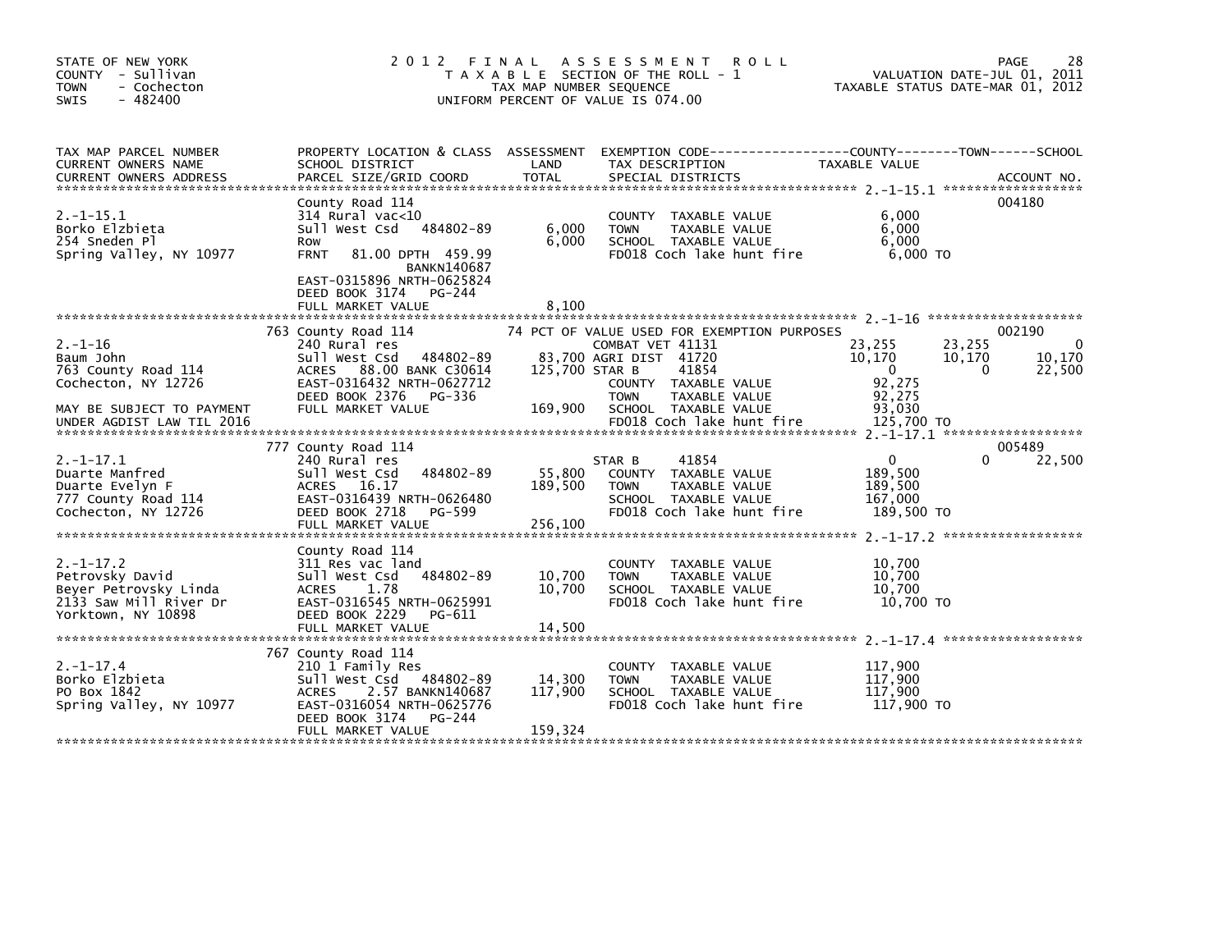STATE OF NEW YORK
COUNTY - Sullivan
TOWN - Cochecton
SWIS - 482400

# 2012 FINAL ASSESSMENT ROLL

TAXABLE SECTION OF THE ROLL - 1
TAX MAP NUMBER SEQUENCE
UNIFORM PERCENT OF VALUE IS 074.00

VALUATION DATE-JUL 01, 2011
TAXABLE STATUS DATE-MAR 01, 2012

| TAX MAP PARCEL NUMBER / CURRENT OWNERS NAME / CURRENT OWNERS ADDRESS | PROPERTY LOCATION & CLASS / SCHOOL DISTRICT / PARCEL SIZE/GRID COORD | ASSESSMENT LAND | TOTAL | EXEMPTION CODE / TAX DESCRIPTION / SPECIAL DISTRICTS | COUNTY TAXABLE VALUE | TOWN | SCHOOL | ACCOUNT NO. |
|---|---|---|---|---|---|---|---|---|
| 2.-1-15.1 | County Road 114 | | | | | | | 004180 |
| 2.-1-15.1 | 314 Rural vac<10 | | | COUNTY TAXABLE VALUE | 6,000 | | | |
| Borko Elzbieta | Sull West Csd 484802-89 | 6,000 | | TOWN TAXABLE VALUE | 6,000 | | | |
| 254 Sneden Pl | Row | | 6,000 | SCHOOL TAXABLE VALUE | 6,000 | | | |
| Spring Valley, NY 10977 | FRNT 81.00 DPTH 459.99 | | | FD018 Coch lake hunt fire | 6,000 TO | | | |
| | BANKN140687 | | | | | | | |
| | EAST-0315896 NRTH-0625824 | | | | | | | |
| | DEED BOOK 3174 PG-244 | | | | | | | |
| | FULL MARKET VALUE | | 8,100 | | | | | |
| 2.-1-16 | 763 County Road 114 | | | 74 PCT OF VALUE USED FOR EXEMPTION PURPOSES | | | | 002190 |
| 2.-1-16 | 240 Rural res | | | COMBAT VET 41131 | 23,255 | 23,255 | 0 | |
| Baum John | Sull West Csd 484802-89 | 83,700 | | AGRI DIST 41720 | 10,170 | 10,170 | 10,170 | |
| 763 County Road 114 | ACRES 88.00 BANK C30614 | | 125,700 | STAR B 41854 | 0 | 0 | 22,500 | |
| Cochecton, NY 12726 | EAST-0316432 NRTH-0627712 | | | COUNTY TAXABLE VALUE | 92,275 | | | |
| | DEED BOOK 2376 PG-336 | | | TOWN TAXABLE VALUE | 92,275 | | | |
| MAY BE SUBJECT TO PAYMENT | FULL MARKET VALUE | | 169,900 | SCHOOL TAXABLE VALUE | 93,030 | | | |
| UNDER AGDIST LAW TIL 2016 | | | | FD018 Coch lake hunt fire | 125,700 TO | | | |
| 2.-1-17.1 | 777 County Road 114 | | | | | | | 005489 |
| 2.-1-17.1 | 240 Rural res | | | STAR B 41854 | 0 | 0 | 22,500 | |
| Duarte Manfred | Sull West Csd 484802-89 | 55,800 | | COUNTY TAXABLE VALUE | 189,500 | | | |
| Duarte Evelyn F | ACRES 16.17 | | 189,500 | TOWN TAXABLE VALUE | 189,500 | | | |
| 777 County Road 114 | EAST-0316439 NRTH-0626480 | | | SCHOOL TAXABLE VALUE | 167,000 | | | |
| Cochecton, NY 12726 | DEED BOOK 2718 PG-599 | | | FD018 Coch lake hunt fire | 189,500 TO | | | |
| | FULL MARKET VALUE | | 256,100 | | | | | |
| 2.-1-17.2 | County Road 114 | | | | | | | |
| 2.-1-17.2 | 311 Res vac land | | | COUNTY TAXABLE VALUE | 10,700 | | | |
| Petrovsky David | Sull West Csd 484802-89 | 10,700 | | TOWN TAXABLE VALUE | 10,700 | | | |
| Beyer Petrovsky Linda | ACRES 1.78 | | 10,700 | SCHOOL TAXABLE VALUE | 10,700 | | | |
| 2133 Saw Mill River Dr | EAST-0316545 NRTH-0625991 | | | FD018 Coch lake hunt fire | 10,700 TO | | | |
| Yorktown, NY 10898 | DEED BOOK 2229 PG-611 | | | | | | | |
| | FULL MARKET VALUE | | 14,500 | | | | | |
| 2.-1-17.4 | 767 County Road 114 | | | | | | | |
| 2.-1-17.4 | 210 1 Family Res | | | COUNTY TAXABLE VALUE | 117,900 | | | |
| Borko Elzbieta | Sull West Csd 484802-89 | 14,300 | | TOWN TAXABLE VALUE | 117,900 | | | |
| PO Box 1842 | ACRES 2.57 BANKN140687 | | 117,900 | SCHOOL TAXABLE VALUE | 117,900 | | | |
| Spring Valley, NY 10977 | EAST-0316054 NRTH-0625776 | | | FD018 Coch lake hunt fire | 117,900 TO | | | |
| | DEED BOOK 3174 PG-244 | | | | | | | |
| | FULL MARKET VALUE | | 159,324 | | | | | |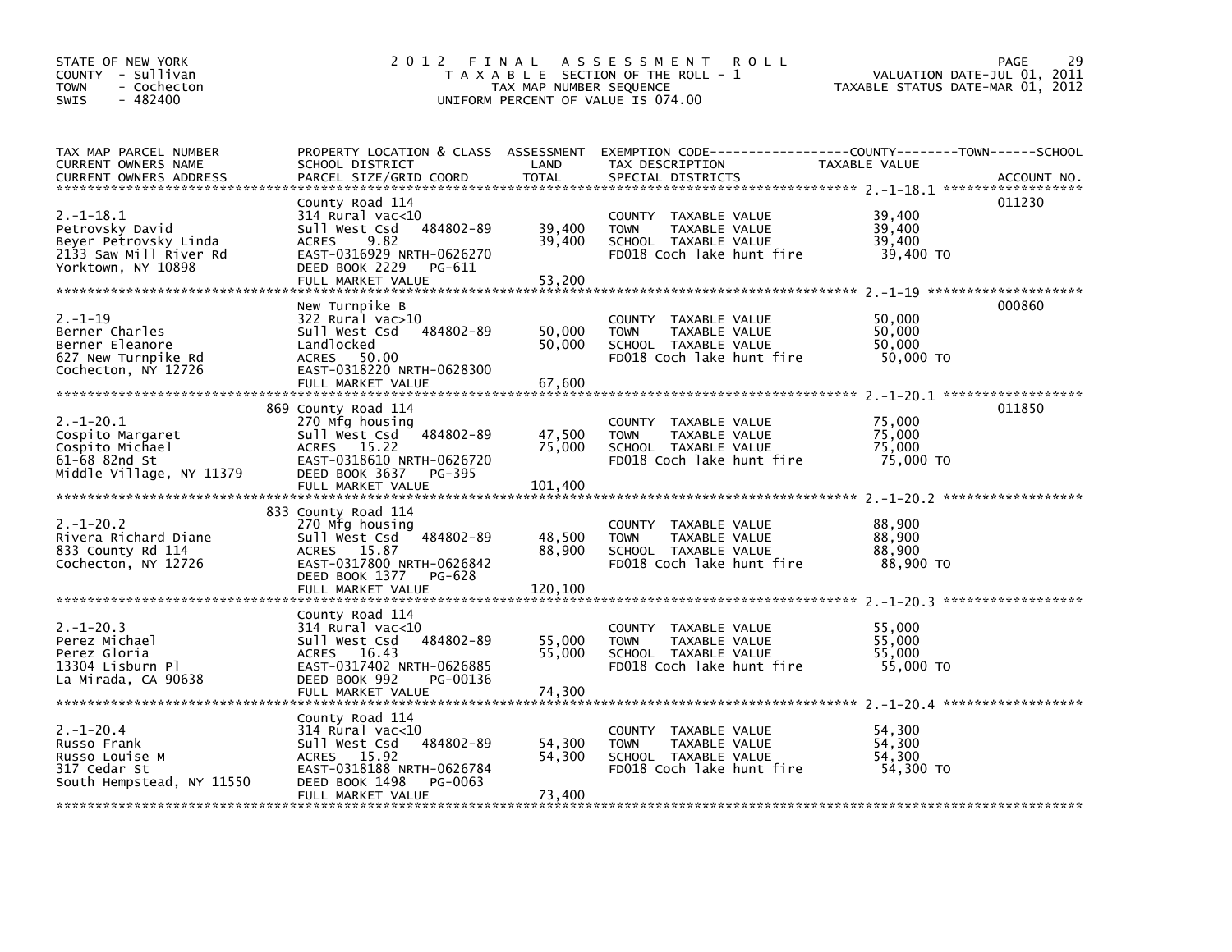STATE OF NEW YORK
COUNTY - Sullivan
TOWN - Cochecton
SWIS - 482400

# 2012 FINAL ASSESSMENT ROLL

TAXABLE SECTION OF THE ROLL - 1
TAX MAP NUMBER SEQUENCE
UNIFORM PERCENT OF VALUE IS 074.00

VALUATION DATE-JUL 01, 2011
TAXABLE STATUS DATE-MAR 01, 2012

| TAX MAP PARCEL NUMBER / CURRENT OWNERS NAME / CURRENT OWNERS ADDRESS | PROPERTY LOCATION & CLASS / SCHOOL DISTRICT / PARCEL SIZE/GRID COORD | ASSESSMENT LAND / TOTAL | EXEMPTION CODE / TAX DESCRIPTION / SPECIAL DISTRICTS | TAXABLE VALUE | ACCOUNT NO. |
|---|---|---|---|---|---|
| 2.-1-18.1<br>Petrovsky David<br>Beyer Petrovsky Linda<br>2133 Saw Mill River Rd<br>Yorktown, NY 10898 | County Road 114<br>314 Rural vac<10<br>Sull West Csd 484802-89<br>ACRES 9.82<br>EAST-0316929 NRTH-0626270<br>DEED BOOK 2229 PG-611<br>FULL MARKET VALUE | 39,400<br>39,400<br><br><br><br><br>53,200 | COUNTY TAXABLE VALUE<br>TOWN TAXABLE VALUE<br>SCHOOL TAXABLE VALUE<br>FD018 Coch lake hunt fire | 39,400<br>39,400<br>39,400<br>39,400 TO | 011230 |
| 2.-1-19<br>Berner Charles<br>Berner Eleanore<br>627 New Turnpike Rd<br>Cochecton, NY 12726 | New Turnpike B<br>322 Rural vac>10<br>Sull West Csd 484802-89<br>Landlocked<br>ACRES 50.00<br>EAST-0318220 NRTH-0628300<br>FULL MARKET VALUE | 50,000<br>50,000<br><br><br><br><br>67,600 | COUNTY TAXABLE VALUE<br>TOWN TAXABLE VALUE<br>SCHOOL TAXABLE VALUE<br>FD018 Coch lake hunt fire | 50,000<br>50,000<br>50,000<br>50,000 TO | 000860 |
| 2.-1-20.1<br>Cospito Margaret<br>Cospito Michael<br>61-68 82nd St<br>Middle Village, NY 11379 | 869 County Road 114<br>270 Mfg housing<br>Sull West Csd 484802-89<br>ACRES 15.22<br>EAST-0318610 NRTH-0626720<br>DEED BOOK 3637 PG-395<br>FULL MARKET VALUE | 47,500<br>75,000<br><br><br><br><br>101,400 | COUNTY TAXABLE VALUE<br>TOWN TAXABLE VALUE<br>SCHOOL TAXABLE VALUE<br>FD018 Coch lake hunt fire | 75,000<br>75,000<br>75,000<br>75,000 TO | 011850 |
| 2.-1-20.2<br>Rivera Richard Diane<br>833 County Rd 114<br>Cochecton, NY 12726 | 833 County Road 114<br>270 Mfg housing<br>Sull West Csd 484802-89<br>ACRES 15.87<br>EAST-0317800 NRTH-0626842<br>DEED BOOK 1377 PG-628<br>FULL MARKET VALUE | 48,500<br>88,900<br><br><br><br><br>120,100 | COUNTY TAXABLE VALUE<br>TOWN TAXABLE VALUE<br>SCHOOL TAXABLE VALUE<br>FD018 Coch lake hunt fire | 88,900<br>88,900<br>88,900<br>88,900 TO | |
| 2.-1-20.3<br>Perez Michael<br>Perez Gloria<br>13304 Lisburn Pl<br>La Mirada, CA 90638 | County Road 114<br>314 Rural vac<10<br>Sull West Csd 484802-89<br>ACRES 16.43<br>EAST-0317402 NRTH-0626885<br>DEED BOOK 992 PG-00136<br>FULL MARKET VALUE | 55,000<br>55,000<br><br><br><br><br>74,300 | COUNTY TAXABLE VALUE<br>TOWN TAXABLE VALUE<br>SCHOOL TAXABLE VALUE<br>FD018 Coch lake hunt fire | 55,000<br>55,000<br>55,000<br>55,000 TO | |
| 2.-1-20.4<br>Russo Frank<br>Russo Louise M<br>317 Cedar St<br>South Hempstead, NY 11550 | County Road 114<br>314 Rural vac<10<br>Sull West Csd 484802-89<br>ACRES 15.92<br>EAST-0318188 NRTH-0626784<br>DEED BOOK 1498 PG-0063<br>FULL MARKET VALUE | 54,300<br>54,300<br><br><br><br><br>73,400 | COUNTY TAXABLE VALUE<br>TOWN TAXABLE VALUE<br>SCHOOL TAXABLE VALUE<br>FD018 Coch lake hunt fire | 54,300<br>54,300<br>54,300<br>54,300 TO | |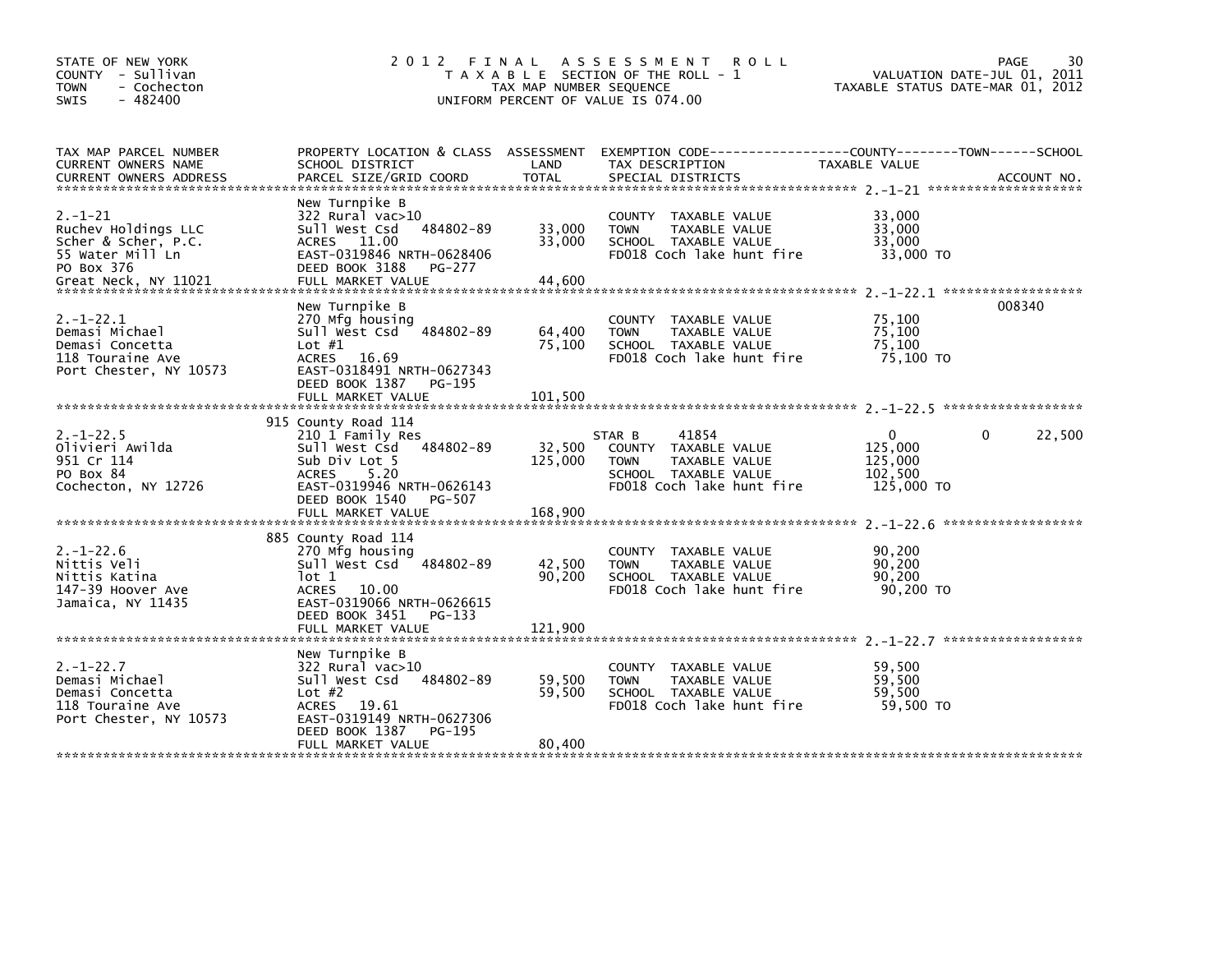STATE OF NEW YORK
COUNTY - Sullivan
TOWN - Cochecton
SWIS - 482400

# 2012 FINAL ASSESSMENT ROLL

TAXABLE SECTION OF THE ROLL - 1
TAX MAP NUMBER SEQUENCE
UNIFORM PERCENT OF VALUE IS 074.00

VALUATION DATE-JUL 01, 2011
TAXABLE STATUS DATE-MAR 01, 2012

| TAX MAP PARCEL NUMBER / CURRENT OWNERS NAME / CURRENT OWNERS ADDRESS | PROPERTY LOCATION & CLASS / SCHOOL DISTRICT / PARCEL SIZE/GRID COORD | ASSESSMENT LAND / TOTAL | EXEMPTION CODE / TAX DESCRIPTION / SPECIAL DISTRICTS | COUNTY TAXABLE VALUE | TOWN | SCHOOL | ACCOUNT NO. |
|---|---|---|---|---|---|---|---|
| 2.-1-21 | New Turnpike B | | | | | | |
| Ruchev Holdings LLC | 322 Rural vac>10 | | COUNTY TAXABLE VALUE | 33,000 | | | |
| Scher & Scher, P.C. | Sull West Csd 484802-89 | 33,000 | TOWN TAXABLE VALUE | 33,000 | | | |
| 55 Water Mill Ln | ACRES 11.00 | 33,000 | SCHOOL TAXABLE VALUE | 33,000 | | | |
| PO Box 376 | EAST-0319846 NRTH-0628406 | | FD018 Coch lake hunt fire | 33,000 TO | | | |
| Great Neck, NY 11021 | DEED BOOK 3188 PG-277 | | | | | | |
| | FULL MARKET VALUE | 44,600 | | | | | |
| 2.-1-22.1 | New Turnpike B | | | | | | 008340 |
| Demasi Michael | 270 Mfg housing | | COUNTY TAXABLE VALUE | 75,100 | | | |
| Demasi Concetta | Sull West Csd 484802-89 | 64,400 | TOWN TAXABLE VALUE | 75,100 | | | |
| 118 Touraine Ave | Lot #1 | 75,100 | SCHOOL TAXABLE VALUE | 75,100 | | | |
| Port Chester, NY 10573 | ACRES 16.69 | | FD018 Coch lake hunt fire | 75,100 TO | | | |
| | EAST-0318491 NRTH-0627343 | | | | | | |
| | DEED BOOK 1387 PG-195 | | | | | | |
| | FULL MARKET VALUE | 101,500 | | | | | |
| 2.-1-22.5 | 915 County Road 114 | | | | | | |
| Olivieri Awilda | 210 1 Family Res | | STAR B 41854 | 0 | 0 | 22,500 | |
| 951 Cr 114 | Sull West Csd 484802-89 | 32,500 | COUNTY TAXABLE VALUE | 125,000 | | | |
| PO Box 84 | Sub Div Lot 5 | 125,000 | TOWN TAXABLE VALUE | 125,000 | | | |
| Cochecton, NY 12726 | ACRES 5.20 | | SCHOOL TAXABLE VALUE | 102,500 | | | |
| | EAST-0319946 NRTH-0626143 | | FD018 Coch lake hunt fire | 125,000 TO | | | |
| | DEED BOOK 1540 PG-507 | | | | | | |
| | FULL MARKET VALUE | 168,900 | | | | | |
| 2.-1-22.6 | 885 County Road 114 | | | | | | |
| Nittis Veli | 270 Mfg housing | | COUNTY TAXABLE VALUE | 90,200 | | | |
| Nittis Katina | Sull West Csd 484802-89 | 42,500 | TOWN TAXABLE VALUE | 90,200 | | | |
| 147-39 Hoover Ave | lot 1 | 90,200 | SCHOOL TAXABLE VALUE | 90,200 | | | |
| Jamaica, NY 11435 | ACRES 10.00 | | FD018 Coch lake hunt fire | 90,200 TO | | | |
| | EAST-0319066 NRTH-0626615 | | | | | | |
| | DEED BOOK 3451 PG-133 | | | | | | |
| | FULL MARKET VALUE | 121,900 | | | | | |
| 2.-1-22.7 | New Turnpike B | | | | | | |
| Demasi Michael | 322 Rural vac>10 | | COUNTY TAXABLE VALUE | 59,500 | | | |
| Demasi Concetta | Sull West Csd 484802-89 | 59,500 | TOWN TAXABLE VALUE | 59,500 | | | |
| 118 Touraine Ave | Lot #2 | 59,500 | SCHOOL TAXABLE VALUE | 59,500 | | | |
| Port Chester, NY 10573 | ACRES 19.61 | | FD018 Coch lake hunt fire | 59,500 TO | | | |
| | EAST-0319149 NRTH-0627306 | | | | | | |
| | DEED BOOK 1387 PG-195 | | | | | | |
| | FULL MARKET VALUE | 80,400 | | | | | |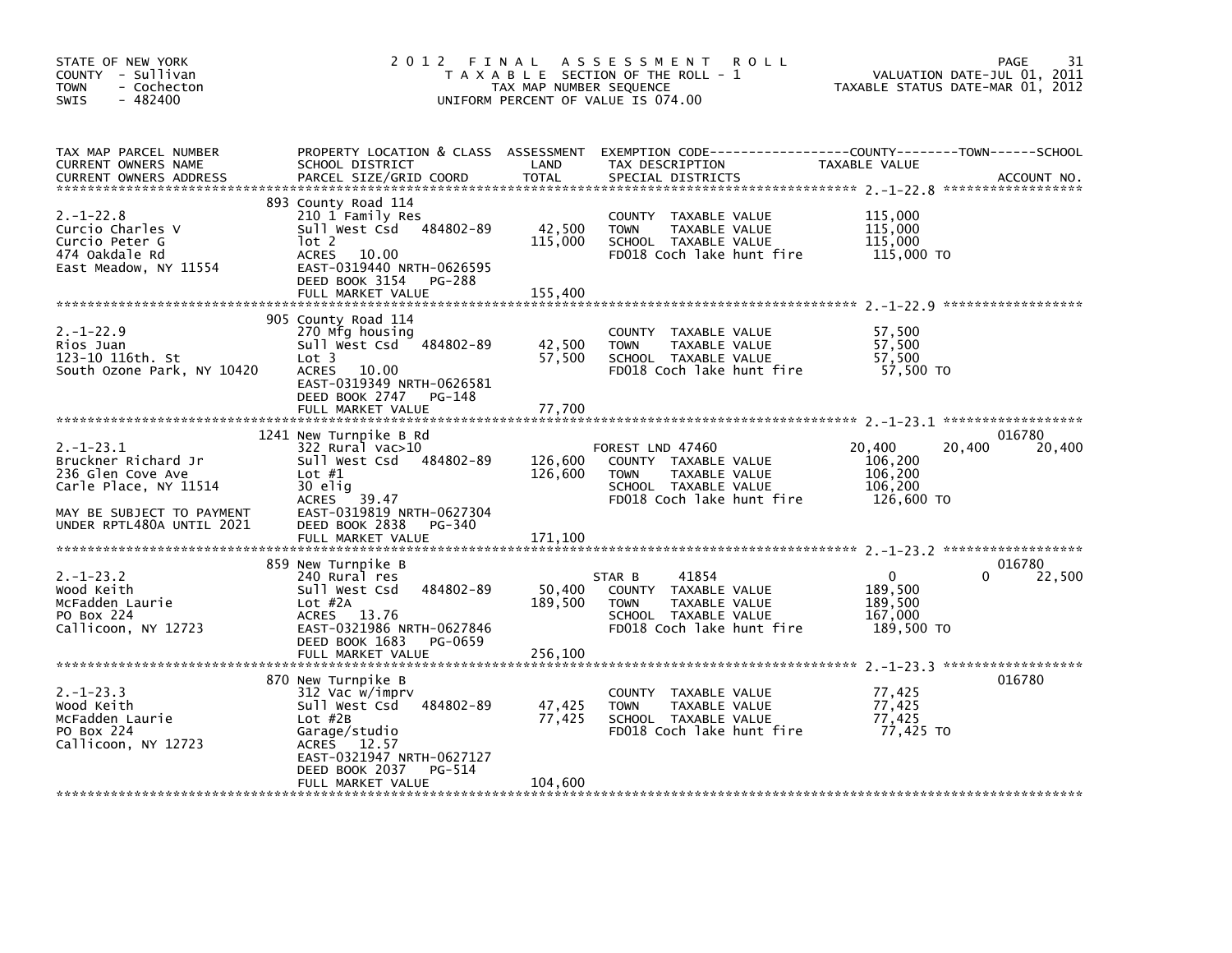STATE OF NEW YORK
COUNTY - Sullivan
TOWN - Cochecton
SWIS - 482400

# 2012 FINAL ASSESSMENT ROLL

TAXABLE SECTION OF THE ROLL - 1
TAX MAP NUMBER SEQUENCE
UNIFORM PERCENT OF VALUE IS 074.00

VALUATION DATE-JUL 01, 2011
TAXABLE STATUS DATE-MAR 01, 2012

| TAX MAP PARCEL NUMBER / CURRENT OWNERS NAME / CURRENT OWNERS ADDRESS | PROPERTY LOCATION & CLASS / SCHOOL DISTRICT / PARCEL SIZE/GRID COORD | ASSESSMENT LAND | TOTAL | EXEMPTION CODE / TAX DESCRIPTION / SPECIAL DISTRICTS | COUNTY TAXABLE VALUE | TOWN | SCHOOL | ACCOUNT NO. |
|---|---|---|---|---|---|---|---|---|
| **2.-1-22.8** | 893 County Road 114 | | | | | | | |
| Curcio Charles V | 210 1 Family Res | | | COUNTY TAXABLE VALUE | 115,000 | | | |
| Curcio Peter G | Sull West Csd 484802-89 | 42,500 | | TOWN TAXABLE VALUE | 115,000 | | | |
| 474 Oakdale Rd | lot 2 | | 115,000 | SCHOOL TAXABLE VALUE | 115,000 | | | |
| East Meadow, NY 11554 | ACRES 10.00 | | | FD018 Coch lake hunt fire | 115,000 TO | | | |
| | EAST-0319440 NRTH-0626595 | | | | | | | |
| | DEED BOOK 3154 PG-288 | | | | | | | |
| | FULL MARKET VALUE | | 155,400 | | | | | |
| **2.-1-22.9** | 905 County Road 114 | | | | | | | |
| Rios Juan | 270 Mfg housing | | | COUNTY TAXABLE VALUE | 57,500 | | | |
| 123-10 116th. St | Sull West Csd 484802-89 | 42,500 | | TOWN TAXABLE VALUE | 57,500 | | | |
| South Ozone Park, NY 10420 | Lot 3 | | 57,500 | SCHOOL TAXABLE VALUE | 57,500 | | | |
| | ACRES 10.00 | | | FD018 Coch lake hunt fire | 57,500 TO | | | |
| | EAST-0319349 NRTH-0626581 | | | | | | | |
| | DEED BOOK 2747 PG-148 | | | | | | | |
| | FULL MARKET VALUE | | 77,700 | | | | | |
| **2.-1-23.1** | 1241 New Turnpike B Rd | | | | | | | 016780 |
| Bruckner Richard Jr | 322 Rural vac>10 | | | FOREST LND 47460 | 20,400 | 20,400 | 20,400 | |
| 236 Glen Cove Ave | Sull West Csd 484802-89 | 126,600 | | COUNTY TAXABLE VALUE | 106,200 | | | |
| Carle Place, NY 11514 | Lot #1 | | 126,600 | TOWN TAXABLE VALUE | 106,200 | | | |
| | 30 elig | | | SCHOOL TAXABLE VALUE | 106,200 | | | |
| MAY BE SUBJECT TO PAYMENT | ACRES 39.47 | | | FD018 Coch lake hunt fire | 126,600 TO | | | |
| UNDER RPTL480A UNTIL 2021 | EAST-0319819 NRTH-0627304 | | | | | | | |
| | DEED BOOK 2838 PG-340 | | | | | | | |
| | FULL MARKET VALUE | | 171,100 | | | | | |
| **2.-1-23.2** | 859 New Turnpike B | | | | | | | 016780 |
| Wood Keith | 240 Rural res | | | STAR B 41854 | 0 | 0 | 22,500 | |
| McFadden Laurie | Sull West Csd 484802-89 | 50,400 | | COUNTY TAXABLE VALUE | 189,500 | | | |
| PO Box 224 | Lot #2A | | 189,500 | TOWN TAXABLE VALUE | 189,500 | | | |
| Callicoon, NY 12723 | ACRES 13.76 | | | SCHOOL TAXABLE VALUE | 167,000 | | | |
| | EAST-0321986 NRTH-0627846 | | | FD018 Coch lake hunt fire | 189,500 TO | | | |
| | DEED BOOK 1683 PG-0659 | | | | | | | |
| | FULL MARKET VALUE | | 256,100 | | | | | |
| **2.-1-23.3** | 870 New Turnpike B | | | | | | | 016780 |
| Wood Keith | 312 Vac w/imprv | | | COUNTY TAXABLE VALUE | 77,425 | | | |
| McFadden Laurie | Sull West Csd 484802-89 | 47,425 | | TOWN TAXABLE VALUE | 77,425 | | | |
| PO Box 224 | Lot #2B | | 77,425 | SCHOOL TAXABLE VALUE | 77,425 | | | |
| Callicoon, NY 12723 | Garage/studio | | | FD018 Coch lake hunt fire | 77,425 TO | | | |
| | ACRES 12.57 | | | | | | | |
| | EAST-0321947 NRTH-0627127 | | | | | | | |
| | DEED BOOK 2037 PG-514 | | | | | | | |
| | FULL MARKET VALUE | | 104,600 | | | | | |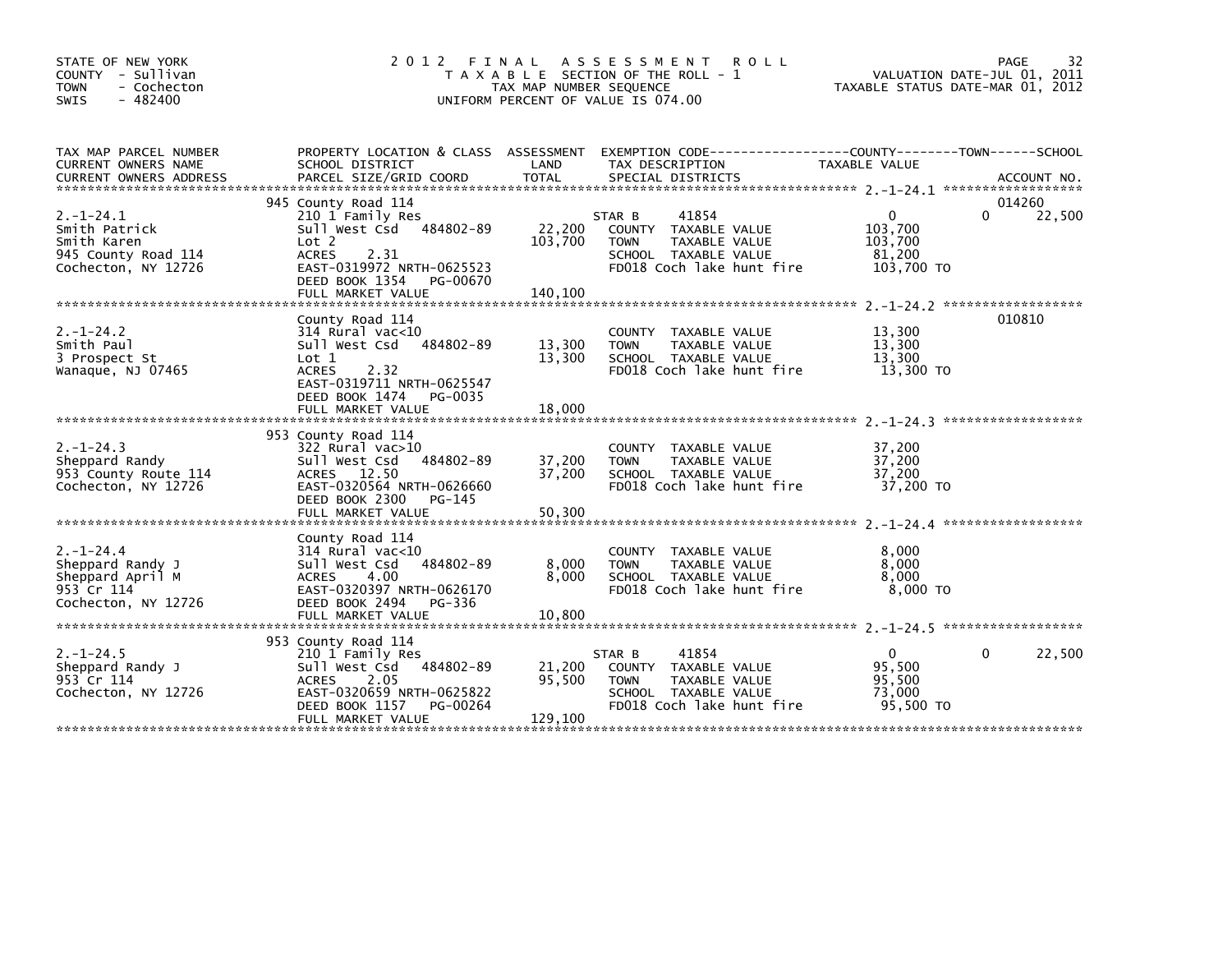STATE OF NEW YORK
COUNTY - Sullivan
TOWN - Cochecton
SWIS - 482400

# 2012 FINAL ASSESSMENT ROLL

TAXABLE SECTION OF THE ROLL - 1
TAX MAP NUMBER SEQUENCE
UNIFORM PERCENT OF VALUE IS 074.00

VALUATION DATE-JUL 01, 2011
TAXABLE STATUS DATE-MAR 01, 2012

| TAX MAP PARCEL NUMBER / CURRENT OWNERS NAME / CURRENT OWNERS ADDRESS | PROPERTY LOCATION & CLASS / SCHOOL DISTRICT / PARCEL SIZE/GRID COORD | ASSESSMENT LAND / TOTAL | EXEMPTION CODE / TAX DESCRIPTION / SPECIAL DISTRICTS | COUNTY TAXABLE VALUE | TOWN | SCHOOL / ACCOUNT NO. |
|---|---|---|---|---|---|---|
| 2.-1-24.1 | 945 County Road 114 | | | | | 014260 |
| | 210 1 Family Res | | STAR B 41854 | 0 | 0 | 22,500 |
| Smith Patrick | Sull West Csd 484802-89 | 22,200 | COUNTY TAXABLE VALUE | 103,700 | | |
| Smith Karen | Lot 2 | 103,700 | TOWN TAXABLE VALUE | 103,700 | | |
| 945 County Road 114 | ACRES 2.31 | | SCHOOL TAXABLE VALUE | 81,200 | | |
| Cochecton, NY 12726 | EAST-0319972 NRTH-0625523 | | FD018 Coch lake hunt fire | 103,700 TO | | |
| | DEED BOOK 1354 PG-00670 | | | | | |
| | FULL MARKET VALUE | 140,100 | | | | |
| 2.-1-24.2 | County Road 114 | | | | | 010810 |
| | 314 Rural vac<10 | | COUNTY TAXABLE VALUE | 13,300 | | |
| Smith Paul | Sull West Csd 484802-89 | 13,300 | TOWN TAXABLE VALUE | 13,300 | | |
| 3 Prospect St | Lot 1 | 13,300 | SCHOOL TAXABLE VALUE | 13,300 | | |
| Wanaque, NJ 07465 | ACRES 2.32 | | FD018 Coch lake hunt fire | 13,300 TO | | |
| | EAST-0319711 NRTH-0625547 | | | | | |
| | DEED BOOK 1474 PG-0035 | | | | | |
| | FULL MARKET VALUE | 18,000 | | | | |
| 2.-1-24.3 | 953 County Road 114 | | | | | |
| | 322 Rural vac>10 | | COUNTY TAXABLE VALUE | 37,200 | | |
| Sheppard Randy | Sull West Csd 484802-89 | 37,200 | TOWN TAXABLE VALUE | 37,200 | | |
| 953 County Route 114 | ACRES 12.50 | 37,200 | SCHOOL TAXABLE VALUE | 37,200 | | |
| Cochecton, NY 12726 | EAST-0320564 NRTH-0626660 | | FD018 Coch lake hunt fire | 37,200 TO | | |
| | DEED BOOK 2300 PG-145 | | | | | |
| | FULL MARKET VALUE | 50,300 | | | | |
| 2.-1-24.4 | County Road 114 | | | | | |
| | 314 Rural vac<10 | | COUNTY TAXABLE VALUE | 8,000 | | |
| Sheppard Randy J | Sull West Csd 484802-89 | 8,000 | TOWN TAXABLE VALUE | 8,000 | | |
| Sheppard April M | ACRES 4.00 | 8,000 | SCHOOL TAXABLE VALUE | 8,000 | | |
| 953 Cr 114 | EAST-0320397 NRTH-0626170 | | FD018 Coch lake hunt fire | 8,000 TO | | |
| Cochecton, NY 12726 | DEED BOOK 2494 PG-336 | | | | | |
| | FULL MARKET VALUE | 10,800 | | | | |
| 2.-1-24.5 | 953 County Road 114 | | | | | |
| | 210 1 Family Res | | STAR B 41854 | 0 | 0 | 22,500 |
| Sheppard Randy J | Sull West Csd 484802-89 | 21,200 | COUNTY TAXABLE VALUE | 95,500 | | |
| 953 Cr 114 | ACRES 2.05 | 95,500 | TOWN TAXABLE VALUE | 95,500 | | |
| Cochecton, NY 12726 | EAST-0320659 NRTH-0625822 | | SCHOOL TAXABLE VALUE | 73,000 | | |
| | DEED BOOK 1157 PG-00264 | | FD018 Coch lake hunt fire | 95,500 TO | | |
| | FULL MARKET VALUE | 129,100 | | | | |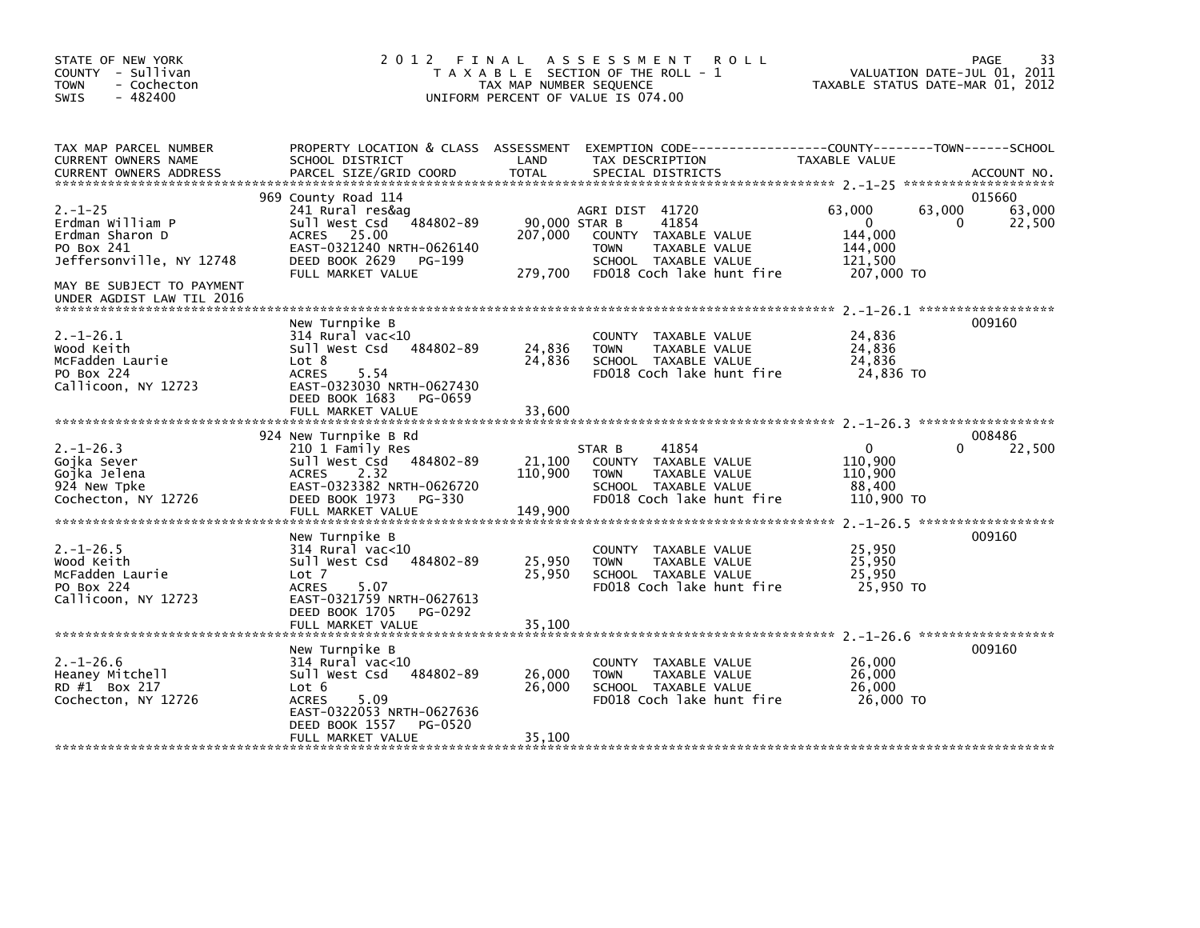STATE OF NEW YORK
COUNTY - Sullivan
TOWN - Cochecton
SWIS - 482400

# 2012 FINAL ASSESSMENT ROLL

TAXABLE SECTION OF THE ROLL - 1
TAX MAP NUMBER SEQUENCE
UNIFORM PERCENT OF VALUE IS 074.00

VALUATION DATE-JUL 01, 2011
TAXABLE STATUS DATE-MAR 01, 2012

| TAX MAP PARCEL NUMBER / CURRENT OWNERS NAME / CURRENT OWNERS ADDRESS | PROPERTY LOCATION & CLASS / SCHOOL DISTRICT / PARCEL SIZE/GRID COORD | ASSESSMENT LAND | TOTAL | EXEMPTION CODE / TAX DESCRIPTION / SPECIAL DISTRICTS | COUNTY | TOWN | SCHOOL | ACCOUNT NO. |
|---|---|---|---|---|---|---|---|---|
| 2.-1-25 | 969 County Road 114 | | | | | | | 015660 |
| | 241 Rural res&ag | | | AGRI DIST 41720 | 63,000 | 63,000 | 63,000 | |
| Erdman William P | Sull West Csd 484802-89 | 90,000 | | STAR B 41854 | 0 | 0 | 22,500 | |
| Erdman Sharon D | ACRES 25.00 | | 207,000 | COUNTY TAXABLE VALUE | 144,000 | | | |
| PO Box 241 | EAST-0321240 NRTH-0626140 | | | TOWN TAXABLE VALUE | | 144,000 | | |
| Jeffersonville, NY 12748 | DEED BOOK 2629 PG-199 | | | SCHOOL TAXABLE VALUE | | | 121,500 | |
| | FULL MARKET VALUE | | 279,700 | FD018 Coch lake hunt fire | 207,000 TO | | | |
| MAY BE SUBJECT TO PAYMENT UNDER AGDIST LAW TIL 2016 | | | | | | | | |
| 2.-1-26.1 | New Turnpike B | | | | | | | 009160 |
| | 314 Rural vac<10 | | | COUNTY TAXABLE VALUE | 24,836 | | | |
| Wood Keith | Sull West Csd 484802-89 | 24,836 | | TOWN TAXABLE VALUE | | 24,836 | | |
| McFadden Laurie | Lot 8 | | 24,836 | SCHOOL TAXABLE VALUE | | | 24,836 | |
| PO Box 224 | ACRES 5.54 | | | FD018 Coch lake hunt fire | 24,836 TO | | | |
| Callicoon, NY 12723 | EAST-0323030 NRTH-0627430 | | | | | | | |
| | DEED BOOK 1683 PG-0659 | | | | | | | |
| | FULL MARKET VALUE | | 33,600 | | | | | |
| 2.-1-26.3 | 924 New Turnpike B Rd | | | | | | | 008486 |
| | 210 1 Family Res | | | STAR B 41854 | 0 | 0 | 22,500 | |
| Gojka Sever | Sull West Csd 484802-89 | 21,100 | | COUNTY TAXABLE VALUE | 110,900 | | | |
| Gojka Jelena | ACRES 2.32 | | 110,900 | TOWN TAXABLE VALUE | | 110,900 | | |
| 924 New Tpke | EAST-0323382 NRTH-0626720 | | | SCHOOL TAXABLE VALUE | | | 88,400 | |
| Cochecton, NY 12726 | DEED BOOK 1973 PG-330 | | | FD018 Coch lake hunt fire | 110,900 TO | | | |
| | FULL MARKET VALUE | | 149,900 | | | | | |
| 2.-1-26.5 | New Turnpike B | | | | | | | 009160 |
| | 314 Rural vac<10 | | | COUNTY TAXABLE VALUE | 25,950 | | | |
| Wood Keith | Sull West Csd 484802-89 | 25,950 | | TOWN TAXABLE VALUE | | 25,950 | | |
| McFadden Laurie | Lot 7 | | 25,950 | SCHOOL TAXABLE VALUE | | | 25,950 | |
| PO Box 224 | ACRES 5.07 | | | FD018 Coch lake hunt fire | 25,950 TO | | | |
| Callicoon, NY 12723 | EAST-0321759 NRTH-0627613 | | | | | | | |
| | DEED BOOK 1705 PG-0292 | | | | | | | |
| | FULL MARKET VALUE | | 35,100 | | | | | |
| 2.-1-26.6 | New Turnpike B | | | | | | | 009160 |
| | 314 Rural vac<10 | | | COUNTY TAXABLE VALUE | 26,000 | | | |
| Heaney Mitchell | Sull West Csd 484802-89 | 26,000 | | TOWN TAXABLE VALUE | | 26,000 | | |
| RD #1 Box 217 | Lot 6 | | 26,000 | SCHOOL TAXABLE VALUE | | | 26,000 | |
| Cochecton, NY 12726 | ACRES 5.09 | | | FD018 Coch lake hunt fire | 26,000 TO | | | |
| | EAST-0322053 NRTH-0627636 | | | | | | | |
| | DEED BOOK 1557 PG-0520 | | | | | | | |
| | FULL MARKET VALUE | | 35,100 | | | | | |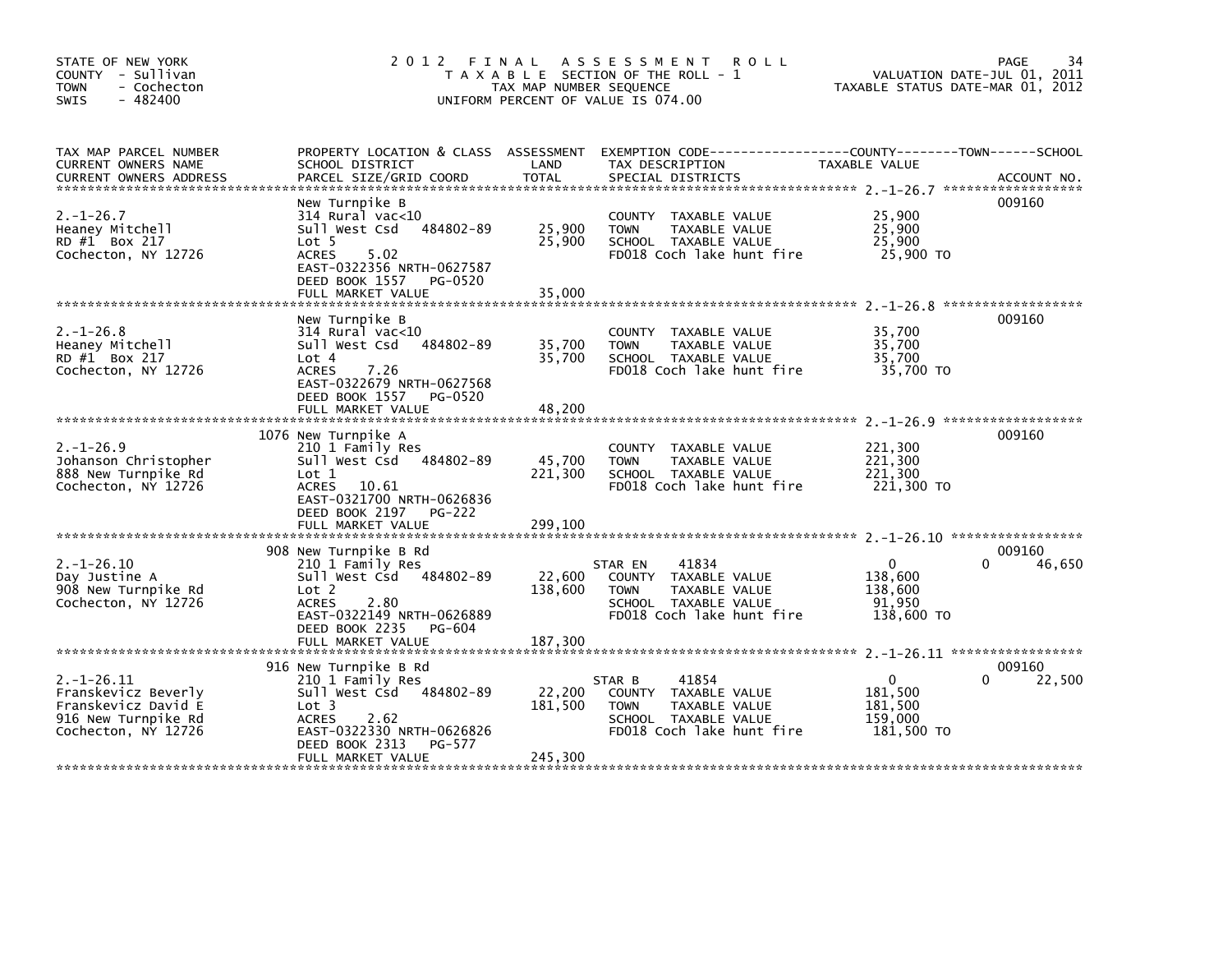STATE OF NEW YORK
COUNTY - Sullivan
TOWN - Cochecton
SWIS - 482400

# 2012 FINAL ASSESSMENT ROLL

TAXABLE SECTION OF THE ROLL - 1
TAX MAP NUMBER SEQUENCE
UNIFORM PERCENT OF VALUE IS 074.00

VALUATION DATE-JUL 01, 2011
TAXABLE STATUS DATE-MAR 01, 2012

| TAX MAP PARCEL NUMBER / CURRENT OWNERS NAME / CURRENT OWNERS ADDRESS | PROPERTY LOCATION & CLASS / SCHOOL DISTRICT / PARCEL SIZE/GRID COORD | ASSESSMENT LAND | TOTAL | EXEMPTION CODE / TAX DESCRIPTION / SPECIAL DISTRICTS | COUNTY TAXABLE VALUE | TOWN | SCHOOL | ACCOUNT NO. |
|---|---|---|---|---|---|---|---|---|
| 2.-1-26.7 | New Turnpike B | | | | | | | 009160 |
| Heaney Mitchell | 314 Rural vac<10 | | | COUNTY TAXABLE VALUE | 25,900 | | | |
| RD #1 Box 217 | Sull West Csd 484802-89 | 25,900 | | TOWN TAXABLE VALUE | 25,900 | | | |
| Cochecton, NY 12726 | Lot 5 | | 25,900 | SCHOOL TAXABLE VALUE | 25,900 | | | |
| | ACRES 5.02 | | | FD018 Coch lake hunt fire | 25,900 TO | | | |
| | EAST-0322356 NRTH-0627587 | | | | | | | |
| | DEED BOOK 1557 PG-0520 | | | | | | | |
| | FULL MARKET VALUE | | 35,000 | | | | | |
| 2.-1-26.8 | New Turnpike B | | | | | | | 009160 |
| Heaney Mitchell | 314 Rural vac<10 | | | COUNTY TAXABLE VALUE | 35,700 | | | |
| RD #1 Box 217 | Sull West Csd 484802-89 | 35,700 | | TOWN TAXABLE VALUE | 35,700 | | | |
| Cochecton, NY 12726 | Lot 4 | | 35,700 | SCHOOL TAXABLE VALUE | 35,700 | | | |
| | ACRES 7.26 | | | FD018 Coch lake hunt fire | 35,700 TO | | | |
| | EAST-0322679 NRTH-0627568 | | | | | | | |
| | DEED BOOK 1557 PG-0520 | | | | | | | |
| | FULL MARKET VALUE | | 48,200 | | | | | |
| 2.-1-26.9 | 1076 New Turnpike A | | | | | | | 009160 |
| Johanson Christopher | 210 1 Family Res | | | COUNTY TAXABLE VALUE | 221,300 | | | |
| 888 New Turnpike Rd | Sull West Csd 484802-89 | 45,700 | | TOWN TAXABLE VALUE | 221,300 | | | |
| Cochecton, NY 12726 | Lot 1 | | 221,300 | SCHOOL TAXABLE VALUE | 221,300 | | | |
| | ACRES 10.61 | | | FD018 Coch lake hunt fire | 221,300 TO | | | |
| | EAST-0321700 NRTH-0626836 | | | | | | | |
| | DEED BOOK 2197 PG-222 | | | | | | | |
| | FULL MARKET VALUE | | 299,100 | | | | | |
| 2.-1-26.10 | 908 New Turnpike B Rd | | | | | | | 009160 |
| Day Justine A | 210 1 Family Res | | | STAR EN 41834 | 0 | 0 | 46,650 | |
| 908 New Turnpike Rd | Sull West Csd 484802-89 | 22,600 | | COUNTY TAXABLE VALUE | 138,600 | | | |
| Cochecton, NY 12726 | Lot 2 | | 138,600 | TOWN TAXABLE VALUE | 138,600 | | | |
| | ACRES 2.80 | | | SCHOOL TAXABLE VALUE | 91,950 | | | |
| | EAST-0322149 NRTH-0626889 | | | FD018 Coch lake hunt fire | 138,600 TO | | | |
| | DEED BOOK 2235 PG-604 | | | | | | | |
| | FULL MARKET VALUE | | 187,300 | | | | | |
| 2.-1-26.11 | 916 New Turnpike B Rd | | | | | | | 009160 |
| Franskevicz Beverly | 210 1 Family Res | | | STAR B 41854 | 0 | 0 | 22,500 | |
| Franskevicz David E | Sull West Csd 484802-89 | 22,200 | | COUNTY TAXABLE VALUE | 181,500 | | | |
| 916 New Turnpike Rd | Lot 3 | | 181,500 | TOWN TAXABLE VALUE | 181,500 | | | |
| Cochecton, NY 12726 | ACRES 2.62 | | | SCHOOL TAXABLE VALUE | 159,000 | | | |
| | EAST-0322330 NRTH-0626826 | | | FD018 Coch lake hunt fire | 181,500 TO | | | |
| | DEED BOOK 2313 PG-577 | | | | | | | |
| | FULL MARKET VALUE | | 245,300 | | | | | |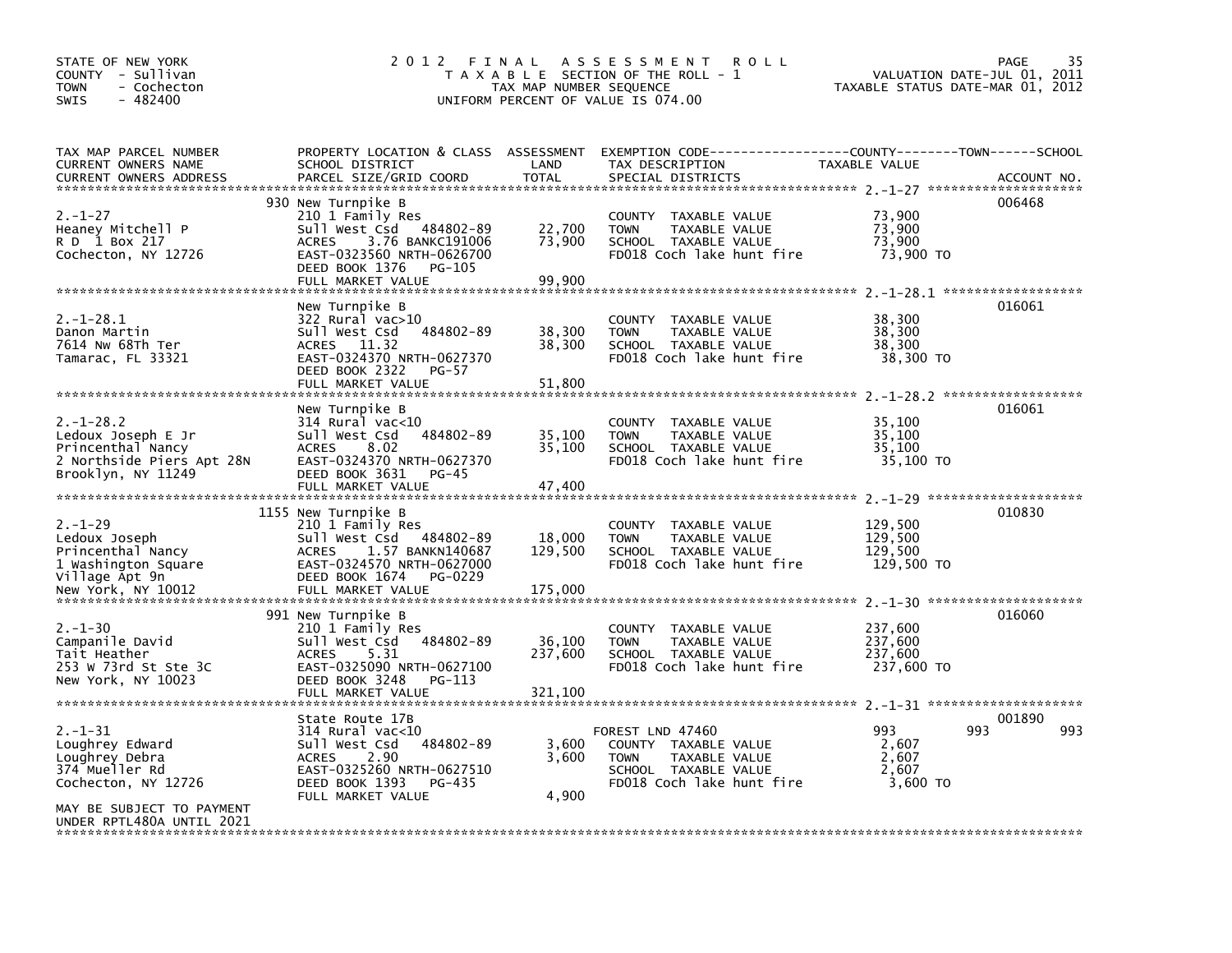STATE OF NEW YORK
COUNTY - Sullivan
TOWN - Cochecton
SWIS - 482400

2012 FINAL ASSESSMENT ROLL
TAXABLE SECTION OF THE ROLL - 1
TAX MAP NUMBER SEQUENCE
UNIFORM PERCENT OF VALUE IS 074.00

VALUATION DATE-JUL 01, 2011
TAXABLE STATUS DATE-MAR 01, 2012

| TAX MAP PARCEL NUMBER / CURRENT OWNERS NAME / CURRENT OWNERS ADDRESS | PROPERTY LOCATION & CLASS / SCHOOL DISTRICT / PARCEL SIZE/GRID COORD | ASSESSMENT LAND | TOTAL | EXEMPTION CODE / TAX DESCRIPTION / SPECIAL DISTRICTS | COUNTY TAXABLE VALUE | TOWN | SCHOOL | ACCOUNT NO. |
|---|---|---|---|---|---|---|---|---|
| 2.-1-27 | 930 New Turnpike B | | | | | | | 006468 |
| Heaney Mitchell P | 210 1 Family Res | | | COUNTY TAXABLE VALUE | 73,900 | | | |
| R D 1 Box 217 | Sull West Csd 484802-89 | 22,700 | | TOWN TAXABLE VALUE | 73,900 | | | |
| Cochecton, NY 12726 | ACRES 3.76 BANKC191006 | | 73,900 | SCHOOL TAXABLE VALUE | 73,900 | | | |
| | EAST-0323560 NRTH-0626700 | | | FD018 Coch lake hunt fire | 73,900 TO | | | |
| | DEED BOOK 1376 PG-105 | | | | | | | |
| | FULL MARKET VALUE | | 99,900 | | | | | |
| 2.-1-28.1 | New Turnpike B | | | | | | | 016061 |
| Danon Martin | 322 Rural vac>10 | | | COUNTY TAXABLE VALUE | 38,300 | | | |
| 7614 Nw 68Th Ter | Sull West Csd 484802-89 | 38,300 | | TOWN TAXABLE VALUE | 38,300 | | | |
| Tamarac, FL 33321 | ACRES 11.32 | | 38,300 | SCHOOL TAXABLE VALUE | 38,300 | | | |
| | EAST-0324370 NRTH-0627370 | | | FD018 Coch lake hunt fire | 38,300 TO | | | |
| | DEED BOOK 2322 PG-57 | | | | | | | |
| | FULL MARKET VALUE | | 51,800 | | | | | |
| 2.-1-28.2 | New Turnpike B | | | | | | | 016061 |
| Ledoux Joseph E Jr | 314 Rural vac<10 | | | COUNTY TAXABLE VALUE | 35,100 | | | |
| Princenthal Nancy | Sull West Csd 484802-89 | 35,100 | | TOWN TAXABLE VALUE | 35,100 | | | |
| 2 Northside Piers Apt 28N | ACRES 8.02 | | 35,100 | SCHOOL TAXABLE VALUE | 35,100 | | | |
| Brooklyn, NY 11249 | EAST-0324370 NRTH-0627370 | | | FD018 Coch lake hunt fire | 35,100 TO | | | |
| | DEED BOOK 3631 PG-45 | | | | | | | |
| | FULL MARKET VALUE | | 47,400 | | | | | |
| 2.-1-29 | 1155 New Turnpike B | | | | | | | 010830 |
| Ledoux Joseph | 210 1 Family Res | | | COUNTY TAXABLE VALUE | 129,500 | | | |
| Princenthal Nancy | Sull West Csd 484802-89 | 18,000 | | TOWN TAXABLE VALUE | 129,500 | | | |
| 1 Washington Square | ACRES 1.57 BANKN140687 | | 129,500 | SCHOOL TAXABLE VALUE | 129,500 | | | |
| Village Apt 9n | EAST-0324570 NRTH-0627000 | | | FD018 Coch lake hunt fire | 129,500 TO | | | |
| New York, NY 10012 | DEED BOOK 1674 PG-0229 | | | | | | | |
| | FULL MARKET VALUE | | 175,000 | | | | | |
| 2.-1-30 | 991 New Turnpike B | | | | | | | 016060 |
| Campanile David | 210 1 Family Res | | | COUNTY TAXABLE VALUE | 237,600 | | | |
| Tait Heather | Sull West Csd 484802-89 | 36,100 | | TOWN TAXABLE VALUE | 237,600 | | | |
| 253 W 73rd St Ste 3C | ACRES 5.31 | | 237,600 | SCHOOL TAXABLE VALUE | 237,600 | | | |
| New York, NY 10023 | EAST-0325090 NRTH-0627100 | | | FD018 Coch lake hunt fire | 237,600 TO | | | |
| | DEED BOOK 3248 PG-113 | | | | | | | |
| | FULL MARKET VALUE | | 321,100 | | | | | |
| 2.-1-31 | State Route 17B | | | | | | | 001890 |
| Loughrey Edward | 314 Rural vac<10 | | | FOREST LND 47460 | 993 | 993 | 993 | |
| Loughrey Debra | Sull West Csd 484802-89 | 3,600 | | COUNTY TAXABLE VALUE | 2,607 | | | |
| 374 Mueller Rd | ACRES 2.90 | | 3,600 | TOWN TAXABLE VALUE | 2,607 | | | |
| Cochecton, NY 12726 | EAST-0325260 NRTH-0627510 | | | SCHOOL TAXABLE VALUE | 2,607 | | | |
| | DEED BOOK 1393 PG-435 | | | FD018 Coch lake hunt fire | 3,600 TO | | | |
| | FULL MARKET VALUE | | 4,900 | | | | | |
| MAY BE SUBJECT TO PAYMENT UNDER RPTL480A UNTIL 2021 | | | | | | | | |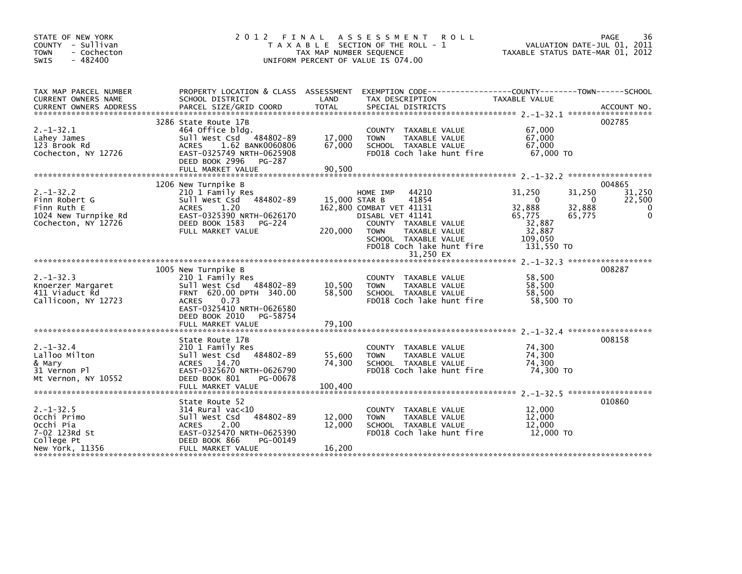STATE OF NEW YORK
COUNTY - Sullivan
TOWN - Cochecton
SWIS - 482400

# 2012 FINAL ASSESSMENT ROLL

TAXABLE SECTION OF THE ROLL - 1
TAX MAP NUMBER SEQUENCE
UNIFORM PERCENT OF VALUE IS 074.00

VALUATION DATE-JUL 01, 2011
TAXABLE STATUS DATE-MAR 01, 2012

| TAX MAP PARCEL NUMBER / CURRENT OWNERS NAME / CURRENT OWNERS ADDRESS | PROPERTY LOCATION & CLASS / SCHOOL DISTRICT / PARCEL SIZE/GRID COORD | ASSESSMENT LAND / TOTAL | EXEMPTION CODE / TAX DESCRIPTION / SPECIAL DISTRICTS | COUNTY TAXABLE VALUE | TOWN | SCHOOL | ACCOUNT NO. |
|---|---|---|---|---|---|---|---|
| **2.-1-32.1** | 3286 State Route 17B | | | | | | 002785 |
| 2.-1-32.1 | 464 Office bldg. | | COUNTY TAXABLE VALUE | 67,000 | | | |
| Lahey James | Sull West Csd 484802-89 | 17,000 | TOWN TAXABLE VALUE | 67,000 | | | |
| 123 Brook Rd | ACRES 1.62 BANK0060806 | 67,000 | SCHOOL TAXABLE VALUE | 67,000 | | | |
| Cochecton, NY 12726 | EAST-0325749 NRTH-0625908 | | FD018 Coch lake hunt fire | 67,000 TO | | | |
| | DEED BOOK 2996 PG-287 | | | | | | |
| | FULL MARKET VALUE | 90,500 | | | | | |
| **2.-1-32.2** | 1206 New Turnpike B | | | | | | 004865 |
| 2.-1-32.2 | 210 1 Family Res | | HOME IMP 44210 | 31,250 | 31,250 | 31,250 | |
| Finn Robert G | Sull West Csd 484802-89 | 15,000 | STAR B 41854 | 0 | 0 | 22,500 | |
| Finn Ruth E | ACRES 1.20 | 162,800 | COMBAT VET 41131 | 32,888 | 32,888 | 0 | |
| 1024 New Turnpike Rd | EAST-0325390 NRTH-0626170 | | DISABL VET 41141 | 65,775 | 65,775 | 0 | |
| Cochecton, NY 12726 | DEED BOOK 1583 PG-224 | | COUNTY TAXABLE VALUE | 32,887 | | | |
| | FULL MARKET VALUE | 220,000 | TOWN TAXABLE VALUE | 32,887 | | | |
| | | | SCHOOL TAXABLE VALUE | 109,050 | | | |
| | | | FD018 Coch lake hunt fire | 131,550 TO | | | |
| | | | 31,250 EX | | | | |
| **2.-1-32.3** | 1005 New Turnpike B | | | | | | 008287 |
| 2.-1-32.3 | 210 1 Family Res | | COUNTY TAXABLE VALUE | 58,500 | | | |
| Knoerzer Margaret | Sull West Csd 484802-89 | 10,500 | TOWN TAXABLE VALUE | 58,500 | | | |
| 411 Viaduct Rd | FRNT 620.00 DPTH 340.00 | 58,500 | SCHOOL TAXABLE VALUE | 58,500 | | | |
| Callicoon, NY 12723 | ACRES 0.73 | | FD018 Coch lake hunt fire | 58,500 TO | | | |
| | EAST-0325410 NRTH-0626580 | | | | | | |
| | DEED BOOK 2010 PG-58754 | | | | | | |
| | FULL MARKET VALUE | 79,100 | | | | | |
| **2.-1-32.4** | State Route 17B | | | | | | 008158 |
| 2.-1-32.4 | 210 1 Family Res | | COUNTY TAXABLE VALUE | 74,300 | | | |
| Lalloo Milton | Sull West Csd 484802-89 | 55,600 | TOWN TAXABLE VALUE | 74,300 | | | |
| & Mary | ACRES 14.70 | 74,300 | SCHOOL TAXABLE VALUE | 74,300 | | | |
| 31 Vernon Pl | EAST-0325670 NRTH-0626790 | | FD018 Coch lake hunt fire | 74,300 TO | | | |
| Mt Vernon, NY 10552 | DEED BOOK 801 PG-00678 | | | | | | |
| | FULL MARKET VALUE | 100,400 | | | | | |
| **2.-1-32.5** | State Route 52 | | | | | | 010860 |
| 2.-1-32.5 | 314 Rural vac<10 | | COUNTY TAXABLE VALUE | 12,000 | | | |
| Occhi Primo | Sull West Csd 484802-89 | 12,000 | TOWN TAXABLE VALUE | 12,000 | | | |
| Occhi Pia | ACRES 2.00 | 12,000 | SCHOOL TAXABLE VALUE | 12,000 | | | |
| 7-02 123Rd St | EAST-0325470 NRTH-0625390 | | FD018 Coch lake hunt fire | 12,000 TO | | | |
| College Pt | DEED BOOK 866 PG-00149 | | | | | | |
| New York, 11356 | FULL MARKET VALUE | 16,200 | | | | | |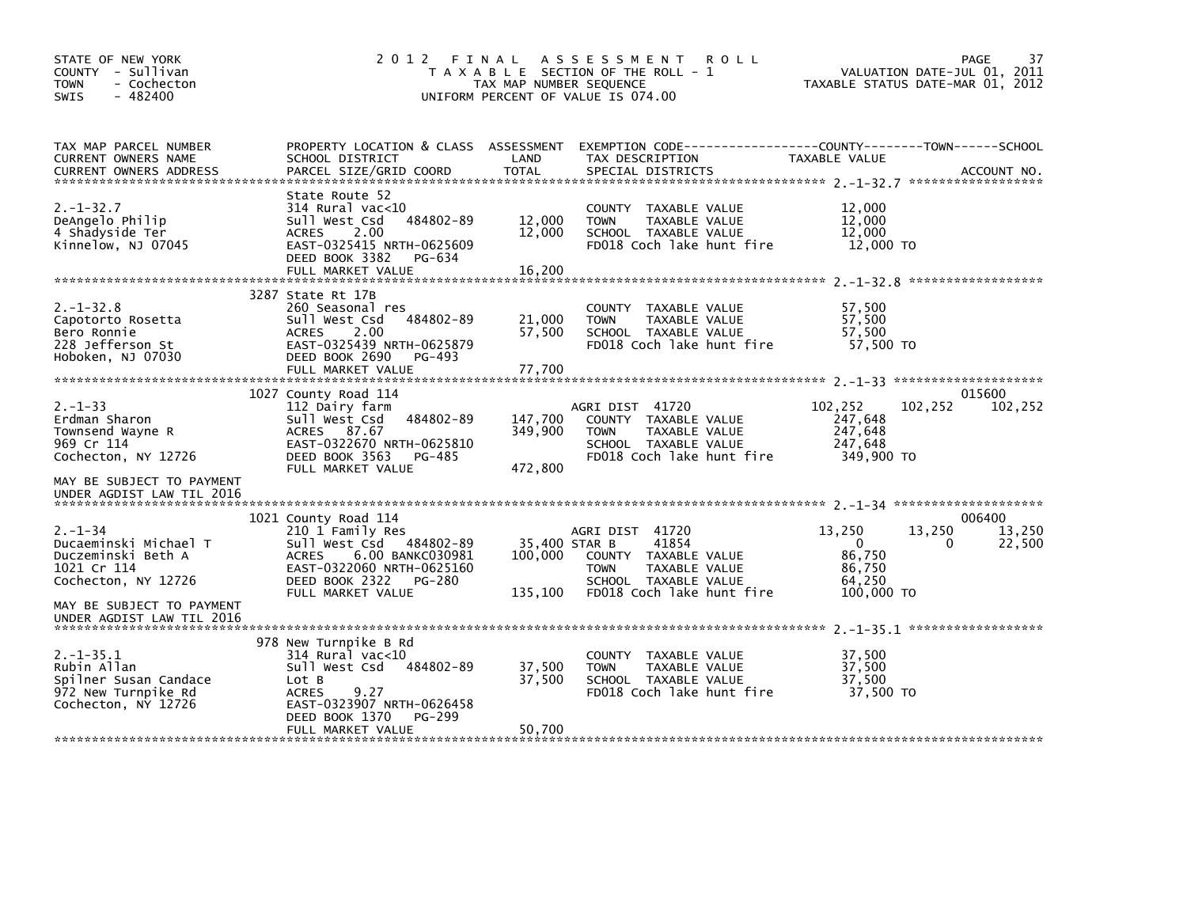STATE OF NEW YORK
COUNTY - Sullivan
TOWN - Cochecton
SWIS - 482400

# 2012 FINAL ASSESSMENT ROLL

TAXABLE SECTION OF THE ROLL - 1
TAX MAP NUMBER SEQUENCE
UNIFORM PERCENT OF VALUE IS 074.00

VALUATION DATE-JUL 01, 2011
TAXABLE STATUS DATE-MAR 01, 2012

| TAX MAP PARCEL NUMBER / CURRENT OWNERS NAME / CURRENT OWNERS ADDRESS | PROPERTY LOCATION & CLASS / SCHOOL DISTRICT / PARCEL SIZE/GRID COORD | ASSESSMENT LAND / TOTAL | EXEMPTION CODE / TAX DESCRIPTION / SPECIAL DISTRICTS | COUNTY TAXABLE VALUE | TOWN | SCHOOL / ACCOUNT NO. |
|---|---|---|---|---|---|---|
| 2.-1-32.7 | State Route 52 | | | | | |
| 2.-1-32.7 | 314 Rural vac<10 | | COUNTY TAXABLE VALUE | 12,000 | | |
| DeAngelo Philip | Sull West Csd 484802-89 | 12,000 | TOWN TAXABLE VALUE | 12,000 | | |
| 4 Shadyside Ter | ACRES 2.00 | 12,000 | SCHOOL TAXABLE VALUE | 12,000 | | |
| Kinnelow, NJ 07045 | EAST-0325415 NRTH-0625609 | | FD018 Coch lake hunt fire | 12,000 TO | | |
| | DEED BOOK 3382 PG-634 | | | | | |
| | FULL MARKET VALUE | 16,200 | | | | |
| 2.-1-32.8 | 3287 State Rt 17B | | | | | |
| 2.-1-32.8 | 260 Seasonal res | | COUNTY TAXABLE VALUE | 57,500 | | |
| Capotorto Rosetta | Sull West Csd 484802-89 | 21,000 | TOWN TAXABLE VALUE | 57,500 | | |
| Bero Ronnie | ACRES 2.00 | 57,500 | SCHOOL TAXABLE VALUE | 57,500 | | |
| 228 Jefferson St | EAST-0325439 NRTH-0625879 | | FD018 Coch lake hunt fire | 57,500 TO | | |
| Hoboken, NJ 07030 | DEED BOOK 2690 PG-493 | | | | | |
| | FULL MARKET VALUE | 77,700 | | | | |
| 2.-1-33 | 1027 County Road 114 | | | | | 015600 |
| 2.-1-33 | 112 Dairy farm | | AGRI DIST 41720 | 102,252 | 102,252 | 102,252 |
| Erdman Sharon | Sull West Csd 484802-89 | 147,700 | COUNTY TAXABLE VALUE | 247,648 | | |
| Townsend Wayne R | ACRES 87.67 | 349,900 | TOWN TAXABLE VALUE | 247,648 | | |
| 969 Cr 114 | EAST-0322670 NRTH-0625810 | | SCHOOL TAXABLE VALUE | 247,648 | | |
| Cochecton, NY 12726 | DEED BOOK 3563 PG-485 | | FD018 Coch lake hunt fire | 349,900 TO | | |
| | FULL MARKET VALUE | 472,800 | | | | |
| MAY BE SUBJECT TO PAYMENT UNDER AGDIST LAW TIL 2016 | | | | | | |
| 2.-1-34 | 1021 County Road 114 | | | | | 006400 |
| 2.-1-34 | 210 1 Family Res | | AGRI DIST 41720 | 13,250 | 13,250 | 13,250 |
| Ducaeminski Michael T | Sull West Csd 484802-89 | 35,400 | STAR B 41854 | 0 | 0 | 22,500 |
| Duczeminski Beth A | ACRES 6.00 BANKC030981 | 100,000 | COUNTY TAXABLE VALUE | 86,750 | | |
| 1021 Cr 114 | EAST-0322060 NRTH-0625160 | | TOWN TAXABLE VALUE | 86,750 | | |
| Cochecton, NY 12726 | DEED BOOK 2322 PG-280 | | SCHOOL TAXABLE VALUE | 64,250 | | |
| | FULL MARKET VALUE | 135,100 | FD018 Coch lake hunt fire | 100,000 TO | | |
| MAY BE SUBJECT TO PAYMENT UNDER AGDIST LAW TIL 2016 | | | | | | |
| 2.-1-35.1 | 978 New Turnpike B Rd | | | | | |
| 2.-1-35.1 | 314 Rural vac<10 | | COUNTY TAXABLE VALUE | 37,500 | | |
| Rubin Allan | Sull West Csd 484802-89 | 37,500 | TOWN TAXABLE VALUE | 37,500 | | |
| Spilner Susan Candace | Lot B | 37,500 | SCHOOL TAXABLE VALUE | 37,500 | | |
| 972 New Turnpike Rd | ACRES 9.27 | | FD018 Coch lake hunt fire | 37,500 TO | | |
| Cochecton, NY 12726 | EAST-0323907 NRTH-0626458 | | | | | |
| | DEED BOOK 1370 PG-299 | | | | | |
| | FULL MARKET VALUE | 50,700 | | | | |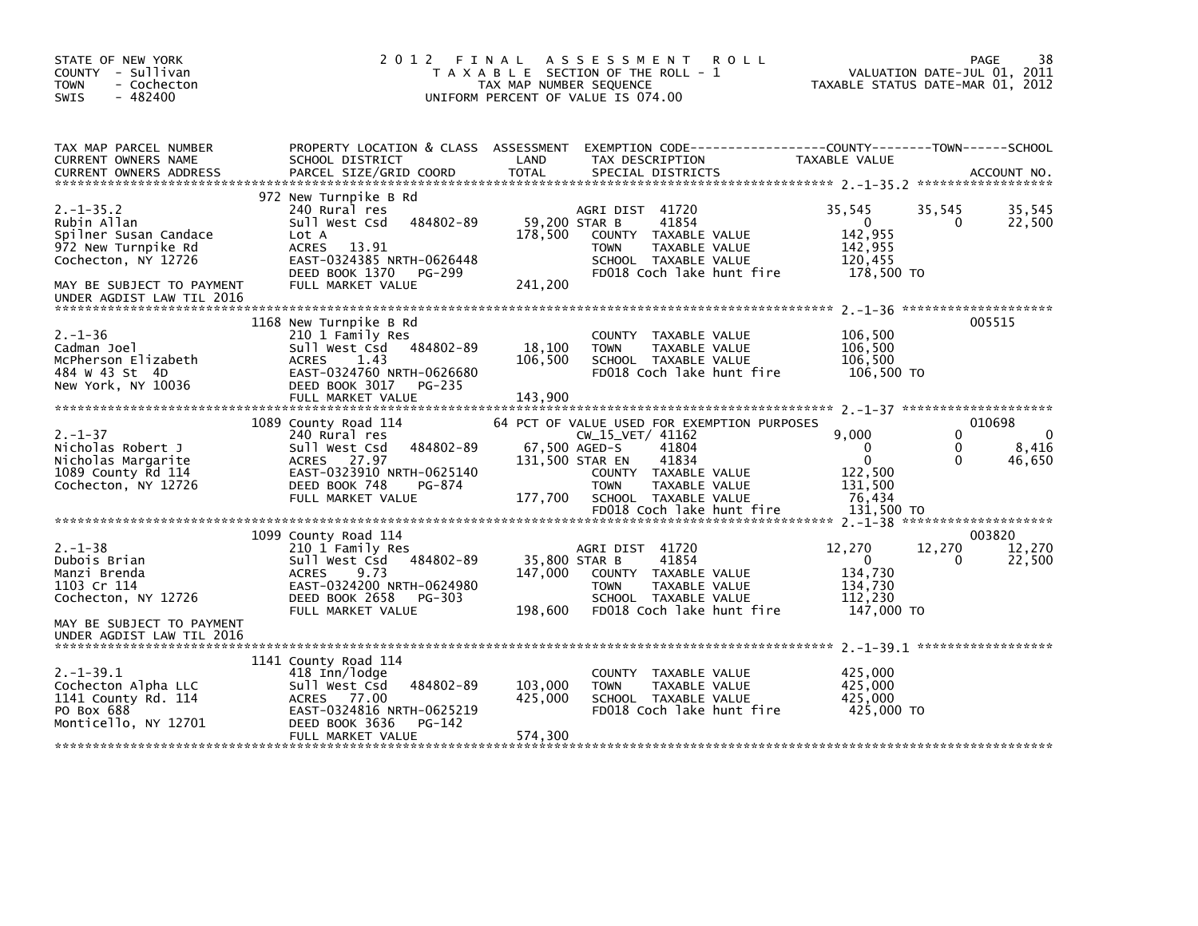STATE OF NEW YORK
COUNTY - Sullivan
TOWN - Cochecton
SWIS - 482400

# 2012 FINAL ASSESSMENT ROLL

TAXABLE SECTION OF THE ROLL - 1
TAX MAP NUMBER SEQUENCE
UNIFORM PERCENT OF VALUE IS 074.00

VALUATION DATE-JUL 01, 2011
TAXABLE STATUS DATE-MAR 01, 2012

| TAX MAP PARCEL NUMBER / CURRENT OWNERS NAME / CURRENT OWNERS ADDRESS | PROPERTY LOCATION & CLASS / SCHOOL DISTRICT / PARCEL SIZE/GRID COORD | ASSESSMENT LAND / TOTAL | EXEMPTION CODE / TAX DESCRIPTION / SPECIAL DISTRICTS | COUNTY TAXABLE VALUE | TOWN | SCHOOL | ACCOUNT NO. |
|---|---|---|---|---|---|---|---|
| **2.-1-35.2** | 972 New Turnpike B Rd | | | | | | |
| Rubin Allan | 240 Rural res | | AGRI DIST 41720 | 35,545 | 35,545 | 35,545 | |
| Spilner Susan Candace | Sull West Csd 484802-89 | 59,200 | STAR B 41854 | 0 | 0 | 22,500 | |
| 972 New Turnpike Rd | Lot A | 178,500 | COUNTY TAXABLE VALUE | 142,955 | | | |
| Cochecton, NY 12726 | ACRES 13.91 | | TOWN TAXABLE VALUE | 142,955 | | | |
| | EAST-0324385 NRTH-0626448 | | SCHOOL TAXABLE VALUE | 120,455 | | | |
| | DEED BOOK 1370 PG-299 | | FD018 Coch lake hunt fire | 178,500 TO | | | |
| MAY BE SUBJECT TO PAYMENT UNDER AGDIST LAW TIL 2016 | FULL MARKET VALUE | 241,200 | | | | | |
| **2.-1-36** | 1168 New Turnpike B Rd | | | | | | 005515 |
| Cadman Joel | 210 1 Family Res | | COUNTY TAXABLE VALUE | 106,500 | | | |
| McPherson Elizabeth | Sull West Csd 484802-89 | 18,100 | TOWN TAXABLE VALUE | 106,500 | | | |
| 484 W 43 St 4D | ACRES 1.43 | 106,500 | SCHOOL TAXABLE VALUE | 106,500 | | | |
| New York, NY 10036 | EAST-0324760 NRTH-0626680 | | FD018 Coch lake hunt fire | 106,500 TO | | | |
| | DEED BOOK 3017 PG-235 | | | | | | |
| | FULL MARKET VALUE | 143,900 | | | | | |
| **2.-1-37** | 1089 County Road 114 | | 64 PCT OF VALUE USED FOR EXEMPTION PURPOSES | | | | 010698 |
| Nicholas Robert J | 240 Rural res | | CW_15_VET/ 41162 | 9,000 | 0 | 0 | |
| Nicholas Margarite | Sull West Csd 484802-89 | 67,500 | AGED-S 41804 | 0 | 0 | 8,416 | |
| 1089 County Rd 114 | ACRES 27.97 | 131,500 | STAR EN 41834 | 0 | 0 | 46,650 | |
| Cochecton, NY 12726 | EAST-0323910 NRTH-0625140 | | COUNTY TAXABLE VALUE | 122,500 | | | |
| | DEED BOOK 748 PG-874 | | TOWN TAXABLE VALUE | 131,500 | | | |
| | FULL MARKET VALUE | 177,700 | SCHOOL TAXABLE VALUE | 76,434 | | | |
| | | | FD018 Coch lake hunt fire | 131,500 TO | | | |
| **2.-1-38** | 1099 County Road 114 | | | | | | 003820 |
| Dubois Brian | 210 1 Family Res | | AGRI DIST 41720 | 12,270 | 12,270 | 12,270 | |
| Manzi Brenda | Sull West Csd 484802-89 | 35,800 | STAR B 41854 | 0 | 0 | 22,500 | |
| 1103 Cr 114 | ACRES 9.73 | 147,000 | COUNTY TAXABLE VALUE | 134,730 | | | |
| Cochecton, NY 12726 | EAST-0324200 NRTH-0624980 | | TOWN TAXABLE VALUE | 134,730 | | | |
| | DEED BOOK 2658 PG-303 | | SCHOOL TAXABLE VALUE | 112,230 | | | |
| | FULL MARKET VALUE | 198,600 | FD018 Coch lake hunt fire | 147,000 TO | | | |
| MAY BE SUBJECT TO PAYMENT UNDER AGDIST LAW TIL 2016 | | | | | | | |
| **2.-1-39.1** | 1141 County Road 114 | | | | | | |
| Cochecton Alpha LLC | 418 Inn/lodge | | COUNTY TAXABLE VALUE | 425,000 | | | |
| 1141 County Rd. 114 | Sull West Csd 484802-89 | 103,000 | TOWN TAXABLE VALUE | 425,000 | | | |
| PO Box 688 | ACRES 77.00 | 425,000 | SCHOOL TAXABLE VALUE | 425,000 | | | |
| Monticello, NY 12701 | EAST-0324816 NRTH-0625219 | | FD018 Coch lake hunt fire | 425,000 TO | | | |
| | DEED BOOK 3636 PG-142 | | | | | | |
| | FULL MARKET VALUE | 574,300 | | | | | |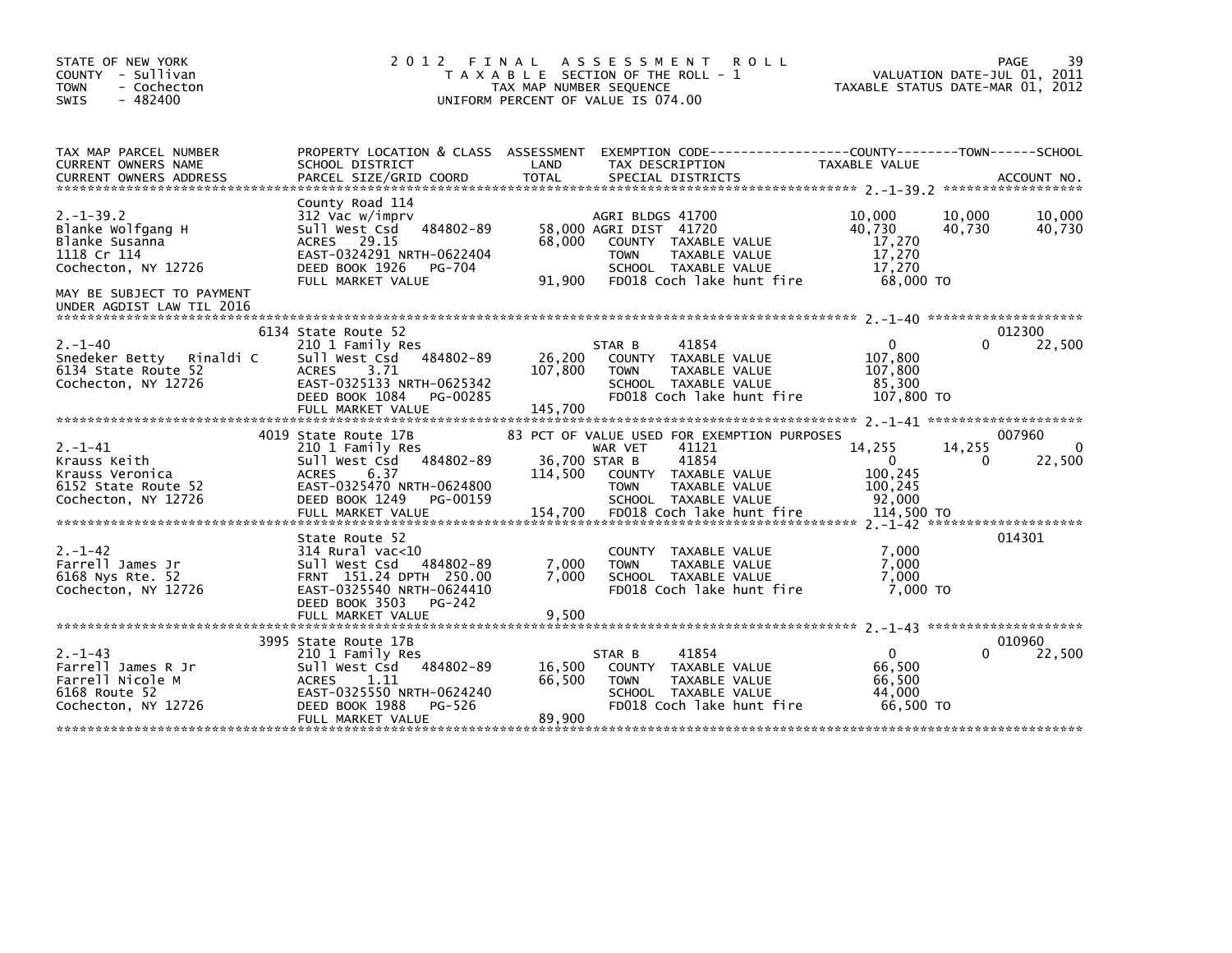STATE OF NEW YORK
COUNTY - Sullivan
TOWN - Cochecton
SWIS - 482400

# 2012 FINAL ASSESSMENT ROLL

TAXABLE SECTION OF THE ROLL - 1
TAX MAP NUMBER SEQUENCE
UNIFORM PERCENT OF VALUE IS 074.00

VALUATION DATE-JUL 01, 2011
TAXABLE STATUS DATE-MAR 01, 2012

| TAX MAP PARCEL NUMBER / CURRENT OWNERS NAME / CURRENT OWNERS ADDRESS | PROPERTY LOCATION & CLASS / SCHOOL DISTRICT / PARCEL SIZE/GRID COORD | ASSESSMENT LAND / TOTAL | EXEMPTION CODE / TAX DESCRIPTION / SPECIAL DISTRICTS | COUNTY TAXABLE VALUE | TOWN | SCHOOL / ACCOUNT NO. |
|---|---|---|---|---|---|---|
| 2.-1-39.2 | County Road 114 | | | | | |
| Blanke Wolfgang H | 312 Vac w/imprv | | AGRI BLDGS 41700 | 10,000 | 10,000 | 10,000 |
| Blanke Susanna | Sull West Csd 484802-89 | 58,000 | AGRI DIST 41720 | 40,730 | 40,730 | 40,730 |
| 1118 Cr 114 | ACRES 29.15 | 68,000 | COUNTY TAXABLE VALUE | 17,270 | | |
| Cochecton, NY 12726 | EAST-0324291 NRTH-0622404 | | TOWN TAXABLE VALUE | 17,270 | | |
| | DEED BOOK 1926 PG-704 | | SCHOOL TAXABLE VALUE | 17,270 | | |
| MAY BE SUBJECT TO PAYMENT UNDER AGDIST LAW TIL 2016 | FULL MARKET VALUE | 91,900 | FD018 Coch lake hunt fire | 68,000 TO | | |
| 2.-1-40 | 6134 State Route 52 | | | | | 012300 |
| Snedeker Betty Rinaldi C | 210 1 Family Res | | STAR B 41854 | 0 | 0 | 22,500 |
| 6134 State Route 52 | Sull West Csd 484802-89 | 26,200 | COUNTY TAXABLE VALUE | 107,800 | | |
| Cochecton, NY 12726 | ACRES 3.71 | 107,800 | TOWN TAXABLE VALUE | 107,800 | | |
| | EAST-0325133 NRTH-0625342 | | SCHOOL TAXABLE VALUE | 85,300 | | |
| | DEED BOOK 1084 PG-00285 | | FD018 Coch lake hunt fire | 107,800 TO | | |
| | FULL MARKET VALUE | 145,700 | | | | |
| 2.-1-41 | 4019 State Route 17B | | 83 PCT OF VALUE USED FOR EXEMPTION PURPOSES | | | 007960 |
| Krauss Keith | 210 1 Family Res | | WAR VET 41121 | 14,255 | 14,255 | 0 |
| Krauss Veronica | Sull West Csd 484802-89 | 36,700 | STAR B 41854 | 0 | 0 | 22,500 |
| 6152 State Route 52 | ACRES 6.37 | 114,500 | COUNTY TAXABLE VALUE | 100,245 | | |
| Cochecton, NY 12726 | EAST-0325470 NRTH-0624800 | | TOWN TAXABLE VALUE | 100,245 | | |
| | DEED BOOK 1249 PG-00159 | | SCHOOL TAXABLE VALUE | 92,000 | | |
| | FULL MARKET VALUE | 154,700 | FD018 Coch lake hunt fire | 114,500 TO | | |
| 2.-1-42 | State Route 52 | | | | | 014301 |
| Farrell James Jr | 314 Rural vac<10 | | COUNTY TAXABLE VALUE | 7,000 | | |
| 6168 Nys Rte. 52 | Sull West Csd 484802-89 | 7,000 | TOWN TAXABLE VALUE | 7,000 | | |
| Cochecton, NY 12726 | FRNT 151.24 DPTH 250.00 | 7,000 | SCHOOL TAXABLE VALUE | 7,000 | | |
| | EAST-0325540 NRTH-0624410 | | FD018 Coch lake hunt fire | 7,000 TO | | |
| | DEED BOOK 3503 PG-242 | | | | | |
| | FULL MARKET VALUE | 9,500 | | | | |
| 2.-1-43 | 3995 State Route 17B | | | | | 010960 |
| Farrell James R Jr | 210 1 Family Res | | STAR B 41854 | 0 | 0 | 22,500 |
| Farrell Nicole M | Sull West Csd 484802-89 | 16,500 | COUNTY TAXABLE VALUE | 66,500 | | |
| 6168 Route 52 | ACRES 1.11 | 66,500 | TOWN TAXABLE VALUE | 66,500 | | |
| Cochecton, NY 12726 | EAST-0325550 NRTH-0624240 | | SCHOOL TAXABLE VALUE | 44,000 | | |
| | DEED BOOK 1988 PG-526 | | FD018 Coch lake hunt fire | 66,500 TO | | |
| | FULL MARKET VALUE | 89,900 | | | | |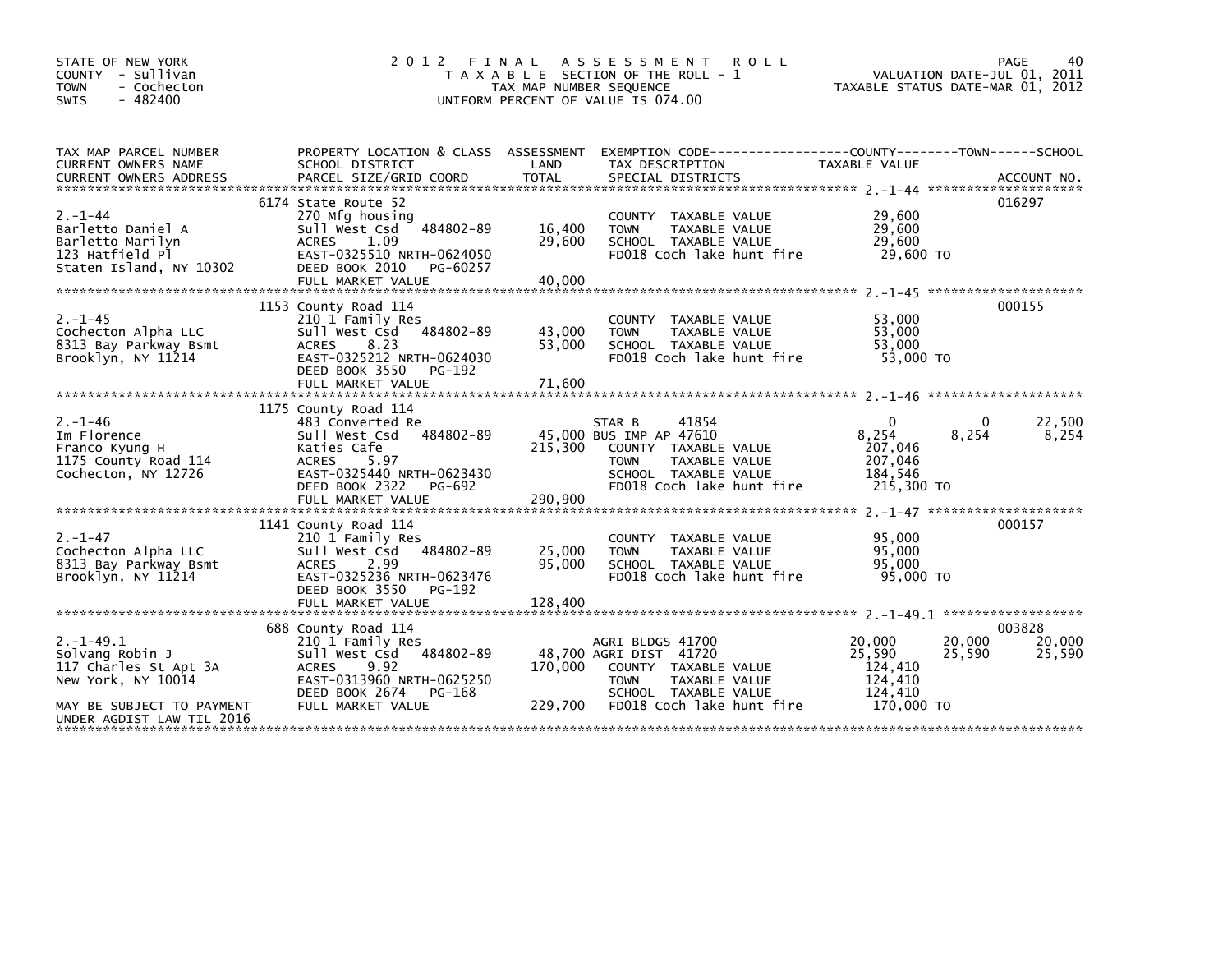STATE OF NEW YORK
COUNTY - Sullivan
TOWN - Cochecton
SWIS - 482400

# 2012 FINAL ASSESSMENT ROLL

TAXABLE SECTION OF THE ROLL - 1
TAX MAP NUMBER SEQUENCE
UNIFORM PERCENT OF VALUE IS 074.00

VALUATION DATE-JUL 01, 2011
TAXABLE STATUS DATE-MAR 01, 2012

| TAX MAP PARCEL NUMBER / CURRENT OWNERS NAME / CURRENT OWNERS ADDRESS | PROPERTY LOCATION & CLASS / SCHOOL DISTRICT / PARCEL SIZE/GRID COORD | ASSESSMENT LAND / TOTAL | EXEMPTION CODE / TAX DESCRIPTION / SPECIAL DISTRICTS | COUNTY TAXABLE VALUE | TOWN | SCHOOL | ACCOUNT NO. |
|---|---|---|---|---|---|---|---|
| 2.-1-44 | 6174 State Route 52 | | | | | | 016297 |
| 2.-1-44 | 270 Mfg housing | | COUNTY TAXABLE VALUE | 29,600 | | | |
| Barletto Daniel A | Sull West Csd 484802-89 | 16,400 | TOWN TAXABLE VALUE | 29,600 | | | |
| Barletto Marilyn | ACRES 1.09 | 29,600 | SCHOOL TAXABLE VALUE | 29,600 | | | |
| 123 Hatfield Pl | EAST-0325510 NRTH-0624050 | | FD018 Coch lake hunt fire | 29,600 TO | | | |
| Staten Island, NY 10302 | DEED BOOK 2010 PG-60257 | | | | | | |
| | FULL MARKET VALUE | 40,000 | | | | | |
| 2.-1-45 | 1153 County Road 114 | | | | | | 000155 |
| 2.-1-45 | 210 1 Family Res | | COUNTY TAXABLE VALUE | 53,000 | | | |
| Cochecton Alpha LLC | Sull West Csd 484802-89 | 43,000 | TOWN TAXABLE VALUE | 53,000 | | | |
| 8313 Bay Parkway Bsmt | ACRES 8.23 | 53,000 | SCHOOL TAXABLE VALUE | 53,000 | | | |
| Brooklyn, NY 11214 | EAST-0325212 NRTH-0624030 | | FD018 Coch lake hunt fire | 53,000 TO | | | |
| | DEED BOOK 3550 PG-192 | | | | | | |
| | FULL MARKET VALUE | 71,600 | | | | | |
| 2.-1-46 | 1175 County Road 114 | | | | | | |
| 2.-1-46 | 483 Converted Re | | STAR B 41854 | 0 | 0 | 22,500 | |
| Im Florence | Sull West Csd 484802-89 | 45,000 | BUS IMP AP 47610 | 8,254 | 8,254 | 8,254 | |
| Franco Kyung H | Katies Cafe | 215,300 | COUNTY TAXABLE VALUE | 207,046 | | | |
| 1175 County Road 114 | ACRES 5.97 | | TOWN TAXABLE VALUE | 207,046 | | | |
| Cochecton, NY 12726 | EAST-0325440 NRTH-0623430 | | SCHOOL TAXABLE VALUE | 184,546 | | | |
| | DEED BOOK 2322 PG-692 | | FD018 Coch lake hunt fire | 215,300 TO | | | |
| | FULL MARKET VALUE | 290,900 | | | | | |
| 2.-1-47 | 1141 County Road 114 | | | | | | 000157 |
| 2.-1-47 | 210 1 Family Res | | COUNTY TAXABLE VALUE | 95,000 | | | |
| Cochecton Alpha LLC | Sull West Csd 484802-89 | 25,000 | TOWN TAXABLE VALUE | 95,000 | | | |
| 8313 Bay Parkway Bsmt | ACRES 2.99 | 95,000 | SCHOOL TAXABLE VALUE | 95,000 | | | |
| Brooklyn, NY 11214 | EAST-0325236 NRTH-0623476 | | FD018 Coch lake hunt fire | 95,000 TO | | | |
| | DEED BOOK 3550 PG-192 | | | | | | |
| | FULL MARKET VALUE | 128,400 | | | | | |
| 2.-1-49.1 | 688 County Road 114 | | | | | | 003828 |
| 2.-1-49.1 | 210 1 Family Res | | AGRI BLDGS 41700 | 20,000 | 20,000 | 20,000 | |
| Solvang Robin J | Sull West Csd 484802-89 | 48,700 | AGRI DIST 41720 | 25,590 | 25,590 | 25,590 | |
| 117 Charles St Apt 3A | ACRES 9.92 | 170,000 | COUNTY TAXABLE VALUE | 124,410 | | | |
| New York, NY 10014 | EAST-0313960 NRTH-0625250 | | TOWN TAXABLE VALUE | 124,410 | | | |
| | DEED BOOK 2674 PG-168 | | SCHOOL TAXABLE VALUE | 124,410 | | | |
| MAY BE SUBJECT TO PAYMENT | FULL MARKET VALUE | 229,700 | FD018 Coch lake hunt fire | 170,000 TO | | | |
| UNDER AGDIST LAW TIL 2016 | | | | | | | |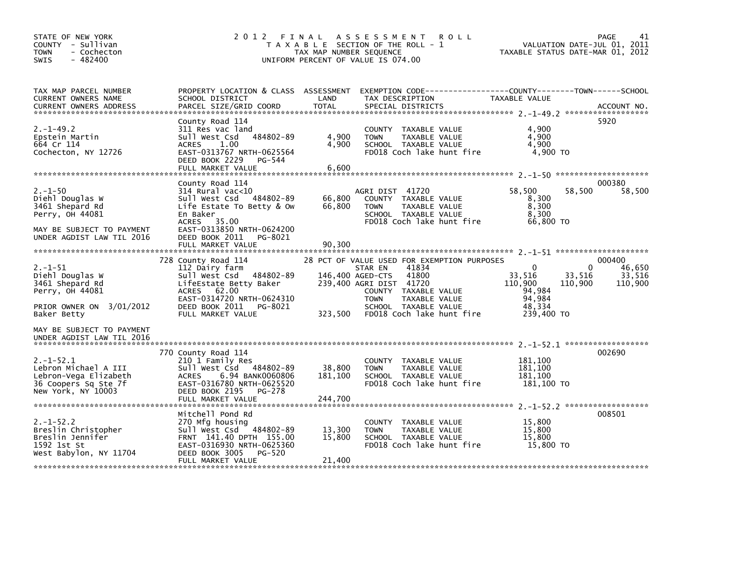STATE OF NEW YORK
COUNTY - Sullivan
TOWN - Cochecton
SWIS - 482400

# 2012 FINAL ASSESSMENT ROLL

TAXABLE SECTION OF THE ROLL - 1
TAX MAP NUMBER SEQUENCE
UNIFORM PERCENT OF VALUE IS 074.00

VALUATION DATE-JUL 01, 2011
TAXABLE STATUS DATE-MAR 01, 2012

| TAX MAP PARCEL NUMBER / CURRENT OWNERS NAME / CURRENT OWNERS ADDRESS | PROPERTY LOCATION & CLASS / SCHOOL DISTRICT / PARCEL SIZE/GRID COORD | ASSESSMENT LAND | TOTAL | EXEMPTION CODE / TAX DESCRIPTION / SPECIAL DISTRICTS | COUNTY TAXABLE VALUE | TOWN | SCHOOL | ACCOUNT NO. |
|---|---|---|---|---|---|---|---|---|
| **2.-1-49.2** | County Road 114 | | | | | | | 5920 |
| Epstein Martin | 311 Res vac land | | | COUNTY TAXABLE VALUE | 4,900 | | | |
| 664 Cr 114 | Sull West Csd 484802-89 | 4,900 | | TOWN TAXABLE VALUE | 4,900 | | | |
| Cochecton, NY 12726 | ACRES 1.00 | | 4,900 | SCHOOL TAXABLE VALUE | 4,900 | | | |
| | EAST-0313767 NRTH-0625564 | | | FD018 Coch lake hunt fire | 4,900 TO | | | |
| | DEED BOOK 2229 PG-544 | | | | | | | |
| | FULL MARKET VALUE | | 6,600 | | | | | |
| **2.-1-50** | County Road 114 | | | | | | | 000380 |
| Diehl Douglas W | 314 Rural vac<10 | | | AGRI DIST 41720 | 58,500 | 58,500 | 58,500 | |
| 3461 Shepard Rd | Sull West Csd 484802-89 | 66,800 | | COUNTY TAXABLE VALUE | 8,300 | | | |
| Perry, OH 44081 | Life Estate To Betty & Ow | | 66,800 | TOWN TAXABLE VALUE | 8,300 | | | |
| | En Baker | | | SCHOOL TAXABLE VALUE | 8,300 | | | |
| | ACRES 35.00 | | | FD018 Coch lake hunt fire | 66,800 TO | | | |
| MAY BE SUBJECT TO PAYMENT | EAST-0313850 NRTH-0624200 | | | | | | | |
| UNDER AGDIST LAW TIL 2016 | DEED BOOK 2011 PG-8021 | | | | | | | |
| | FULL MARKET VALUE | | 90,300 | | | | | |
| **2.-1-51** | 728 County Road 114 | | | 28 PCT OF VALUE USED FOR EXEMPTION PURPOSES | | | | 000400 |
| Diehl Douglas W | 112 Dairy farm | | | STAR EN 41834 | 0 | 0 | 46,650 | |
| 3461 Shepard Rd | Sull West Csd 484802-89 | 146,400 | | AGED-CTS 41800 | 33,516 | 33,516 | 33,516 | |
| Perry, OH 44081 | LifeEstate Betty Baker | | 239,400 | AGRI DIST 41720 | 110,900 | 110,900 | 110,900 | |
| | ACRES 62.00 | | | COUNTY TAXABLE VALUE | 94,984 | | | |
| | EAST-0314720 NRTH-0624310 | | | TOWN TAXABLE VALUE | 94,984 | | | |
| PRIOR OWNER ON 3/01/2012 | DEED BOOK 2011 PG-8021 | | | SCHOOL TAXABLE VALUE | 48,334 | | | |
| Baker Betty | FULL MARKET VALUE | | 323,500 | FD018 Coch lake hunt fire | 239,400 TO | | | |
| MAY BE SUBJECT TO PAYMENT UNDER AGDIST LAW TIL 2016 | | | | | | | | |
| **2.-1-52.1** | 770 County Road 114 | | | | | | | 002690 |
| Lebron Michael A III | 210 1 Family Res | | | COUNTY TAXABLE VALUE | 181,100 | | | |
| Lebron-Vega Elizabeth | Sull West Csd 484802-89 | 38,800 | | TOWN TAXABLE VALUE | 181,100 | | | |
| 36 Coopers Sq Ste 7f | ACRES 6.94 BANK0060806 | | 181,100 | SCHOOL TAXABLE VALUE | 181,100 | | | |
| New York, NY 10003 | EAST-0316780 NRTH-0625520 | | | FD018 Coch lake hunt fire | 181,100 TO | | | |
| | DEED BOOK 2195 PG-278 | | | | | | | |
| | FULL MARKET VALUE | | 244,700 | | | | | |
| **2.-1-52.2** | Mitchell Pond Rd | | | | | | | 008501 |
| Breslin Christopher | 270 Mfg housing | | | COUNTY TAXABLE VALUE | 15,800 | | | |
| Breslin Jennifer | Sull West Csd 484802-89 | 13,300 | | TOWN TAXABLE VALUE | 15,800 | | | |
| 1592 1st St | FRNT 141.40 DPTH 155.00 | | 15,800 | SCHOOL TAXABLE VALUE | 15,800 | | | |
| West Babylon, NY 11704 | EAST-0316930 NRTH-0625360 | | | FD018 Coch lake hunt fire | 15,800 TO | | | |
| | DEED BOOK 3005 PG-520 | | | | | | | |
| | FULL MARKET VALUE | | 21,400 | | | | | |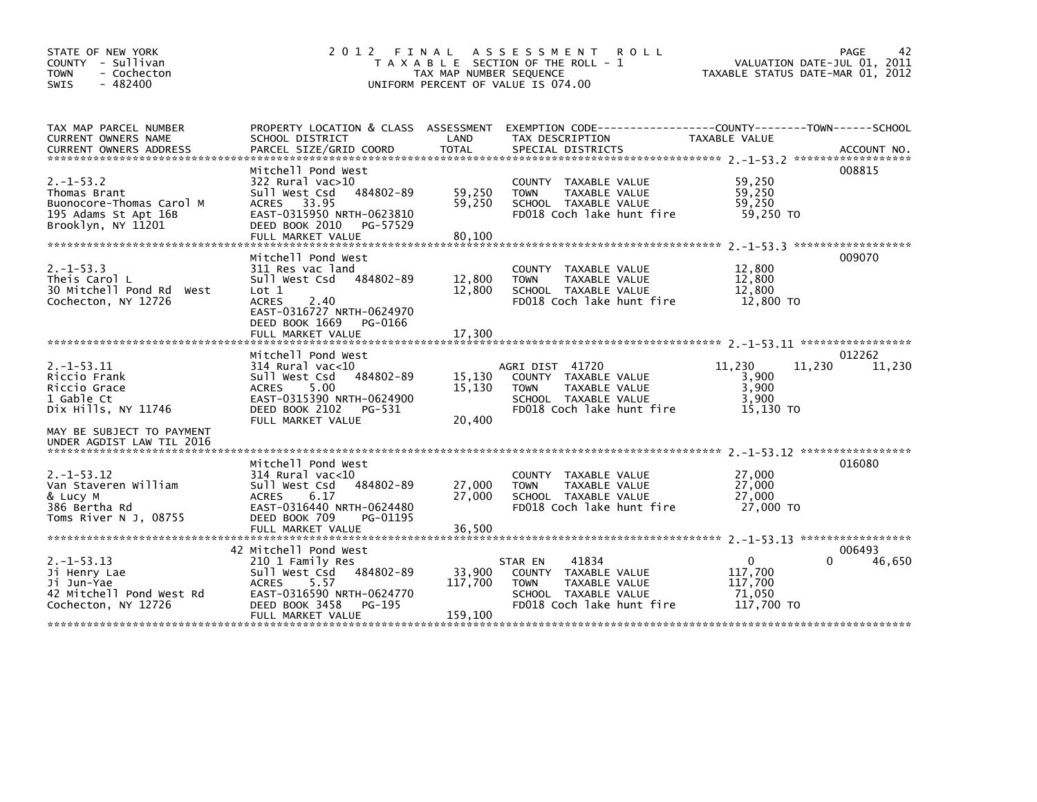STATE OF NEW YORK
COUNTY - Sullivan
TOWN - Cochecton
SWIS - 482400

2012 FINAL ASSESSMENT ROLL
TAXABLE SECTION OF THE ROLL - 1
TAX MAP NUMBER SEQUENCE
UNIFORM PERCENT OF VALUE IS 074.00

VALUATION DATE-JUL 01, 2011
TAXABLE STATUS DATE-MAR 01, 2012

| TAX MAP PARCEL NUMBER / CURRENT OWNERS NAME / CURRENT OWNERS ADDRESS | PROPERTY LOCATION & CLASS / SCHOOL DISTRICT / PARCEL SIZE/GRID COORD | ASSESSMENT LAND / TOTAL | EXEMPTION CODE / TAX DESCRIPTION / SPECIAL DISTRICTS | COUNTY TAXABLE VALUE | TOWN | SCHOOL | ACCOUNT NO. |
|---|---|---|---|---|---|---|---|
| 2.-1-53.2 | Mitchell Pond West | | | | | | 008815 |
| | 322 Rural vac>10 | | COUNTY TAXABLE VALUE | 59,250 | | | |
| Thomas Brant | Sull West Csd 484802-89 | 59,250 | TOWN TAXABLE VALUE | 59,250 | | | |
| Buonocore-Thomas Carol M | ACRES 33.95 | 59,250 | SCHOOL TAXABLE VALUE | 59,250 | | | |
| 195 Adams St Apt 16B | EAST-0315950 NRTH-0623810 | | FD018 Coch lake hunt fire | 59,250 TO | | | |
| Brooklyn, NY 11201 | DEED BOOK 2010 PG-57529 | | | | | | |
| | FULL MARKET VALUE | 80,100 | | | | | |
| 2.-1-53.3 | Mitchell Pond West | | | | | | 009070 |
| | 311 Res vac land | | COUNTY TAXABLE VALUE | 12,800 | | | |
| Theis Carol L | Sull West Csd 484802-89 | 12,800 | TOWN TAXABLE VALUE | 12,800 | | | |
| 30 Mitchell Pond Rd West | Lot 1 | 12,800 | SCHOOL TAXABLE VALUE | 12,800 | | | |
| Cochecton, NY 12726 | ACRES 2.40 | | FD018 Coch lake hunt fire | 12,800 TO | | | |
| | EAST-0316727 NRTH-0624970 | | | | | | |
| | DEED BOOK 1669 PG-0166 | | | | | | |
| | FULL MARKET VALUE | 17,300 | | | | | |
| 2.-1-53.11 | Mitchell Pond West | | | | | | 012262 |
| | 314 Rural vac<10 | | AGRI DIST 41720 | 11,230 | 11,230 | 11,230 | |
| Riccio Frank | Sull West Csd 484802-89 | 15,130 | COUNTY TAXABLE VALUE | 3,900 | | | |
| Riccio Grace | ACRES 5.00 | 15,130 | TOWN TAXABLE VALUE | 3,900 | | | |
| 1 Gable Ct | EAST-0315390 NRTH-0624900 | | SCHOOL TAXABLE VALUE | 3,900 | | | |
| Dix Hills, NY 11746 | DEED BOOK 2102 PG-531 | | FD018 Coch lake hunt fire | 15,130 TO | | | |
| | FULL MARKET VALUE | 20,400 | | | | | |
| MAY BE SUBJECT TO PAYMENT UNDER AGDIST LAW TIL 2016 | | | | | | | |
| 2.-1-53.12 | Mitchell Pond West | | | | | | 016080 |
| | 314 Rural vac<10 | | COUNTY TAXABLE VALUE | 27,000 | | | |
| Van Staveren William | Sull West Csd 484802-89 | 27,000 | TOWN TAXABLE VALUE | 27,000 | | | |
| & Lucy M | ACRES 6.17 | 27,000 | SCHOOL TAXABLE VALUE | 27,000 | | | |
| 386 Bertha Rd | EAST-0316440 NRTH-0624480 | | FD018 Coch lake hunt fire | 27,000 TO | | | |
| Toms River N J, 08755 | DEED BOOK 709 PG-01195 | | | | | | |
| | FULL MARKET VALUE | 36,500 | | | | | |
| 2.-1-53.13 | 42 Mitchell Pond West | | | | | | 006493 |
| | 210 1 Family Res | | STAR EN 41834 | 0 | 0 | 46,650 | |
| Ji Henry Lae | Sull West Csd 484802-89 | 33,900 | COUNTY TAXABLE VALUE | 117,700 | | | |
| Ji Jun-Yae | ACRES 5.57 | 117,700 | TOWN TAXABLE VALUE | 117,700 | | | |
| 42 Mitchell Pond West Rd | EAST-0316590 NRTH-0624770 | | SCHOOL TAXABLE VALUE | 71,050 | | | |
| Cochecton, NY 12726 | DEED BOOK 3458 PG-195 | | FD018 Coch lake hunt fire | 117,700 TO | | | |
| | FULL MARKET VALUE | 159,100 | | | | | |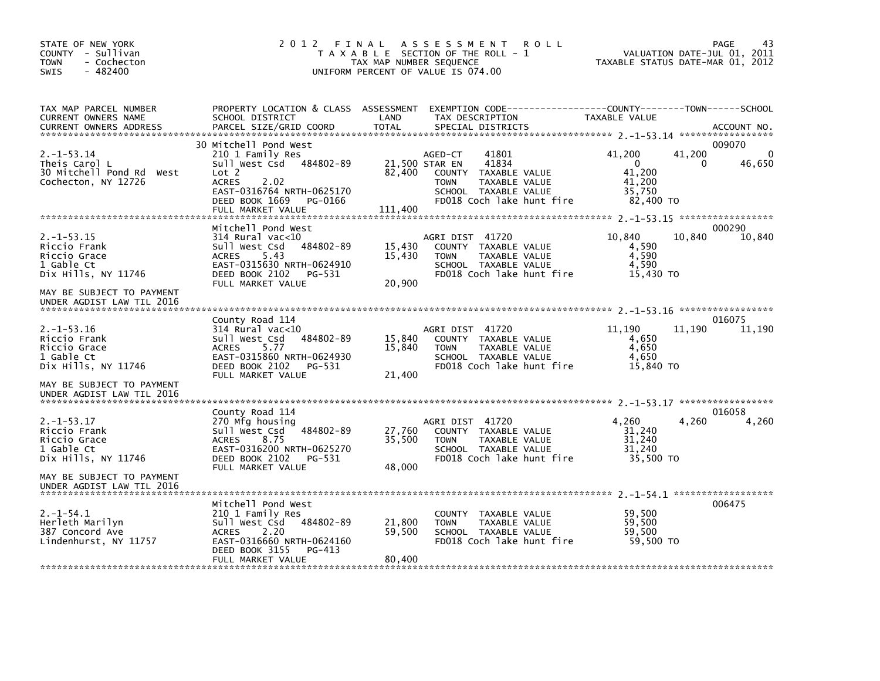STATE OF NEW YORK
COUNTY - Sullivan
TOWN - Cochecton
SWIS - 482400

# 2012 FINAL ASSESSMENT ROLL

TAXABLE SECTION OF THE ROLL - 1
TAX MAP NUMBER SEQUENCE
UNIFORM PERCENT OF VALUE IS 074.00

VALUATION DATE-JUL 01, 2011
TAXABLE STATUS DATE-MAR 01, 2012

| TAX MAP PARCEL NUMBER / CURRENT OWNERS NAME / CURRENT OWNERS ADDRESS | PROPERTY LOCATION & CLASS / SCHOOL DISTRICT / PARCEL SIZE/GRID COORD | ASSESSMENT LAND | TOTAL | EXEMPTION CODE / TAX DESCRIPTION / SPECIAL DISTRICTS | COUNTY TAXABLE VALUE | TOWN | SCHOOL | ACCOUNT NO. |
|---|---|---|---|---|---|---|---|---|
| 2.-1-53.14 | 30 Mitchell Pond West | | | | | | | 009070 |
| Theis Carol L | 210 1 Family Res | | | AGED-CT 41801 | 41,200 | 41,200 | 0 | |
| 30 Mitchell Pond Rd West | Sull West Csd 484802-89 | 21,500 | | STAR EN 41834 | 0 | 0 | 46,650 | |
| Cochecton, NY 12726 | Lot 2 | | 82,400 | COUNTY TAXABLE VALUE | 41,200 | | | |
| | ACRES 2.02 | | | TOWN TAXABLE VALUE | 41,200 | | | |
| | EAST-0316764 NRTH-0625170 | | | SCHOOL TAXABLE VALUE | 35,750 | | | |
| | DEED BOOK 1669 PG-0166 | | | FD018 Coch lake hunt fire | 82,400 TO | | | |
| | FULL MARKET VALUE | | 111,400 | | | | | |
| 2.-1-53.15 | Mitchell Pond West | | | | | | | 000290 |
| Riccio Frank | 314 Rural vac<10 | | | AGRI DIST 41720 | 10,840 | 10,840 | 10,840 | |
| Riccio Grace | Sull West Csd 484802-89 | 15,430 | | COUNTY TAXABLE VALUE | 4,590 | | | |
| 1 Gable Ct | ACRES 5.43 | | 15,430 | TOWN TAXABLE VALUE | 4,590 | | | |
| Dix Hills, NY 11746 | EAST-0315630 NRTH-0624910 | | | SCHOOL TAXABLE VALUE | 4,590 | | | |
| | DEED BOOK 2102 PG-531 | | | FD018 Coch lake hunt fire | 15,430 TO | | | |
| | FULL MARKET VALUE | | 20,900 | | | | | |
| MAY BE SUBJECT TO PAYMENT UNDER AGDIST LAW TIL 2016 | | | | | | | | |
| 2.-1-53.16 | County Road 114 | | | | | | | 016075 |
| Riccio Frank | 314 Rural vac<10 | | | AGRI DIST 41720 | 11,190 | 11,190 | 11,190 | |
| Riccio Grace | Sull West Csd 484802-89 | 15,840 | | COUNTY TAXABLE VALUE | 4,650 | | | |
| 1 Gable Ct | ACRES 5.77 | | 15,840 | TOWN TAXABLE VALUE | 4,650 | | | |
| Dix Hills, NY 11746 | EAST-0315860 NRTH-0624930 | | | SCHOOL TAXABLE VALUE | 4,650 | | | |
| | DEED BOOK 2102 PG-531 | | | FD018 Coch lake hunt fire | 15,840 TO | | | |
| | FULL MARKET VALUE | | 21,400 | | | | | |
| MAY BE SUBJECT TO PAYMENT UNDER AGDIST LAW TIL 2016 | | | | | | | | |
| 2.-1-53.17 | County Road 114 | | | | | | | 016058 |
| Riccio Frank | 270 Mfg housing | | | AGRI DIST 41720 | 4,260 | 4,260 | 4,260 | |
| Riccio Grace | Sull West Csd 484802-89 | 27,760 | | COUNTY TAXABLE VALUE | 31,240 | | | |
| 1 Gable Ct | ACRES 8.75 | | 35,500 | TOWN TAXABLE VALUE | 31,240 | | | |
| Dix Hills, NY 11746 | EAST-0316200 NRTH-0625270 | | | SCHOOL TAXABLE VALUE | 31,240 | | | |
| | DEED BOOK 2102 PG-531 | | | FD018 Coch lake hunt fire | 35,500 TO | | | |
| | FULL MARKET VALUE | | 48,000 | | | | | |
| MAY BE SUBJECT TO PAYMENT UNDER AGDIST LAW TIL 2016 | | | | | | | | |
| 2.-1-54.1 | Mitchell Pond West | | | | | | | 006475 |
| Herleth Marilyn | 210 1 Family Res | | | COUNTY TAXABLE VALUE | 59,500 | | | |
| 387 Concord Ave | Sull West Csd 484802-89 | 21,800 | | TOWN TAXABLE VALUE | 59,500 | | | |
| Lindenhurst, NY 11757 | ACRES 2.20 | | 59,500 | SCHOOL TAXABLE VALUE | 59,500 | | | |
| | EAST-0316660 NRTH-0624160 | | | FD018 Coch lake hunt fire | 59,500 TO | | | |
| | DEED BOOK 3155 PG-413 | | | | | | | |
| | FULL MARKET VALUE | | 80,400 | | | | | |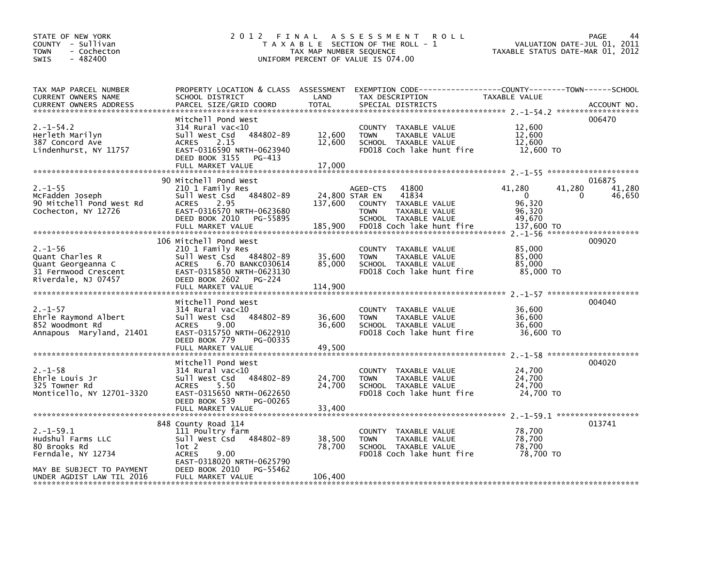STATE OF NEW YORK
COUNTY - Sullivan
TOWN - Cochecton
SWIS - 482400

# 2012 FINAL ASSESSMENT ROLL

TAXABLE SECTION OF THE ROLL - 1
TAX MAP NUMBER SEQUENCE
UNIFORM PERCENT OF VALUE IS 074.00

VALUATION DATE-JUL 01, 2011
TAXABLE STATUS DATE-MAR 01, 2012

| TAX MAP PARCEL NUMBER / CURRENT OWNERS NAME / CURRENT OWNERS ADDRESS | PROPERTY LOCATION & CLASS / SCHOOL DISTRICT / PARCEL SIZE/GRID COORD | ASSESSMENT LAND | TOTAL | EXEMPTION CODE / TAX DESCRIPTION / SPECIAL DISTRICTS | COUNTY TAXABLE VALUE | TOWN | SCHOOL | ACCOUNT NO. |
|---|---|---|---|---|---|---|---|---|
| 2.-1-54.2 | Mitchell Pond West | | | | | | | 006470 |
| Herleth Marilyn | 314 Rural vac<10 | | | COUNTY TAXABLE VALUE | 12,600 | | | |
| 387 Concord Ave | Sull West Csd 484802-89 | 12,600 | | TOWN TAXABLE VALUE | 12,600 | | | |
| Lindenhurst, NY 11757 | ACRES 2.15 | | 12,600 | SCHOOL TAXABLE VALUE | 12,600 | | | |
| | EAST-0316590 NRTH-0623940 | | | FD018 Coch lake hunt fire | 12,600 TO | | | |
| | DEED BOOK 3155 PG-413 | | | | | | | |
| | FULL MARKET VALUE | | 17,000 | | | | | |
| 2.-1-55 | 90 Mitchell Pond West | | | | | | | 016875 |
| McFadden Joseph | 210 1 Family Res | | | AGED-CTS 41800 | 41,280 | 41,280 | 41,280 | |
| 90 Mitchell Pond West Rd | Sull West Csd 484802-89 | 24,800 | | STAR EN 41834 | 0 | 0 | 46,650 | |
| Cochecton, NY 12726 | ACRES 2.95 | | 137,600 | COUNTY TAXABLE VALUE | 96,320 | | | |
| | EAST-0316570 NRTH-0623680 | | | TOWN TAXABLE VALUE | 96,320 | | | |
| | DEED BOOK 2010 PG-55895 | | | SCHOOL TAXABLE VALUE | 49,670 | | | |
| | FULL MARKET VALUE | | 185,900 | FD018 Coch lake hunt fire | 137,600 TO | | | |
| 2.-1-56 | 106 Mitchell Pond West | | | | | | | 009020 |
| Quant Charles R | 210 1 Family Res | | | COUNTY TAXABLE VALUE | 85,000 | | | |
| Quant Georgeanna C | Sull West Csd 484802-89 | 35,600 | | TOWN TAXABLE VALUE | 85,000 | | | |
| 31 Fernwood Crescent | ACRES 6.70 BANKC030614 | | 85,000 | SCHOOL TAXABLE VALUE | 85,000 | | | |
| Riverdale, NJ 07457 | EAST-0315850 NRTH-0623130 | | | FD018 Coch lake hunt fire | 85,000 TO | | | |
| | DEED BOOK 2602 PG-224 | | | | | | | |
| | FULL MARKET VALUE | | 114,900 | | | | | |
| 2.-1-57 | Mitchell Pond West | | | | | | | 004040 |
| Ehrle Raymond Albert | 314 Rural vac<10 | | | COUNTY TAXABLE VALUE | 36,600 | | | |
| 852 Woodmont Rd | Sull West Csd 484802-89 | 36,600 | | TOWN TAXABLE VALUE | 36,600 | | | |
| Annapous Maryland, 21401 | ACRES 9.00 | | 36,600 | SCHOOL TAXABLE VALUE | 36,600 | | | |
| | EAST-0315750 NRTH-0622910 | | | FD018 Coch lake hunt fire | 36,600 TO | | | |
| | DEED BOOK 779 PG-00335 | | | | | | | |
| | FULL MARKET VALUE | | 49,500 | | | | | |
| 2.-1-58 | Mitchell Pond West | | | | | | | 004020 |
| Ehrle Louis Jr | 314 Rural vac<10 | | | COUNTY TAXABLE VALUE | 24,700 | | | |
| 325 Towner Rd | Sull West Csd 484802-89 | 24,700 | | TOWN TAXABLE VALUE | 24,700 | | | |
| Monticello, NY 12701-3320 | ACRES 5.50 | | 24,700 | SCHOOL TAXABLE VALUE | 24,700 | | | |
| | EAST-0315650 NRTH-0622650 | | | FD018 Coch lake hunt fire | 24,700 TO | | | |
| | DEED BOOK 539 PG-00265 | | | | | | | |
| | FULL MARKET VALUE | | 33,400 | | | | | |
| 2.-1-59.1 | 848 County Road 114 | | | | | | | 013741 |
| Hudshul Farms LLC | 111 Poultry farm | | | COUNTY TAXABLE VALUE | 78,700 | | | |
| 80 Brooks Rd | Sull West Csd 484802-89 | 38,500 | | TOWN TAXABLE VALUE | 78,700 | | | |
| Ferndale, NY 12734 | lot 2 | | 78,700 | SCHOOL TAXABLE VALUE | 78,700 | | | |
| | ACRES 9.00 | | | FD018 Coch lake hunt fire | 78,700 TO | | | |
| | EAST-0318020 NRTH-0625790 | | | | | | | |
| MAY BE SUBJECT TO PAYMENT | DEED BOOK 2010 PG-55462 | | | | | | | |
| UNDER AGDIST LAW TIL 2016 | FULL MARKET VALUE | | 106,400 | | | | | |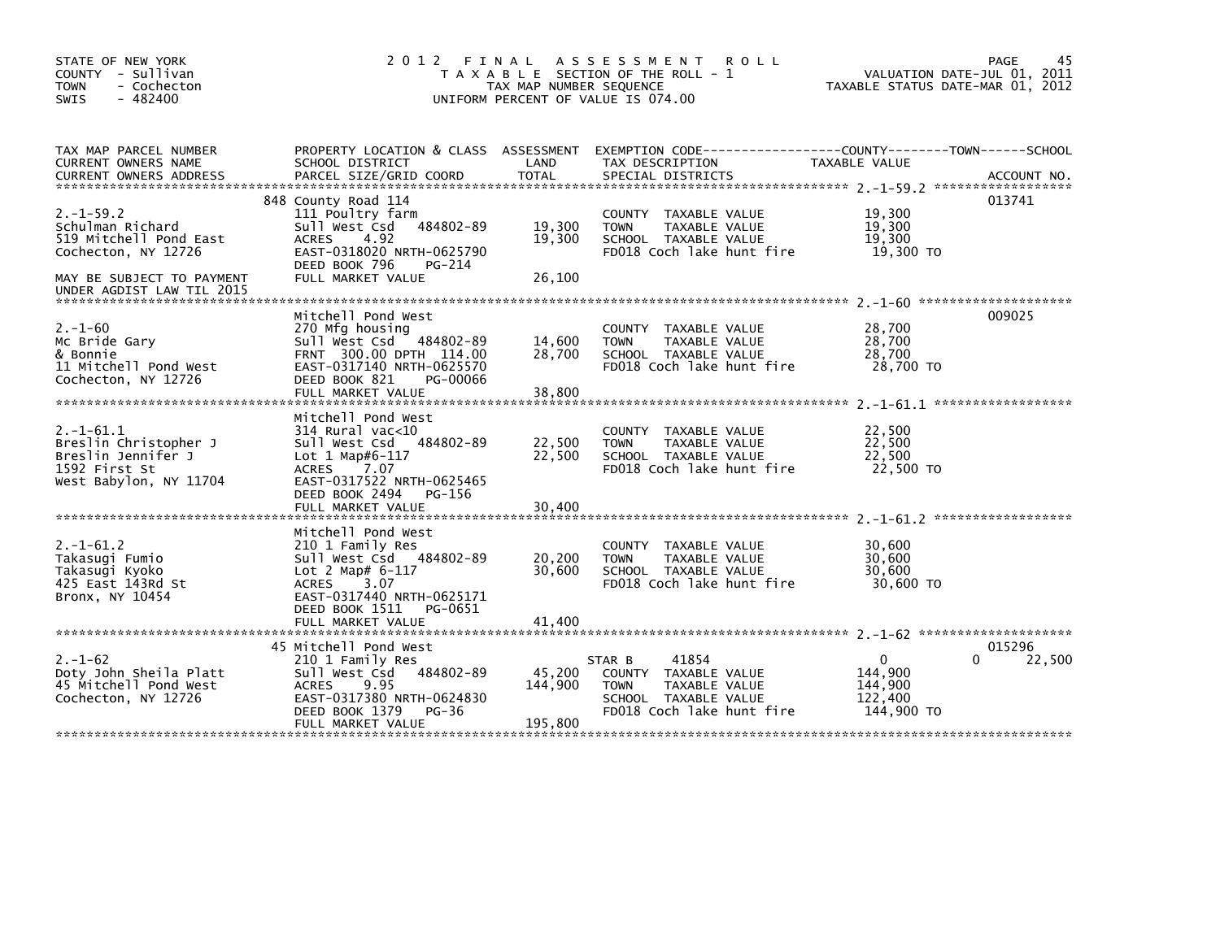STATE OF NEW YORK
COUNTY - Sullivan
TOWN - Cochecton
SWIS - 482400

# 2012 FINAL ASSESSMENT ROLL

TAXABLE SECTION OF THE ROLL - 1
TAX MAP NUMBER SEQUENCE
UNIFORM PERCENT OF VALUE IS 074.00

VALUATION DATE-JUL 01, 2011
TAXABLE STATUS DATE-MAR 01, 2012

| TAX MAP PARCEL NUMBER / CURRENT OWNERS NAME / CURRENT OWNERS ADDRESS | PROPERTY LOCATION & CLASS / SCHOOL DISTRICT / PARCEL SIZE/GRID COORD | ASSESSMENT LAND | TOTAL | EXEMPTION CODE / TAX DESCRIPTION / SPECIAL DISTRICTS | COUNTY / TOWN / SCHOOL TAXABLE VALUE | ACCOUNT NO. |
|---|---|---|---|---|---|---|
| 2.-1-59.2 | 848 County Road 114 | | | | | 013741 |
| 2.-1-59.2 | 111 Poultry farm | | | COUNTY TAXABLE VALUE | 19,300 | |
| Schulman Richard | Sull West Csd 484802-89 | 19,300 | | TOWN TAXABLE VALUE | 19,300 | |
| 519 Mitchell Pond East | ACRES 4.92 | | 19,300 | SCHOOL TAXABLE VALUE | 19,300 | |
| Cochecton, NY 12726 | EAST-0318020 NRTH-0625790 | | | FD018 Coch lake hunt fire | 19,300 TO | |
| | DEED BOOK 796 PG-214 | | | | | |
| MAY BE SUBJECT TO PAYMENT | FULL MARKET VALUE | | 26,100 | | | |
| UNDER AGDIST LAW TIL 2015 | | | | | | |
| 2.-1-60 | Mitchell Pond West | | | | | 009025 |
| 2.-1-60 | 270 Mfg housing | | | COUNTY TAXABLE VALUE | 28,700 | |
| Mc Bride Gary | Sull West Csd 484802-89 | 14,600 | | TOWN TAXABLE VALUE | 28,700 | |
| & Bonnie | FRNT 300.00 DPTH 114.00 | | 28,700 | SCHOOL TAXABLE VALUE | 28,700 | |
| 11 Mitchell Pond West | EAST-0317140 NRTH-0625570 | | | FD018 Coch lake hunt fire | 28,700 TO | |
| Cochecton, NY 12726 | DEED BOOK 821 PG-00066 | | | | | |
| | FULL MARKET VALUE | | 38,800 | | | |
| 2.-1-61.1 | Mitchell Pond West | | | | | |
| 2.-1-61.1 | 314 Rural vac<10 | | | COUNTY TAXABLE VALUE | 22,500 | |
| Breslin Christopher J | Sull West Csd 484802-89 | 22,500 | | TOWN TAXABLE VALUE | 22,500 | |
| Breslin Jennifer J | Lot 1 Map#6-117 | | 22,500 | SCHOOL TAXABLE VALUE | 22,500 | |
| 1592 First St | ACRES 7.07 | | | FD018 Coch lake hunt fire | 22,500 TO | |
| West Babylon, NY 11704 | EAST-0317522 NRTH-0625465 | | | | | |
| | DEED BOOK 2494 PG-156 | | | | | |
| | FULL MARKET VALUE | | 30,400 | | | |
| 2.-1-61.2 | Mitchell Pond West | | | | | |
| 2.-1-61.2 | 210 1 Family Res | | | COUNTY TAXABLE VALUE | 30,600 | |
| Takasugi Fumio | Sull West Csd 484802-89 | 20,200 | | TOWN TAXABLE VALUE | 30,600 | |
| Takasugi Kyoko | Lot 2 Map# 6-117 | | 30,600 | SCHOOL TAXABLE VALUE | 30,600 | |
| 425 East 143Rd St | ACRES 3.07 | | | FD018 Coch lake hunt fire | 30,600 TO | |
| Bronx, NY 10454 | EAST-0317440 NRTH-0625171 | | | | | |
| | DEED BOOK 1511 PG-0651 | | | | | |
| | FULL MARKET VALUE | | 41,400 | | | |
| 2.-1-62 | 45 Mitchell Pond West | | | | | 015296 |
| 2.-1-62 | 210 1 Family Res | | | STAR B 41854 | 0 / 0 / 22,500 | |
| Doty John Sheila Platt | Sull West Csd 484802-89 | 45,200 | | COUNTY TAXABLE VALUE | 144,900 | |
| 45 Mitchell Pond West | ACRES 9.95 | | 144,900 | TOWN TAXABLE VALUE | 144,900 | |
| Cochecton, NY 12726 | EAST-0317380 NRTH-0624830 | | | SCHOOL TAXABLE VALUE | 122,400 | |
| | DEED BOOK 1379 PG-36 | | | FD018 Coch lake hunt fire | 144,900 TO | |
| | FULL MARKET VALUE | | 195,800 | | | |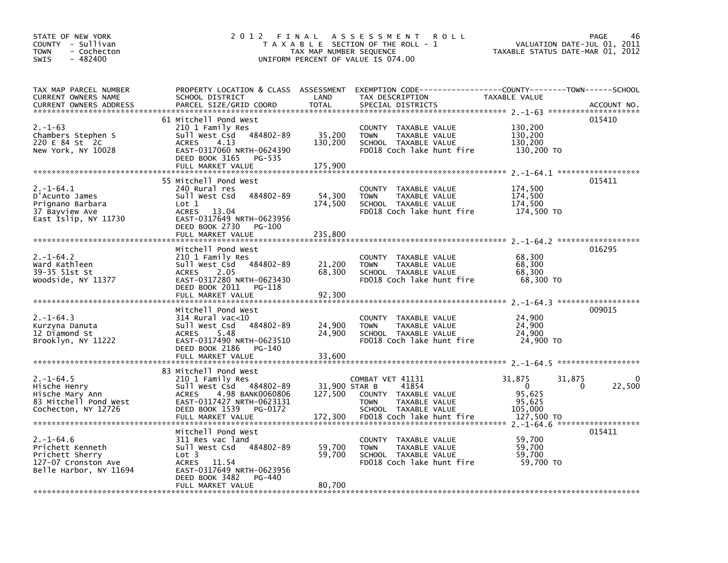STATE OF NEW YORK
COUNTY - Sullivan
TOWN - Cochecton
SWIS - 482400

# 2012 FINAL ASSESSMENT ROLL

TAXABLE SECTION OF THE ROLL - 1
TAX MAP NUMBER SEQUENCE
UNIFORM PERCENT OF VALUE IS 074.00

VALUATION DATE-JUL 01, 2011
TAXABLE STATUS DATE-MAR 01, 2012

| TAX MAP PARCEL NUMBER / CURRENT OWNERS NAME / CURRENT OWNERS ADDRESS | PROPERTY LOCATION & CLASS / SCHOOL DISTRICT / PARCEL SIZE/GRID COORD | ASSESSMENT LAND | TOTAL | EXEMPTION CODE / TAX DESCRIPTION / SPECIAL DISTRICTS | COUNTY TAXABLE VALUE | TOWN | SCHOOL | ACCOUNT NO. |
|---|---|---|---|---|---|---|---|---|
| 2.-1-63 | 61 Mitchell Pond West | | | | | | | 015410 |
| Chambers Stephen S | 210 1 Family Res | | | COUNTY TAXABLE VALUE | 130,200 | | | |
| 220 E 84 St 2C | Sull West Csd 484802-89 | 35,200 | | TOWN TAXABLE VALUE | 130,200 | | | |
| New York, NY 10028 | ACRES 4.13 | | 130,200 | SCHOOL TAXABLE VALUE | 130,200 | | | |
| | EAST-0317060 NRTH-0624390 | | | FD018 Coch lake hunt fire | 130,200 TO | | | |
| | DEED BOOK 3165 PG-535 | | | | | | | |
| | FULL MARKET VALUE | | 175,900 | | | | | |
| 2.-1-64.1 | 55 Mitchell Pond West | | | | | | | 015411 |
| D'Acunto James | 240 Rural res | | | COUNTY TAXABLE VALUE | 174,500 | | | |
| Prignano Barbara | Sull West Csd 484802-89 | 54,300 | | TOWN TAXABLE VALUE | 174,500 | | | |
| 37 Bayview Ave | Lot 1 | | 174,500 | SCHOOL TAXABLE VALUE | 174,500 | | | |
| East Islip, NY 11730 | ACRES 13.04 | | | FD018 Coch lake hunt fire | 174,500 TO | | | |
| | EAST-0317649 NRTH-0623956 | | | | | | | |
| | DEED BOOK 2730 PG-100 | | | | | | | |
| | FULL MARKET VALUE | | 235,800 | | | | | |
| 2.-1-64.2 | Mitchell Pond West | | | | | | | 016295 |
| Ward Kathleen | 210 1 Family Res | | | COUNTY TAXABLE VALUE | 68,300 | | | |
| 39-35 51st St | Sull West Csd 484802-89 | 21,200 | | TOWN TAXABLE VALUE | 68,300 | | | |
| Woodside, NY 11377 | ACRES 2.05 | | 68,300 | SCHOOL TAXABLE VALUE | 68,300 | | | |
| | EAST-0317280 NRTH-0623430 | | | FD018 Coch lake hunt fire | 68,300 TO | | | |
| | DEED BOOK 2011 PG-118 | | | | | | | |
| | FULL MARKET VALUE | | 92,300 | | | | | |
| 2.-1-64.3 | Mitchell Pond West | | | | | | | 009015 |
| Kurzyna Danuta | 314 Rural vac<10 | | | COUNTY TAXABLE VALUE | 24,900 | | | |
| 12 Diamond St | Sull West Csd 484802-89 | 24,900 | | TOWN TAXABLE VALUE | 24,900 | | | |
| Brooklyn, NY 11222 | ACRES 5.48 | | 24,900 | SCHOOL TAXABLE VALUE | 24,900 | | | |
| | EAST-0317490 NRTH-0623510 | | | FD018 Coch lake hunt fire | 24,900 TO | | | |
| | DEED BOOK 2186 PG-140 | | | | | | | |
| | FULL MARKET VALUE | | 33,600 | | | | | |
| 2.-1-64.5 | 83 Mitchell Pond West | | | | | | | |
| Hische Henry | 210 1 Family Res | | | COMBAT VET 41131 | 31,875 | 31,875 | 0 | |
| Hische Mary Ann | Sull West Csd 484802-89 | 31,900 | | STAR B 41854 | 0 | 0 | 22,500 | |
| 83 Mitchell Pond West | ACRES 4.98 BANK0060806 | | 127,500 | COUNTY TAXABLE VALUE | 95,625 | | | |
| Cochecton, NY 12726 | EAST-0317427 NRTH-0623131 | | | TOWN TAXABLE VALUE | 95,625 | | | |
| | DEED BOOK 1539 PG-0172 | | | SCHOOL TAXABLE VALUE | 105,000 | | | |
| | FULL MARKET VALUE | | 172,300 | FD018 Coch lake hunt fire | 127,500 TO | | | |
| 2.-1-64.6 | Mitchell Pond West | | | | | | | 015411 |
| Prichett Kenneth | 311 Res vac land | | | COUNTY TAXABLE VALUE | 59,700 | | | |
| Prichett Sherry | Sull West Csd 484802-89 | 59,700 | | TOWN TAXABLE VALUE | 59,700 | | | |
| 127-07 Cronston Ave | Lot 3 | | 59,700 | SCHOOL TAXABLE VALUE | 59,700 | | | |
| Belle Harbor, NY 11694 | ACRES 11.54 | | | FD018 Coch lake hunt fire | 59,700 TO | | | |
| | EAST-0317649 NRTH-0623956 | | | | | | | |
| | DEED BOOK 3482 PG-440 | | | | | | | |
| | FULL MARKET VALUE | | 80,700 | | | | | |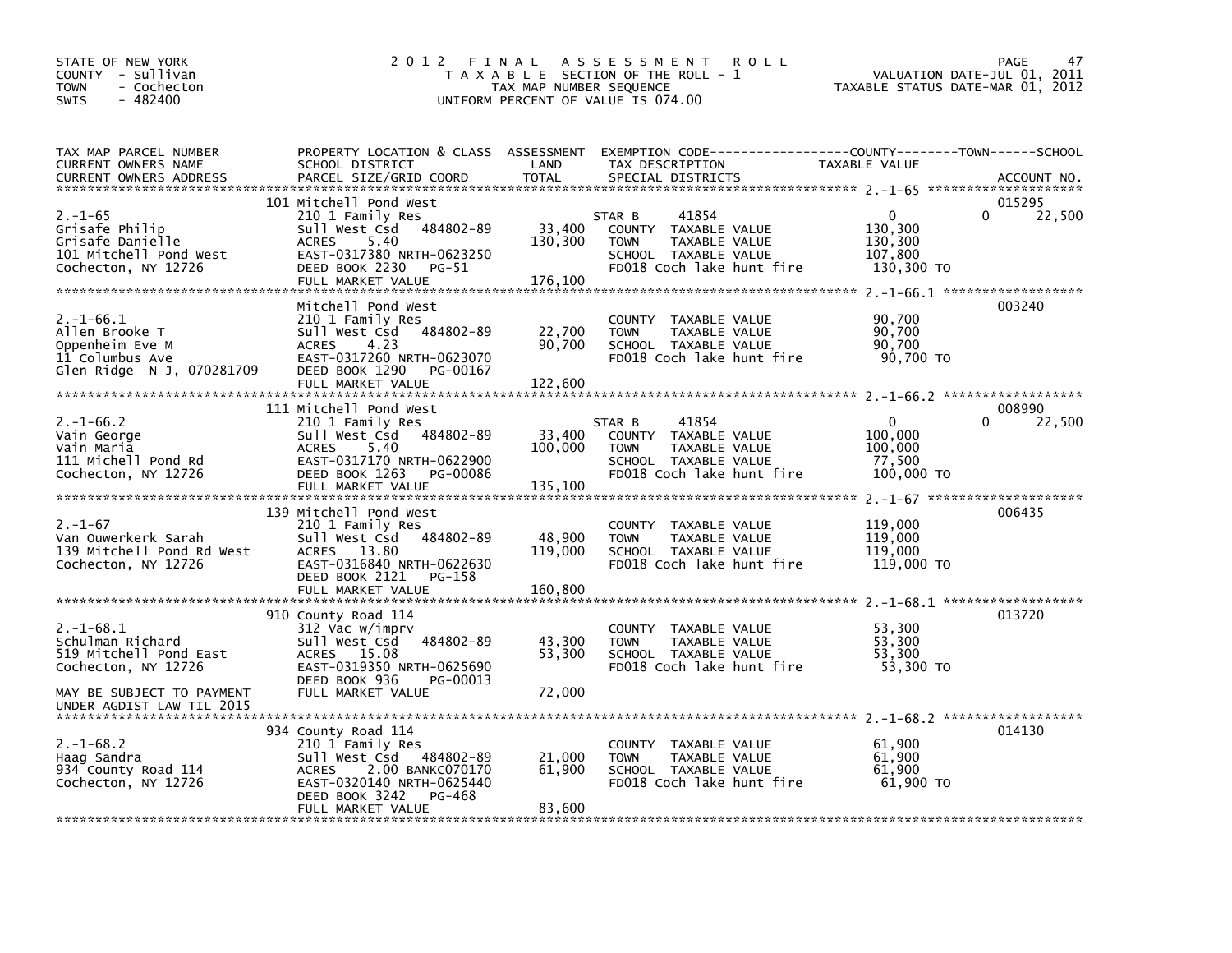STATE OF NEW YORK
COUNTY - Sullivan
TOWN - Cochecton
SWIS - 482400

# 2012 FINAL ASSESSMENT ROLL

TAXABLE SECTION OF THE ROLL - 1
TAX MAP NUMBER SEQUENCE
UNIFORM PERCENT OF VALUE IS 074.00

VALUATION DATE-JUL 01, 2011
TAXABLE STATUS DATE-MAR 01, 2012

| TAX MAP PARCEL NUMBER / CURRENT OWNERS NAME / CURRENT OWNERS ADDRESS | PROPERTY LOCATION & CLASS / SCHOOL DISTRICT / PARCEL SIZE/GRID COORD | ASSESSMENT LAND / TOTAL | EXEMPTION CODE / TAX DESCRIPTION / SPECIAL DISTRICTS | COUNTY TAXABLE VALUE | TOWN | SCHOOL / ACCOUNT NO. |
|---|---|---|---|---|---|---|
| 2.-1-65 | 101 Mitchell Pond West | | | | | 015295 |
| | 210 1 Family Res | | STAR B 41854 | 0 | 0 | 22,500 |
| Grisafe Philip | Sull West Csd 484802-89 | 33,400 | COUNTY TAXABLE VALUE | 130,300 | | |
| Grisafe Danielle | ACRES 5.40 | 130,300 | TOWN TAXABLE VALUE | 130,300 | | |
| 101 Mitchell Pond West | EAST-0317380 NRTH-0623250 | | SCHOOL TAXABLE VALUE | 107,800 | | |
| Cochecton, NY 12726 | DEED BOOK 2230 PG-51 | | FD018 Coch lake hunt fire | 130,300 TO | | |
| | FULL MARKET VALUE | 176,100 | | | | |
| 2.-1-66.1 | Mitchell Pond West | | | | | 003240 |
| | 210 1 Family Res | | COUNTY TAXABLE VALUE | 90,700 | | |
| Allen Brooke T | Sull West Csd 484802-89 | 22,700 | TOWN TAXABLE VALUE | 90,700 | | |
| Oppenheim Eve M | ACRES 4.23 | 90,700 | SCHOOL TAXABLE VALUE | 90,700 | | |
| 11 Columbus Ave | EAST-0317260 NRTH-0623070 | | FD018 Coch lake hunt fire | 90,700 TO | | |
| Glen Ridge N J, 070281709 | DEED BOOK 1290 PG-00167 | | | | | |
| | FULL MARKET VALUE | 122,600 | | | | |
| 2.-1-66.2 | 111 Mitchell Pond West | | | | | 008990 |
| | 210 1 Family Res | | STAR B 41854 | 0 | 0 | 22,500 |
| Vain George | Sull West Csd 484802-89 | 33,400 | COUNTY TAXABLE VALUE | 100,000 | | |
| Vain Maria | ACRES 5.40 | 100,000 | TOWN TAXABLE VALUE | 100,000 | | |
| 111 Michell Pond Rd | EAST-0317170 NRTH-0622900 | | SCHOOL TAXABLE VALUE | 77,500 | | |
| Cochecton, NY 12726 | DEED BOOK 1263 PG-00086 | | FD018 Coch lake hunt fire | 100,000 TO | | |
| | FULL MARKET VALUE | 135,100 | | | | |
| 2.-1-67 | 139 Mitchell Pond West | | | | | 006435 |
| | 210 1 Family Res | | COUNTY TAXABLE VALUE | 119,000 | | |
| Van Ouwerkerk Sarah | Sull West Csd 484802-89 | 48,900 | TOWN TAXABLE VALUE | 119,000 | | |
| 139 Mitchell Pond Rd West | ACRES 13.80 | 119,000 | SCHOOL TAXABLE VALUE | 119,000 | | |
| Cochecton, NY 12726 | EAST-0316840 NRTH-0622630 | | FD018 Coch lake hunt fire | 119,000 TO | | |
| | DEED BOOK 2121 PG-158 | | | | | |
| | FULL MARKET VALUE | 160,800 | | | | |
| 2.-1-68.1 | 910 County Road 114 | | | | | 013720 |
| | 312 Vac w/imprv | | COUNTY TAXABLE VALUE | 53,300 | | |
| Schulman Richard | Sull West Csd 484802-89 | 43,300 | TOWN TAXABLE VALUE | 53,300 | | |
| 519 Mitchell Pond East | ACRES 15.08 | 53,300 | SCHOOL TAXABLE VALUE | 53,300 | | |
| Cochecton, NY 12726 | EAST-0319350 NRTH-0625690 | | FD018 Coch lake hunt fire | 53,300 TO | | |
| | DEED BOOK 936 PG-00013 | | | | | |
| MAY BE SUBJECT TO PAYMENT | FULL MARKET VALUE | 72,000 | | | | |
| UNDER AGDIST LAW TIL 2015 | | | | | | |
| 2.-1-68.2 | 934 County Road 114 | | | | | 014130 |
| | 210 1 Family Res | | COUNTY TAXABLE VALUE | 61,900 | | |
| Haag Sandra | Sull West Csd 484802-89 | 21,000 | TOWN TAXABLE VALUE | 61,900 | | |
| 934 County Road 114 | ACRES 2.00 BANKC070170 | 61,900 | SCHOOL TAXABLE VALUE | 61,900 | | |
| Cochecton, NY 12726 | EAST-0320140 NRTH-0625440 | | FD018 Coch lake hunt fire | 61,900 TO | | |
| | DEED BOOK 3242 PG-468 | | | | | |
| | FULL MARKET VALUE | 83,600 | | | | |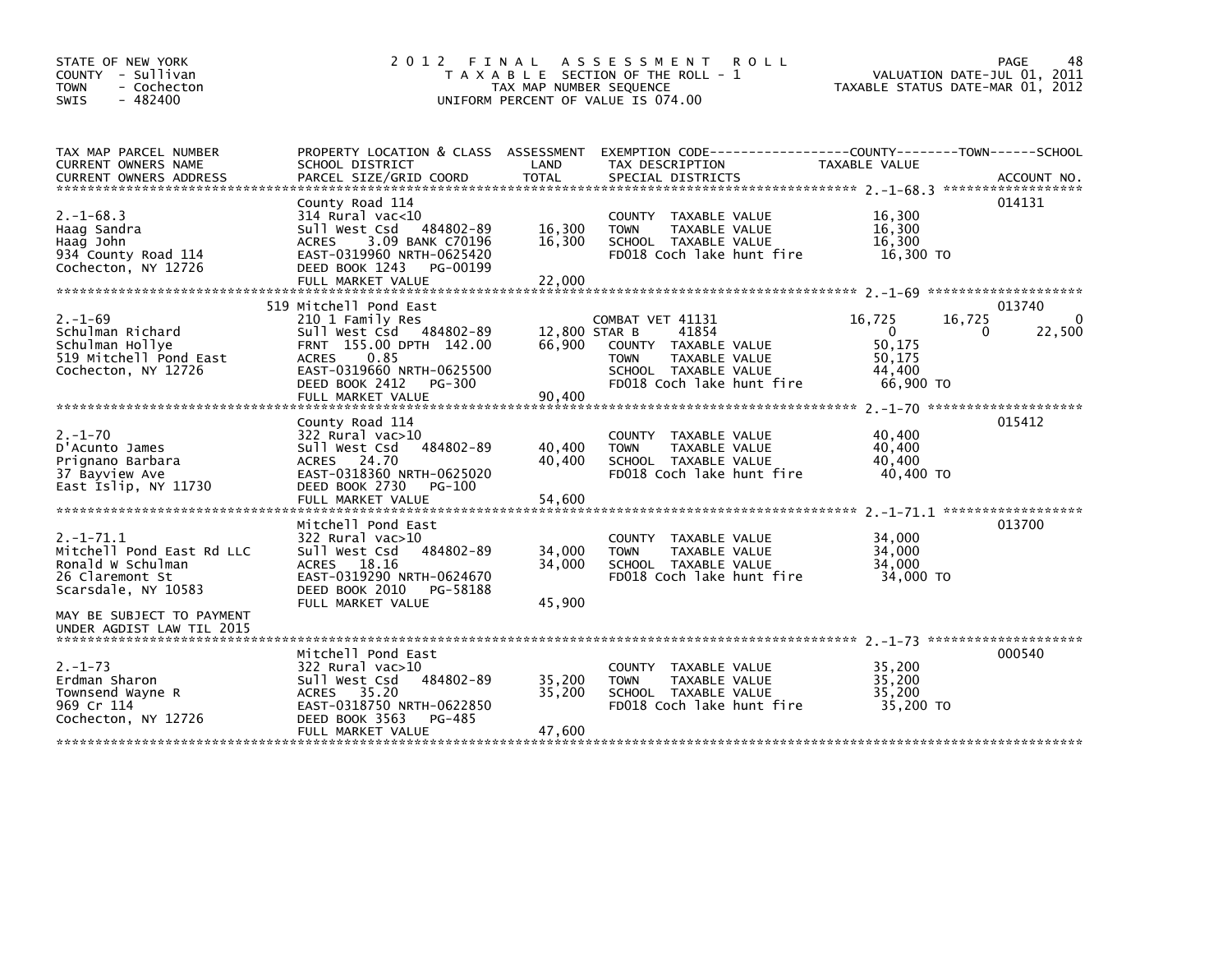STATE OF NEW YORK
COUNTY - Sullivan
TOWN - Cochecton
SWIS - 482400

2012 FINAL ASSESSMENT ROLL
TAXABLE SECTION OF THE ROLL - 1
TAX MAP NUMBER SEQUENCE
UNIFORM PERCENT OF VALUE IS 074.00

VALUATION DATE-JUL 01, 2011
TAXABLE STATUS DATE-MAR 01, 2012

| TAX MAP PARCEL NUMBER / CURRENT OWNERS NAME / CURRENT OWNERS ADDRESS | PROPERTY LOCATION & CLASS / SCHOOL DISTRICT / PARCEL SIZE/GRID COORD | ASSESSMENT LAND | ASSESSMENT TOTAL | EXEMPTION CODE / TAX DESCRIPTION / SPECIAL DISTRICTS | COUNTY TAXABLE VALUE | TOWN | SCHOOL | ACCOUNT NO. |
|---|---|---|---|---|---|---|---|---|
| 2.-1-68.3 | County Road 114 | | | | | | | 014131 |
| Haag Sandra | 314 Rural vac<10 | | | COUNTY TAXABLE VALUE | 16,300 | | | |
| Haag John | Sull West Csd 484802-89 | 16,300 | | TOWN TAXABLE VALUE | 16,300 | | | |
| 934 County Road 114 | ACRES 3.09 BANK C70196 | | 16,300 | SCHOOL TAXABLE VALUE | 16,300 | | | |
| Cochecton, NY 12726 | EAST-0319960 NRTH-0625420 | | | FD018 Coch lake hunt fire | 16,300 TO | | | |
| | DEED BOOK 1243 PG-00199 | | | | | | | |
| | FULL MARKET VALUE | | 22,000 | | | | | |
| 2.-1-69 | 519 Mitchell Pond East | | | | | | | 013740 |
| Schulman Richard | 210 1 Family Res | | | COMBAT VET 41131 | 16,725 | 16,725 | 0 | |
| Schulman Hollye | Sull West Csd 484802-89 | 12,800 | | STAR B 41854 | 0 | 0 | 22,500 | |
| 519 Mitchell Pond East | FRNT 155.00 DPTH 142.00 | | 66,900 | COUNTY TAXABLE VALUE | 50,175 | | | |
| Cochecton, NY 12726 | ACRES 0.85 | | | TOWN TAXABLE VALUE | 50,175 | | | |
| | EAST-0319660 NRTH-0625500 | | | SCHOOL TAXABLE VALUE | 44,400 | | | |
| | DEED BOOK 2412 PG-300 | | | FD018 Coch lake hunt fire | 66,900 TO | | | |
| | FULL MARKET VALUE | | 90,400 | | | | | |
| 2.-1-70 | County Road 114 | | | | | | | 015412 |
| D'Acunto James | 322 Rural vac>10 | | | COUNTY TAXABLE VALUE | 40,400 | | | |
| Prignano Barbara | Sull West Csd 484802-89 | 40,400 | | TOWN TAXABLE VALUE | 40,400 | | | |
| 37 Bayview Ave | ACRES 24.70 | | 40,400 | SCHOOL TAXABLE VALUE | 40,400 | | | |
| East Islip, NY 11730 | EAST-0318360 NRTH-0625020 | | | FD018 Coch lake hunt fire | 40,400 TO | | | |
| | DEED BOOK 2730 PG-100 | | | | | | | |
| | FULL MARKET VALUE | | 54,600 | | | | | |
| 2.-1-71.1 | Mitchell Pond East | | | | | | | 013700 |
| Mitchell Pond East Rd LLC | 322 Rural vac>10 | | | COUNTY TAXABLE VALUE | 34,000 | | | |
| Ronald W Schulman | Sull West Csd 484802-89 | 34,000 | | TOWN TAXABLE VALUE | 34,000 | | | |
| 26 Claremont St | ACRES 18.16 | | 34,000 | SCHOOL TAXABLE VALUE | 34,000 | | | |
| Scarsdale, NY 10583 | EAST-0319290 NRTH-0624670 | | | FD018 Coch lake hunt fire | 34,000 TO | | | |
| | DEED BOOK 2010 PG-58188 | | | | | | | |
| | FULL MARKET VALUE | | 45,900 | | | | | |
| MAY BE SUBJECT TO PAYMENT UNDER AGDIST LAW TIL 2015 | | | | | | | | |
| 2.-1-73 | Mitchell Pond East | | | | | | | 000540 |
| Erdman Sharon | 322 Rural vac>10 | | | COUNTY TAXABLE VALUE | 35,200 | | | |
| Townsend Wayne R | Sull West Csd 484802-89 | 35,200 | | TOWN TAXABLE VALUE | 35,200 | | | |
| 969 Cr 114 | ACRES 35.20 | | 35,200 | SCHOOL TAXABLE VALUE | 35,200 | | | |
| Cochecton, NY 12726 | EAST-0318750 NRTH-0622850 | | | FD018 Coch lake hunt fire | 35,200 TO | | | |
| | DEED BOOK 3563 PG-485 | | | | | | | |
| | FULL MARKET VALUE | | 47,600 | | | | | |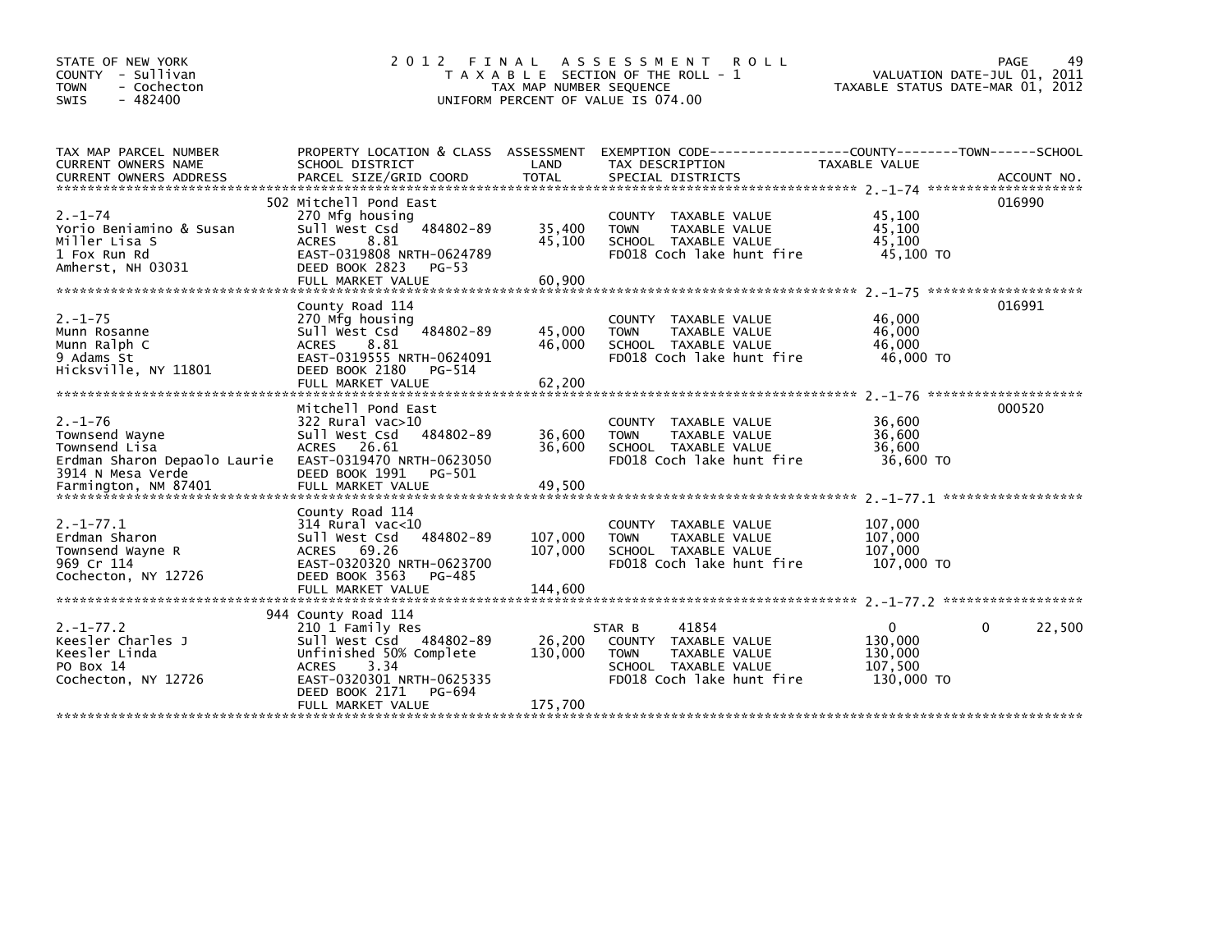STATE OF NEW YORK
COUNTY - Sullivan
TOWN - Cochecton
SWIS - 482400

# 2012 FINAL ASSESSMENT ROLL

TAXABLE SECTION OF THE ROLL - 1
TAX MAP NUMBER SEQUENCE
UNIFORM PERCENT OF VALUE IS 074.00

VALUATION DATE-JUL 01, 2011
TAXABLE STATUS DATE-MAR 01, 2012

| TAX MAP PARCEL NUMBER / CURRENT OWNERS NAME / CURRENT OWNERS ADDRESS | PROPERTY LOCATION & CLASS / SCHOOL DISTRICT / PARCEL SIZE/GRID COORD | ASSESSMENT LAND / TOTAL | EXEMPTION CODE / TAX DESCRIPTION / SPECIAL DISTRICTS | COUNTY / TOWN / SCHOOL TAXABLE VALUE | ACCOUNT NO. |
|---|---|---|---|---|---|
| 2.-1-74 | 502 Mitchell Pond East | | | | 016990 |
| 2.-1-74 | 270 Mfg housing | | COUNTY TAXABLE VALUE | 45,100 | |
| Yorio Beniamino & Susan | Sull West Csd 484802-89 | 35,400 | TOWN TAXABLE VALUE | 45,100 | |
| Miller Lisa S | ACRES 8.81 | 45,100 | SCHOOL TAXABLE VALUE | 45,100 | |
| 1 Fox Run Rd | EAST-0319808 NRTH-0624789 | | FD018 Coch lake hunt fire | 45,100 TO | |
| Amherst, NH 03031 | DEED BOOK 2823 PG-53 | | | | |
| | FULL MARKET VALUE | 60,900 | | | |
| 2.-1-75 | County Road 114 | | | | 016991 |
| 2.-1-75 | 270 Mfg housing | | COUNTY TAXABLE VALUE | 46,000 | |
| Munn Rosanne | Sull West Csd 484802-89 | 45,000 | TOWN TAXABLE VALUE | 46,000 | |
| Munn Ralph C | ACRES 8.81 | 46,000 | SCHOOL TAXABLE VALUE | 46,000 | |
| 9 Adams St | EAST-0319555 NRTH-0624091 | | FD018 Coch lake hunt fire | 46,000 TO | |
| Hicksville, NY 11801 | DEED BOOK 2180 PG-514 | | | | |
| | FULL MARKET VALUE | 62,200 | | | |
| 2.-1-76 | Mitchell Pond East | | | | 000520 |
| 2.-1-76 | 322 Rural vac>10 | | COUNTY TAXABLE VALUE | 36,600 | |
| Townsend Wayne | Sull West Csd 484802-89 | 36,600 | TOWN TAXABLE VALUE | 36,600 | |
| Townsend Lisa | ACRES 26.61 | 36,600 | SCHOOL TAXABLE VALUE | 36,600 | |
| Erdman Sharon Depaolo Laurie | EAST-0319470 NRTH-0623050 | | FD018 Coch lake hunt fire | 36,600 TO | |
| 3914 N Mesa Verde | DEED BOOK 1991 PG-501 | | | | |
| Farmington, NM 87401 | FULL MARKET VALUE | 49,500 | | | |
| 2.-1-77.1 | County Road 114 | | | | |
| 2.-1-77.1 | 314 Rural vac<10 | | COUNTY TAXABLE VALUE | 107,000 | |
| Erdman Sharon | Sull West Csd 484802-89 | 107,000 | TOWN TAXABLE VALUE | 107,000 | |
| Townsend Wayne R | ACRES 69.26 | 107,000 | SCHOOL TAXABLE VALUE | 107,000 | |
| 969 Cr 114 | EAST-0320320 NRTH-0623700 | | FD018 Coch lake hunt fire | 107,000 TO | |
| Cochecton, NY 12726 | DEED BOOK 3563 PG-485 | | | | |
| | FULL MARKET VALUE | 144,600 | | | |
| 2.-1-77.2 | 944 County Road 114 | | | | |
| 2.-1-77.2 | 210 1 Family Res | | STAR B 41854 | 0 / 0 / 22,500 | |
| Keesler Charles J | Sull West Csd 484802-89 | 26,200 | COUNTY TAXABLE VALUE | 130,000 | |
| Keesler Linda | Unfinished 50% Complete | 130,000 | TOWN TAXABLE VALUE | 130,000 | |
| PO Box 14 | ACRES 3.34 | | SCHOOL TAXABLE VALUE | 107,500 | |
| Cochecton, NY 12726 | EAST-0320301 NRTH-0625335 | | FD018 Coch lake hunt fire | 130,000 TO | |
| | DEED BOOK 2171 PG-694 | | | | |
| | FULL MARKET VALUE | 175,700 | | | |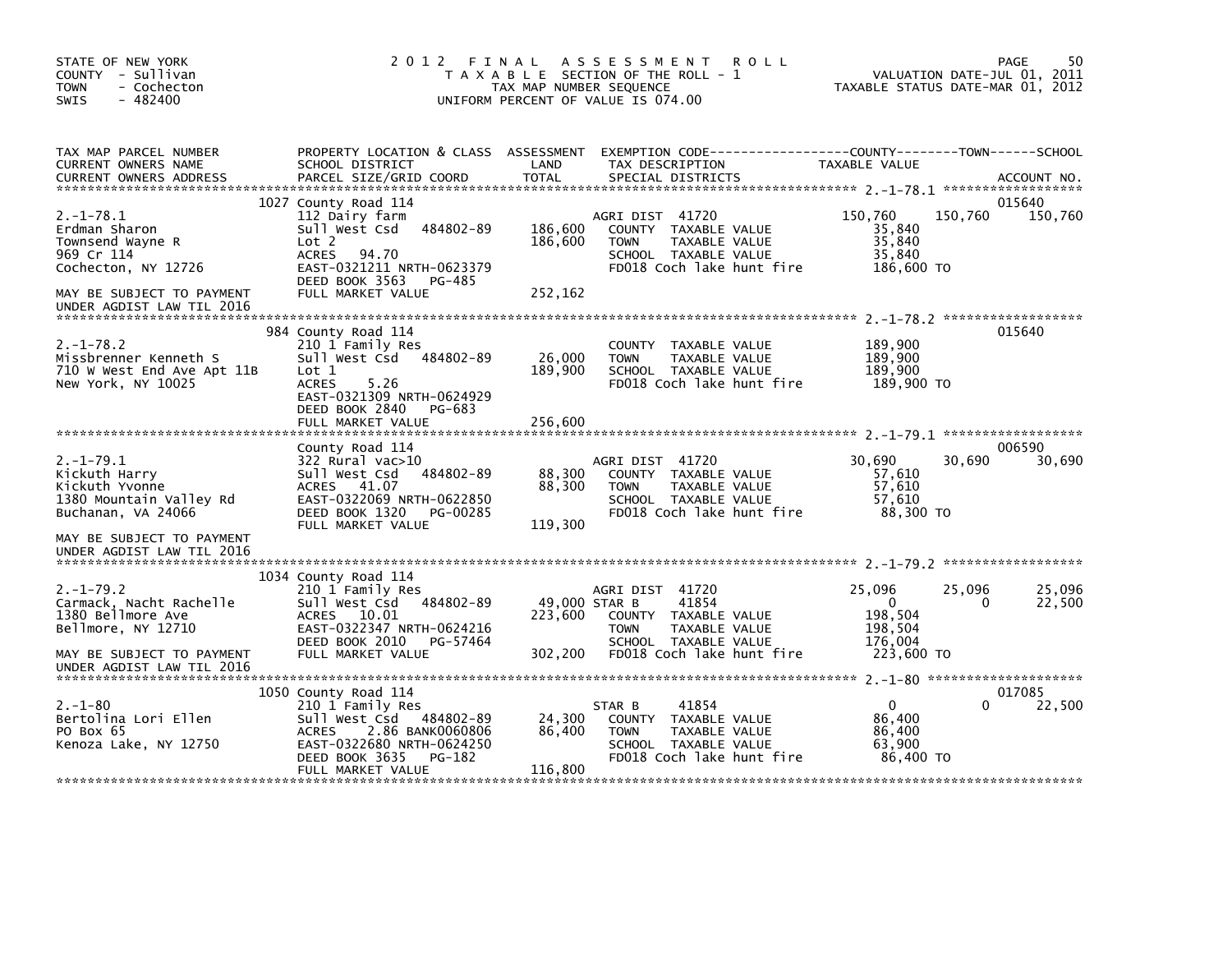STATE OF NEW YORK
COUNTY - Sullivan
TOWN - Cochecton
SWIS - 482400

# 2012 FINAL ASSESSMENT ROLL

TAXABLE SECTION OF THE ROLL - 1
TAX MAP NUMBER SEQUENCE
UNIFORM PERCENT OF VALUE IS 074.00

VALUATION DATE-JUL 01, 2011
TAXABLE STATUS DATE-MAR 01, 2012

| TAX MAP PARCEL NUMBER / CURRENT OWNERS NAME / CURRENT OWNERS ADDRESS | PROPERTY LOCATION & CLASS / SCHOOL DISTRICT / PARCEL SIZE/GRID COORD | ASSESSMENT LAND / TOTAL | EXEMPTION CODE / TAX DESCRIPTION / SPECIAL DISTRICTS | COUNTY TAXABLE VALUE | TOWN | SCHOOL | ACCOUNT NO. |
|---|---|---|---|---|---|---|---|
| **2.-1-78.1** | 1027 County Road 114 | | | | | | 015640 |
| 2.-1-78.1 | 112 Dairy farm | | AGRI DIST 41720 | 150,760 | 150,760 | 150,760 | |
| Erdman Sharon | Sull West Csd 484802-89 | 186,600 | COUNTY TAXABLE VALUE | 35,840 | | | |
| Townsend Wayne R | Lot 2 | 186,600 | TOWN TAXABLE VALUE | 35,840 | | | |
| 969 Cr 114 | ACRES 94.70 | | SCHOOL TAXABLE VALUE | 35,840 | | | |
| Cochecton, NY 12726 | EAST-0321211 NRTH-0623379 | | FD018 Coch lake hunt fire | 186,600 TO | | | |
| | DEED BOOK 3563 PG-485 | | | | | | |
| MAY BE SUBJECT TO PAYMENT UNDER AGDIST LAW TIL 2016 | FULL MARKET VALUE | 252,162 | | | | | |
| **2.-1-78.2** | 984 County Road 114 | | | | | | 015640 |
| 2.-1-78.2 | 210 1 Family Res | | COUNTY TAXABLE VALUE | 189,900 | | | |
| Missbrenner Kenneth S | Sull West Csd 484802-89 | 26,000 | TOWN TAXABLE VALUE | 189,900 | | | |
| 710 W West End Ave Apt 11B | Lot 1 | 189,900 | SCHOOL TAXABLE VALUE | 189,900 | | | |
| New York, NY 10025 | ACRES 5.26 | | FD018 Coch lake hunt fire | 189,900 TO | | | |
| | EAST-0321309 NRTH-0624929 | | | | | | |
| | DEED BOOK 2840 PG-683 | | | | | | |
| | FULL MARKET VALUE | 256,600 | | | | | |
| **2.-1-79.1** | County Road 114 | | | | | | 006590 |
| 2.-1-79.1 | 322 Rural vac>10 | | AGRI DIST 41720 | 30,690 | 30,690 | 30,690 | |
| Kickuth Harry | Sull West Csd 484802-89 | 88,300 | COUNTY TAXABLE VALUE | 57,610 | | | |
| Kickuth Yvonne | ACRES 41.07 | 88,300 | TOWN TAXABLE VALUE | 57,610 | | | |
| 1380 Mountain Valley Rd | EAST-0322069 NRTH-0622850 | | SCHOOL TAXABLE VALUE | 57,610 | | | |
| Buchanan, VA 24066 | DEED BOOK 1320 PG-00285 | | FD018 Coch lake hunt fire | 88,300 TO | | | |
| | FULL MARKET VALUE | 119,300 | | | | | |
| MAY BE SUBJECT TO PAYMENT UNDER AGDIST LAW TIL 2016 | | | | | | | |
| **2.-1-79.2** | 1034 County Road 114 | | | | | | |
| 2.-1-79.2 | 210 1 Family Res | | AGRI DIST 41720 | 25,096 | 25,096 | 25,096 | |
| Carmack, Nacht Rachelle | Sull West Csd 484802-89 | 49,000 | STAR B 41854 | 0 | 0 | 22,500 | |
| 1380 Bellmore Ave | ACRES 10.01 | 223,600 | COUNTY TAXABLE VALUE | 198,504 | | | |
| Bellmore, NY 12710 | EAST-0322347 NRTH-0624216 | | TOWN TAXABLE VALUE | 198,504 | | | |
| | DEED BOOK 2010 PG-57464 | | SCHOOL TAXABLE VALUE | 176,004 | | | |
| MAY BE SUBJECT TO PAYMENT UNDER AGDIST LAW TIL 2016 | FULL MARKET VALUE | 302,200 | FD018 Coch lake hunt fire | 223,600 TO | | | |
| **2.-1-80** | 1050 County Road 114 | | | | | | 017085 |
| 2.-1-80 | 210 1 Family Res | | STAR B 41854 | 0 | 0 | 22,500 | |
| Bertolina Lori Ellen | Sull West Csd 484802-89 | 24,300 | COUNTY TAXABLE VALUE | 86,400 | | | |
| PO Box 65 | ACRES 2.86 BANK0060806 | 86,400 | TOWN TAXABLE VALUE | 86,400 | | | |
| Kenoza Lake, NY 12750 | EAST-0322680 NRTH-0624250 | | SCHOOL TAXABLE VALUE | 63,900 | | | |
| | DEED BOOK 3635 PG-182 | | FD018 Coch lake hunt fire | 86,400 TO | | | |
| | FULL MARKET VALUE | 116,800 | | | | | |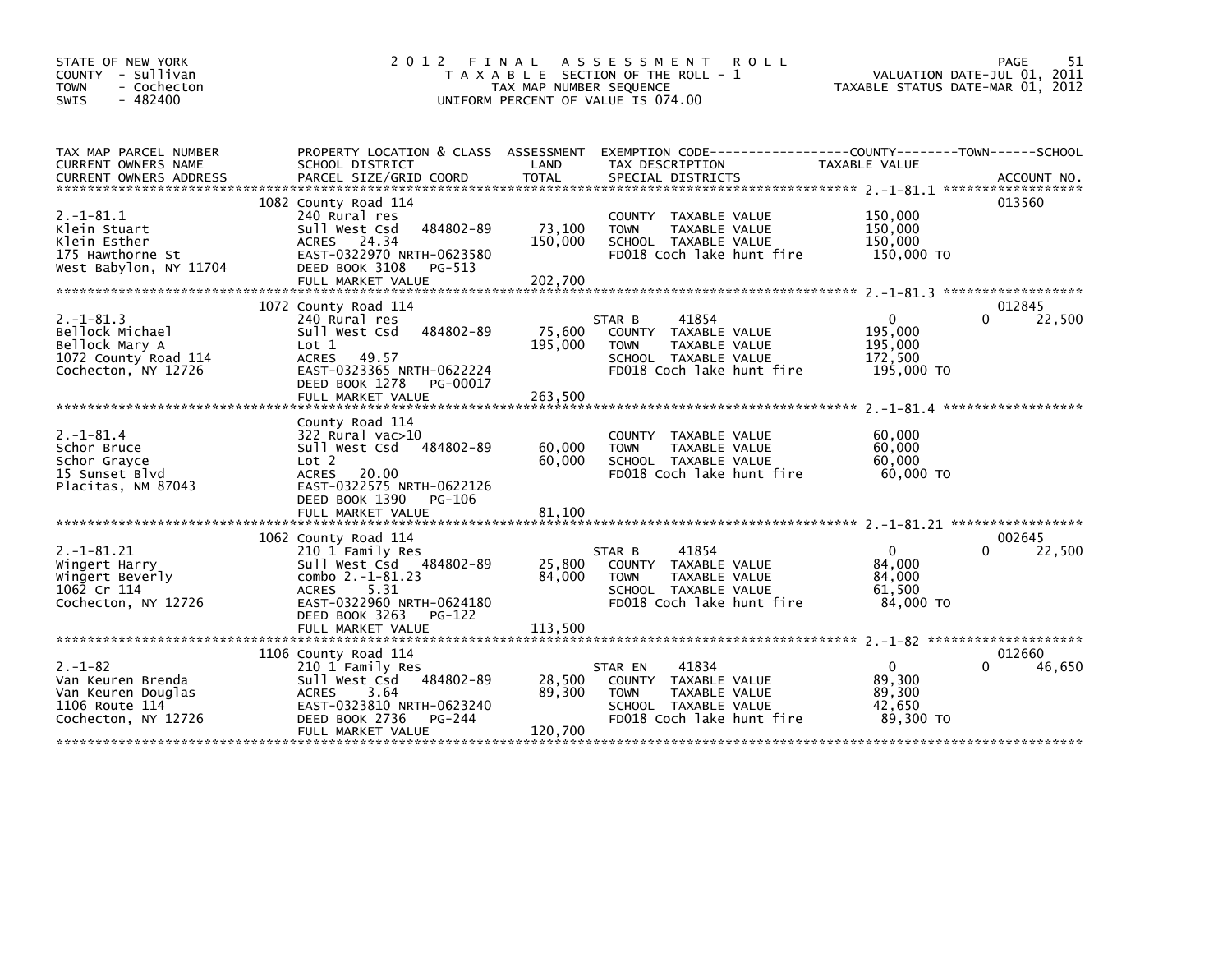STATE OF NEW YORK
COUNTY - Sullivan
TOWN - Cochecton
SWIS - 482400

# 2012 FINAL ASSESSMENT ROLL
TAXABLE SECTION OF THE ROLL - 1
TAX MAP NUMBER SEQUENCE
UNIFORM PERCENT OF VALUE IS 074.00

VALUATION DATE-JUL 01, 2011
TAXABLE STATUS DATE-MAR 01, 2012

| TAX MAP PARCEL NUMBER / CURRENT OWNERS NAME / CURRENT OWNERS ADDRESS | PROPERTY LOCATION & CLASS / SCHOOL DISTRICT / PARCEL SIZE/GRID COORD | ASSESSMENT LAND / TOTAL | EXEMPTION CODE / TAX DESCRIPTION / SPECIAL DISTRICTS | COUNTY TAXABLE VALUE | TOWN | SCHOOL / ACCOUNT NO. |
|---|---|---|---|---|---|---|
| 2.-1-81.1 | 1082 County Road 114 | | | | | 013560 |
| Klein Stuart | 240 Rural res | | COUNTY TAXABLE VALUE | 150,000 | | |
| Klein Esther | Sull West Csd 484802-89 | 73,100 | TOWN TAXABLE VALUE | 150,000 | | |
| 175 Hawthorne St | ACRES 24.34 | 150,000 | SCHOOL TAXABLE VALUE | 150,000 | | |
| West Babylon, NY 11704 | EAST-0322970 NRTH-0623580 | | FD018 Coch lake hunt fire | 150,000 TO | | |
| | DEED BOOK 3108 PG-513 | | | | | |
| | FULL MARKET VALUE | 202,700 | | | | |
| 2.-1-81.3 | 1072 County Road 114 | | | | | 012845 |
| Bellock Michael | 240 Rural res | | STAR B 41854 | 0 | 0 | 22,500 |
| Bellock Mary A | Sull West Csd 484802-89 | 75,600 | COUNTY TAXABLE VALUE | 195,000 | | |
| 1072 County Road 114 | Lot 1 | 195,000 | TOWN TAXABLE VALUE | 195,000 | | |
| Cochecton, NY 12726 | ACRES 49.57 | | SCHOOL TAXABLE VALUE | 172,500 | | |
| | EAST-0323365 NRTH-0622224 | | FD018 Coch lake hunt fire | 195,000 TO | | |
| | DEED BOOK 1278 PG-00017 | | | | | |
| | FULL MARKET VALUE | 263,500 | | | | |
| 2.-1-81.4 | County Road 114 | | | | | |
| Schor Bruce | 322 Rural vac>10 | | COUNTY TAXABLE VALUE | 60,000 | | |
| Schor Grayce | Sull West Csd 484802-89 | 60,000 | TOWN TAXABLE VALUE | 60,000 | | |
| 15 Sunset Blvd | Lot 2 | 60,000 | SCHOOL TAXABLE VALUE | 60,000 | | |
| Placitas, NM 87043 | ACRES 20.00 | | FD018 Coch lake hunt fire | 60,000 TO | | |
| | EAST-0322575 NRTH-0622126 | | | | | |
| | DEED BOOK 1390 PG-106 | | | | | |
| | FULL MARKET VALUE | 81,100 | | | | |
| 2.-1-81.21 | 1062 County Road 114 | | | | | 002645 |
| Wingert Harry | 210 1 Family Res | | STAR B 41854 | 0 | 0 | 22,500 |
| Wingert Beverly | Sull West Csd 484802-89 | 25,800 | COUNTY TAXABLE VALUE | 84,000 | | |
| 1062 Cr 114 | combo 2.-1-81.23 | 84,000 | TOWN TAXABLE VALUE | 84,000 | | |
| Cochecton, NY 12726 | ACRES 5.31 | | SCHOOL TAXABLE VALUE | 61,500 | | |
| | EAST-0322960 NRTH-0624180 | | FD018 Coch lake hunt fire | 84,000 TO | | |
| | DEED BOOK 3263 PG-122 | | | | | |
| | FULL MARKET VALUE | 113,500 | | | | |
| 2.-1-82 | 1106 County Road 114 | | | | | 012660 |
| Van Keuren Brenda | 210 1 Family Res | | STAR EN 41834 | 0 | 0 | 46,650 |
| Van Keuren Douglas | Sull West Csd 484802-89 | 28,500 | COUNTY TAXABLE VALUE | 89,300 | | |
| 1106 Route 114 | ACRES 3.64 | 89,300 | TOWN TAXABLE VALUE | 89,300 | | |
| Cochecton, NY 12726 | EAST-0323810 NRTH-0623240 | | SCHOOL TAXABLE VALUE | 42,650 | | |
| | DEED BOOK 2736 PG-244 | | FD018 Coch lake hunt fire | 89,300 TO | | |
| | FULL MARKET VALUE | 120,700 | | | | |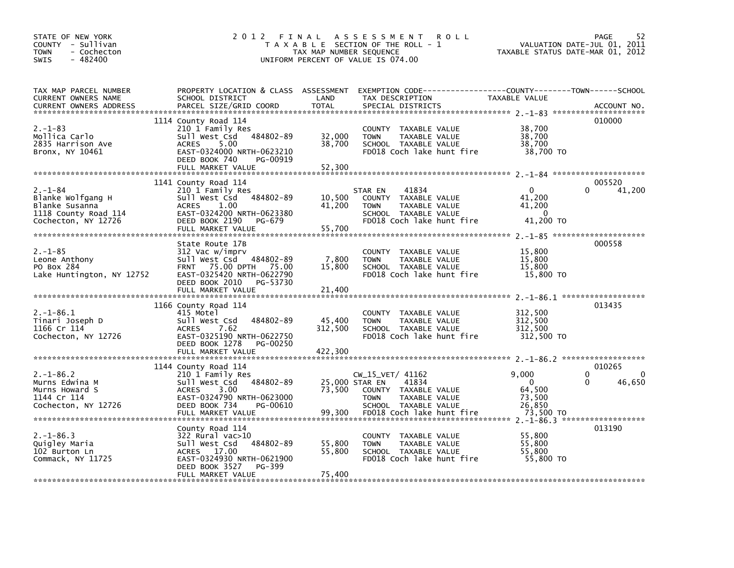STATE OF NEW YORK
COUNTY - Sullivan
TOWN - Cochecton
SWIS - 482400

2012 FINAL ASSESSMENT ROLL
TAXABLE SECTION OF THE ROLL - 1
TAX MAP NUMBER SEQUENCE
UNIFORM PERCENT OF VALUE IS 074.00

VALUATION DATE-JUL 01, 2011
TAXABLE STATUS DATE-MAR 01, 2012

| TAX MAP PARCEL NUMBER / CURRENT OWNERS NAME / CURRENT OWNERS ADDRESS | PROPERTY LOCATION & CLASS / SCHOOL DISTRICT / PARCEL SIZE/GRID COORD | ASSESSMENT LAND / TOTAL | EXEMPTION CODE / TAX DESCRIPTION / SPECIAL DISTRICTS | COUNTY TAXABLE VALUE | TOWN | SCHOOL / ACCOUNT NO. |
|---|---|---|---|---|---|---|
| 2.-1-83 | 1114 County Road 114 | | | | | 010000 |
| | 210 1 Family Res | | COUNTY TAXABLE VALUE | 38,700 | | |
| Mollica Carlo | Sull West Csd 484802-89 | 32,000 | TOWN TAXABLE VALUE | 38,700 | | |
| 2835 Harrison Ave | ACRES 5.00 | 38,700 | SCHOOL TAXABLE VALUE | 38,700 | | |
| Bronx, NY 10461 | EAST-0324000 NRTH-0623210 | | FD018 Coch lake hunt fire | 38,700 TO | | |
| | DEED BOOK 740 PG-00919 | | | | | |
| | FULL MARKET VALUE | 52,300 | | | | |
| 2.-1-84 | 1141 County Road 114 | | | | | 005520 |
| | 210 1 Family Res | | STAR EN 41834 | 0 | 0 | 41,200 |
| Blanke Wolfgang H | Sull West Csd 484802-89 | 10,500 | COUNTY TAXABLE VALUE | 41,200 | | |
| Blanke Susanna | ACRES 1.00 | 41,200 | TOWN TAXABLE VALUE | 41,200 | | |
| 1118 County Road 114 | EAST-0324200 NRTH-0623380 | | SCHOOL TAXABLE VALUE | 0 | | |
| Cochecton, NY 12726 | DEED BOOK 2190 PG-679 | | FD018 Coch lake hunt fire | 41,200 TO | | |
| | FULL MARKET VALUE | 55,700 | | | | |
| 2.-1-85 | State Route 17B | | | | | 000558 |
| | 312 Vac w/imprv | | COUNTY TAXABLE VALUE | 15,800 | | |
| Leone Anthony | Sull West Csd 484802-89 | 7,800 | TOWN TAXABLE VALUE | 15,800 | | |
| PO Box 284 | FRNT 75.00 DPTH 75.00 | 15,800 | SCHOOL TAXABLE VALUE | 15,800 | | |
| Lake Huntington, NY 12752 | EAST-0325420 NRTH-0622790 | | FD018 Coch lake hunt fire | 15,800 TO | | |
| | DEED BOOK 2010 PG-53730 | | | | | |
| | FULL MARKET VALUE | 21,400 | | | | |
| 2.-1-86.1 | 1166 County Road 114 | | | | | 013435 |
| | 415 Motel | | COUNTY TAXABLE VALUE | 312,500 | | |
| Tinari Joseph D | Sull West Csd 484802-89 | 45,400 | TOWN TAXABLE VALUE | 312,500 | | |
| 1166 Cr 114 | ACRES 7.62 | 312,500 | SCHOOL TAXABLE VALUE | 312,500 | | |
| Cochecton, NY 12726 | EAST-0325190 NRTH-0622750 | | FD018 Coch lake hunt fire | 312,500 TO | | |
| | DEED BOOK 1278 PG-00250 | | | | | |
| | FULL MARKET VALUE | 422,300 | | | | |
| 2.-1-86.2 | 1144 County Road 114 | | | | | 010265 |
| | 210 1 Family Res | | CW_15_VET/ 41162 | 9,000 | 0 | 0 |
| Murns Edwina M | Sull West Csd 484802-89 | 25,000 | STAR EN 41834 | 0 | 0 | 46,650 |
| Murns Howard S | ACRES 3.00 | 73,500 | COUNTY TAXABLE VALUE | 64,500 | | |
| 1144 Cr 114 | EAST-0324790 NRTH-0623000 | | TOWN TAXABLE VALUE | 73,500 | | |
| Cochecton, NY 12726 | DEED BOOK 734 PG-00610 | | SCHOOL TAXABLE VALUE | 26,850 | | |
| | FULL MARKET VALUE | 99,300 | FD018 Coch lake hunt fire | 73,500 TO | | |
| 2.-1-86.3 | County Road 114 | | | | | 013190 |
| | 322 Rural vac>10 | | COUNTY TAXABLE VALUE | 55,800 | | |
| Quigley Maria | Sull West Csd 484802-89 | 55,800 | TOWN TAXABLE VALUE | 55,800 | | |
| 102 Burton Ln | ACRES 17.00 | 55,800 | SCHOOL TAXABLE VALUE | 55,800 | | |
| Commack, NY 11725 | EAST-0324930 NRTH-0621900 | | FD018 Coch lake hunt fire | 55,800 TO | | |
| | DEED BOOK 3527 PG-399 | | | | | |
| | FULL MARKET VALUE | 75,400 | | | | |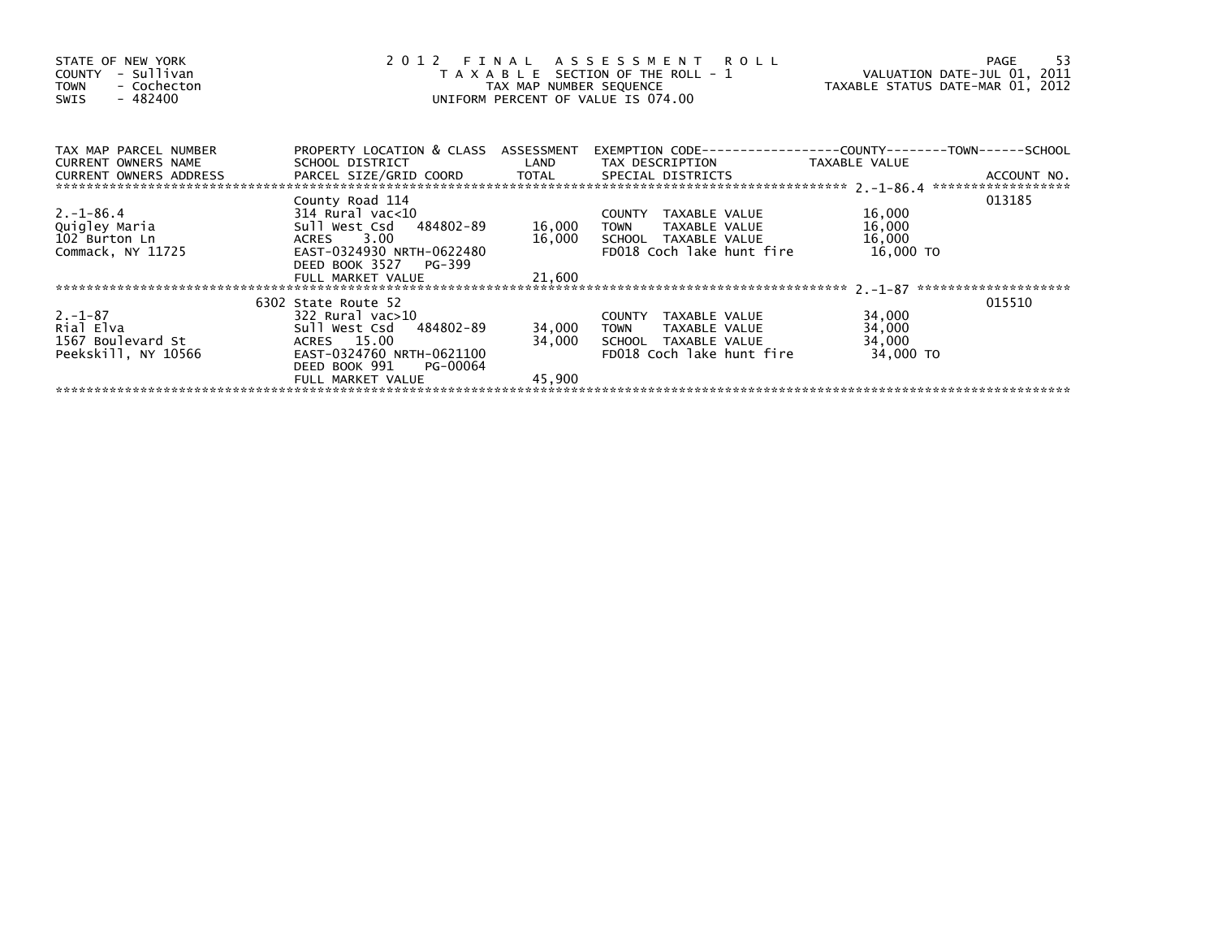STATE OF NEW YORK
COUNTY - Sullivan
TOWN - Cochecton
SWIS - 482400

# 2012 FINAL ASSESSMENT ROLL

TAXABLE SECTION OF THE ROLL - 1
TAX MAP NUMBER SEQUENCE
UNIFORM PERCENT OF VALUE IS 074.00

VALUATION DATE-JUL 01, 2011
TAXABLE STATUS DATE-MAR 01, 2012

| TAX MAP PARCEL NUMBER / CURRENT OWNERS NAME / CURRENT OWNERS ADDRESS | PROPERTY LOCATION & CLASS / SCHOOL DISTRICT / PARCEL SIZE/GRID COORD | ASSESSMENT LAND | TOTAL | EXEMPTION CODE / TAX DESCRIPTION / SPECIAL DISTRICTS | TAXABLE VALUE (COUNTY / TOWN / SCHOOL) | ACCOUNT NO. |
|---|---|---|---|---|---|---|
| 2.-1-86.4 | County Road 114 | | | | | 013185 |
| 2.-1-86.4 | 314 Rural vac<10 | | | COUNTY TAXABLE VALUE | 16,000 | |
| Quigley Maria | Sull West Csd 484802-89 | 16,000 | | TOWN TAXABLE VALUE | 16,000 | |
| 102 Burton Ln | ACRES 3.00 | | 16,000 | SCHOOL TAXABLE VALUE | 16,000 | |
| Commack, NY 11725 | EAST-0324930 NRTH-0622480 | | | FD018 Coch lake hunt fire | 16,000 TO | |
| | DEED BOOK 3527 PG-399 | | | | | |
| | FULL MARKET VALUE | | 21,600 | | | |
| 2.-1-87 | 6302 State Route 52 | | | | | 015510 |
| 2.-1-87 | 322 Rural vac>10 | | | COUNTY TAXABLE VALUE | 34,000 | |
| Rial Elva | Sull West Csd 484802-89 | 34,000 | | TOWN TAXABLE VALUE | 34,000 | |
| 1567 Boulevard St | ACRES 15.00 | | 34,000 | SCHOOL TAXABLE VALUE | 34,000 | |
| Peekskill, NY 10566 | EAST-0324760 NRTH-0621100 | | | FD018 Coch lake hunt fire | 34,000 TO | |
| | DEED BOOK 991 PG-00064 | | | | | |
| | FULL MARKET VALUE | | 45,900 | | | |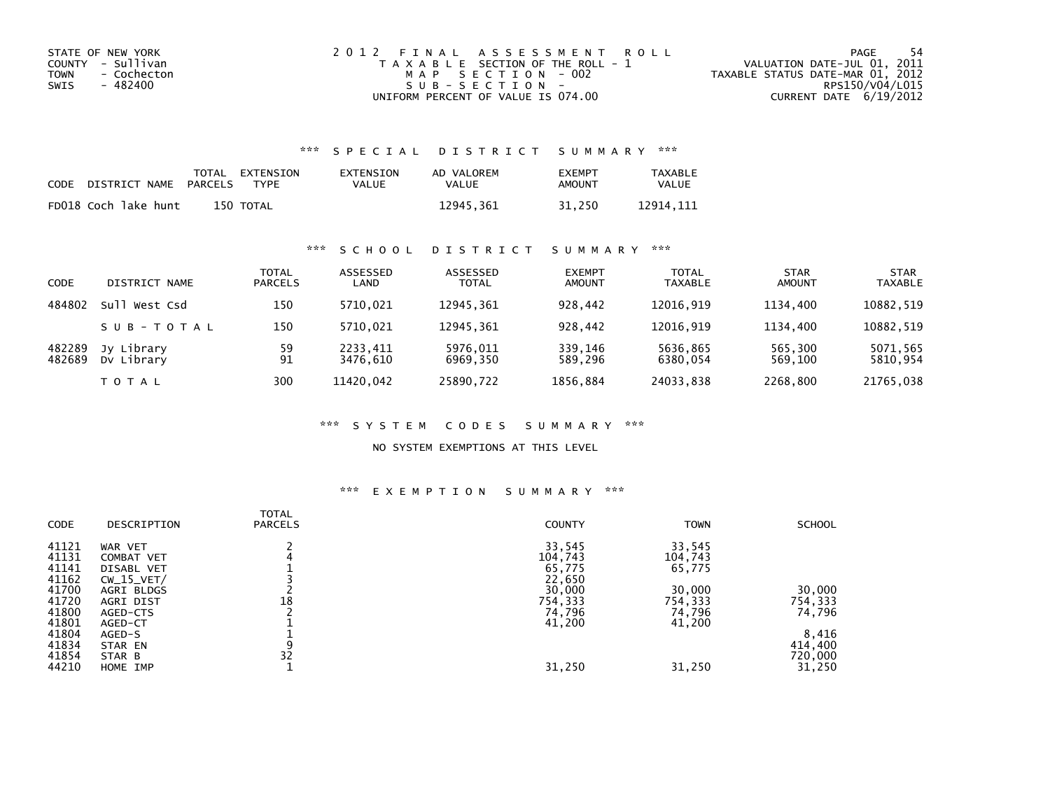STATE OF NEW YORK
COUNTY - Sullivan
TOWN - Cochecton
SWIS - 482400

2012 FINAL ASSESSMENT ROLL
TAXABLE SECTION OF THE ROLL - 1
MAP SECTION - 002
SUB-SECTION -
UNIFORM PERCENT OF VALUE IS 074.00

VALUATION DATE-JUL 01, 2011
TAXABLE STATUS DATE-MAR 01, 2012
RPS150/V04/L015
CURRENT DATE 6/19/2012

## *** SPECIAL DISTRICT SUMMARY ***

| CODE | DISTRICT NAME | TOTAL PARCELS | EXTENSION TYPE | EXTENSION VALUE | AD VALOREM VALUE | EXEMPT AMOUNT | TAXABLE VALUE |
|---|---|---|---|---|---|---|---|
| FD018 | Coch lake hunt | 150 | TOTAL | | 12945,361 | 31,250 | 12914,111 |

## *** SCHOOL DISTRICT SUMMARY ***

| CODE | DISTRICT NAME | TOTAL PARCELS | ASSESSED LAND | ASSESSED TOTAL | EXEMPT AMOUNT | TOTAL TAXABLE | STAR AMOUNT | STAR TAXABLE |
|---|---|---|---|---|---|---|---|---|
| 484802 | Sull West Csd | 150 | 5710,021 | 12945,361 | 928,442 | 12016,919 | 1134,400 | 10882,519 |
| | SUB-TOTAL | 150 | 5710,021 | 12945,361 | 928,442 | 12016,919 | 1134,400 | 10882,519 |
| 482289 | Jy Library | 59 | 2233,411 | 5976,011 | 339,146 | 5636,865 | 565,300 | 5071,565 |
| 482689 | Dv Library | 91 | 3476,610 | 6969,350 | 589,296 | 6380,054 | 569,100 | 5810,954 |
| | TOTAL | 300 | 11420,042 | 25890,722 | 1856,884 | 24033,838 | 2268,800 | 21765,038 |

## *** SYSTEM CODES SUMMARY ***

NO SYSTEM EXEMPTIONS AT THIS LEVEL

## *** EXEMPTION SUMMARY ***

| CODE | DESCRIPTION | TOTAL PARCELS | COUNTY | TOWN | SCHOOL |
|---|---|---|---|---|---|
| 41121 | WAR VET | 2 | 33,545 | 33,545 | |
| 41131 | COMBAT VET | 4 | 104,743 | 104,743 | |
| 41141 | DISABL VET | 1 | 65,775 | 65,775 | |
| 41162 | CW_15_VET/ | 3 | 22,650 | | |
| 41700 | AGRI BLDGS | 2 | 30,000 | 30,000 | 30,000 |
| 41720 | AGRI DIST | 18 | 754,333 | 754,333 | 754,333 |
| 41800 | AGED-CTS | 2 | 74,796 | 74,796 | 74,796 |
| 41801 | AGED-CT | 1 | 41,200 | 41,200 | |
| 41804 | AGED-S | 1 | | | 8,416 |
| 41834 | STAR EN | 9 | | | 414,400 |
| 41854 | STAR B | 32 | | | 720,000 |
| 44210 | HOME IMP | 1 | 31,250 | 31,250 | 31,250 |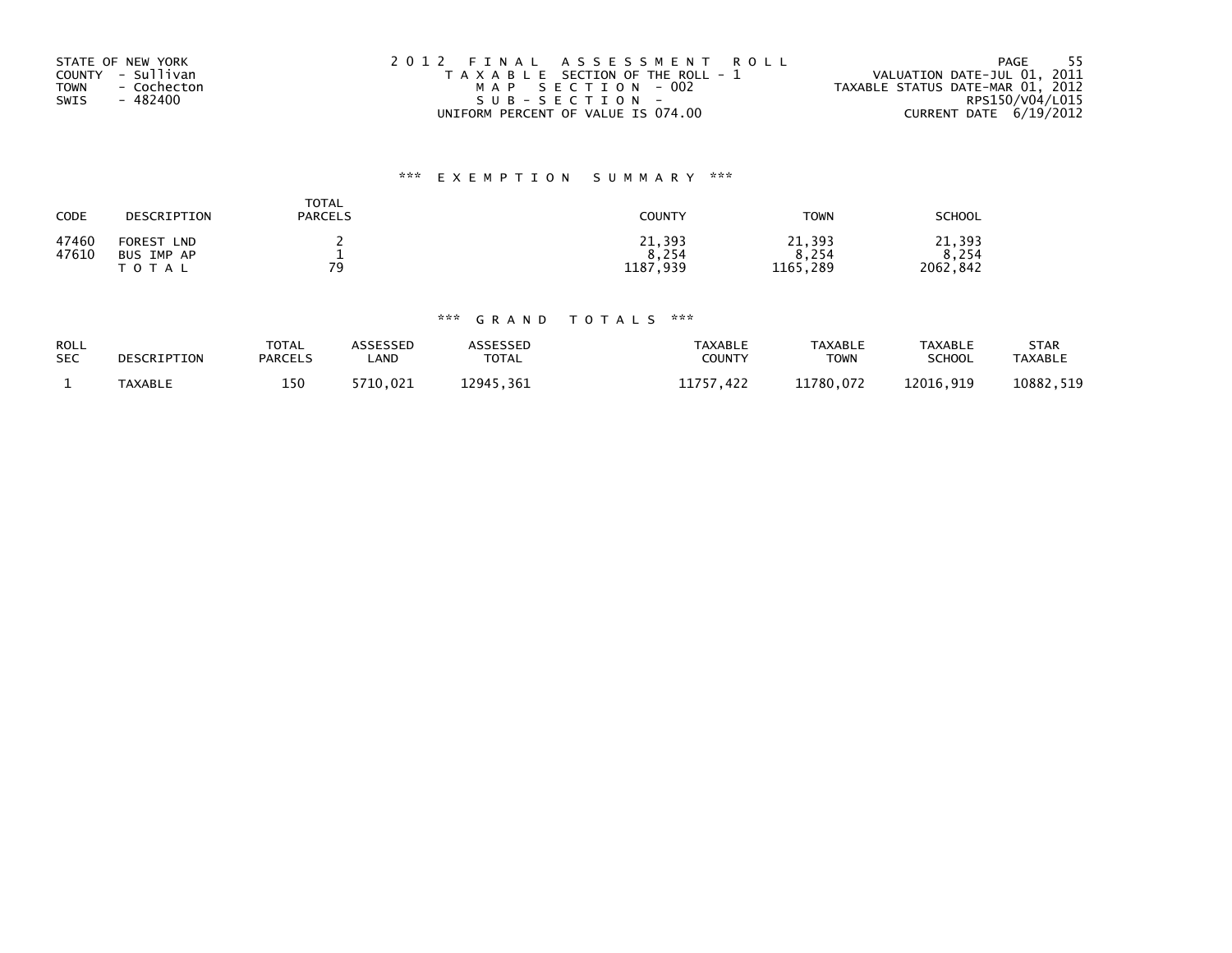STATE OF NEW YORK
COUNTY - Sullivan
TOWN - Cochecton
SWIS - 482400

2012 FINAL ASSESSMENT ROLL
TAXABLE SECTION OF THE ROLL - 1
MAP SECTION - 002
SUB-SECTION -
UNIFORM PERCENT OF VALUE IS 074.00

VALUATION DATE-JUL 01, 2011
TAXABLE STATUS DATE-MAR 01, 2012
RPS150/V04/L015
CURRENT DATE 6/19/2012

### *** EXEMPTION SUMMARY ***

| CODE | DESCRIPTION | TOTAL PARCELS | COUNTY | TOWN | SCHOOL |
|---|---|---|---|---|---|
| 47460 | FOREST LND | 2 | 21,393 | 21,393 | 21,393 |
| 47610 | BUS IMP AP | 1 | 8,254 | 8,254 | 8,254 |
| | TOTAL | 79 | 1187,939 | 1165,289 | 2062,842 |

### *** GRAND TOTALS ***

| ROLL SEC | DESCRIPTION | TOTAL PARCELS | ASSESSED LAND | ASSESSED TOTAL | TAXABLE COUNTY | TAXABLE TOWN | TAXABLE SCHOOL | STAR TAXABLE |
|---|---|---|---|---|---|---|---|---|
| 1 | TAXABLE | 150 | 5710,021 | 12945,361 | 11757,422 | 11780,072 | 12016,919 | 10882,519 |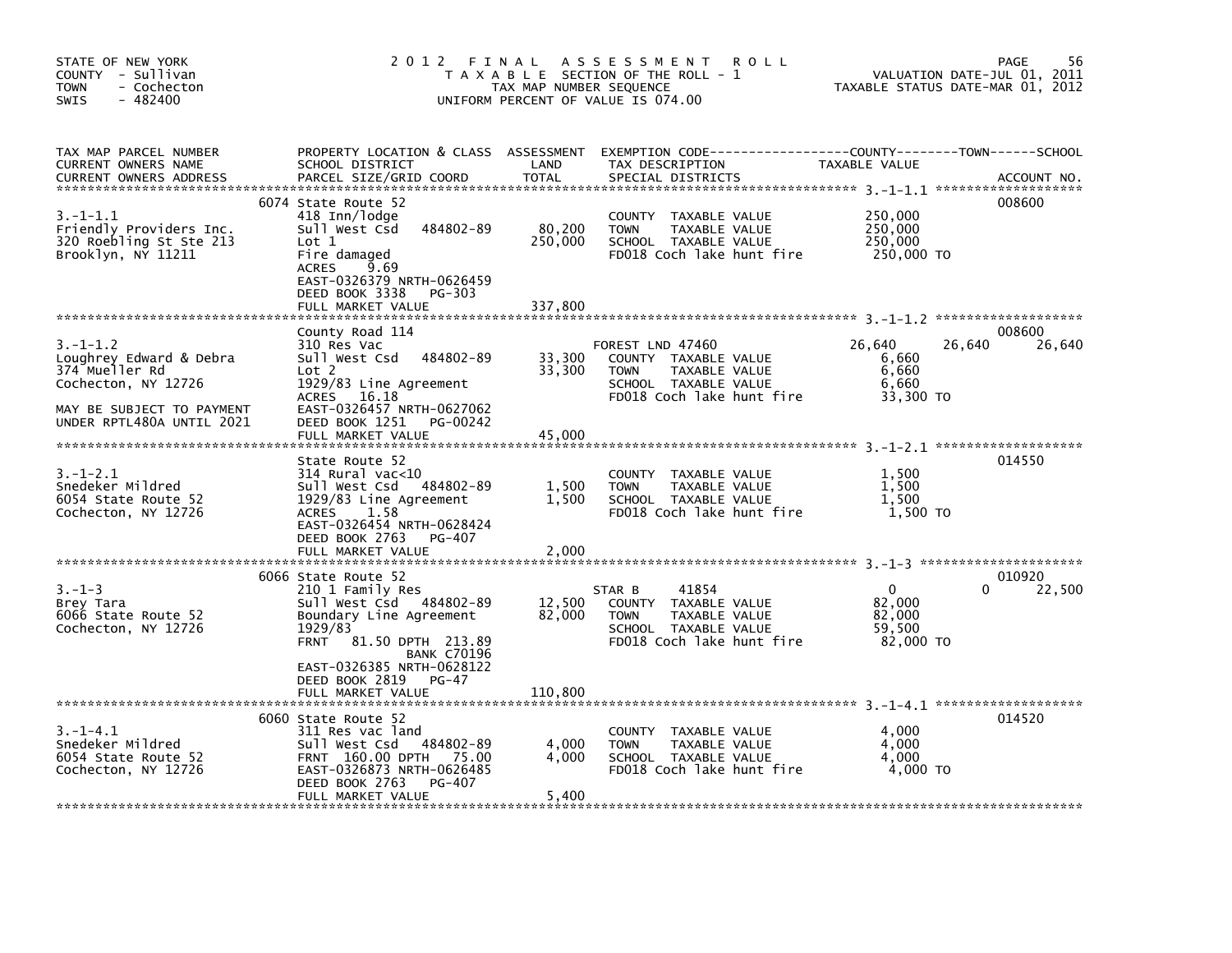STATE OF NEW YORK
COUNTY - Sullivan
TOWN - Cochecton
SWIS - 482400

# 2012 FINAL ASSESSMENT ROLL

TAXABLE SECTION OF THE ROLL - 1
TAX MAP NUMBER SEQUENCE
UNIFORM PERCENT OF VALUE IS 074.00

VALUATION DATE-JUL 01, 2011
TAXABLE STATUS DATE-MAR 01, 2012

| TAX MAP PARCEL NUMBER / CURRENT OWNERS NAME / CURRENT OWNERS ADDRESS | PROPERTY LOCATION & CLASS / SCHOOL DISTRICT / PARCEL SIZE/GRID COORD | ASSESSMENT LAND / TOTAL | EXEMPTION CODE / TAX DESCRIPTION / SPECIAL DISTRICTS | COUNTY | TOWN | SCHOOL | TAXABLE VALUE / ACCOUNT NO. |
|---|---|---|---|---|---|---|---|
| **3.-1-1.1** | 6074 State Route 52 | | | | | | 008600 |
| Friendly Providers Inc. | 418 Inn/lodge | | COUNTY TAXABLE VALUE | | | | 250,000 |
| 320 Roebling St Ste 213 | Sull West Csd 484802-89 | 80,200 | TOWN TAXABLE VALUE | | | | 250,000 |
| Brooklyn, NY 11211 | Lot 1 | 250,000 | SCHOOL TAXABLE VALUE | | | | 250,000 |
| | Fire damaged | | FD018 Coch lake hunt fire | | | | 250,000 TO |
| | ACRES 9.69 | | | | | | |
| | EAST-0326379 NRTH-0626459 | | | | | | |
| | DEED BOOK 3338 PG-303 | | | | | | |
| | FULL MARKET VALUE | 337,800 | | | | | |
| **3.-1-1.2** | County Road 114 | | | | | | 008600 |
| Loughrey Edward & Debra | 310 Res Vac | | FOREST LND 47460 | 26,640 | 26,640 | 26,640 | |
| 374 Mueller Rd | Sull West Csd 484802-89 | 33,300 | COUNTY TAXABLE VALUE | | | | 6,660 |
| Cochecton, NY 12726 | Lot 2 | 33,300 | TOWN TAXABLE VALUE | | | | 6,660 |
| | 1929/83 Line Agreement | | SCHOOL TAXABLE VALUE | | | | 6,660 |
| | ACRES 16.18 | | FD018 Coch lake hunt fire | | | | 33,300 TO |
| MAY BE SUBJECT TO PAYMENT | EAST-0326457 NRTH-0627062 | | | | | | |
| UNDER RPTL480A UNTIL 2021 | DEED BOOK 1251 PG-00242 | | | | | | |
| | FULL MARKET VALUE | 45,000 | | | | | |
| **3.-1-2.1** | State Route 52 | | | | | | 014550 |
| Snedeker Mildred | 314 Rural vac<10 | | COUNTY TAXABLE VALUE | | | | 1,500 |
| 6054 State Route 52 | Sull West Csd 484802-89 | 1,500 | TOWN TAXABLE VALUE | | | | 1,500 |
| Cochecton, NY 12726 | 1929/83 Line Agreement | 1,500 | SCHOOL TAXABLE VALUE | | | | 1,500 |
| | ACRES 1.58 | | FD018 Coch lake hunt fire | | | | 1,500 TO |
| | EAST-0326454 NRTH-0628424 | | | | | | |
| | DEED BOOK 2763 PG-407 | | | | | | |
| | FULL MARKET VALUE | 2,000 | | | | | |
| **3.-1-3** | 6066 State Route 52 | | | | | | 010920 |
| Brey Tara | 210 1 Family Res | | STAR B 41854 | 0 | 0 | 22,500 | |
| 6066 State Route 52 | Sull West Csd 484802-89 | 12,500 | COUNTY TAXABLE VALUE | | | | 82,000 |
| Cochecton, NY 12726 | Boundary Line Agreement | 82,000 | TOWN TAXABLE VALUE | | | | 82,000 |
| | 1929/83 | | SCHOOL TAXABLE VALUE | | | | 59,500 |
| | FRNT 81.50 DPTH 213.89 | | FD018 Coch lake hunt fire | | | | 82,000 TO |
| | BANK C70196 | | | | | | |
| | EAST-0326385 NRTH-0628122 | | | | | | |
| | DEED BOOK 2819 PG-47 | | | | | | |
| | FULL MARKET VALUE | 110,800 | | | | | |
| **3.-1-4.1** | 6060 State Route 52 | | | | | | 014520 |
| Snedeker Mildred | 311 Res vac land | | COUNTY TAXABLE VALUE | | | | 4,000 |
| 6054 State Route 52 | Sull West Csd 484802-89 | 4,000 | TOWN TAXABLE VALUE | | | | 4,000 |
| Cochecton, NY 12726 | FRNT 160.00 DPTH 75.00 | 4,000 | SCHOOL TAXABLE VALUE | | | | 4,000 |
| | EAST-0326873 NRTH-0626485 | | FD018 Coch lake hunt fire | | | | 4,000 TO |
| | DEED BOOK 2763 PG-407 | | | | | | |
| | FULL MARKET VALUE | 5,400 | | | | | |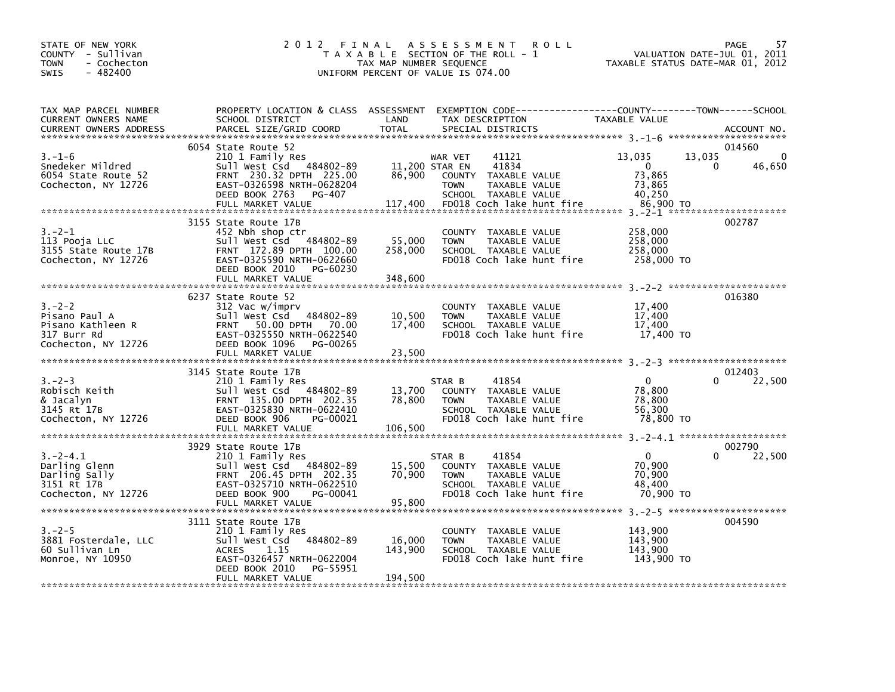STATE OF NEW YORK
COUNTY - Sullivan
TOWN - Cochecton
SWIS - 482400

# 2012 FINAL ASSESSMENT ROLL

TAXABLE SECTION OF THE ROLL - 1
TAX MAP NUMBER SEQUENCE
UNIFORM PERCENT OF VALUE IS 074.00

VALUATION DATE-JUL 01, 2011
TAXABLE STATUS DATE-MAR 01, 2012

| TAX MAP PARCEL NUMBER / CURRENT OWNERS NAME / CURRENT OWNERS ADDRESS | PROPERTY LOCATION & CLASS / SCHOOL DISTRICT / PARCEL SIZE/GRID COORD | ASSESSMENT LAND / TOTAL | EXEMPTION CODE / TAX DESCRIPTION / SPECIAL DISTRICTS | COUNTY TAXABLE VALUE | TOWN | SCHOOL | ACCOUNT NO. |
|---|---|---|---|---|---|---|---|
| 3.-1-6 | 6054 State Route 52 | | | | | | 014560 |
| | 210 1 Family Res | | WAR VET 41121 | 13,035 | 13,035 | 0 | |
| Snedeker Mildred | Sull West Csd 484802-89 | 11,200 | STAR EN 41834 | 0 | 0 | 46,650 | |
| 6054 State Route 52 | FRNT 230.32 DPTH 225.00 | 86,900 | COUNTY TAXABLE VALUE | 73,865 | | | |
| Cochecton, NY 12726 | EAST-0326598 NRTH-0628204 | | TOWN TAXABLE VALUE | 73,865 | | | |
| | DEED BOOK 2763 PG-407 | | SCHOOL TAXABLE VALUE | 40,250 | | | |
| | FULL MARKET VALUE | 117,400 | FD018 Coch lake hunt fire | 86,900 TO | | | |
| 3.-2-1 | 3155 State Route 17B | | | | | | 002787 |
| 113 Pooja LLC | 452 Nbh shop ctr | | COUNTY TAXABLE VALUE | 258,000 | | | |
| 3155 State Route 17B | Sull West Csd 484802-89 | 55,000 | TOWN TAXABLE VALUE | 258,000 | | | |
| Cochecton, NY 12726 | FRNT 172.89 DPTH 100.00 | 258,000 | SCHOOL TAXABLE VALUE | 258,000 | | | |
| | EAST-0325590 NRTH-0622660 | | FD018 Coch lake hunt fire | 258,000 TO | | | |
| | DEED BOOK 2010 PG-60230 | | | | | | |
| | FULL MARKET VALUE | 348,600 | | | | | |
| 3.-2-2 | 6237 State Route 52 | | | | | | 016380 |
| Pisano Paul A | 312 Vac w/imprv | | COUNTY TAXABLE VALUE | 17,400 | | | |
| Pisano Kathleen R | Sull West Csd 484802-89 | 10,500 | TOWN TAXABLE VALUE | 17,400 | | | |
| 317 Burr Rd | FRNT 50.00 DPTH 70.00 | 17,400 | SCHOOL TAXABLE VALUE | 17,400 | | | |
| Cochecton, NY 12726 | EAST-0325550 NRTH-0622540 | | FD018 Coch lake hunt fire | 17,400 TO | | | |
| | DEED BOOK 1096 PG-00265 | | | | | | |
| | FULL MARKET VALUE | 23,500 | | | | | |
| 3.-2-3 | 3145 State Route 17B | | | | | | 012403 |
| Robisch Keith | 210 1 Family Res | | STAR B 41854 | 0 | 0 | 22,500 | |
| & Jacalyn | Sull West Csd 484802-89 | 13,700 | COUNTY TAXABLE VALUE | 78,800 | | | |
| 3145 Rt 17B | FRNT 135.00 DPTH 202.35 | 78,800 | TOWN TAXABLE VALUE | 78,800 | | | |
| Cochecton, NY 12726 | EAST-0325830 NRTH-0622410 | | SCHOOL TAXABLE VALUE | 56,300 | | | |
| | DEED BOOK 906 PG-00021 | | FD018 Coch lake hunt fire | 78,800 TO | | | |
| | FULL MARKET VALUE | 106,500 | | | | | |
| 3.-2-4.1 | 3929 State Route 17B | | | | | | 002790 |
| Darling Glenn | 210 1 Family Res | | STAR B 41854 | 0 | 0 | 22,500 | |
| Darling Sally | Sull West Csd 484802-89 | 15,500 | COUNTY TAXABLE VALUE | 70,900 | | | |
| 3151 Rt 17B | FRNT 206.45 DPTH 202.35 | 70,900 | TOWN TAXABLE VALUE | 70,900 | | | |
| Cochecton, NY 12726 | EAST-0325710 NRTH-0622510 | | SCHOOL TAXABLE VALUE | 48,400 | | | |
| | DEED BOOK 900 PG-00041 | | FD018 Coch lake hunt fire | 70,900 TO | | | |
| | FULL MARKET VALUE | 95,800 | | | | | |
| 3.-2-5 | 3111 State Route 17B | | | | | | 004590 |
| 3881 Fosterdale, LLC | 210 1 Family Res | | COUNTY TAXABLE VALUE | 143,900 | | | |
| 60 Sullivan Ln | Sull West Csd 484802-89 | 16,000 | TOWN TAXABLE VALUE | 143,900 | | | |
| Monroe, NY 10950 | ACRES 1.15 | 143,900 | SCHOOL TAXABLE VALUE | 143,900 | | | |
| | EAST-0326457 NRTH-0622004 | | FD018 Coch lake hunt fire | 143,900 TO | | | |
| | DEED BOOK 2010 PG-55951 | | | | | | |
| | FULL MARKET VALUE | 194,500 | | | | | |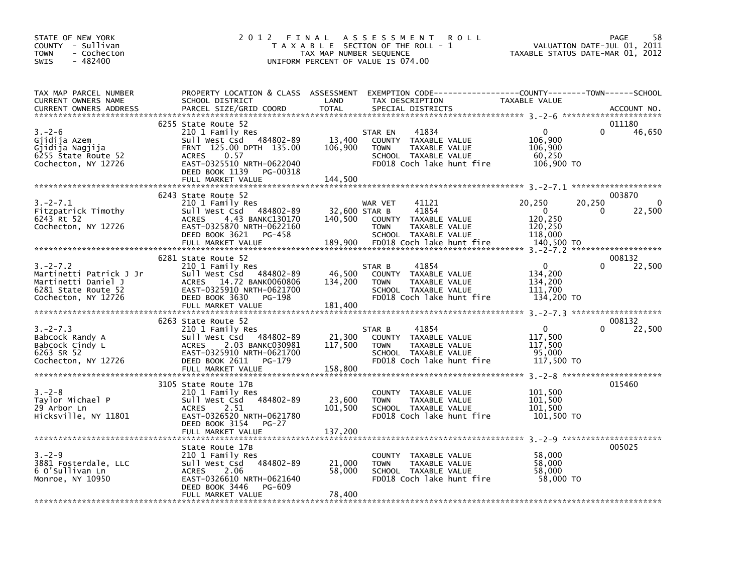STATE OF NEW YORK
COUNTY - Sullivan
TOWN - Cochecton
SWIS - 482400

# 2012 FINAL ASSESSMENT ROLL

TAXABLE SECTION OF THE ROLL - 1
TAX MAP NUMBER SEQUENCE
UNIFORM PERCENT OF VALUE IS 074.00

VALUATION DATE-JUL 01, 2011
TAXABLE STATUS DATE-MAR 01, 2012

| TAX MAP PARCEL NUMBER / CURRENT OWNERS NAME / CURRENT OWNERS ADDRESS | PROPERTY LOCATION & CLASS / SCHOOL DISTRICT / PARCEL SIZE/GRID COORD | ASSESSMENT LAND | TOTAL | EXEMPTION CODE / TAX DESCRIPTION / SPECIAL DISTRICTS | COUNTY TAXABLE VALUE | TOWN | SCHOOL / ACCOUNT NO. |
|---|---|---|---|---|---|---|---|
| 3.-2-6 | 6255 State Route 52 | | | | | | 011180 |
| | 210 1 Family Res | | | STAR EN 41834 | 0 | 0 | 46,650 |
| Gjidija Azem | Sull West Csd 484802-89 | 13,400 | | COUNTY TAXABLE VALUE | 106,900 | | |
| Gjidija Nagjija | FRNT 125.00 DPTH 135.00 | | 106,900 | TOWN TAXABLE VALUE | 106,900 | | |
| 6255 State Route 52 | ACRES 0.57 | | | SCHOOL TAXABLE VALUE | 60,250 | | |
| Cochecton, NY 12726 | EAST-0325510 NRTH-0622040 | | | FD018 Coch lake hunt fire | 106,900 TO | | |
| | DEED BOOK 1139 PG-00318 | | | | | | |
| | FULL MARKET VALUE | | 144,500 | | | | |
| 3.-2-7.1 | 6243 State Route 52 | | | | | | 003870 |
| | 210 1 Family Res | | | WAR VET 41121 | 20,250 | 20,250 | 0 |
| Fitzpatrick Timothy | Sull West Csd 484802-89 | 32,600 | | STAR B 41854 | 0 | 0 | 22,500 |
| 6243 Rt 52 | ACRES 4.43 BANKC130170 | | 140,500 | COUNTY TAXABLE VALUE | 120,250 | | |
| Cochecton, NY 12726 | EAST-0325870 NRTH-0622160 | | | TOWN TAXABLE VALUE | 120,250 | | |
| | DEED BOOK 3621 PG-458 | | | SCHOOL TAXABLE VALUE | 118,000 | | |
| | FULL MARKET VALUE | | 189,900 | FD018 Coch lake hunt fire | 140,500 TO | | |
| 3.-2-7.2 | 6281 State Route 52 | | | | | | 008132 |
| | 210 1 Family Res | | | STAR B 41854 | 0 | 0 | 22,500 |
| Martinetti Patrick J Jr | Sull West Csd 484802-89 | 46,500 | | COUNTY TAXABLE VALUE | 134,200 | | |
| Martinetti Daniel J | ACRES 14.72 BANK0060806 | | 134,200 | TOWN TAXABLE VALUE | 134,200 | | |
| 6281 State Route 52 | EAST-0325910 NRTH-0621700 | | | SCHOOL TAXABLE VALUE | 111,700 | | |
| Cochecton, NY 12726 | DEED BOOK 3630 PG-198 | | | FD018 Coch lake hunt fire | 134,200 TO | | |
| | FULL MARKET VALUE | | 181,400 | | | | |
| 3.-2-7.3 | 6263 State Route 52 | | | | | | 008132 |
| | 210 1 Family Res | | | STAR B 41854 | 0 | 0 | 22,500 |
| Babcock Randy A | Sull West Csd 484802-89 | 21,300 | | COUNTY TAXABLE VALUE | 117,500 | | |
| Babcock Cindy L | ACRES 2.03 BANKC030981 | | 117,500 | TOWN TAXABLE VALUE | 117,500 | | |
| 6263 SR 52 | EAST-0325910 NRTH-0621700 | | | SCHOOL TAXABLE VALUE | 95,000 | | |
| Cochecton, NY 12726 | DEED BOOK 2611 PG-179 | | | FD018 Coch lake hunt fire | 117,500 TO | | |
| | FULL MARKET VALUE | | 158,800 | | | | |
| 3.-2-8 | 3105 State Route 17B | | | | | | 015460 |
| | 210 1 Family Res | | | COUNTY TAXABLE VALUE | 101,500 | | |
| Taylor Michael P | Sull West Csd 484802-89 | 23,600 | | TOWN TAXABLE VALUE | 101,500 | | |
| 29 Arbor Ln | ACRES 2.51 | | 101,500 | SCHOOL TAXABLE VALUE | 101,500 | | |
| Hicksville, NY 11801 | EAST-0326520 NRTH-0621780 | | | FD018 Coch lake hunt fire | 101,500 TO | | |
| | DEED BOOK 3154 PG-27 | | | | | | |
| | FULL MARKET VALUE | | 137,200 | | | | |
| 3.-2-9 | State Route 17B | | | | | | 005025 |
| | 210 1 Family Res | | | COUNTY TAXABLE VALUE | 58,000 | | |
| 3881 Fosterdale, LLC | Sull West Csd 484802-89 | 21,000 | | TOWN TAXABLE VALUE | 58,000 | | |
| 6 O'Sullivan Ln | ACRES 2.06 | | 58,000 | SCHOOL TAXABLE VALUE | 58,000 | | |
| Monroe, NY 10950 | EAST-0326610 NRTH-0621640 | | | FD018 Coch lake hunt fire | 58,000 TO | | |
| | DEED BOOK 3446 PG-609 | | | | | | |
| | FULL MARKET VALUE | | 78,400 | | | | |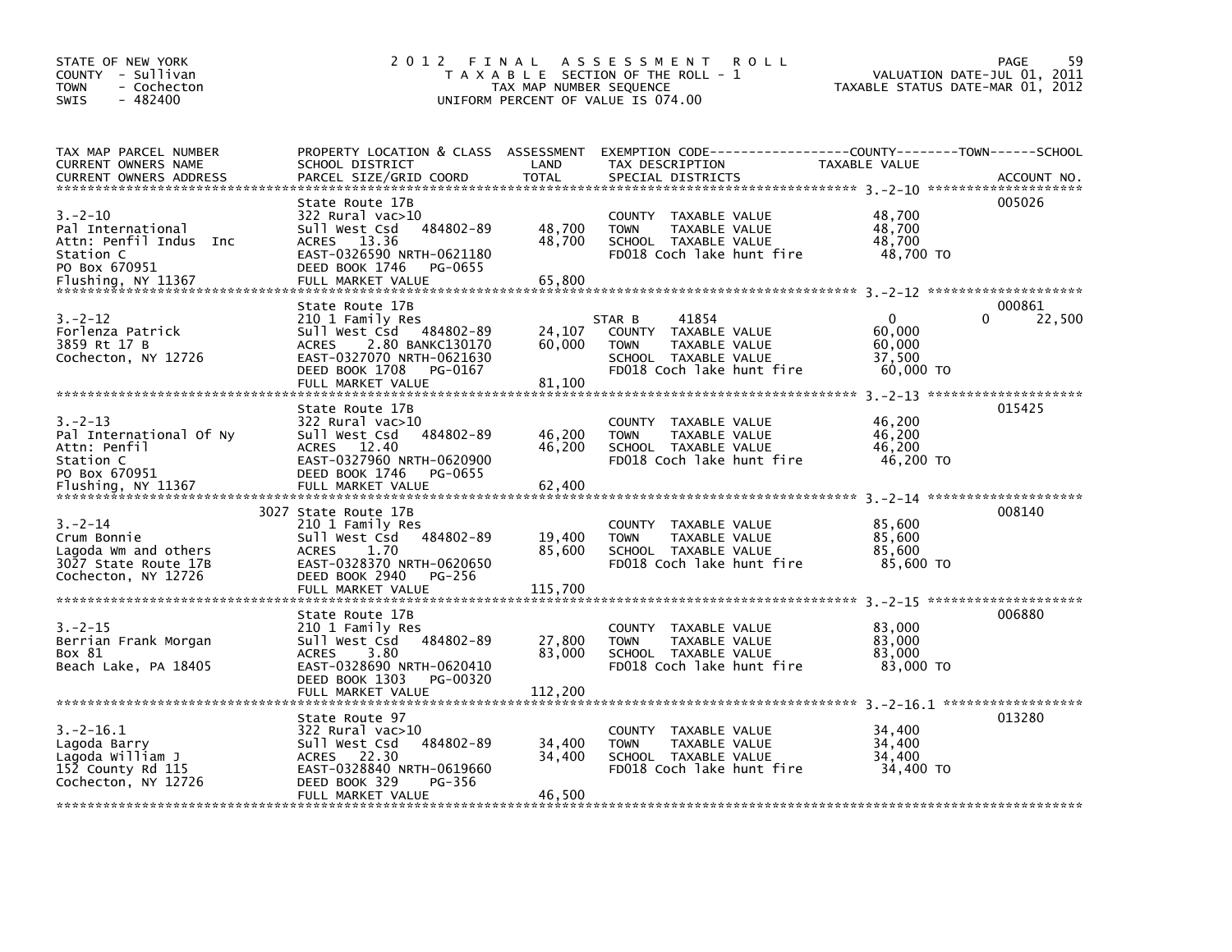STATE OF NEW YORK
COUNTY - Sullivan
TOWN - Cochecton
SWIS - 482400

2 0 1 2 F I N A L A S S E S S M E N T R O L L
T A X A B L E SECTION OF THE ROLL - 1
TAX MAP NUMBER SEQUENCE
UNIFORM PERCENT OF VALUE IS 074.00

VALUATION DATE-JUL 01, 2011
TAXABLE STATUS DATE-MAR 01, 2012

| TAX MAP PARCEL NUMBER<br>CURRENT OWNERS NAME<br>CURRENT OWNERS ADDRESS | PROPERTY LOCATION & CLASS<br>SCHOOL DISTRICT<br>PARCEL SIZE/GRID COORD | ASSESSMENT<br>LAND<br>TOTAL | EXEMPTION CODE<br>TAX DESCRIPTION<br>SPECIAL DISTRICTS | COUNTY TOWN SCHOOL<br>TAXABLE VALUE | ACCOUNT NO. |
|---|---|---|---|---|---|
| 3.-2-10<br>Pal International<br>Attn: Penfil Indus Inc<br>Station C<br>PO Box 670951<br>Flushing, NY 11367 | State Route 17B<br>322 Rural vac>10<br>Sull West Csd 484802-89<br>ACRES 13.36<br>EAST-0326590 NRTH-0621180<br>DEED BOOK 1746 PG-0655<br>FULL MARKET VALUE | <br><br>48,700<br>48,700<br><br><br>65,800 | <br><br>COUNTY TAXABLE VALUE<br>TOWN TAXABLE VALUE<br>SCHOOL TAXABLE VALUE<br>FD018 Coch lake hunt fire | <br><br>48,700<br>48,700<br>48,700<br>48,700 TO | 005026 |
| 3.-2-12<br>Forlenza Patrick<br>3859 Rt 17 B<br>Cochecton, NY 12726 | State Route 17B<br>210 1 Family Res<br>Sull West Csd 484802-89<br>ACRES 2.80 BANKC130170<br>EAST-0327070 NRTH-0621630<br>DEED BOOK 1708 PG-0167<br>FULL MARKET VALUE | <br><br>24,107<br>60,000<br><br><br>81,100 | <br>STAR B 41854<br>COUNTY TAXABLE VALUE<br>TOWN TAXABLE VALUE<br>SCHOOL TAXABLE VALUE<br>FD018 Coch lake hunt fire | <br>0 0 22,500<br>60,000<br>60,000<br>37,500<br>60,000 TO | 000861 |
| 3.-2-13<br>Pal International Of Ny<br>Attn: Penfil<br>Station C<br>PO Box 670951<br>Flushing, NY 11367 | State Route 17B<br>322 Rural vac>10<br>Sull West Csd 484802-89<br>ACRES 12.40<br>EAST-0327960 NRTH-0620900<br>DEED BOOK 1746 PG-0655<br>FULL MARKET VALUE | <br><br>46,200<br>46,200<br><br><br>62,400 | <br><br>COUNTY TAXABLE VALUE<br>TOWN TAXABLE VALUE<br>SCHOOL TAXABLE VALUE<br>FD018 Coch lake hunt fire | <br><br>46,200<br>46,200<br>46,200<br>46,200 TO | 015425 |
| 3.-2-14<br>Crum Bonnie<br>Lagoda Wm and others<br>3027 State Route 17B<br>Cochecton, NY 12726 | 3027 State Route 17B<br>210 1 Family Res<br>Sull West Csd 484802-89<br>ACRES 1.70<br>EAST-0328370 NRTH-0620650<br>DEED BOOK 2940 PG-256<br>FULL MARKET VALUE | <br><br>19,400<br>85,600<br><br><br>115,700 | <br><br>COUNTY TAXABLE VALUE<br>TOWN TAXABLE VALUE<br>SCHOOL TAXABLE VALUE<br>FD018 Coch lake hunt fire | <br><br>85,600<br>85,600<br>85,600<br>85,600 TO | 008140 |
| 3.-2-15<br>Berrian Frank Morgan<br>Box 81<br>Beach Lake, PA 18405 | State Route 17B<br>210 1 Family Res<br>Sull West Csd 484802-89<br>ACRES 3.80<br>EAST-0328690 NRTH-0620410<br>DEED BOOK 1303 PG-00320<br>FULL MARKET VALUE | <br><br>27,800<br>83,000<br><br><br>112,200 | <br><br>COUNTY TAXABLE VALUE<br>TOWN TAXABLE VALUE<br>SCHOOL TAXABLE VALUE<br>FD018 Coch lake hunt fire | <br><br>83,000<br>83,000<br>83,000<br>83,000 TO | 006880 |
| 3.-2-16.1<br>Lagoda Barry<br>Lagoda William J<br>152 County Rd 115<br>Cochecton, NY 12726 | State Route 97<br>322 Rural vac>10<br>Sull West Csd 484802-89<br>ACRES 22.30<br>EAST-0328840 NRTH-0619660<br>DEED BOOK 329 PG-356<br>FULL MARKET VALUE | <br><br>34,400<br>34,400<br><br><br>46,500 | <br><br>COUNTY TAXABLE VALUE<br>TOWN TAXABLE VALUE<br>SCHOOL TAXABLE VALUE<br>FD018 Coch lake hunt fire | <br><br>34,400<br>34,400<br>34,400<br>34,400 TO | 013280 |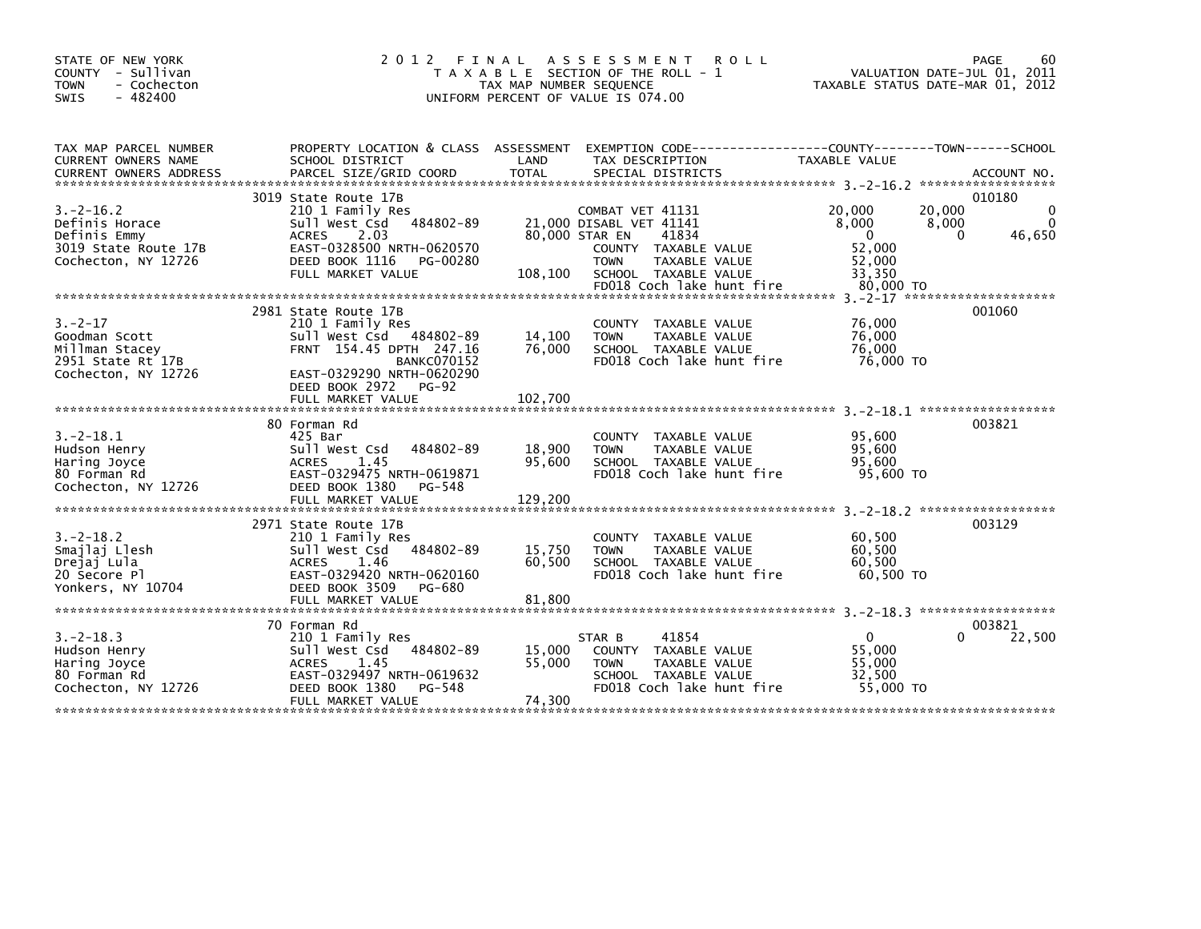STATE OF NEW YORK
COUNTY - Sullivan
TOWN - Cochecton
SWIS - 482400

2012 FINAL ASSESSMENT ROLL
TAXABLE SECTION OF THE ROLL - 1
TAX MAP NUMBER SEQUENCE
UNIFORM PERCENT OF VALUE IS 074.00

VALUATION DATE-JUL 01, 2011
TAXABLE STATUS DATE-MAR 01, 2012

| TAX MAP PARCEL NUMBER / CURRENT OWNERS NAME / CURRENT OWNERS ADDRESS | PROPERTY LOCATION & CLASS / SCHOOL DISTRICT / PARCEL SIZE/GRID COORD | ASSESSMENT LAND | TOTAL | EXEMPTION CODE / TAX DESCRIPTION / SPECIAL DISTRICTS | COUNTY | TOWN | SCHOOL | ACCOUNT NO. |
|---|---|---|---|---|---|---|---|---|
| 3.-2-16.2 | 3019 State Route 17B | | | | | | | 010180 |
| | 210 1 Family Res | | | COMBAT VET 41131 | 20,000 | 20,000 | 0 | |
| Definis Horace | Sull West Csd 484802-89 | 21,000 | | DISABL VET 41141 | 8,000 | 8,000 | 0 | |
| Definis Emmy | ACRES 2.03 | | 80,000 | STAR EN 41834 | 0 | 0 | 46,650 | |
| 3019 State Route 17B | EAST-0328500 NRTH-0620570 | | | COUNTY TAXABLE VALUE | 52,000 | | | |
| Cochecton, NY 12726 | DEED BOOK 1116 PG-00280 | | | TOWN TAXABLE VALUE | | 52,000 | | |
| | FULL MARKET VALUE | | 108,100 | SCHOOL TAXABLE VALUE | | | 33,350 | |
| | | | | FD018 Coch lake hunt fire | 80,000 TO | | | |
| 3.-2-17 | 2981 State Route 17B | | | | | | | 001060 |
| | 210 1 Family Res | | | COUNTY TAXABLE VALUE | 76,000 | | | |
| Goodman Scott | Sull West Csd 484802-89 | 14,100 | | TOWN TAXABLE VALUE | | 76,000 | | |
| Millman Stacey | FRNT 154.45 DPTH 247.16 | | 76,000 | SCHOOL TAXABLE VALUE | | | 76,000 | |
| 2951 State Rt 17B | BANKC070152 | | | FD018 Coch lake hunt fire | 76,000 TO | | | |
| Cochecton, NY 12726 | EAST-0329290 NRTH-0620290 | | | | | | | |
| | DEED BOOK 2972 PG-92 | | | | | | | |
| | FULL MARKET VALUE | | 102,700 | | | | | |
| 3.-2-18.1 | 80 Forman Rd | | | | | | | 003821 |
| | 425 Bar | | | COUNTY TAXABLE VALUE | 95,600 | | | |
| Hudson Henry | Sull West Csd 484802-89 | 18,900 | | TOWN TAXABLE VALUE | | 95,600 | | |
| Haring Joyce | ACRES 1.45 | | 95,600 | SCHOOL TAXABLE VALUE | | | 95,600 | |
| 80 Forman Rd | EAST-0329475 NRTH-0619871 | | | FD018 Coch lake hunt fire | 95,600 TO | | | |
| Cochecton, NY 12726 | DEED BOOK 1380 PG-548 | | | | | | | |
| | FULL MARKET VALUE | | 129,200 | | | | | |
| 3.-2-18.2 | 2971 State Route 17B | | | | | | | 003129 |
| | 210 1 Family Res | | | COUNTY TAXABLE VALUE | 60,500 | | | |
| Smajlaj Llesh | Sull West Csd 484802-89 | 15,750 | | TOWN TAXABLE VALUE | | 60,500 | | |
| Drejaj Lula | ACRES 1.46 | | 60,500 | SCHOOL TAXABLE VALUE | | | 60,500 | |
| 20 Secore Pl | EAST-0329420 NRTH-0620160 | | | FD018 Coch lake hunt fire | 60,500 TO | | | |
| Yonkers, NY 10704 | DEED BOOK 3509 PG-680 | | | | | | | |
| | FULL MARKET VALUE | | 81,800 | | | | | |
| 3.-2-18.3 | 70 Forman Rd | | | | | | | 003821 |
| | 210 1 Family Res | | | STAR B 41854 | 0 | 0 | 22,500 | |
| Hudson Henry | Sull West Csd 484802-89 | 15,000 | | COUNTY TAXABLE VALUE | 55,000 | | | |
| Haring Joyce | ACRES 1.45 | | 55,000 | TOWN TAXABLE VALUE | | 55,000 | | |
| 80 Forman Rd | EAST-0329497 NRTH-0619632 | | | SCHOOL TAXABLE VALUE | | | 32,500 | |
| Cochecton, NY 12726 | DEED BOOK 1380 PG-548 | | | FD018 Coch lake hunt fire | 55,000 TO | | | |
| | FULL MARKET VALUE | | 74,300 | | | | | |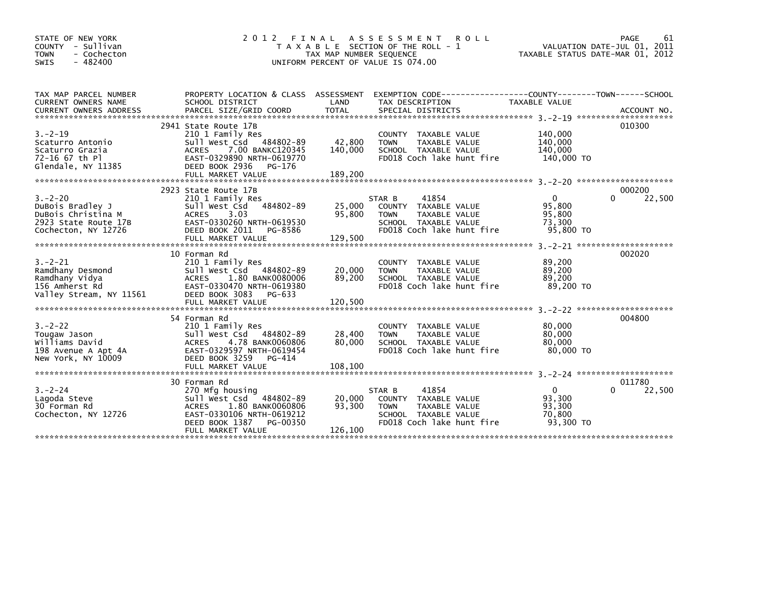STATE OF NEW YORK
COUNTY - Sullivan
TOWN - Cochecton
SWIS - 482400

# 2012 FINAL ASSESSMENT ROLL

TAXABLE SECTION OF THE ROLL - 1
TAX MAP NUMBER SEQUENCE
UNIFORM PERCENT OF VALUE IS 074.00

VALUATION DATE-JUL 01, 2011
TAXABLE STATUS DATE-MAR 01, 2012

| TAX MAP PARCEL NUMBER / CURRENT OWNERS NAME / CURRENT OWNERS ADDRESS | PROPERTY LOCATION & CLASS / SCHOOL DISTRICT / PARCEL SIZE/GRID COORD | ASSESSMENT LAND / TOTAL | EXEMPTION CODE / TAX DESCRIPTION / SPECIAL DISTRICTS | COUNTY / TOWN TAXABLE VALUE | SCHOOL / ACCOUNT NO. |
|---|---|---|---|---|---|
| | 2941 State Route 17B | | | | 010300 |
| 3.-2-19 | 210 1 Family Res | | COUNTY TAXABLE VALUE | 140,000 | |
| Scaturro Antonio | Sull West Csd 484802-89 | 42,800 | TOWN TAXABLE VALUE | 140,000 | |
| Scaturro Grazia | ACRES 7.00 BANKC120345 | 140,000 | SCHOOL TAXABLE VALUE | 140,000 | |
| 72-16 67 th Pl | EAST-0329890 NRTH-0619770 | | FD018 Coch lake hunt fire | 140,000 TO | |
| Glendale, NY 11385 | DEED BOOK 2936 PG-176 | | | | |
| | FULL MARKET VALUE | 189,200 | | | |
| | 2923 State Route 17B | | | | 000200 |
| 3.-2-20 | 210 1 Family Res | | STAR B 41854 | 0 | 0 22,500 |
| DuBois Bradley J | Sull West Csd 484802-89 | 25,000 | COUNTY TAXABLE VALUE | 95,800 | |
| DuBois Christina M | ACRES 3.03 | 95,800 | TOWN TAXABLE VALUE | 95,800 | |
| 2923 State Route 17B | EAST-0330260 NRTH-0619530 | | SCHOOL TAXABLE VALUE | 73,300 | |
| Cochecton, NY 12726 | DEED BOOK 2011 PG-8586 | | FD018 Coch lake hunt fire | 95,800 TO | |
| | FULL MARKET VALUE | 129,500 | | | |
| | 10 Forman Rd | | | | 002020 |
| 3.-2-21 | 210 1 Family Res | | COUNTY TAXABLE VALUE | 89,200 | |
| Ramdhany Desmond | Sull West Csd 484802-89 | 20,000 | TOWN TAXABLE VALUE | 89,200 | |
| Ramdhany Vidya | ACRES 1.80 BANK0080006 | 89,200 | SCHOOL TAXABLE VALUE | 89,200 | |
| 156 Amherst Rd | EAST-0330470 NRTH-0619380 | | FD018 Coch lake hunt fire | 89,200 TO | |
| Valley Stream, NY 11561 | DEED BOOK 3083 PG-633 | | | | |
| | FULL MARKET VALUE | 120,500 | | | |
| | 54 Forman Rd | | | | 004800 |
| 3.-2-22 | 210 1 Family Res | | COUNTY TAXABLE VALUE | 80,000 | |
| Tougaw Jason | Sull West Csd 484802-89 | 28,400 | TOWN TAXABLE VALUE | 80,000 | |
| Williams David | ACRES 4.78 BANK0060806 | 80,000 | SCHOOL TAXABLE VALUE | 80,000 | |
| 198 Avenue A Apt 4A | EAST-0329597 NRTH-0619454 | | FD018 Coch lake hunt fire | 80,000 TO | |
| New York, NY 10009 | DEED BOOK 3259 PG-414 | | | | |
| | FULL MARKET VALUE | 108,100 | | | |
| | 30 Forman Rd | | | | 011780 |
| 3.-2-24 | 270 Mfg housing | | STAR B 41854 | 0 | 0 22,500 |
| Lagoda Steve | Sull West Csd 484802-89 | 20,000 | COUNTY TAXABLE VALUE | 93,300 | |
| 30 Forman Rd | ACRES 1.80 BANK0060806 | 93,300 | TOWN TAXABLE VALUE | 93,300 | |
| Cochecton, NY 12726 | EAST-0330106 NRTH-0619212 | | SCHOOL TAXABLE VALUE | 70,800 | |
| | DEED BOOK 1387 PG-00350 | | FD018 Coch lake hunt fire | 93,300 TO | |
| | FULL MARKET VALUE | 126,100 | | | |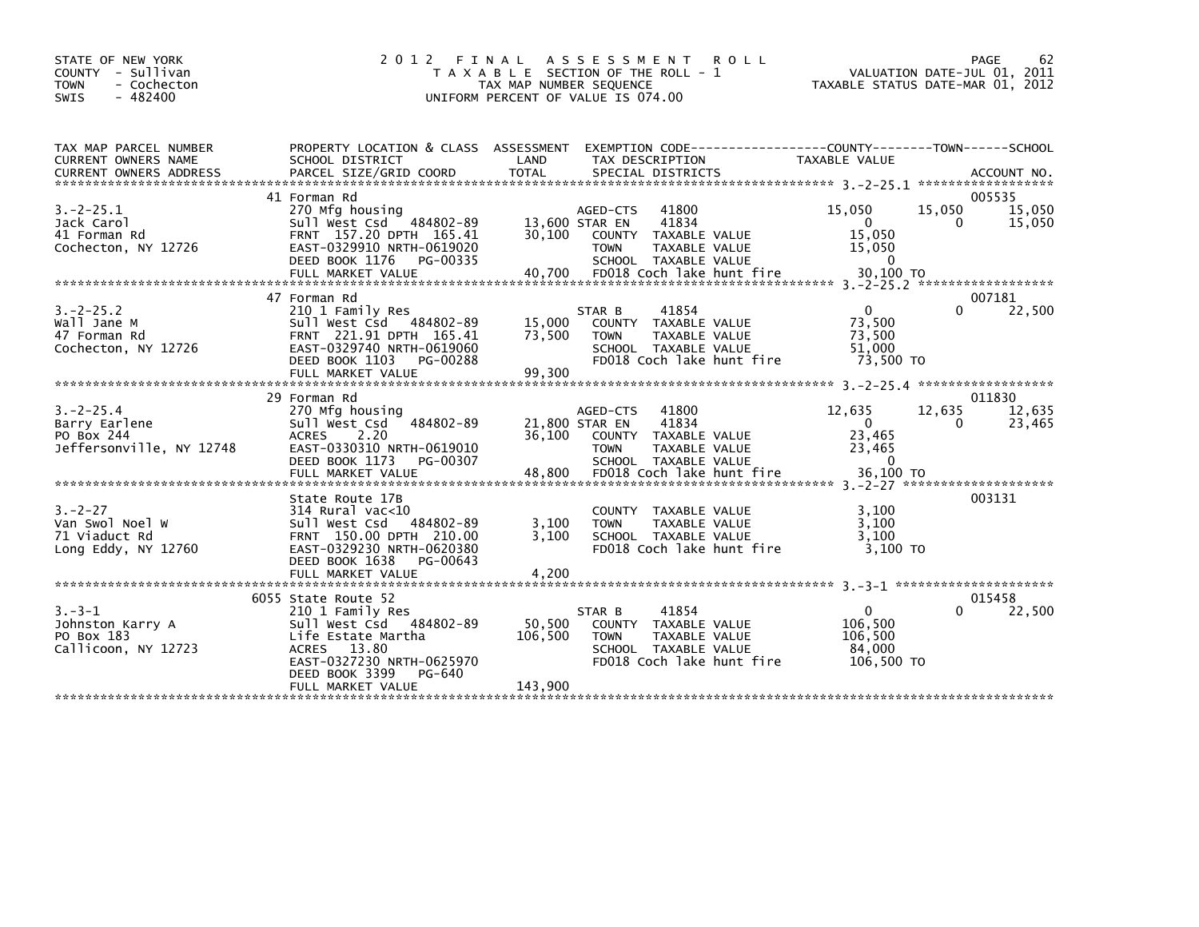STATE OF NEW YORK
COUNTY - Sullivan
TOWN - Cochecton
SWIS - 482400

2 0 1 2 F I N A L A S S E S S M E N T R O L L
T A X A B L E SECTION OF THE ROLL - 1
TAX MAP NUMBER SEQUENCE
UNIFORM PERCENT OF VALUE IS 074.00

VALUATION DATE-JUL 01, 2011
TAXABLE STATUS DATE-MAR 01, 2012

| TAX MAP PARCEL NUMBER / CURRENT OWNERS NAME / CURRENT OWNERS ADDRESS | PROPERTY LOCATION & CLASS / SCHOOL DISTRICT / PARCEL SIZE/GRID COORD | ASSESSMENT LAND / TOTAL | EXEMPTION CODE / TAX DESCRIPTION / SPECIAL DISTRICTS | COUNTY TAXABLE VALUE | TOWN | SCHOOL | ACCOUNT NO. |
|---|---|---|---|---|---|---|---|
| 3.-2-25.1 | 41 Forman Rd | | | | | | 005535 |
| | 270 Mfg housing | | AGED-CTS 41800 | 15,050 | 15,050 | 15,050 | |
| Jack Carol | Sull West Csd 484802-89 | 13,600 | STAR EN 41834 | 0 | 0 | 15,050 | |
| 41 Forman Rd | FRNT 157.20 DPTH 165.41 | 30,100 | COUNTY TAXABLE VALUE | 15,050 | | | |
| Cochecton, NY 12726 | EAST-0329910 NRTH-0619020 | | TOWN TAXABLE VALUE | 15,050 | | | |
| | DEED BOOK 1176 PG-00335 | | SCHOOL TAXABLE VALUE | 0 | | | |
| | FULL MARKET VALUE | 40,700 | FD018 Coch lake hunt fire | 30,100 TO | | | |
| 3.-2-25.2 | 47 Forman Rd | | | | | | 007181 |
| | 210 1 Family Res | | STAR B 41854 | 0 | 0 | 22,500 | |
| Wall Jane M | Sull West Csd 484802-89 | 15,000 | COUNTY TAXABLE VALUE | 73,500 | | | |
| 47 Forman Rd | FRNT 221.91 DPTH 165.41 | 73,500 | TOWN TAXABLE VALUE | 73,500 | | | |
| Cochecton, NY 12726 | EAST-0329740 NRTH-0619060 | | SCHOOL TAXABLE VALUE | 51,000 | | | |
| | DEED BOOK 1103 PG-00288 | | FD018 Coch lake hunt fire | 73,500 TO | | | |
| | FULL MARKET VALUE | 99,300 | | | | | |
| 3.-2-25.4 | 29 Forman Rd | | | | | | 011830 |
| | 270 Mfg housing | | AGED-CTS 41800 | 12,635 | 12,635 | 12,635 | |
| Barry Earlene | Sull West Csd 484802-89 | 21,800 | STAR EN 41834 | 0 | 0 | 23,465 | |
| PO Box 244 | ACRES 2.20 | 36,100 | COUNTY TAXABLE VALUE | 23,465 | | | |
| Jeffersonville, NY 12748 | EAST-0330310 NRTH-0619010 | | TOWN TAXABLE VALUE | 23,465 | | | |
| | DEED BOOK 1173 PG-00307 | | SCHOOL TAXABLE VALUE | 0 | | | |
| | FULL MARKET VALUE | 48,800 | FD018 Coch lake hunt fire | 36,100 TO | | | |
| 3.-2-27 | State Route 17B | | | | | | 003131 |
| | 314 Rural vac<10 | | COUNTY TAXABLE VALUE | 3,100 | | | |
| Van Swol Noel W | Sull West Csd 484802-89 | 3,100 | TOWN TAXABLE VALUE | 3,100 | | | |
| 71 Viaduct Rd | FRNT 150.00 DPTH 210.00 | 3,100 | SCHOOL TAXABLE VALUE | 3,100 | | | |
| Long Eddy, NY 12760 | EAST-0329230 NRTH-0620380 | | FD018 Coch lake hunt fire | 3,100 TO | | | |
| | DEED BOOK 1638 PG-00643 | | | | | | |
| | FULL MARKET VALUE | 4,200 | | | | | |
| 3.-3-1 | 6055 State Route 52 | | | | | | 015458 |
| | 210 1 Family Res | | STAR B 41854 | 0 | 0 | 22,500 | |
| Johnston Karry A | Sull West Csd 484802-89 | 50,500 | COUNTY TAXABLE VALUE | 106,500 | | | |
| PO Box 183 | Life Estate Martha | 106,500 | TOWN TAXABLE VALUE | 106,500 | | | |
| Callicoon, NY 12723 | ACRES 13.80 | | SCHOOL TAXABLE VALUE | 84,000 | | | |
| | EAST-0327230 NRTH-0625970 | | FD018 Coch lake hunt fire | 106,500 TO | | | |
| | DEED BOOK 3399 PG-640 | | | | | | |
| | FULL MARKET VALUE | 143,900 | | | | | |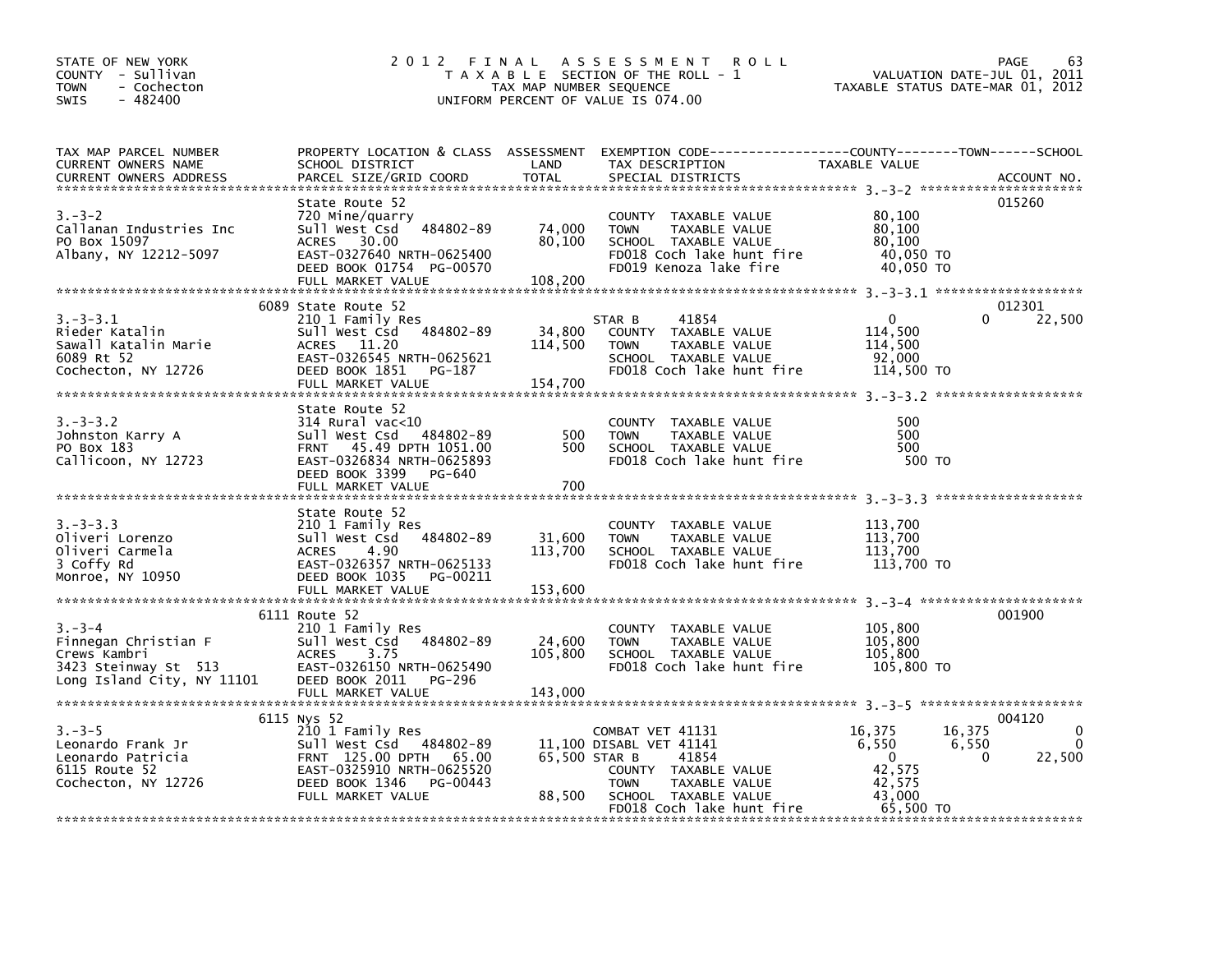STATE OF NEW YORK
COUNTY - Sullivan
TOWN - Cochecton
SWIS - 482400

# 2012 FINAL ASSESSMENT ROLL

TAXABLE SECTION OF THE ROLL - 1
TAX MAP NUMBER SEQUENCE
UNIFORM PERCENT OF VALUE IS 074.00

VALUATION DATE-JUL 01, 2011
TAXABLE STATUS DATE-MAR 01, 2012

| TAX MAP PARCEL NUMBER / CURRENT OWNERS NAME / CURRENT OWNERS ADDRESS | PROPERTY LOCATION & CLASS / SCHOOL DISTRICT / PARCEL SIZE/GRID COORD | ASSESSMENT LAND | TOTAL | EXEMPTION CODE / TAX DESCRIPTION / SPECIAL DISTRICTS | COUNTY TAXABLE VALUE | TOWN | SCHOOL | ACCOUNT NO. |
|---|---|---|---|---|---|---|---|---|
| 3.-3-2 | State Route 52 | | | | | | | 015260 |
| Callanan Industries Inc | 720 Mine/quarry | | | COUNTY TAXABLE VALUE | 80,100 | | | |
| PO Box 15097 | Sull West Csd 484802-89 | 74,000 | | TOWN TAXABLE VALUE | 80,100 | | | |
| Albany, NY 12212-5097 | ACRES 30.00 | | 80,100 | SCHOOL TAXABLE VALUE | 80,100 | | | |
| | EAST-0327640 NRTH-0625400 | | | FD018 Coch lake hunt fire | 40,050 TO | | | |
| | DEED BOOK 01754 PG-00570 | | | FD019 Kenoza lake fire | 40,050 TO | | | |
| | FULL MARKET VALUE | | 108,200 | | | | | |
| 3.-3-3.1 | 6089 State Route 52 | | | | | | | 012301 |
| Rieder Katalin | 210 1 Family Res | | | STAR B 41854 | 0 | 0 | 22,500 | |
| Sawall Katalin Marie | Sull West Csd 484802-89 | 34,800 | | COUNTY TAXABLE VALUE | 114,500 | | | |
| 6089 Rt 52 | ACRES 11.20 | | 114,500 | TOWN TAXABLE VALUE | 114,500 | | | |
| Cochecton, NY 12726 | EAST-0326545 NRTH-0625621 | | | SCHOOL TAXABLE VALUE | 92,000 | | | |
| | DEED BOOK 1851 PG-187 | | | FD018 Coch lake hunt fire | 114,500 TO | | | |
| | FULL MARKET VALUE | | 154,700 | | | | | |
| 3.-3-3.2 | State Route 52 | | | | | | | |
| Johnston Karry A | 314 Rural vac<10 | | | COUNTY TAXABLE VALUE | 500 | | | |
| PO Box 183 | Sull West Csd 484802-89 | 500 | | TOWN TAXABLE VALUE | 500 | | | |
| Callicoon, NY 12723 | FRNT 45.49 DPTH 1051.00 | | 500 | SCHOOL TAXABLE VALUE | 500 | | | |
| | EAST-0326834 NRTH-0625893 | | | FD018 Coch lake hunt fire | 500 TO | | | |
| | DEED BOOK 3399 PG-640 | | | | | | | |
| | FULL MARKET VALUE | | 700 | | | | | |
| 3.-3-3.3 | State Route 52 | | | | | | | |
| Oliveri Lorenzo | 210 1 Family Res | | | COUNTY TAXABLE VALUE | 113,700 | | | |
| Oliveri Carmela | Sull West Csd 484802-89 | 31,600 | | TOWN TAXABLE VALUE | 113,700 | | | |
| 3 Coffy Rd | ACRES 4.90 | | 113,700 | SCHOOL TAXABLE VALUE | 113,700 | | | |
| Monroe, NY 10950 | EAST-0326357 NRTH-0625133 | | | FD018 Coch lake hunt fire | 113,700 TO | | | |
| | DEED BOOK 1035 PG-00211 | | | | | | | |
| | FULL MARKET VALUE | | 153,600 | | | | | |
| 3.-3-4 | 6111 Route 52 | | | | | | | 001900 |
| Finnegan Christian F | 210 1 Family Res | | | COUNTY TAXABLE VALUE | 105,800 | | | |
| Crews Kambri | Sull West Csd 484802-89 | 24,600 | | TOWN TAXABLE VALUE | 105,800 | | | |
| 3423 Steinway St 513 | ACRES 3.75 | | 105,800 | SCHOOL TAXABLE VALUE | 105,800 | | | |
| Long Island City, NY 11101 | EAST-0326150 NRTH-0625490 | | | FD018 Coch lake hunt fire | 105,800 TO | | | |
| | DEED BOOK 2011 PG-296 | | | | | | | |
| | FULL MARKET VALUE | | 143,000 | | | | | |
| 3.-3-5 | 6115 Nys 52 | | | | | | | 004120 |
| Leonardo Frank Jr | 210 1 Family Res | | | COMBAT VET 41131 | 16,375 | 16,375 | 0 | |
| Leonardo Patricia | Sull West Csd 484802-89 | 11,100 | | DISABL VET 41141 | 6,550 | 6,550 | 0 | |
| 6115 Route 52 | FRNT 125.00 DPTH 65.00 | | 65,500 | STAR B 41854 | 0 | 0 | 22,500 | |
| Cochecton, NY 12726 | EAST-0325910 NRTH-0625520 | | | COUNTY TAXABLE VALUE | 42,575 | | | |
| | DEED BOOK 1346 PG-00443 | | | TOWN TAXABLE VALUE | 42,575 | | | |
| | FULL MARKET VALUE | | 88,500 | SCHOOL TAXABLE VALUE | 43,000 | | | |
| | | | | FD018 Coch lake hunt fire | 65,500 TO | | | |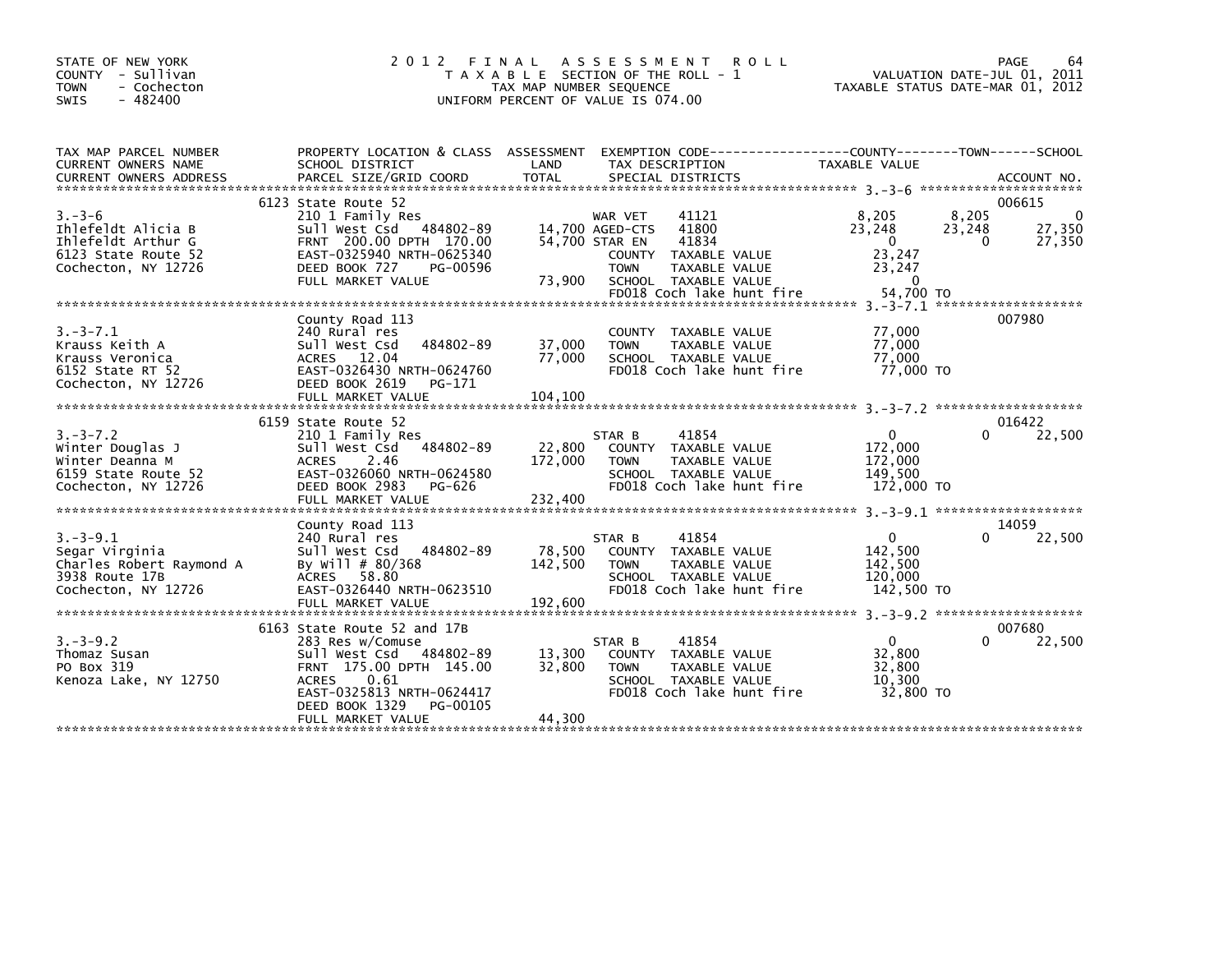STATE OF NEW YORK
COUNTY - Sullivan
TOWN - Cochecton
SWIS - 482400

# 2012 FINAL ASSESSMENT ROLL
TAXABLE SECTION OF THE ROLL - 1
TAX MAP NUMBER SEQUENCE
UNIFORM PERCENT OF VALUE IS 074.00

VALUATION DATE-JUL 01, 2011
TAXABLE STATUS DATE-MAR 01, 2012

```
TAX MAP PARCEL NUMBER        PROPERTY LOCATION & CLASS  ASSESSMENT  EXEMPTION CODE------------------COUNTY--------TOWN------SCHOOL
CURRENT OWNERS NAME          SCHOOL DISTRICT              LAND      TAX DESCRIPTION              TAXABLE VALUE
CURRENT OWNERS ADDRESS       PARCEL SIZE/GRID COORD       TOTAL     SPECIAL DISTRICTS                                  ACCOUNT NO.
****************************************************************************************************** 3.-3-6 *********************
                             6123 State Route 52                                                                       006615
3.-3-6                       210 1 Family Res                     WAR VET      41121           8,205       8,205            0
Ihlefeldt Alicia B           Sull West Csd    484802-89   14,700 AGED-CTS     41800          23,248      23,248       27,350
Ihlefeldt Arthur G           FRNT 200.00 DPTH 170.00      54,700 STAR EN      41834               0           0       27,350
6123 State Route 52          EAST-0325940 NRTH-0625340            COUNTY  TAXABLE VALUE          23,247
Cochecton, NY 12726          DEED BOOK 727     PG-00596           TOWN    TAXABLE VALUE          23,247
                             FULL MARKET VALUE            73,900  SCHOOL  TAXABLE VALUE               0
                                                                  FD018 Coch lake hunt fire      54,700 TO
****************************************************************************************************** 3.-3-7.1 *******************
                             County Road 113                                                                           007980
3.-3-7.1                     240 Rural res                        COUNTY  TAXABLE VALUE          77,000
Krauss Keith A               Sull West Csd    484802-89   37,000  TOWN    TAXABLE VALUE          77,000
Krauss Veronica              ACRES  12.04                 77,000  SCHOOL  TAXABLE VALUE          77,000
6152 State RT 52             EAST-0326430 NRTH-0624760            FD018 Coch lake hunt fire      77,000 TO
Cochecton, NY 12726          DEED BOOK 2619    PG-171
                             FULL MARKET VALUE           104,100
****************************************************************************************************** 3.-3-7.2 *******************
                             6159 State Route 52                                                                       016422
3.-3-7.2                     210 1 Family Res                     STAR B       41854               0           0       22,500
Winter Douglas J             Sull West Csd    484802-89   22,800  COUNTY  TAXABLE VALUE         172,000
Winter Deanna M              ACRES   2.46                172,000  TOWN    TAXABLE VALUE         172,000
6159 State Route 52          EAST-0326060 NRTH-0624580            SCHOOL  TAXABLE VALUE         149,500
Cochecton, NY 12726          DEED BOOK 2983    PG-626             FD018 Coch lake hunt fire     172,000 TO
                             FULL MARKET VALUE           232,400
****************************************************************************************************** 3.-3-9.1 *******************
                             County Road 113                                                                           14059
3.-3-9.1                     240 Rural res                        STAR B       41854               0           0       22,500
Segar Virginia               Sull West Csd    484802-89   78,500  COUNTY  TAXABLE VALUE         142,500
Charles Robert Raymond A     By Will # 80/368            142,500  TOWN    TAXABLE VALUE         142,500
3938 Route 17B               ACRES  58.80                         SCHOOL  TAXABLE VALUE         120,000
Cochecton, NY 12726          EAST-0326440 NRTH-0623510            FD018 Coch lake hunt fire     142,500 TO
                             FULL MARKET VALUE           192,600
****************************************************************************************************** 3.-3-9.2 *******************
                             6163 State Route 52 and 17B                                                               007680
3.-3-9.2                     283 Res w/Comuse                     STAR B       41854               0           0       22,500
Thomaz Susan                 Sull West Csd    484802-89   13,300  COUNTY  TAXABLE VALUE          32,800
PO Box 319                   FRNT 175.00 DPTH 145.00      32,800  TOWN    TAXABLE VALUE          32,800
Kenoza Lake, NY 12750        ACRES   0.61                         SCHOOL  TAXABLE VALUE          10,300
                             EAST-0325813 NRTH-0624417            FD018 Coch lake hunt fire      32,800 TO
                             DEED BOOK 1329    PG-00105
                             FULL MARKET VALUE            44,300
************************************************************************************************************************************
```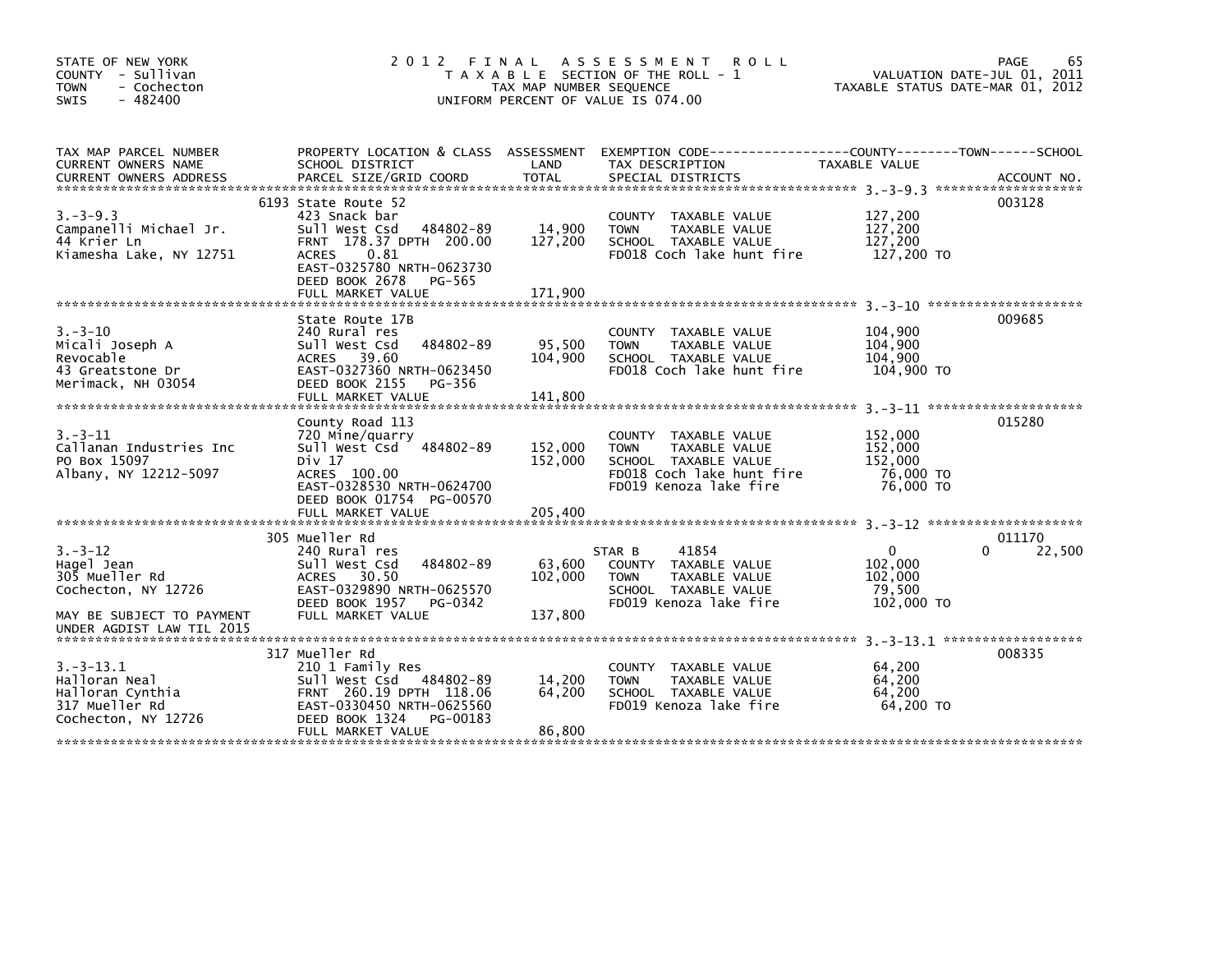STATE OF NEW YORK
COUNTY - Sullivan
TOWN - Cochecton
SWIS - 482400

# 2012 FINAL ASSESSMENT ROLL

TAXABLE SECTION OF THE ROLL - 1
TAX MAP NUMBER SEQUENCE
UNIFORM PERCENT OF VALUE IS 074.00

VALUATION DATE-JUL 01, 2011
TAXABLE STATUS DATE-MAR 01, 2012

| TAX MAP PARCEL NUMBER / CURRENT OWNERS NAME / CURRENT OWNERS ADDRESS | PROPERTY LOCATION & CLASS / SCHOOL DISTRICT / PARCEL SIZE/GRID COORD | ASSESSMENT LAND / TOTAL | EXEMPTION CODE / TAX DESCRIPTION / SPECIAL DISTRICTS | COUNTY / TOWN / SCHOOL TAXABLE VALUE | ACCOUNT NO. |
|---|---|---|---|---|---|
| 3.-3-9.3<br>Campanelli Michael Jr.<br>44 Krier Ln<br>Kiamesha Lake, NY 12751 | 6193 State Route 52<br>423 Snack bar<br>Sull West Csd 484802-89<br>FRNT 178.37 DPTH 200.00<br>ACRES 0.81<br>EAST-0325780 NRTH-0623730<br>DEED BOOK 2678 PG-565<br>FULL MARKET VALUE | 14,900<br>127,200<br><br><br><br><br><br>171,900 | COUNTY TAXABLE VALUE<br>TOWN TAXABLE VALUE<br>SCHOOL TAXABLE VALUE<br>FD018 Coch lake hunt fire | 127,200<br>127,200<br>127,200<br>127,200 TO | 003128 |
| 3.-3-10<br>Micali Joseph A<br>Revocable<br>43 Greatstone Dr<br>Merimack, NH 03054 | State Route 17B<br>240 Rural res<br>Sull West Csd 484802-89<br>ACRES 39.60<br>EAST-0327360 NRTH-0623450<br>DEED BOOK 2155 PG-356<br>FULL MARKET VALUE | 95,500<br>104,900<br><br><br><br>141,800 | COUNTY TAXABLE VALUE<br>TOWN TAXABLE VALUE<br>SCHOOL TAXABLE VALUE<br>FD018 Coch lake hunt fire | 104,900<br>104,900<br>104,900<br>104,900 TO | 009685 |
| 3.-3-11<br>Callanan Industries Inc<br>PO Box 15097<br>Albany, NY 12212-5097 | County Road 113<br>720 Mine/quarry<br>Sull West Csd 484802-89<br>Div 17<br>ACRES 100.00<br>EAST-0328530 NRTH-0624700<br>DEED BOOK 01754 PG-00570<br>FULL MARKET VALUE | 152,000<br>152,000<br><br><br><br><br>205,400 | COUNTY TAXABLE VALUE<br>TOWN TAXABLE VALUE<br>SCHOOL TAXABLE VALUE<br>FD018 Coch lake hunt fire<br>FD019 Kenoza lake fire | 152,000<br>152,000<br>152,000<br>76,000 TO<br>76,000 TO | 015280 |
| 3.-3-12<br>Hagel Jean<br>305 Mueller Rd<br>Cochecton, NY 12726<br><br>MAY BE SUBJECT TO PAYMENT<br>UNDER AGDIST LAW TIL 2015 | 305 Mueller Rd<br>240 Rural res<br>Sull West Csd 484802-89<br>ACRES 30.50<br>EAST-0329890 NRTH-0625570<br>DEED BOOK 1957 PG-0342<br>FULL MARKET VALUE | 63,600<br>102,000<br><br><br><br>137,800 | STAR B 41854<br>COUNTY TAXABLE VALUE<br>TOWN TAXABLE VALUE<br>SCHOOL TAXABLE VALUE<br>FD019 Kenoza lake fire | 0 / 0 / 22,500<br>102,000<br>102,000<br>79,500<br>102,000 TO | 011170 |
| 3.-3-13.1<br>Halloran Neal<br>Halloran Cynthia<br>317 Mueller Rd<br>Cochecton, NY 12726 | 317 Mueller Rd<br>210 1 Family Res<br>Sull West Csd 484802-89<br>FRNT 260.19 DPTH 118.06<br>EAST-0330450 NRTH-0625560<br>DEED BOOK 1324 PG-00183<br>FULL MARKET VALUE | 14,200<br>64,200<br><br><br><br>86,800 | COUNTY TAXABLE VALUE<br>TOWN TAXABLE VALUE<br>SCHOOL TAXABLE VALUE<br>FD019 Kenoza lake fire | 64,200<br>64,200<br>64,200<br>64,200 TO | 008335 |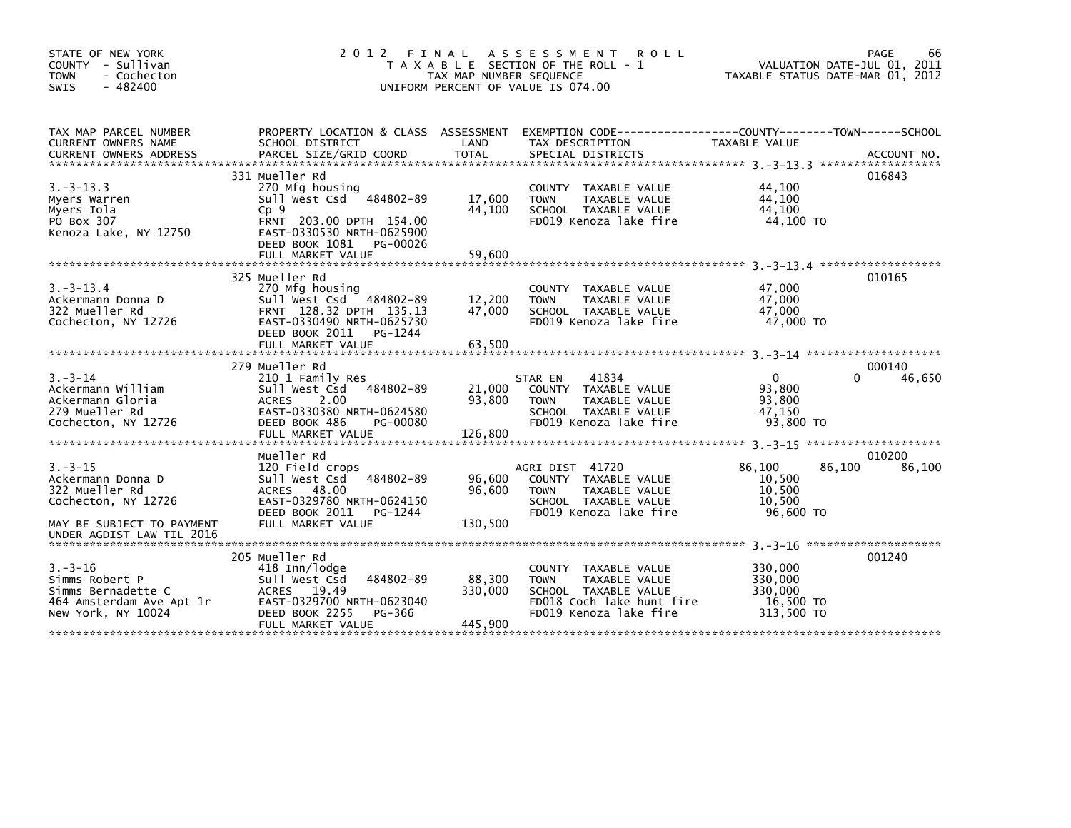STATE OF NEW YORK
COUNTY - Sullivan
TOWN - Cochecton
SWIS - 482400

# 2012 FINAL ASSESSMENT ROLL

TAXABLE SECTION OF THE ROLL - 1
TAX MAP NUMBER SEQUENCE
UNIFORM PERCENT OF VALUE IS 074.00

VALUATION DATE-JUL 01, 2011
TAXABLE STATUS DATE-MAR 01, 2012

| TAX MAP PARCEL NUMBER / CURRENT OWNERS NAME / CURRENT OWNERS ADDRESS | PROPERTY LOCATION & CLASS / SCHOOL DISTRICT / PARCEL SIZE/GRID COORD | ASSESSMENT LAND | TOTAL | EXEMPTION CODE / TAX DESCRIPTION / SPECIAL DISTRICTS | COUNTY TAXABLE VALUE | TOWN | SCHOOL / ACCOUNT NO. |
|---|---|---|---|---|---|---|---|
| **3.-3-13.3** | 331 Mueller Rd | | | | | | 016843 |
| | 270 Mfg housing | | | COUNTY TAXABLE VALUE | 44,100 | | |
| Myers Warren | Sull West Csd 484802-89 | 17,600 | | TOWN TAXABLE VALUE | 44,100 | | |
| Myers Iola | Cp 9 | | 44,100 | SCHOOL TAXABLE VALUE | 44,100 | | |
| PO Box 307 | FRNT 203.00 DPTH 154.00 | | | FD019 Kenoza lake fire | 44,100 TO | | |
| Kenoza Lake, NY 12750 | EAST-0330530 NRTH-0625900 | | | | | | |
| | DEED BOOK 1081 PG-00026 | | | | | | |
| | FULL MARKET VALUE | | 59,600 | | | | |
| **3.-3-13.4** | 325 Mueller Rd | | | | | | 010165 |
| | 270 Mfg housing | | | COUNTY TAXABLE VALUE | 47,000 | | |
| Ackermann Donna D | Sull West Csd 484802-89 | 12,200 | | TOWN TAXABLE VALUE | 47,000 | | |
| 322 Mueller Rd | FRNT 128.32 DPTH 135.13 | | 47,000 | SCHOOL TAXABLE VALUE | 47,000 | | |
| Cochecton, NY 12726 | EAST-0330490 NRTH-0625730 | | | FD019 Kenoza lake fire | 47,000 TO | | |
| | DEED BOOK 2011 PG-1244 | | | | | | |
| | FULL MARKET VALUE | | 63,500 | | | | |
| **3.-3-14** | 279 Mueller Rd | | | | | | 000140 |
| | 210 1 Family Res | | | STAR EN 41834 | 0 | 0 | 46,650 |
| Ackermann William | Sull West Csd 484802-89 | 21,000 | | COUNTY TAXABLE VALUE | 93,800 | | |
| Ackermann Gloria | ACRES 2.00 | | 93,800 | TOWN TAXABLE VALUE | 93,800 | | |
| 279 Mueller Rd | EAST-0330380 NRTH-0624580 | | | SCHOOL TAXABLE VALUE | 47,150 | | |
| Cochecton, NY 12726 | DEED BOOK 486 PG-00080 | | | FD019 Kenoza lake fire | 93,800 TO | | |
| | FULL MARKET VALUE | | 126,800 | | | | |
| **3.-3-15** | Mueller Rd | | | | | | 010200 |
| | 120 Field crops | | | AGRI DIST 41720 | 86,100 | 86,100 | 86,100 |
| Ackermann Donna D | Sull West Csd 484802-89 | 96,600 | | COUNTY TAXABLE VALUE | 10,500 | | |
| 322 Mueller Rd | ACRES 48.00 | | 96,600 | TOWN TAXABLE VALUE | 10,500 | | |
| Cochecton, NY 12726 | EAST-0329780 NRTH-0624150 | | | SCHOOL TAXABLE VALUE | 10,500 | | |
| | DEED BOOK 2011 PG-1244 | | | FD019 Kenoza lake fire | 96,600 TO | | |
| MAY BE SUBJECT TO PAYMENT | FULL MARKET VALUE | | 130,500 | | | | |
| UNDER AGDIST LAW TIL 2016 | | | | | | | |
| **3.-3-16** | 205 Mueller Rd | | | | | | 001240 |
| | 418 Inn/lodge | | | COUNTY TAXABLE VALUE | 330,000 | | |
| Simms Robert P | Sull West Csd 484802-89 | 88,300 | | TOWN TAXABLE VALUE | 330,000 | | |
| Simms Bernadette C | ACRES 19.49 | | 330,000 | SCHOOL TAXABLE VALUE | 330,000 | | |
| 464 Amsterdam Ave Apt 1r | EAST-0329700 NRTH-0623040 | | | FD018 Coch lake hunt fire | 16,500 TO | | |
| New York, NY 10024 | DEED BOOK 2255 PG-366 | | | FD019 Kenoza lake fire | 313,500 TO | | |
| | FULL MARKET VALUE | | 445,900 | | | | |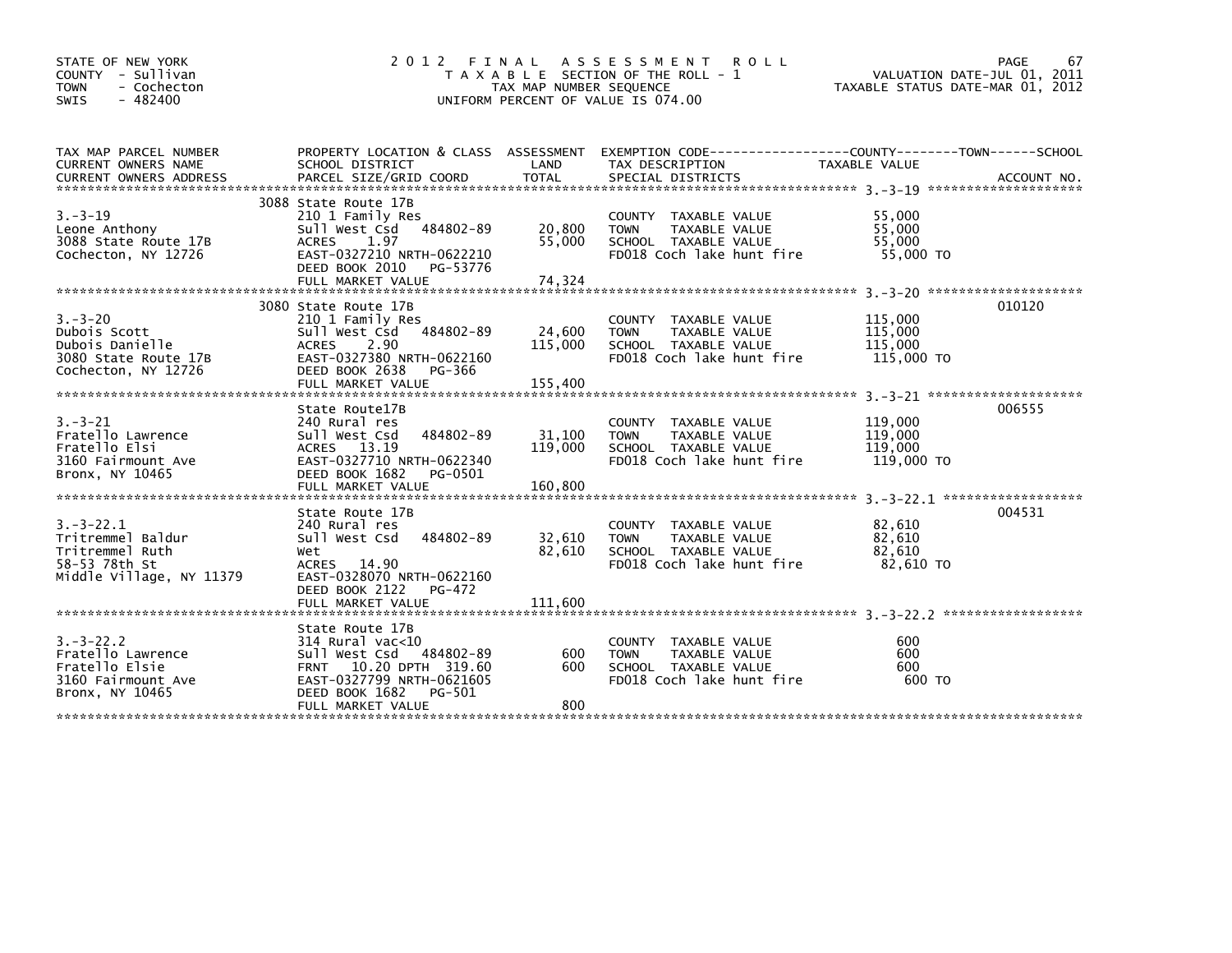STATE OF NEW YORK
COUNTY - Sullivan
TOWN - Cochecton
SWIS - 482400

# 2012 FINAL ASSESSMENT ROLL
TAXABLE SECTION OF THE ROLL - 1
TAX MAP NUMBER SEQUENCE
UNIFORM PERCENT OF VALUE IS 074.00

VALUATION DATE-JUL 01, 2011
TAXABLE STATUS DATE-MAR 01, 2012

| TAX MAP PARCEL NUMBER / CURRENT OWNERS NAME / CURRENT OWNERS ADDRESS | PROPERTY LOCATION & CLASS / SCHOOL DISTRICT / PARCEL SIZE/GRID COORD | ASSESSMENT LAND | TOTAL | EXEMPTION CODE / TAX DESCRIPTION / SPECIAL DISTRICTS | TAXABLE VALUE (COUNTY / TOWN / SCHOOL) | ACCOUNT NO. |
|---|---|---|---|---|---|---|
| 3.-3-19 | 3088 State Route 17B | | | | | |
| | 210 1 Family Res | | | COUNTY TAXABLE VALUE | 55,000 | |
| Leone Anthony | Sull West Csd 484802-89 | 20,800 | | TOWN TAXABLE VALUE | 55,000 | |
| 3088 State Route 17B | ACRES 1.97 | | 55,000 | SCHOOL TAXABLE VALUE | 55,000 | |
| Cochecton, NY 12726 | EAST-0327210 NRTH-0622210 | | | FD018 Coch lake hunt fire | 55,000 TO | |
| | DEED BOOK 2010 PG-53776 | | | | | |
| | FULL MARKET VALUE | | 74,324 | | | |
| 3.-3-20 | 3080 State Route 17B | | | | | 010120 |
| | 210 1 Family Res | | | COUNTY TAXABLE VALUE | 115,000 | |
| Dubois Scott | Sull West Csd 484802-89 | 24,600 | | TOWN TAXABLE VALUE | 115,000 | |
| Dubois Danielle | ACRES 2.90 | | 115,000 | SCHOOL TAXABLE VALUE | 115,000 | |
| 3080 State Route 17B | EAST-0327380 NRTH-0622160 | | | FD018 Coch lake hunt fire | 115,000 TO | |
| Cochecton, NY 12726 | DEED BOOK 2638 PG-366 | | | | | |
| | FULL MARKET VALUE | | 155,400 | | | |
| 3.-3-21 | State Route17B | | | | | 006555 |
| | 240 Rural res | | | COUNTY TAXABLE VALUE | 119,000 | |
| Fratello Lawrence | Sull West Csd 484802-89 | 31,100 | | TOWN TAXABLE VALUE | 119,000 | |
| Fratello Elsi | ACRES 13.19 | | 119,000 | SCHOOL TAXABLE VALUE | 119,000 | |
| 3160 Fairmount Ave | EAST-0327710 NRTH-0622340 | | | FD018 Coch lake hunt fire | 119,000 TO | |
| Bronx, NY 10465 | DEED BOOK 1682 PG-0501 | | | | | |
| | FULL MARKET VALUE | | 160,800 | | | |
| 3.-3-22.1 | State Route 17B | | | | | 004531 |
| | 240 Rural res | | | COUNTY TAXABLE VALUE | 82,610 | |
| Tritremmel Baldur | Sull West Csd 484802-89 | 32,610 | | TOWN TAXABLE VALUE | 82,610 | |
| Tritremmel Ruth | Wet | | 82,610 | SCHOOL TAXABLE VALUE | 82,610 | |
| 58-53 78th St | ACRES 14.90 | | | FD018 Coch lake hunt fire | 82,610 TO | |
| Middle Village, NY 11379 | EAST-0328070 NRTH-0622160 | | | | | |
| | DEED BOOK 2122 PG-472 | | | | | |
| | FULL MARKET VALUE | | 111,600 | | | |
| 3.-3-22.2 | State Route 17B | | | | | |
| | 314 Rural vac<10 | | | COUNTY TAXABLE VALUE | 600 | |
| Fratello Lawrence | Sull West Csd 484802-89 | 600 | | TOWN TAXABLE VALUE | 600 | |
| Fratello Elsie | FRNT 10.20 DPTH 319.60 | | 600 | SCHOOL TAXABLE VALUE | 600 | |
| 3160 Fairmount Ave | EAST-0327799 NRTH-0621605 | | | FD018 Coch lake hunt fire | 600 TO | |
| Bronx, NY 10465 | DEED BOOK 1682 PG-501 | | | | | |
| | FULL MARKET VALUE | | 800 | | | |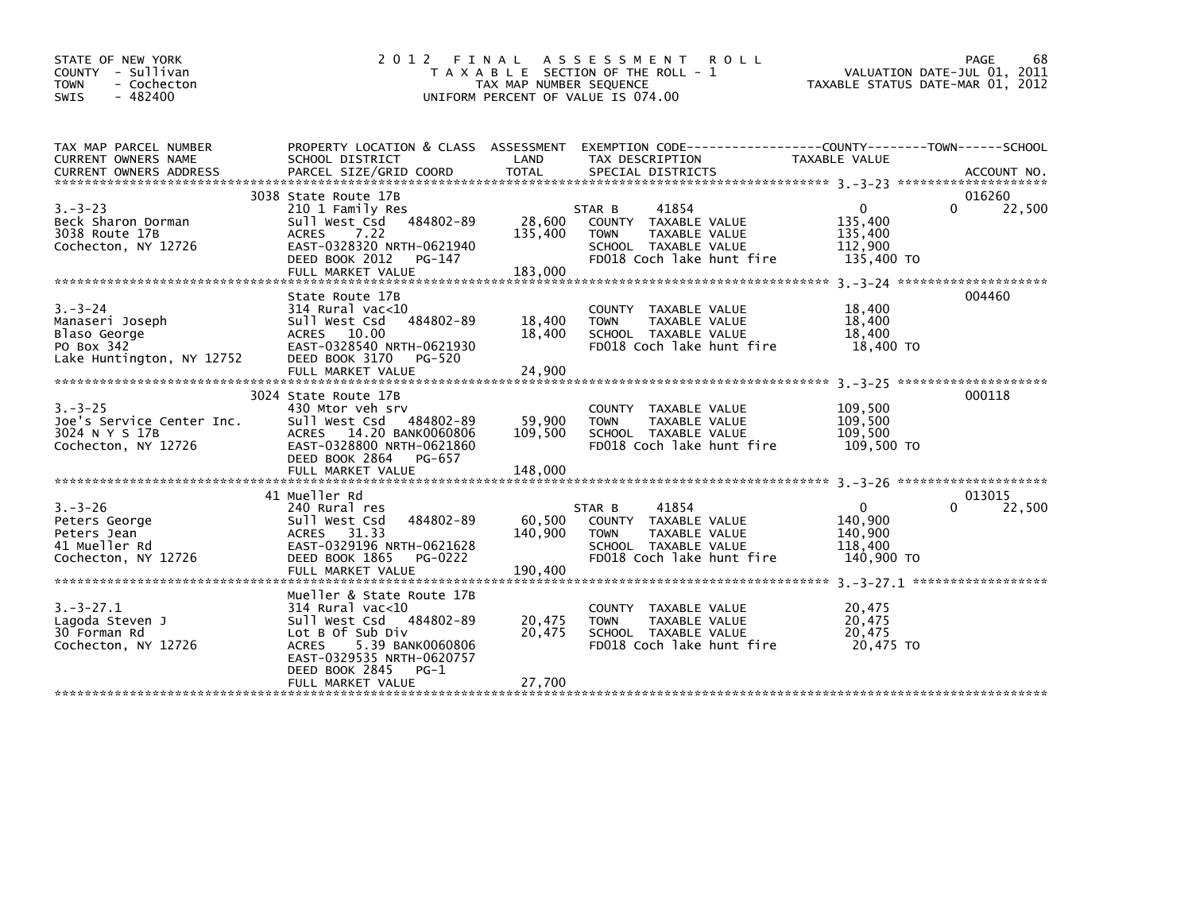STATE OF NEW YORK
COUNTY - Sullivan
TOWN - Cochecton
SWIS - 482400

# 2012 FINAL ASSESSMENT ROLL

TAXABLE SECTION OF THE ROLL - 1
TAX MAP NUMBER SEQUENCE
UNIFORM PERCENT OF VALUE IS 074.00

VALUATION DATE-JUL 01, 2011
TAXABLE STATUS DATE-MAR 01, 2012

| TAX MAP PARCEL NUMBER / CURRENT OWNERS NAME / CURRENT OWNERS ADDRESS | PROPERTY LOCATION & CLASS / SCHOOL DISTRICT / PARCEL SIZE/GRID COORD | ASSESSMENT LAND / TOTAL | EXEMPTION CODE / TAX DESCRIPTION / SPECIAL DISTRICTS | COUNTY / TOWN / SCHOOL TAXABLE VALUE | ACCOUNT NO. |
|---|---|---|---|---|---|
| 3.-3-23 | 3038 State Route 17B | | | | 016260 |
| | 210 1 Family Res | | STAR B 41854 | 0 | 0 22,500 |
| Beck Sharon Dorman | Sull West Csd 484802-89 | 28,600 | COUNTY TAXABLE VALUE | 135,400 | |
| 3038 Route 17B | ACRES 7.22 | 135,400 | TOWN TAXABLE VALUE | 135,400 | |
| Cochecton, NY 12726 | EAST-0328320 NRTH-0621940 | | SCHOOL TAXABLE VALUE | 112,900 | |
| | DEED BOOK 2012 PG-147 | | FD018 Coch lake hunt fire | 135,400 TO | |
| | FULL MARKET VALUE | 183,000 | | | |
| 3.-3-24 | State Route 17B | | | | 004460 |
| | 314 Rural vac<10 | | COUNTY TAXABLE VALUE | 18,400 | |
| Manaseri Joseph | Sull West Csd 484802-89 | 18,400 | TOWN TAXABLE VALUE | 18,400 | |
| Blaso George | ACRES 10.00 | 18,400 | SCHOOL TAXABLE VALUE | 18,400 | |
| PO Box 342 | EAST-0328540 NRTH-0621930 | | FD018 Coch lake hunt fire | 18,400 TO | |
| Lake Huntington, NY 12752 | DEED BOOK 3170 PG-520 | | | | |
| | FULL MARKET VALUE | 24,900 | | | |
| 3.-3-25 | 3024 State Route 17B | | | | 000118 |
| | 430 Mtor veh srv | | COUNTY TAXABLE VALUE | 109,500 | |
| Joe's Service Center Inc. | Sull West Csd 484802-89 | 59,900 | TOWN TAXABLE VALUE | 109,500 | |
| 3024 N Y S 17B | ACRES 14.20 BANK0060806 | 109,500 | SCHOOL TAXABLE VALUE | 109,500 | |
| Cochecton, NY 12726 | EAST-0328800 NRTH-0621860 | | FD018 Coch lake hunt fire | 109,500 TO | |
| | DEED BOOK 2864 PG-657 | | | | |
| | FULL MARKET VALUE | 148,000 | | | |
| 3.-3-26 | 41 Mueller Rd | | | | 013015 |
| | 240 Rural res | | STAR B 41854 | 0 | 0 22,500 |
| Peters George | Sull West Csd 484802-89 | 60,500 | COUNTY TAXABLE VALUE | 140,900 | |
| Peters Jean | ACRES 31.33 | 140,900 | TOWN TAXABLE VALUE | 140,900 | |
| 41 Mueller Rd | EAST-0329196 NRTH-0621628 | | SCHOOL TAXABLE VALUE | 118,400 | |
| Cochecton, NY 12726 | DEED BOOK 1865 PG-0222 | | FD018 Coch lake hunt fire | 140,900 TO | |
| | FULL MARKET VALUE | 190,400 | | | |
| 3.-3-27.1 | Mueller & State Route 17B | | | | |
| | 314 Rural vac<10 | | COUNTY TAXABLE VALUE | 20,475 | |
| Lagoda Steven J | Sull West Csd 484802-89 | 20,475 | TOWN TAXABLE VALUE | 20,475 | |
| 30 Forman Rd | Lot B Of Sub Div | 20,475 | SCHOOL TAXABLE VALUE | 20,475 | |
| Cochecton, NY 12726 | ACRES 5.39 BANK0060806 | | FD018 Coch lake hunt fire | 20,475 TO | |
| | EAST-0329535 NRTH-0620757 | | | | |
| | DEED BOOK 2845 PG-1 | | | | |
| | FULL MARKET VALUE | 27,700 | | | |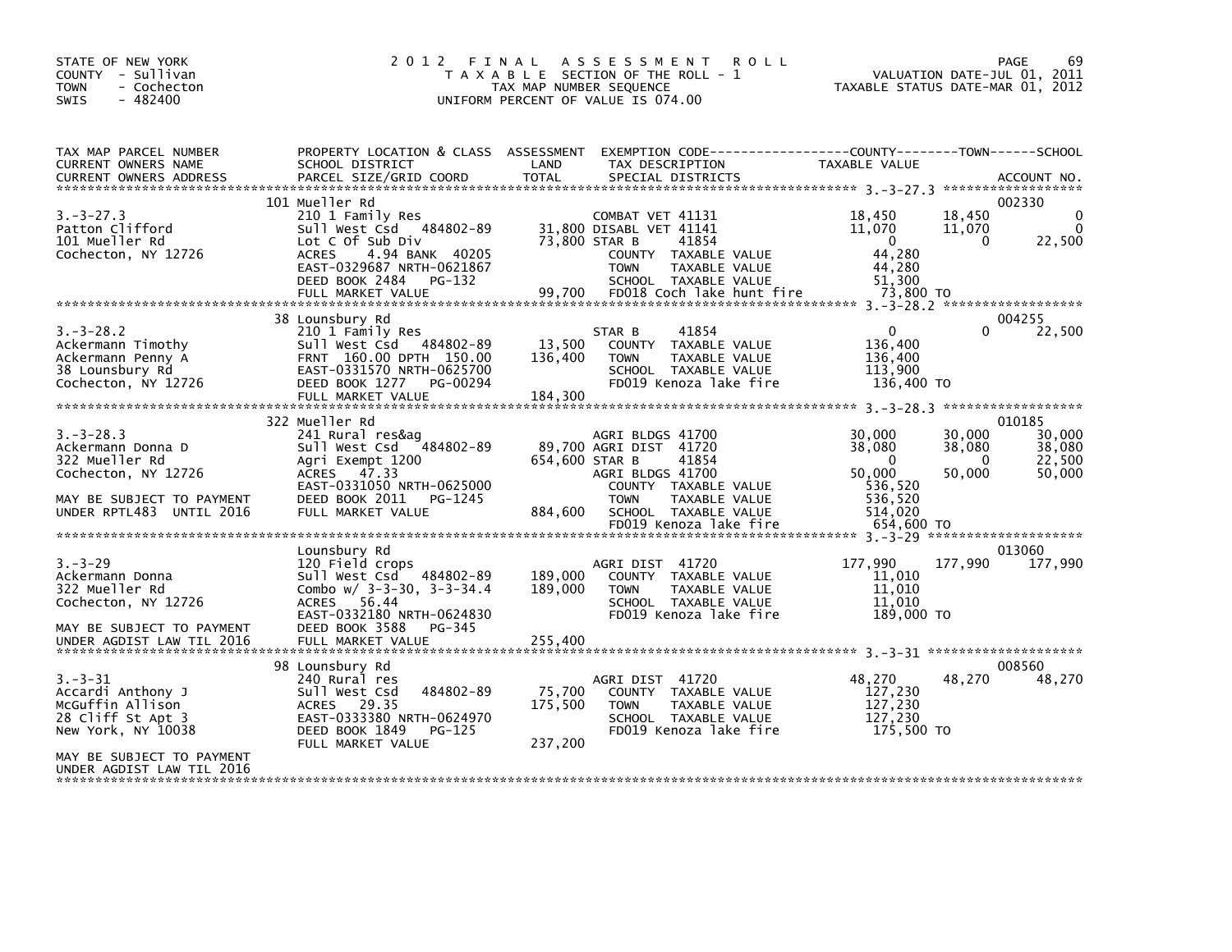STATE OF NEW YORK
COUNTY - Sullivan
TOWN - Cochecton
SWIS - 482400

# 2012 FINAL ASSESSMENT ROLL

TAXABLE SECTION OF THE ROLL - 1
TAX MAP NUMBER SEQUENCE
UNIFORM PERCENT OF VALUE IS 074.00

VALUATION DATE-JUL 01, 2011
TAXABLE STATUS DATE-MAR 01, 2012

| TAX MAP PARCEL NUMBER / CURRENT OWNERS NAME / CURRENT OWNERS ADDRESS | PROPERTY LOCATION & CLASS / SCHOOL DISTRICT / PARCEL SIZE/GRID COORD | ASSESSMENT LAND | TOTAL | EXEMPTION CODE / TAX DESCRIPTION / SPECIAL DISTRICTS | COUNTY TAXABLE VALUE | TOWN | SCHOOL | ACCOUNT NO. |
|---|---|---|---|---|---|---|---|---|
| **3.-3-27.3** | 101 Mueller Rd | | | | | | | 002330 |
| 3.-3-27.3 | 210 1 Family Res | | | COMBAT VET 41131 | 18,450 | 18,450 | 0 | |
| Patton Clifford | Sull West Csd 484802-89 | 31,800 | | DISABL VET 41141 | 11,070 | 11,070 | 0 | |
| 101 Mueller Rd | Lot C Of Sub Div | | 73,800 | STAR B 41854 | 0 | 0 | 22,500 | |
| Cochecton, NY 12726 | ACRES 4.94 BANK 40205 | | | COUNTY TAXABLE VALUE | 44,280 | | | |
| | EAST-0329687 NRTH-0621867 | | | TOWN TAXABLE VALUE | 44,280 | | | |
| | DEED BOOK 2484 PG-132 | | | SCHOOL TAXABLE VALUE | 51,300 | | | |
| | FULL MARKET VALUE | | 99,700 | FD018 Coch lake hunt fire | 73,800 TO | | | |
| **3.-3-28.2** | 38 Lounsbury Rd | | | | | | | 004255 |
| 3.-3-28.2 | 210 1 Family Res | | | STAR B 41854 | 0 | 0 | 22,500 | |
| Ackermann Timothy | Sull West Csd 484802-89 | 13,500 | | COUNTY TAXABLE VALUE | 136,400 | | | |
| Ackermann Penny A | FRNT 160.00 DPTH 150.00 | | 136,400 | TOWN TAXABLE VALUE | 136,400 | | | |
| 38 Lounsbury Rd | EAST-0331570 NRTH-0625700 | | | SCHOOL TAXABLE VALUE | 113,900 | | | |
| Cochecton, NY 12726 | DEED BOOK 1277 PG-00294 | | | FD019 Kenoza lake fire | 136,400 TO | | | |
| | FULL MARKET VALUE | | 184,300 | | | | | |
| **3.-3-28.3** | 322 Mueller Rd | | | | | | | 010185 |
| 3.-3-28.3 | 241 Rural res&ag | | | AGRI BLDGS 41700 | 30,000 | 30,000 | 30,000 | |
| Ackermann Donna D | Sull West Csd 484802-89 | 89,700 | | AGRI DIST 41720 | 38,080 | 38,080 | 38,080 | |
| 322 Mueller Rd | Agri Exempt 1200 | | 654,600 | STAR B 41854 | 0 | 0 | 22,500 | |
| Cochecton, NY 12726 | ACRES 47.33 | | | AGRI BLDGS 41700 | 50,000 | 50,000 | 50,000 | |
| | EAST-0331050 NRTH-0625000 | | | COUNTY TAXABLE VALUE | 536,520 | | | |
| MAY BE SUBJECT TO PAYMENT | DEED BOOK 2011 PG-1245 | | | TOWN TAXABLE VALUE | 536,520 | | | |
| UNDER RPTL483 UNTIL 2016 | FULL MARKET VALUE | | 884,600 | SCHOOL TAXABLE VALUE | 514,020 | | | |
| | | | | FD019 Kenoza lake fire | 654,600 TO | | | |
| **3.-3-29** | Lounsbury Rd | | | | | | | 013060 |
| 3.-3-29 | 120 Field crops | | | AGRI DIST 41720 | 177,990 | 177,990 | 177,990 | |
| Ackermann Donna | Sull West Csd 484802-89 | 189,000 | | COUNTY TAXABLE VALUE | 11,010 | | | |
| 322 Mueller Rd | Combo w/ 3-3-30, 3-3-34.4 | | 189,000 | TOWN TAXABLE VALUE | 11,010 | | | |
| Cochecton, NY 12726 | ACRES 56.44 | | | SCHOOL TAXABLE VALUE | 11,010 | | | |
| | EAST-0332180 NRTH-0624830 | | | FD019 Kenoza lake fire | 189,000 TO | | | |
| MAY BE SUBJECT TO PAYMENT | DEED BOOK 3588 PG-345 | | | | | | | |
| UNDER AGDIST LAW TIL 2016 | FULL MARKET VALUE | | 255,400 | | | | | |
| **3.-3-31** | 98 Lounsbury Rd | | | | | | | 008560 |
| 3.-3-31 | 240 Rural res | | | AGRI DIST 41720 | 48,270 | 48,270 | 48,270 | |
| Accardi Anthony J | Sull West Csd 484802-89 | 75,700 | | COUNTY TAXABLE VALUE | 127,230 | | | |
| McGuffin Allison | ACRES 29.35 | | 175,500 | TOWN TAXABLE VALUE | 127,230 | | | |
| 28 Cliff St Apt 3 | EAST-0333380 NRTH-0624970 | | | SCHOOL TAXABLE VALUE | 127,230 | | | |
| New York, NY 10038 | DEED BOOK 1849 PG-125 | | | FD019 Kenoza lake fire | 175,500 TO | | | |
| | FULL MARKET VALUE | | 237,200 | | | | | |
| MAY BE SUBJECT TO PAYMENT | | | | | | | | |
| UNDER AGDIST LAW TIL 2016 | | | | | | | | |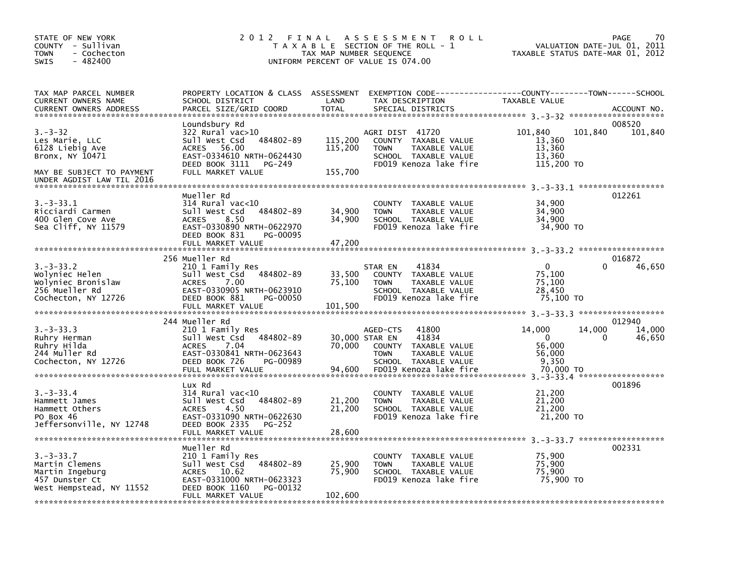STATE OF NEW YORK
COUNTY - Sullivan
TOWN - Cochecton
SWIS - 482400

# 2012 FINAL ASSESSMENT ROLL

TAXABLE SECTION OF THE ROLL - 1
TAX MAP NUMBER SEQUENCE
UNIFORM PERCENT OF VALUE IS 074.00

VALUATION DATE-JUL 01, 2011
TAXABLE STATUS DATE-MAR 01, 2012

| TAX MAP PARCEL NUMBER / CURRENT OWNERS NAME / CURRENT OWNERS ADDRESS | PROPERTY LOCATION & CLASS / SCHOOL DISTRICT / PARCEL SIZE/GRID COORD | ASSESSMENT LAND | TOTAL | EXEMPTION CODE / TAX DESCRIPTION / SPECIAL DISTRICTS | COUNTY TAXABLE VALUE | TOWN | SCHOOL | ACCOUNT NO. |
|---|---|---|---|---|---|---|---|---|
| 3.-3-32 | Loundsbury Rd | | | | | | | 008520 |
| Les Marie, LLC | 322 Rural vac>10 | | | AGRI DIST 41720 | 101,840 | 101,840 | 101,840 | |
| 6128 Liebig Ave | Sull West Csd 484802-89 | 115,200 | | COUNTY TAXABLE VALUE | 13,360 | | | |
| Bronx, NY 10471 | ACRES 56.00 | | 115,200 | TOWN TAXABLE VALUE | 13,360 | | | |
| | EAST-0334610 NRTH-0624430 | | | SCHOOL TAXABLE VALUE | 13,360 | | | |
| | DEED BOOK 3111 PG-249 | | | FD019 Kenoza lake fire | 115,200 TO | | | |
| MAY BE SUBJECT TO PAYMENT UNDER AGDIST LAW TIL 2016 | FULL MARKET VALUE | | 155,700 | | | | | |
| 3.-3-33.1 | Mueller Rd | | | | | | | 012261 |
| Ricciardi Carmen | 314 Rural vac<10 | | | COUNTY TAXABLE VALUE | 34,900 | | | |
| 400 Glen Cove Ave | Sull West Csd 484802-89 | 34,900 | | TOWN TAXABLE VALUE | 34,900 | | | |
| Sea Cliff, NY 11579 | ACRES 8.50 | | 34,900 | SCHOOL TAXABLE VALUE | 34,900 | | | |
| | EAST-0330890 NRTH-0622970 | | | FD019 Kenoza lake fire | 34,900 TO | | | |
| | DEED BOOK 831 PG-00095 | | | | | | | |
| | FULL MARKET VALUE | | 47,200 | | | | | |
| 3.-3-33.2 | 256 Mueller Rd | | | | | | | 016872 |
| Wolyniec Helen | 210 1 Family Res | | | STAR EN 41834 | 0 | 0 | 46,650 | |
| Wolyniec Bronislaw | Sull West Csd 484802-89 | 33,500 | | COUNTY TAXABLE VALUE | 75,100 | | | |
| 256 Mueller Rd | ACRES 7.00 | | 75,100 | TOWN TAXABLE VALUE | 75,100 | | | |
| Cochecton, NY 12726 | EAST-0330905 NRTH-0623910 | | | SCHOOL TAXABLE VALUE | 28,450 | | | |
| | DEED BOOK 881 PG-00050 | | | FD019 Kenoza lake fire | 75,100 TO | | | |
| | FULL MARKET VALUE | | 101,500 | | | | | |
| 3.-3-33.3 | 244 Mueller Rd | | | | | | | 012940 |
| Ruhry Herman | 210 1 Family Res | | | AGED-CTS 41800 | 14,000 | 14,000 | 14,000 | |
| Ruhry Hilda | Sull West Csd 484802-89 | 30,000 | | STAR EN 41834 | 0 | 0 | 46,650 | |
| 244 Muller Rd | ACRES 7.04 | | 70,000 | COUNTY TAXABLE VALUE | 56,000 | | | |
| Cochecton, NY 12726 | EAST-0330841 NRTH-0623643 | | | TOWN TAXABLE VALUE | 56,000 | | | |
| | DEED BOOK 726 PG-00989 | | | SCHOOL TAXABLE VALUE | 9,350 | | | |
| | FULL MARKET VALUE | | 94,600 | FD019 Kenoza lake fire | 70,000 TO | | | |
| 3.-3-33.4 | Lux Rd | | | | | | | 001896 |
| Hammett James | 314 Rural vac<10 | | | COUNTY TAXABLE VALUE | 21,200 | | | |
| Hammett Others | Sull West Csd 484802-89 | 21,200 | | TOWN TAXABLE VALUE | 21,200 | | | |
| PO Box 46 | ACRES 4.50 | | 21,200 | SCHOOL TAXABLE VALUE | 21,200 | | | |
| Jeffersonville, NY 12748 | EAST-0331090 NRTH-0622630 | | | FD019 Kenoza lake fire | 21,200 TO | | | |
| | DEED BOOK 2335 PG-252 | | | | | | | |
| | FULL MARKET VALUE | | 28,600 | | | | | |
| 3.-3-33.7 | Mueller Rd | | | | | | | 002331 |
| Martin Clemens | 210 1 Family Res | | | COUNTY TAXABLE VALUE | 75,900 | | | |
| Martin Ingeburg | Sull West Csd 484802-89 | 25,900 | | TOWN TAXABLE VALUE | 75,900 | | | |
| 457 Dunster Ct | ACRES 10.62 | | 75,900 | SCHOOL TAXABLE VALUE | 75,900 | | | |
| West Hempstead, NY 11552 | EAST-0331000 NRTH-0623323 | | | FD019 Kenoza lake fire | 75,900 TO | | | |
| | DEED BOOK 1160 PG-00132 | | | | | | | |
| | FULL MARKET VALUE | | 102,600 | | | | | |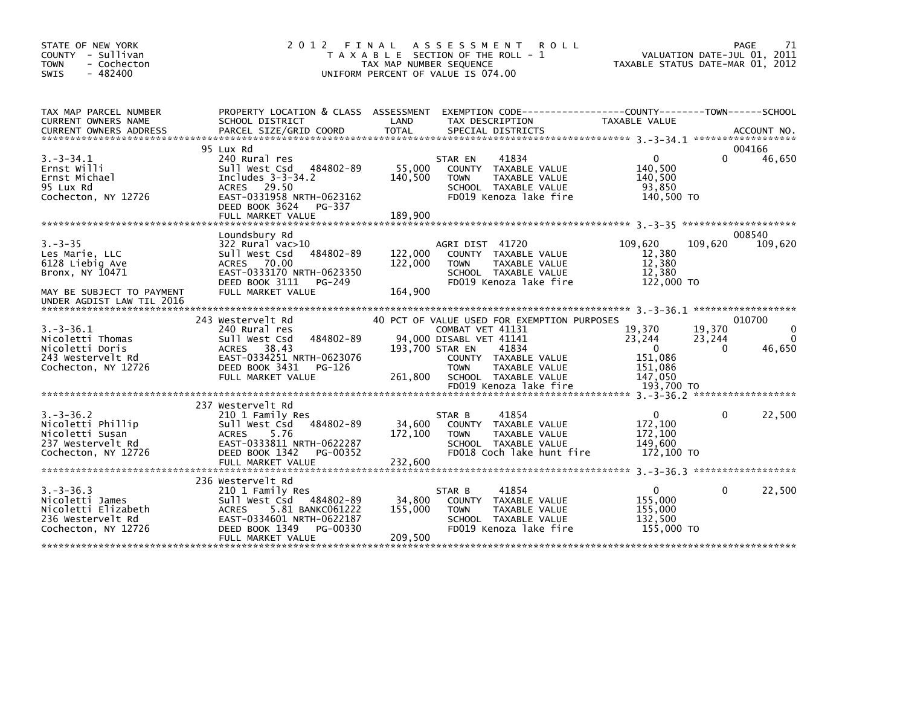STATE OF NEW YORK
COUNTY - Sullivan
TOWN - Cochecton
SWIS - 482400

# 2012 FINAL ASSESSMENT ROLL
TAXABLE SECTION OF THE ROLL - 1
TAX MAP NUMBER SEQUENCE
UNIFORM PERCENT OF VALUE IS 074.00

VALUATION DATE-JUL 01, 2011
TAXABLE STATUS DATE-MAR 01, 2012

| TAX MAP PARCEL NUMBER / CURRENT OWNERS NAME / CURRENT OWNERS ADDRESS | PROPERTY LOCATION & CLASS / SCHOOL DISTRICT / PARCEL SIZE/GRID COORD | ASSESSMENT LAND / TOTAL | EXEMPTION CODE / TAX DESCRIPTION / SPECIAL DISTRICTS | COUNTY TAXABLE VALUE | TOWN | SCHOOL / ACCOUNT NO. |
|---|---|---|---|---|---|---|
| **3.-3-34.1** | 95 Lux Rd | | | | | 004166 |
| 3.-3-34.1 | 240 Rural res | | STAR EN 41834 | 0 | 0 | 46,650 |
| Ernst Willi | Sull West Csd 484802-89 | 55,000 | COUNTY TAXABLE VALUE | 140,500 | | |
| Ernst Michael | Includes 3-3-34.2 | 140,500 | TOWN TAXABLE VALUE | 140,500 | | |
| 95 Lux Rd | ACRES 29.50 | | SCHOOL TAXABLE VALUE | 93,850 | | |
| Cochecton, NY 12726 | EAST-0331958 NRTH-0623162 | | FD019 Kenoza lake fire | 140,500 TO | | |
| | DEED BOOK 3624 PG-337 | | | | | |
| | FULL MARKET VALUE | 189,900 | | | | |
| **3.-3-35** | Loundsbury Rd | | | | | 008540 |
| 3.-3-35 | 322 Rural vac>10 | | AGRI DIST 41720 | 109,620 | 109,620 | 109,620 |
| Les Marie, LLC | Sull West Csd 484802-89 | 122,000 | COUNTY TAXABLE VALUE | 12,380 | | |
| 6128 Liebig Ave | ACRES 70.00 | 122,000 | TOWN TAXABLE VALUE | 12,380 | | |
| Bronx, NY 10471 | EAST-0333170 NRTH-0623350 | | SCHOOL TAXABLE VALUE | 12,380 | | |
| | DEED BOOK 3111 PG-249 | | FD019 Kenoza lake fire | 122,000 TO | | |
| MAY BE SUBJECT TO PAYMENT | FULL MARKET VALUE | 164,900 | | | | |
| UNDER AGDIST LAW TIL 2016 | | | | | | |
| **3.-3-36.1** | 243 Westervelt Rd | | 40 PCT OF VALUE USED FOR EXEMPTION PURPOSES | | | 010700 |
| 3.-3-36.1 | 240 Rural res | | COMBAT VET 41131 | 19,370 | 19,370 | 0 |
| Nicoletti Thomas | Sull West Csd 484802-89 | 94,000 | DISABL VET 41141 | 23,244 | 23,244 | 0 |
| Nicoletti Doris | ACRES 38.43 | 193,700 | STAR EN 41834 | 0 | 0 | 46,650 |
| 243 Westervelt Rd | EAST-0334251 NRTH-0623076 | | COUNTY TAXABLE VALUE | 151,086 | | |
| Cochecton, NY 12726 | DEED BOOK 3431 PG-126 | | TOWN TAXABLE VALUE | 151,086 | | |
| | FULL MARKET VALUE | 261,800 | SCHOOL TAXABLE VALUE | 147,050 | | |
| | | | FD019 Kenoza lake fire | 193,700 TO | | |
| **3.-3-36.2** | 237 Westervelt Rd | | | | | |
| 3.-3-36.2 | 210 1 Family Res | | STAR B 41854 | 0 | 0 | 22,500 |
| Nicoletti Phillip | Sull West Csd 484802-89 | 34,600 | COUNTY TAXABLE VALUE | 172,100 | | |
| Nicoletti Susan | ACRES 5.76 | 172,100 | TOWN TAXABLE VALUE | 172,100 | | |
| 237 Westervelt Rd | EAST-0333811 NRTH-0622287 | | SCHOOL TAXABLE VALUE | 149,600 | | |
| Cochecton, NY 12726 | DEED BOOK 1342 PG-00352 | | FD018 Coch lake hunt fire | 172,100 TO | | |
| | FULL MARKET VALUE | 232,600 | | | | |
| **3.-3-36.3** | 236 Westervelt Rd | | | | | |
| 3.-3-36.3 | 210 1 Family Res | | STAR B 41854 | 0 | 0 | 22,500 |
| Nicoletti James | Sull West Csd 484802-89 | 34,800 | COUNTY TAXABLE VALUE | 155,000 | | |
| Nicoletti Elizabeth | ACRES 5.81 BANKC061222 | 155,000 | TOWN TAXABLE VALUE | 155,000 | | |
| 236 Westervelt Rd | EAST-0334601 NRTH-0622187 | | SCHOOL TAXABLE VALUE | 132,500 | | |
| Cochecton, NY 12726 | DEED BOOK 1349 PG-00330 | | FD019 Kenoza lake fire | 155,000 TO | | |
| | FULL MARKET VALUE | 209,500 | | | | |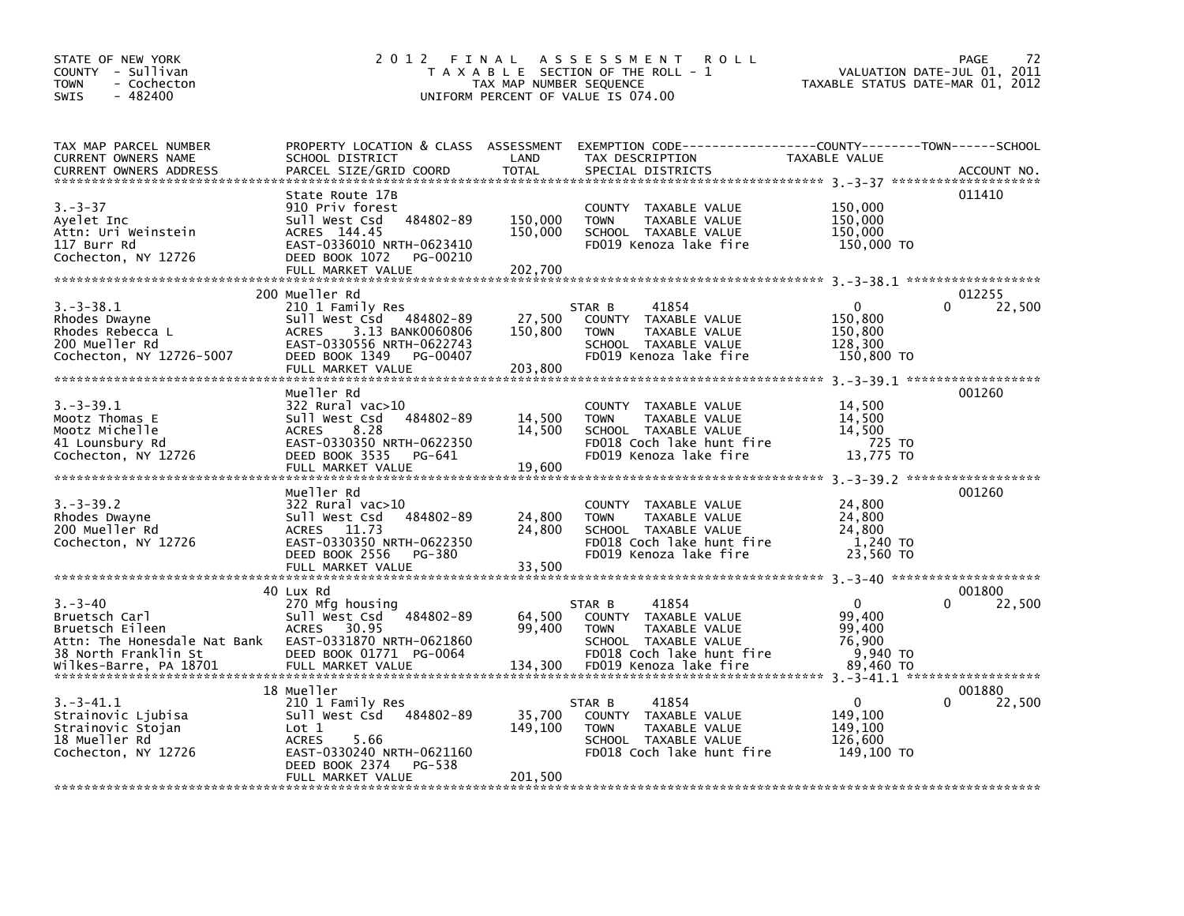STATE OF NEW YORK
COUNTY - Sullivan
TOWN - Cochecton
SWIS - 482400

# 2012 FINAL ASSESSMENT ROLL
TAXABLE SECTION OF THE ROLL - 1
TAX MAP NUMBER SEQUENCE
UNIFORM PERCENT OF VALUE IS 074.00

VALUATION DATE-JUL 01, 2011
TAXABLE STATUS DATE-MAR 01, 2012

```
TAX MAP PARCEL NUMBER          PROPERTY LOCATION & CLASS  ASSESSMENT  EXEMPTION CODE------------------COUNTY--------TOWN------SCHOOL
CURRENT OWNERS NAME            SCHOOL DISTRICT               LAND      TAX DESCRIPTION               TAXABLE VALUE
CURRENT OWNERS ADDRESS         PARCEL SIZE/GRID COORD        TOTAL     SPECIAL DISTRICTS                                  ACCOUNT NO.
******************************************************************************************************* 3.-3-37 ********************
                               State Route 17B                                                                            011410
3.-3-37                        910 Priv forest                         COUNTY  TAXABLE VALUE          150,000
Ayelet Inc                     Sull West Csd   484802-89    150,000    TOWN    TAXABLE VALUE          150,000
Attn: Uri Weinstein            ACRES  144.45                150,000    SCHOOL  TAXABLE VALUE          150,000
117 Burr Rd                    EAST-0336010 NRTH-0623410               FD019 Kenoza lake fire          150,000 TO
Cochecton, NY 12726            DEED BOOK 1072    PG-00210
                               FULL MARKET VALUE            202,700
******************************************************************************************************* 3.-3-38.1 ******************
                             200 Mueller Rd                                                                               012255
3.-3-38.1                      210 1 Family Res                        STAR B       41854                  0          0     22,500
Rhodes Dwayne                  Sull West Csd   484802-89     27,500    COUNTY  TAXABLE VALUE          150,800
Rhodes Rebecca L               ACRES    3.13 BANK0060806    150,800    TOWN    TAXABLE VALUE          150,800
200 Mueller Rd                 EAST-0330556 NRTH-0622743               SCHOOL  TAXABLE VALUE          128,300
Cochecton, NY 12726-5007       DEED BOOK 1349    PG-00407              FD019 Kenoza lake fire          150,800 TO
                               FULL MARKET VALUE            203,800
******************************************************************************************************* 3.-3-39.1 ******************
                               Mueller Rd                                                                                 001260
3.-3-39.1                      322 Rural vac>10                        COUNTY  TAXABLE VALUE           14,500
Mootz Thomas E                 Sull West Csd   484802-89     14,500    TOWN    TAXABLE VALUE           14,500
Mootz Michelle                 ACRES    8.28                 14,500    SCHOOL  TAXABLE VALUE           14,500
41 Lounsbury Rd                EAST-0330350 NRTH-0622350               FD018 Coch lake hunt fire           725 TO
Cochecton, NY 12726            DEED BOOK 3535    PG-641                FD019 Kenoza lake fire           13,775 TO
                               FULL MARKET VALUE             19,600
******************************************************************************************************* 3.-3-39.2 ******************
                               Mueller Rd                                                                                 001260
3.-3-39.2                      322 Rural vac>10                        COUNTY  TAXABLE VALUE           24,800
Rhodes Dwayne                  Sull West Csd   484802-89     24,800    TOWN    TAXABLE VALUE           24,800
200 Mueller Rd                 ACRES   11.73                 24,800    SCHOOL  TAXABLE VALUE           24,800
Cochecton, NY 12726            EAST-0330350 NRTH-0622350               FD018 Coch lake hunt fire         1,240 TO
                               DEED BOOK 2556    PG-380                FD019 Kenoza lake fire           23,560 TO
                               FULL MARKET VALUE             33,500
******************************************************************************************************* 3.-3-40 ********************
                             40 Lux Rd                                                                                    001800
3.-3-40                        270 Mfg housing                         STAR B       41854                  0          0     22,500
Bruetsch Carl                  Sull West Csd   484802-89     64,500    COUNTY  TAXABLE VALUE           99,400
Bruetsch Eileen                ACRES   30.95                 99,400    TOWN    TAXABLE VALUE           99,400
Attn: The Honesdale Nat Bank   EAST-0331870 NRTH-0621860               SCHOOL  TAXABLE VALUE           76,900
38 North Franklin St           DEED BOOK 01771   PG-0064               FD018 Coch lake hunt fire         9,940 TO
Wilkes-Barre, PA 18701         FULL MARKET VALUE            134,300    FD019 Kenoza lake fire           89,460 TO
******************************************************************************************************* 3.-3-41.1 ******************
                             18 Mueller                                                                                   001880
3.-3-41.1                      210 1 Family Res                        STAR B       41854                  0          0     22,500
Strainovic Ljubisa             Sull West Csd   484802-89     35,700    COUNTY  TAXABLE VALUE          149,100
Strainovic Stojan              Lot 1                        149,100    TOWN    TAXABLE VALUE          149,100
18 Mueller Rd                  ACRES    5.66                           SCHOOL  TAXABLE VALUE          126,600
Cochecton, NY 12726            EAST-0330240 NRTH-0621160               FD018 Coch lake hunt fire       149,100 TO
                               DEED BOOK 2374    PG-538
                               FULL MARKET VALUE            201,500
************************************************************************************************************************************
```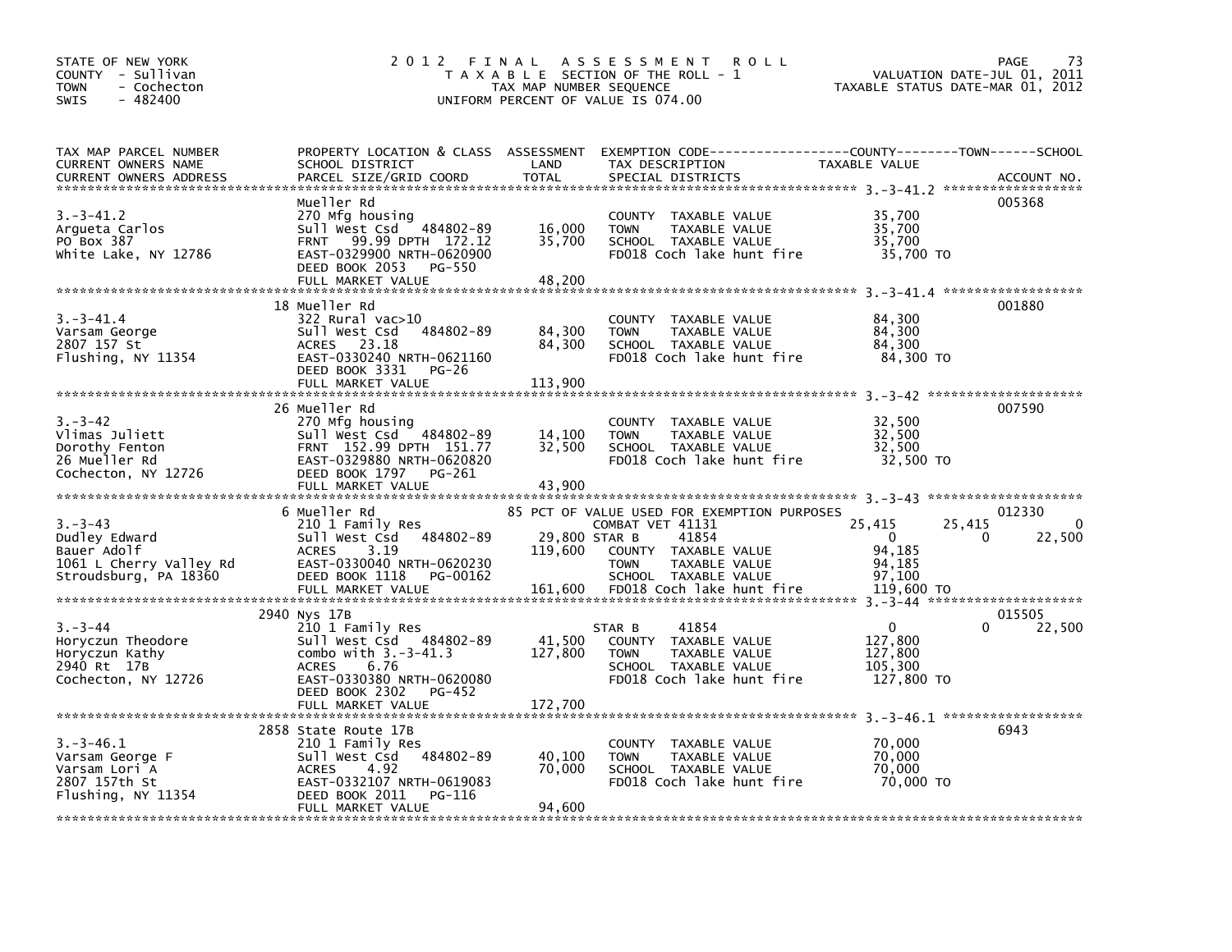STATE OF NEW YORK
COUNTY - Sullivan
TOWN - Cochecton
SWIS - 482400

# 2012 FINAL ASSESSMENT ROLL

TAXABLE SECTION OF THE ROLL - 1
TAX MAP NUMBER SEQUENCE
UNIFORM PERCENT OF VALUE IS 074.00

VALUATION DATE-JUL 01, 2011
TAXABLE STATUS DATE-MAR 01, 2012

| TAX MAP PARCEL NUMBER / CURRENT OWNERS NAME / CURRENT OWNERS ADDRESS | PROPERTY LOCATION & CLASS / SCHOOL DISTRICT / PARCEL SIZE/GRID COORD | ASSESSMENT LAND | TOTAL | EXEMPTION CODE / TAX DESCRIPTION / SPECIAL DISTRICTS | COUNTY TAXABLE VALUE | TOWN | SCHOOL | ACCOUNT NO. |
|---|---|---|---|---|---|---|---|---|
| **3.-3-41.2** | Mueller Rd | | | | | | | 005368 |
| 3.-3-41.2 | 270 Mfg housing | | | COUNTY TAXABLE VALUE | 35,700 | | | |
| Argueta Carlos | Sull West Csd 484802-89 | 16,000 | | TOWN TAXABLE VALUE | 35,700 | | | |
| PO Box 387 | FRNT 99.99 DPTH 172.12 | | 35,700 | SCHOOL TAXABLE VALUE | 35,700 | | | |
| White Lake, NY 12786 | EAST-0329900 NRTH-0620900 | | | FD018 Coch lake hunt fire | 35,700 TO | | | |
| | DEED BOOK 2053 PG-550 | | | | | | | |
| | FULL MARKET VALUE | | 48,200 | | | | | |
| **3.-3-41.4** | 18 Mueller Rd | | | | | | | 001880 |
| 3.-3-41.4 | 322 Rural vac>10 | | | COUNTY TAXABLE VALUE | 84,300 | | | |
| Varsam George | Sull West Csd 484802-89 | 84,300 | | TOWN TAXABLE VALUE | 84,300 | | | |
| 2807 157 St | ACRES 23.18 | | 84,300 | SCHOOL TAXABLE VALUE | 84,300 | | | |
| Flushing, NY 11354 | EAST-0330240 NRTH-0621160 | | | FD018 Coch lake hunt fire | 84,300 TO | | | |
| | DEED BOOK 3331 PG-26 | | | | | | | |
| | FULL MARKET VALUE | | 113,900 | | | | | |
| **3.-3-42** | 26 Mueller Rd | | | | | | | 007590 |
| 3.-3-42 | 270 Mfg housing | | | COUNTY TAXABLE VALUE | 32,500 | | | |
| Vlimas Juliett | Sull West Csd 484802-89 | 14,100 | | TOWN TAXABLE VALUE | 32,500 | | | |
| Dorothy Fenton | FRNT 152.99 DPTH 151.77 | | 32,500 | SCHOOL TAXABLE VALUE | 32,500 | | | |
| 26 Mueller Rd | EAST-0329880 NRTH-0620820 | | | FD018 Coch lake hunt fire | 32,500 TO | | | |
| Cochecton, NY 12726 | DEED BOOK 1797 PG-261 | | | | | | | |
| | FULL MARKET VALUE | | 43,900 | | | | | |
| **3.-3-43** | 6 Mueller Rd | | | 85 PCT OF VALUE USED FOR EXEMPTION PURPOSES | | | | 012330 |
| 3.-3-43 | 210 1 Family Res | | | COMBAT VET 41131 | 25,415 | 25,415 | 0 | |
| Dudley Edward | Sull West Csd 484802-89 | 29,800 | | STAR B 41854 | 0 | 0 | 22,500 | |
| Bauer Adolf | ACRES 3.19 | | 119,600 | COUNTY TAXABLE VALUE | 94,185 | | | |
| 1061 L Cherry Valley Rd | EAST-0330040 NRTH-0620230 | | | TOWN TAXABLE VALUE | 94,185 | | | |
| Stroudsburg, PA 18360 | DEED BOOK 1118 PG-00162 | | | SCHOOL TAXABLE VALUE | 97,100 | | | |
| | FULL MARKET VALUE | | 161,600 | FD018 Coch lake hunt fire | 119,600 TO | | | |
| **3.-3-44** | 2940 Nys 17B | | | | | | | 015505 |
| 3.-3-44 | 210 1 Family Res | | | STAR B 41854 | 0 | 0 | 22,500 | |
| Horyczun Theodore | Sull West Csd 484802-89 | 41,500 | | COUNTY TAXABLE VALUE | 127,800 | | | |
| Horyczun Kathy | combo with 3.-3-41.3 | | 127,800 | TOWN TAXABLE VALUE | 127,800 | | | |
| 2940 Rt 17B | ACRES 6.76 | | | SCHOOL TAXABLE VALUE | 105,300 | | | |
| Cochecton, NY 12726 | EAST-0330380 NRTH-0620080 | | | FD018 Coch lake hunt fire | 127,800 TO | | | |
| | DEED BOOK 2302 PG-452 | | | | | | | |
| | FULL MARKET VALUE | | 172,700 | | | | | |
| **3.-3-46.1** | 2858 State Route 17B | | | | | | | 6943 |
| 3.-3-46.1 | 210 1 Family Res | | | COUNTY TAXABLE VALUE | 70,000 | | | |
| Varsam George F | Sull West Csd 484802-89 | 40,100 | | TOWN TAXABLE VALUE | 70,000 | | | |
| Varsam Lori A | ACRES 4.92 | | 70,000 | SCHOOL TAXABLE VALUE | 70,000 | | | |
| 2807 157th St | EAST-0332107 NRTH-0619083 | | | FD018 Coch lake hunt fire | 70,000 TO | | | |
| Flushing, NY 11354 | DEED BOOK 2011 PG-116 | | | | | | | |
| | FULL MARKET VALUE | | 94,600 | | | | | |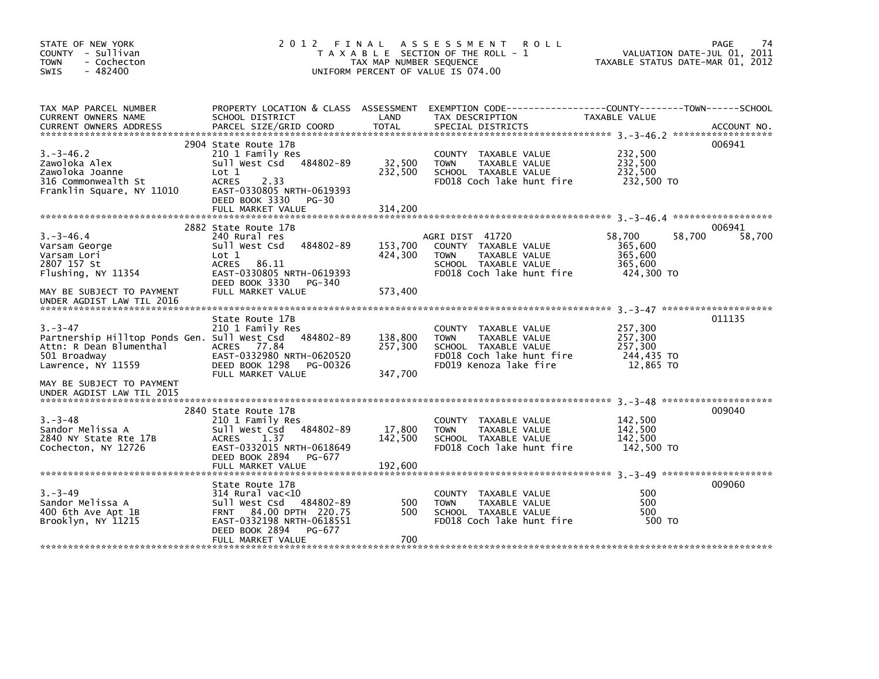STATE OF NEW YORK
COUNTY - Sullivan
TOWN - Cochecton
SWIS - 482400

# 2012 FINAL ASSESSMENT ROLL

TAXABLE SECTION OF THE ROLL - 1
TAX MAP NUMBER SEQUENCE
UNIFORM PERCENT OF VALUE IS 074.00

VALUATION DATE-JUL 01, 2011
TAXABLE STATUS DATE-MAR 01, 2012

| TAX MAP PARCEL NUMBER / CURRENT OWNERS NAME / CURRENT OWNERS ADDRESS | PROPERTY LOCATION & CLASS / SCHOOL DISTRICT / PARCEL SIZE/GRID COORD | ASSESSMENT LAND / TOTAL | EXEMPTION CODE / TAX DESCRIPTION / SPECIAL DISTRICTS | COUNTY | TOWN | SCHOOL / ACCOUNT NO. |
|---|---|---|---|---|---|---|
| **3.-3-46.2** | 2904 State Route 17B | | | | | 006941 |
| 3.-3-46.2 | 210 1 Family Res | | COUNTY TAXABLE VALUE | 232,500 | | |
| Zawoloka Alex | Sull West Csd 484802-89 | 32,500 | TOWN TAXABLE VALUE | 232,500 | | |
| Zawoloka Joanne | Lot 1 | 232,500 | SCHOOL TAXABLE VALUE | 232,500 | | |
| 316 Commonwealth St | ACRES 2.33 | | FD018 Coch lake hunt fire | 232,500 TO | | |
| Franklin Square, NY 11010 | EAST-0330805 NRTH-0619393 | | | | | |
| | DEED BOOK 3330 PG-30 | | | | | |
| | FULL MARKET VALUE | 314,200 | | | | |
| **3.-3-46.4** | 2882 State Route 17B | | | | | 006941 |
| 3.-3-46.4 | 240 Rural res | | AGRI DIST 41720 | 58,700 | 58,700 | 58,700 |
| Varsam George | Sull West Csd 484802-89 | 153,700 | COUNTY TAXABLE VALUE | 365,600 | | |
| Varsam Lori | Lot 1 | 424,300 | TOWN TAXABLE VALUE | 365,600 | | |
| 2807 157 St | ACRES 86.11 | | SCHOOL TAXABLE VALUE | 365,600 | | |
| Flushing, NY 11354 | EAST-0330805 NRTH-0619393 | | FD018 Coch lake hunt fire | 424,300 TO | | |
| | DEED BOOK 3330 PG-340 | | | | | |
| MAY BE SUBJECT TO PAYMENT UNDER AGDIST LAW TIL 2016 | FULL MARKET VALUE | 573,400 | | | | |
| **3.-3-47** | State Route 17B | | | | | 011135 |
| 3.-3-47 | 210 1 Family Res | | COUNTY TAXABLE VALUE | 257,300 | | |
| Partnership Hilltop Ponds Gen. | Sull West Csd 484802-89 | 138,800 | TOWN TAXABLE VALUE | 257,300 | | |
| Attn: R Dean Blumenthal | ACRES 77.84 | 257,300 | SCHOOL TAXABLE VALUE | 257,300 | | |
| 501 Broadway | EAST-0332980 NRTH-0620520 | | FD018 Coch lake hunt fire | 244,435 TO | | |
| Lawrence, NY 11559 | DEED BOOK 1298 PG-00326 | | FD019 Kenoza lake fire | 12,865 TO | | |
| | FULL MARKET VALUE | 347,700 | | | | |
| MAY BE SUBJECT TO PAYMENT UNDER AGDIST LAW TIL 2015 | | | | | | |
| **3.-3-48** | 2840 State Route 17B | | | | | 009040 |
| 3.-3-48 | 210 1 Family Res | | COUNTY TAXABLE VALUE | 142,500 | | |
| Sandor Melissa A | Sull West Csd 484802-89 | 17,800 | TOWN TAXABLE VALUE | 142,500 | | |
| 2840 NY State Rte 17B | ACRES 1.37 | 142,500 | SCHOOL TAXABLE VALUE | 142,500 | | |
| Cochecton, NY 12726 | EAST-0332015 NRTH-0618649 | | FD018 Coch lake hunt fire | 142,500 TO | | |
| | DEED BOOK 2894 PG-677 | | | | | |
| | FULL MARKET VALUE | 192,600 | | | | |
| **3.-3-49** | State Route 17B | | | | | 009060 |
| 3.-3-49 | 314 Rural vac<10 | | COUNTY TAXABLE VALUE | 500 | | |
| Sandor Melissa A | Sull West Csd 484802-89 | 500 | TOWN TAXABLE VALUE | 500 | | |
| 400 6th Ave Apt 1B | FRNT 84.00 DPTH 220.75 | 500 | SCHOOL TAXABLE VALUE | 500 | | |
| Brooklyn, NY 11215 | EAST-0332198 NRTH-0618551 | | FD018 Coch lake hunt fire | 500 TO | | |
| | DEED BOOK 2894 PG-677 | | | | | |
| | FULL MARKET VALUE | 700 | | | | |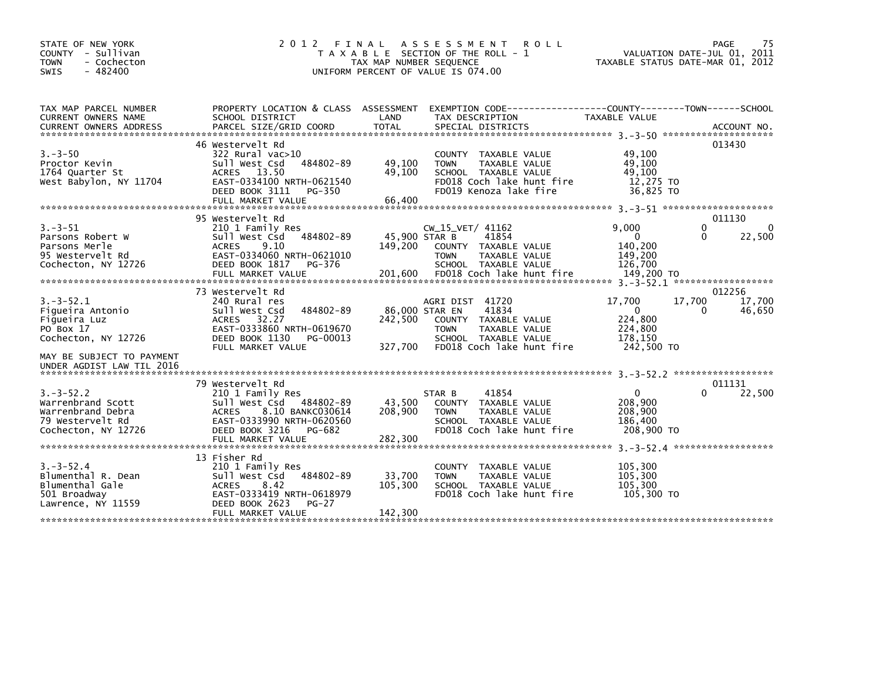STATE OF NEW YORK
COUNTY - Sullivan
TOWN - Cochecton
SWIS - 482400

# 2012 FINAL ASSESSMENT ROLL

TAXABLE SECTION OF THE ROLL - 1
TAX MAP NUMBER SEQUENCE
UNIFORM PERCENT OF VALUE IS 074.00

VALUATION DATE-JUL 01, 2011
TAXABLE STATUS DATE-MAR 01, 2012

| TAX MAP PARCEL NUMBER / CURRENT OWNERS NAME / CURRENT OWNERS ADDRESS | PROPERTY LOCATION & CLASS / SCHOOL DISTRICT / PARCEL SIZE/GRID COORD | ASSESSMENT LAND / TOTAL | EXEMPTION CODE / TAX DESCRIPTION / SPECIAL DISTRICTS | COUNTY TAXABLE VALUE | TOWN | SCHOOL | ACCOUNT NO. |
|---|---|---|---|---|---|---|---|
| 3.-3-50 | 46 Westervelt Rd | | | | | | 013430 |
| | 322 Rural vac>10 | | COUNTY TAXABLE VALUE | 49,100 | | | |
| Proctor Kevin | Sull West Csd 484802-89 | 49,100 | TOWN TAXABLE VALUE | 49,100 | | | |
| 1764 Quarter St | ACRES 13.50 | 49,100 | SCHOOL TAXABLE VALUE | 49,100 | | | |
| West Babylon, NY 11704 | EAST-0334100 NRTH-0621540 | | FD018 Coch lake hunt fire | 12,275 TO | | | |
| | DEED BOOK 3111 PG-350 | | FD019 Kenoza lake fire | 36,825 TO | | | |
| | FULL MARKET VALUE | 66,400 | | | | | |
| 3.-3-51 | 95 Westervelt Rd | | | | | | 011130 |
| | 210 1 Family Res | | CW_15_VET/ 41162 | 9,000 | 0 | 0 | |
| Parsons Robert W | Sull West Csd 484802-89 | 45,900 | STAR B 41854 | 0 | 0 | 22,500 | |
| Parsons Merle | ACRES 9.10 | 149,200 | COUNTY TAXABLE VALUE | 140,200 | | | |
| 95 Westervelt Rd | EAST-0334060 NRTH-0621010 | | TOWN TAXABLE VALUE | 149,200 | | | |
| Cochecton, NY 12726 | DEED BOOK 1817 PG-376 | | SCHOOL TAXABLE VALUE | 126,700 | | | |
| | FULL MARKET VALUE | 201,600 | FD018 Coch lake hunt fire | 149,200 TO | | | |
| 3.-3-52.1 | 73 Westervelt Rd | | | | | | 012256 |
| | 240 Rural res | | AGRI DIST 41720 | 17,700 | 17,700 | 17,700 | |
| Figueira Antonio | Sull West Csd 484802-89 | 86,000 | STAR EN 41834 | 0 | 0 | 46,650 | |
| Figueira Luz | ACRES 32.27 | 242,500 | COUNTY TAXABLE VALUE | 224,800 | | | |
| PO Box 17 | EAST-0333860 NRTH-0619670 | | TOWN TAXABLE VALUE | 224,800 | | | |
| Cochecton, NY 12726 | DEED BOOK 1130 PG-00013 | | SCHOOL TAXABLE VALUE | 178,150 | | | |
| | FULL MARKET VALUE | 327,700 | FD018 Coch lake hunt fire | 242,500 TO | | | |
| MAY BE SUBJECT TO PAYMENT UNDER AGDIST LAW TIL 2016 | | | | | | | |
| 3.-3-52.2 | 79 Westervelt Rd | | | | | | 011131 |
| | 210 1 Family Res | | STAR B 41854 | 0 | 0 | 22,500 | |
| Warrenbrand Scott | Sull West Csd 484802-89 | 43,500 | COUNTY TAXABLE VALUE | 208,900 | | | |
| Warrenbrand Debra | ACRES 8.10 BANKC030614 | 208,900 | TOWN TAXABLE VALUE | 208,900 | | | |
| 79 Westervelt Rd | EAST-0333990 NRTH-0620560 | | SCHOOL TAXABLE VALUE | 186,400 | | | |
| Cochecton, NY 12726 | DEED BOOK 3216 PG-682 | | FD018 Coch lake hunt fire | 208,900 TO | | | |
| | FULL MARKET VALUE | 282,300 | | | | | |
| 3.-3-52.4 | 13 Fisher Rd | | | | | | |
| | 210 1 Family Res | | COUNTY TAXABLE VALUE | 105,300 | | | |
| Blumenthal R. Dean | Sull West Csd 484802-89 | 33,700 | TOWN TAXABLE VALUE | 105,300 | | | |
| Blumenthal Gale | ACRES 8.42 | 105,300 | SCHOOL TAXABLE VALUE | 105,300 | | | |
| 501 Broadway | EAST-0333419 NRTH-0618979 | | FD018 Coch lake hunt fire | 105,300 TO | | | |
| Lawrence, NY 11559 | DEED BOOK 2623 PG-27 | | | | | | |
| | FULL MARKET VALUE | 142,300 | | | | | |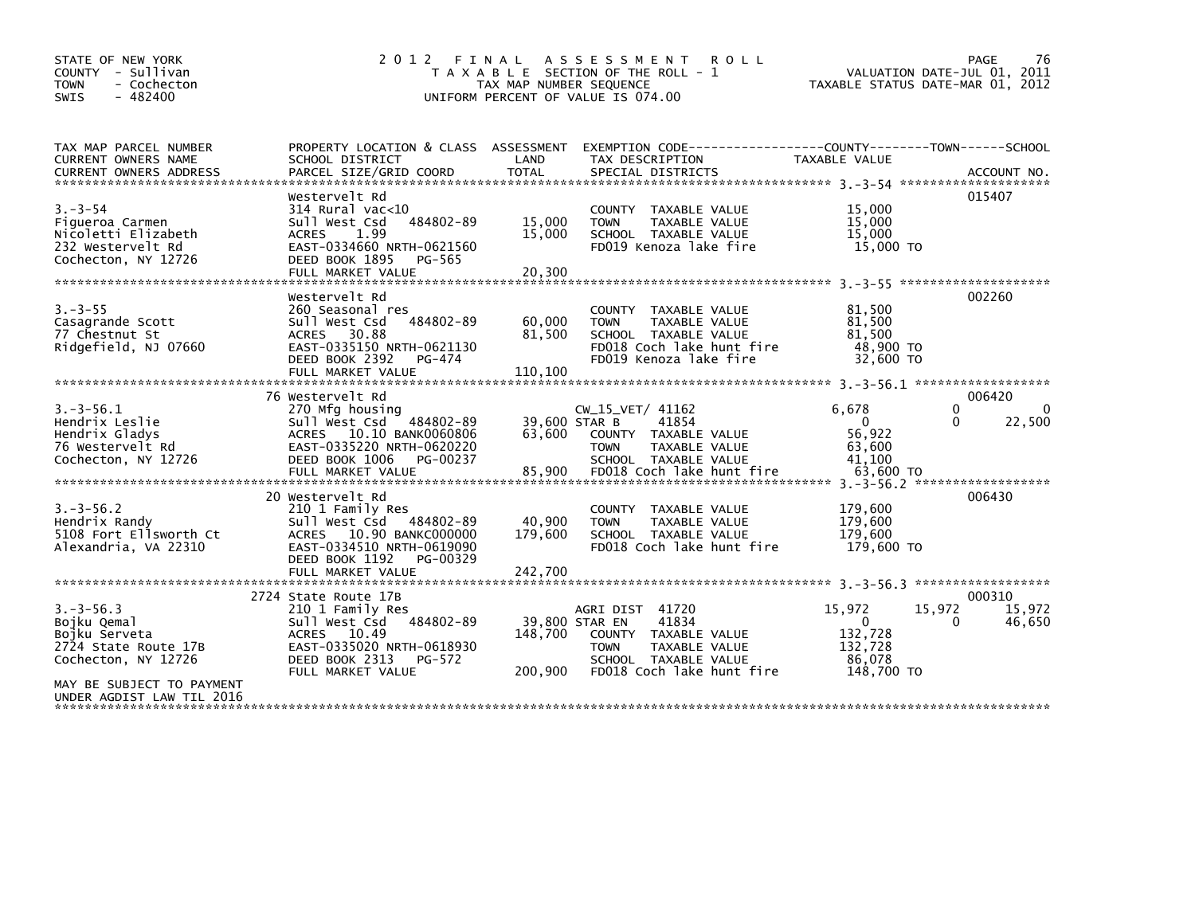STATE OF NEW YORK
COUNTY - Sullivan
TOWN - Cochecton
SWIS - 482400

# 2012 FINAL ASSESSMENT ROLL
TAXABLE SECTION OF THE ROLL - 1
TAX MAP NUMBER SEQUENCE
UNIFORM PERCENT OF VALUE IS 074.00

VALUATION DATE-JUL 01, 2011
TAXABLE STATUS DATE-MAR 01, 2012

| TAX MAP PARCEL NUMBER / CURRENT OWNERS NAME / CURRENT OWNERS ADDRESS | PROPERTY LOCATION & CLASS / SCHOOL DISTRICT / PARCEL SIZE/GRID COORD | ASSESSMENT LAND / TOTAL | EXEMPTION CODE / TAX DESCRIPTION / SPECIAL DISTRICTS | COUNTY TAXABLE VALUE | TOWN | SCHOOL | ACCOUNT NO. |
|---|---|---|---|---|---|---|---|
| 3.-3-54 | Westervelt Rd | | | | | | 015407 |
| | 314 Rural vac<10 | | COUNTY TAXABLE VALUE | 15,000 | | | |
| Figueroa Carmen | Sull West Csd 484802-89 | 15,000 | TOWN TAXABLE VALUE | 15,000 | | | |
| Nicoletti Elizabeth | ACRES 1.99 | 15,000 | SCHOOL TAXABLE VALUE | 15,000 | | | |
| 232 Westervelt Rd | EAST-0334660 NRTH-0621560 | | FD019 Kenoza lake fire | 15,000 TO | | | |
| Cochecton, NY 12726 | DEED BOOK 1895 PG-565 | | | | | | |
| | FULL MARKET VALUE | 20,300 | | | | | |
| 3.-3-55 | Westervelt Rd | | | | | | 002260 |
| | 260 Seasonal res | | COUNTY TAXABLE VALUE | 81,500 | | | |
| Casagrande Scott | Sull West Csd 484802-89 | 60,000 | TOWN TAXABLE VALUE | 81,500 | | | |
| 77 Chestnut St | ACRES 30.88 | 81,500 | SCHOOL TAXABLE VALUE | 81,500 | | | |
| Ridgefield, NJ 07660 | EAST-0335150 NRTH-0621130 | | FD018 Coch lake hunt fire | 48,900 TO | | | |
| | DEED BOOK 2392 PG-474 | | FD019 Kenoza lake fire | 32,600 TO | | | |
| | FULL MARKET VALUE | 110,100 | | | | | |
| 3.-3-56.1 | 76 Westervelt Rd | | | | | | 006420 |
| | 270 Mfg housing | | CW_15_VET/ 41162 | 6,678 | 0 | 0 | |
| Hendrix Leslie | Sull West Csd 484802-89 | 39,600 | STAR B 41854 | 0 | 0 | 22,500 | |
| Hendrix Gladys | ACRES 10.10 BANK0060806 | 63,600 | COUNTY TAXABLE VALUE | 56,922 | | | |
| 76 Westervelt Rd | EAST-0335220 NRTH-0620220 | | TOWN TAXABLE VALUE | 63,600 | | | |
| Cochecton, NY 12726 | DEED BOOK 1006 PG-00237 | | SCHOOL TAXABLE VALUE | 41,100 | | | |
| | FULL MARKET VALUE | 85,900 | FD018 Coch lake hunt fire | 63,600 TO | | | |
| 3.-3-56.2 | 20 Westervelt Rd | | | | | | 006430 |
| | 210 1 Family Res | | COUNTY TAXABLE VALUE | 179,600 | | | |
| Hendrix Randy | Sull West Csd 484802-89 | 40,900 | TOWN TAXABLE VALUE | 179,600 | | | |
| 5108 Fort Ellsworth Ct | ACRES 10.90 BANKC000000 | 179,600 | SCHOOL TAXABLE VALUE | 179,600 | | | |
| Alexandria, VA 22310 | EAST-0334510 NRTH-0619090 | | FD018 Coch lake hunt fire | 179,600 TO | | | |
| | DEED BOOK 1192 PG-00329 | | | | | | |
| | FULL MARKET VALUE | 242,700 | | | | | |
| 3.-3-56.3 | 2724 State Route 17B | | | | | | 000310 |
| | 210 1 Family Res | | AGRI DIST 41720 | 15,972 | 15,972 | 15,972 | |
| Bojku Qemal | Sull West Csd 484802-89 | 39,800 | STAR EN 41834 | 0 | 0 | 46,650 | |
| Bojku Serveta | ACRES 10.49 | 148,700 | COUNTY TAXABLE VALUE | 132,728 | | | |
| 2724 State Route 17B | EAST-0335020 NRTH-0618930 | | TOWN TAXABLE VALUE | 132,728 | | | |
| Cochecton, NY 12726 | DEED BOOK 2313 PG-572 | | SCHOOL TAXABLE VALUE | 86,078 | | | |
| | FULL MARKET VALUE | 200,900 | FD018 Coch lake hunt fire | 148,700 TO | | | |
| MAY BE SUBJECT TO PAYMENT UNDER AGDIST LAW TIL 2016 | | | | | | | |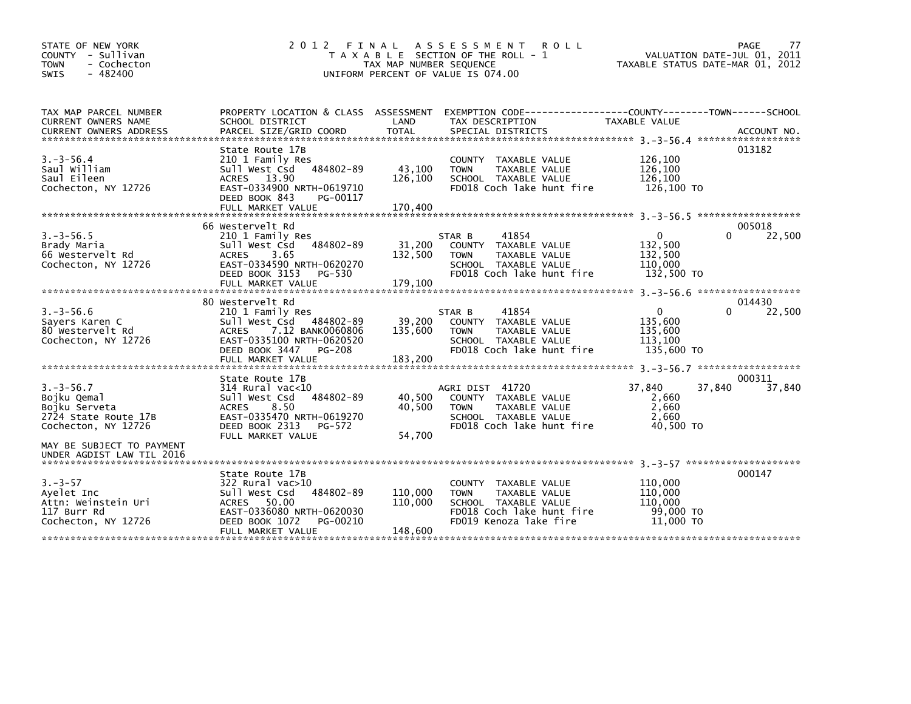STATE OF NEW YORK
COUNTY - Sullivan
TOWN - Cochecton
SWIS - 482400

# 2012 FINAL ASSESSMENT ROLL

TAXABLE SECTION OF THE ROLL - 1
TAX MAP NUMBER SEQUENCE
UNIFORM PERCENT OF VALUE IS 074.00

VALUATION DATE-JUL 01, 2011
TAXABLE STATUS DATE-MAR 01, 2012

| TAX MAP PARCEL NUMBER / CURRENT OWNERS NAME / CURRENT OWNERS ADDRESS | PROPERTY LOCATION & CLASS / SCHOOL DISTRICT / PARCEL SIZE/GRID COORD | ASSESSMENT LAND | TOTAL | EXEMPTION CODE / TAX DESCRIPTION / SPECIAL DISTRICTS | COUNTY TAXABLE VALUE | TOWN | SCHOOL | ACCOUNT NO. |
|---|---|---|---|---|---|---|---|---|
| 3.-3-56.4 | State Route 17B | | | | | | | 013182 |
| Saul William | 210 1 Family Res | | | COUNTY TAXABLE VALUE | 126,100 | | | |
| Saul Eileen | Sull West Csd 484802-89 | 43,100 | | TOWN TAXABLE VALUE | 126,100 | | | |
| Cochecton, NY 12726 | ACRES 13.90 | | 126,100 | SCHOOL TAXABLE VALUE | 126,100 | | | |
| | EAST-0334900 NRTH-0619710 | | | FD018 Coch lake hunt fire | 126,100 TO | | | |
| | DEED BOOK 843 PG-00117 | | | | | | | |
| | FULL MARKET VALUE | | 170,400 | | | | | |
| 3.-3-56.5 | 66 Westervelt Rd | | | | | | | 005018 |
| Brady Maria | 210 1 Family Res | | | STAR B 41854 | 0 | 0 | 22,500 | |
| 66 Westervelt Rd | Sull West Csd 484802-89 | 31,200 | | COUNTY TAXABLE VALUE | 132,500 | | | |
| Cochecton, NY 12726 | ACRES 3.65 | | 132,500 | TOWN TAXABLE VALUE | 132,500 | | | |
| | EAST-0334590 NRTH-0620270 | | | SCHOOL TAXABLE VALUE | 110,000 | | | |
| | DEED BOOK 3153 PG-530 | | | FD018 Coch lake hunt fire | 132,500 TO | | | |
| | FULL MARKET VALUE | | 179,100 | | | | | |
| 3.-3-56.6 | 80 Westervelt Rd | | | | | | | 014430 |
| Sayers Karen C | 210 1 Family Res | | | STAR B 41854 | 0 | 0 | 22,500 | |
| 80 Westervelt Rd | Sull West Csd 484802-89 | 39,200 | | COUNTY TAXABLE VALUE | 135,600 | | | |
| Cochecton, NY 12726 | ACRES 7.12 BANK0060806 | | 135,600 | TOWN TAXABLE VALUE | 135,600 | | | |
| | EAST-0335100 NRTH-0620520 | | | SCHOOL TAXABLE VALUE | 113,100 | | | |
| | DEED BOOK 3447 PG-208 | | | FD018 Coch lake hunt fire | 135,600 TO | | | |
| | FULL MARKET VALUE | | 183,200 | | | | | |
| 3.-3-56.7 | State Route 17B | | | | | | | 000311 |
| Bojku Qemal | 314 Rural vac<10 | | | AGRI DIST 41720 | 37,840 | 37,840 | 37,840 | |
| Bojku Serveta | Sull West Csd 484802-89 | 40,500 | | COUNTY TAXABLE VALUE | 2,660 | | | |
| 2724 State Route 17B | ACRES 8.50 | | 40,500 | TOWN TAXABLE VALUE | 2,660 | | | |
| Cochecton, NY 12726 | EAST-0335470 NRTH-0619270 | | | SCHOOL TAXABLE VALUE | 2,660 | | | |
| | DEED BOOK 2313 PG-572 | | | FD018 Coch lake hunt fire | 40,500 TO | | | |
| MAY BE SUBJECT TO PAYMENT UNDER AGDIST LAW TIL 2016 | FULL MARKET VALUE | | 54,700 | | | | | |
| 3.-3-57 | State Route 17B | | | | | | | 000147 |
| Ayelet Inc | 322 Rural vac>10 | | | COUNTY TAXABLE VALUE | 110,000 | | | |
| Attn: Weinstein Uri | Sull West Csd 484802-89 | 110,000 | | TOWN TAXABLE VALUE | 110,000 | | | |
| 117 Burr Rd | ACRES 50.00 | | 110,000 | SCHOOL TAXABLE VALUE | 110,000 | | | |
| Cochecton, NY 12726 | EAST-0336080 NRTH-0620030 | | | FD018 Coch lake hunt fire | 99,000 TO | | | |
| | DEED BOOK 1072 PG-00210 | | | FD019 Kenoza lake fire | 11,000 TO | | | |
| | FULL MARKET VALUE | | 148,600 | | | | | |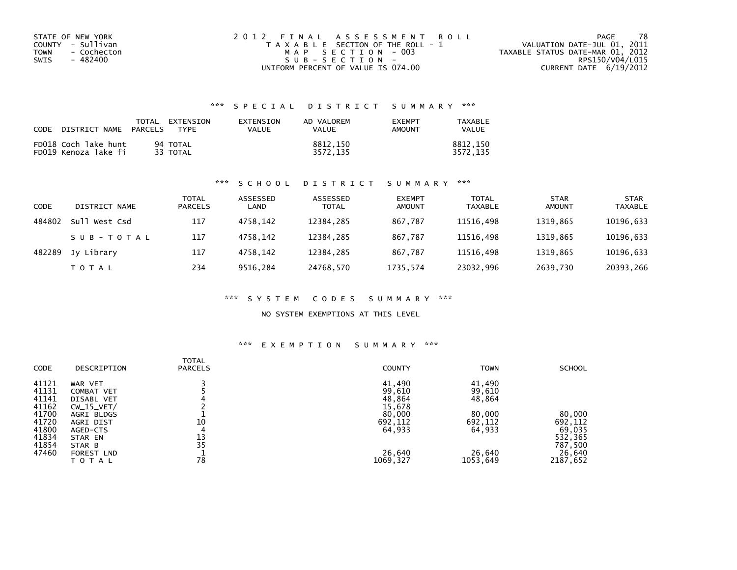STATE OF NEW YORK
COUNTY - Sullivan
TOWN - Cochecton
SWIS - 482400

2012 FINAL ASSESSMENT ROLL
TAXABLE SECTION OF THE ROLL - 1
MAP SECTION - 003
SUB-SECTION -
UNIFORM PERCENT OF VALUE IS 074.00

VALUATION DATE-JUL 01, 2011
TAXABLE STATUS DATE-MAR 01, 2012
RPS150/V04/L015
CURRENT DATE 6/19/2012

### *** SPECIAL DISTRICT SUMMARY ***

| CODE | DISTRICT NAME | TOTAL PARCELS | EXTENSION TYPE | EXTENSION VALUE | AD VALOREM VALUE | EXEMPT AMOUNT | TAXABLE VALUE |
|---|---|---|---|---|---|---|---|
| FD018 | Coch lake hunt | 94 | TOTAL | | 8812,150 | | 8812,150 |
| FD019 | Kenoza lake fi | 33 | TOTAL | | 3572,135 | | 3572,135 |

### *** SCHOOL DISTRICT SUMMARY ***

| CODE | DISTRICT NAME | TOTAL PARCELS | ASSESSED LAND | ASSESSED TOTAL | EXEMPT AMOUNT | TOTAL TAXABLE | STAR AMOUNT | STAR TAXABLE |
|---|---|---|---|---|---|---|---|---|
| 484802 | Sull West Csd | 117 | 4758,142 | 12384,285 | 867,787 | 11516,498 | 1319,865 | 10196,633 |
| | SUB-TOTAL | 117 | 4758,142 | 12384,285 | 867,787 | 11516,498 | 1319,865 | 10196,633 |
| 482289 | Jy Library | 117 | 4758,142 | 12384,285 | 867,787 | 11516,498 | 1319,865 | 10196,633 |
| | TOTAL | 234 | 9516,284 | 24768,570 | 1735,574 | 23032,996 | 2639,730 | 20393,266 |

### *** SYSTEM CODES SUMMARY ***

NO SYSTEM EXEMPTIONS AT THIS LEVEL

### *** EXEMPTION SUMMARY ***

| CODE | DESCRIPTION | TOTAL PARCELS | COUNTY | TOWN | SCHOOL |
|---|---|---|---|---|---|
| 41121 | WAR VET | 3 | 41,490 | 41,490 | |
| 41131 | COMBAT VET | 5 | 99,610 | 99,610 | |
| 41141 | DISABL VET | 4 | 48,864 | 48,864 | |
| 41162 | CW_15_VET/ | 2 | 15,678 | | |
| 41700 | AGRI BLDGS | 1 | 80,000 | 80,000 | 80,000 |
| 41720 | AGRI DIST | 10 | 692,112 | 692,112 | 692,112 |
| 41800 | AGED-CTS | 4 | 64,933 | 64,933 | 69,035 |
| 41834 | STAR EN | 13 | | | 532,365 |
| 41854 | STAR B | 35 | | | 787,500 |
| 47460 | FOREST LND | 1 | 26,640 | 26,640 | 26,640 |
| | TOTAL | 78 | 1069,327 | 1053,649 | 2187,652 |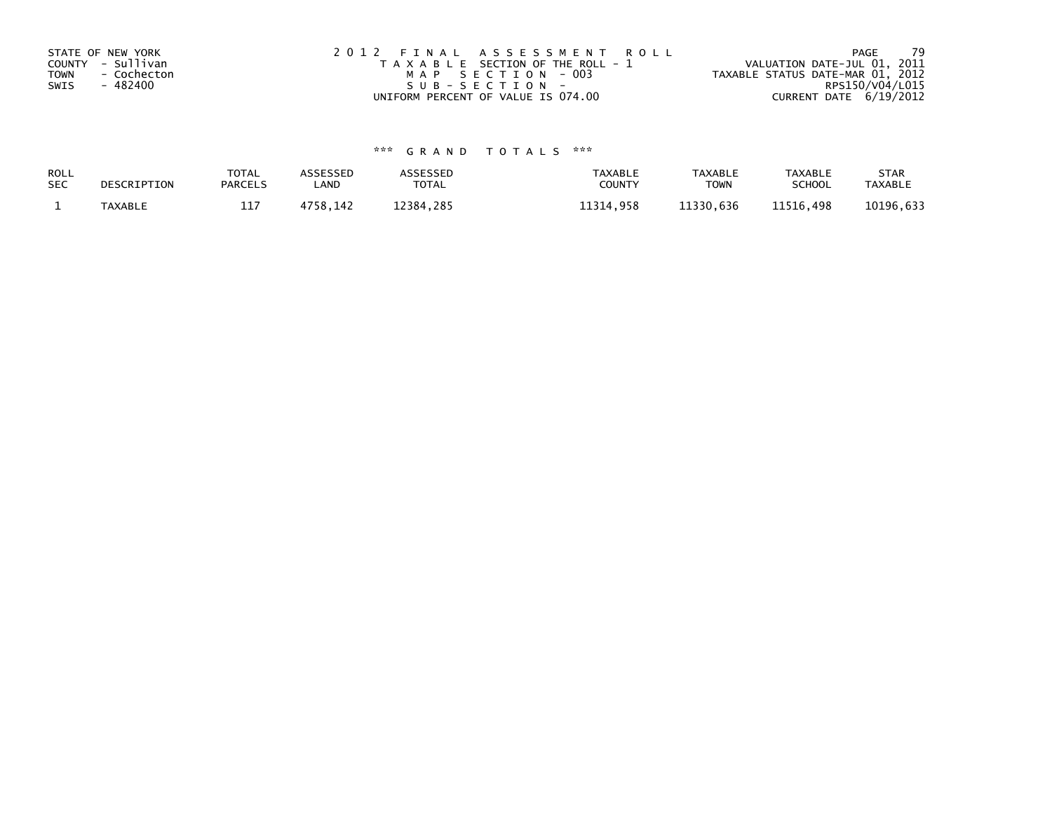STATE OF NEW YORK
COUNTY - Sullivan
TOWN - Cochecton
SWIS - 482400

2012 FINAL ASSESSMENT ROLL
TAXABLE SECTION OF THE ROLL - 1
MAP SECTION - 003
SUB-SECTION -
UNIFORM PERCENT OF VALUE IS 074.00

VALUATION DATE-JUL 01, 2011
TAXABLE STATUS DATE-MAR 01, 2012
RPS150/V04/L015
CURRENT DATE 6/19/2012

*** GRAND TOTALS ***

| ROLL SEC | DESCRIPTION | TOTAL PARCELS | ASSESSED LAND | ASSESSED TOTAL | TAXABLE COUNTY | TAXABLE TOWN | TAXABLE SCHOOL | STAR TAXABLE |
|---|---|---|---|---|---|---|---|---|
| 1 | TAXABLE | 117 | 4758,142 | 12384,285 | 11314,958 | 11330,636 | 11516,498 | 10196,633 |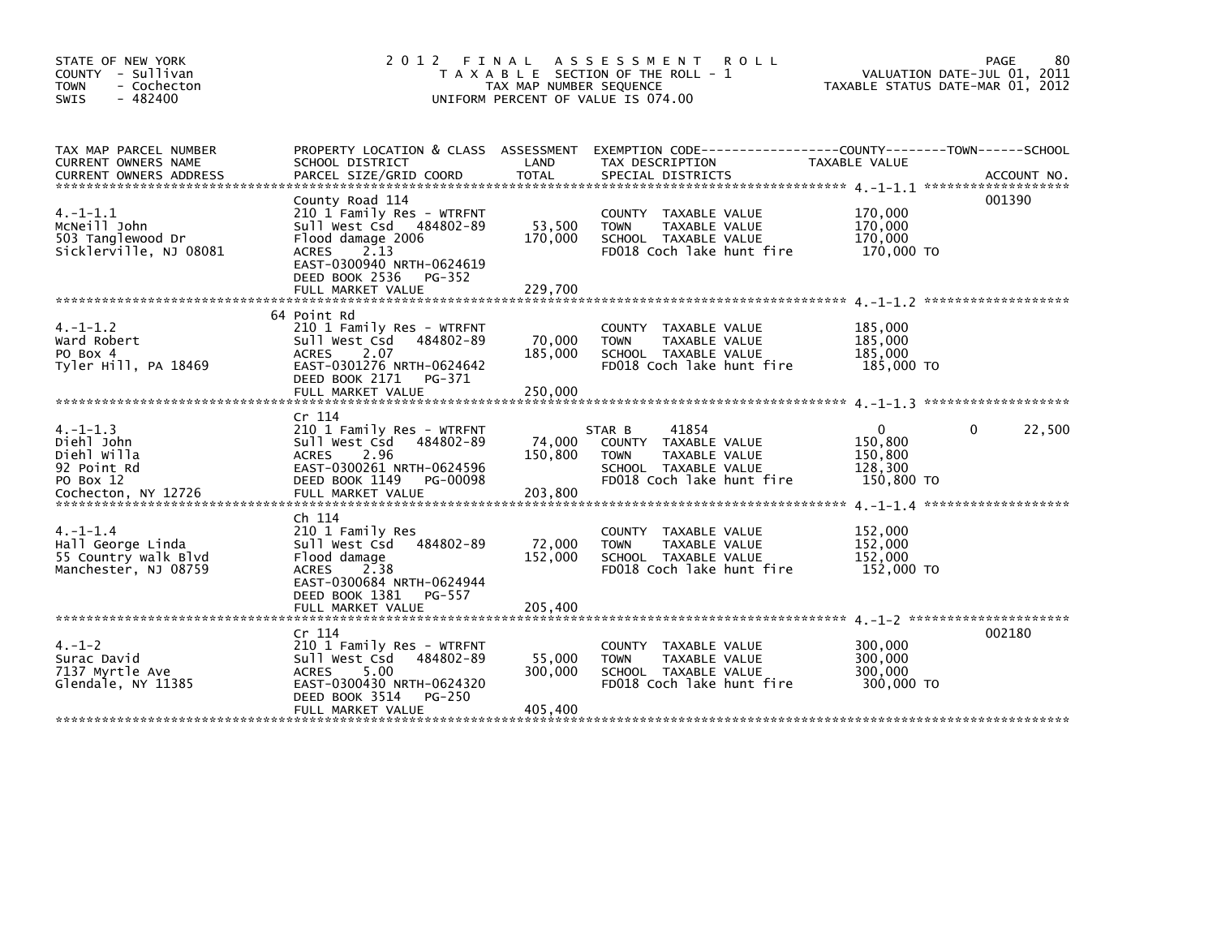STATE OF NEW YORK
COUNTY - Sullivan
TOWN - Cochecton
SWIS - 482400

# 2012 FINAL ASSESSMENT ROLL

TAXABLE SECTION OF THE ROLL - 1
TAX MAP NUMBER SEQUENCE
UNIFORM PERCENT OF VALUE IS 074.00

VALUATION DATE-JUL 01, 2011
TAXABLE STATUS DATE-MAR 01, 2012

| TAX MAP PARCEL NUMBER / CURRENT OWNERS NAME / CURRENT OWNERS ADDRESS | PROPERTY LOCATION & CLASS / SCHOOL DISTRICT / PARCEL SIZE/GRID COORD | ASSESSMENT LAND | TOTAL | EXEMPTION CODE / TAX DESCRIPTION / SPECIAL DISTRICTS | COUNTY TAXABLE VALUE | TOWN | SCHOOL | ACCOUNT NO. |
|---|---|---|---|---|---|---|---|---|
| 4.-1-1.1 | County Road 114 | | | | | | | 001390 |
| McNeill John | 210 1 Family Res - WTRFNT | | | COUNTY TAXABLE VALUE | 170,000 | | | |
| 503 Tanglewood Dr | Sull West Csd 484802-89 | 53,500 | | TOWN TAXABLE VALUE | 170,000 | | | |
| Sicklerville, NJ 08081 | Flood damage 2006 | | 170,000 | SCHOOL TAXABLE VALUE | 170,000 | | | |
| | ACRES 2.13 | | | FD018 Coch lake hunt fire | 170,000 TO | | | |
| | EAST-0300940 NRTH-0624619 | | | | | | | |
| | DEED BOOK 2536 PG-352 | | | | | | | |
| | FULL MARKET VALUE | | 229,700 | | | | | |
| 4.-1-1.2 | 64 Point Rd | | | | | | | |
| Ward Robert | 210 1 Family Res - WTRFNT | | | COUNTY TAXABLE VALUE | 185,000 | | | |
| PO Box 4 | Sull West Csd 484802-89 | 70,000 | | TOWN TAXABLE VALUE | 185,000 | | | |
| Tyler Hill, PA 18469 | ACRES 2.07 | | 185,000 | SCHOOL TAXABLE VALUE | 185,000 | | | |
| | EAST-0301276 NRTH-0624642 | | | FD018 Coch lake hunt fire | 185,000 TO | | | |
| | DEED BOOK 2171 PG-371 | | | | | | | |
| | FULL MARKET VALUE | | 250,000 | | | | | |
| 4.-1-1.3 | Cr 114 | | | | | | | |
| Diehl John | 210 1 Family Res - WTRFNT | | | STAR B 41854 | 0 | 0 | 22,500 | |
| Diehl Willa | Sull West Csd 484802-89 | 74,000 | | COUNTY TAXABLE VALUE | 150,800 | | | |
| 92 Point Rd | ACRES 2.96 | | 150,800 | TOWN TAXABLE VALUE | 150,800 | | | |
| PO Box 12 | EAST-0300261 NRTH-0624596 | | | SCHOOL TAXABLE VALUE | 128,300 | | | |
| Cochecton, NY 12726 | DEED BOOK 1149 PG-00098 | | | FD018 Coch lake hunt fire | 150,800 TO | | | |
| | FULL MARKET VALUE | | 203,800 | | | | | |
| 4.-1-1.4 | Ch 114 | | | | | | | |
| Hall George Linda | 210 1 Family Res | | | COUNTY TAXABLE VALUE | 152,000 | | | |
| 55 Country walk Blvd | Sull West Csd 484802-89 | 72,000 | | TOWN TAXABLE VALUE | 152,000 | | | |
| Manchester, NJ 08759 | Flood damage | | 152,000 | SCHOOL TAXABLE VALUE | 152,000 | | | |
| | ACRES 2.38 | | | FD018 Coch lake hunt fire | 152,000 TO | | | |
| | EAST-0300684 NRTH-0624944 | | | | | | | |
| | DEED BOOK 1381 PG-557 | | | | | | | |
| | FULL MARKET VALUE | | 205,400 | | | | | |
| 4.-1-2 | Cr 114 | | | | | | | 002180 |
| Surac David | 210 1 Family Res - WTRFNT | | | COUNTY TAXABLE VALUE | 300,000 | | | |
| 7137 Myrtle Ave | Sull West Csd 484802-89 | 55,000 | | TOWN TAXABLE VALUE | 300,000 | | | |
| Glendale, NY 11385 | ACRES 5.00 | | 300,000 | SCHOOL TAXABLE VALUE | 300,000 | | | |
| | EAST-0300430 NRTH-0624320 | | | FD018 Coch lake hunt fire | 300,000 TO | | | |
| | DEED BOOK 3514 PG-250 | | | | | | | |
| | FULL MARKET VALUE | | 405,400 | | | | | |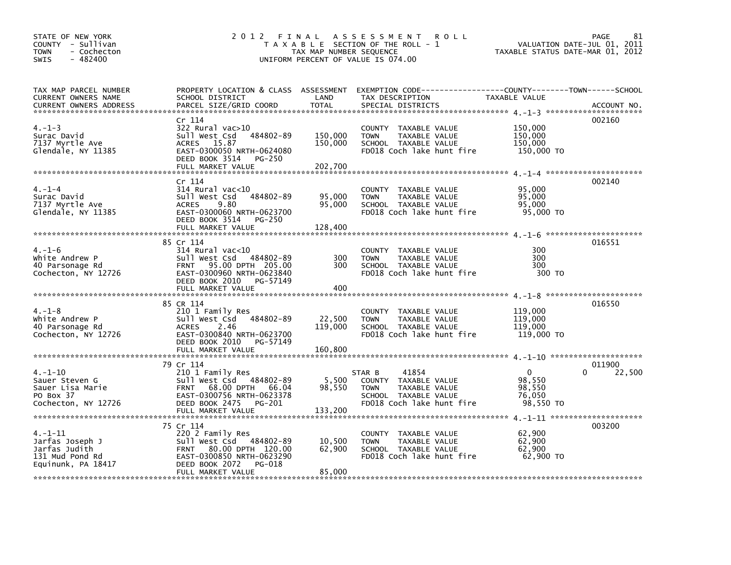STATE OF NEW YORK
COUNTY - Sullivan
TOWN - Cochecton
SWIS - 482400

# 2012 FINAL ASSESSMENT ROLL

TAXABLE SECTION OF THE ROLL - 1
TAX MAP NUMBER SEQUENCE
UNIFORM PERCENT OF VALUE IS 074.00

VALUATION DATE-JUL 01, 2011
TAXABLE STATUS DATE-MAR 01, 2012

| TAX MAP PARCEL NUMBER / CURRENT OWNERS NAME / CURRENT OWNERS ADDRESS | PROPERTY LOCATION & CLASS / SCHOOL DISTRICT / PARCEL SIZE/GRID COORD | ASSESSMENT LAND | TOTAL | EXEMPTION CODE / TAX DESCRIPTION / SPECIAL DISTRICTS | COUNTY TAXABLE VALUE | TOWN | SCHOOL | ACCOUNT NO. |
|---|---|---|---|---|---|---|---|---|
| 4.-1-3 | Cr 114 | | | | | | | 002160 |
| Surac David | 322 Rural vac>10 | | | COUNTY TAXABLE VALUE | 150,000 | | | |
| 7137 Myrtle Ave | Sull West Csd 484802-89 | 150,000 | | TOWN TAXABLE VALUE | 150,000 | | | |
| Glendale, NY 11385 | ACRES 15.87 | | 150,000 | SCHOOL TAXABLE VALUE | 150,000 | | | |
| | EAST-0300050 NRTH-0624080 | | | FD018 Coch lake hunt fire | 150,000 TO | | | |
| | DEED BOOK 3514 PG-250 | | | | | | | |
| | FULL MARKET VALUE | | 202,700 | | | | | |
| 4.-1-4 | Cr 114 | | | | | | | 002140 |
| Surac David | 314 Rural vac<10 | | | COUNTY TAXABLE VALUE | 95,000 | | | |
| 7137 Myrtle Ave | Sull West Csd 484802-89 | 95,000 | | TOWN TAXABLE VALUE | 95,000 | | | |
| Glendale, NY 11385 | ACRES 9.80 | | 95,000 | SCHOOL TAXABLE VALUE | 95,000 | | | |
| | EAST-0300060 NRTH-0623700 | | | FD018 Coch lake hunt fire | 95,000 TO | | | |
| | DEED BOOK 3514 PG-250 | | | | | | | |
| | FULL MARKET VALUE | | 128,400 | | | | | |
| 4.-1-6 | 85 Cr 114 | | | | | | | 016551 |
| White Andrew P | 314 Rural vac<10 | | | COUNTY TAXABLE VALUE | 300 | | | |
| 40 Parsonage Rd | Sull West Csd 484802-89 | 300 | | TOWN TAXABLE VALUE | 300 | | | |
| Cochecton, NY 12726 | FRNT 95.00 DPTH 205.00 | | 300 | SCHOOL TAXABLE VALUE | 300 | | | |
| | EAST-0300960 NRTH-0623840 | | | FD018 Coch lake hunt fire | 300 TO | | | |
| | DEED BOOK 2010 PG-57149 | | | | | | | |
| | FULL MARKET VALUE | | 400 | | | | | |
| 4.-1-8 | 85 CR 114 | | | | | | | 016550 |
| White Andrew P | 210 1 Family Res | | | COUNTY TAXABLE VALUE | 119,000 | | | |
| 40 Parsonage Rd | Sull West Csd 484802-89 | 22,500 | | TOWN TAXABLE VALUE | 119,000 | | | |
| Cochecton, NY 12726 | ACRES 2.46 | | 119,000 | SCHOOL TAXABLE VALUE | 119,000 | | | |
| | EAST-0300840 NRTH-0623700 | | | FD018 Coch lake hunt fire | 119,000 TO | | | |
| | DEED BOOK 2010 PG-57149 | | | | | | | |
| | FULL MARKET VALUE | | 160,800 | | | | | |
| 4.-1-10 | 79 Cr 114 | | | | | | | 011900 |
| Sauer Steven G | 210 1 Family Res | | | STAR B 41854 | 0 | 0 | 22,500 | |
| Sauer Lisa Marie | Sull West Csd 484802-89 | 5,500 | | COUNTY TAXABLE VALUE | 98,550 | | | |
| PO Box 37 | FRNT 68.00 DPTH 66.04 | | 98,550 | TOWN TAXABLE VALUE | 98,550 | | | |
| Cochecton, NY 12726 | EAST-0300756 NRTH-0623378 | | | SCHOOL TAXABLE VALUE | 76,050 | | | |
| | DEED BOOK 2475 PG-201 | | | FD018 Coch lake hunt fire | 98,550 TO | | | |
| | FULL MARKET VALUE | | 133,200 | | | | | |
| 4.-1-11 | 75 Cr 114 | | | | | | | 003200 |
| Jarfas Joseph J | 220 2 Family Res | | | COUNTY TAXABLE VALUE | 62,900 | | | |
| Jarfas Judith | Sull West Csd 484802-89 | 10,500 | | TOWN TAXABLE VALUE | 62,900 | | | |
| 131 Mud Pond Rd | FRNT 80.00 DPTH 120.00 | | 62,900 | SCHOOL TAXABLE VALUE | 62,900 | | | |
| Equinunk, PA 18417 | EAST-0300850 NRTH-0623290 | | | FD018 Coch lake hunt fire | 62,900 TO | | | |
| | DEED BOOK 2072 PG-018 | | | | | | | |
| | FULL MARKET VALUE | | 85,000 | | | | | |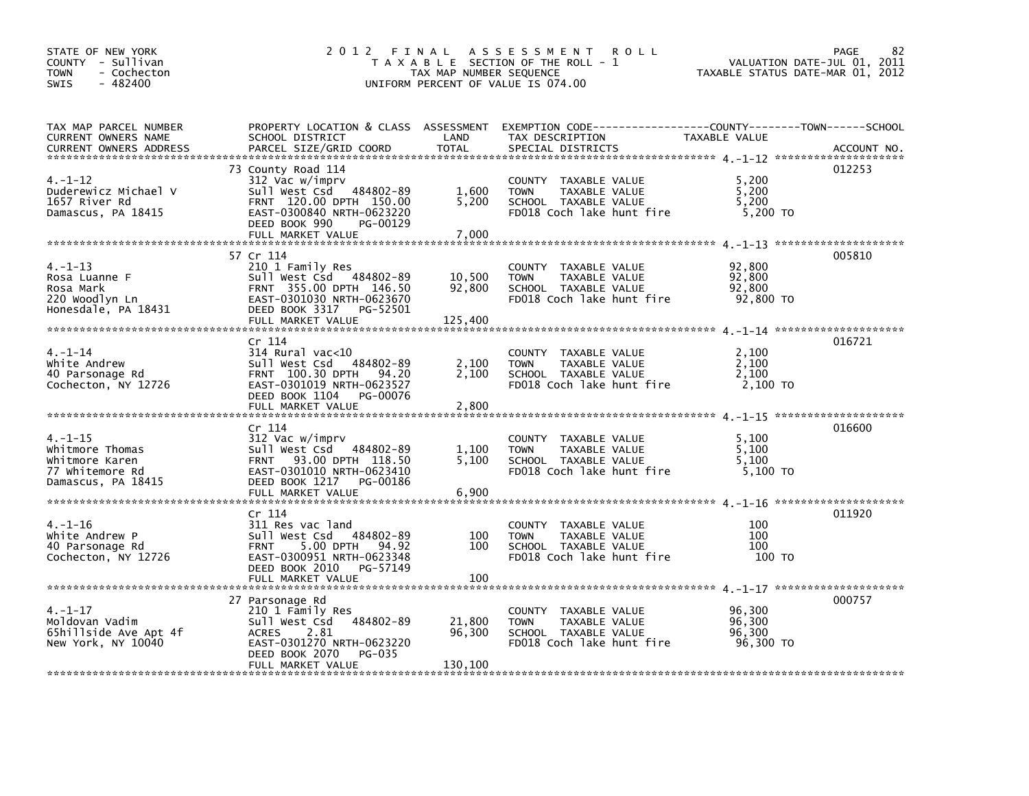STATE OF NEW YORK
COUNTY - Sullivan
TOWN - Cochecton
SWIS - 482400

# 2012 FINAL ASSESSMENT ROLL

TAXABLE SECTION OF THE ROLL - 1
TAX MAP NUMBER SEQUENCE
UNIFORM PERCENT OF VALUE IS 074.00

VALUATION DATE-JUL 01, 2011
TAXABLE STATUS DATE-MAR 01, 2012

| TAX MAP PARCEL NUMBER / CURRENT OWNERS NAME / CURRENT OWNERS ADDRESS | PROPERTY LOCATION & CLASS / SCHOOL DISTRICT / PARCEL SIZE/GRID COORD | ASSESSMENT LAND | TOTAL | EXEMPTION CODE / TAX DESCRIPTION / SPECIAL DISTRICTS | TAXABLE VALUE (COUNTY / TOWN / SCHOOL) | ACCOUNT NO. |
|---|---|---|---|---|---|---|
| 4.-1-12 | 73 County Road 114 | | | | | 012253 |
| Duderewicz Michael V | 312 Vac w/imprv | | | COUNTY TAXABLE VALUE | 5,200 | |
| 1657 River Rd | Sull West Csd 484802-89 | 1,600 | | TOWN TAXABLE VALUE | 5,200 | |
| Damascus, PA 18415 | FRNT 120.00 DPTH 150.00 | | 5,200 | SCHOOL TAXABLE VALUE | 5,200 | |
| | EAST-0300840 NRTH-0623220 | | | FD018 Coch lake hunt fire | 5,200 TO | |
| | DEED BOOK 990 PG-00129 | | | | | |
| | FULL MARKET VALUE | | 7,000 | | | |
| 4.-1-13 | 57 Cr 114 | | | | | 005810 |
| Rosa Luanne F | 210 1 Family Res | | | COUNTY TAXABLE VALUE | 92,800 | |
| Rosa Mark | Sull West Csd 484802-89 | 10,500 | | TOWN TAXABLE VALUE | 92,800 | |
| 220 Woodlyn Ln | FRNT 355.00 DPTH 146.50 | | 92,800 | SCHOOL TAXABLE VALUE | 92,800 | |
| Honesdale, PA 18431 | EAST-0301030 NRTH-0623670 | | | FD018 Coch lake hunt fire | 92,800 TO | |
| | DEED BOOK 3317 PG-52501 | | | | | |
| | FULL MARKET VALUE | | 125,400 | | | |
| 4.-1-14 | Cr 114 | | | | | 016721 |
| White Andrew | 314 Rural vac<10 | | | COUNTY TAXABLE VALUE | 2,100 | |
| 40 Parsonage Rd | Sull West Csd 484802-89 | 2,100 | | TOWN TAXABLE VALUE | 2,100 | |
| Cochecton, NY 12726 | FRNT 100.30 DPTH 94.20 | | 2,100 | SCHOOL TAXABLE VALUE | 2,100 | |
| | EAST-0301019 NRTH-0623527 | | | FD018 Coch lake hunt fire | 2,100 TO | |
| | DEED BOOK 1104 PG-00076 | | | | | |
| | FULL MARKET VALUE | | 2,800 | | | |
| 4.-1-15 | Cr 114 | | | | | 016600 |
| Whitmore Thomas | 312 Vac w/imprv | | | COUNTY TAXABLE VALUE | 5,100 | |
| Whitmore Karen | Sull West Csd 484802-89 | 1,100 | | TOWN TAXABLE VALUE | 5,100 | |
| 77 Whitemore Rd | FRNT 93.00 DPTH 118.50 | | 5,100 | SCHOOL TAXABLE VALUE | 5,100 | |
| Damascus, PA 18415 | EAST-0301010 NRTH-0623410 | | | FD018 Coch lake hunt fire | 5,100 TO | |
| | DEED BOOK 1217 PG-00186 | | | | | |
| | FULL MARKET VALUE | | 6,900 | | | |
| 4.-1-16 | Cr 114 | | | | | 011920 |
| White Andrew P | 311 Res vac land | | | COUNTY TAXABLE VALUE | 100 | |
| 40 Parsonage Rd | Sull West Csd 484802-89 | 100 | | TOWN TAXABLE VALUE | 100 | |
| Cochecton, NY 12726 | FRNT 5.00 DPTH 94.92 | | 100 | SCHOOL TAXABLE VALUE | 100 | |
| | EAST-0300951 NRTH-0623348 | | | FD018 Coch lake hunt fire | 100 TO | |
| | DEED BOOK 2010 PG-57149 | | | | | |
| | FULL MARKET VALUE | | 100 | | | |
| 4.-1-17 | 27 Parsonage Rd | | | | | 000757 |
| Moldovan Vadim | 210 1 Family Res | | | COUNTY TAXABLE VALUE | 96,300 | |
| 65hillside Ave Apt 4f | Sull West Csd 484802-89 | 21,800 | | TOWN TAXABLE VALUE | 96,300 | |
| New York, NY 10040 | ACRES 2.81 | | 96,300 | SCHOOL TAXABLE VALUE | 96,300 | |
| | EAST-0301270 NRTH-0623220 | | | FD018 Coch lake hunt fire | 96,300 TO | |
| | DEED BOOK 2070 PG-035 | | | | | |
| | FULL MARKET VALUE | | 130,100 | | | |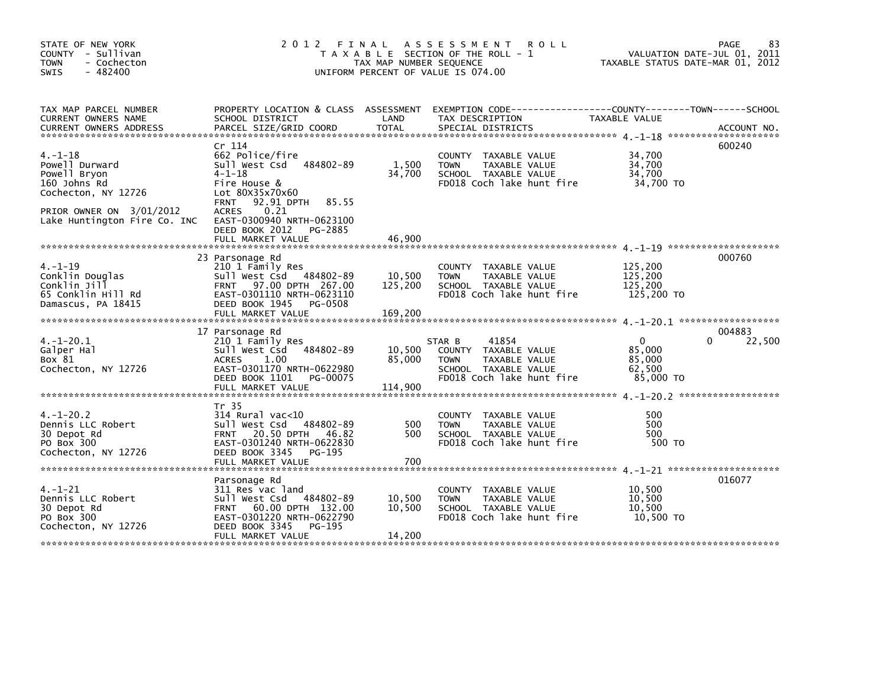STATE OF NEW YORK
COUNTY - Sullivan
TOWN - Cochecton
SWIS - 482400

# 2012 FINAL ASSESSMENT ROLL

TAXABLE SECTION OF THE ROLL - 1
TAX MAP NUMBER SEQUENCE
UNIFORM PERCENT OF VALUE IS 074.00

VALUATION DATE-JUL 01, 2011
TAXABLE STATUS DATE-MAR 01, 2012

| TAX MAP PARCEL NUMBER / CURRENT OWNERS NAME / CURRENT OWNERS ADDRESS | PROPERTY LOCATION & CLASS / SCHOOL DISTRICT / PARCEL SIZE/GRID COORD | ASSESSMENT LAND / TOTAL | EXEMPTION CODE / TAX DESCRIPTION / SPECIAL DISTRICTS | COUNTY TAXABLE VALUE | TOWN | SCHOOL / ACCOUNT NO. |
|---|---|---|---|---|---|---|
| **4.-1-18** | Cr 114 | | | | | 600240 |
| | 662 Police/fire | | COUNTY TAXABLE VALUE | 34,700 | | |
| Powell Durward | Sull West Csd 484802-89 | 1,500 | TOWN TAXABLE VALUE | 34,700 | | |
| Powell Bryon | 4-1-18 | 34,700 | SCHOOL TAXABLE VALUE | 34,700 | | |
| 160 Johns Rd | Fire House & | | FD018 Coch lake hunt fire | 34,700 TO | | |
| Cochecton, NY 12726 | Lot 80X35x70x60 | | | | | |
| | FRNT 92.91 DPTH 85.55 | | | | | |
| PRIOR OWNER ON 3/01/2012 | ACRES 0.21 | | | | | |
| Lake Huntington Fire Co. INC | EAST-0300940 NRTH-0623100 | | | | | |
| | DEED BOOK 2012 PG-2885 | | | | | |
| | FULL MARKET VALUE | 46,900 | | | | |
| **4.-1-19** | 23 Parsonage Rd | | | | | 000760 |
| | 210 1 Family Res | | COUNTY TAXABLE VALUE | 125,200 | | |
| Conklin Douglas | Sull West Csd 484802-89 | 10,500 | TOWN TAXABLE VALUE | 125,200 | | |
| Conklin Jill | FRNT 97.00 DPTH 267.00 | 125,200 | SCHOOL TAXABLE VALUE | 125,200 | | |
| 65 Conklin Hill Rd | EAST-0301110 NRTH-0623110 | | FD018 Coch lake hunt fire | 125,200 TO | | |
| Damascus, PA 18415 | DEED BOOK 1945 PG-0508 | | | | | |
| | FULL MARKET VALUE | 169,200 | | | | |
| **4.-1-20.1** | 17 Parsonage Rd | | | | | 004883 |
| | 210 1 Family Res | | STAR B 41854 | 0 | 0 | 22,500 |
| Galper Hal | Sull West Csd 484802-89 | 10,500 | COUNTY TAXABLE VALUE | 85,000 | | |
| Box 81 | ACRES 1.00 | 85,000 | TOWN TAXABLE VALUE | 85,000 | | |
| Cochecton, NY 12726 | EAST-0301170 NRTH-0622980 | | SCHOOL TAXABLE VALUE | 62,500 | | |
| | DEED BOOK 1101 PG-00075 | | FD018 Coch lake hunt fire | 85,000 TO | | |
| | FULL MARKET VALUE | 114,900 | | | | |
| **4.-1-20.2** | Tr 35 | | | | | |
| | 314 Rural vac<10 | | COUNTY TAXABLE VALUE | 500 | | |
| Dennis LLC Robert | Sull West Csd 484802-89 | 500 | TOWN TAXABLE VALUE | 500 | | |
| 30 Depot Rd | FRNT 20.50 DPTH 46.82 | 500 | SCHOOL TAXABLE VALUE | 500 | | |
| PO Box 300 | EAST-0301240 NRTH-0622830 | | FD018 Coch lake hunt fire | 500 TO | | |
| Cochecton, NY 12726 | DEED BOOK 3345 PG-195 | | | | | |
| | FULL MARKET VALUE | 700 | | | | |
| **4.-1-21** | Parsonage Rd | | | | | 016077 |
| | 311 Res vac land | | COUNTY TAXABLE VALUE | 10,500 | | |
| Dennis LLC Robert | Sull West Csd 484802-89 | 10,500 | TOWN TAXABLE VALUE | 10,500 | | |
| 30 Depot Rd | FRNT 60.00 DPTH 132.00 | 10,500 | SCHOOL TAXABLE VALUE | 10,500 | | |
| PO Box 300 | EAST-0301220 NRTH-0622790 | | FD018 Coch lake hunt fire | 10,500 TO | | |
| Cochecton, NY 12726 | DEED BOOK 3345 PG-195 | | | | | |
| | FULL MARKET VALUE | 14,200 | | | | |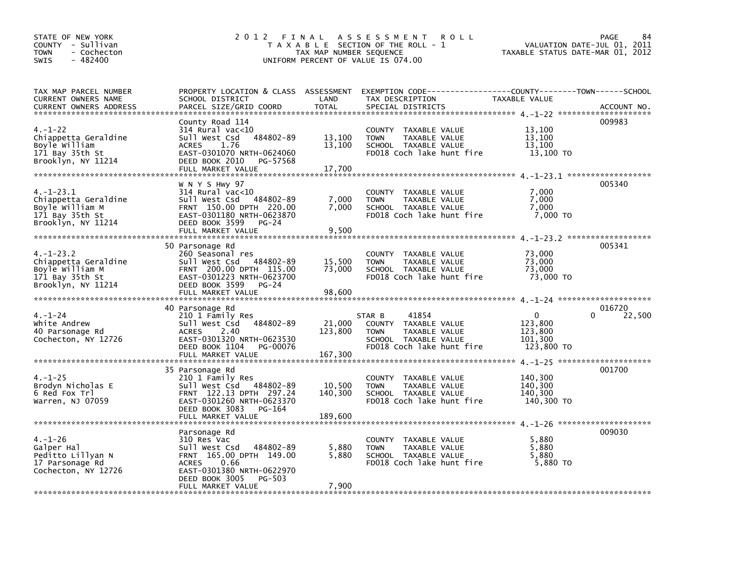STATE OF NEW YORK
COUNTY - Sullivan
TOWN - Cochecton
SWIS - 482400

# 2012 FINAL ASSESSMENT ROLL

TAXABLE SECTION OF THE ROLL - 1
TAX MAP NUMBER SEQUENCE
UNIFORM PERCENT OF VALUE IS 074.00

VALUATION DATE-JUL 01, 2011
TAXABLE STATUS DATE-MAR 01, 2012

| TAX MAP PARCEL NUMBER / CURRENT OWNERS NAME / CURRENT OWNERS ADDRESS | PROPERTY LOCATION & CLASS / SCHOOL DISTRICT / PARCEL SIZE/GRID COORD | ASSESSMENT LAND | TOTAL | EXEMPTION CODE / TAX DESCRIPTION / SPECIAL DISTRICTS | COUNTY TAXABLE VALUE | TOWN | SCHOOL | ACCOUNT NO. |
|---|---|---|---|---|---|---|---|---|
| 4.-1-22 | County Road 114 | | | | | | | 009983 |
| | 314 Rural vac<10 | | | COUNTY TAXABLE VALUE | 13,100 | | | |
| Chiappetta Geraldine | Sull West Csd 484802-89 | 13,100 | | TOWN TAXABLE VALUE | 13,100 | | | |
| Boyle William | ACRES 1.76 | | 13,100 | SCHOOL TAXABLE VALUE | 13,100 | | | |
| 171 Bay 35th St | EAST-0301070 NRTH-0624060 | | | FD018 Coch lake hunt fire | 13,100 TO | | | |
| Brooklyn, NY 11214 | DEED BOOK 2010 PG-57568 | | | | | | | |
| | FULL MARKET VALUE | | 17,700 | | | | | |
| 4.-1-23.1 | W N Y S Hwy 97 | | | | | | | 005340 |
| | 314 Rural vac<10 | | | COUNTY TAXABLE VALUE | 7,000 | | | |
| Chiappetta Geraldine | Sull West Csd 484802-89 | 7,000 | | TOWN TAXABLE VALUE | 7,000 | | | |
| Boyle William M | FRNT 150.00 DPTH 220.00 | | 7,000 | SCHOOL TAXABLE VALUE | 7,000 | | | |
| 171 Bay 35th St | EAST-0301180 NRTH-0623870 | | | FD018 Coch lake hunt fire | 7,000 TO | | | |
| Brooklyn, NY 11214 | DEED BOOK 3599 PG-24 | | | | | | | |
| | FULL MARKET VALUE | | 9,500 | | | | | |
| 4.-1-23.2 | 50 Parsonage Rd | | | | | | | 005341 |
| | 260 Seasonal res | | | COUNTY TAXABLE VALUE | 73,000 | | | |
| Chiappetta Geraldine | Sull West Csd 484802-89 | 15,500 | | TOWN TAXABLE VALUE | 73,000 | | | |
| Boyle William M | FRNT 200.00 DPTH 115.00 | | 73,000 | SCHOOL TAXABLE VALUE | 73,000 | | | |
| 171 Bay 35th St | EAST-0301223 NRTH-0623700 | | | FD018 Coch lake hunt fire | 73,000 TO | | | |
| Brooklyn, NY 11214 | DEED BOOK 3599 PG-24 | | | | | | | |
| | FULL MARKET VALUE | | 98,600 | | | | | |
| 4.-1-24 | 40 Parsonage Rd | | | | | | | 016720 |
| | 210 1 Family Res | | | STAR B 41854 | 0 | | 0 | 22,500 |
| White Andrew | Sull West Csd 484802-89 | 21,000 | | COUNTY TAXABLE VALUE | 123,800 | | | |
| 40 Parsonage Rd | ACRES 2.40 | | 123,800 | TOWN TAXABLE VALUE | 123,800 | | | |
| Cochecton, NY 12726 | EAST-0301320 NRTH-0623530 | | | SCHOOL TAXABLE VALUE | 101,300 | | | |
| | DEED BOOK 1104 PG-00076 | | | FD018 Coch lake hunt fire | 123,800 TO | | | |
| | FULL MARKET VALUE | | 167,300 | | | | | |
| 4.-1-25 | 35 Parsonage Rd | | | | | | | 001700 |
| | 210 1 Family Res | | | COUNTY TAXABLE VALUE | 140,300 | | | |
| Brodyn Nicholas E | Sull West Csd 484802-89 | 10,500 | | TOWN TAXABLE VALUE | 140,300 | | | |
| 6 Red Fox Trl | FRNT 122.13 DPTH 297.24 | | 140,300 | SCHOOL TAXABLE VALUE | 140,300 | | | |
| Warren, NJ 07059 | EAST-0301260 NRTH-0623370 | | | FD018 Coch lake hunt fire | 140,300 TO | | | |
| | DEED BOOK 3083 PG-164 | | | | | | | |
| | FULL MARKET VALUE | | 189,600 | | | | | |
| 4.-1-26 | Parsonage Rd | | | | | | | 009030 |
| | 310 Res Vac | | | COUNTY TAXABLE VALUE | 5,880 | | | |
| Galper Hal | Sull West Csd 484802-89 | 5,880 | | TOWN TAXABLE VALUE | 5,880 | | | |
| Peditto Lillyan N | FRNT 165.00 DPTH 149.00 | | 5,880 | SCHOOL TAXABLE VALUE | 5,880 | | | |
| 17 Parsonage Rd | ACRES 0.66 | | | FD018 Coch lake hunt fire | 5,880 TO | | | |
| Cochecton, NY 12726 | EAST-0301380 NRTH-0622970 | | | | | | | |
| | DEED BOOK 3005 PG-503 | | | | | | | |
| | FULL MARKET VALUE | | 7,900 | | | | | |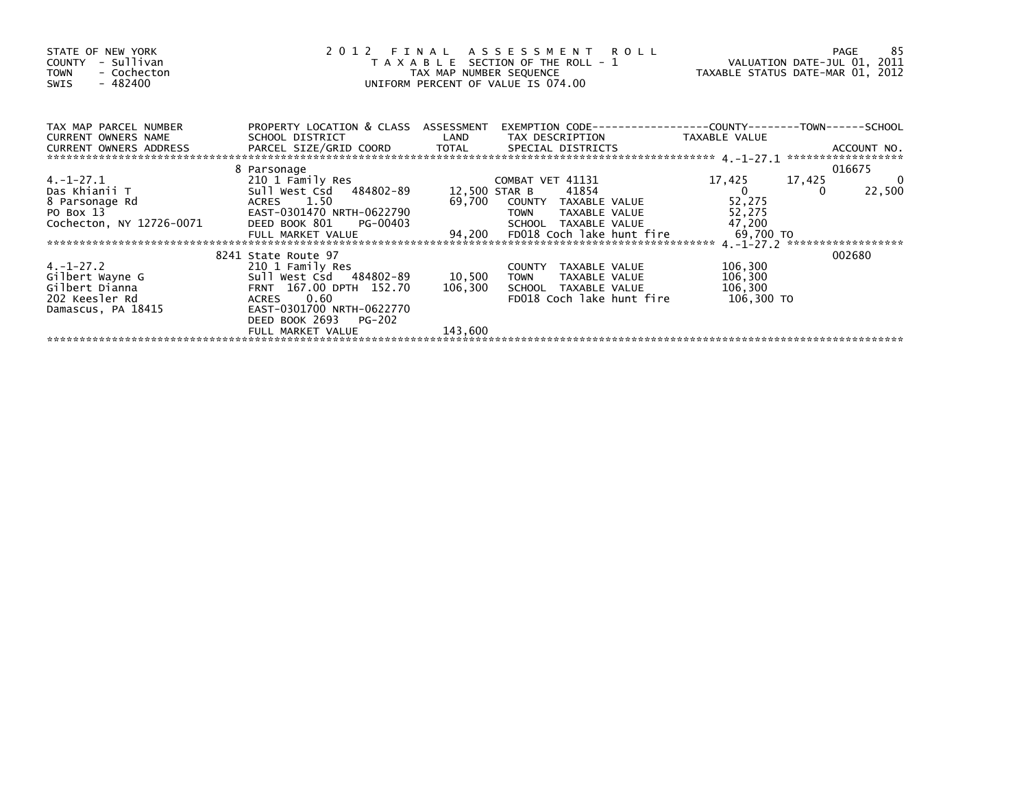STATE OF NEW YORK — 2012 FINAL ASSESSMENT ROLL
COUNTY - Sullivan — TAXABLE SECTION OF THE ROLL - 1 — VALUATION DATE-JUL 01, 2011
TOWN - Cochecton — TAX MAP NUMBER SEQUENCE — TAXABLE STATUS DATE-MAR 01, 2012
SWIS - 482400 — UNIFORM PERCENT OF VALUE IS 074.00

| TAX MAP PARCEL NUMBER / CURRENT OWNERS NAME / CURRENT OWNERS ADDRESS | PROPERTY LOCATION & CLASS / SCHOOL DISTRICT / PARCEL SIZE/GRID COORD | ASSESSMENT LAND / TOTAL | EXEMPTION CODE / TAX DESCRIPTION / SPECIAL DISTRICTS | COUNTY TAXABLE VALUE | TOWN | SCHOOL | ACCOUNT NO. |
|---|---|---|---|---|---|---|---|
| 4.-1-27.1 | 8 Parsonage | | | | | | 016675 |
| | 210 1 Family Res | | COMBAT VET 41131 | 17,425 | 17,425 | 0 | |
| Das Khianii T | Sull West Csd 484802-89 | 12,500 | STAR B 41854 | 0 | 0 | 22,500 | |
| 8 Parsonage Rd | ACRES 1.50 | 69,700 | COUNTY TAXABLE VALUE | 52,275 | | | |
| PO Box 13 | EAST-0301470 NRTH-0622790 | | TOWN TAXABLE VALUE | 52,275 | | | |
| Cochecton, NY 12726-0071 | DEED BOOK 801 PG-00403 | | SCHOOL TAXABLE VALUE | 47,200 | | | |
| | FULL MARKET VALUE | 94,200 | FD018 Coch lake hunt fire | 69,700 TO | | | |
| 4.-1-27.2 | 8241 State Route 97 | | | | | | 002680 |
| | 210 1 Family Res | | COUNTY TAXABLE VALUE | 106,300 | | | |
| Gilbert Wayne G | Sull West Csd 484802-89 | 10,500 | TOWN TAXABLE VALUE | 106,300 | | | |
| Gilbert Dianna | FRNT 167.00 DPTH 152.70 | 106,300 | SCHOOL TAXABLE VALUE | 106,300 | | | |
| 202 Keesler Rd | ACRES 0.60 | | FD018 Coch lake hunt fire | 106,300 TO | | | |
| Damascus, PA 18415 | EAST-0301700 NRTH-0622770 | | | | | | |
| | DEED BOOK 2693 PG-202 | | | | | | |
| | FULL MARKET VALUE | 143,600 | | | | | |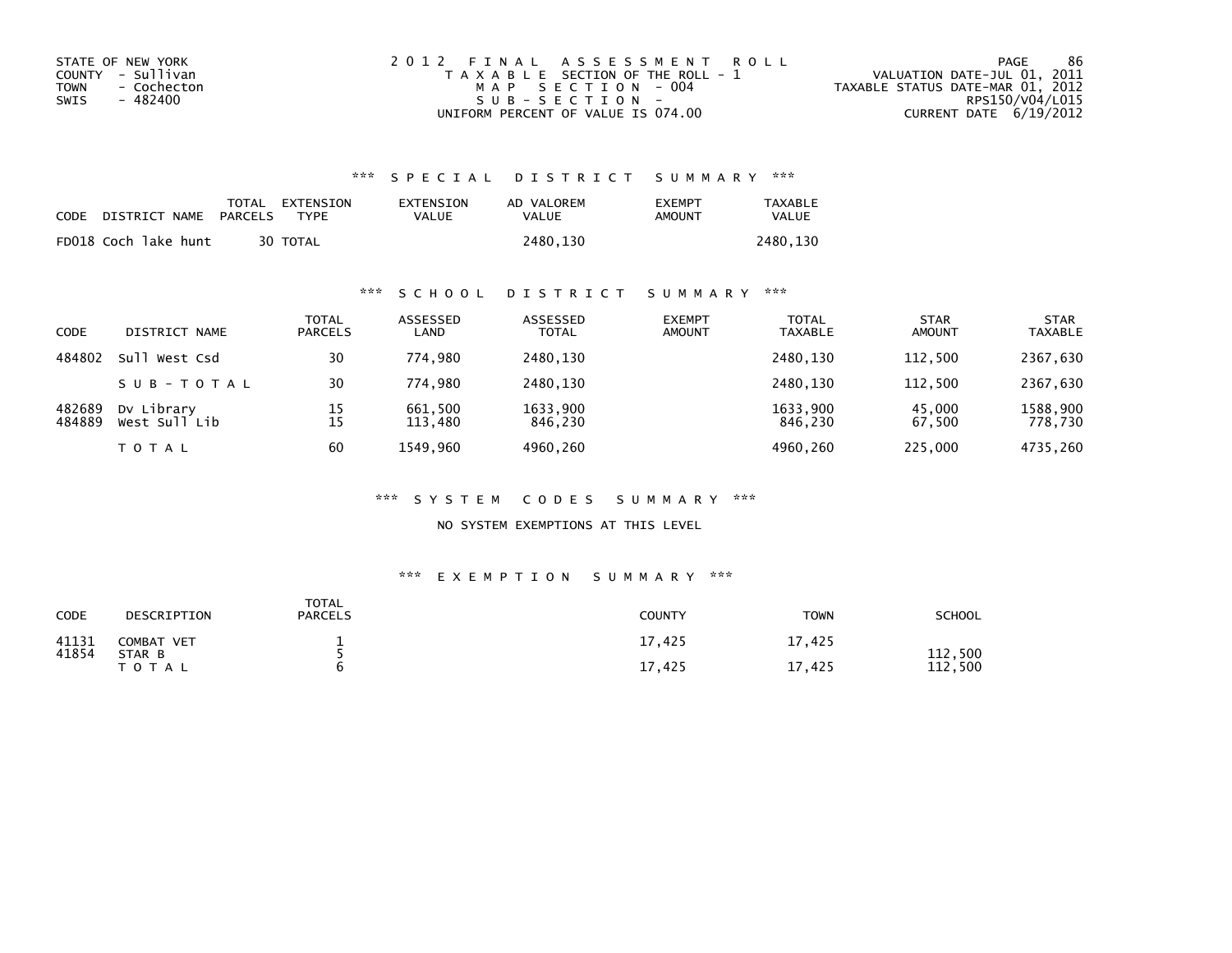STATE OF NEW YORK
COUNTY - Sullivan
TOWN - Cochecton
SWIS - 482400

2012 FINAL ASSESSMENT ROLL
TAXABLE SECTION OF THE ROLL - 1
MAP SECTION - 004
SUB-SECTION -
UNIFORM PERCENT OF VALUE IS 074.00

VALUATION DATE-JUL 01, 2011
TAXABLE STATUS DATE-MAR 01, 2012
RPS150/V04/L015
CURRENT DATE 6/19/2012

## *** SPECIAL DISTRICT SUMMARY ***

| CODE | DISTRICT NAME | TOTAL PARCELS | EXTENSION TYPE | EXTENSION VALUE | AD VALOREM VALUE | EXEMPT AMOUNT | TAXABLE VALUE |
|---|---|---|---|---|---|---|---|
| FD018 | Coch lake hunt | 30 | TOTAL | | 2480,130 | | 2480,130 |

## *** SCHOOL DISTRICT SUMMARY ***

| CODE | DISTRICT NAME | TOTAL PARCELS | ASSESSED LAND | ASSESSED TOTAL | EXEMPT AMOUNT | TOTAL TAXABLE | STAR AMOUNT | STAR TAXABLE |
|---|---|---|---|---|---|---|---|---|
| 484802 | Sull West Csd | 30 | 774,980 | 2480,130 | | 2480,130 | 112,500 | 2367,630 |
| | SUB-TOTAL | 30 | 774,980 | 2480,130 | | 2480,130 | 112,500 | 2367,630 |
| 482689 | Dv Library | 15 | 661,500 | 1633,900 | | 1633,900 | 45,000 | 1588,900 |
| 484889 | West Sull Lib | 15 | 113,480 | 846,230 | | 846,230 | 67,500 | 778,730 |
| | TOTAL | 60 | 1549,960 | 4960,260 | | 4960,260 | 225,000 | 4735,260 |

## *** SYSTEM CODES SUMMARY ***

NO SYSTEM EXEMPTIONS AT THIS LEVEL

## *** EXEMPTION SUMMARY ***

| CODE | DESCRIPTION | TOTAL PARCELS | COUNTY | TOWN | SCHOOL |
|---|---|---|---|---|---|
| 41131 | COMBAT VET | 1 | 17,425 | 17,425 | |
| 41854 | STAR B | 5 | | | 112,500 |
| | TOTAL | 6 | 17,425 | 17,425 | 112,500 |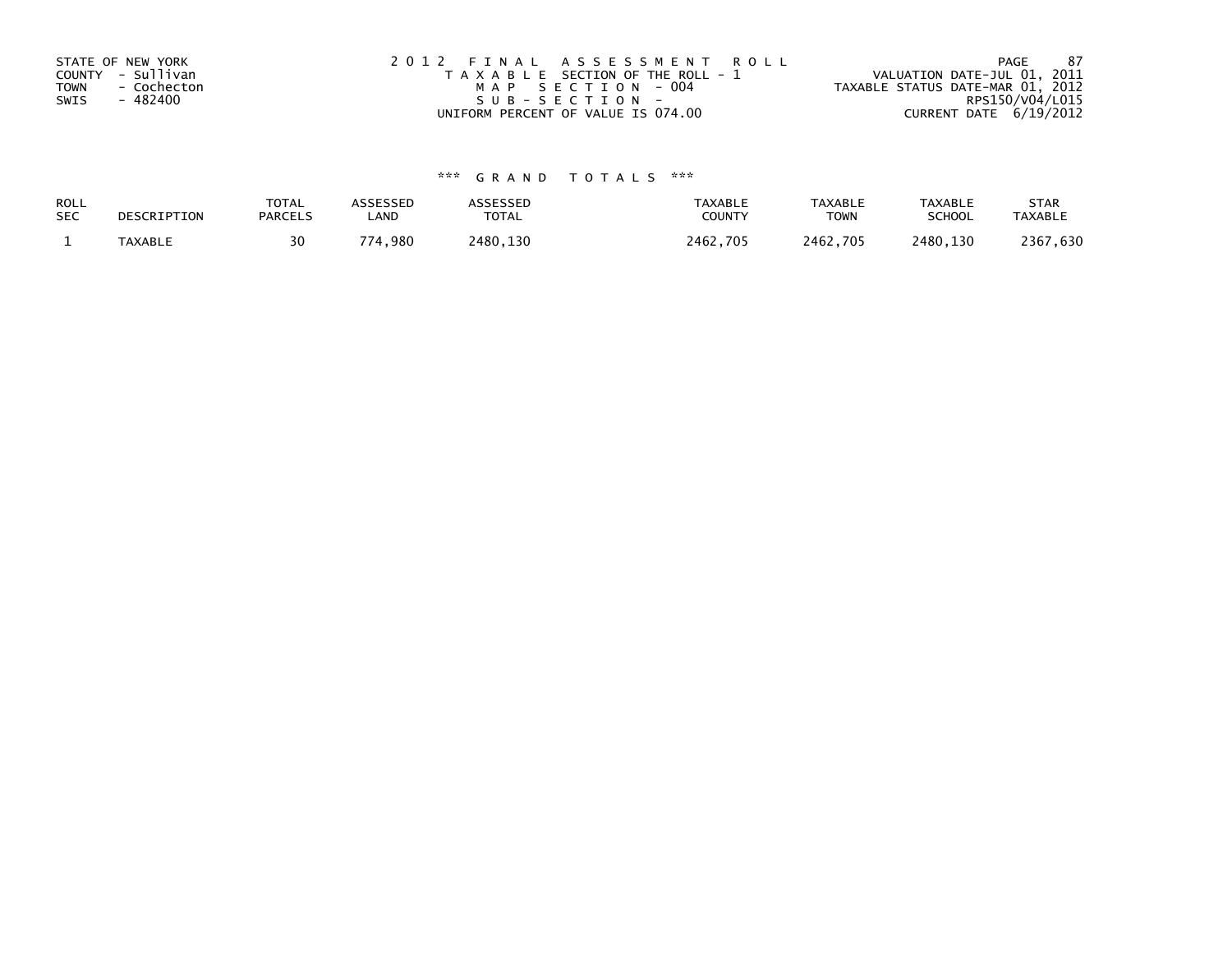STATE OF NEW YORK
COUNTY - Sullivan
TOWN - Cochecton
SWIS - 482400

2012 FINAL ASSESSMENT ROLL
TAXABLE SECTION OF THE ROLL - 1
MAP SECTION - 004
SUB-SECTION -
UNIFORM PERCENT OF VALUE IS 074.00

VALUATION DATE-JUL 01, 2011
TAXABLE STATUS DATE-MAR 01, 2012
RPS150/V04/L015
CURRENT DATE 6/19/2012

*** GRAND TOTALS ***

| ROLL SEC | DESCRIPTION | TOTAL PARCELS | ASSESSED LAND | ASSESSED TOTAL | TAXABLE COUNTY | TAXABLE TOWN | TAXABLE SCHOOL | STAR TAXABLE |
|---|---|---|---|---|---|---|---|---|
| 1 | TAXABLE | 30 | 774,980 | 2480,130 | 2462,705 | 2462,705 | 2480,130 | 2367,630 |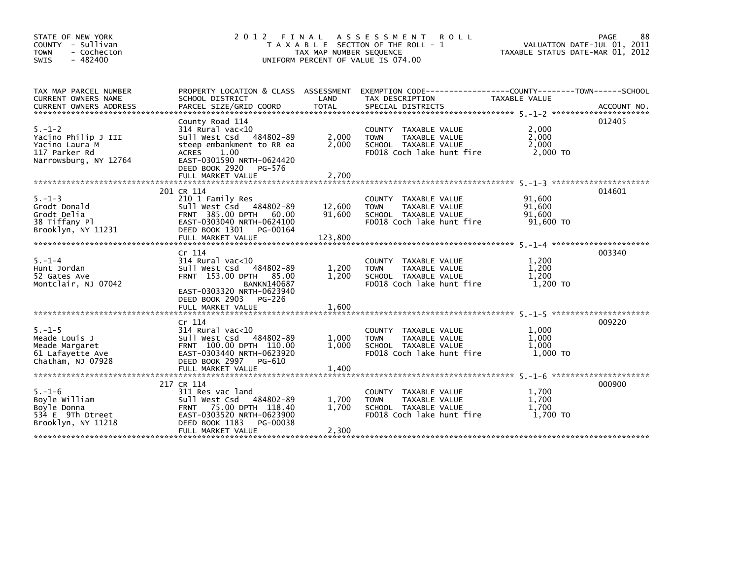STATE OF NEW YORK
COUNTY - Sullivan
TOWN - Cochecton
SWIS - 482400

# 2012 FINAL ASSESSMENT ROLL

TAXABLE SECTION OF THE ROLL - 1
TAX MAP NUMBER SEQUENCE
UNIFORM PERCENT OF VALUE IS 074.00

VALUATION DATE-JUL 01, 2011
TAXABLE STATUS DATE-MAR 01, 2012

| TAX MAP PARCEL NUMBER / CURRENT OWNERS NAME / CURRENT OWNERS ADDRESS | PROPERTY LOCATION & CLASS / SCHOOL DISTRICT / PARCEL SIZE/GRID COORD | ASSESSMENT LAND / TOTAL | EXEMPTION CODE / TAX DESCRIPTION / SPECIAL DISTRICTS | TAXABLE VALUE (COUNTY / TOWN / SCHOOL) | ACCOUNT NO. |
|---|---|---|---|---|---|
| 5.-1-2 | County Road 114 | | | | 012405 |
| Yacino Philip J III | 314 Rural vac<10 | | COUNTY TAXABLE VALUE | 2,000 | |
| Yacino Laura M | Sull West Csd 484802-89 | 2,000 | TOWN TAXABLE VALUE | 2,000 | |
| 117 Parker Rd | steep embankment to RR ea | 2,000 | SCHOOL TAXABLE VALUE | 2,000 | |
| Narrowsburg, NY 12764 | ACRES 1.00 | | FD018 Coch lake hunt fire | 2,000 TO | |
| | EAST-0301590 NRTH-0624420 | | | | |
| | DEED BOOK 2920 PG-576 | | | | |
| | FULL MARKET VALUE | 2,700 | | | |
| 5.-1-3 | 201 CR 114 | | | | 014601 |
| Grodt Donald | 210 1 Family Res | | COUNTY TAXABLE VALUE | 91,600 | |
| Grodt Delia | Sull West Csd 484802-89 | 12,600 | TOWN TAXABLE VALUE | 91,600 | |
| 38 Tiffany Pl | FRNT 385.00 DPTH 60.00 | 91,600 | SCHOOL TAXABLE VALUE | 91,600 | |
| Brooklyn, NY 11231 | EAST-0303040 NRTH-0624100 | | FD018 Coch lake hunt fire | 91,600 TO | |
| | DEED BOOK 1301 PG-00164 | | | | |
| | FULL MARKET VALUE | 123,800 | | | |
| 5.-1-4 | Cr 114 | | | | 003340 |
| Hunt Jordan | 314 Rural vac<10 | | COUNTY TAXABLE VALUE | 1,200 | |
| 52 Gates Ave | Sull West Csd 484802-89 | 1,200 | TOWN TAXABLE VALUE | 1,200 | |
| Montclair, NJ 07042 | FRNT 153.00 DPTH 85.00 | 1,200 | SCHOOL TAXABLE VALUE | 1,200 | |
| | BANKN140687 | | FD018 Coch lake hunt fire | 1,200 TO | |
| | EAST-0303320 NRTH-0623940 | | | | |
| | DEED BOOK 2903 PG-226 | | | | |
| | FULL MARKET VALUE | 1,600 | | | |
| 5.-1-5 | Cr 114 | | | | 009220 |
| Meade Louis J | 314 Rural vac<10 | | COUNTY TAXABLE VALUE | 1,000 | |
| Meade Margaret | Sull West Csd 484802-89 | 1,000 | TOWN TAXABLE VALUE | 1,000 | |
| 61 Lafayette Ave | FRNT 100.00 DPTH 110.00 | 1,000 | SCHOOL TAXABLE VALUE | 1,000 | |
| Chatham, NJ 07928 | EAST-0303440 NRTH-0623920 | | FD018 Coch lake hunt fire | 1,000 TO | |
| | DEED BOOK 2997 PG-610 | | | | |
| | FULL MARKET VALUE | 1,400 | | | |
| 5.-1-6 | 217 CR 114 | | | | 000900 |
| Boyle William | 311 Res vac land | | COUNTY TAXABLE VALUE | 1,700 | |
| Boyle Donna | Sull West Csd 484802-89 | 1,700 | TOWN TAXABLE VALUE | 1,700 | |
| 534 E 9Th Dtreet | FRNT 75.00 DPTH 118.40 | 1,700 | SCHOOL TAXABLE VALUE | 1,700 | |
| Brooklyn, NY 11218 | EAST-0303520 NRTH-0623900 | | FD018 Coch lake hunt fire | 1,700 TO | |
| | DEED BOOK 1183 PG-00038 | | | | |
| | FULL MARKET VALUE | 2,300 | | | |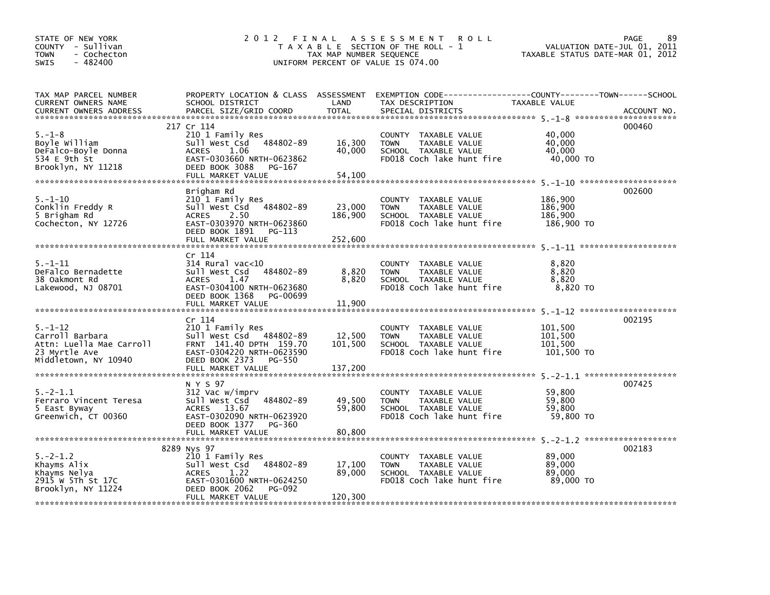STATE OF NEW YORK
COUNTY - Sullivan
TOWN - Cochecton
SWIS - 482400

# 2012 FINAL ASSESSMENT ROLL

TAXABLE SECTION OF THE ROLL - 1
TAX MAP NUMBER SEQUENCE
UNIFORM PERCENT OF VALUE IS 074.00

VALUATION DATE-JUL 01, 2011
TAXABLE STATUS DATE-MAR 01, 2012

| TAX MAP PARCEL NUMBER / CURRENT OWNERS NAME / CURRENT OWNERS ADDRESS | PROPERTY LOCATION & CLASS / SCHOOL DISTRICT / PARCEL SIZE/GRID COORD | ASSESSMENT LAND / TOTAL | EXEMPTION CODE / TAX DESCRIPTION / SPECIAL DISTRICTS | TAXABLE VALUE (COUNTY / TOWN / SCHOOL) | ACCOUNT NO. |
|---|---|---|---|---|---|
| 5.-1-8 | 217 Cr 114 | | | | 000460 |
| | 210 1 Family Res | | COUNTY TAXABLE VALUE | 40,000 | |
| Boyle William | Sull West Csd 484802-89 | 16,300 | TOWN TAXABLE VALUE | 40,000 | |
| DeFalco-Boyle Donna | ACRES 1.06 | 40,000 | SCHOOL TAXABLE VALUE | 40,000 | |
| 534 E 9th St | EAST-0303660 NRTH-0623862 | | FD018 Coch lake hunt fire | 40,000 TO | |
| Brooklyn, NY 11218 | DEED BOOK 3088 PG-167 | | | | |
| | FULL MARKET VALUE | 54,100 | | | |
| 5.-1-10 | Brigham Rd | | | | 002600 |
| | 210 1 Family Res | | COUNTY TAXABLE VALUE | 186,900 | |
| Conklin Freddy R | Sull West Csd 484802-89 | 23,000 | TOWN TAXABLE VALUE | 186,900 | |
| 5 Brigham Rd | ACRES 2.50 | 186,900 | SCHOOL TAXABLE VALUE | 186,900 | |
| Cochecton, NY 12726 | EAST-0303970 NRTH-0623860 | | FD018 Coch lake hunt fire | 186,900 TO | |
| | DEED BOOK 1891 PG-113 | | | | |
| | FULL MARKET VALUE | 252,600 | | | |
| 5.-1-11 | Cr 114 | | | | |
| | 314 Rural vac<10 | | COUNTY TAXABLE VALUE | 8,820 | |
| DeFalco Bernadette | Sull West Csd 484802-89 | 8,820 | TOWN TAXABLE VALUE | 8,820 | |
| 38 Oakmont Rd | ACRES 1.47 | 8,820 | SCHOOL TAXABLE VALUE | 8,820 | |
| Lakewood, NJ 08701 | EAST-0304100 NRTH-0623680 | | FD018 Coch lake hunt fire | 8,820 TO | |
| | DEED BOOK 1368 PG-00699 | | | | |
| | FULL MARKET VALUE | 11,900 | | | |
| 5.-1-12 | Cr 114 | | | | 002195 |
| | 210 1 Family Res | | COUNTY TAXABLE VALUE | 101,500 | |
| Carroll Barbara | Sull West Csd 484802-89 | 12,500 | TOWN TAXABLE VALUE | 101,500 | |
| Attn: Luella Mae Carroll | FRNT 141.40 DPTH 159.70 | 101,500 | SCHOOL TAXABLE VALUE | 101,500 | |
| 23 Myrtle Ave | EAST-0304220 NRTH-0623590 | | FD018 Coch lake hunt fire | 101,500 TO | |
| Middletown, NY 10940 | DEED BOOK 2373 PG-550 | | | | |
| | FULL MARKET VALUE | 137,200 | | | |
| 5.-2-1.1 | N Y S 97 | | | | 007425 |
| | 312 Vac w/imprv | | COUNTY TAXABLE VALUE | 59,800 | |
| Ferraro Vincent Teresa | Sull West Csd 484802-89 | 49,500 | TOWN TAXABLE VALUE | 59,800 | |
| 5 East Byway | ACRES 13.67 | 59,800 | SCHOOL TAXABLE VALUE | 59,800 | |
| Greenwich, CT 00360 | EAST-0302090 NRTH-0623920 | | FD018 Coch lake hunt fire | 59,800 TO | |
| | DEED BOOK 1377 PG-360 | | | | |
| | FULL MARKET VALUE | 80,800 | | | |
| 5.-2-1.2 | 8289 Nys 97 | | | | 002183 |
| | 210 1 Family Res | | COUNTY TAXABLE VALUE | 89,000 | |
| Khayms Alix | Sull West Csd 484802-89 | 17,100 | TOWN TAXABLE VALUE | 89,000 | |
| Khayms Nelya | ACRES 1.22 | 89,000 | SCHOOL TAXABLE VALUE | 89,000 | |
| 2915 W 5Th St 17C | EAST-0301600 NRTH-0624250 | | FD018 Coch lake hunt fire | 89,000 TO | |
| Brooklyn, NY 11224 | DEED BOOK 2062 PG-092 | | | | |
| | FULL MARKET VALUE | 120,300 | | | |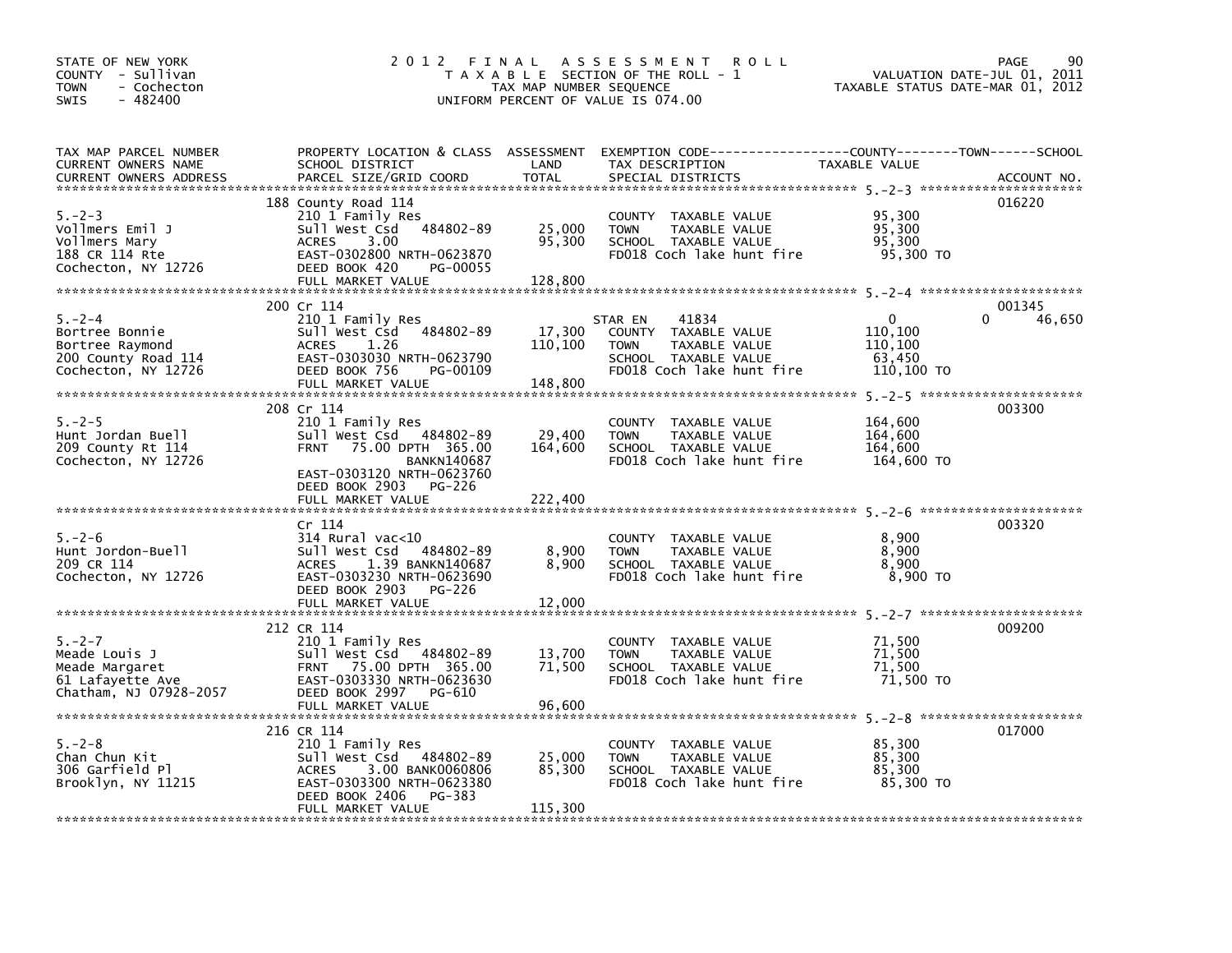STATE OF NEW YORK
COUNTY - Sullivan
TOWN - Cochecton
SWIS - 482400

2012 FINAL ASSESSMENT ROLL
TAXABLE SECTION OF THE ROLL - 1
TAX MAP NUMBER SEQUENCE
UNIFORM PERCENT OF VALUE IS 074.00

VALUATION DATE-JUL 01, 2011
TAXABLE STATUS DATE-MAR 01, 2012

| TAX MAP PARCEL NUMBER / CURRENT OWNERS NAME / CURRENT OWNERS ADDRESS | PROPERTY LOCATION & CLASS / SCHOOL DISTRICT / PARCEL SIZE/GRID COORD | ASSESSMENT LAND | TOTAL | EXEMPTION CODE / TAX DESCRIPTION / SPECIAL DISTRICTS | COUNTY / TOWN TAXABLE VALUE | SCHOOL | ACCOUNT NO. |
|---|---|---|---|---|---|---|---|
| 5.-2-3 | 188 County Road 114 | | | | | | 016220 |
| Vollmers Emil J | 210 1 Family Res | | | COUNTY TAXABLE VALUE | 95,300 | | |
| Vollmers Mary | Sull West Csd 484802-89 | 25,000 | | TOWN TAXABLE VALUE | 95,300 | | |
| 188 CR 114 Rte | ACRES 3.00 | | 95,300 | SCHOOL TAXABLE VALUE | 95,300 | | |
| Cochecton, NY 12726 | EAST-0302800 NRTH-0623870 | | | FD018 Coch lake hunt fire | 95,300 TO | | |
| | DEED BOOK 420 PG-00055 | | | | | | |
| | FULL MARKET VALUE | | 128,800 | | | | |
| 5.-2-4 | 200 Cr 114 | | | | | | 001345 |
| Bortree Bonnie | 210 1 Family Res | | | STAR EN 41834 | 0 | 0 | 46,650 |
| Bortree Raymond | Sull West Csd 484802-89 | 17,300 | | COUNTY TAXABLE VALUE | 110,100 | | |
| 200 County Road 114 | ACRES 1.26 | | 110,100 | TOWN TAXABLE VALUE | 110,100 | | |
| Cochecton, NY 12726 | EAST-0303030 NRTH-0623790 | | | SCHOOL TAXABLE VALUE | 63,450 | | |
| | DEED BOOK 756 PG-00109 | | | FD018 Coch lake hunt fire | 110,100 TO | | |
| | FULL MARKET VALUE | | 148,800 | | | | |
| 5.-2-5 | 208 Cr 114 | | | | | | 003300 |
| Hunt Jordan Buell | 210 1 Family Res | | | COUNTY TAXABLE VALUE | 164,600 | | |
| 209 County Rt 114 | Sull West Csd 484802-89 | 29,400 | | TOWN TAXABLE VALUE | 164,600 | | |
| Cochecton, NY 12726 | FRNT 75.00 DPTH 365.00 | | 164,600 | SCHOOL TAXABLE VALUE | 164,600 | | |
| | BANKN140687 | | | FD018 Coch lake hunt fire | 164,600 TO | | |
| | EAST-0303120 NRTH-0623760 | | | | | | |
| | DEED BOOK 2903 PG-226 | | | | | | |
| | FULL MARKET VALUE | | 222,400 | | | | |
| 5.-2-6 | Cr 114 | | | | | | 003320 |
| Hunt Jordon-Buell | 314 Rural vac<10 | | | COUNTY TAXABLE VALUE | 8,900 | | |
| 209 CR 114 | Sull West Csd 484802-89 | 8,900 | | TOWN TAXABLE VALUE | 8,900 | | |
| Cochecton, NY 12726 | ACRES 1.39 BANKN140687 | | 8,900 | SCHOOL TAXABLE VALUE | 8,900 | | |
| | EAST-0303230 NRTH-0623690 | | | FD018 Coch lake hunt fire | 8,900 TO | | |
| | DEED BOOK 2903 PG-226 | | | | | | |
| | FULL MARKET VALUE | | 12,000 | | | | |
| 5.-2-7 | 212 CR 114 | | | | | | 009200 |
| Meade Louis J | 210 1 Family Res | | | COUNTY TAXABLE VALUE | 71,500 | | |
| Meade Margaret | Sull West Csd 484802-89 | 13,700 | | TOWN TAXABLE VALUE | 71,500 | | |
| 61 Lafayette Ave | FRNT 75.00 DPTH 365.00 | | 71,500 | SCHOOL TAXABLE VALUE | 71,500 | | |
| Chatham, NJ 07928-2057 | EAST-0303330 NRTH-0623630 | | | FD018 Coch lake hunt fire | 71,500 TO | | |
| | DEED BOOK 2997 PG-610 | | | | | | |
| | FULL MARKET VALUE | | 96,600 | | | | |
| 5.-2-8 | 216 CR 114 | | | | | | 017000 |
| Chan Chun Kit | 210 1 Family Res | | | COUNTY TAXABLE VALUE | 85,300 | | |
| 306 Garfield Pl | Sull West Csd 484802-89 | 25,000 | | TOWN TAXABLE VALUE | 85,300 | | |
| Brooklyn, NY 11215 | ACRES 3.00 BANK0060806 | | 85,300 | SCHOOL TAXABLE VALUE | 85,300 | | |
| | EAST-0303300 NRTH-0623380 | | | FD018 Coch lake hunt fire | 85,300 TO | | |
| | DEED BOOK 2406 PG-383 | | | | | | |
| | FULL MARKET VALUE | | 115,300 | | | | |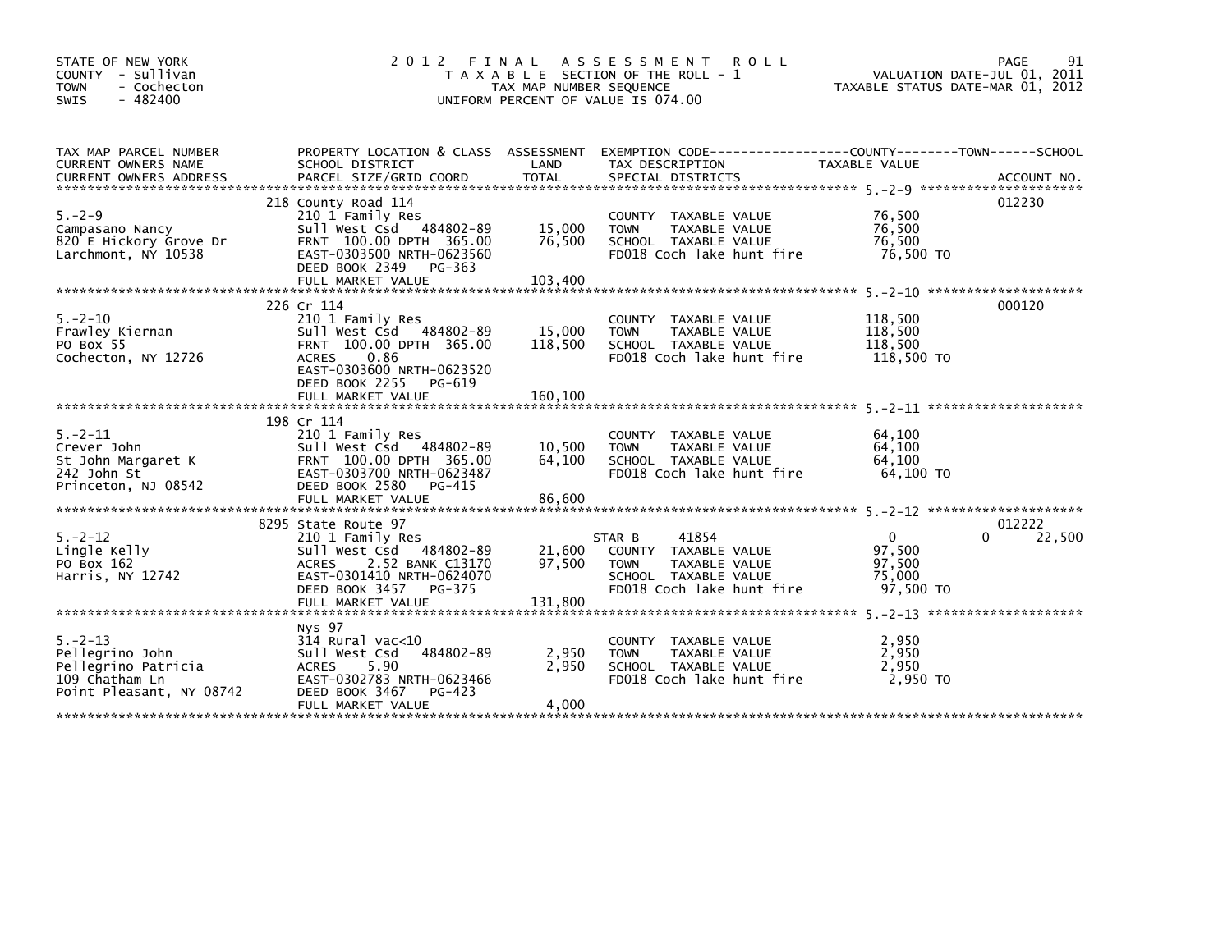STATE OF NEW YORK
COUNTY - Sullivan
TOWN - Cochecton
SWIS - 482400

# 2012 FINAL ASSESSMENT ROLL

TAXABLE SECTION OF THE ROLL - 1
TAX MAP NUMBER SEQUENCE
UNIFORM PERCENT OF VALUE IS 074.00

VALUATION DATE-JUL 01, 2011
TAXABLE STATUS DATE-MAR 01, 2012

| TAX MAP PARCEL NUMBER / CURRENT OWNERS NAME / CURRENT OWNERS ADDRESS | PROPERTY LOCATION & CLASS / SCHOOL DISTRICT / PARCEL SIZE/GRID COORD | ASSESSMENT LAND / TOTAL | EXEMPTION CODE / TAX DESCRIPTION / SPECIAL DISTRICTS | COUNTY / TOWN / SCHOOL TAXABLE VALUE | ACCOUNT NO. |
|---|---|---|---|---|---|
| 5.-2-9 | 218 County Road 114 | | | | 012230 |
| 5.-2-9 | 210 1 Family Res | | COUNTY TAXABLE VALUE | 76,500 | |
| Campasano Nancy | Sull West Csd 484802-89 | 15,000 | TOWN TAXABLE VALUE | 76,500 | |
| 820 E Hickory Grove Dr | FRNT 100.00 DPTH 365.00 | 76,500 | SCHOOL TAXABLE VALUE | 76,500 | |
| Larchmont, NY 10538 | EAST-0303500 NRTH-0623560 | | FD018 Coch lake hunt fire | 76,500 TO | |
| | DEED BOOK 2349 PG-363 | | | | |
| | FULL MARKET VALUE | 103,400 | | | |
| 5.-2-10 | 226 Cr 114 | | | | 000120 |
| 5.-2-10 | 210 1 Family Res | | COUNTY TAXABLE VALUE | 118,500 | |
| Frawley Kiernan | Sull West Csd 484802-89 | 15,000 | TOWN TAXABLE VALUE | 118,500 | |
| PO Box 55 | FRNT 100.00 DPTH 365.00 | 118,500 | SCHOOL TAXABLE VALUE | 118,500 | |
| Cochecton, NY 12726 | ACRES 0.86 | | FD018 Coch lake hunt fire | 118,500 TO | |
| | EAST-0303600 NRTH-0623520 | | | | |
| | DEED BOOK 2255 PG-619 | | | | |
| | FULL MARKET VALUE | 160,100 | | | |
| 5.-2-11 | 198 Cr 114 | | | | |
| 5.-2-11 | 210 1 Family Res | | COUNTY TAXABLE VALUE | 64,100 | |
| Crever John | Sull West Csd 484802-89 | 10,500 | TOWN TAXABLE VALUE | 64,100 | |
| St John Margaret K | FRNT 100.00 DPTH 365.00 | 64,100 | SCHOOL TAXABLE VALUE | 64,100 | |
| 242 John St | EAST-0303700 NRTH-0623487 | | FD018 Coch lake hunt fire | 64,100 TO | |
| Princeton, NJ 08542 | DEED BOOK 2580 PG-415 | | | | |
| | FULL MARKET VALUE | 86,600 | | | |
| 5.-2-12 | 8295 State Route 97 | | | | 012222 |
| 5.-2-12 | 210 1 Family Res | | STAR B 41854 | 0 0 22,500 | |
| Lingle Kelly | Sull West Csd 484802-89 | 21,600 | COUNTY TAXABLE VALUE | 97,500 | |
| PO Box 162 | ACRES 2.52 BANK C13170 | 97,500 | TOWN TAXABLE VALUE | 97,500 | |
| Harris, NY 12742 | EAST-0301410 NRTH-0624070 | | SCHOOL TAXABLE VALUE | 75,000 | |
| | DEED BOOK 3457 PG-375 | | FD018 Coch lake hunt fire | 97,500 TO | |
| | FULL MARKET VALUE | 131,800 | | | |
| 5.-2-13 | Nys 97 | | | | |
| 5.-2-13 | 314 Rural vac<10 | | COUNTY TAXABLE VALUE | 2,950 | |
| Pellegrino John | Sull West Csd 484802-89 | 2,950 | TOWN TAXABLE VALUE | 2,950 | |
| Pellegrino Patricia | ACRES 5.90 | 2,950 | SCHOOL TAXABLE VALUE | 2,950 | |
| 109 Chatham Ln | EAST-0302783 NRTH-0623466 | | FD018 Coch lake hunt fire | 2,950 TO | |
| Point Pleasant, NY 08742 | DEED BOOK 3467 PG-423 | | | | |
| | FULL MARKET VALUE | 4,000 | | | |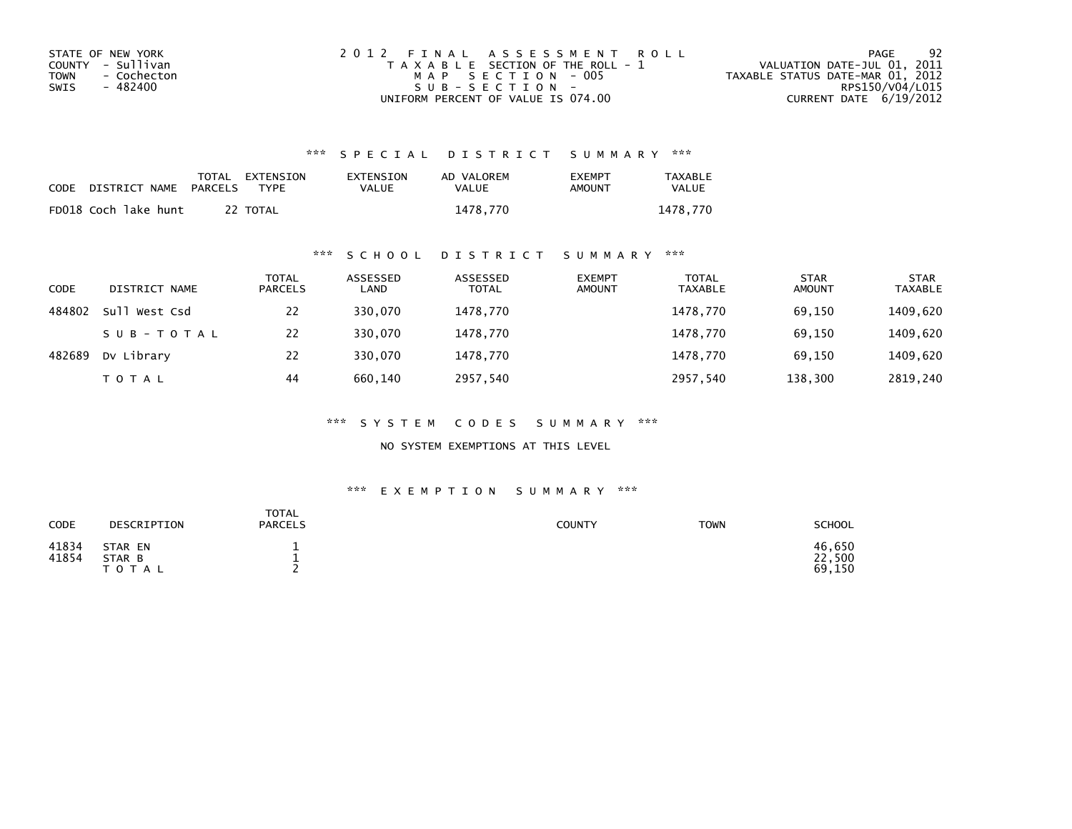STATE OF NEW YORK
COUNTY - Sullivan
TOWN - Cochecton
SWIS - 482400

2012 FINAL ASSESSMENT ROLL
TAXABLE SECTION OF THE ROLL - 1
MAP SECTION - 005
SUB-SECTION -
UNIFORM PERCENT OF VALUE IS 074.00

VALUATION DATE-JUL 01, 2011
TAXABLE STATUS DATE-MAR 01, 2012
RPS150/V04/L015
CURRENT DATE 6/19/2012

## *** SPECIAL DISTRICT SUMMARY ***

| CODE DISTRICT NAME | TOTAL PARCELS | EXTENSION TYPE | EXTENSION VALUE | AD VALOREM VALUE | EXEMPT AMOUNT | TAXABLE VALUE |
|---|---|---|---|---|---|---|
| FD018 Coch lake hunt | 22 | TOTAL | | 1478,770 | | 1478,770 |

## *** SCHOOL DISTRICT SUMMARY ***

| CODE | DISTRICT NAME | TOTAL PARCELS | ASSESSED LAND | ASSESSED TOTAL | EXEMPT AMOUNT | TOTAL TAXABLE | STAR AMOUNT | STAR TAXABLE |
|---|---|---|---|---|---|---|---|---|
| 484802 | Sull West Csd | 22 | 330,070 | 1478,770 | | 1478,770 | 69,150 | 1409,620 |
| | SUB-TOTAL | 22 | 330,070 | 1478,770 | | 1478,770 | 69,150 | 1409,620 |
| 482689 | Dv Library | 22 | 330,070 | 1478,770 | | 1478,770 | 69,150 | 1409,620 |
| | TOTAL | 44 | 660,140 | 2957,540 | | 2957,540 | 138,300 | 2819,240 |

## *** SYSTEM CODES SUMMARY ***

NO SYSTEM EXEMPTIONS AT THIS LEVEL

## *** EXEMPTION SUMMARY ***

| CODE | DESCRIPTION | TOTAL PARCELS | COUNTY | TOWN | SCHOOL |
|---|---|---|---|---|---|
| 41834 | STAR EN | 1 | | | 46,650 |
| 41854 | STAR B | 1 | | | 22,500 |
| | TOTAL | 2 | | | 69,150 |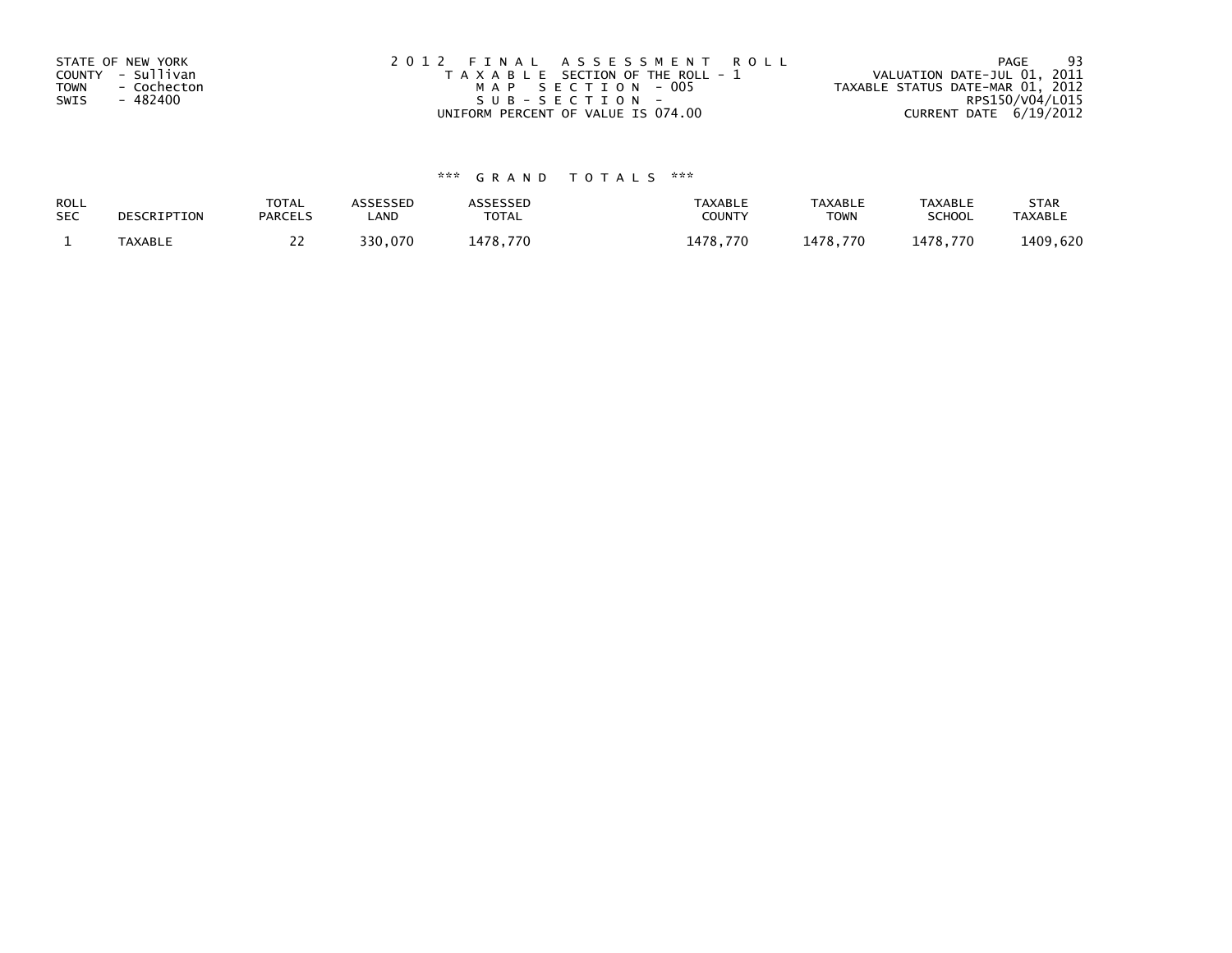STATE OF NEW YORK
COUNTY - Sullivan
TOWN - Cochecton
SWIS - 482400

2012 FINAL ASSESSMENT ROLL
TAXABLE SECTION OF THE ROLL - 1
MAP SECTION - 005
SUB-SECTION -
UNIFORM PERCENT OF VALUE IS 074.00

VALUATION DATE-JUL 01, 2011
TAXABLE STATUS DATE-MAR 01, 2012
RPS150/V04/L015
CURRENT DATE 6/19/2012

*** GRAND TOTALS ***

| ROLL SEC | DESCRIPTION | TOTAL PARCELS | ASSESSED LAND | ASSESSED TOTAL | TAXABLE COUNTY | TAXABLE TOWN | TAXABLE SCHOOL | STAR TAXABLE |
|---|---|---|---|---|---|---|---|---|
| 1 | TAXABLE | 22 | 330,070 | 1478,770 | 1478,770 | 1478,770 | 1478,770 | 1409,620 |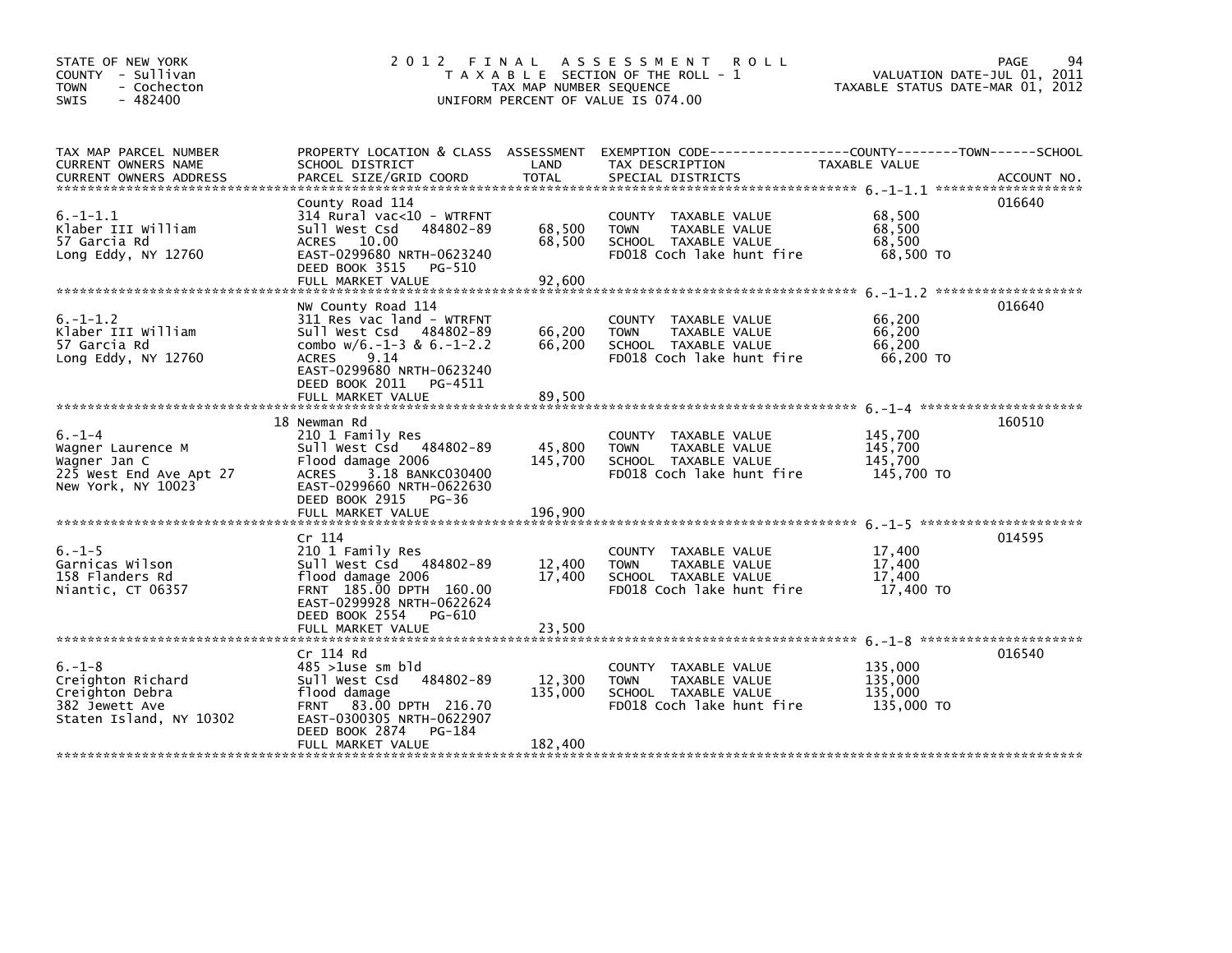STATE OF NEW YORK
COUNTY - Sullivan
TOWN - Cochecton
SWIS - 482400

# 2012 FINAL ASSESSMENT ROLL
TAXABLE SECTION OF THE ROLL - 1
TAX MAP NUMBER SEQUENCE
UNIFORM PERCENT OF VALUE IS 074.00

VALUATION DATE-JUL 01, 2011
TAXABLE STATUS DATE-MAR 01, 2012

| TAX MAP PARCEL NUMBER / CURRENT OWNERS NAME / CURRENT OWNERS ADDRESS | PROPERTY LOCATION & CLASS / SCHOOL DISTRICT / PARCEL SIZE/GRID COORD | ASSESSMENT LAND / TOTAL | EXEMPTION CODE / TAX DESCRIPTION / SPECIAL DISTRICTS | TAXABLE VALUE | ACCOUNT NO. |
|---|---|---|---|---|---|
| 6.-1-1.1 | County Road 114 | | | | 016640 |
| | 314 Rural vac<10 - WTRFNT | | COUNTY TAXABLE VALUE | 68,500 | |
| Klaber III William | Sull West Csd 484802-89 | 68,500 | TOWN TAXABLE VALUE | 68,500 | |
| 57 Garcia Rd | ACRES 10.00 | 68,500 | SCHOOL TAXABLE VALUE | 68,500 | |
| Long Eddy, NY 12760 | EAST-0299680 NRTH-0623240 | | FD018 Coch lake hunt fire | 68,500 TO | |
| | DEED BOOK 3515 PG-510 | | | | |
| | FULL MARKET VALUE | 92,600 | | | |
| 6.-1-1.2 | NW County Road 114 | | | | 016640 |
| | 311 Res vac land - WTRFNT | | COUNTY TAXABLE VALUE | 66,200 | |
| Klaber III William | Sull West Csd 484802-89 | 66,200 | TOWN TAXABLE VALUE | 66,200 | |
| 57 Garcia Rd | combo w/6.-1-3 & 6.-1-2.2 | 66,200 | SCHOOL TAXABLE VALUE | 66,200 | |
| Long Eddy, NY 12760 | ACRES 9.14 | | FD018 Coch lake hunt fire | 66,200 TO | |
| | EAST-0299680 NRTH-0623240 | | | | |
| | DEED BOOK 2011 PG-4511 | | | | |
| | FULL MARKET VALUE | 89,500 | | | |
| 6.-1-4 | 18 Newman Rd | | | | 160510 |
| | 210 1 Family Res | | COUNTY TAXABLE VALUE | 145,700 | |
| Wagner Laurence M | Sull West Csd 484802-89 | 45,800 | TOWN TAXABLE VALUE | 145,700 | |
| Wagner Jan C | Flood damage 2006 | 145,700 | SCHOOL TAXABLE VALUE | 145,700 | |
| 225 West End Ave Apt 27 | ACRES 3.18 BANKC030400 | | FD018 Coch lake hunt fire | 145,700 TO | |
| New York, NY 10023 | EAST-0299660 NRTH-0622630 | | | | |
| | DEED BOOK 2915 PG-36 | | | | |
| | FULL MARKET VALUE | 196,900 | | | |
| 6.-1-5 | Cr 114 | | | | 014595 |
| | 210 1 Family Res | | COUNTY TAXABLE VALUE | 17,400 | |
| Garnicas Wilson | Sull West Csd 484802-89 | 12,400 | TOWN TAXABLE VALUE | 17,400 | |
| 158 Flanders Rd | flood damage 2006 | 17,400 | SCHOOL TAXABLE VALUE | 17,400 | |
| Niantic, CT 06357 | FRNT 185.00 DPTH 160.00 | | FD018 Coch lake hunt fire | 17,400 TO | |
| | EAST-0299928 NRTH-0622624 | | | | |
| | DEED BOOK 2554 PG-610 | | | | |
| | FULL MARKET VALUE | 23,500 | | | |
| 6.-1-8 | Cr 114 Rd | | | | 016540 |
| | 485 >1use sm bld | | COUNTY TAXABLE VALUE | 135,000 | |
| Creighton Richard | Sull West Csd 484802-89 | 12,300 | TOWN TAXABLE VALUE | 135,000 | |
| Creighton Debra | flood damage | 135,000 | SCHOOL TAXABLE VALUE | 135,000 | |
| 382 Jewett Ave | FRNT 83.00 DPTH 216.70 | | FD018 Coch lake hunt fire | 135,000 TO | |
| Staten Island, NY 10302 | EAST-0300305 NRTH-0622907 | | | | |
| | DEED BOOK 2874 PG-184 | | | | |
| | FULL MARKET VALUE | 182,400 | | | |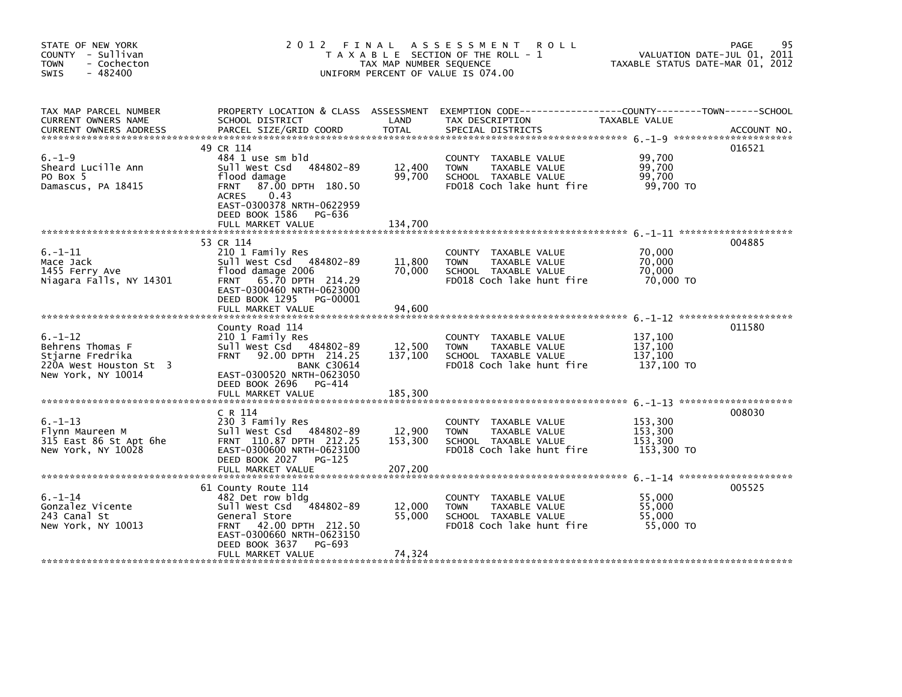STATE OF NEW YORK
COUNTY - Sullivan
TOWN - Cochecton
SWIS - 482400

# 2012 FINAL ASSESSMENT ROLL

TAXABLE SECTION OF THE ROLL - 1
TAX MAP NUMBER SEQUENCE
UNIFORM PERCENT OF VALUE IS 074.00

VALUATION DATE-JUL 01, 2011
TAXABLE STATUS DATE-MAR 01, 2012

| TAX MAP PARCEL NUMBER / CURRENT OWNERS NAME / CURRENT OWNERS ADDRESS | PROPERTY LOCATION & CLASS / SCHOOL DISTRICT / PARCEL SIZE/GRID COORD | ASSESSMENT LAND / TOTAL | EXEMPTION CODE / TAX DESCRIPTION / SPECIAL DISTRICTS | TAXABLE VALUE | ACCOUNT NO. |
|---|---|---|---|---|---|
| 6.-1-9 | 49 CR 114 | | | | 016521 |
| | 484 1 use sm bld | | COUNTY TAXABLE VALUE | 99,700 | |
| Sheard Lucille Ann | Sull West Csd 484802-89 | 12,400 | TOWN TAXABLE VALUE | 99,700 | |
| PO Box 5 | flood damage | 99,700 | SCHOOL TAXABLE VALUE | 99,700 | |
| Damascus, PA 18415 | FRNT 87.00 DPTH 180.50 | | FD018 Coch lake hunt fire | 99,700 TO | |
| | ACRES 0.43 | | | | |
| | EAST-0300378 NRTH-0622959 | | | | |
| | DEED BOOK 1586 PG-636 | | | | |
| | FULL MARKET VALUE | 134,700 | | | |
| 6.-1-11 | 53 CR 114 | | | | 004885 |
| | 210 1 Family Res | | COUNTY TAXABLE VALUE | 70,000 | |
| Mace Jack | Sull West Csd 484802-89 | 11,800 | TOWN TAXABLE VALUE | 70,000 | |
| 1455 Ferry Ave | flood damage 2006 | 70,000 | SCHOOL TAXABLE VALUE | 70,000 | |
| Niagara Falls, NY 14301 | FRNT 65.70 DPTH 214.29 | | FD018 Coch lake hunt fire | 70,000 TO | |
| | EAST-0300460 NRTH-0623000 | | | | |
| | DEED BOOK 1295 PG-00001 | | | | |
| | FULL MARKET VALUE | 94,600 | | | |
| 6.-1-12 | County Road 114 | | | | 011580 |
| | 210 1 Family Res | | COUNTY TAXABLE VALUE | 137,100 | |
| Behrens Thomas F | Sull West Csd 484802-89 | 12,500 | TOWN TAXABLE VALUE | 137,100 | |
| Stjarne Fredrika | FRNT 92.00 DPTH 214.25 | 137,100 | SCHOOL TAXABLE VALUE | 137,100 | |
| 220A West Houston St 3 | BANK C30614 | | FD018 Coch lake hunt fire | 137,100 TO | |
| New York, NY 10014 | EAST-0300520 NRTH-0623050 | | | | |
| | DEED BOOK 2696 PG-414 | | | | |
| | FULL MARKET VALUE | 185,300 | | | |
| 6.-1-13 | C R 114 | | | | 008030 |
| | 230 3 Family Res | | COUNTY TAXABLE VALUE | 153,300 | |
| Flynn Maureen M | Sull West Csd 484802-89 | 12,900 | TOWN TAXABLE VALUE | 153,300 | |
| 315 East 86 St Apt 6he | FRNT 110.87 DPTH 212.25 | 153,300 | SCHOOL TAXABLE VALUE | 153,300 | |
| New York, NY 10028 | EAST-0300600 NRTH-0623100 | | FD018 Coch lake hunt fire | 153,300 TO | |
| | DEED BOOK 2027 PG-125 | | | | |
| | FULL MARKET VALUE | 207,200 | | | |
| 6.-1-14 | 61 County Route 114 | | | | 005525 |
| | 482 Det row bldg | | COUNTY TAXABLE VALUE | 55,000 | |
| Gonzalez Vicente | Sull West Csd 484802-89 | 12,000 | TOWN TAXABLE VALUE | 55,000 | |
| 243 Canal St | General Store | 55,000 | SCHOOL TAXABLE VALUE | 55,000 | |
| New York, NY 10013 | FRNT 42.00 DPTH 212.50 | | FD018 Coch lake hunt fire | 55,000 TO | |
| | EAST-0300660 NRTH-0623150 | | | | |
| | DEED BOOK 3637 PG-693 | | | | |
| | FULL MARKET VALUE | 74,324 | | | |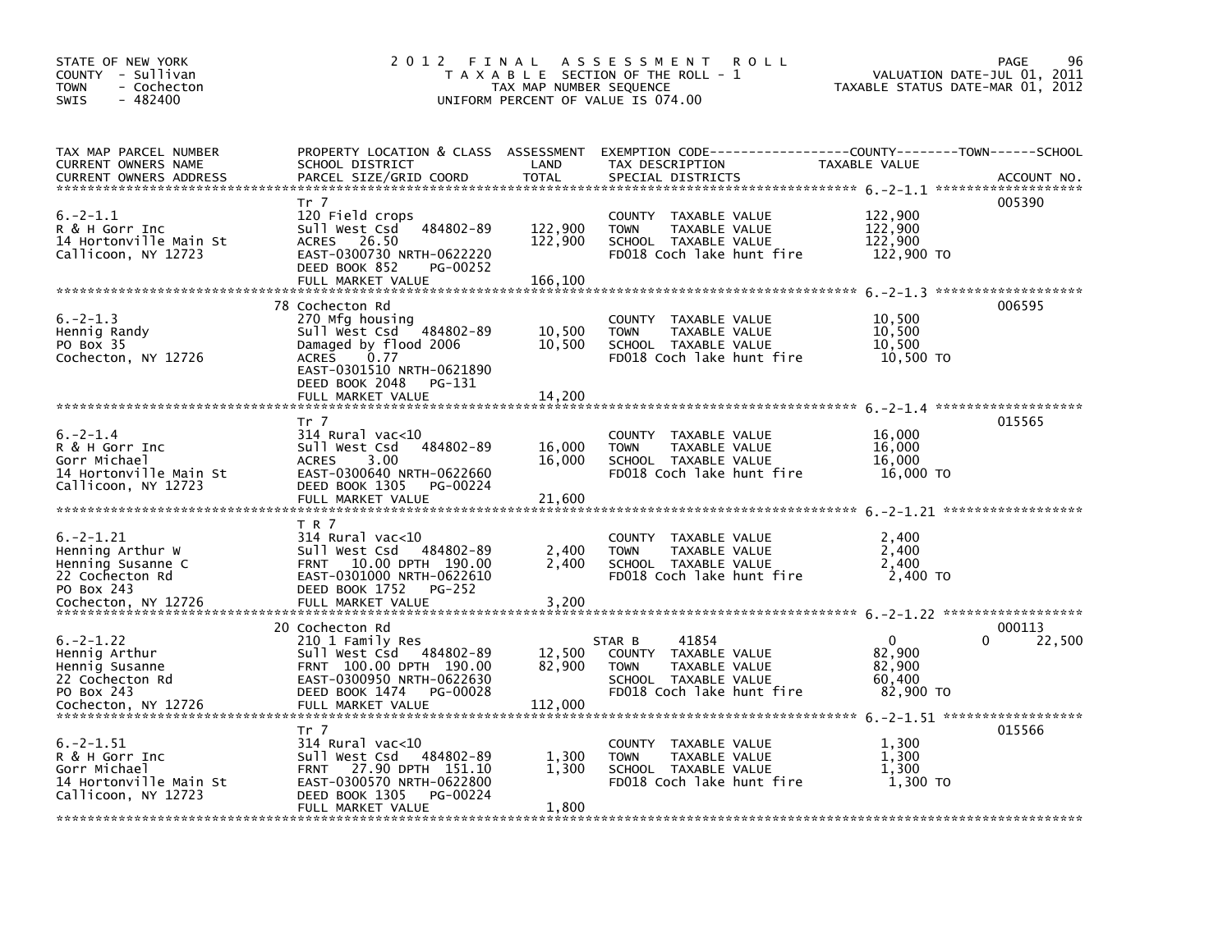STATE OF NEW YORK
COUNTY - Sullivan
TOWN - Cochecton
SWIS - 482400

# 2012 FINAL ASSESSMENT ROLL
TAXABLE SECTION OF THE ROLL - 1
TAX MAP NUMBER SEQUENCE
UNIFORM PERCENT OF VALUE IS 074.00

VALUATION DATE-JUL 01, 2011
TAXABLE STATUS DATE-MAR 01, 2012

| TAX MAP PARCEL NUMBER / CURRENT OWNERS NAME / CURRENT OWNERS ADDRESS | PROPERTY LOCATION & CLASS / SCHOOL DISTRICT / PARCEL SIZE/GRID COORD | ASSESSMENT LAND | TOTAL | EXEMPTION CODE / TAX DESCRIPTION / SPECIAL DISTRICTS | COUNTY TAXABLE VALUE | TOWN | SCHOOL | ACCOUNT NO. |
|---|---|---|---|---|---|---|---|---|
| 6.-2-1.1 | Tr 7 | | | | | | | 005390 |
| R & H Gorr Inc | 120 Field crops | | | COUNTY TAXABLE VALUE | 122,900 | | | |
| 14 Hortonville Main St | Sull West Csd 484802-89 | 122,900 | | TOWN TAXABLE VALUE | 122,900 | | | |
| Callicoon, NY 12723 | ACRES 26.50 | | 122,900 | SCHOOL TAXABLE VALUE | 122,900 | | | |
| | EAST-0300730 NRTH-0622220 | | | FD018 Coch lake hunt fire | 122,900 TO | | | |
| | DEED BOOK 852 PG-00252 | | | | | | | |
| | FULL MARKET VALUE | | 166,100 | | | | | |
| 6.-2-1.3 | 78 Cochecton Rd | | | | | | | 006595 |
| Hennig Randy | 270 Mfg housing | | | COUNTY TAXABLE VALUE | 10,500 | | | |
| PO Box 35 | Sull West Csd 484802-89 | 10,500 | | TOWN TAXABLE VALUE | 10,500 | | | |
| Cochecton, NY 12726 | Damaged by flood 2006 | | 10,500 | SCHOOL TAXABLE VALUE | 10,500 | | | |
| | ACRES 0.77 | | | FD018 Coch lake hunt fire | 10,500 TO | | | |
| | EAST-0301510 NRTH-0621890 | | | | | | | |
| | DEED BOOK 2048 PG-131 | | | | | | | |
| | FULL MARKET VALUE | | 14,200 | | | | | |
| 6.-2-1.4 | Tr 7 | | | | | | | 015565 |
| R & H Gorr Inc | 314 Rural vac<10 | | | COUNTY TAXABLE VALUE | 16,000 | | | |
| Gorr Michael | Sull West Csd 484802-89 | 16,000 | | TOWN TAXABLE VALUE | 16,000 | | | |
| 14 Hortonville Main St | ACRES 3.00 | | 16,000 | SCHOOL TAXABLE VALUE | 16,000 | | | |
| Callicoon, NY 12723 | EAST-0300640 NRTH-0622660 | | | FD018 Coch lake hunt fire | 16,000 TO | | | |
| | DEED BOOK 1305 PG-00224 | | | | | | | |
| | FULL MARKET VALUE | | 21,600 | | | | | |
| 6.-2-1.21 | T R 7 | | | | | | | |
| Henning Arthur W | 314 Rural vac<10 | | | COUNTY TAXABLE VALUE | 2,400 | | | |
| Henning Susanne C | Sull West Csd 484802-89 | 2,400 | | TOWN TAXABLE VALUE | 2,400 | | | |
| 22 Cochecton Rd | FRNT 10.00 DPTH 190.00 | | 2,400 | SCHOOL TAXABLE VALUE | 2,400 | | | |
| PO Box 243 | EAST-0301000 NRTH-0622610 | | | FD018 Coch lake hunt fire | 2,400 TO | | | |
| Cochecton, NY 12726 | DEED BOOK 1752 PG-252 | | | | | | | |
| | FULL MARKET VALUE | | 3,200 | | | | | |
| 6.-2-1.22 | 20 Cochecton Rd | | | | | | | 000113 |
| Hennig Arthur | 210 1 Family Res | | | STAR B 41854 | 0 | | 0 | 22,500 |
| Hennig Susanne | Sull West Csd 484802-89 | 12,500 | | COUNTY TAXABLE VALUE | 82,900 | | | |
| 22 Cochecton Rd | FRNT 100.00 DPTH 190.00 | | 82,900 | TOWN TAXABLE VALUE | 82,900 | | | |
| PO Box 243 | EAST-0300950 NRTH-0622630 | | | SCHOOL TAXABLE VALUE | 60,400 | | | |
| Cochecton, NY 12726 | DEED BOOK 1474 PG-00028 | | | FD018 Coch lake hunt fire | 82,900 TO | | | |
| | FULL MARKET VALUE | | 112,000 | | | | | |
| 6.-2-1.51 | Tr 7 | | | | | | | 015566 |
| R & H Gorr Inc | 314 Rural vac<10 | | | COUNTY TAXABLE VALUE | 1,300 | | | |
| Gorr Michael | Sull West Csd 484802-89 | 1,300 | | TOWN TAXABLE VALUE | 1,300 | | | |
| 14 Hortonville Main St | FRNT 27.90 DPTH 151.10 | | 1,300 | SCHOOL TAXABLE VALUE | 1,300 | | | |
| Callicoon, NY 12723 | EAST-0300570 NRTH-0622800 | | | FD018 Coch lake hunt fire | 1,300 TO | | | |
| | DEED BOOK 1305 PG-00224 | | | | | | | |
| | FULL MARKET VALUE | | 1,800 | | | | | |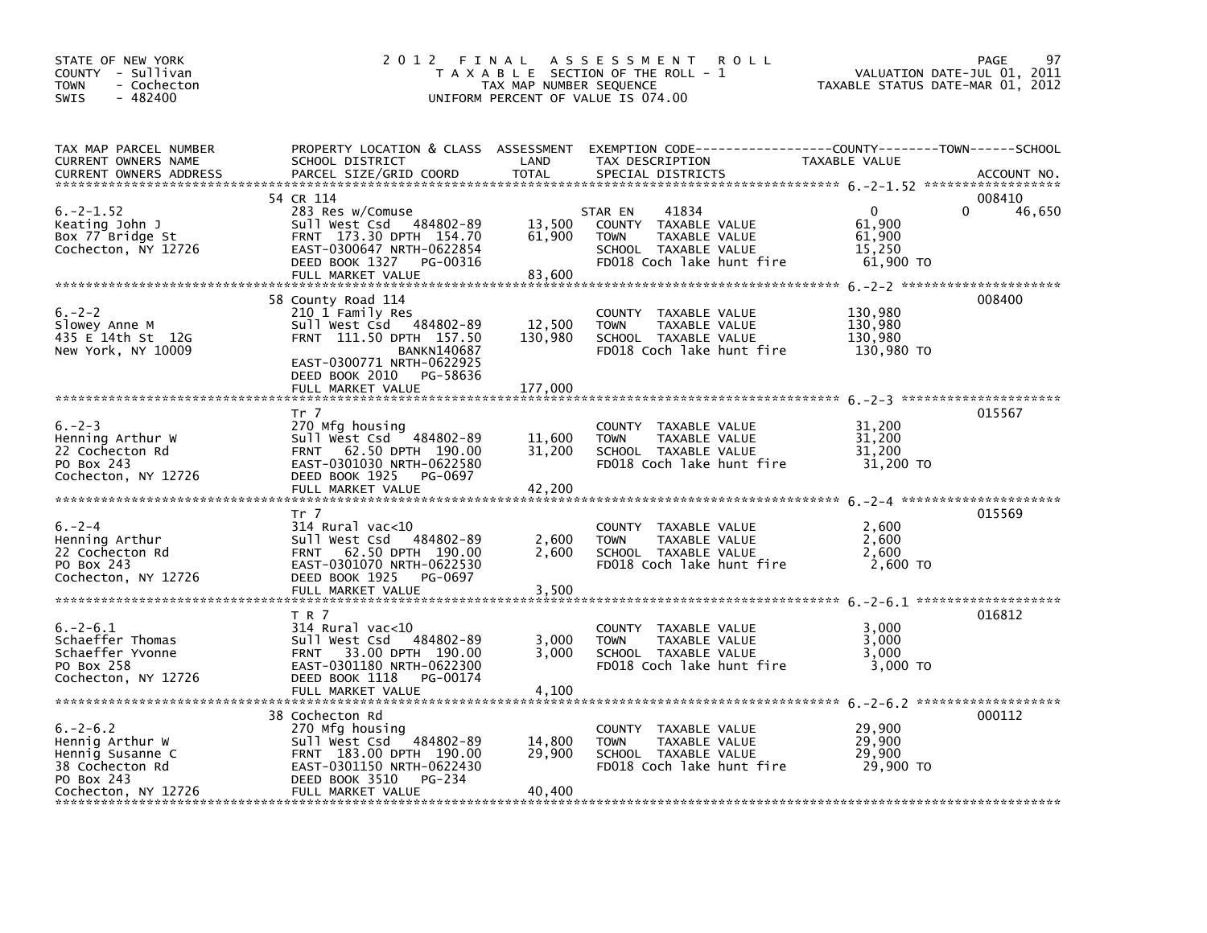STATE OF NEW YORK
COUNTY - Sullivan
TOWN - Cochecton
SWIS - 482400

# 2012 FINAL ASSESSMENT ROLL

TAXABLE SECTION OF THE ROLL - 1
TAX MAP NUMBER SEQUENCE
UNIFORM PERCENT OF VALUE IS 074.00

VALUATION DATE-JUL 01, 2011
TAXABLE STATUS DATE-MAR 01, 2012

| TAX MAP PARCEL NUMBER / CURRENT OWNERS NAME / CURRENT OWNERS ADDRESS | PROPERTY LOCATION & CLASS / SCHOOL DISTRICT / PARCEL SIZE/GRID COORD | ASSESSMENT LAND | TOTAL | EXEMPTION CODE / TAX DESCRIPTION / SPECIAL DISTRICTS | COUNTY | TOWN | SCHOOL | ACCOUNT NO. |
|---|---|---|---|---|---|---|---|---|
| 6.-2-1.52 | 54 CR 114 | | | | | | | 008410 |
| 6.-2-1.52 | 283 Res w/Comuse | | | STAR EN 41834 | 0 | 0 | 46,650 | |
| Keating John J | Sull West Csd 484802-89 | 13,500 | | COUNTY TAXABLE VALUE | 61,900 | | | |
| Box 77 Bridge St | FRNT 173.30 DPTH 154.70 | | 61,900 | TOWN TAXABLE VALUE | | 61,900 | | |
| Cochecton, NY 12726 | EAST-0300647 NRTH-0622854 | | | SCHOOL TAXABLE VALUE | | | 15,250 | |
| | DEED BOOK 1327 PG-00316 | | | FD018 Coch lake hunt fire | 61,900 TO | | | |
| | FULL MARKET VALUE | | 83,600 | | | | | |
| 6.-2-2 | 58 County Road 114 | | | | | | | 008400 |
| 6.-2-2 | 210 1 Family Res | | | COUNTY TAXABLE VALUE | 130,980 | | | |
| Slowey Anne M | Sull West Csd 484802-89 | 12,500 | | TOWN TAXABLE VALUE | | 130,980 | | |
| 435 E 14th St 12G | FRNT 111.50 DPTH 157.50 | | 130,980 | SCHOOL TAXABLE VALUE | | | 130,980 | |
| New York, NY 10009 | BANKN140687 | | | FD018 Coch lake hunt fire | 130,980 TO | | | |
| | EAST-0300771 NRTH-0622925 | | | | | | | |
| | DEED BOOK 2010 PG-58636 | | | | | | | |
| | FULL MARKET VALUE | | 177,000 | | | | | |
| 6.-2-3 | Tr 7 | | | | | | | 015567 |
| 6.-2-3 | 270 Mfg housing | | | COUNTY TAXABLE VALUE | 31,200 | | | |
| Henning Arthur W | Sull West Csd 484802-89 | 11,600 | | TOWN TAXABLE VALUE | | 31,200 | | |
| 22 Cochecton Rd | FRNT 62.50 DPTH 190.00 | | 31,200 | SCHOOL TAXABLE VALUE | | | 31,200 | |
| PO Box 243 | EAST-0301030 NRTH-0622580 | | | FD018 Coch lake hunt fire | 31,200 TO | | | |
| Cochecton, NY 12726 | DEED BOOK 1925 PG-0697 | | | | | | | |
| | FULL MARKET VALUE | | 42,200 | | | | | |
| 6.-2-4 | Tr 7 | | | | | | | 015569 |
| 6.-2-4 | 314 Rural vac<10 | | | COUNTY TAXABLE VALUE | 2,600 | | | |
| Henning Arthur | Sull West Csd 484802-89 | 2,600 | | TOWN TAXABLE VALUE | | 2,600 | | |
| 22 Cochecton Rd | FRNT 62.50 DPTH 190.00 | | 2,600 | SCHOOL TAXABLE VALUE | | | 2,600 | |
| PO Box 243 | EAST-0301070 NRTH-0622530 | | | FD018 Coch lake hunt fire | 2,600 TO | | | |
| Cochecton, NY 12726 | DEED BOOK 1925 PG-0697 | | | | | | | |
| | FULL MARKET VALUE | | 3,500 | | | | | |
| 6.-2-6.1 | T R 7 | | | | | | | 016812 |
| 6.-2-6.1 | 314 Rural vac<10 | | | COUNTY TAXABLE VALUE | 3,000 | | | |
| Schaeffer Thomas | Sull West Csd 484802-89 | 3,000 | | TOWN TAXABLE VALUE | | 3,000 | | |
| Schaeffer Yvonne | FRNT 33.00 DPTH 190.00 | | 3,000 | SCHOOL TAXABLE VALUE | | | 3,000 | |
| PO Box 258 | EAST-0301180 NRTH-0622300 | | | FD018 Coch lake hunt fire | 3,000 TO | | | |
| Cochecton, NY 12726 | DEED BOOK 1118 PG-00174 | | | | | | | |
| | FULL MARKET VALUE | | 4,100 | | | | | |
| 6.-2-6.2 | 38 Cochecton Rd | | | | | | | 000112 |
| 6.-2-6.2 | 270 Mfg housing | | | COUNTY TAXABLE VALUE | 29,900 | | | |
| Hennig Arthur W | Sull West Csd 484802-89 | 14,800 | | TOWN TAXABLE VALUE | | 29,900 | | |
| Hennig Susanne C | FRNT 183.00 DPTH 190.00 | | 29,900 | SCHOOL TAXABLE VALUE | | | 29,900 | |
| 38 Cochecton Rd | EAST-0301150 NRTH-0622430 | | | FD018 Coch lake hunt fire | 29,900 TO | | | |
| PO Box 243 | DEED BOOK 3510 PG-234 | | | | | | | |
| Cochecton, NY 12726 | FULL MARKET VALUE | | 40,400 | | | | | |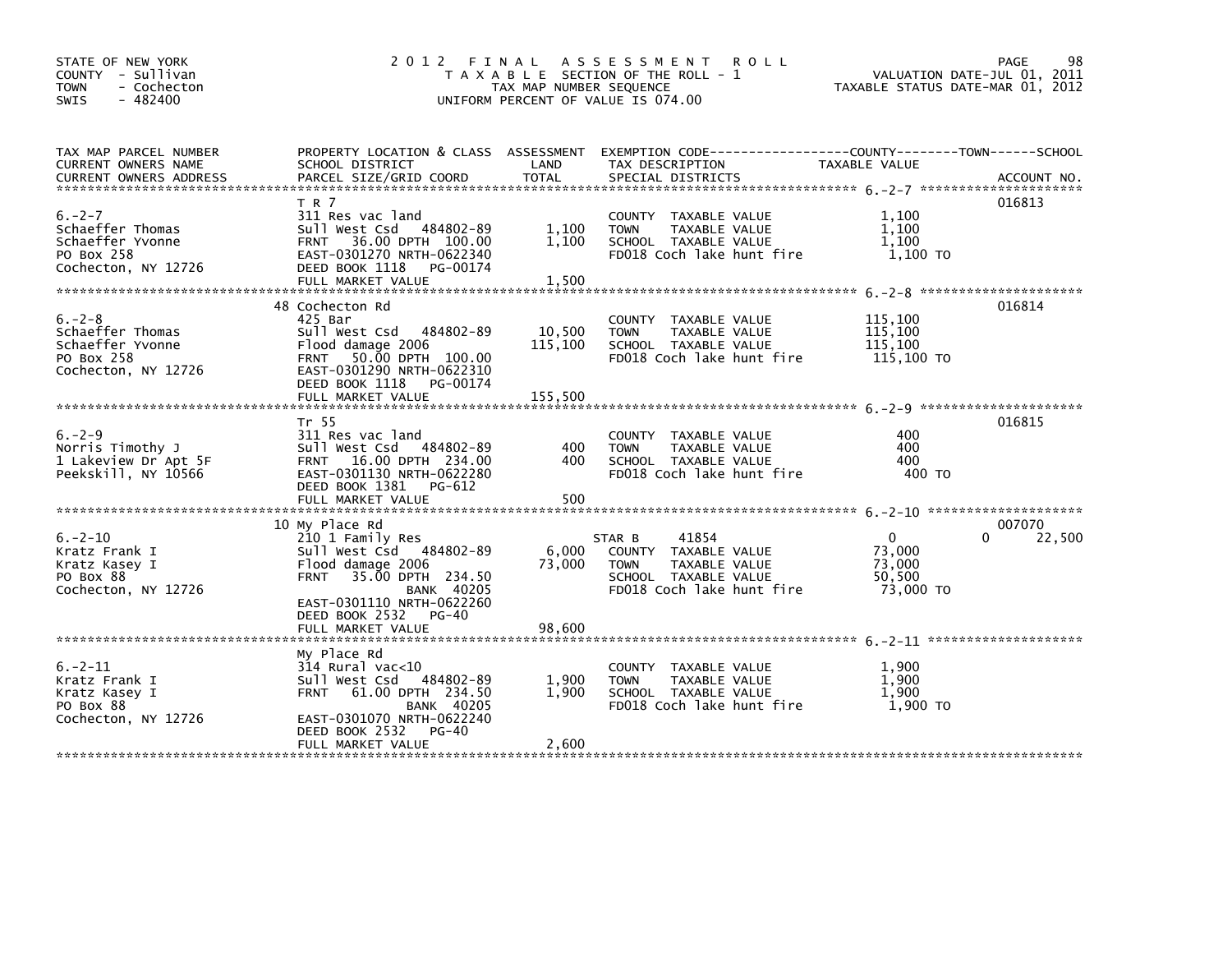STATE OF NEW YORK
COUNTY - Sullivan
TOWN - Cochecton
SWIS - 482400

# 2012 FINAL ASSESSMENT ROLL

TAXABLE SECTION OF THE ROLL - 1
TAX MAP NUMBER SEQUENCE
UNIFORM PERCENT OF VALUE IS 074.00

VALUATION DATE-JUL 01, 2011
TAXABLE STATUS DATE-MAR 01, 2012

| TAX MAP PARCEL NUMBER / CURRENT OWNERS NAME / CURRENT OWNERS ADDRESS | PROPERTY LOCATION & CLASS / SCHOOL DISTRICT / PARCEL SIZE/GRID COORD | ASSESSMENT LAND | TOTAL | EXEMPTION CODE / TAX DESCRIPTION / SPECIAL DISTRICTS | COUNTY TAXABLE VALUE | TOWN | SCHOOL | ACCOUNT NO. |
|---|---|---|---|---|---|---|---|---|
| 6.-2-7 | T R 7 | | | | | | | 016813 |
| Schaeffer Thomas | 311 Res vac land | | | COUNTY TAXABLE VALUE | 1,100 | | | |
| Schaeffer Yvonne | Sull West Csd 484802-89 | 1,100 | | TOWN TAXABLE VALUE | 1,100 | | | |
| PO Box 258 | FRNT 36.00 DPTH 100.00 | | 1,100 | SCHOOL TAXABLE VALUE | 1,100 | | | |
| Cochecton, NY 12726 | EAST-0301270 NRTH-0622340 | | | FD018 Coch lake hunt fire | 1,100 TO | | | |
| | DEED BOOK 1118 PG-00174 | | | | | | | |
| | FULL MARKET VALUE | | 1,500 | | | | | |
| 6.-2-8 | 48 Cochecton Rd | | | | | | | 016814 |
| Schaeffer Thomas | 425 Bar | | | COUNTY TAXABLE VALUE | 115,100 | | | |
| Schaeffer Yvonne | Sull West Csd 484802-89 | 10,500 | | TOWN TAXABLE VALUE | 115,100 | | | |
| PO Box 258 | Flood damage 2006 | | 115,100 | SCHOOL TAXABLE VALUE | 115,100 | | | |
| Cochecton, NY 12726 | FRNT 50.00 DPTH 100.00 | | | FD018 Coch lake hunt fire | 115,100 TO | | | |
| | EAST-0301290 NRTH-0622310 | | | | | | | |
| | DEED BOOK 1118 PG-00174 | | | | | | | |
| | FULL MARKET VALUE | | 155,500 | | | | | |
| 6.-2-9 | Tr 55 | | | | | | | 016815 |
| Norris Timothy J | 311 Res vac land | | | COUNTY TAXABLE VALUE | 400 | | | |
| 1 Lakeview Dr Apt 5F | Sull West Csd 484802-89 | 400 | | TOWN TAXABLE VALUE | 400 | | | |
| Peekskill, NY 10566 | FRNT 16.00 DPTH 234.00 | | 400 | SCHOOL TAXABLE VALUE | 400 | | | |
| | EAST-0301130 NRTH-0622280 | | | FD018 Coch lake hunt fire | 400 TO | | | |
| | DEED BOOK 1381 PG-612 | | | | | | | |
| | FULL MARKET VALUE | | 500 | | | | | |
| 6.-2-10 | 10 My Place Rd | | | | | | | 007070 |
| Kratz Frank I | 210 1 Family Res | | | STAR B 41854 | 0 | | 0 | 22,500 |
| Kratz Kasey I | Sull West Csd 484802-89 | 6,000 | | COUNTY TAXABLE VALUE | 73,000 | | | |
| PO Box 88 | Flood damage 2006 | | 73,000 | TOWN TAXABLE VALUE | 73,000 | | | |
| Cochecton, NY 12726 | FRNT 35.00 DPTH 234.50 | | | SCHOOL TAXABLE VALUE | 50,500 | | | |
| | BANK 40205 | | | FD018 Coch lake hunt fire | 73,000 TO | | | |
| | EAST-0301110 NRTH-0622260 | | | | | | | |
| | DEED BOOK 2532 PG-40 | | | | | | | |
| | FULL MARKET VALUE | | 98,600 | | | | | |
| 6.-2-11 | My Place Rd | | | | | | | |
| Kratz Frank I | 314 Rural vac<10 | | | COUNTY TAXABLE VALUE | 1,900 | | | |
| Kratz Kasey I | Sull West Csd 484802-89 | 1,900 | | TOWN TAXABLE VALUE | 1,900 | | | |
| PO Box 88 | FRNT 61.00 DPTH 234.50 | | 1,900 | SCHOOL TAXABLE VALUE | 1,900 | | | |
| Cochecton, NY 12726 | BANK 40205 | | | FD018 Coch lake hunt fire | 1,900 TO | | | |
| | EAST-0301070 NRTH-0622240 | | | | | | | |
| | DEED BOOK 2532 PG-40 | | | | | | | |
| | FULL MARKET VALUE | | 2,600 | | | | | |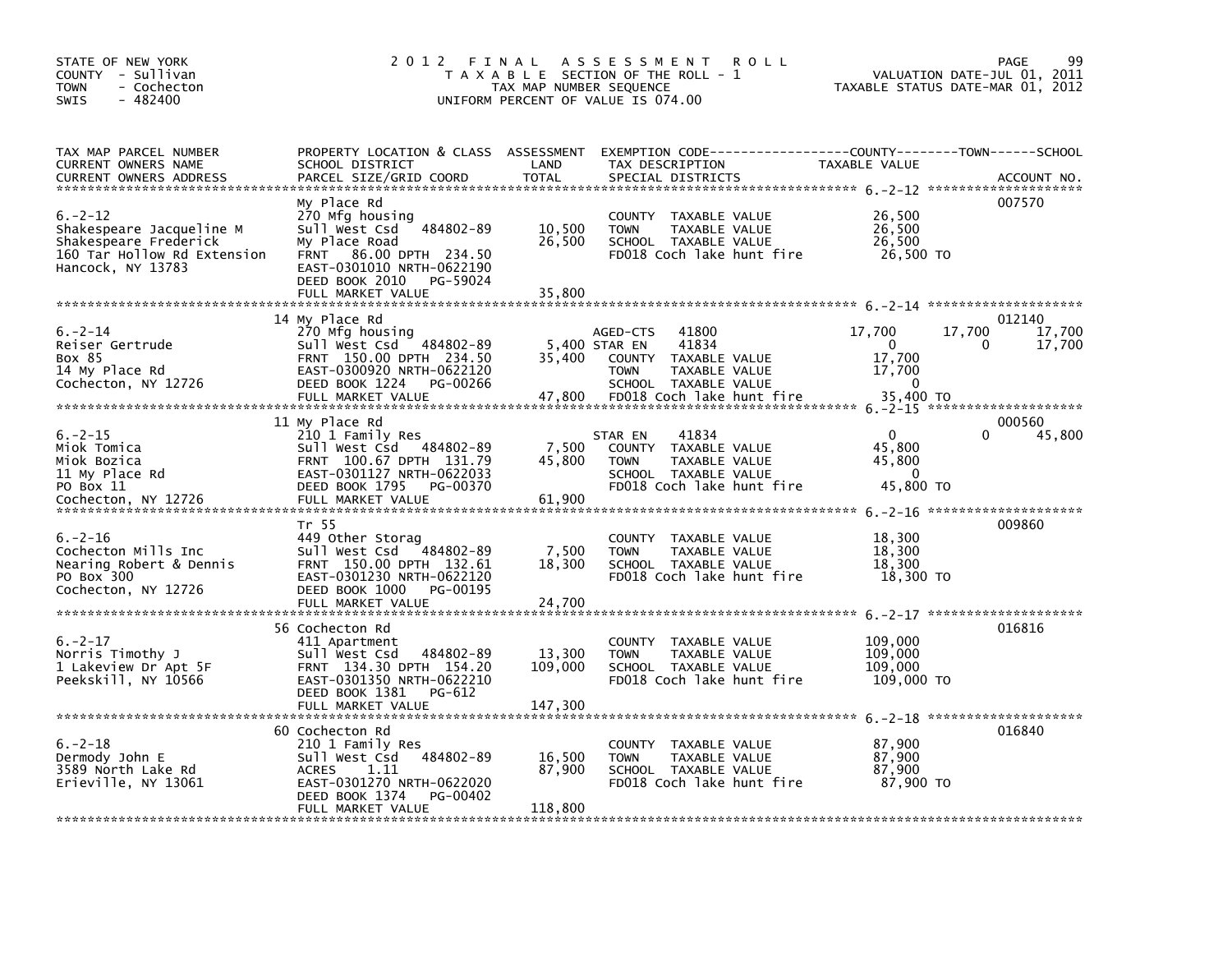STATE OF NEW YORK
COUNTY - Sullivan
TOWN - Cochecton
SWIS - 482400

2012 FINAL ASSESSMENT ROLL
TAXABLE SECTION OF THE ROLL - 1
TAX MAP NUMBER SEQUENCE
UNIFORM PERCENT OF VALUE IS 074.00

VALUATION DATE-JUL 01, 2011
TAXABLE STATUS DATE-MAR 01, 2012

| TAX MAP PARCEL NUMBER / CURRENT OWNERS NAME / CURRENT OWNERS ADDRESS | PROPERTY LOCATION & CLASS / SCHOOL DISTRICT / PARCEL SIZE/GRID COORD | ASSESSMENT LAND | TOTAL | EXEMPTION CODE / TAX DESCRIPTION / SPECIAL DISTRICTS | COUNTY TAXABLE VALUE | TOWN | SCHOOL | ACCOUNT NO. |
|---|---|---|---|---|---|---|---|---|
| 6.-2-12 | My Place Rd | | | | | | | 007570 |
| Shakespeare Jacqueline M | 270 Mfg housing | | | COUNTY TAXABLE VALUE | 26,500 | | | |
| Shakespeare Frederick | Sull West Csd 484802-89 | 10,500 | | TOWN TAXABLE VALUE | 26,500 | | | |
| 160 Tar Hollow Rd Extension | My Place Road | | 26,500 | SCHOOL TAXABLE VALUE | 26,500 | | | |
| Hancock, NY 13783 | FRNT 86.00 DPTH 234.50 | | | FD018 Coch lake hunt fire | 26,500 TO | | | |
| | EAST-0301010 NRTH-0622190 | | | | | | | |
| | DEED BOOK 2010 PG-59024 | | | | | | | |
| | FULL MARKET VALUE | | 35,800 | | | | | |
| 6.-2-14 | 14 My Place Rd | | | | | | | 012140 |
| Reiser Gertrude | 270 Mfg housing | | | AGED-CTS 41800 | 17,700 | 17,700 | 17,700 | |
| Box 85 | Sull West Csd 484802-89 | 5,400 | | STAR EN 41834 | 0 | 0 | 17,700 | |
| 14 My Place Rd | FRNT 150.00 DPTH 234.50 | | 35,400 | COUNTY TAXABLE VALUE | 17,700 | | | |
| Cochecton, NY 12726 | EAST-0300920 NRTH-0622120 | | | TOWN TAXABLE VALUE | 17,700 | | | |
| | DEED BOOK 1224 PG-00266 | | | SCHOOL TAXABLE VALUE | 0 | | | |
| | FULL MARKET VALUE | | 47,800 | FD018 Coch lake hunt fire | 35,400 TO | | | |
| 6.-2-15 | 11 My Place Rd | | | | | | | 000560 |
| Miok Tomica | 210 1 Family Res | | | STAR EN 41834 | 0 | 0 | 45,800 | |
| Miok Bozica | Sull West Csd 484802-89 | 7,500 | | COUNTY TAXABLE VALUE | 45,800 | | | |
| 11 My Place Rd | FRNT 100.67 DPTH 131.79 | | 45,800 | TOWN TAXABLE VALUE | 45,800 | | | |
| PO Box 11 | EAST-0301127 NRTH-0622033 | | | SCHOOL TAXABLE VALUE | 0 | | | |
| Cochecton, NY 12726 | DEED BOOK 1795 PG-00370 | | | FD018 Coch lake hunt fire | 45,800 TO | | | |
| | FULL MARKET VALUE | | 61,900 | | | | | |
| 6.-2-16 | Tr 55 | | | | | | | 009860 |
| Cochecton Mills Inc | 449 Other Storag | | | COUNTY TAXABLE VALUE | 18,300 | | | |
| Nearing Robert & Dennis | Sull West Csd 484802-89 | 7,500 | | TOWN TAXABLE VALUE | 18,300 | | | |
| PO Box 300 | FRNT 150.00 DPTH 132.61 | | 18,300 | SCHOOL TAXABLE VALUE | 18,300 | | | |
| Cochecton, NY 12726 | EAST-0301230 NRTH-0622120 | | | FD018 Coch lake hunt fire | 18,300 TO | | | |
| | DEED BOOK 1000 PG-00195 | | | | | | | |
| | FULL MARKET VALUE | | 24,700 | | | | | |
| 6.-2-17 | 56 Cochecton Rd | | | | | | | 016816 |
| Norris Timothy J | 411 Apartment | | | COUNTY TAXABLE VALUE | 109,000 | | | |
| 1 Lakeview Dr Apt 5F | Sull West Csd 484802-89 | 13,300 | | TOWN TAXABLE VALUE | 109,000 | | | |
| Peekskill, NY 10566 | FRNT 134.30 DPTH 154.20 | | 109,000 | SCHOOL TAXABLE VALUE | 109,000 | | | |
| | EAST-0301350 NRTH-0622210 | | | FD018 Coch lake hunt fire | 109,000 TO | | | |
| | DEED BOOK 1381 PG-612 | | | | | | | |
| | FULL MARKET VALUE | | 147,300 | | | | | |
| 6.-2-18 | 60 Cochecton Rd | | | | | | | 016840 |
| Dermody John E | 210 1 Family Res | | | COUNTY TAXABLE VALUE | 87,900 | | | |
| 3589 North Lake Rd | Sull West Csd 484802-89 | 16,500 | | TOWN TAXABLE VALUE | 87,900 | | | |
| Erieville, NY 13061 | ACRES 1.11 | | 87,900 | SCHOOL TAXABLE VALUE | 87,900 | | | |
| | EAST-0301270 NRTH-0622020 | | | FD018 Coch lake hunt fire | 87,900 TO | | | |
| | DEED BOOK 1374 PG-00402 | | | | | | | |
| | FULL MARKET VALUE | | 118,800 | | | | | |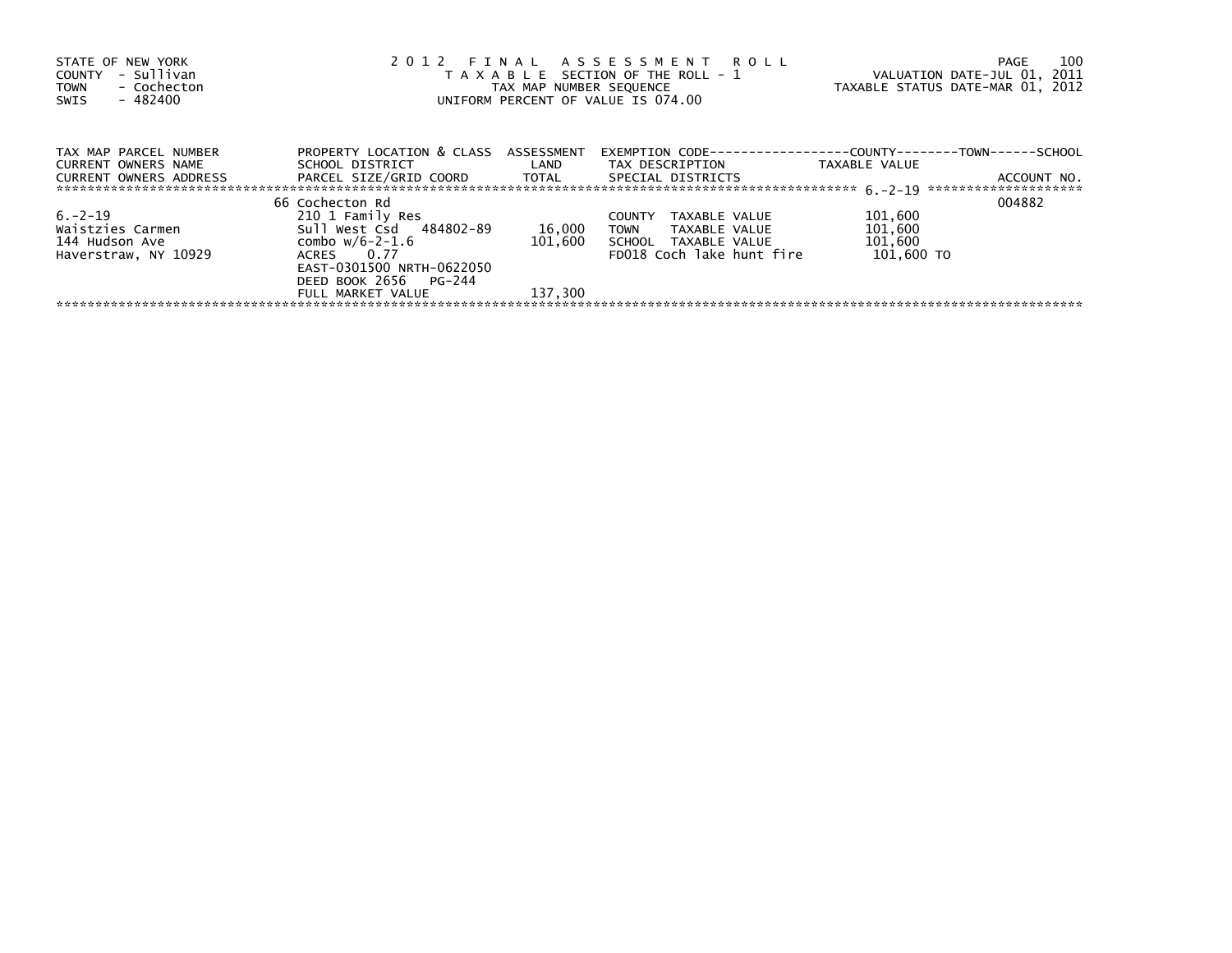STATE OF NEW YORK
COUNTY - Sullivan
TOWN - Cochecton
SWIS - 482400

2 0 1 2 F I N A L A S S E S S M E N T R O L L
T A X A B L E SECTION OF THE ROLL - 1
TAX MAP NUMBER SEQUENCE
UNIFORM PERCENT OF VALUE IS 074.00

VALUATION DATE-JUL 01, 2011
TAXABLE STATUS DATE-MAR 01, 2012

| TAX MAP PARCEL NUMBER<br>CURRENT OWNERS NAME<br>CURRENT OWNERS ADDRESS | PROPERTY LOCATION & CLASS<br>SCHOOL DISTRICT<br>PARCEL SIZE/GRID COORD | ASSESSMENT<br>LAND<br>TOTAL | EXEMPTION CODE<br>TAX DESCRIPTION<br>SPECIAL DISTRICTS | COUNTY--------TOWN------SCHOOL<br>TAXABLE VALUE | ACCOUNT NO. |
|---|---|---|---|---|---|
| 6.-2-19 | 66 Cochecton Rd | | | | 004882 |
| | 210 1 Family Res | | COUNTY TAXABLE VALUE | 101,600 | |
| Waistzies Carmen | Sull West Csd 484802-89 | 16,000 | TOWN TAXABLE VALUE | 101,600 | |
| 144 Hudson Ave | combo w/6-2-1.6 | 101,600 | SCHOOL TAXABLE VALUE | 101,600 | |
| Haverstraw, NY 10929 | ACRES 0.77 | | FD018 Coch lake hunt fire | 101,600 TO | |
| | EAST-0301500 NRTH-0622050 | | | | |
| | DEED BOOK 2656 PG-244 | | | | |
| | FULL MARKET VALUE | 137,300 | | | |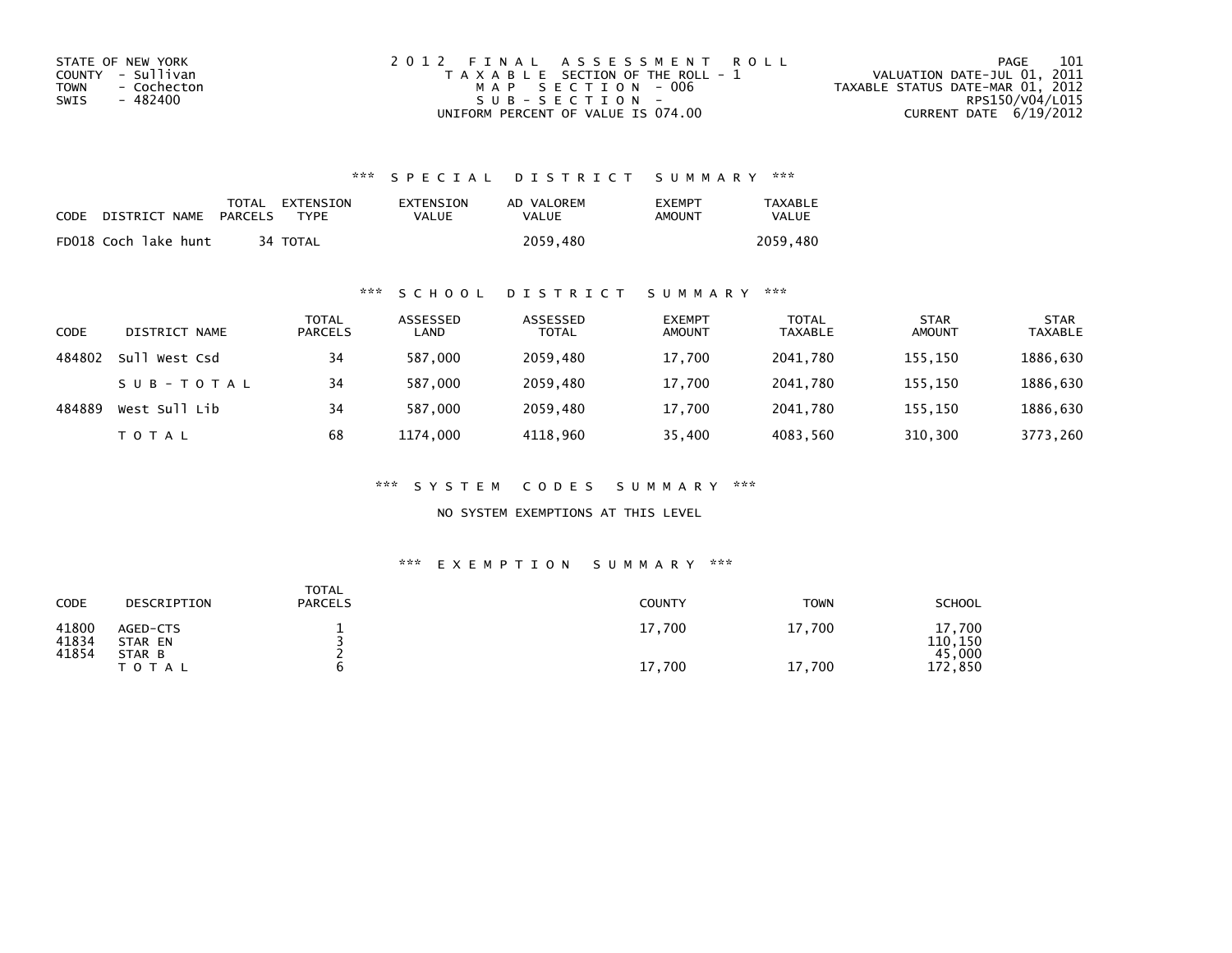STATE OF NEW YORK
COUNTY - Sullivan
TOWN - Cochecton
SWIS - 482400

2012 FINAL ASSESSMENT ROLL
TAXABLE SECTION OF THE ROLL - 1
MAP SECTION - 006
SUB-SECTION -
UNIFORM PERCENT OF VALUE IS 074.00

VALUATION DATE-JUL 01, 2011
TAXABLE STATUS DATE-MAR 01, 2012
RPS150/V04/L015
CURRENT DATE 6/19/2012

### *** SPECIAL DISTRICT SUMMARY ***

| CODE DISTRICT NAME | TOTAL PARCELS | EXTENSION TYPE | EXTENSION VALUE | AD VALOREM VALUE | EXEMPT AMOUNT | TAXABLE VALUE |
|---|---|---|---|---|---|---|
| FD018 Coch lake hunt | 34 | TOTAL | | 2059,480 | | 2059,480 |

### *** SCHOOL DISTRICT SUMMARY ***

| CODE | DISTRICT NAME | TOTAL PARCELS | ASSESSED LAND | ASSESSED TOTAL | EXEMPT AMOUNT | TOTAL TAXABLE | STAR AMOUNT | STAR TAXABLE |
|---|---|---|---|---|---|---|---|---|
| 484802 | Sull West Csd | 34 | 587,000 | 2059,480 | 17,700 | 2041,780 | 155,150 | 1886,630 |
| | SUB-TOTAL | 34 | 587,000 | 2059,480 | 17,700 | 2041,780 | 155,150 | 1886,630 |
| 484889 | West Sull Lib | 34 | 587,000 | 2059,480 | 17,700 | 2041,780 | 155,150 | 1886,630 |
| | TOTAL | 68 | 1174,000 | 4118,960 | 35,400 | 4083,560 | 310,300 | 3773,260 |

### *** SYSTEM CODES SUMMARY ***

NO SYSTEM EXEMPTIONS AT THIS LEVEL

### *** EXEMPTION SUMMARY ***

| CODE | DESCRIPTION | TOTAL PARCELS | COUNTY | TOWN | SCHOOL |
|---|---|---|---|---|---|
| 41800 | AGED-CTS | 1 | 17,700 | 17,700 | 17,700 |
| 41834 | STAR EN | 3 | | | 110,150 |
| 41854 | STAR B | 2 | | | 45,000 |
| | TOTAL | 6 | 17,700 | 17,700 | 172,850 |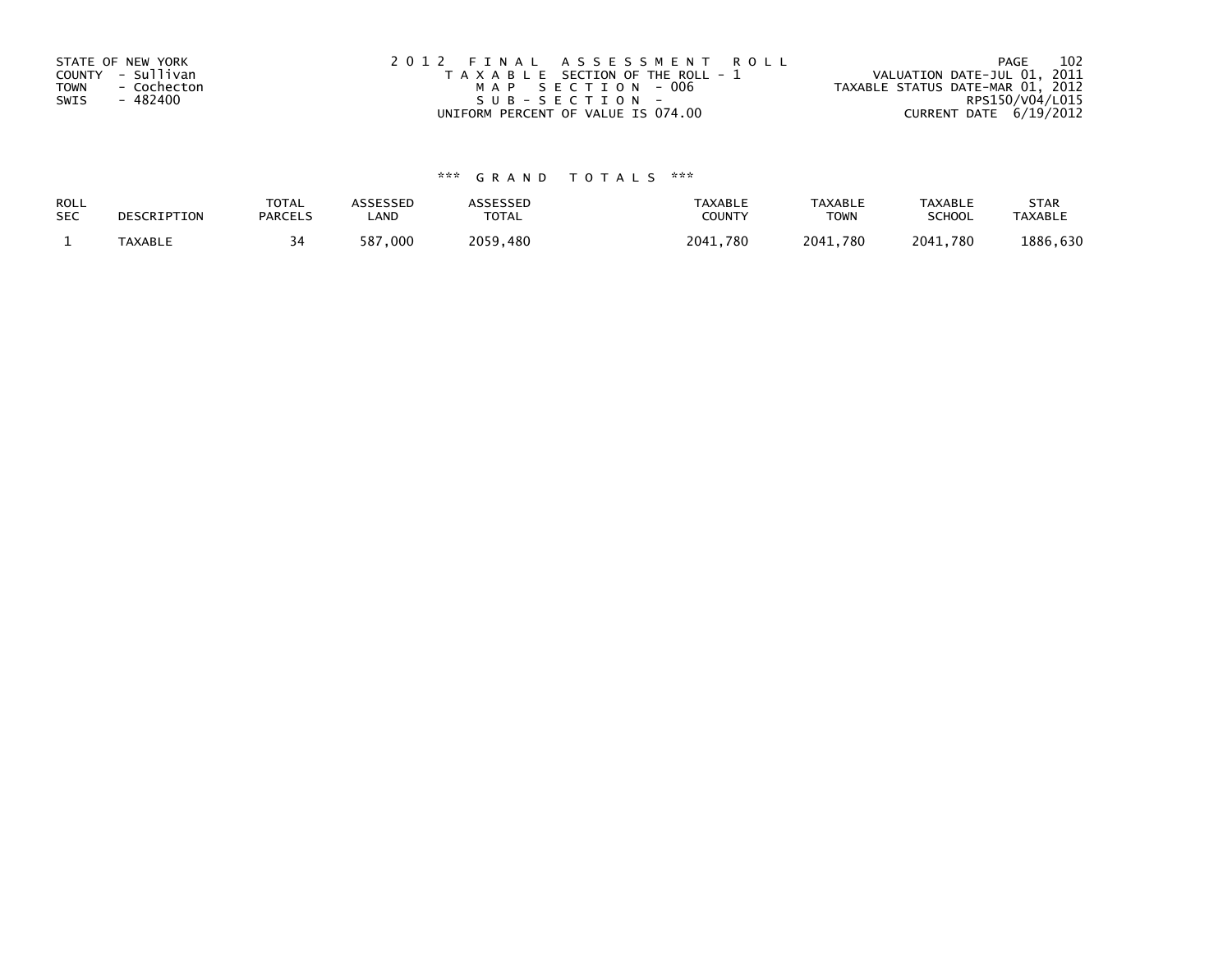STATE OF NEW YORK
COUNTY - Sullivan
TOWN - Cochecton
SWIS - 482400

2012 FINAL ASSESSMENT ROLL
TAXABLE SECTION OF THE ROLL - 1
MAP SECTION - 006
SUB-SECTION -
UNIFORM PERCENT OF VALUE IS 074.00

VALUATION DATE-JUL 01, 2011
TAXABLE STATUS DATE-MAR 01, 2012
RPS150/V04/L015
CURRENT DATE 6/19/2012

*** GRAND TOTALS ***

| ROLL SEC | DESCRIPTION | TOTAL PARCELS | ASSESSED LAND | ASSESSED TOTAL | TAXABLE COUNTY | TAXABLE TOWN | TAXABLE SCHOOL | STAR TAXABLE |
|---|---|---|---|---|---|---|---|---|
| 1 | TAXABLE | 34 | 587,000 | 2059,480 | 2041,780 | 2041,780 | 2041,780 | 1886,630 |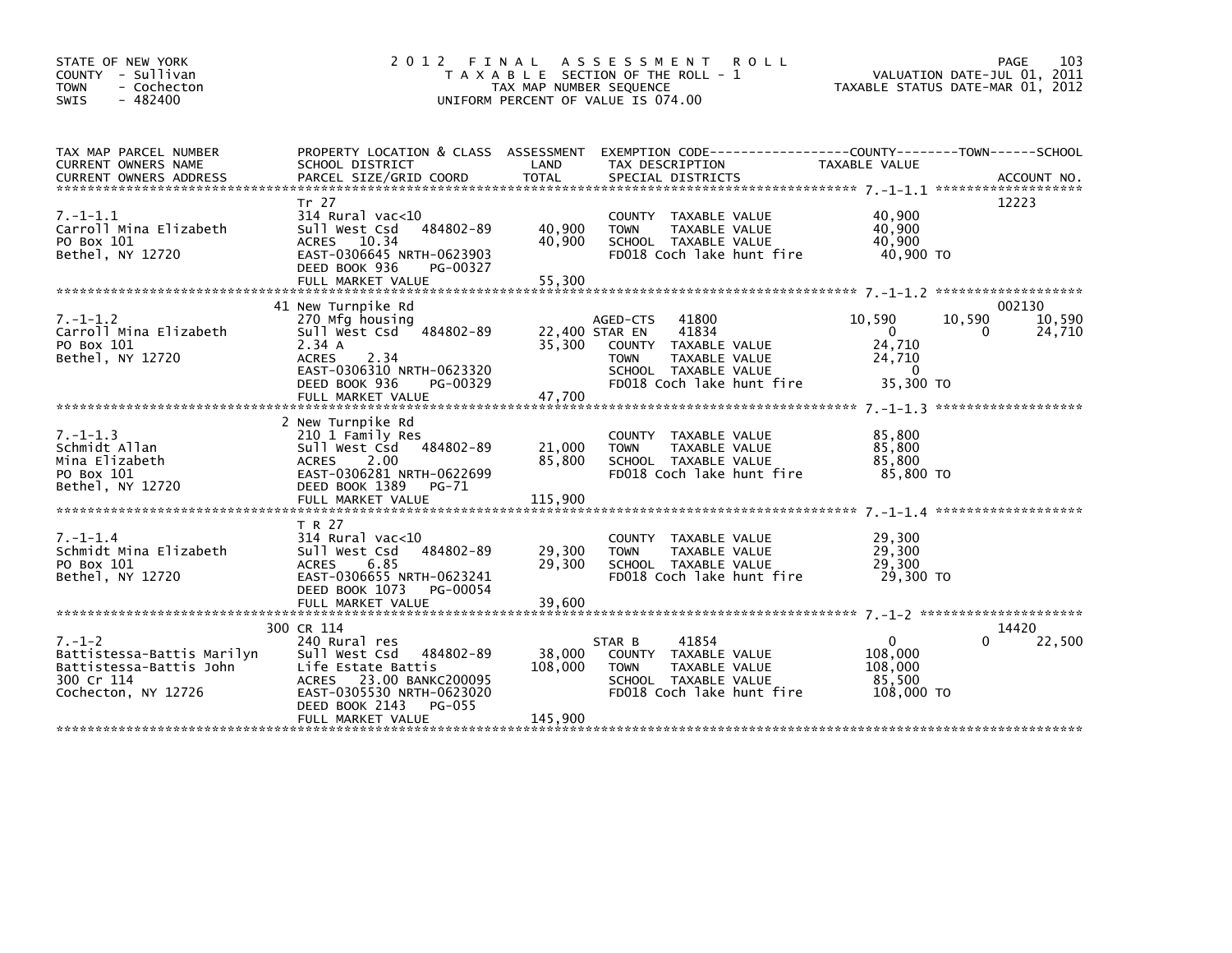STATE OF NEW YORK
COUNTY - Sullivan
TOWN - Cochecton
SWIS - 482400

# 2012 FINAL ASSESSMENT ROLL

TAXABLE SECTION OF THE ROLL - 1
TAX MAP NUMBER SEQUENCE
UNIFORM PERCENT OF VALUE IS 074.00

VALUATION DATE-JUL 01, 2011
TAXABLE STATUS DATE-MAR 01, 2012

| TAX MAP PARCEL NUMBER / CURRENT OWNERS NAME / CURRENT OWNERS ADDRESS | PROPERTY LOCATION & CLASS / SCHOOL DISTRICT / PARCEL SIZE/GRID COORD | ASSESSMENT LAND / TOTAL | EXEMPTION CODE / TAX DESCRIPTION / SPECIAL DISTRICTS | COUNTY TAXABLE VALUE | TOWN | SCHOOL | ACCOUNT NO. |
|---|---|---|---|---|---|---|---|
| 7.-1-1.1 | Tr 27 | | | | | | 12223 |
| | 314 Rural vac<10 | | COUNTY TAXABLE VALUE | 40,900 | | | |
| Carroll Mina Elizabeth | Sull West Csd 484802-89 | 40,900 | TOWN TAXABLE VALUE | 40,900 | | | |
| PO Box 101 | ACRES 10.34 | 40,900 | SCHOOL TAXABLE VALUE | 40,900 | | | |
| Bethel, NY 12720 | EAST-0306645 NRTH-0623903 | | FD018 Coch lake hunt fire | 40,900 TO | | | |
| | DEED BOOK 936 PG-00327 | | | | | | |
| | FULL MARKET VALUE | 55,300 | | | | | |
| 7.-1-1.2 | 41 New Turnpike Rd | | | | | | 002130 |
| | 270 Mfg housing | | AGED-CTS 41800 | 10,590 | 10,590 | 10,590 | |
| Carroll Mina Elizabeth | Sull West Csd 484802-89 | 22,400 | STAR EN 41834 | 0 | 0 | 24,710 | |
| PO Box 101 | 2.34 A | 35,300 | COUNTY TAXABLE VALUE | 24,710 | | | |
| Bethel, NY 12720 | ACRES 2.34 | | TOWN TAXABLE VALUE | 24,710 | | | |
| | EAST-0306310 NRTH-0623320 | | SCHOOL TAXABLE VALUE | 0 | | | |
| | DEED BOOK 936 PG-00329 | | FD018 Coch lake hunt fire | 35,300 TO | | | |
| | FULL MARKET VALUE | 47,700 | | | | | |
| 7.-1-1.3 | 2 New Turnpike Rd | | | | | | |
| | 210 1 Family Res | | COUNTY TAXABLE VALUE | 85,800 | | | |
| Schmidt Allan | Sull West Csd 484802-89 | 21,000 | TOWN TAXABLE VALUE | 85,800 | | | |
| Mina Elizabeth | ACRES 2.00 | 85,800 | SCHOOL TAXABLE VALUE | 85,800 | | | |
| PO Box 101 | EAST-0306281 NRTH-0622699 | | FD018 Coch lake hunt fire | 85,800 TO | | | |
| Bethel, NY 12720 | DEED BOOK 1389 PG-71 | | | | | | |
| | FULL MARKET VALUE | 115,900 | | | | | |
| 7.-1-1.4 | T R 27 | | | | | | |
| | 314 Rural vac<10 | | COUNTY TAXABLE VALUE | 29,300 | | | |
| Schmidt Mina Elizabeth | Sull West Csd 484802-89 | 29,300 | TOWN TAXABLE VALUE | 29,300 | | | |
| PO Box 101 | ACRES 6.85 | 29,300 | SCHOOL TAXABLE VALUE | 29,300 | | | |
| Bethel, NY 12720 | EAST-0306655 NRTH-0623241 | | FD018 Coch lake hunt fire | 29,300 TO | | | |
| | DEED BOOK 1073 PG-00054 | | | | | | |
| | FULL MARKET VALUE | 39,600 | | | | | |
| 7.-1-2 | 300 CR 114 | | | | | | 14420 |
| | 240 Rural res | | STAR B 41854 | 0 | 0 | 22,500 | |
| Battistessa-Battis Marilyn | Sull West Csd 484802-89 | 38,000 | COUNTY TAXABLE VALUE | 108,000 | | | |
| Battistessa-Battis John | Life Estate Battis | 108,000 | TOWN TAXABLE VALUE | 108,000 | | | |
| 300 Cr 114 | ACRES 23.00 BANKC200095 | | SCHOOL TAXABLE VALUE | 85,500 | | | |
| Cochecton, NY 12726 | EAST-0305530 NRTH-0623020 | | FD018 Coch lake hunt fire | 108,000 TO | | | |
| | DEED BOOK 2143 PG-055 | | | | | | |
| | FULL MARKET VALUE | 145,900 | | | | | |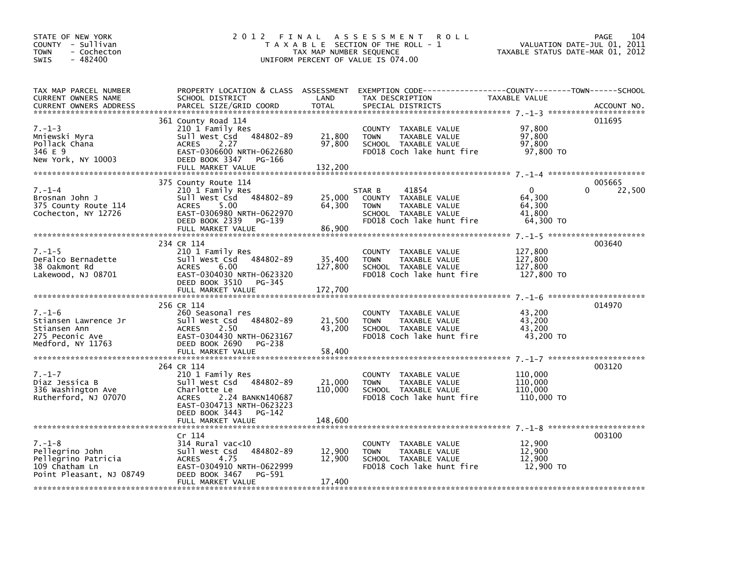STATE OF NEW YORK
COUNTY - Sullivan
TOWN - Cochecton
SWIS - 482400

# 2012 FINAL ASSESSMENT ROLL

TAXABLE SECTION OF THE ROLL - 1
TAX MAP NUMBER SEQUENCE
UNIFORM PERCENT OF VALUE IS 074.00

VALUATION DATE-JUL 01, 2011
TAXABLE STATUS DATE-MAR 01, 2012

| TAX MAP PARCEL NUMBER / CURRENT OWNERS NAME / CURRENT OWNERS ADDRESS | PROPERTY LOCATION & CLASS / SCHOOL DISTRICT / PARCEL SIZE/GRID COORD | ASSESSMENT LAND | TOTAL | EXEMPTION CODE / TAX DESCRIPTION / SPECIAL DISTRICTS | COUNTY | TOWN | SCHOOL / TAXABLE VALUE | ACCOUNT NO. |
|---|---|---|---|---|---|---|---|---|
| 7.-1-3 | 361 County Road 114 | | | | | | | 011695 |
| | 210 1 Family Res | | | COUNTY TAXABLE VALUE | 97,800 | | | |
| Mniewski Myra | Sull West Csd 484802-89 | 21,800 | | TOWN TAXABLE VALUE | | 97,800 | | |
| Pollack Chana | ACRES 2.27 | | 97,800 | SCHOOL TAXABLE VALUE | | | 97,800 | |
| 346 E 9 | EAST-0306600 NRTH-0622680 | | | FD018 Coch lake hunt fire | | | 97,800 TO | |
| New York, NY 10003 | DEED BOOK 3347 PG-166 | | | | | | | |
| | FULL MARKET VALUE | | 132,200 | | | | | |
| 7.-1-4 | 375 County Route 114 | | | | | | | 005665 |
| | 210 1 Family Res | | | STAR B 41854 | 0 | 0 | 22,500 | |
| Brosnan John J | Sull West Csd 484802-89 | 25,000 | | COUNTY TAXABLE VALUE | 64,300 | | | |
| 375 County Route 114 | ACRES 5.00 | | 64,300 | TOWN TAXABLE VALUE | | 64,300 | | |
| Cochecton, NY 12726 | EAST-0306980 NRTH-0622970 | | | SCHOOL TAXABLE VALUE | | | 41,800 | |
| | DEED BOOK 2339 PG-139 | | | FD018 Coch lake hunt fire | | | 64,300 TO | |
| | FULL MARKET VALUE | | 86,900 | | | | | |
| 7.-1-5 | 234 CR 114 | | | | | | | 003640 |
| | 210 1 Family Res | | | COUNTY TAXABLE VALUE | 127,800 | | | |
| DeFalco Bernadette | Sull West Csd 484802-89 | 35,400 | | TOWN TAXABLE VALUE | | 127,800 | | |
| 38 Oakmont Rd | ACRES 6.00 | | 127,800 | SCHOOL TAXABLE VALUE | | | 127,800 | |
| Lakewood, NJ 08701 | EAST-0304030 NRTH-0623320 | | | FD018 Coch lake hunt fire | | | 127,800 TO | |
| | DEED BOOK 3510 PG-345 | | | | | | | |
| | FULL MARKET VALUE | | 172,700 | | | | | |
| 7.-1-6 | 256 CR 114 | | | | | | | 014970 |
| | 260 Seasonal res | | | COUNTY TAXABLE VALUE | 43,200 | | | |
| Stiansen Lawrence Jr | Sull West Csd 484802-89 | 21,500 | | TOWN TAXABLE VALUE | | 43,200 | | |
| Stiansen Ann | ACRES 2.50 | | 43,200 | SCHOOL TAXABLE VALUE | | | 43,200 | |
| 275 Peconic Ave | EAST-0304430 NRTH-0623167 | | | FD018 Coch lake hunt fire | | | 43,200 TO | |
| Medford, NY 11763 | DEED BOOK 2690 PG-238 | | | | | | | |
| | FULL MARKET VALUE | | 58,400 | | | | | |
| 7.-1-7 | 264 CR 114 | | | | | | | 003120 |
| | 210 1 Family Res | | | COUNTY TAXABLE VALUE | 110,000 | | | |
| Diaz Jessica B | Sull West Csd 484802-89 | 21,000 | | TOWN TAXABLE VALUE | | 110,000 | | |
| 336 Washington Ave | Charlotte Le | | 110,000 | SCHOOL TAXABLE VALUE | | | 110,000 | |
| Rutherford, NJ 07070 | ACRES 2.24 BANKN140687 | | | FD018 Coch lake hunt fire | | | 110,000 TO | |
| | EAST-0304713 NRTH-0623223 | | | | | | | |
| | DEED BOOK 3443 PG-142 | | | | | | | |
| | FULL MARKET VALUE | | 148,600 | | | | | |
| 7.-1-8 | Cr 114 | | | | | | | 003100 |
| | 314 Rural vac<10 | | | COUNTY TAXABLE VALUE | 12,900 | | | |
| Pellegrino John | Sull West Csd 484802-89 | 12,900 | | TOWN TAXABLE VALUE | | 12,900 | | |
| Pellegrino Patricia | ACRES 4.75 | | 12,900 | SCHOOL TAXABLE VALUE | | | 12,900 | |
| 109 Chatham Ln | EAST-0304910 NRTH-0622999 | | | FD018 Coch lake hunt fire | | | 12,900 TO | |
| Point Pleasant, NJ 08749 | DEED BOOK 3467 PG-591 | | | | | | | |
| | FULL MARKET VALUE | | 17,400 | | | | | |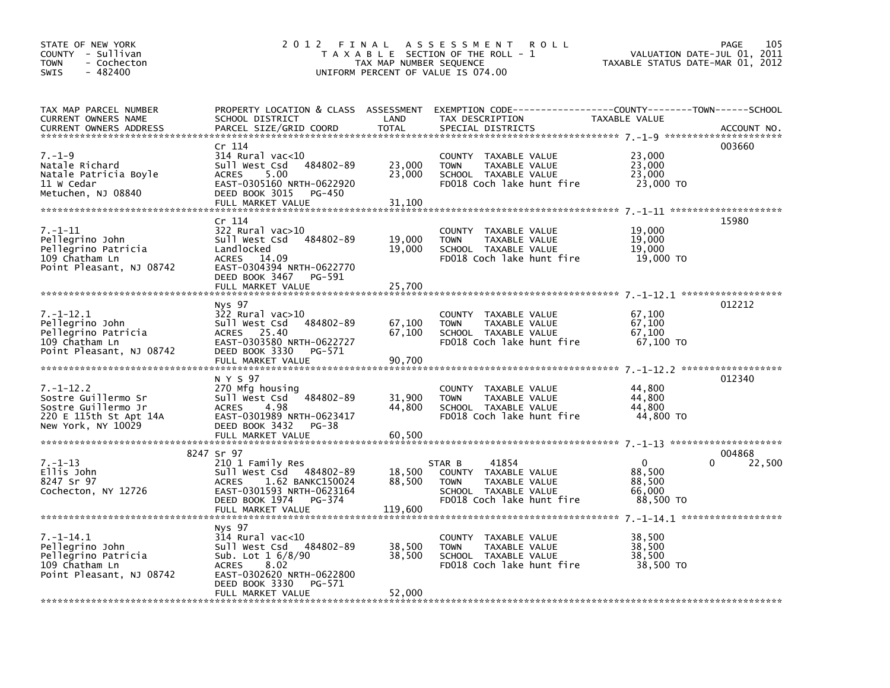STATE OF NEW YORK
COUNTY - Sullivan
TOWN - Cochecton
SWIS - 482400

# 2012 FINAL ASSESSMENT ROLL
TAXABLE SECTION OF THE ROLL - 1
TAX MAP NUMBER SEQUENCE
UNIFORM PERCENT OF VALUE IS 074.00

VALUATION DATE-JUL 01, 2011
TAXABLE STATUS DATE-MAR 01, 2012

| TAX MAP PARCEL NUMBER / CURRENT OWNERS NAME / CURRENT OWNERS ADDRESS | PROPERTY LOCATION & CLASS / SCHOOL DISTRICT / PARCEL SIZE/GRID COORD | ASSESSMENT LAND | TOTAL | EXEMPTION CODE / TAX DESCRIPTION / SPECIAL DISTRICTS | COUNTY / TOWN / SCHOOL TAXABLE VALUE | ACCOUNT NO. |
|---|---|---|---|---|---|---|
| 7.-1-9 | Cr 114 | | | | | 003660 |
| Natale Richard | 314 Rural vac<10 | | | COUNTY TAXABLE VALUE | 23,000 | |
| Natale Patricia Boyle | Sull West Csd 484802-89 | 23,000 | | TOWN TAXABLE VALUE | 23,000 | |
| 11 W Cedar | ACRES 5.00 | | 23,000 | SCHOOL TAXABLE VALUE | 23,000 | |
| Metuchen, NJ 08840 | EAST-0305160 NRTH-0622920 | | | FD018 Coch lake hunt fire | 23,000 TO | |
| | DEED BOOK 3015 PG-450 | | | | | |
| | FULL MARKET VALUE | | 31,100 | | | |
| 7.-1-11 | Cr 114 | | | | | 15980 |
| Pellegrino John | 322 Rural vac>10 | | | COUNTY TAXABLE VALUE | 19,000 | |
| Pellegrino Patricia | Sull West Csd 484802-89 | 19,000 | | TOWN TAXABLE VALUE | 19,000 | |
| 109 Chatham Ln | Landlocked | | 19,000 | SCHOOL TAXABLE VALUE | 19,000 | |
| Point Pleasant, NJ 08742 | ACRES 14.09 | | | FD018 Coch lake hunt fire | 19,000 TO | |
| | EAST-0304394 NRTH-0622770 | | | | | |
| | DEED BOOK 3467 PG-591 | | | | | |
| | FULL MARKET VALUE | | 25,700 | | | |
| 7.-1-12.1 | Nys 97 | | | | | 012212 |
| Pellegrino John | 322 Rural vac>10 | | | COUNTY TAXABLE VALUE | 67,100 | |
| Pellegrino Patricia | Sull West Csd 484802-89 | 67,100 | | TOWN TAXABLE VALUE | 67,100 | |
| 109 Chatham Ln | ACRES 25.40 | | 67,100 | SCHOOL TAXABLE VALUE | 67,100 | |
| Point Pleasant, NJ 08742 | EAST-0303580 NRTH-0622727 | | | FD018 Coch lake hunt fire | 67,100 TO | |
| | DEED BOOK 3330 PG-571 | | | | | |
| | FULL MARKET VALUE | | 90,700 | | | |
| 7.-1-12.2 | N Y S 97 | | | | | 012340 |
| Sostre Guillermo Sr | 270 Mfg housing | | | COUNTY TAXABLE VALUE | 44,800 | |
| Sostre Guillermo Jr | Sull West Csd 484802-89 | 31,900 | | TOWN TAXABLE VALUE | 44,800 | |
| 220 E 115th St Apt 14A | ACRES 4.98 | | 44,800 | SCHOOL TAXABLE VALUE | 44,800 | |
| New York, NY 10029 | EAST-0301989 NRTH-0623417 | | | FD018 Coch lake hunt fire | 44,800 TO | |
| | DEED BOOK 3432 PG-38 | | | | | |
| | FULL MARKET VALUE | | 60,500 | | | |
| 7.-1-13 | 8247 Sr 97 | | | | | 004868 |
| Ellis John | 210 1 Family Res | | | STAR B 41854 | 0 0 22,500 | |
| 8247 Sr 97 | Sull West Csd 484802-89 | 18,500 | | COUNTY TAXABLE VALUE | 88,500 | |
| Cochecton, NY 12726 | ACRES 1.62 BANKC150024 | | 88,500 | TOWN TAXABLE VALUE | 88,500 | |
| | EAST-0301593 NRTH-0623164 | | | SCHOOL TAXABLE VALUE | 66,000 | |
| | DEED BOOK 1974 PG-374 | | | FD018 Coch lake hunt fire | 88,500 TO | |
| | FULL MARKET VALUE | | 119,600 | | | |
| 7.-1-14.1 | Nys 97 | | | | | |
| Pellegrino John | 314 Rural vac<10 | | | COUNTY TAXABLE VALUE | 38,500 | |
| Pellegrino Patricia | Sull West Csd 484802-89 | 38,500 | | TOWN TAXABLE VALUE | 38,500 | |
| 109 Chatham Ln | Sub. Lot 1 6/8/90 | | 38,500 | SCHOOL TAXABLE VALUE | 38,500 | |
| Point Pleasant, NJ 08742 | ACRES 8.02 | | | FD018 Coch lake hunt fire | 38,500 TO | |
| | EAST-0302620 NRTH-0622800 | | | | | |
| | DEED BOOK 3330 PG-571 | | | | | |
| | FULL MARKET VALUE | | 52,000 | | | |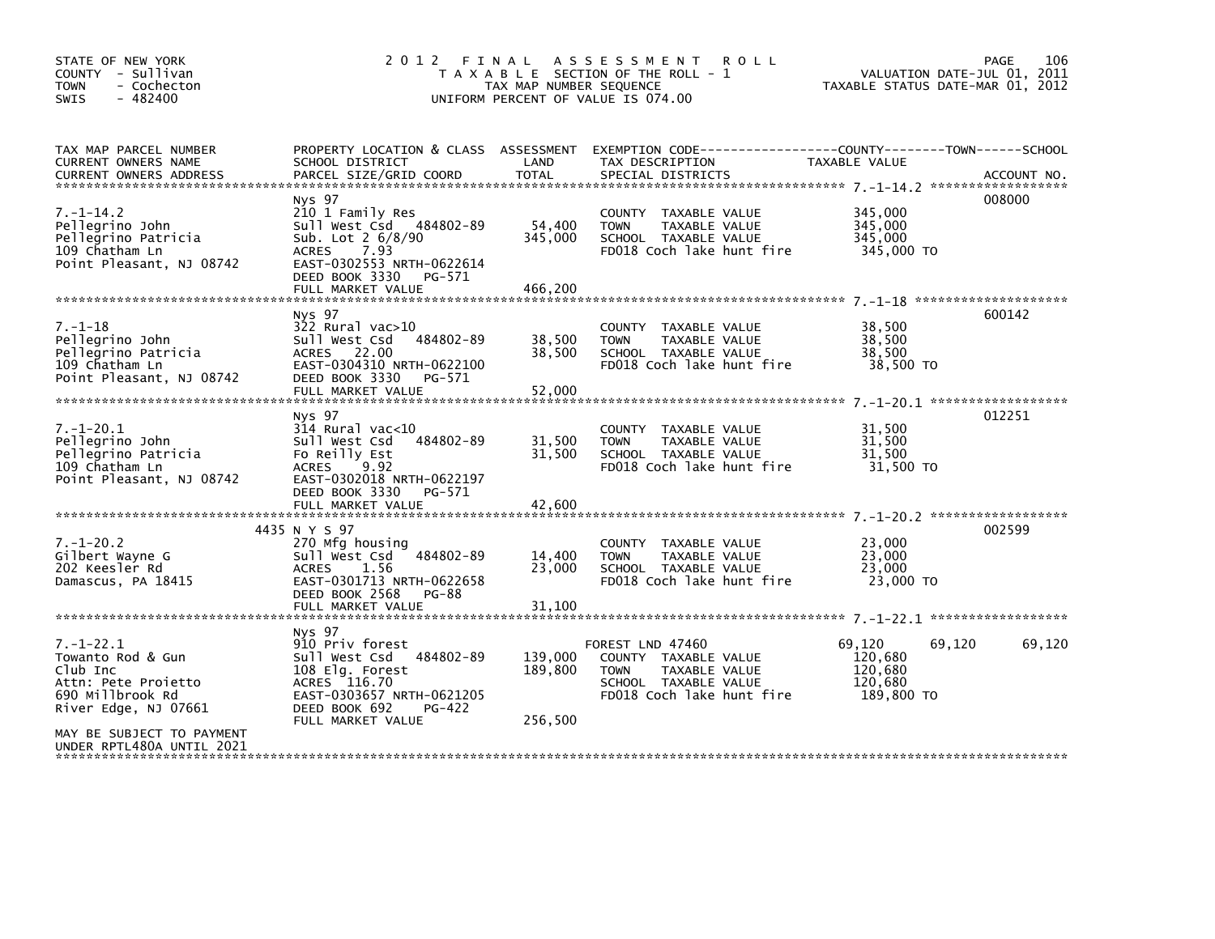STATE OF NEW YORK
COUNTY - Sullivan
TOWN - Cochecton
SWIS - 482400

# 2012 FINAL ASSESSMENT ROLL

TAXABLE SECTION OF THE ROLL - 1
TAX MAP NUMBER SEQUENCE
UNIFORM PERCENT OF VALUE IS 074.00

VALUATION DATE-JUL 01, 2011
TAXABLE STATUS DATE-MAR 01, 2012

| TAX MAP PARCEL NUMBER / CURRENT OWNERS NAME / CURRENT OWNERS ADDRESS | PROPERTY LOCATION & CLASS / SCHOOL DISTRICT / PARCEL SIZE/GRID COORD | ASSESSMENT LAND / TOTAL | EXEMPTION CODE / TAX DESCRIPTION / SPECIAL DISTRICTS | COUNTY | TOWN | SCHOOL | ACCOUNT NO. |
|---|---|---|---|---|---|---|---|
| 7.-1-14.2 | Nys 97 | | | | | | 008000 |
| Pellegrino John | 210 1 Family Res | | COUNTY TAXABLE VALUE | 345,000 | | | |
| Pellegrino Patricia | Sull West Csd 484802-89 | 54,400 | TOWN TAXABLE VALUE | 345,000 | | | |
| 109 Chatham Ln | Sub. Lot 2 6/8/90 | 345,000 | SCHOOL TAXABLE VALUE | 345,000 | | | |
| Point Pleasant, NJ 08742 | ACRES 7.93 | | FD018 Coch lake hunt fire | 345,000 TO | | | |
| | EAST-0302553 NRTH-0622614 | | | | | | |
| | DEED BOOK 3330 PG-571 | | | | | | |
| | FULL MARKET VALUE | 466,200 | | | | | |
| 7.-1-18 | Nys 97 | | | | | | 600142 |
| Pellegrino John | 322 Rural vac>10 | | COUNTY TAXABLE VALUE | 38,500 | | | |
| Pellegrino Patricia | Sull West Csd 484802-89 | 38,500 | TOWN TAXABLE VALUE | 38,500 | | | |
| 109 Chatham Ln | ACRES 22.00 | 38,500 | SCHOOL TAXABLE VALUE | 38,500 | | | |
| Point Pleasant, NJ 08742 | EAST-0304310 NRTH-0622100 | | FD018 Coch lake hunt fire | 38,500 TO | | | |
| | DEED BOOK 3330 PG-571 | | | | | | |
| | FULL MARKET VALUE | 52,000 | | | | | |
| 7.-1-20.1 | Nys 97 | | | | | | 012251 |
| Pellegrino John | 314 Rural vac<10 | | COUNTY TAXABLE VALUE | 31,500 | | | |
| Pellegrino Patricia | Sull West Csd 484802-89 | 31,500 | TOWN TAXABLE VALUE | 31,500 | | | |
| 109 Chatham Ln | Fo Reilly Est | 31,500 | SCHOOL TAXABLE VALUE | 31,500 | | | |
| Point Pleasant, NJ 08742 | ACRES 9.92 | | FD018 Coch lake hunt fire | 31,500 TO | | | |
| | EAST-0302018 NRTH-0622197 | | | | | | |
| | DEED BOOK 3330 PG-571 | | | | | | |
| | FULL MARKET VALUE | 42,600 | | | | | |
| 7.-1-20.2 | 4435 N Y S 97 | | | | | | 002599 |
| Gilbert Wayne G | 270 Mfg housing | | COUNTY TAXABLE VALUE | 23,000 | | | |
| 202 Keesler Rd | Sull West Csd 484802-89 | 14,400 | TOWN TAXABLE VALUE | 23,000 | | | |
| Damascus, PA 18415 | ACRES 1.56 | 23,000 | SCHOOL TAXABLE VALUE | 23,000 | | | |
| | EAST-0301713 NRTH-0622658 | | FD018 Coch lake hunt fire | 23,000 TO | | | |
| | DEED BOOK 2568 PG-88 | | | | | | |
| | FULL MARKET VALUE | 31,100 | | | | | |
| 7.-1-22.1 | Nys 97 | | | | | | |
| Towanto Rod & Gun | 910 Priv forest | | FOREST LND 47460 | 69,120 | 69,120 | 69,120 | |
| Club Inc | Sull West Csd 484802-89 | 139,000 | COUNTY TAXABLE VALUE | 120,680 | | | |
| Attn: Pete Proietto | 108 Elg. Forest | 189,800 | TOWN TAXABLE VALUE | 120,680 | | | |
| 690 Millbrook Rd | ACRES 116.70 | | SCHOOL TAXABLE VALUE | 120,680 | | | |
| River Edge, NJ 07661 | EAST-0303657 NRTH-0621205 | | FD018 Coch lake hunt fire | 189,800 TO | | | |
| | DEED BOOK 692 PG-422 | | | | | | |
| | FULL MARKET VALUE | 256,500 | | | | | |
| MAY BE SUBJECT TO PAYMENT | | | | | | | |
| UNDER RPTL480A UNTIL 2021 | | | | | | | |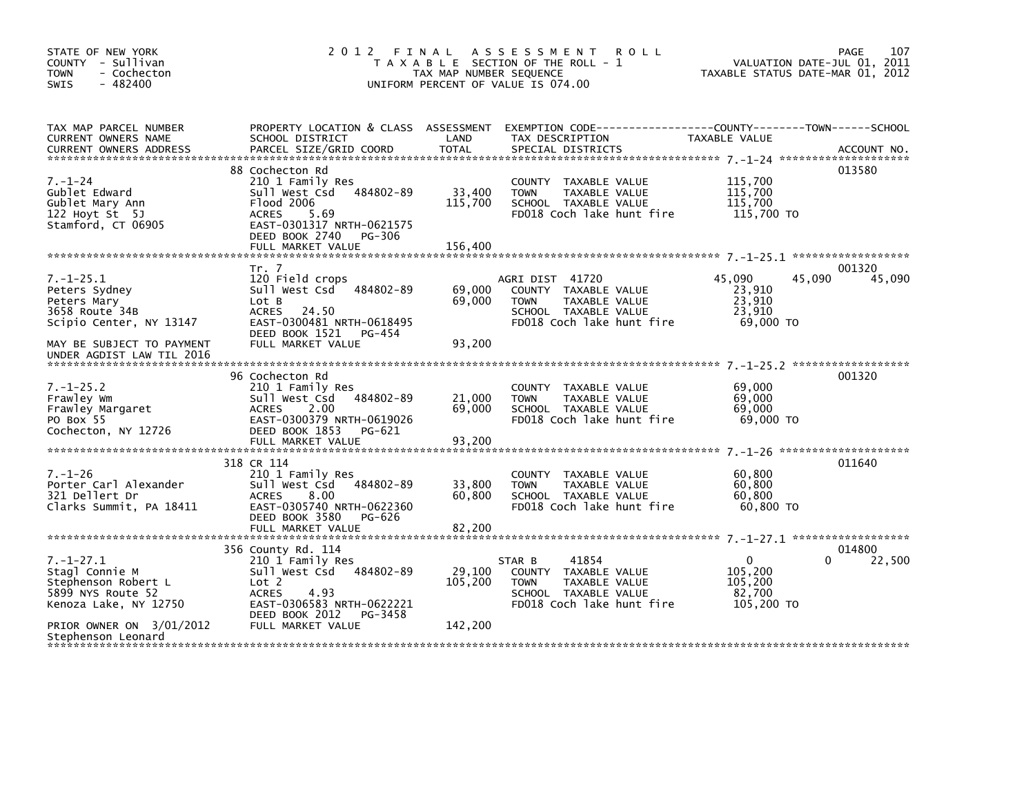STATE OF NEW YORK
COUNTY - Sullivan
TOWN - Cochecton
SWIS - 482400

# 2012 FINAL ASSESSMENT ROLL

TAXABLE SECTION OF THE ROLL - 1
TAX MAP NUMBER SEQUENCE
UNIFORM PERCENT OF VALUE IS 074.00

VALUATION DATE-JUL 01, 2011
TAXABLE STATUS DATE-MAR 01, 2012

| TAX MAP PARCEL NUMBER / CURRENT OWNERS NAME / CURRENT OWNERS ADDRESS | PROPERTY LOCATION & CLASS / SCHOOL DISTRICT / PARCEL SIZE/GRID COORD | ASSESSMENT LAND / TOTAL | EXEMPTION CODE / TAX DESCRIPTION / SPECIAL DISTRICTS | COUNTY TAXABLE VALUE | TOWN | SCHOOL | ACCOUNT NO. |
|---|---|---|---|---|---|---|---|
| 7.-1-24 | 88 Cochecton Rd | | | | | | 013580 |
| | 210 1 Family Res | | COUNTY TAXABLE VALUE | 115,700 | | | |
| Gublet Edward | Sull West Csd 484802-89 | 33,400 | TOWN TAXABLE VALUE | 115,700 | | | |
| Gublet Mary Ann | Flood 2006 | 115,700 | SCHOOL TAXABLE VALUE | 115,700 | | | |
| 122 Hoyt St 5J | ACRES 5.69 | | FD018 Coch lake hunt fire | 115,700 TO | | | |
| Stamford, CT 06905 | EAST-0301317 NRTH-0621575 | | | | | | |
| | DEED BOOK 2740 PG-306 | | | | | | |
| | FULL MARKET VALUE | 156,400 | | | | | |
| 7.-1-25.1 | Tr. 7 | | | | | | 001320 |
| | 120 Field crops | | AGRI DIST 41720 | 45,090 | 45,090 | 45,090 | |
| Peters Sydney | Sull West Csd 484802-89 | 69,000 | COUNTY TAXABLE VALUE | 23,910 | | | |
| Peters Mary | Lot B | 69,000 | TOWN TAXABLE VALUE | 23,910 | | | |
| 3658 Route 34B | ACRES 24.50 | | SCHOOL TAXABLE VALUE | 23,910 | | | |
| Scipio Center, NY 13147 | EAST-0300481 NRTH-0618495 | | FD018 Coch lake hunt fire | 69,000 TO | | | |
| | DEED BOOK 1521 PG-454 | | | | | | |
| MAY BE SUBJECT TO PAYMENT UNDER AGDIST LAW TIL 2016 | FULL MARKET VALUE | 93,200 | | | | | |
| 7.-1-25.2 | 96 Cochecton Rd | | | | | | 001320 |
| | 210 1 Family Res | | COUNTY TAXABLE VALUE | 69,000 | | | |
| Frawley Wm | Sull West Csd 484802-89 | 21,000 | TOWN TAXABLE VALUE | 69,000 | | | |
| Frawley Margaret | ACRES 2.00 | 69,000 | SCHOOL TAXABLE VALUE | 69,000 | | | |
| PO Box 55 | EAST-0300379 NRTH-0619026 | | FD018 Coch lake hunt fire | 69,000 TO | | | |
| Cochecton, NY 12726 | DEED BOOK 1853 PG-621 | | | | | | |
| | FULL MARKET VALUE | 93,200 | | | | | |
| 7.-1-26 | 318 CR 114 | | | | | | 011640 |
| | 210 1 Family Res | | COUNTY TAXABLE VALUE | 60,800 | | | |
| Porter Carl Alexander | Sull West Csd 484802-89 | 33,800 | TOWN TAXABLE VALUE | 60,800 | | | |
| 321 Dellert Dr | ACRES 8.00 | 60,800 | SCHOOL TAXABLE VALUE | 60,800 | | | |
| Clarks Summit, PA 18411 | EAST-0305740 NRTH-0622360 | | FD018 Coch lake hunt fire | 60,800 TO | | | |
| | DEED BOOK 3580 PG-626 | | | | | | |
| | FULL MARKET VALUE | 82,200 | | | | | |
| 7.-1-27.1 | 356 County Rd. 114 | | | | | | 014800 |
| | 210 1 Family Res | | STAR B 41854 | 0 | 0 | 22,500 | |
| Stagl Connie M | Sull West Csd 484802-89 | 29,100 | COUNTY TAXABLE VALUE | 105,200 | | | |
| Stephenson Robert L | Lot 2 | 105,200 | TOWN TAXABLE VALUE | 105,200 | | | |
| 5899 NYS Route 52 | ACRES 4.93 | | SCHOOL TAXABLE VALUE | 82,700 | | | |
| Kenoza Lake, NY 12750 | EAST-0306583 NRTH-0622221 | | FD018 Coch lake hunt fire | 105,200 TO | | | |
| | DEED BOOK 2012 PG-3458 | | | | | | |
| PRIOR OWNER ON 3/01/2012 Stephenson Leonard | FULL MARKET VALUE | 142,200 | | | | | |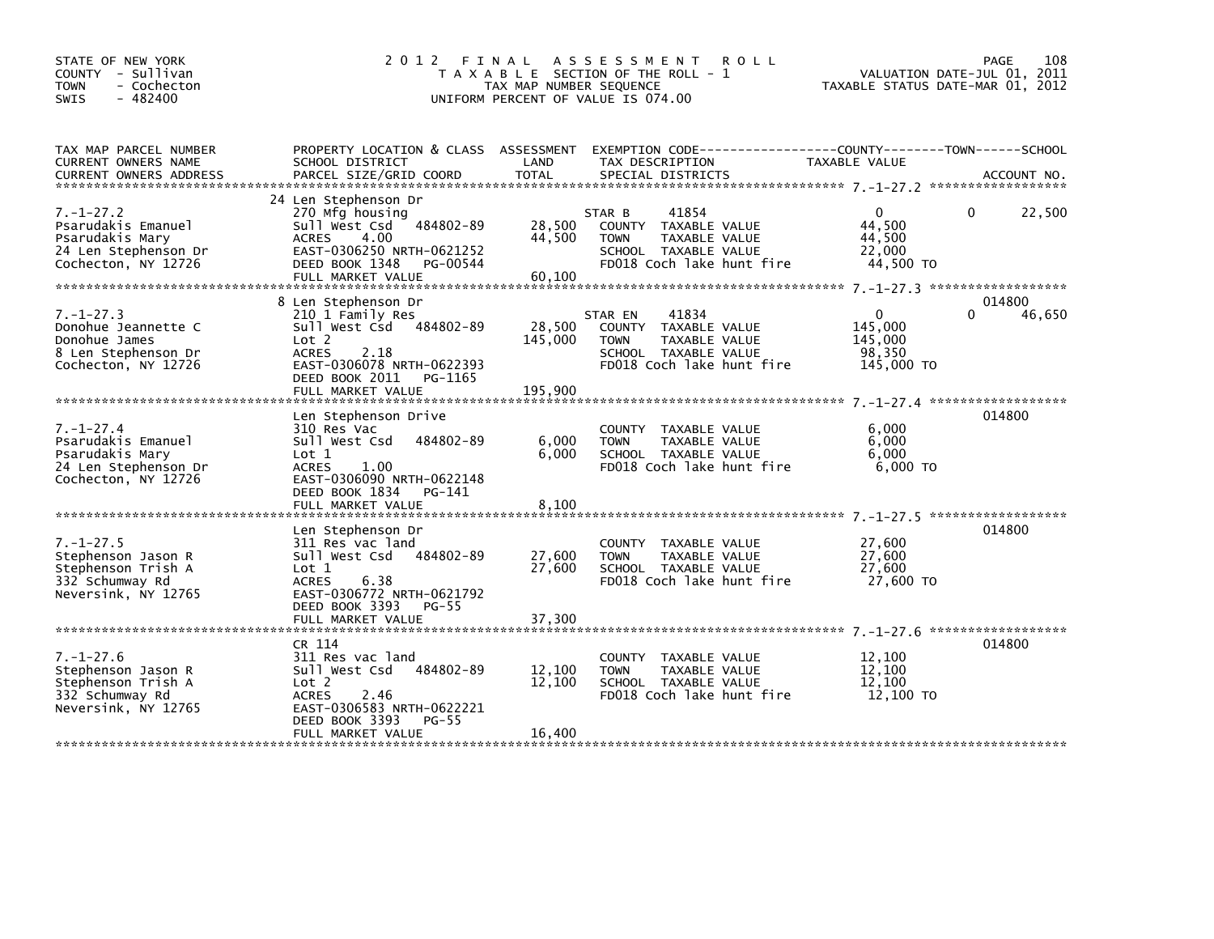STATE OF NEW YORK
COUNTY - Sullivan
TOWN - Cochecton
SWIS - 482400

# 2012 FINAL ASSESSMENT ROLL

TAXABLE SECTION OF THE ROLL - 1
TAX MAP NUMBER SEQUENCE
UNIFORM PERCENT OF VALUE IS 074.00

VALUATION DATE-JUL 01, 2011
TAXABLE STATUS DATE-MAR 01, 2012

| TAX MAP PARCEL NUMBER / CURRENT OWNERS NAME / CURRENT OWNERS ADDRESS | PROPERTY LOCATION & CLASS / SCHOOL DISTRICT / PARCEL SIZE/GRID COORD | ASSESSMENT LAND | TOTAL | EXEMPTION CODE / TAX DESCRIPTION / SPECIAL DISTRICTS | COUNTY TAXABLE VALUE | TOWN | SCHOOL | ACCOUNT NO. |
|---|---|---|---|---|---|---|---|---|
| 7.-1-27.2 | 24 Len Stephenson Dr | | | | | | | |
| Psarudakis Emanuel | 270 Mfg housing | | | STAR B 41854 | 0 | 0 | 22,500 | |
| Psarudakis Mary | Sull West Csd 484802-89 | 28,500 | | COUNTY TAXABLE VALUE | 44,500 | | | |
| 24 Len Stephenson Dr | ACRES 4.00 | | 44,500 | TOWN TAXABLE VALUE | 44,500 | | | |
| Cochecton, NY 12726 | EAST-0306250 NRTH-0621252 | | | SCHOOL TAXABLE VALUE | 22,000 | | | |
| | DEED BOOK 1348 PG-00544 | | | FD018 Coch lake hunt fire | 44,500 TO | | | |
| | FULL MARKET VALUE | | 60,100 | | | | | |
| 7.-1-27.3 | 8 Len Stephenson Dr | | | | | | | 014800 |
| Donohue Jeannette C | 210 1 Family Res | | | STAR EN 41834 | 0 | 0 | 46,650 | |
| Donohue James | Sull West Csd 484802-89 | 28,500 | | COUNTY TAXABLE VALUE | 145,000 | | | |
| 8 Len Stephenson Dr | Lot 2 | | 145,000 | TOWN TAXABLE VALUE | 145,000 | | | |
| Cochecton, NY 12726 | ACRES 2.18 | | | SCHOOL TAXABLE VALUE | 98,350 | | | |
| | EAST-0306078 NRTH-0622393 | | | FD018 Coch lake hunt fire | 145,000 TO | | | |
| | DEED BOOK 2011 PG-1165 | | | | | | | |
| | FULL MARKET VALUE | | 195,900 | | | | | |
| 7.-1-27.4 | Len Stephenson Drive | | | | | | | 014800 |
| Psarudakis Emanuel | 310 Res Vac | | | COUNTY TAXABLE VALUE | 6,000 | | | |
| Psarudakis Mary | Sull West Csd 484802-89 | 6,000 | | TOWN TAXABLE VALUE | 6,000 | | | |
| 24 Len Stephenson Dr | Lot 1 | | 6,000 | SCHOOL TAXABLE VALUE | 6,000 | | | |
| Cochecton, NY 12726 | ACRES 1.00 | | | FD018 Coch lake hunt fire | 6,000 TO | | | |
| | EAST-0306090 NRTH-0622148 | | | | | | | |
| | DEED BOOK 1834 PG-141 | | | | | | | |
| | FULL MARKET VALUE | | 8,100 | | | | | |
| 7.-1-27.5 | Len Stephenson Dr | | | | | | | 014800 |
| Stephenson Jason R | 311 Res vac land | | | COUNTY TAXABLE VALUE | 27,600 | | | |
| Stephenson Trish A | Sull West Csd 484802-89 | 27,600 | | TOWN TAXABLE VALUE | 27,600 | | | |
| 332 Schumway Rd | Lot 1 | | 27,600 | SCHOOL TAXABLE VALUE | 27,600 | | | |
| Neversink, NY 12765 | ACRES 6.38 | | | FD018 Coch lake hunt fire | 27,600 TO | | | |
| | EAST-0306772 NRTH-0621792 | | | | | | | |
| | DEED BOOK 3393 PG-55 | | | | | | | |
| | FULL MARKET VALUE | | 37,300 | | | | | |
| 7.-1-27.6 | CR 114 | | | | | | | 014800 |
| Stephenson Jason R | 311 Res vac land | | | COUNTY TAXABLE VALUE | 12,100 | | | |
| Stephenson Trish A | Sull West Csd 484802-89 | 12,100 | | TOWN TAXABLE VALUE | 12,100 | | | |
| 332 Schumway Rd | Lot 2 | | 12,100 | SCHOOL TAXABLE VALUE | 12,100 | | | |
| Neversink, NY 12765 | ACRES 2.46 | | | FD018 Coch lake hunt fire | 12,100 TO | | | |
| | EAST-0306583 NRTH-0622221 | | | | | | | |
| | DEED BOOK 3393 PG-55 | | | | | | | |
| | FULL MARKET VALUE | | 16,400 | | | | | |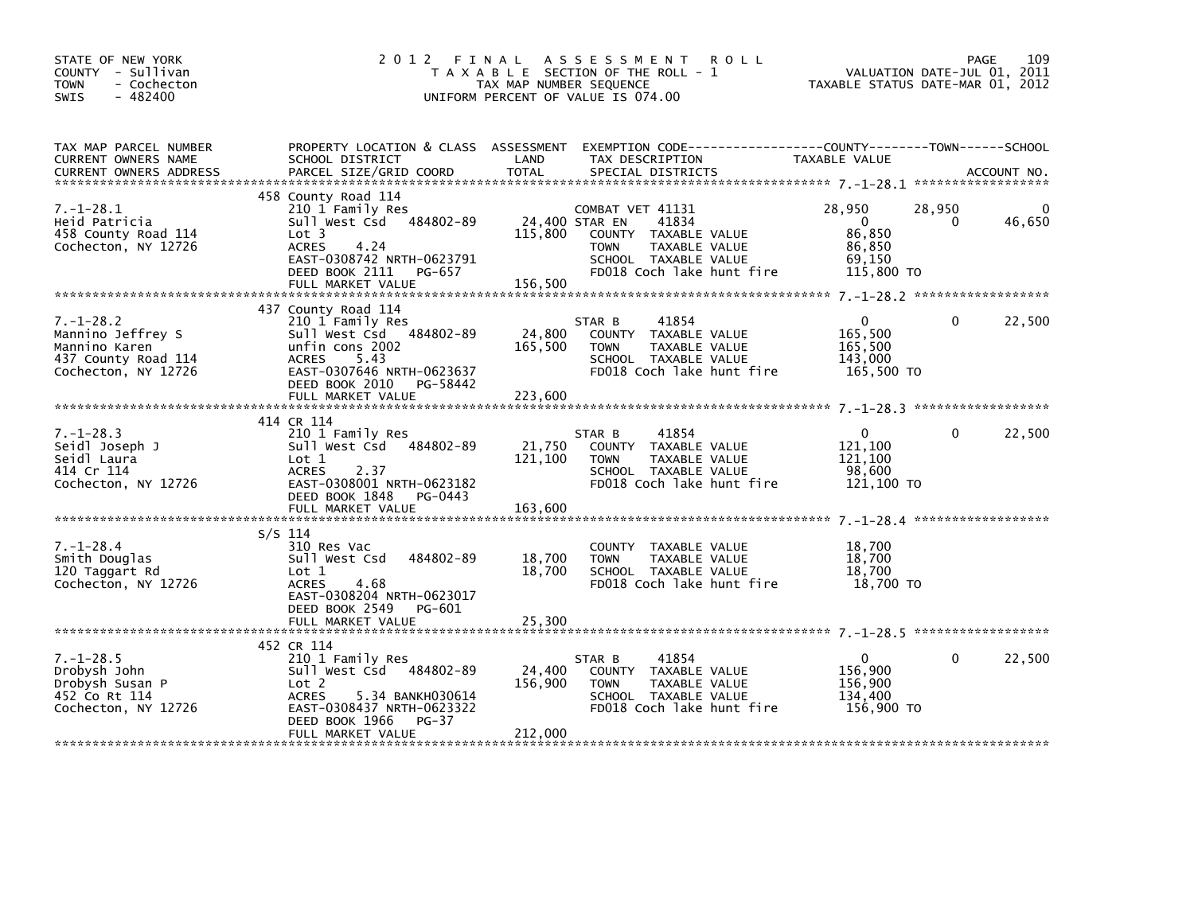STATE OF NEW YORK
COUNTY - Sullivan
TOWN - Cochecton
SWIS - 482400

# 2012 FINAL ASSESSMENT ROLL

TAXABLE SECTION OF THE ROLL - 1
TAX MAP NUMBER SEQUENCE
UNIFORM PERCENT OF VALUE IS 074.00

VALUATION DATE-JUL 01, 2011
TAXABLE STATUS DATE-MAR 01, 2012

| TAX MAP PARCEL NUMBER / CURRENT OWNERS NAME / CURRENT OWNERS ADDRESS | PROPERTY LOCATION & CLASS / SCHOOL DISTRICT / PARCEL SIZE/GRID COORD | ASSESSMENT LAND / TOTAL | EXEMPTION CODE / TAX DESCRIPTION / SPECIAL DISTRICTS | COUNTY TAXABLE VALUE | TOWN | SCHOOL / ACCOUNT NO. |
|---|---|---|---|---|---|---|
| **7.-1-28.1** | 458 County Road 114 | | | | | |
| Heid Patricia | 210 1 Family Res | | COMBAT VET 41131 | 28,950 | 28,950 | 0 |
| 458 County Road 114 | Sull West Csd 484802-89 | 24,400 | STAR EN 41834 | 0 | 0 | 46,650 |
| Cochecton, NY 12726 | Lot 3 | 115,800 | COUNTY TAXABLE VALUE | 86,850 | | |
| | ACRES 4.24 | | TOWN TAXABLE VALUE | 86,850 | | |
| | EAST-0308742 NRTH-0623791 | | SCHOOL TAXABLE VALUE | 69,150 | | |
| | DEED BOOK 2111 PG-657 | | FD018 Coch lake hunt fire | 115,800 TO | | |
| | FULL MARKET VALUE | 156,500 | | | | |
| **7.-1-28.2** | 437 County Road 114 | | | | | |
| Mannino Jeffrey S | 210 1 Family Res | | STAR B 41854 | 0 | 0 | 22,500 |
| Mannino Karen | Sull West Csd 484802-89 | 24,800 | COUNTY TAXABLE VALUE | 165,500 | | |
| 437 County Road 114 | unfin cons 2002 | 165,500 | TOWN TAXABLE VALUE | 165,500 | | |
| Cochecton, NY 12726 | ACRES 5.43 | | SCHOOL TAXABLE VALUE | 143,000 | | |
| | EAST-0307646 NRTH-0623637 | | FD018 Coch lake hunt fire | 165,500 TO | | |
| | DEED BOOK 2010 PG-58442 | | | | | |
| | FULL MARKET VALUE | 223,600 | | | | |
| **7.-1-28.3** | 414 CR 114 | | | | | |
| Seidl Joseph J | 210 1 Family Res | | STAR B 41854 | 0 | 0 | 22,500 |
| Seidl Laura | Sull West Csd 484802-89 | 21,750 | COUNTY TAXABLE VALUE | 121,100 | | |
| 414 Cr 114 | Lot 1 | 121,100 | TOWN TAXABLE VALUE | 121,100 | | |
| Cochecton, NY 12726 | ACRES 2.37 | | SCHOOL TAXABLE VALUE | 98,600 | | |
| | EAST-0308001 NRTH-0623182 | | FD018 Coch lake hunt fire | 121,100 TO | | |
| | DEED BOOK 1848 PG-0443 | | | | | |
| | FULL MARKET VALUE | 163,600 | | | | |
| **7.-1-28.4** | S/S 114 | | | | | |
| Smith Douglas | 310 Res Vac | | COUNTY TAXABLE VALUE | 18,700 | | |
| 120 Taggart Rd | Sull West Csd 484802-89 | 18,700 | TOWN TAXABLE VALUE | 18,700 | | |
| Cochecton, NY 12726 | Lot 1 | 18,700 | SCHOOL TAXABLE VALUE | 18,700 | | |
| | ACRES 4.68 | | FD018 Coch lake hunt fire | 18,700 TO | | |
| | EAST-0308204 NRTH-0623017 | | | | | |
| | DEED BOOK 2549 PG-601 | | | | | |
| | FULL MARKET VALUE | 25,300 | | | | |
| **7.-1-28.5** | 452 CR 114 | | | | | |
| Drobysh John | 210 1 Family Res | | STAR B 41854 | 0 | 0 | 22,500 |
| Drobysh Susan P | Sull West Csd 484802-89 | 24,400 | COUNTY TAXABLE VALUE | 156,900 | | |
| 452 Co Rt 114 | Lot 2 | 156,900 | TOWN TAXABLE VALUE | 156,900 | | |
| Cochecton, NY 12726 | ACRES 5.34 BANKH030614 | | SCHOOL TAXABLE VALUE | 134,400 | | |
| | EAST-0308437 NRTH-0623322 | | FD018 Coch lake hunt fire | 156,900 TO | | |
| | DEED BOOK 1966 PG-37 | | | | | |
| | FULL MARKET VALUE | 212,000 | | | | |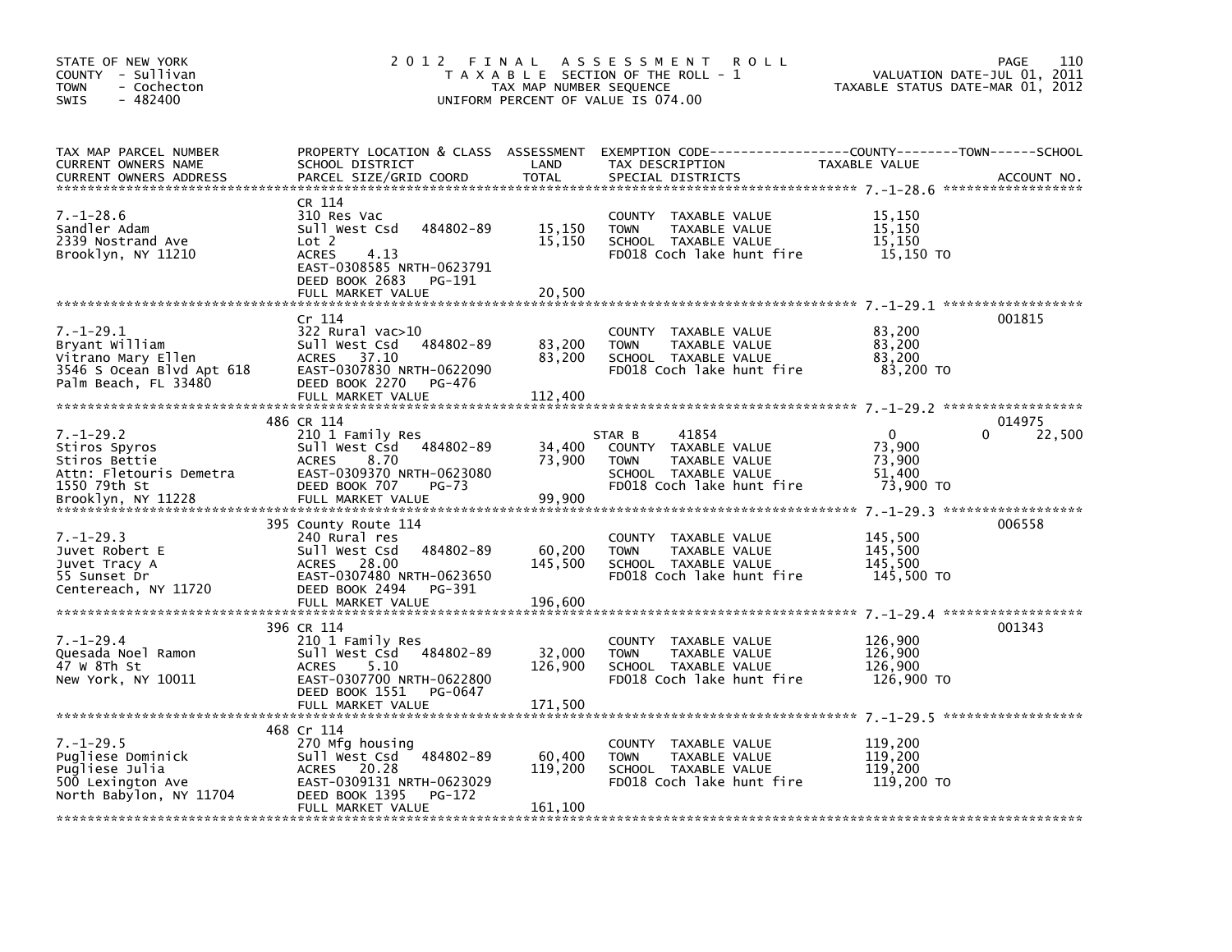STATE OF NEW YORK
COUNTY - Sullivan
TOWN - Cochecton
SWIS - 482400

2012 FINAL ASSESSMENT ROLL
TAXABLE SECTION OF THE ROLL - 1
TAX MAP NUMBER SEQUENCE
UNIFORM PERCENT OF VALUE IS 074.00

VALUATION DATE-JUL 01, 2011
TAXABLE STATUS DATE-MAR 01, 2012

| TAX MAP PARCEL NUMBER / CURRENT OWNERS NAME / CURRENT OWNERS ADDRESS | PROPERTY LOCATION & CLASS / SCHOOL DISTRICT / PARCEL SIZE/GRID COORD | ASSESSMENT LAND | ASSESSMENT TOTAL | EXEMPTION CODE / TAX DESCRIPTION / SPECIAL DISTRICTS | COUNTY TAXABLE VALUE | TOWN | SCHOOL | ACCOUNT NO. |
|---|---|---|---|---|---|---|---|---|
| 7.-1-28.6<br>Sandler Adam<br>2339 Nostrand Ave<br>Brooklyn, NY 11210 | CR 114<br>310 Res Vac<br>Sull West Csd 484802-89<br>Lot 2<br>ACRES 4.13<br>EAST-0308585 NRTH-0623791<br>DEED BOOK 2683 PG-191<br>FULL MARKET VALUE 20,500 | 15,150 | 15,150 | COUNTY TAXABLE VALUE<br>TOWN TAXABLE VALUE<br>SCHOOL TAXABLE VALUE<br>FD018 Coch lake hunt fire | 15,150<br>15,150<br>15,150<br>15,150 TO | | | |
| 7.-1-29.1<br>Bryant William<br>Vitrano Mary Ellen<br>3546 S Ocean Blvd Apt 618<br>Palm Beach, FL 33480 | Cr 114<br>322 Rural vac>10<br>Sull West Csd 484802-89<br>ACRES 37.10<br>EAST-0307830 NRTH-0622090<br>DEED BOOK 2270 PG-476<br>FULL MARKET VALUE 112,400 | 83,200 | 83,200 | COUNTY TAXABLE VALUE<br>TOWN TAXABLE VALUE<br>SCHOOL TAXABLE VALUE<br>FD018 Coch lake hunt fire | 83,200<br>83,200<br>83,200<br>83,200 TO | | | 001815 |
| 7.-1-29.2<br>Stiros Spyros<br>Stiros Bettie<br>Attn: Fletouris Demetra<br>1550 79th St<br>Brooklyn, NY 11228 | 486 CR 114<br>210 1 Family Res<br>Sull West Csd 484802-89<br>ACRES 8.70<br>EAST-0309370 NRTH-0623080<br>DEED BOOK 707 PG-73<br>FULL MARKET VALUE 99,900 | 34,400 | 73,900 | STAR B 41854<br>COUNTY TAXABLE VALUE<br>TOWN TAXABLE VALUE<br>SCHOOL TAXABLE VALUE<br>FD018 Coch lake hunt fire | 0<br>73,900<br>73,900<br>51,400<br>73,900 TO | 0 | 22,500 | 014975 |
| 7.-1-29.3<br>Juvet Robert E<br>Juvet Tracy A<br>55 Sunset Dr<br>Centereach, NY 11720 | 395 County Route 114<br>240 Rural res<br>Sull West Csd 484802-89<br>ACRES 28.00<br>EAST-0307480 NRTH-0623650<br>DEED BOOK 2494 PG-391<br>FULL MARKET VALUE 196,600 | 60,200 | 145,500 | COUNTY TAXABLE VALUE<br>TOWN TAXABLE VALUE<br>SCHOOL TAXABLE VALUE<br>FD018 Coch lake hunt fire | 145,500<br>145,500<br>145,500<br>145,500 TO | | | 006558 |
| 7.-1-29.4<br>Quesada Noel Ramon<br>47 W 8Th St<br>New York, NY 10011 | 396 CR 114<br>210 1 Family Res<br>Sull West Csd 484802-89<br>ACRES 5.10<br>EAST-0307700 NRTH-0622800<br>DEED BOOK 1551 PG-0647<br>FULL MARKET VALUE 171,500 | 32,000 | 126,900 | COUNTY TAXABLE VALUE<br>TOWN TAXABLE VALUE<br>SCHOOL TAXABLE VALUE<br>FD018 Coch lake hunt fire | 126,900<br>126,900<br>126,900<br>126,900 TO | | | 001343 |
| 7.-1-29.5<br>Pugliese Dominick<br>Pugliese Julia<br>500 Lexington Ave<br>North Babylon, NY 11704 | 468 Cr 114<br>270 Mfg housing<br>Sull West Csd 484802-89<br>ACRES 20.28<br>EAST-0309131 NRTH-0623029<br>DEED BOOK 1395 PG-172<br>FULL MARKET VALUE 161,100 | 60,400 | 119,200 | COUNTY TAXABLE VALUE<br>TOWN TAXABLE VALUE<br>SCHOOL TAXABLE VALUE<br>FD018 Coch lake hunt fire | 119,200<br>119,200<br>119,200<br>119,200 TO | | | |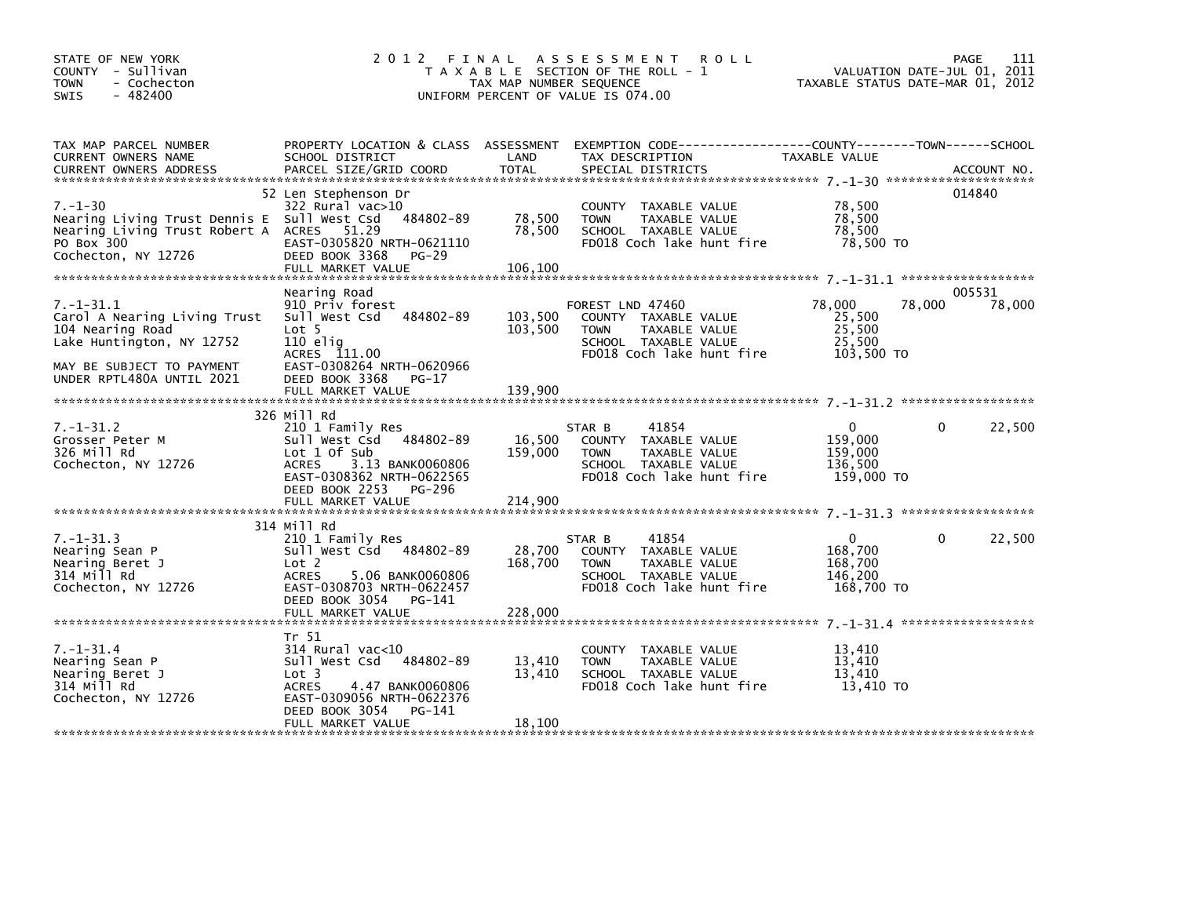STATE OF NEW YORK
COUNTY - Sullivan
TOWN - Cochecton
SWIS - 482400

# 2012 FINAL ASSESSMENT ROLL

TAXABLE SECTION OF THE ROLL - 1
TAX MAP NUMBER SEQUENCE
UNIFORM PERCENT OF VALUE IS 074.00

VALUATION DATE-JUL 01, 2011
TAXABLE STATUS DATE-MAR 01, 2012

| TAX MAP PARCEL NUMBER / CURRENT OWNERS NAME / CURRENT OWNERS ADDRESS | PROPERTY LOCATION & CLASS / SCHOOL DISTRICT / PARCEL SIZE/GRID COORD | ASSESSMENT LAND / TOTAL | EXEMPTION CODE / TAX DESCRIPTION / SPECIAL DISTRICTS | COUNTY TAXABLE VALUE | TOWN | SCHOOL | ACCOUNT NO. |
|---|---|---|---|---|---|---|---|
| 7.-1-30 | 52 Len Stephenson Dr | | | | | | 014840 |
| | 322 Rural vac>10 | | COUNTY TAXABLE VALUE | 78,500 | | | |
| Nearing Living Trust Dennis E | Sull West Csd 484802-89 | 78,500 | TOWN TAXABLE VALUE | 78,500 | | | |
| Nearing Living Trust Robert A | ACRES 51.29 | 78,500 | SCHOOL TAXABLE VALUE | 78,500 | | | |
| PO Box 300 | EAST-0305820 NRTH-0621110 | | FD018 Coch lake hunt fire | 78,500 TO | | | |
| Cochecton, NY 12726 | DEED BOOK 3368 PG-29 | | | | | | |
| | FULL MARKET VALUE | 106,100 | | | | | |
| 7.-1-31.1 | Nearing Road | | | | | | 005531 |
| | 910 Priv forest | | FOREST LND 47460 | 78,000 | 78,000 | 78,000 | |
| Carol A Nearing Living Trust | Sull West Csd 484802-89 | 103,500 | COUNTY TAXABLE VALUE | 25,500 | | | |
| 104 Nearing Road | Lot 5 | 103,500 | TOWN TAXABLE VALUE | 25,500 | | | |
| Lake Huntington, NY 12752 | 110 elig | | SCHOOL TAXABLE VALUE | 25,500 | | | |
| | ACRES 111.00 | | FD018 Coch lake hunt fire | 103,500 TO | | | |
| MAY BE SUBJECT TO PAYMENT | EAST-0308264 NRTH-0620966 | | | | | | |
| UNDER RPTL480A UNTIL 2021 | DEED BOOK 3368 PG-17 | | | | | | |
| | FULL MARKET VALUE | 139,900 | | | | | |
| 7.-1-31.2 | 326 Mill Rd | | | | | | |
| | 210 1 Family Res | | STAR B 41854 | 0 | 0 | 22,500 | |
| Grosser Peter M | Sull West Csd 484802-89 | 16,500 | COUNTY TAXABLE VALUE | 159,000 | | | |
| 326 Mill Rd | Lot 1 Of Sub | 159,000 | TOWN TAXABLE VALUE | 159,000 | | | |
| Cochecton, NY 12726 | ACRES 3.13 BANK0060806 | | SCHOOL TAXABLE VALUE | 136,500 | | | |
| | EAST-0308362 NRTH-0622565 | | FD018 Coch lake hunt fire | 159,000 TO | | | |
| | DEED BOOK 2253 PG-296 | | | | | | |
| | FULL MARKET VALUE | 214,900 | | | | | |
| 7.-1-31.3 | 314 Mill Rd | | | | | | |
| | 210 1 Family Res | | STAR B 41854 | 0 | 0 | 22,500 | |
| Nearing Sean P | Sull West Csd 484802-89 | 28,700 | COUNTY TAXABLE VALUE | 168,700 | | | |
| Nearing Beret J | Lot 2 | 168,700 | TOWN TAXABLE VALUE | 168,700 | | | |
| 314 Mill Rd | ACRES 5.06 BANK0060806 | | SCHOOL TAXABLE VALUE | 146,200 | | | |
| Cochecton, NY 12726 | EAST-0308703 NRTH-0622457 | | FD018 Coch lake hunt fire | 168,700 TO | | | |
| | DEED BOOK 3054 PG-141 | | | | | | |
| | FULL MARKET VALUE | 228,000 | | | | | |
| 7.-1-31.4 | Tr 51 | | | | | | |
| | 314 Rural vac<10 | | COUNTY TAXABLE VALUE | 13,410 | | | |
| Nearing Sean P | Sull West Csd 484802-89 | 13,410 | TOWN TAXABLE VALUE | 13,410 | | | |
| Nearing Beret J | Lot 3 | 13,410 | SCHOOL TAXABLE VALUE | 13,410 | | | |
| 314 Mill Rd | ACRES 4.47 BANK0060806 | | FD018 Coch lake hunt fire | 13,410 TO | | | |
| Cochecton, NY 12726 | EAST-0309056 NRTH-0622376 | | | | | | |
| | DEED BOOK 3054 PG-141 | | | | | | |
| | FULL MARKET VALUE | 18,100 | | | | | |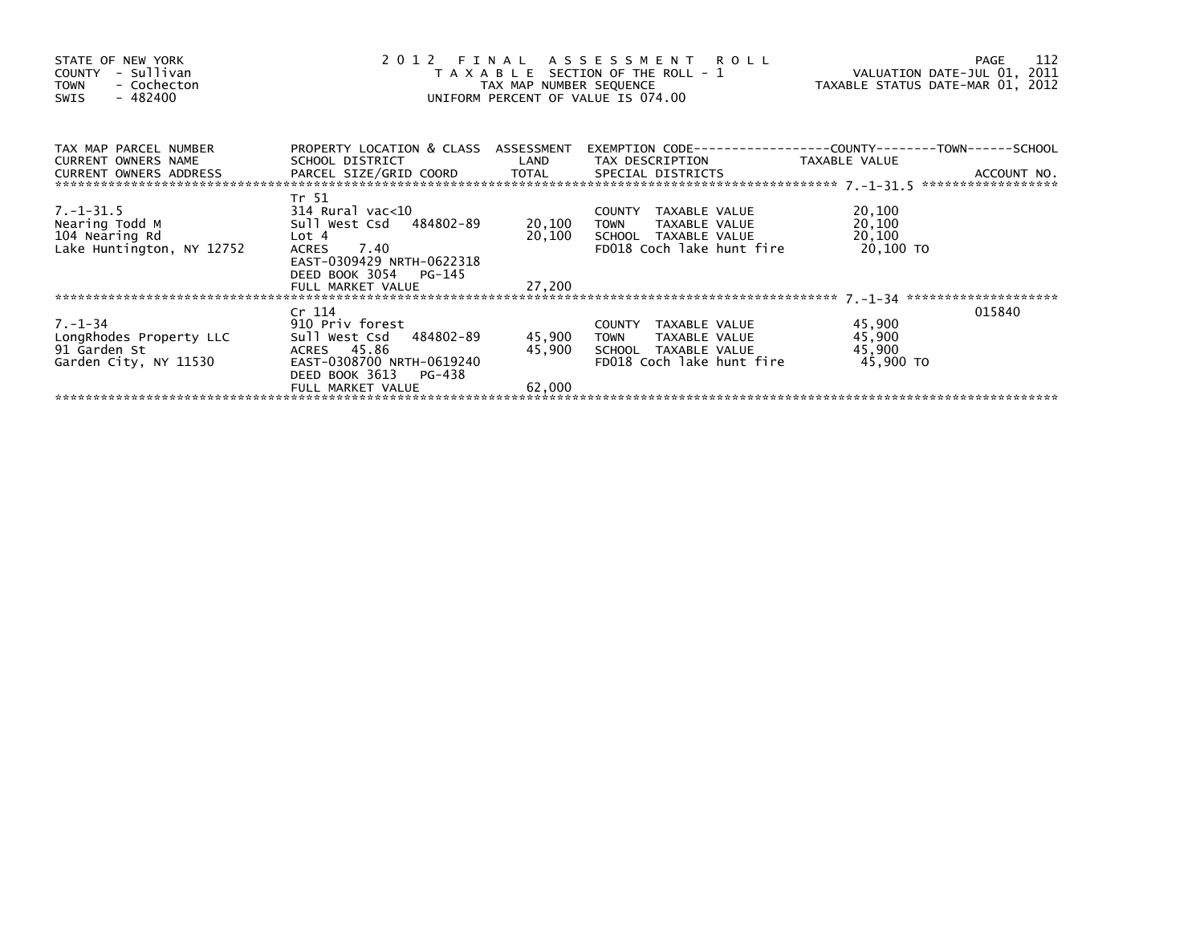STATE OF NEW YORK
COUNTY - Sullivan
TOWN - Cochecton
SWIS - 482400

# 2012 FINAL ASSESSMENT ROLL

TAXABLE SECTION OF THE ROLL - 1
TAX MAP NUMBER SEQUENCE
UNIFORM PERCENT OF VALUE IS 074.00

VALUATION DATE-JUL 01, 2011
TAXABLE STATUS DATE-MAR 01, 2012

| TAX MAP PARCEL NUMBER / CURRENT OWNERS NAME / CURRENT OWNERS ADDRESS | PROPERTY LOCATION & CLASS / SCHOOL DISTRICT / PARCEL SIZE/GRID COORD | ASSESSMENT LAND / TOTAL | EXEMPTION CODE / TAX DESCRIPTION / SPECIAL DISTRICTS | TAXABLE VALUE (COUNTY--TOWN--SCHOOL) | ACCOUNT NO. |
|---|---|---|---|---|---|
| | Tr 51 | | | | |
| 7.-1-31.5 | 314 Rural vac<10 | | COUNTY TAXABLE VALUE | 20,100 | |
| Nearing Todd M | Sull West Csd 484802-89 | 20,100 | TOWN TAXABLE VALUE | 20,100 | |
| 104 Nearing Rd | Lot 4 | 20,100 | SCHOOL TAXABLE VALUE | 20,100 | |
| Lake Huntington, NY 12752 | ACRES 7.40 | | FD018 Coch lake hunt fire | 20,100 TO | |
| | EAST-0309429 NRTH-0622318 | | | | |
| | DEED BOOK 3054 PG-145 | | | | |
| | FULL MARKET VALUE | 27,200 | | | |
| | Cr 114 | | | | 015840 |
| 7.-1-34 | 910 Priv forest | | COUNTY TAXABLE VALUE | 45,900 | |
| LongRhodes Property LLC | Sull West Csd 484802-89 | 45,900 | TOWN TAXABLE VALUE | 45,900 | |
| 91 Garden St | ACRES 45.86 | 45,900 | SCHOOL TAXABLE VALUE | 45,900 | |
| Garden City, NY 11530 | EAST-0308700 NRTH-0619240 | | FD018 Coch lake hunt fire | 45,900 TO | |
| | DEED BOOK 3613 PG-438 | | | | |
| | FULL MARKET VALUE | 62,000 | | | |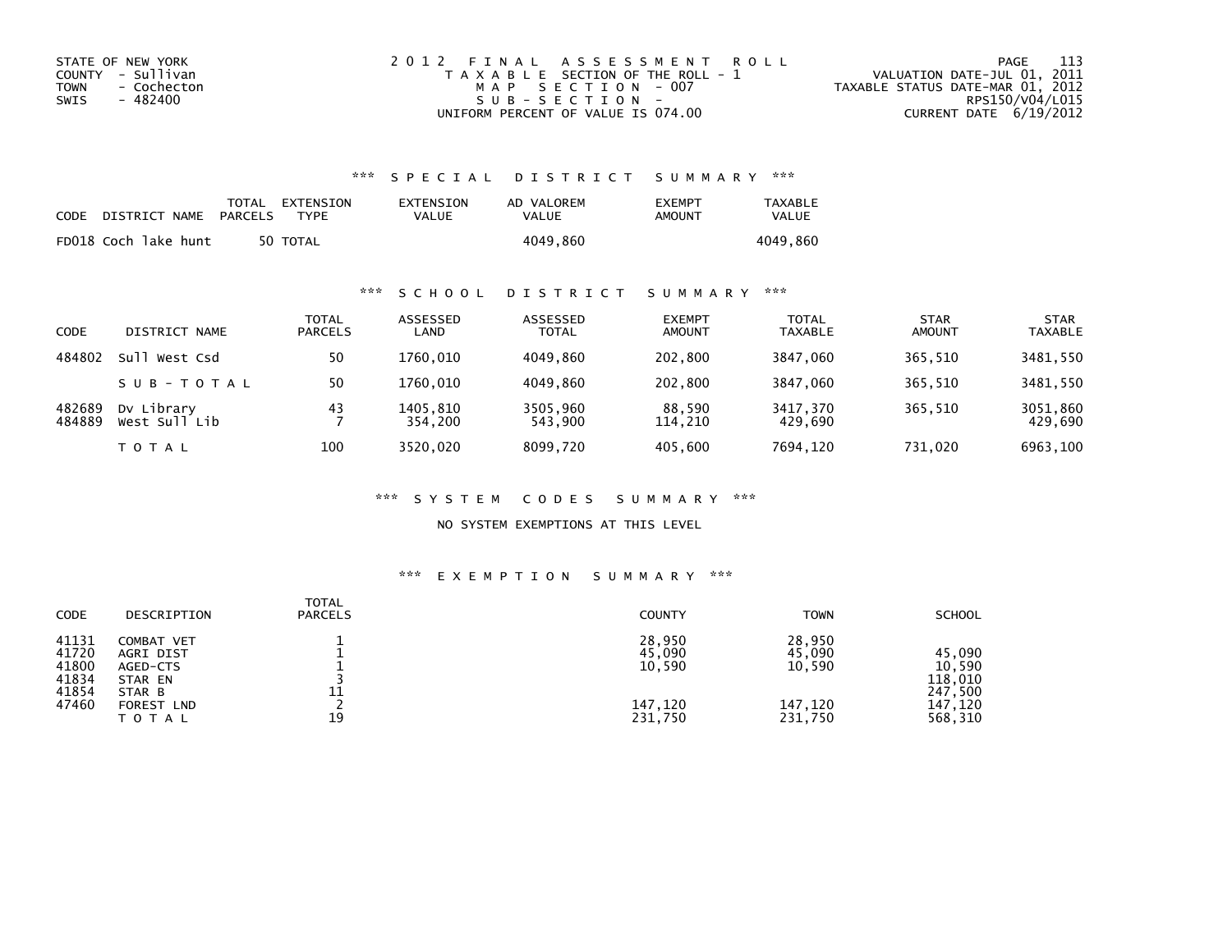STATE OF NEW YORK
COUNTY - Sullivan
TOWN - Cochecton
SWIS - 482400

2012 FINAL ASSESSMENT ROLL
TAXABLE SECTION OF THE ROLL - 1
MAP SECTION - 007
SUB-SECTION -
UNIFORM PERCENT OF VALUE IS 074.00

VALUATION DATE-JUL 01, 2011
TAXABLE STATUS DATE-MAR 01, 2012
RPS150/V04/L015
CURRENT DATE 6/19/2012

### *** SPECIAL DISTRICT SUMMARY ***

| CODE | DISTRICT NAME | TOTAL PARCELS | EXTENSION TYPE | EXTENSION VALUE | AD VALOREM VALUE | EXEMPT AMOUNT | TAXABLE VALUE |
|---|---|---|---|---|---|---|---|
| FD018 | Coch lake hunt | 50 | TOTAL | | 4049,860 | | 4049,860 |

### *** SCHOOL DISTRICT SUMMARY ***

| CODE | DISTRICT NAME | TOTAL PARCELS | ASSESSED LAND | ASSESSED TOTAL | EXEMPT AMOUNT | TOTAL TAXABLE | STAR AMOUNT | STAR TAXABLE |
|---|---|---|---|---|---|---|---|---|
| 484802 | Sull West Csd | 50 | 1760,010 | 4049,860 | 202,800 | 3847,060 | 365,510 | 3481,550 |
| | SUB-TOTAL | 50 | 1760,010 | 4049,860 | 202,800 | 3847,060 | 365,510 | 3481,550 |
| 482689 | Dv Library | 43 | 1405,810 | 3505,960 | 88,590 | 3417,370 | 365,510 | 3051,860 |
| 484889 | West Sull Lib | 7 | 354,200 | 543,900 | 114,210 | 429,690 | | 429,690 |
| | TOTAL | 100 | 3520,020 | 8099,720 | 405,600 | 7694,120 | 731,020 | 6963,100 |

### *** SYSTEM CODES SUMMARY ***

NO SYSTEM EXEMPTIONS AT THIS LEVEL

### *** EXEMPTION SUMMARY ***

| CODE | DESCRIPTION | TOTAL PARCELS | COUNTY | TOWN | SCHOOL |
|---|---|---|---|---|---|
| 41131 | COMBAT VET | 1 | 28,950 | 28,950 | |
| 41720 | AGRI DIST | 1 | 45,090 | 45,090 | 45,090 |
| 41800 | AGED-CTS | 1 | 10,590 | 10,590 | 10,590 |
| 41834 | STAR EN | 3 | | | 118,010 |
| 41854 | STAR B | 11 | | | 247,500 |
| 47460 | FOREST LND | 2 | 147,120 | 147,120 | 147,120 |
| | TOTAL | 19 | 231,750 | 231,750 | 568,310 |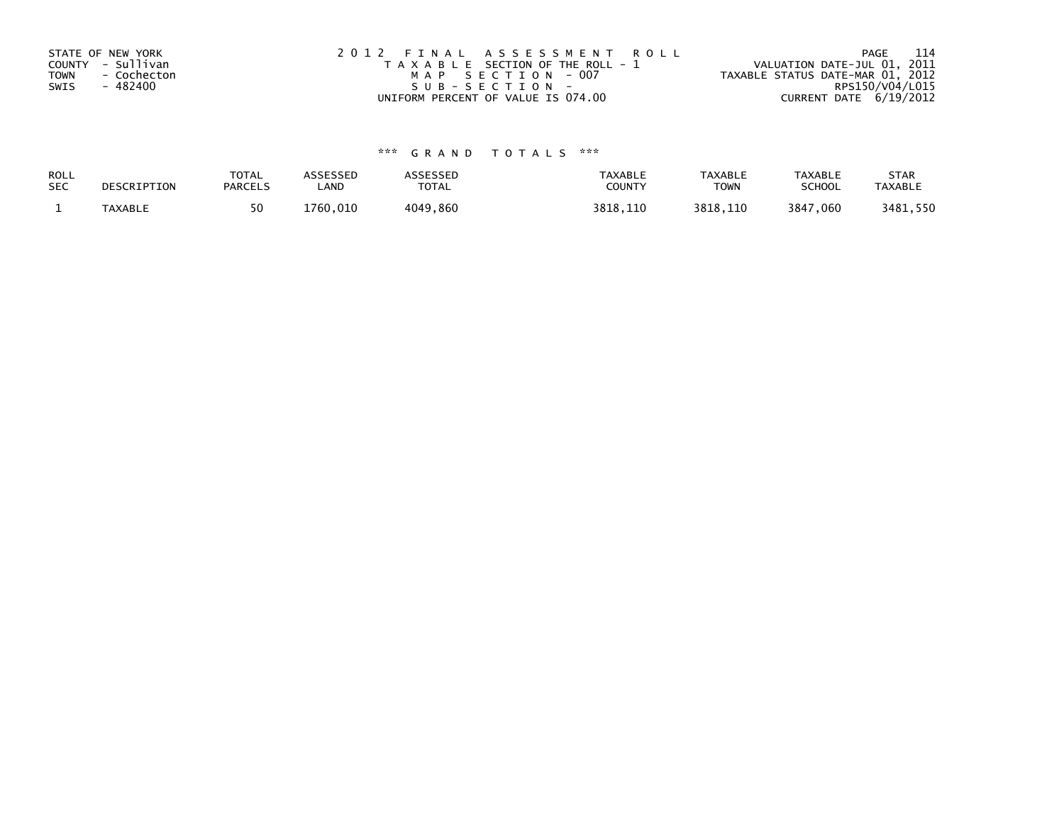STATE OF NEW YORK
COUNTY - Sullivan
TOWN - Cochecton
SWIS - 482400

2012 FINAL ASSESSMENT ROLL
TAXABLE SECTION OF THE ROLL - 1
MAP SECTION - 007
SUB-SECTION -
UNIFORM PERCENT OF VALUE IS 074.00

VALUATION DATE-JUL 01, 2011
TAXABLE STATUS DATE-MAR 01, 2012
RPS150/V04/L015
CURRENT DATE 6/19/2012

*** GRAND TOTALS ***

| ROLL SEC | DESCRIPTION | TOTAL PARCELS | ASSESSED LAND | ASSESSED TOTAL | TAXABLE COUNTY | TAXABLE TOWN | TAXABLE SCHOOL | STAR TAXABLE |
|---|---|---|---|---|---|---|---|---|
| 1 | TAXABLE | 50 | 1760,010 | 4049,860 | 3818,110 | 3818,110 | 3847,060 | 3481,550 |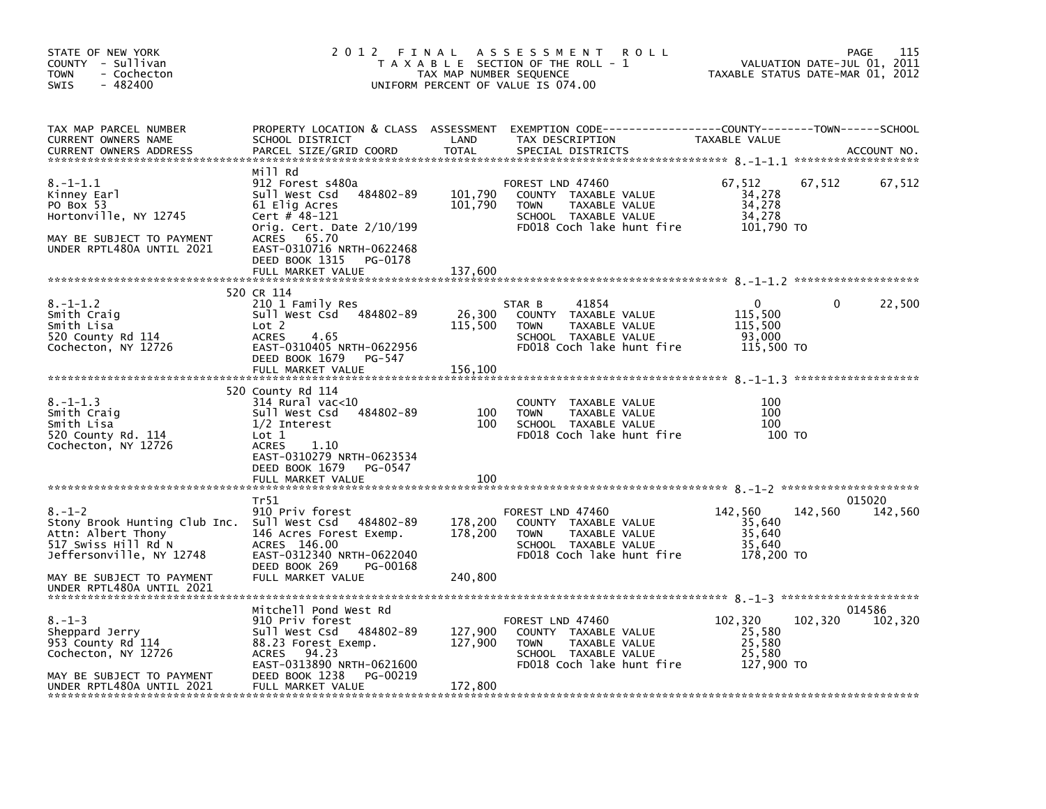STATE OF NEW YORK
COUNTY - Sullivan
TOWN - Cochecton
SWIS - 482400

2012 FINAL ASSESSMENT ROLL
TAXABLE SECTION OF THE ROLL - 1
TAX MAP NUMBER SEQUENCE
UNIFORM PERCENT OF VALUE IS 074.00

VALUATION DATE-JUL 01, 2011
TAXABLE STATUS DATE-MAR 01, 2012

| TAX MAP PARCEL NUMBER / CURRENT OWNERS NAME / CURRENT OWNERS ADDRESS | PROPERTY LOCATION & CLASS / SCHOOL DISTRICT / PARCEL SIZE/GRID COORD | ASSESSMENT LAND / TOTAL | EXEMPTION CODE / TAX DESCRIPTION / SPECIAL DISTRICTS | COUNTY TAXABLE VALUE | TOWN | SCHOOL / ACCOUNT NO. |
|---|---|---|---|---|---|---|
| **8.-1-1.1** | Mill Rd | | | | | |
| 8.-1-1.1 | 912 Forest s480a | | FOREST LND 47460 | 67,512 | 67,512 | 67,512 |
| Kinney Earl | Sull West Csd 484802-89 | 101,790 | COUNTY TAXABLE VALUE | 34,278 | | |
| PO Box 53 | 61 Elig Acres | 101,790 | TOWN TAXABLE VALUE | 34,278 | | |
| Hortonville, NY 12745 | Cert # 48-121 | | SCHOOL TAXABLE VALUE | 34,278 | | |
| | Orig. Cert. Date 2/10/199 | | FD018 Coch lake hunt fire | 101,790 TO | | |
| MAY BE SUBJECT TO PAYMENT | ACRES 65.70 | | | | | |
| UNDER RPTL480A UNTIL 2021 | EAST-0310716 NRTH-0622468 | | | | | |
| | DEED BOOK 1315 PG-0178 | | | | | |
| | FULL MARKET VALUE | 137,600 | | | | |
| **8.-1-1.2** | 520 CR 114 | | | | | |
| 8.-1-1.2 | 210 1 Family Res | | STAR B 41854 | 0 | 0 | 22,500 |
| Smith Craig | Sull West Csd 484802-89 | 26,300 | COUNTY TAXABLE VALUE | 115,500 | | |
| Smith Lisa | Lot 2 | 115,500 | TOWN TAXABLE VALUE | 115,500 | | |
| 520 County Rd 114 | ACRES 4.65 | | SCHOOL TAXABLE VALUE | 93,000 | | |
| Cochecton, NY 12726 | EAST-0310405 NRTH-0622956 | | FD018 Coch lake hunt fire | 115,500 TO | | |
| | DEED BOOK 1679 PG-547 | | | | | |
| | FULL MARKET VALUE | 156,100 | | | | |
| **8.-1-1.3** | 520 County Rd 114 | | | | | |
| 8.-1-1.3 | 314 Rural vac<10 | | COUNTY TAXABLE VALUE | 100 | | |
| Smith Craig | Sull West Csd 484802-89 | 100 | TOWN TAXABLE VALUE | 100 | | |
| Smith Lisa | 1/2 Interest | 100 | SCHOOL TAXABLE VALUE | 100 | | |
| 520 County Rd. 114 | Lot 1 | | FD018 Coch lake hunt fire | 100 TO | | |
| Cochecton, NY 12726 | ACRES 1.10 | | | | | |
| | EAST-0310279 NRTH-0623534 | | | | | |
| | DEED BOOK 1679 PG-0547 | | | | | |
| | FULL MARKET VALUE | 100 | | | | |
| **8.-1-2** | Tr51 | | | | | 015020 |
| 8.-1-2 | 910 Priv forest | | FOREST LND 47460 | 142,560 | 142,560 | 142,560 |
| Stony Brook Hunting Club Inc. | Sull West Csd 484802-89 | 178,200 | COUNTY TAXABLE VALUE | 35,640 | | |
| Attn: Albert Thony | 146 Acres Forest Exemp. | 178,200 | TOWN TAXABLE VALUE | 35,640 | | |
| 517 Swiss Hill Rd N | ACRES 146.00 | | SCHOOL TAXABLE VALUE | 35,640 | | |
| Jeffersonville, NY 12748 | EAST-0312340 NRTH-0622040 | | FD018 Coch lake hunt fire | 178,200 TO | | |
| | DEED BOOK 269 PG-00168 | | | | | |
| MAY BE SUBJECT TO PAYMENT | FULL MARKET VALUE | 240,800 | | | | |
| UNDER RPTL480A UNTIL 2021 | | | | | | |
| **8.-1-3** | Mitchell Pond West Rd | | | | | 014586 |
| 8.-1-3 | 910 Priv forest | | FOREST LND 47460 | 102,320 | 102,320 | 102,320 |
| Sheppard Jerry | Sull West Csd 484802-89 | 127,900 | COUNTY TAXABLE VALUE | 25,580 | | |
| 953 County Rd 114 | 88.23 Forest Exemp. | 127,900 | TOWN TAXABLE VALUE | 25,580 | | |
| Cochecton, NY 12726 | ACRES 94.23 | | SCHOOL TAXABLE VALUE | 25,580 | | |
| | EAST-0313890 NRTH-0621600 | | FD018 Coch lake hunt fire | 127,900 TO | | |
| MAY BE SUBJECT TO PAYMENT | DEED BOOK 1238 PG-00219 | | | | | |
| UNDER RPTL480A UNTIL 2021 | FULL MARKET VALUE | 172,800 | | | | |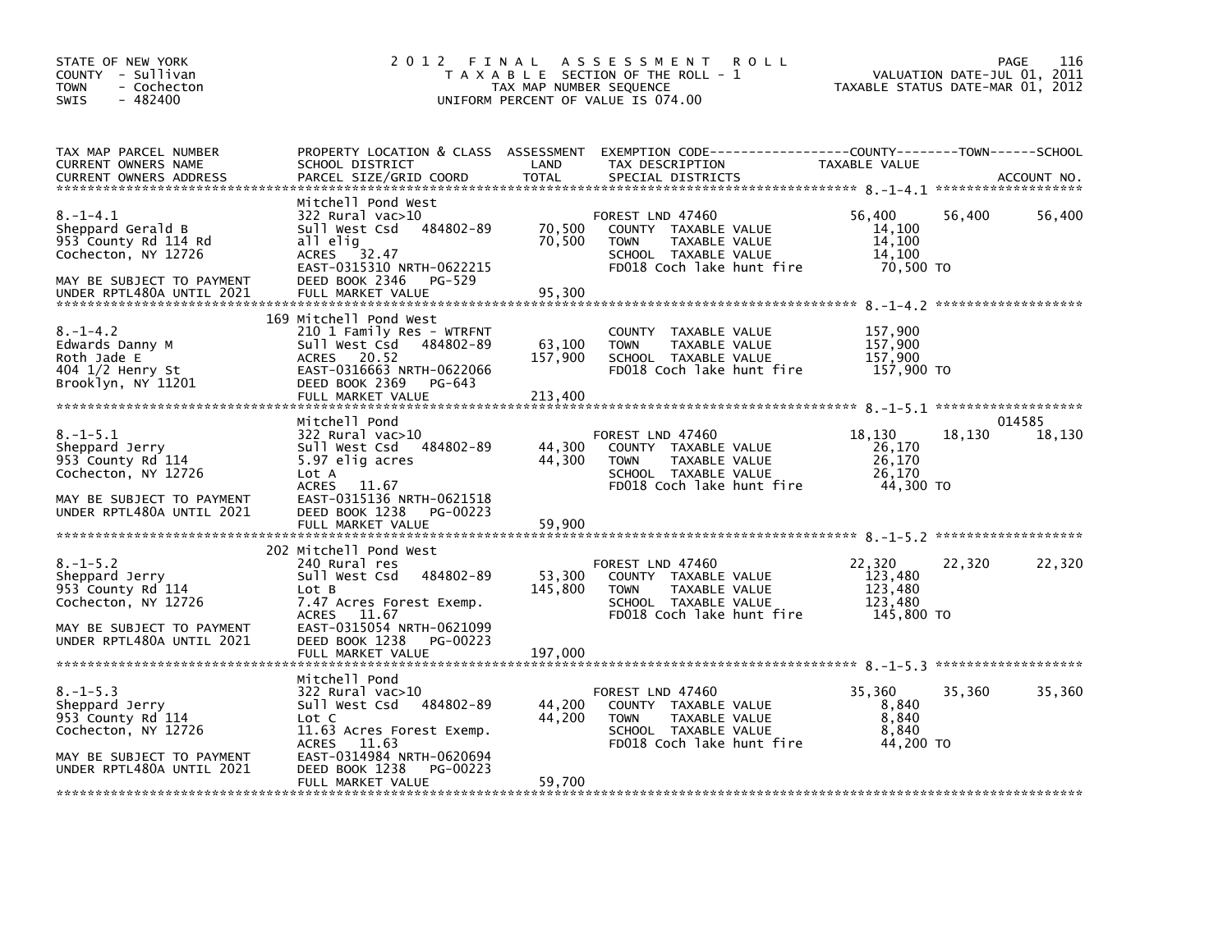STATE OF NEW YORK
COUNTY - Sullivan
TOWN - Cochecton
SWIS - 482400

# 2012 FINAL ASSESSMENT ROLL

TAXABLE SECTION OF THE ROLL - 1
TAX MAP NUMBER SEQUENCE
UNIFORM PERCENT OF VALUE IS 074.00

VALUATION DATE-JUL 01, 2011
TAXABLE STATUS DATE-MAR 01, 2012

| TAX MAP PARCEL NUMBER / CURRENT OWNERS NAME / CURRENT OWNERS ADDRESS | PROPERTY LOCATION & CLASS / SCHOOL DISTRICT / PARCEL SIZE/GRID COORD | ASSESSMENT LAND | ASSESSMENT TOTAL | EXEMPTION CODE / TAX DESCRIPTION / SPECIAL DISTRICTS | COUNTY TAXABLE VALUE | TOWN | SCHOOL / ACCOUNT NO. |
|---|---|---|---|---|---|---|---|
| **8.-1-4.1** | Mitchell Pond West | | | | | | |
| 8.-1-4.1 | 322 Rural vac>10 | | | FOREST LND 47460 | 56,400 | 56,400 | 56,400 |
| Sheppard Gerald B | Sull West Csd 484802-89 | 70,500 | | COUNTY TAXABLE VALUE | 14,100 | | |
| 953 County Rd 114 Rd | all elig | | 70,500 | TOWN TAXABLE VALUE | 14,100 | | |
| Cochecton, NY 12726 | ACRES 32.47 | | | SCHOOL TAXABLE VALUE | 14,100 | | |
| | EAST-0315310 NRTH-0622215 | | | FD018 Coch lake hunt fire | 70,500 TO | | |
| MAY BE SUBJECT TO PAYMENT | DEED BOOK 2346 PG-529 | | | | | | |
| UNDER RPTL480A UNTIL 2021 | FULL MARKET VALUE | | 95,300 | | | | |
| **8.-1-4.2** | 169 Mitchell Pond West | | | | | | |
| 8.-1-4.2 | 210 1 Family Res - WTRFNT | | | COUNTY TAXABLE VALUE | 157,900 | | |
| Edwards Danny M | Sull West Csd 484802-89 | 63,100 | | TOWN TAXABLE VALUE | 157,900 | | |
| Roth Jade E | ACRES 20.52 | | 157,900 | SCHOOL TAXABLE VALUE | 157,900 | | |
| 404 1/2 Henry St | EAST-0316663 NRTH-0622066 | | | FD018 Coch lake hunt fire | 157,900 TO | | |
| Brooklyn, NY 11201 | DEED BOOK 2369 PG-643 | | | | | | |
| | FULL MARKET VALUE | | 213,400 | | | | |
| **8.-1-5.1** | Mitchell Pond | | | | | | 014585 |
| 8.-1-5.1 | 322 Rural vac>10 | | | FOREST LND 47460 | 18,130 | 18,130 | 18,130 |
| Sheppard Jerry | Sull West Csd 484802-89 | 44,300 | | COUNTY TAXABLE VALUE | 26,170 | | |
| 953 County Rd 114 | 5.97 elig acres | | 44,300 | TOWN TAXABLE VALUE | 26,170 | | |
| Cochecton, NY 12726 | Lot A | | | SCHOOL TAXABLE VALUE | 26,170 | | |
| | ACRES 11.67 | | | FD018 Coch lake hunt fire | 44,300 TO | | |
| MAY BE SUBJECT TO PAYMENT | EAST-0315136 NRTH-0621518 | | | | | | |
| UNDER RPTL480A UNTIL 2021 | DEED BOOK 1238 PG-00223 | | | | | | |
| | FULL MARKET VALUE | | 59,900 | | | | |
| **8.-1-5.2** | 202 Mitchell Pond West | | | | | | |
| 8.-1-5.2 | 240 Rural res | | | FOREST LND 47460 | 22,320 | 22,320 | 22,320 |
| Sheppard Jerry | Sull West Csd 484802-89 | 53,300 | | COUNTY TAXABLE VALUE | 123,480 | | |
| 953 County Rd 114 | Lot B | | 145,800 | TOWN TAXABLE VALUE | 123,480 | | |
| Cochecton, NY 12726 | 7.47 Acres Forest Exemp. | | | SCHOOL TAXABLE VALUE | 123,480 | | |
| | ACRES 11.67 | | | FD018 Coch lake hunt fire | 145,800 TO | | |
| MAY BE SUBJECT TO PAYMENT | EAST-0315054 NRTH-0621099 | | | | | | |
| UNDER RPTL480A UNTIL 2021 | DEED BOOK 1238 PG-00223 | | | | | | |
| | FULL MARKET VALUE | | 197,000 | | | | |
| **8.-1-5.3** | Mitchell Pond | | | | | | |
| 8.-1-5.3 | 322 Rural vac>10 | | | FOREST LND 47460 | 35,360 | 35,360 | 35,360 |
| Sheppard Jerry | Sull West Csd 484802-89 | 44,200 | | COUNTY TAXABLE VALUE | 8,840 | | |
| 953 County Rd 114 | Lot C | | 44,200 | TOWN TAXABLE VALUE | 8,840 | | |
| Cochecton, NY 12726 | 11.63 Acres Forest Exemp. | | | SCHOOL TAXABLE VALUE | 8,840 | | |
| | ACRES 11.63 | | | FD018 Coch lake hunt fire | 44,200 TO | | |
| MAY BE SUBJECT TO PAYMENT | EAST-0314984 NRTH-0620694 | | | | | | |
| UNDER RPTL480A UNTIL 2021 | DEED BOOK 1238 PG-00223 | | | | | | |
| | FULL MARKET VALUE | | 59,700 | | | | |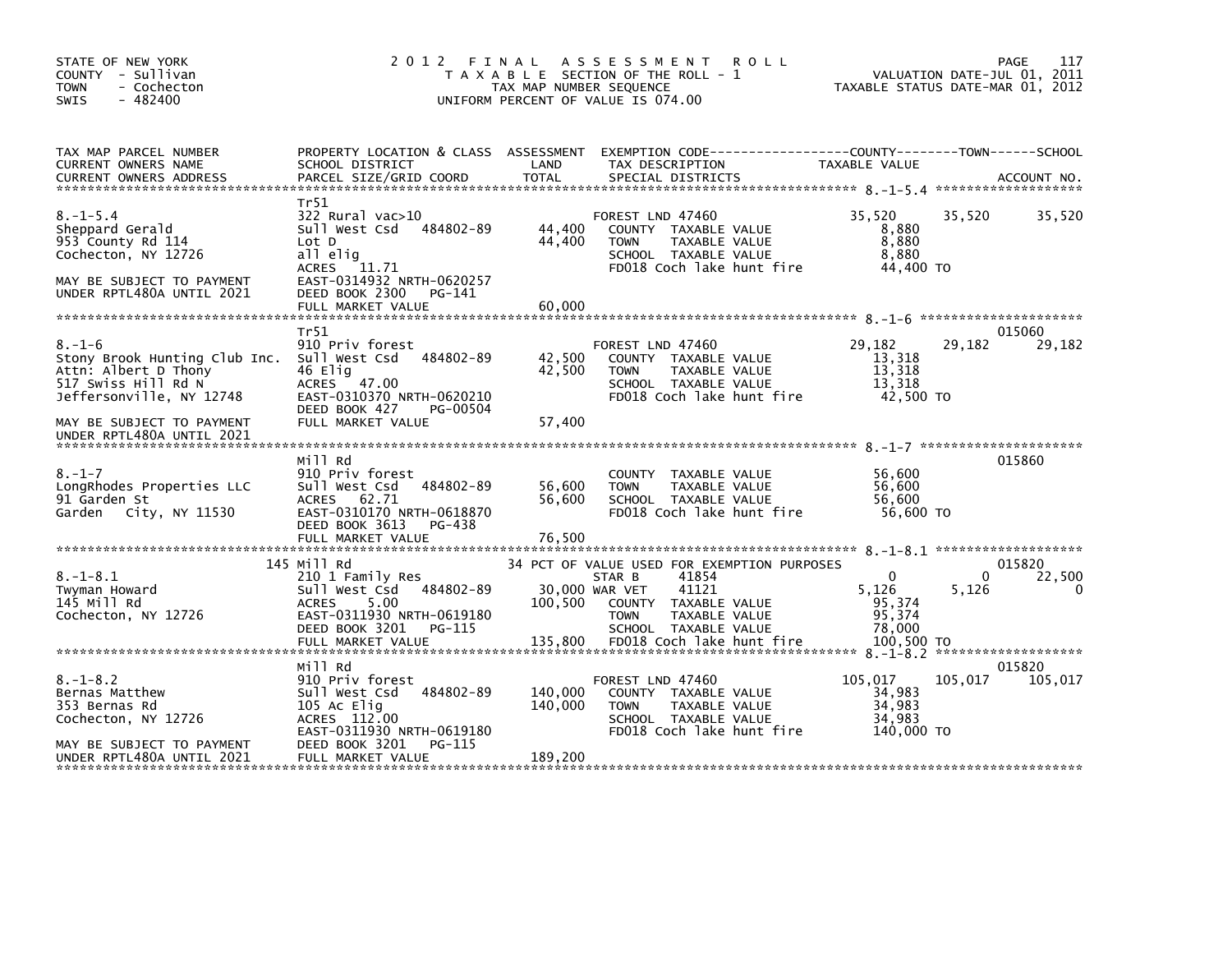STATE OF NEW YORK
COUNTY - Sullivan
TOWN - Cochecton
SWIS - 482400

2012 FINAL ASSESSMENT ROLL
TAXABLE SECTION OF THE ROLL - 1
TAX MAP NUMBER SEQUENCE
UNIFORM PERCENT OF VALUE IS 074.00

VALUATION DATE-JUL 01, 2011
TAXABLE STATUS DATE-MAR 01, 2012

| TAX MAP PARCEL NUMBER / CURRENT OWNERS NAME / CURRENT OWNERS ADDRESS | PROPERTY LOCATION & CLASS / SCHOOL DISTRICT / PARCEL SIZE/GRID COORD | ASSESSMENT LAND / TOTAL | EXEMPTION CODE / TAX DESCRIPTION / SPECIAL DISTRICTS | COUNTY TAXABLE VALUE | TOWN | SCHOOL | ACCOUNT NO. |
|---|---|---|---|---|---|---|---|
| 8.-1-5.4 | Tr51 | | | | | | |
| 8.-1-5.4 | 322 Rural vac>10 | | FOREST LND 47460 | 35,520 | 35,520 | 35,520 | |
| Sheppard Gerald | Sull West Csd 484802-89 | 44,400 | COUNTY TAXABLE VALUE | 8,880 | | | |
| 953 County Rd 114 | Lot D | 44,400 | TOWN TAXABLE VALUE | 8,880 | | | |
| Cochecton, NY 12726 | all elig | | SCHOOL TAXABLE VALUE | 8,880 | | | |
| | ACRES 11.71 | | FD018 Coch lake hunt fire | 44,400 TO | | | |
| MAY BE SUBJECT TO PAYMENT | EAST-0314932 NRTH-0620257 | | | | | | |
| UNDER RPTL480A UNTIL 2021 | DEED BOOK 2300 PG-141 | | | | | | |
| | FULL MARKET VALUE | 60,000 | | | | | |
| 8.-1-6 | Tr51 | | | | | | 015060 |
| 8.-1-6 | 910 Priv forest | | FOREST LND 47460 | 29,182 | 29,182 | 29,182 | |
| Stony Brook Hunting Club Inc. | Sull West Csd 484802-89 | 42,500 | COUNTY TAXABLE VALUE | 13,318 | | | |
| Attn: Albert D Thony | 46 Elig | 42,500 | TOWN TAXABLE VALUE | 13,318 | | | |
| 517 Swiss Hill Rd N | ACRES 47.00 | | SCHOOL TAXABLE VALUE | 13,318 | | | |
| Jeffersonville, NY 12748 | EAST-0310370 NRTH-0620210 | | FD018 Coch lake hunt fire | 42,500 TO | | | |
| | DEED BOOK 427 PG-00504 | | | | | | |
| MAY BE SUBJECT TO PAYMENT | FULL MARKET VALUE | 57,400 | | | | | |
| UNDER RPTL480A UNTIL 2021 | | | | | | | |
| 8.-1-7 | Mill Rd | | | | | | 015860 |
| 8.-1-7 | 910 Priv forest | | COUNTY TAXABLE VALUE | 56,600 | | | |
| LongRhodes Properties LLC | Sull West Csd 484802-89 | 56,600 | TOWN TAXABLE VALUE | 56,600 | | | |
| 91 Garden St | ACRES 62.71 | 56,600 | SCHOOL TAXABLE VALUE | 56,600 | | | |
| Garden City, NY 11530 | EAST-0310170 NRTH-0618870 | | FD018 Coch lake hunt fire | 56,600 TO | | | |
| | DEED BOOK 3613 PG-438 | | | | | | |
| | FULL MARKET VALUE | 76,500 | | | | | |
| 8.-1-8.1 | 145 Mill Rd | | 34 PCT OF VALUE USED FOR EXEMPTION PURPOSES | | | | 015820 |
| 8.-1-8.1 | 210 1 Family Res | | STAR B 41854 | 0 | 0 | 22,500 | |
| Twyman Howard | Sull West Csd 484802-89 | 30,000 | WAR VET 41121 | 5,126 | 5,126 | 0 | |
| 145 Mill Rd | ACRES 5.00 | 100,500 | COUNTY TAXABLE VALUE | 95,374 | | | |
| Cochecton, NY 12726 | EAST-0311930 NRTH-0619180 | | TOWN TAXABLE VALUE | 95,374 | | | |
| | DEED BOOK 3201 PG-115 | | SCHOOL TAXABLE VALUE | 78,000 | | | |
| | FULL MARKET VALUE | 135,800 | FD018 Coch lake hunt fire | 100,500 TO | | | |
| 8.-1-8.2 | Mill Rd | | | | | | 015820 |
| 8.-1-8.2 | 910 Priv forest | | FOREST LND 47460 | 105,017 | 105,017 | 105,017 | |
| Bernas Matthew | Sull West Csd 484802-89 | 140,000 | COUNTY TAXABLE VALUE | 34,983 | | | |
| 353 Bernas Rd | 105 Ac Elig | 140,000 | TOWN TAXABLE VALUE | 34,983 | | | |
| Cochecton, NY 12726 | ACRES 112.00 | | SCHOOL TAXABLE VALUE | 34,983 | | | |
| | EAST-0311930 NRTH-0619180 | | FD018 Coch lake hunt fire | 140,000 TO | | | |
| MAY BE SUBJECT TO PAYMENT | DEED BOOK 3201 PG-115 | | | | | | |
| UNDER RPTL480A UNTIL 2021 | FULL MARKET VALUE | 189,200 | | | | | |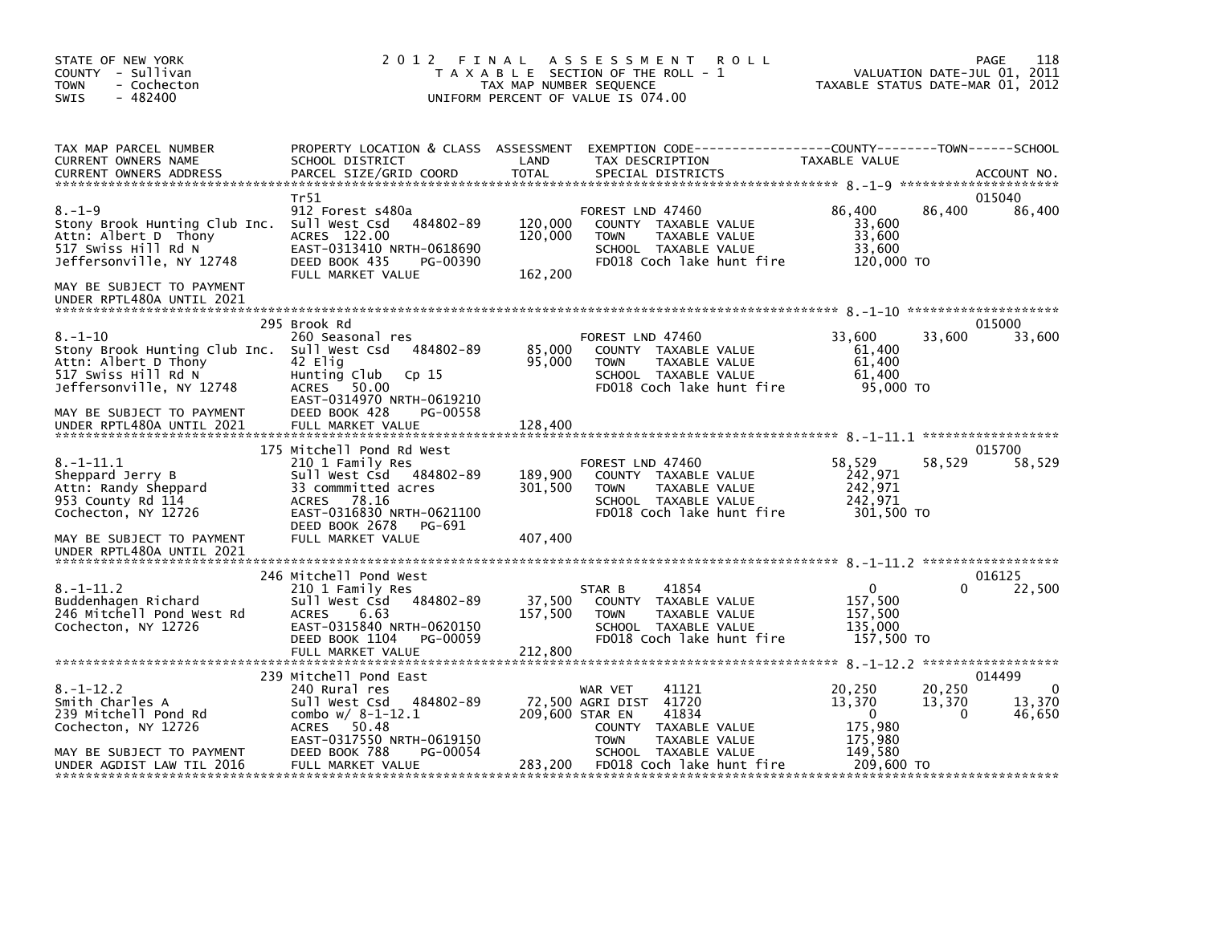STATE OF NEW YORK
COUNTY - Sullivan
TOWN - Cochecton
SWIS - 482400

2 0 1 2 F I N A L A S S E S S M E N T R O L L
T A X A B L E SECTION OF THE ROLL - 1
TAX MAP NUMBER SEQUENCE
UNIFORM PERCENT OF VALUE IS 074.00

VALUATION DATE-JUL 01, 2011
TAXABLE STATUS DATE-MAR 01, 2012

```
TAX MAP PARCEL NUMBER          PROPERTY LOCATION & CLASS  ASSESSMENT  EXEMPTION CODE------------------COUNTY--------TOWN------SCHOOL
CURRENT OWNERS NAME            SCHOOL DISTRICT               LAND      TAX DESCRIPTION             TAXABLE VALUE
CURRENT OWNERS ADDRESS         PARCEL SIZE/GRID COORD        TOTAL     SPECIAL DISTRICTS                                    ACCOUNT NO.
******************************************************************************************************* 8.-1-9 *********************
                               Tr51                                                                                         015040
8.-1-9                         912 Forest s480a                        FOREST LND 47460             86,400     86,400       86,400
Stony Brook Hunting Club Inc.  Sull West Csd    484802-89   120,000    COUNTY  TAXABLE VALUE         33,600
Attn: Albert D  Thony          ACRES  122.00                120,000    TOWN    TAXABLE VALUE         33,600
517 Swiss Hill Rd N            EAST-0313410 NRTH-0618690               SCHOOL  TAXABLE VALUE         33,600
Jeffersonville, NY 12748       DEED BOOK 435     PG-00390              FD018 Coch lake hunt fire    120,000 TO
                               FULL MARKET VALUE            162,200
MAY BE SUBJECT TO PAYMENT
UNDER RPTL480A UNTIL 2021
******************************************************************************************************* 8.-1-10 ********************
                               295 Brook Rd                                                                                 015000
8.-1-10                        260 Seasonal res                        FOREST LND 47460             33,600     33,600       33,600
Stony Brook Hunting Club Inc.  Sull West Csd    484802-89    85,000    COUNTY  TAXABLE VALUE         61,400
Attn: Albert D Thony           42 Elig                       95,000    TOWN    TAXABLE VALUE         61,400
517 Swiss Hill Rd N            Hunting Club   Cp 15                    SCHOOL  TAXABLE VALUE         61,400
Jeffersonville, NY 12748       ACRES   50.00                           FD018 Coch lake hunt fire     95,000 TO
                               EAST-0314970 NRTH-0619210
MAY BE SUBJECT TO PAYMENT      DEED BOOK 428     PG-00558
UNDER RPTL480A UNTIL 2021      FULL MARKET VALUE            128,400
******************************************************************************************************* 8.-1-11.1 ******************
                               175 Mitchell Pond Rd West                                                                    015700
8.-1-11.1                      210 1 Family Res                        FOREST LND 47460             58,529     58,529       58,529
Sheppard Jerry B               Sull West Csd    484802-89   189,900    COUNTY  TAXABLE VALUE        242,971
Attn: Randy Sheppard           33 commmitted acres          301,500    TOWN    TAXABLE VALUE        242,971
953 County Rd 114              ACRES   78.16                           SCHOOL  TAXABLE VALUE        242,971
Cochecton, NY 12726            EAST-0316830 NRTH-0621100               FD018 Coch lake hunt fire    301,500 TO
                               DEED BOOK 2678    PG-691
MAY BE SUBJECT TO PAYMENT      FULL MARKET VALUE            407,400
UNDER RPTL480A UNTIL 2021
******************************************************************************************************* 8.-1-11.2 ******************
                               246 Mitchell Pond West                                                                       016125
8.-1-11.2                      210 1 Family Res                        STAR B     41854                  0          0       22,500
Buddenhagen Richard            Sull West Csd    484802-89    37,500    COUNTY  TAXABLE VALUE        157,500
246 Mitchell Pond West Rd      ACRES    6.63                157,500    TOWN    TAXABLE VALUE        157,500
Cochecton, NY 12726            EAST-0315840 NRTH-0620150               SCHOOL  TAXABLE VALUE        135,000
                               DEED BOOK 1104    PG-00059              FD018 Coch lake hunt fire    157,500 TO
                               FULL MARKET VALUE            212,800
******************************************************************************************************* 8.-1-12.2 ******************
                               239 Mitchell Pond East                                                                       014499
8.-1-12.2                      240 Rural res                           WAR VET    41121             20,250     20,250            0
Smith Charles A                Sull West Csd    484802-89    72,500 AGRI DIST  41720             13,370     13,370       13,370
239 Mitchell Pond Rd           combo w/ 8-1-12.1            209,600 STAR EN    41834                  0          0       46,650
Cochecton, NY 12726            ACRES   50.48                           COUNTY  TAXABLE VALUE        175,980
                               EAST-0317550 NRTH-0619150               TOWN    TAXABLE VALUE        175,980
MAY BE SUBJECT TO PAYMENT      DEED BOOK 788     PG-00054              SCHOOL  TAXABLE VALUE        149,580
UNDER AGDIST LAW TIL 2016      FULL MARKET VALUE            283,200    FD018 Coch lake hunt fire    209,600 TO
************************************************************************************************************************************
```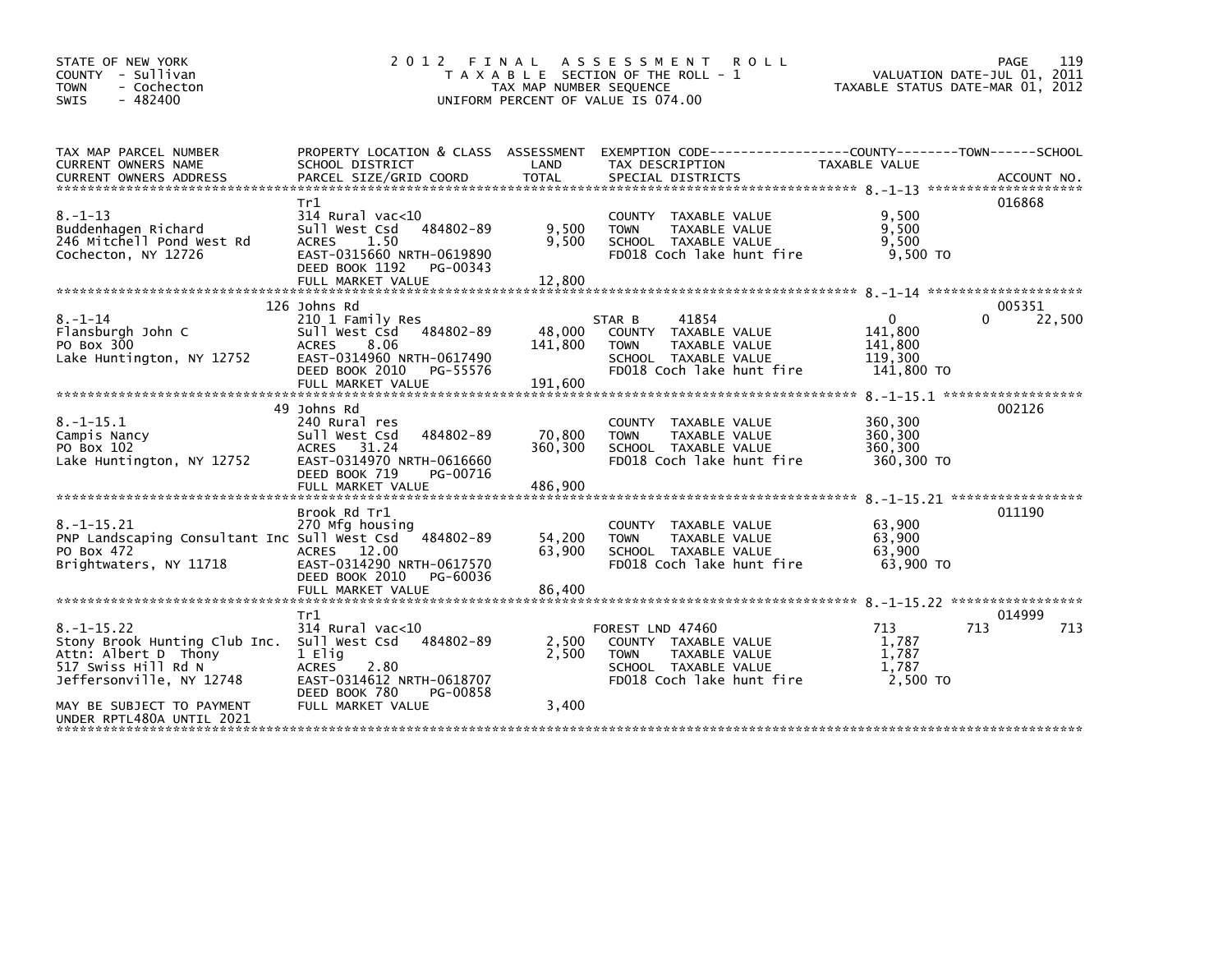STATE OF NEW YORK
COUNTY - Sullivan
TOWN - Cochecton
SWIS - 482400

# 2012 FINAL ASSESSMENT ROLL

TAXABLE SECTION OF THE ROLL - 1
TAX MAP NUMBER SEQUENCE
UNIFORM PERCENT OF VALUE IS 074.00

VALUATION DATE-JUL 01, 2011
TAXABLE STATUS DATE-MAR 01, 2012

| TAX MAP PARCEL NUMBER / CURRENT OWNERS NAME / CURRENT OWNERS ADDRESS | PROPERTY LOCATION & CLASS / SCHOOL DISTRICT / PARCEL SIZE/GRID COORD | ASSESSMENT LAND / TOTAL | EXEMPTION CODE / TAX DESCRIPTION / SPECIAL DISTRICTS | COUNTY TAXABLE VALUE | TOWN | SCHOOL | ACCOUNT NO. |
|---|---|---|---|---|---|---|---|
| 8.-1-13 | Tr1 | | | | | | 016868 |
| Buddenhagen Richard | 314 Rural vac<10 | | COUNTY TAXABLE VALUE | 9,500 | | | |
| 246 Mitchell Pond West Rd | Sull West Csd 484802-89 | 9,500 | TOWN TAXABLE VALUE | 9,500 | | | |
| Cochecton, NY 12726 | ACRES 1.50 | 9,500 | SCHOOL TAXABLE VALUE | 9,500 | | | |
| | EAST-0315660 NRTH-0619890 | | FD018 Coch lake hunt fire | 9,500 TO | | | |
| | DEED BOOK 1192 PG-00343 | | | | | | |
| | FULL MARKET VALUE | 12,800 | | | | | |
| 8.-1-14 | 126 Johns Rd | | | | | | 005351 |
| Flansburgh John C | 210 1 Family Res | | STAR B 41854 | 0 | 0 | 22,500 | |
| PO Box 300 | Sull West Csd 484802-89 | 48,000 | COUNTY TAXABLE VALUE | 141,800 | | | |
| Lake Huntington, NY 12752 | ACRES 8.06 | 141,800 | TOWN TAXABLE VALUE | 141,800 | | | |
| | EAST-0314960 NRTH-0617490 | | SCHOOL TAXABLE VALUE | 119,300 | | | |
| | DEED BOOK 2010 PG-55576 | | FD018 Coch lake hunt fire | 141,800 TO | | | |
| | FULL MARKET VALUE | 191,600 | | | | | |
| 8.-1-15.1 | 49 Johns Rd | | | | | | 002126 |
| Campis Nancy | 240 Rural res | | COUNTY TAXABLE VALUE | 360,300 | | | |
| PO Box 102 | Sull West Csd 484802-89 | 70,800 | TOWN TAXABLE VALUE | 360,300 | | | |
| Lake Huntington, NY 12752 | ACRES 31.24 | 360,300 | SCHOOL TAXABLE VALUE | 360,300 | | | |
| | EAST-0314970 NRTH-0616660 | | FD018 Coch lake hunt fire | 360,300 TO | | | |
| | DEED BOOK 719 PG-00716 | | | | | | |
| | FULL MARKET VALUE | 486,900 | | | | | |
| 8.-1-15.21 | Brook Rd Tr1 | | | | | | 011190 |
| PNP Landscaping Consultant Inc | 270 Mfg housing | | COUNTY TAXABLE VALUE | 63,900 | | | |
| PO Box 472 | Sull West Csd 484802-89 | 54,200 | TOWN TAXABLE VALUE | 63,900 | | | |
| Brightwaters, NY 11718 | ACRES 12.00 | 63,900 | SCHOOL TAXABLE VALUE | 63,900 | | | |
| | EAST-0314290 NRTH-0617570 | | FD018 Coch lake hunt fire | 63,900 TO | | | |
| | DEED BOOK 2010 PG-60036 | | | | | | |
| | FULL MARKET VALUE | 86,400 | | | | | |
| 8.-1-15.22 | Tr1 | | | | | | 014999 |
| Stony Brook Hunting Club Inc. | 314 Rural vac<10 | | FOREST LND 47460 | 713 | 713 | 713 | |
| Attn: Albert D Thony | Sull West Csd 484802-89 | 2,500 | COUNTY TAXABLE VALUE | 1,787 | | | |
| 517 Swiss Hill Rd N | 1 Elig | 2,500 | TOWN TAXABLE VALUE | 1,787 | | | |
| Jeffersonville, NY 12748 | ACRES 2.80 | | SCHOOL TAXABLE VALUE | 1,787 | | | |
| | EAST-0314612 NRTH-0618707 | | FD018 Coch lake hunt fire | 2,500 TO | | | |
| | DEED BOOK 780 PG-00858 | | | | | | |
| MAY BE SUBJECT TO PAYMENT UNDER RPTL480A UNTIL 2021 | FULL MARKET VALUE | 3,400 | | | | | |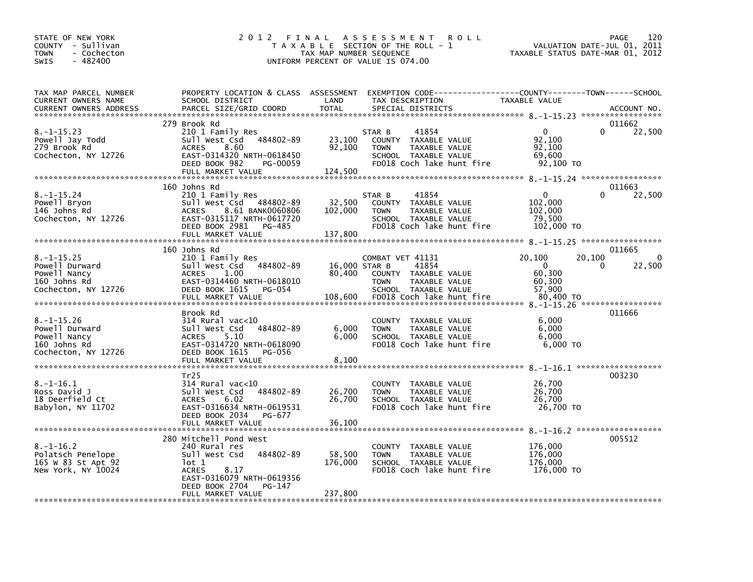STATE OF NEW YORK
COUNTY - Sullivan
TOWN - Cochecton
SWIS - 482400

2012 FINAL ASSESSMENT ROLL
TAXABLE SECTION OF THE ROLL - 1
TAX MAP NUMBER SEQUENCE
UNIFORM PERCENT OF VALUE IS 074.00

VALUATION DATE-JUL 01, 2011
TAXABLE STATUS DATE-MAR 01, 2012

| TAX MAP PARCEL NUMBER / CURRENT OWNERS NAME / CURRENT OWNERS ADDRESS | PROPERTY LOCATION & CLASS / SCHOOL DISTRICT / PARCEL SIZE/GRID COORD | ASSESSMENT LAND | TOTAL | EXEMPTION CODE / TAX DESCRIPTION / SPECIAL DISTRICTS | COUNTY TAXABLE VALUE | TOWN | SCHOOL / ACCOUNT NO. |
|---|---|---|---|---|---|---|---|
| | 279 Brook Rd | | | | | | 011662 |
| 8.-1-15.23 | 210 1 Family Res | | | STAR B 41854 | 0 | 0 | 22,500 |
| Powell Jay Todd | Sull West Csd 484802-89 | 23,100 | | COUNTY TAXABLE VALUE | 92,100 | | |
| 279 Brook Rd | ACRES 8.60 | | 92,100 | TOWN TAXABLE VALUE | 92,100 | | |
| Cochecton, NY 12726 | EAST-0314320 NRTH-0618450 | | | SCHOOL TAXABLE VALUE | 69,600 | | |
| | DEED BOOK 982 PG-00059 | | | FD018 Coch lake hunt fire | 92,100 TO | | |
| | FULL MARKET VALUE | | 124,500 | | | | |
| | 160 Johns Rd | | | | | | 011663 |
| 8.-1-15.24 | 210 1 Family Res | | | STAR B 41854 | 0 | 0 | 22,500 |
| Powell Bryon | Sull West Csd 484802-89 | 32,500 | | COUNTY TAXABLE VALUE | 102,000 | | |
| 146 Johns Rd | ACRES 8.61 BANK0060806 | | 102,000 | TOWN TAXABLE VALUE | 102,000 | | |
| Cochecton, NY 12726 | EAST-0315117 NRTH-0617720 | | | SCHOOL TAXABLE VALUE | 79,500 | | |
| | DEED BOOK 2981 PG-485 | | | FD018 Coch lake hunt fire | 102,000 TO | | |
| | FULL MARKET VALUE | | 137,800 | | | | |
| | 160 Johns Rd | | | | | | 011665 |
| 8.-1-15.25 | 210 1 Family Res | | | COMBAT VET 41131 | 20,100 | 20,100 | 0 |
| Powell Durward | Sull West Csd 484802-89 | 16,000 | | STAR B 41854 | 0 | 0 | 22,500 |
| Powell Nancy | ACRES 1.00 | | 80,400 | COUNTY TAXABLE VALUE | 60,300 | | |
| 160 Johns Rd | EAST-0314460 NRTH-0618010 | | | TOWN TAXABLE VALUE | 60,300 | | |
| Cochecton, NY 12726 | DEED BOOK 1615 PG-054 | | | SCHOOL TAXABLE VALUE | 57,900 | | |
| | FULL MARKET VALUE | | 108,600 | FD018 Coch lake hunt fire | 80,400 TO | | |
| | Brook Rd | | | | | | 011666 |
| 8.-1-15.26 | 314 Rural vac<10 | | | COUNTY TAXABLE VALUE | 6,000 | | |
| Powell Durward | Sull West Csd 484802-89 | 6,000 | | TOWN TAXABLE VALUE | 6,000 | | |
| Powell Nancy | ACRES 5.10 | | 6,000 | SCHOOL TAXABLE VALUE | 6,000 | | |
| 160 Johns Rd | EAST-0314720 NRTH-0618090 | | | FD018 Coch lake hunt fire | 6,000 TO | | |
| Cochecton, NY 12726 | DEED BOOK 1615 PG-056 | | | | | | |
| | FULL MARKET VALUE | | 8,100 | | | | |
| | Tr25 | | | | | | 003230 |
| 8.-1-16.1 | 314 Rural vac<10 | | | COUNTY TAXABLE VALUE | 26,700 | | |
| Ross David J | Sull West Csd 484802-89 | 26,700 | | TOWN TAXABLE VALUE | 26,700 | | |
| 18 Deerfield Ct | ACRES 6.02 | | 26,700 | SCHOOL TAXABLE VALUE | 26,700 | | |
| Babylon, NY 11702 | EAST-0316634 NRTH-0619531 | | | FD018 Coch lake hunt fire | 26,700 TO | | |
| | DEED BOOK 2034 PG-677 | | | | | | |
| | FULL MARKET VALUE | | 36,100 | | | | |
| | 280 Mitchell Pond West | | | | | | 005512 |
| 8.-1-16.2 | 240 Rural res | | | COUNTY TAXABLE VALUE | 176,000 | | |
| Polatsch Penelope | Sull West Csd 484802-89 | 58,500 | | TOWN TAXABLE VALUE | 176,000 | | |
| 165 W 83 St Apt 92 | lot 1 | | 176,000 | SCHOOL TAXABLE VALUE | 176,000 | | |
| New York, NY 10024 | ACRES 8.17 | | | FD018 Coch lake hunt fire | 176,000 TO | | |
| | EAST-0316079 NRTH-0619356 | | | | | | |
| | DEED BOOK 2704 PG-147 | | | | | | |
| | FULL MARKET VALUE | | 237,800 | | | | |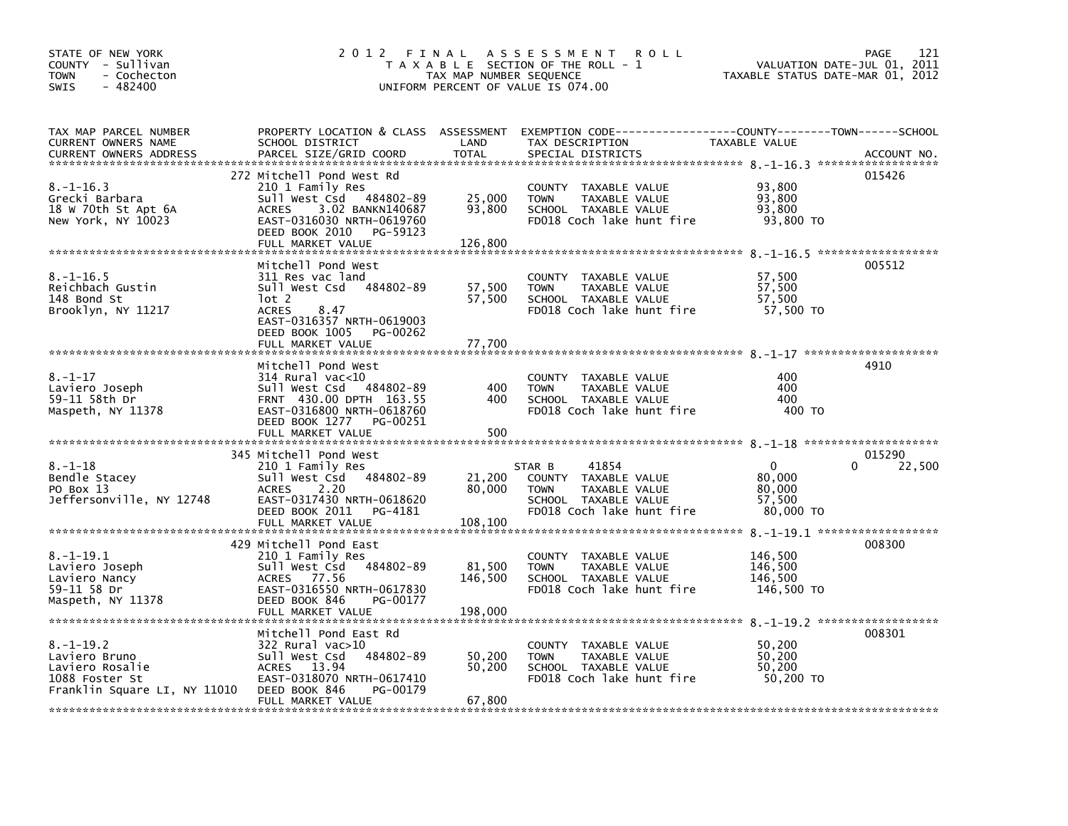STATE OF NEW YORK
COUNTY - Sullivan
TOWN - Cochecton
SWIS - 482400

# 2012 FINAL ASSESSMENT ROLL

TAXABLE SECTION OF THE ROLL - 1
TAX MAP NUMBER SEQUENCE
UNIFORM PERCENT OF VALUE IS 074.00

VALUATION DATE-JUL 01, 2011
TAXABLE STATUS DATE-MAR 01, 2012

| TAX MAP PARCEL NUMBER / CURRENT OWNERS NAME / CURRENT OWNERS ADDRESS | PROPERTY LOCATION & CLASS / SCHOOL DISTRICT / PARCEL SIZE/GRID COORD | ASSESSMENT LAND | TOTAL | EXEMPTION CODE / TAX DESCRIPTION / SPECIAL DISTRICTS | COUNTY TAXABLE VALUE | TOWN | SCHOOL | ACCOUNT NO. |
|---|---|---|---|---|---|---|---|---|
| 8.-1-16.3 | 272 Mitchell Pond West Rd | | | | | | | 015426 |
| Grecki Barbara | 210 1 Family Res | | | COUNTY TAXABLE VALUE | 93,800 | | | |
| 18 W 70th St Apt 6A | Sull West Csd 484802-89 | 25,000 | | TOWN TAXABLE VALUE | 93,800 | | | |
| New York, NY 10023 | ACRES 3.02 BANKN140687 | | 93,800 | SCHOOL TAXABLE VALUE | 93,800 | | | |
| | EAST-0316030 NRTH-0619760 | | | FD018 Coch lake hunt fire | 93,800 TO | | | |
| | DEED BOOK 2010 PG-59123 | | | | | | | |
| | FULL MARKET VALUE | | 126,800 | | | | | |
| 8.-1-16.5 | Mitchell Pond West | | | | | | | 005512 |
| Reichbach Gustin | 311 Res vac land | | | COUNTY TAXABLE VALUE | 57,500 | | | |
| 148 Bond St | Sull West Csd 484802-89 | 57,500 | | TOWN TAXABLE VALUE | 57,500 | | | |
| Brooklyn, NY 11217 | lot 2 | | 57,500 | SCHOOL TAXABLE VALUE | 57,500 | | | |
| | ACRES 8.47 | | | FD018 Coch lake hunt fire | 57,500 TO | | | |
| | EAST-0316357 NRTH-0619003 | | | | | | | |
| | DEED BOOK 1005 PG-00262 | | | | | | | |
| | FULL MARKET VALUE | | 77,700 | | | | | |
| 8.-1-17 | Mitchell Pond West | | | | | | | 4910 |
| Laviero Joseph | 314 Rural vac<10 | | | COUNTY TAXABLE VALUE | 400 | | | |
| 59-11 58th Dr | Sull West Csd 484802-89 | 400 | | TOWN TAXABLE VALUE | 400 | | | |
| Maspeth, NY 11378 | FRNT 430.00 DPTH 163.55 | | 400 | SCHOOL TAXABLE VALUE | 400 | | | |
| | EAST-0316800 NRTH-0618760 | | | FD018 Coch lake hunt fire | 400 TO | | | |
| | DEED BOOK 1277 PG-00251 | | | | | | | |
| | FULL MARKET VALUE | | 500 | | | | | |
| 8.-1-18 | 345 Mitchell Pond West | | | | | | | 015290 |
| Bendle Stacey | 210 1 Family Res | | | STAR B 41854 | 0 | | 0 | 22,500 |
| PO Box 13 | Sull West Csd 484802-89 | 21,200 | | COUNTY TAXABLE VALUE | 80,000 | | | |
| Jeffersonville, NY 12748 | ACRES 2.20 | | 80,000 | TOWN TAXABLE VALUE | 80,000 | | | |
| | EAST-0317430 NRTH-0618620 | | | SCHOOL TAXABLE VALUE | 57,500 | | | |
| | DEED BOOK 2011 PG-4181 | | | FD018 Coch lake hunt fire | 80,000 TO | | | |
| | FULL MARKET VALUE | | 108,100 | | | | | |
| 8.-1-19.1 | 429 Mitchell Pond East | | | | | | | 008300 |
| Laviero Joseph | 210 1 Family Res | | | COUNTY TAXABLE VALUE | 146,500 | | | |
| Laviero Nancy | Sull West Csd 484802-89 | 81,500 | | TOWN TAXABLE VALUE | 146,500 | | | |
| 59-11 58 Dr | ACRES 77.56 | | 146,500 | SCHOOL TAXABLE VALUE | 146,500 | | | |
| Maspeth, NY 11378 | EAST-0316550 NRTH-0617830 | | | FD018 Coch lake hunt fire | 146,500 TO | | | |
| | DEED BOOK 846 PG-00177 | | | | | | | |
| | FULL MARKET VALUE | | 198,000 | | | | | |
| 8.-1-19.2 | Mitchell Pond East Rd | | | | | | | 008301 |
| Laviero Bruno | 322 Rural vac>10 | | | COUNTY TAXABLE VALUE | 50,200 | | | |
| Laviero Rosalie | Sull West Csd 484802-89 | 50,200 | | TOWN TAXABLE VALUE | 50,200 | | | |
| 1088 Foster St | ACRES 13.94 | | 50,200 | SCHOOL TAXABLE VALUE | 50,200 | | | |
| Franklin Square LI, NY 11010 | EAST-0318070 NRTH-0617410 | | | FD018 Coch lake hunt fire | 50,200 TO | | | |
| | DEED BOOK 846 PG-00179 | | | | | | | |
| | FULL MARKET VALUE | | 67,800 | | | | | |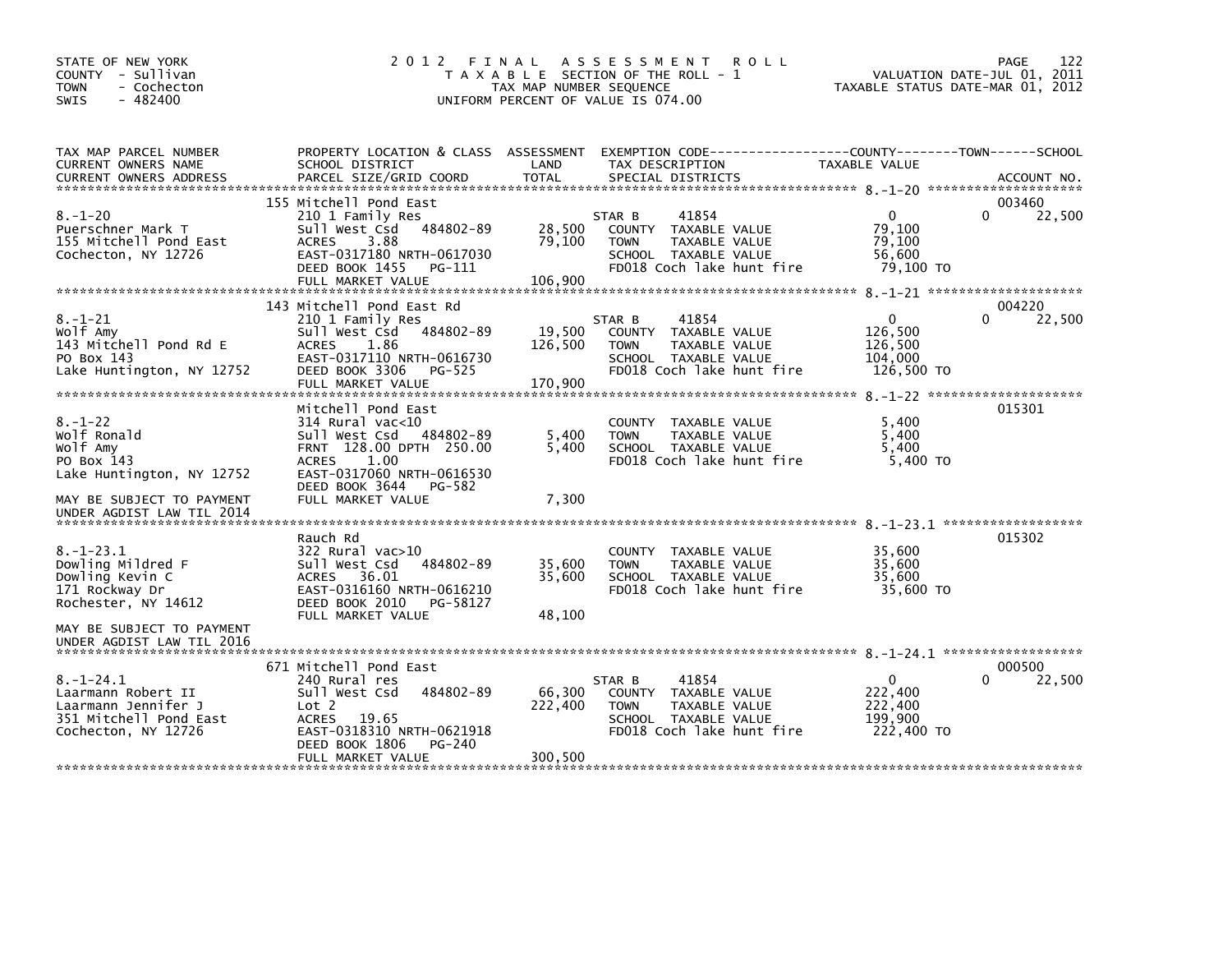STATE OF NEW YORK
COUNTY - Sullivan
TOWN - Cochecton
SWIS - 482400

# 2012 FINAL ASSESSMENT ROLL

TAXABLE SECTION OF THE ROLL - 1
TAX MAP NUMBER SEQUENCE
UNIFORM PERCENT OF VALUE IS 074.00

VALUATION DATE-JUL 01, 2011
TAXABLE STATUS DATE-MAR 01, 2012

| TAX MAP PARCEL NUMBER / CURRENT OWNERS NAME / CURRENT OWNERS ADDRESS | PROPERTY LOCATION & CLASS / SCHOOL DISTRICT / PARCEL SIZE/GRID COORD | ASSESSMENT LAND | TOTAL | EXEMPTION CODE / TAX DESCRIPTION / SPECIAL DISTRICTS | COUNTY TAXABLE VALUE | TOWN | SCHOOL | ACCOUNT NO. |
|---|---|---|---|---|---|---|---|---|
| 8.-1-20 | 155 Mitchell Pond East | | | | | | | 003460 |
| | 210 1 Family Res | | | STAR B 41854 | 0 | 0 | 22,500 | |
| Puerschner Mark T | Sull West Csd 484802-89 | 28,500 | | COUNTY TAXABLE VALUE | 79,100 | | | |
| 155 Mitchell Pond East | ACRES 3.88 | | 79,100 | TOWN TAXABLE VALUE | 79,100 | | | |
| Cochecton, NY 12726 | EAST-0317180 NRTH-0617030 | | | SCHOOL TAXABLE VALUE | 56,600 | | | |
| | DEED BOOK 1455 PG-111 | | | FD018 Coch lake hunt fire | 79,100 TO | | | |
| | FULL MARKET VALUE | | 106,900 | | | | | |
| 8.-1-21 | 143 Mitchell Pond East Rd | | | | | | | 004220 |
| | 210 1 Family Res | | | STAR B 41854 | 0 | 0 | 22,500 | |
| Wolf Amy | Sull West Csd 484802-89 | 19,500 | | COUNTY TAXABLE VALUE | 126,500 | | | |
| 143 Mitchell Pond Rd E | ACRES 1.86 | | 126,500 | TOWN TAXABLE VALUE | 126,500 | | | |
| PO Box 143 | EAST-0317110 NRTH-0616730 | | | SCHOOL TAXABLE VALUE | 104,000 | | | |
| Lake Huntington, NY 12752 | DEED BOOK 3306 PG-525 | | | FD018 Coch lake hunt fire | 126,500 TO | | | |
| | FULL MARKET VALUE | | 170,900 | | | | | |
| 8.-1-22 | Mitchell Pond East | | | | | | | 015301 |
| | 314 Rural vac<10 | | | COUNTY TAXABLE VALUE | 5,400 | | | |
| Wolf Ronald | Sull West Csd 484802-89 | 5,400 | | TOWN TAXABLE VALUE | 5,400 | | | |
| Wolf Amy | FRNT 128.00 DPTH 250.00 | | 5,400 | SCHOOL TAXABLE VALUE | 5,400 | | | |
| PO Box 143 | ACRES 1.00 | | | FD018 Coch lake hunt fire | 5,400 TO | | | |
| Lake Huntington, NY 12752 | EAST-0317060 NRTH-0616530 | | | | | | | |
| | DEED BOOK 3644 PG-582 | | | | | | | |
| MAY BE SUBJECT TO PAYMENT | FULL MARKET VALUE | | 7,300 | | | | | |
| UNDER AGDIST LAW TIL 2014 | | | | | | | | |
| 8.-1-23.1 | Rauch Rd | | | | | | | 015302 |
| | 322 Rural vac>10 | | | COUNTY TAXABLE VALUE | 35,600 | | | |
| Dowling Mildred F | Sull West Csd 484802-89 | 35,600 | | TOWN TAXABLE VALUE | 35,600 | | | |
| Dowling Kevin C | ACRES 36.01 | | 35,600 | SCHOOL TAXABLE VALUE | 35,600 | | | |
| 171 Rockway Dr | EAST-0316160 NRTH-0616210 | | | FD018 Coch lake hunt fire | 35,600 TO | | | |
| Rochester, NY 14612 | DEED BOOK 2010 PG-58127 | | | | | | | |
| | FULL MARKET VALUE | | 48,100 | | | | | |
| MAY BE SUBJECT TO PAYMENT | | | | | | | | |
| UNDER AGDIST LAW TIL 2016 | | | | | | | | |
| 8.-1-24.1 | 671 Mitchell Pond East | | | | | | | 000500 |
| | 240 Rural res | | | STAR B 41854 | 0 | 0 | 22,500 | |
| Laarmann Robert II | Sull West Csd 484802-89 | 66,300 | | COUNTY TAXABLE VALUE | 222,400 | | | |
| Laarmann Jennifer J | Lot 2 | | 222,400 | TOWN TAXABLE VALUE | 222,400 | | | |
| 351 Mitchell Pond East | ACRES 19.65 | | | SCHOOL TAXABLE VALUE | 199,900 | | | |
| Cochecton, NY 12726 | EAST-0318310 NRTH-0621918 | | | FD018 Coch lake hunt fire | 222,400 TO | | | |
| | DEED BOOK 1806 PG-240 | | | | | | | |
| | FULL MARKET VALUE | | 300,500 | | | | | |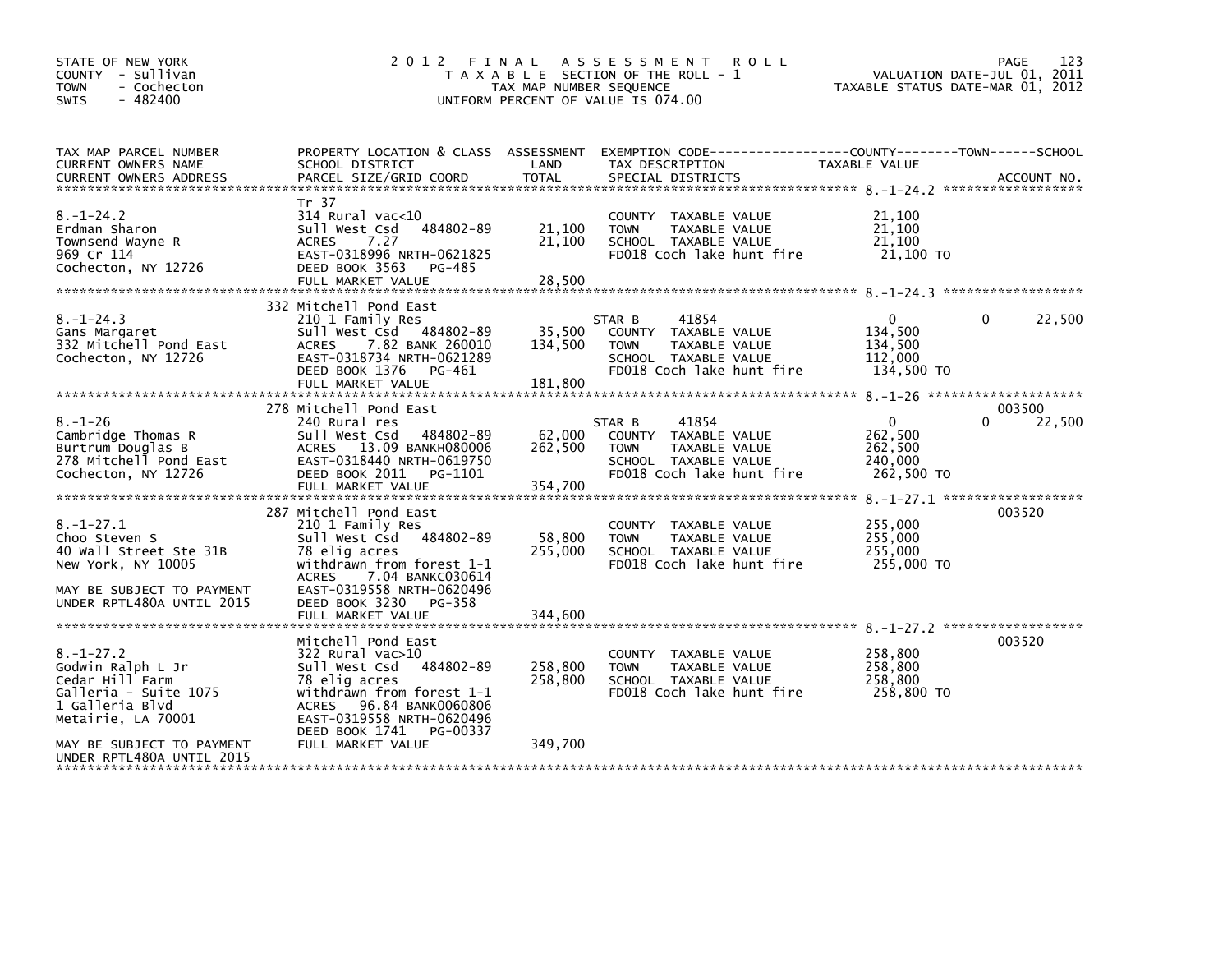STATE OF NEW YORK
COUNTY - Sullivan
TOWN - Cochecton
SWIS - 482400

# 2012 FINAL ASSESSMENT ROLL

TAXABLE SECTION OF THE ROLL - 1
TAX MAP NUMBER SEQUENCE
UNIFORM PERCENT OF VALUE IS 074.00

VALUATION DATE-JUL 01, 2011
TAXABLE STATUS DATE-MAR 01, 2012

| TAX MAP PARCEL NUMBER / CURRENT OWNERS NAME / CURRENT OWNERS ADDRESS | PROPERTY LOCATION & CLASS / SCHOOL DISTRICT / PARCEL SIZE/GRID COORD | ASSESSMENT LAND | TOTAL | EXEMPTION CODE / TAX DESCRIPTION / SPECIAL DISTRICTS | COUNTY TAXABLE VALUE | TOWN | SCHOOL | ACCOUNT NO. |
|---|---|---|---|---|---|---|---|---|
| 8.-1-24.2 | Tr 37 | | | | | | | |
| Erdman Sharon | 314 Rural vac<10 | | | COUNTY TAXABLE VALUE | 21,100 | | | |
| Townsend Wayne R | Sull West Csd 484802-89 | 21,100 | | TOWN TAXABLE VALUE | 21,100 | | | |
| 969 Cr 114 | ACRES 7.27 | | 21,100 | SCHOOL TAXABLE VALUE | 21,100 | | | |
| Cochecton, NY 12726 | EAST-0318996 NRTH-0621825 | | | FD018 Coch lake hunt fire | 21,100 TO | | | |
| | DEED BOOK 3563 PG-485 | | | | | | | |
| | FULL MARKET VALUE | | 28,500 | | | | | |
| 8.-1-24.3 | 332 Mitchell Pond East | | | | | | | |
| Gans Margaret | 210 1 Family Res | | | STAR B 41854 | 0 | 0 | 22,500 | |
| 332 Mitchell Pond East | Sull West Csd 484802-89 | 35,500 | | COUNTY TAXABLE VALUE | 134,500 | | | |
| Cochecton, NY 12726 | ACRES 7.82 BANK 260010 | | 134,500 | TOWN TAXABLE VALUE | 134,500 | | | |
| | EAST-0318734 NRTH-0621289 | | | SCHOOL TAXABLE VALUE | 112,000 | | | |
| | DEED BOOK 1376 PG-461 | | | FD018 Coch lake hunt fire | 134,500 TO | | | |
| | FULL MARKET VALUE | | 181,800 | | | | | |
| 8.-1-26 | 278 Mitchell Pond East | | | | | | | 003500 |
| Cambridge Thomas R | 240 Rural res | | | STAR B 41854 | 0 | 0 | 22,500 | |
| Burtrum Douglas B | Sull West Csd 484802-89 | 62,000 | | COUNTY TAXABLE VALUE | 262,500 | | | |
| 278 Mitchell Pond East | ACRES 13.09 BANKH080006 | | 262,500 | TOWN TAXABLE VALUE | 262,500 | | | |
| Cochecton, NY 12726 | EAST-0318440 NRTH-0619750 | | | SCHOOL TAXABLE VALUE | 240,000 | | | |
| | DEED BOOK 2011 PG-1101 | | | FD018 Coch lake hunt fire | 262,500 TO | | | |
| | FULL MARKET VALUE | | 354,700 | | | | | |
| 8.-1-27.1 | 287 Mitchell Pond East | | | | | | | 003520 |
| Choo Steven S | 210 1 Family Res | | | COUNTY TAXABLE VALUE | 255,000 | | | |
| 40 Wall Street Ste 31B | Sull West Csd 484802-89 | 58,800 | | TOWN TAXABLE VALUE | 255,000 | | | |
| New York, NY 10005 | 78 elig acres | | 255,000 | SCHOOL TAXABLE VALUE | 255,000 | | | |
| | withdrawn from forest 1-1 | | | FD018 Coch lake hunt fire | 255,000 TO | | | |
| | ACRES 7.04 BANKC030614 | | | | | | | |
| MAY BE SUBJECT TO PAYMENT | EAST-0319558 NRTH-0620496 | | | | | | | |
| UNDER RPTL480A UNTIL 2015 | DEED BOOK 3230 PG-358 | | | | | | | |
| | FULL MARKET VALUE | | 344,600 | | | | | |
| 8.-1-27.2 | Mitchell Pond East | | | | | | | 003520 |
| Godwin Ralph L Jr | 322 Rural vac>10 | | | COUNTY TAXABLE VALUE | 258,800 | | | |
| Cedar Hill Farm | Sull West Csd 484802-89 | 258,800 | | TOWN TAXABLE VALUE | 258,800 | | | |
| Galleria - Suite 1075 | 78 elig acres | | 258,800 | SCHOOL TAXABLE VALUE | 258,800 | | | |
| 1 Galleria Blvd | withdrawn from forest 1-1 | | | FD018 Coch lake hunt fire | 258,800 TO | | | |
| Metairie, LA 70001 | ACRES 96.84 BANK0060806 | | | | | | | |
| | EAST-0319558 NRTH-0620496 | | | | | | | |
| | DEED BOOK 1741 PG-00337 | | | | | | | |
| MAY BE SUBJECT TO PAYMENT | FULL MARKET VALUE | | 349,700 | | | | | |
| UNDER RPTL480A UNTIL 2015 | | | | | | | | |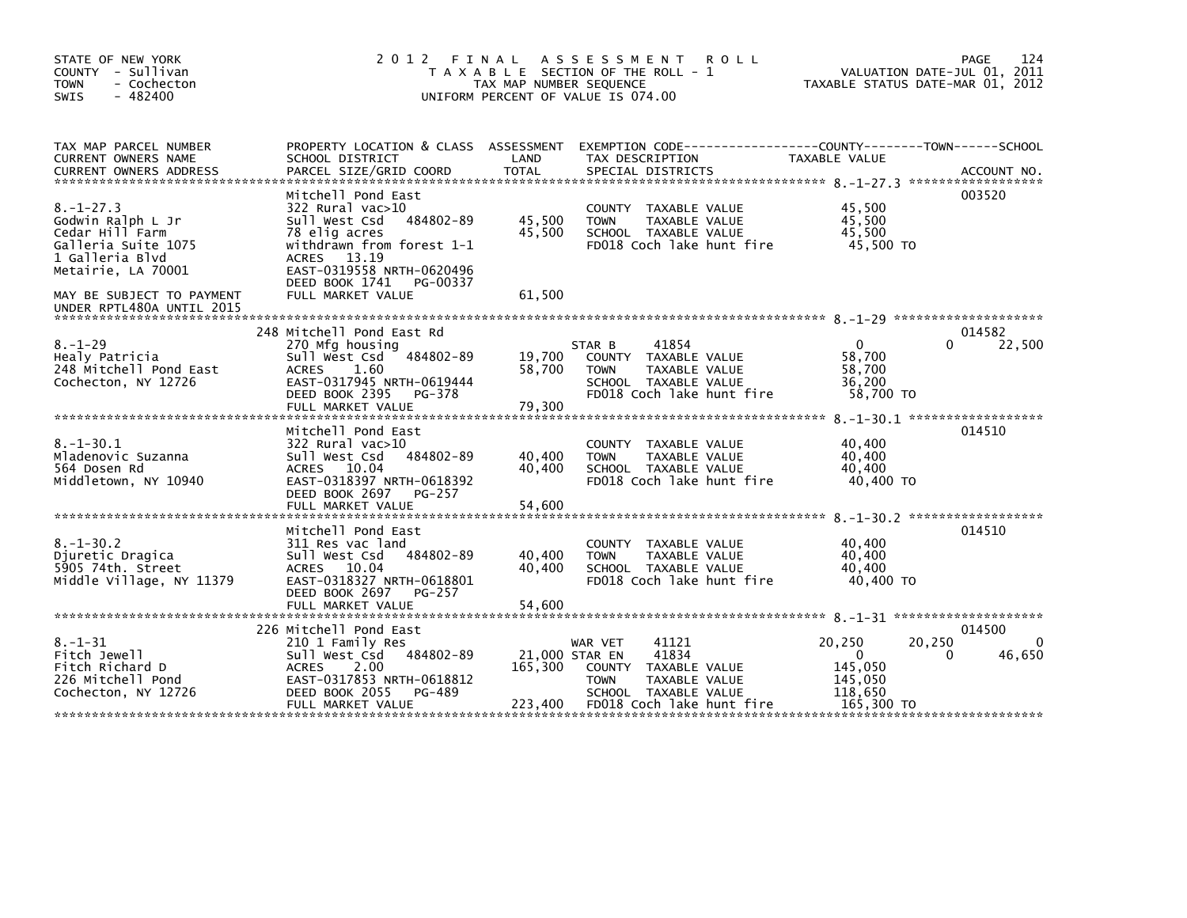STATE OF NEW YORK
COUNTY - Sullivan
TOWN - Cochecton
SWIS - 482400

# 2012 FINAL ASSESSMENT ROLL

TAXABLE SECTION OF THE ROLL - 1
TAX MAP NUMBER SEQUENCE
UNIFORM PERCENT OF VALUE IS 074.00

VALUATION DATE-JUL 01, 2011
TAXABLE STATUS DATE-MAR 01, 2012

| TAX MAP PARCEL NUMBER / CURRENT OWNERS NAME / CURRENT OWNERS ADDRESS | PROPERTY LOCATION & CLASS / SCHOOL DISTRICT / PARCEL SIZE/GRID COORD | ASSESSMENT LAND / TOTAL | EXEMPTION CODE / TAX DESCRIPTION / SPECIAL DISTRICTS | COUNTY TAXABLE VALUE | TOWN | SCHOOL | ACCOUNT NO. |
|---|---|---|---|---|---|---|---|
| **8.-1-27.3** | Mitchell Pond East | | | | | | 003520 |
| 8.-1-27.3 | 322 Rural vac>10 | | COUNTY TAXABLE VALUE | 45,500 | | | |
| Godwin Ralph L Jr | Sull West Csd 484802-89 | 45,500 | TOWN TAXABLE VALUE | 45,500 | | | |
| Cedar Hill Farm | 78 elig acres | 45,500 | SCHOOL TAXABLE VALUE | 45,500 | | | |
| Galleria Suite 1075 | withdrawn from forest 1-1 | | FD018 Coch lake hunt fire | 45,500 TO | | | |
| 1 Galleria Blvd | ACRES 13.19 | | | | | | |
| Metairie, LA 70001 | EAST-0319558 NRTH-0620496 | | | | | | |
| | DEED BOOK 1741 PG-00337 | | | | | | |
| MAY BE SUBJECT TO PAYMENT UNDER RPTL480A UNTIL 2015 | FULL MARKET VALUE | 61,500 | | | | | |
| **8.-1-29** | 248 Mitchell Pond East Rd | | | | | | 014582 |
| 8.-1-29 | 270 Mfg housing | | STAR B 41854 | 0 | 0 | 22,500 | |
| Healy Patricia | Sull West Csd 484802-89 | 19,700 | COUNTY TAXABLE VALUE | 58,700 | | | |
| 248 Mitchell Pond East | ACRES 1.60 | 58,700 | TOWN TAXABLE VALUE | 58,700 | | | |
| Cochecton, NY 12726 | EAST-0317945 NRTH-0619444 | | SCHOOL TAXABLE VALUE | 36,200 | | | |
| | DEED BOOK 2395 PG-378 | | FD018 Coch lake hunt fire | 58,700 TO | | | |
| | FULL MARKET VALUE | 79,300 | | | | | |
| **8.-1-30.1** | Mitchell Pond East | | | | | | 014510 |
| 8.-1-30.1 | 322 Rural vac>10 | | COUNTY TAXABLE VALUE | 40,400 | | | |
| Mladenovic Suzanna | Sull West Csd 484802-89 | 40,400 | TOWN TAXABLE VALUE | 40,400 | | | |
| 564 Dosen Rd | ACRES 10.04 | 40,400 | SCHOOL TAXABLE VALUE | 40,400 | | | |
| Middletown, NY 10940 | EAST-0318397 NRTH-0618392 | | FD018 Coch lake hunt fire | 40,400 TO | | | |
| | DEED BOOK 2697 PG-257 | | | | | | |
| | FULL MARKET VALUE | 54,600 | | | | | |
| **8.-1-30.2** | Mitchell Pond East | | | | | | 014510 |
| 8.-1-30.2 | 311 Res vac land | | COUNTY TAXABLE VALUE | 40,400 | | | |
| Djuretic Dragica | Sull West Csd 484802-89 | 40,400 | TOWN TAXABLE VALUE | 40,400 | | | |
| 5905 74th. Street | ACRES 10.04 | 40,400 | SCHOOL TAXABLE VALUE | 40,400 | | | |
| Middle Village, NY 11379 | EAST-0318327 NRTH-0618801 | | FD018 Coch lake hunt fire | 40,400 TO | | | |
| | DEED BOOK 2697 PG-257 | | | | | | |
| | FULL MARKET VALUE | 54,600 | | | | | |
| **8.-1-31** | 226 Mitchell Pond East | | | | | | 014500 |
| 8.-1-31 | 210 1 Family Res | | WAR VET 41121 | 20,250 | 20,250 | 0 | |
| Fitch Jewell | Sull West Csd 484802-89 | 21,000 | STAR EN 41834 | 0 | 0 | 46,650 | |
| Fitch Richard D | ACRES 2.00 | 165,300 | COUNTY TAXABLE VALUE | 145,050 | | | |
| 226 Mitchell Pond | EAST-0317853 NRTH-0618812 | | TOWN TAXABLE VALUE | 145,050 | | | |
| Cochecton, NY 12726 | DEED BOOK 2055 PG-489 | | SCHOOL TAXABLE VALUE | 118,650 | | | |
| | FULL MARKET VALUE | 223,400 | FD018 Coch lake hunt fire | 165,300 TO | | | |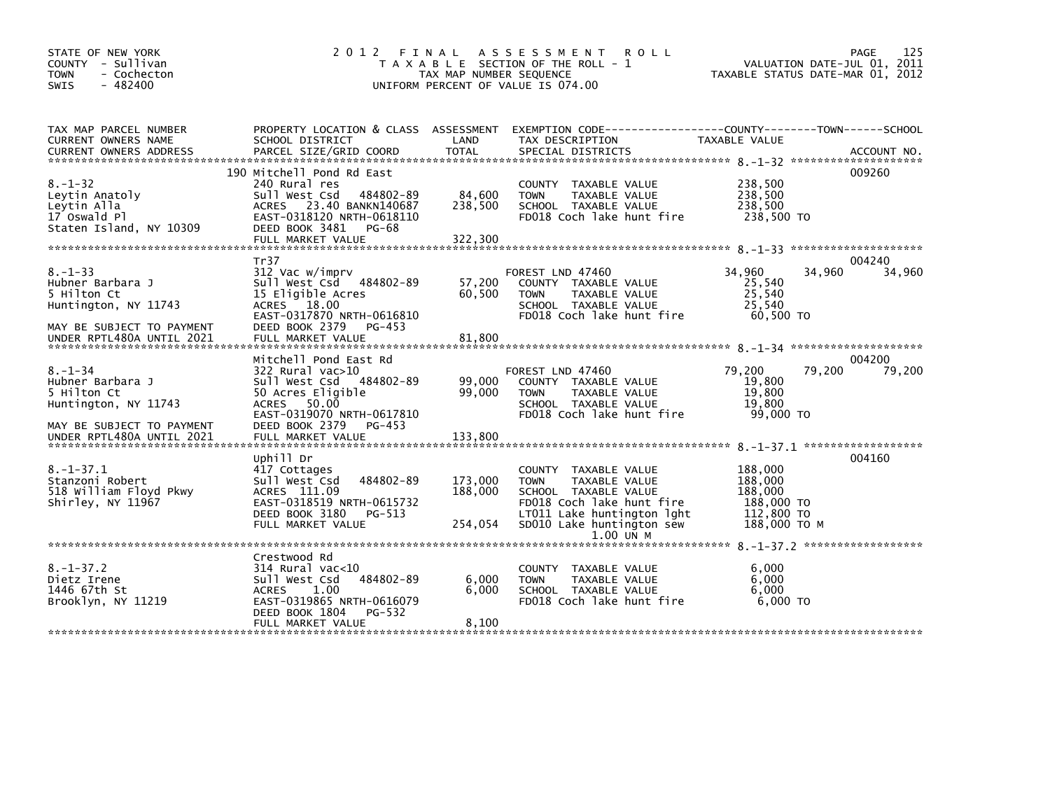STATE OF NEW YORK
COUNTY - Sullivan
TOWN - Cochecton
SWIS - 482400

# 2012 FINAL ASSESSMENT ROLL
TAXABLE SECTION OF THE ROLL - 1
TAX MAP NUMBER SEQUENCE
UNIFORM PERCENT OF VALUE IS 074.00

VALUATION DATE-JUL 01, 2011
TAXABLE STATUS DATE-MAR 01, 2012

| TAX MAP PARCEL NUMBER / CURRENT OWNERS NAME / CURRENT OWNERS ADDRESS | PROPERTY LOCATION & CLASS / SCHOOL DISTRICT / PARCEL SIZE/GRID COORD | ASSESSMENT LAND / TOTAL | EXEMPTION CODE / TAX DESCRIPTION / SPECIAL DISTRICTS | COUNTY TAXABLE VALUE | TOWN | SCHOOL | ACCOUNT NO. |
|---|---|---|---|---|---|---|---|
| 8.-1-32 | 190 Mitchell Pond Rd East | | | | | | 009260 |
| | 240 Rural res | | COUNTY TAXABLE VALUE | 238,500 | | | |
| Leytin Anatoly | Sull West Csd 484802-89 | 84,600 | TOWN TAXABLE VALUE | 238,500 | | | |
| Leytin Alla | ACRES 23.40 BANKN140687 | 238,500 | SCHOOL TAXABLE VALUE | 238,500 | | | |
| 17 Oswald Pl | EAST-0318120 NRTH-0618110 | | FD018 Coch lake hunt fire | 238,500 TO | | | |
| Staten Island, NY 10309 | DEED BOOK 3481 PG-68 | | | | | | |
| | FULL MARKET VALUE | 322,300 | | | | | |
| 8.-1-33 | Tr37 | | | | | | 004240 |
| Hubner Barbara J | 312 Vac w/imprv | | FOREST LND 47460 | 34,960 | 34,960 | 34,960 | |
| 5 Hilton Ct | Sull West Csd 484802-89 | 57,200 | COUNTY TAXABLE VALUE | 25,540 | | | |
| Huntington, NY 11743 | 15 Eligible Acres | 60,500 | TOWN TAXABLE VALUE | 25,540 | | | |
| | ACRES 18.00 | | SCHOOL TAXABLE VALUE | 25,540 | | | |
| | EAST-0317870 NRTH-0616810 | | FD018 Coch lake hunt fire | 60,500 TO | | | |
| MAY BE SUBJECT TO PAYMENT | DEED BOOK 2379 PG-453 | | | | | | |
| UNDER RPTL480A UNTIL 2021 | FULL MARKET VALUE | 81,800 | | | | | |
| 8.-1-34 | Mitchell Pond East Rd | | | | | | 004200 |
| Hubner Barbara J | 322 Rural vac>10 | | FOREST LND 47460 | 79,200 | 79,200 | 79,200 | |
| 5 Hilton Ct | Sull West Csd 484802-89 | 99,000 | COUNTY TAXABLE VALUE | 19,800 | | | |
| Huntington, NY 11743 | 50 Acres Eligible | 99,000 | TOWN TAXABLE VALUE | 19,800 | | | |
| | ACRES 50.00 | | SCHOOL TAXABLE VALUE | 19,800 | | | |
| | EAST-0319070 NRTH-0617810 | | FD018 Coch lake hunt fire | 99,000 TO | | | |
| MAY BE SUBJECT TO PAYMENT | DEED BOOK 2379 PG-453 | | | | | | |
| UNDER RPTL480A UNTIL 2021 | FULL MARKET VALUE | 133,800 | | | | | |
| 8.-1-37.1 | Uphill Dr | | | | | | 004160 |
| Stanzoni Robert | 417 Cottages | | COUNTY TAXABLE VALUE | 188,000 | | | |
| 518 William Floyd Pkwy | Sull West Csd 484802-89 | 173,000 | TOWN TAXABLE VALUE | 188,000 | | | |
| Shirley, NY 11967 | ACRES 111.09 | 188,000 | SCHOOL TAXABLE VALUE | 188,000 | | | |
| | EAST-0318519 NRTH-0615732 | | FD018 Coch lake hunt fire | 188,000 TO | | | |
| | DEED BOOK 3180 PG-513 | | LT011 Lake huntington lght | 112,800 TO | | | |
| | FULL MARKET VALUE | 254,054 | SD010 Lake huntington sew | 188,000 TO M | | | |
| | | | 1.00 UN M | | | | |
| 8.-1-37.2 | Crestwood Rd | | | | | | |
| Dietz Irene | 314 Rural vac<10 | | COUNTY TAXABLE VALUE | 6,000 | | | |
| 1446 67th St | Sull West Csd 484802-89 | 6,000 | TOWN TAXABLE VALUE | 6,000 | | | |
| Brooklyn, NY 11219 | ACRES 1.00 | 6,000 | SCHOOL TAXABLE VALUE | 6,000 | | | |
| | EAST-0319865 NRTH-0616079 | | FD018 Coch lake hunt fire | 6,000 TO | | | |
| | DEED BOOK 1804 PG-532 | | | | | | |
| | FULL MARKET VALUE | 8,100 | | | | | |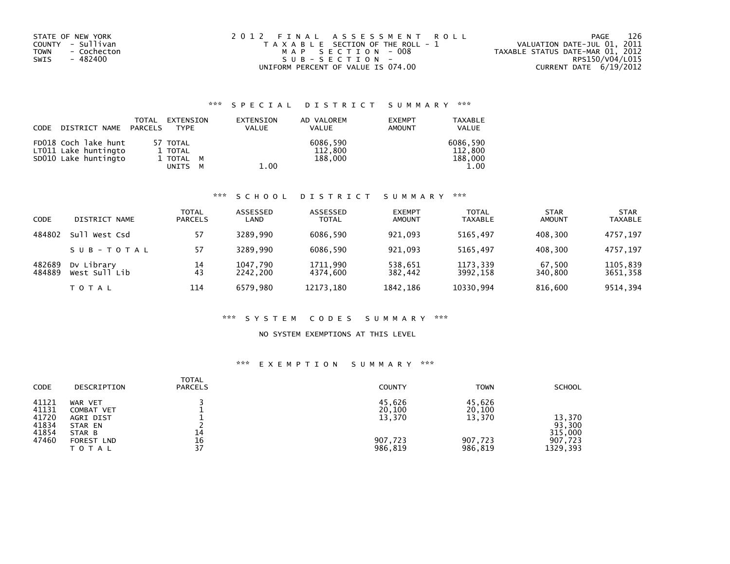STATE OF NEW YORK
COUNTY - Sullivan
TOWN - Cochecton
SWIS - 482400

2012 FINAL ASSESSMENT ROLL
TAXABLE SECTION OF THE ROLL - 1
MAP SECTION - 008
SUB-SECTION -
UNIFORM PERCENT OF VALUE IS 074.00

VALUATION DATE-JUL 01, 2011
TAXABLE STATUS DATE-MAR 01, 2012
RPS150/V04/L015
CURRENT DATE 6/19/2012

## *** SPECIAL DISTRICT SUMMARY ***

| CODE | DISTRICT NAME | TOTAL PARCELS | EXTENSION TYPE | EXTENSION VALUE | AD VALOREM VALUE | EXEMPT AMOUNT | TAXABLE VALUE |
|---|---|---|---|---|---|---|---|
| FD018 | Coch lake hunt | 57 | TOTAL | | 6086,590 | | 6086,590 |
| LT011 | Lake huntingto | 1 | TOTAL | | 112,800 | | 112,800 |
| SD010 | Lake huntingto | 1 | TOTAL M | | 188,000 | | 188,000 |
| | | | UNITS M | 1.00 | | | 1.00 |

## *** SCHOOL DISTRICT SUMMARY ***

| CODE | DISTRICT NAME | TOTAL PARCELS | ASSESSED LAND | ASSESSED TOTAL | EXEMPT AMOUNT | TOTAL TAXABLE | STAR AMOUNT | STAR TAXABLE |
|---|---|---|---|---|---|---|---|---|
| 484802 | Sull West Csd | 57 | 3289,990 | 6086,590 | 921,093 | 5165,497 | 408,300 | 4757,197 |
| | SUB-TOTAL | 57 | 3289,990 | 6086,590 | 921,093 | 5165,497 | 408,300 | 4757,197 |
| 482689 | Dv Library | 14 | 1047,790 | 1711,990 | 538,651 | 1173,339 | 67,500 | 1105,839 |
| 484889 | West Sull Lib | 43 | 2242,200 | 4374,600 | 382,442 | 3992,158 | 340,800 | 3651,358 |
| | TOTAL | 114 | 6579,980 | 12173,180 | 1842,186 | 10330,994 | 816,600 | 9514,394 |

## *** SYSTEM CODES SUMMARY ***

NO SYSTEM EXEMPTIONS AT THIS LEVEL

## *** EXEMPTION SUMMARY ***

| CODE | DESCRIPTION | TOTAL PARCELS | COUNTY | TOWN | SCHOOL |
|---|---|---|---|---|---|
| 41121 | WAR VET | 3 | 45,626 | 45,626 | |
| 41131 | COMBAT VET | 1 | 20,100 | 20,100 | |
| 41720 | AGRI DIST | 1 | 13,370 | 13,370 | 13,370 |
| 41834 | STAR EN | 2 | | | 93,300 |
| 41854 | STAR B | 14 | | | 315,000 |
| 47460 | FOREST LND | 16 | 907,723 | 907,723 | 907,723 |
| | TOTAL | 37 | 986,819 | 986,819 | 1329,393 |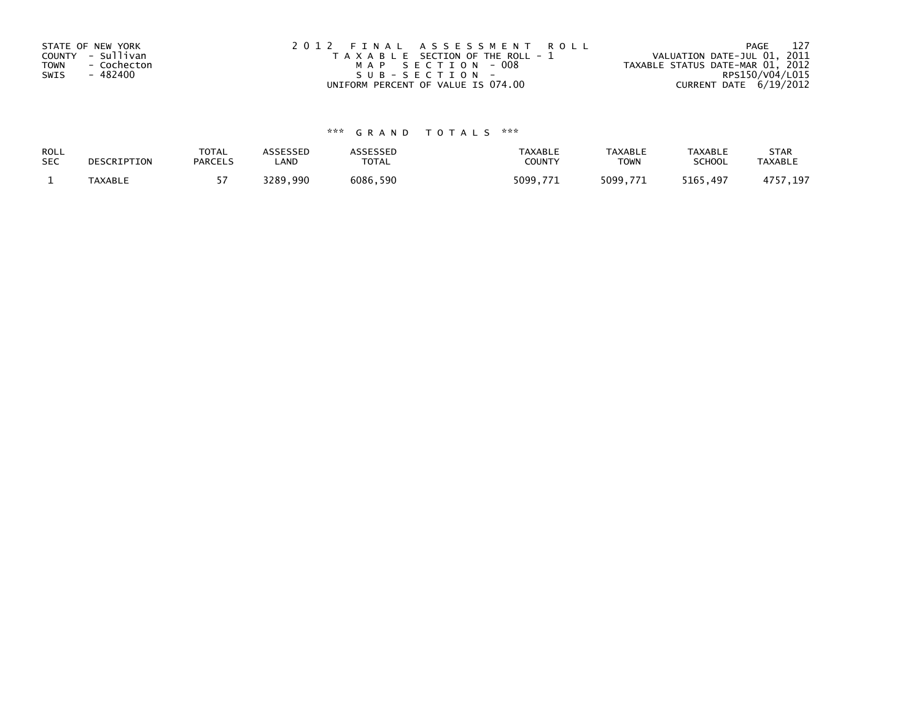STATE OF NEW YORK
COUNTY - Sullivan
TOWN - Cochecton
SWIS - 482400

2012 FINAL ASSESSMENT ROLL
TAXABLE SECTION OF THE ROLL - 1
MAP SECTION - 008
SUB-SECTION -
UNIFORM PERCENT OF VALUE IS 074.00

VALUATION DATE-JUL 01, 2011
TAXABLE STATUS DATE-MAR 01, 2012
RPS150/V04/L015
CURRENT DATE 6/19/2012

*** GRAND TOTALS ***

| ROLL SEC | DESCRIPTION | TOTAL PARCELS | ASSESSED LAND | ASSESSED TOTAL | TAXABLE COUNTY | TAXABLE TOWN | TAXABLE SCHOOL | STAR TAXABLE |
|---|---|---|---|---|---|---|---|---|
| 1 | TAXABLE | 57 | 3289,990 | 6086,590 | 5099,771 | 5099,771 | 5165,497 | 4757,197 |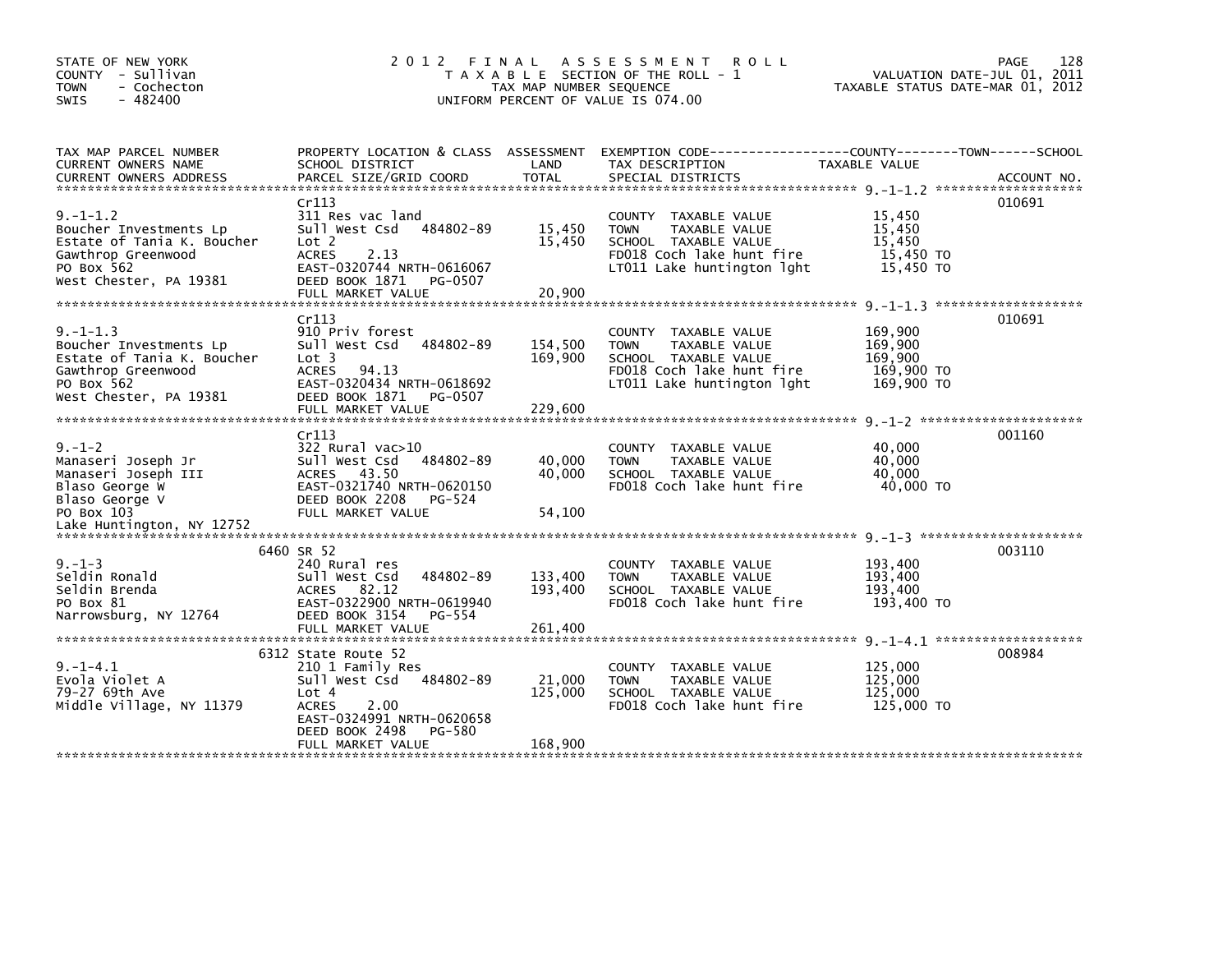STATE OF NEW YORK
COUNTY - Sullivan
TOWN - Cochecton
SWIS - 482400

# 2012 FINAL ASSESSMENT ROLL

TAXABLE SECTION OF THE ROLL - 1
TAX MAP NUMBER SEQUENCE
UNIFORM PERCENT OF VALUE IS 074.00

VALUATION DATE-JUL 01, 2011
TAXABLE STATUS DATE-MAR 01, 2012

| TAX MAP PARCEL NUMBER / CURRENT OWNERS NAME / CURRENT OWNERS ADDRESS | PROPERTY LOCATION & CLASS / SCHOOL DISTRICT / PARCEL SIZE/GRID COORD | ASSESSMENT LAND | TOTAL | EXEMPTION CODE / TAX DESCRIPTION / SPECIAL DISTRICTS | TAXABLE VALUE | ACCOUNT NO. |
|---|---|---|---|---|---|---|
| 9.-1-1.2 | Cr113 | | | | | 010691 |
| Boucher Investments Lp | 311 Res vac land | | | COUNTY TAXABLE VALUE | 15,450 | |
| Estate of Tania K. Boucher | Sull West Csd 484802-89 | 15,450 | | TOWN TAXABLE VALUE | 15,450 | |
| Gawthrop Greenwood | Lot 2 | | 15,450 | SCHOOL TAXABLE VALUE | 15,450 | |
| PO Box 562 | ACRES 2.13 | | | FD018 Coch lake hunt fire | 15,450 TO | |
| West Chester, PA 19381 | EAST-0320744 NRTH-0616067 | | | LT011 Lake huntington lght | 15,450 TO | |
| | DEED BOOK 1871 PG-0507 | | | | | |
| | FULL MARKET VALUE | | 20,900 | | | |
| 9.-1-1.3 | Cr113 | | | | | 010691 |
| Boucher Investments Lp | 910 Priv forest | | | COUNTY TAXABLE VALUE | 169,900 | |
| Estate of Tania K. Boucher | Sull West Csd 484802-89 | 154,500 | | TOWN TAXABLE VALUE | 169,900 | |
| Gawthrop Greenwood | Lot 3 | | 169,900 | SCHOOL TAXABLE VALUE | 169,900 | |
| PO Box 562 | ACRES 94.13 | | | FD018 Coch lake hunt fire | 169,900 TO | |
| West Chester, PA 19381 | EAST-0320434 NRTH-0618692 | | | LT011 Lake huntington lght | 169,900 TO | |
| | DEED BOOK 1871 PG-0507 | | | | | |
| | FULL MARKET VALUE | | 229,600 | | | |
| 9.-1-2 | Cr113 | | | | | 001160 |
| Manaseri Joseph Jr | 322 Rural vac>10 | | | COUNTY TAXABLE VALUE | 40,000 | |
| Manaseri Joseph III | Sull West Csd 484802-89 | 40,000 | | TOWN TAXABLE VALUE | 40,000 | |
| Blaso George W | ACRES 43.50 | | 40,000 | SCHOOL TAXABLE VALUE | 40,000 | |
| Blaso George V | EAST-0321740 NRTH-0620150 | | | FD018 Coch lake hunt fire | 40,000 TO | |
| PO Box 103 | DEED BOOK 2208 PG-524 | | | | | |
| Lake Huntington, NY 12752 | FULL MARKET VALUE | | 54,100 | | | |
| 9.-1-3 | 6460 SR 52 | | | | | 003110 |
| Seldin Ronald | 240 Rural res | | | COUNTY TAXABLE VALUE | 193,400 | |
| Seldin Brenda | Sull West Csd 484802-89 | 133,400 | | TOWN TAXABLE VALUE | 193,400 | |
| PO Box 81 | ACRES 82.12 | | 193,400 | SCHOOL TAXABLE VALUE | 193,400 | |
| Narrowsburg, NY 12764 | EAST-0322900 NRTH-0619940 | | | FD018 Coch lake hunt fire | 193,400 TO | |
| | DEED BOOK 3154 PG-554 | | | | | |
| | FULL MARKET VALUE | | 261,400 | | | |
| 9.-1-4.1 | 6312 State Route 52 | | | | | 008984 |
| Evola Violet A | 210 1 Family Res | | | COUNTY TAXABLE VALUE | 125,000 | |
| 79-27 69th Ave | Sull West Csd 484802-89 | 21,000 | | TOWN TAXABLE VALUE | 125,000 | |
| Middle Village, NY 11379 | Lot 4 | | 125,000 | SCHOOL TAXABLE VALUE | 125,000 | |
| | ACRES 2.00 | | | FD018 Coch lake hunt fire | 125,000 TO | |
| | EAST-0324991 NRTH-0620658 | | | | | |
| | DEED BOOK 2498 PG-580 | | | | | |
| | FULL MARKET VALUE | | 168,900 | | | |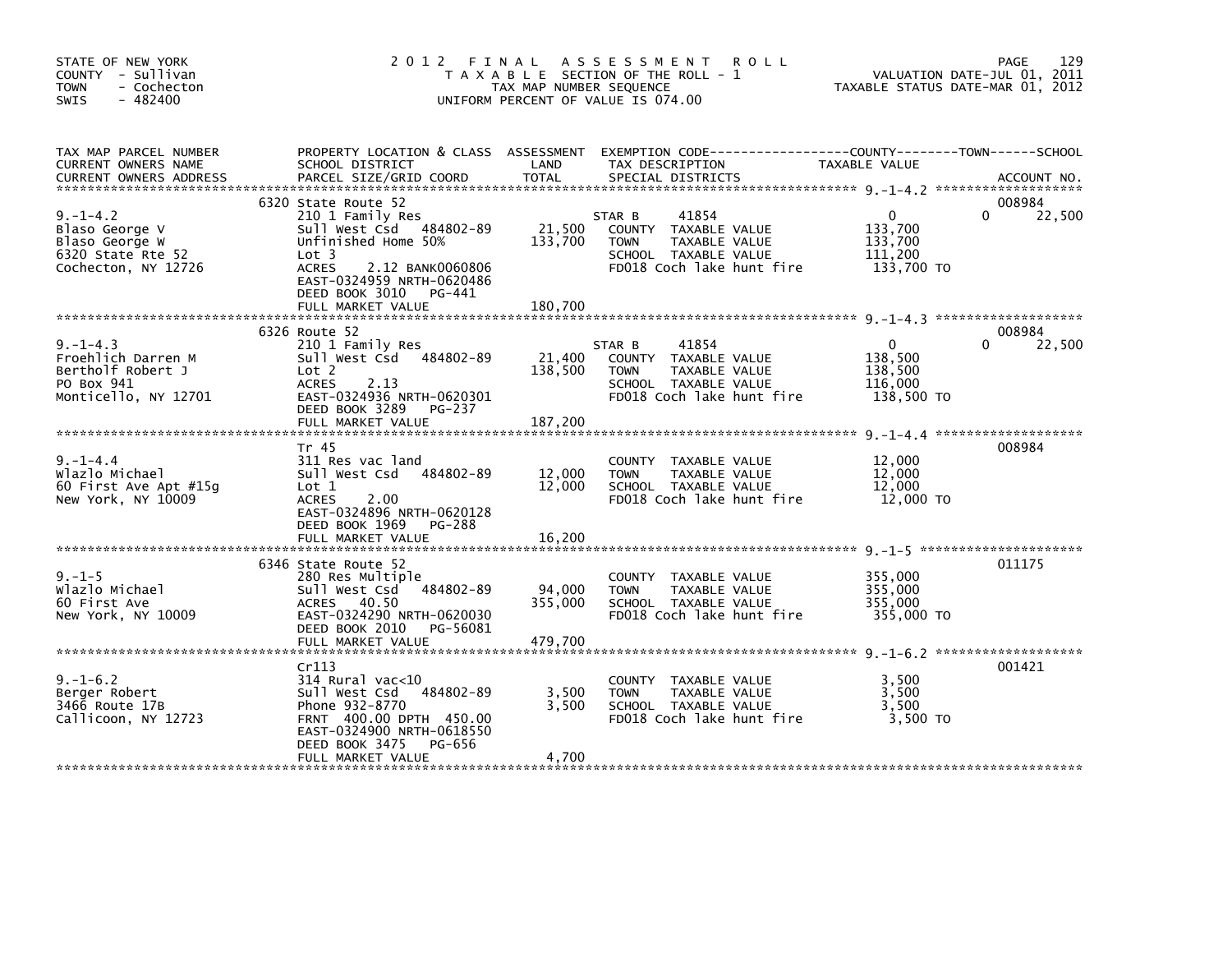STATE OF NEW YORK
COUNTY - Sullivan
TOWN - Cochecton
SWIS - 482400

# 2012 FINAL ASSESSMENT ROLL

TAXABLE SECTION OF THE ROLL - 1
TAX MAP NUMBER SEQUENCE
UNIFORM PERCENT OF VALUE IS 074.00

VALUATION DATE-JUL 01, 2011
TAXABLE STATUS DATE-MAR 01, 2012

| TAX MAP PARCEL NUMBER / CURRENT OWNERS NAME / CURRENT OWNERS ADDRESS | PROPERTY LOCATION & CLASS / SCHOOL DISTRICT / PARCEL SIZE/GRID COORD | ASSESSMENT LAND | TOTAL | EXEMPTION CODE / TAX DESCRIPTION / SPECIAL DISTRICTS | COUNTY TAXABLE VALUE | TOWN | SCHOOL | ACCOUNT NO. |
|---|---|---|---|---|---|---|---|---|
| 9.-1-4.2 | 6320 State Route 52 | | | | | | | 008984 |
| Blaso George V | 210 1 Family Res | | | STAR B 41854 | 0 | 0 | 22,500 | |
| Blaso George W | Sull West Csd 484802-89 | 21,500 | | COUNTY TAXABLE VALUE | 133,700 | | | |
| 6320 State Rte 52 | Unfinished Home 50% | | 133,700 | TOWN TAXABLE VALUE | 133,700 | | | |
| Cochecton, NY 12726 | Lot 3 | | | SCHOOL TAXABLE VALUE | 111,200 | | | |
| | ACRES 2.12 BANK0060806 | | | FD018 Coch lake hunt fire | 133,700 TO | | | |
| | EAST-0324959 NRTH-0620486 | | | | | | | |
| | DEED BOOK 3010 PG-441 | | | | | | | |
| | FULL MARKET VALUE | | 180,700 | | | | | |
| 9.-1-4.3 | 6326 Route 52 | | | | | | | 008984 |
| Froehlich Darren M | 210 1 Family Res | | | STAR B 41854 | 0 | 0 | 22,500 | |
| Bertholf Robert J | Sull West Csd 484802-89 | 21,400 | | COUNTY TAXABLE VALUE | 138,500 | | | |
| PO Box 941 | Lot 2 | | 138,500 | TOWN TAXABLE VALUE | 138,500 | | | |
| Monticello, NY 12701 | ACRES 2.13 | | | SCHOOL TAXABLE VALUE | 116,000 | | | |
| | EAST-0324936 NRTH-0620301 | | | FD018 Coch lake hunt fire | 138,500 TO | | | |
| | DEED BOOK 3289 PG-237 | | | | | | | |
| | FULL MARKET VALUE | | 187,200 | | | | | |
| 9.-1-4.4 | Tr 45 | | | | | | | 008984 |
| Wlazlo Michael | 311 Res vac land | | | COUNTY TAXABLE VALUE | 12,000 | | | |
| 60 First Ave Apt #15g | Sull West Csd 484802-89 | 12,000 | | TOWN TAXABLE VALUE | 12,000 | | | |
| New York, NY 10009 | Lot 1 | | 12,000 | SCHOOL TAXABLE VALUE | 12,000 | | | |
| | ACRES 2.00 | | | FD018 Coch lake hunt fire | 12,000 TO | | | |
| | EAST-0324896 NRTH-0620128 | | | | | | | |
| | DEED BOOK 1969 PG-288 | | | | | | | |
| | FULL MARKET VALUE | | 16,200 | | | | | |
| 9.-1-5 | 6346 State Route 52 | | | | | | | 011175 |
| Wlazlo Michael | 280 Res Multiple | | | COUNTY TAXABLE VALUE | 355,000 | | | |
| 60 First Ave | Sull West Csd 484802-89 | 94,000 | | TOWN TAXABLE VALUE | 355,000 | | | |
| New York, NY 10009 | ACRES 40.50 | | 355,000 | SCHOOL TAXABLE VALUE | 355,000 | | | |
| | EAST-0324290 NRTH-0620030 | | | FD018 Coch lake hunt fire | 355,000 TO | | | |
| | DEED BOOK 2010 PG-56081 | | | | | | | |
| | FULL MARKET VALUE | | 479,700 | | | | | |
| 9.-1-6.2 | Cr113 | | | | | | | 001421 |
| Berger Robert | 314 Rural vac<10 | | | COUNTY TAXABLE VALUE | 3,500 | | | |
| 3466 Route 17B | Sull West Csd 484802-89 | 3,500 | | TOWN TAXABLE VALUE | 3,500 | | | |
| Callicoon, NY 12723 | Phone 932-8770 | | 3,500 | SCHOOL TAXABLE VALUE | 3,500 | | | |
| | FRNT 400.00 DPTH 450.00 | | | FD018 Coch lake hunt fire | 3,500 TO | | | |
| | EAST-0324900 NRTH-0618550 | | | | | | | |
| | DEED BOOK 3475 PG-656 | | | | | | | |
| | FULL MARKET VALUE | | 4,700 | | | | | |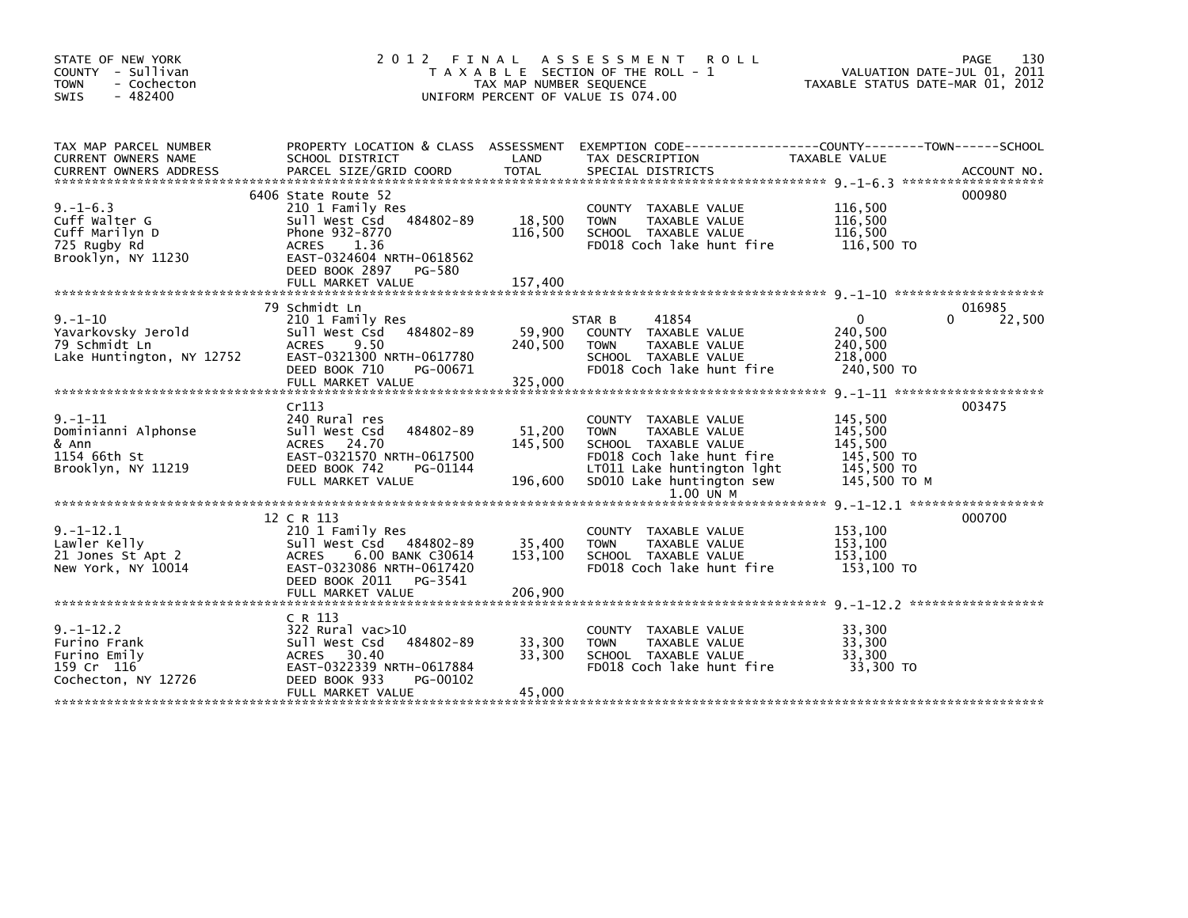STATE OF NEW YORK
COUNTY - Sullivan
TOWN - Cochecton
SWIS - 482400

# 2012 FINAL ASSESSMENT ROLL

TAXABLE SECTION OF THE ROLL - 1
TAX MAP NUMBER SEQUENCE
UNIFORM PERCENT OF VALUE IS 074.00

VALUATION DATE-JUL 01, 2011
TAXABLE STATUS DATE-MAR 01, 2012

| TAX MAP PARCEL NUMBER / CURRENT OWNERS NAME / CURRENT OWNERS ADDRESS | PROPERTY LOCATION & CLASS / SCHOOL DISTRICT / PARCEL SIZE/GRID COORD | ASSESSMENT LAND | TOTAL | EXEMPTION CODE / TAX DESCRIPTION / SPECIAL DISTRICTS | COUNTY TAXABLE VALUE | TOWN | SCHOOL | ACCOUNT NO. |
|---|---|---|---|---|---|---|---|---|
| 9.-1-6.3 | 6406 State Route 52 | | | | | | | 000980 |
| Cuff Walter G | 210 1 Family Res | | | COUNTY TAXABLE VALUE | 116,500 | | | |
| Cuff Marilyn D | Sull West Csd 484802-89 | 18,500 | | TOWN TAXABLE VALUE | 116,500 | | | |
| 725 Rugby Rd | Phone 932-8770 | | 116,500 | SCHOOL TAXABLE VALUE | 116,500 | | | |
| Brooklyn, NY 11230 | ACRES 1.36 | | | FD018 Coch lake hunt fire | 116,500 TO | | | |
| | EAST-0324604 NRTH-0618562 | | | | | | | |
| | DEED BOOK 2897 PG-580 | | | | | | | |
| | FULL MARKET VALUE | | 157,400 | | | | | |
| 9.-1-10 | 79 Schmidt Ln | | | | | | | 016985 |
| Yavarkovsky Jerold | 210 1 Family Res | | | STAR B 41854 | 0 | 0 | 22,500 | |
| 79 Schmidt Ln | Sull West Csd 484802-89 | 59,900 | | COUNTY TAXABLE VALUE | 240,500 | | | |
| Lake Huntington, NY 12752 | ACRES 9.50 | | 240,500 | TOWN TAXABLE VALUE | 240,500 | | | |
| | EAST-0321300 NRTH-0617780 | | | SCHOOL TAXABLE VALUE | 218,000 | | | |
| | DEED BOOK 710 PG-00671 | | | FD018 Coch lake hunt fire | 240,500 TO | | | |
| | FULL MARKET VALUE | | 325,000 | | | | | |
| 9.-1-11 | Cr113 | | | | | | | 003475 |
| Dominianni Alphonse | 240 Rural res | | | COUNTY TAXABLE VALUE | 145,500 | | | |
| & Ann | Sull West Csd 484802-89 | 51,200 | | TOWN TAXABLE VALUE | 145,500 | | | |
| 1154 66th St | ACRES 24.70 | | 145,500 | SCHOOL TAXABLE VALUE | 145,500 | | | |
| Brooklyn, NY 11219 | EAST-0321570 NRTH-0617500 | | | FD018 Coch lake hunt fire | 145,500 TO | | | |
| | DEED BOOK 742 PG-01144 | | | LT011 Lake huntington lght | 145,500 TO | | | |
| | FULL MARKET VALUE | | 196,600 | SD010 Lake huntington sew | 145,500 TO M | | | |
| | | | | 1.00 UN M | | | | |
| 9.-1-12.1 | 12 C R 113 | | | | | | | 000700 |
| Lawler Kelly | 210 1 Family Res | | | COUNTY TAXABLE VALUE | 153,100 | | | |
| 21 Jones St Apt 2 | Sull West Csd 484802-89 | 35,400 | | TOWN TAXABLE VALUE | 153,100 | | | |
| New York, NY 10014 | ACRES 6.00 BANK C30614 | | 153,100 | SCHOOL TAXABLE VALUE | 153,100 | | | |
| | EAST-0323086 NRTH-0617420 | | | FD018 Coch lake hunt fire | 153,100 TO | | | |
| | DEED BOOK 2011 PG-3541 | | | | | | | |
| | FULL MARKET VALUE | | 206,900 | | | | | |
| 9.-1-12.2 | C R 113 | | | | | | | |
| Furino Frank | 322 Rural vac>10 | | | COUNTY TAXABLE VALUE | 33,300 | | | |
| Furino Emily | Sull West Csd 484802-89 | 33,300 | | TOWN TAXABLE VALUE | 33,300 | | | |
| 159 Cr 116 | ACRES 30.40 | | 33,300 | SCHOOL TAXABLE VALUE | 33,300 | | | |
| Cochecton, NY 12726 | EAST-0322339 NRTH-0617884 | | | FD018 Coch lake hunt fire | 33,300 TO | | | |
| | DEED BOOK 933 PG-00102 | | | | | | | |
| | FULL MARKET VALUE | | 45,000 | | | | | |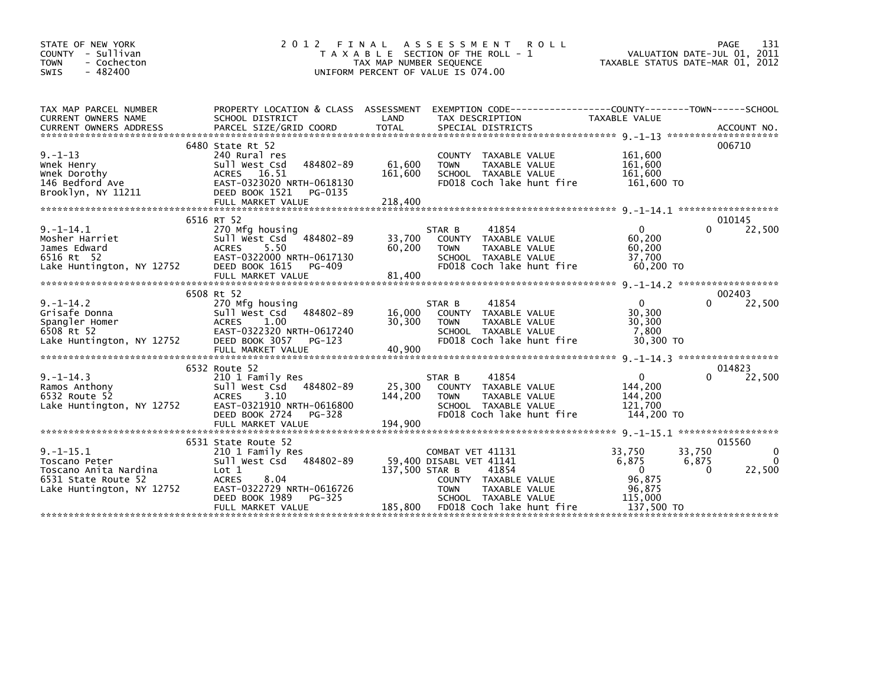STATE OF NEW YORK
COUNTY - Sullivan
TOWN - Cochecton
SWIS - 482400

2012 FINAL ASSESSMENT ROLL
TAXABLE SECTION OF THE ROLL - 1
TAX MAP NUMBER SEQUENCE
UNIFORM PERCENT OF VALUE IS 074.00

VALUATION DATE-JUL 01, 2011
TAXABLE STATUS DATE-MAR 01, 2012

| TAX MAP PARCEL NUMBER / CURRENT OWNERS NAME / CURRENT OWNERS ADDRESS | PROPERTY LOCATION & CLASS / SCHOOL DISTRICT / PARCEL SIZE/GRID COORD | ASSESSMENT LAND | TOTAL | EXEMPTION CODE / TAX DESCRIPTION / SPECIAL DISTRICTS | COUNTY TAXABLE VALUE | TOWN | SCHOOL | ACCOUNT NO. |
|---|---|---|---|---|---|---|---|---|
| 9.-1-13 | 6480 State Rt 52 | | | | | | | 006710 |
| Wnek Henry | 240 Rural res | | | COUNTY TAXABLE VALUE | 161,600 | | | |
| Wnek Dorothy | Sull West Csd 484802-89 | 61,600 | | TOWN TAXABLE VALUE | 161,600 | | | |
| 146 Bedford Ave | ACRES 16.51 | | 161,600 | SCHOOL TAXABLE VALUE | 161,600 | | | |
| Brooklyn, NY 11211 | EAST-0323020 NRTH-0618130 | | | FD018 Coch lake hunt fire | 161,600 TO | | | |
| | DEED BOOK 1521 PG-0135 | | | | | | | |
| | FULL MARKET VALUE | | 218,400 | | | | | |
| 9.-1-14.1 | 6516 RT 52 | | | | | | | 010145 |
| Mosher Harriet | 270 Mfg housing | | | STAR B 41854 | 0 | 0 | 22,500 | |
| James Edward | Sull West Csd 484802-89 | 33,700 | | COUNTY TAXABLE VALUE | 60,200 | | | |
| 6516 Rt 52 | ACRES 5.50 | | 60,200 | TOWN TAXABLE VALUE | 60,200 | | | |
| Lake Huntington, NY 12752 | EAST-0322000 NRTH-0617130 | | | SCHOOL TAXABLE VALUE | 37,700 | | | |
| | DEED BOOK 1615 PG-409 | | | FD018 Coch lake hunt fire | 60,200 TO | | | |
| | FULL MARKET VALUE | | 81,400 | | | | | |
| 9.-1-14.2 | 6508 Rt 52 | | | | | | | 002403 |
| Grisafe Donna | 270 Mfg housing | | | STAR B 41854 | 0 | 0 | 22,500 | |
| Spangler Homer | Sull West Csd 484802-89 | 16,000 | | COUNTY TAXABLE VALUE | 30,300 | | | |
| 6508 Rt 52 | ACRES 1.00 | | 30,300 | TOWN TAXABLE VALUE | 30,300 | | | |
| Lake Huntington, NY 12752 | EAST-0322320 NRTH-0617240 | | | SCHOOL TAXABLE VALUE | 7,800 | | | |
| | DEED BOOK 3057 PG-123 | | | FD018 Coch lake hunt fire | 30,300 TO | | | |
| | FULL MARKET VALUE | | 40,900 | | | | | |
| 9.-1-14.3 | 6532 Route 52 | | | | | | | 014823 |
| Ramos Anthony | 210 1 Family Res | | | STAR B 41854 | 0 | 0 | 22,500 | |
| 6532 Route 52 | Sull West Csd 484802-89 | 25,300 | | COUNTY TAXABLE VALUE | 144,200 | | | |
| Lake Huntington, NY 12752 | ACRES 3.10 | | 144,200 | TOWN TAXABLE VALUE | 144,200 | | | |
| | EAST-0321910 NRTH-0616800 | | | SCHOOL TAXABLE VALUE | 121,700 | | | |
| | DEED BOOK 2724 PG-328 | | | FD018 Coch lake hunt fire | 144,200 TO | | | |
| | FULL MARKET VALUE | | 194,900 | | | | | |
| 9.-1-15.1 | 6531 State Route 52 | | | | | | | 015560 |
| Toscano Peter | 210 1 Family Res | | | COMBAT VET 41131 | 33,750 | 33,750 | 0 | |
| Toscano Anita Nardina | Sull West Csd 484802-89 | 59,400 | | DISABL VET 41141 | 6,875 | 6,875 | 0 | |
| 6531 State Route 52 | Lot 1 | | 137,500 | STAR B 41854 | 0 | 0 | 22,500 | |
| Lake Huntington, NY 12752 | ACRES 8.04 | | | COUNTY TAXABLE VALUE | 96,875 | | | |
| | EAST-0322729 NRTH-0616726 | | | TOWN TAXABLE VALUE | 96,875 | | | |
| | DEED BOOK 1989 PG-325 | | | SCHOOL TAXABLE VALUE | 115,000 | | | |
| | FULL MARKET VALUE | | 185,800 | FD018 Coch lake hunt fire | 137,500 TO | | | |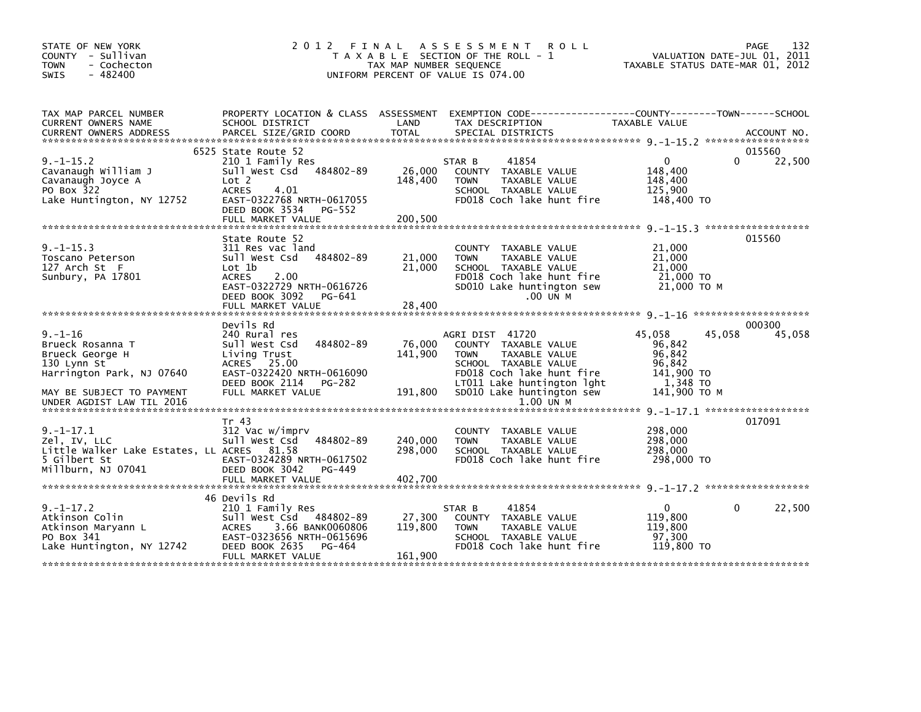STATE OF NEW YORK
COUNTY - Sullivan
TOWN - Cochecton
SWIS - 482400

# 2012 FINAL ASSESSMENT ROLL

TAXABLE SECTION OF THE ROLL - 1
TAX MAP NUMBER SEQUENCE
UNIFORM PERCENT OF VALUE IS 074.00

VALUATION DATE-JUL 01, 2011
TAXABLE STATUS DATE-MAR 01, 2012

| TAX MAP PARCEL NUMBER / CURRENT OWNERS NAME / CURRENT OWNERS ADDRESS | PROPERTY LOCATION & CLASS / SCHOOL DISTRICT / PARCEL SIZE/GRID COORD | ASSESSMENT LAND / TOTAL | EXEMPTION CODE / TAX DESCRIPTION / SPECIAL DISTRICTS | COUNTY TAXABLE VALUE | TOWN | SCHOOL / ACCOUNT NO. |
|---|---|---|---|---|---|---|
| 9.-1-15.2 | 6525 State Route 52 | | | | | 015560 |
| | 210 1 Family Res | | STAR B 41854 | 0 | 0 | 22,500 |
| Cavanaugh William J | Sull West Csd 484802-89 | 26,000 | COUNTY TAXABLE VALUE | 148,400 | | |
| Cavanaugh Joyce A | Lot 2 | 148,400 | TOWN TAXABLE VALUE | 148,400 | | |
| PO Box 322 | ACRES 4.01 | | SCHOOL TAXABLE VALUE | 125,900 | | |
| Lake Huntington, NY 12752 | EAST-0322768 NRTH-0617055 | | FD018 Coch lake hunt fire | 148,400 TO | | |
| | DEED BOOK 3534 PG-552 | | | | | |
| | FULL MARKET VALUE | 200,500 | | | | |
| 9.-1-15.3 | State Route 52 | | | | | 015560 |
| Toscano Peterson | 311 Res vac land | | COUNTY TAXABLE VALUE | 21,000 | | |
| 127 Arch St F | Sull West Csd 484802-89 | 21,000 | TOWN TAXABLE VALUE | 21,000 | | |
| Sunbury, PA 17801 | Lot 1b | 21,000 | SCHOOL TAXABLE VALUE | 21,000 | | |
| | ACRES 2.00 | | FD018 Coch lake hunt fire | 21,000 TO | | |
| | EAST-0322729 NRTH-0616726 | | SD010 Lake huntington sew | 21,000 TO M | | |
| | DEED BOOK 3092 PG-641 | | .00 UN M | | | |
| | FULL MARKET VALUE | 28,400 | | | | |
| 9.-1-16 | Devils Rd | | | | | 000300 |
| | 240 Rural res | | AGRI DIST 41720 | 45,058 | 45,058 | 45,058 |
| Brueck Rosanna T | Sull West Csd 484802-89 | 76,000 | COUNTY TAXABLE VALUE | 96,842 | | |
| Brueck George H | Living Trust | 141,900 | TOWN TAXABLE VALUE | 96,842 | | |
| 130 Lynn St | ACRES 25.00 | | SCHOOL TAXABLE VALUE | 96,842 | | |
| Harrington Park, NJ 07640 | EAST-0322420 NRTH-0616090 | | FD018 Coch lake hunt fire | 141,900 TO | | |
| | DEED BOOK 2114 PG-282 | | LT011 Lake huntington lght | 1,348 TO | | |
| MAY BE SUBJECT TO PAYMENT | FULL MARKET VALUE | 191,800 | SD010 Lake huntington sew | 141,900 TO M | | |
| UNDER AGDIST LAW TIL 2016 | | | 1.00 UN M | | | |
| 9.-1-17.1 | Tr 43 | | | | | 017091 |
| Zel, IV, LLC | 312 Vac w/imprv | | COUNTY TAXABLE VALUE | 298,000 | | |
| Little Walker Lake Estates, LL | Sull West Csd 484802-89 | 240,000 | TOWN TAXABLE VALUE | 298,000 | | |
| 5 Gilbert St | ACRES 81.58 | 298,000 | SCHOOL TAXABLE VALUE | 298,000 | | |
| Millburn, NJ 07041 | EAST-0324289 NRTH-0617502 | | FD018 Coch lake hunt fire | 298,000 TO | | |
| | DEED BOOK 3042 PG-449 | | | | | |
| | FULL MARKET VALUE | 402,700 | | | | |
| 9.-1-17.2 | 46 Devils Rd | | | | | |
| | 210 1 Family Res | | STAR B 41854 | 0 | 0 | 22,500 |
| Atkinson Colin | Sull West Csd 484802-89 | 27,300 | COUNTY TAXABLE VALUE | 119,800 | | |
| Atkinson Maryann L | ACRES 3.66 BANK0060806 | 119,800 | TOWN TAXABLE VALUE | 119,800 | | |
| PO Box 341 | EAST-0323656 NRTH-0615696 | | SCHOOL TAXABLE VALUE | 97,300 | | |
| Lake Huntington, NY 12742 | DEED BOOK 2635 PG-464 | | FD018 Coch lake hunt fire | 119,800 TO | | |
| | FULL MARKET VALUE | 161,900 | | | | |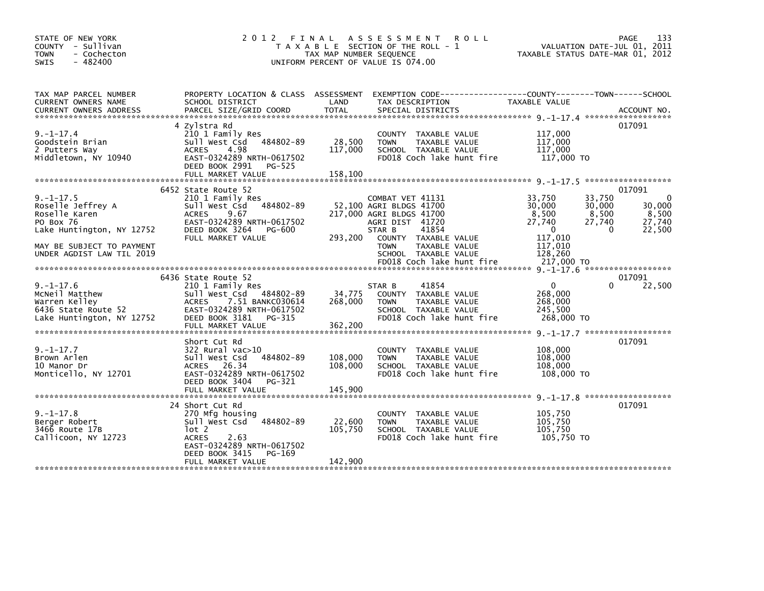STATE OF NEW YORK
COUNTY - Sullivan
TOWN - Cochecton
SWIS - 482400

2012 FINAL ASSESSMENT ROLL
TAXABLE SECTION OF THE ROLL - 1
TAX MAP NUMBER SEQUENCE
UNIFORM PERCENT OF VALUE IS 074.00

VALUATION DATE-JUL 01, 2011
TAXABLE STATUS DATE-MAR 01, 2012

| TAX MAP PARCEL NUMBER / CURRENT OWNERS NAME / CURRENT OWNERS ADDRESS | PROPERTY LOCATION & CLASS / SCHOOL DISTRICT / PARCEL SIZE/GRID COORD | ASSESSMENT LAND | TOTAL | EXEMPTION CODE / TAX DESCRIPTION / SPECIAL DISTRICTS | COUNTY TAXABLE VALUE | TOWN | SCHOOL | ACCOUNT NO. |
|---|---|---|---|---|---|---|---|---|
| 9.-1-17.4 | 4 Zylstra Rd | | | | | | | 017091 |
| Goodstein Brian | 210 1 Family Res | | | COUNTY TAXABLE VALUE | 117,000 | | | |
| 2 Putters Way | Sull West Csd 484802-89 | 28,500 | | TOWN TAXABLE VALUE | 117,000 | | | |
| Middletown, NY 10940 | ACRES 4.98 | | 117,000 | SCHOOL TAXABLE VALUE | 117,000 | | | |
| | EAST-0324289 NRTH-0617502 | | | FD018 Coch lake hunt fire | 117,000 TO | | | |
| | DEED BOOK 2991 PG-525 | | | | | | | |
| | FULL MARKET VALUE | | 158,100 | | | | | |
| 9.-1-17.5 | 6452 State Route 52 | | | | | | | 017091 |
| Roselle Jeffrey A | 210 1 Family Res | | | COMBAT VET 41131 | 33,750 | 33,750 | 0 | |
| Roselle Karen | Sull West Csd 484802-89 | 52,100 | | AGRI BLDGS 41700 | 30,000 | 30,000 | 30,000 | |
| PO Box 76 | ACRES 9.67 | | 217,000 | AGRI BLDGS 41700 | 8,500 | 8,500 | 8,500 | |
| Lake Huntington, NY 12752 | EAST-0324289 NRTH-0617502 | | | AGRI DIST 41720 | 27,740 | 27,740 | 27,740 | |
| | DEED BOOK 3264 PG-600 | | | STAR B 41854 | 0 | 0 | 22,500 | |
| MAY BE SUBJECT TO PAYMENT | FULL MARKET VALUE | | 293,200 | COUNTY TAXABLE VALUE | 117,010 | | | |
| UNDER AGDIST LAW TIL 2019 | | | | TOWN TAXABLE VALUE | 117,010 | | | |
| | | | | SCHOOL TAXABLE VALUE | 128,260 | | | |
| | | | | FD018 Coch lake hunt fire | 217,000 TO | | | |
| 9.-1-17.6 | 6436 State Route 52 | | | | | | | 017091 |
| McNeil Matthew | 210 1 Family Res | | | STAR B 41854 | 0 | 0 | 22,500 | |
| Warren Kelley | Sull West Csd 484802-89 | 34,775 | | COUNTY TAXABLE VALUE | 268,000 | | | |
| 6436 State Route 52 | ACRES 7.51 BANKC030614 | | 268,000 | TOWN TAXABLE VALUE | 268,000 | | | |
| Lake Huntington, NY 12752 | EAST-0324289 NRTH-0617502 | | | SCHOOL TAXABLE VALUE | 245,500 | | | |
| | DEED BOOK 3181 PG-315 | | | FD018 Coch lake hunt fire | 268,000 TO | | | |
| | FULL MARKET VALUE | | 362,200 | | | | | |
| 9.-1-17.7 | Short Cut Rd | | | | | | | 017091 |
| Brown Arlen | 322 Rural vac>10 | | | COUNTY TAXABLE VALUE | 108,000 | | | |
| 10 Manor Dr | Sull West Csd 484802-89 | 108,000 | | TOWN TAXABLE VALUE | 108,000 | | | |
| Monticello, NY 12701 | ACRES 26.34 | | 108,000 | SCHOOL TAXABLE VALUE | 108,000 | | | |
| | EAST-0324289 NRTH-0617502 | | | FD018 Coch lake hunt fire | 108,000 TO | | | |
| | DEED BOOK 3404 PG-321 | | | | | | | |
| | FULL MARKET VALUE | | 145,900 | | | | | |
| 9.-1-17.8 | 24 Short Cut Rd | | | | | | | 017091 |
| Berger Robert | 270 Mfg housing | | | COUNTY TAXABLE VALUE | 105,750 | | | |
| 3466 Route 17B | Sull West Csd 484802-89 | 22,600 | | TOWN TAXABLE VALUE | 105,750 | | | |
| Callicoon, NY 12723 | lot 2 | | 105,750 | SCHOOL TAXABLE VALUE | 105,750 | | | |
| | ACRES 2.63 | | | FD018 Coch lake hunt fire | 105,750 TO | | | |
| | EAST-0324289 NRTH-0617502 | | | | | | | |
| | DEED BOOK 3415 PG-169 | | | | | | | |
| | FULL MARKET VALUE | | 142,900 | | | | | |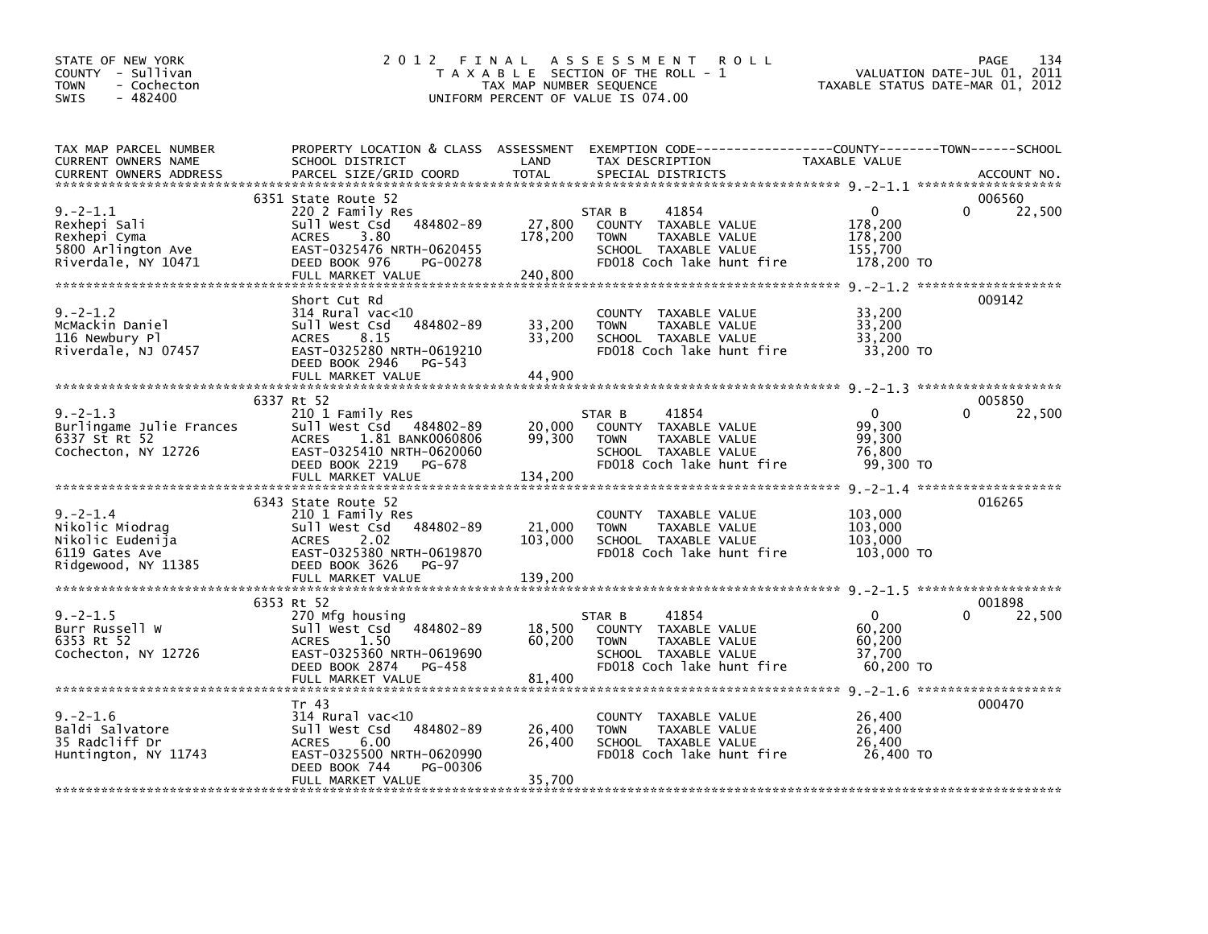STATE OF NEW YORK
COUNTY - Sullivan
TOWN - Cochecton
SWIS - 482400

# 2012 FINAL ASSESSMENT ROLL

TAXABLE SECTION OF THE ROLL - 1
TAX MAP NUMBER SEQUENCE
UNIFORM PERCENT OF VALUE IS 074.00

VALUATION DATE-JUL 01, 2011
TAXABLE STATUS DATE-MAR 01, 2012

| TAX MAP PARCEL NUMBER / CURRENT OWNERS NAME / CURRENT OWNERS ADDRESS | PROPERTY LOCATION & CLASS / SCHOOL DISTRICT / PARCEL SIZE/GRID COORD | ASSESSMENT LAND / TOTAL | EXEMPTION CODE / TAX DESCRIPTION / SPECIAL DISTRICTS | COUNTY | TOWN | SCHOOL | ACCOUNT NO. |
|---|---|---|---|---|---|---|---|
| 9.-2-1.1 | 6351 State Route 52 | | | | | | 006560 |
| Rexhepi Sali | 220 2 Family Res | | STAR B 41854 | 0 | | 22,500 | |
| Rexhepi Cyma | Sull West Csd 484802-89 | 27,800 | COUNTY TAXABLE VALUE | 178,200 | | | |
| 5800 Arlington Ave | ACRES 3.80 | 178,200 | TOWN TAXABLE VALUE | | 178,200 | | |
| Riverdale, NY 10471 | EAST-0325476 NRTH-0620455 | | SCHOOL TAXABLE VALUE | | | 155,700 | |
| | DEED BOOK 976 PG-00278 | | FD018 Coch lake hunt fire | 178,200 TO | | | |
| | FULL MARKET VALUE | 240,800 | | | | | |
| 9.-2-1.2 | Short Cut Rd | | | | | | 009142 |
| McMackin Daniel | 314 Rural vac<10 | | | | | | |
| 116 Newbury Pl | Sull West Csd 484802-89 | 33,200 | COUNTY TAXABLE VALUE | 33,200 | | | |
| Riverdale, NJ 07457 | ACRES 8.15 | 33,200 | TOWN TAXABLE VALUE | | 33,200 | | |
| | EAST-0325280 NRTH-0619210 | | SCHOOL TAXABLE VALUE | | | 33,200 | |
| | DEED BOOK 2946 PG-543 | | FD018 Coch lake hunt fire | 33,200 TO | | | |
| | FULL MARKET VALUE | 44,900 | | | | | |
| 9.-2-1.3 | 6337 Rt 52 | | | | | | 005850 |
| Burlingame Julie Frances | 210 1 Family Res | | STAR B 41854 | 0 | | 22,500 | |
| 6337 St Rt 52 | Sull West Csd 484802-89 | 20,000 | COUNTY TAXABLE VALUE | 99,300 | | | |
| Cochecton, NY 12726 | ACRES 1.81 BANK0060806 | 99,300 | TOWN TAXABLE VALUE | | 99,300 | | |
| | EAST-0325410 NRTH-0620060 | | SCHOOL TAXABLE VALUE | | | 76,800 | |
| | DEED BOOK 2219 PG-678 | | FD018 Coch lake hunt fire | 99,300 TO | | | |
| | FULL MARKET VALUE | 134,200 | | | | | |
| 9.-2-1.4 | 6343 State Route 52 | | | | | | 016265 |
| Nikolic Miodrag | 210 1 Family Res | | | | | | |
| Nikolic Eudenija | Sull West Csd 484802-89 | 21,000 | COUNTY TAXABLE VALUE | 103,000 | | | |
| 6119 Gates Ave | ACRES 2.02 | 103,000 | TOWN TAXABLE VALUE | | 103,000 | | |
| Ridgewood, NY 11385 | EAST-0325380 NRTH-0619870 | | SCHOOL TAXABLE VALUE | | | 103,000 | |
| | DEED BOOK 3626 PG-97 | | FD018 Coch lake hunt fire | 103,000 TO | | | |
| | FULL MARKET VALUE | 139,200 | | | | | |
| 9.-2-1.5 | 6353 Rt 52 | | | | | | 001898 |
| Burr Russell W | 270 Mfg housing | | STAR B 41854 | 0 | | 22,500 | |
| 6353 Rt 52 | Sull West Csd 484802-89 | 18,500 | COUNTY TAXABLE VALUE | 60,200 | | | |
| Cochecton, NY 12726 | ACRES 1.50 | 60,200 | TOWN TAXABLE VALUE | | 60,200 | | |
| | EAST-0325360 NRTH-0619690 | | SCHOOL TAXABLE VALUE | | | 37,700 | |
| | DEED BOOK 2874 PG-458 | | FD018 Coch lake hunt fire | 60,200 TO | | | |
| | FULL MARKET VALUE | 81,400 | | | | | |
| 9.-2-1.6 | Tr 43 | | | | | | 000470 |
| Baldi Salvatore | 314 Rural vac<10 | | | | | | |
| 35 Radcliff Dr | Sull West Csd 484802-89 | 26,400 | COUNTY TAXABLE VALUE | 26,400 | | | |
| Huntington, NY 11743 | ACRES 6.00 | 26,400 | TOWN TAXABLE VALUE | | 26,400 | | |
| | EAST-0325500 NRTH-0620990 | | SCHOOL TAXABLE VALUE | | | 26,400 | |
| | DEED BOOK 744 PG-00306 | | FD018 Coch lake hunt fire | 26,400 TO | | | |
| | FULL MARKET VALUE | 35,700 | | | | | |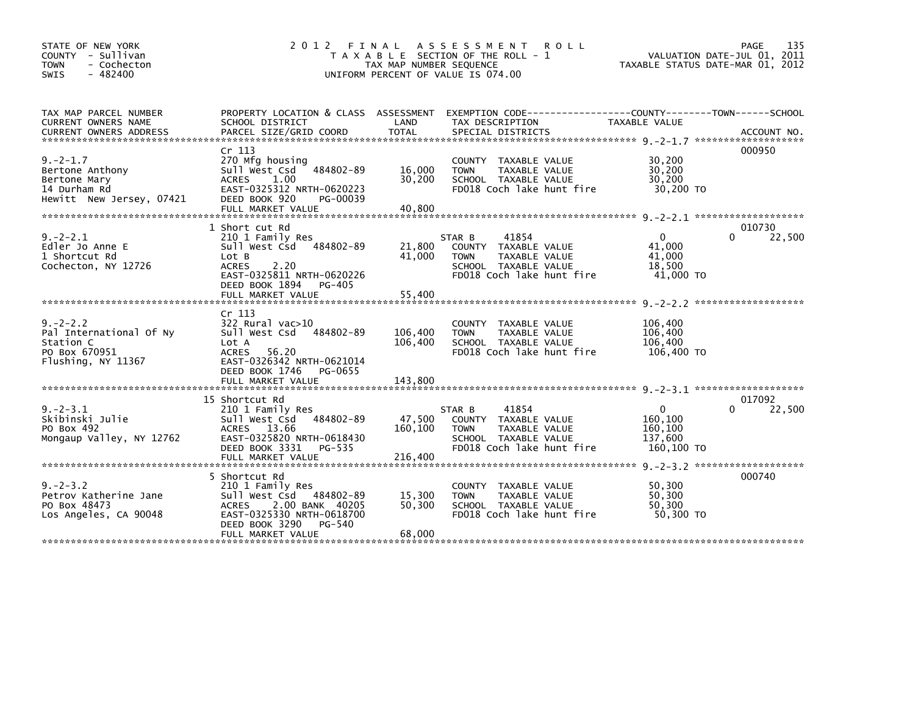STATE OF NEW YORK
COUNTY - Sullivan
TOWN - Cochecton
SWIS - 482400

# 2012 FINAL ASSESSMENT ROLL

TAXABLE SECTION OF THE ROLL - 1
TAX MAP NUMBER SEQUENCE
UNIFORM PERCENT OF VALUE IS 074.00

VALUATION DATE-JUL 01, 2011
TAXABLE STATUS DATE-MAR 01, 2012

| TAX MAP PARCEL NUMBER / CURRENT OWNERS NAME / CURRENT OWNERS ADDRESS | PROPERTY LOCATION & CLASS / SCHOOL DISTRICT / PARCEL SIZE/GRID COORD | ASSESSMENT LAND | ASSESSMENT TOTAL | EXEMPTION CODE / TAX DESCRIPTION / SPECIAL DISTRICTS | COUNTY TAXABLE VALUE | TOWN | SCHOOL | ACCOUNT NO. |
|---|---|---|---|---|---|---|---|---|
| 9.-2-1.7 | Cr 113 | | | | | | | 000950 |
| Bertone Anthony | 270 Mfg housing | | | COUNTY TAXABLE VALUE | 30,200 | | | |
| Bertone Mary | Sull West Csd 484802-89 | 16,000 | | TOWN TAXABLE VALUE | 30,200 | | | |
| 14 Durham Rd | ACRES 1.00 | | 30,200 | SCHOOL TAXABLE VALUE | 30,200 | | | |
| Hewitt New Jersey, 07421 | EAST-0325312 NRTH-0620223 | | | FD018 Coch lake hunt fire | 30,200 TO | | | |
| | DEED BOOK 920 PG-00039 | | | | | | | |
| | FULL MARKET VALUE | | 40,800 | | | | | |
| 9.-2-2.1 | 1 Short cut Rd | | | | | | | 010730 |
| Edler Jo Anne E | 210 1 Family Res | | | STAR B 41854 | 0 | 0 | 22,500 | |
| 1 Shortcut Rd | Sull West Csd 484802-89 | 21,800 | | COUNTY TAXABLE VALUE | 41,000 | | | |
| Cochecton, NY 12726 | Lot B | | 41,000 | TOWN TAXABLE VALUE | 41,000 | | | |
| | ACRES 2.20 | | | SCHOOL TAXABLE VALUE | 18,500 | | | |
| | EAST-0325811 NRTH-0620226 | | | FD018 Coch lake hunt fire | 41,000 TO | | | |
| | DEED BOOK 1894 PG-405 | | | | | | | |
| | FULL MARKET VALUE | | 55,400 | | | | | |
| 9.-2-2.2 | Cr 113 | | | | | | | |
| Pal International Of Ny | 322 Rural vac>10 | | | COUNTY TAXABLE VALUE | 106,400 | | | |
| Station C | Sull West Csd 484802-89 | 106,400 | | TOWN TAXABLE VALUE | 106,400 | | | |
| PO Box 670951 | Lot A | | 106,400 | SCHOOL TAXABLE VALUE | 106,400 | | | |
| Flushing, NY 11367 | ACRES 56.20 | | | FD018 Coch lake hunt fire | 106,400 TO | | | |
| | EAST-0326342 NRTH-0621014 | | | | | | | |
| | DEED BOOK 1746 PG-0655 | | | | | | | |
| | FULL MARKET VALUE | | 143,800 | | | | | |
| 9.-2-3.1 | 15 Shortcut Rd | | | | | | | 017092 |
| Skibinski Julie | 210 1 Family Res | | | STAR B 41854 | 0 | 0 | 22,500 | |
| PO Box 492 | Sull West Csd 484802-89 | 47,500 | | COUNTY TAXABLE VALUE | 160,100 | | | |
| Mongaup Valley, NY 12762 | ACRES 13.66 | | 160,100 | TOWN TAXABLE VALUE | 160,100 | | | |
| | EAST-0325820 NRTH-0618430 | | | SCHOOL TAXABLE VALUE | 137,600 | | | |
| | DEED BOOK 3331 PG-535 | | | FD018 Coch lake hunt fire | 160,100 TO | | | |
| | FULL MARKET VALUE | | 216,400 | | | | | |
| 9.-2-3.2 | 5 Shortcut Rd | | | | | | | 000740 |
| Petrov Katherine Jane | 210 1 Family Res | | | COUNTY TAXABLE VALUE | 50,300 | | | |
| PO Box 48473 | Sull West Csd 484802-89 | 15,300 | | TOWN TAXABLE VALUE | 50,300 | | | |
| Los Angeles, CA 90048 | ACRES 2.00 BANK 40205 | | 50,300 | SCHOOL TAXABLE VALUE | 50,300 | | | |
| | EAST-0325330 NRTH-0618700 | | | FD018 Coch lake hunt fire | 50,300 TO | | | |
| | DEED BOOK 3290 PG-540 | | | | | | | |
| | FULL MARKET VALUE | | 68,000 | | | | | |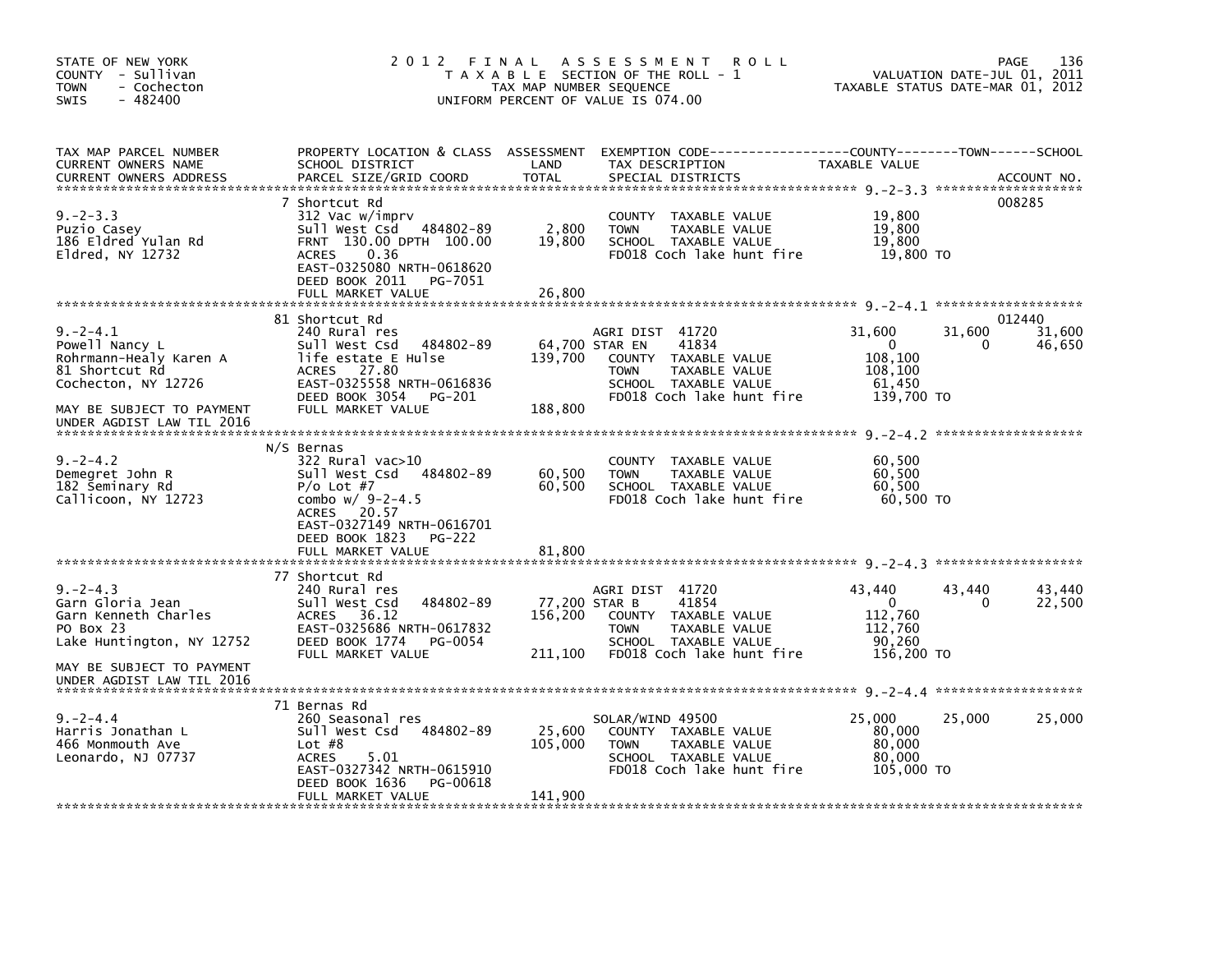STATE OF NEW YORK
COUNTY - Sullivan
TOWN - Cochecton
SWIS - 482400

2 0 1 2 F I N A L A S S E S S M E N T R O L L
T A X A B L E SECTION OF THE ROLL - 1
TAX MAP NUMBER SEQUENCE
UNIFORM PERCENT OF VALUE IS 074.00

VALUATION DATE-JUL 01, 2011
TAXABLE STATUS DATE-MAR 01, 2012

| TAX MAP PARCEL NUMBER / CURRENT OWNERS NAME / CURRENT OWNERS ADDRESS | PROPERTY LOCATION & CLASS / SCHOOL DISTRICT / PARCEL SIZE/GRID COORD | ASSESSMENT LAND / TOTAL | EXEMPTION CODE / TAX DESCRIPTION / SPECIAL DISTRICTS | COUNTY TAXABLE VALUE | TOWN | SCHOOL | ACCOUNT NO. |
|---|---|---|---|---|---|---|---|
| 9.-2-3.3 | 7 Shortcut Rd | | | | | | 008285 |
| Puzio Casey | 312 Vac w/imprv | | COUNTY TAXABLE VALUE | 19,800 | | | |
| 186 Eldred Yulan Rd | Sull West Csd 484802-89 | 2,800 | TOWN TAXABLE VALUE | 19,800 | | | |
| Eldred, NY 12732 | FRNT 130.00 DPTH 100.00 | 19,800 | SCHOOL TAXABLE VALUE | 19,800 | | | |
| | ACRES 0.36 | | FD018 Coch lake hunt fire | 19,800 TO | | | |
| | EAST-0325080 NRTH-0618620 | | | | | | |
| | DEED BOOK 2011 PG-7051 | | | | | | |
| | FULL MARKET VALUE | 26,800 | | | | | |
| 9.-2-4.1 | 81 Shortcut Rd | | | | | | 012440 |
| Powell Nancy L | 240 Rural res | | AGRI DIST 41720 | 31,600 | 31,600 | 31,600 | |
| Rohrmann-Healy Karen A | Sull West Csd 484802-89 | 64,700 | STAR EN 41834 | 0 | 0 | 46,650 | |
| 81 Shortcut Rd | life estate E Hulse | 139,700 | COUNTY TAXABLE VALUE | 108,100 | | | |
| Cochecton, NY 12726 | ACRES 27.80 | | TOWN TAXABLE VALUE | 108,100 | | | |
| | EAST-0325558 NRTH-0616836 | | SCHOOL TAXABLE VALUE | 61,450 | | | |
| | DEED BOOK 3054 PG-201 | | FD018 Coch lake hunt fire | 139,700 TO | | | |
| MAY BE SUBJECT TO PAYMENT | FULL MARKET VALUE | 188,800 | | | | | |
| UNDER AGDIST LAW TIL 2016 | | | | | | | |
| 9.-2-4.2 | N/S Bernas | | | | | | |
| Demegret John R | 322 Rural vac>10 | | COUNTY TAXABLE VALUE | 60,500 | | | |
| 182 Seminary Rd | Sull West Csd 484802-89 | 60,500 | TOWN TAXABLE VALUE | 60,500 | | | |
| Callicoon, NY 12723 | P/o Lot #7 | 60,500 | SCHOOL TAXABLE VALUE | 60,500 | | | |
| | combo w/ 9-2-4.5 | | FD018 Coch lake hunt fire | 60,500 TO | | | |
| | ACRES 20.57 | | | | | | |
| | EAST-0327149 NRTH-0616701 | | | | | | |
| | DEED BOOK 1823 PG-222 | | | | | | |
| | FULL MARKET VALUE | 81,800 | | | | | |
| 9.-2-4.3 | 77 Shortcut Rd | | | | | | |
| Garn Gloria Jean | 240 Rural res | | AGRI DIST 41720 | 43,440 | 43,440 | 43,440 | |
| Garn Kenneth Charles | Sull West Csd 484802-89 | 77,200 | STAR B 41854 | 0 | 0 | 22,500 | |
| PO Box 23 | ACRES 36.12 | 156,200 | COUNTY TAXABLE VALUE | 112,760 | | | |
| Lake Huntington, NY 12752 | EAST-0325686 NRTH-0617832 | | TOWN TAXABLE VALUE | 112,760 | | | |
| | DEED BOOK 1774 PG-0054 | | SCHOOL TAXABLE VALUE | 90,260 | | | |
| | FULL MARKET VALUE | 211,100 | FD018 Coch lake hunt fire | 156,200 TO | | | |
| MAY BE SUBJECT TO PAYMENT | | | | | | | |
| UNDER AGDIST LAW TIL 2016 | | | | | | | |
| 9.-2-4.4 | 71 Bernas Rd | | | | | | |
| Harris Jonathan L | 260 Seasonal res | | SOLAR/WIND 49500 | 25,000 | 25,000 | 25,000 | |
| 466 Monmouth Ave | Sull West Csd 484802-89 | 25,600 | COUNTY TAXABLE VALUE | 80,000 | | | |
| Leonardo, NJ 07737 | Lot #8 | 105,000 | TOWN TAXABLE VALUE | 80,000 | | | |
| | ACRES 5.01 | | SCHOOL TAXABLE VALUE | 80,000 | | | |
| | EAST-0327342 NRTH-0615910 | | FD018 Coch lake hunt fire | 105,000 TO | | | |
| | DEED BOOK 1636 PG-00618 | | | | | | |
| | FULL MARKET VALUE | 141,900 | | | | | |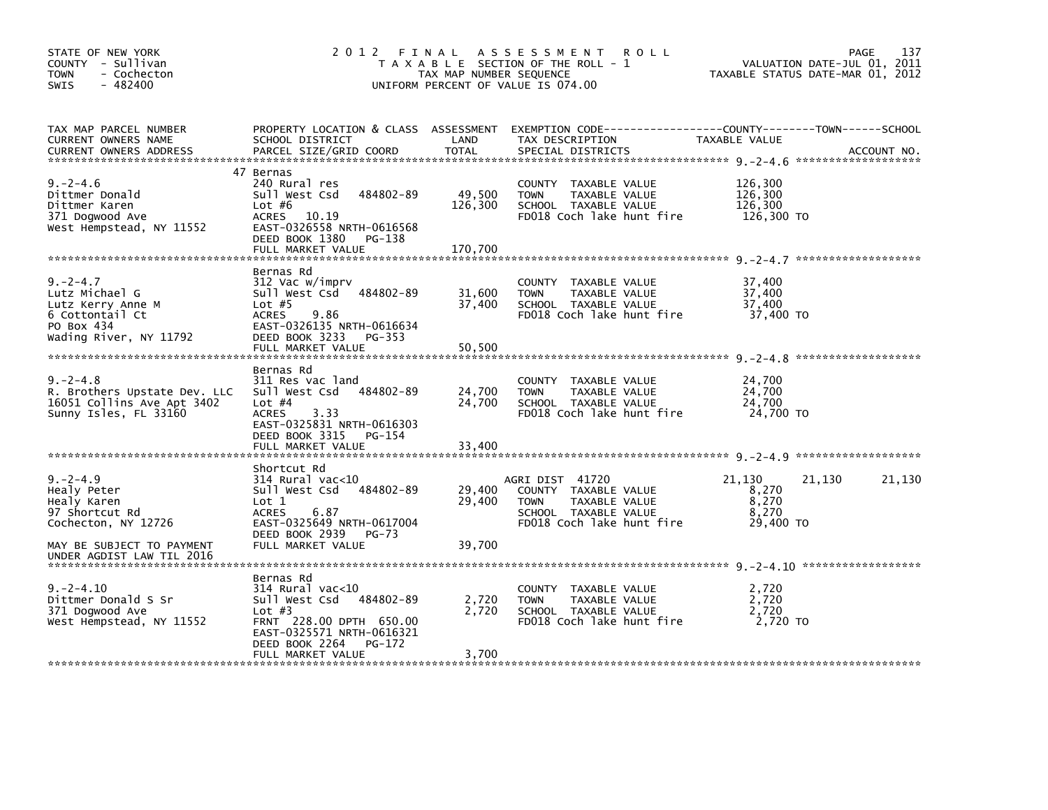STATE OF NEW YORK
COUNTY - Sullivan
TOWN - Cochecton
SWIS - 482400

# 2012 FINAL ASSESSMENT ROLL

TAXABLE SECTION OF THE ROLL - 1
TAX MAP NUMBER SEQUENCE
UNIFORM PERCENT OF VALUE IS 074.00

VALUATION DATE-JUL 01, 2011
TAXABLE STATUS DATE-MAR 01, 2012

| TAX MAP PARCEL NUMBER / CURRENT OWNERS NAME / CURRENT OWNERS ADDRESS | PROPERTY LOCATION & CLASS / SCHOOL DISTRICT / PARCEL SIZE/GRID COORD | ASSESSMENT LAND / TOTAL | EXEMPTION CODE / TAX DESCRIPTION / SPECIAL DISTRICTS | COUNTY TAXABLE VALUE | TOWN | SCHOOL | ACCOUNT NO. |
|---|---|---|---|---|---|---|---|
| 9.-2-4.6 | 47 Bernas | | | | | | |
| | 240 Rural res | | COUNTY TAXABLE VALUE | 126,300 | | | |
| Dittmer Donald | Sull West Csd 484802-89 | 49,500 | TOWN TAXABLE VALUE | 126,300 | | | |
| Dittmer Karen | Lot #6 | 126,300 | SCHOOL TAXABLE VALUE | 126,300 | | | |
| 371 Dogwood Ave | ACRES 10.19 | | FD018 Coch lake hunt fire | 126,300 TO | | | |
| West Hempstead, NY 11552 | EAST-0326558 NRTH-0616568 | | | | | | |
| | DEED BOOK 1380 PG-138 | | | | | | |
| | FULL MARKET VALUE | 170,700 | | | | | |
| 9.-2-4.7 | Bernas Rd | | | | | | |
| | 312 Vac w/imprv | | COUNTY TAXABLE VALUE | 37,400 | | | |
| Lutz Michael G | Sull West Csd 484802-89 | 31,600 | TOWN TAXABLE VALUE | 37,400 | | | |
| Lutz Kerry Anne M | Lot #5 | 37,400 | SCHOOL TAXABLE VALUE | 37,400 | | | |
| 6 Cottontail Ct | ACRES 9.86 | | FD018 Coch lake hunt fire | 37,400 TO | | | |
| PO Box 434 | EAST-0326135 NRTH-0616634 | | | | | | |
| Wading River, NY 11792 | DEED BOOK 3233 PG-353 | | | | | | |
| | FULL MARKET VALUE | 50,500 | | | | | |
| 9.-2-4.8 | Bernas Rd | | | | | | |
| | 311 Res vac land | | COUNTY TAXABLE VALUE | 24,700 | | | |
| R. Brothers Upstate Dev. LLC | Sull West Csd 484802-89 | 24,700 | TOWN TAXABLE VALUE | 24,700 | | | |
| 16051 Collins Ave Apt 3402 | Lot #4 | 24,700 | SCHOOL TAXABLE VALUE | 24,700 | | | |
| Sunny Isles, FL 33160 | ACRES 3.33 | | FD018 Coch lake hunt fire | 24,700 TO | | | |
| | EAST-0325831 NRTH-0616303 | | | | | | |
| | DEED BOOK 3315 PG-154 | | | | | | |
| | FULL MARKET VALUE | 33,400 | | | | | |
| 9.-2-4.9 | Shortcut Rd | | | | | | |
| | 314 Rural vac<10 | | AGRI DIST 41720 | 21,130 | 21,130 | 21,130 | |
| Healy Peter | Sull West Csd 484802-89 | 29,400 | COUNTY TAXABLE VALUE | 8,270 | | | |
| Healy Karen | Lot 1 | 29,400 | TOWN TAXABLE VALUE | 8,270 | | | |
| 97 Shortcut Rd | ACRES 6.87 | | SCHOOL TAXABLE VALUE | 8,270 | | | |
| Cochecton, NY 12726 | EAST-0325649 NRTH-0617004 | | FD018 Coch lake hunt fire | 29,400 TO | | | |
| | DEED BOOK 2939 PG-73 | | | | | | |
| MAY BE SUBJECT TO PAYMENT | FULL MARKET VALUE | 39,700 | | | | | |
| UNDER AGDIST LAW TIL 2016 | | | | | | | |
| 9.-2-4.10 | Bernas Rd | | | | | | |
| | 314 Rural vac<10 | | COUNTY TAXABLE VALUE | 2,720 | | | |
| Dittmer Donald S Sr | Sull West Csd 484802-89 | 2,720 | TOWN TAXABLE VALUE | 2,720 | | | |
| 371 Dogwood Ave | Lot #3 | 2,720 | SCHOOL TAXABLE VALUE | 2,720 | | | |
| West Hempstead, NY 11552 | FRNT 228.00 DPTH 650.00 | | FD018 Coch lake hunt fire | 2,720 TO | | | |
| | EAST-0325571 NRTH-0616321 | | | | | | |
| | DEED BOOK 2264 PG-172 | | | | | | |
| | FULL MARKET VALUE | 3,700 | | | | | |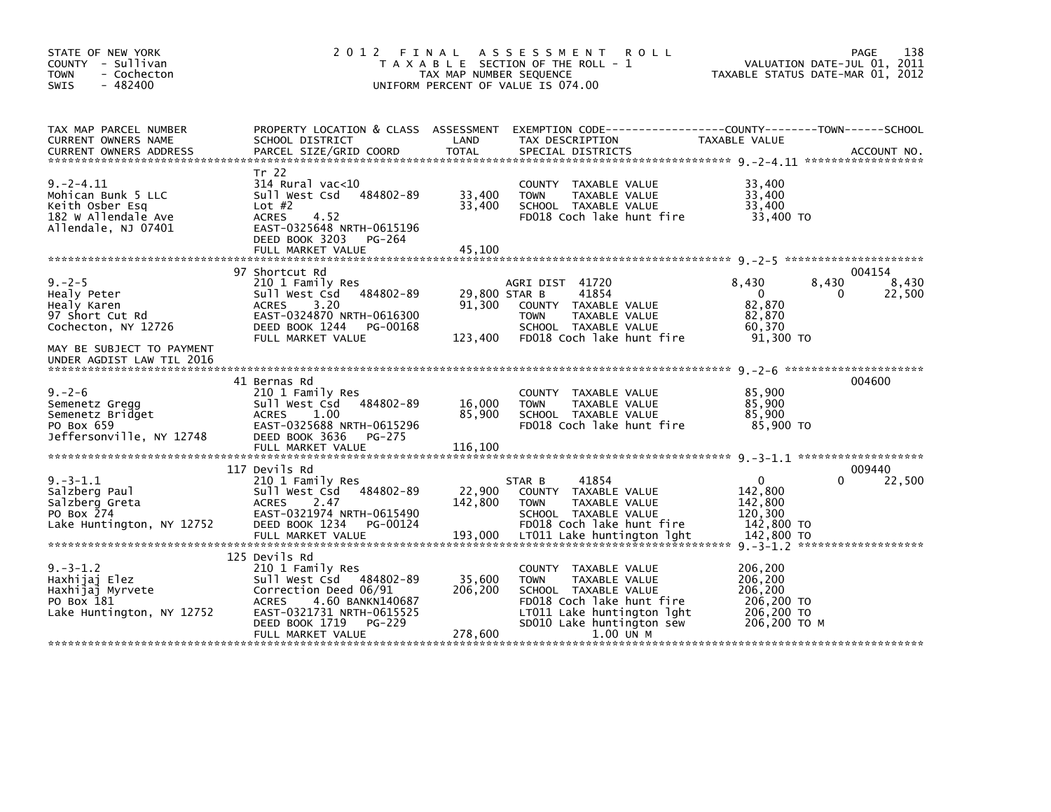STATE OF NEW YORK
COUNTY - Sullivan
TOWN - Cochecton
SWIS - 482400

# 2012 FINAL ASSESSMENT ROLL

TAXABLE SECTION OF THE ROLL - 1
TAX MAP NUMBER SEQUENCE
UNIFORM PERCENT OF VALUE IS 074.00

VALUATION DATE-JUL 01, 2011
TAXABLE STATUS DATE-MAR 01, 2012

| TAX MAP PARCEL NUMBER / CURRENT OWNERS NAME / CURRENT OWNERS ADDRESS | PROPERTY LOCATION & CLASS / SCHOOL DISTRICT / PARCEL SIZE/GRID COORD | ASSESSMENT LAND | TOTAL | EXEMPTION CODE / TAX DESCRIPTION / SPECIAL DISTRICTS | COUNTY TAXABLE VALUE | TOWN | SCHOOL | ACCOUNT NO. |
|---|---|---|---|---|---|---|---|---|
| **9.-2-4.11** | Tr 22 | | | | | | | |
| Mohican Bunk 5 LLC | 314 Rural vac<10 | | | COUNTY TAXABLE VALUE | 33,400 | | | |
| Keith Osber Esq | Sull West Csd 484802-89 | 33,400 | | TOWN TAXABLE VALUE | 33,400 | | | |
| 182 W Allendale Ave | Lot #2 | | 33,400 | SCHOOL TAXABLE VALUE | 33,400 | | | |
| Allendale, NJ 07401 | ACRES 4.52 | | | FD018 Coch lake hunt fire | 33,400 TO | | | |
| | EAST-0325648 NRTH-0615196 | | | | | | | |
| | DEED BOOK 3203 PG-264 | | | | | | | |
| | FULL MARKET VALUE | | 45,100 | | | | | |
| **9.-2-5** | 97 Shortcut Rd | | | | | | | 004154 |
| Healy Peter | 210 1 Family Res | | | AGRI DIST 41720 | 8,430 | 8,430 | 8,430 | |
| Healy Karen | Sull West Csd 484802-89 | 29,800 | | STAR B 41854 | 0 | 0 | 22,500 | |
| 97 Short Cut Rd | ACRES 3.20 | | 91,300 | COUNTY TAXABLE VALUE | 82,870 | | | |
| Cochecton, NY 12726 | EAST-0324870 NRTH-0616300 | | | TOWN TAXABLE VALUE | 82,870 | | | |
| | DEED BOOK 1244 PG-00168 | | | SCHOOL TAXABLE VALUE | 60,370 | | | |
| | FULL MARKET VALUE | | 123,400 | FD018 Coch lake hunt fire | 91,300 TO | | | |
| MAY BE SUBJECT TO PAYMENT UNDER AGDIST LAW TIL 2016 | | | | | | | | |
| **9.-2-6** | 41 Bernas Rd | | | | | | | 004600 |
| Semenetz Gregg | 210 1 Family Res | | | COUNTY TAXABLE VALUE | 85,900 | | | |
| Semenetz Bridget | Sull West Csd 484802-89 | 16,000 | | TOWN TAXABLE VALUE | 85,900 | | | |
| PO Box 659 | ACRES 1.00 | | 85,900 | SCHOOL TAXABLE VALUE | 85,900 | | | |
| Jeffersonville, NY 12748 | EAST-0325688 NRTH-0615296 | | | FD018 Coch lake hunt fire | 85,900 TO | | | |
| | DEED BOOK 3636 PG-275 | | | | | | | |
| | FULL MARKET VALUE | | 116,100 | | | | | |
| **9.-3-1.1** | 117 Devils Rd | | | | | | | 009440 |
| Salzberg Paul | 210 1 Family Res | | | STAR B 41854 | 0 | 0 | 22,500 | |
| Salzberg Greta | Sull West Csd 484802-89 | 22,900 | | COUNTY TAXABLE VALUE | 142,800 | | | |
| PO Box 274 | ACRES 2.47 | | 142,800 | TOWN TAXABLE VALUE | 142,800 | | | |
| Lake Huntington, NY 12752 | EAST-0321974 NRTH-0615490 | | | SCHOOL TAXABLE VALUE | 120,300 | | | |
| | DEED BOOK 1234 PG-00124 | | | FD018 Coch lake hunt fire | 142,800 TO | | | |
| | FULL MARKET VALUE | | 193,000 | LT011 Lake huntington lght | 142,800 TO | | | |
| **9.-3-1.2** | 125 Devils Rd | | | | | | | |
| Haxhijaj Elez | 210 1 Family Res | | | COUNTY TAXABLE VALUE | 206,200 | | | |
| Haxhijaj Myrvete | Sull West Csd 484802-89 | 35,600 | | TOWN TAXABLE VALUE | 206,200 | | | |
| PO Box 181 | Correction Deed 06/91 | | 206,200 | SCHOOL TAXABLE VALUE | 206,200 | | | |
| Lake Huntington, NY 12752 | ACRES 4.60 BANKN140687 | | | FD018 Coch lake hunt fire | 206,200 TO | | | |
| | EAST-0321731 NRTH-0615525 | | | LT011 Lake huntington lght | 206,200 TO | | | |
| | DEED BOOK 1719 PG-229 | | | SD010 Lake huntington sew | 206,200 TO M | | | |
| | FULL MARKET VALUE | | 278,600 | 1.00 UN M | | | | |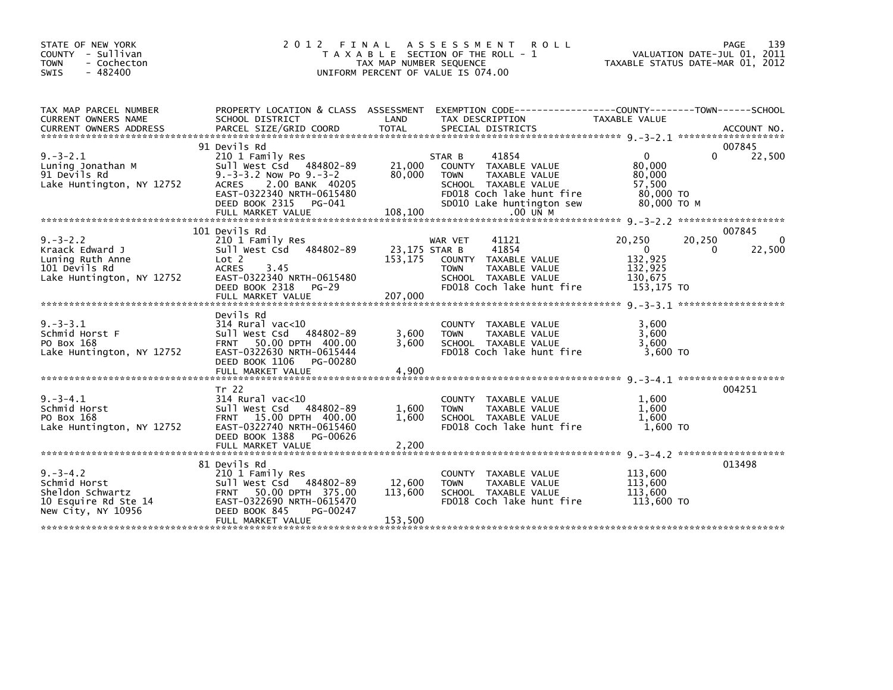STATE OF NEW YORK
COUNTY - Sullivan
TOWN - Cochecton
SWIS - 482400

# 2012 FINAL ASSESSMENT ROLL
TAXABLE SECTION OF THE ROLL - 1
TAX MAP NUMBER SEQUENCE
UNIFORM PERCENT OF VALUE IS 074.00

VALUATION DATE-JUL 01, 2011
TAXABLE STATUS DATE-MAR 01, 2012

| TAX MAP PARCEL NUMBER / CURRENT OWNERS NAME / CURRENT OWNERS ADDRESS | PROPERTY LOCATION & CLASS / SCHOOL DISTRICT / PARCEL SIZE/GRID COORD | ASSESSMENT LAND / TOTAL | EXEMPTION CODE / TAX DESCRIPTION / SPECIAL DISTRICTS | COUNTY TAXABLE VALUE | TOWN | SCHOOL | ACCOUNT NO. |
|---|---|---|---|---|---|---|---|
| 9.-3-2.1 | 91 Devils Rd | | | | | | 007845 |
| 9.-3-2.1 | 210 1 Family Res | | STAR B 41854 | 0 | 0 | 22,500 | |
| Luning Jonathan M | Sull West Csd 484802-89 | 21,000 | COUNTY TAXABLE VALUE | 80,000 | | | |
| 91 Devils Rd | 9.-3-3.2 Now Po 9.-3-2 | 80,000 | TOWN TAXABLE VALUE | 80,000 | | | |
| Lake Huntington, NY 12752 | ACRES 2.00 BANK 40205 | | SCHOOL TAXABLE VALUE | 57,500 | | | |
| | EAST-0322340 NRTH-0615480 | | FD018 Coch lake hunt fire | 80,000 TO | | | |
| | DEED BOOK 2315 PG-041 | | SD010 Lake huntington sew | 80,000 TO M | | | |
| | FULL MARKET VALUE | 108,100 | .00 UN M | | | | |
| 9.-3-2.2 | 101 Devils Rd | | | | | | 007845 |
| 9.-3-2.2 | 210 1 Family Res | | WAR VET 41121 | 20,250 | 20,250 | 0 | |
| Kraack Edward J | Sull West Csd 484802-89 | 23,175 | STAR B 41854 | 0 | 0 | 22,500 | |
| Luning Ruth Anne | Lot 2 | 153,175 | COUNTY TAXABLE VALUE | 132,925 | | | |
| 101 Devils Rd | ACRES 3.45 | | TOWN TAXABLE VALUE | 132,925 | | | |
| Lake Huntington, NY 12752 | EAST-0322340 NRTH-0615480 | | SCHOOL TAXABLE VALUE | 130,675 | | | |
| | DEED BOOK 2318 PG-29 | | FD018 Coch lake hunt fire | 153,175 TO | | | |
| | FULL MARKET VALUE | 207,000 | | | | | |
| 9.-3-3.1 | Devils Rd | | | | | | |
| 9.-3-3.1 | 314 Rural vac<10 | | COUNTY TAXABLE VALUE | 3,600 | | | |
| Schmid Horst F | Sull West Csd 484802-89 | 3,600 | TOWN TAXABLE VALUE | 3,600 | | | |
| PO Box 168 | FRNT 50.00 DPTH 400.00 | 3,600 | SCHOOL TAXABLE VALUE | 3,600 | | | |
| Lake Huntington, NY 12752 | EAST-0322630 NRTH-0615444 | | FD018 Coch lake hunt fire | 3,600 TO | | | |
| | DEED BOOK 1106 PG-00280 | | | | | | |
| | FULL MARKET VALUE | 4,900 | | | | | |
| 9.-3-4.1 | Tr 22 | | | | | | 004251 |
| 9.-3-4.1 | 314 Rural vac<10 | | COUNTY TAXABLE VALUE | 1,600 | | | |
| Schmid Horst | Sull West Csd 484802-89 | 1,600 | TOWN TAXABLE VALUE | 1,600 | | | |
| PO Box 168 | FRNT 15.00 DPTH 400.00 | 1,600 | SCHOOL TAXABLE VALUE | 1,600 | | | |
| Lake Huntington, NY 12752 | EAST-0322740 NRTH-0615460 | | FD018 Coch lake hunt fire | 1,600 TO | | | |
| | DEED BOOK 1388 PG-00626 | | | | | | |
| | FULL MARKET VALUE | 2,200 | | | | | |
| 9.-3-4.2 | 81 Devils Rd | | | | | | 013498 |
| 9.-3-4.2 | 210 1 Family Res | | COUNTY TAXABLE VALUE | 113,600 | | | |
| Schmid Horst | Sull West Csd 484802-89 | 12,600 | TOWN TAXABLE VALUE | 113,600 | | | |
| Sheldon Schwartz | FRNT 50.00 DPTH 375.00 | 113,600 | SCHOOL TAXABLE VALUE | 113,600 | | | |
| 10 Esquire Rd Ste 14 | EAST-0322690 NRTH-0615470 | | FD018 Coch lake hunt fire | 113,600 TO | | | |
| New City, NY 10956 | DEED BOOK 845 PG-00247 | | | | | | |
| | FULL MARKET VALUE | 153,500 | | | | | |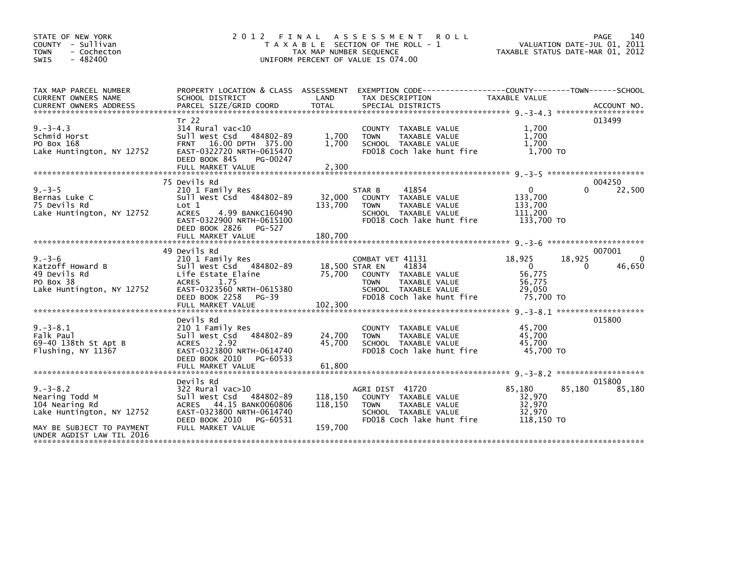STATE OF NEW YORK
COUNTY - Sullivan
TOWN - Cochecton
SWIS - 482400

# 2012 FINAL ASSESSMENT ROLL

TAXABLE SECTION OF THE ROLL - 1
TAX MAP NUMBER SEQUENCE
UNIFORM PERCENT OF VALUE IS 074.00

VALUATION DATE-JUL 01, 2011
TAXABLE STATUS DATE-MAR 01, 2012

| TAX MAP PARCEL NUMBER / CURRENT OWNERS NAME / CURRENT OWNERS ADDRESS | PROPERTY LOCATION & CLASS / SCHOOL DISTRICT / PARCEL SIZE/GRID COORD | ASSESSMENT LAND / TOTAL | EXEMPTION CODE / TAX DESCRIPTION / SPECIAL DISTRICTS | COUNTY | TOWN | SCHOOL | ACCOUNT NO. |
|---|---|---|---|---|---|---|---|
| **9.-3-4.3** | Tr 22 | | | | | | 013499 |
| 9.-3-4.3 | 314 Rural vac<10 | | COUNTY TAXABLE VALUE | 1,700 | | | |
| Schmid Horst | Sull West Csd 484802-89 | 1,700 | TOWN TAXABLE VALUE | | 1,700 | | |
| PO Box 168 | FRNT 16.00 DPTH 375.00 | 1,700 | SCHOOL TAXABLE VALUE | | | 1,700 | |
| Lake Huntington, NY 12752 | EAST-0322720 NRTH-0615470 | | FD018 Coch lake hunt fire | 1,700 TO | | | |
| | DEED BOOK 845 PG-00247 | | | | | | |
| | FULL MARKET VALUE | 2,300 | | | | | |
| **9.-3-5** | 75 Devils Rd | | | | | | 004250 |
| 9.-3-5 | 210 1 Family Res | | STAR B 41854 | 0 | 0 | 22,500 | |
| Bernas Luke C | Sull West Csd 484802-89 | 32,000 | COUNTY TAXABLE VALUE | 133,700 | | | |
| 75 Devils Rd | Lot 1 | 133,700 | TOWN TAXABLE VALUE | | 133,700 | | |
| Lake Huntington, NY 12752 | ACRES 4.99 BANKC160490 | | SCHOOL TAXABLE VALUE | | | 111,200 | |
| | EAST-0322900 NRTH-0615100 | | FD018 Coch lake hunt fire | 133,700 TO | | | |
| | DEED BOOK 2826 PG-527 | | | | | | |
| | FULL MARKET VALUE | 180,700 | | | | | |
| **9.-3-6** | 49 Devils Rd | | | | | | 007001 |
| 9.-3-6 | 210 1 Family Res | | COMBAT VET 41131 | 18,925 | 18,925 | 0 | |
| Katzoff Howard B | Sull West Csd 484802-89 | 18,500 | STAR EN 41834 | 0 | 0 | 46,650 | |
| 49 Devils Rd | Life Estate Elaine | 75,700 | COUNTY TAXABLE VALUE | 56,775 | | | |
| PO Box 38 | ACRES 1.75 | | TOWN TAXABLE VALUE | | 56,775 | | |
| Lake Huntington, NY 12752 | EAST-0323560 NRTH-0615380 | | SCHOOL TAXABLE VALUE | | | 29,050 | |
| | DEED BOOK 2258 PG-39 | | FD018 Coch lake hunt fire | 75,700 TO | | | |
| | FULL MARKET VALUE | 102,300 | | | | | |
| **9.-3-8.1** | Devils Rd | | | | | | 015800 |
| 9.-3-8.1 | 210 1 Family Res | | COUNTY TAXABLE VALUE | 45,700 | | | |
| Falk Paul | Sull West Csd 484802-89 | 24,700 | TOWN TAXABLE VALUE | | 45,700 | | |
| 69-40 138th St Apt B | ACRES 2.92 | 45,700 | SCHOOL TAXABLE VALUE | | | 45,700 | |
| Flushing, NY 11367 | EAST-0323800 NRTH-0614740 | | FD018 Coch lake hunt fire | 45,700 TO | | | |
| | DEED BOOK 2010 PG-60533 | | | | | | |
| | FULL MARKET VALUE | 61,800 | | | | | |
| **9.-3-8.2** | Devils Rd | | | | | | 015800 |
| 9.-3-8.2 | 322 Rural vac>10 | | AGRI DIST 41720 | 85,180 | 85,180 | 85,180 | |
| Nearing Todd M | Sull West Csd 484802-89 | 118,150 | COUNTY TAXABLE VALUE | 32,970 | | | |
| 104 Nearing Rd | ACRES 44.15 BANK0060806 | 118,150 | TOWN TAXABLE VALUE | | 32,970 | | |
| Lake Huntington, NY 12752 | EAST-0323800 NRTH-0614740 | | SCHOOL TAXABLE VALUE | | | 32,970 | |
| | DEED BOOK 2010 PG-60531 | | FD018 Coch lake hunt fire | 118,150 TO | | | |
| MAY BE SUBJECT TO PAYMENT | FULL MARKET VALUE | 159,700 | | | | | |
| UNDER AGDIST LAW TIL 2016 | | | | | | | |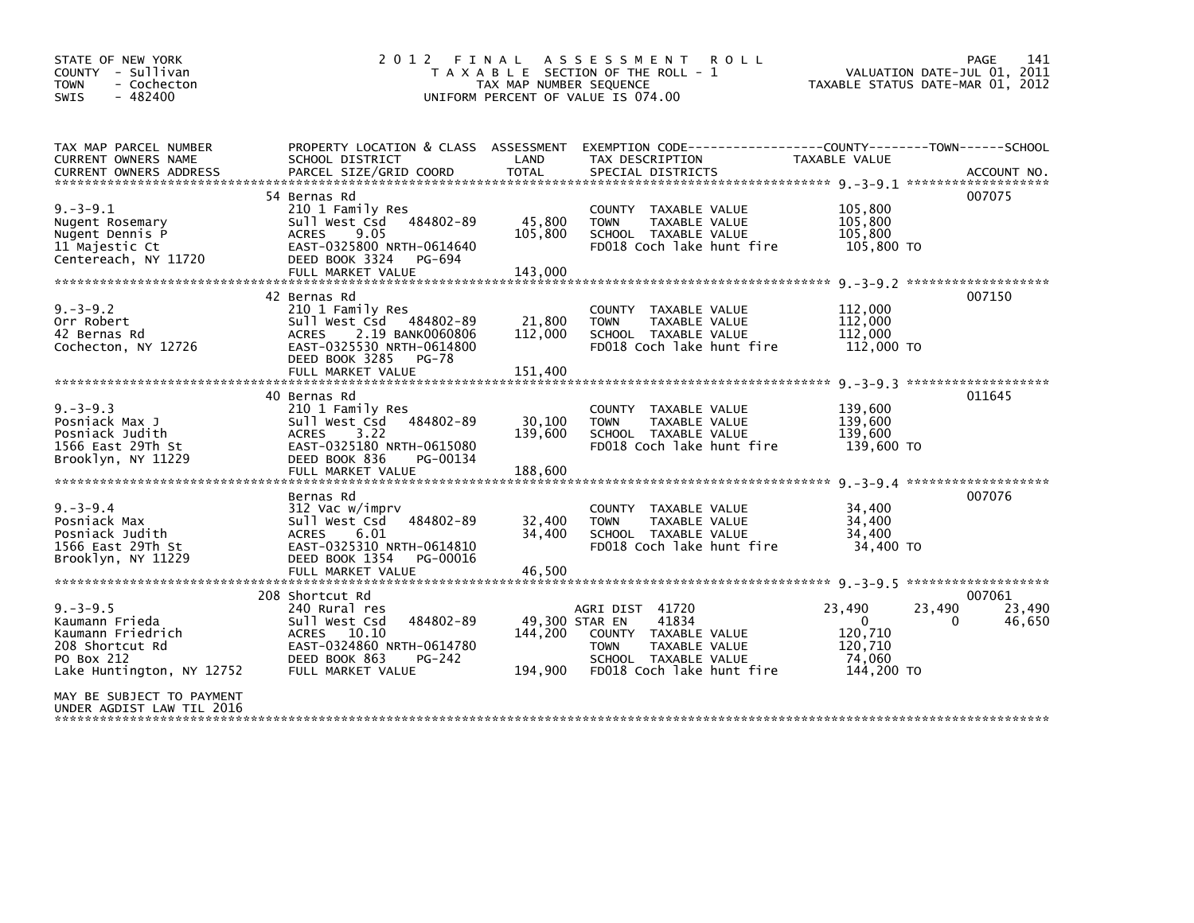STATE OF NEW YORK
COUNTY - Sullivan
TOWN - Cochecton
SWIS - 482400

2012 FINAL ASSESSMENT ROLL
TAXABLE SECTION OF THE ROLL - 1
TAX MAP NUMBER SEQUENCE
UNIFORM PERCENT OF VALUE IS 074.00

VALUATION DATE-JUL 01, 2011
TAXABLE STATUS DATE-MAR 01, 2012

| TAX MAP PARCEL NUMBER / CURRENT OWNERS NAME / CURRENT OWNERS ADDRESS | PROPERTY LOCATION & CLASS / SCHOOL DISTRICT / PARCEL SIZE/GRID COORD | ASSESSMENT LAND / TOTAL | EXEMPTION CODE / TAX DESCRIPTION / SPECIAL DISTRICTS | COUNTY | TOWN | SCHOOL | ACCOUNT NO. |
|---|---|---|---|---|---|---|---|
| **9.-3-9.1** | 54 Bernas Rd | | | | | | 007075 |
| 9.-3-9.1 | 210 1 Family Res | | COUNTY TAXABLE VALUE | 105,800 | | | |
| Nugent Rosemary | Sull West Csd 484802-89 | 45,800 | TOWN TAXABLE VALUE | | 105,800 | | |
| Nugent Dennis P | ACRES 9.05 | 105,800 | SCHOOL TAXABLE VALUE | | | 105,800 | |
| 11 Majestic Ct | EAST-0325800 NRTH-0614640 | | FD018 Coch lake hunt fire | 105,800 TO | | | |
| Centereach, NY 11720 | DEED BOOK 3324 PG-694 | | | | | | |
| | FULL MARKET VALUE | 143,000 | | | | | |
| **9.-3-9.2** | 42 Bernas Rd | | | | | | 007150 |
| 9.-3-9.2 | 210 1 Family Res | | COUNTY TAXABLE VALUE | 112,000 | | | |
| Orr Robert | Sull West Csd 484802-89 | 21,800 | TOWN TAXABLE VALUE | | 112,000 | | |
| 42 Bernas Rd | ACRES 2.19 BANK0060806 | 112,000 | SCHOOL TAXABLE VALUE | | | 112,000 | |
| Cochecton, NY 12726 | EAST-0325530 NRTH-0614800 | | FD018 Coch lake hunt fire | 112,000 TO | | | |
| | DEED BOOK 3285 PG-78 | | | | | | |
| | FULL MARKET VALUE | 151,400 | | | | | |
| **9.-3-9.3** | 40 Bernas Rd | | | | | | 011645 |
| 9.-3-9.3 | 210 1 Family Res | | COUNTY TAXABLE VALUE | 139,600 | | | |
| Posniack Max J | Sull West Csd 484802-89 | 30,100 | TOWN TAXABLE VALUE | | 139,600 | | |
| Posniack Judith | ACRES 3.22 | 139,600 | SCHOOL TAXABLE VALUE | | | 139,600 | |
| 1566 East 29Th St | EAST-0325180 NRTH-0615080 | | FD018 Coch lake hunt fire | 139,600 TO | | | |
| Brooklyn, NY 11229 | DEED BOOK 836 PG-00134 | | | | | | |
| | FULL MARKET VALUE | 188,600 | | | | | |
| **9.-3-9.4** | Bernas Rd | | | | | | 007076 |
| 9.-3-9.4 | 312 Vac w/imprv | | COUNTY TAXABLE VALUE | 34,400 | | | |
| Posniack Max | Sull West Csd 484802-89 | 32,400 | TOWN TAXABLE VALUE | | 34,400 | | |
| Posniack Judith | ACRES 6.01 | 34,400 | SCHOOL TAXABLE VALUE | | | 34,400 | |
| 1566 East 29Th St | EAST-0325310 NRTH-0614810 | | FD018 Coch lake hunt fire | 34,400 TO | | | |
| Brooklyn, NY 11229 | DEED BOOK 1354 PG-00016 | | | | | | |
| | FULL MARKET VALUE | 46,500 | | | | | |
| **9.-3-9.5** | 208 Shortcut Rd | | | | | | 007061 |
| 9.-3-9.5 | 240 Rural res | | AGRI DIST 41720 | 23,490 | 23,490 | 23,490 | |
| Kaumann Frieda | Sull West Csd 484802-89 | 49,300 | STAR EN 41834 | 0 | 0 | 46,650 | |
| Kaumann Friedrich | ACRES 10.10 | 144,200 | COUNTY TAXABLE VALUE | 120,710 | | | |
| 208 Shortcut Rd | EAST-0324860 NRTH-0614780 | | TOWN TAXABLE VALUE | | 120,710 | | |
| PO Box 212 | DEED BOOK 863 PG-242 | | SCHOOL TAXABLE VALUE | | | 74,060 | |
| Lake Huntington, NY 12752 | FULL MARKET VALUE | 194,900 | FD018 Coch lake hunt fire | 144,200 TO | | | |
| MAY BE SUBJECT TO PAYMENT UNDER AGDIST LAW TIL 2016 | | | | | | | |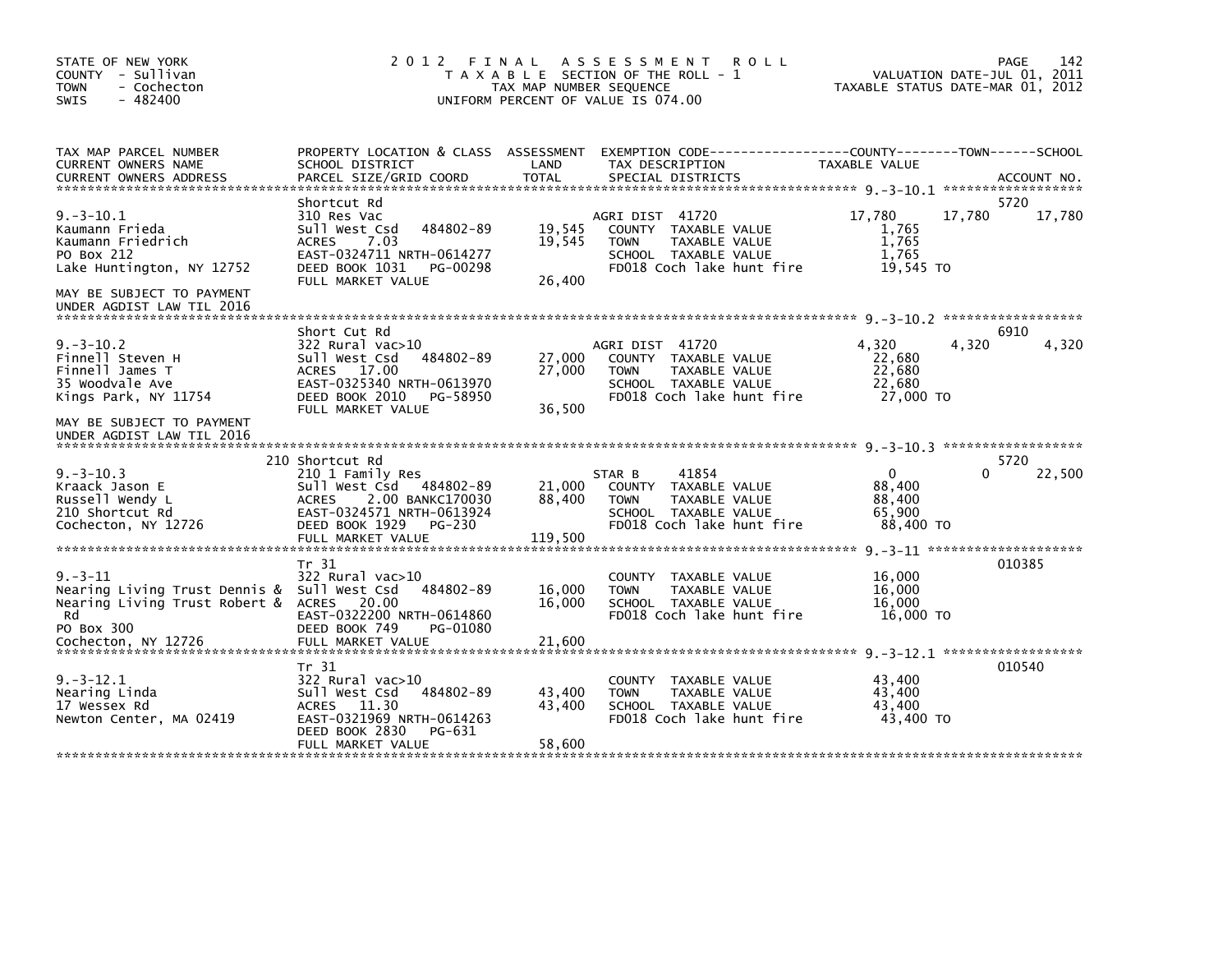STATE OF NEW YORK
COUNTY - Sullivan
TOWN - Cochecton
SWIS - 482400

2012 FINAL ASSESSMENT ROLL
TAXABLE SECTION OF THE ROLL - 1
TAX MAP NUMBER SEQUENCE
UNIFORM PERCENT OF VALUE IS 074.00

VALUATION DATE-JUL 01, 2011
TAXABLE STATUS DATE-MAR 01, 2012

| TAX MAP PARCEL NUMBER / CURRENT OWNERS NAME / CURRENT OWNERS ADDRESS | PROPERTY LOCATION & CLASS / SCHOOL DISTRICT / PARCEL SIZE/GRID COORD | ASSESSMENT LAND / TOTAL | EXEMPTION CODE / TAX DESCRIPTION / SPECIAL DISTRICTS | COUNTY TAXABLE VALUE | TOWN | SCHOOL / ACCOUNT NO. |
|---|---|---|---|---|---|---|
| **9.-3-10.1** | Shortcut Rd | | | | | 5720 |
| 9.-3-10.1 | 310 Res Vac | | AGRI DIST 41720 | 17,780 | 17,780 | 17,780 |
| Kaumann Frieda | Sull West Csd 484802-89 | 19,545 | COUNTY TAXABLE VALUE | 1,765 | | |
| Kaumann Friedrich | ACRES 7.03 | 19,545 | TOWN TAXABLE VALUE | 1,765 | | |
| PO Box 212 | EAST-0324711 NRTH-0614277 | | SCHOOL TAXABLE VALUE | 1,765 | | |
| Lake Huntington, NY 12752 | DEED BOOK 1031 PG-00298 | | FD018 Coch lake hunt fire | 19,545 TO | | |
| | FULL MARKET VALUE | 26,400 | | | | |
| MAY BE SUBJECT TO PAYMENT UNDER AGDIST LAW TIL 2016 | | | | | | |
| **9.-3-10.2** | Short Cut Rd | | | | | 6910 |
| 9.-3-10.2 | 322 Rural vac>10 | | AGRI DIST 41720 | 4,320 | 4,320 | 4,320 |
| Finnell Steven H | Sull West Csd 484802-89 | 27,000 | COUNTY TAXABLE VALUE | 22,680 | | |
| Finnell James T | ACRES 17.00 | 27,000 | TOWN TAXABLE VALUE | 22,680 | | |
| 35 Woodvale Ave | EAST-0325340 NRTH-0613970 | | SCHOOL TAXABLE VALUE | 22,680 | | |
| Kings Park, NY 11754 | DEED BOOK 2010 PG-58950 | | FD018 Coch lake hunt fire | 27,000 TO | | |
| | FULL MARKET VALUE | 36,500 | | | | |
| MAY BE SUBJECT TO PAYMENT UNDER AGDIST LAW TIL 2016 | | | | | | |
| **9.-3-10.3** | 210 Shortcut Rd | | | | | 5720 |
| 9.-3-10.3 | 210 1 Family Res | | STAR B 41854 | 0 | 0 | 22,500 |
| Kraack Jason E | Sull West Csd 484802-89 | 21,000 | COUNTY TAXABLE VALUE | 88,400 | | |
| Russell Wendy L | ACRES 2.00 BANKC170030 | 88,400 | TOWN TAXABLE VALUE | 88,400 | | |
| 210 Shortcut Rd | EAST-0324571 NRTH-0613924 | | SCHOOL TAXABLE VALUE | 65,900 | | |
| Cochecton, NY 12726 | DEED BOOK 1929 PG-230 | | FD018 Coch lake hunt fire | 88,400 TO | | |
| | FULL MARKET VALUE | 119,500 | | | | |
| **9.-3-11** | Tr 31 | | | | | 010385 |
| 9.-3-11 | 322 Rural vac>10 | | COUNTY TAXABLE VALUE | 16,000 | | |
| Nearing Living Trust Dennis & | Sull West Csd 484802-89 | 16,000 | TOWN TAXABLE VALUE | 16,000 | | |
| Nearing Living Trust Robert & | ACRES 20.00 | 16,000 | SCHOOL TAXABLE VALUE | 16,000 | | |
| Rd | EAST-0322200 NRTH-0614860 | | FD018 Coch lake hunt fire | 16,000 TO | | |
| PO Box 300 | DEED BOOK 749 PG-01080 | | | | | |
| Cochecton, NY 12726 | FULL MARKET VALUE | 21,600 | | | | |
| **9.-3-12.1** | Tr 31 | | | | | 010540 |
| 9.-3-12.1 | 322 Rural vac>10 | | COUNTY TAXABLE VALUE | 43,400 | | |
| Nearing Linda | Sull West Csd 484802-89 | 43,400 | TOWN TAXABLE VALUE | 43,400 | | |
| 17 Wessex Rd | ACRES 11.30 | 43,400 | SCHOOL TAXABLE VALUE | 43,400 | | |
| Newton Center, MA 02419 | EAST-0321969 NRTH-0614263 | | FD018 Coch lake hunt fire | 43,400 TO | | |
| | DEED BOOK 2830 PG-631 | | | | | |
| | FULL MARKET VALUE | 58,600 | | | | |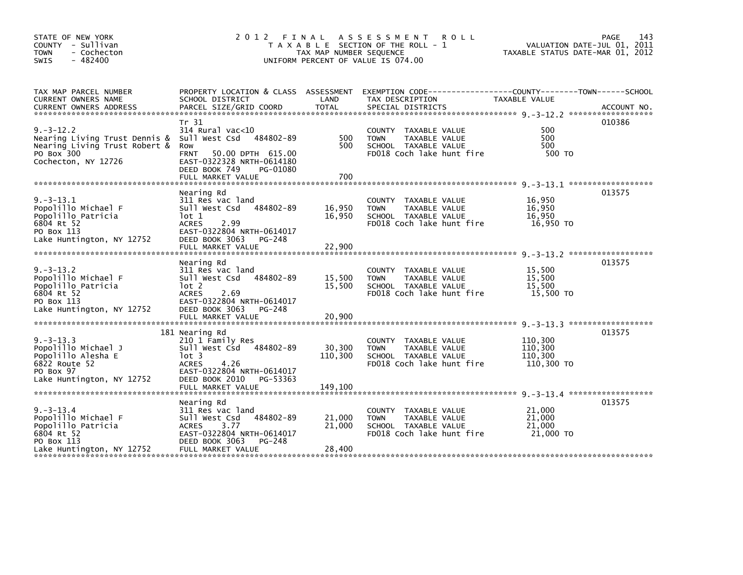STATE OF NEW YORK
COUNTY - Sullivan
TOWN - Cochecton
SWIS - 482400

# 2012 FINAL ASSESSMENT ROLL

TAXABLE SECTION OF THE ROLL - 1
TAX MAP NUMBER SEQUENCE
UNIFORM PERCENT OF VALUE IS 074.00

VALUATION DATE-JUL 01, 2011
TAXABLE STATUS DATE-MAR 01, 2012

| TAX MAP PARCEL NUMBER / CURRENT OWNERS NAME / CURRENT OWNERS ADDRESS | PROPERTY LOCATION & CLASS / SCHOOL DISTRICT / PARCEL SIZE/GRID COORD | ASSESSMENT LAND / TOTAL | EXEMPTION CODE / TAX DESCRIPTION / SPECIAL DISTRICTS | TAXABLE VALUE (COUNTY / TOWN / SCHOOL) | ACCOUNT NO. |
|---|---|---|---|---|---|
| 9.-3-12.2 | Tr 31 | | | | 010386 |
| 9.-3-12.2 | 314 Rural vac<10 | | COUNTY TAXABLE VALUE | 500 | |
| Nearing Living Trust Dennis & | Sull West Csd 484802-89 | 500 | TOWN TAXABLE VALUE | 500 | |
| Nearing Living Trust Robert & | Row | 500 | SCHOOL TAXABLE VALUE | 500 | |
| PO Box 300 | FRNT 50.00 DPTH 615.00 | | FD018 Coch lake hunt fire | 500 TO | |
| Cochecton, NY 12726 | EAST-0322328 NRTH-0614180 | | | | |
| | DEED BOOK 749 PG-01080 | | | | |
| | FULL MARKET VALUE | 700 | | | |
| 9.-3-13.1 | Nearing Rd | | | | 013575 |
| 9.-3-13.1 | 311 Res vac land | | COUNTY TAXABLE VALUE | 16,950 | |
| Popolillo Michael F | Sull West Csd 484802-89 | 16,950 | TOWN TAXABLE VALUE | 16,950 | |
| Popolillo Patricia | lot 1 | 16,950 | SCHOOL TAXABLE VALUE | 16,950 | |
| 6804 Rt 52 | ACRES 2.99 | | FD018 Coch lake hunt fire | 16,950 TO | |
| PO Box 113 | EAST-0322804 NRTH-0614017 | | | | |
| Lake Huntington, NY 12752 | DEED BOOK 3063 PG-248 | | | | |
| | FULL MARKET VALUE | 22,900 | | | |
| 9.-3-13.2 | Nearing Rd | | | | 013575 |
| 9.-3-13.2 | 311 Res vac land | | COUNTY TAXABLE VALUE | 15,500 | |
| Popolillo Michael F | Sull West Csd 484802-89 | 15,500 | TOWN TAXABLE VALUE | 15,500 | |
| Popolillo Patricia | lot 2 | 15,500 | SCHOOL TAXABLE VALUE | 15,500 | |
| 6804 Rt 52 | ACRES 2.69 | | FD018 Coch lake hunt fire | 15,500 TO | |
| PO Box 113 | EAST-0322804 NRTH-0614017 | | | | |
| Lake Huntington, NY 12752 | DEED BOOK 3063 PG-248 | | | | |
| | FULL MARKET VALUE | 20,900 | | | |
| 9.-3-13.3 | 181 Nearing Rd | | | | 013575 |
| 9.-3-13.3 | 210 1 Family Res | | COUNTY TAXABLE VALUE | 110,300 | |
| Popolillo Michael J | Sull West Csd 484802-89 | 30,300 | TOWN TAXABLE VALUE | 110,300 | |
| Popolillo Alesha E | lot 3 | 110,300 | SCHOOL TAXABLE VALUE | 110,300 | |
| 6822 Route 52 | ACRES 4.26 | | FD018 Coch lake hunt fire | 110,300 TO | |
| PO Box 97 | EAST-0322804 NRTH-0614017 | | | | |
| Lake Huntington, NY 12752 | DEED BOOK 2010 PG-53363 | | | | |
| | FULL MARKET VALUE | 149,100 | | | |
| 9.-3-13.4 | Nearing Rd | | | | 013575 |
| 9.-3-13.4 | 311 Res vac land | | COUNTY TAXABLE VALUE | 21,000 | |
| Popolillo Michael F | Sull West Csd 484802-89 | 21,000 | TOWN TAXABLE VALUE | 21,000 | |
| Popolillo Patricia | ACRES 3.77 | 21,000 | SCHOOL TAXABLE VALUE | 21,000 | |
| 6804 Rt 52 | EAST-0322804 NRTH-0614017 | | FD018 Coch lake hunt fire | 21,000 TO | |
| PO Box 113 | DEED BOOK 3063 PG-248 | | | | |
| Lake Huntington, NY 12752 | FULL MARKET VALUE | 28,400 | | | |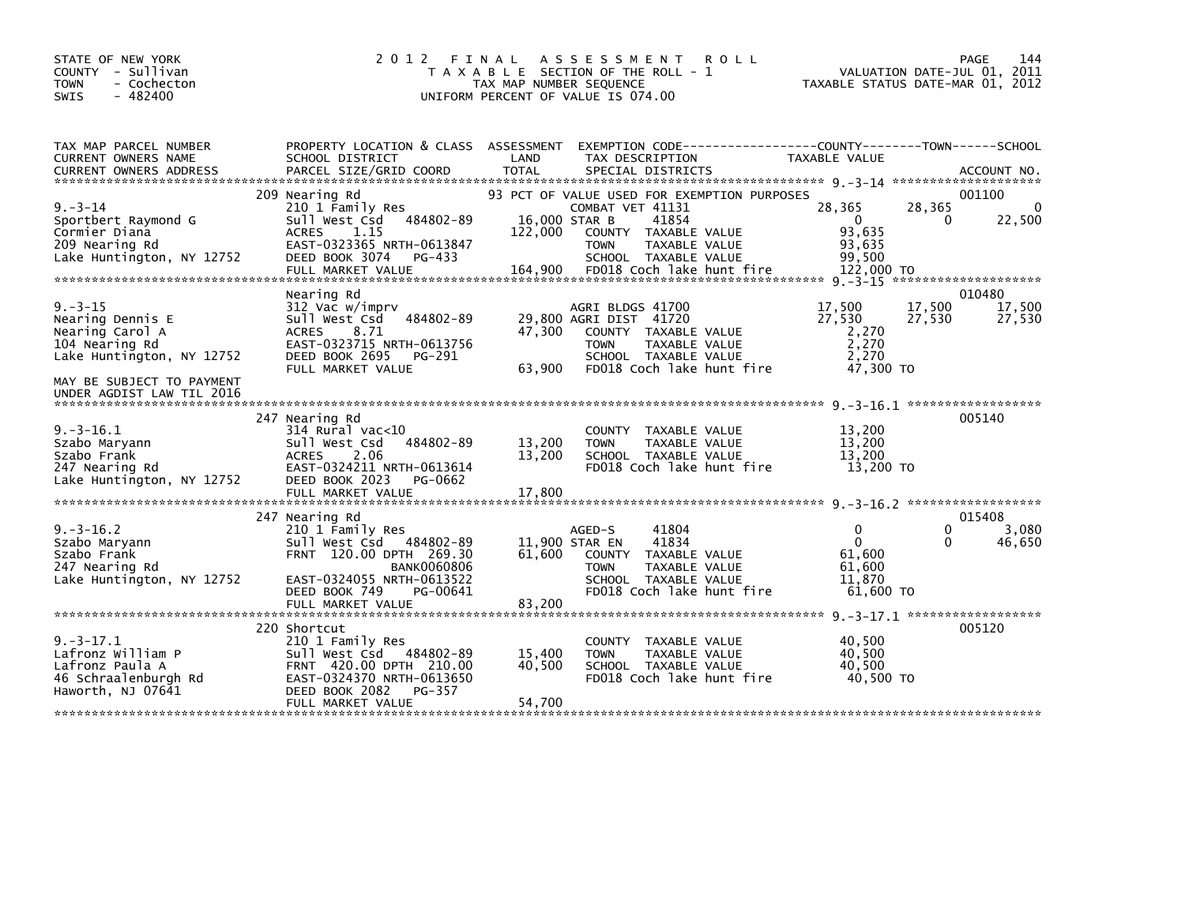STATE OF NEW YORK
COUNTY - Sullivan
TOWN - Cochecton
SWIS - 482400

2012 FINAL ASSESSMENT ROLL
TAXABLE SECTION OF THE ROLL - 1
TAX MAP NUMBER SEQUENCE
UNIFORM PERCENT OF VALUE IS 074.00

VALUATION DATE-JUL 01, 2011
TAXABLE STATUS DATE-MAR 01, 2012

| TAX MAP PARCEL NUMBER / CURRENT OWNERS NAME / CURRENT OWNERS ADDRESS | PROPERTY LOCATION & CLASS / SCHOOL DISTRICT / PARCEL SIZE/GRID COORD | ASSESSMENT LAND / TOTAL | EXEMPTION CODE / TAX DESCRIPTION / SPECIAL DISTRICTS | COUNTY TAXABLE VALUE | TOWN | SCHOOL | ACCOUNT NO. |
|---|---|---|---|---|---|---|---|
| | 209 Nearing Rd | | 93 PCT OF VALUE USED FOR EXEMPTION PURPOSES | | | | 001100 |
| 9.-3-14 | 210 1 Family Res | | COMBAT VET 41131 | 28,365 | 28,365 | 0 | |
| Sportbert Raymond G | Sull West Csd 484802-89 | 16,000 | STAR B 41854 | 0 | 0 | 22,500 | |
| Cormier Diana | ACRES 1.15 | 122,000 | COUNTY TAXABLE VALUE | 93,635 | | | |
| 209 Nearing Rd | EAST-0323365 NRTH-0613847 | | TOWN TAXABLE VALUE | 93,635 | | | |
| Lake Huntington, NY 12752 | DEED BOOK 3074 PG-433 | | SCHOOL TAXABLE VALUE | 99,500 | | | |
| | FULL MARKET VALUE | 164,900 | FD018 Coch lake hunt fire | 122,000 TO | | | |
| | Nearing Rd | | | | | | 010480 |
| 9.-3-15 | 312 Vac w/imprv | | AGRI BLDGS 41700 | 17,500 | 17,500 | 17,500 | |
| Nearing Dennis E | Sull West Csd 484802-89 | 29,800 | AGRI DIST 41720 | 27,530 | 27,530 | 27,530 | |
| Nearing Carol A | ACRES 8.71 | 47,300 | COUNTY TAXABLE VALUE | 2,270 | | | |
| 104 Nearing Rd | EAST-0323715 NRTH-0613756 | | TOWN TAXABLE VALUE | 2,270 | | | |
| Lake Huntington, NY 12752 | DEED BOOK 2695 PG-291 | | SCHOOL TAXABLE VALUE | 2,270 | | | |
| | FULL MARKET VALUE | 63,900 | FD018 Coch lake hunt fire | 47,300 TO | | | |
| MAY BE SUBJECT TO PAYMENT UNDER AGDIST LAW TIL 2016 | | | | | | | |
| | 247 Nearing Rd | | | | | | 005140 |
| 9.-3-16.1 | 314 Rural vac<10 | | COUNTY TAXABLE VALUE | 13,200 | | | |
| Szabo Maryann | Sull West Csd 484802-89 | 13,200 | TOWN TAXABLE VALUE | 13,200 | | | |
| Szabo Frank | ACRES 2.06 | 13,200 | SCHOOL TAXABLE VALUE | 13,200 | | | |
| 247 Nearing Rd | EAST-0324211 NRTH-0613614 | | FD018 Coch lake hunt fire | 13,200 TO | | | |
| Lake Huntington, NY 12752 | DEED BOOK 2023 PG-0662 | | | | | | |
| | FULL MARKET VALUE | 17,800 | | | | | |
| | 247 Nearing Rd | | | | | | 015408 |
| 9.-3-16.2 | 210 1 Family Res | | AGED-S 41804 | 0 | 0 | 3,080 | |
| Szabo Maryann | Sull West Csd 484802-89 | 11,900 | STAR EN 41834 | 0 | 0 | 46,650 | |
| Szabo Frank | FRNT 120.00 DPTH 269.30 | 61,600 | COUNTY TAXABLE VALUE | 61,600 | | | |
| 247 Nearing Rd | BANK0060806 | | TOWN TAXABLE VALUE | 61,600 | | | |
| Lake Huntington, NY 12752 | EAST-0324055 NRTH-0613522 | | SCHOOL TAXABLE VALUE | 11,870 | | | |
| | DEED BOOK 749 PG-00641 | | FD018 Coch lake hunt fire | 61,600 TO | | | |
| | FULL MARKET VALUE | 83,200 | | | | | |
| | 220 Shortcut | | | | | | 005120 |
| 9.-3-17.1 | 210 1 Family Res | | COUNTY TAXABLE VALUE | 40,500 | | | |
| Lafronz William P | Sull West Csd 484802-89 | 15,400 | TOWN TAXABLE VALUE | 40,500 | | | |
| Lafronz Paula A | FRNT 420.00 DPTH 210.00 | 40,500 | SCHOOL TAXABLE VALUE | 40,500 | | | |
| 46 Schraalenburgh Rd | EAST-0324370 NRTH-0613650 | | FD018 Coch lake hunt fire | 40,500 TO | | | |
| Haworth, NJ 07641 | DEED BOOK 2082 PG-357 | | | | | | |
| | FULL MARKET VALUE | 54,700 | | | | | |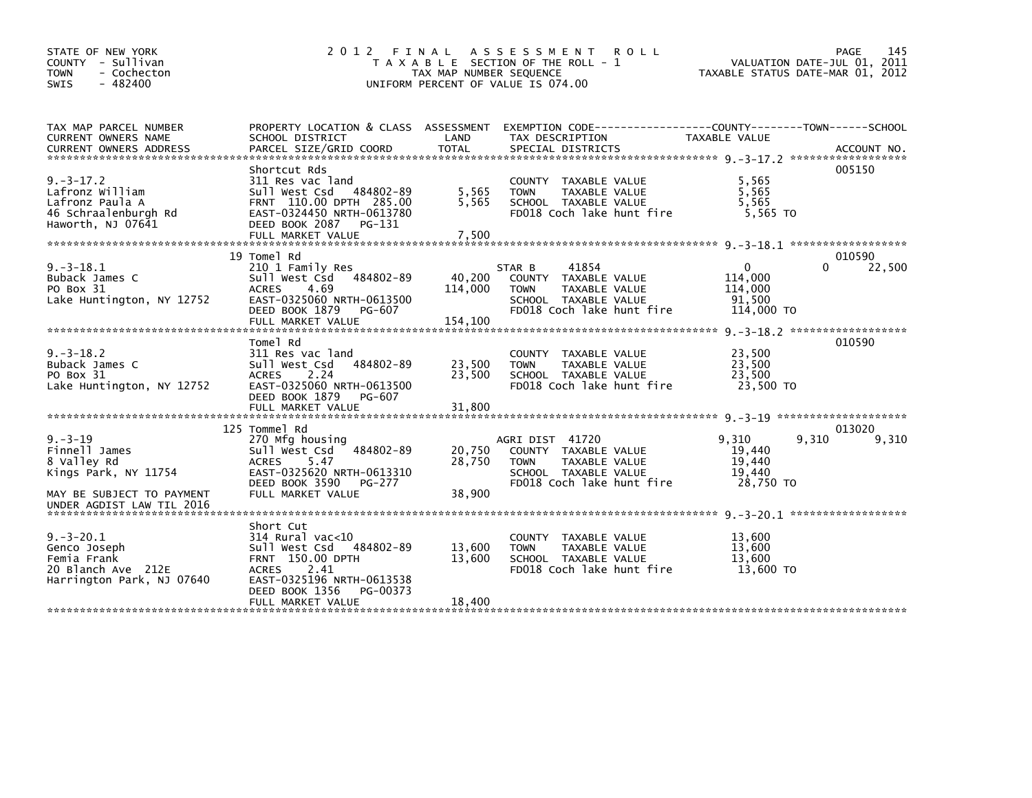STATE OF NEW YORK
COUNTY - Sullivan
TOWN - Cochecton
SWIS - 482400

2012 FINAL ASSESSMENT ROLL
TAXABLE SECTION OF THE ROLL - 1
TAX MAP NUMBER SEQUENCE
UNIFORM PERCENT OF VALUE IS 074.00

VALUATION DATE-JUL 01, 2011
TAXABLE STATUS DATE-MAR 01, 2012

| TAX MAP PARCEL NUMBER / CURRENT OWNERS NAME / CURRENT OWNERS ADDRESS | PROPERTY LOCATION & CLASS / SCHOOL DISTRICT / PARCEL SIZE/GRID COORD | ASSESSMENT LAND | TOTAL | EXEMPTION CODE / TAX DESCRIPTION / SPECIAL DISTRICTS | COUNTY TAXABLE VALUE | TOWN | SCHOOL | ACCOUNT NO. |
|---|---|---|---|---|---|---|---|---|
| **9.-3-17.2** | Shortcut Rds | | | | | | | 005150 |
| Lafronz William | 311 Res vac land | | | COUNTY TAXABLE VALUE | 5,565 | | | |
| Lafronz Paula A | Sull West Csd 484802-89 | 5,565 | | TOWN TAXABLE VALUE | 5,565 | | | |
| 46 Schraalenburgh Rd | FRNT 110.00 DPTH 285.00 | | 5,565 | SCHOOL TAXABLE VALUE | 5,565 | | | |
| Haworth, NJ 07641 | EAST-0324450 NRTH-0613780 | | | FD018 Coch lake hunt fire | 5,565 TO | | | |
| | DEED BOOK 2087 PG-131 | | | | | | | |
| | FULL MARKET VALUE | | 7,500 | | | | | |
| **9.-3-18.1** | 19 Tomel Rd | | | | | | | 010590 |
| Buback James C | 210 1 Family Res | | | STAR B 41854 | 0 | 0 | 22,500 | |
| PO Box 31 | Sull West Csd 484802-89 | 40,200 | | COUNTY TAXABLE VALUE | 114,000 | | | |
| Lake Huntington, NY 12752 | ACRES 4.69 | | 114,000 | TOWN TAXABLE VALUE | 114,000 | | | |
| | EAST-0325060 NRTH-0613500 | | | SCHOOL TAXABLE VALUE | 91,500 | | | |
| | DEED BOOK 1879 PG-607 | | | FD018 Coch lake hunt fire | 114,000 TO | | | |
| | FULL MARKET VALUE | | 154,100 | | | | | |
| **9.-3-18.2** | Tomel Rd | | | | | | | 010590 |
| Buback James C | 311 Res vac land | | | COUNTY TAXABLE VALUE | 23,500 | | | |
| PO Box 31 | Sull West Csd 484802-89 | 23,500 | | TOWN TAXABLE VALUE | 23,500 | | | |
| Lake Huntington, NY 12752 | ACRES 2.24 | | 23,500 | SCHOOL TAXABLE VALUE | 23,500 | | | |
| | EAST-0325060 NRTH-0613500 | | | FD018 Coch lake hunt fire | 23,500 TO | | | |
| | DEED BOOK 1879 PG-607 | | | | | | | |
| | FULL MARKET VALUE | | 31,800 | | | | | |
| **9.-3-19** | 125 Tommel Rd | | | | | | | 013020 |
| Finnell James | 270 Mfg housing | | | AGRI DIST 41720 | 9,310 | 9,310 | 9,310 | |
| 8 Valley Rd | Sull West Csd 484802-89 | 20,750 | | COUNTY TAXABLE VALUE | 19,440 | | | |
| Kings Park, NY 11754 | ACRES 5.47 | | 28,750 | TOWN TAXABLE VALUE | 19,440 | | | |
| | EAST-0325620 NRTH-0613310 | | | SCHOOL TAXABLE VALUE | 19,440 | | | |
| | DEED BOOK 3590 PG-277 | | | FD018 Coch lake hunt fire | 28,750 TO | | | |
| MAY BE SUBJECT TO PAYMENT | FULL MARKET VALUE | | 38,900 | | | | | |
| UNDER AGDIST LAW TIL 2016 | | | | | | | | |
| **9.-3-20.1** | Short Cut | | | | | | | |
| Genco Joseph | 314 Rural vac<10 | | | COUNTY TAXABLE VALUE | 13,600 | | | |
| Femia Frank | Sull West Csd 484802-89 | 13,600 | | TOWN TAXABLE VALUE | 13,600 | | | |
| 20 Blanch Ave 212E | FRNT 150.00 DPTH | | 13,600 | SCHOOL TAXABLE VALUE | 13,600 | | | |
| Harrington Park, NJ 07640 | ACRES 2.41 | | | FD018 Coch lake hunt fire | 13,600 TO | | | |
| | EAST-0325196 NRTH-0613538 | | | | | | | |
| | DEED BOOK 1356 PG-00373 | | | | | | | |
| | FULL MARKET VALUE | | 18,400 | | | | | |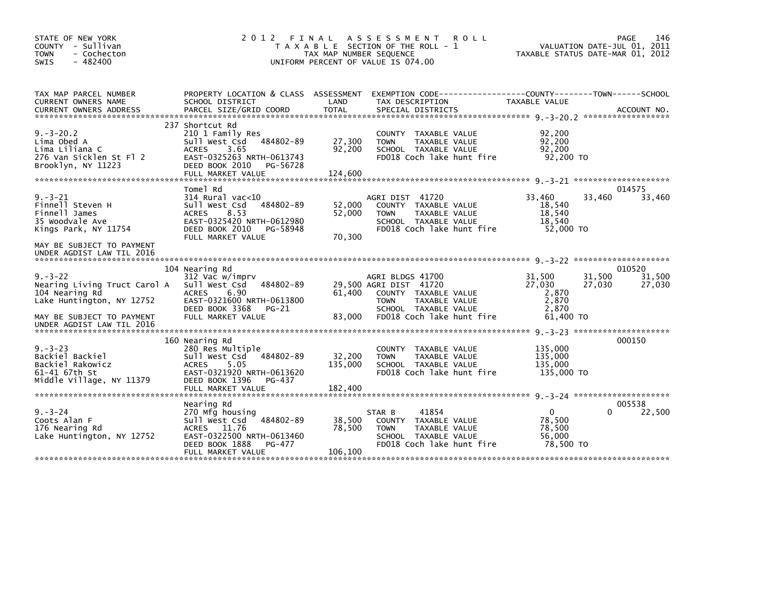STATE OF NEW YORK
COUNTY - Sullivan
TOWN - Cochecton
SWIS - 482400

# 2012 FINAL ASSESSMENT ROLL

TAXABLE SECTION OF THE ROLL - 1
TAX MAP NUMBER SEQUENCE
UNIFORM PERCENT OF VALUE IS 074.00

VALUATION DATE-JUL 01, 2011
TAXABLE STATUS DATE-MAR 01, 2012

| TAX MAP PARCEL NUMBER / CURRENT OWNERS NAME / CURRENT OWNERS ADDRESS | PROPERTY LOCATION & CLASS / SCHOOL DISTRICT / PARCEL SIZE/GRID COORD | ASSESSMENT LAND / TOTAL | EXEMPTION CODE / TAX DESCRIPTION / SPECIAL DISTRICTS | COUNTY TAXABLE VALUE | TOWN | SCHOOL / ACCOUNT NO. |
|---|---|---|---|---|---|---|
| **9.-3-20.2** | 237 Shortcut Rd | | | | | |
| 9.-3-20.2 | 210 1 Family Res | | COUNTY TAXABLE VALUE | 92,200 | | |
| Lima Obed A | Sull West Csd 484802-89 | 27,300 | TOWN TAXABLE VALUE | 92,200 | | |
| Lima Liliana C | ACRES 3.65 | 92,200 | SCHOOL TAXABLE VALUE | 92,200 | | |
| 276 Van Sicklen St Fl 2 | EAST-0325263 NRTH-0613743 | | FD018 Coch lake hunt fire | 92,200 TO | | |
| Brooklyn, NY 11223 | DEED BOOK 2010 PG-56728 | | | | | |
| | FULL MARKET VALUE | 124,600 | | | | |
| **9.-3-21** | Tomel Rd | | | | | 014575 |
| 9.-3-21 | 314 Rural vac<10 | | AGRI DIST 41720 | 33,460 | 33,460 | 33,460 |
| Finnell Steven H | Sull West Csd 484802-89 | 52,000 | COUNTY TAXABLE VALUE | 18,540 | | |
| Finnell James | ACRES 8.53 | 52,000 | TOWN TAXABLE VALUE | 18,540 | | |
| 35 Woodvale Ave | EAST-0325420 NRTH-0612980 | | SCHOOL TAXABLE VALUE | 18,540 | | |
| Kings Park, NY 11754 | DEED BOOK 2010 PG-58948 | | FD018 Coch lake hunt fire | 52,000 TO | | |
| | FULL MARKET VALUE | 70,300 | | | | |
| MAY BE SUBJECT TO PAYMENT UNDER AGDIST LAW TIL 2016 | | | | | | |
| **9.-3-22** | 104 Nearing Rd | | | | | 010520 |
| 9.-3-22 | 312 Vac w/imprv | | AGRI BLDGS 41700 | 31,500 | 31,500 | 31,500 |
| Nearing Living Truct Carol A | Sull West Csd 484802-89 | 29,500 | AGRI DIST 41720 | 27,030 | 27,030 | 27,030 |
| 104 Nearing Rd | ACRES 6.90 | 61,400 | COUNTY TAXABLE VALUE | 2,870 | | |
| Lake Huntington, NY 12752 | EAST-0321600 NRTH-0613800 | | TOWN TAXABLE VALUE | 2,870 | | |
| | DEED BOOK 3368 PG-21 | | SCHOOL TAXABLE VALUE | 2,870 | | |
| MAY BE SUBJECT TO PAYMENT UNDER AGDIST LAW TIL 2016 | FULL MARKET VALUE | 83,000 | FD018 Coch lake hunt fire | 61,400 TO | | |
| **9.-3-23** | 160 Nearing Rd | | | | | 000150 |
| 9.-3-23 | 280 Res Multiple | | COUNTY TAXABLE VALUE | 135,000 | | |
| Backiel Backiel | Sull West Csd 484802-89 | 32,200 | TOWN TAXABLE VALUE | 135,000 | | |
| Backiel Rakowicz | ACRES 5.05 | 135,000 | SCHOOL TAXABLE VALUE | 135,000 | | |
| 61-41 67th St | EAST-0321920 NRTH-0613620 | | FD018 Coch lake hunt fire | 135,000 TO | | |
| Middle Village, NY 11379 | DEED BOOK 1396 PG-437 | | | | | |
| | FULL MARKET VALUE | 182,400 | | | | |
| **9.-3-24** | Nearing Rd | | | | | 005538 |
| 9.-3-24 | 270 Mfg housing | | STAR B 41854 | 0 | 0 | 22,500 |
| Coots Alan F | Sull West Csd 484802-89 | 38,500 | COUNTY TAXABLE VALUE | 78,500 | | |
| 176 Nearing Rd | ACRES 11.76 | 78,500 | TOWN TAXABLE VALUE | 78,500 | | |
| Lake Huntington, NY 12752 | EAST-0322500 NRTH-0613460 | | SCHOOL TAXABLE VALUE | 56,000 | | |
| | DEED BOOK 1888 PG-477 | | FD018 Coch lake hunt fire | 78,500 TO | | |
| | FULL MARKET VALUE | 106,100 | | | | |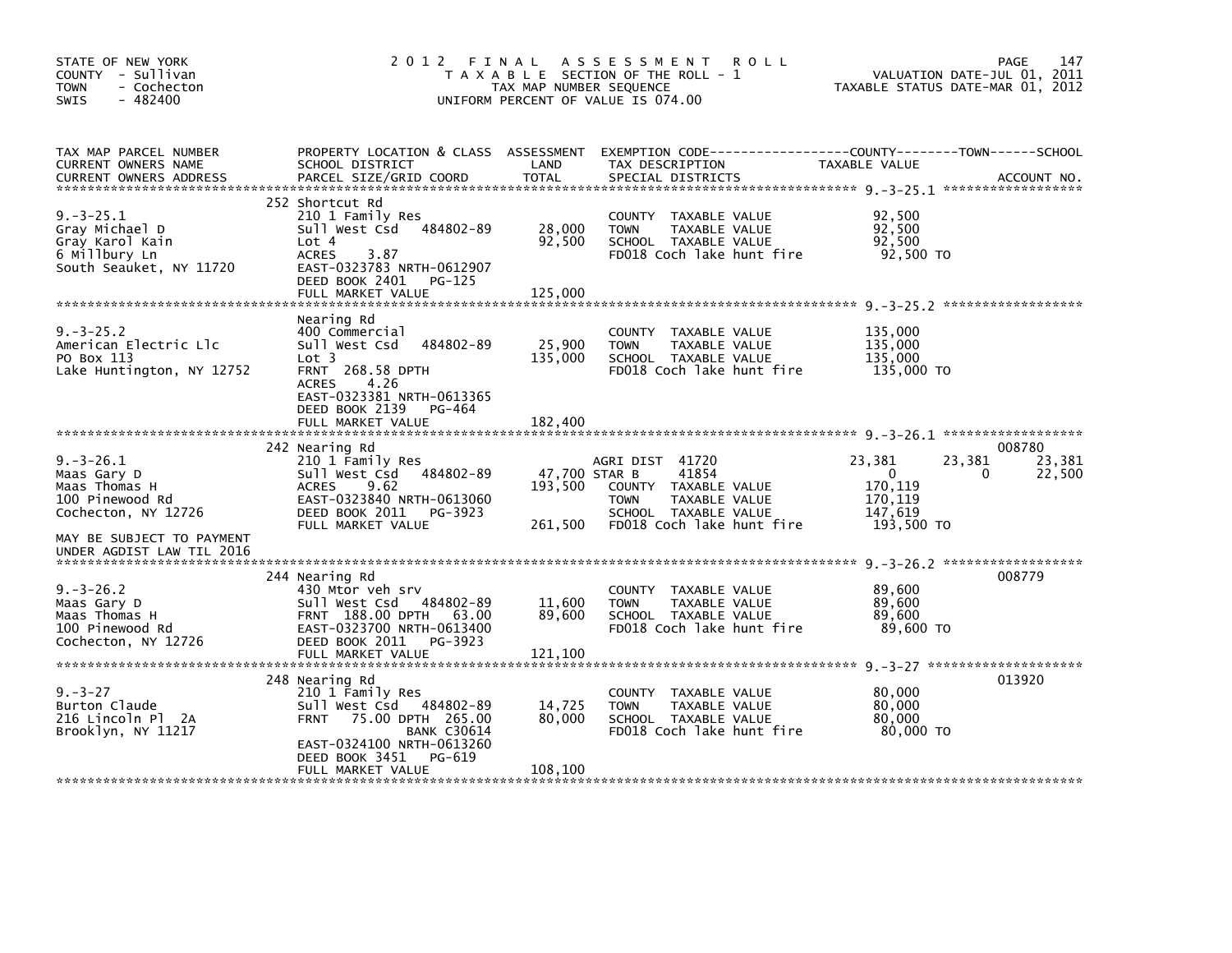STATE OF NEW YORK
COUNTY - Sullivan
TOWN - Cochecton
SWIS - 482400

2012 FINAL ASSESSMENT ROLL
TAXABLE SECTION OF THE ROLL - 1
TAX MAP NUMBER SEQUENCE
UNIFORM PERCENT OF VALUE IS 074.00

VALUATION DATE-JUL 01, 2011
TAXABLE STATUS DATE-MAR 01, 2012

| TAX MAP PARCEL NUMBER / CURRENT OWNERS NAME / CURRENT OWNERS ADDRESS | PROPERTY LOCATION & CLASS / SCHOOL DISTRICT / PARCEL SIZE/GRID COORD | ASSESSMENT LAND / TOTAL | EXEMPTION CODE / TAX DESCRIPTION / SPECIAL DISTRICTS | COUNTY TAXABLE VALUE | TOWN | SCHOOL | ACCOUNT NO. |
|---|---|---|---|---|---|---|---|
| **9.-3-25.1** | 252 Shortcut Rd | | | | | | |
| 9.-3-25.1 | 210 1 Family Res | | COUNTY TAXABLE VALUE | 92,500 | | | |
| Gray Michael D | Sull West Csd 484802-89 | 28,000 | TOWN TAXABLE VALUE | 92,500 | | | |
| Gray Karol Kain | Lot 4 | 92,500 | SCHOOL TAXABLE VALUE | 92,500 | | | |
| 6 Millbury Ln | ACRES 3.87 | | FD018 Coch lake hunt fire | 92,500 TO | | | |
| South Seauket, NY 11720 | EAST-0323783 NRTH-0612907 | | | | | | |
| | DEED BOOK 2401 PG-125 | | | | | | |
| | FULL MARKET VALUE | 125,000 | | | | | |
| **9.-3-25.2** | Nearing Rd | | | | | | |
| 9.-3-25.2 | 400 Commercial | | COUNTY TAXABLE VALUE | 135,000 | | | |
| American Electric Llc | Sull West Csd 484802-89 | 25,900 | TOWN TAXABLE VALUE | 135,000 | | | |
| PO Box 113 | Lot 3 | 135,000 | SCHOOL TAXABLE VALUE | 135,000 | | | |
| Lake Huntington, NY 12752 | FRNT 268.58 DPTH | | FD018 Coch lake hunt fire | 135,000 TO | | | |
| | ACRES 4.26 | | | | | | |
| | EAST-0323381 NRTH-0613365 | | | | | | |
| | DEED BOOK 2139 PG-464 | | | | | | |
| | FULL MARKET VALUE | 182,400 | | | | | |
| **9.-3-26.1** | 242 Nearing Rd | | | | | | 008780 |
| 9.-3-26.1 | 210 1 Family Res | | AGRI DIST 41720 | 23,381 | 23,381 | 23,381 | |
| Maas Gary D | Sull West Csd 484802-89 | 47,700 | STAR B 41854 | 0 | 0 | 22,500 | |
| Maas Thomas H | ACRES 9.62 | 193,500 | COUNTY TAXABLE VALUE | 170,119 | | | |
| 100 Pinewood Rd | EAST-0323840 NRTH-0613060 | | TOWN TAXABLE VALUE | 170,119 | | | |
| Cochecton, NY 12726 | DEED BOOK 2011 PG-3923 | | SCHOOL TAXABLE VALUE | 147,619 | | | |
| | FULL MARKET VALUE | 261,500 | FD018 Coch lake hunt fire | 193,500 TO | | | |
| MAY BE SUBJECT TO PAYMENT UNDER AGDIST LAW TIL 2016 | | | | | | | |
| **9.-3-26.2** | 244 Nearing Rd | | | | | | 008779 |
| 9.-3-26.2 | 430 Mtor veh srv | | COUNTY TAXABLE VALUE | 89,600 | | | |
| Maas Gary D | Sull West Csd 484802-89 | 11,600 | TOWN TAXABLE VALUE | 89,600 | | | |
| Maas Thomas H | FRNT 188.00 DPTH 63.00 | 89,600 | SCHOOL TAXABLE VALUE | 89,600 | | | |
| 100 Pinewood Rd | EAST-0323700 NRTH-0613400 | | FD018 Coch lake hunt fire | 89,600 TO | | | |
| Cochecton, NY 12726 | DEED BOOK 2011 PG-3923 | | | | | | |
| | FULL MARKET VALUE | 121,100 | | | | | |
| **9.-3-27** | 248 Nearing Rd | | | | | | 013920 |
| 9.-3-27 | 210 1 Family Res | | COUNTY TAXABLE VALUE | 80,000 | | | |
| Burton Claude | Sull West Csd 484802-89 | 14,725 | TOWN TAXABLE VALUE | 80,000 | | | |
| 216 Lincoln Pl 2A | FRNT 75.00 DPTH 265.00 | 80,000 | SCHOOL TAXABLE VALUE | 80,000 | | | |
| Brooklyn, NY 11217 | BANK C30614 | | FD018 Coch lake hunt fire | 80,000 TO | | | |
| | EAST-0324100 NRTH-0613260 | | | | | | |
| | DEED BOOK 3451 PG-619 | | | | | | |
| | FULL MARKET VALUE | 108,100 | | | | | |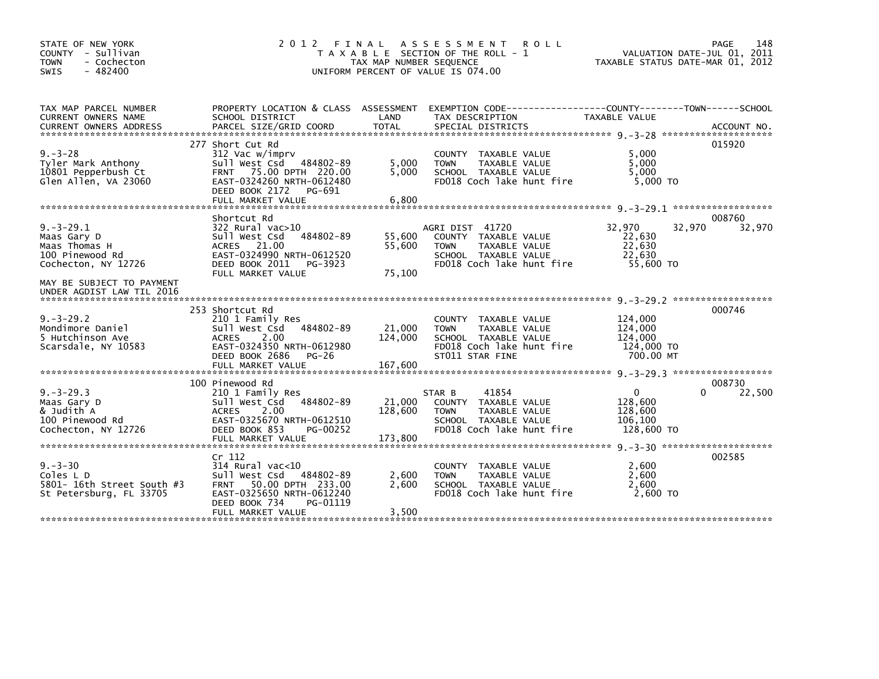STATE OF NEW YORK
COUNTY - Sullivan
TOWN - Cochecton
SWIS - 482400

# 2012 FINAL ASSESSMENT ROLL

TAXABLE SECTION OF THE ROLL - 1
TAX MAP NUMBER SEQUENCE
UNIFORM PERCENT OF VALUE IS 074.00

VALUATION DATE-JUL 01, 2011
TAXABLE STATUS DATE-MAR 01, 2012

| TAX MAP PARCEL NUMBER / CURRENT OWNERS NAME / CURRENT OWNERS ADDRESS | PROPERTY LOCATION & CLASS / SCHOOL DISTRICT / PARCEL SIZE/GRID COORD | ASSESSMENT LAND | TOTAL | EXEMPTION CODE / TAX DESCRIPTION / SPECIAL DISTRICTS | COUNTY TAXABLE VALUE | TOWN | SCHOOL | ACCOUNT NO. |
|---|---|---|---|---|---|---|---|---|
| 9.-3-28 | 277 Short Cut Rd | | | | | | | 015920 |
| 9.-3-28 | 312 Vac w/imprv | | | COUNTY TAXABLE VALUE | 5,000 | | | |
| Tyler Mark Anthony | Sull West Csd 484802-89 | 5,000 | | TOWN TAXABLE VALUE | 5,000 | | | |
| 10801 Pepperbush Ct | FRNT 75.00 DPTH 220.00 | | 5,000 | SCHOOL TAXABLE VALUE | 5,000 | | | |
| Glen Allen, VA 23060 | EAST-0324260 NRTH-0612480 | | | FD018 Coch lake hunt fire | 5,000 TO | | | |
| | DEED BOOK 2172 PG-691 | | | | | | | |
| | FULL MARKET VALUE | | 6,800 | | | | | |
| 9.-3-29.1 | Shortcut Rd | | | | | | | 008760 |
| 9.-3-29.1 | 322 Rural vac>10 | | | AGRI DIST 41720 | 32,970 | 32,970 | 32,970 | |
| Maas Gary D | Sull West Csd 484802-89 | 55,600 | | COUNTY TAXABLE VALUE | 22,630 | | | |
| Maas Thomas H | ACRES 21.00 | | 55,600 | TOWN TAXABLE VALUE | 22,630 | | | |
| 100 Pinewood Rd | EAST-0324990 NRTH-0612520 | | | SCHOOL TAXABLE VALUE | 22,630 | | | |
| Cochecton, NY 12726 | DEED BOOK 2011 PG-3923 | | | FD018 Coch lake hunt fire | 55,600 TO | | | |
| | FULL MARKET VALUE | | 75,100 | | | | | |
| MAY BE SUBJECT TO PAYMENT UNDER AGDIST LAW TIL 2016 | | | | | | | | |
| 9.-3-29.2 | 253 Shortcut Rd | | | | | | | 000746 |
| 9.-3-29.2 | 210 1 Family Res | | | COUNTY TAXABLE VALUE | 124,000 | | | |
| Mondimore Daniel | Sull West Csd 484802-89 | 21,000 | | TOWN TAXABLE VALUE | 124,000 | | | |
| 5 Hutchinson Ave | ACRES 2.00 | | 124,000 | SCHOOL TAXABLE VALUE | 124,000 | | | |
| Scarsdale, NY 10583 | EAST-0324350 NRTH-0612980 | | | FD018 Coch lake hunt fire | 124,000 TO | | | |
| | DEED BOOK 2686 PG-26 | | | ST011 STAR FINE | 700.00 MT | | | |
| | FULL MARKET VALUE | | 167,600 | | | | | |
| 9.-3-29.3 | 100 Pinewood Rd | | | | | | | 008730 |
| 9.-3-29.3 | 210 1 Family Res | | | STAR B 41854 | 0 | 0 | 22,500 | |
| Maas Gary D | Sull West Csd 484802-89 | 21,000 | | COUNTY TAXABLE VALUE | 128,600 | | | |
| & Judith A | ACRES 2.00 | | 128,600 | TOWN TAXABLE VALUE | 128,600 | | | |
| 100 Pinewood Rd | EAST-0325670 NRTH-0612510 | | | SCHOOL TAXABLE VALUE | 106,100 | | | |
| Cochecton, NY 12726 | DEED BOOK 853 PG-00252 | | | FD018 Coch lake hunt fire | 128,600 TO | | | |
| | FULL MARKET VALUE | | 173,800 | | | | | |
| 9.-3-30 | Cr 112 | | | | | | | 002585 |
| 9.-3-30 | 314 Rural vac<10 | | | COUNTY TAXABLE VALUE | 2,600 | | | |
| Coles L D | Sull West Csd 484802-89 | 2,600 | | TOWN TAXABLE VALUE | 2,600 | | | |
| 5801- 16th Street South #3 | FRNT 50.00 DPTH 233.00 | | 2,600 | SCHOOL TAXABLE VALUE | 2,600 | | | |
| St Petersburg, FL 33705 | EAST-0325650 NRTH-0612240 | | | FD018 Coch lake hunt fire | 2,600 TO | | | |
| | DEED BOOK 734 PG-01119 | | | | | | | |
| | FULL MARKET VALUE | | 3,500 | | | | | |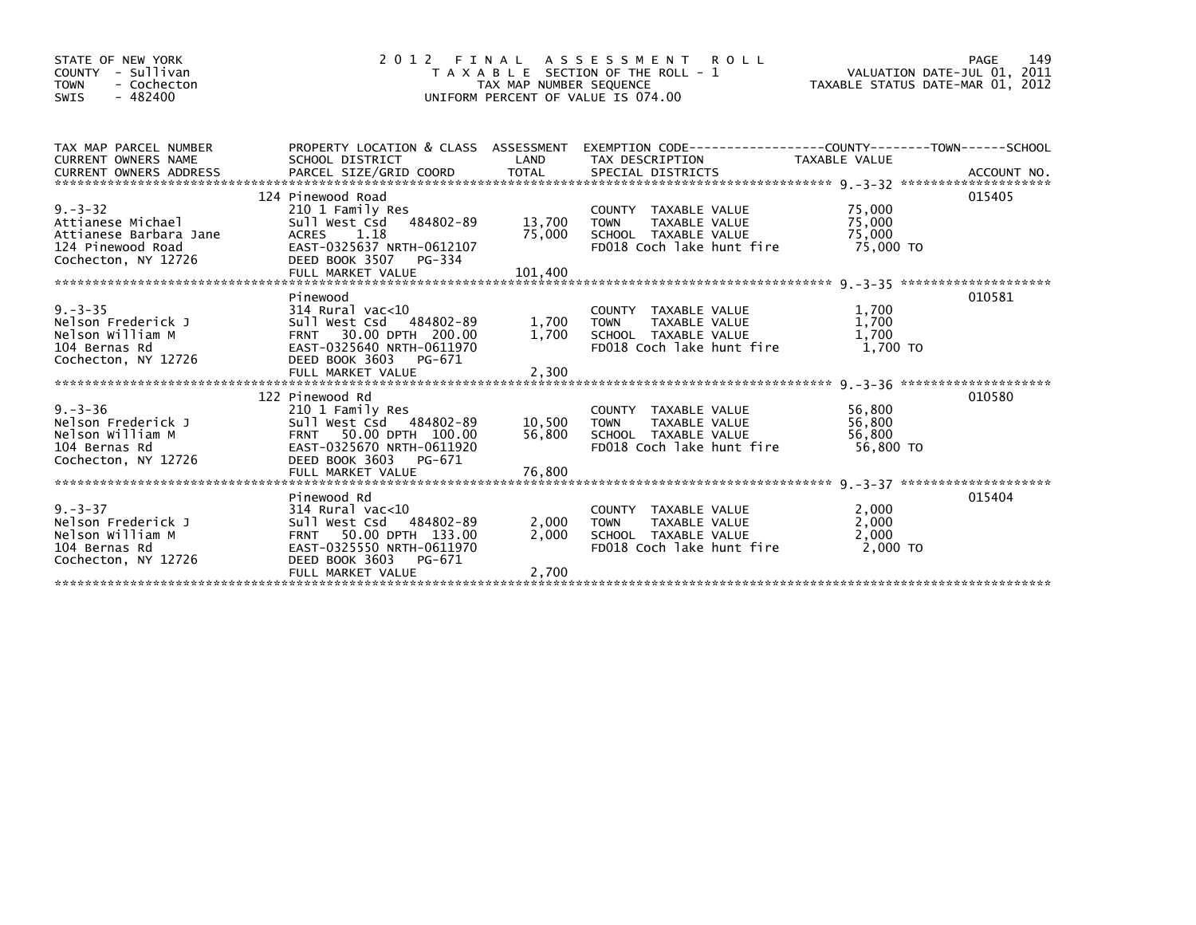STATE OF NEW YORK
COUNTY - Sullivan
TOWN - Cochecton
SWIS - 482400

# 2012 FINAL ASSESSMENT ROLL
TAXABLE SECTION OF THE ROLL - 1
TAX MAP NUMBER SEQUENCE
UNIFORM PERCENT OF VALUE IS 074.00

VALUATION DATE-JUL 01, 2011
TAXABLE STATUS DATE-MAR 01, 2012

| TAX MAP PARCEL NUMBER / CURRENT OWNERS NAME / CURRENT OWNERS ADDRESS | PROPERTY LOCATION & CLASS / SCHOOL DISTRICT / PARCEL SIZE/GRID COORD | ASSESSMENT LAND / TOTAL | EXEMPTION CODE / TAX DESCRIPTION / SPECIAL DISTRICTS | TAXABLE VALUE (COUNTY / TOWN / SCHOOL) | ACCOUNT NO. |
|---|---|---|---|---|---|
| 9.-3-32 | 124 Pinewood Road | | | | 015405 |
| | 210 1 Family Res | | COUNTY TAXABLE VALUE | 75,000 | |
| Attianese Michael | Sull West Csd 484802-89 | 13,700 | TOWN TAXABLE VALUE | 75,000 | |
| Attianese Barbara Jane | ACRES 1.18 | 75,000 | SCHOOL TAXABLE VALUE | 75,000 | |
| 124 Pinewood Road | EAST-0325637 NRTH-0612107 | | FD018 Coch lake hunt fire | 75,000 TO | |
| Cochecton, NY 12726 | DEED BOOK 3507 PG-334 | | | | |
| | FULL MARKET VALUE | 101,400 | | | |
| 9.-3-35 | Pinewood | | | | 010581 |
| | 314 Rural vac<10 | | COUNTY TAXABLE VALUE | 1,700 | |
| Nelson Frederick J | Sull West Csd 484802-89 | 1,700 | TOWN TAXABLE VALUE | 1,700 | |
| Nelson William M | FRNT 30.00 DPTH 200.00 | 1,700 | SCHOOL TAXABLE VALUE | 1,700 | |
| 104 Bernas Rd | EAST-0325640 NRTH-0611970 | | FD018 Coch lake hunt fire | 1,700 TO | |
| Cochecton, NY 12726 | DEED BOOK 3603 PG-671 | | | | |
| | FULL MARKET VALUE | 2,300 | | | |
| 9.-3-36 | 122 Pinewood Rd | | | | 010580 |
| | 210 1 Family Res | | COUNTY TAXABLE VALUE | 56,800 | |
| Nelson Frederick J | Sull West Csd 484802-89 | 10,500 | TOWN TAXABLE VALUE | 56,800 | |
| Nelson William M | FRNT 50.00 DPTH 100.00 | 56,800 | SCHOOL TAXABLE VALUE | 56,800 | |
| 104 Bernas Rd | EAST-0325670 NRTH-0611920 | | FD018 Coch lake hunt fire | 56,800 TO | |
| Cochecton, NY 12726 | DEED BOOK 3603 PG-671 | | | | |
| | FULL MARKET VALUE | 76,800 | | | |
| 9.-3-37 | Pinewood Rd | | | | 015404 |
| | 314 Rural vac<10 | | COUNTY TAXABLE VALUE | 2,000 | |
| Nelson Frederick J | Sull West Csd 484802-89 | 2,000 | TOWN TAXABLE VALUE | 2,000 | |
| Nelson William M | FRNT 50.00 DPTH 133.00 | 2,000 | SCHOOL TAXABLE VALUE | 2,000 | |
| 104 Bernas Rd | EAST-0325550 NRTH-0611970 | | FD018 Coch lake hunt fire | 2,000 TO | |
| Cochecton, NY 12726 | DEED BOOK 3603 PG-671 | | | | |
| | FULL MARKET VALUE | 2,700 | | | |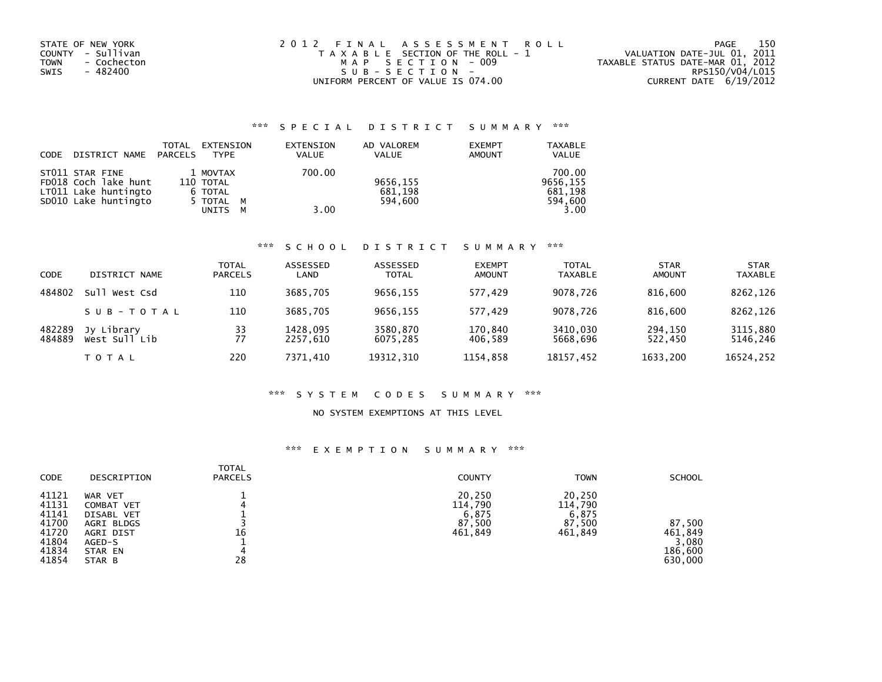STATE OF NEW YORK
COUNTY - Sullivan
TOWN - Cochecton
SWIS - 482400

2 0 1 2 F I N A L A S S E S S M E N T R O L L
T A X A B L E SECTION OF THE ROLL - 1
M A P S E C T I O N - 009
S U B - S E C T I O N -
UNIFORM PERCENT OF VALUE IS 074.00

VALUATION DATE-JUL 01, 2011
TAXABLE STATUS DATE-MAR 01, 2012
RPS150/V04/L015
CURRENT DATE 6/19/2012

## *** S P E C I A L D I S T R I C T S U M M A R Y ***

| CODE | DISTRICT NAME | TOTAL PARCELS | EXTENSION TYPE | EXTENSION VALUE | AD VALOREM VALUE | EXEMPT AMOUNT | TAXABLE VALUE |
|---|---|---|---|---|---|---|---|
| ST011 | STAR FINE | 1 | MOVTAX | 700.00 | | | 700.00 |
| FD018 | Coch lake hunt | 110 | TOTAL | | 9656,155 | | 9656,155 |
| LT011 | Lake huntingto | 6 | TOTAL | | 681,198 | | 681,198 |
| SD010 | Lake huntingto | 5 | TOTAL M | | 594,600 | | 594,600 |
| | | | UNITS M | 3.00 | | | 3.00 |

## *** S C H O O L D I S T R I C T S U M M A R Y ***

| CODE | DISTRICT NAME | TOTAL PARCELS | ASSESSED LAND | ASSESSED TOTAL | EXEMPT AMOUNT | TOTAL TAXABLE | STAR AMOUNT | STAR TAXABLE |
|---|---|---|---|---|---|---|---|---|
| 484802 | Sull West Csd | 110 | 3685,705 | 9656,155 | 577,429 | 9078,726 | 816,600 | 8262,126 |
| | S U B - T O T A L | 110 | 3685,705 | 9656,155 | 577,429 | 9078,726 | 816,600 | 8262,126 |
| 482289 | Jy Library | 33 | 1428,095 | 3580,870 | 170,840 | 3410,030 | 294,150 | 3115,880 |
| 484889 | West Sull Lib | 77 | 2257,610 | 6075,285 | 406,589 | 5668,696 | 522,450 | 5146,246 |
| | T O T A L | 220 | 7371,410 | 19312,310 | 1154,858 | 18157,452 | 1633,200 | 16524,252 |

## *** S Y S T E M C O D E S S U M M A R Y ***

NO SYSTEM EXEMPTIONS AT THIS LEVEL

## *** E X E M P T I O N S U M M A R Y ***

| CODE | DESCRIPTION | TOTAL PARCELS | COUNTY | TOWN | SCHOOL |
|---|---|---|---|---|---|
| 41121 | WAR VET | 1 | 20,250 | 20,250 | |
| 41131 | COMBAT VET | 4 | 114,790 | 114,790 | |
| 41141 | DISABL VET | 1 | 6,875 | 6,875 | |
| 41700 | AGRI BLDGS | 3 | 87,500 | 87,500 | 87,500 |
| 41720 | AGRI DIST | 16 | 461,849 | 461,849 | 461,849 |
| 41804 | AGED-S | 1 | | | 3,080 |
| 41834 | STAR EN | 4 | | | 186,600 |
| 41854 | STAR B | 28 | | | 630,000 |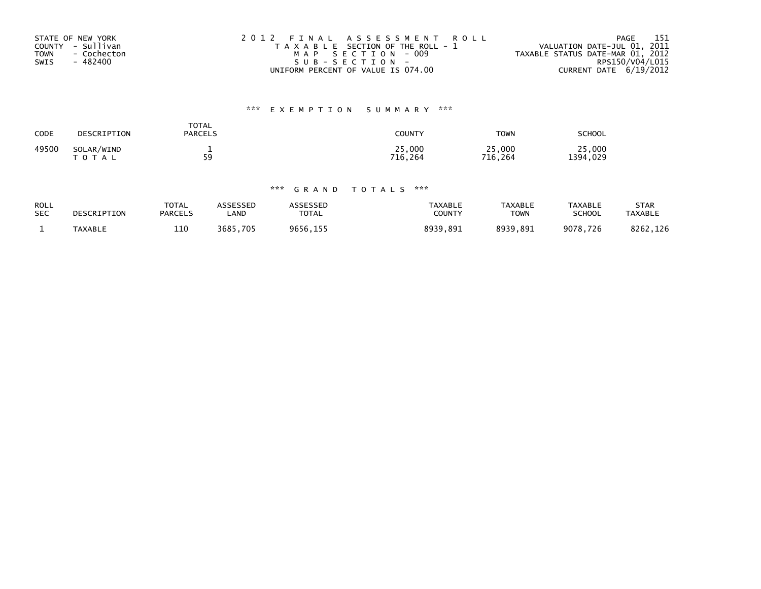STATE OF NEW YORK
COUNTY - Sullivan
TOWN - Cochecton
SWIS - 482400

2012 FINAL ASSESSMENT ROLL
TAXABLE SECTION OF THE ROLL - 1
MAP SECTION - 009
SUB-SECTION -
UNIFORM PERCENT OF VALUE IS 074.00

VALUATION DATE-JUL 01, 2011
TAXABLE STATUS DATE-MAR 01, 2012
RPS150/V04/L015
CURRENT DATE 6/19/2012

### *** EXEMPTION SUMMARY ***

| CODE | DESCRIPTION | TOTAL PARCELS | COUNTY | TOWN | SCHOOL |
|---|---|---|---|---|---|
| 49500 | SOLAR/WIND | 1 | 25,000 | 25,000 | 25,000 |
| | TOTAL | 59 | 716,264 | 716,264 | 1394,029 |

### *** GRAND TOTALS ***

| ROLL SEC | DESCRIPTION | TOTAL PARCELS | ASSESSED LAND | ASSESSED TOTAL | TAXABLE COUNTY | TAXABLE TOWN | TAXABLE SCHOOL | STAR TAXABLE |
|---|---|---|---|---|---|---|---|---|
| 1 | TAXABLE | 110 | 3685,705 | 9656,155 | 8939,891 | 8939,891 | 9078,726 | 8262,126 |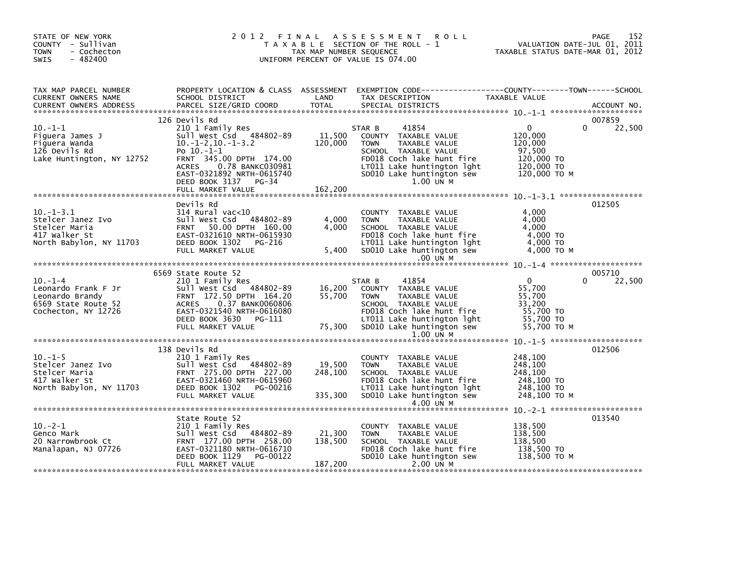STATE OF NEW YORK
COUNTY - Sullivan
TOWN - Cochecton
SWIS - 482400

# 2012 FINAL ASSESSMENT ROLL

TAXABLE SECTION OF THE ROLL - 1
TAX MAP NUMBER SEQUENCE
UNIFORM PERCENT OF VALUE IS 074.00

VALUATION DATE-JUL 01, 2011
TAXABLE STATUS DATE-MAR 01, 2012

| TAX MAP PARCEL NUMBER / CURRENT OWNERS NAME / CURRENT OWNERS ADDRESS | PROPERTY LOCATION & CLASS / SCHOOL DISTRICT / PARCEL SIZE/GRID COORD | ASSESSMENT LAND / TOTAL | EXEMPTION CODE / TAX DESCRIPTION / SPECIAL DISTRICTS | COUNTY TAXABLE VALUE | TOWN | SCHOOL / ACCOUNT NO. |
|---|---|---|---|---|---|---|
| 10.-1-1 | 126 Devils Rd | | | | | 007859 |
| | 210 1 Family Res | | STAR B 41854 | 0 | 0 | 22,500 |
| Figuera James J | Sull West Csd 484802-89 | 11,500 | COUNTY TAXABLE VALUE | 120,000 | | |
| Figuera Wanda | 10.-1-2,10.-1-3.2 | 120,000 | TOWN TAXABLE VALUE | 120,000 | | |
| 126 Devils Rd | Po 10.-1-1 | | SCHOOL TAXABLE VALUE | 97,500 | | |
| Lake Huntington, NY 12752 | FRNT 345.00 DPTH 174.00 | | FD018 Coch lake hunt fire | 120,000 TO | | |
| | ACRES 0.78 BANKC030981 | | LT011 Lake huntington lght | 120,000 TO | | |
| | EAST-0321892 NRTH-0615740 | | SD010 Lake huntington sew | 120,000 TO M | | |
| | DEED BOOK 3137 PG-34 | | 1.00 UN M | | | |
| | FULL MARKET VALUE | 162,200 | | | | |
| 10.-1-3.1 | Devils Rd | | | | | 012505 |
| | 314 Rural vac<10 | | COUNTY TAXABLE VALUE | 4,000 | | |
| Stelcer Janez Ivo | Sull West Csd 484802-89 | 4,000 | TOWN TAXABLE VALUE | 4,000 | | |
| Stelcer Maria | FRNT 50.00 DPTH 160.00 | 4,000 | SCHOOL TAXABLE VALUE | 4,000 | | |
| 417 Walker St | EAST-0321610 NRTH-0615930 | | FD018 Coch lake hunt fire | 4,000 TO | | |
| North Babylon, NY 11703 | DEED BOOK 1302 PG-216 | | LT011 Lake huntington lght | 4,000 TO | | |
| | FULL MARKET VALUE | 5,400 | SD010 Lake huntington sew | 4,000 TO M | | |
| | | | .00 UN M | | | |
| 10.-1-4 | 6569 State Route 52 | | | | | 005710 |
| | 210 1 Family Res | | STAR B 41854 | 0 | 0 | 22,500 |
| Leonardo Frank F Jr | Sull West Csd 484802-89 | 16,200 | COUNTY TAXABLE VALUE | 55,700 | | |
| Leonardo Brandy | FRNT 172.50 DPTH 164.20 | 55,700 | TOWN TAXABLE VALUE | 55,700 | | |
| 6569 State Route 52 | ACRES 0.37 BANK0060806 | | SCHOOL TAXABLE VALUE | 33,200 | | |
| Cochecton, NY 12726 | EAST-0321540 NRTH-0616080 | | FD018 Coch lake hunt fire | 55,700 TO | | |
| | DEED BOOK 3630 PG-111 | | LT011 Lake huntington lght | 55,700 TO | | |
| | FULL MARKET VALUE | 75,300 | SD010 Lake huntington sew | 55,700 TO M | | |
| | | | 1.00 UN M | | | |
| 10.-1-5 | 138 Devils Rd | | | | | 012506 |
| | 210 1 Family Res | | COUNTY TAXABLE VALUE | 248,100 | | |
| Stelcer Janez Ivo | Sull West Csd 484802-89 | 19,500 | TOWN TAXABLE VALUE | 248,100 | | |
| Stelcer Maria | FRNT 275.00 DPTH 227.00 | 248,100 | SCHOOL TAXABLE VALUE | 248,100 | | |
| 417 Walker St | EAST-0321460 NRTH-0615960 | | FD018 Coch lake hunt fire | 248,100 TO | | |
| North Babylon, NY 11703 | DEED BOOK 1302 PG-00216 | | LT011 Lake huntington lght | 248,100 TO | | |
| | FULL MARKET VALUE | 335,300 | SD010 Lake huntington sew | 248,100 TO M | | |
| | | | 4.00 UN M | | | |
| 10.-2-1 | State Route 52 | | | | | 013540 |
| | 210 1 Family Res | | COUNTY TAXABLE VALUE | 138,500 | | |
| Genco Mark | Sull West Csd 484802-89 | 21,300 | TOWN TAXABLE VALUE | 138,500 | | |
| 20 Narrowbrook Ct | FRNT 177.00 DPTH 258.00 | 138,500 | SCHOOL TAXABLE VALUE | 138,500 | | |
| Manalapan, NJ 07726 | EAST-0321180 NRTH-0616710 | | FD018 Coch lake hunt fire | 138,500 TO | | |
| | DEED BOOK 1129 PG-00122 | | SD010 Lake huntington sew | 138,500 TO M | | |
| | FULL MARKET VALUE | 187,200 | 2.00 UN M | | | |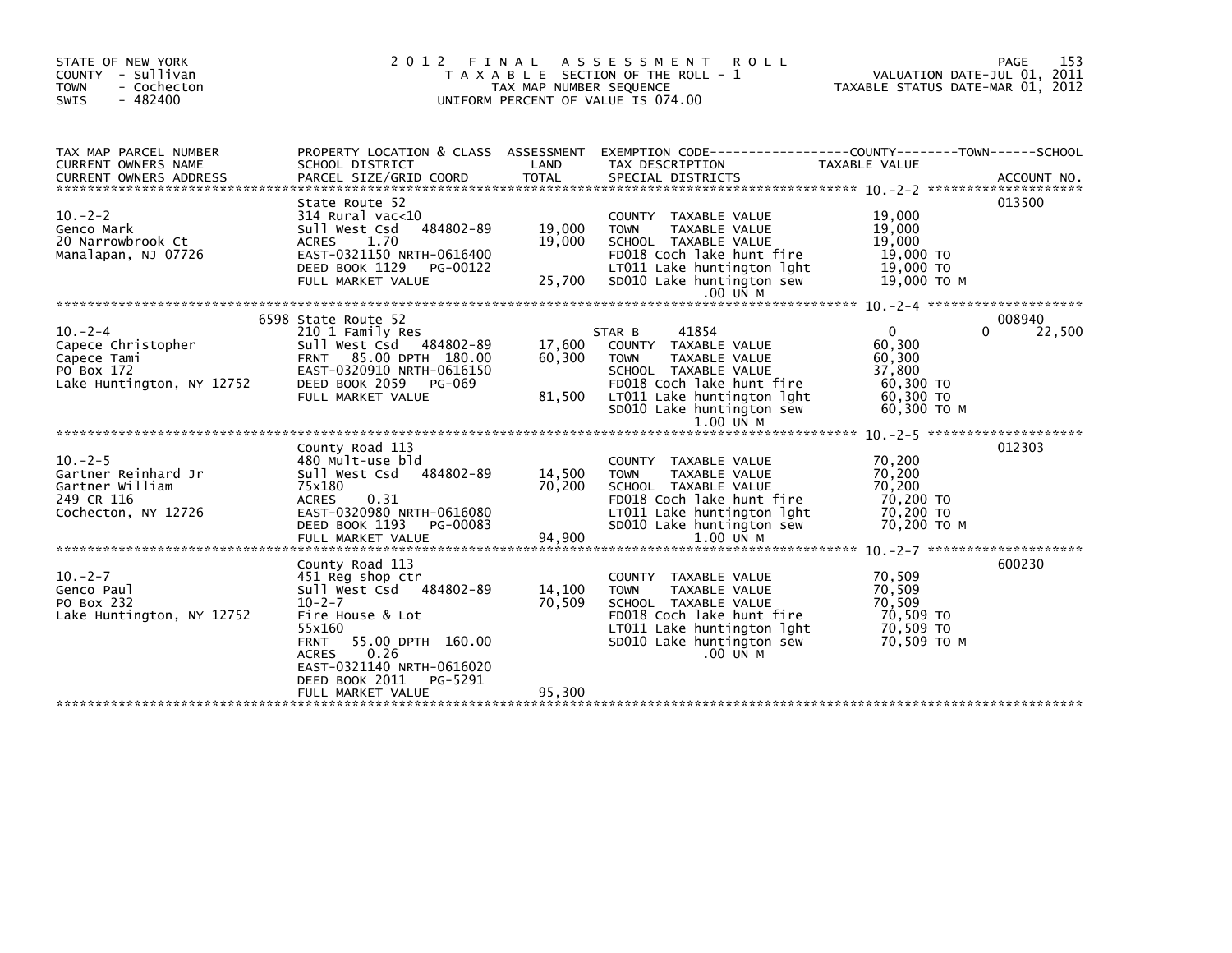STATE OF NEW YORK
COUNTY - Sullivan
TOWN - Cochecton
SWIS - 482400

# 2012 FINAL ASSESSMENT ROLL

TAXABLE SECTION OF THE ROLL - 1
TAX MAP NUMBER SEQUENCE
UNIFORM PERCENT OF VALUE IS 074.00

VALUATION DATE-JUL 01, 2011
TAXABLE STATUS DATE-MAR 01, 2012

| TAX MAP PARCEL NUMBER / CURRENT OWNERS NAME / CURRENT OWNERS ADDRESS | PROPERTY LOCATION & CLASS / SCHOOL DISTRICT / PARCEL SIZE/GRID COORD | ASSESSMENT LAND | TOTAL | EXEMPTION CODE / TAX DESCRIPTION / SPECIAL DISTRICTS | COUNTY TAXABLE VALUE | TOWN | SCHOOL | ACCOUNT NO. |
|---|---|---|---|---|---|---|---|---|
| 10.-2-2 | State Route 52 | | | | | | | 013500 |
| Genco Mark | 314 Rural vac<10 | | | COUNTY TAXABLE VALUE | 19,000 | | | |
| 20 Narrowbrook Ct | Sull West Csd 484802-89 | 19,000 | | TOWN TAXABLE VALUE | 19,000 | | | |
| Manalapan, NJ 07726 | ACRES 1.70 | | 19,000 | SCHOOL TAXABLE VALUE | 19,000 | | | |
| | EAST-0321150 NRTH-0616400 | | | FD018 Coch lake hunt fire | 19,000 TO | | | |
| | DEED BOOK 1129 PG-00122 | | | LT011 Lake huntington lght | 19,000 TO | | | |
| | FULL MARKET VALUE | | 25,700 | SD010 Lake huntington sew | 19,000 TO M | | | |
| | | | | .00 UN M | | | | |
| 10.-2-4 | 6598 State Route 52 | | | | | | | 008940 |
| Capece Christopher | 210 1 Family Res | | | STAR B 41854 | 0 | | 0 | 22,500 |
| Capece Tami | Sull West Csd 484802-89 | 17,600 | | COUNTY TAXABLE VALUE | 60,300 | | | |
| PO Box 172 | FRNT 85.00 DPTH 180.00 | | 60,300 | TOWN TAXABLE VALUE | 60,300 | | | |
| Lake Huntington, NY 12752 | EAST-0320910 NRTH-0616150 | | | SCHOOL TAXABLE VALUE | 37,800 | | | |
| | DEED BOOK 2059 PG-069 | | | FD018 Coch lake hunt fire | 60,300 TO | | | |
| | FULL MARKET VALUE | | 81,500 | LT011 Lake huntington lght | 60,300 TO | | | |
| | | | | SD010 Lake huntington sew | 60,300 TO M | | | |
| | | | | 1.00 UN M | | | | |
| 10.-2-5 | County Road 113 | | | | | | | 012303 |
| Gartner Reinhard Jr | 480 Mult-use bld | | | COUNTY TAXABLE VALUE | 70,200 | | | |
| Gartner William | Sull West Csd 484802-89 | 14,500 | | TOWN TAXABLE VALUE | 70,200 | | | |
| 249 CR 116 | 75x180 | | 70,200 | SCHOOL TAXABLE VALUE | 70,200 | | | |
| Cochecton, NY 12726 | ACRES 0.31 | | | FD018 Coch lake hunt fire | 70,200 TO | | | |
| | EAST-0320980 NRTH-0616080 | | | LT011 Lake huntington lght | 70,200 TO | | | |
| | DEED BOOK 1193 PG-00083 | | | SD010 Lake huntington sew | 70,200 TO M | | | |
| | FULL MARKET VALUE | | 94,900 | 1.00 UN M | | | | |
| 10.-2-7 | County Road 113 | | | | | | | 600230 |
| Genco Paul | 451 Reg shop ctr | | | COUNTY TAXABLE VALUE | 70,509 | | | |
| PO Box 232 | Sull West Csd 484802-89 | 14,100 | | TOWN TAXABLE VALUE | 70,509 | | | |
| Lake Huntington, NY 12752 | 10-2-7 | | 70,509 | SCHOOL TAXABLE VALUE | 70,509 | | | |
| | Fire House & Lot | | | FD018 Coch lake hunt fire | 70,509 TO | | | |
| | 55x160 | | | LT011 Lake huntington lght | 70,509 TO | | | |
| | FRNT 55.00 DPTH 160.00 | | | SD010 Lake huntington sew | 70,509 TO M | | | |
| | ACRES 0.26 | | | .00 UN M | | | | |
| | EAST-0321140 NRTH-0616020 | | | | | | | |
| | DEED BOOK 2011 PG-5291 | | | | | | | |
| | FULL MARKET VALUE | | 95,300 | | | | | |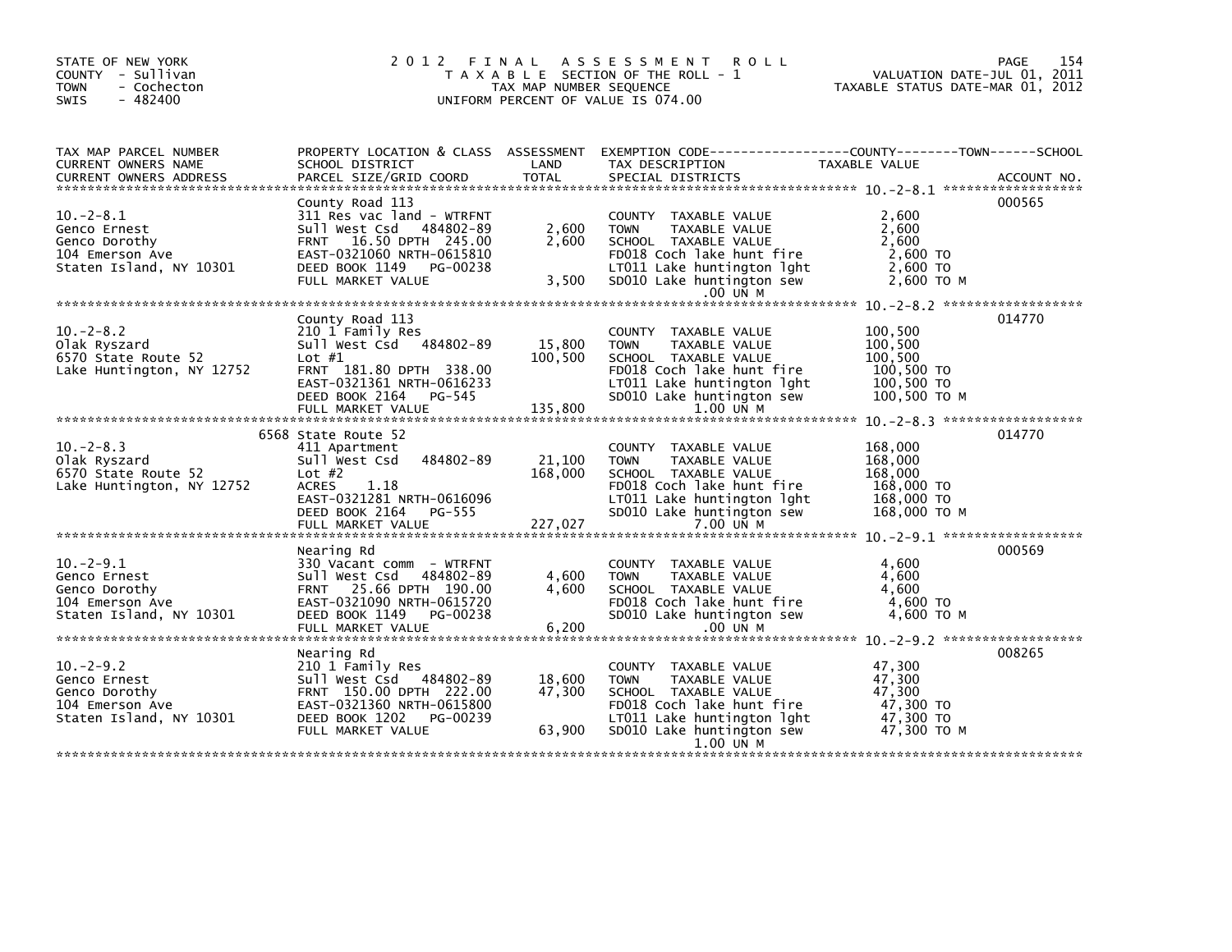STATE OF NEW YORK
COUNTY - Sullivan
TOWN - Cochecton
SWIS - 482400

# 2012 FINAL ASSESSMENT ROLL
TAXABLE SECTION OF THE ROLL - 1
TAX MAP NUMBER SEQUENCE
UNIFORM PERCENT OF VALUE IS 074.00

VALUATION DATE-JUL 01, 2011
TAXABLE STATUS DATE-MAR 01, 2012

| TAX MAP PARCEL NUMBER / CURRENT OWNERS NAME / CURRENT OWNERS ADDRESS | PROPERTY LOCATION & CLASS / SCHOOL DISTRICT / PARCEL SIZE/GRID COORD | ASSESSMENT LAND / TOTAL | EXEMPTION CODE / TAX DESCRIPTION / SPECIAL DISTRICTS | TAXABLE VALUE (COUNTY--TOWN--SCHOOL) | ACCOUNT NO. |
|---|---|---|---|---|---|
| **10.-2-8.1** | County Road 113 | | | | 000565 |
| Genco Ernest | 311 Res vac land - WTRFNT | | COUNTY TAXABLE VALUE | 2,600 | |
| Genco Dorothy | Sull West Csd 484802-89 | 2,600 | TOWN TAXABLE VALUE | 2,600 | |
| 104 Emerson Ave | FRNT 16.50 DPTH 245.00 | 2,600 | SCHOOL TAXABLE VALUE | 2,600 | |
| Staten Island, NY 10301 | EAST-0321060 NRTH-0615810 | | FD018 Coch lake hunt fire | 2,600 TO | |
| | DEED BOOK 1149 PG-00238 | | LT011 Lake huntington lght | 2,600 TO | |
| | FULL MARKET VALUE | 3,500 | SD010 Lake huntington sew | 2,600 TO M | |
| | | | .00 UN M | | |
| **10.-2-8.2** | County Road 113 | | | | 014770 |
| Olak Ryszard | 210 1 Family Res | | COUNTY TAXABLE VALUE | 100,500 | |
| 6570 State Route 52 | Sull West Csd 484802-89 | 15,800 | TOWN TAXABLE VALUE | 100,500 | |
| Lake Huntington, NY 12752 | Lot #1 | 100,500 | SCHOOL TAXABLE VALUE | 100,500 | |
| | FRNT 181.80 DPTH 338.00 | | FD018 Coch lake hunt fire | 100,500 TO | |
| | EAST-0321361 NRTH-0616233 | | LT011 Lake huntington lght | 100,500 TO | |
| | DEED BOOK 2164 PG-545 | | SD010 Lake huntington sew | 100,500 TO M | |
| | FULL MARKET VALUE | 135,800 | 1.00 UN M | | |
| **10.-2-8.3** | 6568 State Route 52 | | | | 014770 |
| Olak Ryszard | 411 Apartment | | COUNTY TAXABLE VALUE | 168,000 | |
| 6570 State Route 52 | Sull West Csd 484802-89 | 21,100 | TOWN TAXABLE VALUE | 168,000 | |
| Lake Huntington, NY 12752 | Lot #2 | 168,000 | SCHOOL TAXABLE VALUE | 168,000 | |
| | ACRES 1.18 | | FD018 Coch lake hunt fire | 168,000 TO | |
| | EAST-0321281 NRTH-0616096 | | LT011 Lake huntington lght | 168,000 TO | |
| | DEED BOOK 2164 PG-555 | | SD010 Lake huntington sew | 168,000 TO M | |
| | FULL MARKET VALUE | 227,027 | 7.00 UN M | | |
| **10.-2-9.1** | Nearing Rd | | | | 000569 |
| Genco Ernest | 330 Vacant comm - WTRFNT | | COUNTY TAXABLE VALUE | 4,600 | |
| Genco Dorothy | Sull West Csd 484802-89 | 4,600 | TOWN TAXABLE VALUE | 4,600 | |
| 104 Emerson Ave | FRNT 25.66 DPTH 190.00 | 4,600 | SCHOOL TAXABLE VALUE | 4,600 | |
| Staten Island, NY 10301 | EAST-0321090 NRTH-0615720 | | FD018 Coch lake hunt fire | 4,600 TO | |
| | DEED BOOK 1149 PG-00238 | | SD010 Lake huntington sew | 4,600 TO M | |
| | FULL MARKET VALUE | 6,200 | .00 UN M | | |
| **10.-2-9.2** | Nearing Rd | | | | 008265 |
| Genco Ernest | 210 1 Family Res | | COUNTY TAXABLE VALUE | 47,300 | |
| Genco Dorothy | Sull West Csd 484802-89 | 18,600 | TOWN TAXABLE VALUE | 47,300 | |
| 104 Emerson Ave | FRNT 150.00 DPTH 222.00 | 47,300 | SCHOOL TAXABLE VALUE | 47,300 | |
| Staten Island, NY 10301 | EAST-0321360 NRTH-0615800 | | FD018 Coch lake hunt fire | 47,300 TO | |
| | DEED BOOK 1202 PG-00239 | | LT011 Lake huntington lght | 47,300 TO | |
| | FULL MARKET VALUE | 63,900 | SD010 Lake huntington sew | 47,300 TO M | |
| | | | 1.00 UN M | | |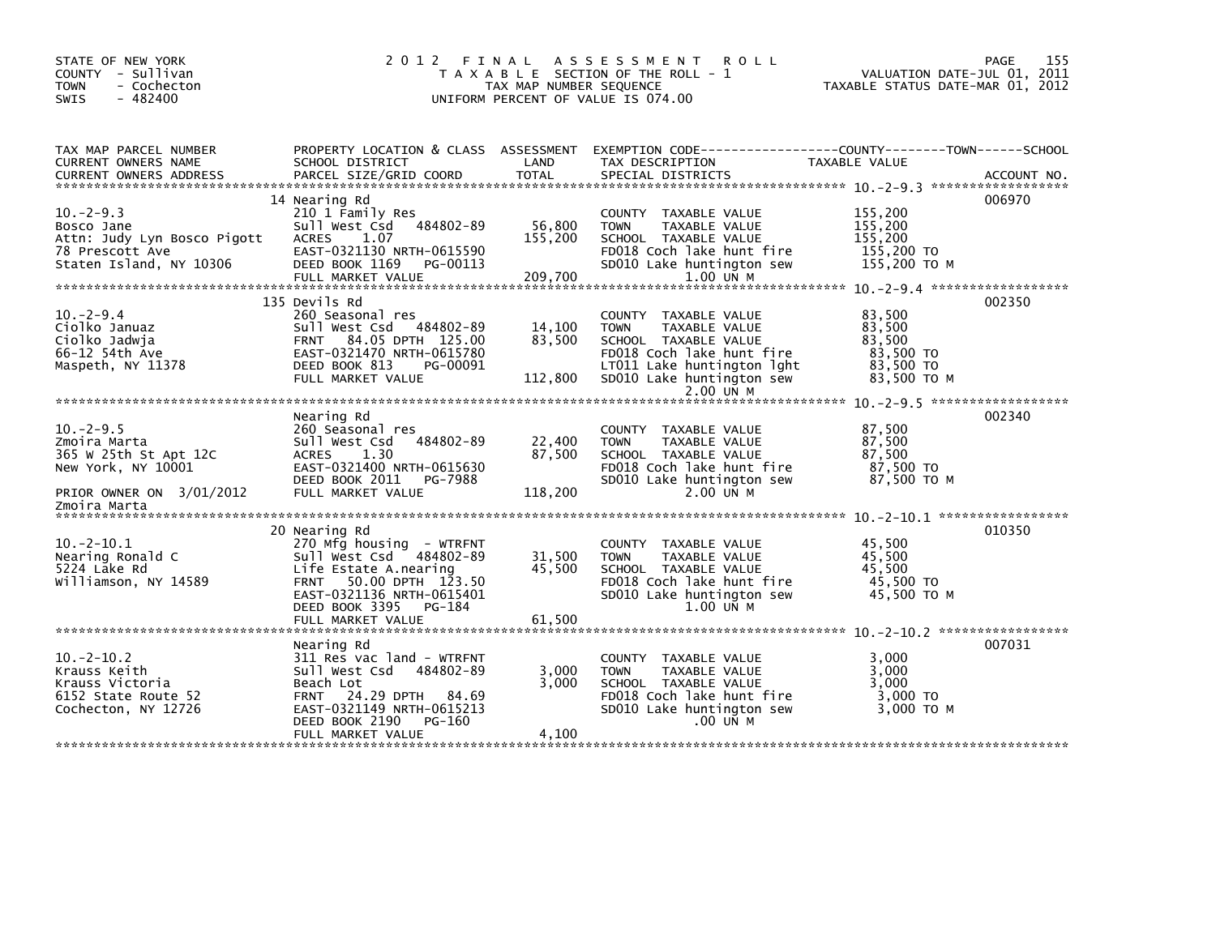STATE OF NEW YORK
COUNTY - Sullivan
TOWN - Cochecton
SWIS - 482400

# 2012 FINAL ASSESSMENT ROLL

TAXABLE SECTION OF THE ROLL - 1
TAX MAP NUMBER SEQUENCE
UNIFORM PERCENT OF VALUE IS 074.00

VALUATION DATE-JUL 01, 2011
TAXABLE STATUS DATE-MAR 01, 2012

| TAX MAP PARCEL NUMBER / CURRENT OWNERS NAME / CURRENT OWNERS ADDRESS | PROPERTY LOCATION & CLASS / SCHOOL DISTRICT / PARCEL SIZE/GRID COORD | ASSESSMENT LAND / TOTAL | EXEMPTION CODE / TAX DESCRIPTION / SPECIAL DISTRICTS | TAXABLE VALUE (COUNTY / TOWN / SCHOOL) | ACCOUNT NO. |
|---|---|---|---|---|---|
| 10.-2-9.3 | 14 Nearing Rd | | | | 006970 |
| Bosco Jane | 210 1 Family Res | | COUNTY TAXABLE VALUE | 155,200 | |
| Attn: Judy Lyn Bosco Pigott | Sull West Csd 484802-89 | 56,800 | TOWN TAXABLE VALUE | 155,200 | |
| 78 Prescott Ave | ACRES 1.07 | 155,200 | SCHOOL TAXABLE VALUE | 155,200 | |
| Staten Island, NY 10306 | EAST-0321130 NRTH-0615590 | | FD018 Coch lake hunt fire | 155,200 TO | |
| | DEED BOOK 1169 PG-00113 | | SD010 Lake huntington sew | 155,200 TO M | |
| | FULL MARKET VALUE | 209,700 | 1.00 UN M | | |
| 10.-2-9.4 | 135 Devils Rd | | | | 002350 |
| Ciolko Januaz | 260 Seasonal res | | COUNTY TAXABLE VALUE | 83,500 | |
| Ciolko Jadwja | Sull West Csd 484802-89 | 14,100 | TOWN TAXABLE VALUE | 83,500 | |
| 66-12 54th Ave | FRNT 84.05 DPTH 125.00 | 83,500 | SCHOOL TAXABLE VALUE | 83,500 | |
| Maspeth, NY 11378 | EAST-0321470 NRTH-0615780 | | FD018 Coch lake hunt fire | 83,500 TO | |
| | DEED BOOK 813 PG-00091 | | LT011 Lake huntington lght | 83,500 TO | |
| | FULL MARKET VALUE | 112,800 | SD010 Lake huntington sew | 83,500 TO M | |
| | | | 2.00 UN M | | |
| 10.-2-9.5 | Nearing Rd | | | | 002340 |
| Zmoira Marta | 260 Seasonal res | | COUNTY TAXABLE VALUE | 87,500 | |
| 365 W 25th St Apt 12C | Sull West Csd 484802-89 | 22,400 | TOWN TAXABLE VALUE | 87,500 | |
| New York, NY 10001 | ACRES 1.30 | 87,500 | SCHOOL TAXABLE VALUE | 87,500 | |
| | EAST-0321400 NRTH-0615630 | | FD018 Coch lake hunt fire | 87,500 TO | |
| | DEED BOOK 2011 PG-7988 | | SD010 Lake huntington sew | 87,500 TO M | |
| PRIOR OWNER ON 3/01/2012 | FULL MARKET VALUE | 118,200 | 2.00 UN M | | |
| Zmoira Marta | | | | | |
| 10.-2-10.1 | 20 Nearing Rd | | | | 010350 |
| Nearing Ronald C | 270 Mfg housing - WTRFNT | | COUNTY TAXABLE VALUE | 45,500 | |
| 5224 Lake Rd | Sull West Csd 484802-89 | 31,500 | TOWN TAXABLE VALUE | 45,500 | |
| Williamson, NY 14589 | Life Estate A.nearing | 45,500 | SCHOOL TAXABLE VALUE | 45,500 | |
| | FRNT 50.00 DPTH 123.50 | | FD018 Coch lake hunt fire | 45,500 TO | |
| | EAST-0321136 NRTH-0615401 | | SD010 Lake huntington sew | 45,500 TO M | |
| | DEED BOOK 3395 PG-184 | | 1.00 UN M | | |
| | FULL MARKET VALUE | 61,500 | | | |
| 10.-2-10.2 | Nearing Rd | | | | 007031 |
| Krauss Keith | 311 Res vac land - WTRFNT | | COUNTY TAXABLE VALUE | 3,000 | |
| Krauss Victoria | Sull West Csd 484802-89 | 3,000 | TOWN TAXABLE VALUE | 3,000 | |
| 6152 State Route 52 | Beach Lot | 3,000 | SCHOOL TAXABLE VALUE | 3,000 | |
| Cochecton, NY 12726 | FRNT 24.29 DPTH 84.69 | | FD018 Coch lake hunt fire | 3,000 TO | |
| | EAST-0321149 NRTH-0615213 | | SD010 Lake huntington sew | 3,000 TO M | |
| | DEED BOOK 2190 PG-160 | | .00 UN M | | |
| | FULL MARKET VALUE | 4,100 | | | |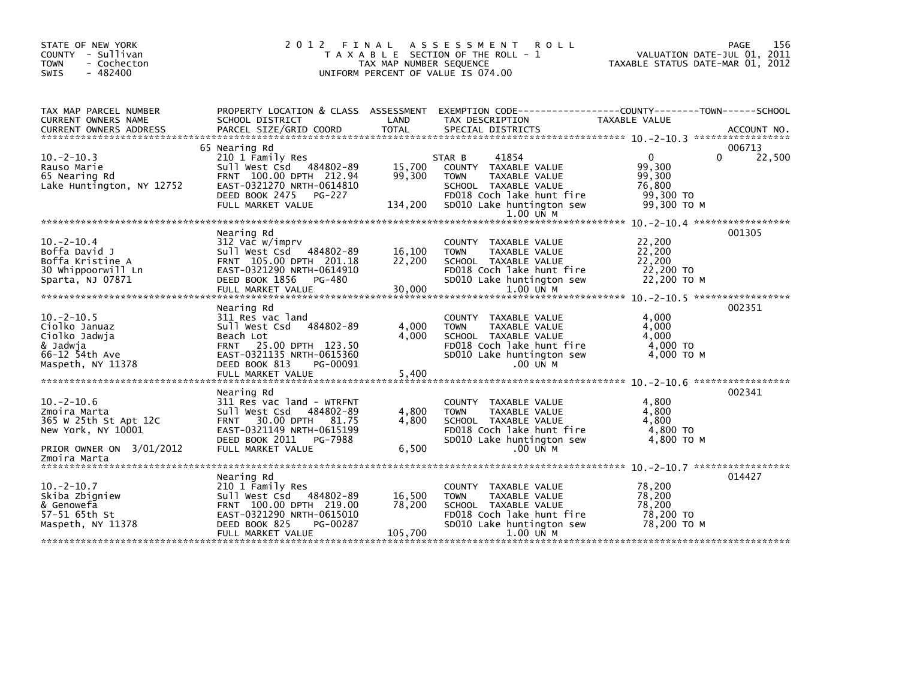STATE OF NEW YORK
COUNTY - Sullivan
TOWN - Cochecton
SWIS - 482400

2 0 1 2 F I N A L A S S E S S M E N T R O L L
T A X A B L E SECTION OF THE ROLL - 1
TAX MAP NUMBER SEQUENCE
UNIFORM PERCENT OF VALUE IS 074.00

VALUATION DATE-JUL 01, 2011
TAXABLE STATUS DATE-MAR 01, 2012

| TAX MAP PARCEL NUMBER / CURRENT OWNERS NAME / CURRENT OWNERS ADDRESS | PROPERTY LOCATION & CLASS / SCHOOL DISTRICT / PARCEL SIZE/GRID COORD | ASSESSMENT LAND / TOTAL | EXEMPTION CODE / TAX DESCRIPTION / SPECIAL DISTRICTS | COUNTY TAXABLE VALUE | TOWN | SCHOOL | ACCOUNT NO. |
|---|---|---|---|---|---|---|---|
| 10.-2-10.3 | 65 Nearing Rd | | | | | | 006713 |
| | 210 1 Family Res | | STAR B 41854 | 0 | 0 | 22,500 | |
| Rauso Marie | Sull West Csd 484802-89 | 15,700 | COUNTY TAXABLE VALUE | 99,300 | | | |
| 65 Nearing Rd | FRNT 100.00 DPTH 212.94 | 99,300 | TOWN TAXABLE VALUE | 99,300 | | | |
| Lake Huntington, NY 12752 | EAST-0321270 NRTH-0614810 | | SCHOOL TAXABLE VALUE | 76,800 | | | |
| | DEED BOOK 2475 PG-227 | | FD018 Coch lake hunt fire | 99,300 TO | | | |
| | FULL MARKET VALUE | 134,200 | SD010 Lake huntington sew | 99,300 TO M | | | |
| | | | 1.00 UN M | | | | |
| 10.-2-10.4 | Nearing Rd | | | | | | 001305 |
| | 312 Vac w/imprv | | COUNTY TAXABLE VALUE | 22,200 | | | |
| Boffa David J | Sull West Csd 484802-89 | 16,100 | TOWN TAXABLE VALUE | 22,200 | | | |
| Boffa Kristine A | FRNT 105.00 DPTH 201.18 | 22,200 | SCHOOL TAXABLE VALUE | 22,200 | | | |
| 30 Whippoorwill Ln | EAST-0321290 NRTH-0614910 | | FD018 Coch lake hunt fire | 22,200 TO | | | |
| Sparta, NJ 07871 | DEED BOOK 1856 PG-480 | | SD010 Lake huntington sew | 22,200 TO M | | | |
| | FULL MARKET VALUE | 30,000 | 1.00 UN M | | | | |
| 10.-2-10.5 | Nearing Rd | | | | | | 002351 |
| | 311 Res vac land | | COUNTY TAXABLE VALUE | 4,000 | | | |
| Ciolko Januaz | Sull West Csd 484802-89 | 4,000 | TOWN TAXABLE VALUE | 4,000 | | | |
| Ciolko Jadwja | Beach Lot | 4,000 | SCHOOL TAXABLE VALUE | 4,000 | | | |
| & Jadwja | FRNT 25.00 DPTH 123.50 | | FD018 Coch lake hunt fire | 4,000 TO | | | |
| 66-12 54th Ave | EAST-0321135 NRTH-0615360 | | SD010 Lake huntington sew | 4,000 TO M | | | |
| Maspeth, NY 11378 | DEED BOOK 813 PG-00091 | | .00 UN M | | | | |
| | FULL MARKET VALUE | 5,400 | | | | | |
| 10.-2-10.6 | Nearing Rd | | | | | | 002341 |
| | 311 Res vac land - WTRFNT | | COUNTY TAXABLE VALUE | 4,800 | | | |
| Zmoira Marta | Sull West Csd 484802-89 | 4,800 | TOWN TAXABLE VALUE | 4,800 | | | |
| 365 W 25th St Apt 12C | FRNT 30.00 DPTH 81.75 | 4,800 | SCHOOL TAXABLE VALUE | 4,800 | | | |
| New York, NY 10001 | EAST-0321149 NRTH-0615199 | | FD018 Coch lake hunt fire | 4,800 TO | | | |
| | DEED BOOK 2011 PG-7988 | | SD010 Lake huntington sew | 4,800 TO M | | | |
| PRIOR OWNER ON 3/01/2012 | FULL MARKET VALUE | 6,500 | .00 UN M | | | | |
| Zmoira Marta | | | | | | | |
| 10.-2-10.7 | Nearing Rd | | | | | | 014427 |
| | 210 1 Family Res | | COUNTY TAXABLE VALUE | 78,200 | | | |
| Skiba Zbigniew | Sull West Csd 484802-89 | 16,500 | TOWN TAXABLE VALUE | 78,200 | | | |
| & Genowefa | FRNT 100.00 DPTH 219.00 | 78,200 | SCHOOL TAXABLE VALUE | 78,200 | | | |
| 57-51 65th St | EAST-0321290 NRTH-0615010 | | FD018 Coch lake hunt fire | 78,200 TO | | | |
| Maspeth, NY 11378 | DEED BOOK 825 PG-00287 | | SD010 Lake huntington sew | 78,200 TO M | | | |
| | FULL MARKET VALUE | 105,700 | 1.00 UN M | | | | |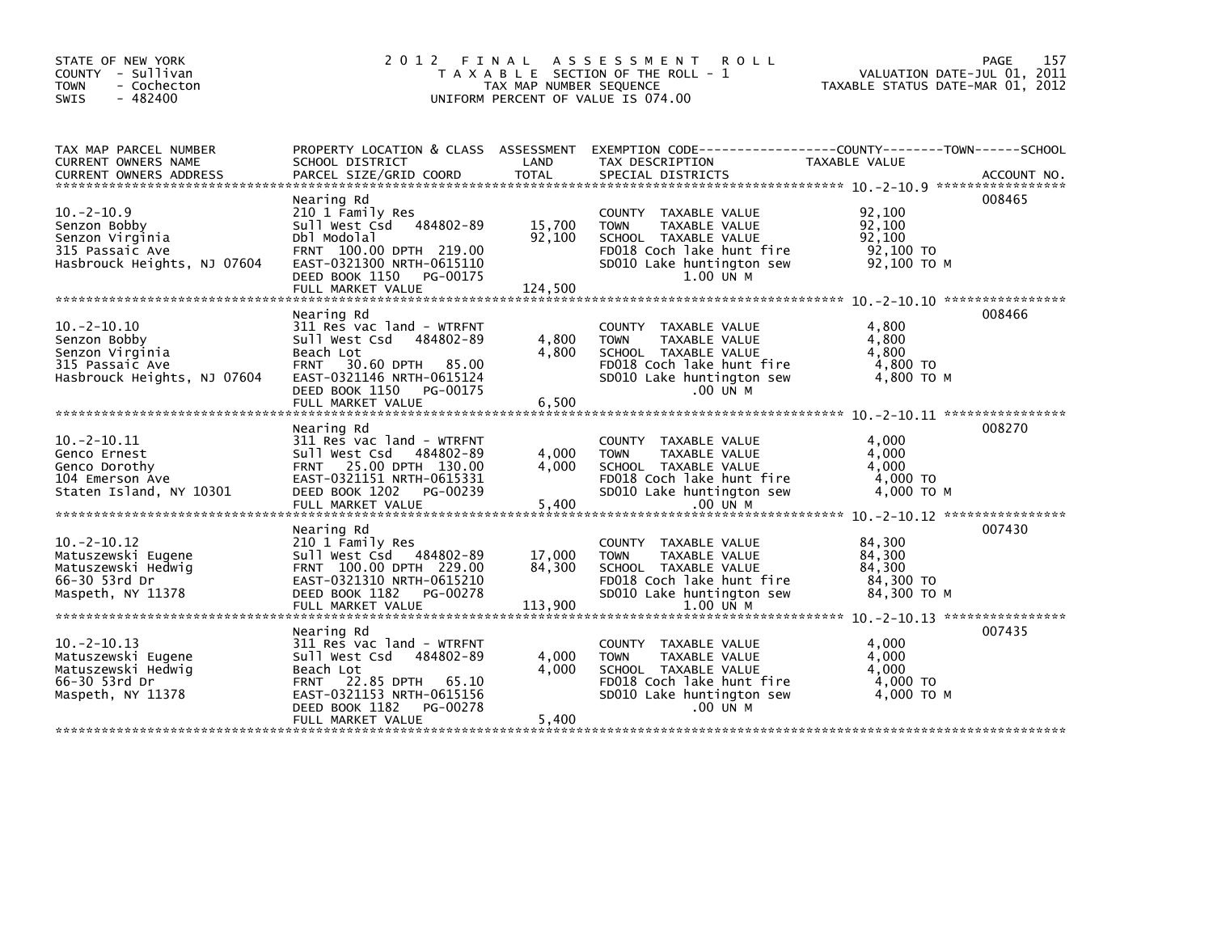STATE OF NEW YORK
COUNTY - Sullivan
TOWN - Cochecton
SWIS - 482400

# 2012 FINAL ASSESSMENT ROLL

TAXABLE SECTION OF THE ROLL - 1
TAX MAP NUMBER SEQUENCE
UNIFORM PERCENT OF VALUE IS 074.00

VALUATION DATE-JUL 01, 2011
TAXABLE STATUS DATE-MAR 01, 2012

| TAX MAP PARCEL NUMBER / CURRENT OWNERS NAME / CURRENT OWNERS ADDRESS | PROPERTY LOCATION & CLASS / SCHOOL DISTRICT / PARCEL SIZE/GRID COORD | ASSESSMENT LAND | TOTAL | EXEMPTION CODE / TAX DESCRIPTION / SPECIAL DISTRICTS | TAXABLE VALUE | ACCOUNT NO. |
|---|---|---|---|---|---|---|
| 10.-2-10.9 | Nearing Rd | | | | | 008465 |
| 10.-2-10.9 | 210 1 Family Res | | | COUNTY TAXABLE VALUE | 92,100 | |
| Senzon Bobby | Sull West Csd 484802-89 | 15,700 | | TOWN TAXABLE VALUE | 92,100 | |
| Senzon Virginia | Dbl Modolal | | 92,100 | SCHOOL TAXABLE VALUE | 92,100 | |
| 315 Passaic Ave | FRNT 100.00 DPTH 219.00 | | | FD018 Coch lake hunt fire | 92,100 TO | |
| Hasbrouck Heights, NJ 07604 | EAST-0321300 NRTH-0615110 | | | SD010 Lake huntington sew | 92,100 TO M | |
| | DEED BOOK 1150 PG-00175 | | | 1.00 UN M | | |
| | FULL MARKET VALUE | | 124,500 | | | |
| 10.-2-10.10 | Nearing Rd | | | | | 008466 |
| 10.-2-10.10 | 311 Res vac land - WTRFNT | | | COUNTY TAXABLE VALUE | 4,800 | |
| Senzon Bobby | Sull West Csd 484802-89 | 4,800 | | TOWN TAXABLE VALUE | 4,800 | |
| Senzon Virginia | Beach Lot | | 4,800 | SCHOOL TAXABLE VALUE | 4,800 | |
| 315 Passaic Ave | FRNT 30.60 DPTH 85.00 | | | FD018 Coch lake hunt fire | 4,800 TO | |
| Hasbrouck Heights, NJ 07604 | EAST-0321146 NRTH-0615124 | | | SD010 Lake huntington sew | 4,800 TO M | |
| | DEED BOOK 1150 PG-00175 | | | .00 UN M | | |
| | FULL MARKET VALUE | | 6,500 | | | |
| 10.-2-10.11 | Nearing Rd | | | | | 008270 |
| 10.-2-10.11 | 311 Res vac land - WTRFNT | | | COUNTY TAXABLE VALUE | 4,000 | |
| Genco Ernest | Sull West Csd 484802-89 | 4,000 | | TOWN TAXABLE VALUE | 4,000 | |
| Genco Dorothy | FRNT 25.00 DPTH 130.00 | | 4,000 | SCHOOL TAXABLE VALUE | 4,000 | |
| 104 Emerson Ave | EAST-0321151 NRTH-0615331 | | | FD018 Coch lake hunt fire | 4,000 TO | |
| Staten Island, NY 10301 | DEED BOOK 1202 PG-00239 | | | SD010 Lake huntington sew | 4,000 TO M | |
| | FULL MARKET VALUE | | 5,400 | .00 UN M | | |
| 10.-2-10.12 | Nearing Rd | | | | | 007430 |
| 10.-2-10.12 | 210 1 Family Res | | | COUNTY TAXABLE VALUE | 84,300 | |
| Matuszewski Eugene | Sull West Csd 484802-89 | 17,000 | | TOWN TAXABLE VALUE | 84,300 | |
| Matuszewski Hedwig | FRNT 100.00 DPTH 229.00 | | 84,300 | SCHOOL TAXABLE VALUE | 84,300 | |
| 66-30 53rd Dr | EAST-0321310 NRTH-0615210 | | | FD018 Coch lake hunt fire | 84,300 TO | |
| Maspeth, NY 11378 | DEED BOOK 1182 PG-00278 | | | SD010 Lake huntington sew | 84,300 TO M | |
| | FULL MARKET VALUE | | 113,900 | 1.00 UN M | | |
| 10.-2-10.13 | Nearing Rd | | | | | 007435 |
| 10.-2-10.13 | 311 Res vac land - WTRFNT | | | COUNTY TAXABLE VALUE | 4,000 | |
| Matuszewski Eugene | Sull West Csd 484802-89 | 4,000 | | TOWN TAXABLE VALUE | 4,000 | |
| Matuszewski Hedwig | Beach Lot | | 4,000 | SCHOOL TAXABLE VALUE | 4,000 | |
| 66-30 53rd Dr | FRNT 22.85 DPTH 65.10 | | | FD018 Coch lake hunt fire | 4,000 TO | |
| Maspeth, NY 11378 | EAST-0321153 NRTH-0615156 | | | SD010 Lake huntington sew | 4,000 TO M | |
| | DEED BOOK 1182 PG-00278 | | | .00 UN M | | |
| | FULL MARKET VALUE | | 5,400 | | | |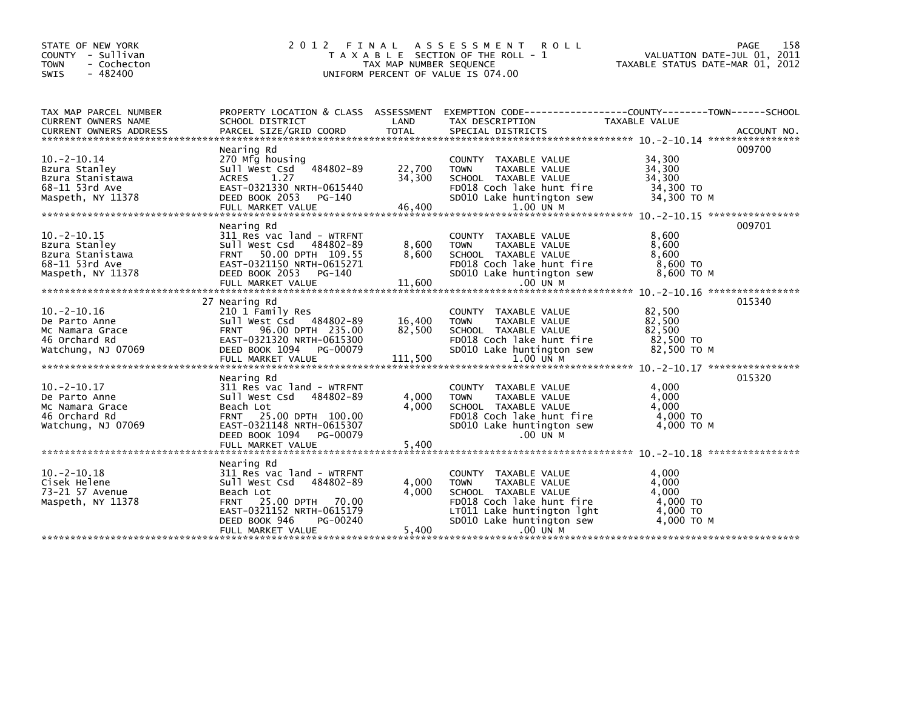STATE OF NEW YORK
COUNTY - Sullivan
TOWN - Cochecton
SWIS - 482400

# 2012 FINAL ASSESSMENT ROLL

TAXABLE SECTION OF THE ROLL - 1
TAX MAP NUMBER SEQUENCE
UNIFORM PERCENT OF VALUE IS 074.00

VALUATION DATE-JUL 01, 2011
TAXABLE STATUS DATE-MAR 01, 2012

| TAX MAP PARCEL NUMBER / CURRENT OWNERS NAME / CURRENT OWNERS ADDRESS | PROPERTY LOCATION & CLASS / SCHOOL DISTRICT / PARCEL SIZE/GRID COORD | ASSESSMENT LAND | TOTAL | EXEMPTION CODE / TAX DESCRIPTION / SPECIAL DISTRICTS | TAXABLE VALUE | ACCOUNT NO. |
|---|---|---|---|---|---|---|
| 10.-2-10.14 | Nearing Rd | | | | | 009700 |
| | 270 Mfg housing | | | COUNTY TAXABLE VALUE | 34,300 | |
| Bzura Stanley | Sull West Csd 484802-89 | 22,700 | | TOWN TAXABLE VALUE | 34,300 | |
| Bzura Stanistawa | ACRES 1.27 | | 34,300 | SCHOOL TAXABLE VALUE | 34,300 | |
| 68-11 53rd Ave | EAST-0321330 NRTH-0615440 | | | FD018 Coch lake hunt fire | 34,300 TO | |
| Maspeth, NY 11378 | DEED BOOK 2053 PG-140 | | | SD010 Lake huntington sew | 34,300 TO M | |
| | FULL MARKET VALUE | | 46,400 | 1.00 UN M | | |
| 10.-2-10.15 | Nearing Rd | | | | | 009701 |
| | 311 Res vac land - WTRFNT | | | COUNTY TAXABLE VALUE | 8,600 | |
| Bzura Stanley | Sull West Csd 484802-89 | 8,600 | | TOWN TAXABLE VALUE | 8,600 | |
| Bzura Stanistawa | FRNT 50.00 DPTH 109.55 | | 8,600 | SCHOOL TAXABLE VALUE | 8,600 | |
| 68-11 53rd Ave | EAST-0321150 NRTH-0615271 | | | FD018 Coch lake hunt fire | 8,600 TO | |
| Maspeth, NY 11378 | DEED BOOK 2053 PG-140 | | | SD010 Lake huntington sew | 8,600 TO M | |
| | FULL MARKET VALUE | | 11,600 | .00 UN M | | |
| 10.-2-10.16 | 27 Nearing Rd | | | | | 015340 |
| | 210 1 Family Res | | | COUNTY TAXABLE VALUE | 82,500 | |
| De Parto Anne | Sull West Csd 484802-89 | 16,400 | | TOWN TAXABLE VALUE | 82,500 | |
| Mc Namara Grace | FRNT 96.00 DPTH 235.00 | | 82,500 | SCHOOL TAXABLE VALUE | 82,500 | |
| 46 Orchard Rd | EAST-0321320 NRTH-0615300 | | | FD018 Coch lake hunt fire | 82,500 TO | |
| Watchung, NJ 07069 | DEED BOOK 1094 PG-00079 | | | SD010 Lake huntington sew | 82,500 TO M | |
| | FULL MARKET VALUE | | 111,500 | 1.00 UN M | | |
| 10.-2-10.17 | Nearing Rd | | | | | 015320 |
| | 311 Res vac land - WTRFNT | | | COUNTY TAXABLE VALUE | 4,000 | |
| De Parto Anne | Sull West Csd 484802-89 | 4,000 | | TOWN TAXABLE VALUE | 4,000 | |
| Mc Namara Grace | Beach Lot | | 4,000 | SCHOOL TAXABLE VALUE | 4,000 | |
| 46 Orchard Rd | FRNT 25.00 DPTH 100.00 | | | FD018 Coch lake hunt fire | 4,000 TO | |
| Watchung, NJ 07069 | EAST-0321148 NRTH-0615307 | | | SD010 Lake huntington sew | 4,000 TO M | |
| | DEED BOOK 1094 PG-00079 | | | .00 UN M | | |
| | FULL MARKET VALUE | | 5,400 | | | |
| 10.-2-10.18 | Nearing Rd | | | | | |
| | 311 Res vac land - WTRFNT | | | COUNTY TAXABLE VALUE | 4,000 | |
| Cisek Helene | Sull West Csd 484802-89 | 4,000 | | TOWN TAXABLE VALUE | 4,000 | |
| 73-21 57 Avenue | Beach Lot | | 4,000 | SCHOOL TAXABLE VALUE | 4,000 | |
| Maspeth, NY 11378 | FRNT 25.00 DPTH 70.00 | | | FD018 Coch lake hunt fire | 4,000 TO | |
| | EAST-0321152 NRTH-0615179 | | | LT011 Lake huntington lght | 4,000 TO | |
| | DEED BOOK 946 PG-00240 | | | SD010 Lake huntington sew | 4,000 TO M | |
| | FULL MARKET VALUE | | 5,400 | .00 UN M | | |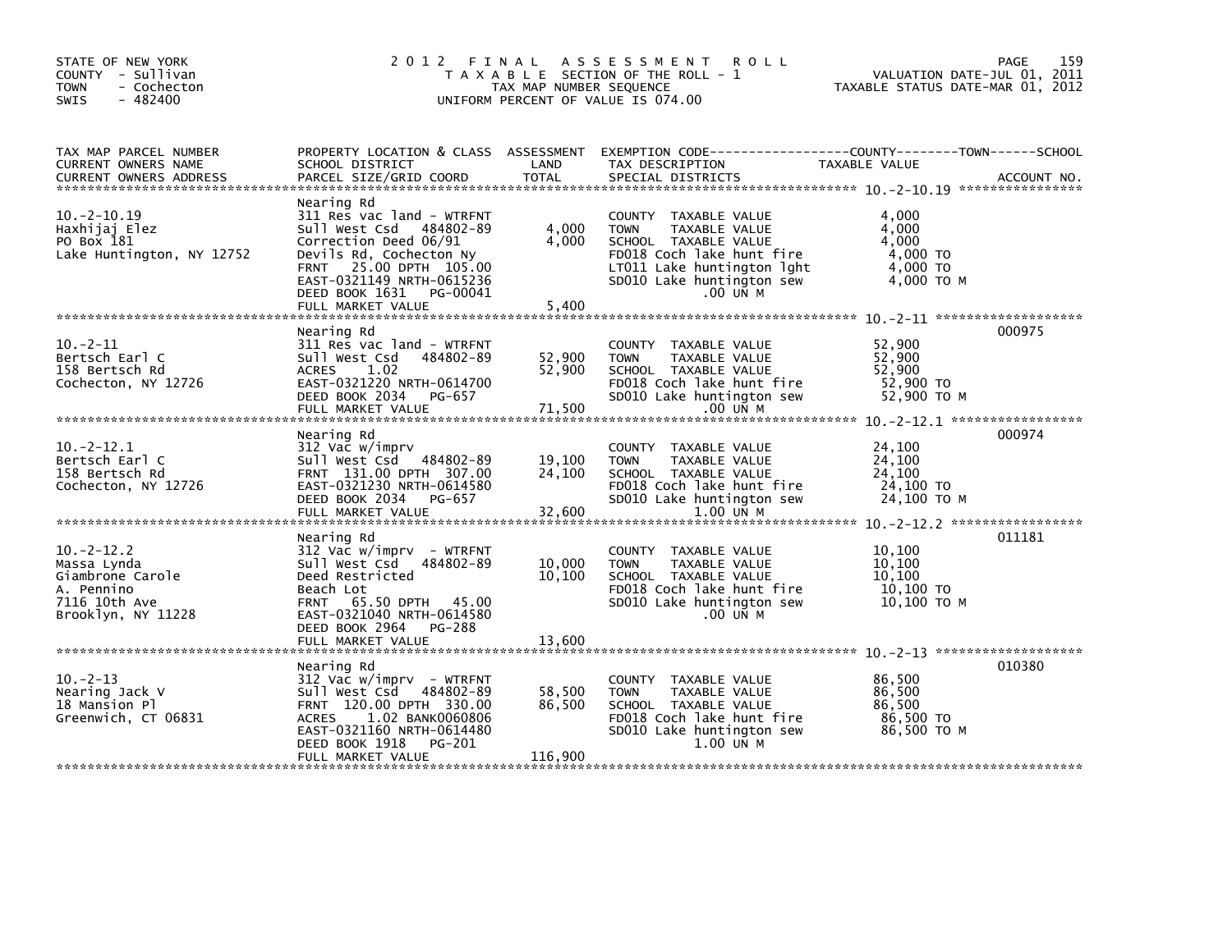STATE OF NEW YORK
COUNTY - Sullivan
TOWN - Cochecton
SWIS - 482400

# 2012 FINAL ASSESSMENT ROLL
TAXABLE SECTION OF THE ROLL - 1
TAX MAP NUMBER SEQUENCE
UNIFORM PERCENT OF VALUE IS 074.00

VALUATION DATE-JUL 01, 2011
TAXABLE STATUS DATE-MAR 01, 2012

| TAX MAP PARCEL NUMBER / CURRENT OWNERS NAME / CURRENT OWNERS ADDRESS | PROPERTY LOCATION & CLASS / SCHOOL DISTRICT / PARCEL SIZE/GRID COORD | ASSESSMENT LAND / TOTAL | EXEMPTION CODE / TAX DESCRIPTION / SPECIAL DISTRICTS | TAXABLE VALUE (COUNTY / TOWN / SCHOOL) | ACCOUNT NO. |
|---|---|---|---|---|---|
| 10.-2-10.19 | Nearing Rd | | | | |
| 10.-2-10.19 | 311 Res vac land - WTRFNT | | COUNTY TAXABLE VALUE | 4,000 | |
| Haxhijaj Elez | Sull West Csd 484802-89 | 4,000 | TOWN TAXABLE VALUE | 4,000 | |
| PO Box 181 | Correction Deed 06/91 | 4,000 | SCHOOL TAXABLE VALUE | 4,000 | |
| Lake Huntington, NY 12752 | Devils Rd, Cochecton Ny | | FD018 Coch lake hunt fire | 4,000 TO | |
| | FRNT 25.00 DPTH 105.00 | | LT011 Lake huntington lght | 4,000 TO | |
| | EAST-0321149 NRTH-0615236 | | SD010 Lake huntington sew | 4,000 TO M | |
| | DEED BOOK 1631 PG-00041 | | .00 UN M | | |
| | FULL MARKET VALUE | 5,400 | | | |
| 10.-2-11 | Nearing Rd | | | | 000975 |
| 10.-2-11 | 311 Res vac land - WTRFNT | | COUNTY TAXABLE VALUE | 52,900 | |
| Bertsch Earl C | Sull West Csd 484802-89 | 52,900 | TOWN TAXABLE VALUE | 52,900 | |
| 158 Bertsch Rd | ACRES 1.02 | 52,900 | SCHOOL TAXABLE VALUE | 52,900 | |
| Cochecton, NY 12726 | EAST-0321220 NRTH-0614700 | | FD018 Coch lake hunt fire | 52,900 TO | |
| | DEED BOOK 2034 PG-657 | | SD010 Lake huntington sew | 52,900 TO M | |
| | FULL MARKET VALUE | 71,500 | .00 UN M | | |
| 10.-2-12.1 | Nearing Rd | | | | 000974 |
| 10.-2-12.1 | 312 Vac w/imprv | | COUNTY TAXABLE VALUE | 24,100 | |
| Bertsch Earl C | Sull West Csd 484802-89 | 19,100 | TOWN TAXABLE VALUE | 24,100 | |
| 158 Bertsch Rd | FRNT 131.00 DPTH 307.00 | 24,100 | SCHOOL TAXABLE VALUE | 24,100 | |
| Cochecton, NY 12726 | EAST-0321230 NRTH-0614580 | | FD018 Coch lake hunt fire | 24,100 TO | |
| | DEED BOOK 2034 PG-657 | | SD010 Lake huntington sew | 24,100 TO M | |
| | FULL MARKET VALUE | 32,600 | 1.00 UN M | | |
| 10.-2-12.2 | Nearing Rd | | | | 011181 |
| 10.-2-12.2 | 312 Vac w/imprv - WTRFNT | | COUNTY TAXABLE VALUE | 10,100 | |
| Massa Lynda | Sull West Csd 484802-89 | 10,000 | TOWN TAXABLE VALUE | 10,100 | |
| Giambrone Carole | Deed Restricted | 10,100 | SCHOOL TAXABLE VALUE | 10,100 | |
| A. Pennino | Beach Lot | | FD018 Coch lake hunt fire | 10,100 TO | |
| 7116 10th Ave | FRNT 65.50 DPTH 45.00 | | SD010 Lake huntington sew | 10,100 TO M | |
| Brooklyn, NY 11228 | EAST-0321040 NRTH-0614580 | | .00 UN M | | |
| | DEED BOOK 2964 PG-288 | | | | |
| | FULL MARKET VALUE | 13,600 | | | |
| 10.-2-13 | Nearing Rd | | | | 010380 |
| 10.-2-13 | 312 Vac w/imprv - WTRFNT | | COUNTY TAXABLE VALUE | 86,500 | |
| Nearing Jack V | Sull West Csd 484802-89 | 58,500 | TOWN TAXABLE VALUE | 86,500 | |
| 18 Mansion Pl | FRNT 120.00 DPTH 330.00 | 86,500 | SCHOOL TAXABLE VALUE | 86,500 | |
| Greenwich, CT 06831 | ACRES 1.02 BANK0060806 | | FD018 Coch lake hunt fire | 86,500 TO | |
| | EAST-0321160 NRTH-0614480 | | SD010 Lake huntington sew | 86,500 TO M | |
| | DEED BOOK 1918 PG-201 | | 1.00 UN M | | |
| | FULL MARKET VALUE | 116,900 | | | |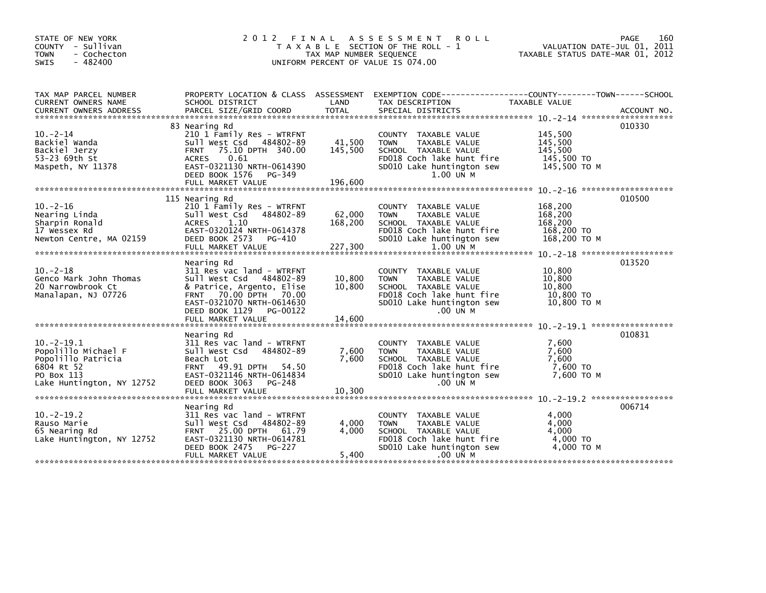STATE OF NEW YORK
COUNTY - Sullivan
TOWN - Cochecton
SWIS - 482400

# 2012 FINAL ASSESSMENT ROLL

TAXABLE SECTION OF THE ROLL - 1
TAX MAP NUMBER SEQUENCE
UNIFORM PERCENT OF VALUE IS 074.00

VALUATION DATE-JUL 01, 2011
TAXABLE STATUS DATE-MAR 01, 2012

| TAX MAP PARCEL NUMBER / CURRENT OWNERS NAME / CURRENT OWNERS ADDRESS | PROPERTY LOCATION & CLASS / SCHOOL DISTRICT / PARCEL SIZE/GRID COORD | ASSESSMENT LAND | ASSESSMENT TOTAL | EXEMPTION CODE / TAX DESCRIPTION / SPECIAL DISTRICTS | TAXABLE VALUE (COUNTY / TOWN / SCHOOL) | ACCOUNT NO. |
|---|---|---|---|---|---|---|
| 10.-2-14 | 83 Nearing Rd | | | | | 010330 |
| | 210 1 Family Res - WTRFNT | | | COUNTY TAXABLE VALUE | 145,500 | |
| Backiel Wanda | Sull West Csd 484802-89 | 41,500 | | TOWN TAXABLE VALUE | 145,500 | |
| Backiel Jerzy | FRNT 75.10 DPTH 340.00 | | 145,500 | SCHOOL TAXABLE VALUE | 145,500 | |
| 53-23 69th St | ACRES 0.61 | | | FD018 Coch lake hunt fire | 145,500 TO | |
| Maspeth, NY 11378 | EAST-0321130 NRTH-0614390 | | | SD010 Lake huntington sew | 145,500 TO M | |
| | DEED BOOK 1576 PG-349 | | | 1.00 UN M | | |
| | FULL MARKET VALUE | | 196,600 | | | |
| 10.-2-16 | 115 Nearing Rd | | | | | 010500 |
| | 210 1 Family Res - WTRFNT | | | COUNTY TAXABLE VALUE | 168,200 | |
| Nearing Linda | Sull West Csd 484802-89 | 62,000 | | TOWN TAXABLE VALUE | 168,200 | |
| Sharpin Ronald | ACRES 1.10 | | 168,200 | SCHOOL TAXABLE VALUE | 168,200 | |
| 17 Wessex Rd | EAST-0320124 NRTH-0614378 | | | FD018 Coch lake hunt fire | 168,200 TO | |
| Newton Centre, MA 02159 | DEED BOOK 2573 PG-410 | | | SD010 Lake huntington sew | 168,200 TO M | |
| | FULL MARKET VALUE | | 227,300 | 1.00 UN M | | |
| 10.-2-18 | Nearing Rd | | | | | 013520 |
| | 311 Res vac land - WTRFNT | | | COUNTY TAXABLE VALUE | 10,800 | |
| Genco Mark John Thomas | Sull West Csd 484802-89 | 10,800 | | TOWN TAXABLE VALUE | 10,800 | |
| 20 Narrowbrook Ct | & Patrice, Argento, Elise | | 10,800 | SCHOOL TAXABLE VALUE | 10,800 | |
| Manalapan, NJ 07726 | FRNT 70.00 DPTH 70.00 | | | FD018 Coch lake hunt fire | 10,800 TO | |
| | EAST-0321070 NRTH-0614630 | | | SD010 Lake huntington sew | 10,800 TO M | |
| | DEED BOOK 1129 PG-00122 | | | .00 UN M | | |
| | FULL MARKET VALUE | | 14,600 | | | |
| 10.-2-19.1 | Nearing Rd | | | | | 010831 |
| | 311 Res vac land - WTRFNT | | | COUNTY TAXABLE VALUE | 7,600 | |
| Popolillo Michael F | Sull West Csd 484802-89 | 7,600 | | TOWN TAXABLE VALUE | 7,600 | |
| Popolillo Patricia | Beach Lot | | 7,600 | SCHOOL TAXABLE VALUE | 7,600 | |
| 6804 Rt 52 | FRNT 49.91 DPTH 54.50 | | | FD018 Coch lake hunt fire | 7,600 TO | |
| PO Box 113 | EAST-0321146 NRTH-0614834 | | | SD010 Lake huntington sew | 7,600 TO M | |
| Lake Huntington, NY 12752 | DEED BOOK 3063 PG-248 | | | .00 UN M | | |
| | FULL MARKET VALUE | | 10,300 | | | |
| 10.-2-19.2 | Nearing Rd | | | | | 006714 |
| | 311 Res vac land - WTRFNT | | | COUNTY TAXABLE VALUE | 4,000 | |
| Rauso Marie | Sull West Csd 484802-89 | 4,000 | | TOWN TAXABLE VALUE | 4,000 | |
| 65 Nearing Rd | FRNT 25.00 DPTH 61.79 | | 4,000 | SCHOOL TAXABLE VALUE | 4,000 | |
| Lake Huntington, NY 12752 | EAST-0321130 NRTH-0614781 | | | FD018 Coch lake hunt fire | 4,000 TO | |
| | DEED BOOK 2475 PG-227 | | | SD010 Lake huntington sew | 4,000 TO M | |
| | FULL MARKET VALUE | | 5,400 | .00 UN M | | |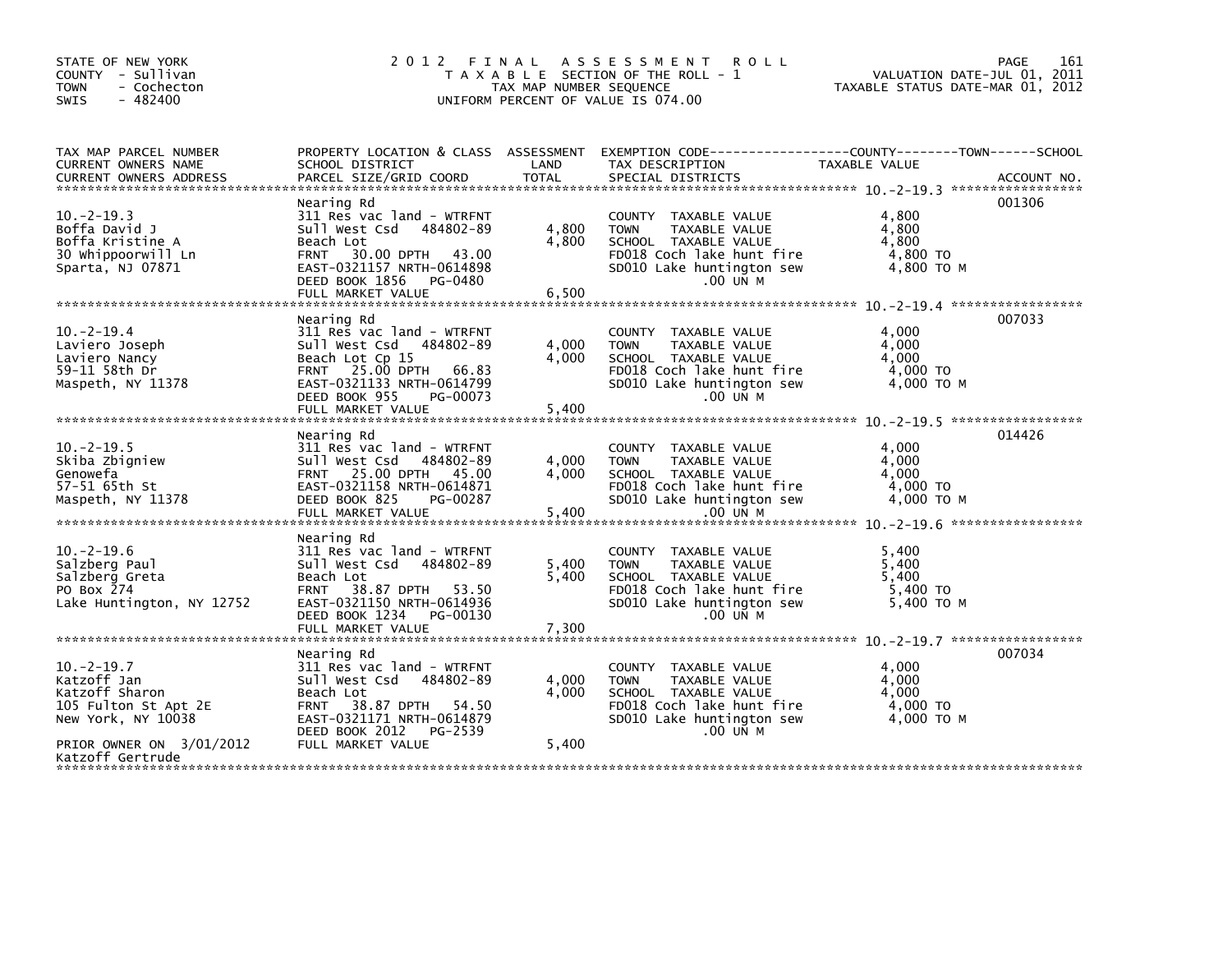STATE OF NEW YORK
COUNTY - Sullivan
TOWN - Cochecton
SWIS - 482400

# 2012 FINAL ASSESSMENT ROLL

TAXABLE SECTION OF THE ROLL - 1
TAX MAP NUMBER SEQUENCE
UNIFORM PERCENT OF VALUE IS 074.00

VALUATION DATE-JUL 01, 2011
TAXABLE STATUS DATE-MAR 01, 2012

| TAX MAP PARCEL NUMBER / CURRENT OWNERS NAME / CURRENT OWNERS ADDRESS | PROPERTY LOCATION & CLASS / SCHOOL DISTRICT / PARCEL SIZE/GRID COORD | ASSESSMENT LAND | TOTAL | EXEMPTION CODE / TAX DESCRIPTION / SPECIAL DISTRICTS | TAXABLE VALUE (COUNTY / TOWN / SCHOOL) | ACCOUNT NO. |
|---|---|---|---|---|---|---|
| 10.-2-19.3 | Nearing Rd | | | | | 001306 |
| Boffa David J | 311 Res vac land - WTRFNT | | | COUNTY TAXABLE VALUE | 4,800 | |
| Boffa Kristine A | Sull West Csd 484802-89 | 4,800 | | TOWN TAXABLE VALUE | 4,800 | |
| 30 Whippoorwill Ln | Beach Lot | | 4,800 | SCHOOL TAXABLE VALUE | 4,800 | |
| Sparta, NJ 07871 | FRNT 30.00 DPTH 43.00 | | | FD018 Coch lake hunt fire | 4,800 TO | |
| | EAST-0321157 NRTH-0614898 | | | SD010 Lake huntington sew | 4,800 TO M | |
| | DEED BOOK 1856 PG-0480 | | | .00 UN M | | |
| | FULL MARKET VALUE | | 6,500 | | | |
| 10.-2-19.4 | Nearing Rd | | | | | 007033 |
| Laviero Joseph | 311 Res vac land - WTRFNT | | | COUNTY TAXABLE VALUE | 4,000 | |
| Laviero Nancy | Sull West Csd 484802-89 | 4,000 | | TOWN TAXABLE VALUE | 4,000 | |
| 59-11 58th Dr | Beach Lot Cp 15 | | 4,000 | SCHOOL TAXABLE VALUE | 4,000 | |
| Maspeth, NY 11378 | FRNT 25.00 DPTH 66.83 | | | FD018 Coch lake hunt fire | 4,000 TO | |
| | EAST-0321133 NRTH-0614799 | | | SD010 Lake huntington sew | 4,000 TO M | |
| | DEED BOOK 955 PG-00073 | | | .00 UN M | | |
| | FULL MARKET VALUE | | 5,400 | | | |
| 10.-2-19.5 | Nearing Rd | | | | | 014426 |
| Skiba Zbigniew | 311 Res vac land - WTRFNT | | | COUNTY TAXABLE VALUE | 4,000 | |
| Genowefa | Sull West Csd 484802-89 | 4,000 | | TOWN TAXABLE VALUE | 4,000 | |
| 57-51 65th St | FRNT 25.00 DPTH 45.00 | | 4,000 | SCHOOL TAXABLE VALUE | 4,000 | |
| Maspeth, NY 11378 | EAST-0321158 NRTH-0614871 | | | FD018 Coch lake hunt fire | 4,000 TO | |
| | DEED BOOK 825 PG-00287 | | | SD010 Lake huntington sew | 4,000 TO M | |
| | FULL MARKET VALUE | | 5,400 | .00 UN M | | |
| 10.-2-19.6 | Nearing Rd | | | | | |
| Salzberg Paul | 311 Res vac land - WTRFNT | | | COUNTY TAXABLE VALUE | 5,400 | |
| Salzberg Greta | Sull West Csd 484802-89 | 5,400 | | TOWN TAXABLE VALUE | 5,400 | |
| PO Box 274 | Beach Lot | | 5,400 | SCHOOL TAXABLE VALUE | 5,400 | |
| Lake Huntington, NY 12752 | FRNT 38.87 DPTH 53.50 | | | FD018 Coch lake hunt fire | 5,400 TO | |
| | EAST-0321150 NRTH-0614936 | | | SD010 Lake huntington sew | 5,400 TO M | |
| | DEED BOOK 1234 PG-00130 | | | .00 UN M | | |
| | FULL MARKET VALUE | | 7,300 | | | |
| 10.-2-19.7 | Nearing Rd | | | | | 007034 |
| Katzoff Jan | 311 Res vac land - WTRFNT | | | COUNTY TAXABLE VALUE | 4,000 | |
| Katzoff Sharon | Sull West Csd 484802-89 | 4,000 | | TOWN TAXABLE VALUE | 4,000 | |
| 105 Fulton St Apt 2E | Beach Lot | | 4,000 | SCHOOL TAXABLE VALUE | 4,000 | |
| New York, NY 10038 | FRNT 38.87 DPTH 54.50 | | | FD018 Coch lake hunt fire | 4,000 TO | |
| | EAST-0321171 NRTH-0614879 | | | SD010 Lake huntington sew | 4,000 TO M | |
| | DEED BOOK 2012 PG-2539 | | | .00 UN M | | |
| PRIOR OWNER ON 3/01/2012 | FULL MARKET VALUE | | 5,400 | | | |
| Katzoff Gertrude | | | | | | |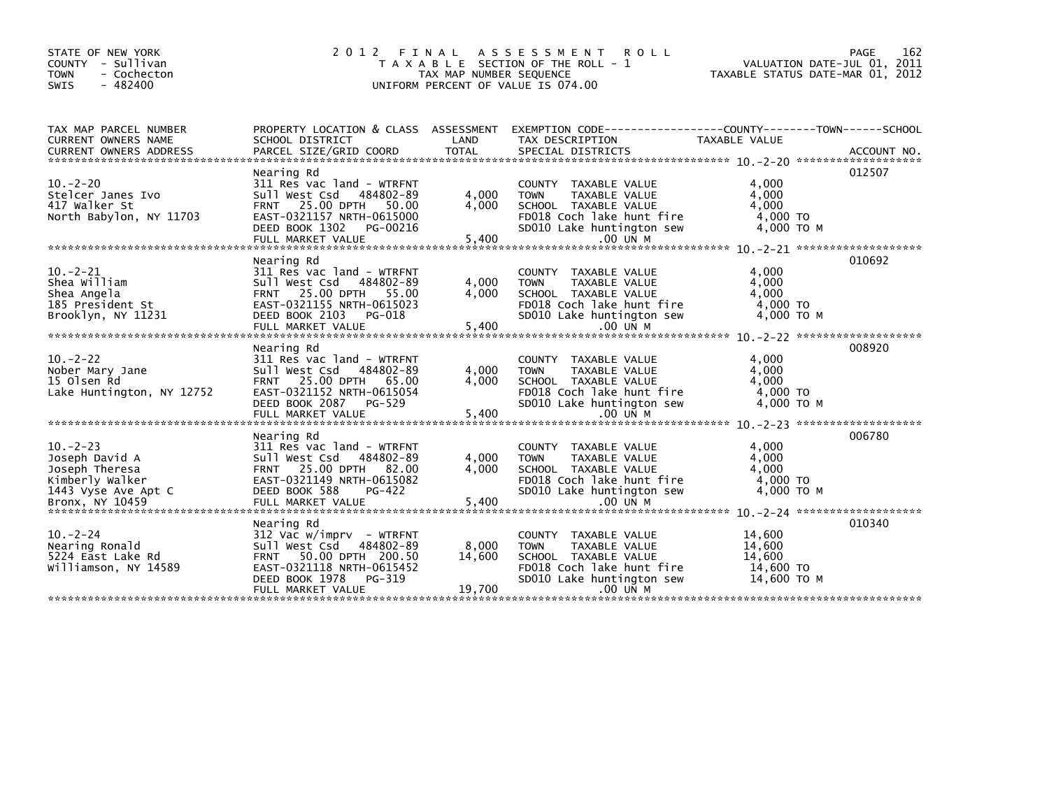STATE OF NEW YORK
COUNTY - Sullivan
TOWN - Cochecton
SWIS - 482400

# 2012 FINAL ASSESSMENT ROLL

TAXABLE SECTION OF THE ROLL - 1
TAX MAP NUMBER SEQUENCE
UNIFORM PERCENT OF VALUE IS 074.00

VALUATION DATE-JUL 01, 2011
TAXABLE STATUS DATE-MAR 01, 2012

| TAX MAP PARCEL NUMBER / CURRENT OWNERS NAME / CURRENT OWNERS ADDRESS | PROPERTY LOCATION & CLASS / SCHOOL DISTRICT / PARCEL SIZE/GRID COORD | ASSESSMENT LAND | TOTAL | EXEMPTION CODE / TAX DESCRIPTION / SPECIAL DISTRICTS | TAXABLE VALUE | ACCOUNT NO. |
|---|---|---|---|---|---|---|
| 10.-2-20 | Nearing Rd | | | | | 012507 |
| | 311 Res vac land - WTRFNT | | | COUNTY TAXABLE VALUE | 4,000 | |
| Stelcer Janes Ivo | Sull West Csd 484802-89 | 4,000 | | TOWN TAXABLE VALUE | 4,000 | |
| 417 Walker St | FRNT 25.00 DPTH 50.00 | | 4,000 | SCHOOL TAXABLE VALUE | 4,000 | |
| North Babylon, NY 11703 | EAST-0321157 NRTH-0615000 | | | FD018 Coch lake hunt fire | 4,000 TO | |
| | DEED BOOK 1302 PG-00216 | | | SD010 Lake huntington sew | 4,000 TO M | |
| | FULL MARKET VALUE | | 5,400 | .00 UN M | | |
| 10.-2-21 | Nearing Rd | | | | | 010692 |
| | 311 Res vac land - WTRFNT | | | COUNTY TAXABLE VALUE | 4,000 | |
| Shea William | Sull West Csd 484802-89 | 4,000 | | TOWN TAXABLE VALUE | 4,000 | |
| Shea Angela | FRNT 25.00 DPTH 55.00 | | 4,000 | SCHOOL TAXABLE VALUE | 4,000 | |
| 185 President St | EAST-0321155 NRTH-0615023 | | | FD018 Coch lake hunt fire | 4,000 TO | |
| Brooklyn, NY 11231 | DEED BOOK 2103 PG-018 | | | SD010 Lake huntington sew | 4,000 TO M | |
| | FULL MARKET VALUE | | 5,400 | .00 UN M | | |
| 10.-2-22 | Nearing Rd | | | | | 008920 |
| | 311 Res vac land - WTRFNT | | | COUNTY TAXABLE VALUE | 4,000 | |
| Nober Mary Jane | Sull West Csd 484802-89 | 4,000 | | TOWN TAXABLE VALUE | 4,000 | |
| 15 Olsen Rd | FRNT 25.00 DPTH 65.00 | | 4,000 | SCHOOL TAXABLE VALUE | 4,000 | |
| Lake Huntington, NY 12752 | EAST-0321152 NRTH-0615054 | | | FD018 Coch lake hunt fire | 4,000 TO | |
| | DEED BOOK 2087 PG-529 | | | SD010 Lake huntington sew | 4,000 TO M | |
| | FULL MARKET VALUE | | 5,400 | .00 UN M | | |
| 10.-2-23 | Nearing Rd | | | | | 006780 |
| | 311 Res vac land - WTRFNT | | | COUNTY TAXABLE VALUE | 4,000 | |
| Joseph David A | Sull West Csd 484802-89 | 4,000 | | TOWN TAXABLE VALUE | 4,000 | |
| Joseph Theresa | FRNT 25.00 DPTH 82.00 | | 4,000 | SCHOOL TAXABLE VALUE | 4,000 | |
| Kimberly Walker | EAST-0321149 NRTH-0615082 | | | FD018 Coch lake hunt fire | 4,000 TO | |
| 1443 Vyse Ave Apt C | DEED BOOK 588 PG-422 | | | SD010 Lake huntington sew | 4,000 TO M | |
| Bronx, NY 10459 | FULL MARKET VALUE | | 5,400 | .00 UN M | | |
| 10.-2-24 | Nearing Rd | | | | | 010340 |
| | 312 Vac w/imprv - WTRFNT | | | COUNTY TAXABLE VALUE | 14,600 | |
| Nearing Ronald | Sull West Csd 484802-89 | 8,000 | | TOWN TAXABLE VALUE | 14,600 | |
| 5224 East Lake Rd | FRNT 50.00 DPTH 200.50 | | 14,600 | SCHOOL TAXABLE VALUE | 14,600 | |
| Williamson, NY 14589 | EAST-0321118 NRTH-0615452 | | | FD018 Coch lake hunt fire | 14,600 TO | |
| | DEED BOOK 1978 PG-319 | | | SD010 Lake huntington sew | 14,600 TO M | |
| | FULL MARKET VALUE | | 19,700 | .00 UN M | | |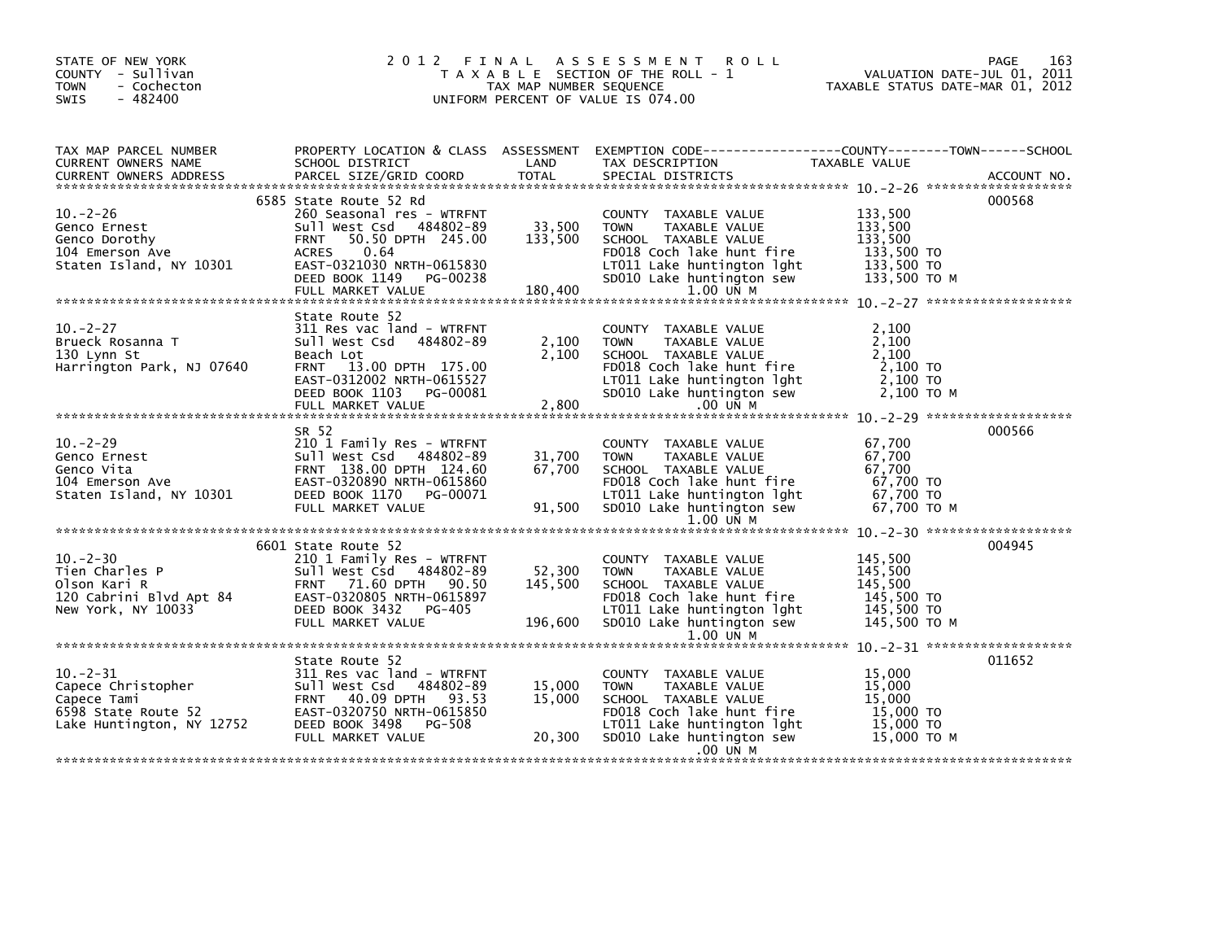STATE OF NEW YORK
COUNTY - Sullivan
TOWN - Cochecton
SWIS - 482400

# 2012 FINAL ASSESSMENT ROLL

TAXABLE SECTION OF THE ROLL - 1
TAX MAP NUMBER SEQUENCE
UNIFORM PERCENT OF VALUE IS 074.00

VALUATION DATE-JUL 01, 2011
TAXABLE STATUS DATE-MAR 01, 2012

| TAX MAP PARCEL NUMBER / CURRENT OWNERS NAME / CURRENT OWNERS ADDRESS | PROPERTY LOCATION & CLASS / SCHOOL DISTRICT / PARCEL SIZE/GRID COORD | ASSESSMENT LAND / TOTAL | EXEMPTION CODE / TAX DESCRIPTION / SPECIAL DISTRICTS | TAXABLE VALUE (COUNTY / TOWN / SCHOOL) | ACCOUNT NO. |
|---|---|---|---|---|---|
| 10.-2-26 | 6585 State Route 52 Rd | | | | 000568 |
| 10.-2-26 | 260 Seasonal res - WTRFNT | | COUNTY TAXABLE VALUE | 133,500 | |
| Genco Ernest | Sull West Csd 484802-89 | 33,500 | TOWN TAXABLE VALUE | 133,500 | |
| Genco Dorothy | FRNT 50.50 DPTH 245.00 | 133,500 | SCHOOL TAXABLE VALUE | 133,500 | |
| 104 Emerson Ave | ACRES 0.64 | | FD018 Coch lake hunt fire | 133,500 TO | |
| Staten Island, NY 10301 | EAST-0321030 NRTH-0615830 | | LT011 Lake huntington lght | 133,500 TO | |
| | DEED BOOK 1149 PG-00238 | | SD010 Lake huntington sew | 133,500 TO M | |
| | FULL MARKET VALUE | 180,400 | 1.00 UN M | | |
| 10.-2-27 | State Route 52 | | | | |
| 10.-2-27 | 311 Res vac land - WTRFNT | | COUNTY TAXABLE VALUE | 2,100 | |
| Brueck Rosanna T | Sull West Csd 484802-89 | 2,100 | TOWN TAXABLE VALUE | 2,100 | |
| 130 Lynn St | Beach Lot | 2,100 | SCHOOL TAXABLE VALUE | 2,100 | |
| Harrington Park, NJ 07640 | FRNT 13.00 DPTH 175.00 | | FD018 Coch lake hunt fire | 2,100 TO | |
| | EAST-0312002 NRTH-0615527 | | LT011 Lake huntington lght | 2,100 TO | |
| | DEED BOOK 1103 PG-00081 | | SD010 Lake huntington sew | 2,100 TO M | |
| | FULL MARKET VALUE | 2,800 | .00 UN M | | |
| 10.-2-29 | SR 52 | | | | 000566 |
| 10.-2-29 | 210 1 Family Res - WTRFNT | | COUNTY TAXABLE VALUE | 67,700 | |
| Genco Ernest | Sull West Csd 484802-89 | 31,700 | TOWN TAXABLE VALUE | 67,700 | |
| Genco Vita | FRNT 138.00 DPTH 124.60 | 67,700 | SCHOOL TAXABLE VALUE | 67,700 | |
| 104 Emerson Ave | EAST-0320890 NRTH-0615860 | | FD018 Coch lake hunt fire | 67,700 TO | |
| Staten Island, NY 10301 | DEED BOOK 1170 PG-00071 | | LT011 Lake huntington lght | 67,700 TO | |
| | FULL MARKET VALUE | 91,500 | SD010 Lake huntington sew | 67,700 TO M | |
| | | | 1.00 UN M | | |
| 10.-2-30 | 6601 State Route 52 | | | | 004945 |
| 10.-2-30 | 210 1 Family Res - WTRFNT | | COUNTY TAXABLE VALUE | 145,500 | |
| Tien Charles P | Sull West Csd 484802-89 | 52,300 | TOWN TAXABLE VALUE | 145,500 | |
| Olson Kari R | FRNT 71.60 DPTH 90.50 | 145,500 | SCHOOL TAXABLE VALUE | 145,500 | |
| 120 Cabrini Blvd Apt 84 | EAST-0320805 NRTH-0615897 | | FD018 Coch lake hunt fire | 145,500 TO | |
| New York, NY 10033 | DEED BOOK 3432 PG-405 | | LT011 Lake huntington lght | 145,500 TO | |
| | FULL MARKET VALUE | 196,600 | SD010 Lake huntington sew | 145,500 TO M | |
| | | | 1.00 UN M | | |
| 10.-2-31 | State Route 52 | | | | 011652 |
| 10.-2-31 | 311 Res vac land - WTRFNT | | COUNTY TAXABLE VALUE | 15,000 | |
| Capece Christopher | Sull West Csd 484802-89 | 15,000 | TOWN TAXABLE VALUE | 15,000 | |
| Capece Tami | FRNT 40.09 DPTH 93.53 | 15,000 | SCHOOL TAXABLE VALUE | 15,000 | |
| 6598 State Route 52 | EAST-0320750 NRTH-0615850 | | FD018 Coch lake hunt fire | 15,000 TO | |
| Lake Huntington, NY 12752 | DEED BOOK 3498 PG-508 | | LT011 Lake huntington lght | 15,000 TO | |
| | FULL MARKET VALUE | 20,300 | SD010 Lake huntington sew | 15,000 TO M | |
| | | | .00 UN M | | |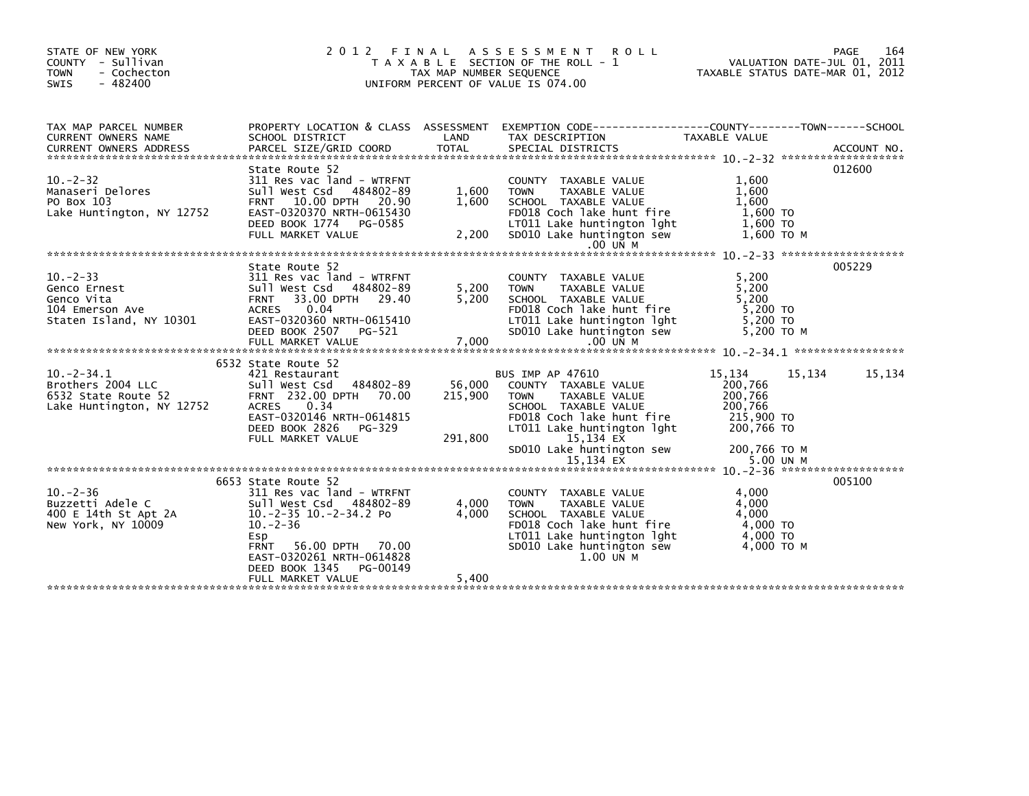STATE OF NEW YORK
COUNTY - Sullivan
TOWN - Cochecton
SWIS - 482400

# 2012 FINAL ASSESSMENT ROLL

TAXABLE SECTION OF THE ROLL - 1
TAX MAP NUMBER SEQUENCE
UNIFORM PERCENT OF VALUE IS 074.00

VALUATION DATE-JUL 01, 2011
TAXABLE STATUS DATE-MAR 01, 2012

| TAX MAP PARCEL NUMBER / CURRENT OWNERS NAME / CURRENT OWNERS ADDRESS | PROPERTY LOCATION & CLASS / SCHOOL DISTRICT / PARCEL SIZE/GRID COORD | ASSESSMENT LAND | TOTAL | EXEMPTION CODE / TAX DESCRIPTION / SPECIAL DISTRICTS | COUNTY TAXABLE VALUE | TOWN | SCHOOL / ACCOUNT NO. |
|---|---|---|---|---|---|---|---|
| **10.-2-32** | State Route 52 | | | | | | 012600 |
| 10.-2-32 | 311 Res vac land - WTRFNT | | | COUNTY TAXABLE VALUE | 1,600 | | |
| Manaseri Delores | Sull West Csd 484802-89 | 1,600 | | TOWN TAXABLE VALUE | 1,600 | | |
| PO Box 103 | FRNT 10.00 DPTH 20.90 | | 1,600 | SCHOOL TAXABLE VALUE | 1,600 | | |
| Lake Huntington, NY 12752 | EAST-0320370 NRTH-0615430 | | | FD018 Coch lake hunt fire | 1,600 TO | | |
| | DEED BOOK 1774 PG-0585 | | | LT011 Lake huntington lght | 1,600 TO | | |
| | FULL MARKET VALUE | | 2,200 | SD010 Lake huntington sew | 1,600 TO M | | |
| | | | | .00 UN M | | | |
| **10.-2-33** | State Route 52 | | | | | | 005229 |
| 10.-2-33 | 311 Res vac land - WTRFNT | | | COUNTY TAXABLE VALUE | 5,200 | | |
| Genco Ernest | Sull West Csd 484802-89 | 5,200 | | TOWN TAXABLE VALUE | 5,200 | | |
| Genco Vita | FRNT 33.00 DPTH 29.40 | | 5,200 | SCHOOL TAXABLE VALUE | 5,200 | | |
| 104 Emerson Ave | ACRES 0.04 | | | FD018 Coch lake hunt fire | 5,200 TO | | |
| Staten Island, NY 10301 | EAST-0320360 NRTH-0615410 | | | LT011 Lake huntington lght | 5,200 TO | | |
| | DEED BOOK 2507 PG-521 | | | SD010 Lake huntington sew | 5,200 TO M | | |
| | FULL MARKET VALUE | | 7,000 | .00 UN M | | | |
| **10.-2-34.1** | 6532 State Route 52 | | | | | | |
| 10.-2-34.1 | 421 Restaurant | | | BUS IMP AP 47610 | 15,134 | 15,134 | 15,134 |
| Brothers 2004 LLC | Sull West Csd 484802-89 | 56,000 | | COUNTY TAXABLE VALUE | 200,766 | | |
| 6532 State Route 52 | FRNT 232.00 DPTH 70.00 | | 215,900 | TOWN TAXABLE VALUE | 200,766 | | |
| Lake Huntington, NY 12752 | ACRES 0.34 | | | SCHOOL TAXABLE VALUE | 200,766 | | |
| | EAST-0320146 NRTH-0614815 | | | FD018 Coch lake hunt fire | 215,900 TO | | |
| | DEED BOOK 2826 PG-329 | | | LT011 Lake huntington lght | 200,766 TO | | |
| | FULL MARKET VALUE | | 291,800 | 15,134 EX | | | |
| | | | | SD010 Lake huntington sew | 200,766 TO M | | |
| | | | | 15,134 EX | 5.00 UN M | | |
| **10.-2-36** | 6653 State Route 52 | | | | | | 005100 |
| 10.-2-36 | 311 Res vac land - WTRFNT | | | COUNTY TAXABLE VALUE | 4,000 | | |
| Buzzetti Adele C | Sull West Csd 484802-89 | 4,000 | | TOWN TAXABLE VALUE | 4,000 | | |
| 400 E 14th St Apt 2A | 10.-2-35 10.-2-34.2 Po | | 4,000 | SCHOOL TAXABLE VALUE | 4,000 | | |
| New York, NY 10009 | 10.-2-36 | | | FD018 Coch lake hunt fire | 4,000 TO | | |
| | Esp | | | LT011 Lake huntington lght | 4,000 TO | | |
| | FRNT 56.00 DPTH 70.00 | | | SD010 Lake huntington sew | 4,000 TO M | | |
| | EAST-0320261 NRTH-0614828 | | | 1.00 UN M | | | |
| | DEED BOOK 1345 PG-00149 | | | | | | |
| | FULL MARKET VALUE | | 5,400 | | | | |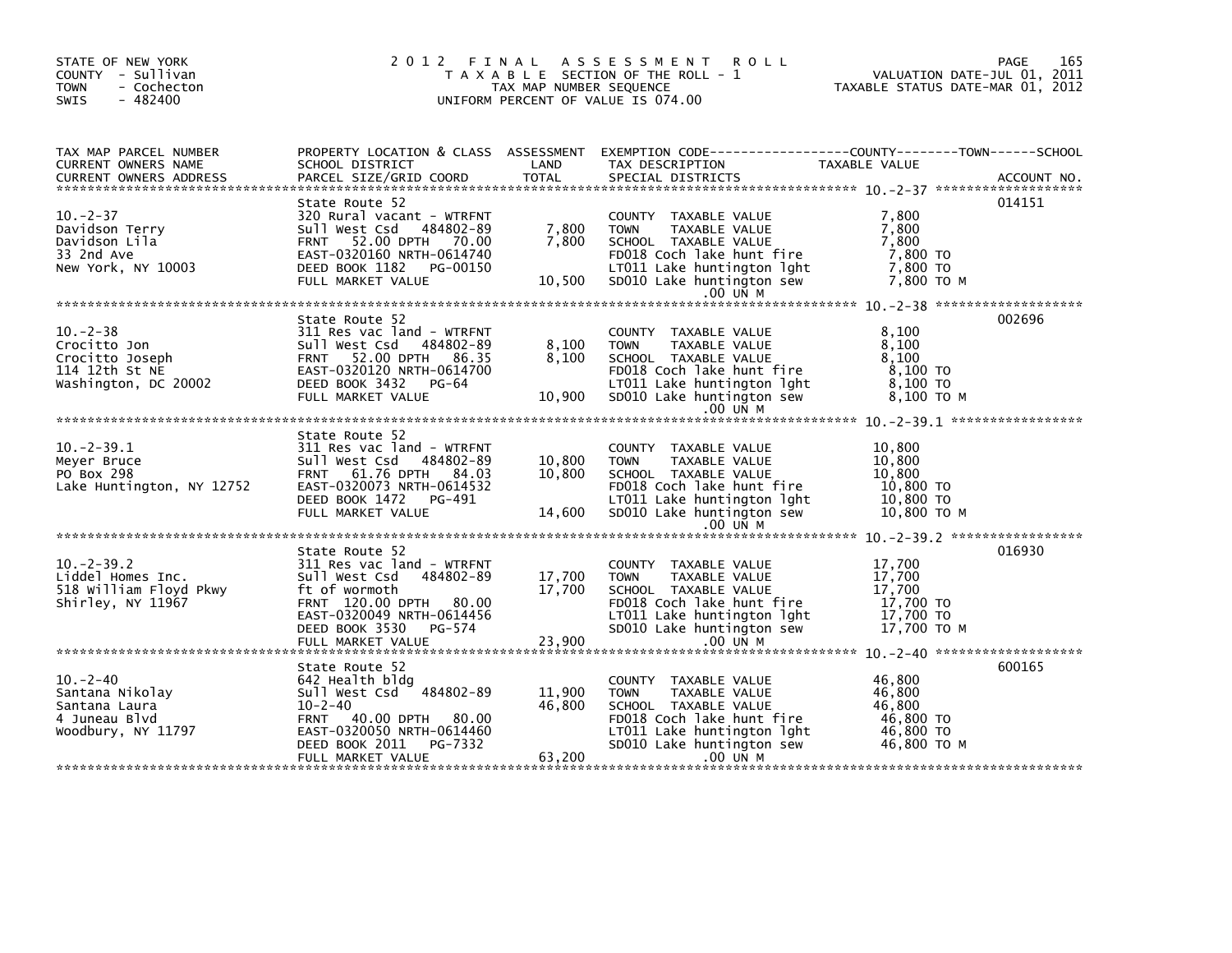STATE OF NEW YORK
COUNTY - Sullivan
TOWN - Cochecton
SWIS - 482400

# 2012 FINAL ASSESSMENT ROLL
TAXABLE SECTION OF THE ROLL - 1
TAX MAP NUMBER SEQUENCE
UNIFORM PERCENT OF VALUE IS 074.00

VALUATION DATE-JUL 01, 2011
TAXABLE STATUS DATE-MAR 01, 2012

| TAX MAP PARCEL NUMBER / CURRENT OWNERS NAME / CURRENT OWNERS ADDRESS | PROPERTY LOCATION & CLASS / SCHOOL DISTRICT / PARCEL SIZE/GRID COORD | ASSESSMENT LAND / TOTAL | EXEMPTION CODE / TAX DESCRIPTION / SPECIAL DISTRICTS | COUNTY / TOWN / SCHOOL TAXABLE VALUE | ACCOUNT NO. |
|---|---|---|---|---|---|
| **10.-2-37** | State Route 52 | | | | 014151 |
| Davidson Terry | 320 Rural vacant - WTRFNT | | COUNTY TAXABLE VALUE | 7,800 | |
| Davidson Lila | Sull West Csd 484802-89 | 7,800 | TOWN TAXABLE VALUE | 7,800 | |
| 33 2nd Ave | FRNT 52.00 DPTH 70.00 | 7,800 | SCHOOL TAXABLE VALUE | 7,800 | |
| New York, NY 10003 | EAST-0320160 NRTH-0614740 | | FD018 Coch lake hunt fire | 7,800 TO | |
| | DEED BOOK 1182 PG-00150 | | LT011 Lake huntington lght | 7,800 TO | |
| | FULL MARKET VALUE | 10,500 | SD010 Lake huntington sew | 7,800 TO M | |
| | | | .00 UN M | | |
| **10.-2-38** | State Route 52 | | | | 002696 |
| Crocitto Jon | 311 Res vac land - WTRFNT | | COUNTY TAXABLE VALUE | 8,100 | |
| Crocitto Joseph | Sull West Csd 484802-89 | 8,100 | TOWN TAXABLE VALUE | 8,100 | |
| 114 12th St NE | FRNT 52.00 DPTH 86.35 | 8,100 | SCHOOL TAXABLE VALUE | 8,100 | |
| Washington, DC 20002 | EAST-0320120 NRTH-0614700 | | FD018 Coch lake hunt fire | 8,100 TO | |
| | DEED BOOK 3432 PG-64 | | LT011 Lake huntington lght | 8,100 TO | |
| | FULL MARKET VALUE | 10,900 | SD010 Lake huntington sew | 8,100 TO M | |
| | | | .00 UN M | | |
| **10.-2-39.1** | State Route 52 | | | | |
| Meyer Bruce | 311 Res vac land - WTRFNT | | COUNTY TAXABLE VALUE | 10,800 | |
| PO Box 298 | Sull West Csd 484802-89 | 10,800 | TOWN TAXABLE VALUE | 10,800 | |
| Lake Huntington, NY 12752 | FRNT 61.76 DPTH 84.03 | 10,800 | SCHOOL TAXABLE VALUE | 10,800 | |
| | EAST-0320073 NRTH-0614532 | | FD018 Coch lake hunt fire | 10,800 TO | |
| | DEED BOOK 1472 PG-491 | | LT011 Lake huntington lght | 10,800 TO | |
| | FULL MARKET VALUE | 14,600 | SD010 Lake huntington sew | 10,800 TO M | |
| | | | .00 UN M | | |
| **10.-2-39.2** | State Route 52 | | | | 016930 |
| Liddel Homes Inc. | 311 Res vac land - WTRFNT | | COUNTY TAXABLE VALUE | 17,700 | |
| 518 William Floyd Pkwy | Sull West Csd 484802-89 | 17,700 | TOWN TAXABLE VALUE | 17,700 | |
| Shirley, NY 11967 | ft of wormoth | 17,700 | SCHOOL TAXABLE VALUE | 17,700 | |
| | FRNT 120.00 DPTH 80.00 | | FD018 Coch lake hunt fire | 17,700 TO | |
| | EAST-0320049 NRTH-0614456 | | LT011 Lake huntington lght | 17,700 TO | |
| | DEED BOOK 3530 PG-574 | | SD010 Lake huntington sew | 17,700 TO M | |
| | FULL MARKET VALUE | 23,900 | .00 UN M | | |
| **10.-2-40** | State Route 52 | | | | 600165 |
| Santana Nikolay | 642 Health bldg | | COUNTY TAXABLE VALUE | 46,800 | |
| Santana Laura | Sull West Csd 484802-89 | 11,900 | TOWN TAXABLE VALUE | 46,800 | |
| 4 Juneau Blvd | 10-2-40 | 46,800 | SCHOOL TAXABLE VALUE | 46,800 | |
| Woodbury, NY 11797 | FRNT 40.00 DPTH 80.00 | | FD018 Coch lake hunt fire | 46,800 TO | |
| | EAST-0320050 NRTH-0614460 | | LT011 Lake huntington lght | 46,800 TO | |
| | DEED BOOK 2011 PG-7332 | | SD010 Lake huntington sew | 46,800 TO M | |
| | FULL MARKET VALUE | 63,200 | .00 UN M | | |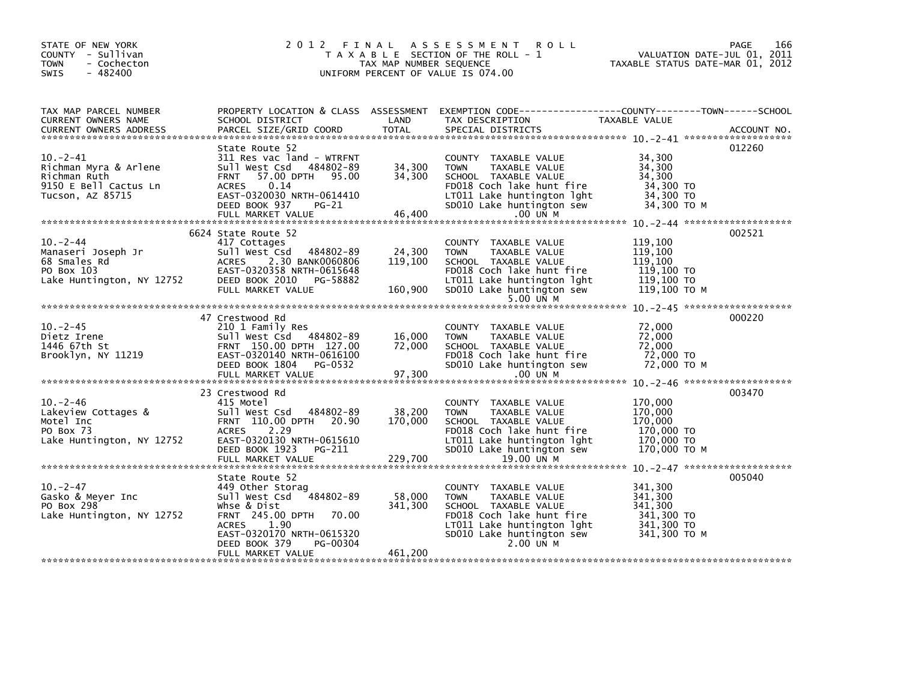STATE OF NEW YORK
COUNTY - Sullivan
TOWN - Cochecton
SWIS - 482400

# 2012 FINAL ASSESSMENT ROLL

TAXABLE SECTION OF THE ROLL - 1
TAX MAP NUMBER SEQUENCE
UNIFORM PERCENT OF VALUE IS 074.00

VALUATION DATE-JUL 01, 2011
TAXABLE STATUS DATE-MAR 01, 2012

| TAX MAP PARCEL NUMBER / CURRENT OWNERS NAME / CURRENT OWNERS ADDRESS | PROPERTY LOCATION & CLASS / SCHOOL DISTRICT / PARCEL SIZE/GRID COORD | ASSESSMENT LAND / TOTAL | EXEMPTION CODE / TAX DESCRIPTION / SPECIAL DISTRICTS | TAXABLE VALUE (COUNTY / TOWN / SCHOOL) | ACCOUNT NO. |
|---|---|---|---|---|---|
| 10.-2-41 | State Route 52 | | | | 012260 |
| Richman Myra & Arlene | 311 Res vac land - WTRFNT | | COUNTY TAXABLE VALUE | 34,300 | |
| Richman Ruth | Sull West Csd 484802-89 | 34,300 | TOWN TAXABLE VALUE | 34,300 | |
| 9150 E Bell Cactus Ln | FRNT 57.00 DPTH 95.00 | 34,300 | SCHOOL TAXABLE VALUE | 34,300 | |
| Tucson, AZ 85715 | ACRES 0.14 | | FD018 Coch lake hunt fire | 34,300 TO | |
| | EAST-0320030 NRTH-0614410 | | LT011 Lake huntington lght | 34,300 TO | |
| | DEED BOOK 937 PG-21 | | SD010 Lake huntington sew | 34,300 TO M | |
| | FULL MARKET VALUE | 46,400 | .00 UN M | | |
| 10.-2-44 | 6624 State Route 52 | | | | 002521 |
| Manaseri Joseph Jr | 417 Cottages | | COUNTY TAXABLE VALUE | 119,100 | |
| 68 Smales Rd | Sull West Csd 484802-89 | 24,300 | TOWN TAXABLE VALUE | 119,100 | |
| PO Box 103 | ACRES 2.30 BANK0060806 | 119,100 | SCHOOL TAXABLE VALUE | 119,100 | |
| Lake Huntington, NY 12752 | EAST-0320358 NRTH-0615648 | | FD018 Coch lake hunt fire | 119,100 TO | |
| | DEED BOOK 2010 PG-58882 | | LT011 Lake huntington lght | 119,100 TO | |
| | FULL MARKET VALUE | 160,900 | SD010 Lake huntington sew | 119,100 TO M | |
| | | | 5.00 UN M | | |
| 10.-2-45 | 47 Crestwood Rd | | | | 000220 |
| Dietz Irene | 210 1 Family Res | | COUNTY TAXABLE VALUE | 72,000 | |
| 1446 67th St | Sull West Csd 484802-89 | 16,000 | TOWN TAXABLE VALUE | 72,000 | |
| Brooklyn, NY 11219 | FRNT 150.00 DPTH 127.00 | 72,000 | SCHOOL TAXABLE VALUE | 72,000 | |
| | EAST-0320140 NRTH-0616100 | | FD018 Coch lake hunt fire | 72,000 TO | |
| | DEED BOOK 1804 PG-0532 | | SD010 Lake huntington sew | 72,000 TO M | |
| | FULL MARKET VALUE | 97,300 | .00 UN M | | |
| 10.-2-46 | 23 Crestwood Rd | | | | 003470 |
| Lakeview Cottages & | 415 Motel | | COUNTY TAXABLE VALUE | 170,000 | |
| Motel Inc | Sull West Csd 484802-89 | 38,200 | TOWN TAXABLE VALUE | 170,000 | |
| PO Box 73 | FRNT 110.00 DPTH 20.90 | 170,000 | SCHOOL TAXABLE VALUE | 170,000 | |
| Lake Huntington, NY 12752 | ACRES 2.29 | | FD018 Coch lake hunt fire | 170,000 TO | |
| | EAST-0320130 NRTH-0615610 | | LT011 Lake huntington lght | 170,000 TO | |
| | DEED BOOK 1923 PG-211 | | SD010 Lake huntington sew | 170,000 TO M | |
| | FULL MARKET VALUE | 229,700 | 19.00 UN M | | |
| 10.-2-47 | State Route 52 | | | | 005040 |
| Gasko & Meyer Inc | 449 Other Storag | | COUNTY TAXABLE VALUE | 341,300 | |
| PO Box 298 | Sull West Csd 484802-89 | 58,000 | TOWN TAXABLE VALUE | 341,300 | |
| Lake Huntington, NY 12752 | Whse & Dist | 341,300 | SCHOOL TAXABLE VALUE | 341,300 | |
| | FRNT 245.00 DPTH 70.00 | | FD018 Coch lake hunt fire | 341,300 TO | |
| | ACRES 1.90 | | LT011 Lake huntington lght | 341,300 TO | |
| | EAST-0320170 NRTH-0615320 | | SD010 Lake huntington sew | 341,300 TO M | |
| | DEED BOOK 379 PG-00304 | | 2.00 UN M | | |
| | FULL MARKET VALUE | 461,200 | | | |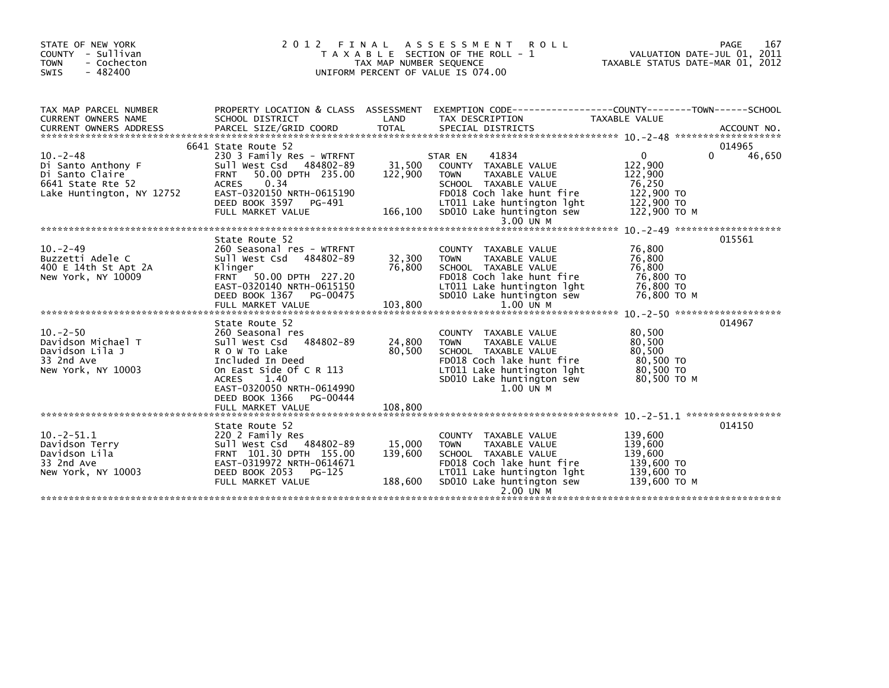STATE OF NEW YORK
COUNTY - Sullivan
TOWN - Cochecton
SWIS - 482400

2012 FINAL ASSESSMENT ROLL
TAXABLE SECTION OF THE ROLL - 1
TAX MAP NUMBER SEQUENCE
UNIFORM PERCENT OF VALUE IS 074.00

VALUATION DATE-JUL 01, 2011
TAXABLE STATUS DATE-MAR 01, 2012

| TAX MAP PARCEL NUMBER / CURRENT OWNERS NAME / CURRENT OWNERS ADDRESS | PROPERTY LOCATION & CLASS / SCHOOL DISTRICT / PARCEL SIZE/GRID COORD | ASSESSMENT LAND / TOTAL | EXEMPTION CODE / TAX DESCRIPTION / SPECIAL DISTRICTS | COUNTY | TOWN | SCHOOL / ACCOUNT NO. |
|---|---|---|---|---|---|---|
| **10.-2-48** | 6641 State Route 52 | | | | | 014965 |
| 10.-2-48 | 230 3 Family Res - WTRFNT | | STAR EN 41834 | 0 | 0 | 46,650 |
| Di Santo Anthony F | Sull West Csd 484802-89 | 31,500 | COUNTY TAXABLE VALUE | 122,900 | | |
| Di Santo Claire | FRNT 50.00 DPTH 235.00 | 122,900 | TOWN TAXABLE VALUE | | 122,900 | |
| 6641 State Rte 52 | ACRES 0.34 | | SCHOOL TAXABLE VALUE | | | 76,250 |
| Lake Huntington, NY 12752 | EAST-0320150 NRTH-0615190 | | FD018 Coch lake hunt fire | 122,900 TO | | |
| | DEED BOOK 3597 PG-491 | | LT011 Lake huntington lght | 122,900 TO | | |
| | FULL MARKET VALUE | 166,100 | SD010 Lake huntington sew 3.00 UN M | 122,900 TO M | | |
| **10.-2-49** | State Route 52 | | | | | 015561 |
| 10.-2-49 | 260 Seasonal res - WTRFNT | | COUNTY TAXABLE VALUE | 76,800 | | |
| Buzzetti Adele C | Sull West Csd 484802-89 | 32,300 | TOWN TAXABLE VALUE | | 76,800 | |
| 400 E 14th St Apt 2A | Klinger | 76,800 | SCHOOL TAXABLE VALUE | | | 76,800 |
| New York, NY 10009 | FRNT 50.00 DPTH 227.20 | | FD018 Coch lake hunt fire | 76,800 TO | | |
| | EAST-0320140 NRTH-0615150 | | LT011 Lake huntington lght | 76,800 TO | | |
| | DEED BOOK 1367 PG-00475 | | SD010 Lake huntington sew | 76,800 TO M | | |
| | FULL MARKET VALUE | 103,800 | 1.00 UN M | | | |
| **10.-2-50** | State Route 52 | | | | | 014967 |
| 10.-2-50 | 260 Seasonal res | | COUNTY TAXABLE VALUE | 80,500 | | |
| Davidson Michael T | Sull West Csd 484802-89 | 24,800 | TOWN TAXABLE VALUE | | 80,500 | |
| Davidson Lila J | R O W To Lake | 80,500 | SCHOOL TAXABLE VALUE | | | 80,500 |
| 33 2nd Ave | Included In Deed | | FD018 Coch lake hunt fire | 80,500 TO | | |
| New York, NY 10003 | On East Side Of C R 113 | | LT011 Lake huntington lght | 80,500 TO | | |
| | ACRES 1.40 | | SD010 Lake huntington sew 1.00 UN M | 80,500 TO M | | |
| | EAST-0320050 NRTH-0614990 | | | | | |
| | DEED BOOK 1366 PG-00444 | | | | | |
| | FULL MARKET VALUE | 108,800 | | | | |
| **10.-2-51.1** | State Route 52 | | | | | 014150 |
| 10.-2-51.1 | 220 2 Family Res | | COUNTY TAXABLE VALUE | 139,600 | | |
| Davidson Terry | Sull West Csd 484802-89 | 15,000 | TOWN TAXABLE VALUE | | 139,600 | |
| Davidson Lila | FRNT 101.30 DPTH 155.00 | 139,600 | SCHOOL TAXABLE VALUE | | | 139,600 |
| 33 2nd Ave | EAST-0319972 NRTH-0614671 | | FD018 Coch lake hunt fire | 139,600 TO | | |
| New York, NY 10003 | DEED BOOK 2053 PG-125 | | LT011 Lake huntington lght | 139,600 TO | | |
| | FULL MARKET VALUE | 188,600 | SD010 Lake huntington sew 2.00 UN M | 139,600 TO M | | |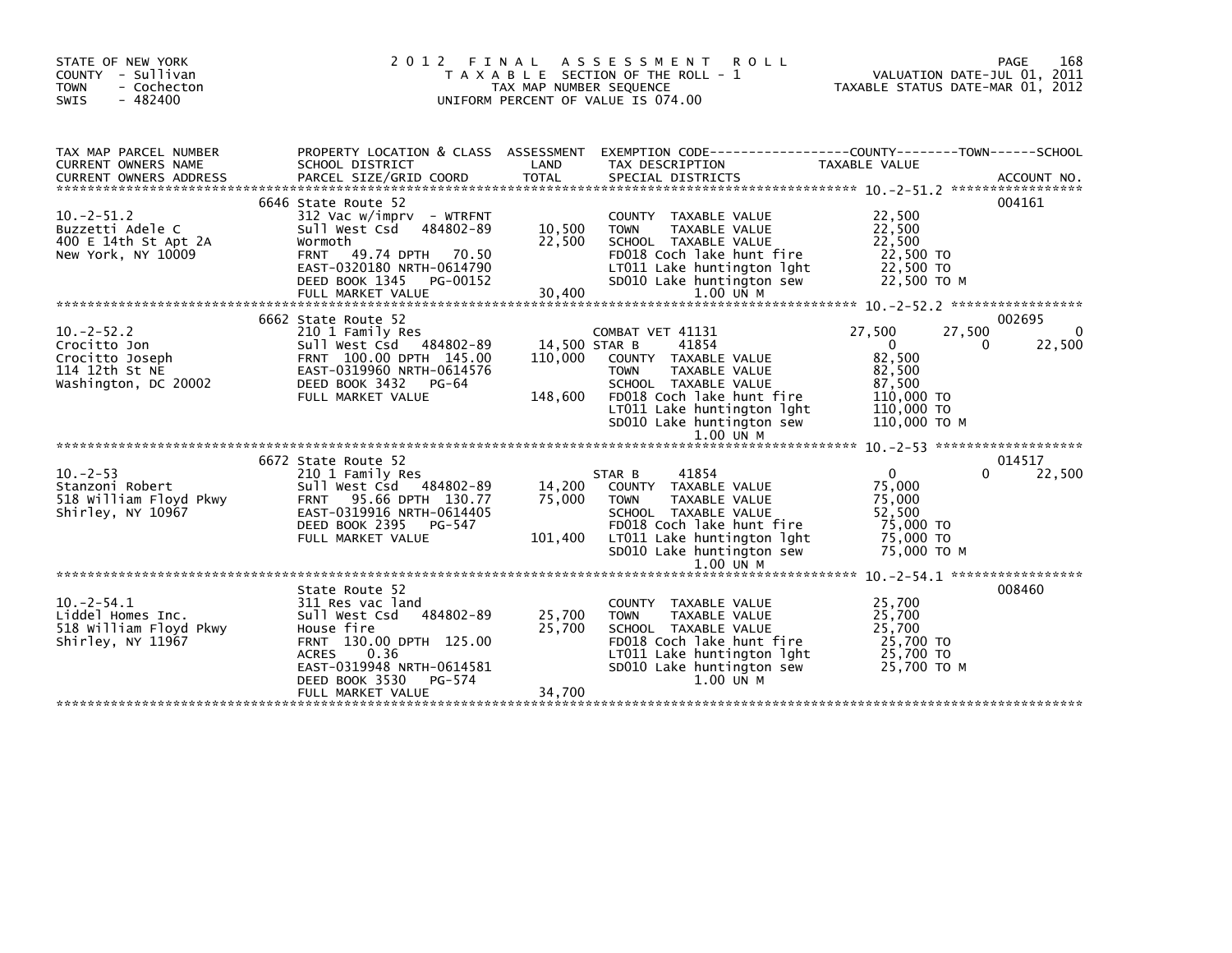STATE OF NEW YORK
COUNTY - Sullivan
TOWN - Cochecton
SWIS - 482400

# 2012 FINAL ASSESSMENT ROLL

TAXABLE SECTION OF THE ROLL - 1
TAX MAP NUMBER SEQUENCE
UNIFORM PERCENT OF VALUE IS 074.00

VALUATION DATE-JUL 01, 2011
TAXABLE STATUS DATE-MAR 01, 2012

| TAX MAP PARCEL NUMBER / CURRENT OWNERS NAME / CURRENT OWNERS ADDRESS | PROPERTY LOCATION & CLASS / SCHOOL DISTRICT / PARCEL SIZE/GRID COORD | ASSESSMENT LAND | TOTAL | EXEMPTION CODE / TAX DESCRIPTION / SPECIAL DISTRICTS | COUNTY TAXABLE VALUE | TOWN | SCHOOL | ACCOUNT NO. |
|---|---|---|---|---|---|---|---|---|
| 10.-2-51.2 | 6646 State Route 52 | | | | | | | 004161 |
| 10.-2-51.2 | 312 Vac w/imprv - WTRFNT | | | COUNTY TAXABLE VALUE | 22,500 | | | |
| Buzzetti Adele C | Sull West Csd 484802-89 | 10,500 | | TOWN TAXABLE VALUE | 22,500 | | | |
| 400 E 14th St Apt 2A | Wormoth | | 22,500 | SCHOOL TAXABLE VALUE | 22,500 | | | |
| New York, NY 10009 | FRNT 49.74 DPTH 70.50 | | | FD018 Coch lake hunt fire | 22,500 TO | | | |
| | EAST-0320180 NRTH-0614790 | | | LT011 Lake huntington lght | 22,500 TO | | | |
| | DEED BOOK 1345 PG-00152 | | | SD010 Lake huntington sew | 22,500 TO M | | | |
| | FULL MARKET VALUE | | 30,400 | 1.00 UN M | | | | |
| 10.-2-52.2 | 6662 State Route 52 | | | | | | | 002695 |
| 10.-2-52.2 | 210 1 Family Res | | | COMBAT VET 41131 | 27,500 | 27,500 | 0 | |
| Crocitto Jon | Sull West Csd 484802-89 | 14,500 | | STAR B 41854 | 0 | 0 | 22,500 | |
| Crocitto Joseph | FRNT 100.00 DPTH 145.00 | | 110,000 | COUNTY TAXABLE VALUE | 82,500 | | | |
| 114 12th St NE | EAST-0319960 NRTH-0614576 | | | TOWN TAXABLE VALUE | 82,500 | | | |
| Washington, DC 20002 | DEED BOOK 3432 PG-64 | | | SCHOOL TAXABLE VALUE | 87,500 | | | |
| | FULL MARKET VALUE | | 148,600 | FD018 Coch lake hunt fire | 110,000 TO | | | |
| | | | | LT011 Lake huntington lght | 110,000 TO | | | |
| | | | | SD010 Lake huntington sew | 110,000 TO M | | | |
| | | | | 1.00 UN M | | | | |
| 10.-2-53 | 6672 State Route 52 | | | | | | | 014517 |
| 10.-2-53 | 210 1 Family Res | | | STAR B 41854 | 0 | 0 | 22,500 | |
| Stanzoni Robert | Sull West Csd 484802-89 | 14,200 | | COUNTY TAXABLE VALUE | 75,000 | | | |
| 518 William Floyd Pkwy | FRNT 95.66 DPTH 130.77 | | 75,000 | TOWN TAXABLE VALUE | 75,000 | | | |
| Shirley, NY 10967 | EAST-0319916 NRTH-0614405 | | | SCHOOL TAXABLE VALUE | 52,500 | | | |
| | DEED BOOK 2395 PG-547 | | | FD018 Coch lake hunt fire | 75,000 TO | | | |
| | FULL MARKET VALUE | | 101,400 | LT011 Lake huntington lght | 75,000 TO | | | |
| | | | | SD010 Lake huntington sew | 75,000 TO M | | | |
| | | | | 1.00 UN M | | | | |
| 10.-2-54.1 | State Route 52 | | | | | | | 008460 |
| 10.-2-54.1 | 311 Res vac land | | | COUNTY TAXABLE VALUE | 25,700 | | | |
| Liddel Homes Inc. | Sull West Csd 484802-89 | 25,700 | | TOWN TAXABLE VALUE | 25,700 | | | |
| 518 William Floyd Pkwy | House fire | | 25,700 | SCHOOL TAXABLE VALUE | 25,700 | | | |
| Shirley, NY 11967 | FRNT 130.00 DPTH 125.00 | | | FD018 Coch lake hunt fire | 25,700 TO | | | |
| | ACRES 0.36 | | | LT011 Lake huntington lght | 25,700 TO | | | |
| | EAST-0319948 NRTH-0614581 | | | SD010 Lake huntington sew | 25,700 TO M | | | |
| | DEED BOOK 3530 PG-574 | | | 1.00 UN M | | | | |
| | FULL MARKET VALUE | | 34,700 | | | | | |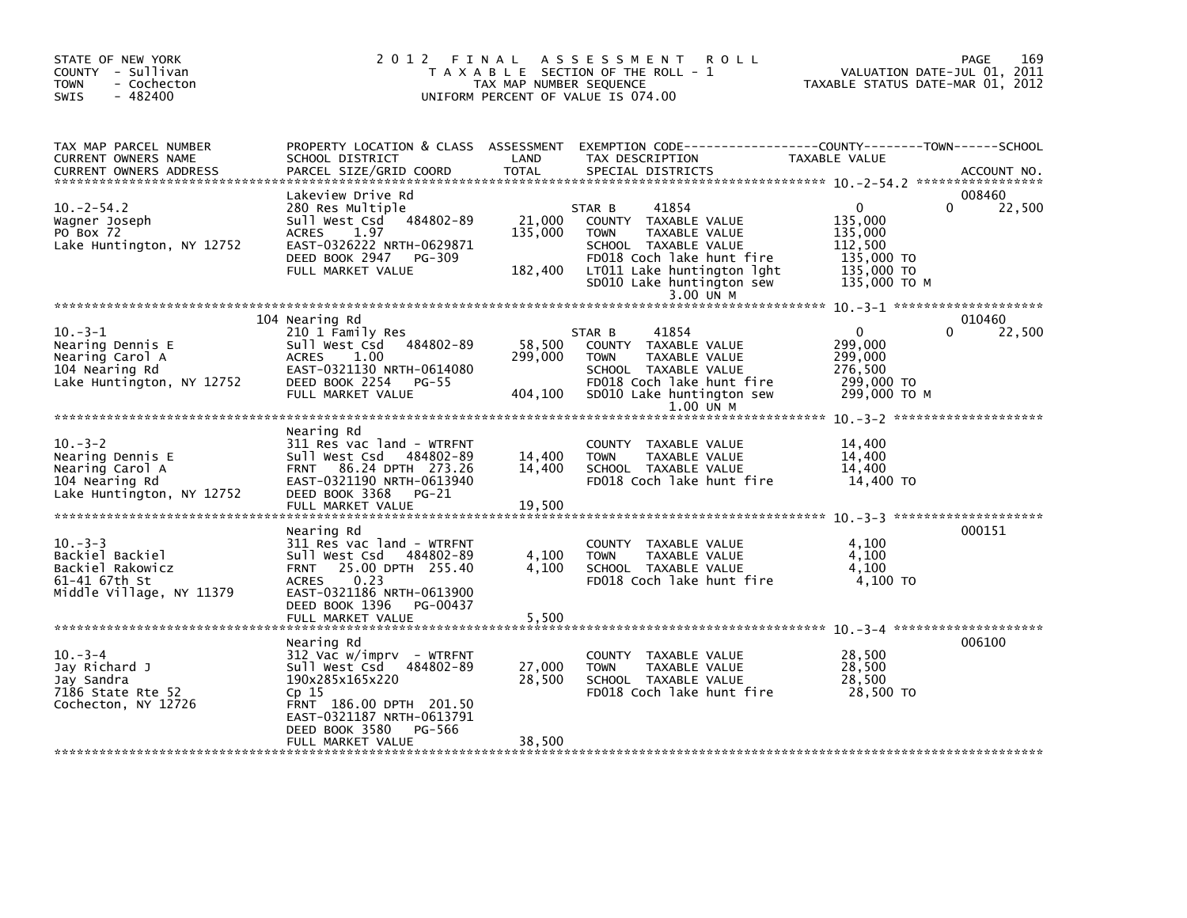STATE OF NEW YORK
COUNTY - Sullivan
TOWN - Cochecton
SWIS - 482400

# 2012 FINAL ASSESSMENT ROLL

TAXABLE SECTION OF THE ROLL - 1
TAX MAP NUMBER SEQUENCE
UNIFORM PERCENT OF VALUE IS 074.00

VALUATION DATE-JUL 01, 2011
TAXABLE STATUS DATE-MAR 01, 2012

| TAX MAP PARCEL NUMBER / CURRENT OWNERS NAME / CURRENT OWNERS ADDRESS | PROPERTY LOCATION & CLASS / SCHOOL DISTRICT / PARCEL SIZE/GRID COORD | ASSESSMENT LAND / TOTAL | EXEMPTION CODE / TAX DESCRIPTION / SPECIAL DISTRICTS | COUNTY TAXABLE VALUE | TOWN | SCHOOL | ACCOUNT NO. |
|---|---|---|---|---|---|---|---|
| 10.-2-54.2 | Lakeview Drive Rd | | | | | | 008460 |
| Wagner Joseph | 280 Res Multiple | | STAR B 41854 | 0 | 0 | 22,500 | |
| PO Box 72 | Sull West Csd 484802-89 | 21,000 | COUNTY TAXABLE VALUE | 135,000 | | | |
| Lake Huntington, NY 12752 | ACRES 1.97 | 135,000 | TOWN TAXABLE VALUE | 135,000 | | | |
| | EAST-0326222 NRTH-0629871 | | SCHOOL TAXABLE VALUE | 112,500 | | | |
| | DEED BOOK 2947 PG-309 | | FD018 Coch lake hunt fire | 135,000 TO | | | |
| | FULL MARKET VALUE | 182,400 | LT011 Lake huntington lght | 135,000 TO | | | |
| | | | SD010 Lake huntington sew 3.00 UN M | 135,000 TO M | | | |
| 10.-3-1 | 104 Nearing Rd | | | | | | 010460 |
| Nearing Dennis E | 210 1 Family Res | | STAR B 41854 | 0 | 0 | 22,500 | |
| Nearing Carol A | Sull West Csd 484802-89 | 58,500 | COUNTY TAXABLE VALUE | 299,000 | | | |
| 104 Nearing Rd | ACRES 1.00 | 299,000 | TOWN TAXABLE VALUE | 299,000 | | | |
| Lake Huntington, NY 12752 | EAST-0321130 NRTH-0614080 | | SCHOOL TAXABLE VALUE | 276,500 | | | |
| | DEED BOOK 2254 PG-55 | | FD018 Coch lake hunt fire | 299,000 TO | | | |
| | FULL MARKET VALUE | 404,100 | SD010 Lake huntington sew 1.00 UN M | 299,000 TO M | | | |
| 10.-3-2 | Nearing Rd | | | | | | |
| Nearing Dennis E | 311 Res vac land - WTRFNT | | COUNTY TAXABLE VALUE | 14,400 | | | |
| Nearing Carol A | Sull West Csd 484802-89 | 14,400 | TOWN TAXABLE VALUE | 14,400 | | | |
| 104 Nearing Rd | FRNT 86.24 DPTH 273.26 | 14,400 | SCHOOL TAXABLE VALUE | 14,400 | | | |
| Lake Huntington, NY 12752 | EAST-0321190 NRTH-0613940 | | FD018 Coch lake hunt fire | 14,400 TO | | | |
| | DEED BOOK 3368 PG-21 | | | | | | |
| | FULL MARKET VALUE | 19,500 | | | | | |
| 10.-3-3 | Nearing Rd | | | | | | 000151 |
| Backiel Backiel | 311 Res vac land - WTRFNT | | COUNTY TAXABLE VALUE | 4,100 | | | |
| Backiel Rakowicz | Sull West Csd 484802-89 | 4,100 | TOWN TAXABLE VALUE | 4,100 | | | |
| 61-41 67th St | FRNT 25.00 DPTH 255.40 | 4,100 | SCHOOL TAXABLE VALUE | 4,100 | | | |
| Middle Village, NY 11379 | ACRES 0.23 | | FD018 Coch lake hunt fire | 4,100 TO | | | |
| | EAST-0321186 NRTH-0613900 | | | | | | |
| | DEED BOOK 1396 PG-00437 | | | | | | |
| | FULL MARKET VALUE | 5,500 | | | | | |
| 10.-3-4 | Nearing Rd | | | | | | 006100 |
| Jay Richard J | 312 Vac w/imprv - WTRFNT | | COUNTY TAXABLE VALUE | 28,500 | | | |
| Jay Sandra | Sull West Csd 484802-89 | 27,000 | TOWN TAXABLE VALUE | 28,500 | | | |
| 7186 State Rte 52 | 190x285x165x220 | 28,500 | SCHOOL TAXABLE VALUE | 28,500 | | | |
| Cochecton, NY 12726 | Cp 15 | | FD018 Coch lake hunt fire | 28,500 TO | | | |
| | FRNT 186.00 DPTH 201.50 | | | | | | |
| | EAST-0321187 NRTH-0613791 | | | | | | |
| | DEED BOOK 3580 PG-566 | | | | | | |
| | FULL MARKET VALUE | 38,500 | | | | | |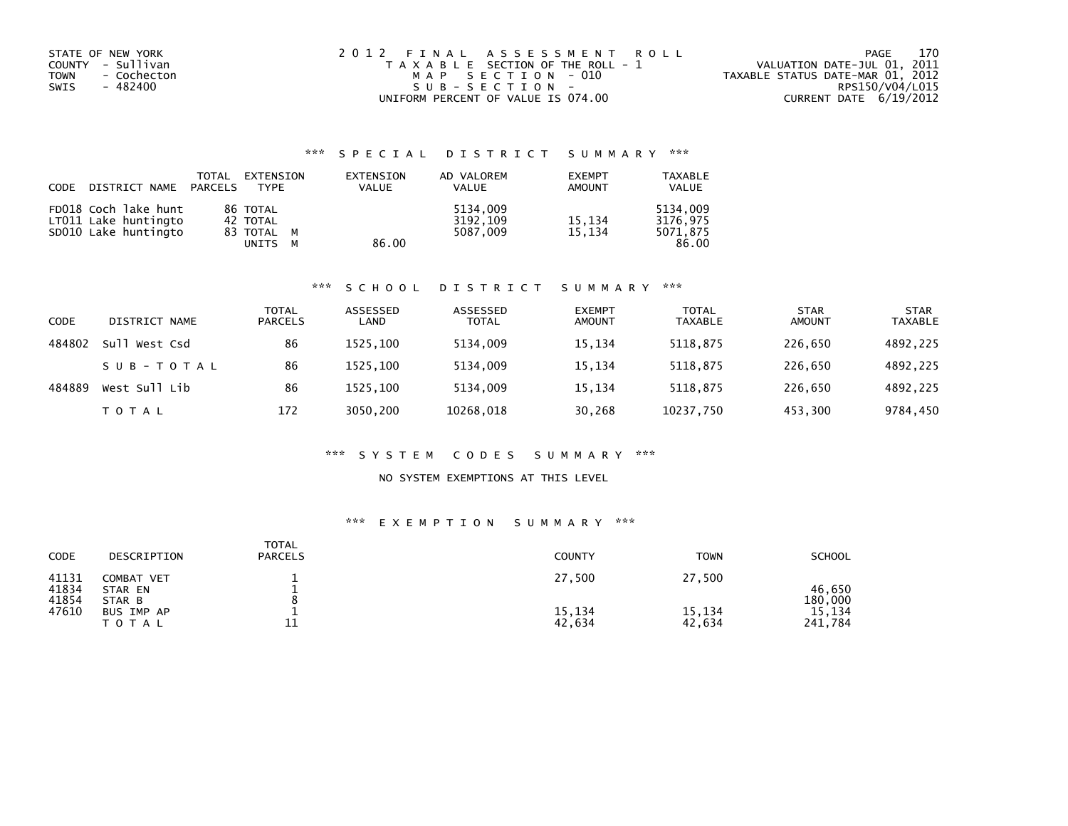STATE OF NEW YORK
COUNTY - Sullivan
TOWN - Cochecton
SWIS - 482400

# 2012 FINAL ASSESSMENT ROLL

TAXABLE SECTION OF THE ROLL - 1
MAP SECTION - 010
SUB-SECTION -
UNIFORM PERCENT OF VALUE IS 074.00

VALUATION DATE-JUL 01, 2011
TAXABLE STATUS DATE-MAR 01, 2012
RPS150/V04/L015
CURRENT DATE 6/19/2012

## *** SPECIAL DISTRICT SUMMARY ***

| CODE | DISTRICT NAME | TOTAL PARCELS | EXTENSION TYPE | EXTENSION VALUE | AD VALOREM VALUE | EXEMPT AMOUNT | TAXABLE VALUE |
|---|---|---|---|---|---|---|---|
| FD018 | Coch lake hunt | 86 | TOTAL | | 5134,009 | | 5134,009 |
| LT011 | Lake huntingto | 42 | TOTAL | | 3192,109 | 15,134 | 3176,975 |
| SD010 | Lake huntingto | 83 | TOTAL M | | 5087,009 | 15,134 | 5071,875 |
| | | | UNITS M | 86.00 | | | 86.00 |

## *** SCHOOL DISTRICT SUMMARY ***

| CODE | DISTRICT NAME | TOTAL PARCELS | ASSESSED LAND | ASSESSED TOTAL | EXEMPT AMOUNT | TOTAL TAXABLE | STAR AMOUNT | STAR TAXABLE |
|---|---|---|---|---|---|---|---|---|
| 484802 | Sull West Csd | 86 | 1525,100 | 5134,009 | 15,134 | 5118,875 | 226,650 | 4892,225 |
| | SUB-TOTAL | 86 | 1525,100 | 5134,009 | 15,134 | 5118,875 | 226,650 | 4892,225 |
| 484889 | West Sull Lib | 86 | 1525,100 | 5134,009 | 15,134 | 5118,875 | 226,650 | 4892,225 |
| | TOTAL | 172 | 3050,200 | 10268,018 | 30,268 | 10237,750 | 453,300 | 9784,450 |

## *** SYSTEM CODES SUMMARY ***

NO SYSTEM EXEMPTIONS AT THIS LEVEL

## *** EXEMPTION SUMMARY ***

| CODE | DESCRIPTION | TOTAL PARCELS | COUNTY | TOWN | SCHOOL |
|---|---|---|---|---|---|
| 41131 | COMBAT VET | 1 | 27,500 | 27,500 | |
| 41834 | STAR EN | 1 | | | 46,650 |
| 41854 | STAR B | 8 | | | 180,000 |
| 47610 | BUS IMP AP | 1 | 15,134 | 15,134 | 15,134 |
| | TOTAL | 11 | 42,634 | 42,634 | 241,784 |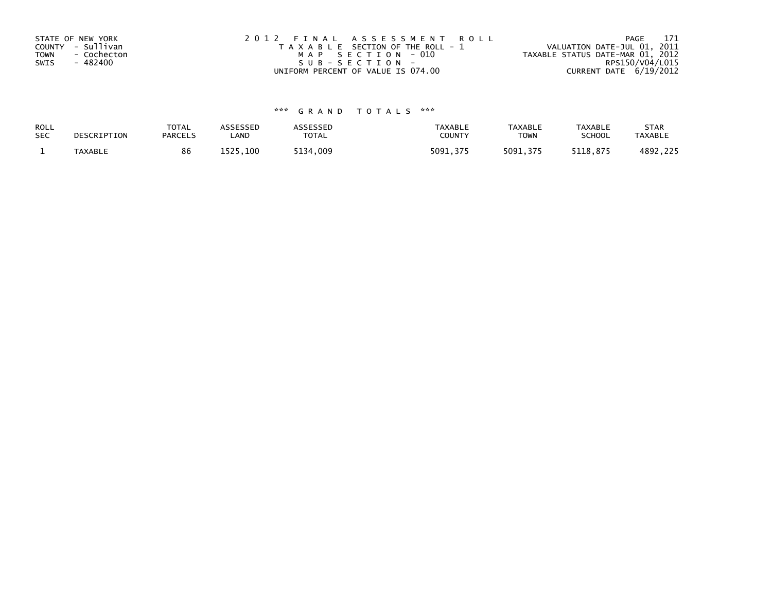STATE OF NEW YORK
COUNTY - Sullivan
TOWN - Cochecton
SWIS - 482400

2012 FINAL ASSESSMENT ROLL
TAXABLE SECTION OF THE ROLL - 1
MAP SECTION - 010
SUB-SECTION -
UNIFORM PERCENT OF VALUE IS 074.00

VALUATION DATE-JUL 01, 2011
TAXABLE STATUS DATE-MAR 01, 2012
RPS150/V04/L015
CURRENT DATE 6/19/2012

*** GRAND TOTALS ***

| ROLL SEC | DESCRIPTION | TOTAL PARCELS | ASSESSED LAND | ASSESSED TOTAL | TAXABLE COUNTY | TAXABLE TOWN | TAXABLE SCHOOL | STAR TAXABLE |
|---|---|---|---|---|---|---|---|---|
| 1 | TAXABLE | 86 | 1525,100 | 5134,009 | 5091,375 | 5091,375 | 5118,875 | 4892,225 |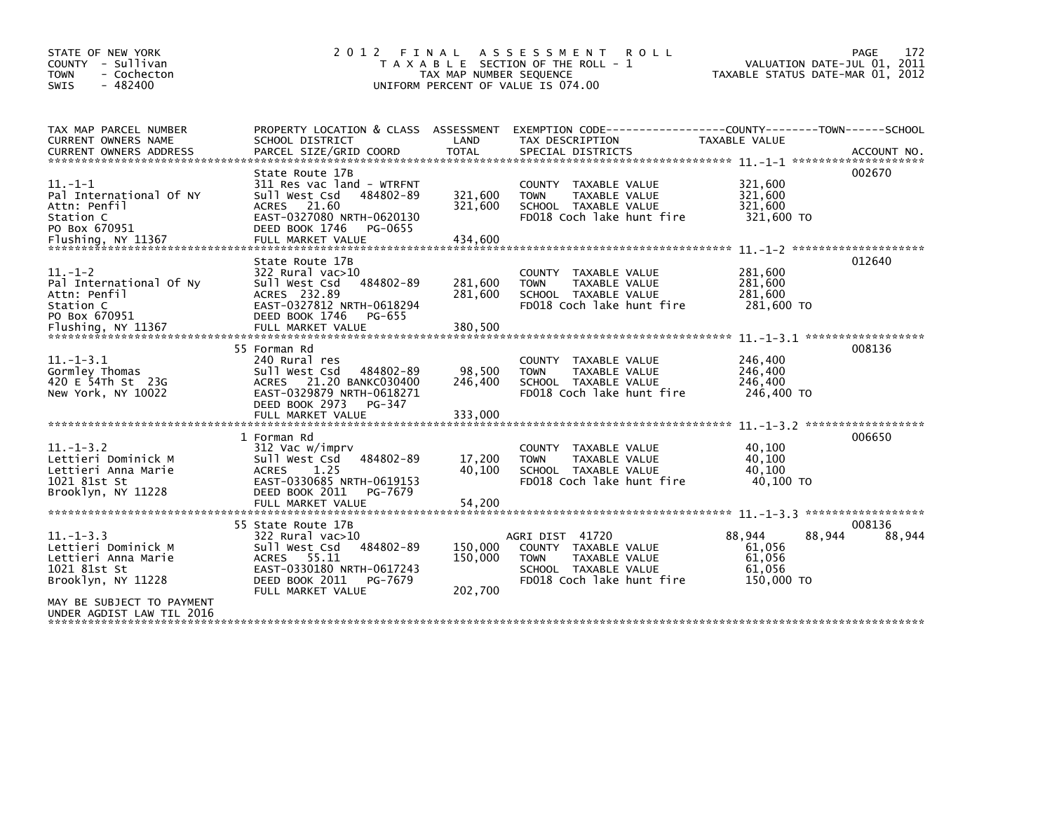STATE OF NEW YORK
COUNTY - Sullivan
TOWN - Cochecton
SWIS - 482400

# 2012 FINAL ASSESSMENT ROLL

TAXABLE SECTION OF THE ROLL - 1
TAX MAP NUMBER SEQUENCE
UNIFORM PERCENT OF VALUE IS 074.00

VALUATION DATE-JUL 01, 2011
TAXABLE STATUS DATE-MAR 01, 2012

| TAX MAP PARCEL NUMBER / CURRENT OWNERS NAME / CURRENT OWNERS ADDRESS | PROPERTY LOCATION & CLASS / SCHOOL DISTRICT / PARCEL SIZE/GRID COORD | ASSESSMENT LAND | TOTAL | EXEMPTION CODE / TAX DESCRIPTION / SPECIAL DISTRICTS | COUNTY TAXABLE VALUE | TOWN | SCHOOL | ACCOUNT NO. |
|---|---|---|---|---|---|---|---|---|
| 11.-1-1 | State Route 17B | | | | | | | 002670 |
| Pal International Of NY | 311 Res vac land - WTRFNT | | | COUNTY TAXABLE VALUE | 321,600 | | | |
| Attn: Penfil | Sull West Csd 484802-89 | 321,600 | | TOWN TAXABLE VALUE | 321,600 | | | |
| Station C | ACRES 21.60 | | 321,600 | SCHOOL TAXABLE VALUE | 321,600 | | | |
| PO Box 670951 | EAST-0327080 NRTH-0620130 | | | FD018 Coch lake hunt fire | 321,600 TO | | | |
| Flushing, NY 11367 | DEED BOOK 1746 PG-0655 | | | | | | | |
| | FULL MARKET VALUE | | 434,600 | | | | | |
| 11.-1-2 | State Route 17B | | | | | | | 012640 |
| Pal International Of Ny | 322 Rural vac>10 | | | COUNTY TAXABLE VALUE | 281,600 | | | |
| Attn: Penfil | Sull West Csd 484802-89 | 281,600 | | TOWN TAXABLE VALUE | 281,600 | | | |
| Station C | ACRES 232.89 | | 281,600 | SCHOOL TAXABLE VALUE | 281,600 | | | |
| PO Box 670951 | EAST-0327812 NRTH-0618294 | | | FD018 Coch lake hunt fire | 281,600 TO | | | |
| Flushing, NY 11367 | DEED BOOK 1746 PG-655 | | | | | | | |
| | FULL MARKET VALUE | | 380,500 | | | | | |
| 11.-1-3.1 | 55 Forman Rd | | | | | | | 008136 |
| Gormley Thomas | 240 Rural res | | | COUNTY TAXABLE VALUE | 246,400 | | | |
| 420 E 54Th St 23G | Sull West Csd 484802-89 | 98,500 | | TOWN TAXABLE VALUE | 246,400 | | | |
| New York, NY 10022 | ACRES 21.20 BANKC030400 | | 246,400 | SCHOOL TAXABLE VALUE | 246,400 | | | |
| | EAST-0329879 NRTH-0618271 | | | FD018 Coch lake hunt fire | 246,400 TO | | | |
| | DEED BOOK 2973 PG-347 | | | | | | | |
| | FULL MARKET VALUE | | 333,000 | | | | | |
| 11.-1-3.2 | 1 Forman Rd | | | | | | | 006650 |
| Lettieri Dominick M | 312 Vac w/imprv | | | COUNTY TAXABLE VALUE | 40,100 | | | |
| Lettieri Anna Marie | Sull West Csd 484802-89 | 17,200 | | TOWN TAXABLE VALUE | 40,100 | | | |
| 1021 81st St | ACRES 1.25 | | 40,100 | SCHOOL TAXABLE VALUE | 40,100 | | | |
| Brooklyn, NY 11228 | EAST-0330685 NRTH-0619153 | | | FD018 Coch lake hunt fire | 40,100 TO | | | |
| | DEED BOOK 2011 PG-7679 | | | | | | | |
| | FULL MARKET VALUE | | 54,200 | | | | | |
| 11.-1-3.3 | 55 State Route 17B | | | | | | | 008136 |
| Lettieri Dominick M | 322 Rural vac>10 | | | AGRI DIST 41720 | 88,944 | 88,944 | 88,944 | |
| Lettieri Anna Marie | Sull West Csd 484802-89 | 150,000 | | COUNTY TAXABLE VALUE | 61,056 | | | |
| 1021 81st St | ACRES 55.11 | | 150,000 | TOWN TAXABLE VALUE | 61,056 | | | |
| Brooklyn, NY 11228 | EAST-0330180 NRTH-0617243 | | | SCHOOL TAXABLE VALUE | 61,056 | | | |
| | DEED BOOK 2011 PG-7679 | | | FD018 Coch lake hunt fire | 150,000 TO | | | |
| | FULL MARKET VALUE | | 202,700 | | | | | |
| MAY BE SUBJECT TO PAYMENT UNDER AGDIST LAW TIL 2016 | | | | | | | | |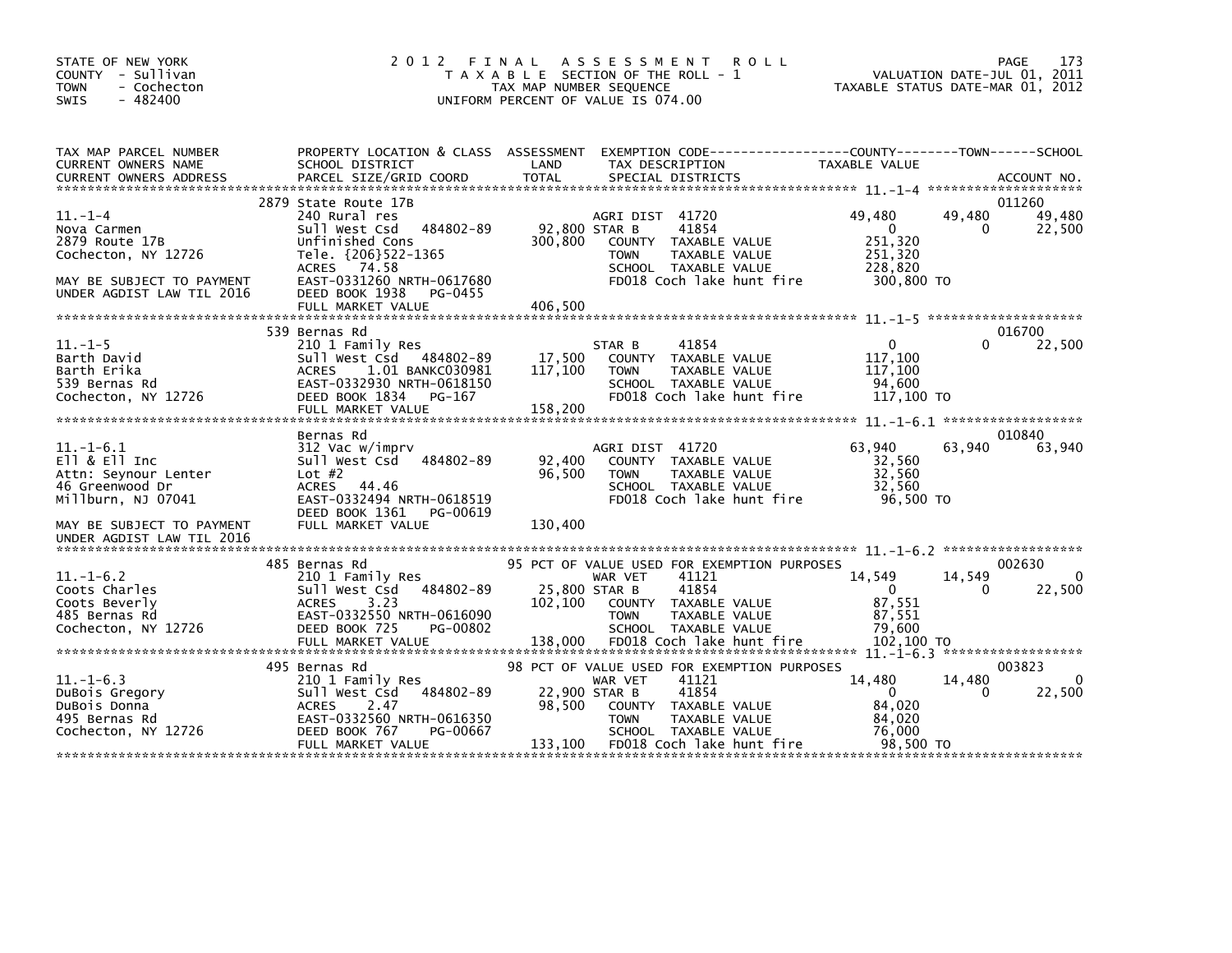STATE OF NEW YORK
COUNTY - Sullivan
TOWN - Cochecton
SWIS - 482400

# 2012 FINAL ASSESSMENT ROLL

TAXABLE SECTION OF THE ROLL - 1
TAX MAP NUMBER SEQUENCE
UNIFORM PERCENT OF VALUE IS 074.00

VALUATION DATE-JUL 01, 2011
TAXABLE STATUS DATE-MAR 01, 2012

| TAX MAP PARCEL NUMBER / CURRENT OWNERS NAME / CURRENT OWNERS ADDRESS | PROPERTY LOCATION & CLASS / SCHOOL DISTRICT / PARCEL SIZE/GRID COORD | ASSESSMENT LAND | TOTAL | EXEMPTION CODE / TAX DESCRIPTION / SPECIAL DISTRICTS | COUNTY TAXABLE VALUE | TOWN | SCHOOL | ACCOUNT NO. |
|---|---|---|---|---|---|---|---|---|
| **11.-1-4** | 2879 State Route 17B | | | | | | | 011260 |
| 11.-1-4 | 240 Rural res | | | AGRI DIST 41720 | 49,480 | 49,480 | 49,480 | |
| Nova Carmen | Sull West Csd 484802-89 | 92,800 | | STAR B 41854 | 0 | 0 | 22,500 | |
| 2879 Route 17B | Unfinished Cons | | 300,800 | COUNTY TAXABLE VALUE | 251,320 | | | |
| Cochecton, NY 12726 | Tele. {206}522-1365 | | | TOWN TAXABLE VALUE | 251,320 | | | |
| | ACRES 74.58 | | | SCHOOL TAXABLE VALUE | 228,820 | | | |
| MAY BE SUBJECT TO PAYMENT | EAST-0331260 NRTH-0617680 | | | FD018 Coch lake hunt fire | 300,800 TO | | | |
| UNDER AGDIST LAW TIL 2016 | DEED BOOK 1938 PG-0455 | | | | | | | |
| | FULL MARKET VALUE | | 406,500 | | | | | |
| **11.-1-5** | 539 Bernas Rd | | | | | | | 016700 |
| 11.-1-5 | 210 1 Family Res | | | STAR B 41854 | 0 | 0 | 22,500 | |
| Barth David | Sull West Csd 484802-89 | 17,500 | | COUNTY TAXABLE VALUE | 117,100 | | | |
| Barth Erika | ACRES 1.01 BANKC030981 | | 117,100 | TOWN TAXABLE VALUE | 117,100 | | | |
| 539 Bernas Rd | EAST-0332930 NRTH-0618150 | | | SCHOOL TAXABLE VALUE | 94,600 | | | |
| Cochecton, NY 12726 | DEED BOOK 1834 PG-167 | | | FD018 Coch lake hunt fire | 117,100 TO | | | |
| | FULL MARKET VALUE | | 158,200 | | | | | |
| **11.-1-6.1** | Bernas Rd | | | | | | | 010840 |
| 11.-1-6.1 | 312 Vac w/imprv | | | AGRI DIST 41720 | 63,940 | 63,940 | 63,940 | |
| Ell & Ell Inc | Sull West Csd 484802-89 | 92,400 | | COUNTY TAXABLE VALUE | 32,560 | | | |
| Attn: Seynour Lenter | Lot #2 | | 96,500 | TOWN TAXABLE VALUE | 32,560 | | | |
| 46 Greenwood Dr | ACRES 44.46 | | | SCHOOL TAXABLE VALUE | 32,560 | | | |
| Millburn, NJ 07041 | EAST-0332494 NRTH-0618519 | | | FD018 Coch lake hunt fire | 96,500 TO | | | |
| | DEED BOOK 1361 PG-00619 | | | | | | | |
| MAY BE SUBJECT TO PAYMENT | FULL MARKET VALUE | | 130,400 | | | | | |
| UNDER AGDIST LAW TIL 2016 | | | | | | | | |
| **11.-1-6.2** | 485 Bernas Rd | | | 95 PCT OF VALUE USED FOR EXEMPTION PURPOSES | | | | 002630 |
| 11.-1-6.2 | 210 1 Family Res | | | WAR VET 41121 | 14,549 | 14,549 | 0 | |
| Coots Charles | Sull West Csd 484802-89 | 25,800 | | STAR B 41854 | 0 | 0 | 22,500 | |
| Coots Beverly | ACRES 3.23 | | 102,100 | COUNTY TAXABLE VALUE | 87,551 | | | |
| 485 Bernas Rd | EAST-0332550 NRTH-0616090 | | | TOWN TAXABLE VALUE | 87,551 | | | |
| Cochecton, NY 12726 | DEED BOOK 725 PG-00802 | | | SCHOOL TAXABLE VALUE | 79,600 | | | |
| | FULL MARKET VALUE | | 138,000 | FD018 Coch lake hunt fire | 102,100 TO | | | |
| **11.-1-6.3** | 495 Bernas Rd | | | 98 PCT OF VALUE USED FOR EXEMPTION PURPOSES | | | | 003823 |
| 11.-1-6.3 | 210 1 Family Res | | | WAR VET 41121 | 14,480 | 14,480 | 0 | |
| DuBois Gregory | Sull West Csd 484802-89 | 22,900 | | STAR B 41854 | 0 | 0 | 22,500 | |
| DuBois Donna | ACRES 2.47 | | 98,500 | COUNTY TAXABLE VALUE | 84,020 | | | |
| 495 Bernas Rd | EAST-0332560 NRTH-0616350 | | | TOWN TAXABLE VALUE | 84,020 | | | |
| Cochecton, NY 12726 | DEED BOOK 767 PG-00667 | | | SCHOOL TAXABLE VALUE | 76,000 | | | |
| | FULL MARKET VALUE | | 133,100 | FD018 Coch lake hunt fire | 98,500 TO | | | |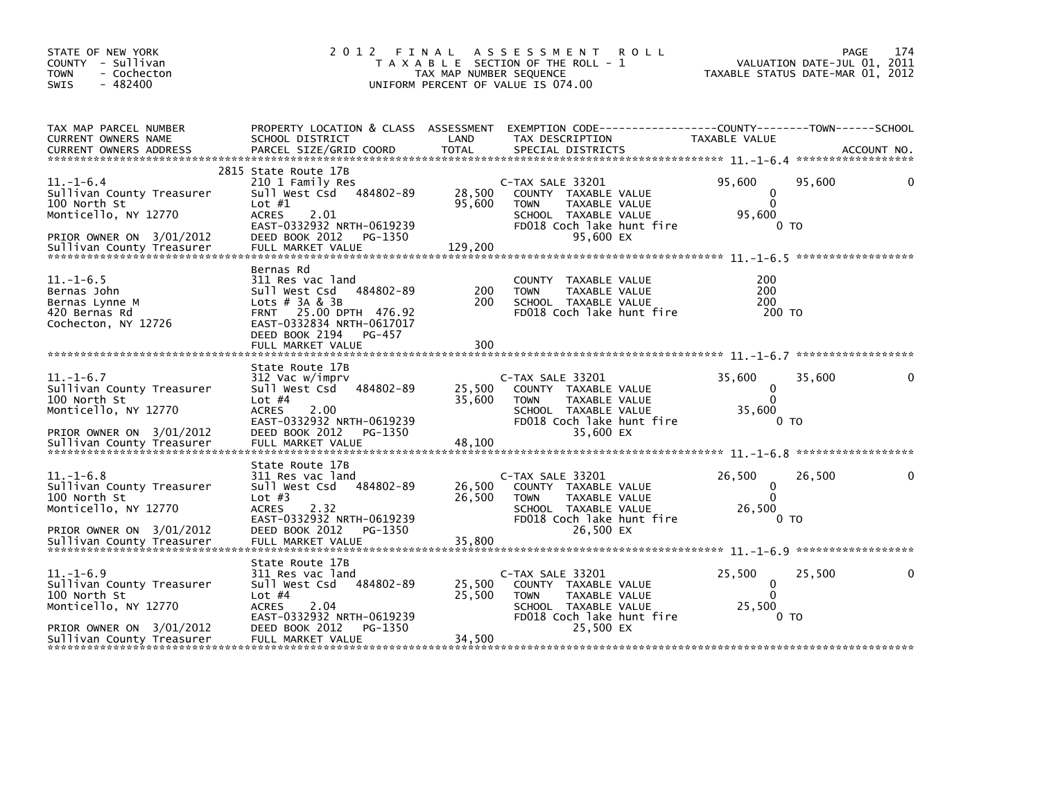STATE OF NEW YORK
COUNTY - Sullivan
TOWN - Cochecton
SWIS - 482400

# 2012 FINAL ASSESSMENT ROLL

TAXABLE SECTION OF THE ROLL - 1
TAX MAP NUMBER SEQUENCE
UNIFORM PERCENT OF VALUE IS 074.00

VALUATION DATE-JUL 01, 2011
TAXABLE STATUS DATE-MAR 01, 2012

| TAX MAP PARCEL NUMBER / CURRENT OWNERS NAME / CURRENT OWNERS ADDRESS | PROPERTY LOCATION & CLASS / SCHOOL DISTRICT / PARCEL SIZE/GRID COORD | ASSESSMENT LAND / TOTAL | EXEMPTION CODE / TAX DESCRIPTION / SPECIAL DISTRICTS | COUNTY TAXABLE VALUE | TOWN | SCHOOL |
|---|---|---|---|---|---|---|
| **11.-1-6.4** | 2815 State Route 17B | | | | | |
| 11.-1-6.4 | 210 1 Family Res | | C-TAX SALE 33201 | 95,600 | 95,600 | 0 |
| Sullivan County Treasurer | Sull West Csd 484802-89 | 28,500 | COUNTY TAXABLE VALUE | 0 | | |
| 100 North St | Lot #1 | 95,600 | TOWN TAXABLE VALUE | 0 | | |
| Monticello, NY 12770 | ACRES 2.01 | | SCHOOL TAXABLE VALUE | 95,600 | | |
| | EAST-0332932 NRTH-0619239 | | FD018 Coch lake hunt fire | 0 TO | | |
| PRIOR OWNER ON 3/01/2012 | DEED BOOK 2012 PG-1350 | | 95,600 EX | | | |
| Sullivan County Treasurer | FULL MARKET VALUE | 129,200 | | | | |
| **11.-1-6.5** | Bernas Rd | | | | | |
| 11.-1-6.5 | 311 Res vac land | | COUNTY TAXABLE VALUE | 200 | | |
| Bernas John | Sull West Csd 484802-89 | 200 | TOWN TAXABLE VALUE | 200 | | |
| Bernas Lynne M | Lots # 3A & 3B | 200 | SCHOOL TAXABLE VALUE | 200 | | |
| 420 Bernas Rd | FRNT 25.00 DPTH 476.92 | | FD018 Coch lake hunt fire | 200 TO | | |
| Cochecton, NY 12726 | EAST-0332834 NRTH-0617017 | | | | | |
| | DEED BOOK 2194 PG-457 | | | | | |
| | FULL MARKET VALUE | 300 | | | | |
| **11.-1-6.7** | State Route 17B | | | | | |
| 11.-1-6.7 | 312 Vac w/imprv | | C-TAX SALE 33201 | 35,600 | 35,600 | 0 |
| Sullivan County Treasurer | Sull West Csd 484802-89 | 25,500 | COUNTY TAXABLE VALUE | 0 | | |
| 100 North St | Lot #4 | 35,600 | TOWN TAXABLE VALUE | 0 | | |
| Monticello, NY 12770 | ACRES 2.00 | | SCHOOL TAXABLE VALUE | 35,600 | | |
| | EAST-0332932 NRTH-0619239 | | FD018 Coch lake hunt fire | 0 TO | | |
| PRIOR OWNER ON 3/01/2012 | DEED BOOK 2012 PG-1350 | | 35,600 EX | | | |
| Sullivan County Treasurer | FULL MARKET VALUE | 48,100 | | | | |
| **11.-1-6.8** | State Route 17B | | | | | |
| 11.-1-6.8 | 311 Res vac land | | C-TAX SALE 33201 | 26,500 | 26,500 | 0 |
| Sullivan County Treasurer | Sull West Csd 484802-89 | 26,500 | COUNTY TAXABLE VALUE | 0 | | |
| 100 North St | Lot #3 | 26,500 | TOWN TAXABLE VALUE | 0 | | |
| Monticello, NY 12770 | ACRES 2.32 | | SCHOOL TAXABLE VALUE | 26,500 | | |
| | EAST-0332932 NRTH-0619239 | | FD018 Coch lake hunt fire | 0 TO | | |
| PRIOR OWNER ON 3/01/2012 | DEED BOOK 2012 PG-1350 | | 26,500 EX | | | |
| Sullivan County Treasurer | FULL MARKET VALUE | 35,800 | | | | |
| **11.-1-6.9** | State Route 17B | | | | | |
| 11.-1-6.9 | 311 Res vac land | | C-TAX SALE 33201 | 25,500 | 25,500 | 0 |
| Sullivan County Treasurer | Sull West Csd 484802-89 | 25,500 | COUNTY TAXABLE VALUE | 0 | | |
| 100 North St | Lot #4 | 25,500 | TOWN TAXABLE VALUE | 0 | | |
| Monticello, NY 12770 | ACRES 2.04 | | SCHOOL TAXABLE VALUE | 25,500 | | |
| | EAST-0332932 NRTH-0619239 | | FD018 Coch lake hunt fire | 0 TO | | |
| PRIOR OWNER ON 3/01/2012 | DEED BOOK 2012 PG-1350 | | 25,500 EX | | | |
| Sullivan County Treasurer | FULL MARKET VALUE | 34,500 | | | | |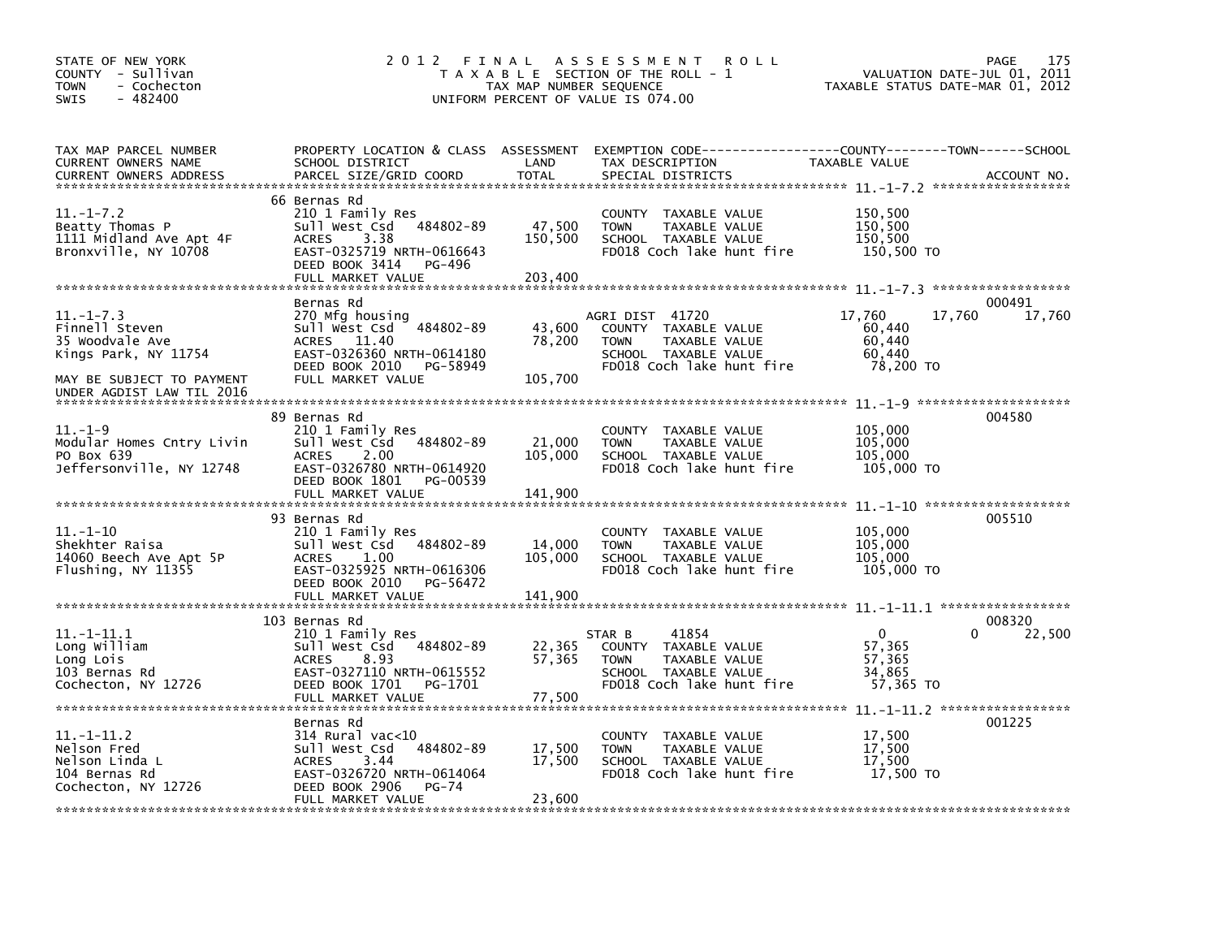STATE OF NEW YORK
COUNTY - Sullivan
TOWN - Cochecton
SWIS - 482400

# 2012 FINAL ASSESSMENT ROLL
TAXABLE SECTION OF THE ROLL - 1
TAX MAP NUMBER SEQUENCE
UNIFORM PERCENT OF VALUE IS 074.00

VALUATION DATE-JUL 01, 2011
TAXABLE STATUS DATE-MAR 01, 2012

| TAX MAP PARCEL NUMBER / CURRENT OWNERS NAME / CURRENT OWNERS ADDRESS | PROPERTY LOCATION & CLASS / SCHOOL DISTRICT / PARCEL SIZE/GRID COORD | ASSESSMENT LAND | TOTAL | EXEMPTION CODE / TAX DESCRIPTION / SPECIAL DISTRICTS | COUNTY TAXABLE VALUE | TOWN | SCHOOL | ACCOUNT NO. |
|---|---|---|---|---|---|---|---|---|
| 11.-1-7.2 | 66 Bernas Rd | | | | | | | |
| Beatty Thomas P | 210 1 Family Res | | | COUNTY TAXABLE VALUE | 150,500 | | | |
| 1111 Midland Ave Apt 4F | Sull West Csd 484802-89 | 47,500 | | TOWN TAXABLE VALUE | 150,500 | | | |
| Bronxville, NY 10708 | ACRES 3.38 | | 150,500 | SCHOOL TAXABLE VALUE | 150,500 | | | |
| | EAST-0325719 NRTH-0616643 | | | FD018 Coch lake hunt fire | 150,500 TO | | | |
| | DEED BOOK 3414 PG-496 | | | | | | | |
| | FULL MARKET VALUE | | 203,400 | | | | | |
| 11.-1-7.3 | Bernas Rd | | | | | | | 000491 |
| Finnell Steven | 270 Mfg housing | | | AGRI DIST 41720 | 17,760 | 17,760 | 17,760 | |
| 35 Woodvale Ave | Sull West Csd 484802-89 | 43,600 | | COUNTY TAXABLE VALUE | 60,440 | | | |
| Kings Park, NY 11754 | ACRES 11.40 | | 78,200 | TOWN TAXABLE VALUE | 60,440 | | | |
| | EAST-0326360 NRTH-0614180 | | | SCHOOL TAXABLE VALUE | 60,440 | | | |
| | DEED BOOK 2010 PG-58949 | | | FD018 Coch lake hunt fire | 78,200 TO | | | |
| MAY BE SUBJECT TO PAYMENT UNDER AGDIST LAW TIL 2016 | FULL MARKET VALUE | | 105,700 | | | | | |
| 11.-1-9 | 89 Bernas Rd | | | | | | | 004580 |
| Modular Homes Cntry Livin | 210 1 Family Res | | | COUNTY TAXABLE VALUE | 105,000 | | | |
| PO Box 639 | Sull West Csd 484802-89 | 21,000 | | TOWN TAXABLE VALUE | 105,000 | | | |
| Jeffersonville, NY 12748 | ACRES 2.00 | | 105,000 | SCHOOL TAXABLE VALUE | 105,000 | | | |
| | EAST-0326780 NRTH-0614920 | | | FD018 Coch lake hunt fire | 105,000 TO | | | |
| | DEED BOOK 1801 PG-00539 | | | | | | | |
| | FULL MARKET VALUE | | 141,900 | | | | | |
| 11.-1-10 | 93 Bernas Rd | | | | | | | 005510 |
| Shekhter Raisa | 210 1 Family Res | | | COUNTY TAXABLE VALUE | 105,000 | | | |
| 14060 Beech Ave Apt 5P | Sull West Csd 484802-89 | 14,000 | | TOWN TAXABLE VALUE | 105,000 | | | |
| Flushing, NY 11355 | ACRES 1.00 | | 105,000 | SCHOOL TAXABLE VALUE | 105,000 | | | |
| | EAST-0325925 NRTH-0616306 | | | FD018 Coch lake hunt fire | 105,000 TO | | | |
| | DEED BOOK 2010 PG-56472 | | | | | | | |
| | FULL MARKET VALUE | | 141,900 | | | | | |
| 11.-1-11.1 | 103 Bernas Rd | | | | | | | 008320 |
| Long William | 210 1 Family Res | | | STAR B 41854 | 0 | 0 | 22,500 | |
| Long Lois | Sull West Csd 484802-89 | 22,365 | | COUNTY TAXABLE VALUE | 57,365 | | | |
| 103 Bernas Rd | ACRES 8.93 | | 57,365 | TOWN TAXABLE VALUE | 57,365 | | | |
| Cochecton, NY 12726 | EAST-0327110 NRTH-0615552 | | | SCHOOL TAXABLE VALUE | 34,865 | | | |
| | DEED BOOK 1701 PG-1701 | | | FD018 Coch lake hunt fire | 57,365 TO | | | |
| | FULL MARKET VALUE | | 77,500 | | | | | |
| 11.-1-11.2 | Bernas Rd | | | | | | | 001225 |
| Nelson Fred | 314 Rural vac<10 | | | COUNTY TAXABLE VALUE | 17,500 | | | |
| Nelson Linda L | Sull West Csd 484802-89 | 17,500 | | TOWN TAXABLE VALUE | 17,500 | | | |
| 104 Bernas Rd | ACRES 3.44 | | 17,500 | SCHOOL TAXABLE VALUE | 17,500 | | | |
| Cochecton, NY 12726 | EAST-0326720 NRTH-0614064 | | | FD018 Coch lake hunt fire | 17,500 TO | | | |
| | DEED BOOK 2906 PG-74 | | | | | | | |
| | FULL MARKET VALUE | | 23,600 | | | | | |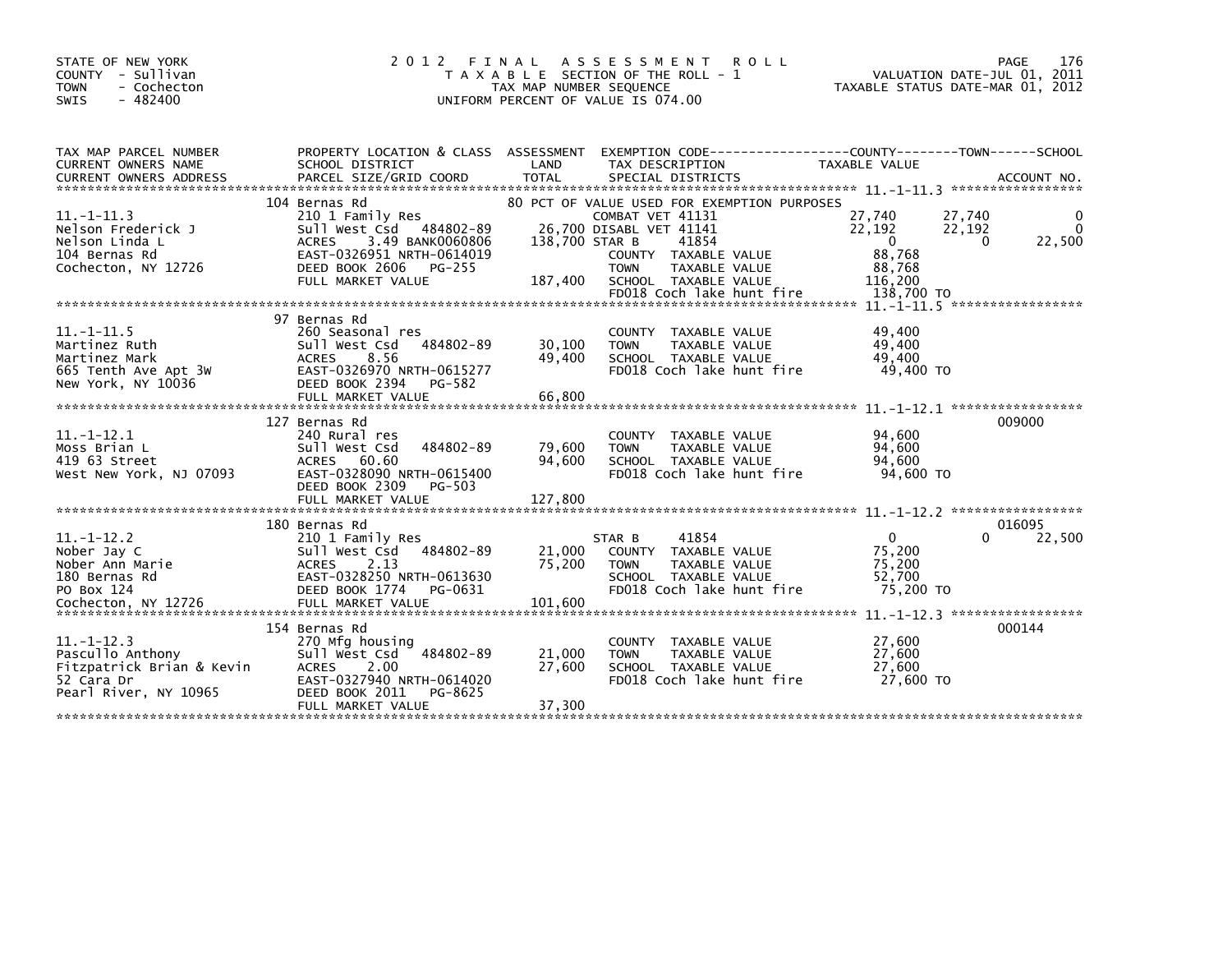STATE OF NEW YORK
COUNTY - Sullivan
TOWN - Cochecton
SWIS - 482400

# 2012 FINAL ASSESSMENT ROLL

TAXABLE SECTION OF THE ROLL - 1
TAX MAP NUMBER SEQUENCE
UNIFORM PERCENT OF VALUE IS 074.00

VALUATION DATE-JUL 01, 2011
TAXABLE STATUS DATE-MAR 01, 2012

| TAX MAP PARCEL NUMBER / CURRENT OWNERS NAME / CURRENT OWNERS ADDRESS | PROPERTY LOCATION & CLASS / SCHOOL DISTRICT / PARCEL SIZE/GRID COORD | ASSESSMENT LAND | TOTAL | EXEMPTION CODE / TAX DESCRIPTION / SPECIAL DISTRICTS | COUNTY TAXABLE VALUE | TOWN | SCHOOL | ACCOUNT NO. |
|---|---|---|---|---|---|---|---|---|
| **11.-1-11.3** | 104 Bernas Rd | | | 80 PCT OF VALUE USED FOR EXEMPTION PURPOSES | | | | |
| 11.-1-11.3 | 210 1 Family Res | | | COMBAT VET 41131 | 27,740 | 27,740 | 0 | |
| Nelson Frederick J | Sull West Csd 484802-89 | 26,700 | | DISABL VET 41141 | 22,192 | 22,192 | 0 | |
| Nelson Linda L | ACRES 3.49 BANK0060806 | | 138,700 | STAR B 41854 | 0 | 0 | 22,500 | |
| 104 Bernas Rd | EAST-0326951 NRTH-0614019 | | | COUNTY TAXABLE VALUE | 88,768 | | | |
| Cochecton, NY 12726 | DEED BOOK 2606 PG-255 | | | TOWN TAXABLE VALUE | 88,768 | | | |
| | FULL MARKET VALUE | | 187,400 | SCHOOL TAXABLE VALUE | 116,200 | | | |
| | | | | FD018 Coch lake hunt fire | 138,700 TO | | | |
| **11.-1-11.5** | 97 Bernas Rd | | | | | | | |
| 11.-1-11.5 | 260 Seasonal res | | | COUNTY TAXABLE VALUE | 49,400 | | | |
| Martinez Ruth | Sull West Csd 484802-89 | 30,100 | | TOWN TAXABLE VALUE | 49,400 | | | |
| Martinez Mark | ACRES 8.56 | | 49,400 | SCHOOL TAXABLE VALUE | 49,400 | | | |
| 665 Tenth Ave Apt 3W | EAST-0326970 NRTH-0615277 | | | FD018 Coch lake hunt fire | 49,400 TO | | | |
| New York, NY 10036 | DEED BOOK 2394 PG-582 | | | | | | | |
| | FULL MARKET VALUE | | 66,800 | | | | | |
| **11.-1-12.1** | 127 Bernas Rd | | | | | | | 009000 |
| 11.-1-12.1 | 240 Rural res | | | COUNTY TAXABLE VALUE | 94,600 | | | |
| Moss Brian L | Sull West Csd 484802-89 | 79,600 | | TOWN TAXABLE VALUE | 94,600 | | | |
| 419 63 Street | ACRES 60.60 | | 94,600 | SCHOOL TAXABLE VALUE | 94,600 | | | |
| West New York, NJ 07093 | EAST-0328090 NRTH-0615400 | | | FD018 Coch lake hunt fire | 94,600 TO | | | |
| | DEED BOOK 2309 PG-503 | | | | | | | |
| | FULL MARKET VALUE | | 127,800 | | | | | |
| **11.-1-12.2** | 180 Bernas Rd | | | | | | | 016095 |
| 11.-1-12.2 | 210 1 Family Res | | | STAR B 41854 | 0 | 0 | 22,500 | |
| Nober Jay C | Sull West Csd 484802-89 | 21,000 | | COUNTY TAXABLE VALUE | 75,200 | | | |
| Nober Ann Marie | ACRES 2.13 | | 75,200 | TOWN TAXABLE VALUE | 75,200 | | | |
| 180 Bernas Rd | EAST-0328250 NRTH-0613630 | | | SCHOOL TAXABLE VALUE | 52,700 | | | |
| PO Box 124 | DEED BOOK 1774 PG-0631 | | | FD018 Coch lake hunt fire | 75,200 TO | | | |
| Cochecton, NY 12726 | FULL MARKET VALUE | | 101,600 | | | | | |
| **11.-1-12.3** | 154 Bernas Rd | | | | | | | 000144 |
| 11.-1-12.3 | 270 Mfg housing | | | COUNTY TAXABLE VALUE | 27,600 | | | |
| Pascullo Anthony | Sull West Csd 484802-89 | 21,000 | | TOWN TAXABLE VALUE | 27,600 | | | |
| Fitzpatrick Brian & Kevin | ACRES 2.00 | | 27,600 | SCHOOL TAXABLE VALUE | 27,600 | | | |
| 52 Cara Dr | EAST-0327940 NRTH-0614020 | | | FD018 Coch lake hunt fire | 27,600 TO | | | |
| Pearl River, NY 10965 | DEED BOOK 2011 PG-8625 | | | | | | | |
| | FULL MARKET VALUE | | 37,300 | | | | | |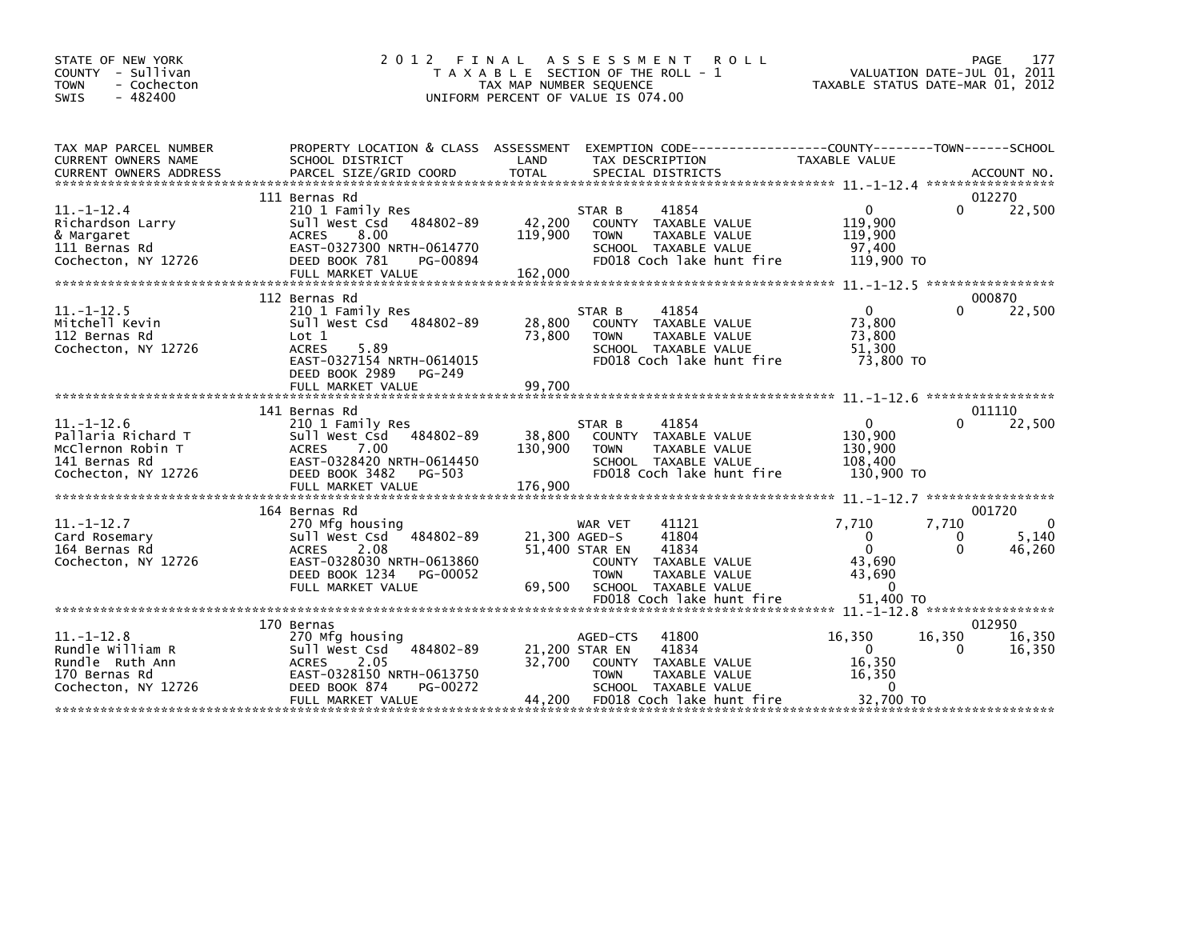STATE OF NEW YORK
COUNTY - Sullivan
TOWN - Cochecton
SWIS - 482400

# 2012 FINAL ASSESSMENT ROLL

TAXABLE SECTION OF THE ROLL - 1
TAX MAP NUMBER SEQUENCE
UNIFORM PERCENT OF VALUE IS 074.00

VALUATION DATE-JUL 01, 2011
TAXABLE STATUS DATE-MAR 01, 2012

| TAX MAP PARCEL NUMBER / CURRENT OWNERS NAME / CURRENT OWNERS ADDRESS | PROPERTY LOCATION & CLASS / SCHOOL DISTRICT / PARCEL SIZE/GRID COORD | ASSESSMENT LAND / TOTAL | EXEMPTION CODE / TAX DESCRIPTION / SPECIAL DISTRICTS | COUNTY TAXABLE VALUE | TOWN | SCHOOL | ACCOUNT NO. |
|---|---|---|---|---|---|---|---|
| 11.-1-12.4 | 111 Bernas Rd | | | | | | 012270 |
| Richardson Larry | 210 1 Family Res | | STAR B 41854 | 0 | 0 | 22,500 | |
| & Margaret | Sull West Csd 484802-89 | 42,200 | COUNTY TAXABLE VALUE | 119,900 | | | |
| 111 Bernas Rd | ACRES 8.00 | 119,900 | TOWN TAXABLE VALUE | 119,900 | | | |
| Cochecton, NY 12726 | EAST-0327300 NRTH-0614770 | | SCHOOL TAXABLE VALUE | 97,400 | | | |
| | DEED BOOK 781 PG-00894 | | FD018 Coch lake hunt fire | 119,900 TO | | | |
| | FULL MARKET VALUE | 162,000 | | | | | |
| 11.-1-12.5 | 112 Bernas Rd | | | | | | 000870 |
| Mitchell Kevin | 210 1 Family Res | | STAR B 41854 | 0 | 0 | 22,500 | |
| 112 Bernas Rd | Sull West Csd 484802-89 | 28,800 | COUNTY TAXABLE VALUE | 73,800 | | | |
| Cochecton, NY 12726 | Lot 1 | 73,800 | TOWN TAXABLE VALUE | 73,800 | | | |
| | ACRES 5.89 | | SCHOOL TAXABLE VALUE | 51,300 | | | |
| | EAST-0327154 NRTH-0614015 | | FD018 Coch lake hunt fire | 73,800 TO | | | |
| | DEED BOOK 2989 PG-249 | | | | | | |
| | FULL MARKET VALUE | 99,700 | | | | | |
| 11.-1-12.6 | 141 Bernas Rd | | | | | | 011110 |
| Pallaria Richard T | 210 1 Family Res | | STAR B 41854 | 0 | 0 | 22,500 | |
| McClernon Robin T | Sull West Csd 484802-89 | 38,800 | COUNTY TAXABLE VALUE | 130,900 | | | |
| 141 Bernas Rd | ACRES 7.00 | 130,900 | TOWN TAXABLE VALUE | 130,900 | | | |
| Cochecton, NY 12726 | EAST-0328420 NRTH-0614450 | | SCHOOL TAXABLE VALUE | 108,400 | | | |
| | DEED BOOK 3482 PG-503 | | FD018 Coch lake hunt fire | 130,900 TO | | | |
| | FULL MARKET VALUE | 176,900 | | | | | |
| 11.-1-12.7 | 164 Bernas Rd | | | | | | 001720 |
| Card Rosemary | 270 Mfg housing | | WAR VET 41121 | 7,710 | 7,710 | 0 | |
| 164 Bernas Rd | Sull West Csd 484802-89 | 21,300 | AGED-S 41804 | 0 | 0 | 5,140 | |
| Cochecton, NY 12726 | ACRES 2.08 | 51,400 | STAR EN 41834 | 0 | 0 | 46,260 | |
| | EAST-0328030 NRTH-0613860 | | COUNTY TAXABLE VALUE | 43,690 | | | |
| | DEED BOOK 1234 PG-00052 | | TOWN TAXABLE VALUE | 43,690 | | | |
| | FULL MARKET VALUE | 69,500 | SCHOOL TAXABLE VALUE | 0 | | | |
| | | | FD018 Coch lake hunt fire | 51,400 TO | | | |
| 11.-1-12.8 | 170 Bernas | | | | | | 012950 |
| Rundle William R | 270 Mfg housing | | AGED-CTS 41800 | 16,350 | 16,350 | 16,350 | |
| Rundle Ruth Ann | Sull West Csd 484802-89 | 21,200 | STAR EN 41834 | 0 | 0 | 16,350 | |
| 170 Bernas Rd | ACRES 2.05 | 32,700 | COUNTY TAXABLE VALUE | 16,350 | | | |
| Cochecton, NY 12726 | EAST-0328150 NRTH-0613750 | | TOWN TAXABLE VALUE | 16,350 | | | |
| | DEED BOOK 874 PG-00272 | | SCHOOL TAXABLE VALUE | 0 | | | |
| | FULL MARKET VALUE | 44,200 | FD018 Coch lake hunt fire | 32,700 TO | | | |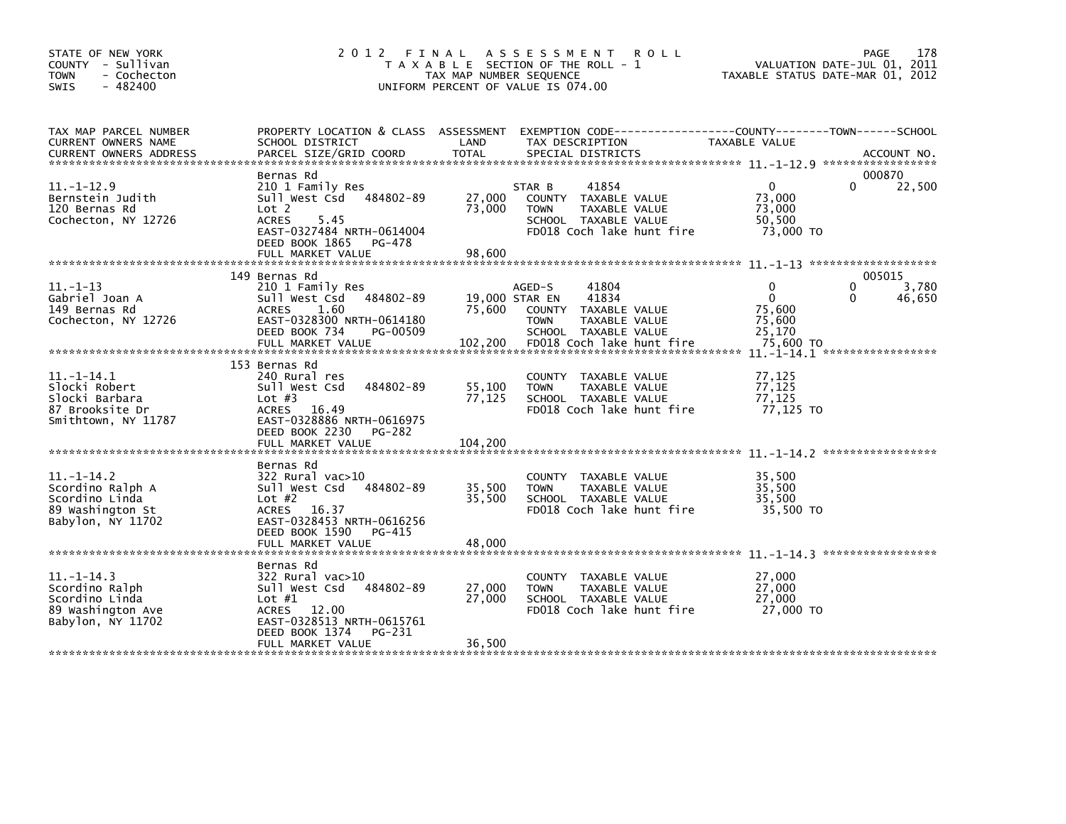STATE OF NEW YORK
COUNTY - Sullivan
TOWN - Cochecton
SWIS - 482400

# 2012 FINAL ASSESSMENT ROLL

TAXABLE SECTION OF THE ROLL - 1
TAX MAP NUMBER SEQUENCE
UNIFORM PERCENT OF VALUE IS 074.00

VALUATION DATE-JUL 01, 2011
TAXABLE STATUS DATE-MAR 01, 2012

| TAX MAP PARCEL NUMBER / CURRENT OWNERS NAME / CURRENT OWNERS ADDRESS | PROPERTY LOCATION & CLASS / SCHOOL DISTRICT / PARCEL SIZE/GRID COORD | ASSESSMENT LAND / TOTAL | EXEMPTION CODE / TAX DESCRIPTION / SPECIAL DISTRICTS | COUNTY TAXABLE VALUE | TOWN | SCHOOL | ACCOUNT NO. |
|---|---|---|---|---|---|---|---|
| 11.-1-12.9 | Bernas Rd | | | | | | 000870 |
| 11.-1-12.9 | 210 1 Family Res | | STAR B 41854 | 0 | 0 | 22,500 | |
| Bernstein Judith | Sull West Csd 484802-89 | 27,000 | COUNTY TAXABLE VALUE | 73,000 | | | |
| 120 Bernas Rd | Lot 2 | 73,000 | TOWN TAXABLE VALUE | 73,000 | | | |
| Cochecton, NY 12726 | ACRES 5.45 | | SCHOOL TAXABLE VALUE | 50,500 | | | |
| | EAST-0327484 NRTH-0614004 | | FD018 Coch lake hunt fire | 73,000 TO | | | |
| | DEED BOOK 1865 PG-478 | | | | | | |
| | FULL MARKET VALUE | 98,600 | | | | | |
| 11.-1-13 | 149 Bernas Rd | | | | | | 005015 |
| 11.-1-13 | 210 1 Family Res | | AGED-S 41804 | 0 | 0 | 3,780 | |
| Gabriel Joan A | Sull West Csd 484802-89 | 19,000 | STAR EN 41834 | 0 | 0 | 46,650 | |
| 149 Bernas Rd | ACRES 1.60 | 75,600 | COUNTY TAXABLE VALUE | 75,600 | | | |
| Cochecton, NY 12726 | EAST-0328300 NRTH-0614180 | | TOWN TAXABLE VALUE | 75,600 | | | |
| | DEED BOOK 734 PG-00509 | | SCHOOL TAXABLE VALUE | 25,170 | | | |
| | FULL MARKET VALUE | 102,200 | FD018 Coch lake hunt fire | 75,600 TO | | | |
| 11.-1-14.1 | 153 Bernas Rd | | | | | | |
| 11.-1-14.1 | 240 Rural res | | COUNTY TAXABLE VALUE | 77,125 | | | |
| Slocki Robert | Sull West Csd 484802-89 | 55,100 | TOWN TAXABLE VALUE | 77,125 | | | |
| Slocki Barbara | Lot #3 | 77,125 | SCHOOL TAXABLE VALUE | 77,125 | | | |
| 87 Brooksite Dr | ACRES 16.49 | | FD018 Coch lake hunt fire | 77,125 TO | | | |
| Smithtown, NY 11787 | EAST-0328886 NRTH-0616975 | | | | | | |
| | DEED BOOK 2230 PG-282 | | | | | | |
| | FULL MARKET VALUE | 104,200 | | | | | |
| 11.-1-14.2 | Bernas Rd | | | | | | |
| 11.-1-14.2 | 322 Rural vac>10 | | COUNTY TAXABLE VALUE | 35,500 | | | |
| Scordino Ralph A | Sull West Csd 484802-89 | 35,500 | TOWN TAXABLE VALUE | 35,500 | | | |
| Scordino Linda | Lot #2 | 35,500 | SCHOOL TAXABLE VALUE | 35,500 | | | |
| 89 Washington St | ACRES 16.37 | | FD018 Coch lake hunt fire | 35,500 TO | | | |
| Babylon, NY 11702 | EAST-0328453 NRTH-0616256 | | | | | | |
| | DEED BOOK 1590 PG-415 | | | | | | |
| | FULL MARKET VALUE | 48,000 | | | | | |
| 11.-1-14.3 | Bernas Rd | | | | | | |
| 11.-1-14.3 | 322 Rural vac>10 | | COUNTY TAXABLE VALUE | 27,000 | | | |
| Scordino Ralph | Sull West Csd 484802-89 | 27,000 | TOWN TAXABLE VALUE | 27,000 | | | |
| Scordino Linda | Lot #1 | 27,000 | SCHOOL TAXABLE VALUE | 27,000 | | | |
| 89 Washington Ave | ACRES 12.00 | | FD018 Coch lake hunt fire | 27,000 TO | | | |
| Babylon, NY 11702 | EAST-0328513 NRTH-0615761 | | | | | | |
| | DEED BOOK 1374 PG-231 | | | | | | |
| | FULL MARKET VALUE | 36,500 | | | | | |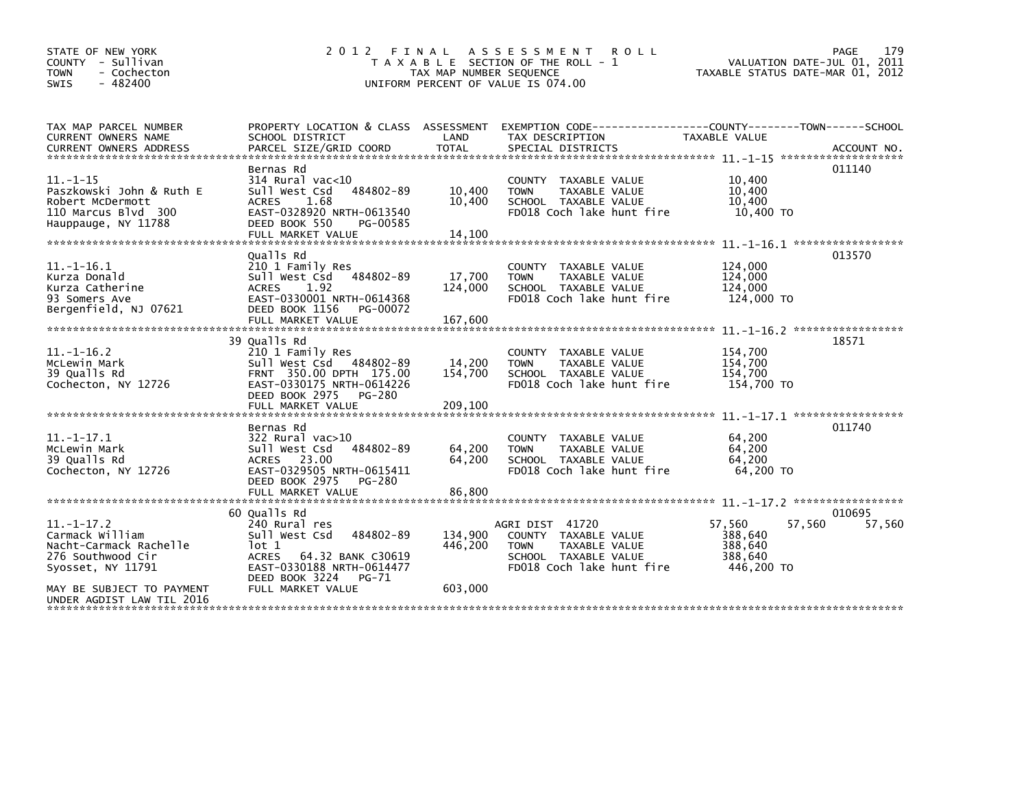STATE OF NEW YORK
COUNTY - Sullivan
TOWN - Cochecton
SWIS - 482400

# 2012 FINAL ASSESSMENT ROLL

TAXABLE SECTION OF THE ROLL - 1
TAX MAP NUMBER SEQUENCE
UNIFORM PERCENT OF VALUE IS 074.00

VALUATION DATE-JUL 01, 2011
TAXABLE STATUS DATE-MAR 01, 2012

| TAX MAP PARCEL NUMBER / CURRENT OWNERS NAME / CURRENT OWNERS ADDRESS | PROPERTY LOCATION & CLASS / SCHOOL DISTRICT / PARCEL SIZE/GRID COORD | ASSESSMENT LAND | TOTAL | EXEMPTION CODE / TAX DESCRIPTION / SPECIAL DISTRICTS | COUNTY TAXABLE VALUE | TOWN | SCHOOL | ACCOUNT NO. |
|---|---|---|---|---|---|---|---|---|
| 11.-1-15 | Bernas Rd | | | | | | | 011140 |
| Paszkowski John & Ruth E | 314 Rural vac<10 | | | COUNTY TAXABLE VALUE | 10,400 | | | |
| Robert McDermott | Sull West Csd 484802-89 | 10,400 | | TOWN TAXABLE VALUE | 10,400 | | | |
| 110 Marcus Blvd 300 | ACRES 1.68 | | 10,400 | SCHOOL TAXABLE VALUE | 10,400 | | | |
| Hauppauge, NY 11788 | EAST-0328920 NRTH-0613540 | | | FD018 Coch lake hunt fire | 10,400 TO | | | |
| | DEED BOOK 550 PG-00585 | | | | | | | |
| | FULL MARKET VALUE | | 14,100 | | | | | |
| 11.-1-16.1 | Qualls Rd | | | | | | | 013570 |
| Kurza Donald | 210 1 Family Res | | | COUNTY TAXABLE VALUE | 124,000 | | | |
| Kurza Catherine | Sull West Csd 484802-89 | 17,700 | | TOWN TAXABLE VALUE | 124,000 | | | |
| 93 Somers Ave | ACRES 1.92 | | 124,000 | SCHOOL TAXABLE VALUE | 124,000 | | | |
| Bergenfield, NJ 07621 | EAST-0330001 NRTH-0614368 | | | FD018 Coch lake hunt fire | 124,000 TO | | | |
| | DEED BOOK 1156 PG-00072 | | | | | | | |
| | FULL MARKET VALUE | | 167,600 | | | | | |
| 11.-1-16.2 | 39 Qualls Rd | | | | | | | 18571 |
| McLewin Mark | 210 1 Family Res | | | COUNTY TAXABLE VALUE | 154,700 | | | |
| 39 Qualls Rd | Sull West Csd 484802-89 | 14,200 | | TOWN TAXABLE VALUE | 154,700 | | | |
| Cochecton, NY 12726 | FRNT 350.00 DPTH 175.00 | | 154,700 | SCHOOL TAXABLE VALUE | 154,700 | | | |
| | EAST-0330175 NRTH-0614226 | | | FD018 Coch lake hunt fire | 154,700 TO | | | |
| | DEED BOOK 2975 PG-280 | | | | | | | |
| | FULL MARKET VALUE | | 209,100 | | | | | |
| 11.-1-17.1 | Bernas Rd | | | | | | | 011740 |
| McLewin Mark | 322 Rural vac>10 | | | COUNTY TAXABLE VALUE | 64,200 | | | |
| 39 Qualls Rd | Sull West Csd 484802-89 | 64,200 | | TOWN TAXABLE VALUE | 64,200 | | | |
| Cochecton, NY 12726 | ACRES 23.00 | | 64,200 | SCHOOL TAXABLE VALUE | 64,200 | | | |
| | EAST-0329505 NRTH-0615411 | | | FD018 Coch lake hunt fire | 64,200 TO | | | |
| | DEED BOOK 2975 PG-280 | | | | | | | |
| | FULL MARKET VALUE | | 86,800 | | | | | |
| 11.-1-17.2 | 60 Qualls Rd | | | | | | | 010695 |
| Carmack William | 240 Rural res | | | AGRI DIST 41720 | 57,560 | 57,560 | 57,560 | |
| Nacht-Carmack Rachelle | Sull West Csd 484802-89 | 134,900 | | COUNTY TAXABLE VALUE | 388,640 | | | |
| 276 Southwood Cir | lot 1 | | 446,200 | TOWN TAXABLE VALUE | 388,640 | | | |
| Syosset, NY 11791 | ACRES 64.32 BANK C30619 | | | SCHOOL TAXABLE VALUE | 388,640 | | | |
| | EAST-0330188 NRTH-0614477 | | | FD018 Coch lake hunt fire | 446,200 TO | | | |
| | DEED BOOK 3224 PG-71 | | | | | | | |
| MAY BE SUBJECT TO PAYMENT UNDER AGDIST LAW TIL 2016 | FULL MARKET VALUE | | 603,000 | | | | | |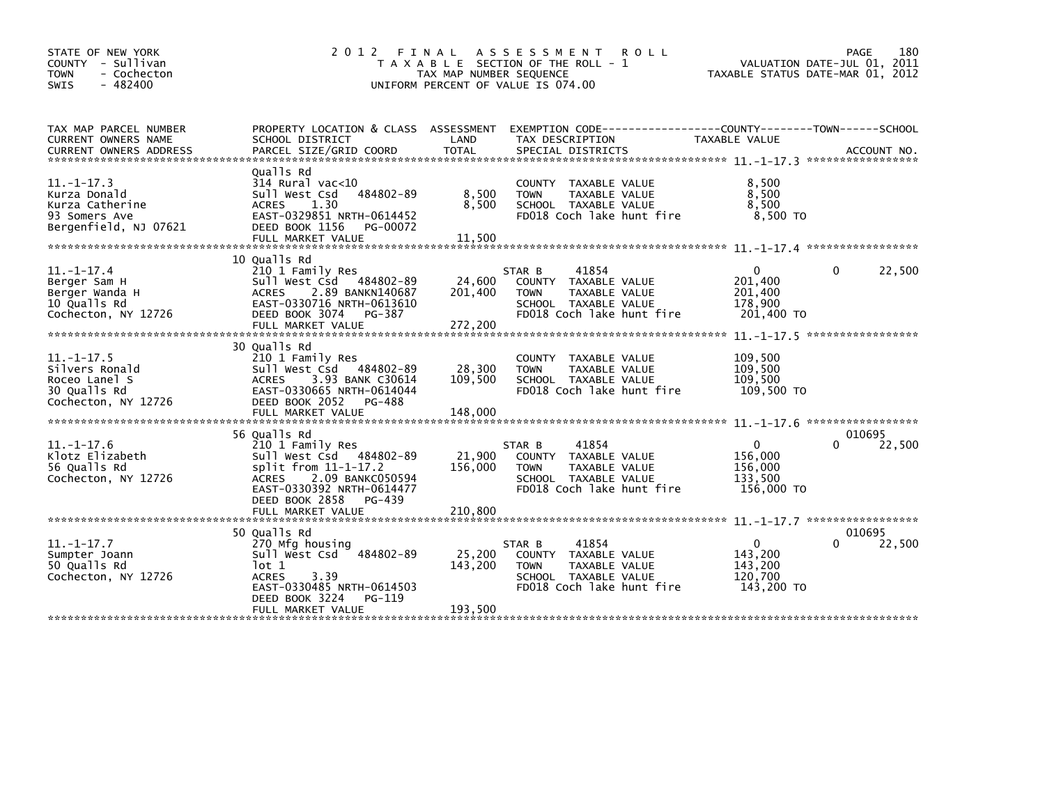STATE OF NEW YORK
COUNTY - Sullivan
TOWN - Cochecton
SWIS - 482400

# 2012 FINAL ASSESSMENT ROLL

TAXABLE SECTION OF THE ROLL - 1
TAX MAP NUMBER SEQUENCE
UNIFORM PERCENT OF VALUE IS 074.00

VALUATION DATE-JUL 01, 2011
TAXABLE STATUS DATE-MAR 01, 2012

| TAX MAP PARCEL NUMBER / CURRENT OWNERS NAME / CURRENT OWNERS ADDRESS | PROPERTY LOCATION & CLASS / SCHOOL DISTRICT / PARCEL SIZE/GRID COORD | ASSESSMENT LAND | TOTAL | EXEMPTION CODE / TAX DESCRIPTION / SPECIAL DISTRICTS | COUNTY TAXABLE VALUE | TOWN | SCHOOL | ACCOUNT NO. |
|---|---|---|---|---|---|---|---|---|
| **11.-1-17.3** | Qualls Rd | | | | | | | |
| 11.-1-17.3 | 314 Rural vac<10 | | | COUNTY TAXABLE VALUE | 8,500 | | | |
| Kurza Donald | Sull West Csd 484802-89 | 8,500 | | TOWN TAXABLE VALUE | 8,500 | | | |
| Kurza Catherine | ACRES 1.30 | | 8,500 | SCHOOL TAXABLE VALUE | 8,500 | | | |
| 93 Somers Ave | EAST-0329851 NRTH-0614452 | | | FD018 Coch lake hunt fire | 8,500 TO | | | |
| Bergenfield, NJ 07621 | DEED BOOK 1156 PG-00072 | | | | | | | |
| | FULL MARKET VALUE | | 11,500 | | | | | |
| **11.-1-17.4** | 10 Qualls Rd | | | | | | | |
| 11.-1-17.4 | 210 1 Family Res | | | STAR B 41854 | 0 | 0 | 22,500 | |
| Berger Sam H | Sull West Csd 484802-89 | 24,600 | | COUNTY TAXABLE VALUE | 201,400 | | | |
| Berger Wanda H | ACRES 2.89 BANKN140687 | | 201,400 | TOWN TAXABLE VALUE | 201,400 | | | |
| 10 Qualls Rd | EAST-0330716 NRTH-0613610 | | | SCHOOL TAXABLE VALUE | 178,900 | | | |
| Cochecton, NY 12726 | DEED BOOK 3074 PG-387 | | | FD018 Coch lake hunt fire | 201,400 TO | | | |
| | FULL MARKET VALUE | | 272,200 | | | | | |
| **11.-1-17.5** | 30 Qualls Rd | | | | | | | |
| 11.-1-17.5 | 210 1 Family Res | | | COUNTY TAXABLE VALUE | 109,500 | | | |
| Silvers Ronald | Sull West Csd 484802-89 | 28,300 | | TOWN TAXABLE VALUE | 109,500 | | | |
| Roceo Lanel S | ACRES 3.93 BANK C30614 | | 109,500 | SCHOOL TAXABLE VALUE | 109,500 | | | |
| 30 Qualls Rd | EAST-0330665 NRTH-0614044 | | | FD018 Coch lake hunt fire | 109,500 TO | | | |
| Cochecton, NY 12726 | DEED BOOK 2052 PG-488 | | | | | | | |
| | FULL MARKET VALUE | | 148,000 | | | | | |
| **11.-1-17.6** | 56 Qualls Rd | | | | | | | 010695 |
| 11.-1-17.6 | 210 1 Family Res | | | STAR B 41854 | 0 | 0 | 22,500 | |
| Klotz Elizabeth | Sull West Csd 484802-89 | 21,900 | | COUNTY TAXABLE VALUE | 156,000 | | | |
| 56 Qualls Rd | split from 11-1-17.2 | | 156,000 | TOWN TAXABLE VALUE | 156,000 | | | |
| Cochecton, NY 12726 | ACRES 2.09 BANKC050594 | | | SCHOOL TAXABLE VALUE | 133,500 | | | |
| | EAST-0330392 NRTH-0614477 | | | FD018 Coch lake hunt fire | 156,000 TO | | | |
| | DEED BOOK 2858 PG-439 | | | | | | | |
| | FULL MARKET VALUE | | 210,800 | | | | | |
| **11.-1-17.7** | 50 Qualls Rd | | | | | | | 010695 |
| 11.-1-17.7 | 270 Mfg housing | | | STAR B 41854 | 0 | 0 | 22,500 | |
| Sumpter Joann | Sull West Csd 484802-89 | 25,200 | | COUNTY TAXABLE VALUE | 143,200 | | | |
| 50 Qualls Rd | lot 1 | | 143,200 | TOWN TAXABLE VALUE | 143,200 | | | |
| Cochecton, NY 12726 | ACRES 3.39 | | | SCHOOL TAXABLE VALUE | 120,700 | | | |
| | EAST-0330485 NRTH-0614503 | | | FD018 Coch lake hunt fire | 143,200 TO | | | |
| | DEED BOOK 3224 PG-119 | | | | | | | |
| | FULL MARKET VALUE | | 193,500 | | | | | |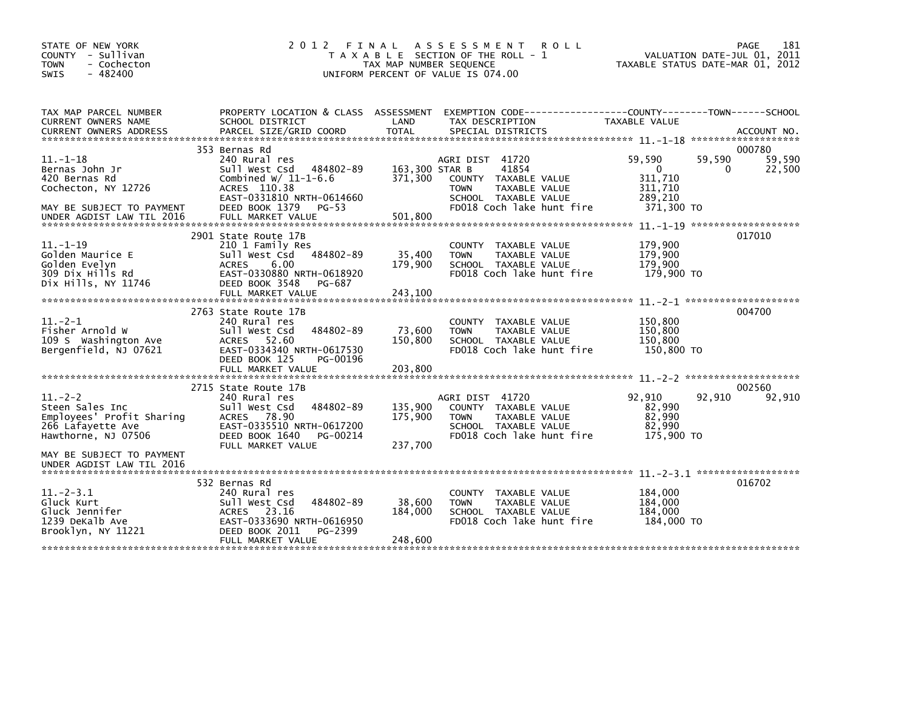STATE OF NEW YORK
COUNTY - Sullivan
TOWN - Cochecton
SWIS - 482400

# 2012 FINAL ASSESSMENT ROLL

TAXABLE SECTION OF THE ROLL - 1
TAX MAP NUMBER SEQUENCE
UNIFORM PERCENT OF VALUE IS 074.00

VALUATION DATE-JUL 01, 2011
TAXABLE STATUS DATE-MAR 01, 2012

| TAX MAP PARCEL NUMBER / CURRENT OWNERS NAME / CURRENT OWNERS ADDRESS | PROPERTY LOCATION & CLASS / SCHOOL DISTRICT / PARCEL SIZE/GRID COORD | ASSESSMENT LAND | TOTAL | EXEMPTION CODE / TAX DESCRIPTION / SPECIAL DISTRICTS | COUNTY TAXABLE VALUE | TOWN | SCHOOL | ACCOUNT NO. |
|---|---|---|---|---|---|---|---|---|
| 11.-1-18 | 353 Bernas Rd | | | | | | | 000780 |
| 11.-1-18 | 240 Rural res | | | AGRI DIST 41720 | 59,590 | 59,590 | 59,590 | |
| Bernas John Jr | Sull West Csd 484802-89 | 163,300 | | STAR B 41854 | 0 | 0 | 22,500 | |
| 420 Bernas Rd | Combined W/ 11-1-6.6 | | 371,300 | COUNTY TAXABLE VALUE | 311,710 | | | |
| Cochecton, NY 12726 | ACRES 110.38 | | | TOWN TAXABLE VALUE | 311,710 | | | |
| | EAST-0331810 NRTH-0614660 | | | SCHOOL TAXABLE VALUE | 289,210 | | | |
| MAY BE SUBJECT TO PAYMENT | DEED BOOK 1379 PG-53 | | | FD018 Coch lake hunt fire | 371,300 TO | | | |
| UNDER AGDIST LAW TIL 2016 | FULL MARKET VALUE | | 501,800 | | | | | |
| 11.-1-19 | 2901 State Route 17B | | | | | | | 017010 |
| 11.-1-19 | 210 1 Family Res | | | COUNTY TAXABLE VALUE | 179,900 | | | |
| Golden Maurice E | Sull West Csd 484802-89 | 35,400 | | TOWN TAXABLE VALUE | 179,900 | | | |
| Golden Evelyn | ACRES 6.00 | | 179,900 | SCHOOL TAXABLE VALUE | 179,900 | | | |
| 309 Dix Hills Rd | EAST-0330880 NRTH-0618920 | | | FD018 Coch lake hunt fire | 179,900 TO | | | |
| Dix Hills, NY 11746 | DEED BOOK 3548 PG-687 | | | | | | | |
| | FULL MARKET VALUE | | 243,100 | | | | | |
| 11.-2-1 | 2763 State Route 17B | | | | | | | 004700 |
| 11.-2-1 | 240 Rural res | | | COUNTY TAXABLE VALUE | 150,800 | | | |
| Fisher Arnold W | Sull West Csd 484802-89 | 73,600 | | TOWN TAXABLE VALUE | 150,800 | | | |
| 109 S Washington Ave | ACRES 52.60 | | 150,800 | SCHOOL TAXABLE VALUE | 150,800 | | | |
| Bergenfield, NJ 07621 | EAST-0334340 NRTH-0617530 | | | FD018 Coch lake hunt fire | 150,800 TO | | | |
| | DEED BOOK 125 PG-00196 | | | | | | | |
| | FULL MARKET VALUE | | 203,800 | | | | | |
| 11.-2-2 | 2715 State Route 17B | | | | | | | 002560 |
| 11.-2-2 | 240 Rural res | | | AGRI DIST 41720 | 92,910 | 92,910 | 92,910 | |
| Steen Sales Inc | Sull West Csd 484802-89 | 135,900 | | COUNTY TAXABLE VALUE | 82,990 | | | |
| Employees' Profit Sharing | ACRES 78.90 | | 175,900 | TOWN TAXABLE VALUE | 82,990 | | | |
| 266 Lafayette Ave | EAST-0335510 NRTH-0617200 | | | SCHOOL TAXABLE VALUE | 82,990 | | | |
| Hawthorne, NJ 07506 | DEED BOOK 1640 PG-00214 | | | FD018 Coch lake hunt fire | 175,900 TO | | | |
| | FULL MARKET VALUE | | 237,700 | | | | | |
| MAY BE SUBJECT TO PAYMENT | | | | | | | | |
| UNDER AGDIST LAW TIL 2016 | | | | | | | | |
| 11.-2-3.1 | 532 Bernas Rd | | | | | | | 016702 |
| 11.-2-3.1 | 240 Rural res | | | COUNTY TAXABLE VALUE | 184,000 | | | |
| Gluck Kurt | Sull West Csd 484802-89 | 38,600 | | TOWN TAXABLE VALUE | 184,000 | | | |
| Gluck Jennifer | ACRES 23.16 | | 184,000 | SCHOOL TAXABLE VALUE | 184,000 | | | |
| 1239 DeKalb Ave | EAST-0333690 NRTH-0616950 | | | FD018 Coch lake hunt fire | 184,000 TO | | | |
| Brooklyn, NY 11221 | DEED BOOK 2011 PG-2399 | | | | | | | |
| | FULL MARKET VALUE | | 248,600 | | | | | |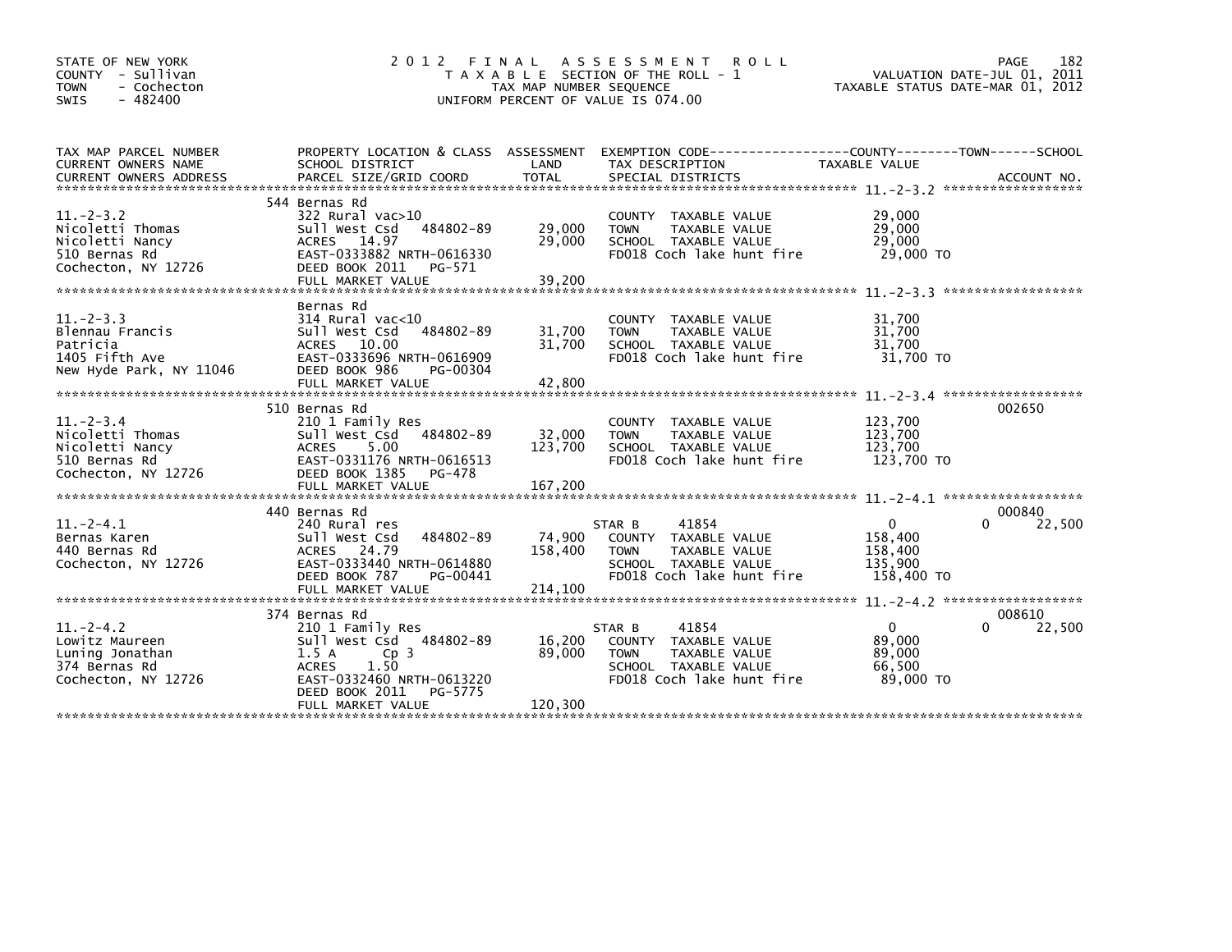STATE OF NEW YORK
COUNTY - Sullivan
TOWN - Cochecton
SWIS - 482400

2 0 1 2 F I N A L A S S E S S M E N T R O L L
T A X A B L E SECTION OF THE ROLL - 1
TAX MAP NUMBER SEQUENCE
UNIFORM PERCENT OF VALUE IS 074.00

VALUATION DATE-JUL 01, 2011
TAXABLE STATUS DATE-MAR 01, 2012

| TAX MAP PARCEL NUMBER / CURRENT OWNERS NAME / CURRENT OWNERS ADDRESS | PROPERTY LOCATION & CLASS / SCHOOL DISTRICT / PARCEL SIZE/GRID COORD | ASSESSMENT LAND / TOTAL | EXEMPTION CODE / TAX DESCRIPTION / SPECIAL DISTRICTS | COUNTY / TOWN / SCHOOL TAXABLE VALUE | ACCOUNT NO. |
|---|---|---|---|---|---|
| 11.-2-3.2 | 544 Bernas Rd | | | | |
| | 322 Rural vac>10 | | COUNTY TAXABLE VALUE | 29,000 | |
| Nicoletti Thomas | Sull West Csd 484802-89 | 29,000 | TOWN TAXABLE VALUE | 29,000 | |
| Nicoletti Nancy | ACRES 14.97 | 29,000 | SCHOOL TAXABLE VALUE | 29,000 | |
| 510 Bernas Rd | EAST-0333882 NRTH-0616330 | | FD018 Coch lake hunt fire | 29,000 TO | |
| Cochecton, NY 12726 | DEED BOOK 2011 PG-571 | | | | |
| | FULL MARKET VALUE | 39,200 | | | |
| 11.-2-3.3 | Bernas Rd | | | | |
| | 314 Rural vac<10 | | COUNTY TAXABLE VALUE | 31,700 | |
| Blennau Francis | Sull West Csd 484802-89 | 31,700 | TOWN TAXABLE VALUE | 31,700 | |
| Patricia | ACRES 10.00 | 31,700 | SCHOOL TAXABLE VALUE | 31,700 | |
| 1405 Fifth Ave | EAST-0333696 NRTH-0616909 | | FD018 Coch lake hunt fire | 31,700 TO | |
| New Hyde Park, NY 11046 | DEED BOOK 986 PG-00304 | | | | |
| | FULL MARKET VALUE | 42,800 | | | |
| 11.-2-3.4 | 510 Bernas Rd | | | | 002650 |
| | 210 1 Family Res | | COUNTY TAXABLE VALUE | 123,700 | |
| Nicoletti Thomas | Sull West Csd 484802-89 | 32,000 | TOWN TAXABLE VALUE | 123,700 | |
| Nicoletti Nancy | ACRES 5.00 | 123,700 | SCHOOL TAXABLE VALUE | 123,700 | |
| 510 Bernas Rd | EAST-0331176 NRTH-0616513 | | FD018 Coch lake hunt fire | 123,700 TO | |
| Cochecton, NY 12726 | DEED BOOK 1385 PG-478 | | | | |
| | FULL MARKET VALUE | 167,200 | | | |
| 11.-2-4.1 | 440 Bernas Rd | | | | 000840 |
| | 240 Rural res | | STAR B 41854 | 0 0 22,500 | |
| Bernas Karen | Sull West Csd 484802-89 | 74,900 | COUNTY TAXABLE VALUE | 158,400 | |
| 440 Bernas Rd | ACRES 24.79 | 158,400 | TOWN TAXABLE VALUE | 158,400 | |
| Cochecton, NY 12726 | EAST-0333440 NRTH-0614880 | | SCHOOL TAXABLE VALUE | 135,900 | |
| | DEED BOOK 787 PG-00441 | | FD018 Coch lake hunt fire | 158,400 TO | |
| | FULL MARKET VALUE | 214,100 | | | |
| 11.-2-4.2 | 374 Bernas Rd | | | | 008610 |
| | 210 1 Family Res | | STAR B 41854 | 0 0 22,500 | |
| Lowitz Maureen | Sull West Csd 484802-89 | 16,200 | COUNTY TAXABLE VALUE | 89,000 | |
| Luning Jonathan | 1.5 A Cp 3 | 89,000 | TOWN TAXABLE VALUE | 89,000 | |
| 374 Bernas Rd | ACRES 1.50 | | SCHOOL TAXABLE VALUE | 66,500 | |
| Cochecton, NY 12726 | EAST-0332460 NRTH-0613220 | | FD018 Coch lake hunt fire | 89,000 TO | |
| | DEED BOOK 2011 PG-5775 | | | | |
| | FULL MARKET VALUE | 120,300 | | | |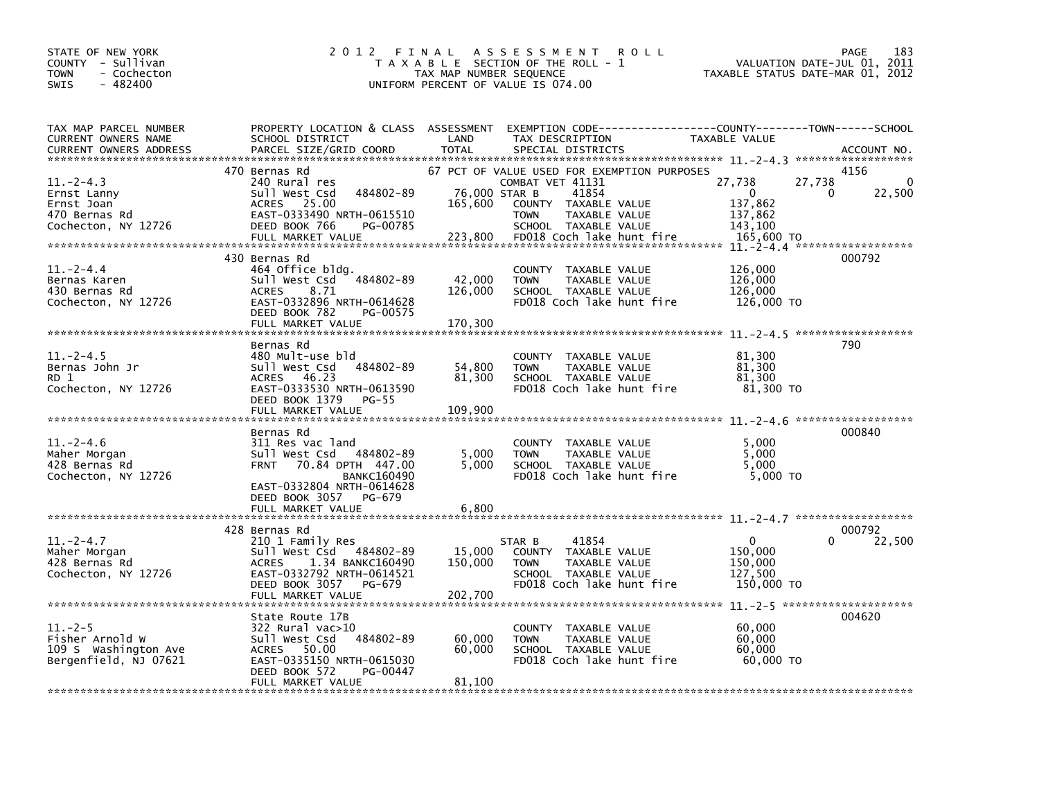STATE OF NEW YORK
COUNTY - Sullivan
TOWN - Cochecton
SWIS - 482400

# 2012 FINAL ASSESSMENT ROLL

TAXABLE SECTION OF THE ROLL - 1
TAX MAP NUMBER SEQUENCE
UNIFORM PERCENT OF VALUE IS 074.00

VALUATION DATE-JUL 01, 2011
TAXABLE STATUS DATE-MAR 01, 2012

| TAX MAP PARCEL NUMBER / CURRENT OWNERS NAME / CURRENT OWNERS ADDRESS | PROPERTY LOCATION & CLASS / SCHOOL DISTRICT / PARCEL SIZE/GRID COORD | ASSESSMENT LAND / TOTAL | EXEMPTION CODE / TAX DESCRIPTION / SPECIAL DISTRICTS | COUNTY TAXABLE VALUE | TOWN | SCHOOL | ACCOUNT NO. |
|---|---|---|---|---|---|---|---|
| **11.-2-4.3** | 470 Bernas Rd | | 67 PCT OF VALUE USED FOR EXEMPTION PURPOSES | | | | 4156 |
| 11.-2-4.3 | 240 Rural res | | COMBAT VET 41131 | 27,738 | 27,738 | 0 | |
| Ernst Lanny | Sull West Csd 484802-89 | 76,000 | STAR B 41854 | 0 | 0 | 22,500 | |
| Ernst Joan | ACRES 25.00 | 165,600 | COUNTY TAXABLE VALUE | 137,862 | | | |
| 470 Bernas Rd | EAST-0333490 NRTH-0615510 | | TOWN TAXABLE VALUE | 137,862 | | | |
| Cochecton, NY 12726 | DEED BOOK 766 PG-00785 | | SCHOOL TAXABLE VALUE | 143,100 | | | |
| | FULL MARKET VALUE | 223,800 | FD018 Coch lake hunt fire | 165,600 TO | | | |
| **11.-2-4.4** | 430 Bernas Rd | | | | | | 000792 |
| 11.-2-4.4 | 464 Office bldg. | | COUNTY TAXABLE VALUE | 126,000 | | | |
| Bernas Karen | Sull West Csd 484802-89 | 42,000 | TOWN TAXABLE VALUE | 126,000 | | | |
| 430 Bernas Rd | ACRES 8.71 | 126,000 | SCHOOL TAXABLE VALUE | 126,000 | | | |
| Cochecton, NY 12726 | EAST-0332896 NRTH-0614628 | | FD018 Coch lake hunt fire | 126,000 TO | | | |
| | DEED BOOK 782 PG-00575 | | | | | | |
| | FULL MARKET VALUE | 170,300 | | | | | |
| **11.-2-4.5** | Bernas Rd | | | | | | 790 |
| 11.-2-4.5 | 480 Mult-use bld | | COUNTY TAXABLE VALUE | 81,300 | | | |
| Bernas John Jr | Sull West Csd 484802-89 | 54,800 | TOWN TAXABLE VALUE | 81,300 | | | |
| RD 1 | ACRES 46.23 | 81,300 | SCHOOL TAXABLE VALUE | 81,300 | | | |
| Cochecton, NY 12726 | EAST-0333530 NRTH-0613590 | | FD018 Coch lake hunt fire | 81,300 TO | | | |
| | DEED BOOK 1379 PG-55 | | | | | | |
| | FULL MARKET VALUE | 109,900 | | | | | |
| **11.-2-4.6** | Bernas Rd | | | | | | 000840 |
| 11.-2-4.6 | 311 Res vac land | | COUNTY TAXABLE VALUE | 5,000 | | | |
| Maher Morgan | Sull West Csd 484802-89 | 5,000 | TOWN TAXABLE VALUE | 5,000 | | | |
| 428 Bernas Rd | FRNT 70.84 DPTH 447.00 | 5,000 | SCHOOL TAXABLE VALUE | 5,000 | | | |
| Cochecton, NY 12726 | BANKC160490 | | FD018 Coch lake hunt fire | 5,000 TO | | | |
| | EAST-0332804 NRTH-0614628 | | | | | | |
| | DEED BOOK 3057 PG-679 | | | | | | |
| | FULL MARKET VALUE | 6,800 | | | | | |
| **11.-2-4.7** | 428 Bernas Rd | | | | | | 000792 |
| 11.-2-4.7 | 210 1 Family Res | | STAR B 41854 | 0 | 0 | 22,500 | |
| Maher Morgan | Sull West Csd 484802-89 | 15,000 | COUNTY TAXABLE VALUE | 150,000 | | | |
| 428 Bernas Rd | ACRES 1.34 BANKC160490 | 150,000 | TOWN TAXABLE VALUE | 150,000 | | | |
| Cochecton, NY 12726 | EAST-0332792 NRTH-0614521 | | SCHOOL TAXABLE VALUE | 127,500 | | | |
| | DEED BOOK 3057 PG-679 | | FD018 Coch lake hunt fire | 150,000 TO | | | |
| | FULL MARKET VALUE | 202,700 | | | | | |
| **11.-2-5** | State Route 17B | | | | | | 004620 |
| 11.-2-5 | 322 Rural vac>10 | | COUNTY TAXABLE VALUE | 60,000 | | | |
| Fisher Arnold W | Sull West Csd 484802-89 | 60,000 | TOWN TAXABLE VALUE | 60,000 | | | |
| 109 S Washington Ave | ACRES 50.00 | 60,000 | SCHOOL TAXABLE VALUE | 60,000 | | | |
| Bergenfield, NJ 07621 | EAST-0335150 NRTH-0615030 | | FD018 Coch lake hunt fire | 60,000 TO | | | |
| | DEED BOOK 572 PG-00447 | | | | | | |
| | FULL MARKET VALUE | 81,100 | | | | | |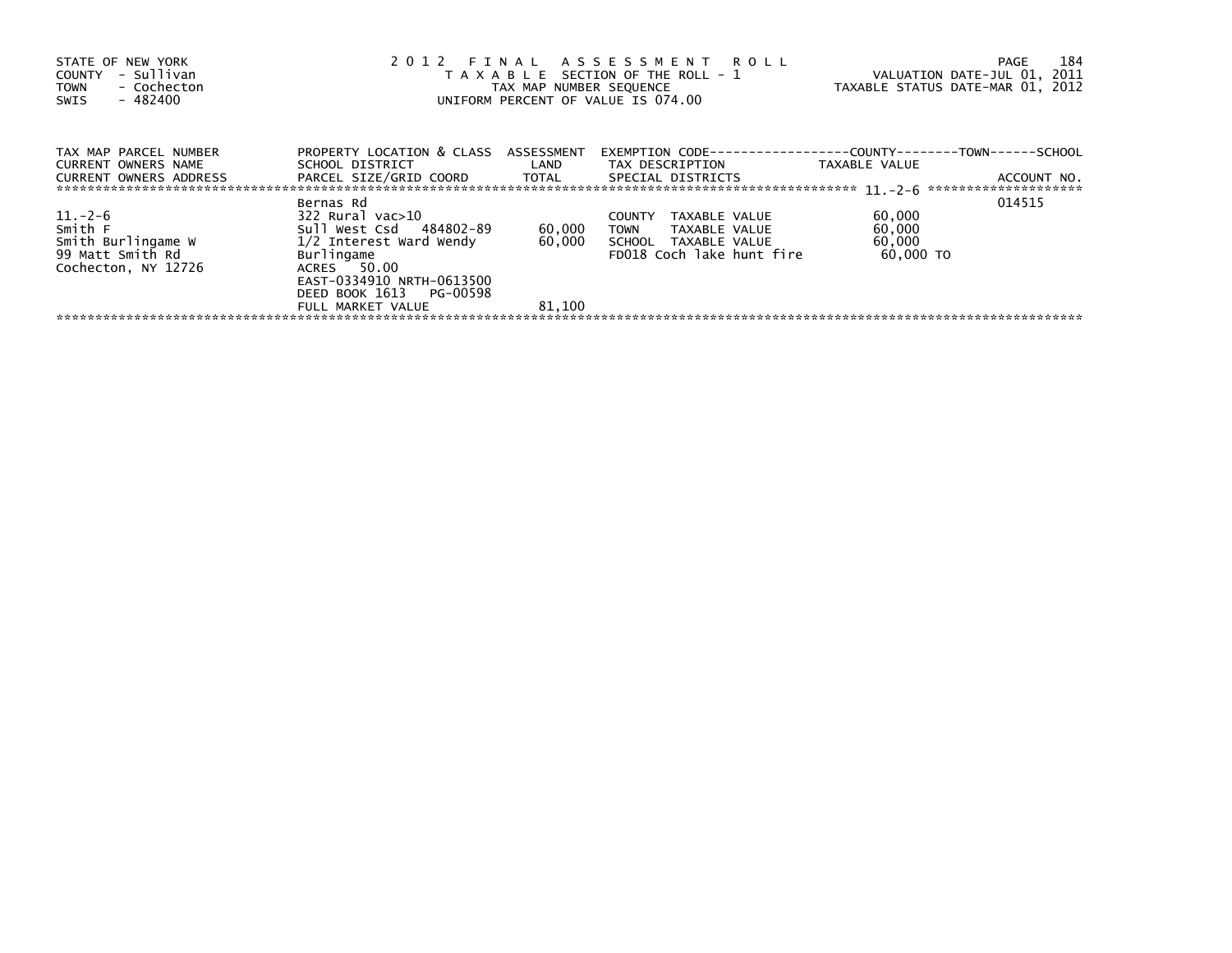STATE OF NEW YORK
COUNTY - Sullivan
TOWN - Cochecton
SWIS - 482400

2012 FINAL ASSESSMENT ROLL
TAXABLE SECTION OF THE ROLL - 1
TAX MAP NUMBER SEQUENCE
UNIFORM PERCENT OF VALUE IS 074.00

VALUATION DATE-JUL 01, 2011
TAXABLE STATUS DATE-MAR 01, 2012

| TAX MAP PARCEL NUMBER / CURRENT OWNERS NAME / CURRENT OWNERS ADDRESS | PROPERTY LOCATION & CLASS / SCHOOL DISTRICT / PARCEL SIZE/GRID COORD | ASSESSMENT LAND / TOTAL | EXEMPTION CODE / TAX DESCRIPTION / SPECIAL DISTRICTS | COUNTY--------TOWN------SCHOOL TAXABLE VALUE | ACCOUNT NO. |
|---|---|---|---|---|---|
| | Bernas Rd | | | | 014515 |
| 11.-2-6 | 322 Rural vac>10 | | COUNTY TAXABLE VALUE | 60,000 | |
| Smith F | Sull West Csd 484802-89 | 60,000 | TOWN TAXABLE VALUE | 60,000 | |
| Smith Burlingame W | 1/2 Interest Ward Wendy | 60,000 | SCHOOL TAXABLE VALUE | 60,000 | |
| 99 Matt Smith Rd | Burlingame | | FD018 Coch lake hunt fire | 60,000 TO | |
| Cochecton, NY 12726 | ACRES 50.00 | | | | |
| | EAST-0334910 NRTH-0613500 | | | | |
| | DEED BOOK 1613 PG-00598 | | | | |
| | FULL MARKET VALUE | 81,100 | | | |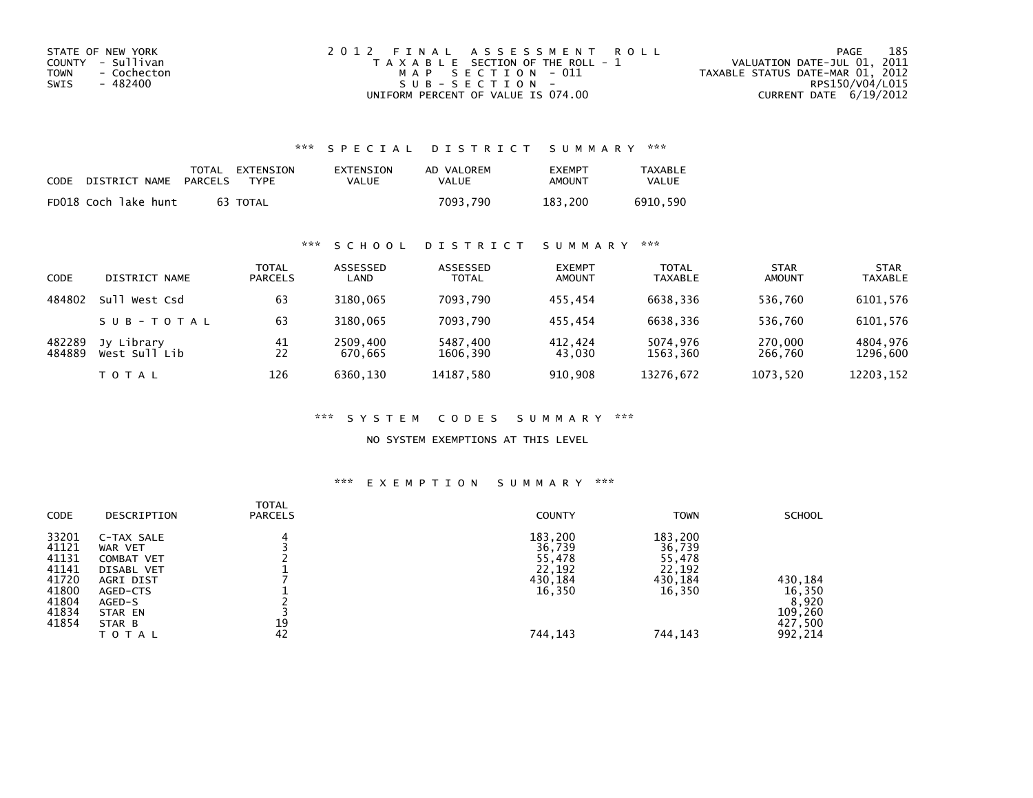STATE OF NEW YORK
COUNTY - Sullivan
TOWN - Cochecton
SWIS - 482400

2012 FINAL ASSESSMENT ROLL
TAXABLE SECTION OF THE ROLL - 1
MAP SECTION - 011
SUB-SECTION -
UNIFORM PERCENT OF VALUE IS 074.00

VALUATION DATE-JUL 01, 2011
TAXABLE STATUS DATE-MAR 01, 2012
RPS150/V04/L015
CURRENT DATE 6/19/2012

### *** SPECIAL DISTRICT SUMMARY ***

| CODE | DISTRICT NAME | TOTAL PARCELS | EXTENSION TYPE | EXTENSION VALUE | AD VALOREM VALUE | EXEMPT AMOUNT | TAXABLE VALUE |
|---|---|---|---|---|---|---|---|
| FD018 | Coch lake hunt | 63 | TOTAL | | 7093,790 | 183,200 | 6910,590 |

### *** SCHOOL DISTRICT SUMMARY ***

| CODE | DISTRICT NAME | TOTAL PARCELS | ASSESSED LAND | ASSESSED TOTAL | EXEMPT AMOUNT | TOTAL TAXABLE | STAR AMOUNT | STAR TAXABLE |
|---|---|---|---|---|---|---|---|---|
| 484802 | Sull West Csd | 63 | 3180,065 | 7093,790 | 455,454 | 6638,336 | 536,760 | 6101,576 |
| | SUB-TOTAL | 63 | 3180,065 | 7093,790 | 455,454 | 6638,336 | 536,760 | 6101,576 |
| 482289 | Jy Library | 41 | 2509,400 | 5487,400 | 412,424 | 5074,976 | 270,000 | 4804,976 |
| 484889 | West Sull Lib | 22 | 670,665 | 1606,390 | 43,030 | 1563,360 | 266,760 | 1296,600 |
| | TOTAL | 126 | 6360,130 | 14187,580 | 910,908 | 13276,672 | 1073,520 | 12203,152 |

### *** SYSTEM CODES SUMMARY ***

NO SYSTEM EXEMPTIONS AT THIS LEVEL

### *** EXEMPTION SUMMARY ***

| CODE | DESCRIPTION | TOTAL PARCELS | COUNTY | TOWN | SCHOOL |
|---|---|---|---|---|---|
| 33201 | C-TAX SALE | 4 | 183,200 | 183,200 | |
| 41121 | WAR VET | 3 | 36,739 | 36,739 | |
| 41131 | COMBAT VET | 2 | 55,478 | 55,478 | |
| 41141 | DISABL VET | 1 | 22,192 | 22,192 | |
| 41720 | AGRI DIST | 7 | 430,184 | 430,184 | 430,184 |
| 41800 | AGED-CTS | 1 | 16,350 | 16,350 | 16,350 |
| 41804 | AGED-S | 2 | | | 8,920 |
| 41834 | STAR EN | 3 | | | 109,260 |
| 41854 | STAR B | 19 | | | 427,500 |
| | TOTAL | 42 | 744,143 | 744,143 | 992,214 |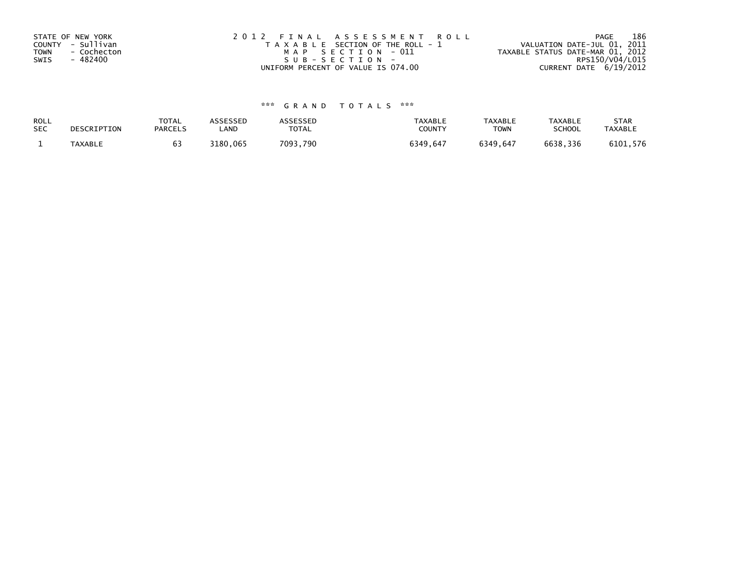STATE OF NEW YORK
COUNTY - Sullivan
TOWN - Cochecton
SWIS - 482400

2012 FINAL ASSESSMENT ROLL
TAXABLE SECTION OF THE ROLL - 1
MAP SECTION - 011
SUB-SECTION -
UNIFORM PERCENT OF VALUE IS 074.00

VALUATION DATE-JUL 01, 2011
TAXABLE STATUS DATE-MAR 01, 2012
RPS150/V04/L015
CURRENT DATE 6/19/2012

*** GRAND TOTALS ***

| ROLL SEC | DESCRIPTION | TOTAL PARCELS | ASSESSED LAND | ASSESSED TOTAL | TAXABLE COUNTY | TAXABLE TOWN | TAXABLE SCHOOL | STAR TAXABLE |
|---|---|---|---|---|---|---|---|---|
| 1 | TAXABLE | 63 | 3180,065 | 7093,790 | 6349,647 | 6349,647 | 6638,336 | 6101,576 |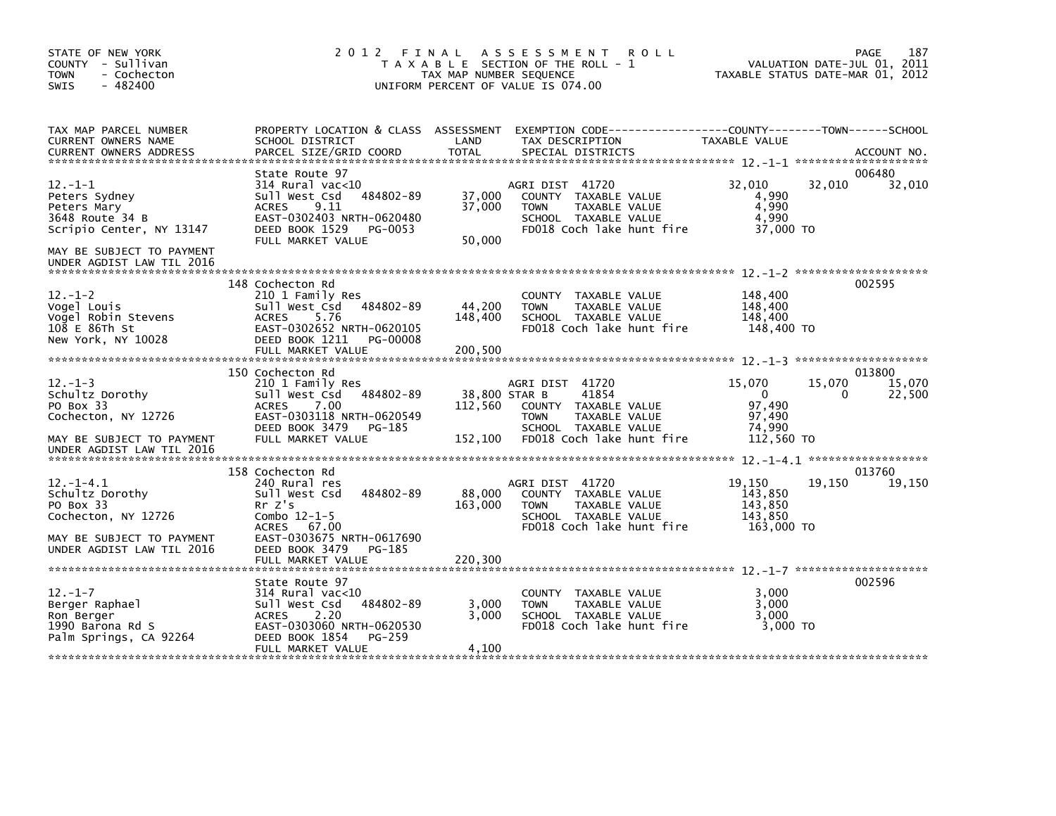STATE OF NEW YORK
COUNTY - Sullivan
TOWN - Cochecton
SWIS - 482400

# 2012 FINAL ASSESSMENT ROLL

TAXABLE SECTION OF THE ROLL - 1
TAX MAP NUMBER SEQUENCE
UNIFORM PERCENT OF VALUE IS 074.00

VALUATION DATE-JUL 01, 2011
TAXABLE STATUS DATE-MAR 01, 2012

| TAX MAP PARCEL NUMBER / CURRENT OWNERS NAME / CURRENT OWNERS ADDRESS | PROPERTY LOCATION & CLASS / SCHOOL DISTRICT / PARCEL SIZE/GRID COORD | ASSESSMENT LAND / TOTAL | EXEMPTION CODE / TAX DESCRIPTION / SPECIAL DISTRICTS | COUNTY TAXABLE VALUE | TOWN | SCHOOL | ACCOUNT NO. |
|---|---|---|---|---|---|---|---|
| **12.-1-1** | State Route 97 | | | | | | 006480 |
| 12.-1-1 | 314 Rural vac<10 | | AGRI DIST 41720 | 32,010 | 32,010 | 32,010 | |
| Peters Sydney | Sull West Csd 484802-89 | 37,000 | COUNTY TAXABLE VALUE | 4,990 | | | |
| Peters Mary | ACRES 9.11 | 37,000 | TOWN TAXABLE VALUE | 4,990 | | | |
| 3648 Route 34 B | EAST-0302403 NRTH-0620480 | | SCHOOL TAXABLE VALUE | 4,990 | | | |
| Scripio Center, NY 13147 | DEED BOOK 1529 PG-0053 | | FD018 Coch lake hunt fire | 37,000 TO | | | |
| | FULL MARKET VALUE | 50,000 | | | | | |
| MAY BE SUBJECT TO PAYMENT UNDER AGDIST LAW TIL 2016 | | | | | | | |
| **12.-1-2** | 148 Cochecton Rd | | | | | | 002595 |
| 12.-1-2 | 210 1 Family Res | | COUNTY TAXABLE VALUE | 148,400 | | | |
| Vogel Louis | Sull West Csd 484802-89 | 44,200 | TOWN TAXABLE VALUE | 148,400 | | | |
| Vogel Robin Stevens | ACRES 5.76 | 148,400 | SCHOOL TAXABLE VALUE | 148,400 | | | |
| 108 E 86Th St | EAST-0302652 NRTH-0620105 | | FD018 Coch lake hunt fire | 148,400 TO | | | |
| New York, NY 10028 | DEED BOOK 1211 PG-00008 | | | | | | |
| | FULL MARKET VALUE | 200,500 | | | | | |
| **12.-1-3** | 150 Cochecton Rd | | | | | | 013800 |
| 12.-1-3 | 210 1 Family Res | | AGRI DIST 41720 | 15,070 | 15,070 | 15,070 | |
| Schultz Dorothy | Sull West Csd 484802-89 | 38,800 | STAR B 41854 | 0 | 0 | 22,500 | |
| PO Box 33 | ACRES 7.00 | 112,560 | COUNTY TAXABLE VALUE | 97,490 | | | |
| Cochecton, NY 12726 | EAST-0303118 NRTH-0620549 | | TOWN TAXABLE VALUE | 97,490 | | | |
| | DEED BOOK 3479 PG-185 | | SCHOOL TAXABLE VALUE | 74,990 | | | |
| MAY BE SUBJECT TO PAYMENT UNDER AGDIST LAW TIL 2016 | FULL MARKET VALUE | 152,100 | FD018 Coch lake hunt fire | 112,560 TO | | | |
| **12.-1-4.1** | 158 Cochecton Rd | | | | | | 013760 |
| 12.-1-4.1 | 240 Rural res | | AGRI DIST 41720 | 19,150 | 19,150 | 19,150 | |
| Schultz Dorothy | Sull West Csd 484802-89 | 88,000 | COUNTY TAXABLE VALUE | 143,850 | | | |
| PO Box 33 | Rr Z's | 163,000 | TOWN TAXABLE VALUE | 143,850 | | | |
| Cochecton, NY 12726 | Combo 12-1-5 | | SCHOOL TAXABLE VALUE | 143,850 | | | |
| | ACRES 67.00 | | FD018 Coch lake hunt fire | 163,000 TO | | | |
| MAY BE SUBJECT TO PAYMENT | EAST-0303675 NRTH-0617690 | | | | | | |
| UNDER AGDIST LAW TIL 2016 | DEED BOOK 3479 PG-185 | | | | | | |
| | FULL MARKET VALUE | 220,300 | | | | | |
| **12.-1-7** | State Route 97 | | | | | | 002596 |
| 12.-1-7 | 314 Rural vac<10 | | COUNTY TAXABLE VALUE | 3,000 | | | |
| Berger Raphael | Sull West Csd 484802-89 | 3,000 | TOWN TAXABLE VALUE | 3,000 | | | |
| Ron Berger | ACRES 2.20 | 3,000 | SCHOOL TAXABLE VALUE | 3,000 | | | |
| 1990 Barona Rd S | EAST-0303060 NRTH-0620530 | | FD018 Coch lake hunt fire | 3,000 TO | | | |
| Palm Springs, CA 92264 | DEED BOOK 1854 PG-259 | | | | | | |
| | FULL MARKET VALUE | 4,100 | | | | | |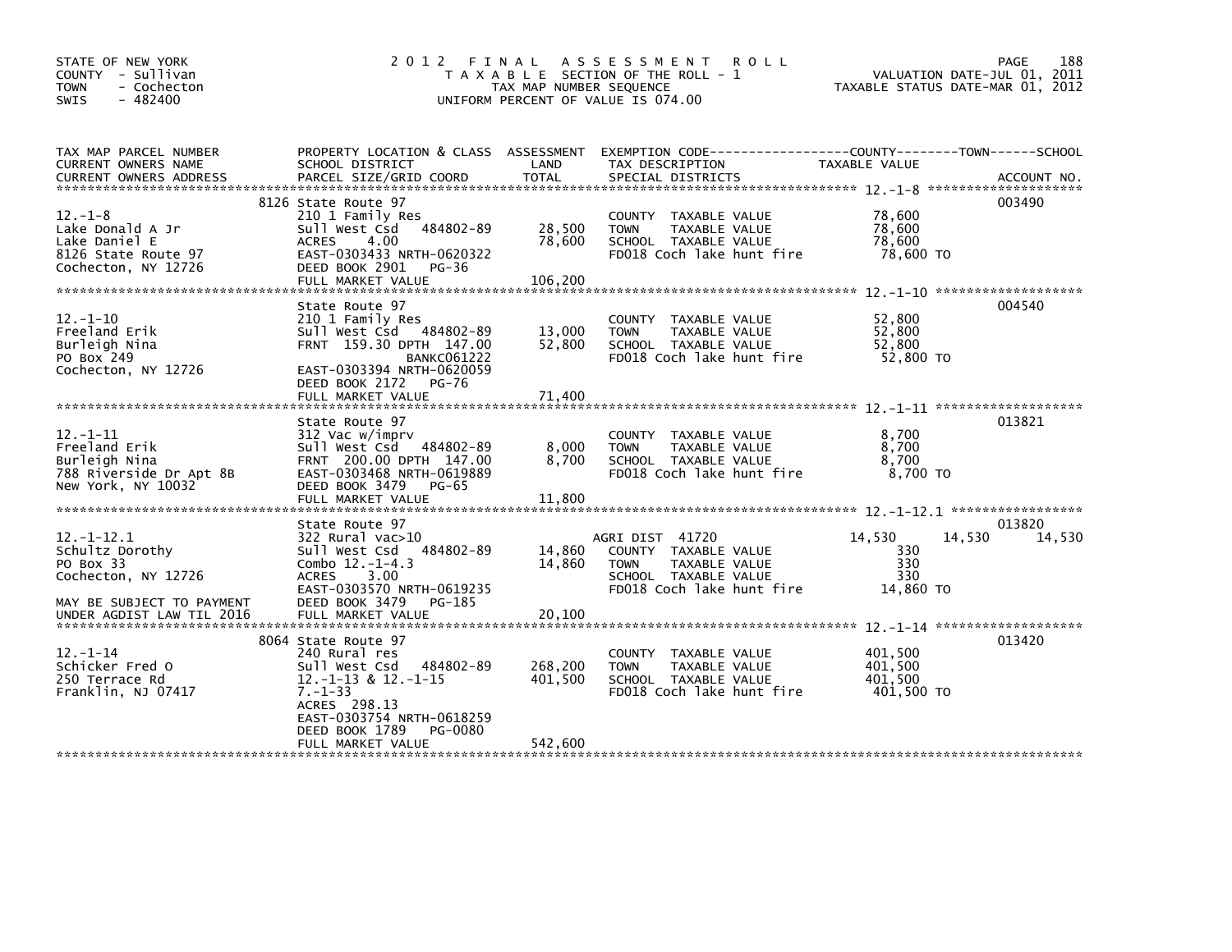STATE OF NEW YORK
COUNTY - Sullivan
TOWN - Cochecton
SWIS - 482400

2012 FINAL ASSESSMENT ROLL
TAXABLE SECTION OF THE ROLL - 1
TAX MAP NUMBER SEQUENCE
UNIFORM PERCENT OF VALUE IS 074.00

VALUATION DATE-JUL 01, 2011
TAXABLE STATUS DATE-MAR 01, 2012

| TAX MAP PARCEL NUMBER / CURRENT OWNERS NAME / CURRENT OWNERS ADDRESS | PROPERTY LOCATION & CLASS / SCHOOL DISTRICT / PARCEL SIZE/GRID COORD | ASSESSMENT LAND | TOTAL | EXEMPTION CODE / TAX DESCRIPTION / SPECIAL DISTRICTS | COUNTY TAXABLE VALUE | TOWN | SCHOOL | ACCOUNT NO. |
|---|---|---|---|---|---|---|---|---|
| 12.-1-8 | 8126 State Route 97 | | | | | | | 003490 |
| Lake Donald A Jr | 210 1 Family Res | | | COUNTY TAXABLE VALUE | 78,600 | | | |
| Lake Daniel E | Sull West Csd 484802-89 | 28,500 | | TOWN TAXABLE VALUE | 78,600 | | | |
| 8126 State Route 97 | ACRES 4.00 | | 78,600 | SCHOOL TAXABLE VALUE | 78,600 | | | |
| Cochecton, NY 12726 | EAST-0303433 NRTH-0620322 | | | FD018 Coch lake hunt fire | 78,600 TO | | | |
| | DEED BOOK 2901 PG-36 | | | | | | | |
| | FULL MARKET VALUE | | 106,200 | | | | | |
| 12.-1-10 | State Route 97 | | | | | | | 004540 |
| Freeland Erik | 210 1 Family Res | | | COUNTY TAXABLE VALUE | 52,800 | | | |
| Burleigh Nina | Sull West Csd 484802-89 | 13,000 | | TOWN TAXABLE VALUE | 52,800 | | | |
| PO Box 249 | FRNT 159.30 DPTH 147.00 | | 52,800 | SCHOOL TAXABLE VALUE | 52,800 | | | |
| Cochecton, NY 12726 | BANKC061222 | | | FD018 Coch lake hunt fire | 52,800 TO | | | |
| | EAST-0303394 NRTH-0620059 | | | | | | | |
| | DEED BOOK 2172 PG-76 | | | | | | | |
| | FULL MARKET VALUE | | 71,400 | | | | | |
| 12.-1-11 | State Route 97 | | | | | | | 013821 |
| Freeland Erik | 312 Vac w/imprv | | | COUNTY TAXABLE VALUE | 8,700 | | | |
| Burleigh Nina | Sull West Csd 484802-89 | 8,000 | | TOWN TAXABLE VALUE | 8,700 | | | |
| 788 Riverside Dr Apt 8B | FRNT 200.00 DPTH 147.00 | | 8,700 | SCHOOL TAXABLE VALUE | 8,700 | | | |
| New York, NY 10032 | EAST-0303468 NRTH-0619889 | | | FD018 Coch lake hunt fire | 8,700 TO | | | |
| | DEED BOOK 3479 PG-65 | | | | | | | |
| | FULL MARKET VALUE | | 11,800 | | | | | |
| 12.-1-12.1 | State Route 97 | | | | | | | 013820 |
| Schultz Dorothy | 322 Rural vac>10 | | | AGRI DIST 41720 | 14,530 | 14,530 | 14,530 | |
| PO Box 33 | Sull West Csd 484802-89 | 14,860 | | COUNTY TAXABLE VALUE | 330 | | | |
| Cochecton, NY 12726 | Combo 12.-1-4.3 | | 14,860 | TOWN TAXABLE VALUE | 330 | | | |
| | ACRES 3.00 | | | SCHOOL TAXABLE VALUE | 330 | | | |
| MAY BE SUBJECT TO PAYMENT | EAST-0303570 NRTH-0619235 | | | FD018 Coch lake hunt fire | 14,860 TO | | | |
| UNDER AGDIST LAW TIL 2016 | DEED BOOK 3479 PG-185 | | | | | | | |
| | FULL MARKET VALUE | | 20,100 | | | | | |
| 12.-1-14 | 8064 State Route 97 | | | | | | | 013420 |
| Schicker Fred O | 240 Rural res | | | COUNTY TAXABLE VALUE | 401,500 | | | |
| 250 Terrace Rd | Sull West Csd 484802-89 | 268,200 | | TOWN TAXABLE VALUE | 401,500 | | | |
| Franklin, NJ 07417 | 12.-1-13 & 12.-1-15 | | 401,500 | SCHOOL TAXABLE VALUE | 401,500 | | | |
| | 7.-1-33 | | | FD018 Coch lake hunt fire | 401,500 TO | | | |
| | ACRES 298.13 | | | | | | | |
| | EAST-0303754 NRTH-0618259 | | | | | | | |
| | DEED BOOK 1789 PG-0080 | | | | | | | |
| | FULL MARKET VALUE | | 542,600 | | | | | |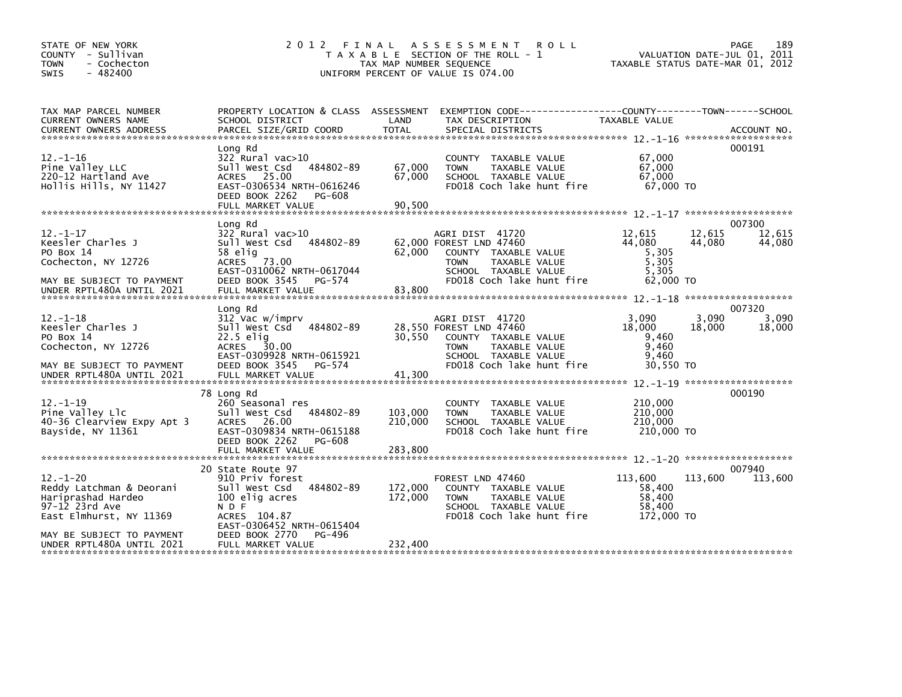STATE OF NEW YORK
COUNTY - Sullivan
TOWN - Cochecton
SWIS - 482400

# 2012 FINAL ASSESSMENT ROLL

TAXABLE SECTION OF THE ROLL - 1
TAX MAP NUMBER SEQUENCE
UNIFORM PERCENT OF VALUE IS 074.00

VALUATION DATE-JUL 01, 2011
TAXABLE STATUS DATE-MAR 01, 2012

| TAX MAP PARCEL NUMBER / CURRENT OWNERS NAME / CURRENT OWNERS ADDRESS | PROPERTY LOCATION & CLASS / SCHOOL DISTRICT / PARCEL SIZE/GRID COORD | ASSESSMENT LAND | TOTAL | EXEMPTION CODE / TAX DESCRIPTION / SPECIAL DISTRICTS | COUNTY TAXABLE VALUE | TOWN | SCHOOL | ACCOUNT NO. |
|---|---|---|---|---|---|---|---|---|
| 12.-1-16 | Long Rd | | | | | | | 000191 |
| Pine Valley LLC | 322 Rural vac>10 | | | COUNTY TAXABLE VALUE | 67,000 | | | |
| 220-12 Hartland Ave | Sull West Csd 484802-89 | 67,000 | | TOWN TAXABLE VALUE | 67,000 | | | |
| Hollis Hills, NY 11427 | ACRES 25.00 | | 67,000 | SCHOOL TAXABLE VALUE | 67,000 | | | |
| | EAST-0306534 NRTH-0616246 | | | FD018 Coch lake hunt fire | 67,000 TO | | | |
| | DEED BOOK 2262 PG-608 | | | | | | | |
| | FULL MARKET VALUE | | 90,500 | | | | | |
| 12.-1-17 | Long Rd | | | | | | | 007300 |
| Keesler Charles J | 322 Rural vac>10 | | | AGRI DIST 41720 | 12,615 | 12,615 | 12,615 | |
| PO Box 14 | Sull West Csd 484802-89 | 62,000 | | FOREST LND 47460 | 44,080 | 44,080 | 44,080 | |
| Cochecton, NY 12726 | 58 elig | | 62,000 | COUNTY TAXABLE VALUE | 5,305 | | | |
| | ACRES 73.00 | | | TOWN TAXABLE VALUE | 5,305 | | | |
| | EAST-0310062 NRTH-0617044 | | | SCHOOL TAXABLE VALUE | 5,305 | | | |
| MAY BE SUBJECT TO PAYMENT | DEED BOOK 3545 PG-574 | | | FD018 Coch lake hunt fire | 62,000 TO | | | |
| UNDER RPTL480A UNTIL 2021 | FULL MARKET VALUE | | 83,800 | | | | | |
| 12.-1-18 | Long Rd | | | | | | | 007320 |
| Keesler Charles J | 312 Vac w/imprv | | | AGRI DIST 41720 | 3,090 | 3,090 | 3,090 | |
| PO Box 14 | Sull West Csd 484802-89 | 28,550 | | FOREST LND 47460 | 18,000 | 18,000 | 18,000 | |
| Cochecton, NY 12726 | 22.5 elig | | 30,550 | COUNTY TAXABLE VALUE | 9,460 | | | |
| | ACRES 30.00 | | | TOWN TAXABLE VALUE | 9,460 | | | |
| | EAST-0309928 NRTH-0615921 | | | SCHOOL TAXABLE VALUE | 9,460 | | | |
| MAY BE SUBJECT TO PAYMENT | DEED BOOK 3545 PG-574 | | | FD018 Coch lake hunt fire | 30,550 TO | | | |
| UNDER RPTL480A UNTIL 2021 | FULL MARKET VALUE | | 41,300 | | | | | |
| 12.-1-19 | 78 Long Rd | | | | | | | 000190 |
| Pine Valley Llc | 260 Seasonal res | | | COUNTY TAXABLE VALUE | 210,000 | | | |
| 40-36 Clearview Expy Apt 3 | Sull West Csd 484802-89 | 103,000 | | TOWN TAXABLE VALUE | 210,000 | | | |
| Bayside, NY 11361 | ACRES 26.00 | | 210,000 | SCHOOL TAXABLE VALUE | 210,000 | | | |
| | EAST-0309834 NRTH-0615188 | | | FD018 Coch lake hunt fire | 210,000 TO | | | |
| | DEED BOOK 2262 PG-608 | | | | | | | |
| | FULL MARKET VALUE | | 283,800 | | | | | |
| 12.-1-20 | 20 State Route 97 | | | | | | | 007940 |
| Reddy Latchman & Deorani | 910 Priv forest | | | FOREST LND 47460 | 113,600 | 113,600 | 113,600 | |
| Hariprashad Hardeo | Sull West Csd 484802-89 | 172,000 | | COUNTY TAXABLE VALUE | 58,400 | | | |
| 97-12 23rd Ave | 100 elig acres | | 172,000 | TOWN TAXABLE VALUE | 58,400 | | | |
| East Elmhurst, NY 11369 | N D F | | | SCHOOL TAXABLE VALUE | 58,400 | | | |
| | ACRES 104.87 | | | FD018 Coch lake hunt fire | 172,000 TO | | | |
| | EAST-0306452 NRTH-0615404 | | | | | | | |
| MAY BE SUBJECT TO PAYMENT | DEED BOOK 2770 PG-496 | | | | | | | |
| UNDER RPTL480A UNTIL 2021 | FULL MARKET VALUE | | 232,400 | | | | | |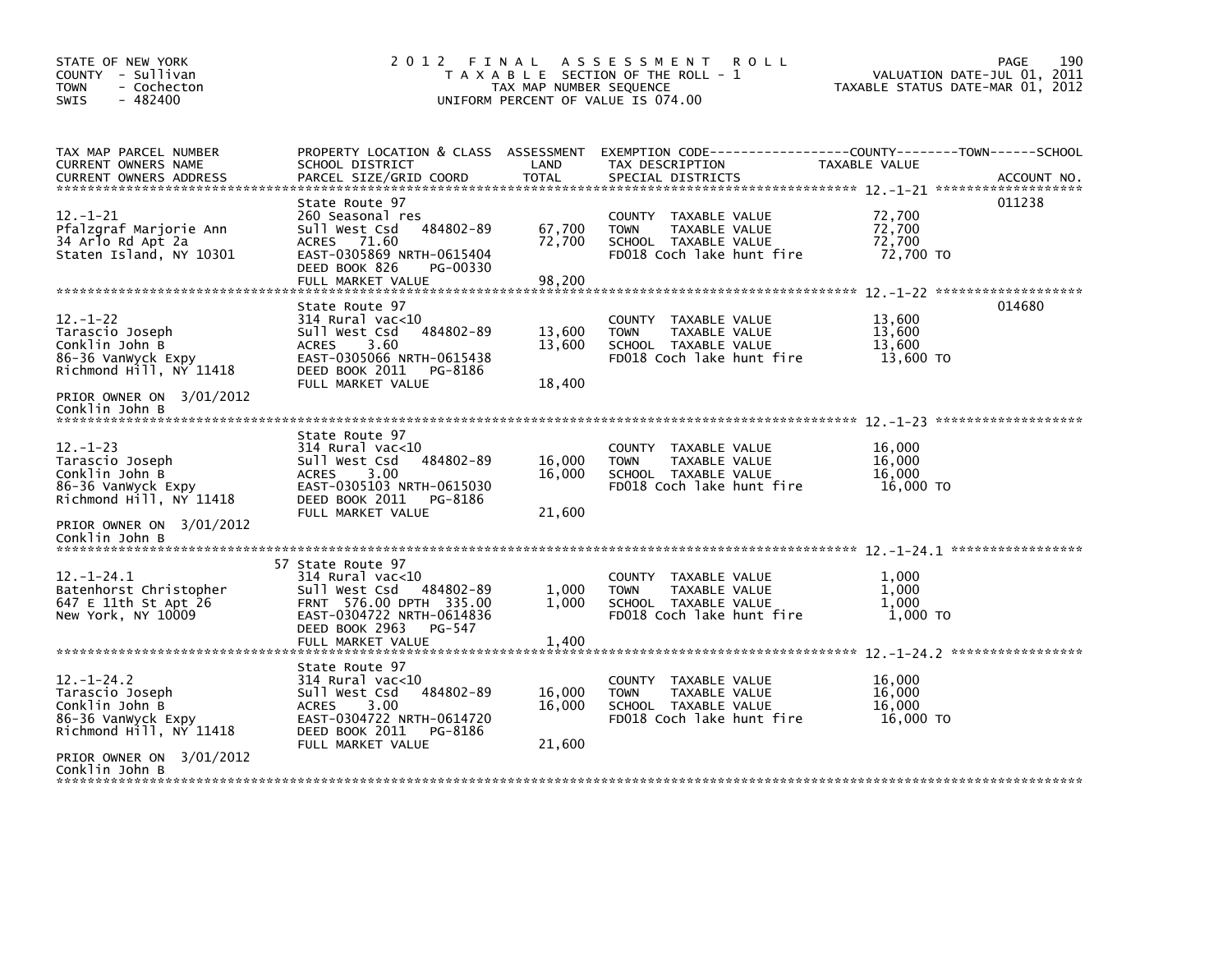STATE OF NEW YORK
COUNTY - Sullivan
TOWN - Cochecton
SWIS - 482400

2012 FINAL ASSESSMENT ROLL
TAXABLE SECTION OF THE ROLL - 1
TAX MAP NUMBER SEQUENCE
UNIFORM PERCENT OF VALUE IS 074.00

VALUATION DATE-JUL 01, 2011
TAXABLE STATUS DATE-MAR 01, 2012

| TAX MAP PARCEL NUMBER / CURRENT OWNERS NAME / CURRENT OWNERS ADDRESS | PROPERTY LOCATION & CLASS / SCHOOL DISTRICT / PARCEL SIZE/GRID COORD | ASSESSMENT LAND / TOTAL | EXEMPTION CODE / TAX DESCRIPTION / SPECIAL DISTRICTS | COUNTY / TOWN / SCHOOL TAXABLE VALUE | ACCOUNT NO. |
|---|---|---|---|---|---|
| 12.-1-21 | State Route 97 | | | | 011238 |
| Pfalzgraf Marjorie Ann | 260 Seasonal res | | COUNTY TAXABLE VALUE | 72,700 | |
| 34 Arlo Rd Apt 2a | Sull West Csd 484802-89 | 67,700 | TOWN TAXABLE VALUE | 72,700 | |
| Staten Island, NY 10301 | ACRES 71.60 | 72,700 | SCHOOL TAXABLE VALUE | 72,700 | |
| | EAST-0305869 NRTH-0615404 | | FD018 Coch lake hunt fire | 72,700 TO | |
| | DEED BOOK 826 PG-00330 | | | | |
| | FULL MARKET VALUE | 98,200 | | | |
| 12.-1-22 | State Route 97 | | | | 014680 |
| Tarascio Joseph | 314 Rural vac<10 | | COUNTY TAXABLE VALUE | 13,600 | |
| Conklin John B | Sull West Csd 484802-89 | 13,600 | TOWN TAXABLE VALUE | 13,600 | |
| 86-36 VanWyck Expy | ACRES 3.60 | 13,600 | SCHOOL TAXABLE VALUE | 13,600 | |
| Richmond Hill, NY 11418 | EAST-0305066 NRTH-0615438 | | FD018 Coch lake hunt fire | 13,600 TO | |
| | DEED BOOK 2011 PG-8186 | | | | |
| PRIOR OWNER ON 3/01/2012 | FULL MARKET VALUE | 18,400 | | | |
| Conklin John B | | | | | |
| 12.-1-23 | State Route 97 | | | | |
| Tarascio Joseph | 314 Rural vac<10 | | COUNTY TAXABLE VALUE | 16,000 | |
| Conklin John B | Sull West Csd 484802-89 | 16,000 | TOWN TAXABLE VALUE | 16,000 | |
| 86-36 VanWyck Expy | ACRES 3.00 | 16,000 | SCHOOL TAXABLE VALUE | 16,000 | |
| Richmond Hill, NY 11418 | EAST-0305103 NRTH-0615030 | | FD018 Coch lake hunt fire | 16,000 TO | |
| | DEED BOOK 2011 PG-8186 | | | | |
| PRIOR OWNER ON 3/01/2012 | FULL MARKET VALUE | 21,600 | | | |
| Conklin John B | | | | | |
| 12.-1-24.1 | 57 State Route 97 | | | | |
| Batenhorst Christopher | 314 Rural vac<10 | | COUNTY TAXABLE VALUE | 1,000 | |
| 647 E 11th St Apt 26 | Sull West Csd 484802-89 | 1,000 | TOWN TAXABLE VALUE | 1,000 | |
| New York, NY 10009 | FRNT 576.00 DPTH 335.00 | 1,000 | SCHOOL TAXABLE VALUE | 1,000 | |
| | EAST-0304722 NRTH-0614836 | | FD018 Coch lake hunt fire | 1,000 TO | |
| | DEED BOOK 2963 PG-547 | | | | |
| | FULL MARKET VALUE | 1,400 | | | |
| 12.-1-24.2 | State Route 97 | | | | |
| Tarascio Joseph | 314 Rural vac<10 | | COUNTY TAXABLE VALUE | 16,000 | |
| Conklin John B | Sull West Csd 484802-89 | 16,000 | TOWN TAXABLE VALUE | 16,000 | |
| 86-36 VanWyck Expy | ACRES 3.00 | 16,000 | SCHOOL TAXABLE VALUE | 16,000 | |
| Richmond Hill, NY 11418 | EAST-0304722 NRTH-0614720 | | FD018 Coch lake hunt fire | 16,000 TO | |
| | DEED BOOK 2011 PG-8186 | | | | |
| PRIOR OWNER ON 3/01/2012 | FULL MARKET VALUE | 21,600 | | | |
| Conklin John B | | | | | |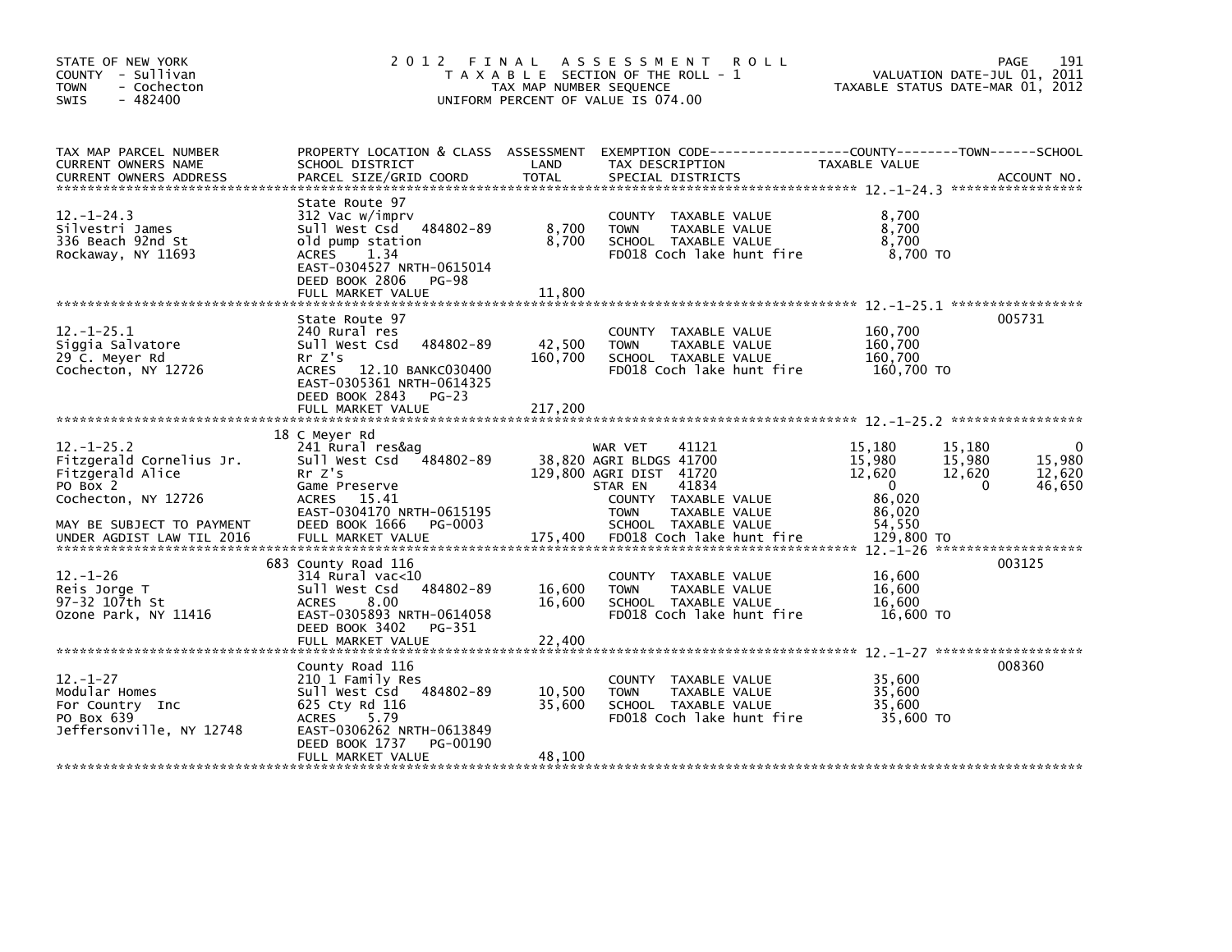STATE OF NEW YORK
COUNTY - Sullivan
TOWN - Cochecton
SWIS - 482400

2012 FINAL ASSESSMENT ROLL
TAXABLE SECTION OF THE ROLL - 1
TAX MAP NUMBER SEQUENCE
UNIFORM PERCENT OF VALUE IS 074.00

VALUATION DATE-JUL 01, 2011
TAXABLE STATUS DATE-MAR 01, 2012

| TAX MAP PARCEL NUMBER / CURRENT OWNERS NAME / CURRENT OWNERS ADDRESS | PROPERTY LOCATION & CLASS / SCHOOL DISTRICT / PARCEL SIZE/GRID COORD | ASSESSMENT LAND / TOTAL | EXEMPTION CODE / TAX DESCRIPTION / SPECIAL DISTRICTS | COUNTY TAXABLE VALUE | TOWN | SCHOOL / ACCOUNT NO. |
|---|---|---|---|---|---|---|
| 12.-1-24.3 | State Route 97 | | | | | |
| Silvestri James | 312 Vac w/imprv | | COUNTY TAXABLE VALUE | 8,700 | | |
| 336 Beach 92nd St | Sull West Csd 484802-89 | 8,700 | TOWN TAXABLE VALUE | 8,700 | | |
| Rockaway, NY 11693 | old pump station | 8,700 | SCHOOL TAXABLE VALUE | 8,700 | | |
| | ACRES 1.34 | | FD018 Coch lake hunt fire | 8,700 TO | | |
| | EAST-0304527 NRTH-0615014 | | | | | |
| | DEED BOOK 2806 PG-98 | | | | | |
| | FULL MARKET VALUE | 11,800 | | | | |
| 12.-1-25.1 | State Route 97 | | | | | 005731 |
| Siggia Salvatore | 240 Rural res | | COUNTY TAXABLE VALUE | 160,700 | | |
| 29 C. Meyer Rd | Sull West Csd 484802-89 | 42,500 | TOWN TAXABLE VALUE | 160,700 | | |
| Cochecton, NY 12726 | Rr Z's | 160,700 | SCHOOL TAXABLE VALUE | 160,700 | | |
| | ACRES 12.10 BANKC030400 | | FD018 Coch lake hunt fire | 160,700 TO | | |
| | EAST-0305361 NRTH-0614325 | | | | | |
| | DEED BOOK 2843 PG-23 | | | | | |
| | FULL MARKET VALUE | 217,200 | | | | |
| 12.-1-25.2 | 18 C Meyer Rd | | | | | |
| Fitzgerald Cornelius Jr. | 241 Rural res&ag | | WAR VET 41121 | 15,180 | 15,180 | 0 |
| Fitzgerald Alice | Sull West Csd 484802-89 | 38,820 | AGRI BLDGS 41700 | 15,980 | 15,980 | 15,980 |
| PO Box 2 | Rr Z's | 129,800 | AGRI DIST 41720 | 12,620 | 12,620 | 12,620 |
| Cochecton, NY 12726 | Game Preserve | | STAR EN 41834 | 0 | 0 | 46,650 |
| | ACRES 15.41 | | COUNTY TAXABLE VALUE | 86,020 | | |
| | EAST-0304170 NRTH-0615195 | | TOWN TAXABLE VALUE | 86,020 | | |
| MAY BE SUBJECT TO PAYMENT | DEED BOOK 1666 PG-0003 | | SCHOOL TAXABLE VALUE | 54,550 | | |
| UNDER AGDIST LAW TIL 2016 | FULL MARKET VALUE | 175,400 | FD018 Coch lake hunt fire | 129,800 TO | | |
| 12.-1-26 | 683 County Road 116 | | | | | 003125 |
| Reis Jorge T | 314 Rural vac<10 | | COUNTY TAXABLE VALUE | 16,600 | | |
| 97-32 107th St | Sull West Csd 484802-89 | 16,600 | TOWN TAXABLE VALUE | 16,600 | | |
| Ozone Park, NY 11416 | ACRES 8.00 | 16,600 | SCHOOL TAXABLE VALUE | 16,600 | | |
| | EAST-0305893 NRTH-0614058 | | FD018 Coch lake hunt fire | 16,600 TO | | |
| | DEED BOOK 3402 PG-351 | | | | | |
| | FULL MARKET VALUE | 22,400 | | | | |
| 12.-1-27 | County Road 116 | | | | | 008360 |
| Modular Homes | 210 1 Family Res | | COUNTY TAXABLE VALUE | 35,600 | | |
| For Country Inc | Sull West Csd 484802-89 | 10,500 | TOWN TAXABLE VALUE | 35,600 | | |
| PO Box 639 | 625 Cty Rd 116 | 35,600 | SCHOOL TAXABLE VALUE | 35,600 | | |
| Jeffersonville, NY 12748 | ACRES 5.79 | | FD018 Coch lake hunt fire | 35,600 TO | | |
| | EAST-0306262 NRTH-0613849 | | | | | |
| | DEED BOOK 1737 PG-00190 | | | | | |
| | FULL MARKET VALUE | 48,100 | | | | |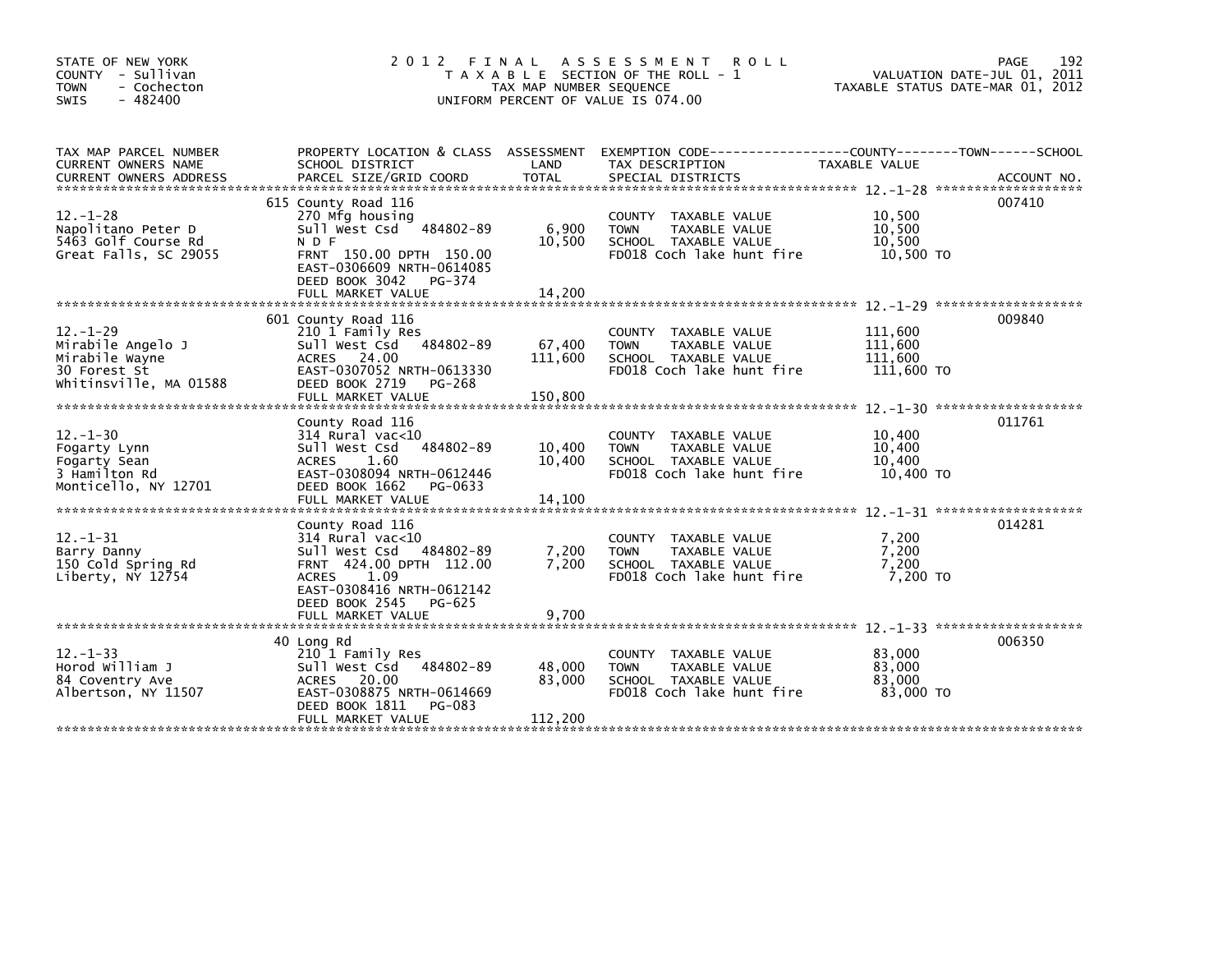STATE OF NEW YORK
COUNTY - Sullivan
TOWN - Cochecton
SWIS - 482400

# 2012 FINAL ASSESSMENT ROLL

TAXABLE SECTION OF THE ROLL - 1
TAX MAP NUMBER SEQUENCE
UNIFORM PERCENT OF VALUE IS 074.00

VALUATION DATE-JUL 01, 2011
TAXABLE STATUS DATE-MAR 01, 2012

| TAX MAP PARCEL NUMBER / CURRENT OWNERS NAME / CURRENT OWNERS ADDRESS | PROPERTY LOCATION & CLASS / SCHOOL DISTRICT / PARCEL SIZE/GRID COORD | ASSESSMENT LAND / TOTAL | EXEMPTION CODE / TAX DESCRIPTION / SPECIAL DISTRICTS | TAXABLE VALUE (COUNTY / TOWN / SCHOOL) | ACCOUNT NO. |
|---|---|---|---|---|---|
| 12.-1-28 | 615 County Road 116 | | | | 007410 |
| Napolitano Peter D | 270 Mfg housing | | COUNTY TAXABLE VALUE | 10,500 | |
| 5463 Golf Course Rd | Sull West Csd 484802-89 | 6,900 | TOWN TAXABLE VALUE | 10,500 | |
| Great Falls, SC 29055 | N D F | 10,500 | SCHOOL TAXABLE VALUE | 10,500 | |
| | FRNT 150.00 DPTH 150.00 | | FD018 Coch lake hunt fire | 10,500 TO | |
| | EAST-0306609 NRTH-0614085 | | | | |
| | DEED BOOK 3042 PG-374 | | | | |
| | FULL MARKET VALUE | 14,200 | | | |
| 12.-1-29 | 601 County Road 116 | | | | 009840 |
| Mirabile Angelo J | 210 1 Family Res | | COUNTY TAXABLE VALUE | 111,600 | |
| Mirabile Wayne | Sull West Csd 484802-89 | 67,400 | TOWN TAXABLE VALUE | 111,600 | |
| 30 Forest St | ACRES 24.00 | 111,600 | SCHOOL TAXABLE VALUE | 111,600 | |
| Whitinsville, MA 01588 | EAST-0307052 NRTH-0613330 | | FD018 Coch lake hunt fire | 111,600 TO | |
| | DEED BOOK 2719 PG-268 | | | | |
| | FULL MARKET VALUE | 150,800 | | | |
| 12.-1-30 | County Road 116 | | | | 011761 |
| Fogarty Lynn | 314 Rural vac<10 | | COUNTY TAXABLE VALUE | 10,400 | |
| Fogarty Sean | Sull West Csd 484802-89 | 10,400 | TOWN TAXABLE VALUE | 10,400 | |
| 3 Hamilton Rd | ACRES 1.60 | 10,400 | SCHOOL TAXABLE VALUE | 10,400 | |
| Monticello, NY 12701 | EAST-0308094 NRTH-0612446 | | FD018 Coch lake hunt fire | 10,400 TO | |
| | DEED BOOK 1662 PG-0633 | | | | |
| | FULL MARKET VALUE | 14,100 | | | |
| 12.-1-31 | County Road 116 | | | | 014281 |
| Barry Danny | 314 Rural vac<10 | | COUNTY TAXABLE VALUE | 7,200 | |
| 150 Cold Spring Rd | Sull West Csd 484802-89 | 7,200 | TOWN TAXABLE VALUE | 7,200 | |
| Liberty, NY 12754 | FRNT 424.00 DPTH 112.00 | 7,200 | SCHOOL TAXABLE VALUE | 7,200 | |
| | ACRES 1.09 | | FD018 Coch lake hunt fire | 7,200 TO | |
| | EAST-0308416 NRTH-0612142 | | | | |
| | DEED BOOK 2545 PG-625 | | | | |
| | FULL MARKET VALUE | 9,700 | | | |
| 12.-1-33 | 40 Long Rd | | | | 006350 |
| Horod William J | 210 1 Family Res | | COUNTY TAXABLE VALUE | 83,000 | |
| 84 Coventry Ave | Sull West Csd 484802-89 | 48,000 | TOWN TAXABLE VALUE | 83,000 | |
| Albertson, NY 11507 | ACRES 20.00 | 83,000 | SCHOOL TAXABLE VALUE | 83,000 | |
| | EAST-0308875 NRTH-0614669 | | FD018 Coch lake hunt fire | 83,000 TO | |
| | DEED BOOK 1811 PG-083 | | | | |
| | FULL MARKET VALUE | 112,200 | | | |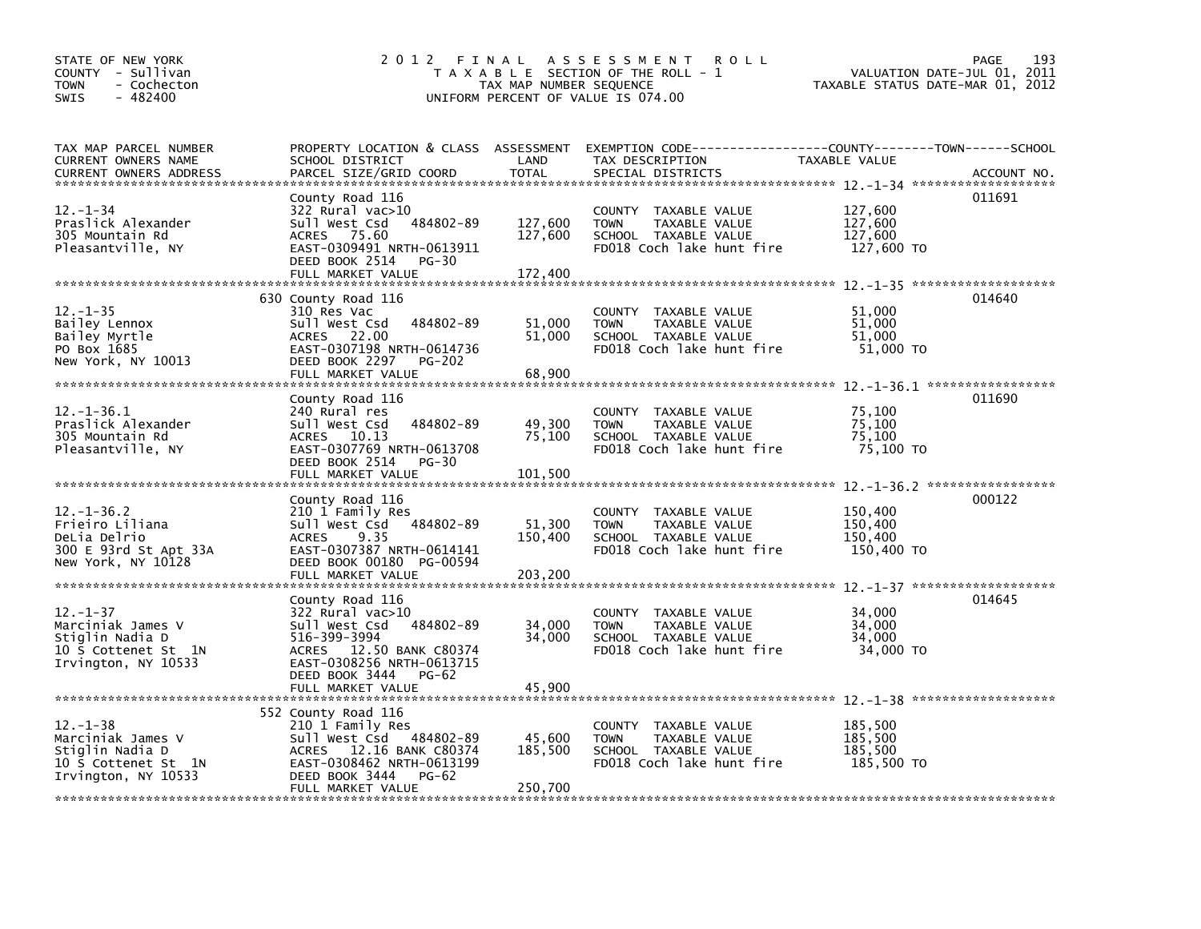STATE OF NEW YORK
COUNTY - Sullivan
TOWN - Cochecton
SWIS - 482400

# 2012 FINAL ASSESSMENT ROLL

TAXABLE SECTION OF THE ROLL - 1
TAX MAP NUMBER SEQUENCE
UNIFORM PERCENT OF VALUE IS 074.00

VALUATION DATE-JUL 01, 2011
TAXABLE STATUS DATE-MAR 01, 2012

| TAX MAP PARCEL NUMBER / CURRENT OWNERS NAME / CURRENT OWNERS ADDRESS | PROPERTY LOCATION & CLASS / SCHOOL DISTRICT / PARCEL SIZE/GRID COORD | ASSESSMENT LAND | TOTAL | EXEMPTION CODE / TAX DESCRIPTION / SPECIAL DISTRICTS | TAXABLE VALUE (COUNTY--TOWN--SCHOOL) | ACCOUNT NO. |
|---|---|---|---|---|---|---|
| 12.-1-34 | County Road 116 | | | | | 011691 |
| Praslick Alexander | 322 Rural vac>10 | | | COUNTY TAXABLE VALUE | 127,600 | |
| 305 Mountain Rd | Sull West Csd 484802-89 | 127,600 | | TOWN TAXABLE VALUE | 127,600 | |
| Pleasantville, NY | ACRES 75.60 | | 127,600 | SCHOOL TAXABLE VALUE | 127,600 | |
| | EAST-0309491 NRTH-0613911 | | | FD018 Coch lake hunt fire | 127,600 TO | |
| | DEED BOOK 2514 PG-30 | | | | | |
| | FULL MARKET VALUE | | 172,400 | | | |
| 12.-1-35 | 630 County Road 116 | | | | | 014640 |
| Bailey Lennox | 310 Res Vac | | | COUNTY TAXABLE VALUE | 51,000 | |
| Bailey Myrtle | Sull West Csd 484802-89 | 51,000 | | TOWN TAXABLE VALUE | 51,000 | |
| PO Box 1685 | ACRES 22.00 | | 51,000 | SCHOOL TAXABLE VALUE | 51,000 | |
| New York, NY 10013 | EAST-0307198 NRTH-0614736 | | | FD018 Coch lake hunt fire | 51,000 TO | |
| | DEED BOOK 2297 PG-202 | | | | | |
| | FULL MARKET VALUE | | 68,900 | | | |
| 12.-1-36.1 | County Road 116 | | | | | 011690 |
| Praslick Alexander | 240 Rural res | | | COUNTY TAXABLE VALUE | 75,100 | |
| 305 Mountain Rd | Sull West Csd 484802-89 | 49,300 | | TOWN TAXABLE VALUE | 75,100 | |
| Pleasantville, NY | ACRES 10.13 | | 75,100 | SCHOOL TAXABLE VALUE | 75,100 | |
| | EAST-0307769 NRTH-0613708 | | | FD018 Coch lake hunt fire | 75,100 TO | |
| | DEED BOOK 2514 PG-30 | | | | | |
| | FULL MARKET VALUE | | 101,500 | | | |
| 12.-1-36.2 | County Road 116 | | | | | 000122 |
| Frieiro Liliana | 210 1 Family Res | | | COUNTY TAXABLE VALUE | 150,400 | |
| DeLia Delrio | Sull West Csd 484802-89 | 51,300 | | TOWN TAXABLE VALUE | 150,400 | |
| 300 E 93rd St Apt 33A | ACRES 9.35 | | 150,400 | SCHOOL TAXABLE VALUE | 150,400 | |
| New York, NY 10128 | EAST-0307387 NRTH-0614141 | | | FD018 Coch lake hunt fire | 150,400 TO | |
| | DEED BOOK 00180 PG-00594 | | | | | |
| | FULL MARKET VALUE | | 203,200 | | | |
| 12.-1-37 | County Road 116 | | | | | 014645 |
| Marciniak James V | 322 Rural vac>10 | | | COUNTY TAXABLE VALUE | 34,000 | |
| Stiglin Nadia D | Sull West Csd 484802-89 | 34,000 | | TOWN TAXABLE VALUE | 34,000 | |
| 10 S Cottenet St 1N | 516-399-3994 | | 34,000 | SCHOOL TAXABLE VALUE | 34,000 | |
| Irvington, NY 10533 | ACRES 12.50 BANK C80374 | | | FD018 Coch lake hunt fire | 34,000 TO | |
| | EAST-0308256 NRTH-0613715 | | | | | |
| | DEED BOOK 3444 PG-62 | | | | | |
| | FULL MARKET VALUE | | 45,900 | | | |
| 12.-1-38 | 552 County Road 116 | | | | | |
| Marciniak James V | 210 1 Family Res | | | COUNTY TAXABLE VALUE | 185,500 | |
| Stiglin Nadia D | Sull West Csd 484802-89 | 45,600 | | TOWN TAXABLE VALUE | 185,500 | |
| 10 S Cottenet St 1N | ACRES 12.16 BANK C80374 | | 185,500 | SCHOOL TAXABLE VALUE | 185,500 | |
| Irvington, NY 10533 | EAST-0308462 NRTH-0613199 | | | FD018 Coch lake hunt fire | 185,500 TO | |
| | DEED BOOK 3444 PG-62 | | | | | |
| | FULL MARKET VALUE | | 250,700 | | | |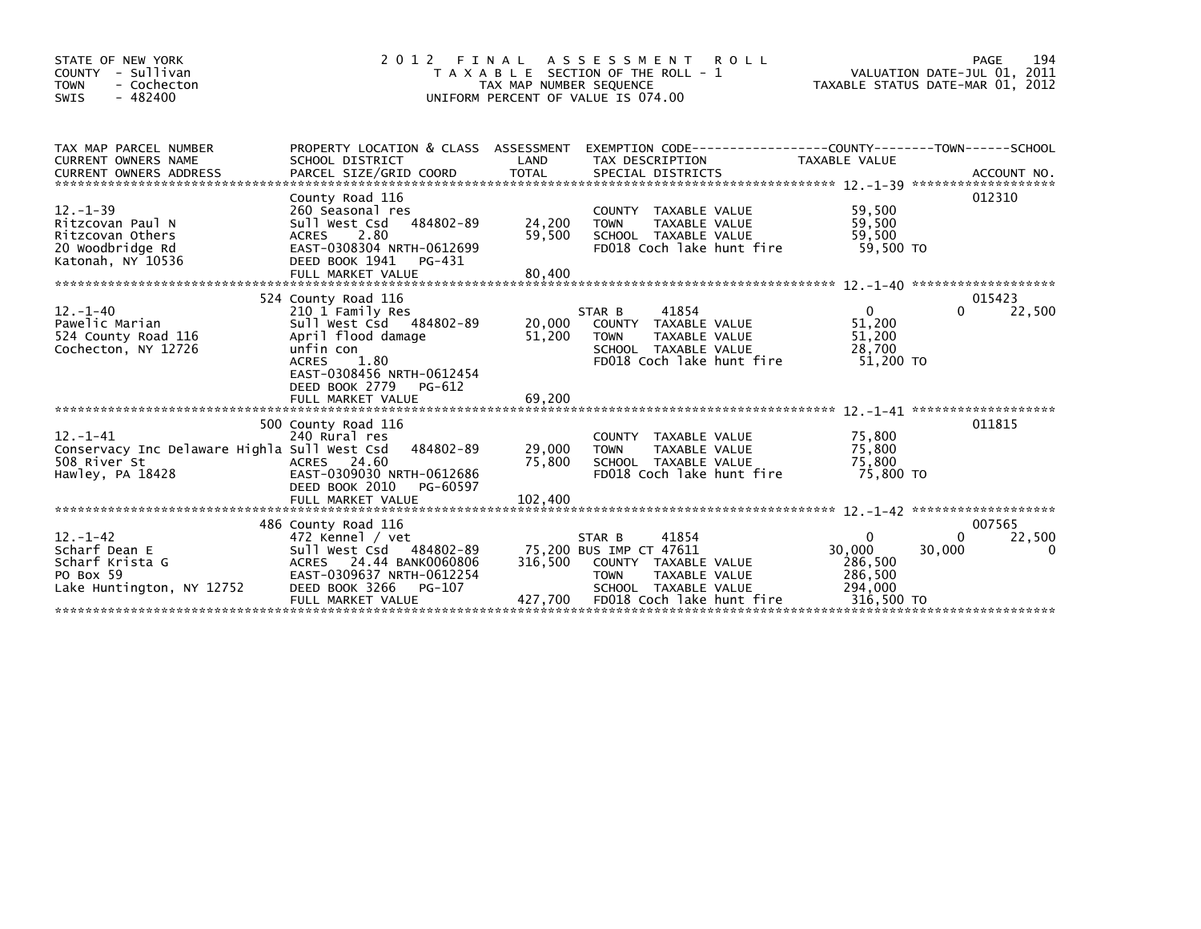STATE OF NEW YORK
COUNTY - Sullivan
TOWN - Cochecton
SWIS - 482400

# 2012 FINAL ASSESSMENT ROLL

TAXABLE SECTION OF THE ROLL - 1
TAX MAP NUMBER SEQUENCE
UNIFORM PERCENT OF VALUE IS 074.00

VALUATION DATE-JUL 01, 2011
TAXABLE STATUS DATE-MAR 01, 2012

| TAX MAP PARCEL NUMBER / CURRENT OWNERS NAME / CURRENT OWNERS ADDRESS | PROPERTY LOCATION & CLASS / SCHOOL DISTRICT / PARCEL SIZE/GRID COORD | ASSESSMENT LAND | ASSESSMENT TOTAL | EXEMPTION CODE / TAX DESCRIPTION / SPECIAL DISTRICTS | COUNTY TAXABLE VALUE | TOWN | SCHOOL | ACCOUNT NO. |
|---|---|---|---|---|---|---|---|---|
| 12.-1-39 | County Road 116 | | | | | | | 012310 |
| Ritzcovan Paul N | 260 Seasonal res | | | COUNTY TAXABLE VALUE | 59,500 | | | |
| Ritzcovan Others | Sull West Csd 484802-89 | 24,200 | | TOWN TAXABLE VALUE | 59,500 | | | |
| 20 Woodbridge Rd | ACRES 2.80 | | 59,500 | SCHOOL TAXABLE VALUE | 59,500 | | | |
| Katonah, NY 10536 | EAST-0308304 NRTH-0612699 | | | FD018 Coch lake hunt fire | 59,500 TO | | | |
| | DEED BOOK 1941 PG-431 | | | | | | | |
| | FULL MARKET VALUE | | 80,400 | | | | | |
| 12.-1-40 | 524 County Road 116 | | | | | | | 015423 |
| Pawelic Marian | 210 1 Family Res | | | STAR B 41854 | 0 | 0 | 22,500 | |
| 524 County Road 116 | Sull West Csd 484802-89 | 20,000 | | COUNTY TAXABLE VALUE | 51,200 | | | |
| Cochecton, NY 12726 | April flood damage | | 51,200 | TOWN TAXABLE VALUE | 51,200 | | | |
| | unfin con | | | SCHOOL TAXABLE VALUE | 28,700 | | | |
| | ACRES 1.80 | | | FD018 Coch lake hunt fire | 51,200 TO | | | |
| | EAST-0308456 NRTH-0612454 | | | | | | | |
| | DEED BOOK 2779 PG-612 | | | | | | | |
| | FULL MARKET VALUE | | 69,200 | | | | | |
| 12.-1-41 | 500 County Road 116 | | | | | | | 011815 |
| Conservacy Inc Delaware Highla | 240 Rural res | | | COUNTY TAXABLE VALUE | 75,800 | | | |
| 508 River St | Sull West Csd 484802-89 | 29,000 | | TOWN TAXABLE VALUE | 75,800 | | | |
| Hawley, PA 18428 | ACRES 24.60 | | 75,800 | SCHOOL TAXABLE VALUE | 75,800 | | | |
| | EAST-0309030 NRTH-0612686 | | | FD018 Coch lake hunt fire | 75,800 TO | | | |
| | DEED BOOK 2010 PG-60597 | | | | | | | |
| | FULL MARKET VALUE | | 102,400 | | | | | |
| 12.-1-42 | 486 County Road 116 | | | | | | | 007565 |
| Scharf Dean E | 472 Kennel / vet | | | STAR B 41854 | 0 | 0 | 22,500 | |
| Scharf Krista G | Sull West Csd 484802-89 | 75,200 | | BUS IMP CT 47611 | 30,000 | 30,000 | 0 | |
| PO Box 59 | ACRES 24.44 BANK0060806 | | 316,500 | COUNTY TAXABLE VALUE | 286,500 | | | |
| Lake Huntington, NY 12752 | EAST-0309637 NRTH-0612254 | | | TOWN TAXABLE VALUE | 286,500 | | | |
| | DEED BOOK 3266 PG-107 | | | SCHOOL TAXABLE VALUE | 294,000 | | | |
| | FULL MARKET VALUE | | 427,700 | FD018 Coch lake hunt fire | 316,500 TO | | | |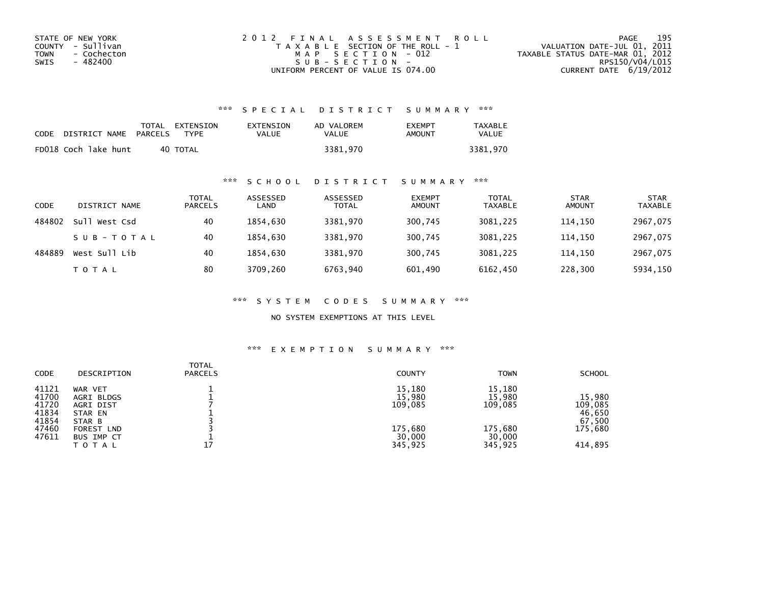STATE OF NEW YORK
COUNTY - Sullivan
TOWN - Cochecton
SWIS - 482400

2012 FINAL ASSESSMENT ROLL
TAXABLE SECTION OF THE ROLL - 1
MAP SECTION - 012
SUB-SECTION -
UNIFORM PERCENT OF VALUE IS 074.00

VALUATION DATE-JUL 01, 2011
TAXABLE STATUS DATE-MAR 01, 2012
RPS150/V04/L015
CURRENT DATE 6/19/2012

### *** SPECIAL DISTRICT SUMMARY ***

| CODE | DISTRICT NAME | TOTAL PARCELS | EXTENSION TYPE | EXTENSION VALUE | AD VALOREM VALUE | EXEMPT AMOUNT | TAXABLE VALUE |
|---|---|---|---|---|---|---|---|
| FD018 | Coch lake hunt | 40 | TOTAL | | 3381,970 | | 3381,970 |

### *** SCHOOL DISTRICT SUMMARY ***

| CODE | DISTRICT NAME | TOTAL PARCELS | ASSESSED LAND | ASSESSED TOTAL | EXEMPT AMOUNT | TOTAL TAXABLE | STAR AMOUNT | STAR TAXABLE |
|---|---|---|---|---|---|---|---|---|
| 484802 | Sull West Csd | 40 | 1854,630 | 3381,970 | 300,745 | 3081,225 | 114,150 | 2967,075 |
| | SUB-TOTAL | 40 | 1854,630 | 3381,970 | 300,745 | 3081,225 | 114,150 | 2967,075 |
| 484889 | West Sull Lib | 40 | 1854,630 | 3381,970 | 300,745 | 3081,225 | 114,150 | 2967,075 |
| | TOTAL | 80 | 3709,260 | 6763,940 | 601,490 | 6162,450 | 228,300 | 5934,150 |

### *** SYSTEM CODES SUMMARY ***

NO SYSTEM EXEMPTIONS AT THIS LEVEL

### *** EXEMPTION SUMMARY ***

| CODE | DESCRIPTION | TOTAL PARCELS | COUNTY | TOWN | SCHOOL |
|---|---|---|---|---|---|
| 41121 | WAR VET | 1 | 15,180 | 15,180 | |
| 41700 | AGRI BLDGS | 1 | 15,980 | 15,980 | 15,980 |
| 41720 | AGRI DIST | 7 | 109,085 | 109,085 | 109,085 |
| 41834 | STAR EN | 1 | | | 46,650 |
| 41854 | STAR B | 3 | | | 67,500 |
| 47460 | FOREST LND | 3 | 175,680 | 175,680 | 175,680 |
| 47611 | BUS IMP CT | 1 | 30,000 | 30,000 | |
| | TOTAL | 17 | 345,925 | 345,925 | 414,895 |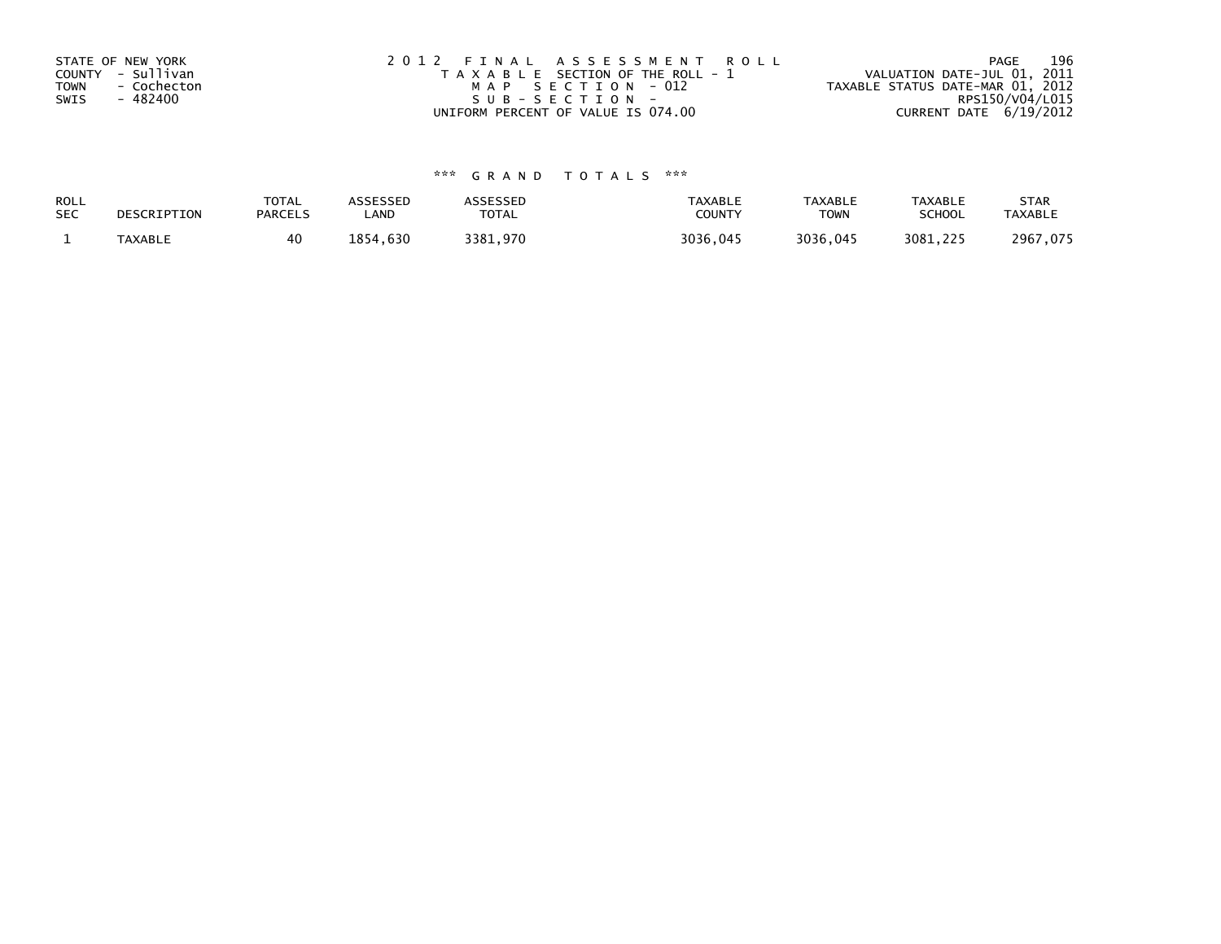STATE OF NEW YORK
COUNTY - Sullivan
TOWN - Cochecton
SWIS - 482400

2012 FINAL ASSESSMENT ROLL
TAXABLE SECTION OF THE ROLL - 1
MAP SECTION - 012
SUB-SECTION -
UNIFORM PERCENT OF VALUE IS 074.00

VALUATION DATE-JUL 01, 2011
TAXABLE STATUS DATE-MAR 01, 2012
RPS150/V04/L015
CURRENT DATE 6/19/2012

### *** GRAND TOTALS ***

| ROLL SEC | DESCRIPTION | TOTAL PARCELS | ASSESSED LAND | ASSESSED TOTAL | TAXABLE COUNTY | TAXABLE TOWN | TAXABLE SCHOOL | STAR TAXABLE |
|---|---|---|---|---|---|---|---|---|
| 1 | TAXABLE | 40 | 1854,630 | 3381,970 | 3036,045 | 3036,045 | 3081,225 | 2967,075 |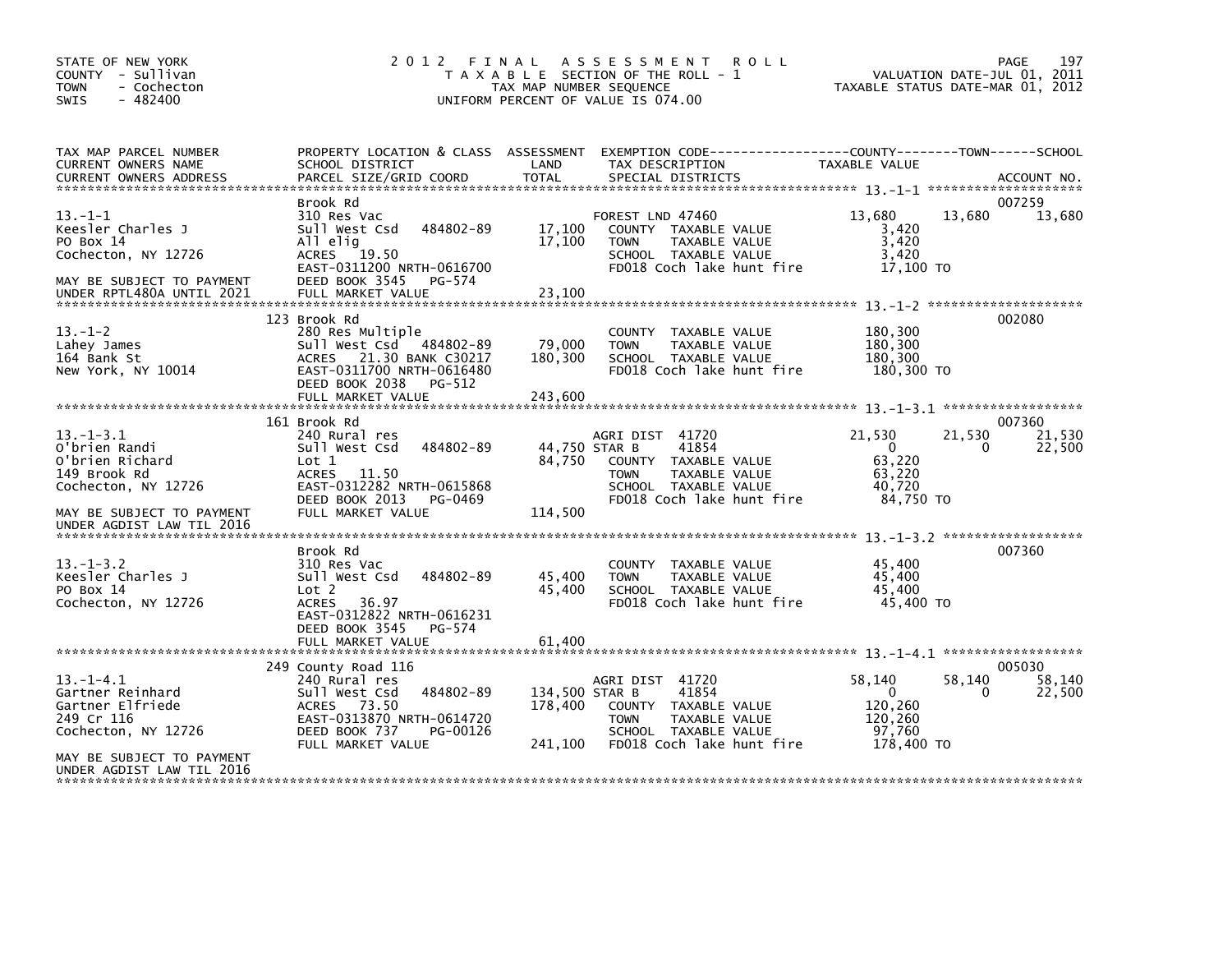STATE OF NEW YORK
COUNTY - Sullivan
TOWN - Cochecton
SWIS - 482400

# 2012 FINAL ASSESSMENT ROLL

TAXABLE SECTION OF THE ROLL - 1
TAX MAP NUMBER SEQUENCE
UNIFORM PERCENT OF VALUE IS 074.00

VALUATION DATE-JUL 01, 2011
TAXABLE STATUS DATE-MAR 01, 2012

| TAX MAP PARCEL NUMBER / CURRENT OWNERS NAME / CURRENT OWNERS ADDRESS | PROPERTY LOCATION & CLASS / SCHOOL DISTRICT / PARCEL SIZE/GRID COORD | ASSESSMENT LAND / TOTAL | EXEMPTION CODE / TAX DESCRIPTION / SPECIAL DISTRICTS | COUNTY TAXABLE VALUE | TOWN | SCHOOL | ACCOUNT NO. |
|---|---|---|---|---|---|---|---|
| 13.-1-1 | Brook Rd | | | | | | 007259 |
| 13.-1-1 | 310 Res Vac | | FOREST LND 47460 | 13,680 | 13,680 | 13,680 | |
| Keesler Charles J | Sull West Csd 484802-89 | 17,100 | COUNTY TAXABLE VALUE | 3,420 | | | |
| PO Box 14 | All elig | 17,100 | TOWN TAXABLE VALUE | 3,420 | | | |
| Cochecton, NY 12726 | ACRES 19.50 | | SCHOOL TAXABLE VALUE | 3,420 | | | |
| | EAST-0311200 NRTH-0616700 | | FD018 Coch lake hunt fire | 17,100 TO | | | |
| MAY BE SUBJECT TO PAYMENT | DEED BOOK 3545 PG-574 | | | | | | |
| UNDER RPTL480A UNTIL 2021 | FULL MARKET VALUE | 23,100 | | | | | |
| 13.-1-2 | 123 Brook Rd | | | | | | 002080 |
| 13.-1-2 | 280 Res Multiple | | COUNTY TAXABLE VALUE | 180,300 | | | |
| Lahey James | Sull West Csd 484802-89 | 79,000 | TOWN TAXABLE VALUE | 180,300 | | | |
| 164 Bank St | ACRES 21.30 BANK C30217 | 180,300 | SCHOOL TAXABLE VALUE | 180,300 | | | |
| New York, NY 10014 | EAST-0311700 NRTH-0616480 | | FD018 Coch lake hunt fire | 180,300 TO | | | |
| | DEED BOOK 2038 PG-512 | | | | | | |
| | FULL MARKET VALUE | 243,600 | | | | | |
| 13.-1-3.1 | 161 Brook Rd | | | | | | 007360 |
| 13.-1-3.1 | 240 Rural res | | AGRI DIST 41720 | 21,530 | 21,530 | 21,530 | |
| O'brien Randi | Sull West Csd 484802-89 | 44,750 | STAR B 41854 | 0 | 0 | 22,500 | |
| O'brien Richard | Lot 1 | 84,750 | COUNTY TAXABLE VALUE | 63,220 | | | |
| 149 Brook Rd | ACRES 11.50 | | TOWN TAXABLE VALUE | 63,220 | | | |
| Cochecton, NY 12726 | EAST-0312282 NRTH-0615868 | | SCHOOL TAXABLE VALUE | 40,720 | | | |
| | DEED BOOK 2013 PG-0469 | | FD018 Coch lake hunt fire | 84,750 TO | | | |
| MAY BE SUBJECT TO PAYMENT | FULL MARKET VALUE | 114,500 | | | | | |
| UNDER AGDIST LAW TIL 2016 | | | | | | | |
| 13.-1-3.2 | Brook Rd | | | | | | 007360 |
| 13.-1-3.2 | 310 Res Vac | | COUNTY TAXABLE VALUE | 45,400 | | | |
| Keesler Charles J | Sull West Csd 484802-89 | 45,400 | TOWN TAXABLE VALUE | 45,400 | | | |
| PO Box 14 | Lot 2 | 45,400 | SCHOOL TAXABLE VALUE | 45,400 | | | |
| Cochecton, NY 12726 | ACRES 36.97 | | FD018 Coch lake hunt fire | 45,400 TO | | | |
| | EAST-0312822 NRTH-0616231 | | | | | | |
| | DEED BOOK 3545 PG-574 | | | | | | |
| | FULL MARKET VALUE | 61,400 | | | | | |
| 13.-1-4.1 | 249 County Road 116 | | | | | | 005030 |
| 13.-1-4.1 | 240 Rural res | | AGRI DIST 41720 | 58,140 | 58,140 | 58,140 | |
| Gartner Reinhard | Sull West Csd 484802-89 | 134,500 | STAR B 41854 | 0 | 0 | 22,500 | |
| Gartner Elfriede | ACRES 73.50 | 178,400 | COUNTY TAXABLE VALUE | 120,260 | | | |
| 249 Cr 116 | EAST-0313870 NRTH-0614720 | | TOWN TAXABLE VALUE | 120,260 | | | |
| Cochecton, NY 12726 | DEED BOOK 737 PG-00126 | | SCHOOL TAXABLE VALUE | 97,760 | | | |
| | FULL MARKET VALUE | 241,100 | FD018 Coch lake hunt fire | 178,400 TO | | | |
| MAY BE SUBJECT TO PAYMENT | | | | | | | |
| UNDER AGDIST LAW TIL 2016 | | | | | | | |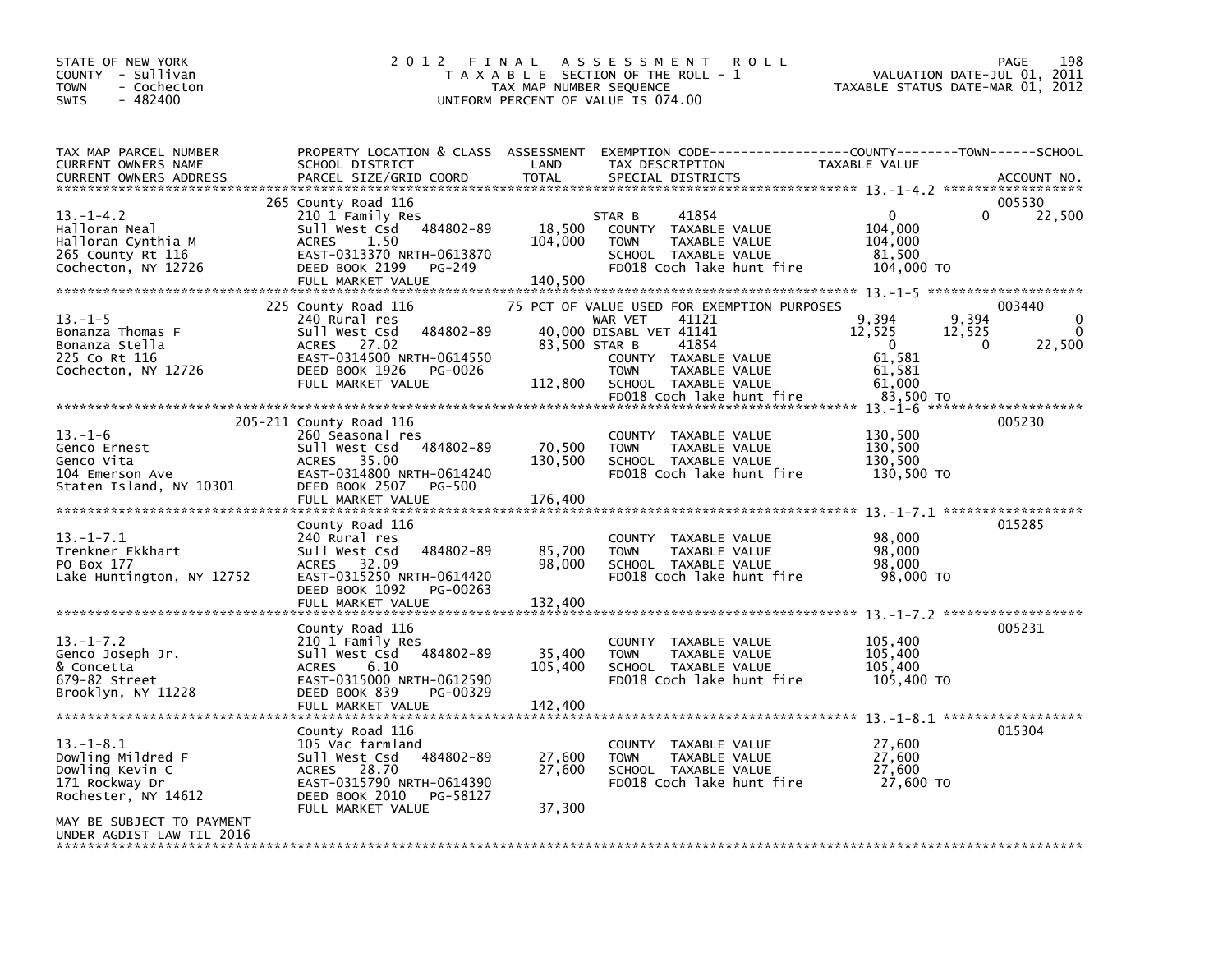STATE OF NEW YORK
COUNTY - Sullivan
TOWN - Cochecton
SWIS - 482400

# 2012 FINAL ASSESSMENT ROLL

TAXABLE SECTION OF THE ROLL - 1
TAX MAP NUMBER SEQUENCE
UNIFORM PERCENT OF VALUE IS 074.00

VALUATION DATE-JUL 01, 2011
TAXABLE STATUS DATE-MAR 01, 2012

| TAX MAP PARCEL NUMBER / CURRENT OWNERS NAME / CURRENT OWNERS ADDRESS | PROPERTY LOCATION & CLASS / SCHOOL DISTRICT / PARCEL SIZE/GRID COORD | ASSESSMENT LAND | TOTAL | EXEMPTION CODE / TAX DESCRIPTION / SPECIAL DISTRICTS | COUNTY TAXABLE VALUE | TOWN | SCHOOL | ACCOUNT NO. |
|---|---|---|---|---|---|---|---|---|
| 13.-1-4.2 | 265 County Road 116 | | | | | | | 005530 |
| Halloran Neal | 210 1 Family Res | | | STAR B 41854 | 0 | 0 | 22,500 | |
| Halloran Cynthia M | Sull West Csd 484802-89 | 18,500 | | COUNTY TAXABLE VALUE | 104,000 | | | |
| 265 County Rt 116 | ACRES 1.50 | | 104,000 | TOWN TAXABLE VALUE | 104,000 | | | |
| Cochecton, NY 12726 | EAST-0313370 NRTH-0613870 | | | SCHOOL TAXABLE VALUE | 81,500 | | | |
| | DEED BOOK 2199 PG-249 | | | FD018 Coch lake hunt fire | 104,000 TO | | | |
| | FULL MARKET VALUE | | 140,500 | | | | | |
| 13.-1-5 | 225 County Road 116 | | | 75 PCT OF VALUE USED FOR EXEMPTION PURPOSES | | | | 003440 |
| Bonanza Thomas F | 240 Rural res | | | WAR VET 41121 | 9,394 | 9,394 | 0 | |
| Bonanza Stella | Sull West Csd 484802-89 | 40,000 | | DISABL VET 41141 | 12,525 | 12,525 | 0 | |
| 225 Co Rt 116 | ACRES 27.02 | | 83,500 | STAR B 41854 | 0 | 0 | 22,500 | |
| Cochecton, NY 12726 | EAST-0314500 NRTH-0614550 | | | COUNTY TAXABLE VALUE | 61,581 | | | |
| | DEED BOOK 1926 PG-0026 | | | TOWN TAXABLE VALUE | 61,581 | | | |
| | FULL MARKET VALUE | | 112,800 | SCHOOL TAXABLE VALUE | 61,000 | | | |
| | | | | FD018 Coch lake hunt fire | 83,500 TO | | | |
| 13.-1-6 | 205-211 County Road 116 | | | | | | | 005230 |
| Genco Ernest | 260 Seasonal res | | | COUNTY TAXABLE VALUE | 130,500 | | | |
| Genco Vita | Sull West Csd 484802-89 | 70,500 | | TOWN TAXABLE VALUE | 130,500 | | | |
| 104 Emerson Ave | ACRES 35.00 | | 130,500 | SCHOOL TAXABLE VALUE | 130,500 | | | |
| Staten Island, NY 10301 | EAST-0314800 NRTH-0614240 | | | FD018 Coch lake hunt fire | 130,500 TO | | | |
| | DEED BOOK 2507 PG-500 | | | | | | | |
| | FULL MARKET VALUE | | 176,400 | | | | | |
| 13.-1-7.1 | County Road 116 | | | | | | | 015285 |
| Trenkner Ekkhart | 240 Rural res | | | COUNTY TAXABLE VALUE | 98,000 | | | |
| PO Box 177 | Sull West Csd 484802-89 | 85,700 | | TOWN TAXABLE VALUE | 98,000 | | | |
| Lake Huntington, NY 12752 | ACRES 32.09 | | 98,000 | SCHOOL TAXABLE VALUE | 98,000 | | | |
| | EAST-0315250 NRTH-0614420 | | | FD018 Coch lake hunt fire | 98,000 TO | | | |
| | DEED BOOK 1092 PG-00263 | | | | | | | |
| | FULL MARKET VALUE | | 132,400 | | | | | |
| 13.-1-7.2 | County Road 116 | | | | | | | 005231 |
| Genco Joseph Jr. | 210 1 Family Res | | | COUNTY TAXABLE VALUE | 105,400 | | | |
| & Concetta | Sull West Csd 484802-89 | 35,400 | | TOWN TAXABLE VALUE | 105,400 | | | |
| 679-82 Street | ACRES 6.10 | | 105,400 | SCHOOL TAXABLE VALUE | 105,400 | | | |
| Brooklyn, NY 11228 | EAST-0315000 NRTH-0612590 | | | FD018 Coch lake hunt fire | 105,400 TO | | | |
| | DEED BOOK 839 PG-00329 | | | | | | | |
| | FULL MARKET VALUE | | 142,400 | | | | | |
| 13.-1-8.1 | County Road 116 | | | | | | | 015304 |
| Dowling Mildred F | 105 Vac farmland | | | COUNTY TAXABLE VALUE | 27,600 | | | |
| Dowling Kevin C | Sull West Csd 484802-89 | 27,600 | | TOWN TAXABLE VALUE | 27,600 | | | |
| 171 Rockway Dr | ACRES 28.70 | | 27,600 | SCHOOL TAXABLE VALUE | 27,600 | | | |
| Rochester, NY 14612 | EAST-0315790 NRTH-0614390 | | | FD018 Coch lake hunt fire | 27,600 TO | | | |
| | DEED BOOK 2010 PG-58127 | | | | | | | |
| | FULL MARKET VALUE | | 37,300 | | | | | |
| MAY BE SUBJECT TO PAYMENT UNDER AGDIST LAW TIL 2016 | | | | | | | | |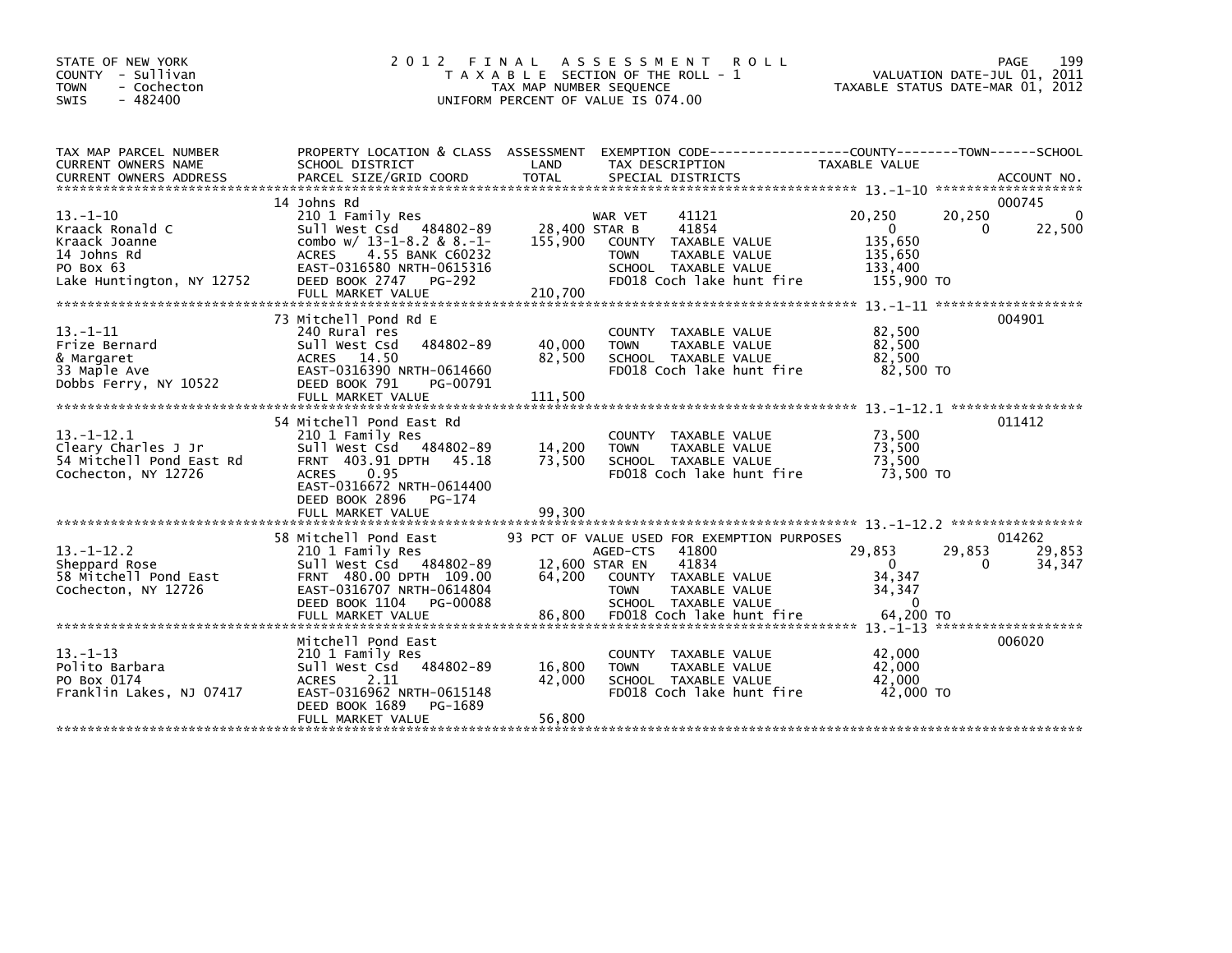STATE OF NEW YORK
COUNTY - Sullivan
TOWN - Cochecton
SWIS - 482400

# 2012 FINAL ASSESSMENT ROLL

TAXABLE SECTION OF THE ROLL - 1
TAX MAP NUMBER SEQUENCE
UNIFORM PERCENT OF VALUE IS 074.00

VALUATION DATE-JUL 01, 2011
TAXABLE STATUS DATE-MAR 01, 2012

| TAX MAP PARCEL NUMBER / CURRENT OWNERS NAME / CURRENT OWNERS ADDRESS | PROPERTY LOCATION & CLASS / SCHOOL DISTRICT / PARCEL SIZE/GRID COORD | ASSESSMENT LAND | TOTAL | EXEMPTION CODE / TAX DESCRIPTION / SPECIAL DISTRICTS | COUNTY TAXABLE VALUE | TOWN | SCHOOL | ACCOUNT NO. |
|---|---|---|---|---|---|---|---|---|
| 13.-1-10 | 14 Johns Rd | | | | | | | 000745 |
| Kraack Ronald C | 210 1 Family Res | | | WAR VET 41121 | 20,250 | 20,250 | 0 | |
| Kraack Joanne | Sull West Csd 484802-89 | 28,400 | | STAR B 41854 | 0 | 0 | 22,500 | |
| 14 Johns Rd | combo w/ 13-1-8.2 & 8.-1- | | 155,900 | COUNTY TAXABLE VALUE | 135,650 | | | |
| PO Box 63 | ACRES 4.55 BANK C60232 | | | TOWN TAXABLE VALUE | 135,650 | | | |
| Lake Huntington, NY 12752 | EAST-0316580 NRTH-0615316 | | | SCHOOL TAXABLE VALUE | 133,400 | | | |
| | DEED BOOK 2747 PG-292 | | | FD018 Coch lake hunt fire | 155,900 TO | | | |
| | FULL MARKET VALUE | | 210,700 | | | | | |
| 13.-1-11 | 73 Mitchell Pond Rd E | | | | | | | 004901 |
| Frize Bernard | 240 Rural res | | | COUNTY TAXABLE VALUE | 82,500 | | | |
| & Margaret | Sull West Csd 484802-89 | 40,000 | | TOWN TAXABLE VALUE | 82,500 | | | |
| 33 Maple Ave | ACRES 14.50 | | 82,500 | SCHOOL TAXABLE VALUE | 82,500 | | | |
| Dobbs Ferry, NY 10522 | EAST-0316390 NRTH-0614660 | | | FD018 Coch lake hunt fire | 82,500 TO | | | |
| | DEED BOOK 791 PG-00791 | | | | | | | |
| | FULL MARKET VALUE | | 111,500 | | | | | |
| 13.-1-12.1 | 54 Mitchell Pond East Rd | | | | | | | 011412 |
| Cleary Charles J Jr | 210 1 Family Res | | | COUNTY TAXABLE VALUE | 73,500 | | | |
| 54 Mitchell Pond East Rd | Sull West Csd 484802-89 | 14,200 | | TOWN TAXABLE VALUE | 73,500 | | | |
| Cochecton, NY 12726 | FRNT 403.91 DPTH 45.18 | | 73,500 | SCHOOL TAXABLE VALUE | 73,500 | | | |
| | ACRES 0.95 | | | FD018 Coch lake hunt fire | 73,500 TO | | | |
| | EAST-0316672 NRTH-0614400 | | | | | | | |
| | DEED BOOK 2896 PG-174 | | | | | | | |
| | FULL MARKET VALUE | | 99,300 | | | | | |
| 13.-1-12.2 | 58 Mitchell Pond East | | | 93 PCT OF VALUE USED FOR EXEMPTION PURPOSES | | | | 014262 |
| Sheppard Rose | 210 1 Family Res | | | AGED-CTS 41800 | 29,853 | 29,853 | 29,853 | |
| 58 Mitchell Pond East | Sull West Csd 484802-89 | 12,600 | | STAR EN 41834 | 0 | 0 | 34,347 | |
| Cochecton, NY 12726 | FRNT 480.00 DPTH 109.00 | | 64,200 | COUNTY TAXABLE VALUE | 34,347 | | | |
| | EAST-0316707 NRTH-0614804 | | | TOWN TAXABLE VALUE | 34,347 | | | |
| | DEED BOOK 1104 PG-00088 | | | SCHOOL TAXABLE VALUE | 0 | | | |
| | FULL MARKET VALUE | | 86,800 | FD018 Coch lake hunt fire | 64,200 TO | | | |
| 13.-1-13 | Mitchell Pond East | | | | | | | 006020 |
| Polito Barbara | 210 1 Family Res | | | COUNTY TAXABLE VALUE | 42,000 | | | |
| PO Box 0174 | Sull West Csd 484802-89 | 16,800 | | TOWN TAXABLE VALUE | 42,000 | | | |
| Franklin Lakes, NJ 07417 | ACRES 2.11 | | 42,000 | SCHOOL TAXABLE VALUE | 42,000 | | | |
| | EAST-0316962 NRTH-0615148 | | | FD018 Coch lake hunt fire | 42,000 TO | | | |
| | DEED BOOK 1689 PG-1689 | | | | | | | |
| | FULL MARKET VALUE | | 56,800 | | | | | |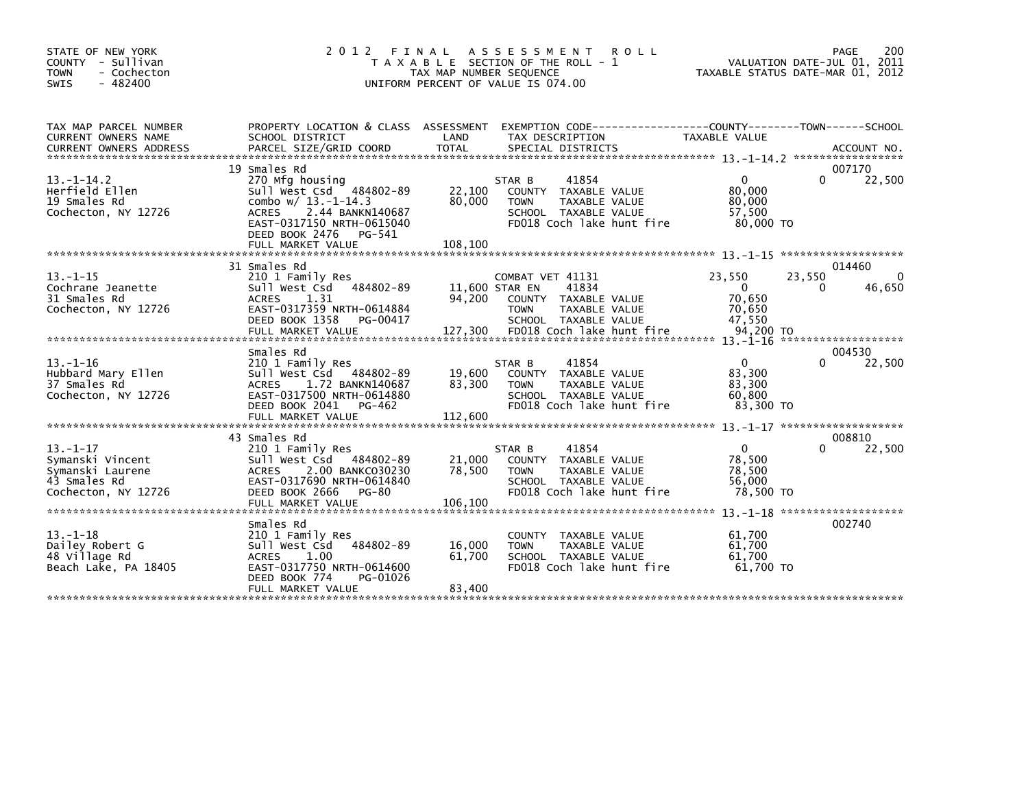STATE OF NEW YORK
COUNTY - Sullivan
TOWN - Cochecton
SWIS - 482400

# 2012 FINAL ASSESSMENT ROLL

TAXABLE SECTION OF THE ROLL - 1
TAX MAP NUMBER SEQUENCE
UNIFORM PERCENT OF VALUE IS 074.00

VALUATION DATE-JUL 01, 2011
TAXABLE STATUS DATE-MAR 01, 2012

| TAX MAP PARCEL NUMBER / CURRENT OWNERS NAME / CURRENT OWNERS ADDRESS | PROPERTY LOCATION & CLASS / SCHOOL DISTRICT / PARCEL SIZE/GRID COORD | ASSESSMENT LAND | ASSESSMENT TOTAL | EXEMPTION CODE / TAX DESCRIPTION / SPECIAL DISTRICTS | COUNTY TAXABLE VALUE | TOWN | SCHOOL | ACCOUNT NO. |
|---|---|---|---|---|---|---|---|---|
| 13.-1-14.2 | 19 Smales Rd | | | | | | | 007170 |
| Herfield Ellen | 270 Mfg housing | | | STAR B 41854 | 0 | 0 | 22,500 | |
| 19 Smales Rd | Sull West Csd 484802-89 | 22,100 | | COUNTY TAXABLE VALUE | 80,000 | | | |
| Cochecton, NY 12726 | combo w/ 13.-1-14.3 | | 80,000 | TOWN TAXABLE VALUE | 80,000 | | | |
| | ACRES 2.44 BANKN140687 | | | SCHOOL TAXABLE VALUE | 57,500 | | | |
| | EAST-0317150 NRTH-0615040 | | | FD018 Coch lake hunt fire | 80,000 TO | | | |
| | DEED BOOK 2476 PG-541 | | | | | | | |
| | FULL MARKET VALUE | | 108,100 | | | | | |
| 13.-1-15 | 31 Smales Rd | | | | | | | 014460 |
| Cochrane Jeanette | 210 1 Family Res | | | COMBAT VET 41131 | 23,550 | 23,550 | 0 | |
| 31 Smales Rd | Sull West Csd 484802-89 | 11,600 | | STAR EN 41834 | 0 | 0 | 46,650 | |
| Cochecton, NY 12726 | ACRES 1.31 | | 94,200 | COUNTY TAXABLE VALUE | 70,650 | | | |
| | EAST-0317359 NRTH-0614884 | | | TOWN TAXABLE VALUE | 70,650 | | | |
| | DEED BOOK 1358 PG-00417 | | | SCHOOL TAXABLE VALUE | 47,550 | | | |
| | FULL MARKET VALUE | | 127,300 | FD018 Coch lake hunt fire | 94,200 TO | | | |
| 13.-1-16 | Smales Rd | | | | | | | 004530 |
| Hubbard Mary Ellen | 210 1 Family Res | | | STAR B 41854 | 0 | 0 | 22,500 | |
| 37 Smales Rd | Sull West Csd 484802-89 | 19,600 | | COUNTY TAXABLE VALUE | 83,300 | | | |
| Cochecton, NY 12726 | ACRES 1.72 BANKN140687 | | 83,300 | TOWN TAXABLE VALUE | 83,300 | | | |
| | EAST-0317500 NRTH-0614880 | | | SCHOOL TAXABLE VALUE | 60,800 | | | |
| | DEED BOOK 2041 PG-462 | | | FD018 Coch lake hunt fire | 83,300 TO | | | |
| | FULL MARKET VALUE | | 112,600 | | | | | |
| 13.-1-17 | 43 Smales Rd | | | | | | | 008810 |
| Symanski Vincent | 210 1 Family Res | | | STAR B 41854 | 0 | 0 | 22,500 | |
| Symanski Laurene | Sull West Csd 484802-89 | 21,000 | | COUNTY TAXABLE VALUE | 78,500 | | | |
| 43 Smales Rd | ACRES 2.00 BANKC030230 | | 78,500 | TOWN TAXABLE VALUE | 78,500 | | | |
| Cochecton, NY 12726 | EAST-0317690 NRTH-0614840 | | | SCHOOL TAXABLE VALUE | 56,000 | | | |
| | DEED BOOK 2666 PG-80 | | | FD018 Coch lake hunt fire | 78,500 TO | | | |
| | FULL MARKET VALUE | | 106,100 | | | | | |
| 13.-1-18 | Smales Rd | | | | | | | 002740 |
| Dailey Robert G | 210 1 Family Res | | | COUNTY TAXABLE VALUE | 61,700 | | | |
| 48 Village Rd | Sull West Csd 484802-89 | 16,000 | | TOWN TAXABLE VALUE | 61,700 | | | |
| Beach Lake, PA 18405 | ACRES 1.00 | | 61,700 | SCHOOL TAXABLE VALUE | 61,700 | | | |
| | EAST-0317750 NRTH-0614600 | | | FD018 Coch lake hunt fire | 61,700 TO | | | |
| | DEED BOOK 774 PG-01026 | | | | | | | |
| | FULL MARKET VALUE | | 83,400 | | | | | |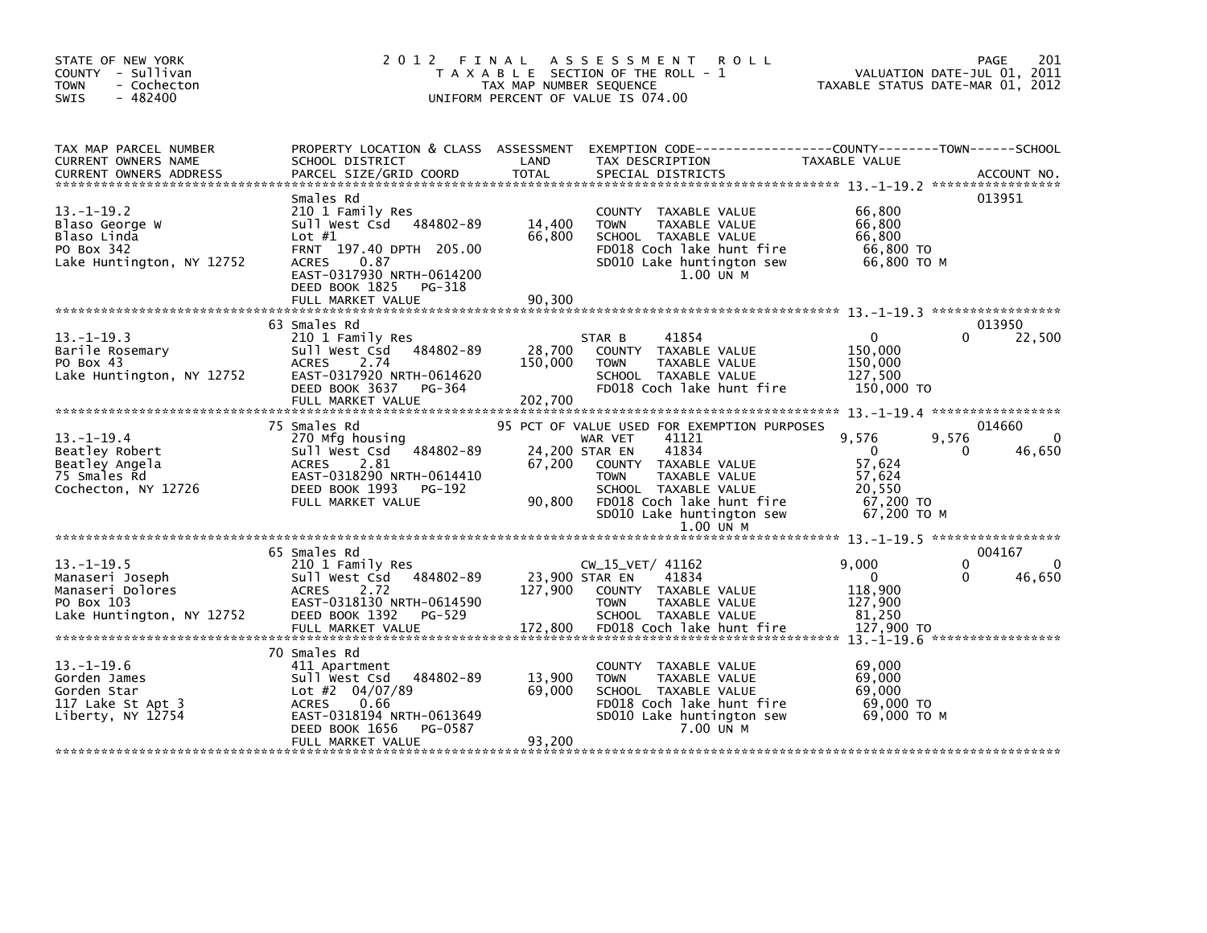STATE OF NEW YORK
COUNTY - Sullivan
TOWN - Cochecton
SWIS - 482400

# 2012 FINAL ASSESSMENT ROLL

TAXABLE SECTION OF THE ROLL - 1
TAX MAP NUMBER SEQUENCE
UNIFORM PERCENT OF VALUE IS 074.00

VALUATION DATE-JUL 01, 2011
TAXABLE STATUS DATE-MAR 01, 2012

| TAX MAP PARCEL NUMBER / CURRENT OWNERS NAME / CURRENT OWNERS ADDRESS | PROPERTY LOCATION & CLASS / SCHOOL DISTRICT / PARCEL SIZE/GRID COORD | ASSESSMENT LAND / TOTAL | EXEMPTION CODE / TAX DESCRIPTION / SPECIAL DISTRICTS | COUNTY TAXABLE VALUE | TOWN | SCHOOL | ACCOUNT NO. |
|---|---|---|---|---|---|---|---|
| **13.-1-19.2** | Smales Rd | | | | | | 013951 |
| 13.-1-19.2 | 210 1 Family Res | | COUNTY TAXABLE VALUE | 66,800 | | | |
| Blaso George W | Sull West Csd 484802-89 | 14,400 | TOWN TAXABLE VALUE | 66,800 | | | |
| Blaso Linda | Lot #1 | 66,800 | SCHOOL TAXABLE VALUE | 66,800 | | | |
| PO Box 342 | FRNT 197.40 DPTH 205.00 | | FD018 Coch lake hunt fire | 66,800 TO | | | |
| Lake Huntington, NY 12752 | ACRES 0.87 | | SD010 Lake huntington sew | 66,800 TO M | | | |
| | EAST-0317930 NRTH-0614200 | | 1.00 UN M | | | | |
| | DEED BOOK 1825 PG-318 | | | | | | |
| | FULL MARKET VALUE | 90,300 | | | | | |
| **13.-1-19.3** | 63 Smales Rd | | | | | | 013950 |
| 13.-1-19.3 | 210 1 Family Res | | STAR B 41854 | 0 | 0 | 22,500 | |
| Barile Rosemary | Sull West Csd 484802-89 | 28,700 | COUNTY TAXABLE VALUE | 150,000 | | | |
| PO Box 43 | ACRES 2.74 | 150,000 | TOWN TAXABLE VALUE | 150,000 | | | |
| Lake Huntington, NY 12752 | EAST-0317920 NRTH-0614620 | | SCHOOL TAXABLE VALUE | 127,500 | | | |
| | DEED BOOK 3637 PG-364 | | FD018 Coch lake hunt fire | 150,000 TO | | | |
| | FULL MARKET VALUE | 202,700 | | | | | |
| **13.-1-19.4** | 75 Smales Rd | | 95 PCT OF VALUE USED FOR EXEMPTION PURPOSES | | | | 014660 |
| 13.-1-19.4 | 270 Mfg housing | | WAR VET 41121 | 9,576 | 9,576 | 0 | |
| Beatley Robert | Sull West Csd 484802-89 | 24,200 | STAR EN 41834 | 0 | 0 | 46,650 | |
| Beatley Angela | ACRES 2.81 | 67,200 | COUNTY TAXABLE VALUE | 57,624 | | | |
| 75 Smales Rd | EAST-0318290 NRTH-0614410 | | TOWN TAXABLE VALUE | 57,624 | | | |
| Cochecton, NY 12726 | DEED BOOK 1993 PG-192 | | SCHOOL TAXABLE VALUE | 20,550 | | | |
| | FULL MARKET VALUE | 90,800 | FD018 Coch lake hunt fire | 67,200 TO | | | |
| | | | SD010 Lake huntington sew | 67,200 TO M | | | |
| | | | 1.00 UN M | | | | |
| **13.-1-19.5** | 65 Smales Rd | | | | | | 004167 |
| 13.-1-19.5 | 210 1 Family Res | | CW_15_VET/ 41162 | 9,000 | 0 | 0 | |
| Manaseri Joseph | Sull West Csd 484802-89 | 23,900 | STAR EN 41834 | 0 | 0 | 46,650 | |
| Manaseri Dolores | ACRES 2.72 | 127,900 | COUNTY TAXABLE VALUE | 118,900 | | | |
| PO Box 103 | EAST-0318130 NRTH-0614590 | | TOWN TAXABLE VALUE | 127,900 | | | |
| Lake Huntington, NY 12752 | DEED BOOK 1392 PG-529 | | SCHOOL TAXABLE VALUE | 81,250 | | | |
| | FULL MARKET VALUE | 172,800 | FD018 Coch lake hunt fire | 127,900 TO | | | |
| **13.-1-19.6** | 70 Smales Rd | | | | | | |
| 13.-1-19.6 | 411 Apartment | | COUNTY TAXABLE VALUE | 69,000 | | | |
| Gorden James | Sull West Csd 484802-89 | 13,900 | TOWN TAXABLE VALUE | 69,000 | | | |
| Gorden Star | Lot #2 04/07/89 | 69,000 | SCHOOL TAXABLE VALUE | 69,000 | | | |
| 117 Lake St Apt 3 | ACRES 0.66 | | FD018 Coch lake hunt fire | 69,000 TO | | | |
| Liberty, NY 12754 | EAST-0318194 NRTH-0613649 | | SD010 Lake huntington sew | 69,000 TO M | | | |
| | DEED BOOK 1656 PG-0587 | | 7.00 UN M | | | | |
| | FULL MARKET VALUE | 93,200 | | | | | |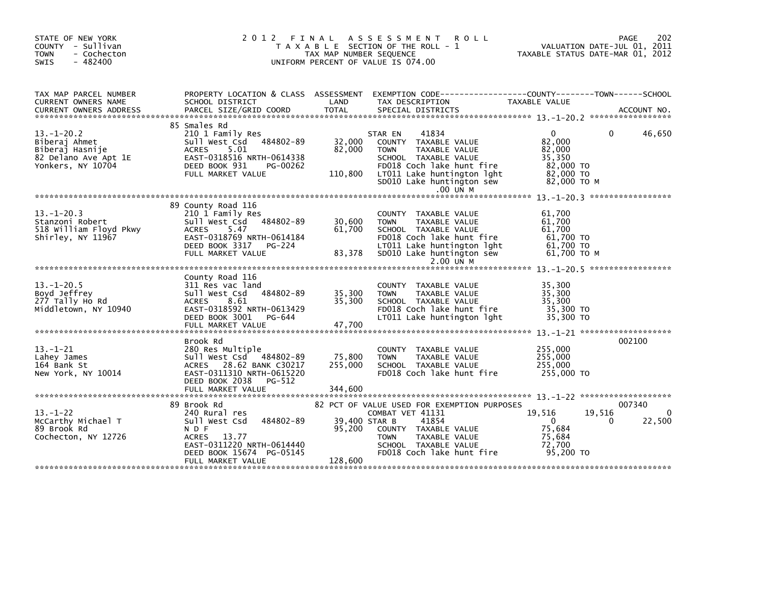STATE OF NEW YORK
COUNTY - Sullivan
TOWN - Cochecton
SWIS - 482400

# 2012 FINAL ASSESSMENT ROLL

TAXABLE SECTION OF THE ROLL - 1
TAX MAP NUMBER SEQUENCE
UNIFORM PERCENT OF VALUE IS 074.00

VALUATION DATE-JUL 01, 2011
TAXABLE STATUS DATE-MAR 01, 2012

| TAX MAP PARCEL NUMBER / CURRENT OWNERS NAME / CURRENT OWNERS ADDRESS | PROPERTY LOCATION & CLASS / SCHOOL DISTRICT / PARCEL SIZE/GRID COORD | ASSESSMENT LAND / TOTAL | EXEMPTION CODE / TAX DESCRIPTION / SPECIAL DISTRICTS | COUNTY TAXABLE VALUE | TOWN | SCHOOL | ACCOUNT NO. |
|---|---|---|---|---|---|---|---|
| 13.-1-20.2 | 85 Smales Rd | | | | | | |
| | 210 1 Family Res | | STAR EN 41834 | 0 | 0 | 46,650 | |
| Biberaj Ahmet | Sull West Csd 484802-89 | 32,000 | COUNTY TAXABLE VALUE | 82,000 | | | |
| Biberaj Hasnije | ACRES 5.01 | 82,000 | TOWN TAXABLE VALUE | 82,000 | | | |
| 82 Delano Ave Apt 1E | EAST-0318516 NRTH-0614338 | | SCHOOL TAXABLE VALUE | 35,350 | | | |
| Yonkers, NY 10704 | DEED BOOK 931 PG-00262 | | FD018 Coch lake hunt fire | 82,000 TO | | | |
| | FULL MARKET VALUE | 110,800 | LT011 Lake huntington lght | 82,000 TO | | | |
| | | | SD010 Lake huntington sew | 82,000 TO M | | | |
| | | | .00 UN M | | | | |
| 13.-1-20.3 | 89 County Road 116 | | | | | | |
| | 210 1 Family Res | | COUNTY TAXABLE VALUE | 61,700 | | | |
| Stanzoni Robert | Sull West Csd 484802-89 | 30,600 | TOWN TAXABLE VALUE | 61,700 | | | |
| 518 William Floyd Pkwy | ACRES 5.47 | 61,700 | SCHOOL TAXABLE VALUE | 61,700 | | | |
| Shirley, NY 11967 | EAST-0318769 NRTH-0614184 | | FD018 Coch lake hunt fire | 61,700 TO | | | |
| | DEED BOOK 3317 PG-224 | | LT011 Lake huntington lght | 61,700 TO | | | |
| | FULL MARKET VALUE | 83,378 | SD010 Lake huntington sew | 61,700 TO M | | | |
| | | | 2.00 UN M | | | | |
| 13.-1-20.5 | County Road 116 | | | | | | |
| | 311 Res vac land | | COUNTY TAXABLE VALUE | 35,300 | | | |
| Boyd Jeffrey | Sull West Csd 484802-89 | 35,300 | TOWN TAXABLE VALUE | 35,300 | | | |
| 277 Tally Ho Rd | ACRES 8.61 | 35,300 | SCHOOL TAXABLE VALUE | 35,300 | | | |
| Middletown, NY 10940 | EAST-0318592 NRTH-0613429 | | FD018 Coch lake hunt fire | 35,300 TO | | | |
| | DEED BOOK 3001 PG-644 | | LT011 Lake huntington lght | 35,300 TO | | | |
| | FULL MARKET VALUE | 47,700 | | | | | |
| 13.-1-21 | Brook Rd | | | | | | 002100 |
| | 280 Res Multiple | | COUNTY TAXABLE VALUE | 255,000 | | | |
| Lahey James | Sull West Csd 484802-89 | 75,800 | TOWN TAXABLE VALUE | 255,000 | | | |
| 164 Bank St | ACRES 28.62 BANK C30217 | 255,000 | SCHOOL TAXABLE VALUE | 255,000 | | | |
| New York, NY 10014 | EAST-0311310 NRTH-0615220 | | FD018 Coch lake hunt fire | 255,000 TO | | | |
| | DEED BOOK 2038 PG-512 | | | | | | |
| | FULL MARKET VALUE | 344,600 | | | | | |
| 13.-1-22 | 89 Brook Rd | | 82 PCT OF VALUE USED FOR EXEMPTION PURPOSES | | | | 007340 |
| | 240 Rural res | | COMBAT VET 41131 | 19,516 | 19,516 | 0 | |
| McCarthy Michael T | Sull West Csd 484802-89 | 39,400 | STAR B 41854 | 0 | 0 | 22,500 | |
| 89 Brook Rd | N D F | 95,200 | COUNTY TAXABLE VALUE | 75,684 | | | |
| Cochecton, NY 12726 | ACRES 13.77 | | TOWN TAXABLE VALUE | 75,684 | | | |
| | EAST-0311220 NRTH-0614440 | | SCHOOL TAXABLE VALUE | 72,700 | | | |
| | DEED BOOK 15674 PG-05145 | | FD018 Coch lake hunt fire | 95,200 TO | | | |
| | FULL MARKET VALUE | 128,600 | | | | | |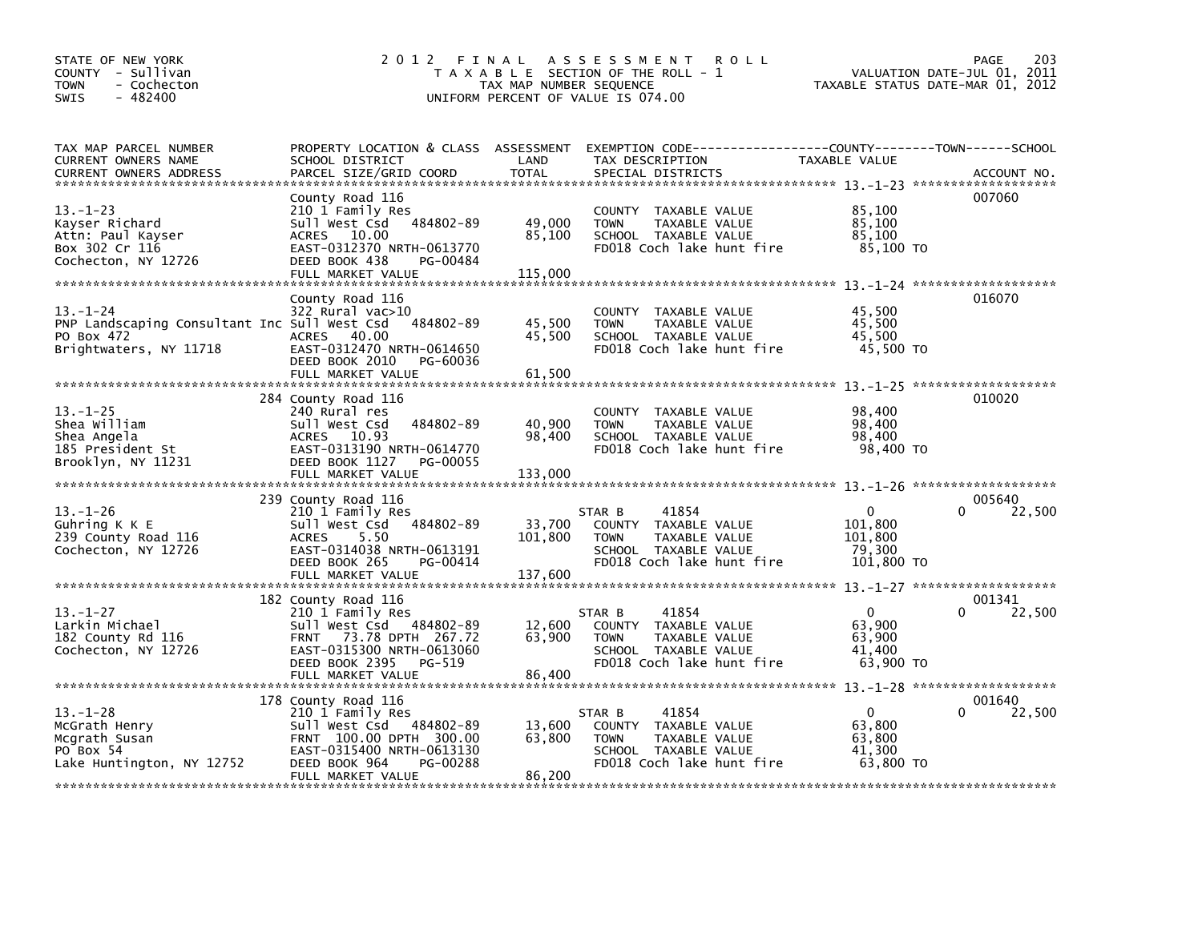STATE OF NEW YORK
COUNTY - Sullivan
TOWN - Cochecton
SWIS - 482400

# 2012 FINAL ASSESSMENT ROLL

TAXABLE SECTION OF THE ROLL - 1
TAX MAP NUMBER SEQUENCE
UNIFORM PERCENT OF VALUE IS 074.00

VALUATION DATE-JUL 01, 2011
TAXABLE STATUS DATE-MAR 01, 2012

| TAX MAP PARCEL NUMBER / CURRENT OWNERS NAME / CURRENT OWNERS ADDRESS | PROPERTY LOCATION & CLASS / SCHOOL DISTRICT / PARCEL SIZE/GRID COORD | ASSESSMENT LAND / TOTAL | EXEMPTION CODE / TAX DESCRIPTION / SPECIAL DISTRICTS | COUNTY / TOWN / SCHOOL TAXABLE VALUE | ACCOUNT NO. |
|---|---|---|---|---|---|
| **13.-1-23** | County Road 116 | | | | 007060 |
| 13.-1-23 | 210 1 Family Res | | COUNTY TAXABLE VALUE | 85,100 | |
| Kayser Richard | Sull West Csd 484802-89 | 49,000 | TOWN TAXABLE VALUE | 85,100 | |
| Attn: Paul Kayser | ACRES 10.00 | 85,100 | SCHOOL TAXABLE VALUE | 85,100 | |
| Box 302 Cr 116 | EAST-0312370 NRTH-0613770 | | FD018 Coch lake hunt fire | 85,100 TO | |
| Cochecton, NY 12726 | DEED BOOK 438 PG-00484 | | | | |
| | FULL MARKET VALUE | 115,000 | | | |
| **13.-1-24** | County Road 116 | | | | 016070 |
| 13.-1-24 | 322 Rural vac>10 | | COUNTY TAXABLE VALUE | 45,500 | |
| PNP Landscaping Consultant Inc | Sull West Csd 484802-89 | 45,500 | TOWN TAXABLE VALUE | 45,500 | |
| PO Box 472 | ACRES 40.00 | 45,500 | SCHOOL TAXABLE VALUE | 45,500 | |
| Brightwaters, NY 11718 | EAST-0312470 NRTH-0614650 | | FD018 Coch lake hunt fire | 45,500 TO | |
| | DEED BOOK 2010 PG-60036 | | | | |
| | FULL MARKET VALUE | 61,500 | | | |
| **13.-1-25** | 284 County Road 116 | | | | 010020 |
| 13.-1-25 | 240 Rural res | | COUNTY TAXABLE VALUE | 98,400 | |
| Shea William | Sull West Csd 484802-89 | 40,900 | TOWN TAXABLE VALUE | 98,400 | |
| Shea Angela | ACRES 10.93 | 98,400 | SCHOOL TAXABLE VALUE | 98,400 | |
| 185 President St | EAST-0313190 NRTH-0614770 | | FD018 Coch lake hunt fire | 98,400 TO | |
| Brooklyn, NY 11231 | DEED BOOK 1127 PG-00055 | | | | |
| | FULL MARKET VALUE | 133,000 | | | |
| **13.-1-26** | 239 County Road 116 | | | | 005640 |
| 13.-1-26 | 210 1 Family Res | | STAR B 41854 | 0 / 0 / 22,500 | |
| Guhring K K E | Sull West Csd 484802-89 | 33,700 | COUNTY TAXABLE VALUE | 101,800 | |
| 239 County Road 116 | ACRES 5.50 | 101,800 | TOWN TAXABLE VALUE | 101,800 | |
| Cochecton, NY 12726 | EAST-0314038 NRTH-0613191 | | SCHOOL TAXABLE VALUE | 79,300 | |
| | DEED BOOK 265 PG-00414 | | FD018 Coch lake hunt fire | 101,800 TO | |
| | FULL MARKET VALUE | 137,600 | | | |
| **13.-1-27** | 182 County Road 116 | | | | 001341 |
| 13.-1-27 | 210 1 Family Res | | STAR B 41854 | 0 / 0 / 22,500 | |
| Larkin Michael | Sull West Csd 484802-89 | 12,600 | COUNTY TAXABLE VALUE | 63,900 | |
| 182 County Rd 116 | FRNT 73.78 DPTH 267.72 | 63,900 | TOWN TAXABLE VALUE | 63,900 | |
| Cochecton, NY 12726 | EAST-0315300 NRTH-0613060 | | SCHOOL TAXABLE VALUE | 41,400 | |
| | DEED BOOK 2395 PG-519 | | FD018 Coch lake hunt fire | 63,900 TO | |
| | FULL MARKET VALUE | 86,400 | | | |
| **13.-1-28** | 178 County Road 116 | | | | 001640 |
| 13.-1-28 | 210 1 Family Res | | STAR B 41854 | 0 / 0 / 22,500 | |
| McGrath Henry | Sull West Csd 484802-89 | 13,600 | COUNTY TAXABLE VALUE | 63,800 | |
| Mcgrath Susan | FRNT 100.00 DPTH 300.00 | 63,800 | TOWN TAXABLE VALUE | 63,800 | |
| PO Box 54 | EAST-0315400 NRTH-0613130 | | SCHOOL TAXABLE VALUE | 41,300 | |
| Lake Huntington, NY 12752 | DEED BOOK 964 PG-00288 | | FD018 Coch lake hunt fire | 63,800 TO | |
| | FULL MARKET VALUE | 86,200 | | | |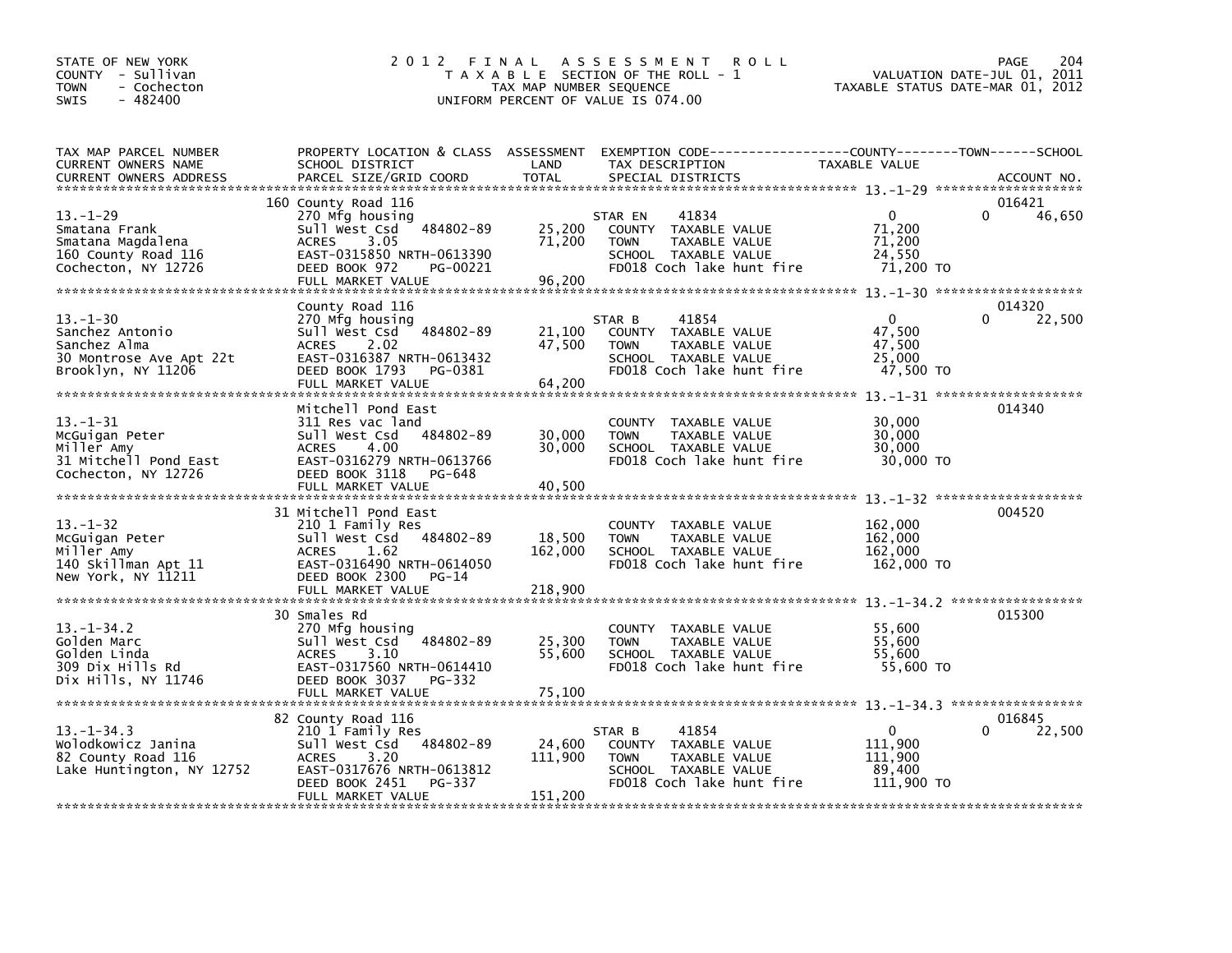STATE OF NEW YORK
COUNTY - Sullivan
TOWN - Cochecton
SWIS - 482400

# 2012 FINAL ASSESSMENT ROLL

TAXABLE SECTION OF THE ROLL - 1
TAX MAP NUMBER SEQUENCE
UNIFORM PERCENT OF VALUE IS 074.00

VALUATION DATE-JUL 01, 2011
TAXABLE STATUS DATE-MAR 01, 2012

| TAX MAP PARCEL NUMBER / CURRENT OWNERS NAME / CURRENT OWNERS ADDRESS | PROPERTY LOCATION & CLASS / SCHOOL DISTRICT / PARCEL SIZE/GRID COORD | ASSESSMENT LAND | TOTAL | EXEMPTION CODE / TAX DESCRIPTION / SPECIAL DISTRICTS | COUNTY TAXABLE VALUE | TOWN | SCHOOL / ACCOUNT NO. |
|---|---|---|---|---|---|---|---|
| 13.-1-29 | 160 County Road 116 | | | | | | 016421 |
| | 270 Mfg housing | | | STAR EN 41834 | 0 | 0 | 46,650 |
| Smatana Frank | Sull West Csd 484802-89 | 25,200 | | COUNTY TAXABLE VALUE | 71,200 | | |
| Smatana Magdalena | ACRES 3.05 | | 71,200 | TOWN TAXABLE VALUE | 71,200 | | |
| 160 County Road 116 | EAST-0315850 NRTH-0613390 | | | SCHOOL TAXABLE VALUE | 24,550 | | |
| Cochecton, NY 12726 | DEED BOOK 972 PG-00221 | | | FD018 Coch lake hunt fire | 71,200 TO | | |
| | FULL MARKET VALUE | | 96,200 | | | | |
| 13.-1-30 | County Road 116 | | | | | | 014320 |
| | 270 Mfg housing | | | STAR B 41854 | 0 | 0 | 22,500 |
| Sanchez Antonio | Sull West Csd 484802-89 | 21,100 | | COUNTY TAXABLE VALUE | 47,500 | | |
| Sanchez Alma | ACRES 2.02 | | 47,500 | TOWN TAXABLE VALUE | 47,500 | | |
| 30 Montrose Ave Apt 22t | EAST-0316387 NRTH-0613432 | | | SCHOOL TAXABLE VALUE | 25,000 | | |
| Brooklyn, NY 11206 | DEED BOOK 1793 PG-0381 | | | FD018 Coch lake hunt fire | 47,500 TO | | |
| | FULL MARKET VALUE | | 64,200 | | | | |
| 13.-1-31 | Mitchell Pond East | | | | | | 014340 |
| | 311 Res vac land | | | COUNTY TAXABLE VALUE | 30,000 | | |
| McGuigan Peter | Sull West Csd 484802-89 | 30,000 | | TOWN TAXABLE VALUE | 30,000 | | |
| Miller Amy | ACRES 4.00 | | 30,000 | SCHOOL TAXABLE VALUE | 30,000 | | |
| 31 Mitchell Pond East | EAST-0316279 NRTH-0613766 | | | FD018 Coch lake hunt fire | 30,000 TO | | |
| Cochecton, NY 12726 | DEED BOOK 3118 PG-648 | | | | | | |
| | FULL MARKET VALUE | | 40,500 | | | | |
| 13.-1-32 | 31 Mitchell Pond East | | | | | | 004520 |
| | 210 1 Family Res | | | COUNTY TAXABLE VALUE | 162,000 | | |
| McGuigan Peter | Sull West Csd 484802-89 | 18,500 | | TOWN TAXABLE VALUE | 162,000 | | |
| Miller Amy | ACRES 1.62 | | 162,000 | SCHOOL TAXABLE VALUE | 162,000 | | |
| 140 Skillman Apt 11 | EAST-0316490 NRTH-0614050 | | | FD018 Coch lake hunt fire | 162,000 TO | | |
| New York, NY 11211 | DEED BOOK 2300 PG-14 | | | | | | |
| | FULL MARKET VALUE | | 218,900 | | | | |
| 13.-1-34.2 | 30 Smales Rd | | | | | | 015300 |
| | 270 Mfg housing | | | COUNTY TAXABLE VALUE | 55,600 | | |
| Golden Marc | Sull West Csd 484802-89 | 25,300 | | TOWN TAXABLE VALUE | 55,600 | | |
| Golden Linda | ACRES 3.10 | | 55,600 | SCHOOL TAXABLE VALUE | 55,600 | | |
| 309 Dix Hills Rd | EAST-0317560 NRTH-0614410 | | | FD018 Coch lake hunt fire | 55,600 TO | | |
| Dix Hills, NY 11746 | DEED BOOK 3037 PG-332 | | | | | | |
| | FULL MARKET VALUE | | 75,100 | | | | |
| 13.-1-34.3 | 82 County Road 116 | | | | | | 016845 |
| | 210 1 Family Res | | | STAR B 41854 | 0 | 0 | 22,500 |
| Wolodkowicz Janina | Sull West Csd 484802-89 | 24,600 | | COUNTY TAXABLE VALUE | 111,900 | | |
| 82 County Road 116 | ACRES 3.20 | | 111,900 | TOWN TAXABLE VALUE | 111,900 | | |
| Lake Huntington, NY 12752 | EAST-0317676 NRTH-0613812 | | | SCHOOL TAXABLE VALUE | 89,400 | | |
| | DEED BOOK 2451 PG-337 | | | FD018 Coch lake hunt fire | 111,900 TO | | |
| | FULL MARKET VALUE | | 151,200 | | | | |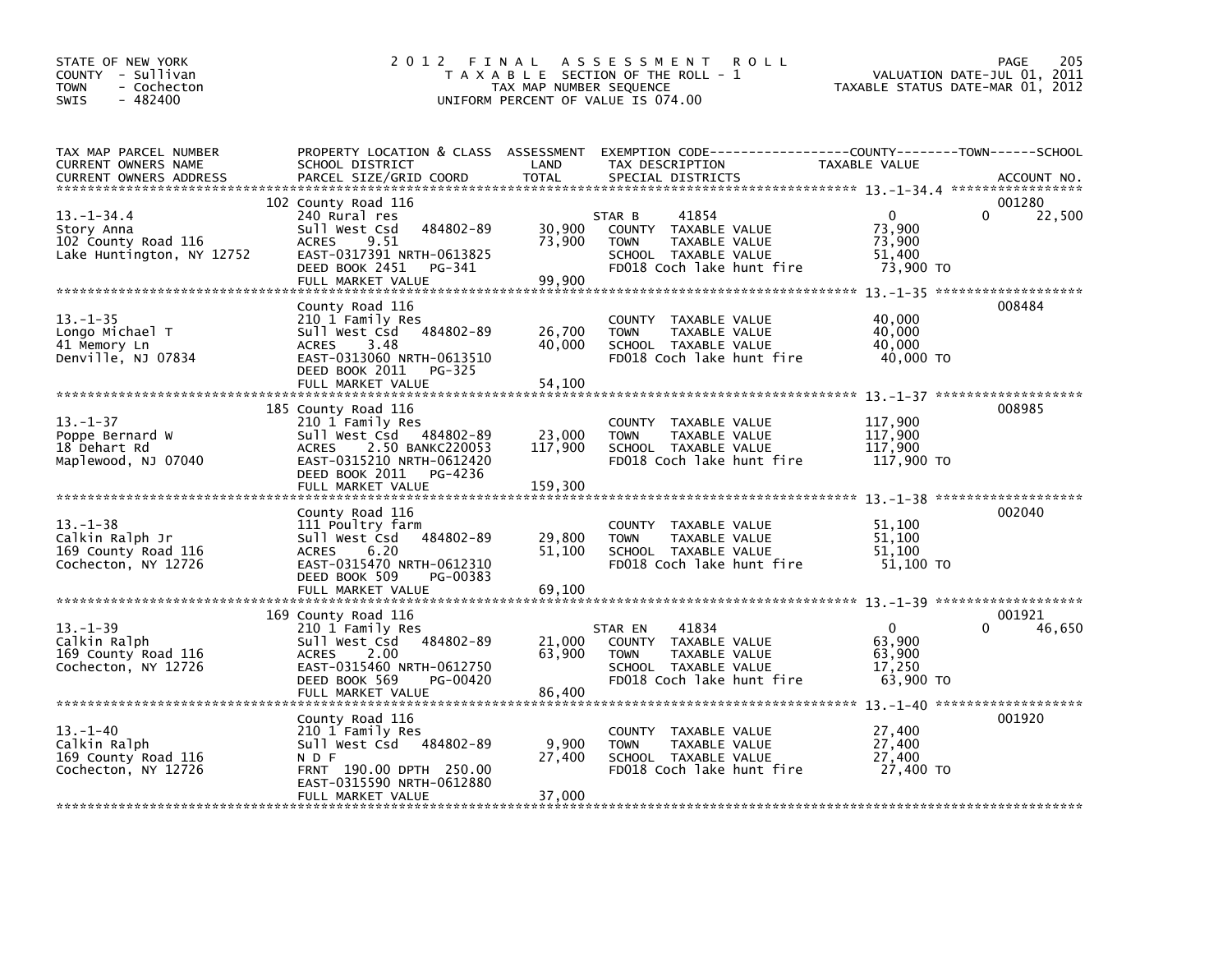STATE OF NEW YORK
COUNTY - Sullivan
TOWN - Cochecton
SWIS - 482400

# 2012 FINAL ASSESSMENT ROLL

TAXABLE SECTION OF THE ROLL - 1
TAX MAP NUMBER SEQUENCE
UNIFORM PERCENT OF VALUE IS 074.00

VALUATION DATE-JUL 01, 2011
TAXABLE STATUS DATE-MAR 01, 2012

| TAX MAP PARCEL NUMBER / CURRENT OWNERS NAME / CURRENT OWNERS ADDRESS | PROPERTY LOCATION & CLASS / SCHOOL DISTRICT / PARCEL SIZE/GRID COORD | ASSESSMENT LAND / TOTAL | EXEMPTION CODE / TAX DESCRIPTION / SPECIAL DISTRICTS | COUNTY | TOWN | SCHOOL | ACCOUNT NO. |
|---|---|---|---|---|---|---|---|
| 13.-1-34.4 | 102 County Road 116 | | | | | | 001280 |
| Story Anna | 240 Rural res | | STAR B 41854 | 0 | | 22,500 (0) | |
| 102 County Road 116 | Sull West Csd 484802-89 | 30,900 | COUNTY TAXABLE VALUE | 73,900 | | | |
| Lake Huntington, NY 12752 | ACRES 9.51 | 73,900 | TOWN TAXABLE VALUE | | 73,900 | | |
| | EAST-0317391 NRTH-0613825 | | SCHOOL TAXABLE VALUE | | | 51,400 | |
| | DEED BOOK 2451 PG-341 | | FD018 Coch lake hunt fire | 73,900 TO | | | |
| | FULL MARKET VALUE | 99,900 | | | | | |
| 13.-1-35 | County Road 116 | | | | | | 008484 |
| Longo Michael T | 210 1 Family Res | | COUNTY TAXABLE VALUE | 40,000 | | | |
| 41 Memory Ln | Sull West Csd 484802-89 | 26,700 | TOWN TAXABLE VALUE | | 40,000 | | |
| Denville, NJ 07834 | ACRES 3.48 | 40,000 | SCHOOL TAXABLE VALUE | | | 40,000 | |
| | EAST-0313060 NRTH-0613510 | | FD018 Coch lake hunt fire | 40,000 TO | | | |
| | DEED BOOK 2011 PG-325 | | | | | | |
| | FULL MARKET VALUE | 54,100 | | | | | |
| 13.-1-37 | 185 County Road 116 | | | | | | 008985 |
| Poppe Bernard W | 210 1 Family Res | | COUNTY TAXABLE VALUE | 117,900 | | | |
| 18 Dehart Rd | Sull West Csd 484802-89 | 23,000 | TOWN TAXABLE VALUE | | 117,900 | | |
| Maplewood, NJ 07040 | ACRES 2.50 BANKC220053 | 117,900 | SCHOOL TAXABLE VALUE | | | 117,900 | |
| | EAST-0315210 NRTH-0612420 | | FD018 Coch lake hunt fire | 117,900 TO | | | |
| | DEED BOOK 2011 PG-4236 | | | | | | |
| | FULL MARKET VALUE | 159,300 | | | | | |
| 13.-1-38 | County Road 116 | | | | | | 002040 |
| Calkin Ralph Jr | 111 Poultry farm | | COUNTY TAXABLE VALUE | 51,100 | | | |
| 169 County Road 116 | Sull West Csd 484802-89 | 29,800 | TOWN TAXABLE VALUE | | 51,100 | | |
| Cochecton, NY 12726 | ACRES 6.20 | 51,100 | SCHOOL TAXABLE VALUE | | | 51,100 | |
| | EAST-0315470 NRTH-0612310 | | FD018 Coch lake hunt fire | 51,100 TO | | | |
| | DEED BOOK 509 PG-00383 | | | | | | |
| | FULL MARKET VALUE | 69,100 | | | | | |
| 13.-1-39 | 169 County Road 116 | | | | | | 001921 |
| Calkin Ralph | 210 1 Family Res | | STAR EN 41834 | 0 | | 46,650 (0) | |
| 169 County Road 116 | Sull West Csd 484802-89 | 21,000 | COUNTY TAXABLE VALUE | 63,900 | | | |
| Cochecton, NY 12726 | ACRES 2.00 | 63,900 | TOWN TAXABLE VALUE | | 63,900 | | |
| | EAST-0315460 NRTH-0612750 | | SCHOOL TAXABLE VALUE | | | 17,250 | |
| | DEED BOOK 569 PG-00420 | | FD018 Coch lake hunt fire | 63,900 TO | | | |
| | FULL MARKET VALUE | 86,400 | | | | | |
| 13.-1-40 | County Road 116 | | | | | | 001920 |
| Calkin Ralph | 210 1 Family Res | | COUNTY TAXABLE VALUE | 27,400 | | | |
| 169 County Road 116 | Sull West Csd 484802-89 | 9,900 | TOWN TAXABLE VALUE | | 27,400 | | |
| Cochecton, NY 12726 | N D F | 27,400 | SCHOOL TAXABLE VALUE | | | 27,400 | |
| | FRNT 190.00 DPTH 250.00 | | FD018 Coch lake hunt fire | 27,400 TO | | | |
| | EAST-0315590 NRTH-0612880 | | | | | | |
| | FULL MARKET VALUE | 37,000 | | | | | |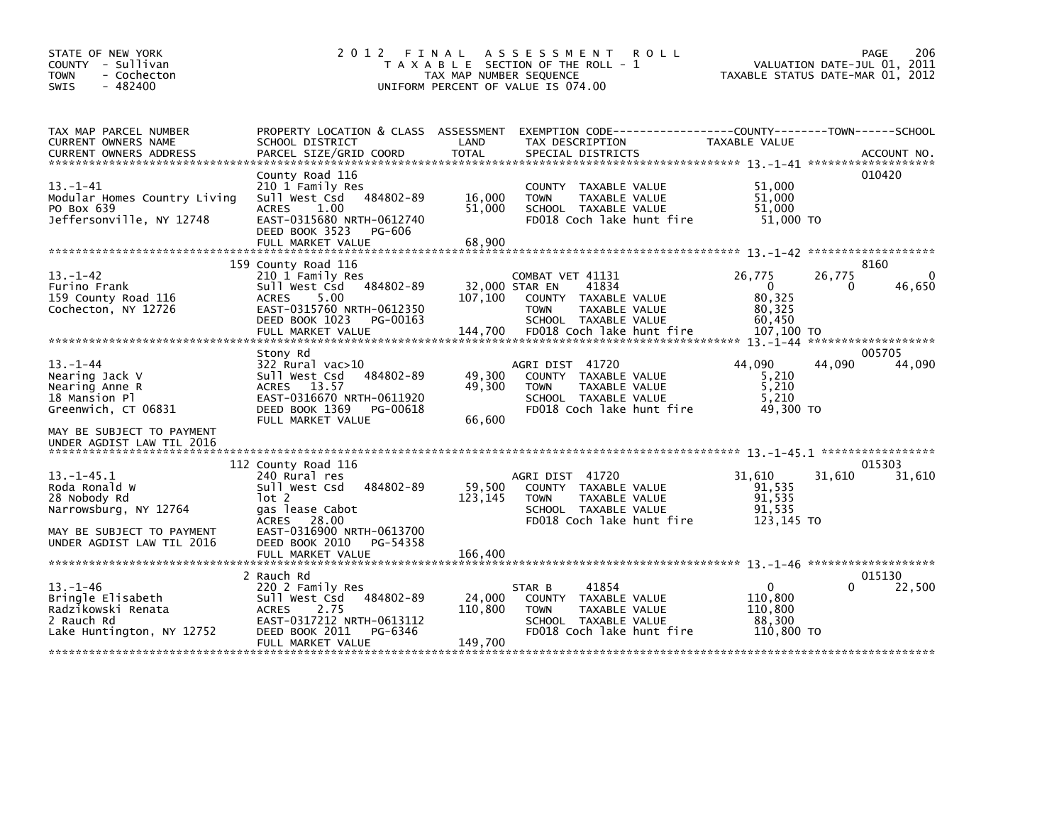STATE OF NEW YORK
COUNTY - Sullivan
TOWN - Cochecton
SWIS - 482400

2012 FINAL ASSESSMENT ROLL
TAXABLE SECTION OF THE ROLL - 1
TAX MAP NUMBER SEQUENCE
UNIFORM PERCENT OF VALUE IS 074.00

VALUATION DATE-JUL 01, 2011
TAXABLE STATUS DATE-MAR 01, 2012

| TAX MAP PARCEL NUMBER / CURRENT OWNERS NAME / CURRENT OWNERS ADDRESS | PROPERTY LOCATION & CLASS / SCHOOL DISTRICT / PARCEL SIZE/GRID COORD | ASSESSMENT LAND | TOTAL | EXEMPTION CODE / TAX DESCRIPTION / SPECIAL DISTRICTS | COUNTY TAXABLE VALUE | TOWN | SCHOOL | ACCOUNT NO. |
|---|---|---|---|---|---|---|---|---|
| **13.-1-41** | County Road 116 | | | | | | | 010420 |
| 13.-1-41 | 210 1 Family Res | | | COUNTY TAXABLE VALUE | 51,000 | | | |
| Modular Homes Country Living | Sull West Csd 484802-89 | 16,000 | | TOWN TAXABLE VALUE | 51,000 | | | |
| PO Box 639 | ACRES 1.00 | | 51,000 | SCHOOL TAXABLE VALUE | 51,000 | | | |
| Jeffersonville, NY 12748 | EAST-0315680 NRTH-0612740 | | | FD018 Coch lake hunt fire | 51,000 TO | | | |
| | DEED BOOK 3523 PG-606 | | | | | | | |
| | FULL MARKET VALUE | | 68,900 | | | | | |
| **13.-1-42** | 159 County Road 116 | | | | | | | 8160 |
| 13.-1-42 | 210 1 Family Res | | | COMBAT VET 41131 | 26,775 | 26,775 | 0 | |
| Furino Frank | Sull West Csd 484802-89 | 32,000 | | STAR EN 41834 | 0 | 0 | 46,650 | |
| 159 County Road 116 | ACRES 5.00 | | 107,100 | COUNTY TAXABLE VALUE | 80,325 | | | |
| Cochecton, NY 12726 | EAST-0315760 NRTH-0612350 | | | TOWN TAXABLE VALUE | 80,325 | | | |
| | DEED BOOK 1023 PG-00163 | | | SCHOOL TAXABLE VALUE | 60,450 | | | |
| | FULL MARKET VALUE | | 144,700 | FD018 Coch lake hunt fire | 107,100 TO | | | |
| **13.-1-44** | Stony Rd | | | | | | | 005705 |
| 13.-1-44 | 322 Rural vac>10 | | | AGRI DIST 41720 | 44,090 | 44,090 | 44,090 | |
| Nearing Jack V | Sull West Csd 484802-89 | 49,300 | | COUNTY TAXABLE VALUE | 5,210 | | | |
| Nearing Anne R | ACRES 13.57 | | 49,300 | TOWN TAXABLE VALUE | 5,210 | | | |
| 18 Mansion Pl | EAST-0316670 NRTH-0611920 | | | SCHOOL TAXABLE VALUE | 5,210 | | | |
| Greenwich, CT 06831 | DEED BOOK 1369 PG-00618 | | | FD018 Coch lake hunt fire | 49,300 TO | | | |
| | FULL MARKET VALUE | | 66,600 | | | | | |
| MAY BE SUBJECT TO PAYMENT UNDER AGDIST LAW TIL 2016 | | | | | | | | |
| **13.-1-45.1** | 112 County Road 116 | | | | | | | 015303 |
| 13.-1-45.1 | 240 Rural res | | | AGRI DIST 41720 | 31,610 | 31,610 | 31,610 | |
| Roda Ronald W | Sull West Csd 484802-89 | 59,500 | | COUNTY TAXABLE VALUE | 91,535 | | | |
| 28 Nobody Rd | lot 2 | | 123,145 | TOWN TAXABLE VALUE | 91,535 | | | |
| Narrowsburg, NY 12764 | gas lease Cabot | | | SCHOOL TAXABLE VALUE | 91,535 | | | |
| | ACRES 28.00 | | | FD018 Coch lake hunt fire | 123,145 TO | | | |
| MAY BE SUBJECT TO PAYMENT | EAST-0316900 NRTH-0613700 | | | | | | | |
| UNDER AGDIST LAW TIL 2016 | DEED BOOK 2010 PG-54358 | | | | | | | |
| | FULL MARKET VALUE | | 166,400 | | | | | |
| **13.-1-46** | 2 Rauch Rd | | | | | | | 015130 |
| 13.-1-46 | 220 2 Family Res | | | STAR B 41854 | 0 | 0 | 22,500 | |
| Bringle Elisabeth | Sull West Csd 484802-89 | 24,000 | | COUNTY TAXABLE VALUE | 110,800 | | | |
| Radzikowski Renata | ACRES 2.75 | | 110,800 | TOWN TAXABLE VALUE | 110,800 | | | |
| 2 Rauch Rd | EAST-0317212 NRTH-0613112 | | | SCHOOL TAXABLE VALUE | 88,300 | | | |
| Lake Huntington, NY 12752 | DEED BOOK 2011 PG-6346 | | | FD018 Coch lake hunt fire | 110,800 TO | | | |
| | FULL MARKET VALUE | | 149,700 | | | | | |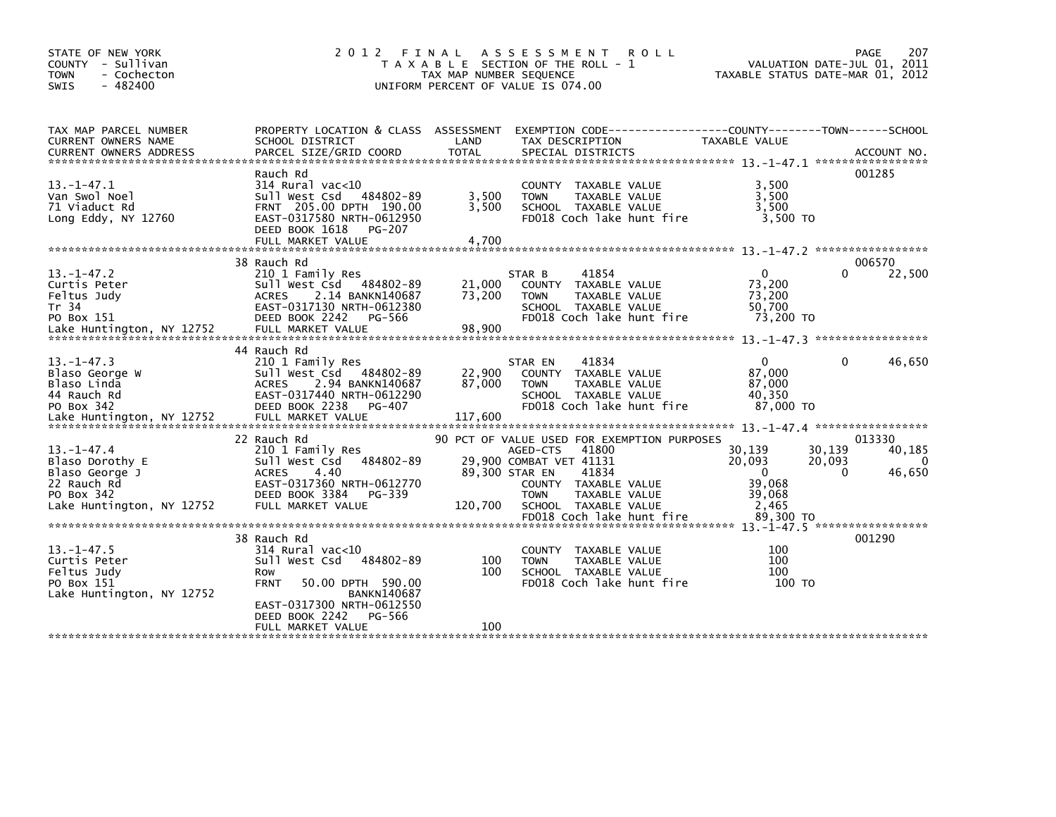STATE OF NEW YORK
COUNTY - Sullivan
TOWN - Cochecton
SWIS - 482400

2012 FINAL ASSESSMENT ROLL
TAXABLE SECTION OF THE ROLL - 1
TAX MAP NUMBER SEQUENCE
UNIFORM PERCENT OF VALUE IS 074.00

VALUATION DATE-JUL 01, 2011
TAXABLE STATUS DATE-MAR 01, 2012

| TAX MAP PARCEL NUMBER / CURRENT OWNERS NAME / CURRENT OWNERS ADDRESS | PROPERTY LOCATION & CLASS / SCHOOL DISTRICT / PARCEL SIZE/GRID COORD | ASSESSMENT LAND / TOTAL | EXEMPTION CODE / TAX DESCRIPTION / SPECIAL DISTRICTS | COUNTY TAXABLE VALUE | TOWN | SCHOOL | ACCOUNT NO. |
|---|---|---|---|---|---|---|---|
| 13.-1-47.1 | Rauch Rd | | | | | | 001285 |
| Van Swol Noel | 314 Rural vac<10 | | COUNTY TAXABLE VALUE | 3,500 | | | |
| 71 Viaduct Rd | Sull West Csd 484802-89 | 3,500 | TOWN TAXABLE VALUE | 3,500 | | | |
| Long Eddy, NY 12760 | FRNT 205.00 DPTH 190.00 | 3,500 | SCHOOL TAXABLE VALUE | 3,500 | | | |
| | EAST-0317580 NRTH-0612950 | | FD018 Coch lake hunt fire | 3,500 TO | | | |
| | DEED BOOK 1618 PG-207 | | | | | | |
| | FULL MARKET VALUE | 4,700 | | | | | |
| 13.-1-47.2 | 38 Rauch Rd | | | | | | 006570 |
| Curtis Peter | 210 1 Family Res | | STAR B 41854 | 0 | 0 | 22,500 | |
| Feltus Judy | Sull West Csd 484802-89 | 21,000 | COUNTY TAXABLE VALUE | 73,200 | | | |
| Tr 34 | ACRES 2.14 BANKN140687 | 73,200 | TOWN TAXABLE VALUE | 73,200 | | | |
| PO Box 151 | EAST-0317130 NRTH-0612380 | | SCHOOL TAXABLE VALUE | 50,700 | | | |
| Lake Huntington, NY 12752 | DEED BOOK 2242 PG-566 | | FD018 Coch lake hunt fire | 73,200 TO | | | |
| | FULL MARKET VALUE | 98,900 | | | | | |
| 13.-1-47.3 | 44 Rauch Rd | | | | | | |
| Blaso George W | 210 1 Family Res | | STAR EN 41834 | 0 | 0 | 46,650 | |
| Blaso Linda | Sull West Csd 484802-89 | 22,900 | COUNTY TAXABLE VALUE | 87,000 | | | |
| 44 Rauch Rd | ACRES 2.94 BANKN140687 | 87,000 | TOWN TAXABLE VALUE | 87,000 | | | |
| PO Box 342 | EAST-0317440 NRTH-0612290 | | SCHOOL TAXABLE VALUE | 40,350 | | | |
| Lake Huntington, NY 12752 | DEED BOOK 2238 PG-407 | | FD018 Coch lake hunt fire | 87,000 TO | | | |
| | FULL MARKET VALUE | 117,600 | | | | | |
| 13.-1-47.4 | 22 Rauch Rd | | 90 PCT OF VALUE USED FOR EXEMPTION PURPOSES | | | | 013330 |
| Blaso Dorothy E | 210 1 Family Res | | AGED-CTS 41800 | 30,139 | 30,139 | 40,185 | |
| Blaso George J | Sull West Csd 484802-89 | 29,900 | COMBAT VET 41131 | 20,093 | 20,093 | 0 | |
| 22 Rauch Rd | ACRES 4.40 | 89,300 | STAR EN 41834 | 0 | 0 | 46,650 | |
| PO Box 342 | EAST-0317360 NRTH-0612770 | | COUNTY TAXABLE VALUE | 39,068 | | | |
| Lake Huntington, NY 12752 | DEED BOOK 3384 PG-339 | | TOWN TAXABLE VALUE | 39,068 | | | |
| | FULL MARKET VALUE | 120,700 | SCHOOL TAXABLE VALUE | 2,465 | | | |
| | | | FD018 Coch lake hunt fire | 89,300 TO | | | |
| 13.-1-47.5 | 38 Rauch Rd | | | | | | 001290 |
| Curtis Peter | 314 Rural vac<10 | | COUNTY TAXABLE VALUE | 100 | | | |
| Feltus Judy | Sull West Csd 484802-89 | 100 | TOWN TAXABLE VALUE | 100 | | | |
| PO Box 151 | Row | 100 | SCHOOL TAXABLE VALUE | 100 | | | |
| Lake Huntington, NY 12752 | FRNT 50.00 DPTH 590.00 | | FD018 Coch lake hunt fire | 100 TO | | | |
| | BANKN140687 | | | | | | |
| | EAST-0317300 NRTH-0612550 | | | | | | |
| | DEED BOOK 2242 PG-566 | | | | | | |
| | FULL MARKET VALUE | 100 | | | | | |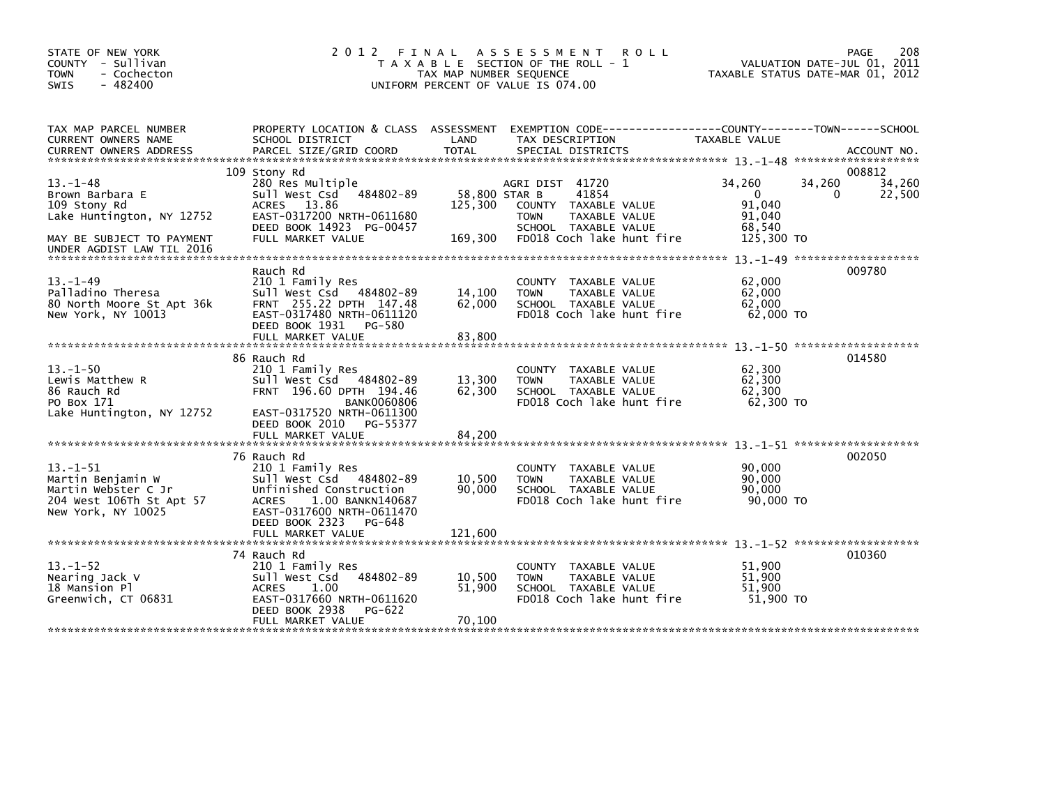STATE OF NEW YORK
COUNTY - Sullivan
TOWN - Cochecton
SWIS - 482400

# 2012 FINAL ASSESSMENT ROLL
TAXABLE SECTION OF THE ROLL - 1
TAX MAP NUMBER SEQUENCE
UNIFORM PERCENT OF VALUE IS 074.00

VALUATION DATE-JUL 01, 2011
TAXABLE STATUS DATE-MAR 01, 2012

| TAX MAP PARCEL NUMBER / CURRENT OWNERS NAME / CURRENT OWNERS ADDRESS | PROPERTY LOCATION & CLASS / SCHOOL DISTRICT / PARCEL SIZE/GRID COORD | ASSESSMENT LAND / TOTAL | EXEMPTION CODE / TAX DESCRIPTION / SPECIAL DISTRICTS | COUNTY | TOWN | SCHOOL | ACCOUNT NO. |
|---|---|---|---|---|---|---|---|
| 13.-1-48 | 109 Stony Rd | | | | | | 008812 |
| | 280 Res Multiple | | AGRI DIST 41720 | 34,260 | 34,260 | 34,260 | |
| Brown Barbara E | Sull West Csd 484802-89 | 58,800 | STAR B 41854 | 0 | 0 | 22,500 | |
| 109 Stony Rd | ACRES 13.86 | 125,300 | COUNTY TAXABLE VALUE | 91,040 | | | |
| Lake Huntington, NY 12752 | EAST-0317200 NRTH-0611680 | | TOWN TAXABLE VALUE | | 91,040 | | |
| | DEED BOOK 14923 PG-00457 | | SCHOOL TAXABLE VALUE | | | 68,540 | |
| MAY BE SUBJECT TO PAYMENT UNDER AGDIST LAW TIL 2016 | FULL MARKET VALUE | 169,300 | FD018 Coch lake hunt fire | 125,300 TO | | | |
| 13.-1-49 | Rauch Rd | | | | | | 009780 |
| | 210 1 Family Res | | COUNTY TAXABLE VALUE | 62,000 | | | |
| Palladino Theresa | Sull West Csd 484802-89 | 14,100 | TOWN TAXABLE VALUE | | 62,000 | | |
| 80 North Moore St Apt 36k | FRNT 255.22 DPTH 147.48 | 62,000 | SCHOOL TAXABLE VALUE | | | 62,000 | |
| New York, NY 10013 | EAST-0317480 NRTH-0611120 | | FD018 Coch lake hunt fire | 62,000 TO | | | |
| | DEED BOOK 1931 PG-580 | | | | | | |
| | FULL MARKET VALUE | 83,800 | | | | | |
| 13.-1-50 | 86 Rauch Rd | | | | | | 014580 |
| | 210 1 Family Res | | COUNTY TAXABLE VALUE | 62,300 | | | |
| Lewis Matthew R | Sull West Csd 484802-89 | 13,300 | TOWN TAXABLE VALUE | | 62,300 | | |
| 86 Rauch Rd | FRNT 196.60 DPTH 194.46 | 62,300 | SCHOOL TAXABLE VALUE | | | 62,300 | |
| PO Box 171 | BANK0060806 | | FD018 Coch lake hunt fire | 62,300 TO | | | |
| Lake Huntington, NY 12752 | EAST-0317520 NRTH-0611300 | | | | | | |
| | DEED BOOK 2010 PG-55377 | | | | | | |
| | FULL MARKET VALUE | 84,200 | | | | | |
| 13.-1-51 | 76 Rauch Rd | | | | | | 002050 |
| | 210 1 Family Res | | COUNTY TAXABLE VALUE | 90,000 | | | |
| Martin Benjamin W | Sull West Csd 484802-89 | 10,500 | TOWN TAXABLE VALUE | | 90,000 | | |
| Martin Webster C Jr | Unfinished Construction | 90,000 | SCHOOL TAXABLE VALUE | | | 90,000 | |
| 204 West 106Th St Apt 57 | ACRES 1.00 BANKN140687 | | FD018 Coch lake hunt fire | 90,000 TO | | | |
| New York, NY 10025 | EAST-0317600 NRTH-0611470 | | | | | | |
| | DEED BOOK 2323 PG-648 | | | | | | |
| | FULL MARKET VALUE | 121,600 | | | | | |
| 13.-1-52 | 74 Rauch Rd | | | | | | 010360 |
| | 210 1 Family Res | | COUNTY TAXABLE VALUE | 51,900 | | | |
| Nearing Jack V | Sull West Csd 484802-89 | 10,500 | TOWN TAXABLE VALUE | | 51,900 | | |
| 18 Mansion Pl | ACRES 1.00 | 51,900 | SCHOOL TAXABLE VALUE | | | 51,900 | |
| Greenwich, CT 06831 | EAST-0317660 NRTH-0611620 | | FD018 Coch lake hunt fire | 51,900 TO | | | |
| | DEED BOOK 2938 PG-622 | | | | | | |
| | FULL MARKET VALUE | 70,100 | | | | | |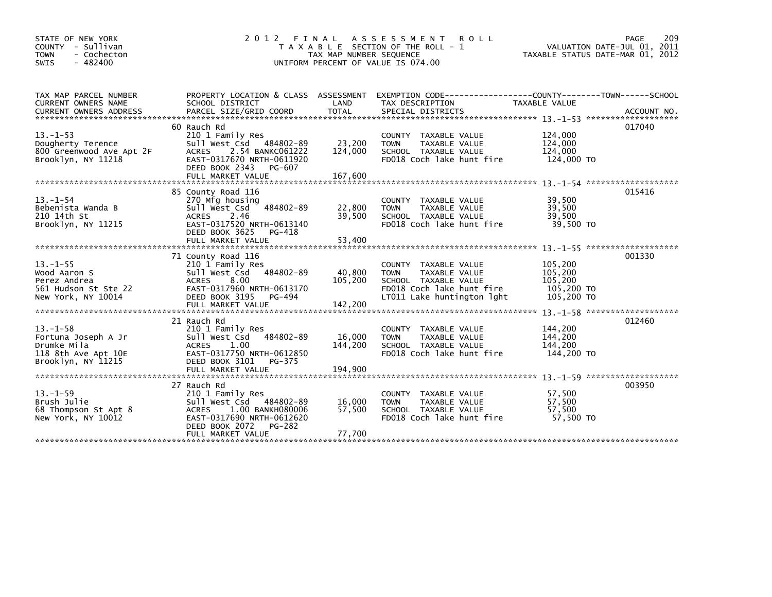STATE OF NEW YORK
COUNTY - Sullivan
TOWN - Cochecton
SWIS - 482400

# 2012 FINAL ASSESSMENT ROLL
TAXABLE SECTION OF THE ROLL - 1
TAX MAP NUMBER SEQUENCE
UNIFORM PERCENT OF VALUE IS 074.00

VALUATION DATE-JUL 01, 2011
TAXABLE STATUS DATE-MAR 01, 2012

| TAX MAP PARCEL NUMBER / CURRENT OWNERS NAME / CURRENT OWNERS ADDRESS | PROPERTY LOCATION & CLASS / SCHOOL DISTRICT / PARCEL SIZE/GRID COORD | ASSESSMENT LAND | TOTAL | EXEMPTION CODE / TAX DESCRIPTION / SPECIAL DISTRICTS | TAXABLE VALUE | ACCOUNT NO. |
|---|---|---|---|---|---|---|
| 13.-1-53 | 60 Rauch Rd | | | | | 017040 |
| Dougherty Terence | 210 1 Family Res | | | COUNTY TAXABLE VALUE | 124,000 | |
| 800 Greenwood Ave Apt 2F | Sull West Csd 484802-89 | 23,200 | | TOWN TAXABLE VALUE | 124,000 | |
| Brooklyn, NY 11218 | ACRES 2.54 BANKC061222 | | 124,000 | SCHOOL TAXABLE VALUE | 124,000 | |
| | EAST-0317670 NRTH-0611920 | | | FD018 Coch lake hunt fire | 124,000 TO | |
| | DEED BOOK 2343 PG-607 | | | | | |
| | FULL MARKET VALUE | | 167,600 | | | |
| 13.-1-54 | 85 County Road 116 | | | | | 015416 |
| Bebenista Wanda B | 270 Mfg housing | | | COUNTY TAXABLE VALUE | 39,500 | |
| 210 14th St | Sull West Csd 484802-89 | 22,800 | | TOWN TAXABLE VALUE | 39,500 | |
| Brooklyn, NY 11215 | ACRES 2.46 | | 39,500 | SCHOOL TAXABLE VALUE | 39,500 | |
| | EAST-0317520 NRTH-0613140 | | | FD018 Coch lake hunt fire | 39,500 TO | |
| | DEED BOOK 3625 PG-418 | | | | | |
| | FULL MARKET VALUE | | 53,400 | | | |
| 13.-1-55 | 71 County Road 116 | | | | | 001330 |
| Wood Aaron S | 210 1 Family Res | | | COUNTY TAXABLE VALUE | 105,200 | |
| Perez Andrea | Sull West Csd 484802-89 | 40,800 | | TOWN TAXABLE VALUE | 105,200 | |
| 561 Hudson St Ste 22 | ACRES 8.00 | | 105,200 | SCHOOL TAXABLE VALUE | 105,200 | |
| New York, NY 10014 | EAST-0317960 NRTH-0613170 | | | FD018 Coch lake hunt fire | 105,200 TO | |
| | DEED BOOK 3195 PG-494 | | | LT011 Lake huntington lght | 105,200 TO | |
| | FULL MARKET VALUE | | 142,200 | | | |
| 13.-1-58 | 21 Rauch Rd | | | | | 012460 |
| Fortuna Joseph A Jr | 210 1 Family Res | | | COUNTY TAXABLE VALUE | 144,200 | |
| Drumke Mila | Sull West Csd 484802-89 | 16,000 | | TOWN TAXABLE VALUE | 144,200 | |
| 118 8th Ave Apt 10E | ACRES 1.00 | | 144,200 | SCHOOL TAXABLE VALUE | 144,200 | |
| Brooklyn, NY 11215 | EAST-0317750 NRTH-0612850 | | | FD018 Coch lake hunt fire | 144,200 TO | |
| | DEED BOOK 3101 PG-375 | | | | | |
| | FULL MARKET VALUE | | 194,900 | | | |
| 13.-1-59 | 27 Rauch Rd | | | | | 003950 |
| Brush Julie | 210 1 Family Res | | | COUNTY TAXABLE VALUE | 57,500 | |
| 68 Thompson St Apt 8 | Sull West Csd 484802-89 | 16,000 | | TOWN TAXABLE VALUE | 57,500 | |
| New York, NY 10012 | ACRES 1.00 BANKH080006 | | 57,500 | SCHOOL TAXABLE VALUE | 57,500 | |
| | EAST-0317690 NRTH-0612620 | | | FD018 Coch lake hunt fire | 57,500 TO | |
| | DEED BOOK 2072 PG-282 | | | | | |
| | FULL MARKET VALUE | | 77,700 | | | |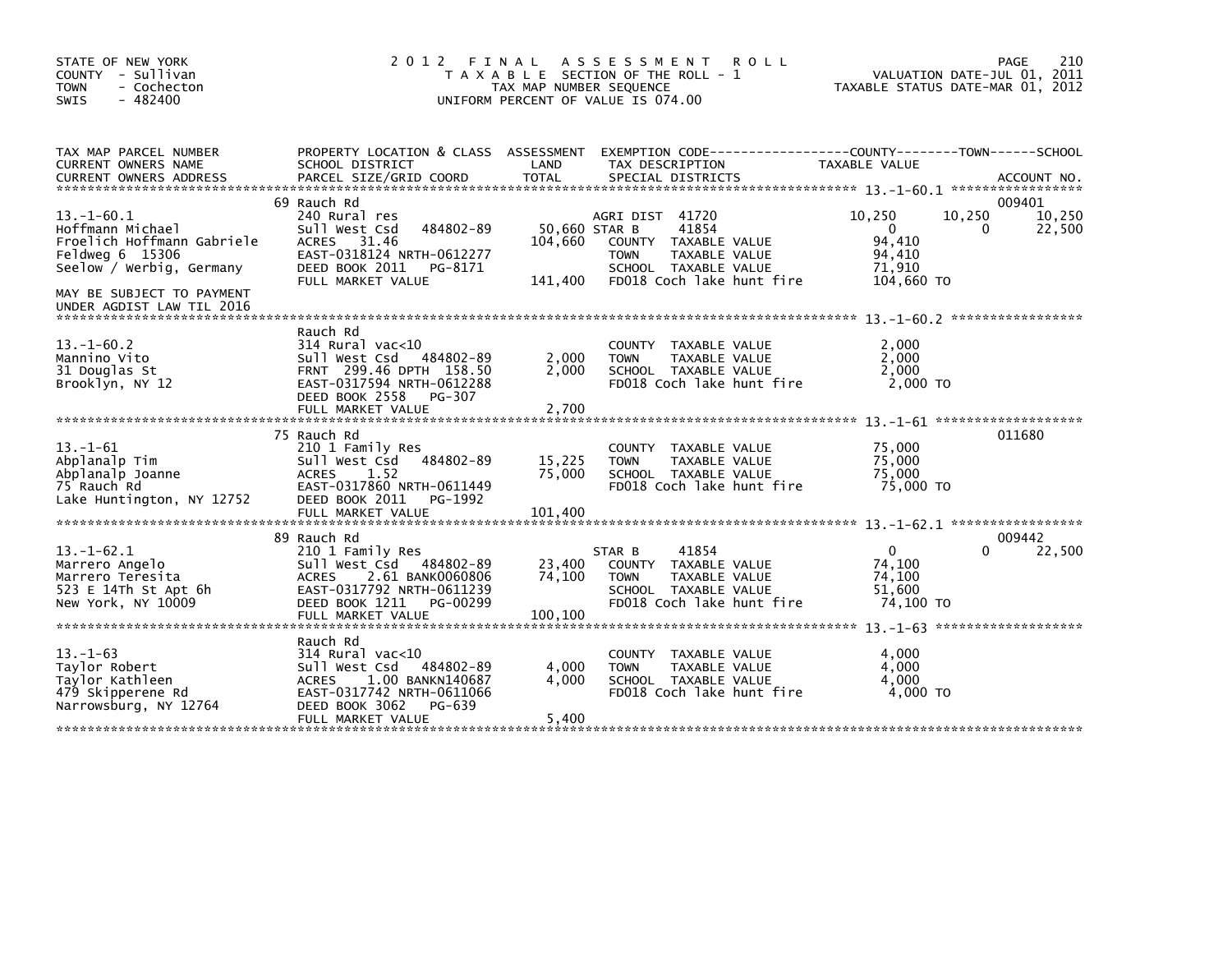STATE OF NEW YORK
COUNTY - Sullivan
TOWN - Cochecton
SWIS - 482400

# 2012 FINAL ASSESSMENT ROLL
TAXABLE SECTION OF THE ROLL - 1
TAX MAP NUMBER SEQUENCE
UNIFORM PERCENT OF VALUE IS 074.00

VALUATION DATE-JUL 01, 2011
TAXABLE STATUS DATE-MAR 01, 2012

| TAX MAP PARCEL NUMBER / CURRENT OWNERS NAME / CURRENT OWNERS ADDRESS | PROPERTY LOCATION & CLASS / SCHOOL DISTRICT / PARCEL SIZE/GRID COORD | ASSESSMENT LAND | ASSESSMENT TOTAL | EXEMPTION CODE / TAX DESCRIPTION / SPECIAL DISTRICTS | COUNTY TAXABLE VALUE | TOWN | SCHOOL | ACCOUNT NO. |
|---|---|---|---|---|---|---|---|---|
| **13.-1-60.1** | 69 Rauch Rd | | | | | | | 009401 |
| Hoffmann Michael | 240 Rural res | | | AGRI DIST 41720 | 10,250 | 10,250 | 10,250 | |
| Froelich Hoffmann Gabriele | Sull West Csd 484802-89 | 50,660 | | STAR B 41854 | 0 | 0 | 22,500 | |
| Feldweg 6 15306 | ACRES 31.46 | | 104,660 | COUNTY TAXABLE VALUE | 94,410 | | | |
| Seelow / Werbig, Germany | EAST-0318124 NRTH-0612277 | | | TOWN TAXABLE VALUE | 94,410 | | | |
| | DEED BOOK 2011 PG-8171 | | | SCHOOL TAXABLE VALUE | 71,910 | | | |
| | FULL MARKET VALUE | | 141,400 | FD018 Coch lake hunt fire | 104,660 TO | | | |
| MAY BE SUBJECT TO PAYMENT UNDER AGDIST LAW TIL 2016 | | | | | | | | |
| **13.-1-60.2** | Rauch Rd | | | | | | | |
| Mannino Vito | 314 Rural vac<10 | | | COUNTY TAXABLE VALUE | 2,000 | | | |
| 31 Douglas St | Sull West Csd 484802-89 | 2,000 | | TOWN TAXABLE VALUE | 2,000 | | | |
| Brooklyn, NY 12 | FRNT 299.46 DPTH 158.50 | | 2,000 | SCHOOL TAXABLE VALUE | 2,000 | | | |
| | EAST-0317594 NRTH-0612288 | | | FD018 Coch lake hunt fire | 2,000 TO | | | |
| | DEED BOOK 2558 PG-307 | | | | | | | |
| | FULL MARKET VALUE | | 2,700 | | | | | |
| **13.-1-61** | 75 Rauch Rd | | | | | | | 011680 |
| Abplanalp Tim | 210 1 Family Res | | | COUNTY TAXABLE VALUE | 75,000 | | | |
| Abplanalp Joanne | Sull West Csd 484802-89 | 15,225 | | TOWN TAXABLE VALUE | 75,000 | | | |
| 75 Rauch Rd | ACRES 1.52 | | 75,000 | SCHOOL TAXABLE VALUE | 75,000 | | | |
| Lake Huntington, NY 12752 | EAST-0317860 NRTH-0611449 | | | FD018 Coch lake hunt fire | 75,000 TO | | | |
| | DEED BOOK 2011 PG-1992 | | | | | | | |
| | FULL MARKET VALUE | | 101,400 | | | | | |
| **13.-1-62.1** | 89 Rauch Rd | | | | | | | 009442 |
| Marrero Angelo | 210 1 Family Res | | | STAR B 41854 | 0 | 0 | 22,500 | |
| Marrero Teresita | Sull West Csd 484802-89 | 23,400 | | COUNTY TAXABLE VALUE | 74,100 | | | |
| 523 E 14Th St Apt 6h | ACRES 2.61 BANK0060806 | | 74,100 | TOWN TAXABLE VALUE | 74,100 | | | |
| New York, NY 10009 | EAST-0317792 NRTH-0611239 | | | SCHOOL TAXABLE VALUE | 51,600 | | | |
| | DEED BOOK 1211 PG-00299 | | | FD018 Coch lake hunt fire | 74,100 TO | | | |
| | FULL MARKET VALUE | | 100,100 | | | | | |
| **13.-1-63** | Rauch Rd | | | | | | | |
| Taylor Robert | 314 Rural vac<10 | | | COUNTY TAXABLE VALUE | 4,000 | | | |
| Taylor Kathleen | Sull West Csd 484802-89 | 4,000 | | TOWN TAXABLE VALUE | 4,000 | | | |
| 479 Skipperene Rd | ACRES 1.00 BANKN140687 | | 4,000 | SCHOOL TAXABLE VALUE | 4,000 | | | |
| Narrowsburg, NY 12764 | EAST-0317742 NRTH-0611066 | | | FD018 Coch lake hunt fire | 4,000 TO | | | |
| | DEED BOOK 3062 PG-639 | | | | | | | |
| | FULL MARKET VALUE | | 5,400 | | | | | |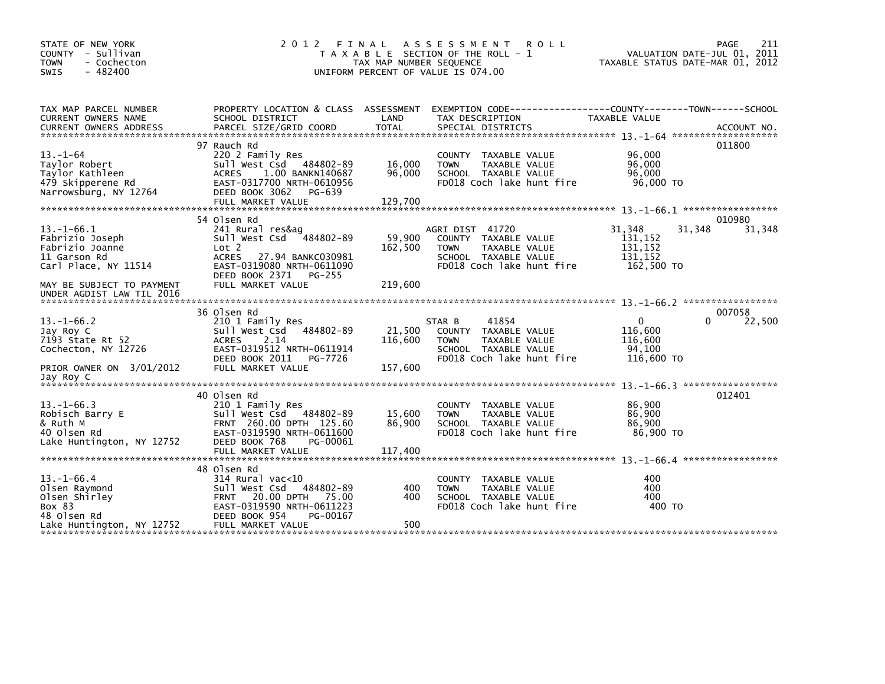STATE OF NEW YORK
COUNTY - Sullivan
TOWN - Cochecton
SWIS - 482400

# 2012 FINAL ASSESSMENT ROLL

TAXABLE SECTION OF THE ROLL - 1
TAX MAP NUMBER SEQUENCE
UNIFORM PERCENT OF VALUE IS 074.00

VALUATION DATE-JUL 01, 2011
TAXABLE STATUS DATE-MAR 01, 2012

| TAX MAP PARCEL NUMBER / CURRENT OWNERS NAME / CURRENT OWNERS ADDRESS | PROPERTY LOCATION & CLASS / SCHOOL DISTRICT / PARCEL SIZE/GRID COORD | ASSESSMENT LAND | TOTAL | EXEMPTION CODE / TAX DESCRIPTION / SPECIAL DISTRICTS | COUNTY TAXABLE VALUE | TOWN | SCHOOL | ACCOUNT NO. |
|---|---|---|---|---|---|---|---|---|
| 13.-1-64 | 97 Rauch Rd | | | | | | | 011800 |
| Taylor Robert | 220 2 Family Res | | | COUNTY TAXABLE VALUE | 96,000 | | | |
| Taylor Kathleen | Sull West Csd 484802-89 | 16,000 | | TOWN TAXABLE VALUE | 96,000 | | | |
| 479 Skipperene Rd | ACRES 1.00 BANKN140687 | | 96,000 | SCHOOL TAXABLE VALUE | 96,000 | | | |
| Narrowsburg, NY 12764 | EAST-0317700 NRTH-0610956 | | | FD018 Coch lake hunt fire | 96,000 TO | | | |
| | DEED BOOK 3062 PG-639 | | | | | | | |
| | FULL MARKET VALUE | | 129,700 | | | | | |
| 13.-1-66.1 | 54 Olsen Rd | | | | | | | 010980 |
| Fabrizio Joseph | 241 Rural res&ag | | | AGRI DIST 41720 | 31,348 | 31,348 | 31,348 | |
| Fabrizio Joanne | Sull West Csd 484802-89 | 59,900 | | COUNTY TAXABLE VALUE | 131,152 | | | |
| 11 Garson Rd | Lot 2 | | 162,500 | TOWN TAXABLE VALUE | 131,152 | | | |
| Carl Place, NY 11514 | ACRES 27.94 BANKC030981 | | | SCHOOL TAXABLE VALUE | 131,152 | | | |
| | EAST-0319080 NRTH-0611090 | | | FD018 Coch lake hunt fire | 162,500 TO | | | |
| | DEED BOOK 2371 PG-255 | | | | | | | |
| MAY BE SUBJECT TO PAYMENT UNDER AGDIST LAW TIL 2016 | FULL MARKET VALUE | | 219,600 | | | | | |
| 13.-1-66.2 | 36 Olsen Rd | | | | | | | 007058 |
| Jay Roy C | 210 1 Family Res | | | STAR B 41854 | 0 | 0 | 22,500 | |
| 7193 State Rt 52 | Sull West Csd 484802-89 | 21,500 | | COUNTY TAXABLE VALUE | 116,600 | | | |
| Cochecton, NY 12726 | ACRES 2.14 | | 116,600 | TOWN TAXABLE VALUE | 116,600 | | | |
| | EAST-0319512 NRTH-0611914 | | | SCHOOL TAXABLE VALUE | 94,100 | | | |
| | DEED BOOK 2011 PG-7726 | | | FD018 Coch lake hunt fire | 116,600 TO | | | |
| PRIOR OWNER ON 3/01/2012 Jay Roy C | FULL MARKET VALUE | | 157,600 | | | | | |
| 13.-1-66.3 | 40 Olsen Rd | | | | | | | 012401 |
| Robisch Barry E | 210 1 Family Res | | | COUNTY TAXABLE VALUE | 86,900 | | | |
| & Ruth M | Sull West Csd 484802-89 | 15,600 | | TOWN TAXABLE VALUE | 86,900 | | | |
| 40 Olsen Rd | FRNT 260.00 DPTH 125.60 | | 86,900 | SCHOOL TAXABLE VALUE | 86,900 | | | |
| Lake Huntington, NY 12752 | EAST-0319590 NRTH-0611600 | | | FD018 Coch lake hunt fire | 86,900 TO | | | |
| | DEED BOOK 768 PG-00061 | | | | | | | |
| | FULL MARKET VALUE | | 117,400 | | | | | |
| 13.-1-66.4 | 48 Olsen Rd | | | | | | | |
| Olsen Raymond | 314 Rural vac<10 | | | COUNTY TAXABLE VALUE | 400 | | | |
| Olsen Shirley | Sull West Csd 484802-89 | 400 | | TOWN TAXABLE VALUE | 400 | | | |
| Box 83 | FRNT 20.00 DPTH 75.00 | | 400 | SCHOOL TAXABLE VALUE | 400 | | | |
| 48 Olsen Rd | EAST-0319590 NRTH-0611223 | | | FD018 Coch lake hunt fire | 400 TO | | | |
| Lake Huntington, NY 12752 | DEED BOOK 954 PG-00167 | | | | | | | |
| | FULL MARKET VALUE | | 500 | | | | | |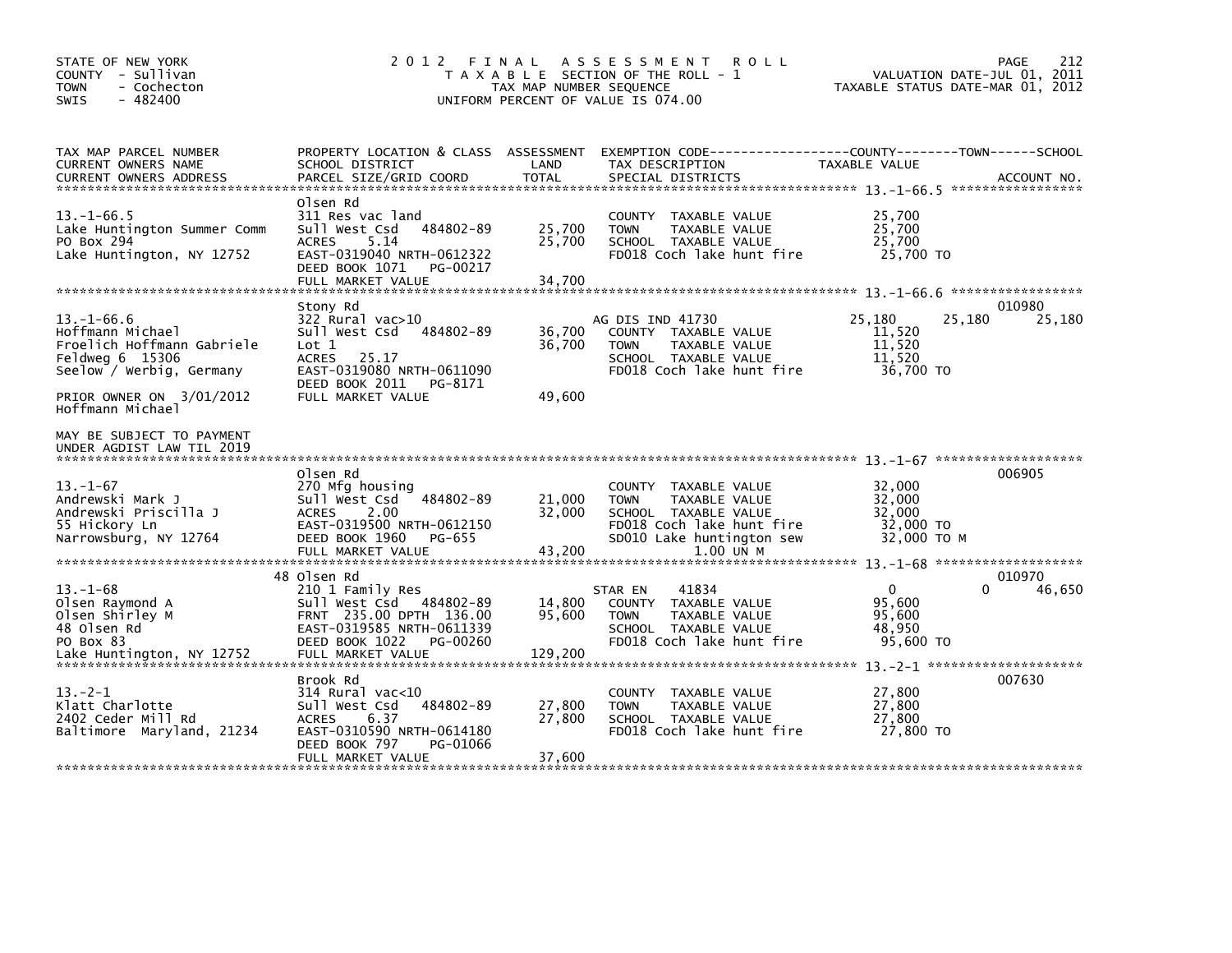STATE OF NEW YORK
COUNTY - Sullivan
TOWN - Cochecton
SWIS - 482400

2012 FINAL ASSESSMENT ROLL
TAXABLE SECTION OF THE ROLL - 1
TAX MAP NUMBER SEQUENCE
UNIFORM PERCENT OF VALUE IS 074.00

VALUATION DATE-JUL 01, 2011
TAXABLE STATUS DATE-MAR 01, 2012

| TAX MAP PARCEL NUMBER / CURRENT OWNERS NAME / CURRENT OWNERS ADDRESS | PROPERTY LOCATION & CLASS / SCHOOL DISTRICT / PARCEL SIZE/GRID COORD | ASSESSMENT LAND | TOTAL | EXEMPTION CODE / TAX DESCRIPTION / SPECIAL DISTRICTS | COUNTY TAXABLE VALUE | TOWN | SCHOOL | ACCOUNT NO. |
|---|---|---|---|---|---|---|---|---|
| **13.-1-66.5** | Olsen Rd | | | | | | | |
| 13.-1-66.5 | 311 Res vac land | | | COUNTY TAXABLE VALUE | 25,700 | | | |
| Lake Huntington Summer Comm | Sull West Csd 484802-89 | 25,700 | 25,700 | TOWN TAXABLE VALUE | 25,700 | | | |
| PO Box 294 | ACRES 5.14 | | | SCHOOL TAXABLE VALUE | 25,700 | | | |
| Lake Huntington, NY 12752 | EAST-0319040 NRTH-0612322 | | | FD018 Coch lake hunt fire | 25,700 TO | | | |
| | DEED BOOK 1071 PG-00217 | | | | | | | |
| | FULL MARKET VALUE | | 34,700 | | | | | |
| **13.-1-66.6** | Stony Rd | | | | | | | 010980 |
| 13.-1-66.6 | 322 Rural vac>10 | | | AG DIS IND 41730 | 25,180 | 25,180 | 25,180 | |
| Hoffmann Michael | Sull West Csd 484802-89 | 36,700 | 36,700 | COUNTY TAXABLE VALUE | 11,520 | | | |
| Froelich Hoffmann Gabriele | Lot 1 | | | TOWN TAXABLE VALUE | 11,520 | | | |
| Feldweg 6 15306 | ACRES 25.17 | | | SCHOOL TAXABLE VALUE | 11,520 | | | |
| Seelow / Werbig, Germany | EAST-0319080 NRTH-0611090 | | | FD018 Coch lake hunt fire | 36,700 TO | | | |
| | DEED BOOK 2011 PG-8171 | | | | | | | |
| PRIOR OWNER ON 3/01/2012 | FULL MARKET VALUE | | 49,600 | | | | | |
| Hoffmann Michael | | | | | | | | |
| MAY BE SUBJECT TO PAYMENT UNDER AGDIST LAW TIL 2019 | | | | | | | | |
| **13.-1-67** | Olsen Rd | | | | | | | 006905 |
| 13.-1-67 | 270 Mfg housing | | | COUNTY TAXABLE VALUE | 32,000 | | | |
| Andrewski Mark J | Sull West Csd 484802-89 | 21,000 | 32,000 | TOWN TAXABLE VALUE | 32,000 | | | |
| Andrewski Priscilla J | ACRES 2.00 | | | SCHOOL TAXABLE VALUE | 32,000 | | | |
| 55 Hickory Ln | EAST-0319500 NRTH-0612150 | | | FD018 Coch lake hunt fire | 32,000 TO | | | |
| Narrowsburg, NY 12764 | DEED BOOK 1960 PG-655 | | | SD010 Lake huntington sew | 32,000 TO M | | | |
| | FULL MARKET VALUE | | 43,200 | 1.00 UN M | | | | |
| **13.-1-68** | 48 Olsen Rd | | | | | | | 010970 |
| 13.-1-68 | 210 1 Family Res | | | STAR EN 41834 | 0 | 0 | 46,650 | |
| Olsen Raymond A | Sull West Csd 484802-89 | 14,800 | 95,600 | COUNTY TAXABLE VALUE | 95,600 | | | |
| Olsen Shirley M | FRNT 235.00 DPTH 136.00 | | | TOWN TAXABLE VALUE | 95,600 | | | |
| 48 Olsen Rd | EAST-0319585 NRTH-0611339 | | | SCHOOL TAXABLE VALUE | 48,950 | | | |
| PO Box 83 | DEED BOOK 1022 PG-00260 | | | FD018 Coch lake hunt fire | 95,600 TO | | | |
| Lake Huntington, NY 12752 | FULL MARKET VALUE | | 129,200 | | | | | |
| **13.-2-1** | Brook Rd | | | | | | | 007630 |
| 13.-2-1 | 314 Rural vac<10 | | | COUNTY TAXABLE VALUE | 27,800 | | | |
| Klatt Charlotte | Sull West Csd 484802-89 | 27,800 | 27,800 | TOWN TAXABLE VALUE | 27,800 | | | |
| 2402 Ceder Mill Rd | ACRES 6.37 | | | SCHOOL TAXABLE VALUE | 27,800 | | | |
| Baltimore Maryland, 21234 | EAST-0310590 NRTH-0614180 | | | FD018 Coch lake hunt fire | 27,800 TO | | | |
| | DEED BOOK 797 PG-01066 | | | | | | | |
| | FULL MARKET VALUE | | 37,600 | | | | | |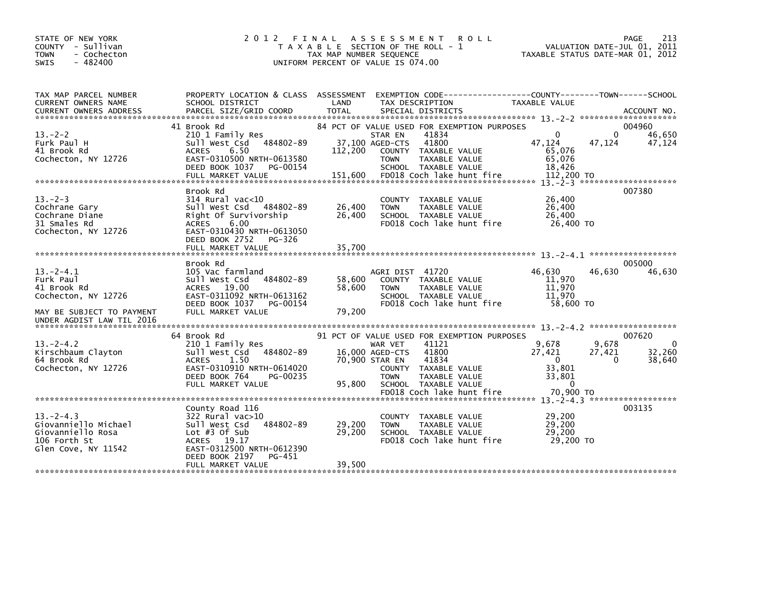STATE OF NEW YORK
COUNTY - Sullivan
TOWN - Cochecton
SWIS - 482400

# 2012 FINAL ASSESSMENT ROLL

TAXABLE SECTION OF THE ROLL - 1
TAX MAP NUMBER SEQUENCE
UNIFORM PERCENT OF VALUE IS 074.00

VALUATION DATE-JUL 01, 2011
TAXABLE STATUS DATE-MAR 01, 2012

| TAX MAP PARCEL NUMBER / CURRENT OWNERS NAME / CURRENT OWNERS ADDRESS | PROPERTY LOCATION & CLASS / SCHOOL DISTRICT / PARCEL SIZE/GRID COORD | ASSESSMENT LAND / TOTAL | EXEMPTION CODE / TAX DESCRIPTION / SPECIAL DISTRICTS | COUNTY TAXABLE VALUE | TOWN | SCHOOL | ACCOUNT NO. |
|---|---|---|---|---|---|---|---|
| 13.-2-2 | 41 Brook Rd | | 84 PCT OF VALUE USED FOR EXEMPTION PURPOSES | | | | 004960 |
| | 210 1 Family Res | | STAR EN 41834 | 0 | 0 | 46,650 | |
| Furk Paul H | Sull West Csd 484802-89 | 37,100 | AGED-CTS 41800 | 47,124 | 47,124 | 47,124 | |
| 41 Brook Rd | ACRES 6.50 | 112,200 | COUNTY TAXABLE VALUE | 65,076 | | | |
| Cochecton, NY 12726 | EAST-0310500 NRTH-0613580 | | TOWN TAXABLE VALUE | 65,076 | | | |
| | DEED BOOK 1037 PG-00154 | | SCHOOL TAXABLE VALUE | 18,426 | | | |
| | FULL MARKET VALUE | 151,600 | FD018 Coch lake hunt fire | 112,200 TO | | | |
| 13.-2-3 | Brook Rd | | | | | | 007380 |
| Cochrane Gary | 314 Rural vac<10 | | COUNTY TAXABLE VALUE | 26,400 | | | |
| Cochrane Diane | Sull West Csd 484802-89 | 26,400 | TOWN TAXABLE VALUE | 26,400 | | | |
| 31 Smales Rd | Right Of Survivorship | 26,400 | SCHOOL TAXABLE VALUE | 26,400 | | | |
| Cochecton, NY 12726 | ACRES 6.00 | | FD018 Coch lake hunt fire | 26,400 TO | | | |
| | EAST-0310430 NRTH-0613050 | | | | | | |
| | DEED BOOK 2752 PG-326 | | | | | | |
| | FULL MARKET VALUE | 35,700 | | | | | |
| 13.-2-4.1 | Brook Rd | | | | | | 005000 |
| Furk Paul | 105 Vac farmland | | AGRI DIST 41720 | 46,630 | 46,630 | 46,630 | |
| 41 Brook Rd | Sull West Csd 484802-89 | 58,600 | COUNTY TAXABLE VALUE | 11,970 | | | |
| Cochecton, NY 12726 | ACRES 19.00 | 58,600 | TOWN TAXABLE VALUE | 11,970 | | | |
| | EAST-0311092 NRTH-0613162 | | SCHOOL TAXABLE VALUE | 11,970 | | | |
| | DEED BOOK 1037 PG-00154 | | FD018 Coch lake hunt fire | 58,600 TO | | | |
| MAY BE SUBJECT TO PAYMENT UNDER AGDIST LAW TIL 2016 | FULL MARKET VALUE | 79,200 | | | | | |
| 13.-2-4.2 | 64 Brook Rd | | 91 PCT OF VALUE USED FOR EXEMPTION PURPOSES | | | | 007620 |
| Kirschbaum Clayton | 210 1 Family Res | | WAR VET 41121 | 9,678 | 9,678 | 0 | |
| 64 Brook Rd | Sull West Csd 484802-89 | 16,000 | AGED-CTS 41800 | 27,421 | 27,421 | 32,260 | |
| Cochecton, NY 12726 | ACRES 1.50 | 70,900 | STAR EN 41834 | 0 | 0 | 38,640 | |
| | EAST-0310910 NRTH-0614020 | | COUNTY TAXABLE VALUE | 33,801 | | | |
| | DEED BOOK 764 PG-00235 | | TOWN TAXABLE VALUE | 33,801 | | | |
| | FULL MARKET VALUE | 95,800 | SCHOOL TAXABLE VALUE | 0 | | | |
| | | | FD018 Coch lake hunt fire | 70,900 TO | | | |
| 13.-2-4.3 | County Road 116 | | | | | | 003135 |
| Giovanniello Michael | 322 Rural vac>10 | | COUNTY TAXABLE VALUE | 29,200 | | | |
| Giovanniello Rosa | Sull West Csd 484802-89 | 29,200 | TOWN TAXABLE VALUE | 29,200 | | | |
| 106 Forth St | Lot #3 Of Sub | 29,200 | SCHOOL TAXABLE VALUE | 29,200 | | | |
| Glen Cove, NY 11542 | ACRES 19.17 | | FD018 Coch lake hunt fire | 29,200 TO | | | |
| | EAST-0312500 NRTH-0612390 | | | | | | |
| | DEED BOOK 2197 PG-451 | | | | | | |
| | FULL MARKET VALUE | 39,500 | | | | | |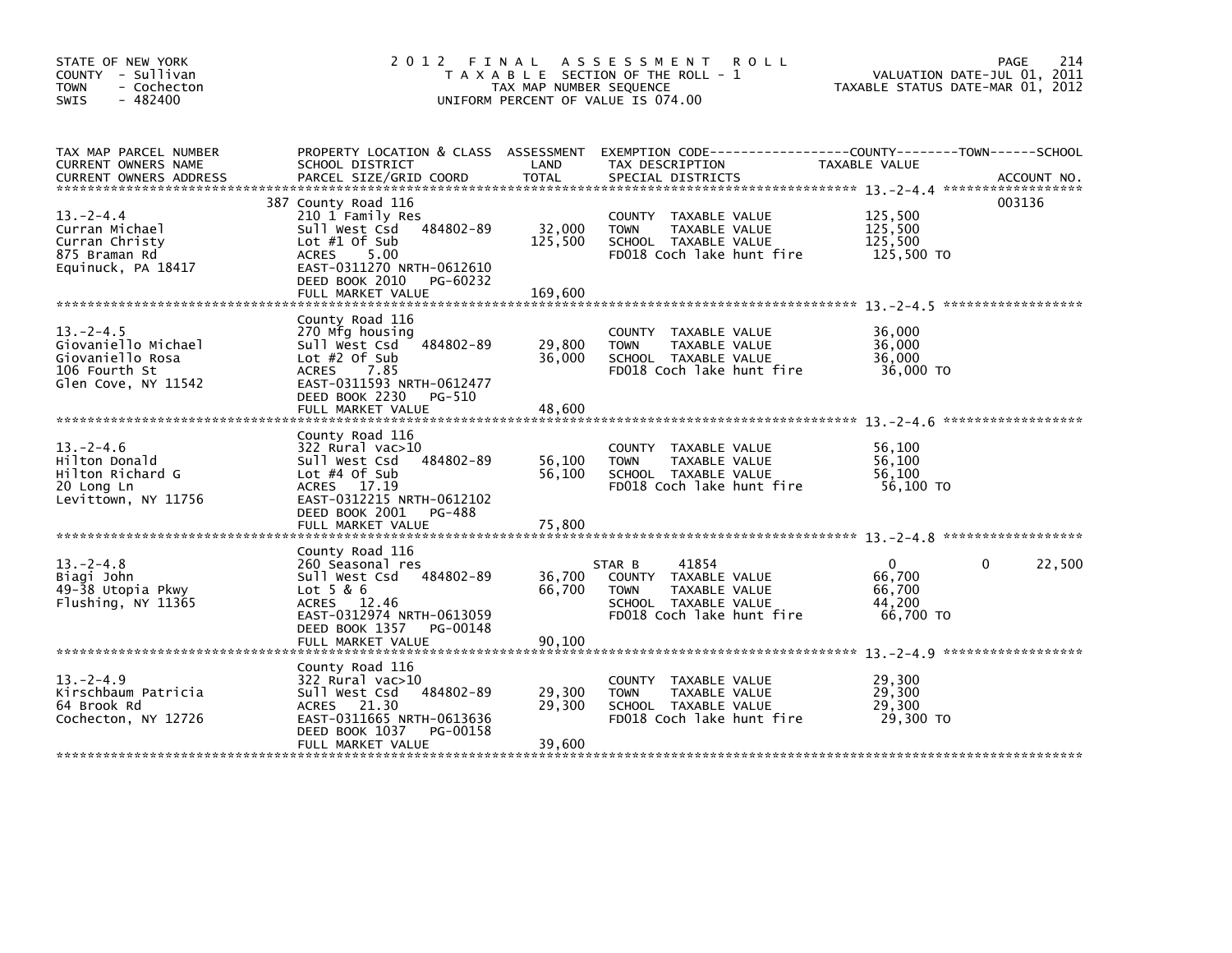STATE OF NEW YORK
COUNTY - Sullivan
TOWN - Cochecton
SWIS - 482400

2012 FINAL ASSESSMENT ROLL
TAXABLE SECTION OF THE ROLL - 1
TAX MAP NUMBER SEQUENCE
UNIFORM PERCENT OF VALUE IS 074.00

VALUATION DATE-JUL 01, 2011
TAXABLE STATUS DATE-MAR 01, 2012

| TAX MAP PARCEL NUMBER / CURRENT OWNERS NAME / CURRENT OWNERS ADDRESS | PROPERTY LOCATION & CLASS / SCHOOL DISTRICT / PARCEL SIZE/GRID COORD | ASSESSMENT LAND / TOTAL | EXEMPTION CODE / TAX DESCRIPTION / SPECIAL DISTRICTS | COUNTY | TOWN | SCHOOL | ACCOUNT NO. |
|---|---|---|---|---|---|---|---|
| 13.-2-4.4 | 387 County Road 116 | | | | | | 003136 |
| | 210 1 Family Res | | COUNTY TAXABLE VALUE | 125,500 | | | |
| Curran Michael | Sull West Csd 484802-89 | 32,000 | TOWN TAXABLE VALUE | | 125,500 | | |
| Curran Christy | Lot #1 Of Sub | 125,500 | SCHOOL TAXABLE VALUE | | | 125,500 | |
| 875 Braman Rd | ACRES 5.00 | | FD018 Coch lake hunt fire | 125,500 TO | | | |
| Equinuck, PA 18417 | EAST-0311270 NRTH-0612610 | | | | | | |
| | DEED BOOK 2010 PG-60232 | | | | | | |
| | FULL MARKET VALUE | 169,600 | | | | | |
| 13.-2-4.5 | County Road 116 | | | | | | |
| | 270 Mfg housing | | COUNTY TAXABLE VALUE | 36,000 | | | |
| Giovaniello Michael | Sull West Csd 484802-89 | 29,800 | TOWN TAXABLE VALUE | | 36,000 | | |
| Giovaniello Rosa | Lot #2 Of Sub | 36,000 | SCHOOL TAXABLE VALUE | | | 36,000 | |
| 106 Fourth St | ACRES 7.85 | | FD018 Coch lake hunt fire | 36,000 TO | | | |
| Glen Cove, NY 11542 | EAST-0311593 NRTH-0612477 | | | | | | |
| | DEED BOOK 2230 PG-510 | | | | | | |
| | FULL MARKET VALUE | 48,600 | | | | | |
| 13.-2-4.6 | County Road 116 | | | | | | |
| | 322 Rural vac>10 | | COUNTY TAXABLE VALUE | 56,100 | | | |
| Hilton Donald | Sull West Csd 484802-89 | 56,100 | TOWN TAXABLE VALUE | | 56,100 | | |
| Hilton Richard G | Lot #4 Of Sub | 56,100 | SCHOOL TAXABLE VALUE | | | 56,100 | |
| 20 Long Ln | ACRES 17.19 | | FD018 Coch lake hunt fire | 56,100 TO | | | |
| Levittown, NY 11756 | EAST-0312215 NRTH-0612102 | | | | | | |
| | DEED BOOK 2001 PG-488 | | | | | | |
| | FULL MARKET VALUE | 75,800 | | | | | |
| 13.-2-4.8 | County Road 116 | | | | | | |
| | 260 Seasonal res | | STAR B 41854 | 0 | 0 | 22,500 | |
| Biagi John | Sull West Csd 484802-89 | 36,700 | COUNTY TAXABLE VALUE | 66,700 | | | |
| 49-38 Utopia Pkwy | Lot 5 & 6 | 66,700 | TOWN TAXABLE VALUE | | 66,700 | | |
| Flushing, NY 11365 | ACRES 12.46 | | SCHOOL TAXABLE VALUE | | | 44,200 | |
| | EAST-0312974 NRTH-0613059 | | FD018 Coch lake hunt fire | 66,700 TO | | | |
| | DEED BOOK 1357 PG-00148 | | | | | | |
| | FULL MARKET VALUE | 90,100 | | | | | |
| 13.-2-4.9 | County Road 116 | | | | | | |
| | 322 Rural vac>10 | | COUNTY TAXABLE VALUE | 29,300 | | | |
| Kirschbaum Patricia | Sull West Csd 484802-89 | 29,300 | TOWN TAXABLE VALUE | | 29,300 | | |
| 64 Brook Rd | ACRES 21.30 | 29,300 | SCHOOL TAXABLE VALUE | | | 29,300 | |
| Cochecton, NY 12726 | EAST-0311665 NRTH-0613636 | | FD018 Coch lake hunt fire | 29,300 TO | | | |
| | DEED BOOK 1037 PG-00158 | | | | | | |
| | FULL MARKET VALUE | 39,600 | | | | | |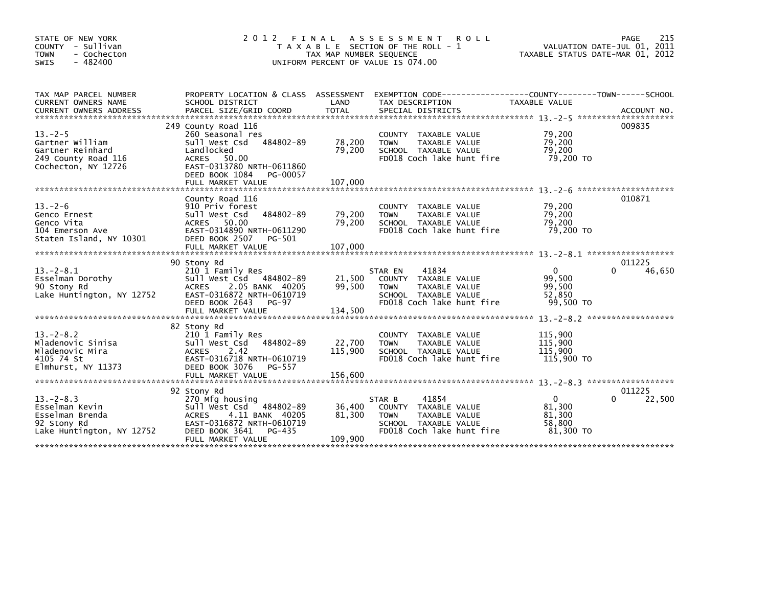STATE OF NEW YORK
COUNTY - Sullivan
TOWN - Cochecton
SWIS - 482400

# 2012 FINAL ASSESSMENT ROLL
TAXABLE SECTION OF THE ROLL - 1
TAX MAP NUMBER SEQUENCE
UNIFORM PERCENT OF VALUE IS 074.00

VALUATION DATE-JUL 01, 2011
TAXABLE STATUS DATE-MAR 01, 2012

| TAX MAP PARCEL NUMBER / CURRENT OWNERS NAME / CURRENT OWNERS ADDRESS | PROPERTY LOCATION & CLASS / SCHOOL DISTRICT / PARCEL SIZE/GRID COORD | ASSESSMENT LAND | TOTAL | EXEMPTION CODE / TAX DESCRIPTION / SPECIAL DISTRICTS | COUNTY TAXABLE VALUE | TOWN | SCHOOL | ACCOUNT NO. |
|---|---|---|---|---|---|---|---|---|
| 13.-2-5 | 249 County Road 116 | | | | | | | 009835 |
| Gartner William | 260 Seasonal res | | | COUNTY TAXABLE VALUE | 79,200 | | | |
| Gartner Reinhard | Sull West Csd 484802-89 | 78,200 | | TOWN TAXABLE VALUE | 79,200 | | | |
| 249 County Road 116 | Landlocked | | 79,200 | SCHOOL TAXABLE VALUE | 79,200 | | | |
| Cochecton, NY 12726 | ACRES 50.00 | | | FD018 Coch lake hunt fire | 79,200 TO | | | |
| | EAST-0313780 NRTH-0611860 | | | | | | | |
| | DEED BOOK 1084 PG-00057 | | | | | | | |
| | FULL MARKET VALUE | | 107,000 | | | | | |
| 13.-2-6 | County Road 116 | | | | | | | 010871 |
| Genco Ernest | 910 Priv forest | | | COUNTY TAXABLE VALUE | 79,200 | | | |
| Genco Vita | Sull West Csd 484802-89 | 79,200 | | TOWN TAXABLE VALUE | 79,200 | | | |
| 104 Emerson Ave | ACRES 50.00 | | 79,200 | SCHOOL TAXABLE VALUE | 79,200 | | | |
| Staten Island, NY 10301 | EAST-0314890 NRTH-0611290 | | | FD018 Coch lake hunt fire | 79,200 TO | | | |
| | DEED BOOK 2507 PG-501 | | | | | | | |
| | FULL MARKET VALUE | | 107,000 | | | | | |
| 13.-2-8.1 | 90 Stony Rd | | | | | | | 011225 |
| Esselman Dorothy | 210 1 Family Res | | | STAR EN 41834 | 0 | 0 | 46,650 | |
| 90 Stony Rd | Sull West Csd 484802-89 | 21,500 | | COUNTY TAXABLE VALUE | 99,500 | | | |
| Lake Huntington, NY 12752 | ACRES 2.05 BANK 40205 | | 99,500 | TOWN TAXABLE VALUE | 99,500 | | | |
| | EAST-0316872 NRTH-0610719 | | | SCHOOL TAXABLE VALUE | 52,850 | | | |
| | DEED BOOK 2643 PG-97 | | | FD018 Coch lake hunt fire | 99,500 TO | | | |
| | FULL MARKET VALUE | | 134,500 | | | | | |
| 13.-2-8.2 | 82 Stony Rd | | | | | | | |
| Mladenovic Sinisa | 210 1 Family Res | | | COUNTY TAXABLE VALUE | 115,900 | | | |
| Mladenovic Mira | Sull West Csd 484802-89 | 22,700 | | TOWN TAXABLE VALUE | 115,900 | | | |
| 4105 74 St | ACRES 2.42 | | 115,900 | SCHOOL TAXABLE VALUE | 115,900 | | | |
| Elmhurst, NY 11373 | EAST-0316718 NRTH-0610719 | | | FD018 Coch lake hunt fire | 115,900 TO | | | |
| | DEED BOOK 3076 PG-557 | | | | | | | |
| | FULL MARKET VALUE | | 156,600 | | | | | |
| 13.-2-8.3 | 92 Stony Rd | | | | | | | 011225 |
| Esselman Kevin | 270 Mfg housing | | | STAR B 41854 | 0 | 0 | 22,500 | |
| Esselman Brenda | Sull West Csd 484802-89 | 36,400 | | COUNTY TAXABLE VALUE | 81,300 | | | |
| 92 Stony Rd | ACRES 4.11 BANK 40205 | | 81,300 | TOWN TAXABLE VALUE | 81,300 | | | |
| Lake Huntington, NY 12752 | EAST-0316872 NRTH-0610719 | | | SCHOOL TAXABLE VALUE | 58,800 | | | |
| | DEED BOOK 3641 PG-435 | | | FD018 Coch lake hunt fire | 81,300 TO | | | |
| | FULL MARKET VALUE | | 109,900 | | | | | |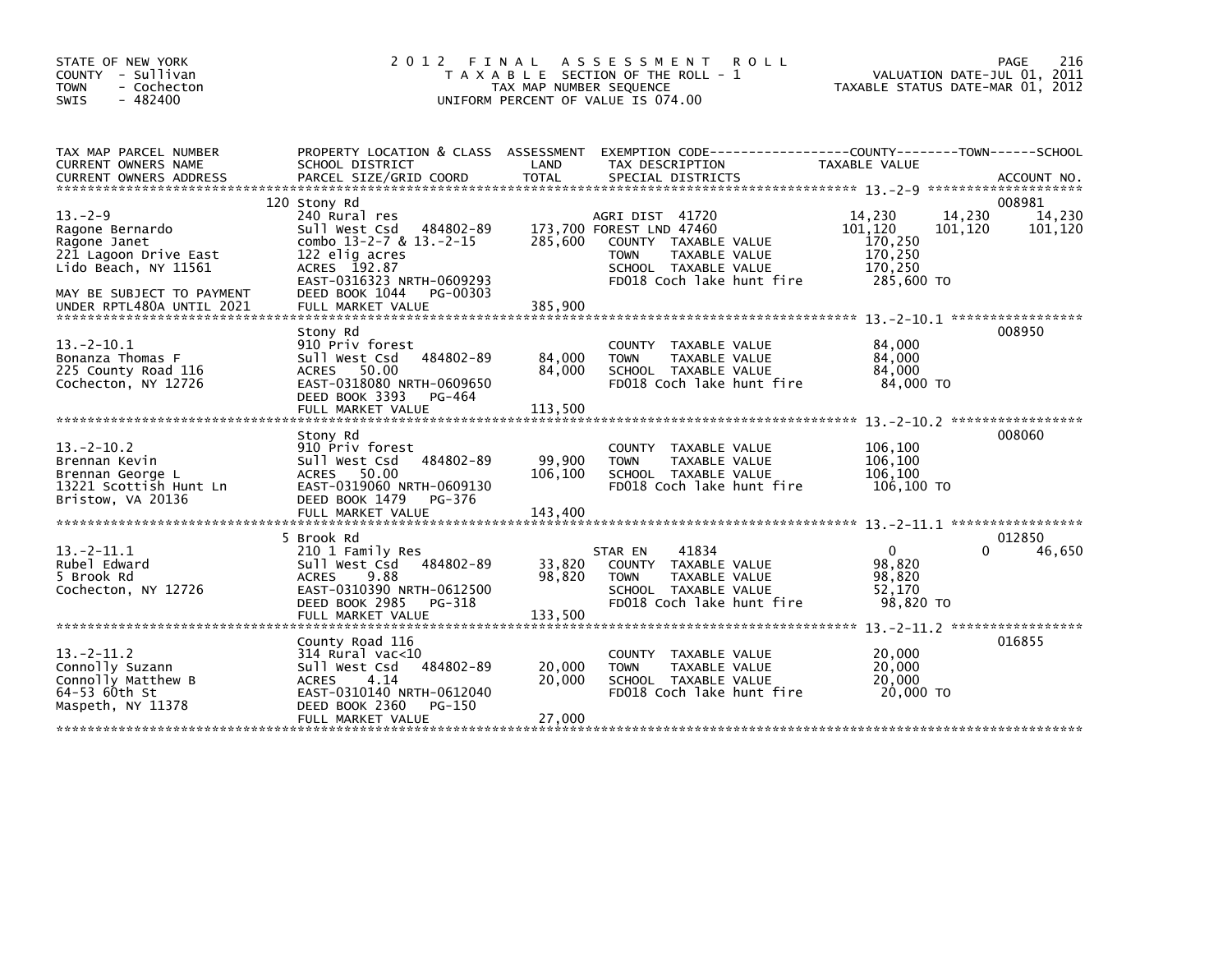STATE OF NEW YORK
COUNTY - Sullivan
TOWN - Cochecton
SWIS - 482400

# 2012 FINAL ASSESSMENT ROLL

TAXABLE SECTION OF THE ROLL - 1
TAX MAP NUMBER SEQUENCE
UNIFORM PERCENT OF VALUE IS 074.00

VALUATION DATE-JUL 01, 2011
TAXABLE STATUS DATE-MAR 01, 2012

| TAX MAP PARCEL NUMBER / CURRENT OWNERS NAME / CURRENT OWNERS ADDRESS | PROPERTY LOCATION & CLASS / SCHOOL DISTRICT / PARCEL SIZE/GRID COORD | ASSESSMENT LAND / TOTAL | EXEMPTION CODE / TAX DESCRIPTION / SPECIAL DISTRICTS | COUNTY TAXABLE VALUE | TOWN | SCHOOL / ACCOUNT NO. |
|---|---|---|---|---|---|---|
| **13.-2-9** | 120 Stony Rd | | | | | 008981 |
| 13.-2-9 | 240 Rural res | | AGRI DIST 41720 | 14,230 | 14,230 | 14,230 |
| Ragone Bernardo | Sull West Csd 484802-89 | 173,700 | FOREST LND 47460 | 101,120 | 101,120 | 101,120 |
| Ragone Janet | combo 13-2-7 & 13.-2-15 | 285,600 | COUNTY TAXABLE VALUE | 170,250 | | |
| 221 Lagoon Drive East | 122 elig acres | | TOWN TAXABLE VALUE | 170,250 | | |
| Lido Beach, NY 11561 | ACRES 192.87 | | SCHOOL TAXABLE VALUE | 170,250 | | |
| | EAST-0316323 NRTH-0609293 | | FD018 Coch lake hunt fire | 285,600 TO | | |
| MAY BE SUBJECT TO PAYMENT | DEED BOOK 1044 PG-00303 | | | | | |
| UNDER RPTL480A UNTIL 2021 | FULL MARKET VALUE | 385,900 | | | | |
| **13.-2-10.1** | Stony Rd | | | | | 008950 |
| 13.-2-10.1 | 910 Priv forest | | COUNTY TAXABLE VALUE | 84,000 | | |
| Bonanza Thomas F | Sull West Csd 484802-89 | 84,000 | TOWN TAXABLE VALUE | 84,000 | | |
| 225 County Road 116 | ACRES 50.00 | 84,000 | SCHOOL TAXABLE VALUE | 84,000 | | |
| Cochecton, NY 12726 | EAST-0318080 NRTH-0609650 | | FD018 Coch lake hunt fire | 84,000 TO | | |
| | DEED BOOK 3393 PG-464 | | | | | |
| | FULL MARKET VALUE | 113,500 | | | | |
| **13.-2-10.2** | Stony Rd | | | | | 008060 |
| 13.-2-10.2 | 910 Priv forest | | COUNTY TAXABLE VALUE | 106,100 | | |
| Brennan Kevin | Sull West Csd 484802-89 | 99,900 | TOWN TAXABLE VALUE | 106,100 | | |
| Brennan George L | ACRES 50.00 | 106,100 | SCHOOL TAXABLE VALUE | 106,100 | | |
| 13221 Scottish Hunt Ln | EAST-0319060 NRTH-0609130 | | FD018 Coch lake hunt fire | 106,100 TO | | |
| Bristow, VA 20136 | DEED BOOK 1479 PG-376 | | | | | |
| | FULL MARKET VALUE | 143,400 | | | | |
| **13.-2-11.1** | 5 Brook Rd | | | | | 012850 |
| 13.-2-11.1 | 210 1 Family Res | | STAR EN 41834 | 0 | 0 | 46,650 |
| Rubel Edward | Sull West Csd 484802-89 | 33,820 | COUNTY TAXABLE VALUE | 98,820 | | |
| 5 Brook Rd | ACRES 9.88 | 98,820 | TOWN TAXABLE VALUE | 98,820 | | |
| Cochecton, NY 12726 | EAST-0310390 NRTH-0612500 | | SCHOOL TAXABLE VALUE | 52,170 | | |
| | DEED BOOK 2985 PG-318 | | FD018 Coch lake hunt fire | 98,820 TO | | |
| | FULL MARKET VALUE | 133,500 | | | | |
| **13.-2-11.2** | County Road 116 | | | | | 016855 |
| 13.-2-11.2 | 314 Rural vac<10 | | COUNTY TAXABLE VALUE | 20,000 | | |
| Connolly Suzann | Sull West Csd 484802-89 | 20,000 | TOWN TAXABLE VALUE | 20,000 | | |
| Connolly Matthew B | ACRES 4.14 | 20,000 | SCHOOL TAXABLE VALUE | 20,000 | | |
| 64-53 60th St | EAST-0310140 NRTH-0612040 | | FD018 Coch lake hunt fire | 20,000 TO | | |
| Maspeth, NY 11378 | DEED BOOK 2360 PG-150 | | | | | |
| | FULL MARKET VALUE | 27,000 | | | | |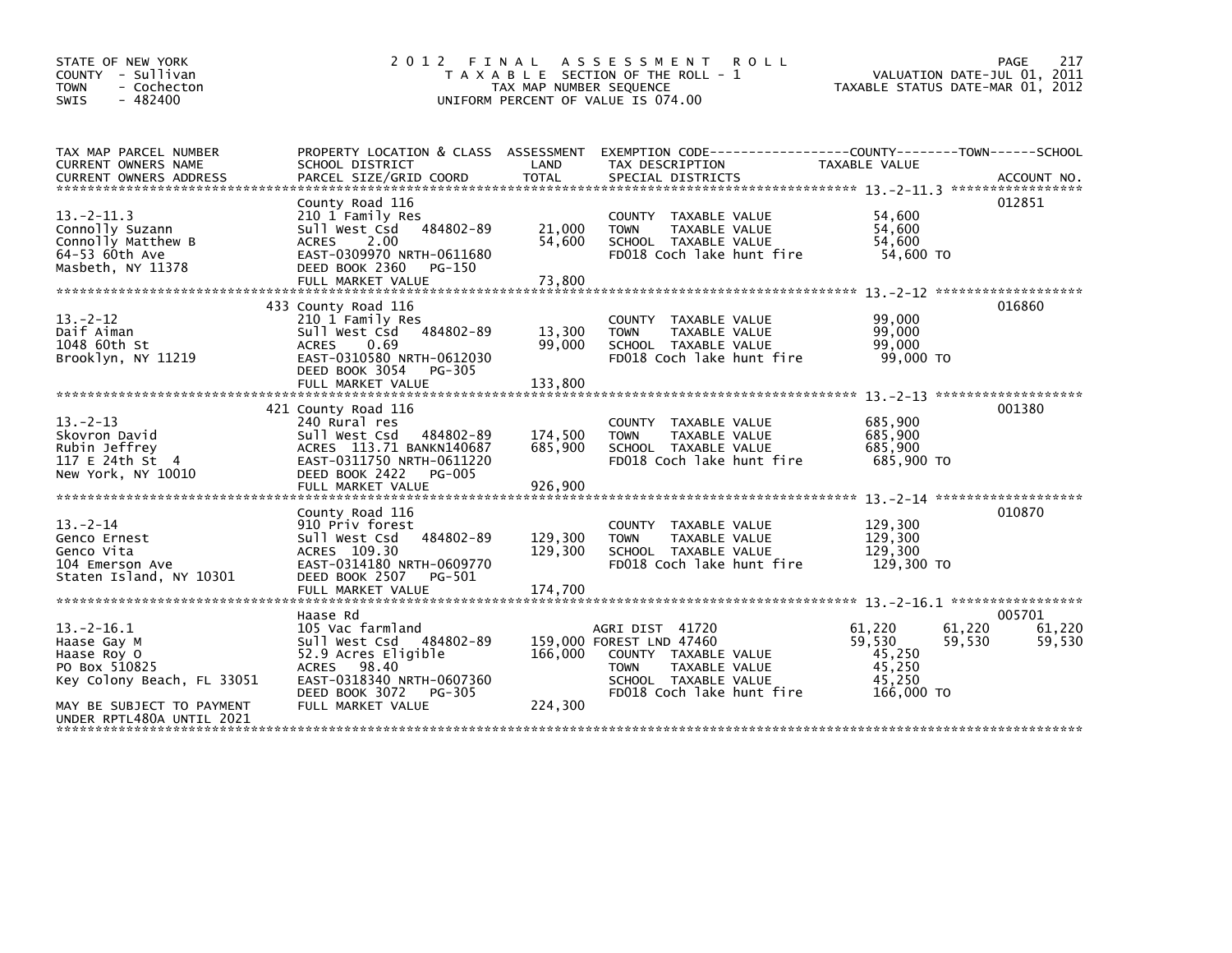STATE OF NEW YORK
COUNTY - Sullivan
TOWN - Cochecton
SWIS - 482400

# 2012 FINAL ASSESSMENT ROLL
TAXABLE SECTION OF THE ROLL - 1
TAX MAP NUMBER SEQUENCE
UNIFORM PERCENT OF VALUE IS 074.00

VALUATION DATE-JUL 01, 2011
TAXABLE STATUS DATE-MAR 01, 2012

| TAX MAP PARCEL NUMBER / CURRENT OWNERS NAME / CURRENT OWNERS ADDRESS | PROPERTY LOCATION & CLASS / SCHOOL DISTRICT / PARCEL SIZE/GRID COORD | ASSESSMENT LAND | TOTAL | EXEMPTION CODE / TAX DESCRIPTION / SPECIAL DISTRICTS | COUNTY TAXABLE VALUE | TOWN | SCHOOL | ACCOUNT NO. |
|---|---|---|---|---|---|---|---|---|
| 13.-2-11.3 | County Road 116 | | | | | | | 012851 |
| Connolly Suzann | 210 1 Family Res | | | COUNTY TAXABLE VALUE | 54,600 | | | |
| Connolly Matthew B | Sull West Csd 484802-89 | 21,000 | | TOWN TAXABLE VALUE | 54,600 | | | |
| 64-53 60th Ave | ACRES 2.00 | | 54,600 | SCHOOL TAXABLE VALUE | 54,600 | | | |
| Masbeth, NY 11378 | EAST-0309970 NRTH-0611680 | | | FD018 Coch lake hunt fire | 54,600 TO | | | |
| | DEED BOOK 2360 PG-150 | | | | | | | |
| | FULL MARKET VALUE | | 73,800 | | | | | |
| 13.-2-12 | 433 County Road 116 | | | | | | | 016860 |
| Daif Aiman | 210 1 Family Res | | | COUNTY TAXABLE VALUE | 99,000 | | | |
| 1048 60th St | Sull West Csd 484802-89 | 13,300 | | TOWN TAXABLE VALUE | 99,000 | | | |
| Brooklyn, NY 11219 | ACRES 0.69 | | 99,000 | SCHOOL TAXABLE VALUE | 99,000 | | | |
| | EAST-0310580 NRTH-0612030 | | | FD018 Coch lake hunt fire | 99,000 TO | | | |
| | DEED BOOK 3054 PG-305 | | | | | | | |
| | FULL MARKET VALUE | | 133,800 | | | | | |
| 13.-2-13 | 421 County Road 116 | | | | | | | 001380 |
| Skovron David | 240 Rural res | | | COUNTY TAXABLE VALUE | 685,900 | | | |
| Rubin Jeffrey | Sull West Csd 484802-89 | 174,500 | | TOWN TAXABLE VALUE | 685,900 | | | |
| 117 E 24th St 4 | ACRES 113.71 BANKN140687 | | 685,900 | SCHOOL TAXABLE VALUE | 685,900 | | | |
| New York, NY 10010 | EAST-0311750 NRTH-0611220 | | | FD018 Coch lake hunt fire | 685,900 TO | | | |
| | DEED BOOK 2422 PG-005 | | | | | | | |
| | FULL MARKET VALUE | | 926,900 | | | | | |
| 13.-2-14 | County Road 116 | | | | | | | 010870 |
| Genco Ernest | 910 Priv forest | | | COUNTY TAXABLE VALUE | 129,300 | | | |
| Genco Vita | Sull West Csd 484802-89 | 129,300 | | TOWN TAXABLE VALUE | 129,300 | | | |
| 104 Emerson Ave | ACRES 109.30 | | 129,300 | SCHOOL TAXABLE VALUE | 129,300 | | | |
| Staten Island, NY 10301 | EAST-0314180 NRTH-0609770 | | | FD018 Coch lake hunt fire | 129,300 TO | | | |
| | DEED BOOK 2507 PG-501 | | | | | | | |
| | FULL MARKET VALUE | | 174,700 | | | | | |
| 13.-2-16.1 | Haase Rd | | | | | | | 005701 |
| Haase Gay M | 105 Vac farmland | | | AGRI DIST 41720 | 61,220 | 61,220 | 61,220 | |
| Haase Roy O | Sull West Csd 484802-89 | 159,000 | | FOREST LND 47460 | 59,530 | 59,530 | 59,530 | |
| PO Box 510825 | 52.9 Acres Eligible | | 166,000 | COUNTY TAXABLE VALUE | 45,250 | | | |
| Key Colony Beach, FL 33051 | ACRES 98.40 | | | TOWN TAXABLE VALUE | 45,250 | | | |
| | EAST-0318340 NRTH-0607360 | | | SCHOOL TAXABLE VALUE | 45,250 | | | |
| | DEED BOOK 3072 PG-305 | | | FD018 Coch lake hunt fire | 166,000 TO | | | |
| MAY BE SUBJECT TO PAYMENT UNDER RPTL480A UNTIL 2021 | FULL MARKET VALUE | | 224,300 | | | | | |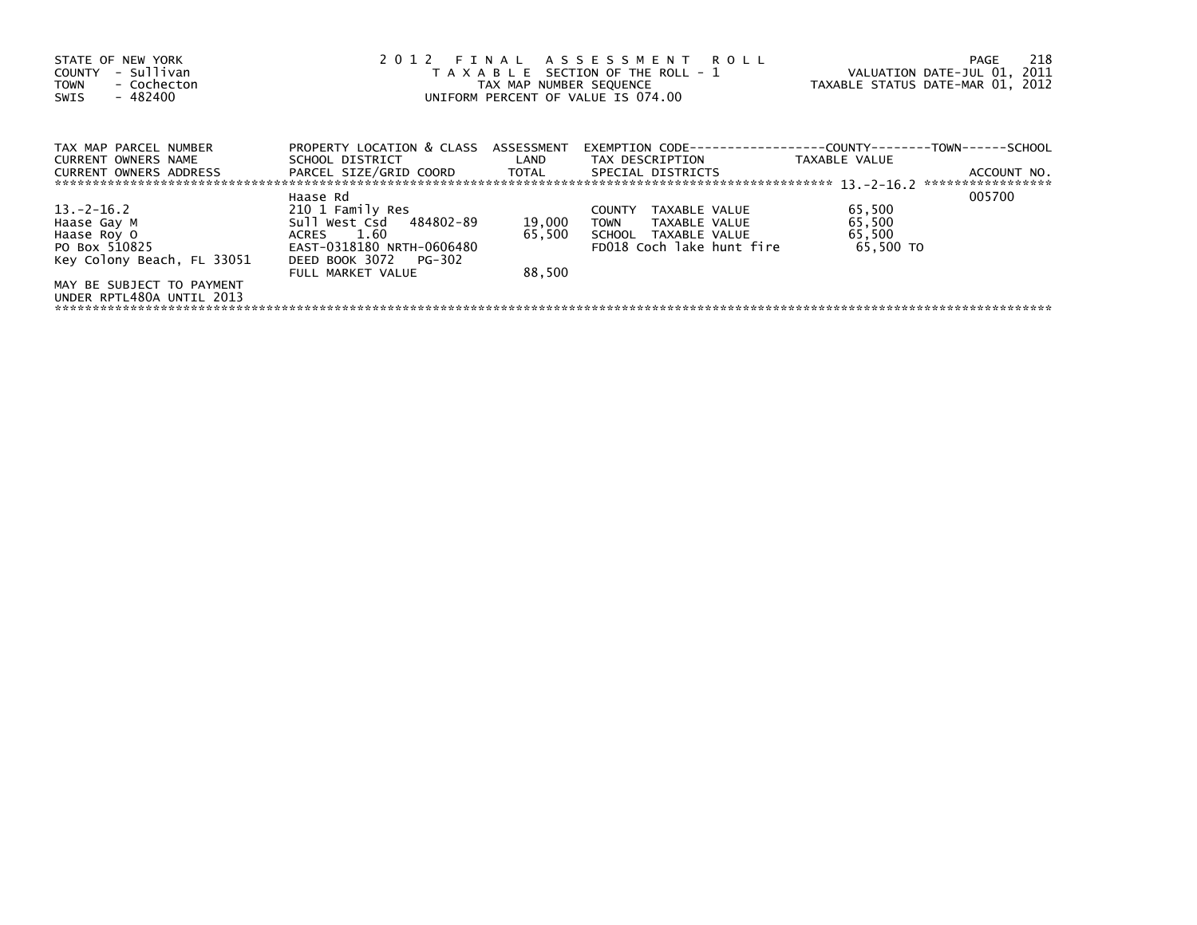STATE OF NEW YORK
COUNTY - Sullivan
TOWN - Cochecton
SWIS - 482400

# 2012 FINAL ASSESSMENT ROLL

TAXABLE SECTION OF THE ROLL - 1
TAX MAP NUMBER SEQUENCE
UNIFORM PERCENT OF VALUE IS 074.00

VALUATION DATE-JUL 01, 2011
TAXABLE STATUS DATE-MAR 01, 2012

| TAX MAP PARCEL NUMBER / CURRENT OWNERS NAME / CURRENT OWNERS ADDRESS | PROPERTY LOCATION & CLASS / SCHOOL DISTRICT / PARCEL SIZE/GRID COORD | ASSESSMENT LAND / TOTAL | EXEMPTION CODE / TAX DESCRIPTION / SPECIAL DISTRICTS | TAXABLE VALUE (COUNTY / TOWN / SCHOOL) | ACCOUNT NO. |
|---|---|---|---|---|---|
| | Haase Rd | | | | 005700 |
| 13.-2-16.2 | 210 1 Family Res | | COUNTY TAXABLE VALUE | 65,500 | |
| Haase Gay M | Sull West Csd 484802-89 | 19,000 | TOWN TAXABLE VALUE | 65,500 | |
| Haase Roy O | ACRES 1.60 | 65,500 | SCHOOL TAXABLE VALUE | 65,500 | |
| PO Box 510825 | EAST-0318180 NRTH-0606480 | | FD018 Coch lake hunt fire | 65,500 TO | |
| Key Colony Beach, FL 33051 | DEED BOOK 3072 PG-302 | | | | |
| | FULL MARKET VALUE | 88,500 | | | |
| MAY BE SUBJECT TO PAYMENT UNDER RPTL480A UNTIL 2013 | | | | | |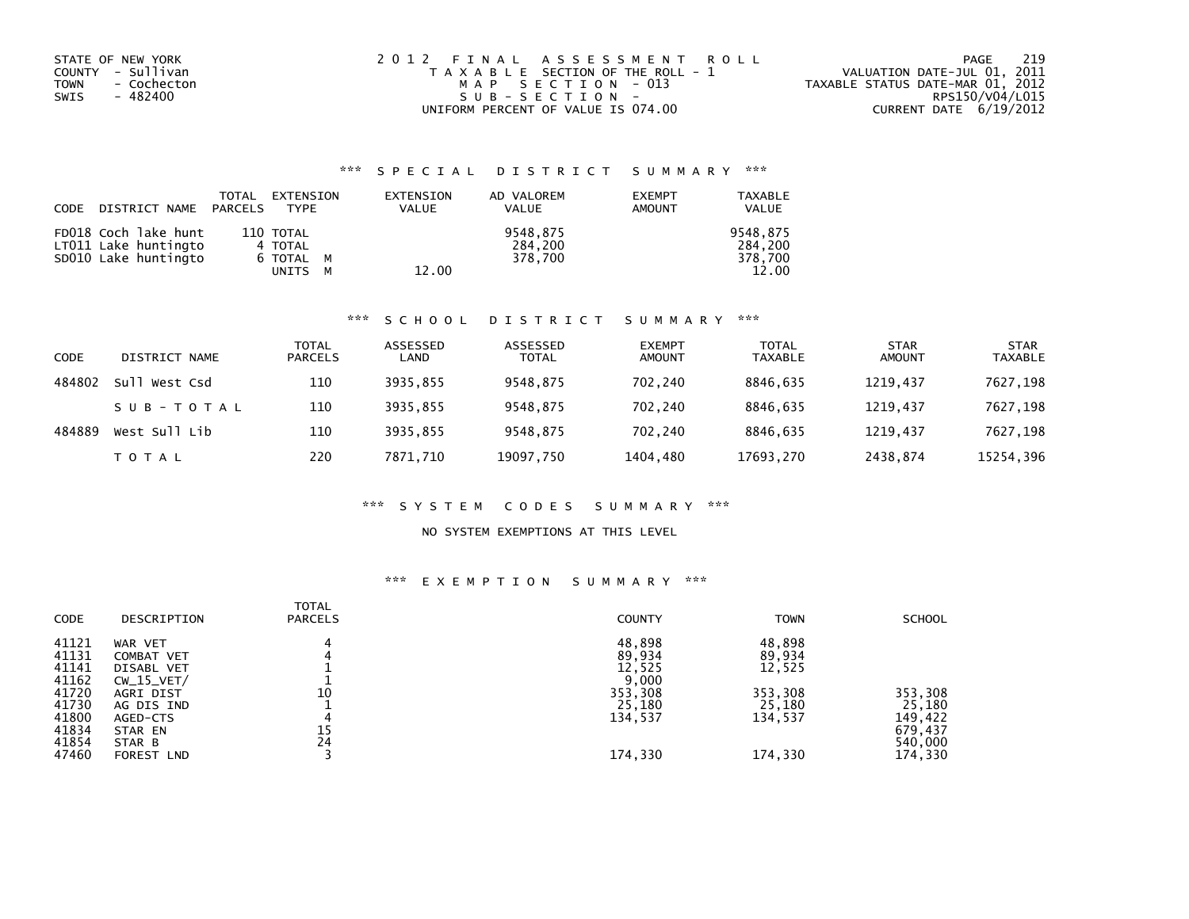STATE OF NEW YORK
COUNTY - Sullivan
TOWN - Cochecton
SWIS - 482400

2012 FINAL ASSESSMENT ROLL
TAXABLE SECTION OF THE ROLL - 1
MAP SECTION - 013
SUB-SECTION -
UNIFORM PERCENT OF VALUE IS 074.00

VALUATION DATE-JUL 01, 2011
TAXABLE STATUS DATE-MAR 01, 2012
RPS150/V04/L015
CURRENT DATE 6/19/2012

### *** SPECIAL DISTRICT SUMMARY ***

| CODE | DISTRICT NAME | TOTAL PARCELS | EXTENSION TYPE | EXTENSION VALUE | AD VALOREM VALUE | EXEMPT AMOUNT | TAXABLE VALUE |
|---|---|---|---|---|---|---|---|
| FD018 | Coch lake hunt | 110 | TOTAL | | 9548,875 | | 9548,875 |
| LT011 | Lake huntingto | 4 | TOTAL | | 284,200 | | 284,200 |
| SD010 | Lake huntingto | 6 | TOTAL M | | 378,700 | | 378,700 |
| | | | UNITS M | 12.00 | | | 12.00 |

### *** SCHOOL DISTRICT SUMMARY ***

| CODE | DISTRICT NAME | TOTAL PARCELS | ASSESSED LAND | ASSESSED TOTAL | EXEMPT AMOUNT | TOTAL TAXABLE | STAR AMOUNT | STAR TAXABLE |
|---|---|---|---|---|---|---|---|---|
| 484802 | Sull West Csd | 110 | 3935,855 | 9548,875 | 702,240 | 8846,635 | 1219,437 | 7627,198 |
| | SUB-TOTAL | 110 | 3935,855 | 9548,875 | 702,240 | 8846,635 | 1219,437 | 7627,198 |
| 484889 | West Sull Lib | 110 | 3935,855 | 9548,875 | 702,240 | 8846,635 | 1219,437 | 7627,198 |
| | TOTAL | 220 | 7871,710 | 19097,750 | 1404,480 | 17693,270 | 2438,874 | 15254,396 |

### *** SYSTEM CODES SUMMARY ***

NO SYSTEM EXEMPTIONS AT THIS LEVEL

### *** EXEMPTION SUMMARY ***

| CODE | DESCRIPTION | TOTAL PARCELS | COUNTY | TOWN | SCHOOL |
|---|---|---|---|---|---|
| 41121 | WAR VET | 4 | 48,898 | 48,898 | |
| 41131 | COMBAT VET | 4 | 89,934 | 89,934 | |
| 41141 | DISABL VET | 1 | 12,525 | 12,525 | |
| 41162 | CW_15_VET/ | 1 | 9,000 | | |
| 41720 | AGRI DIST | 10 | 353,308 | 353,308 | 353,308 |
| 41730 | AG DIS IND | 1 | 25,180 | 25,180 | 25,180 |
| 41800 | AGED-CTS | 4 | 134,537 | 134,537 | 149,422 |
| 41834 | STAR EN | 15 | | | 679,437 |
| 41854 | STAR B | 24 | | | 540,000 |
| 47460 | FOREST LND | 3 | 174,330 | 174,330 | 174,330 |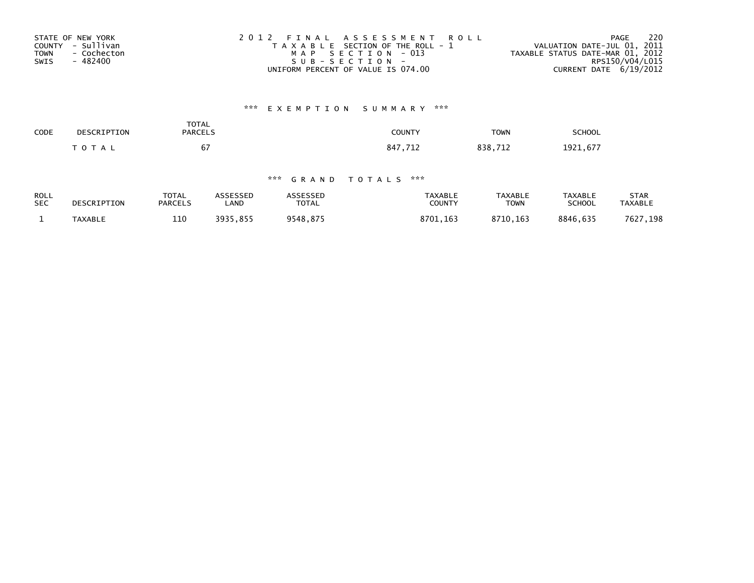STATE OF NEW YORK
COUNTY - Sullivan
TOWN - Cochecton
SWIS - 482400

2 0 1 2 F I N A L A S S E S S M E N T R O L L
T A X A B L E SECTION OF THE ROLL - 1
M A P S E C T I O N - 013
S U B - S E C T I O N -
UNIFORM PERCENT OF VALUE IS 074.00

VALUATION DATE-JUL 01, 2011
TAXABLE STATUS DATE-MAR 01, 2012
RPS150/V04/L015
CURRENT DATE 6/19/2012

### *** E X E M P T I O N S U M M A R Y ***

| CODE | DESCRIPTION | TOTAL PARCELS | COUNTY | TOWN | SCHOOL |
|---|---|---|---|---|---|
| | T O T A L | 67 | 847,712 | 838,712 | 1921,677 |

### *** G R A N D T O T A L S ***

| ROLL SEC | DESCRIPTION | TOTAL PARCELS | ASSESSED LAND | ASSESSED TOTAL | TAXABLE COUNTY | TAXABLE TOWN | TAXABLE SCHOOL | STAR TAXABLE |
|---|---|---|---|---|---|---|---|---|
| 1 | TAXABLE | 110 | 3935,855 | 9548,875 | 8701,163 | 8710,163 | 8846,635 | 7627,198 |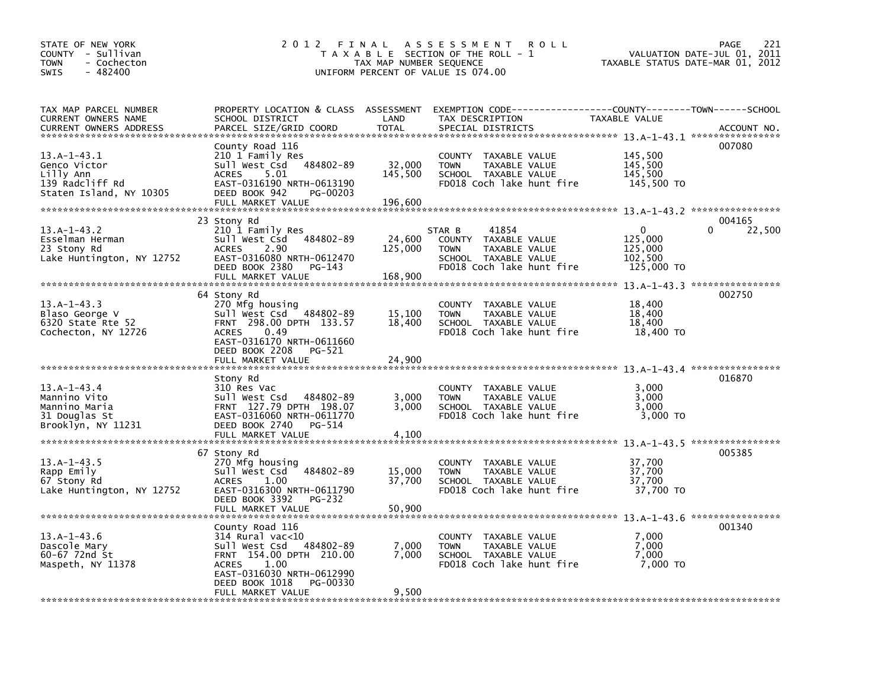STATE OF NEW YORK
COUNTY - Sullivan
TOWN - Cochecton
SWIS - 482400

# 2012 FINAL ASSESSMENT ROLL

TAXABLE SECTION OF THE ROLL - 1
TAX MAP NUMBER SEQUENCE
UNIFORM PERCENT OF VALUE IS 074.00

VALUATION DATE-JUL 01, 2011
TAXABLE STATUS DATE-MAR 01, 2012

| TAX MAP PARCEL NUMBER / CURRENT OWNERS NAME / CURRENT OWNERS ADDRESS | PROPERTY LOCATION & CLASS / SCHOOL DISTRICT / PARCEL SIZE/GRID COORD | ASSESSMENT LAND | TOTAL | EXEMPTION CODE / TAX DESCRIPTION / SPECIAL DISTRICTS | COUNTY | TOWN | SCHOOL | ACCOUNT NO. |
|---|---|---|---|---|---|---|---|---|
| 13.A-1-43.1 | County Road 116 | | | | | | | 007080 |
| Genco Victor | 210 1 Family Res | | | COUNTY TAXABLE VALUE | 145,500 | | | |
| Lilly Ann | Sull West Csd 484802-89 | 32,000 | | TOWN TAXABLE VALUE | | 145,500 | | |
| 139 Radcliff Rd | ACRES 5.01 | | 145,500 | SCHOOL TAXABLE VALUE | | | 145,500 | |
| Staten Island, NY 10305 | EAST-0316190 NRTH-0613190 | | | FD018 Coch lake hunt fire | 145,500 TO | | | |
| | DEED BOOK 942 PG-00203 | | | | | | | |
| | FULL MARKET VALUE | | 196,600 | | | | | |
| 13.A-1-43.2 | 23 Stony Rd | | | | | | | 004165 |
| Esselman Herman | 210 1 Family Res | | | STAR B 41854 | 0 | 0 | 22,500 | |
| 23 Stony Rd | Sull West Csd 484802-89 | 24,600 | | COUNTY TAXABLE VALUE | 125,000 | | | |
| Lake Huntington, NY 12752 | ACRES 2.90 | | 125,000 | TOWN TAXABLE VALUE | | 125,000 | | |
| | EAST-0316080 NRTH-0612470 | | | SCHOOL TAXABLE VALUE | | | 102,500 | |
| | DEED BOOK 2380 PG-143 | | | FD018 Coch lake hunt fire | 125,000 TO | | | |
| | FULL MARKET VALUE | | 168,900 | | | | | |
| 13.A-1-43.3 | 64 Stony Rd | | | | | | | 002750 |
| Blaso George V | 270 Mfg housing | | | COUNTY TAXABLE VALUE | 18,400 | | | |
| 6320 State Rte 52 | Sull West Csd 484802-89 | 15,100 | | TOWN TAXABLE VALUE | | 18,400 | | |
| Cochecton, NY 12726 | FRNT 298.00 DPTH 133.57 | | 18,400 | SCHOOL TAXABLE VALUE | | | 18,400 | |
| | ACRES 0.49 | | | FD018 Coch lake hunt fire | 18,400 TO | | | |
| | EAST-0316170 NRTH-0611660 | | | | | | | |
| | DEED BOOK 2208 PG-521 | | | | | | | |
| | FULL MARKET VALUE | | 24,900 | | | | | |
| 13.A-1-43.4 | Stony Rd | | | | | | | 016870 |
| Mannino Vito | 310 Res Vac | | | COUNTY TAXABLE VALUE | 3,000 | | | |
| Mannino Maria | Sull West Csd 484802-89 | 3,000 | | TOWN TAXABLE VALUE | | 3,000 | | |
| 31 Douglas St | FRNT 127.79 DPTH 198.07 | | 3,000 | SCHOOL TAXABLE VALUE | | | 3,000 | |
| Brooklyn, NY 11231 | EAST-0316060 NRTH-0611770 | | | FD018 Coch lake hunt fire | 3,000 TO | | | |
| | DEED BOOK 2740 PG-514 | | | | | | | |
| | FULL MARKET VALUE | | 4,100 | | | | | |
| 13.A-1-43.5 | 67 Stony Rd | | | | | | | 005385 |
| Rapp Emily | 270 Mfg housing | | | COUNTY TAXABLE VALUE | 37,700 | | | |
| 67 Stony Rd | Sull West Csd 484802-89 | 15,000 | | TOWN TAXABLE VALUE | | 37,700 | | |
| Lake Huntington, NY 12752 | ACRES 1.00 | | 37,700 | SCHOOL TAXABLE VALUE | | | 37,700 | |
| | EAST-0316300 NRTH-0611790 | | | FD018 Coch lake hunt fire | 37,700 TO | | | |
| | DEED BOOK 3392 PG-232 | | | | | | | |
| | FULL MARKET VALUE | | 50,900 | | | | | |
| 13.A-1-43.6 | County Road 116 | | | | | | | 001340 |
| Dascole Mary | 314 Rural vac<10 | | | COUNTY TAXABLE VALUE | 7,000 | | | |
| 60-67 72nd St | Sull West Csd 484802-89 | 7,000 | | TOWN TAXABLE VALUE | | 7,000 | | |
| Maspeth, NY 11378 | FRNT 154.00 DPTH 210.00 | | 7,000 | SCHOOL TAXABLE VALUE | | | 7,000 | |
| | ACRES 1.00 | | | FD018 Coch lake hunt fire | 7,000 TO | | | |
| | EAST-0316030 NRTH-0612990 | | | | | | | |
| | DEED BOOK 1018 PG-00330 | | | | | | | |
| | FULL MARKET VALUE | | 9,500 | | | | | |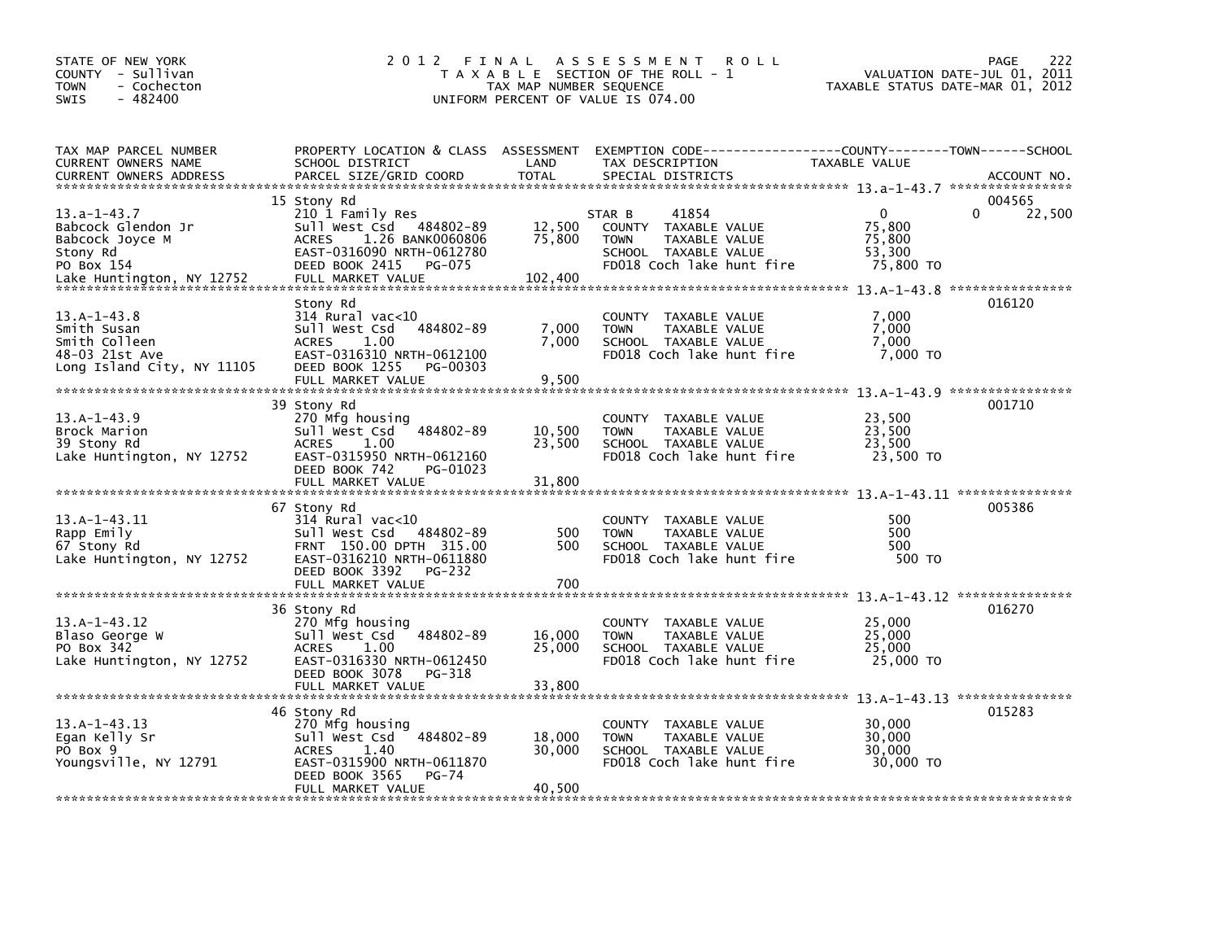STATE OF NEW YORK
COUNTY - Sullivan
TOWN - Cochecton
SWIS - 482400

# 2012 FINAL ASSESSMENT ROLL

TAXABLE SECTION OF THE ROLL - 1
TAX MAP NUMBER SEQUENCE
UNIFORM PERCENT OF VALUE IS 074.00

VALUATION DATE-JUL 01, 2011
TAXABLE STATUS DATE-MAR 01, 2012

| TAX MAP PARCEL NUMBER / CURRENT OWNERS NAME / CURRENT OWNERS ADDRESS | PROPERTY LOCATION & CLASS / SCHOOL DISTRICT / PARCEL SIZE/GRID COORD | ASSESSMENT LAND / TOTAL | EXEMPTION CODE / TAX DESCRIPTION / SPECIAL DISTRICTS | COUNTY | TOWN | SCHOOL | ACCOUNT NO. |
|---|---|---|---|---|---|---|---|
| 13.a-1-43.7 | 15 Stony Rd | | | | | | 004565 |
| | 210 1 Family Res | | STAR B 41854 | 0 | | 0 22,500 | |
| Babcock Glendon Jr | Sull West Csd 484802-89 | 12,500 | COUNTY TAXABLE VALUE | 75,800 | | | |
| Babcock Joyce M | ACRES 1.26 BANK0060806 | 75,800 | TOWN TAXABLE VALUE | | 75,800 | | |
| Stony Rd | EAST-0316090 NRTH-0612780 | | SCHOOL TAXABLE VALUE | | | 53,300 | |
| PO Box 154 | DEED BOOK 2415 PG-075 | | FD018 Coch lake hunt fire | 75,800 TO | | | |
| Lake Huntington, NY 12752 | FULL MARKET VALUE | 102,400 | | | | | |
| 13.A-1-43.8 | Stony Rd | | | | | | 016120 |
| | 314 Rural vac<10 | | COUNTY TAXABLE VALUE | 7,000 | | | |
| Smith Susan | Sull West Csd 484802-89 | 7,000 | TOWN TAXABLE VALUE | | 7,000 | | |
| Smith Colleen | ACRES 1.00 | 7,000 | SCHOOL TAXABLE VALUE | | | 7,000 | |
| 48-03 21st Ave | EAST-0316310 NRTH-0612100 | | FD018 Coch lake hunt fire | 7,000 TO | | | |
| Long Island City, NY 11105 | DEED BOOK 1255 PG-00303 | | | | | | |
| | FULL MARKET VALUE | 9,500 | | | | | |
| 13.A-1-43.9 | 39 Stony Rd | | | | | | 001710 |
| | 270 Mfg housing | | COUNTY TAXABLE VALUE | 23,500 | | | |
| Brock Marion | Sull West Csd 484802-89 | 10,500 | TOWN TAXABLE VALUE | | 23,500 | | |
| 39 Stony Rd | ACRES 1.00 | 23,500 | SCHOOL TAXABLE VALUE | | | 23,500 | |
| Lake Huntington, NY 12752 | EAST-0315950 NRTH-0612160 | | FD018 Coch lake hunt fire | 23,500 TO | | | |
| | DEED BOOK 742 PG-01023 | | | | | | |
| | FULL MARKET VALUE | 31,800 | | | | | |
| 13.A-1-43.11 | 67 Stony Rd | | | | | | 005386 |
| | 314 Rural vac<10 | | COUNTY TAXABLE VALUE | 500 | | | |
| Rapp Emily | Sull West Csd 484802-89 | 500 | TOWN TAXABLE VALUE | | 500 | | |
| 67 Stony Rd | FRNT 150.00 DPTH 315.00 | 500 | SCHOOL TAXABLE VALUE | | | 500 | |
| Lake Huntington, NY 12752 | EAST-0316210 NRTH-0611880 | | FD018 Coch lake hunt fire | 500 TO | | | |
| | DEED BOOK 3392 PG-232 | | | | | | |
| | FULL MARKET VALUE | 700 | | | | | |
| 13.A-1-43.12 | 36 Stony Rd | | | | | | 016270 |
| | 270 Mfg housing | | COUNTY TAXABLE VALUE | 25,000 | | | |
| Blaso George W | Sull West Csd 484802-89 | 16,000 | TOWN TAXABLE VALUE | | 25,000 | | |
| PO Box 342 | ACRES 1.00 | 25,000 | SCHOOL TAXABLE VALUE | | | 25,000 | |
| Lake Huntington, NY 12752 | EAST-0316330 NRTH-0612450 | | FD018 Coch lake hunt fire | 25,000 TO | | | |
| | DEED BOOK 3078 PG-318 | | | | | | |
| | FULL MARKET VALUE | 33,800 | | | | | |
| 13.A-1-43.13 | 46 Stony Rd | | | | | | 015283 |
| | 270 Mfg housing | | COUNTY TAXABLE VALUE | 30,000 | | | |
| Egan Kelly Sr | Sull West Csd 484802-89 | 18,000 | TOWN TAXABLE VALUE | | 30,000 | | |
| PO Box 9 | ACRES 1.40 | 30,000 | SCHOOL TAXABLE VALUE | | | 30,000 | |
| Youngsville, NY 12791 | EAST-0315900 NRTH-0611870 | | FD018 Coch lake hunt fire | 30,000 TO | | | |
| | DEED BOOK 3565 PG-74 | | | | | | |
| | FULL MARKET VALUE | 40,500 | | | | | |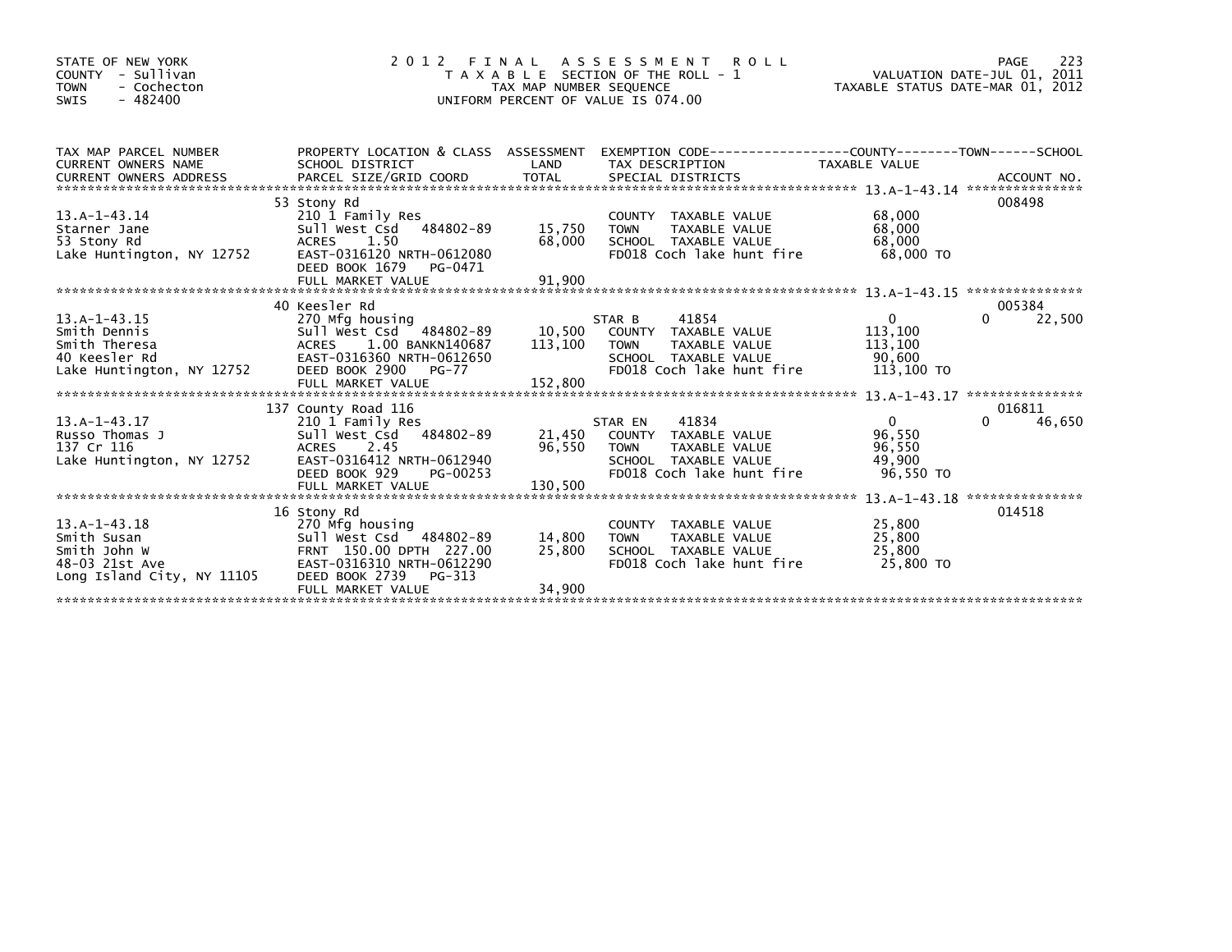STATE OF NEW YORK
COUNTY - Sullivan
TOWN - Cochecton
SWIS - 482400

# 2012 FINAL ASSESSMENT ROLL
TAXABLE SECTION OF THE ROLL - 1
TAX MAP NUMBER SEQUENCE
UNIFORM PERCENT OF VALUE IS 074.00

VALUATION DATE-JUL 01, 2011
TAXABLE STATUS DATE-MAR 01, 2012

| TAX MAP PARCEL NUMBER / CURRENT OWNERS NAME / CURRENT OWNERS ADDRESS | PROPERTY LOCATION & CLASS / SCHOOL DISTRICT / PARCEL SIZE/GRID COORD | ASSESSMENT LAND | TOTAL | EXEMPTION CODE / TAX DESCRIPTION / SPECIAL DISTRICTS | COUNTY TAXABLE VALUE | TOWN | SCHOOL | ACCOUNT NO. |
|---|---|---|---|---|---|---|---|---|
| 13.A-1-43.14 | 53 Stony Rd | | | | | | | 008498 |
| | 210 1 Family Res | | | COUNTY TAXABLE VALUE | 68,000 | | | |
| Starner Jane | Sull West Csd 484802-89 | 15,750 | | TOWN TAXABLE VALUE | 68,000 | | | |
| 53 Stony Rd | ACRES 1.50 | | 68,000 | SCHOOL TAXABLE VALUE | 68,000 | | | |
| Lake Huntington, NY 12752 | EAST-0316120 NRTH-0612080 | | | FD018 Coch lake hunt fire | 68,000 TO | | | |
| | DEED BOOK 1679 PG-0471 | | | | | | | |
| | FULL MARKET VALUE | | 91,900 | | | | | |
| 13.A-1-43.15 | 40 Keesler Rd | | | | | | | 005384 |
| | 270 Mfg housing | | | STAR B 41854 | 0 | | 0 | 22,500 |
| Smith Dennis | Sull West Csd 484802-89 | 10,500 | | COUNTY TAXABLE VALUE | 113,100 | | | |
| Smith Theresa | ACRES 1.00 BANKN140687 | | 113,100 | TOWN TAXABLE VALUE | 113,100 | | | |
| 40 Keesler Rd | EAST-0316360 NRTH-0612650 | | | SCHOOL TAXABLE VALUE | 90,600 | | | |
| Lake Huntington, NY 12752 | DEED BOOK 2900 PG-77 | | | FD018 Coch lake hunt fire | 113,100 TO | | | |
| | FULL MARKET VALUE | | 152,800 | | | | | |
| 13.A-1-43.17 | 137 County Road 116 | | | | | | | 016811 |
| | 210 1 Family Res | | | STAR EN 41834 | 0 | | 0 | 46,650 |
| Russo Thomas J | Sull West Csd 484802-89 | 21,450 | | COUNTY TAXABLE VALUE | 96,550 | | | |
| 137 Cr 116 | ACRES 2.45 | | 96,550 | TOWN TAXABLE VALUE | 96,550 | | | |
| Lake Huntington, NY 12752 | EAST-0316412 NRTH-0612940 | | | SCHOOL TAXABLE VALUE | 49,900 | | | |
| | DEED BOOK 929 PG-00253 | | | FD018 Coch lake hunt fire | 96,550 TO | | | |
| | FULL MARKET VALUE | | 130,500 | | | | | |
| 13.A-1-43.18 | 16 Stony Rd | | | | | | | 014518 |
| | 270 Mfg housing | | | COUNTY TAXABLE VALUE | 25,800 | | | |
| Smith Susan | Sull West Csd 484802-89 | 14,800 | | TOWN TAXABLE VALUE | 25,800 | | | |
| Smith John W | FRNT 150.00 DPTH 227.00 | | 25,800 | SCHOOL TAXABLE VALUE | 25,800 | | | |
| 48-03 21st Ave | EAST-0316310 NRTH-0612290 | | | FD018 Coch lake hunt fire | 25,800 TO | | | |
| Long Island City, NY 11105 | DEED BOOK 2739 PG-313 | | | | | | | |
| | FULL MARKET VALUE | | 34,900 | | | | | |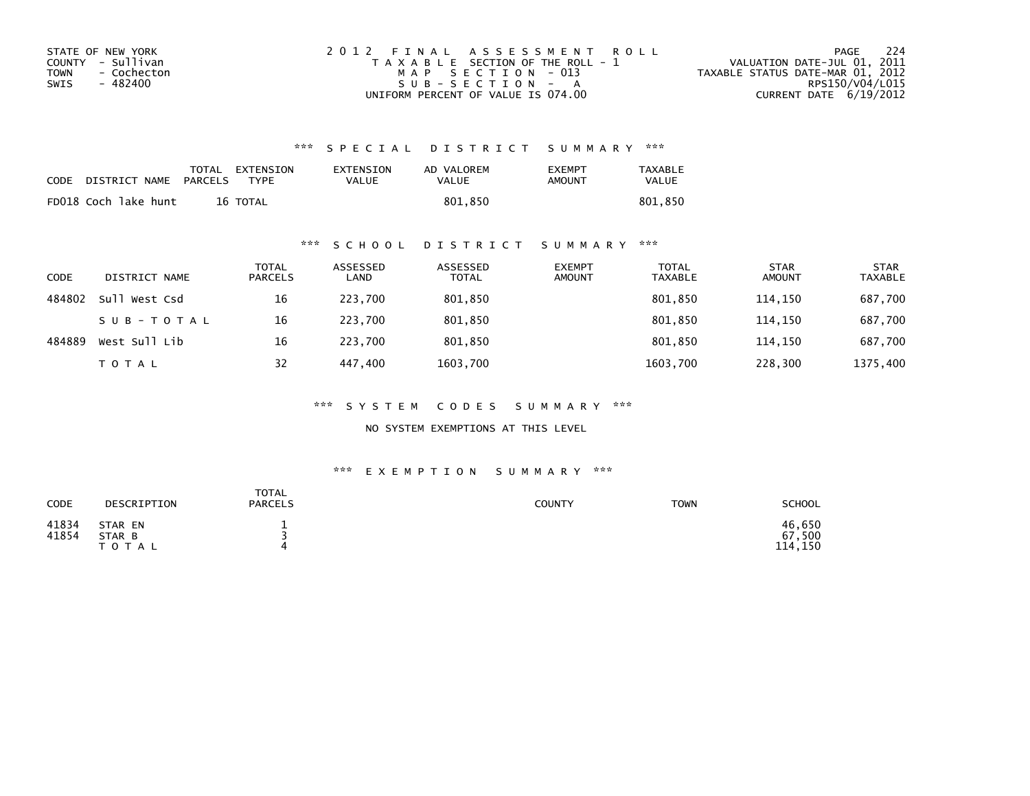STATE OF NEW YORK
COUNTY - Sullivan
TOWN - Cochecton
SWIS - 482400

2012 FINAL ASSESSMENT ROLL
TAXABLE SECTION OF THE ROLL - 1
MAP SECTION - 013
SUB-SECTION - A
UNIFORM PERCENT OF VALUE IS 074.00

VALUATION DATE-JUL 01, 2011
TAXABLE STATUS DATE-MAR 01, 2012
RPS150/V04/L015
CURRENT DATE 6/19/2012

### *** SPECIAL DISTRICT SUMMARY ***

| CODE | DISTRICT NAME | TOTAL PARCELS | EXTENSION TYPE | EXTENSION VALUE | AD VALOREM VALUE | EXEMPT AMOUNT | TAXABLE VALUE |
|---|---|---|---|---|---|---|---|
| FD018 | Coch lake hunt | 16 | TOTAL | | 801,850 | | 801,850 |

### *** SCHOOL DISTRICT SUMMARY ***

| CODE | DISTRICT NAME | TOTAL PARCELS | ASSESSED LAND | ASSESSED TOTAL | EXEMPT AMOUNT | TOTAL TAXABLE | STAR AMOUNT | STAR TAXABLE |
|---|---|---|---|---|---|---|---|---|
| 484802 | Sull West Csd | 16 | 223,700 | 801,850 | | 801,850 | 114,150 | 687,700 |
| | SUB-TOTAL | 16 | 223,700 | 801,850 | | 801,850 | 114,150 | 687,700 |
| 484889 | West Sull Lib | 16 | 223,700 | 801,850 | | 801,850 | 114,150 | 687,700 |
| | TOTAL | 32 | 447,400 | 1603,700 | | 1603,700 | 228,300 | 1375,400 |

### *** SYSTEM CODES SUMMARY ***

NO SYSTEM EXEMPTIONS AT THIS LEVEL

### *** EXEMPTION SUMMARY ***

| CODE | DESCRIPTION | TOTAL PARCELS | COUNTY | TOWN | SCHOOL |
|---|---|---|---|---|---|
| 41834 | STAR EN | 1 | | | 46,650 |
| 41854 | STAR B | 3 | | | 67,500 |
| | TOTAL | 4 | | | 114,150 |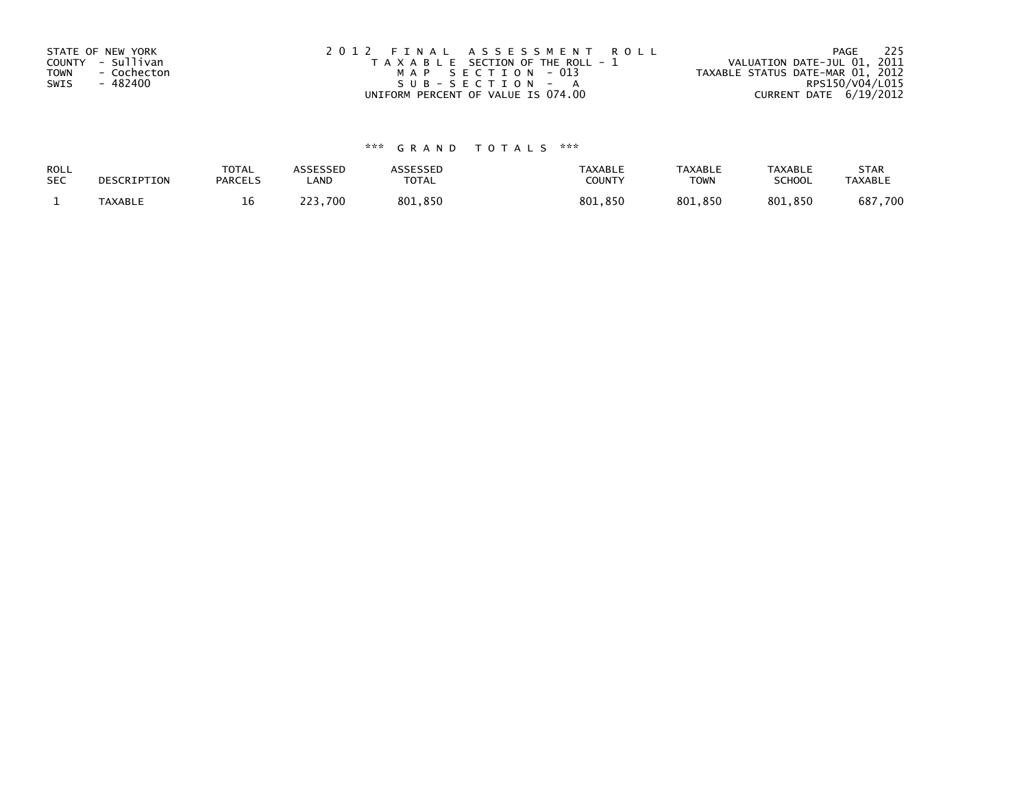STATE OF NEW YORK
COUNTY - Sullivan
TOWN - Cochecton
SWIS - 482400

2012 FINAL ASSESSMENT ROLL
TAXABLE SECTION OF THE ROLL - 1
MAP SECTION - 013
SUB-SECTION - A
UNIFORM PERCENT OF VALUE IS 074.00

VALUATION DATE-JUL 01, 2011
TAXABLE STATUS DATE-MAR 01, 2012
RPS150/V04/L015
CURRENT DATE 6/19/2012

*** GRAND TOTALS ***

| ROLL SEC | DESCRIPTION | TOTAL PARCELS | ASSESSED LAND | ASSESSED TOTAL | TAXABLE COUNTY | TAXABLE TOWN | TAXABLE SCHOOL | STAR TAXABLE |
|---|---|---|---|---|---|---|---|---|
| 1 | TAXABLE | 16 | 223,700 | 801,850 | 801,850 | 801,850 | 801,850 | 687,700 |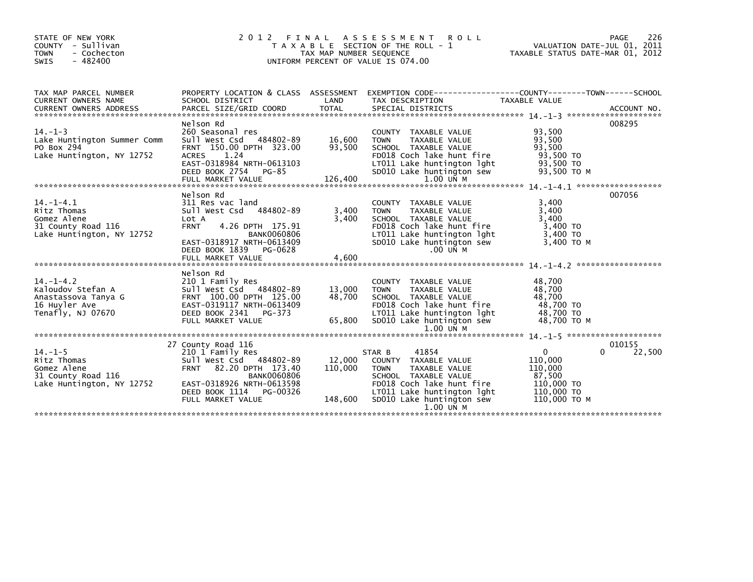STATE OF NEW YORK
COUNTY - Sullivan
TOWN - Cochecton
SWIS - 482400

# 2012 FINAL ASSESSMENT ROLL

TAXABLE SECTION OF THE ROLL - 1
TAX MAP NUMBER SEQUENCE
UNIFORM PERCENT OF VALUE IS 074.00

VALUATION DATE-JUL 01, 2011
TAXABLE STATUS DATE-MAR 01, 2012

| TAX MAP PARCEL NUMBER / CURRENT OWNERS NAME / CURRENT OWNERS ADDRESS | PROPERTY LOCATION & CLASS / SCHOOL DISTRICT / PARCEL SIZE/GRID COORD | ASSESSMENT LAND | TOTAL | EXEMPTION CODE / TAX DESCRIPTION / SPECIAL DISTRICTS | COUNTY | TOWN | SCHOOL | ACCOUNT NO. |
|---|---|---|---|---|---|---|---|---|
| **14.-1-3** | Nelson Rd | | | | | | | 008295 |
| 14.-1-3 | 260 Seasonal res | | | COUNTY TAXABLE VALUE | 93,500 | | | |
| Lake Huntington Summer Comm | Sull West Csd 484802-89 | 16,600 | | TOWN TAXABLE VALUE | | 93,500 | | |
| PO Box 294 | FRNT 150.00 DPTH 323.00 | | 93,500 | SCHOOL TAXABLE VALUE | | | 93,500 | |
| Lake Huntington, NY 12752 | ACRES 1.24 | | | FD018 Coch lake hunt fire | 93,500 TO | | | |
| | EAST-0318984 NRTH-0613103 | | | LT011 Lake huntington lght | 93,500 TO | | | |
| | DEED BOOK 2754 PG-85 | | | SD010 Lake huntington sew | 93,500 TO M | | | |
| | FULL MARKET VALUE | | 126,400 | 1.00 UN M | | | | |
| **14.-1-4.1** | Nelson Rd | | | | | | | 007056 |
| 14.-1-4.1 | 311 Res vac land | | | COUNTY TAXABLE VALUE | 3,400 | | | |
| Ritz Thomas | Sull West Csd 484802-89 | 3,400 | | TOWN TAXABLE VALUE | | 3,400 | | |
| Gomez Alene | Lot A | | 3,400 | SCHOOL TAXABLE VALUE | | | 3,400 | |
| 31 County Road 116 | FRNT 4.26 DPTH 175.91 | | | FD018 Coch lake hunt fire | 3,400 TO | | | |
| Lake Huntington, NY 12752 | BANK0060806 | | | LT011 Lake huntington lght | 3,400 TO | | | |
| | EAST-0318917 NRTH-0613409 | | | SD010 Lake huntington sew | 3,400 TO M | | | |
| | DEED BOOK 1839 PG-0628 | | | .00 UN M | | | | |
| | FULL MARKET VALUE | | 4,600 | | | | | |
| **14.-1-4.2** | Nelson Rd | | | | | | | |
| 14.-1-4.2 | 210 1 Family Res | | | COUNTY TAXABLE VALUE | 48,700 | | | |
| Kaloudov Stefan A | Sull West Csd 484802-89 | 13,000 | | TOWN TAXABLE VALUE | | 48,700 | | |
| Anastassova Tanya G | FRNT 100.00 DPTH 125.00 | | 48,700 | SCHOOL TAXABLE VALUE | | | 48,700 | |
| 16 Huyler Ave | EAST-0319117 NRTH-0613409 | | | FD018 Coch lake hunt fire | 48,700 TO | | | |
| Tenafly, NJ 07670 | DEED BOOK 2341 PG-373 | | | LT011 Lake huntington lght | 48,700 TO | | | |
| | FULL MARKET VALUE | | 65,800 | SD010 Lake huntington sew | 48,700 TO M | | | |
| | | | | 1.00 UN M | | | | |
| **14.-1-5** | 27 County Road 116 | | | | | | | 010155 |
| 14.-1-5 | 210 1 Family Res | | | STAR B 41854 | 0 | 0 | 22,500 | |
| Ritz Thomas | Sull West Csd 484802-89 | 12,000 | | COUNTY TAXABLE VALUE | 110,000 | | | |
| Gomez Alene | FRNT 82.20 DPTH 173.40 | | 110,000 | TOWN TAXABLE VALUE | | 110,000 | | |
| 31 County Road 116 | BANK0060806 | | | SCHOOL TAXABLE VALUE | | | 87,500 | |
| Lake Huntington, NY 12752 | EAST-0318926 NRTH-0613598 | | | FD018 Coch lake hunt fire | 110,000 TO | | | |
| | DEED BOOK 1114 PG-00326 | | | LT011 Lake huntington lght | 110,000 TO | | | |
| | FULL MARKET VALUE | | 148,600 | SD010 Lake huntington sew | 110,000 TO M | | | |
| | | | | 1.00 UN M | | | | |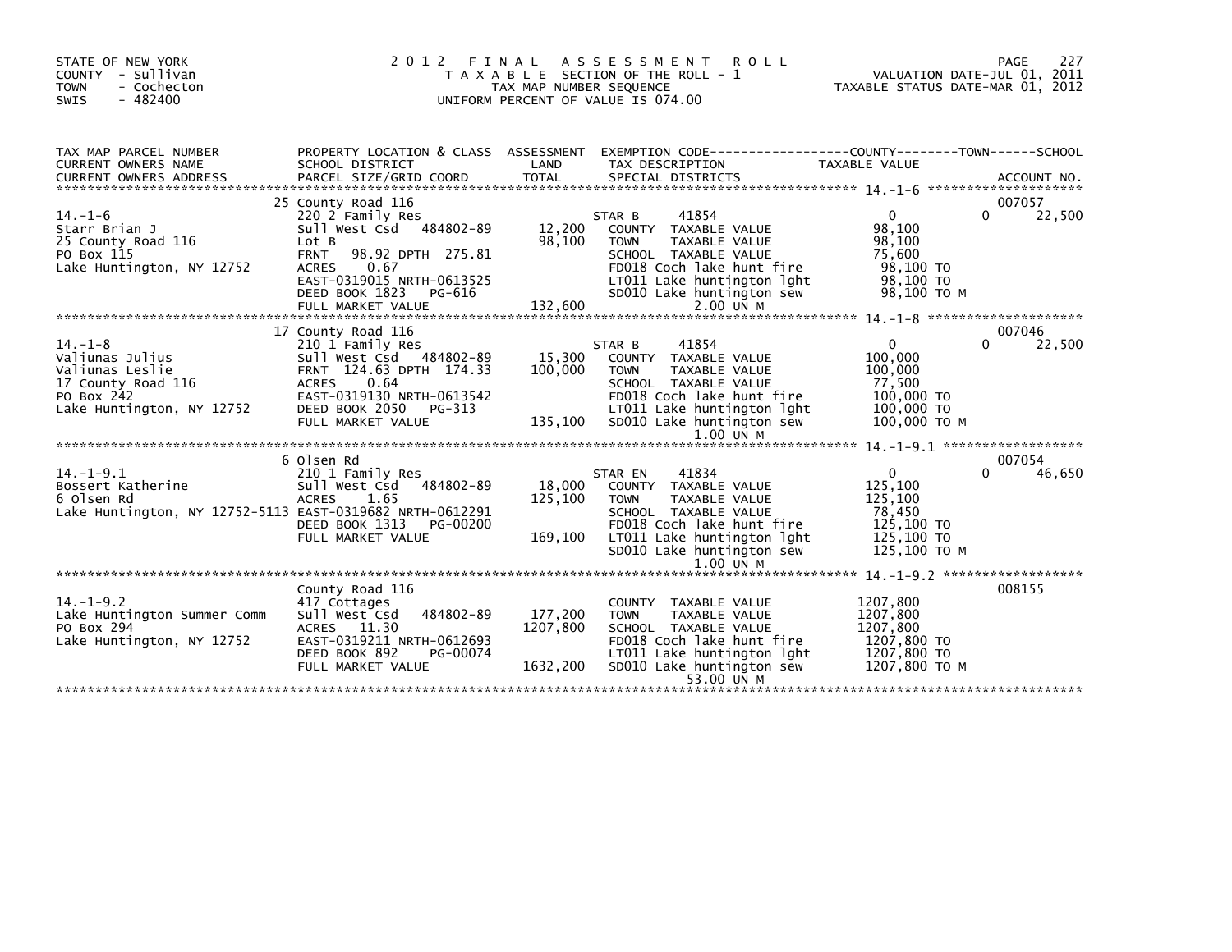STATE OF NEW YORK
COUNTY - Sullivan
TOWN - Cochecton
SWIS - 482400

# 2012 FINAL ASSESSMENT ROLL

TAXABLE SECTION OF THE ROLL - 1
TAX MAP NUMBER SEQUENCE
UNIFORM PERCENT OF VALUE IS 074.00

VALUATION DATE-JUL 01, 2011
TAXABLE STATUS DATE-MAR 01, 2012

| TAX MAP PARCEL NUMBER / CURRENT OWNERS NAME / CURRENT OWNERS ADDRESS | PROPERTY LOCATION & CLASS / SCHOOL DISTRICT / PARCEL SIZE/GRID COORD | ASSESSMENT LAND / TOTAL | EXEMPTION CODE / TAX DESCRIPTION / SPECIAL DISTRICTS | COUNTY TAXABLE VALUE | TOWN | SCHOOL / ACCOUNT NO. |
|---|---|---|---|---|---|---|
| 14.-1-6 | 25 County Road 116 | | | | | 007057 |
| | 220 2 Family Res | | STAR B 41854 | 0 | 0 | 22,500 |
| Starr Brian J | Sull West Csd 484802-89 | 12,200 | COUNTY TAXABLE VALUE | 98,100 | | |
| 25 County Road 116 | Lot B | 98,100 | TOWN TAXABLE VALUE | 98,100 | | |
| PO Box 115 | FRNT 98.92 DPTH 275.81 | | SCHOOL TAXABLE VALUE | 75,600 | | |
| Lake Huntington, NY 12752 | ACRES 0.67 | | FD018 Coch lake hunt fire | 98,100 TO | | |
| | EAST-0319015 NRTH-0613525 | | LT011 Lake huntington lght | 98,100 TO | | |
| | DEED BOOK 1823 PG-616 | | SD010 Lake huntington sew | 98,100 TO M | | |
| | FULL MARKET VALUE | 132,600 | 2.00 UN M | | | |
| 14.-1-8 | 17 County Road 116 | | | | | 007046 |
| | 210 1 Family Res | | STAR B 41854 | 0 | 0 | 22,500 |
| Valiunas Julius | Sull West Csd 484802-89 | 15,300 | COUNTY TAXABLE VALUE | 100,000 | | |
| Valiunas Leslie | FRNT 124.63 DPTH 174.33 | 100,000 | TOWN TAXABLE VALUE | 100,000 | | |
| 17 County Road 116 | ACRES 0.64 | | SCHOOL TAXABLE VALUE | 77,500 | | |
| PO Box 242 | EAST-0319130 NRTH-0613542 | | FD018 Coch lake hunt fire | 100,000 TO | | |
| Lake Huntington, NY 12752 | DEED BOOK 2050 PG-313 | | LT011 Lake huntington lght | 100,000 TO | | |
| | FULL MARKET VALUE | 135,100 | SD010 Lake huntington sew | 100,000 TO M | | |
| | | | 1.00 UN M | | | |
| 14.-1-9.1 | 6 Olsen Rd | | | | | 007054 |
| | 210 1 Family Res | | STAR EN 41834 | 0 | 0 | 46,650 |
| Bossert Katherine | Sull West Csd 484802-89 | 18,000 | COUNTY TAXABLE VALUE | 125,100 | | |
| 6 Olsen Rd | ACRES 1.65 | 125,100 | TOWN TAXABLE VALUE | 125,100 | | |
| Lake Huntington, NY 12752-5113 | EAST-0319682 NRTH-0612291 | | SCHOOL TAXABLE VALUE | 78,450 | | |
| | DEED BOOK 1313 PG-00200 | | FD018 Coch lake hunt fire | 125,100 TO | | |
| | FULL MARKET VALUE | 169,100 | LT011 Lake huntington lght | 125,100 TO | | |
| | | | SD010 Lake huntington sew | 125,100 TO M | | |
| | | | 1.00 UN M | | | |
| 14.-1-9.2 | County Road 116 | | | | | 008155 |
| | 417 Cottages | | COUNTY TAXABLE VALUE | 1207,800 | | |
| Lake Huntington Summer Comm | Sull West Csd 484802-89 | 177,200 | TOWN TAXABLE VALUE | 1207,800 | | |
| PO Box 294 | ACRES 11.30 | 1207,800 | SCHOOL TAXABLE VALUE | 1207,800 | | |
| Lake Huntington, NY 12752 | EAST-0319211 NRTH-0612693 | | FD018 Coch lake hunt fire | 1207,800 TO | | |
| | DEED BOOK 892 PG-00074 | | LT011 Lake huntington lght | 1207,800 TO | | |
| | FULL MARKET VALUE | 1632,200 | SD010 Lake huntington sew | 1207,800 TO M | | |
| | | | 53.00 UN M | | | |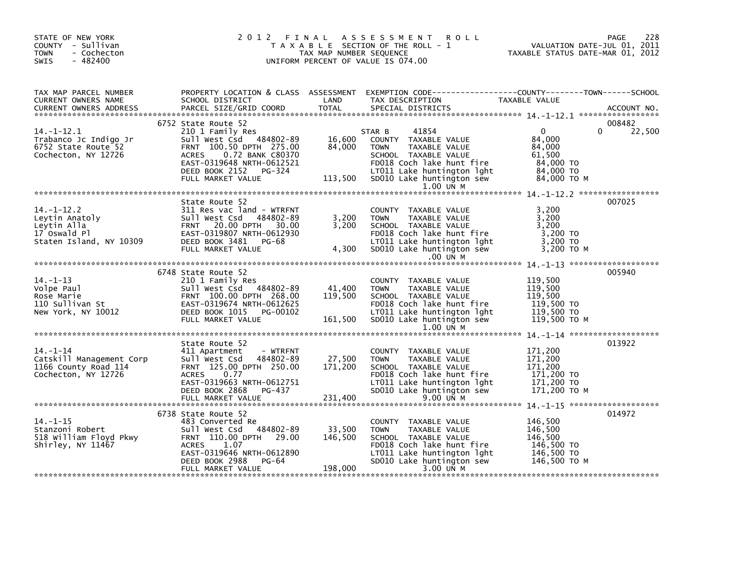STATE OF NEW YORK
COUNTY - Sullivan
TOWN - Cochecton
SWIS - 482400

# 2012 FINAL ASSESSMENT ROLL

TAXABLE SECTION OF THE ROLL - 1
TAX MAP NUMBER SEQUENCE
UNIFORM PERCENT OF VALUE IS 074.00

VALUATION DATE-JUL 01, 2011
TAXABLE STATUS DATE-MAR 01, 2012

| TAX MAP PARCEL NUMBER / CURRENT OWNERS NAME / CURRENT OWNERS ADDRESS | PROPERTY LOCATION & CLASS / SCHOOL DISTRICT / PARCEL SIZE/GRID COORD | ASSESSMENT LAND / TOTAL | EXEMPTION CODE / TAX DESCRIPTION / SPECIAL DISTRICTS | COUNTY / TOWN / SCHOOL TAXABLE VALUE | ACCOUNT NO. |
|---|---|---|---|---|---|
| 14.-1-12.1 | 6752 State Route 52 | | | | 008482 |
| Trabanco Jc Indigo Jr | 210 1 Family Res | | STAR B 41854 | 0 0 22,500 | |
| 6752 State Route 52 | Sull West Csd 484802-89 | 16,600 | COUNTY TAXABLE VALUE | 84,000 | |
| Cochecton, NY 12726 | FRNT 100.50 DPTH 275.00 | 84,000 | TOWN TAXABLE VALUE | 84,000 | |
| | ACRES 0.72 BANK C80370 | | SCHOOL TAXABLE VALUE | 61,500 | |
| | EAST-0319648 NRTH-0612521 | | FD018 Coch lake hunt fire | 84,000 TO | |
| | DEED BOOK 2152 PG-324 | | LT011 Lake huntington lght | 84,000 TO | |
| | FULL MARKET VALUE | 113,500 | SD010 Lake huntington sew | 84,000 TO M | |
| | | | 1.00 UN M | | |
| 14.-1-12.2 | State Route 52 | | | | 007025 |
| Leytin Anatoly | 311 Res vac land - WTRFNT | | COUNTY TAXABLE VALUE | 3,200 | |
| Leytin Alla | Sull West Csd 484802-89 | 3,200 | TOWN TAXABLE VALUE | 3,200 | |
| 17 Oswald Pl | FRNT 20.00 DPTH 30.00 | 3,200 | SCHOOL TAXABLE VALUE | 3,200 | |
| Staten Island, NY 10309 | EAST-0319807 NRTH-0612930 | | FD018 Coch lake hunt fire | 3,200 TO | |
| | DEED BOOK 3481 PG-68 | | LT011 Lake huntington lght | 3,200 TO | |
| | FULL MARKET VALUE | 4,300 | SD010 Lake huntington sew | 3,200 TO M | |
| | | | .00 UN M | | |
| 14.-1-13 | 6748 State Route 52 | | | | 005940 |
| Volpe Paul | 210 1 Family Res | | COUNTY TAXABLE VALUE | 119,500 | |
| Rose Marie | Sull West Csd 484802-89 | 41,400 | TOWN TAXABLE VALUE | 119,500 | |
| 110 Sullivan St | FRNT 100.00 DPTH 268.00 | 119,500 | SCHOOL TAXABLE VALUE | 119,500 | |
| New York, NY 10012 | EAST-0319674 NRTH-0612625 | | FD018 Coch lake hunt fire | 119,500 TO | |
| | DEED BOOK 1015 PG-00102 | | LT011 Lake huntington lght | 119,500 TO | |
| | FULL MARKET VALUE | 161,500 | SD010 Lake huntington sew | 119,500 TO M | |
| | | | 1.00 UN M | | |
| 14.-1-14 | State Route 52 | | | | 013922 |
| Catskill Management Corp | 411 Apartment - WTRFNT | | COUNTY TAXABLE VALUE | 171,200 | |
| 1166 County Road 114 | Sull West Csd 484802-89 | 27,500 | TOWN TAXABLE VALUE | 171,200 | |
| Cochecton, NY 12726 | FRNT 125.00 DPTH 250.00 | 171,200 | SCHOOL TAXABLE VALUE | 171,200 | |
| | ACRES 0.77 | | FD018 Coch lake hunt fire | 171,200 TO | |
| | EAST-0319663 NRTH-0612751 | | LT011 Lake huntington lght | 171,200 TO | |
| | DEED BOOK 2868 PG-437 | | SD010 Lake huntington sew | 171,200 TO M | |
| | FULL MARKET VALUE | 231,400 | 9.00 UN M | | |
| 14.-1-15 | 6738 State Route 52 | | | | 014972 |
| Stanzoni Robert | 483 Converted Re | | COUNTY TAXABLE VALUE | 146,500 | |
| 518 William Floyd Pkwy | Sull West Csd 484802-89 | 33,500 | TOWN TAXABLE VALUE | 146,500 | |
| Shirley, NY 11467 | FRNT 110.00 DPTH 29.00 | 146,500 | SCHOOL TAXABLE VALUE | 146,500 | |
| | ACRES 1.07 | | FD018 Coch lake hunt fire | 146,500 TO | |
| | EAST-0319646 NRTH-0612890 | | LT011 Lake huntington lght | 146,500 TO | |
| | DEED BOOK 2988 PG-64 | | SD010 Lake huntington sew | 146,500 TO M | |
| | FULL MARKET VALUE | 198,000 | 3.00 UN M | | |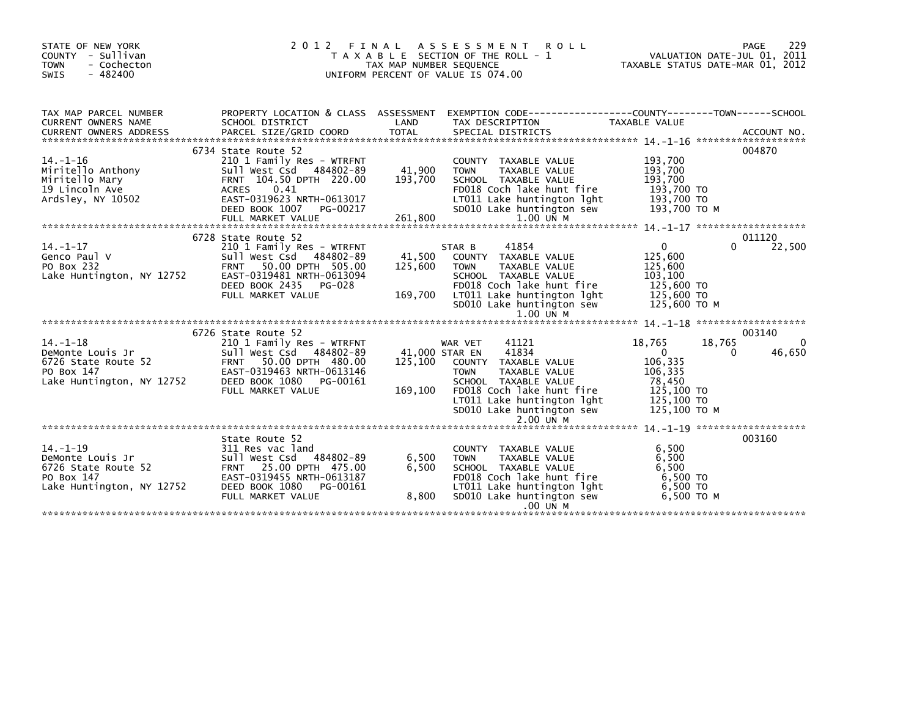STATE OF NEW YORK
COUNTY - Sullivan
TOWN - Cochecton
SWIS - 482400

# 2012 FINAL ASSESSMENT ROLL

TAXABLE SECTION OF THE ROLL - 1
TAX MAP NUMBER SEQUENCE
UNIFORM PERCENT OF VALUE IS 074.00

VALUATION DATE-JUL 01, 2011
TAXABLE STATUS DATE-MAR 01, 2012

| TAX MAP PARCEL NUMBER / CURRENT OWNERS NAME / CURRENT OWNERS ADDRESS | PROPERTY LOCATION & CLASS / SCHOOL DISTRICT / PARCEL SIZE/GRID COORD | ASSESSMENT LAND / TOTAL | EXEMPTION CODE / TAX DESCRIPTION / SPECIAL DISTRICTS | COUNTY TAXABLE VALUE | TOWN | SCHOOL | ACCOUNT NO. |
|---|---|---|---|---|---|---|---|
| 14.-1-16 | 6734 State Route 52 | | | | | | 004870 |
| | 210 1 Family Res - WTRFNT | | COUNTY TAXABLE VALUE | 193,700 | | | |
| Miritello Anthony | Sull West Csd 484802-89 | 41,900 | TOWN TAXABLE VALUE | 193,700 | | | |
| Miritello Mary | FRNT 104.50 DPTH 220.00 | 193,700 | SCHOOL TAXABLE VALUE | 193,700 | | | |
| 19 Lincoln Ave | ACRES 0.41 | | FD018 Coch lake hunt fire | 193,700 TO | | | |
| Ardsley, NY 10502 | EAST-0319623 NRTH-0613017 | | LT011 Lake huntington lght | 193,700 TO | | | |
| | DEED BOOK 1007 PG-00217 | | SD010 Lake huntington sew | 193,700 TO M | | | |
| | FULL MARKET VALUE | 261,800 | 1.00 UN M | | | | |
| 14.-1-17 | 6728 State Route 52 | | | | | | 011120 |
| | 210 1 Family Res - WTRFNT | | STAR B 41854 | 0 | 0 | 22,500 | |
| Genco Paul V | Sull West Csd 484802-89 | 41,500 | COUNTY TAXABLE VALUE | 125,600 | | | |
| PO Box 232 | FRNT 50.00 DPTH 505.00 | 125,600 | TOWN TAXABLE VALUE | 125,600 | | | |
| Lake Huntington, NY 12752 | EAST-0319481 NRTH-0613094 | | SCHOOL TAXABLE VALUE | 103,100 | | | |
| | DEED BOOK 2435 PG-028 | | FD018 Coch lake hunt fire | 125,600 TO | | | |
| | FULL MARKET VALUE | 169,700 | LT011 Lake huntington lght | 125,600 TO | | | |
| | | | SD010 Lake huntington sew | 125,600 TO M | | | |
| | | | 1.00 UN M | | | | |
| 14.-1-18 | 6726 State Route 52 | | | | | | 003140 |
| | 210 1 Family Res - WTRFNT | | WAR VET 41121 | 18,765 | 18,765 | 0 | |
| DeMonte Louis Jr | Sull West Csd 484802-89 | 41,000 | STAR EN 41834 | 0 | 0 | 46,650 | |
| 6726 State Route 52 | FRNT 50.00 DPTH 480.00 | 125,100 | COUNTY TAXABLE VALUE | 106,335 | | | |
| PO Box 147 | EAST-0319463 NRTH-0613146 | | TOWN TAXABLE VALUE | 106,335 | | | |
| Lake Huntington, NY 12752 | DEED BOOK 1080 PG-00161 | | SCHOOL TAXABLE VALUE | 78,450 | | | |
| | FULL MARKET VALUE | 169,100 | FD018 Coch lake hunt fire | 125,100 TO | | | |
| | | | LT011 Lake huntington lght | 125,100 TO | | | |
| | | | SD010 Lake huntington sew | 125,100 TO M | | | |
| | | | 2.00 UN M | | | | |
| 14.-1-19 | State Route 52 | | | | | | 003160 |
| | 311 Res vac land | | COUNTY TAXABLE VALUE | 6,500 | | | |
| DeMonte Louis Jr | Sull West Csd 484802-89 | 6,500 | TOWN TAXABLE VALUE | 6,500 | | | |
| 6726 State Route 52 | FRNT 25.00 DPTH 475.00 | 6,500 | SCHOOL TAXABLE VALUE | 6,500 | | | |
| PO Box 147 | EAST-0319455 NRTH-0613187 | | FD018 Coch lake hunt fire | 6,500 TO | | | |
| Lake Huntington, NY 12752 | DEED BOOK 1080 PG-00161 | | LT011 Lake huntington lght | 6,500 TO | | | |
| | FULL MARKET VALUE | 8,800 | SD010 Lake huntington sew | 6,500 TO M | | | |
| | | | .00 UN M | | | | |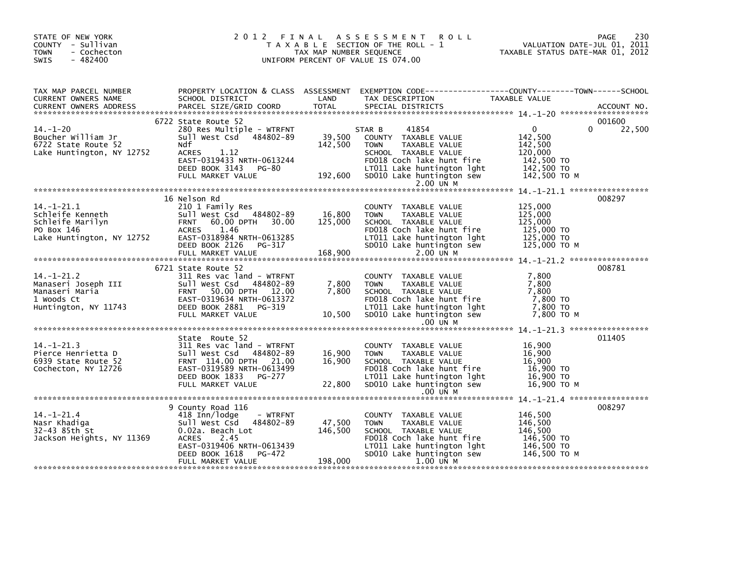STATE OF NEW YORK
COUNTY - Sullivan
TOWN - Cochecton
SWIS - 482400

2012 FINAL ASSESSMENT ROLL
TAXABLE SECTION OF THE ROLL - 1
TAX MAP NUMBER SEQUENCE
UNIFORM PERCENT OF VALUE IS 074.00

VALUATION DATE-JUL 01, 2011
TAXABLE STATUS DATE-MAR 01, 2012

| TAX MAP PARCEL NUMBER / CURRENT OWNERS NAME / CURRENT OWNERS ADDRESS | PROPERTY LOCATION & CLASS / SCHOOL DISTRICT / PARCEL SIZE/GRID COORD | ASSESSMENT LAND / TOTAL | EXEMPTION CODE / TAX DESCRIPTION / SPECIAL DISTRICTS | COUNTY | TOWN | SCHOOL / ACCOUNT NO. |
|---|---|---|---|---|---|---|
| 14.-1-20 | 6722 State Route 52 | | | | | 001600 |
| | 280 Res Multiple - WTRFNT | | STAR B 41854 | 0 | 0 | 22,500 |
| Boucher William Jr | Sull West Csd 484802-89 | 39,500 | COUNTY TAXABLE VALUE | 142,500 | | |
| 6722 State Route 52 | Ndf | 142,500 | TOWN TAXABLE VALUE | | 142,500 | |
| Lake Huntington, NY 12752 | ACRES 1.12 | | SCHOOL TAXABLE VALUE | | | 120,000 |
| | EAST-0319433 NRTH-0613244 | | FD018 Coch lake hunt fire | 142,500 TO | | |
| | DEED BOOK 3143 PG-80 | | LT011 Lake huntington lght | 142,500 TO | | |
| | FULL MARKET VALUE | 192,600 | SD010 Lake huntington sew | 142,500 TO M | | |
| | | | 2.00 UN M | | | |
| 14.-1-21.1 | 16 Nelson Rd | | | | | 008297 |
| | 210 1 Family Res | | COUNTY TAXABLE VALUE | 125,000 | | |
| Schleife Kenneth | Sull West Csd 484802-89 | 16,800 | TOWN TAXABLE VALUE | | 125,000 | |
| Schleife Marilyn | FRNT 60.00 DPTH 30.00 | 125,000 | SCHOOL TAXABLE VALUE | | | 125,000 |
| PO Box 146 | ACRES 1.46 | | FD018 Coch lake hunt fire | 125,000 TO | | |
| Lake Huntington, NY 12752 | EAST-0318984 NRTH-0613285 | | LT011 Lake huntington lght | 125,000 TO | | |
| | DEED BOOK 2126 PG-317 | | SD010 Lake huntington sew | 125,000 TO M | | |
| | FULL MARKET VALUE | 168,900 | 2.00 UN M | | | |
| 14.-1-21.2 | 6721 State Route 52 | | | | | 008781 |
| | 311 Res vac land - WTRFNT | | COUNTY TAXABLE VALUE | 7,800 | | |
| Manaseri Joseph III | Sull West Csd 484802-89 | 7,800 | TOWN TAXABLE VALUE | | 7,800 | |
| Manaseri Maria | FRNT 50.00 DPTH 12.00 | 7,800 | SCHOOL TAXABLE VALUE | | | 7,800 |
| 1 Woods Ct | EAST-0319634 NRTH-0613372 | | FD018 Coch lake hunt fire | 7,800 TO | | |
| Huntington, NY 11743 | DEED BOOK 2881 PG-319 | | LT011 Lake huntington lght | 7,800 TO | | |
| | FULL MARKET VALUE | 10,500 | SD010 Lake huntington sew | 7,800 TO M | | |
| | | | .00 UN M | | | |
| 14.-1-21.3 | State Route 52 | | | | | 011405 |
| | 311 Res vac land - WTRFNT | | COUNTY TAXABLE VALUE | 16,900 | | |
| Pierce Henrietta D | Sull West Csd 484802-89 | 16,900 | TOWN TAXABLE VALUE | | 16,900 | |
| 6939 State Route 52 | FRNT 114.00 DPTH 21.00 | 16,900 | SCHOOL TAXABLE VALUE | | | 16,900 |
| Cochecton, NY 12726 | EAST-0319589 NRTH-0613499 | | FD018 Coch lake hunt fire | 16,900 TO | | |
| | DEED BOOK 1833 PG-277 | | LT011 Lake huntington lght | 16,900 TO | | |
| | FULL MARKET VALUE | 22,800 | SD010 Lake huntington sew | 16,900 TO M | | |
| | | | .00 UN M | | | |
| 14.-1-21.4 | 9 County Road 116 | | | | | 008297 |
| | 418 Inn/lodge - WTRFNT | | COUNTY TAXABLE VALUE | 146,500 | | |
| Nasr Khadiga | Sull West Csd 484802-89 | 47,500 | TOWN TAXABLE VALUE | | 146,500 | |
| 32-43 85th St | 0.02a. Beach Lot | 146,500 | SCHOOL TAXABLE VALUE | | | 146,500 |
| Jackson Heights, NY 11369 | ACRES 2.45 | | FD018 Coch lake hunt fire | 146,500 TO | | |
| | EAST-0319406 NRTH-0613439 | | LT011 Lake huntington lght | 146,500 TO | | |
| | DEED BOOK 1618 PG-472 | | SD010 Lake huntington sew | 146,500 TO M | | |
| | FULL MARKET VALUE | 198,000 | 1.00 UN M | | | |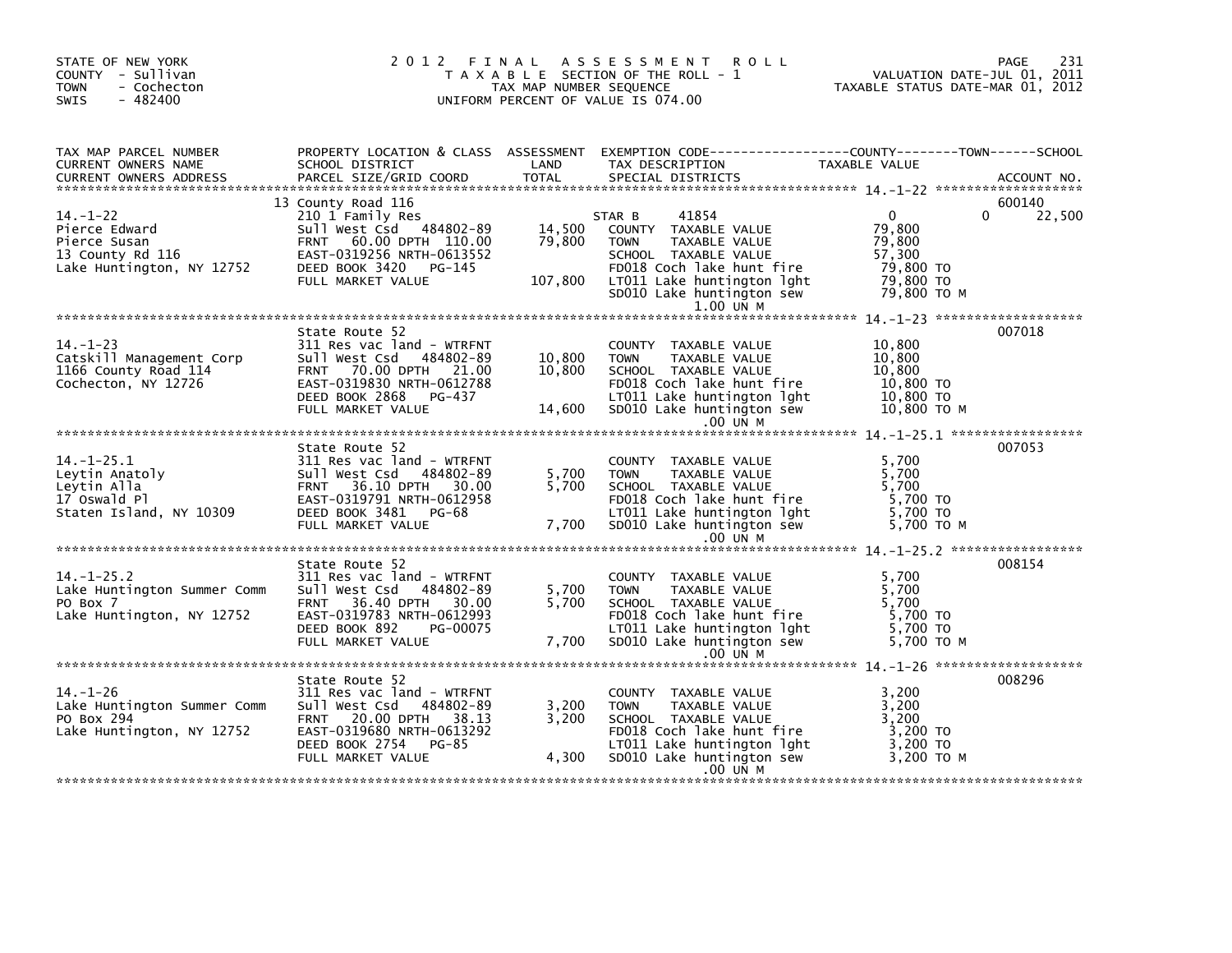STATE OF NEW YORK
COUNTY - Sullivan
TOWN - Cochecton
SWIS - 482400

# 2012 FINAL ASSESSMENT ROLL

TAXABLE SECTION OF THE ROLL - 1
TAX MAP NUMBER SEQUENCE
UNIFORM PERCENT OF VALUE IS 074.00

VALUATION DATE-JUL 01, 2011
TAXABLE STATUS DATE-MAR 01, 2012

| TAX MAP PARCEL NUMBER / CURRENT OWNERS NAME / CURRENT OWNERS ADDRESS | PROPERTY LOCATION & CLASS / SCHOOL DISTRICT / PARCEL SIZE/GRID COORD | ASSESSMENT LAND / TOTAL | EXEMPTION CODE / TAX DESCRIPTION / SPECIAL DISTRICTS | COUNTY / TOWN / SCHOOL TAXABLE VALUE | ACCOUNT NO. |
|---|---|---|---|---|---|
| 14.-1-22 | 13 County Road 116 | | | | 600140 |
| Pierce Edward | 210 1 Family Res | | STAR B 41854 | 0 0 22,500 | |
| Pierce Susan | Sull West Csd 484802-89 | 14,500 | COUNTY TAXABLE VALUE | 79,800 | |
| 13 County Rd 116 | FRNT 60.00 DPTH 110.00 | 79,800 | TOWN TAXABLE VALUE | 79,800 | |
| Lake Huntington, NY 12752 | EAST-0319256 NRTH-0613552 | | SCHOOL TAXABLE VALUE | 57,300 | |
| | DEED BOOK 3420 PG-145 | | FD018 Coch lake hunt fire | 79,800 TO | |
| | FULL MARKET VALUE | 107,800 | LT011 Lake huntington lght | 79,800 TO | |
| | | | SD010 Lake huntington sew | 79,800 TO M | |
| | | | 1.00 UN M | | |
| 14.-1-23 | State Route 52 | | | | 007018 |
| Catskill Management Corp | 311 Res vac land - WTRFNT | | COUNTY TAXABLE VALUE | 10,800 | |
| 1166 County Road 114 | Sull West Csd 484802-89 | 10,800 | TOWN TAXABLE VALUE | 10,800 | |
| Cochecton, NY 12726 | FRNT 70.00 DPTH 21.00 | 10,800 | SCHOOL TAXABLE VALUE | 10,800 | |
| | EAST-0319830 NRTH-0612788 | | FD018 Coch lake hunt fire | 10,800 TO | |
| | DEED BOOK 2868 PG-437 | | LT011 Lake huntington lght | 10,800 TO | |
| | FULL MARKET VALUE | 14,600 | SD010 Lake huntington sew | 10,800 TO M | |
| | | | .00 UN M | | |
| 14.-1-25.1 | State Route 52 | | | | 007053 |
| Leytin Anatoly | 311 Res vac land - WTRFNT | | COUNTY TAXABLE VALUE | 5,700 | |
| Leytin Alla | Sull West Csd 484802-89 | 5,700 | TOWN TAXABLE VALUE | 5,700 | |
| 17 Oswald Pl | FRNT 36.10 DPTH 30.00 | 5,700 | SCHOOL TAXABLE VALUE | 5,700 | |
| Staten Island, NY 10309 | EAST-0319791 NRTH-0612958 | | FD018 Coch lake hunt fire | 5,700 TO | |
| | DEED BOOK 3481 PG-68 | | LT011 Lake huntington lght | 5,700 TO | |
| | FULL MARKET VALUE | 7,700 | SD010 Lake huntington sew | 5,700 TO M | |
| | | | .00 UN M | | |
| 14.-1-25.2 | State Route 52 | | | | 008154 |
| Lake Huntington Summer Comm | 311 Res vac land - WTRFNT | | COUNTY TAXABLE VALUE | 5,700 | |
| PO Box 7 | Sull West Csd 484802-89 | 5,700 | TOWN TAXABLE VALUE | 5,700 | |
| Lake Huntington, NY 12752 | FRNT 36.40 DPTH 30.00 | 5,700 | SCHOOL TAXABLE VALUE | 5,700 | |
| | EAST-0319783 NRTH-0612993 | | FD018 Coch lake hunt fire | 5,700 TO | |
| | DEED BOOK 892 PG-00075 | | LT011 Lake huntington lght | 5,700 TO | |
| | FULL MARKET VALUE | 7,700 | SD010 Lake huntington sew | 5,700 TO M | |
| | | | .00 UN M | | |
| 14.-1-26 | State Route 52 | | | | 008296 |
| Lake Huntington Summer Comm | 311 Res vac land - WTRFNT | | COUNTY TAXABLE VALUE | 3,200 | |
| PO Box 294 | Sull West Csd 484802-89 | 3,200 | TOWN TAXABLE VALUE | 3,200 | |
| Lake Huntington, NY 12752 | FRNT 20.00 DPTH 38.13 | 3,200 | SCHOOL TAXABLE VALUE | 3,200 | |
| | EAST-0319680 NRTH-0613292 | | FD018 Coch lake hunt fire | 3,200 TO | |
| | DEED BOOK 2754 PG-85 | | LT011 Lake huntington lght | 3,200 TO | |
| | FULL MARKET VALUE | 4,300 | SD010 Lake huntington sew | 3,200 TO M | |
| | | | .00 UN M | | |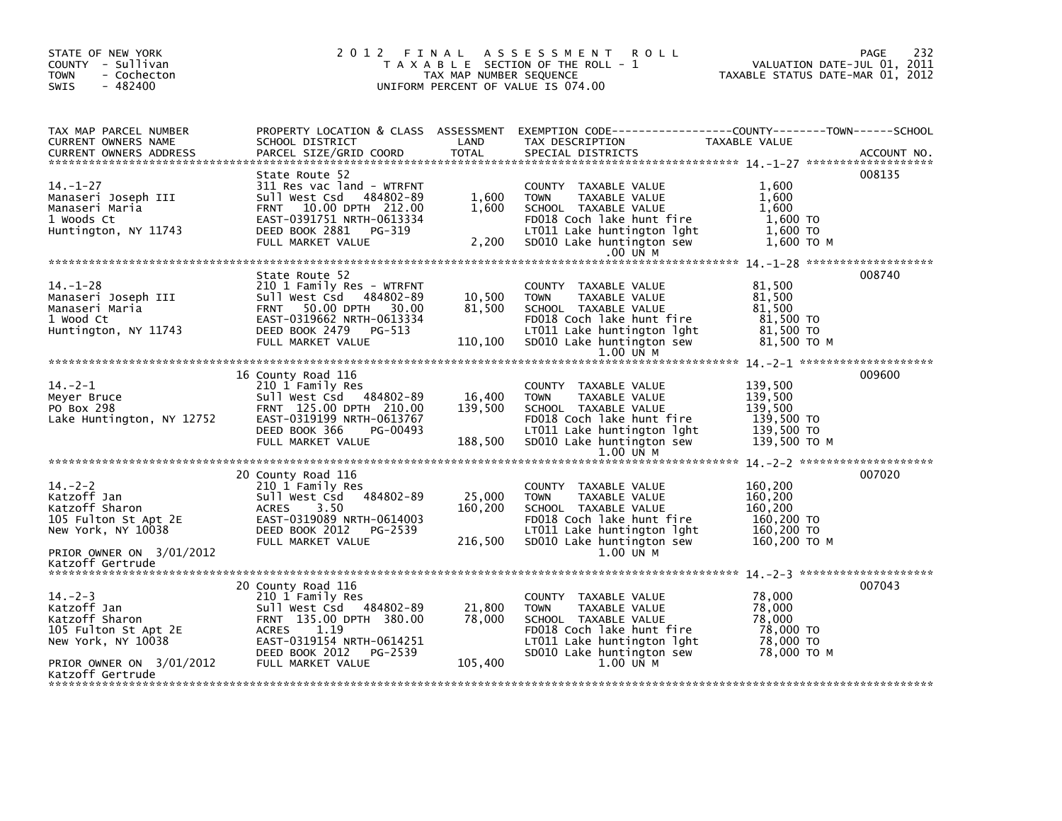STATE OF NEW YORK
COUNTY - Sullivan
TOWN - Cochecton
SWIS - 482400

# 2012 FINAL ASSESSMENT ROLL

TAXABLE SECTION OF THE ROLL - 1
TAX MAP NUMBER SEQUENCE
UNIFORM PERCENT OF VALUE IS 074.00

VALUATION DATE-JUL 01, 2011
TAXABLE STATUS DATE-MAR 01, 2012

| TAX MAP PARCEL NUMBER / CURRENT OWNERS NAME / CURRENT OWNERS ADDRESS | PROPERTY LOCATION & CLASS / SCHOOL DISTRICT / PARCEL SIZE/GRID COORD | ASSESSMENT LAND / TOTAL | EXEMPTION CODE / TAX DESCRIPTION / SPECIAL DISTRICTS | TAXABLE VALUE (COUNTY / TOWN / SCHOOL) | ACCOUNT NO. |
|---|---|---|---|---|---|
| 14.-1-27 | State Route 52 | | | | 008135 |
| Manaseri Joseph III | 311 Res vac land - WTRFNT | | COUNTY TAXABLE VALUE | 1,600 | |
| Manaseri Maria | Sull West Csd 484802-89 | 1,600 | TOWN TAXABLE VALUE | 1,600 | |
| 1 Woods Ct | FRNT 10.00 DPTH 212.00 | 1,600 | SCHOOL TAXABLE VALUE | 1,600 | |
| Huntington, NY 11743 | EAST-0391751 NRTH-0613334 | | FD018 Coch lake hunt fire | 1,600 TO | |
| | DEED BOOK 2881 PG-319 | | LT011 Lake huntington lght | 1,600 TO | |
| | FULL MARKET VALUE | 2,200 | SD010 Lake huntington sew | 1,600 TO M | |
| | | | .00 UN M | | |
| 14.-1-28 | State Route 52 | | | | 008740 |
| Manaseri Joseph III | 210 1 Family Res - WTRFNT | | COUNTY TAXABLE VALUE | 81,500 | |
| Manaseri Maria | Sull West Csd 484802-89 | 10,500 | TOWN TAXABLE VALUE | 81,500 | |
| 1 Wood Ct | FRNT 50.00 DPTH 30.00 | 81,500 | SCHOOL TAXABLE VALUE | 81,500 | |
| Huntington, NY 11743 | EAST-0319662 NRTH-0613334 | | FD018 Coch lake hunt fire | 81,500 TO | |
| | DEED BOOK 2479 PG-513 | | LT011 Lake huntington lght | 81,500 TO | |
| | FULL MARKET VALUE | 110,100 | SD010 Lake huntington sew | 81,500 TO M | |
| | | | 1.00 UN M | | |
| 14.-2-1 | 16 County Road 116 | | | | 009600 |
| Meyer Bruce | 210 1 Family Res | | COUNTY TAXABLE VALUE | 139,500 | |
| PO Box 298 | Sull West Csd 484802-89 | 16,400 | TOWN TAXABLE VALUE | 139,500 | |
| Lake Huntington, NY 12752 | FRNT 125.00 DPTH 210.00 | 139,500 | SCHOOL TAXABLE VALUE | 139,500 | |
| | EAST-0319199 NRTH-0613767 | | FD018 Coch lake hunt fire | 139,500 TO | |
| | DEED BOOK 366 PG-00493 | | LT011 Lake huntington lght | 139,500 TO | |
| | FULL MARKET VALUE | 188,500 | SD010 Lake huntington sew | 139,500 TO M | |
| | | | 1.00 UN M | | |
| 14.-2-2 | 20 County Road 116 | | | | 007020 |
| Katzoff Jan | 210 1 Family Res | | COUNTY TAXABLE VALUE | 160,200 | |
| Katzoff Sharon | Sull West Csd 484802-89 | 25,000 | TOWN TAXABLE VALUE | 160,200 | |
| 105 Fulton St Apt 2E | ACRES 3.50 | 160,200 | SCHOOL TAXABLE VALUE | 160,200 | |
| New York, NY 10038 | EAST-0319089 NRTH-0614003 | | FD018 Coch lake hunt fire | 160,200 TO | |
| | DEED BOOK 2012 PG-2539 | | LT011 Lake huntington lght | 160,200 TO | |
| | FULL MARKET VALUE | 216,500 | SD010 Lake huntington sew | 160,200 TO M | |
| PRIOR OWNER ON 3/01/2012 | | | 1.00 UN M | | |
| Katzoff Gertrude | | | | | |
| 14.-2-3 | 20 County Road 116 | | | | 007043 |
| Katzoff Jan | 210 1 Family Res | | COUNTY TAXABLE VALUE | 78,000 | |
| Katzoff Sharon | Sull West Csd 484802-89 | 21,800 | TOWN TAXABLE VALUE | 78,000 | |
| 105 Fulton St Apt 2E | FRNT 135.00 DPTH 380.00 | 78,000 | SCHOOL TAXABLE VALUE | 78,000 | |
| New York, NY 10038 | ACRES 1.19 | | FD018 Coch lake hunt fire | 78,000 TO | |
| | EAST-0319154 NRTH-0614251 | | LT011 Lake huntington lght | 78,000 TO | |
| | DEED BOOK 2012 PG-2539 | | SD010 Lake huntington sew | 78,000 TO M | |
| PRIOR OWNER ON 3/01/2012 | FULL MARKET VALUE | 105,400 | 1.00 UN M | | |
| Katzoff Gertrude | | | | | |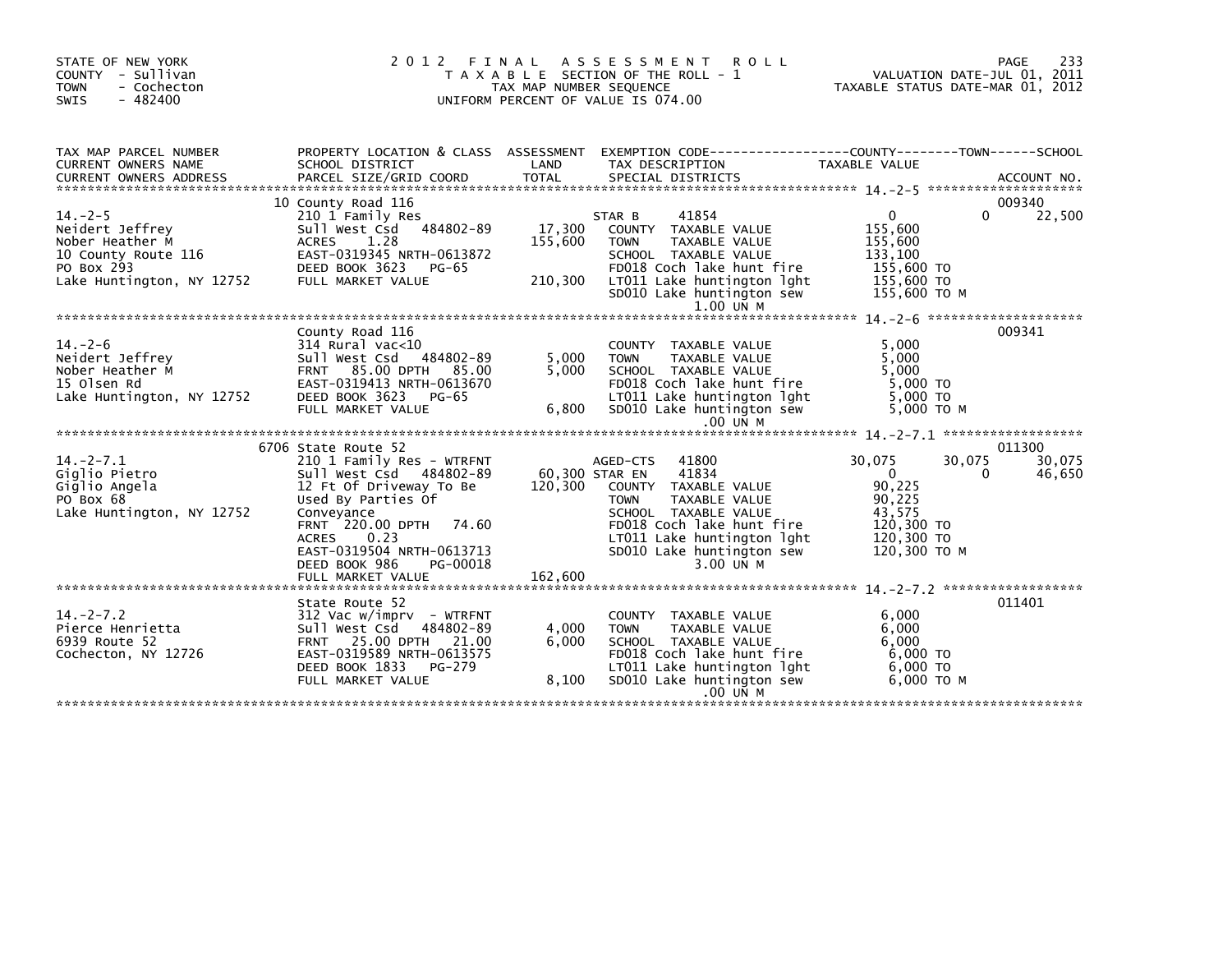STATE OF NEW YORK
COUNTY - Sullivan
TOWN - Cochecton
SWIS - 482400

# 2012 FINAL ASSESSMENT ROLL

TAXABLE SECTION OF THE ROLL - 1
TAX MAP NUMBER SEQUENCE
UNIFORM PERCENT OF VALUE IS 074.00

VALUATION DATE-JUL 01, 2011
TAXABLE STATUS DATE-MAR 01, 2012

| TAX MAP PARCEL NUMBER / CURRENT OWNERS NAME / CURRENT OWNERS ADDRESS | PROPERTY LOCATION & CLASS / SCHOOL DISTRICT / PARCEL SIZE/GRID COORD | ASSESSMENT LAND / TOTAL | EXEMPTION CODE / TAX DESCRIPTION / SPECIAL DISTRICTS | COUNTY | TOWN | SCHOOL | ACCOUNT NO. |
|---|---|---|---|---|---|---|---|
| **14.-2-5** | 10 County Road 116 | | | | | | 009340 |
| 14.-2-5 | 210 1 Family Res | | STAR B 41854 | 0 | | 22,500 | |
| Neidert Jeffrey | Sull West Csd 484802-89 | 17,300 | COUNTY TAXABLE VALUE | 155,600 | | | |
| Nober Heather M | ACRES 1.28 | 155,600 | TOWN TAXABLE VALUE | | 155,600 | | |
| 10 County Route 116 | EAST-0319345 NRTH-0613872 | | SCHOOL TAXABLE VALUE | | | 133,100 | |
| PO Box 293 | DEED BOOK 3623 PG-65 | | FD018 Coch lake hunt fire | 155,600 TO | | | |
| Lake Huntington, NY 12752 | FULL MARKET VALUE | 210,300 | LT011 Lake huntington lght | 155,600 TO | | | |
| | | | SD010 Lake huntington sew 1.00 UN M | 155,600 TO M | | | |
| **14.-2-6** | County Road 116 | | | | | | 009341 |
| 14.-2-6 | 314 Rural vac<10 | | COUNTY TAXABLE VALUE | 5,000 | | | |
| Neidert Jeffrey | Sull West Csd 484802-89 | 5,000 | TOWN TAXABLE VALUE | | 5,000 | | |
| Nober Heather M | FRNT 85.00 DPTH 85.00 | 5,000 | SCHOOL TAXABLE VALUE | | | 5,000 | |
| 15 Olsen Rd | EAST-0319413 NRTH-0613670 | | FD018 Coch lake hunt fire | 5,000 TO | | | |
| Lake Huntington, NY 12752 | DEED BOOK 3623 PG-65 | | LT011 Lake huntington lght | 5,000 TO | | | |
| | FULL MARKET VALUE | 6,800 | SD010 Lake huntington sew .00 UN M | 5,000 TO M | | | |
| **14.-2-7.1** | 6706 State Route 52 | | | | | | 011300 |
| 14.-2-7.1 | 210 1 Family Res - WTRFNT | | AGED-CTS 41800 | 30,075 | 30,075 | 30,075 | |
| Giglio Pietro | Sull West Csd 484802-89 | 60,300 | STAR EN 41834 | 0 | 0 | 46,650 | |
| Giglio Angela | 12 Ft Of Driveway To Be | 120,300 | COUNTY TAXABLE VALUE | 90,225 | | | |
| PO Box 68 | Used By Parties Of | | TOWN TAXABLE VALUE | | 90,225 | | |
| Lake Huntington, NY 12752 | Conveyance | | SCHOOL TAXABLE VALUE | | | 43,575 | |
| | FRNT 220.00 DPTH 74.60 | | FD018 Coch lake hunt fire | 120,300 TO | | | |
| | ACRES 0.23 | | LT011 Lake huntington lght | 120,300 TO | | | |
| | EAST-0319504 NRTH-0613713 | | SD010 Lake huntington sew 3.00 UN M | 120,300 TO M | | | |
| | DEED BOOK 986 PG-00018 | | | | | | |
| | FULL MARKET VALUE | 162,600 | | | | | |
| **14.-2-7.2** | State Route 52 | | | | | | 011401 |
| 14.-2-7.2 | 312 Vac w/imprv - WTRFNT | | COUNTY TAXABLE VALUE | 6,000 | | | |
| Pierce Henrietta | Sull West Csd 484802-89 | 4,000 | TOWN TAXABLE VALUE | | 6,000 | | |
| 6939 Route 52 | FRNT 25.00 DPTH 21.00 | 6,000 | SCHOOL TAXABLE VALUE | | | 6,000 | |
| Cochecton, NY 12726 | EAST-0319589 NRTH-0613575 | | FD018 Coch lake hunt fire | 6,000 TO | | | |
| | DEED BOOK 1833 PG-279 | | LT011 Lake huntington lght | 6,000 TO | | | |
| | FULL MARKET VALUE | 8,100 | SD010 Lake huntington sew .00 UN M | 6,000 TO M | | | |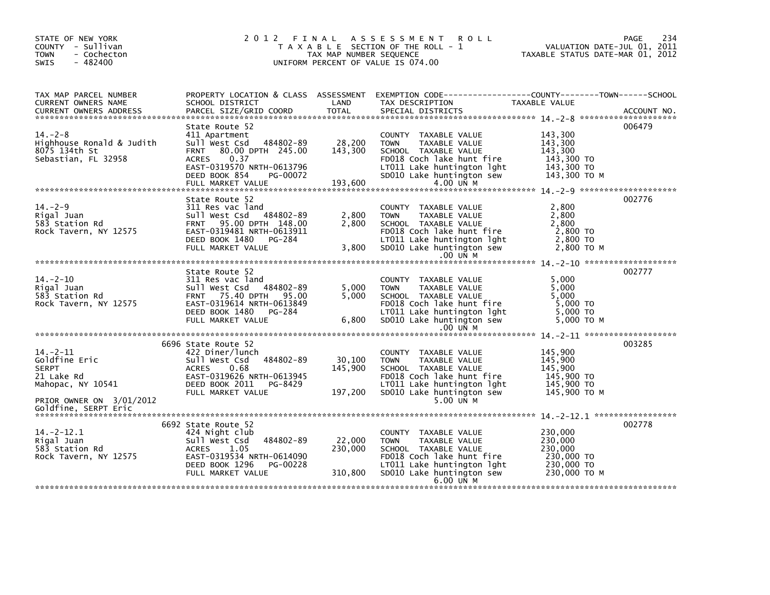STATE OF NEW YORK
COUNTY - Sullivan
TOWN - Cochecton
SWIS - 482400

# 2012 FINAL ASSESSMENT ROLL
TAXABLE SECTION OF THE ROLL - 1
TAX MAP NUMBER SEQUENCE
UNIFORM PERCENT OF VALUE IS 074.00

VALUATION DATE-JUL 01, 2011
TAXABLE STATUS DATE-MAR 01, 2012

| TAX MAP PARCEL NUMBER / CURRENT OWNERS NAME / CURRENT OWNERS ADDRESS | PROPERTY LOCATION & CLASS / SCHOOL DISTRICT / PARCEL SIZE/GRID COORD | ASSESSMENT LAND / TOTAL | EXEMPTION CODE / TAX DESCRIPTION / SPECIAL DISTRICTS | TAXABLE VALUE (COUNTY / TOWN / SCHOOL) | ACCOUNT NO. |
|---|---|---|---|---|---|
| **14.-2-8** | State Route 52 | | | | 006479 |
| Highhouse Ronald & Judith | 411 Apartment | | COUNTY TAXABLE VALUE | 143,300 | |
| 8075 134th St | Sull West Csd 484802-89 | 28,200 | TOWN TAXABLE VALUE | 143,300 | |
| Sebastian, FL 32958 | FRNT 80.00 DPTH 245.00 | 143,300 | SCHOOL TAXABLE VALUE | 143,300 | |
| | ACRES 0.37 | | FD018 Coch lake hunt fire | 143,300 TO | |
| | EAST-0319570 NRTH-0613796 | | LT011 Lake huntington lght | 143,300 TO | |
| | DEED BOOK 854 PG-00072 | | SD010 Lake huntington sew | 143,300 TO M | |
| | FULL MARKET VALUE | 193,600 | 4.00 UN M | | |
| **14.-2-9** | State Route 52 | | | | 002776 |
| Rigal Juan | 311 Res vac land | | COUNTY TAXABLE VALUE | 2,800 | |
| 583 Station Rd | Sull West Csd 484802-89 | 2,800 | TOWN TAXABLE VALUE | 2,800 | |
| Rock Tavern, NY 12575 | FRNT 95.00 DPTH 148.00 | 2,800 | SCHOOL TAXABLE VALUE | 2,800 | |
| | EAST-0319481 NRTH-0613911 | | FD018 Coch lake hunt fire | 2,800 TO | |
| | DEED BOOK 1480 PG-284 | | LT011 Lake huntington lght | 2,800 TO | |
| | FULL MARKET VALUE | 3,800 | SD010 Lake huntington sew | 2,800 TO M | |
| | | | .00 UN M | | |
| **14.-2-10** | State Route 52 | | | | 002777 |
| Rigal Juan | 311 Res vac land | | COUNTY TAXABLE VALUE | 5,000 | |
| 583 Station Rd | Sull West Csd 484802-89 | 5,000 | TOWN TAXABLE VALUE | 5,000 | |
| Rock Tavern, NY 12575 | FRNT 75.40 DPTH 95.00 | 5,000 | SCHOOL TAXABLE VALUE | 5,000 | |
| | EAST-0319614 NRTH-0613849 | | FD018 Coch lake hunt fire | 5,000 TO | |
| | DEED BOOK 1480 PG-284 | | LT011 Lake huntington lght | 5,000 TO | |
| | FULL MARKET VALUE | 6,800 | SD010 Lake huntington sew | 5,000 TO M | |
| | | | .00 UN M | | |
| **14.-2-11** | 6696 State Route 52 | | | | 003285 |
| Goldfine Eric | 422 Diner/lunch | | COUNTY TAXABLE VALUE | 145,900 | |
| SERPT | Sull West Csd 484802-89 | 30,100 | TOWN TAXABLE VALUE | 145,900 | |
| 21 Lake Rd | ACRES 0.68 | 145,900 | SCHOOL TAXABLE VALUE | 145,900 | |
| Mahopac, NY 10541 | EAST-0319626 NRTH-0613945 | | FD018 Coch lake hunt fire | 145,900 TO | |
| | DEED BOOK 2011 PG-8429 | | LT011 Lake huntington lght | 145,900 TO | |
| PRIOR OWNER ON 3/01/2012 | FULL MARKET VALUE | 197,200 | SD010 Lake huntington sew | 145,900 TO M | |
| Goldfine, SERPT Eric | | | 5.00 UN M | | |
| **14.-2-12.1** | 6692 State Route 52 | | | | 002778 |
| Rigal Juan | 424 Night club | | COUNTY TAXABLE VALUE | 230,000 | |
| 583 Station Rd | Sull West Csd 484802-89 | 22,000 | TOWN TAXABLE VALUE | 230,000 | |
| Rock Tavern, NY 12575 | ACRES 1.05 | 230,000 | SCHOOL TAXABLE VALUE | 230,000 | |
| | EAST-0319534 NRTH-0614090 | | FD018 Coch lake hunt fire | 230,000 TO | |
| | DEED BOOK 1296 PG-00228 | | LT011 Lake huntington lght | 230,000 TO | |
| | FULL MARKET VALUE | 310,800 | SD010 Lake huntington sew | 230,000 TO M | |
| | | | 6.00 UN M | | |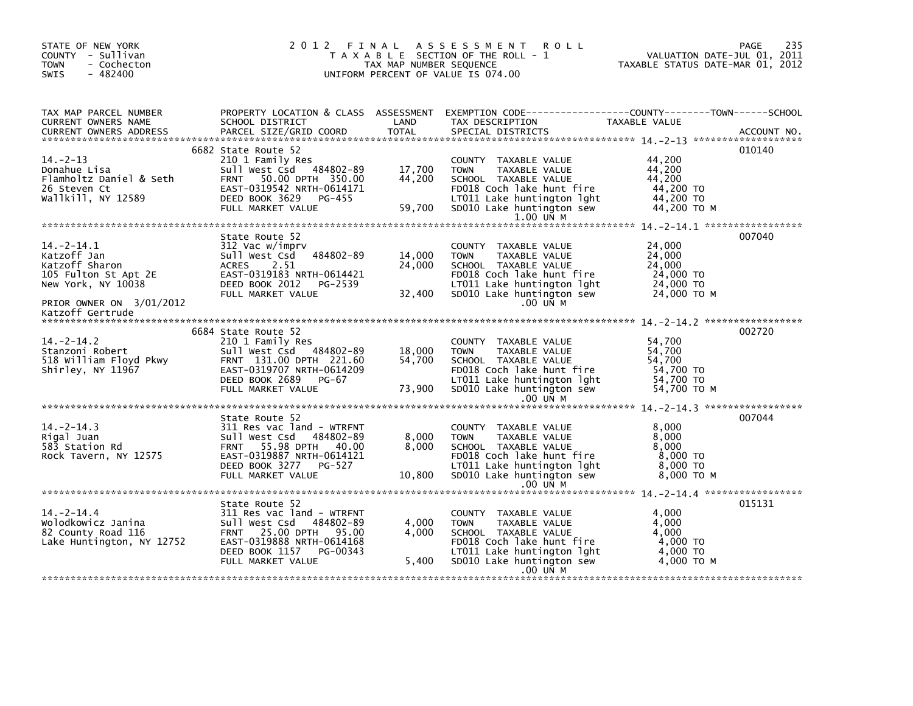STATE OF NEW YORK
COUNTY - Sullivan
TOWN - Cochecton
SWIS - 482400

# 2012 FINAL ASSESSMENT ROLL

TAXABLE SECTION OF THE ROLL - 1
TAX MAP NUMBER SEQUENCE
UNIFORM PERCENT OF VALUE IS 074.00

VALUATION DATE-JUL 01, 2011
TAXABLE STATUS DATE-MAR 01, 2012

| TAX MAP PARCEL NUMBER / CURRENT OWNERS NAME / CURRENT OWNERS ADDRESS | PROPERTY LOCATION & CLASS / SCHOOL DISTRICT / PARCEL SIZE/GRID COORD | ASSESSMENT LAND / TOTAL | EXEMPTION CODE / TAX DESCRIPTION / SPECIAL DISTRICTS | TAXABLE VALUE (COUNTY--------TOWN------SCHOOL) | ACCOUNT NO. |
|---|---|---|---|---|---|
| | 6682 State Route 52 | | | | 010140 |
| 14.-2-13 | 210 1 Family Res | | COUNTY TAXABLE VALUE | 44,200 | |
| Donahue Lisa | Sull West Csd 484802-89 | 17,700 | TOWN TAXABLE VALUE | 44,200 | |
| Flamholtz Daniel & Seth | FRNT 50.00 DPTH 350.00 | 44,200 | SCHOOL TAXABLE VALUE | 44,200 | |
| 26 Steven Ct | EAST-0319542 NRTH-0614171 | | FD018 Coch lake hunt fire | 44,200 TO | |
| Wallkill, NY 12589 | DEED BOOK 3629 PG-455 | | LT011 Lake huntington lght | 44,200 TO | |
| | FULL MARKET VALUE | 59,700 | SD010 Lake huntington sew | 44,200 TO M | |
| | | | 1.00 UN M | | |
| | State Route 52 | | | | 007040 |
| 14.-2-14.1 | 312 Vac w/imprv | | COUNTY TAXABLE VALUE | 24,000 | |
| Katzoff Jan | Sull West Csd 484802-89 | 14,000 | TOWN TAXABLE VALUE | 24,000 | |
| Katzoff Sharon | ACRES 2.51 | 24,000 | SCHOOL TAXABLE VALUE | 24,000 | |
| 105 Fulton St Apt 2E | EAST-0319183 NRTH-0614421 | | FD018 Coch lake hunt fire | 24,000 TO | |
| New York, NY 10038 | DEED BOOK 2012 PG-2539 | | LT011 Lake huntington lght | 24,000 TO | |
| | FULL MARKET VALUE | 32,400 | SD010 Lake huntington sew | 24,000 TO M | |
| PRIOR OWNER ON 3/01/2012 | | | .00 UN M | | |
| Katzoff Gertrude | | | | | |
| | 6684 State Route 52 | | | | 002720 |
| 14.-2-14.2 | 210 1 Family Res | | COUNTY TAXABLE VALUE | 54,700 | |
| Stanzoni Robert | Sull West Csd 484802-89 | 18,000 | TOWN TAXABLE VALUE | 54,700 | |
| 518 William Floyd Pkwy | FRNT 131.00 DPTH 221.60 | 54,700 | SCHOOL TAXABLE VALUE | 54,700 | |
| Shirley, NY 11967 | EAST-0319707 NRTH-0614209 | | FD018 Coch lake hunt fire | 54,700 TO | |
| | DEED BOOK 2689 PG-67 | | LT011 Lake huntington lght | 54,700 TO | |
| | FULL MARKET VALUE | 73,900 | SD010 Lake huntington sew | 54,700 TO M | |
| | | | .00 UN M | | |
| | State Route 52 | | | | 007044 |
| 14.-2-14.3 | 311 Res vac land - WTRFNT | | COUNTY TAXABLE VALUE | 8,000 | |
| Rigal Juan | Sull West Csd 484802-89 | 8,000 | TOWN TAXABLE VALUE | 8,000 | |
| 583 Station Rd | FRNT 55.98 DPTH 40.00 | 8,000 | SCHOOL TAXABLE VALUE | 8,000 | |
| Rock Tavern, NY 12575 | EAST-0319887 NRTH-0614121 | | FD018 Coch lake hunt fire | 8,000 TO | |
| | DEED BOOK 3277 PG-527 | | LT011 Lake huntington lght | 8,000 TO | |
| | FULL MARKET VALUE | 10,800 | SD010 Lake huntington sew | 8,000 TO M | |
| | | | .00 UN M | | |
| | State Route 52 | | | | 015131 |
| 14.-2-14.4 | 311 Res vac land - WTRFNT | | COUNTY TAXABLE VALUE | 4,000 | |
| Wolodkowicz Janina | Sull West Csd 484802-89 | 4,000 | TOWN TAXABLE VALUE | 4,000 | |
| 82 County Road 116 | FRNT 25.00 DPTH 95.00 | 4,000 | SCHOOL TAXABLE VALUE | 4,000 | |
| Lake Huntington, NY 12752 | EAST-0319888 NRTH-0614168 | | FD018 Coch lake hunt fire | 4,000 TO | |
| | DEED BOOK 1157 PG-00343 | | LT011 Lake huntington lght | 4,000 TO | |
| | FULL MARKET VALUE | 5,400 | SD010 Lake huntington sew | 4,000 TO M | |
| | | | .00 UN M | | |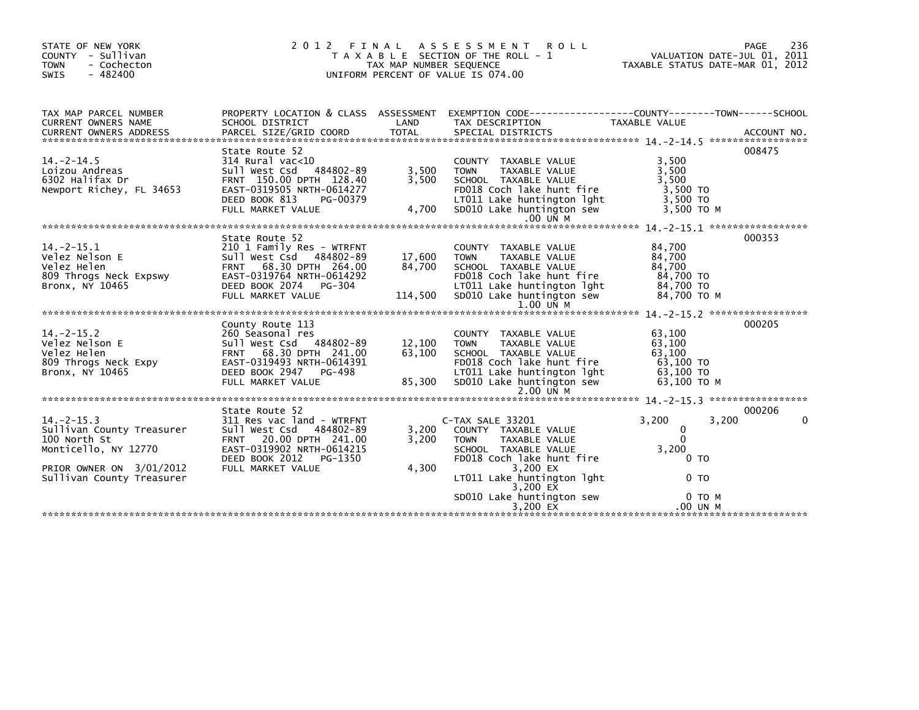STATE OF NEW YORK
COUNTY - Sullivan
TOWN - Cochecton
SWIS - 482400

# 2012 FINAL ASSESSMENT ROLL
TAXABLE SECTION OF THE ROLL - 1
TAX MAP NUMBER SEQUENCE
UNIFORM PERCENT OF VALUE IS 074.00

VALUATION DATE-JUL 01, 2011
TAXABLE STATUS DATE-MAR 01, 2012

| TAX MAP PARCEL NUMBER / CURRENT OWNERS NAME / CURRENT OWNERS ADDRESS | PROPERTY LOCATION & CLASS / SCHOOL DISTRICT / PARCEL SIZE/GRID COORD | ASSESSMENT LAND / TOTAL | EXEMPTION CODE / TAX DESCRIPTION / SPECIAL DISTRICTS | COUNTY TAXABLE VALUE | TOWN | SCHOOL | ACCOUNT NO. |
|---|---|---|---|---|---|---|---|
| 14.-2-14.5 | State Route 52 | | | | | | 008475 |
| 14.-2-14.5 | 314 Rural vac<10 | | COUNTY TAXABLE VALUE | 3,500 | | | |
| Loizou Andreas | Sull West Csd 484802-89 | 3,500 | TOWN TAXABLE VALUE | 3,500 | | | |
| 6302 Halifax Dr | FRNT 150.00 DPTH 128.40 | 3,500 | SCHOOL TAXABLE VALUE | 3,500 | | | |
| Newport Richey, FL 34653 | EAST-0319505 NRTH-0614277 | | FD018 Coch lake hunt fire | 3,500 TO | | | |
| | DEED BOOK 813 PG-00379 | | LT011 Lake huntington lght | 3,500 TO | | | |
| | FULL MARKET VALUE | 4,700 | SD010 Lake huntington sew | 3,500 TO M | | | |
| | | | .00 UN M | | | | |
| 14.-2-15.1 | State Route 52 | | | | | | 000353 |
| 14.-2-15.1 | 210 1 Family Res - WTRFNT | | COUNTY TAXABLE VALUE | 84,700 | | | |
| Velez Nelson E | Sull West Csd 484802-89 | 17,600 | TOWN TAXABLE VALUE | 84,700 | | | |
| Velez Helen | FRNT 68.30 DPTH 264.00 | 84,700 | SCHOOL TAXABLE VALUE | 84,700 | | | |
| 809 Throgs Neck Expswy | EAST-0319764 NRTH-0614292 | | FD018 Coch lake hunt fire | 84,700 TO | | | |
| Bronx, NY 10465 | DEED BOOK 2074 PG-304 | | LT011 Lake huntington lght | 84,700 TO | | | |
| | FULL MARKET VALUE | 114,500 | SD010 Lake huntington sew | 84,700 TO M | | | |
| | | | 1.00 UN M | | | | |
| 14.-2-15.2 | County Route 113 | | | | | | 000205 |
| 14.-2-15.2 | 260 Seasonal res | | COUNTY TAXABLE VALUE | 63,100 | | | |
| Velez Nelson E | Sull West Csd 484802-89 | 12,100 | TOWN TAXABLE VALUE | 63,100 | | | |
| Velez Helen | FRNT 68.30 DPTH 241.00 | 63,100 | SCHOOL TAXABLE VALUE | 63,100 | | | |
| 809 Throgs Neck Expy | EAST-0319493 NRTH-0614391 | | FD018 Coch lake hunt fire | 63,100 TO | | | |
| Bronx, NY 10465 | DEED BOOK 2947 PG-498 | | LT011 Lake huntington lght | 63,100 TO | | | |
| | FULL MARKET VALUE | 85,300 | SD010 Lake huntington sew | 63,100 TO M | | | |
| | | | 2.00 UN M | | | | |
| 14.-2-15.3 | State Route 52 | | | | | | 000206 |
| 14.-2-15.3 | 311 Res vac land - WTRFNT | | C-TAX SALE 33201 | 3,200 | 3,200 | 0 | |
| Sullivan County Treasurer | Sull West Csd 484802-89 | 3,200 | COUNTY TAXABLE VALUE | 0 | | | |
| 100 North St | FRNT 20.00 DPTH 241.00 | 3,200 | TOWN TAXABLE VALUE | 0 | | | |
| Monticello, NY 12770 | EAST-0319902 NRTH-0614215 | | SCHOOL TAXABLE VALUE | 3,200 | | | |
| | DEED BOOK 2012 PG-1350 | | FD018 Coch lake hunt fire | 0 TO | | | |
| PRIOR OWNER ON 3/01/2012 | FULL MARKET VALUE | 4,300 | 3,200 EX | | | | |
| Sullivan County Treasurer | | | LT011 Lake huntington lght | 0 TO | | | |
| | | | 3,200 EX | | | | |
| | | | SD010 Lake huntington sew | 0 TO M | | | |
| | | | 3,200 EX | .00 UN M | | | |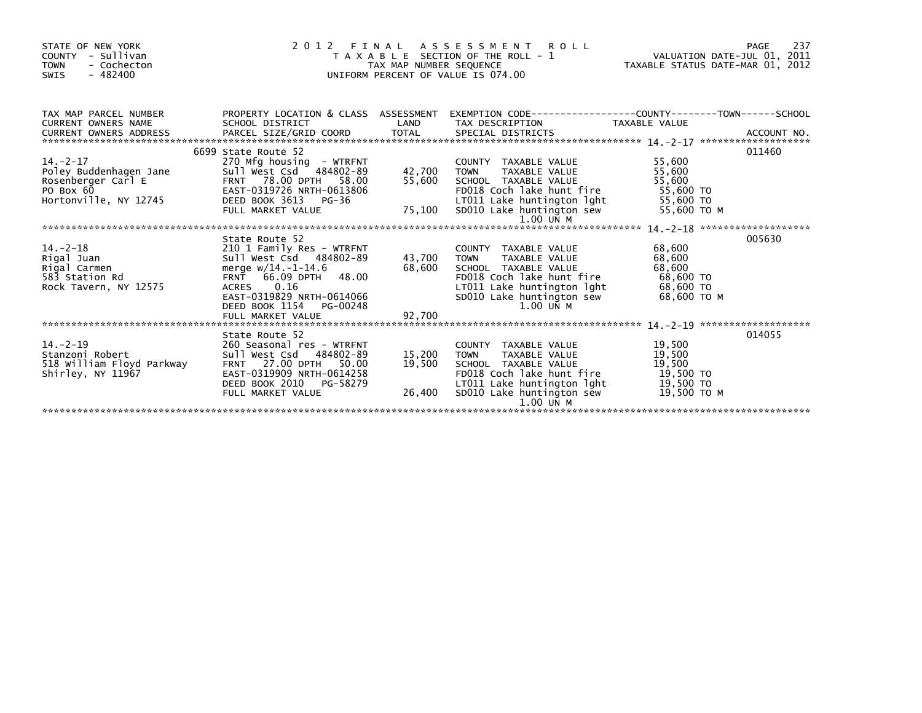STATE OF NEW YORK
COUNTY - Sullivan
TOWN - Cochecton
SWIS - 482400

2012 FINAL ASSESSMENT ROLL
TAXABLE SECTION OF THE ROLL - 1
TAX MAP NUMBER SEQUENCE
UNIFORM PERCENT OF VALUE IS 074.00

VALUATION DATE-JUL 01, 2011
TAXABLE STATUS DATE-MAR 01, 2012

| TAX MAP PARCEL NUMBER / CURRENT OWNERS NAME / CURRENT OWNERS ADDRESS | PROPERTY LOCATION & CLASS / SCHOOL DISTRICT / PARCEL SIZE/GRID COORD | ASSESSMENT LAND / TOTAL | EXEMPTION CODE / TAX DESCRIPTION / SPECIAL DISTRICTS | TAXABLE VALUE (COUNTY / TOWN / SCHOOL) | ACCOUNT NO. |
|---|---|---|---|---|---|
| | 6699 State Route 52 | | | | 011460 |
| 14.-2-17 | 270 Mfg housing - WTRFNT | | COUNTY TAXABLE VALUE | 55,600 | |
| Poley Buddenhagen Jane | Sull West Csd 484802-89 | 42,700 | TOWN TAXABLE VALUE | 55,600 | |
| Rosenberger Carl E | FRNT 78.00 DPTH 58.00 | 55,600 | SCHOOL TAXABLE VALUE | 55,600 | |
| PO Box 60 | EAST-0319726 NRTH-0613806 | | FD018 Coch lake hunt fire | 55,600 TO | |
| Hortonville, NY 12745 | DEED BOOK 3613 PG-36 | | LT011 Lake huntington lght | 55,600 TO | |
| | FULL MARKET VALUE | 75,100 | SD010 Lake huntington sew | 55,600 TO M | |
| | | | 1.00 UN M | | |
| | State Route 52 | | | | 005630 |
| 14.-2-18 | 210 1 Family Res - WTRFNT | | COUNTY TAXABLE VALUE | 68,600 | |
| Rigal Juan | Sull West Csd 484802-89 | 43,700 | TOWN TAXABLE VALUE | 68,600 | |
| Rigal Carmen | merge w/14.-1-14.6 | 68,600 | SCHOOL TAXABLE VALUE | 68,600 | |
| 583 Station Rd | FRNT 66.09 DPTH 48.00 | | FD018 Coch lake hunt fire | 68,600 TO | |
| Rock Tavern, NY 12575 | ACRES 0.16 | | LT011 Lake huntington lght | 68,600 TO | |
| | EAST-0319829 NRTH-0614066 | | SD010 Lake huntington sew | 68,600 TO M | |
| | DEED BOOK 1154 PG-00248 | | 1.00 UN M | | |
| | FULL MARKET VALUE | 92,700 | | | |
| | State Route 52 | | | | 014055 |
| 14.-2-19 | 260 Seasonal res - WTRFNT | | COUNTY TAXABLE VALUE | 19,500 | |
| Stanzoni Robert | Sull West Csd 484802-89 | 15,200 | TOWN TAXABLE VALUE | 19,500 | |
| 518 William Floyd Parkway | FRNT 27.00 DPTH 50.00 | 19,500 | SCHOOL TAXABLE VALUE | 19,500 | |
| Shirley, NY 11967 | EAST-0319909 NRTH-0614258 | | FD018 Coch lake hunt fire | 19,500 TO | |
| | DEED BOOK 2010 PG-58279 | | LT011 Lake huntington lght | 19,500 TO | |
| | FULL MARKET VALUE | 26,400 | SD010 Lake huntington sew | 19,500 TO M | |
| | | | 1.00 UN M | | |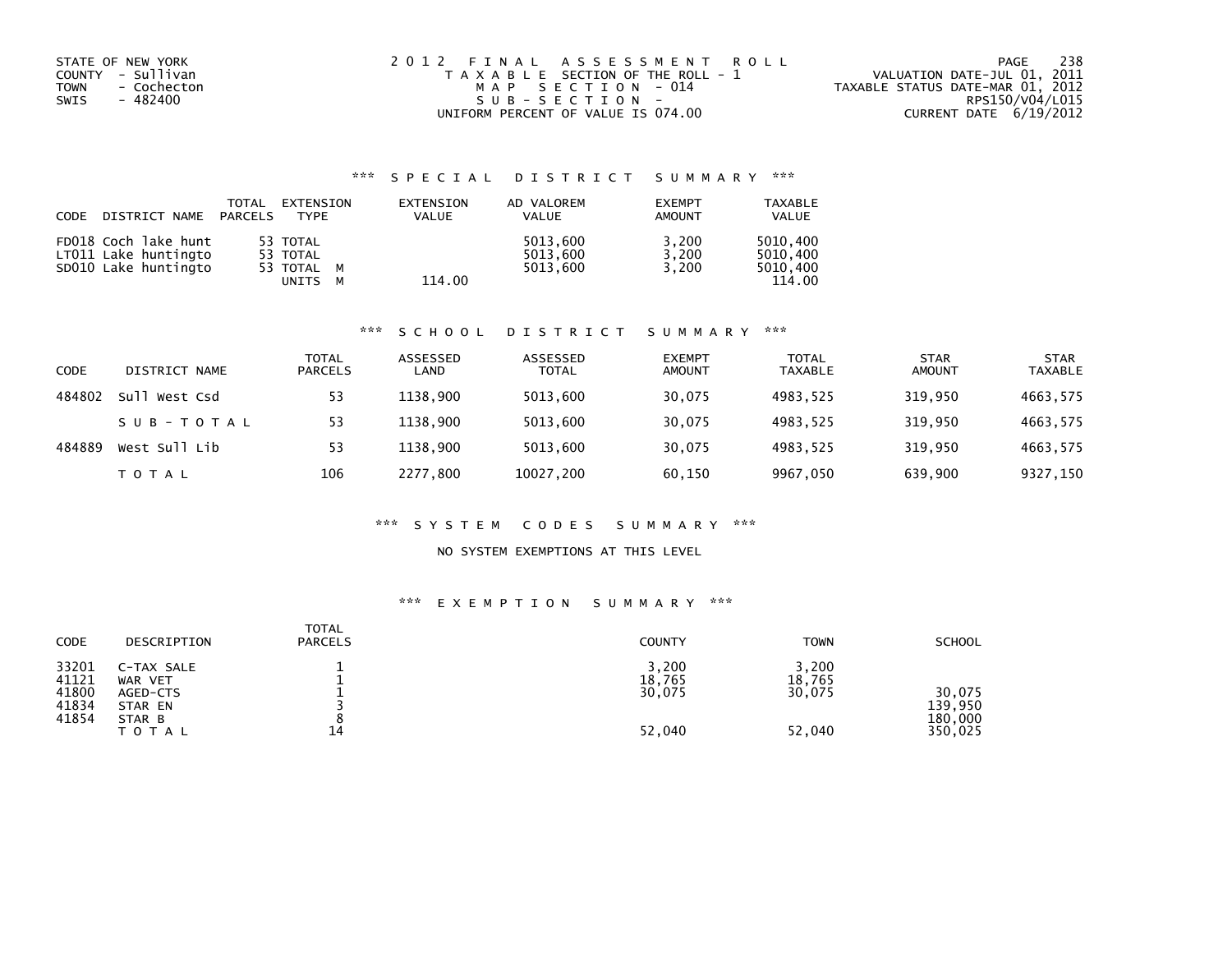STATE OF NEW YORK
COUNTY - Sullivan
TOWN - Cochecton
SWIS - 482400

2012 FINAL ASSESSMENT ROLL
TAXABLE SECTION OF THE ROLL - 1
MAP SECTION - 014
SUB-SECTION -
UNIFORM PERCENT OF VALUE IS 074.00

VALUATION DATE-JUL 01, 2011
TAXABLE STATUS DATE-MAR 01, 2012
RPS150/V04/L015
CURRENT DATE 6/19/2012

### *** SPECIAL DISTRICT SUMMARY ***

| CODE | DISTRICT NAME | TOTAL PARCELS | EXTENSION TYPE | EXTENSION VALUE | AD VALOREM VALUE | EXEMPT AMOUNT | TAXABLE VALUE |
|---|---|---|---|---|---|---|---|
| FD018 | Coch lake hunt | 53 | TOTAL | | 5013,600 | 3,200 | 5010,400 |
| LT011 | Lake huntingto | 53 | TOTAL | | 5013,600 | 3,200 | 5010,400 |
| SD010 | Lake huntingto | 53 | TOTAL M | | 5013,600 | 3,200 | 5010,400 |
| | | | UNITS M | 114.00 | | | 114.00 |

### *** SCHOOL DISTRICT SUMMARY ***

| CODE | DISTRICT NAME | TOTAL PARCELS | ASSESSED LAND | ASSESSED TOTAL | EXEMPT AMOUNT | TOTAL TAXABLE | STAR AMOUNT | STAR TAXABLE |
|---|---|---|---|---|---|---|---|---|
| 484802 | Sull West Csd | 53 | 1138,900 | 5013,600 | 30,075 | 4983,525 | 319,950 | 4663,575 |
| | SUB-TOTAL | 53 | 1138,900 | 5013,600 | 30,075 | 4983,525 | 319,950 | 4663,575 |
| 484889 | West Sull Lib | 53 | 1138,900 | 5013,600 | 30,075 | 4983,525 | 319,950 | 4663,575 |
| | TOTAL | 106 | 2277,800 | 10027,200 | 60,150 | 9967,050 | 639,900 | 9327,150 |

### *** SYSTEM CODES SUMMARY ***

NO SYSTEM EXEMPTIONS AT THIS LEVEL

### *** EXEMPTION SUMMARY ***

| CODE | DESCRIPTION | TOTAL PARCELS | COUNTY | TOWN | SCHOOL |
|---|---|---|---|---|---|
| 33201 | C-TAX SALE | 1 | 3,200 | 3,200 | |
| 41121 | WAR VET | 1 | 18,765 | 18,765 | |
| 41800 | AGED-CTS | 1 | 30,075 | 30,075 | 30,075 |
| 41834 | STAR EN | 3 | | | 139,950 |
| 41854 | STAR B | 8 | | | 180,000 |
| | TOTAL | 14 | 52,040 | 52,040 | 350,025 |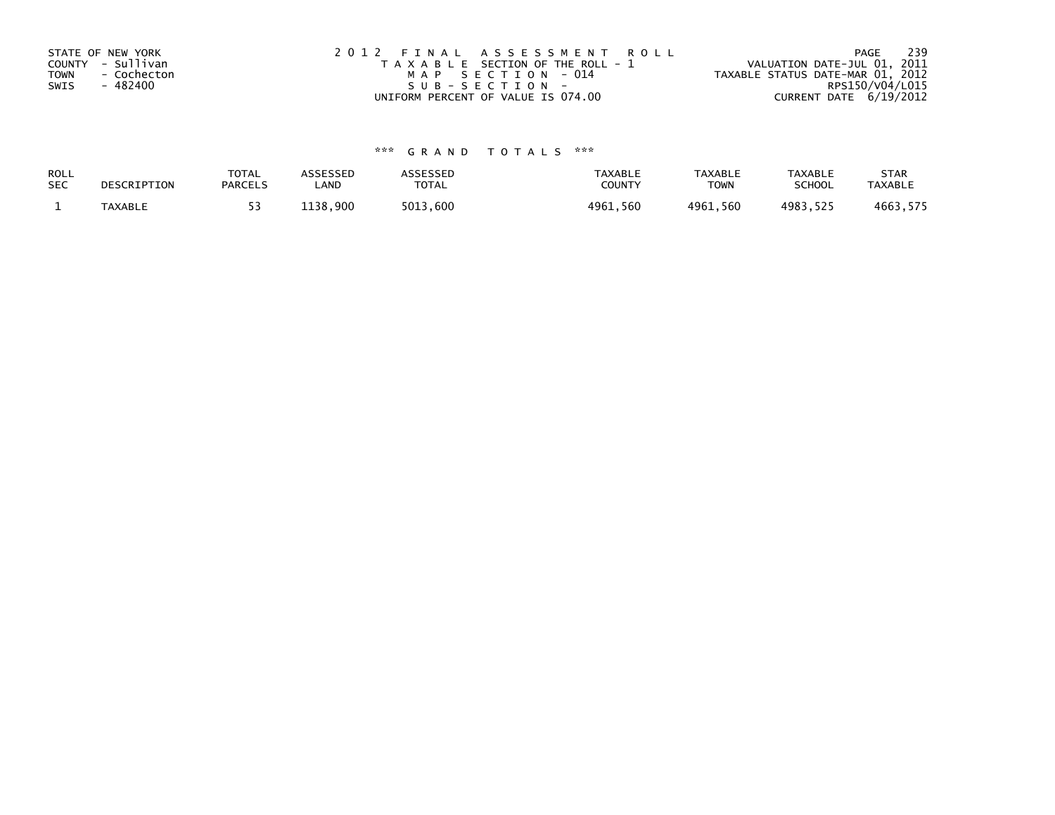STATE OF NEW YORK
COUNTY - Sullivan
TOWN - Cochecton
SWIS - 482400

2012 FINAL ASSESSMENT ROLL
TAXABLE SECTION OF THE ROLL - 1
MAP SECTION - 014
SUB-SECTION -
UNIFORM PERCENT OF VALUE IS 074.00

VALUATION DATE-JUL 01, 2011
TAXABLE STATUS DATE-MAR 01, 2012
RPS150/V04/L015
CURRENT DATE 6/19/2012

*** GRAND TOTALS ***

| ROLL SEC | DESCRIPTION | TOTAL PARCELS | ASSESSED LAND | ASSESSED TOTAL | TAXABLE COUNTY | TAXABLE TOWN | TAXABLE SCHOOL | STAR TAXABLE |
|---|---|---|---|---|---|---|---|---|
| 1 | TAXABLE | 53 | 1138,900 | 5013,600 | 4961,560 | 4961,560 | 4983,525 | 4663,575 |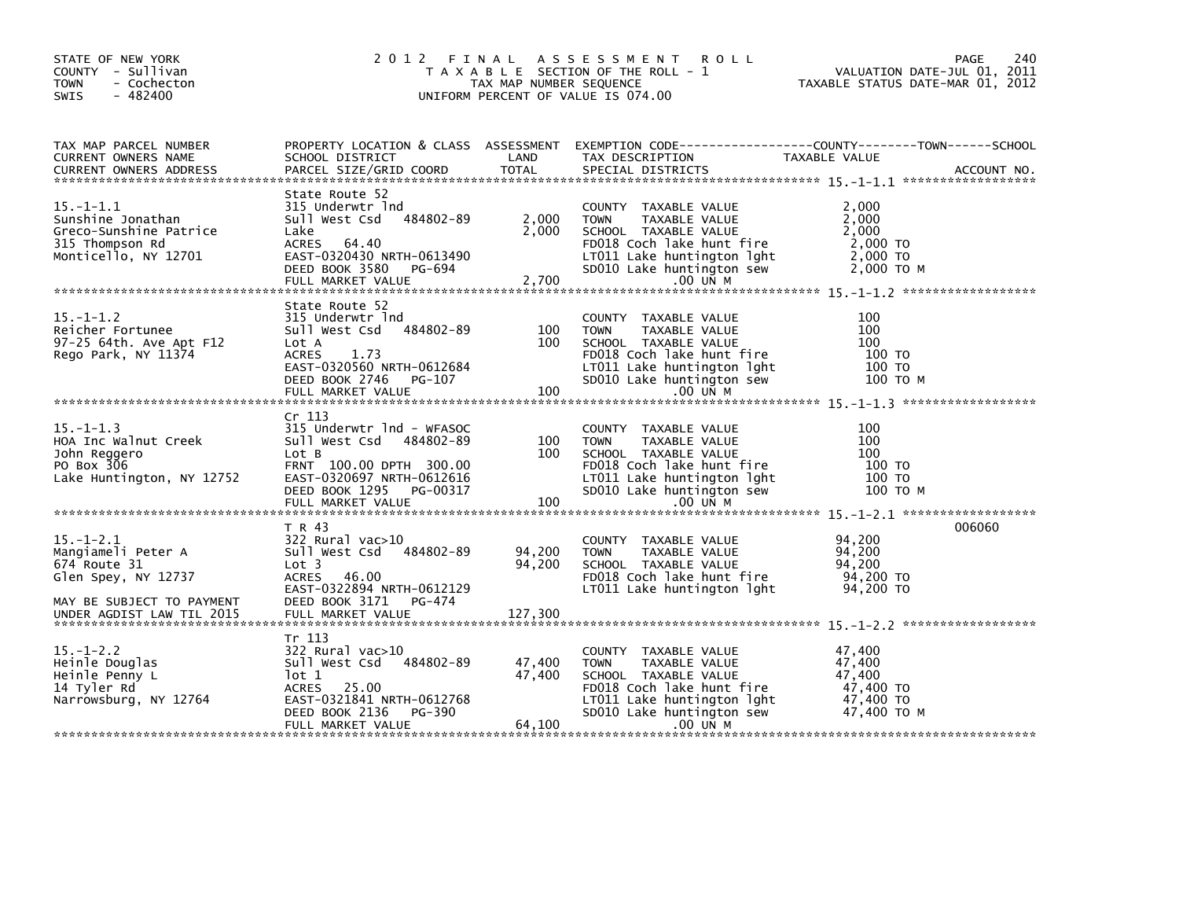STATE OF NEW YORK
COUNTY - Sullivan
TOWN - Cochecton
SWIS - 482400

# 2012 FINAL ASSESSMENT ROLL

TAXABLE SECTION OF THE ROLL - 1
TAX MAP NUMBER SEQUENCE
UNIFORM PERCENT OF VALUE IS 074.00

VALUATION DATE-JUL 01, 2011
TAXABLE STATUS DATE-MAR 01, 2012

| TAX MAP PARCEL NUMBER / CURRENT OWNERS NAME / CURRENT OWNERS ADDRESS | PROPERTY LOCATION & CLASS / SCHOOL DISTRICT / PARCEL SIZE/GRID COORD | ASSESSMENT LAND / TOTAL | EXEMPTION CODE / TAX DESCRIPTION / SPECIAL DISTRICTS | TAXABLE VALUE | ACCOUNT NO. |
|---|---|---|---|---|---|
| **15.-1-1.1** | State Route 52 | | | | |
| 15.-1-1.1 | 315 Underwtr lnd | | COUNTY TAXABLE VALUE | 2,000 | |
| Sunshine Jonathan | Sull West Csd 484802-89 | 2,000 | TOWN TAXABLE VALUE | 2,000 | |
| Greco-Sunshine Patrice | Lake | 2,000 | SCHOOL TAXABLE VALUE | 2,000 | |
| 315 Thompson Rd | ACRES 64.40 | | FD018 Coch lake hunt fire | 2,000 TO | |
| Monticello, NY 12701 | EAST-0320430 NRTH-0613490 | | LT011 Lake huntington lght | 2,000 TO | |
| | DEED BOOK 3580 PG-694 | | SD010 Lake huntington sew | 2,000 TO M | |
| | FULL MARKET VALUE | 2,700 | .00 UN M | | |
| **15.-1-1.2** | State Route 52 | | | | |
| 15.-1-1.2 | 315 Underwtr lnd | | COUNTY TAXABLE VALUE | 100 | |
| Reicher Fortunee | Sull West Csd 484802-89 | 100 | TOWN TAXABLE VALUE | 100 | |
| 97-25 64th. Ave Apt F12 | Lot A | 100 | SCHOOL TAXABLE VALUE | 100 | |
| Rego Park, NY 11374 | ACRES 1.73 | | FD018 Coch lake hunt fire | 100 TO | |
| | EAST-0320560 NRTH-0612684 | | LT011 Lake huntington lght | 100 TO | |
| | DEED BOOK 2746 PG-107 | | SD010 Lake huntington sew | 100 TO M | |
| | FULL MARKET VALUE | 100 | .00 UN M | | |
| **15.-1-1.3** | Cr 113 | | | | |
| 15.-1-1.3 | 315 Underwtr lnd - WFASOC | | COUNTY TAXABLE VALUE | 100 | |
| HOA Inc Walnut Creek | Sull West Csd 484802-89 | 100 | TOWN TAXABLE VALUE | 100 | |
| John Reggero | Lot B | 100 | SCHOOL TAXABLE VALUE | 100 | |
| PO Box 306 | FRNT 100.00 DPTH 300.00 | | FD018 Coch lake hunt fire | 100 TO | |
| Lake Huntington, NY 12752 | EAST-0320697 NRTH-0612616 | | LT011 Lake huntington lght | 100 TO | |
| | DEED BOOK 1295 PG-00317 | | SD010 Lake huntington sew | 100 TO M | |
| | FULL MARKET VALUE | 100 | .00 UN M | | |
| **15.-1-2.1** | T R 43 | | | | 006060 |
| 15.-1-2.1 | 322 Rural vac>10 | | COUNTY TAXABLE VALUE | 94,200 | |
| Mangiameli Peter A | Sull West Csd 484802-89 | 94,200 | TOWN TAXABLE VALUE | 94,200 | |
| 674 Route 31 | Lot 3 | 94,200 | SCHOOL TAXABLE VALUE | 94,200 | |
| Glen Spey, NY 12737 | ACRES 46.00 | | FD018 Coch lake hunt fire | 94,200 TO | |
| | EAST-0322894 NRTH-0612129 | | LT011 Lake huntington lght | 94,200 TO | |
| MAY BE SUBJECT TO PAYMENT | DEED BOOK 3171 PG-474 | | | | |
| UNDER AGDIST LAW TIL 2015 | FULL MARKET VALUE | 127,300 | | | |
| **15.-1-2.2** | Tr 113 | | | | |
| 15.-1-2.2 | 322 Rural vac>10 | | COUNTY TAXABLE VALUE | 47,400 | |
| Heinle Douglas | Sull West Csd 484802-89 | 47,400 | TOWN TAXABLE VALUE | 47,400 | |
| Heinle Penny L | lot 1 | 47,400 | SCHOOL TAXABLE VALUE | 47,400 | |
| 14 Tyler Rd | ACRES 25.00 | | FD018 Coch lake hunt fire | 47,400 TO | |
| Narrowsburg, NY 12764 | EAST-0321841 NRTH-0612768 | | LT011 Lake huntington lght | 47,400 TO | |
| | DEED BOOK 2136 PG-390 | | SD010 Lake huntington sew | 47,400 TO M | |
| | FULL MARKET VALUE | 64,100 | .00 UN M | | |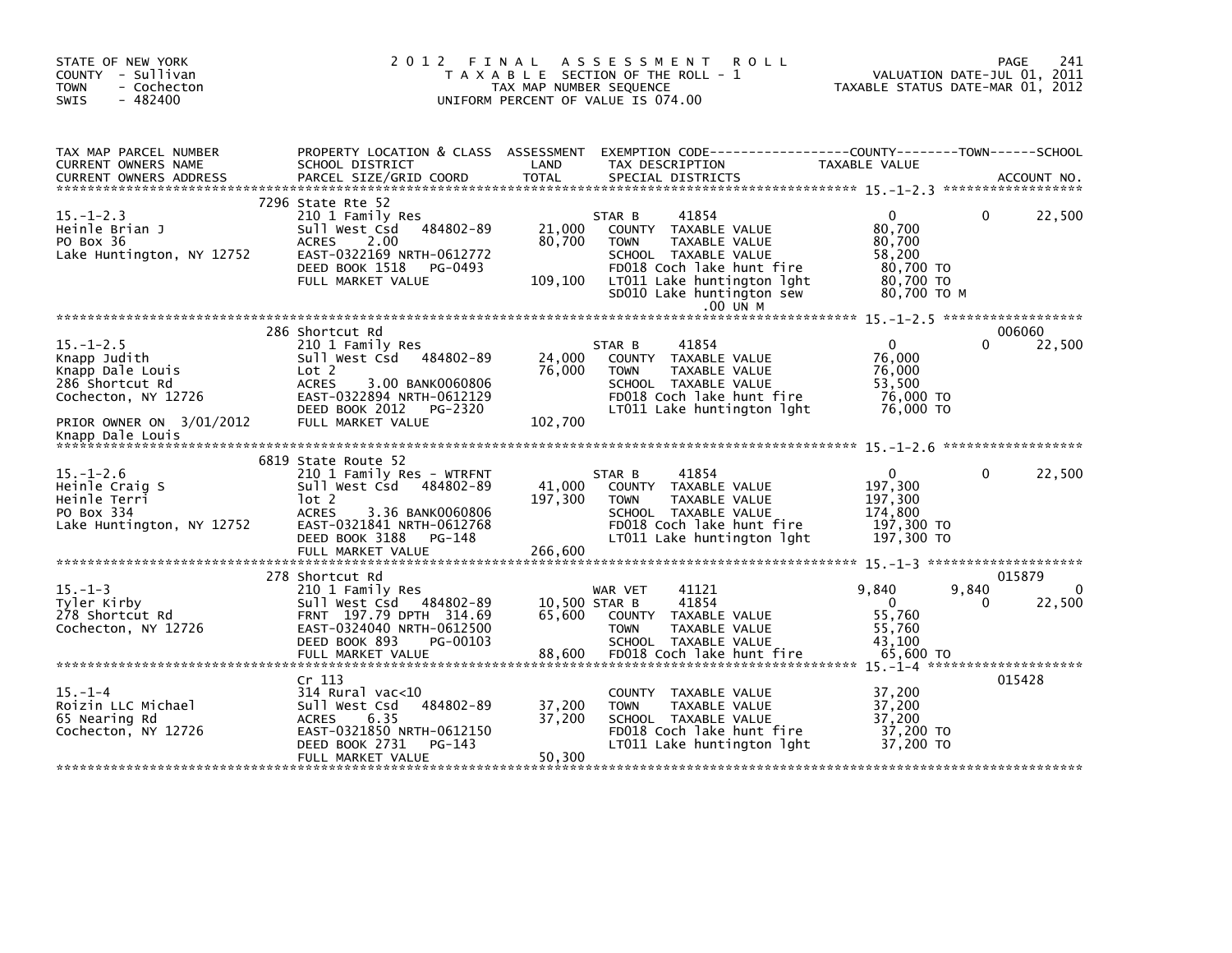STATE OF NEW YORK
COUNTY - Sullivan
TOWN - Cochecton
SWIS - 482400

# 2012 FINAL ASSESSMENT ROLL

TAXABLE SECTION OF THE ROLL - 1
TAX MAP NUMBER SEQUENCE
UNIFORM PERCENT OF VALUE IS 074.00

VALUATION DATE-JUL 01, 2011
TAXABLE STATUS DATE-MAR 01, 2012

| TAX MAP PARCEL NUMBER / CURRENT OWNERS NAME / CURRENT OWNERS ADDRESS | PROPERTY LOCATION & CLASS / SCHOOL DISTRICT / PARCEL SIZE/GRID COORD | ASSESSMENT LAND / TOTAL | EXEMPTION CODE / TAX DESCRIPTION / SPECIAL DISTRICTS | COUNTY TAXABLE VALUE | TOWN | SCHOOL / ACCOUNT NO. |
|---|---|---|---|---|---|---|
| | 7296 State Rte 52 | | | | | |
| 15.-1-2.3 | 210 1 Family Res | | STAR B 41854 | 0 | 0 | 22,500 |
| Heinle Brian J | Sull West Csd 484802-89 | 21,000 | COUNTY TAXABLE VALUE | 80,700 | | |
| PO Box 36 | ACRES 2.00 | 80,700 | TOWN TAXABLE VALUE | 80,700 | | |
| Lake Huntington, NY 12752 | EAST-0322169 NRTH-0612772 | | SCHOOL TAXABLE VALUE | 58,200 | | |
| | DEED BOOK 1518 PG-0493 | | FD018 Coch lake hunt fire | 80,700 TO | | |
| | FULL MARKET VALUE | 109,100 | LT011 Lake huntington lght | 80,700 TO | | |
| | | | SD010 Lake huntington sew | 80,700 TO M | | |
| | | | .00 UN M | | | |
| | 286 Shortcut Rd | | | | | 006060 |
| 15.-1-2.5 | 210 1 Family Res | | STAR B 41854 | 0 | 0 | 22,500 |
| Knapp Judith | Sull West Csd 484802-89 | 24,000 | COUNTY TAXABLE VALUE | 76,000 | | |
| Knapp Dale Louis | Lot 2 | 76,000 | TOWN TAXABLE VALUE | 76,000 | | |
| 286 Shortcut Rd | ACRES 3.00 BANK0060806 | | SCHOOL TAXABLE VALUE | 53,500 | | |
| Cochecton, NY 12726 | EAST-0322894 NRTH-0612129 | | FD018 Coch lake hunt fire | 76,000 TO | | |
| | DEED BOOK 2012 PG-2320 | | LT011 Lake huntington lght | 76,000 TO | | |
| PRIOR OWNER ON 3/01/2012 | FULL MARKET VALUE | 102,700 | | | | |
| Knapp Dale Louis | | | | | | |
| | 6819 State Route 52 | | | | | |
| 15.-1-2.6 | 210 1 Family Res - WTRFNT | | STAR B 41854 | 0 | 0 | 22,500 |
| Heinle Craig S | Sull West Csd 484802-89 | 41,000 | COUNTY TAXABLE VALUE | 197,300 | | |
| Heinle Terri | lot 2 | 197,300 | TOWN TAXABLE VALUE | 197,300 | | |
| PO Box 334 | ACRES 3.36 BANK0060806 | | SCHOOL TAXABLE VALUE | 174,800 | | |
| Lake Huntington, NY 12752 | EAST-0321841 NRTH-0612768 | | FD018 Coch lake hunt fire | 197,300 TO | | |
| | DEED BOOK 3188 PG-148 | | LT011 Lake huntington lght | 197,300 TO | | |
| | FULL MARKET VALUE | 266,600 | | | | |
| | 278 Shortcut Rd | | | | | 015879 |
| 15.-1-3 | 210 1 Family Res | | WAR VET 41121 | 9,840 | 9,840 | 0 |
| Tyler Kirby | Sull West Csd 484802-89 | 10,500 | STAR B 41854 | 0 | 0 | 22,500 |
| 278 Shortcut Rd | FRNT 197.79 DPTH 314.69 | 65,600 | COUNTY TAXABLE VALUE | 55,760 | | |
| Cochecton, NY 12726 | EAST-0324040 NRTH-0612500 | | TOWN TAXABLE VALUE | 55,760 | | |
| | DEED BOOK 893 PG-00103 | | SCHOOL TAXABLE VALUE | 43,100 | | |
| | FULL MARKET VALUE | 88,600 | FD018 Coch lake hunt fire | 65,600 TO | | |
| | Cr 113 | | | | | 015428 |
| 15.-1-4 | 314 Rural vac<10 | | COUNTY TAXABLE VALUE | 37,200 | | |
| Roizin LLC Michael | Sull West Csd 484802-89 | 37,200 | TOWN TAXABLE VALUE | 37,200 | | |
| 65 Nearing Rd | ACRES 6.35 | 37,200 | SCHOOL TAXABLE VALUE | 37,200 | | |
| Cochecton, NY 12726 | EAST-0321850 NRTH-0612150 | | FD018 Coch lake hunt fire | 37,200 TO | | |
| | DEED BOOK 2731 PG-143 | | LT011 Lake huntington lght | 37,200 TO | | |
| | FULL MARKET VALUE | 50,300 | | | | |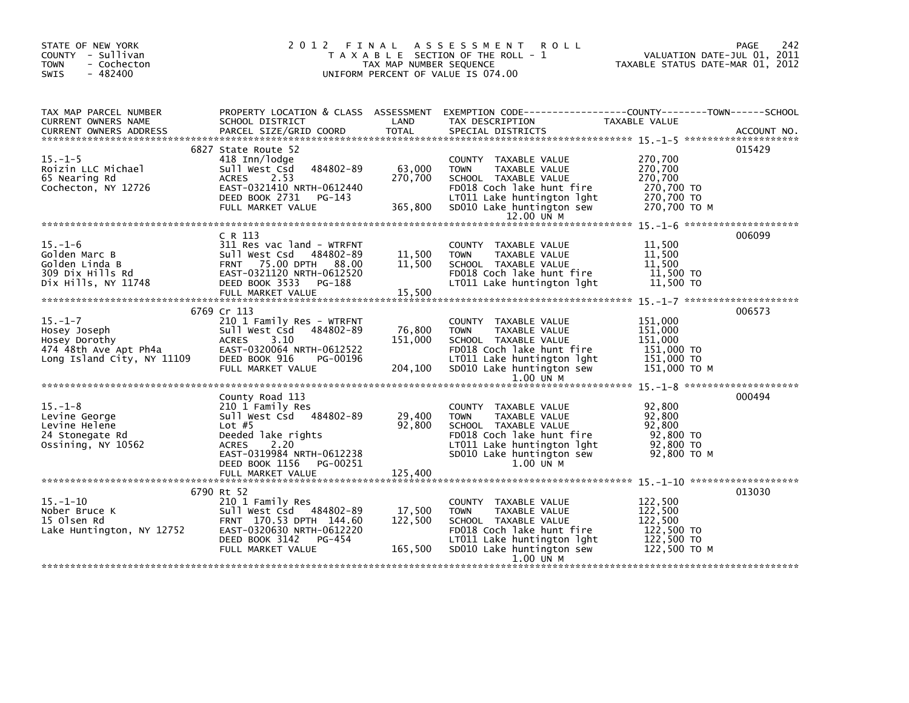STATE OF NEW YORK
COUNTY - Sullivan
TOWN - Cochecton
SWIS - 482400

# 2012 FINAL ASSESSMENT ROLL

TAXABLE SECTION OF THE ROLL - 1
TAX MAP NUMBER SEQUENCE
UNIFORM PERCENT OF VALUE IS 074.00

VALUATION DATE-JUL 01, 2011
TAXABLE STATUS DATE-MAR 01, 2012

| TAX MAP PARCEL NUMBER / CURRENT OWNERS NAME / CURRENT OWNERS ADDRESS | PROPERTY LOCATION & CLASS / SCHOOL DISTRICT / PARCEL SIZE/GRID COORD | ASSESSMENT LAND / TOTAL | EXEMPTION CODE / TAX DESCRIPTION / SPECIAL DISTRICTS | TAXABLE VALUE | ACCOUNT NO. |
|---|---|---|---|---|---|
| 15.-1-5 | 6827 State Route 52 | | | | 015429 |
| Roizin LLC Michael | 418 Inn/lodge | | COUNTY TAXABLE VALUE | 270,700 | |
| 65 Nearing Rd | Sull West Csd 484802-89 | 63,000 | TOWN TAXABLE VALUE | 270,700 | |
| Cochecton, NY 12726 | ACRES 2.53 | 270,700 | SCHOOL TAXABLE VALUE | 270,700 | |
| | EAST-0321410 NRTH-0612440 | | FD018 Coch lake hunt fire | 270,700 TO | |
| | DEED BOOK 2731 PG-143 | | LT011 Lake huntington lght | 270,700 TO | |
| | FULL MARKET VALUE | 365,800 | SD010 Lake huntington sew | 270,700 TO M | |
| | | | 12.00 UN M | | |
| 15.-1-6 | C R 113 | | | | 006099 |
| Golden Marc B | 311 Res vac land - WTRFNT | | COUNTY TAXABLE VALUE | 11,500 | |
| Golden Linda B | Sull West Csd 484802-89 | 11,500 | TOWN TAXABLE VALUE | 11,500 | |
| 309 Dix Hills Rd | FRNT 75.00 DPTH 88.00 | 11,500 | SCHOOL TAXABLE VALUE | 11,500 | |
| Dix Hills, NY 11748 | EAST-0321120 NRTH-0612520 | | FD018 Coch lake hunt fire | 11,500 TO | |
| | DEED BOOK 3533 PG-188 | | LT011 Lake huntington lght | 11,500 TO | |
| | FULL MARKET VALUE | 15,500 | | | |
| 15.-1-7 | 6769 Cr 113 | | | | 006573 |
| Hosey Joseph | 210 1 Family Res - WTRFNT | | COUNTY TAXABLE VALUE | 151,000 | |
| Hosey Dorothy | Sull West Csd 484802-89 | 76,800 | TOWN TAXABLE VALUE | 151,000 | |
| 474 48th Ave Apt Ph4a | ACRES 3.10 | 151,000 | SCHOOL TAXABLE VALUE | 151,000 | |
| Long Island City, NY 11109 | EAST-0320064 NRTH-0612522 | | FD018 Coch lake hunt fire | 151,000 TO | |
| | DEED BOOK 916 PG-00196 | | LT011 Lake huntington lght | 151,000 TO | |
| | FULL MARKET VALUE | 204,100 | SD010 Lake huntington sew | 151,000 TO M | |
| | | | 1.00 UN M | | |
| 15.-1-8 | County Road 113 | | | | 000494 |
| Levine George | 210 1 Family Res | | COUNTY TAXABLE VALUE | 92,800 | |
| Levine Helene | Sull West Csd 484802-89 | 29,400 | TOWN TAXABLE VALUE | 92,800 | |
| 24 Stonegate Rd | Lot #5 | 92,800 | SCHOOL TAXABLE VALUE | 92,800 | |
| Ossining, NY 10562 | Deeded lake rights | | FD018 Coch lake hunt fire | 92,800 TO | |
| | ACRES 2.20 | | LT011 Lake huntington lght | 92,800 TO | |
| | EAST-0319984 NRTH-0612238 | | SD010 Lake huntington sew | 92,800 TO M | |
| | DEED BOOK 1156 PG-00251 | | 1.00 UN M | | |
| | FULL MARKET VALUE | 125,400 | | | |
| 15.-1-10 | 6790 Rt 52 | | | | 013030 |
| Nober Bruce K | 210 1 Family Res | | COUNTY TAXABLE VALUE | 122,500 | |
| 15 Olsen Rd | Sull West Csd 484802-89 | 17,500 | TOWN TAXABLE VALUE | 122,500 | |
| Lake Huntington, NY 12752 | FRNT 170.53 DPTH 144.60 | 122,500 | SCHOOL TAXABLE VALUE | 122,500 | |
| | EAST-0320630 NRTH-0612220 | | FD018 Coch lake hunt fire | 122,500 TO | |
| | DEED BOOK 3142 PG-454 | | LT011 Lake huntington lght | 122,500 TO | |
| | FULL MARKET VALUE | 165,500 | SD010 Lake huntington sew | 122,500 TO M | |
| | | | 1.00 UN M | | |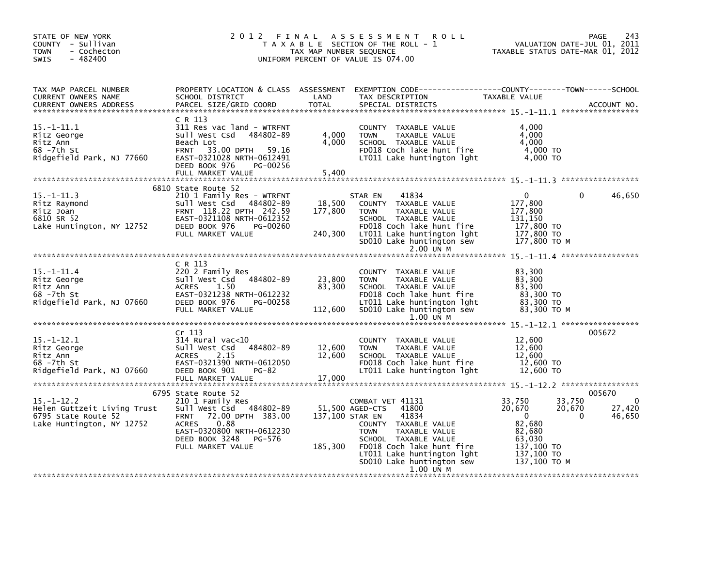STATE OF NEW YORK
COUNTY - Sullivan
TOWN - Cochecton
SWIS - 482400

# 2012 FINAL ASSESSMENT ROLL

TAXABLE SECTION OF THE ROLL - 1
TAX MAP NUMBER SEQUENCE
UNIFORM PERCENT OF VALUE IS 074.00

VALUATION DATE-JUL 01, 2011
TAXABLE STATUS DATE-MAR 01, 2012

| TAX MAP PARCEL NUMBER / CURRENT OWNERS NAME / CURRENT OWNERS ADDRESS | PROPERTY LOCATION & CLASS / SCHOOL DISTRICT / PARCEL SIZE/GRID COORD | ASSESSMENT LAND / TOTAL | EXEMPTION CODE / TAX DESCRIPTION / SPECIAL DISTRICTS | COUNTY TAXABLE VALUE | TOWN | SCHOOL | ACCOUNT NO. |
|---|---|---|---|---|---|---|---|
| **15.-1-11.1** | C R 113 | | | | | | |
| 15.-1-11.1 | 311 Res vac land - WTRFNT | | COUNTY TAXABLE VALUE | 4,000 | | | |
| Ritz George | Sull West Csd 484802-89 | 4,000 | TOWN TAXABLE VALUE | 4,000 | | | |
| Ritz Ann | Beach Lot | 4,000 | SCHOOL TAXABLE VALUE | 4,000 | | | |
| 68 -7th St | FRNT 33.00 DPTH 59.16 | | FD018 Coch lake hunt fire | 4,000 TO | | | |
| Ridgefield Park, NJ 77660 | EAST-0321028 NRTH-0612491 | | LT011 Lake huntington lght | 4,000 TO | | | |
| | DEED BOOK 976 PG-00256 | | | | | | |
| | FULL MARKET VALUE | 5,400 | | | | | |
| **15.-1-11.3** | 6810 State Route 52 | | | | | | |
| 15.-1-11.3 | 210 1 Family Res - WTRFNT | | STAR EN 41834 | 0 | 0 | 46,650 | |
| Ritz Raymond | Sull West Csd 484802-89 | 18,500 | COUNTY TAXABLE VALUE | 177,800 | | | |
| Ritz Joan | FRNT 118.22 DPTH 242.59 | 177,800 | TOWN TAXABLE VALUE | 177,800 | | | |
| 6810 SR 52 | EAST-0321108 NRTH-0612352 | | SCHOOL TAXABLE VALUE | 131,150 | | | |
| Lake Huntington, NY 12752 | DEED BOOK 976 PG-00260 | | FD018 Coch lake hunt fire | 177,800 TO | | | |
| | FULL MARKET VALUE | 240,300 | LT011 Lake huntington lght | 177,800 TO | | | |
| | | | SD010 Lake huntington sew | 177,800 TO M | | | |
| | | | 2.00 UN M | | | | |
| **15.-1-11.4** | C R 113 | | | | | | |
| 15.-1-11.4 | 220 2 Family Res | | COUNTY TAXABLE VALUE | 83,300 | | | |
| Ritz George | Sull West Csd 484802-89 | 23,800 | TOWN TAXABLE VALUE | 83,300 | | | |
| Ritz Ann | ACRES 1.50 | 83,300 | SCHOOL TAXABLE VALUE | 83,300 | | | |
| 68 -7th St | EAST-0321238 NRTH-0612232 | | FD018 Coch lake hunt fire | 83,300 TO | | | |
| Ridgefield Park, NJ 07660 | DEED BOOK 976 PG-00258 | | LT011 Lake huntington lght | 83,300 TO | | | |
| | FULL MARKET VALUE | 112,600 | SD010 Lake huntington sew | 83,300 TO M | | | |
| | | | 1.00 UN M | | | | |
| **15.-1-12.1** | Cr 113 | | | | | | 005672 |
| 15.-1-12.1 | 314 Rural vac<10 | | COUNTY TAXABLE VALUE | 12,600 | | | |
| Ritz George | Sull West Csd 484802-89 | 12,600 | TOWN TAXABLE VALUE | 12,600 | | | |
| Ritz Ann | ACRES 2.15 | 12,600 | SCHOOL TAXABLE VALUE | 12,600 | | | |
| 68 -7th St | EAST-0321390 NRTH-0612050 | | FD018 Coch lake hunt fire | 12,600 TO | | | |
| Ridgefield Park, NJ 07660 | DEED BOOK 901 PG-82 | | LT011 Lake huntington lght | 12,600 TO | | | |
| | FULL MARKET VALUE | 17,000 | | | | | |
| **15.-1-12.2** | 6795 State Route 52 | | | | | | 005670 |
| 15.-1-12.2 | 210 1 Family Res | | COMBAT VET 41131 | 33,750 | 33,750 | 0 | |
| Helen Guttzeit Living Trust | Sull West Csd 484802-89 | 51,500 | AGED-CTS 41800 | 20,670 | 20,670 | 27,420 | |
| 6795 State Route 52 | FRNT 72.00 DPTH 383.00 | 137,100 | STAR EN 41834 | 0 | 0 | 46,650 | |
| Lake Huntington, NY 12752 | ACRES 0.88 | | COUNTY TAXABLE VALUE | 82,680 | | | |
| | EAST-0320800 NRTH-0612230 | | TOWN TAXABLE VALUE | 82,680 | | | |
| | DEED BOOK 3248 PG-576 | | SCHOOL TAXABLE VALUE | 63,030 | | | |
| | FULL MARKET VALUE | 185,300 | FD018 Coch lake hunt fire | 137,100 TO | | | |
| | | | LT011 Lake huntington lght | 137,100 TO | | | |
| | | | SD010 Lake huntington sew | 137,100 TO M | | | |
| | | | 1.00 UN M | | | | |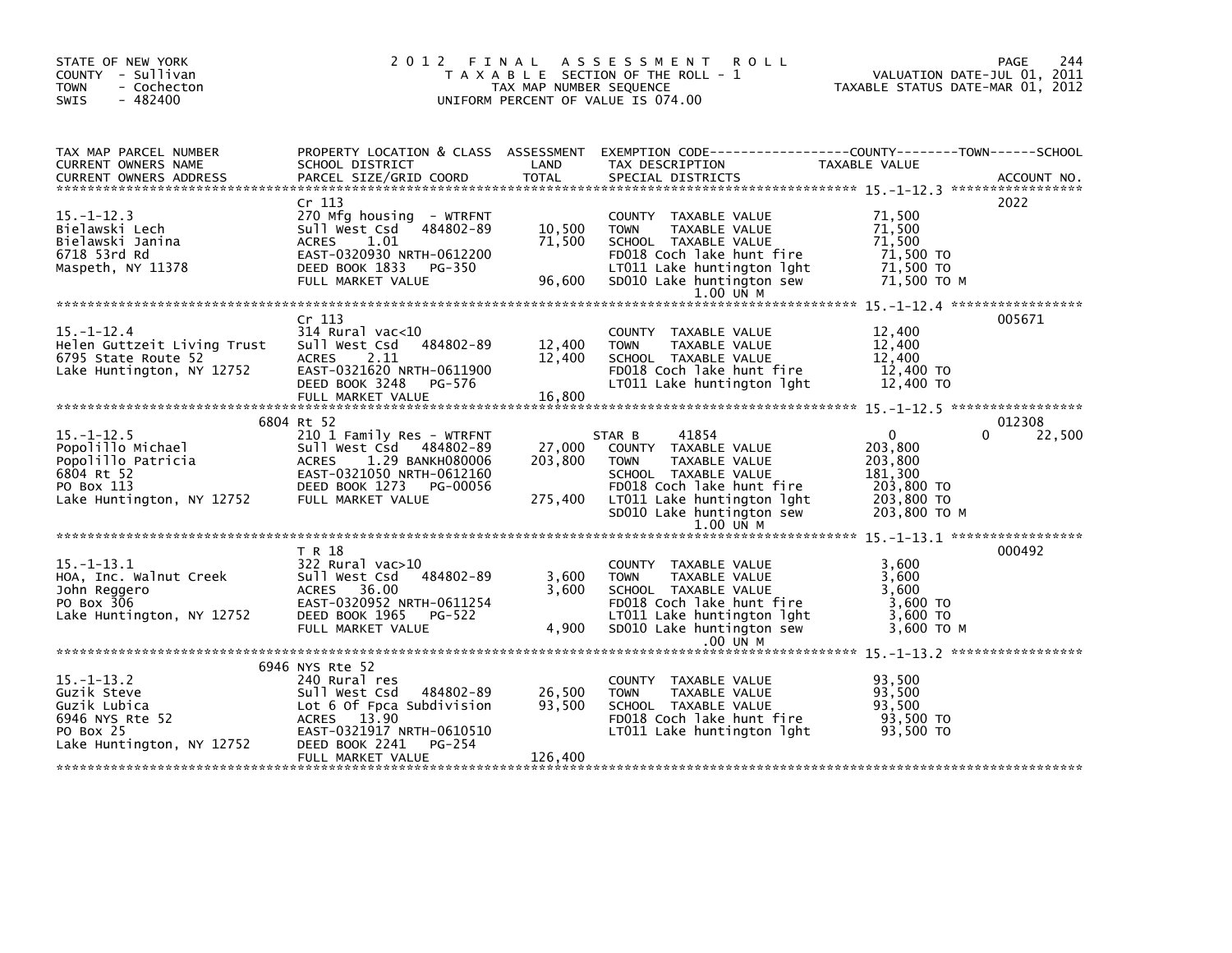STATE OF NEW YORK
COUNTY - Sullivan
TOWN - Cochecton
SWIS - 482400

2012 FINAL ASSESSMENT ROLL
TAXABLE SECTION OF THE ROLL - 1
TAX MAP NUMBER SEQUENCE
UNIFORM PERCENT OF VALUE IS 074.00

VALUATION DATE-JUL 01, 2011
TAXABLE STATUS DATE-MAR 01, 2012

| TAX MAP PARCEL NUMBER / CURRENT OWNERS NAME / CURRENT OWNERS ADDRESS | PROPERTY LOCATION & CLASS / SCHOOL DISTRICT / PARCEL SIZE/GRID COORD | ASSESSMENT LAND / TOTAL | EXEMPTION CODE / TAX DESCRIPTION / SPECIAL DISTRICTS | COUNTY / TOWN / SCHOOL TAXABLE VALUE | ACCOUNT NO. |
|---|---|---|---|---|---|
| 15.-1-12.3 | Cr 113 | | | | 2022 |
| 15.-1-12.3 | 270 Mfg housing - WTRFNT | | COUNTY TAXABLE VALUE | 71,500 | |
| Bielawski Lech | Sull West Csd 484802-89 | 10,500 | TOWN TAXABLE VALUE | 71,500 | |
| Bielawski Janina | ACRES 1.01 | 71,500 | SCHOOL TAXABLE VALUE | 71,500 | |
| 6718 53rd Rd | EAST-0320930 NRTH-0612200 | | FD018 Coch lake hunt fire | 71,500 TO | |
| Maspeth, NY 11378 | DEED BOOK 1833 PG-350 | | LT011 Lake huntington lght | 71,500 TO | |
| | FULL MARKET VALUE | 96,600 | SD010 Lake huntington sew | 71,500 TO M | |
| | | | 1.00 UN M | | |
| 15.-1-12.4 | Cr 113 | | | | 005671 |
| 15.-1-12.4 | 314 Rural vac<10 | | COUNTY TAXABLE VALUE | 12,400 | |
| Helen Guttzeit Living Trust | Sull West Csd 484802-89 | 12,400 | TOWN TAXABLE VALUE | 12,400 | |
| 6795 State Route 52 | ACRES 2.11 | 12,400 | SCHOOL TAXABLE VALUE | 12,400 | |
| Lake Huntington, NY 12752 | EAST-0321620 NRTH-0611900 | | FD018 Coch lake hunt fire | 12,400 TO | |
| | DEED BOOK 3248 PG-576 | | LT011 Lake huntington lght | 12,400 TO | |
| | FULL MARKET VALUE | 16,800 | | | |
| 15.-1-12.5 | 6804 Rt 52 | | | | 012308 |
| 15.-1-12.5 | 210 1 Family Res - WTRFNT | | STAR B 41854 | 0 / 0 / 22,500 | |
| Popolillo Michael | Sull West Csd 484802-89 | 27,000 | COUNTY TAXABLE VALUE | 203,800 | |
| Popolillo Patricia | ACRES 1.29 BANKH080006 | 203,800 | TOWN TAXABLE VALUE | 203,800 | |
| 6804 Rt 52 | EAST-0321050 NRTH-0612160 | | SCHOOL TAXABLE VALUE | 181,300 | |
| PO Box 113 | DEED BOOK 1273 PG-00056 | | FD018 Coch lake hunt fire | 203,800 TO | |
| Lake Huntington, NY 12752 | FULL MARKET VALUE | 275,400 | LT011 Lake huntington lght | 203,800 TO | |
| | | | SD010 Lake huntington sew | 203,800 TO M | |
| | | | 1.00 UN M | | |
| 15.-1-13.1 | T R 18 | | | | 000492 |
| 15.-1-13.1 | 322 Rural vac>10 | | COUNTY TAXABLE VALUE | 3,600 | |
| HOA, Inc. Walnut Creek | Sull West Csd 484802-89 | 3,600 | TOWN TAXABLE VALUE | 3,600 | |
| John Reggero | ACRES 36.00 | 3,600 | SCHOOL TAXABLE VALUE | 3,600 | |
| PO Box 306 | EAST-0320952 NRTH-0611254 | | FD018 Coch lake hunt fire | 3,600 TO | |
| Lake Huntington, NY 12752 | DEED BOOK 1965 PG-522 | | LT011 Lake huntington lght | 3,600 TO | |
| | FULL MARKET VALUE | 4,900 | SD010 Lake huntington sew | 3,600 TO M | |
| | | | .00 UN M | | |
| 15.-1-13.2 | 6946 NYS Rte 52 | | | | |
| 15.-1-13.2 | 240 Rural res | | COUNTY TAXABLE VALUE | 93,500 | |
| Guzik Steve | Sull West Csd 484802-89 | 26,500 | TOWN TAXABLE VALUE | 93,500 | |
| Guzik Lubica | Lot 6 Of Fpca Subdivision | 93,500 | SCHOOL TAXABLE VALUE | 93,500 | |
| 6946 NYS Rte 52 | ACRES 13.90 | | FD018 Coch lake hunt fire | 93,500 TO | |
| PO Box 25 | EAST-0321917 NRTH-0610510 | | LT011 Lake huntington lght | 93,500 TO | |
| Lake Huntington, NY 12752 | DEED BOOK 2241 PG-254 | | | | |
| | FULL MARKET VALUE | 126,400 | | | |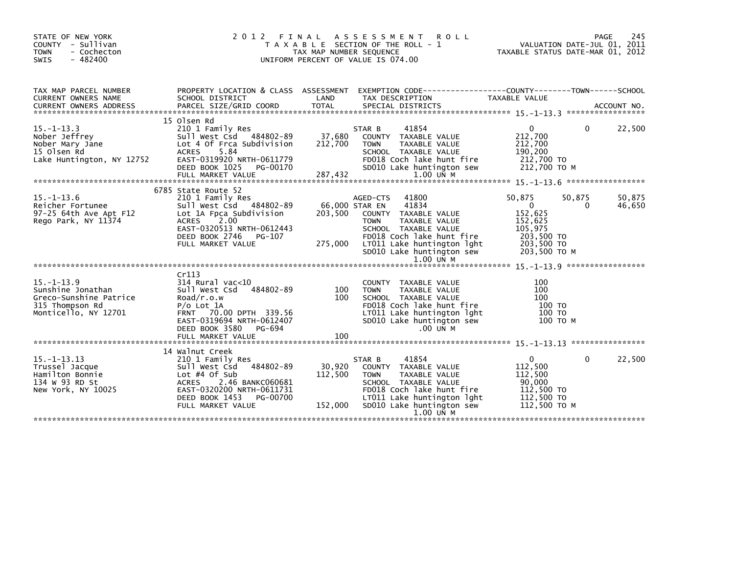STATE OF NEW YORK
COUNTY - Sullivan
TOWN - Cochecton
SWIS - 482400

2012 FINAL ASSESSMENT ROLL
TAXABLE SECTION OF THE ROLL - 1
TAX MAP NUMBER SEQUENCE
UNIFORM PERCENT OF VALUE IS 074.00

VALUATION DATE-JUL 01, 2011
TAXABLE STATUS DATE-MAR 01, 2012

| TAX MAP PARCEL NUMBER / CURRENT OWNERS NAME / CURRENT OWNERS ADDRESS | PROPERTY LOCATION & CLASS / SCHOOL DISTRICT / PARCEL SIZE/GRID COORD | ASSESSMENT LAND / TOTAL | EXEMPTION CODE / TAX DESCRIPTION / SPECIAL DISTRICTS | COUNTY TAXABLE VALUE | TOWN | SCHOOL |
|---|---|---|---|---|---|---|
| **15.-1-13.3** | 15 Olsen Rd | | | | | |
| 15.-1-13.3 | 210 1 Family Res | | STAR B 41854 | 0 | 0 | 22,500 |
| Nober Jeffrey | Sull West Csd 484802-89 | 37,680 | COUNTY TAXABLE VALUE | 212,700 | | |
| Nober Mary Jane | Lot 4 Of Frca Subdivision | 212,700 | TOWN TAXABLE VALUE | 212,700 | | |
| 15 Olsen Rd | ACRES 5.84 | | SCHOOL TAXABLE VALUE | 190,200 | | |
| Lake Huntington, NY 12752 | EAST-0319920 NRTH-0611779 | | FD018 Coch lake hunt fire | 212,700 TO | | |
| | DEED BOOK 1025 PG-00170 | | SD010 Lake huntington sew | 212,700 TO M | | |
| | FULL MARKET VALUE | 287,432 | 1.00 UN M | | | |
| **15.-1-13.6** | 6785 State Route 52 | | | | | |
| 15.-1-13.6 | 210 1 Family Res | | AGED-CTS 41800 | 50,875 | 50,875 | 50,875 |
| Reicher Fortunee | Sull West Csd 484802-89 | 66,000 | STAR EN 41834 | 0 | 0 | 46,650 |
| 97-25 64th Ave Apt F12 | Lot 1A Fpca Subdivision | 203,500 | COUNTY TAXABLE VALUE | 152,625 | | |
| Rego Park, NY 11374 | ACRES 2.00 | | TOWN TAXABLE VALUE | 152,625 | | |
| | EAST-0320513 NRTH-0612443 | | SCHOOL TAXABLE VALUE | 105,975 | | |
| | DEED BOOK 2746 PG-107 | | FD018 Coch lake hunt fire | 203,500 TO | | |
| | FULL MARKET VALUE | 275,000 | LT011 Lake huntington lght | 203,500 TO | | |
| | | | SD010 Lake huntington sew | 203,500 TO M | | |
| | | | 1.00 UN M | | | |
| **15.-1-13.9** | Cr113 | | | | | |
| 15.-1-13.9 | 314 Rural vac<10 | | COUNTY TAXABLE VALUE | 100 | | |
| Sunshine Jonathan | Sull West Csd 484802-89 | 100 | TOWN TAXABLE VALUE | 100 | | |
| Greco-Sunshine Patrice | Road/r.o.w | 100 | SCHOOL TAXABLE VALUE | 100 | | |
| 315 Thompson Rd | P/o Lot 1A | | FD018 Coch lake hunt fire | 100 TO | | |
| Monticello, NY 12701 | FRNT 70.00 DPTH 339.56 | | LT011 Lake huntington lght | 100 TO | | |
| | EAST-0319694 NRTH-0612407 | | SD010 Lake huntington sew | 100 TO M | | |
| | DEED BOOK 3580 PG-694 | | .00 UN M | | | |
| | FULL MARKET VALUE | 100 | | | | |
| **15.-1-13.13** | 14 Walnut Creek | | | | | |
| 15.-1-13.13 | 210 1 Family Res | | STAR B 41854 | 0 | 0 | 22,500 |
| Trussel Jacque | Sull West Csd 484802-89 | 30,920 | COUNTY TAXABLE VALUE | 112,500 | | |
| Hamilton Bonnie | Lot #4 Of Sub | 112,500 | TOWN TAXABLE VALUE | 112,500 | | |
| 134 W 93 RD St | ACRES 2.46 BANKC060681 | | SCHOOL TAXABLE VALUE | 90,000 | | |
| New York, NY 10025 | EAST-0320200 NRTH-0611731 | | FD018 Coch lake hunt fire | 112,500 TO | | |
| | DEED BOOK 1453 PG-00700 | | LT011 Lake huntington lght | 112,500 TO | | |
| | FULL MARKET VALUE | 152,000 | SD010 Lake huntington sew | 112,500 TO M | | |
| | | | 1.00 UN M | | | |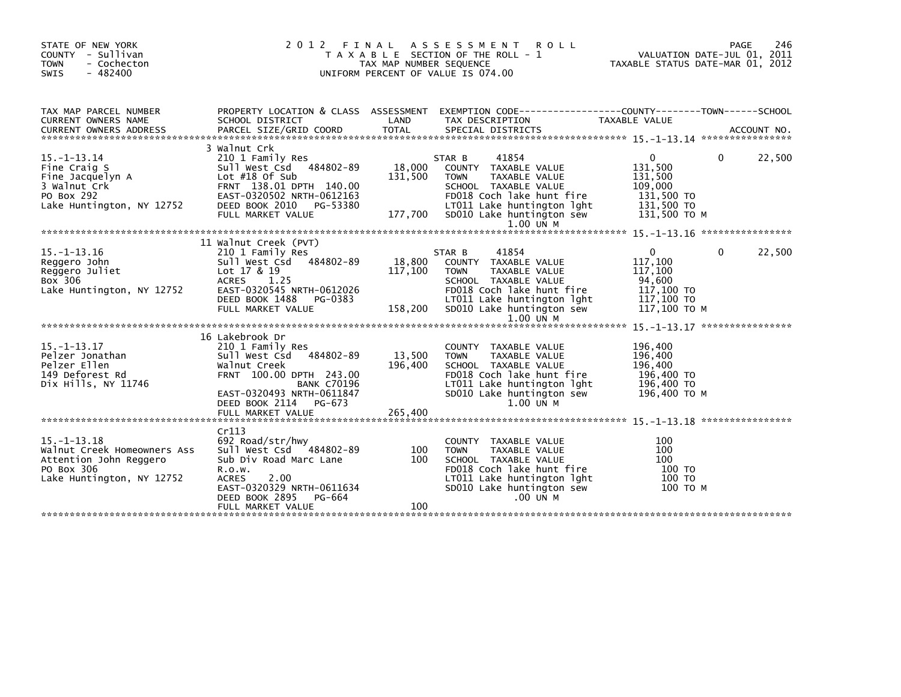STATE OF NEW YORK
COUNTY - Sullivan
TOWN - Cochecton
SWIS - 482400

# 2012 FINAL ASSESSMENT ROLL

TAXABLE SECTION OF THE ROLL - 1
TAX MAP NUMBER SEQUENCE
UNIFORM PERCENT OF VALUE IS 074.00

VALUATION DATE-JUL 01, 2011
TAXABLE STATUS DATE-MAR 01, 2012

| TAX MAP PARCEL NUMBER / CURRENT OWNERS NAME / CURRENT OWNERS ADDRESS | PROPERTY LOCATION & CLASS / SCHOOL DISTRICT / PARCEL SIZE/GRID COORD | ASSESSMENT LAND / TOTAL | EXEMPTION CODE / TAX DESCRIPTION / SPECIAL DISTRICTS | COUNTY TAXABLE VALUE | TOWN | SCHOOL / ACCOUNT NO. |
|---|---|---|---|---|---|---|
| **15.-1-13.14** | 3 Walnut Crk | | | | | |
| 15.-1-13.14 | 210 1 Family Res | | STAR B 41854 | 0 | 0 | 22,500 |
| Fine Craig S | Sull West Csd 484802-89 | 18,000 | COUNTY TAXABLE VALUE | 131,500 | | |
| Fine Jacquelyn A | Lot #18 Of Sub | 131,500 | TOWN TAXABLE VALUE | 131,500 | | |
| 3 Walnut Crk | FRNT 138.01 DPTH 140.00 | | SCHOOL TAXABLE VALUE | 109,000 | | |
| PO Box 292 | EAST-0320502 NRTH-0612163 | | FD018 Coch lake hunt fire | 131,500 TO | | |
| Lake Huntington, NY 12752 | DEED BOOK 2010 PG-53380 | | LT011 Lake huntington lght | 131,500 TO | | |
| | FULL MARKET VALUE | 177,700 | SD010 Lake huntington sew 1.00 UN M | 131,500 TO M | | |
| **15.-1-13.16** | 11 Walnut Creek (PVT) | | | | | |
| 15.-1-13.16 | 210 1 Family Res | | STAR B 41854 | 0 | 0 | 22,500 |
| Reggero John | Sull West Csd 484802-89 | 18,800 | COUNTY TAXABLE VALUE | 117,100 | | |
| Reggero Juliet | Lot 17 & 19 | 117,100 | TOWN TAXABLE VALUE | 117,100 | | |
| Box 306 | ACRES 1.25 | | SCHOOL TAXABLE VALUE | 94,600 | | |
| Lake Huntington, NY 12752 | EAST-0320545 NRTH-0612026 | | FD018 Coch lake hunt fire | 117,100 TO | | |
| | DEED BOOK 1488 PG-0383 | | LT011 Lake huntington lght | 117,100 TO | | |
| | FULL MARKET VALUE | 158,200 | SD010 Lake huntington sew 1.00 UN M | 117,100 TO M | | |
| **15.-1-13.17** | 16 Lakebrook Dr | | | | | |
| 15.-1-13.17 | 210 1 Family Res | | COUNTY TAXABLE VALUE | 196,400 | | |
| Pelzer Jonathan | Sull West Csd 484802-89 | 13,500 | TOWN TAXABLE VALUE | 196,400 | | |
| Pelzer Ellen | Walnut Creek | 196,400 | SCHOOL TAXABLE VALUE | 196,400 | | |
| 149 Deforest Rd | FRNT 100.00 DPTH 243.00 | | FD018 Coch lake hunt fire | 196,400 TO | | |
| Dix Hills, NY 11746 | BANK C70196 | | LT011 Lake huntington lght | 196,400 TO | | |
| | EAST-0320493 NRTH-0611847 | | SD010 Lake huntington sew 1.00 UN M | 196,400 TO M | | |
| | DEED BOOK 2114 PG-673 | | | | | |
| | FULL MARKET VALUE | 265,400 | | | | |
| **15.-1-13.18** | Cr113 | | | | | |
| 15.-1-13.18 | 692 Road/str/hwy | | COUNTY TAXABLE VALUE | 100 | | |
| Walnut Creek Homeowners Ass | Sull West Csd 484802-89 | 100 | TOWN TAXABLE VALUE | 100 | | |
| Attention John Reggero | Sub Div Road Marc Lane | 100 | SCHOOL TAXABLE VALUE | 100 | | |
| PO Box 306 | R.o.w. | | FD018 Coch lake hunt fire | 100 TO | | |
| Lake Huntington, NY 12752 | ACRES 2.00 | | LT011 Lake huntington lght | 100 TO | | |
| | EAST-0320329 NRTH-0611634 | | SD010 Lake huntington sew .00 UN M | 100 TO M | | |
| | DEED BOOK 2895 PG-664 | | | | | |
| | FULL MARKET VALUE | 100 | | | | |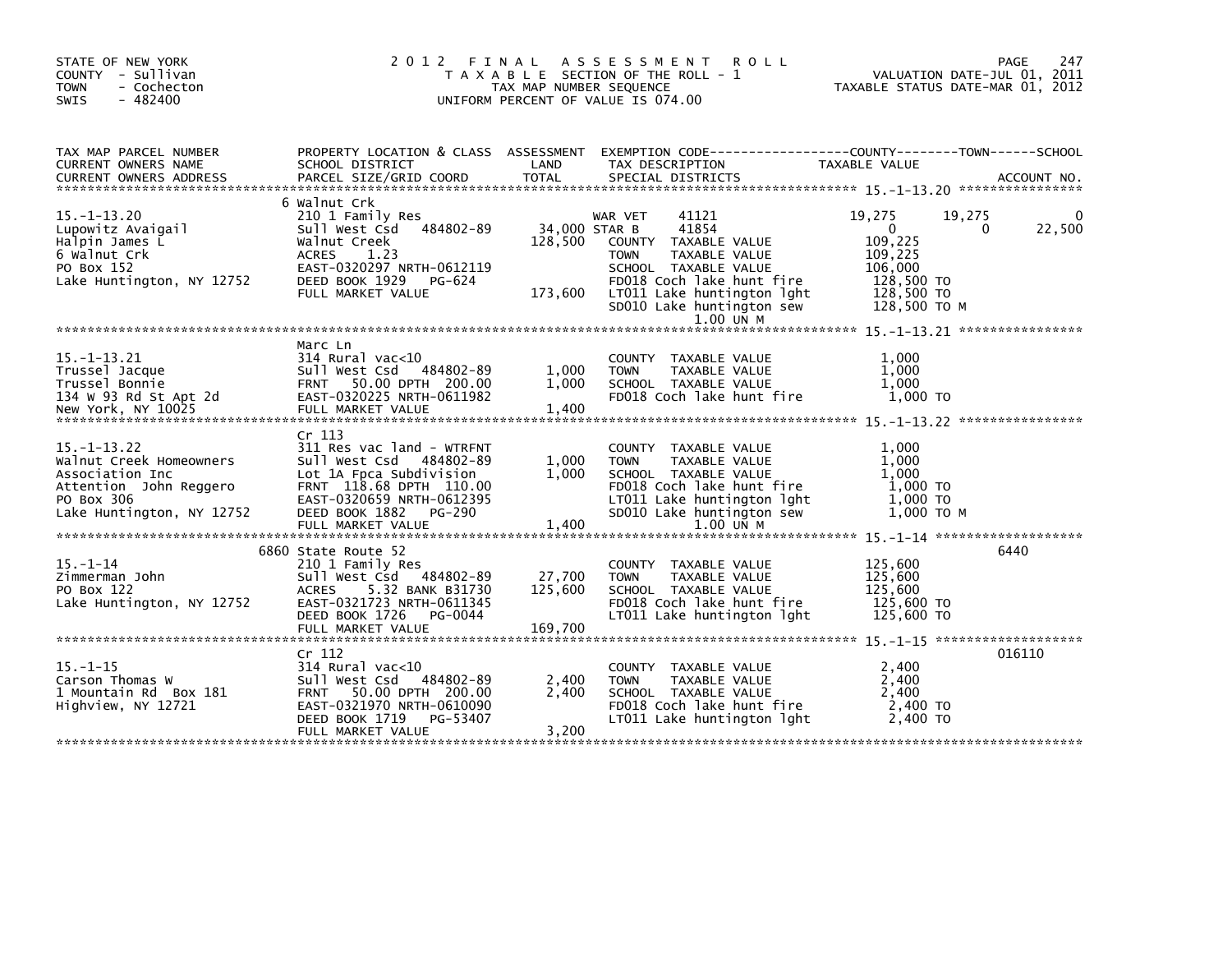STATE OF NEW YORK
COUNTY - Sullivan
TOWN - Cochecton
SWIS - 482400

# 2012 FINAL ASSESSMENT ROLL

TAXABLE SECTION OF THE ROLL - 1
TAX MAP NUMBER SEQUENCE
UNIFORM PERCENT OF VALUE IS 074.00

VALUATION DATE-JUL 01, 2011
TAXABLE STATUS DATE-MAR 01, 2012

| TAX MAP PARCEL NUMBER / CURRENT OWNERS NAME / CURRENT OWNERS ADDRESS | PROPERTY LOCATION & CLASS / SCHOOL DISTRICT / PARCEL SIZE/GRID COORD | ASSESSMENT LAND / TOTAL | EXEMPTION CODE / TAX DESCRIPTION / SPECIAL DISTRICTS | COUNTY | TOWN | SCHOOL | ACCOUNT NO. |
|---|---|---|---|---|---|---|---|
| **15.-1-13.20** | 6 Walnut Crk | | | | | | |
| 15.-1-13.20 | 210 1 Family Res | | WAR VET 41121 | 19,275 | 19,275 | 0 | |
| Lupowitz Avaigail | Sull West Csd 484802-89 | 34,000 | STAR B 41854 | 0 | 0 | 22,500 | |
| Halpin James L | Walnut Creek | 128,500 | COUNTY TAXABLE VALUE | 109,225 | | | |
| 6 Walnut Crk | ACRES 1.23 | | TOWN TAXABLE VALUE | | 109,225 | | |
| PO Box 152 | EAST-0320297 NRTH-0612119 | | SCHOOL TAXABLE VALUE | | | 106,000 | |
| Lake Huntington, NY 12752 | DEED BOOK 1929 PG-624 | | FD018 Coch lake hunt fire | 128,500 TO | | | |
| | FULL MARKET VALUE | 173,600 | LT011 Lake huntington lght | 128,500 TO | | | |
| | | | SD010 Lake huntington sew 1.00 UN M | 128,500 TO M | | | |
| **15.-1-13.21** | Marc Ln | | | | | | |
| 15.-1-13.21 | 314 Rural vac<10 | | COUNTY TAXABLE VALUE | 1,000 | | | |
| Trussel Jacque | Sull West Csd 484802-89 | 1,000 | TOWN TAXABLE VALUE | | 1,000 | | |
| Trussel Bonnie | FRNT 50.00 DPTH 200.00 | 1,000 | SCHOOL TAXABLE VALUE | | | 1,000 | |
| 134 W 93 Rd St Apt 2d | EAST-0320225 NRTH-0611982 | | FD018 Coch lake hunt fire | 1,000 TO | | | |
| New York, NY 10025 | FULL MARKET VALUE | 1,400 | | | | | |
| **15.-1-13.22** | Cr 113 | | | | | | |
| 15.-1-13.22 | 311 Res vac land - WTRFNT | | COUNTY TAXABLE VALUE | 1,000 | | | |
| Walnut Creek Homeowners | Sull West Csd 484802-89 | 1,000 | TOWN TAXABLE VALUE | | 1,000 | | |
| Association Inc | Lot 1A Fpca Subdivision | 1,000 | SCHOOL TAXABLE VALUE | | | 1,000 | |
| Attention John Reggero | FRNT 118.68 DPTH 110.00 | | FD018 Coch lake hunt fire | 1,000 TO | | | |
| PO Box 306 | EAST-0320659 NRTH-0612395 | | LT011 Lake huntington lght | 1,000 TO | | | |
| Lake Huntington, NY 12752 | DEED BOOK 1882 PG-290 | | SD010 Lake huntington sew 1.00 UN M | 1,000 TO M | | | |
| | FULL MARKET VALUE | 1,400 | | | | | |
| **15.-1-14** | 6860 State Route 52 | | | | | | 6440 |
| 15.-1-14 | 210 1 Family Res | | COUNTY TAXABLE VALUE | 125,600 | | | |
| Zimmerman John | Sull West Csd 484802-89 | 27,700 | TOWN TAXABLE VALUE | | 125,600 | | |
| PO Box 122 | ACRES 5.32 BANK B31730 | 125,600 | SCHOOL TAXABLE VALUE | | | 125,600 | |
| Lake Huntington, NY 12752 | EAST-0321723 NRTH-0611345 | | FD018 Coch lake hunt fire | 125,600 TO | | | |
| | DEED BOOK 1726 PG-0044 | | LT011 Lake huntington lght | 125,600 TO | | | |
| | FULL MARKET VALUE | 169,700 | | | | | |
| **15.-1-15** | Cr 112 | | | | | | 016110 |
| 15.-1-15 | 314 Rural vac<10 | | COUNTY TAXABLE VALUE | 2,400 | | | |
| Carson Thomas W | Sull West Csd 484802-89 | 2,400 | TOWN TAXABLE VALUE | | 2,400 | | |
| 1 Mountain Rd Box 181 | FRNT 50.00 DPTH 200.00 | 2,400 | SCHOOL TAXABLE VALUE | | | 2,400 | |
| Highview, NY 12721 | EAST-0321970 NRTH-0610090 | | FD018 Coch lake hunt fire | 2,400 TO | | | |
| | DEED BOOK 1719 PG-53407 | | LT011 Lake huntington lght | 2,400 TO | | | |
| | FULL MARKET VALUE | 3,200 | | | | | |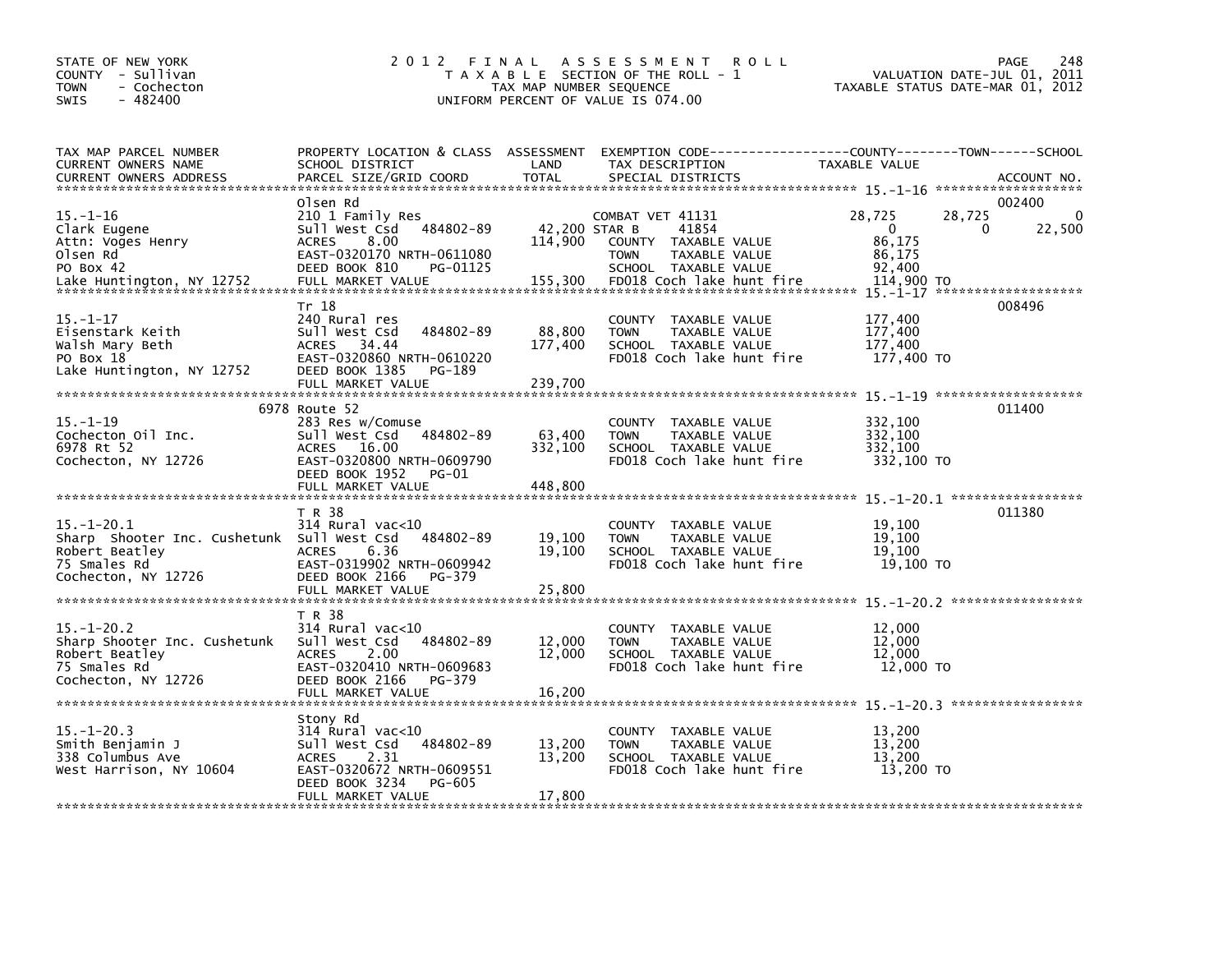STATE OF NEW YORK
COUNTY - Sullivan
TOWN - Cochecton
SWIS - 482400

# 2012 FINAL ASSESSMENT ROLL

TAXABLE SECTION OF THE ROLL - 1
TAX MAP NUMBER SEQUENCE
UNIFORM PERCENT OF VALUE IS 074.00

VALUATION DATE-JUL 01, 2011
TAXABLE STATUS DATE-MAR 01, 2012

| TAX MAP PARCEL NUMBER / CURRENT OWNERS NAME / CURRENT OWNERS ADDRESS | PROPERTY LOCATION & CLASS / SCHOOL DISTRICT / PARCEL SIZE/GRID COORD | ASSESSMENT LAND / TOTAL | EXEMPTION CODE / TAX DESCRIPTION / SPECIAL DISTRICTS | COUNTY TAXABLE VALUE | TOWN | SCHOOL | ACCOUNT NO. |
|---|---|---|---|---|---|---|---|
| 15.-1-16 | Olsen Rd | | | | | | 002400 |
| | 210 1 Family Res | | COMBAT VET 41131 | 28,725 | 28,725 | 0 | |
| Clark Eugene | Sull West Csd 484802-89 | 42,200 | STAR B 41854 | 0 | 0 | 22,500 | |
| Attn: Voges Henry | ACRES 8.00 | 114,900 | COUNTY TAXABLE VALUE | 86,175 | | | |
| Olsen Rd | EAST-0320170 NRTH-0611080 | | TOWN TAXABLE VALUE | 86,175 | | | |
| PO Box 42 | DEED BOOK 810 PG-01125 | | SCHOOL TAXABLE VALUE | 92,400 | | | |
| Lake Huntington, NY 12752 | FULL MARKET VALUE | 155,300 | FD018 Coch lake hunt fire | 114,900 TO | | | |
| 15.-1-17 | Tr 18 | | | | | | 008496 |
| | 240 Rural res | | COUNTY TAXABLE VALUE | 177,400 | | | |
| Eisenstark Keith | Sull West Csd 484802-89 | 88,800 | TOWN TAXABLE VALUE | 177,400 | | | |
| Walsh Mary Beth | ACRES 34.44 | 177,400 | SCHOOL TAXABLE VALUE | 177,400 | | | |
| PO Box 18 | EAST-0320860 NRTH-0610220 | | FD018 Coch lake hunt fire | 177,400 TO | | | |
| Lake Huntington, NY 12752 | DEED BOOK 1385 PG-189 | | | | | | |
| | FULL MARKET VALUE | 239,700 | | | | | |
| 15.-1-19 | 6978 Route 52 | | | | | | 011400 |
| | 283 Res w/Comuse | | COUNTY TAXABLE VALUE | 332,100 | | | |
| Cochecton Oil Inc. | Sull West Csd 484802-89 | 63,400 | TOWN TAXABLE VALUE | 332,100 | | | |
| 6978 Rt 52 | ACRES 16.00 | 332,100 | SCHOOL TAXABLE VALUE | 332,100 | | | |
| Cochecton, NY 12726 | EAST-0320800 NRTH-0609790 | | FD018 Coch lake hunt fire | 332,100 TO | | | |
| | DEED BOOK 1952 PG-01 | | | | | | |
| | FULL MARKET VALUE | 448,800 | | | | | |
| 15.-1-20.1 | T R 38 | | | | | | 011380 |
| | 314 Rural vac<10 | | COUNTY TAXABLE VALUE | 19,100 | | | |
| Sharp Shooter Inc. Cushetunk | Sull West Csd 484802-89 | 19,100 | TOWN TAXABLE VALUE | 19,100 | | | |
| Robert Beatley | ACRES 6.36 | 19,100 | SCHOOL TAXABLE VALUE | 19,100 | | | |
| 75 Smales Rd | EAST-0319902 NRTH-0609942 | | FD018 Coch lake hunt fire | 19,100 TO | | | |
| Cochecton, NY 12726 | DEED BOOK 2166 PG-379 | | | | | | |
| | FULL MARKET VALUE | 25,800 | | | | | |
| 15.-1-20.2 | T R 38 | | | | | | |
| | 314 Rural vac<10 | | COUNTY TAXABLE VALUE | 12,000 | | | |
| Sharp Shooter Inc. Cushetunk | Sull West Csd 484802-89 | 12,000 | TOWN TAXABLE VALUE | 12,000 | | | |
| Robert Beatley | ACRES 2.00 | 12,000 | SCHOOL TAXABLE VALUE | 12,000 | | | |
| 75 Smales Rd | EAST-0320410 NRTH-0609683 | | FD018 Coch lake hunt fire | 12,000 TO | | | |
| Cochecton, NY 12726 | DEED BOOK 2166 PG-379 | | | | | | |
| | FULL MARKET VALUE | 16,200 | | | | | |
| 15.-1-20.3 | Stony Rd | | | | | | |
| | 314 Rural vac<10 | | COUNTY TAXABLE VALUE | 13,200 | | | |
| Smith Benjamin J | Sull West Csd 484802-89 | 13,200 | TOWN TAXABLE VALUE | 13,200 | | | |
| 338 Columbus Ave | ACRES 2.31 | 13,200 | SCHOOL TAXABLE VALUE | 13,200 | | | |
| West Harrison, NY 10604 | EAST-0320672 NRTH-0609551 | | FD018 Coch lake hunt fire | 13,200 TO | | | |
| | DEED BOOK 3234 PG-605 | | | | | | |
| | FULL MARKET VALUE | 17,800 | | | | | |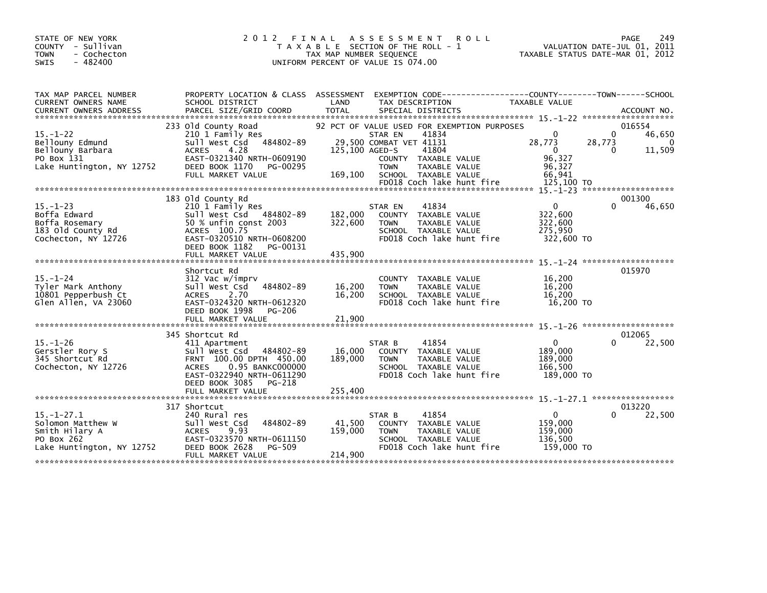STATE OF NEW YORK
COUNTY - Sullivan
TOWN - Cochecton
SWIS - 482400

# 2012 FINAL ASSESSMENT ROLL
TAXABLE SECTION OF THE ROLL - 1
TAX MAP NUMBER SEQUENCE
UNIFORM PERCENT OF VALUE IS 074.00

VALUATION DATE-JUL 01, 2011
TAXABLE STATUS DATE-MAR 01, 2012

| TAX MAP PARCEL NUMBER / CURRENT OWNERS NAME / CURRENT OWNERS ADDRESS | PROPERTY LOCATION & CLASS / SCHOOL DISTRICT / PARCEL SIZE/GRID COORD | ASSESSMENT LAND / TOTAL | EXEMPTION CODE / TAX DESCRIPTION / SPECIAL DISTRICTS | COUNTY TAXABLE VALUE | TOWN | SCHOOL / ACCOUNT NO. |
|---|---|---|---|---|---|---|
| **15.-1-22** | 233 Old County Road | | 92 PCT OF VALUE USED FOR EXEMPTION PURPOSES | | | 016554 |
| 15.-1-22 | 210 1 Family Res | | STAR EN 41834 | 0 | 0 | 46,650 |
| Bellouny Edmund | Sull West Csd 484802-89 | 29,500 | COMBAT VET 41131 | 28,773 | 28,773 | 0 |
| Bellouny Barbara | ACRES 4.28 | 125,100 | AGED-S 41804 | 0 | 0 | 11,509 |
| PO Box 131 | EAST-0321340 NRTH-0609190 | | COUNTY TAXABLE VALUE | 96,327 | | |
| Lake Huntington, NY 12752 | DEED BOOK 1170 PG-00295 | | TOWN TAXABLE VALUE | 96,327 | | |
| | FULL MARKET VALUE | 169,100 | SCHOOL TAXABLE VALUE | 66,941 | | |
| | | | FD018 Coch lake hunt fire | 125,100 TO | | |
| **15.-1-23** | 183 Old County Rd | | | | | 001300 |
| 15.-1-23 | 210 1 Family Res | | STAR EN 41834 | 0 | 0 | 46,650 |
| Boffa Edward | Sull West Csd 484802-89 | 182,000 | COUNTY TAXABLE VALUE | 322,600 | | |
| Boffa Rosemary | 50 % unfin const 2003 | 322,600 | TOWN TAXABLE VALUE | 322,600 | | |
| 183 Old County Rd | ACRES 100.75 | | SCHOOL TAXABLE VALUE | 275,950 | | |
| Cochecton, NY 12726 | EAST-0320510 NRTH-0608200 | | FD018 Coch lake hunt fire | 322,600 TO | | |
| | DEED BOOK 1182 PG-00131 | | | | | |
| | FULL MARKET VALUE | 435,900 | | | | |
| **15.-1-24** | Shortcut Rd | | | | | 015970 |
| 15.-1-24 | 312 Vac w/imprv | | COUNTY TAXABLE VALUE | 16,200 | | |
| Tyler Mark Anthony | Sull West Csd 484802-89 | 16,200 | TOWN TAXABLE VALUE | 16,200 | | |
| 10801 Pepperbush Ct | ACRES 2.70 | 16,200 | SCHOOL TAXABLE VALUE | 16,200 | | |
| Glen Allen, VA 23060 | EAST-0324320 NRTH-0612320 | | FD018 Coch lake hunt fire | 16,200 TO | | |
| | DEED BOOK 1998 PG-206 | | | | | |
| | FULL MARKET VALUE | 21,900 | | | | |
| **15.-1-26** | 345 Shortcut Rd | | | | | 012065 |
| 15.-1-26 | 411 Apartment | | STAR B 41854 | 0 | 0 | 22,500 |
| Gerstler Rory S | Sull West Csd 484802-89 | 16,000 | COUNTY TAXABLE VALUE | 189,000 | | |
| 345 Shortcut Rd | FRNT 100.00 DPTH 450.00 | 189,000 | TOWN TAXABLE VALUE | 189,000 | | |
| Cochecton, NY 12726 | ACRES 0.95 BANKC000000 | | SCHOOL TAXABLE VALUE | 166,500 | | |
| | EAST-0322940 NRTH-0611290 | | FD018 Coch lake hunt fire | 189,000 TO | | |
| | DEED BOOK 3085 PG-218 | | | | | |
| | FULL MARKET VALUE | 255,400 | | | | |
| **15.-1-27.1** | 317 Shortcut | | | | | 013220 |
| 15.-1-27.1 | 240 Rural res | | STAR B 41854 | 0 | 0 | 22,500 |
| Solomon Matthew W | Sull West Csd 484802-89 | 41,500 | COUNTY TAXABLE VALUE | 159,000 | | |
| Smith Hilary A | ACRES 9.93 | 159,000 | TOWN TAXABLE VALUE | 159,000 | | |
| PO Box 262 | EAST-0323570 NRTH-0611150 | | SCHOOL TAXABLE VALUE | 136,500 | | |
| Lake Huntington, NY 12752 | DEED BOOK 2628 PG-509 | | FD018 Coch lake hunt fire | 159,000 TO | | |
| | FULL MARKET VALUE | 214,900 | | | | |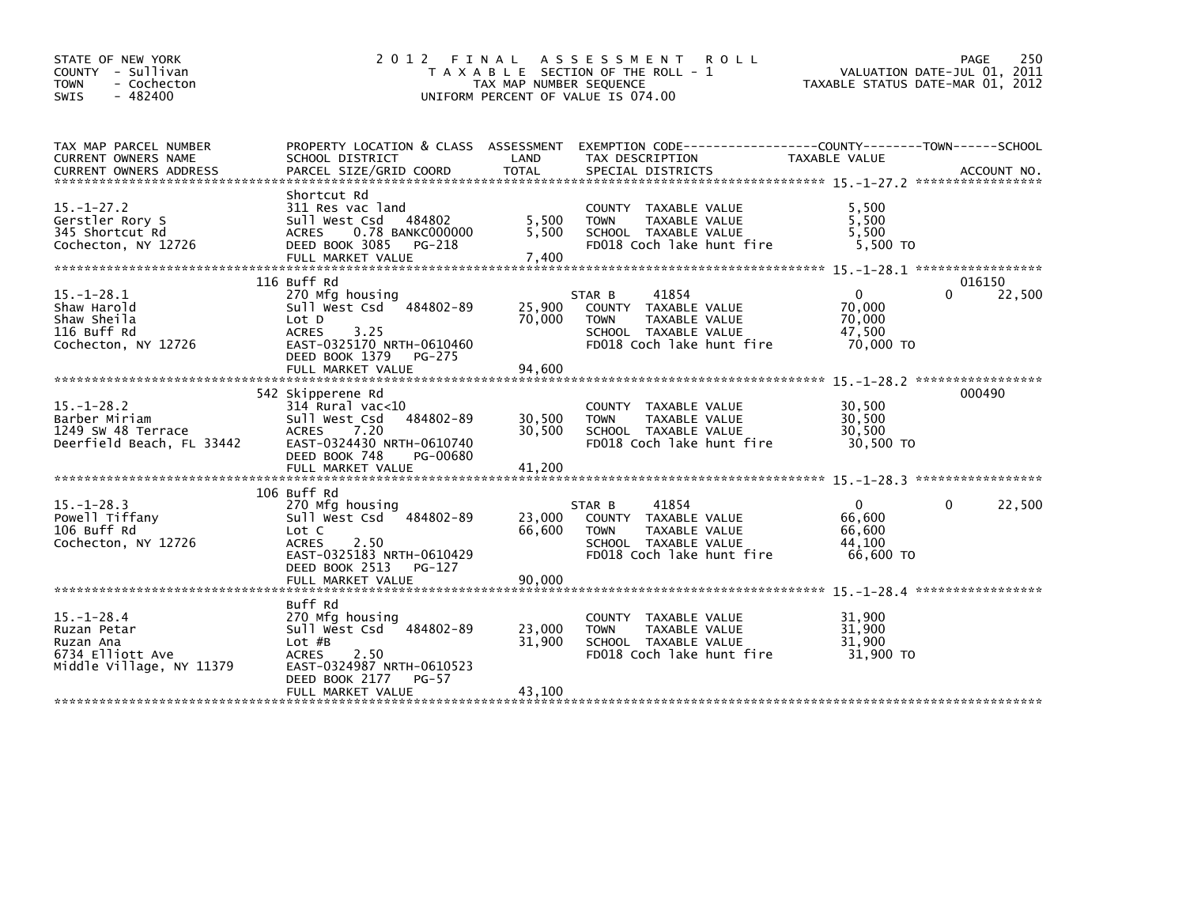STATE OF NEW YORK
COUNTY - Sullivan
TOWN - Cochecton
SWIS - 482400

# 2012 FINAL ASSESSMENT ROLL

TAXABLE SECTION OF THE ROLL - 1
TAX MAP NUMBER SEQUENCE
UNIFORM PERCENT OF VALUE IS 074.00

VALUATION DATE-JUL 01, 2011
TAXABLE STATUS DATE-MAR 01, 2012

| TAX MAP PARCEL NUMBER / CURRENT OWNERS NAME / CURRENT OWNERS ADDRESS | PROPERTY LOCATION & CLASS / SCHOOL DISTRICT / PARCEL SIZE/GRID COORD | ASSESSMENT LAND / TOTAL | EXEMPTION CODE / TAX DESCRIPTION / SPECIAL DISTRICTS | COUNTY TAXABLE VALUE | TOWN | SCHOOL | ACCOUNT NO. |
|---|---|---|---|---|---|---|---|
| 15.-1-27.2 | Shortcut Rd | | | | | | |
| 15.-1-27.2 | 311 Res vac land | | COUNTY TAXABLE VALUE | 5,500 | | | |
| Gerstler Rory S | Sull West Csd 484802 | 5,500 | TOWN TAXABLE VALUE | 5,500 | | | |
| 345 Shortcut Rd | ACRES 0.78 BANKC000000 | 5,500 | SCHOOL TAXABLE VALUE | 5,500 | | | |
| Cochecton, NY 12726 | DEED BOOK 3085 PG-218 | | FD018 Coch lake hunt fire | 5,500 TO | | | |
| | FULL MARKET VALUE | 7,400 | | | | | |
| 15.-1-28.1 | 116 Buff Rd | | | | | | 016150 |
| 15.-1-28.1 | 270 Mfg housing | | STAR B 41854 | 0 | 0 | 22,500 | |
| Shaw Harold | Sull West Csd 484802-89 | 25,900 | COUNTY TAXABLE VALUE | 70,000 | | | |
| Shaw Sheila | Lot D | 70,000 | TOWN TAXABLE VALUE | 70,000 | | | |
| 116 Buff Rd | ACRES 3.25 | | SCHOOL TAXABLE VALUE | 47,500 | | | |
| Cochecton, NY 12726 | EAST-0325170 NRTH-0610460 | | FD018 Coch lake hunt fire | 70,000 TO | | | |
| | DEED BOOK 1379 PG-275 | | | | | | |
| | FULL MARKET VALUE | 94,600 | | | | | |
| 15.-1-28.2 | 542 Skipperene Rd | | | | | | 000490 |
| 15.-1-28.2 | 314 Rural vac<10 | | COUNTY TAXABLE VALUE | 30,500 | | | |
| Barber Miriam | Sull West Csd 484802-89 | 30,500 | TOWN TAXABLE VALUE | 30,500 | | | |
| 1249 SW 48 Terrace | ACRES 7.20 | 30,500 | SCHOOL TAXABLE VALUE | 30,500 | | | |
| Deerfield Beach, FL 33442 | EAST-0324430 NRTH-0610740 | | FD018 Coch lake hunt fire | 30,500 TO | | | |
| | DEED BOOK 748 PG-00680 | | | | | | |
| | FULL MARKET VALUE | 41,200 | | | | | |
| 15.-1-28.3 | 106 Buff Rd | | | | | | |
| 15.-1-28.3 | 270 Mfg housing | | STAR B 41854 | 0 | 0 | 22,500 | |
| Powell Tiffany | Sull West Csd 484802-89 | 23,000 | COUNTY TAXABLE VALUE | 66,600 | | | |
| 106 Buff Rd | Lot C | 66,600 | TOWN TAXABLE VALUE | 66,600 | | | |
| Cochecton, NY 12726 | ACRES 2.50 | | SCHOOL TAXABLE VALUE | 44,100 | | | |
| | EAST-0325183 NRTH-0610429 | | FD018 Coch lake hunt fire | 66,600 TO | | | |
| | DEED BOOK 2513 PG-127 | | | | | | |
| | FULL MARKET VALUE | 90,000 | | | | | |
| 15.-1-28.4 | Buff Rd | | | | | | |
| 15.-1-28.4 | 270 Mfg housing | | COUNTY TAXABLE VALUE | 31,900 | | | |
| Ruzan Petar | Sull West Csd 484802-89 | 23,000 | TOWN TAXABLE VALUE | 31,900 | | | |
| Ruzan Ana | Lot #B | 31,900 | SCHOOL TAXABLE VALUE | 31,900 | | | |
| 6734 Elliott Ave | ACRES 2.50 | | FD018 Coch lake hunt fire | 31,900 TO | | | |
| Middle Village, NY 11379 | EAST-0324987 NRTH-0610523 | | | | | | |
| | DEED BOOK 2177 PG-57 | | | | | | |
| | FULL MARKET VALUE | 43,100 | | | | | |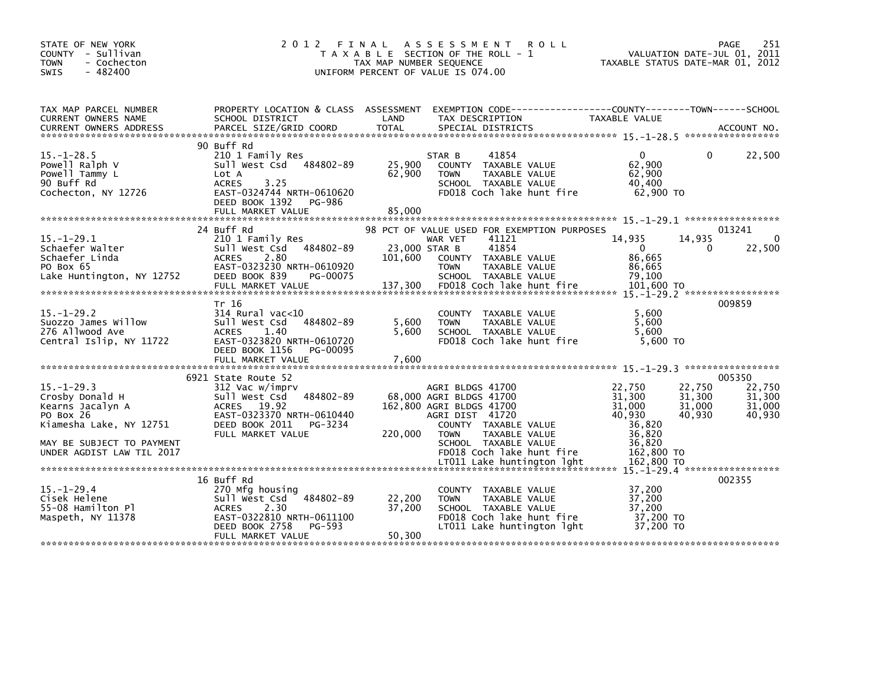STATE OF NEW YORK
COUNTY - Sullivan
TOWN - Cochecton
SWIS - 482400

2012 FINAL ASSESSMENT ROLL
TAXABLE SECTION OF THE ROLL - 1
TAX MAP NUMBER SEQUENCE
UNIFORM PERCENT OF VALUE IS 074.00

VALUATION DATE-JUL 01, 2011
TAXABLE STATUS DATE-MAR 01, 2012

| TAX MAP PARCEL NUMBER / CURRENT OWNERS NAME / CURRENT OWNERS ADDRESS | PROPERTY LOCATION & CLASS / SCHOOL DISTRICT / PARCEL SIZE/GRID COORD | ASSESSMENT LAND / TOTAL | EXEMPTION CODE / TAX DESCRIPTION / SPECIAL DISTRICTS | COUNTY TAXABLE VALUE | TOWN | SCHOOL / ACCOUNT NO. |
|---|---|---|---|---|---|---|
| **15.-1-28.5** | 90 Buff Rd | | | | | |
| 15.-1-28.5 | 210 1 Family Res | | STAR B 41854 | 0 | 0 | 22,500 |
| Powell Ralph V | Sull West Csd 484802-89 | 25,900 | COUNTY TAXABLE VALUE | 62,900 | | |
| Powell Tammy L | Lot A | 62,900 | TOWN TAXABLE VALUE | 62,900 | | |
| 90 Buff Rd | ACRES 3.25 | | SCHOOL TAXABLE VALUE | 40,400 | | |
| Cochecton, NY 12726 | EAST-0324744 NRTH-0610620 | | FD018 Coch lake hunt fire | 62,900 TO | | |
| | DEED BOOK 1392 PG-986 | | | | | |
| | FULL MARKET VALUE | 85,000 | | | | |
| **15.-1-29.1** | 24 Buff Rd | | 98 PCT OF VALUE USED FOR EXEMPTION PURPOSES | | | 013241 |
| 15.-1-29.1 | 210 1 Family Res | | WAR VET 41121 | 14,935 | 14,935 | 0 |
| Schaefer Walter | Sull West Csd 484802-89 | 23,000 | STAR B 41854 | 0 | 0 | 22,500 |
| Schaefer Linda | ACRES 2.80 | 101,600 | COUNTY TAXABLE VALUE | 86,665 | | |
| PO Box 65 | EAST-0323230 NRTH-0610920 | | TOWN TAXABLE VALUE | 86,665 | | |
| Lake Huntington, NY 12752 | DEED BOOK 839 PG-00075 | | SCHOOL TAXABLE VALUE | 79,100 | | |
| | FULL MARKET VALUE | 137,300 | FD018 Coch lake hunt fire | 101,600 TO | | |
| **15.-1-29.2** | Tr 16 | | | | | 009859 |
| 15.-1-29.2 | 314 Rural vac<10 | | COUNTY TAXABLE VALUE | 5,600 | | |
| Suozzo James Willow | Sull West Csd 484802-89 | 5,600 | TOWN TAXABLE VALUE | 5,600 | | |
| 276 Allwood Ave | ACRES 1.40 | 5,600 | SCHOOL TAXABLE VALUE | 5,600 | | |
| Central Islip, NY 11722 | EAST-0323820 NRTH-0610720 | | FD018 Coch lake hunt fire | 5,600 TO | | |
| | DEED BOOK 1156 PG-00095 | | | | | |
| | FULL MARKET VALUE | 7,600 | | | | |
| **15.-1-29.3** | 6921 State Route 52 | | | | | 005350 |
| 15.-1-29.3 | 312 Vac w/imprv | | AGRI BLDGS 41700 | 22,750 | 22,750 | 22,750 |
| Crosby Donald H | Sull West Csd 484802-89 | 68,000 | AGRI BLDGS 41700 | 31,300 | 31,300 | 31,300 |
| Kearns Jacalyn A | ACRES 19.92 | 162,800 | AGRI BLDGS 41700 | 31,000 | 31,000 | 31,000 |
| PO Box 26 | EAST-0323370 NRTH-0610440 | | AGRI DIST 41720 | 40,930 | 40,930 | 40,930 |
| Kiamesha Lake, NY 12751 | DEED BOOK 2011 PG-3234 | | COUNTY TAXABLE VALUE | 36,820 | | |
| | FULL MARKET VALUE | 220,000 | TOWN TAXABLE VALUE | 36,820 | | |
| MAY BE SUBJECT TO PAYMENT | | | SCHOOL TAXABLE VALUE | 36,820 | | |
| UNDER AGDIST LAW TIL 2017 | | | FD018 Coch lake hunt fire | 162,800 TO | | |
| | | | LT011 Lake huntington lght | 162,800 TO | | |
| **15.-1-29.4** | 16 Buff Rd | | | | | 002355 |
| 15.-1-29.4 | 270 Mfg housing | | COUNTY TAXABLE VALUE | 37,200 | | |
| Cisek Helene | Sull West Csd 484802-89 | 22,200 | TOWN TAXABLE VALUE | 37,200 | | |
| 55-08 Hamilton Pl | ACRES 2.30 | 37,200 | SCHOOL TAXABLE VALUE | 37,200 | | |
| Maspeth, NY 11378 | EAST-0322810 NRTH-0611100 | | FD018 Coch lake hunt fire | 37,200 TO | | |
| | DEED BOOK 2758 PG-593 | | LT011 Lake huntington lght | 37,200 TO | | |
| | FULL MARKET VALUE | 50,300 | | | | |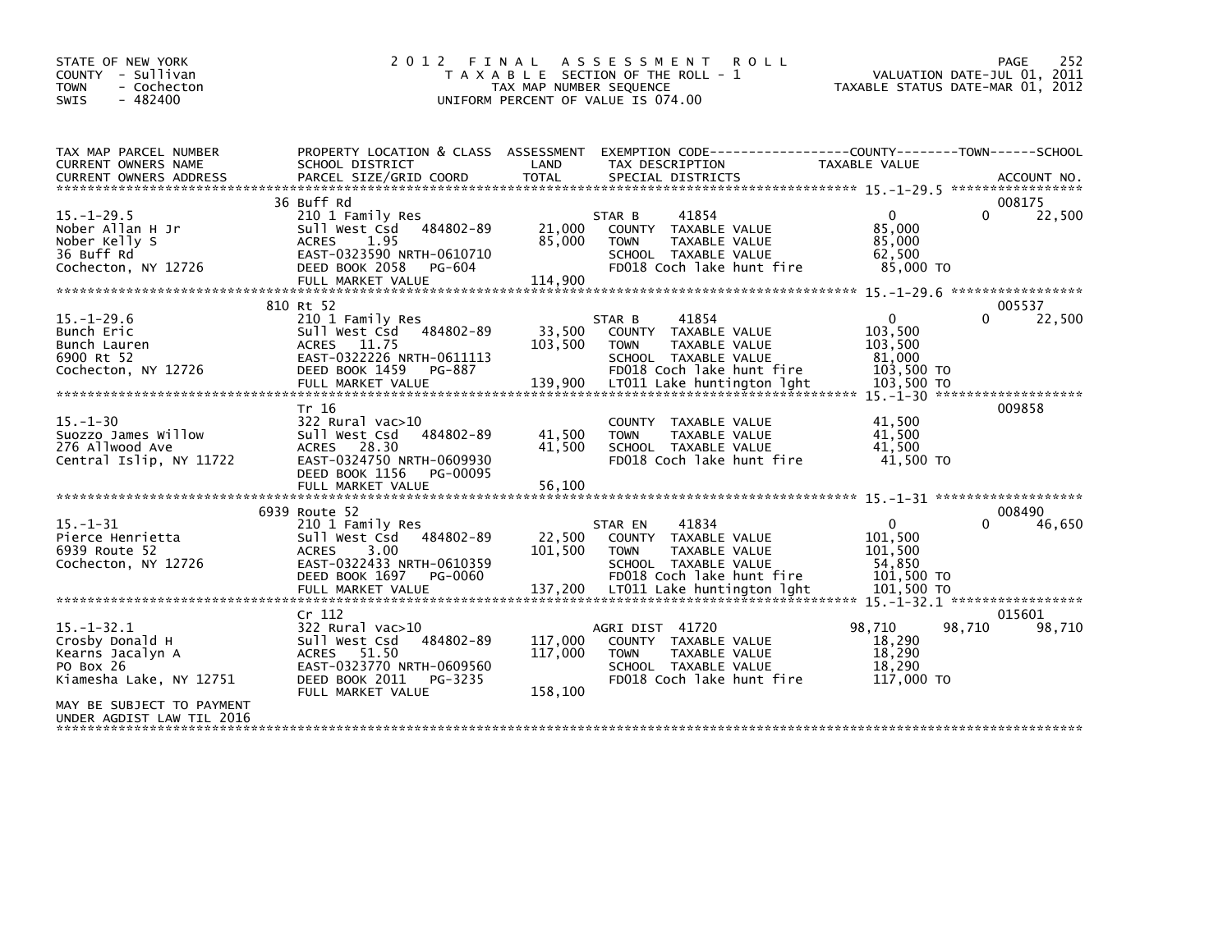STATE OF NEW YORK
COUNTY - Sullivan
TOWN - Cochecton
SWIS - 482400

# 2012 FINAL ASSESSMENT ROLL

TAXABLE SECTION OF THE ROLL - 1
TAX MAP NUMBER SEQUENCE
UNIFORM PERCENT OF VALUE IS 074.00

VALUATION DATE-JUL 01, 2011
TAXABLE STATUS DATE-MAR 01, 2012

| TAX MAP PARCEL NUMBER / CURRENT OWNERS NAME / CURRENT OWNERS ADDRESS | PROPERTY LOCATION & CLASS / SCHOOL DISTRICT / PARCEL SIZE/GRID COORD | ASSESSMENT LAND | TOTAL | EXEMPTION CODE / TAX DESCRIPTION / SPECIAL DISTRICTS | COUNTY TAXABLE VALUE | TOWN | SCHOOL | ACCOUNT NO. |
|---|---|---|---|---|---|---|---|---|
| 15.-1-29.5 | 36 Buff Rd | | | | | | | 008175 |
| | 210 1 Family Res | | | STAR B 41854 | 0 | 0 | 22,500 | |
| Nober Allan H Jr | Sull West Csd 484802-89 | 21,000 | | COUNTY TAXABLE VALUE | 85,000 | | | |
| Nober Kelly S | ACRES 1.95 | | 85,000 | TOWN TAXABLE VALUE | 85,000 | | | |
| 36 Buff Rd | EAST-0323590 NRTH-0610710 | | | SCHOOL TAXABLE VALUE | 62,500 | | | |
| Cochecton, NY 12726 | DEED BOOK 2058 PG-604 | | | FD018 Coch lake hunt fire | 85,000 TO | | | |
| | FULL MARKET VALUE | | 114,900 | | | | | |
| 15.-1-29.6 | 810 Rt 52 | | | | | | | 005537 |
| | 210 1 Family Res | | | STAR B 41854 | 0 | 0 | 22,500 | |
| Bunch Eric | Sull West Csd 484802-89 | 33,500 | | COUNTY TAXABLE VALUE | 103,500 | | | |
| Bunch Lauren | ACRES 11.75 | | 103,500 | TOWN TAXABLE VALUE | 103,500 | | | |
| 6900 Rt 52 | EAST-0322226 NRTH-0611113 | | | SCHOOL TAXABLE VALUE | 81,000 | | | |
| Cochecton, NY 12726 | DEED BOOK 1459 PG-887 | | | FD018 Coch lake hunt fire | 103,500 TO | | | |
| | FULL MARKET VALUE | | 139,900 | LT011 Lake huntington lght | 103,500 TO | | | |
| 15.-1-30 | Tr 16 | | | | | | | 009858 |
| | 322 Rural vac>10 | | | COUNTY TAXABLE VALUE | 41,500 | | | |
| Suozzo James Willow | Sull West Csd 484802-89 | 41,500 | | TOWN TAXABLE VALUE | 41,500 | | | |
| 276 Allwood Ave | ACRES 28.30 | | 41,500 | SCHOOL TAXABLE VALUE | 41,500 | | | |
| Central Islip, NY 11722 | EAST-0324750 NRTH-0609930 | | | FD018 Coch lake hunt fire | 41,500 TO | | | |
| | DEED BOOK 1156 PG-00095 | | | | | | | |
| | FULL MARKET VALUE | | 56,100 | | | | | |
| 15.-1-31 | 6939 Route 52 | | | | | | | 008490 |
| | 210 1 Family Res | | | STAR EN 41834 | 0 | 0 | 46,650 | |
| Pierce Henrietta | Sull West Csd 484802-89 | 22,500 | | COUNTY TAXABLE VALUE | 101,500 | | | |
| 6939 Route 52 | ACRES 3.00 | | 101,500 | TOWN TAXABLE VALUE | 101,500 | | | |
| Cochecton, NY 12726 | EAST-0322433 NRTH-0610359 | | | SCHOOL TAXABLE VALUE | 54,850 | | | |
| | DEED BOOK 1697 PG-0060 | | | FD018 Coch lake hunt fire | 101,500 TO | | | |
| | FULL MARKET VALUE | | 137,200 | LT011 Lake huntington lght | 101,500 TO | | | |
| 15.-1-32.1 | Cr 112 | | | | | | | 015601 |
| | 322 Rural vac>10 | | | AGRI DIST 41720 | 98,710 | 98,710 | 98,710 | |
| Crosby Donald H | Sull West Csd 484802-89 | 117,000 | | COUNTY TAXABLE VALUE | 18,290 | | | |
| Kearns Jacalyn A | ACRES 51.50 | | 117,000 | TOWN TAXABLE VALUE | 18,290 | | | |
| PO Box 26 | EAST-0323770 NRTH-0609560 | | | SCHOOL TAXABLE VALUE | 18,290 | | | |
| Kiamesha Lake, NY 12751 | DEED BOOK 2011 PG-3235 | | | FD018 Coch lake hunt fire | 117,000 TO | | | |
| | FULL MARKET VALUE | | 158,100 | | | | | |
| MAY BE SUBJECT TO PAYMENT UNDER AGDIST LAW TIL 2016 | | | | | | | | |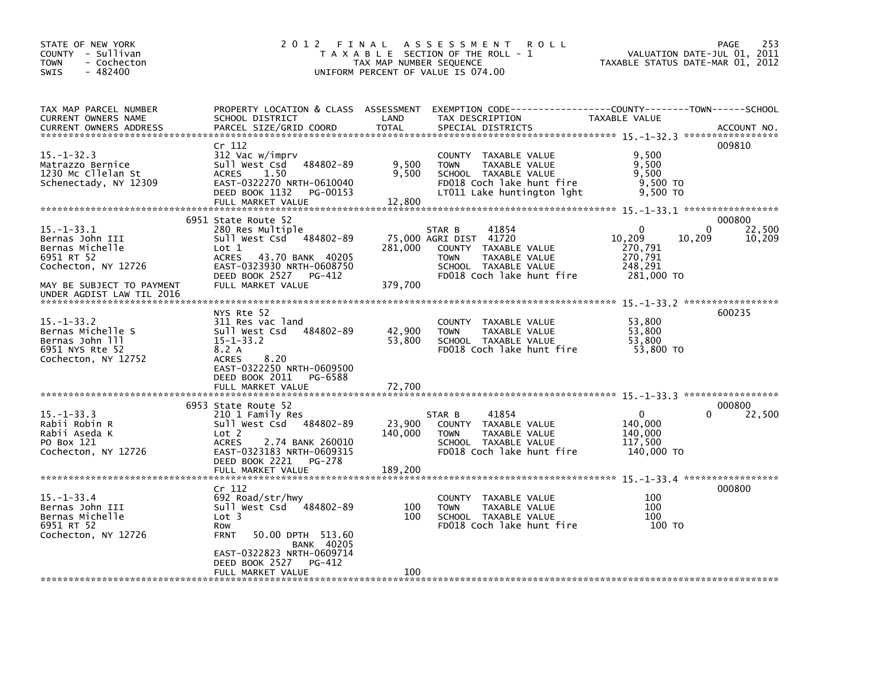STATE OF NEW YORK
COUNTY - Sullivan
TOWN - Cochecton
SWIS - 482400

# 2012 FINAL ASSESSMENT ROLL
TAXABLE SECTION OF THE ROLL - 1
TAX MAP NUMBER SEQUENCE
UNIFORM PERCENT OF VALUE IS 074.00

VALUATION DATE-JUL 01, 2011
TAXABLE STATUS DATE-MAR 01, 2012

| TAX MAP PARCEL NUMBER / CURRENT OWNERS NAME / CURRENT OWNERS ADDRESS | PROPERTY LOCATION & CLASS / SCHOOL DISTRICT / PARCEL SIZE/GRID COORD | ASSESSMENT LAND / TOTAL | EXEMPTION CODE / TAX DESCRIPTION / SPECIAL DISTRICTS | COUNTY TAXABLE VALUE | TOWN | SCHOOL | ACCOUNT NO. |
|---|---|---|---|---|---|---|---|
| **15.-1-32.3** | Cr 112 | | | | | | 009810 |
| 15.-1-32.3 | 312 Vac w/imprv | | COUNTY TAXABLE VALUE | 9,500 | | | |
| Matrazzo Bernice | Sull West Csd 484802-89 | 9,500 | TOWN TAXABLE VALUE | 9,500 | | | |
| 1230 Mc Cllelan St | ACRES 1.50 | 9,500 | SCHOOL TAXABLE VALUE | 9,500 | | | |
| Schenectady, NY 12309 | EAST-0322270 NRTH-0610040 | | FD018 Coch lake hunt fire | 9,500 TO | | | |
| | DEED BOOK 1132 PG-00153 | | LT011 Lake huntington lght | 9,500 TO | | | |
| | FULL MARKET VALUE | 12,800 | | | | | |
| **15.-1-33.1** | 6951 State Route 52 | | | | | | 000800 |
| 15.-1-33.1 | 280 Res Multiple | | STAR B 41854 | 0 | 0 | 22,500 | |
| Bernas John III | Sull West Csd 484802-89 | 75,000 | AGRI DIST 41720 | 10,209 | 10,209 | 10,209 | |
| Bernas Michelle | Lot 1 | 281,000 | COUNTY TAXABLE VALUE | 270,791 | | | |
| 6951 RT 52 | ACRES 43.70 BANK 40205 | | TOWN TAXABLE VALUE | 270,791 | | | |
| Cochecton, NY 12726 | EAST-0323930 NRTH-0608750 | | SCHOOL TAXABLE VALUE | 248,291 | | | |
| | DEED BOOK 2527 PG-412 | | FD018 Coch lake hunt fire | 281,000 TO | | | |
| MAY BE SUBJECT TO PAYMENT UNDER AGDIST LAW TIL 2016 | FULL MARKET VALUE | 379,700 | | | | | |
| **15.-1-33.2** | NYS Rte 52 | | | | | | 600235 |
| 15.-1-33.2 | 311 Res vac land | | COUNTY TAXABLE VALUE | 53,800 | | | |
| Bernas Michelle S | Sull West Csd 484802-89 | 42,900 | TOWN TAXABLE VALUE | 53,800 | | | |
| Bernas John lll | 15-1-33.2 | 53,800 | SCHOOL TAXABLE VALUE | 53,800 | | | |
| 6951 NYS Rte 52 | 8.2 A | | FD018 Coch lake hunt fire | 53,800 TO | | | |
| Cochecton, NY 12752 | ACRES 8.20 | | | | | | |
| | EAST-0322250 NRTH-0609500 | | | | | | |
| | DEED BOOK 2011 PG-6588 | | | | | | |
| | FULL MARKET VALUE | 72,700 | | | | | |
| **15.-1-33.3** | 6953 State Route 52 | | | | | | 000800 |
| 15.-1-33.3 | 210 1 Family Res | | STAR B 41854 | 0 | 0 | 22,500 | |
| Rabii Robin R | Sull West Csd 484802-89 | 23,900 | COUNTY TAXABLE VALUE | 140,000 | | | |
| Rabii Aseda K | Lot 2 | 140,000 | TOWN TAXABLE VALUE | 140,000 | | | |
| PO Box 121 | ACRES 2.74 BANK 260010 | | SCHOOL TAXABLE VALUE | 117,500 | | | |
| Cochecton, NY 12726 | EAST-0323183 NRTH-0609315 | | FD018 Coch lake hunt fire | 140,000 TO | | | |
| | DEED BOOK 2221 PG-278 | | | | | | |
| | FULL MARKET VALUE | 189,200 | | | | | |
| **15.-1-33.4** | Cr 112 | | | | | | 000800 |
| 15.-1-33.4 | 692 Road/str/hwy | | COUNTY TAXABLE VALUE | 100 | | | |
| Bernas John III | Sull West Csd 484802-89 | 100 | TOWN TAXABLE VALUE | 100 | | | |
| Bernas Michelle | Lot 3 | 100 | SCHOOL TAXABLE VALUE | 100 | | | |
| 6951 RT 52 | Row | | FD018 Coch lake hunt fire | 100 TO | | | |
| Cochecton, NY 12726 | FRNT 50.00 DPTH 513.60 | | | | | | |
| | BANK 40205 | | | | | | |
| | EAST-0322823 NRTH-0609714 | | | | | | |
| | DEED BOOK 2527 PG-412 | | | | | | |
| | FULL MARKET VALUE | 100 | | | | | |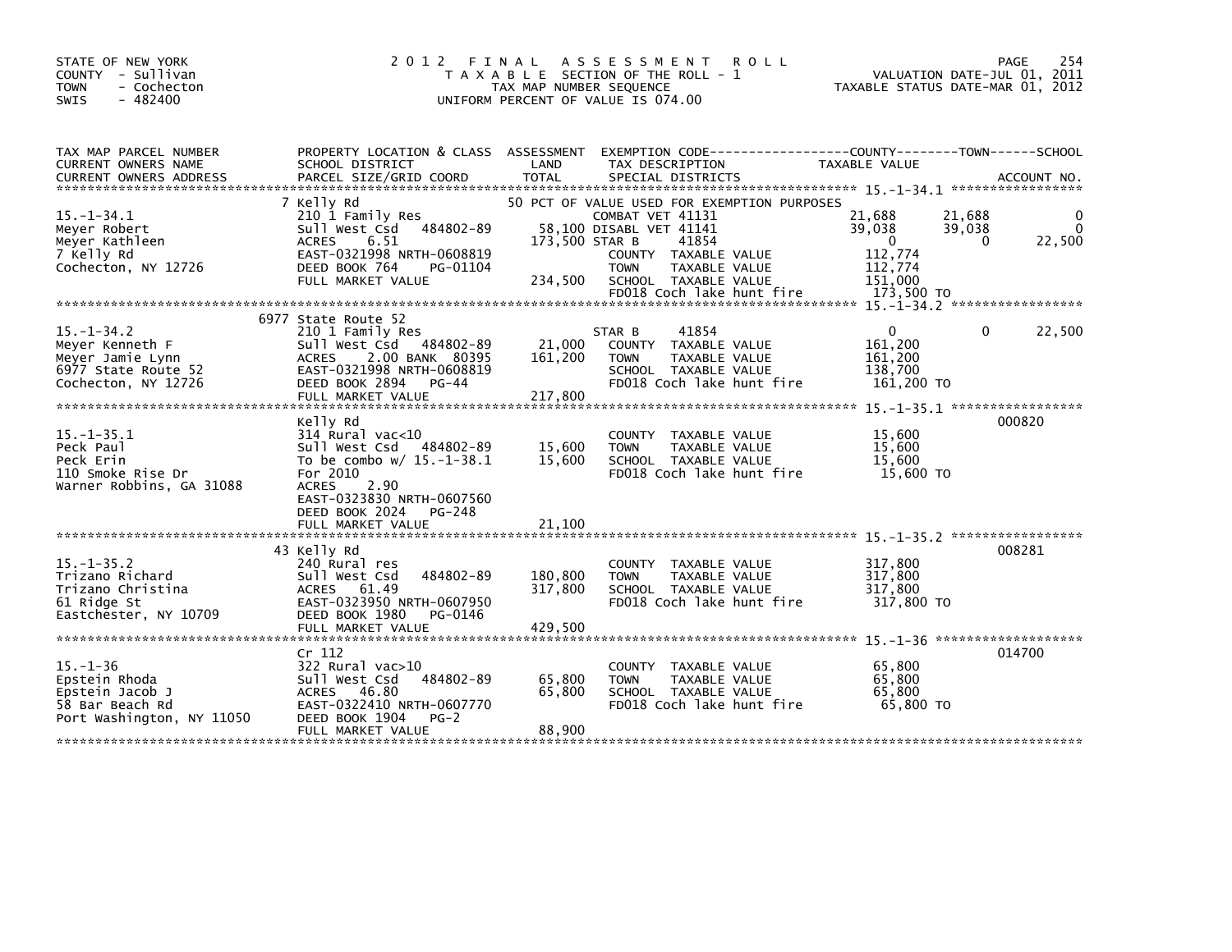STATE OF NEW YORK
COUNTY - Sullivan
TOWN - Cochecton
SWIS - 482400

# 2012 FINAL ASSESSMENT ROLL

TAXABLE SECTION OF THE ROLL - 1
TAX MAP NUMBER SEQUENCE
UNIFORM PERCENT OF VALUE IS 074.00

VALUATION DATE-JUL 01, 2011
TAXABLE STATUS DATE-MAR 01, 2012

| TAX MAP PARCEL NUMBER / CURRENT OWNERS NAME / CURRENT OWNERS ADDRESS | PROPERTY LOCATION & CLASS / SCHOOL DISTRICT / PARCEL SIZE/GRID COORD | ASSESSMENT LAND / TOTAL | EXEMPTION CODE / TAX DESCRIPTION / SPECIAL DISTRICTS | COUNTY TAXABLE VALUE | TOWN | SCHOOL | ACCOUNT NO. |
|---|---|---|---|---|---|---|---|
| **15.-1-34.1** | 7 Kelly Rd | | 50 PCT OF VALUE USED FOR EXEMPTION PURPOSES | | | | |
| 15.-1-34.1 | 210 1 Family Res | | COMBAT VET 41131 | 21,688 | 21,688 | 0 | |
| Meyer Robert | Sull West Csd 484802-89 | 58,100 | DISABL VET 41141 | 39,038 | 39,038 | 0 | |
| Meyer Kathleen | ACRES 6.51 | 173,500 | STAR B 41854 | 0 | 0 | 22,500 | |
| 7 Kelly Rd | EAST-0321998 NRTH-0608819 | | COUNTY TAXABLE VALUE | 112,774 | | | |
| Cochecton, NY 12726 | DEED BOOK 764 PG-01104 | | TOWN TAXABLE VALUE | 112,774 | | | |
| | FULL MARKET VALUE | 234,500 | SCHOOL TAXABLE VALUE | 151,000 | | | |
| | | | FD018 Coch lake hunt fire | 173,500 TO | | | |
| **15.-1-34.2** | 6977 State Route 52 | | | | | | |
| 15.-1-34.2 | 210 1 Family Res | | STAR B 41854 | 0 | 0 | 22,500 | |
| Meyer Kenneth F | Sull West Csd 484802-89 | 21,000 | COUNTY TAXABLE VALUE | 161,200 | | | |
| Meyer Jamie Lynn | ACRES 2.00 BANK 80395 | 161,200 | TOWN TAXABLE VALUE | 161,200 | | | |
| 6977 State Route 52 | EAST-0321998 NRTH-0608819 | | SCHOOL TAXABLE VALUE | 138,700 | | | |
| Cochecton, NY 12726 | DEED BOOK 2894 PG-44 | | FD018 Coch lake hunt fire | 161,200 TO | | | |
| | FULL MARKET VALUE | 217,800 | | | | | |
| **15.-1-35.1** | Kelly Rd | | | | | | 000820 |
| 15.-1-35.1 | 314 Rural vac<10 | | COUNTY TAXABLE VALUE | 15,600 | | | |
| Peck Paul | Sull West Csd 484802-89 | 15,600 | TOWN TAXABLE VALUE | 15,600 | | | |
| Peck Erin | To be combo w/ 15.-1-38.1 | 15,600 | SCHOOL TAXABLE VALUE | 15,600 | | | |
| 110 Smoke Rise Dr | For 2010 | | FD018 Coch lake hunt fire | 15,600 TO | | | |
| Warner Robbins, GA 31088 | ACRES 2.90 | | | | | | |
| | EAST-0323830 NRTH-0607560 | | | | | | |
| | DEED BOOK 2024 PG-248 | | | | | | |
| | FULL MARKET VALUE | 21,100 | | | | | |
| **15.-1-35.2** | 43 Kelly Rd | | | | | | 008281 |
| 15.-1-35.2 | 240 Rural res | | COUNTY TAXABLE VALUE | 317,800 | | | |
| Trizano Richard | Sull West Csd 484802-89 | 180,800 | TOWN TAXABLE VALUE | 317,800 | | | |
| Trizano Christina | ACRES 61.49 | 317,800 | SCHOOL TAXABLE VALUE | 317,800 | | | |
| 61 Ridge St | EAST-0323950 NRTH-0607950 | | FD018 Coch lake hunt fire | 317,800 TO | | | |
| Eastchester, NY 10709 | DEED BOOK 1980 PG-0146 | | | | | | |
| | FULL MARKET VALUE | 429,500 | | | | | |
| **15.-1-36** | Cr 112 | | | | | | 014700 |
| 15.-1-36 | 322 Rural vac>10 | | COUNTY TAXABLE VALUE | 65,800 | | | |
| Epstein Rhoda | Sull West Csd 484802-89 | 65,800 | TOWN TAXABLE VALUE | 65,800 | | | |
| Epstein Jacob J | ACRES 46.80 | 65,800 | SCHOOL TAXABLE VALUE | 65,800 | | | |
| 58 Bar Beach Rd | EAST-0322410 NRTH-0607770 | | FD018 Coch lake hunt fire | 65,800 TO | | | |
| Port Washington, NY 11050 | DEED BOOK 1904 PG-2 | | | | | | |
| | FULL MARKET VALUE | 88,900 | | | | | |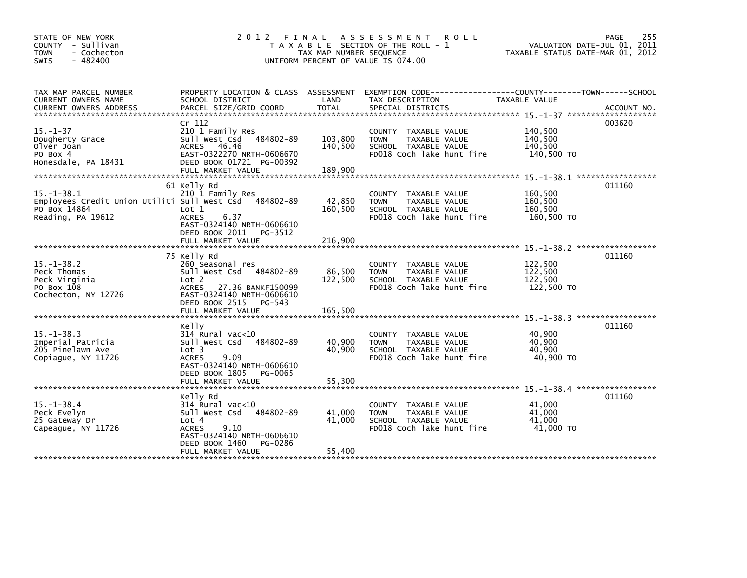STATE OF NEW YORK
COUNTY - Sullivan
TOWN - Cochecton
SWIS - 482400

# 2012 FINAL ASSESSMENT ROLL

TAXABLE SECTION OF THE ROLL - 1
TAX MAP NUMBER SEQUENCE
UNIFORM PERCENT OF VALUE IS 074.00

VALUATION DATE-JUL 01, 2011
TAXABLE STATUS DATE-MAR 01, 2012

| TAX MAP PARCEL NUMBER / CURRENT OWNERS NAME / CURRENT OWNERS ADDRESS | PROPERTY LOCATION & CLASS / SCHOOL DISTRICT / PARCEL SIZE/GRID COORD | ASSESSMENT LAND | TOTAL | EXEMPTION CODE / TAX DESCRIPTION / SPECIAL DISTRICTS | TAXABLE VALUE (COUNTY / TOWN / SCHOOL) | ACCOUNT NO. |
|---|---|---|---|---|---|---|
| 15.-1-37 | Cr 112 | | | | | 003620 |
| Dougherty Grace | 210 1 Family Res | | | COUNTY TAXABLE VALUE | 140,500 | |
| Olver Joan | Sull West Csd 484802-89 | 103,800 | | TOWN TAXABLE VALUE | 140,500 | |
| PO Box 4 | ACRES 46.46 | | 140,500 | SCHOOL TAXABLE VALUE | 140,500 | |
| Honesdale, PA 18431 | EAST-0322270 NRTH-0606670 | | | FD018 Coch lake hunt fire | 140,500 TO | |
| | DEED BOOK 01721 PG-00392 | | | | | |
| | FULL MARKET VALUE | | 189,900 | | | |
| 15.-1-38.1 | 61 Kelly Rd | | | | | 011160 |
| Employees Credit Union Utiliti | 210 1 Family Res | | | COUNTY TAXABLE VALUE | 160,500 | |
| PO Box 14864 | Sull West Csd 484802-89 | 42,850 | | TOWN TAXABLE VALUE | 160,500 | |
| Reading, PA 19612 | Lot 1 | | 160,500 | SCHOOL TAXABLE VALUE | 160,500 | |
| | ACRES 6.37 | | | FD018 Coch lake hunt fire | 160,500 TO | |
| | EAST-0324140 NRTH-0606610 | | | | | |
| | DEED BOOK 2011 PG-3512 | | | | | |
| | FULL MARKET VALUE | | 216,900 | | | |
| 15.-1-38.2 | 75 Kelly Rd | | | | | 011160 |
| Peck Thomas | 260 Seasonal res | | | COUNTY TAXABLE VALUE | 122,500 | |
| Peck Virginia | Sull West Csd 484802-89 | 86,500 | | TOWN TAXABLE VALUE | 122,500 | |
| PO Box 108 | Lot 2 | | 122,500 | SCHOOL TAXABLE VALUE | 122,500 | |
| Cochecton, NY 12726 | ACRES 27.36 BANKF150099 | | | FD018 Coch lake hunt fire | 122,500 TO | |
| | EAST-0324140 NRTH-0606610 | | | | | |
| | DEED BOOK 2515 PG-543 | | | | | |
| | FULL MARKET VALUE | | 165,500 | | | |
| 15.-1-38.3 | Kelly | | | | | 011160 |
| Imperial Patricia | 314 Rural vac<10 | | | COUNTY TAXABLE VALUE | 40,900 | |
| 205 Pinelawn Ave | Sull West Csd 484802-89 | 40,900 | | TOWN TAXABLE VALUE | 40,900 | |
| Copiague, NY 11726 | Lot 3 | | 40,900 | SCHOOL TAXABLE VALUE | 40,900 | |
| | ACRES 9.09 | | | FD018 Coch lake hunt fire | 40,900 TO | |
| | EAST-0324140 NRTH-0606610 | | | | | |
| | DEED BOOK 1805 PG-0065 | | | | | |
| | FULL MARKET VALUE | | 55,300 | | | |
| 15.-1-38.4 | Kelly Rd | | | | | 011160 |
| Peck Evelyn | 314 Rural vac<10 | | | COUNTY TAXABLE VALUE | 41,000 | |
| 25 Gateway Dr | Sull West Csd 484802-89 | 41,000 | | TOWN TAXABLE VALUE | 41,000 | |
| Capeague, NY 11726 | Lot 4 | | 41,000 | SCHOOL TAXABLE VALUE | 41,000 | |
| | ACRES 9.10 | | | FD018 Coch lake hunt fire | 41,000 TO | |
| | EAST-0324140 NRTH-0606610 | | | | | |
| | DEED BOOK 1460 PG-0286 | | | | | |
| | FULL MARKET VALUE | | 55,400 | | | |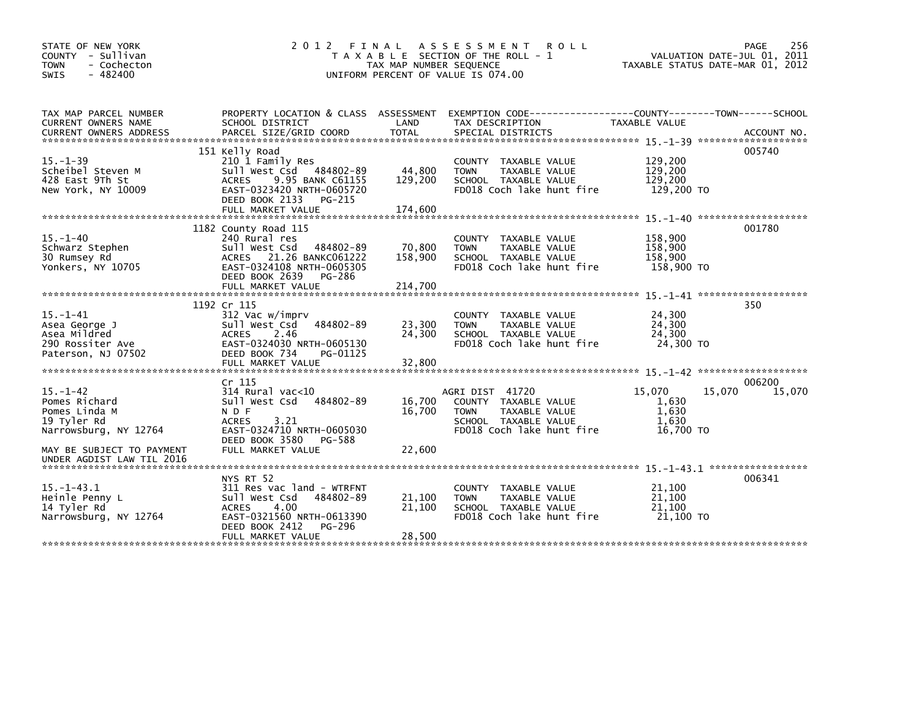STATE OF NEW YORK
COUNTY - Sullivan
TOWN - Cochecton
SWIS - 482400

# 2012 FINAL ASSESSMENT ROLL

TAXABLE SECTION OF THE ROLL - 1
TAX MAP NUMBER SEQUENCE
UNIFORM PERCENT OF VALUE IS 074.00

VALUATION DATE-JUL 01, 2011
TAXABLE STATUS DATE-MAR 01, 2012

| TAX MAP PARCEL NUMBER / CURRENT OWNERS NAME / CURRENT OWNERS ADDRESS | PROPERTY LOCATION & CLASS / SCHOOL DISTRICT / PARCEL SIZE/GRID COORD | ASSESSMENT LAND | TOTAL | EXEMPTION CODE / TAX DESCRIPTION / SPECIAL DISTRICTS | COUNTY TAXABLE VALUE | TOWN | SCHOOL | ACCOUNT NO. |
|---|---|---|---|---|---|---|---|---|
| 15.-1-39 | 151 Kelly Road | | | | | | | 005740 |
| Scheibel Steven M | 210 1 Family Res | | | COUNTY TAXABLE VALUE | 129,200 | | | |
| 428 East 9Th St | Sull West Csd 484802-89 | 44,800 | | TOWN TAXABLE VALUE | 129,200 | | | |
| New York, NY 10009 | ACRES 9.95 BANK C61155 | | 129,200 | SCHOOL TAXABLE VALUE | 129,200 | | | |
| | EAST-0323420 NRTH-0605720 | | | FD018 Coch lake hunt fire | 129,200 TO | | | |
| | DEED BOOK 2133 PG-215 | | | | | | | |
| | FULL MARKET VALUE | | 174,600 | | | | | |
| 15.-1-40 | 1182 County Road 115 | | | | | | | 001780 |
| Schwarz Stephen | 240 Rural res | | | COUNTY TAXABLE VALUE | 158,900 | | | |
| 30 Rumsey Rd | Sull West Csd 484802-89 | 70,800 | | TOWN TAXABLE VALUE | 158,900 | | | |
| Yonkers, NY 10705 | ACRES 21.26 BANKC061222 | | 158,900 | SCHOOL TAXABLE VALUE | 158,900 | | | |
| | EAST-0324108 NRTH-0605305 | | | FD018 Coch lake hunt fire | 158,900 TO | | | |
| | DEED BOOK 2639 PG-286 | | | | | | | |
| | FULL MARKET VALUE | | 214,700 | | | | | |
| 15.-1-41 | 1192 Cr 115 | | | | | | | 350 |
| Asea George J | 312 Vac w/imprv | | | COUNTY TAXABLE VALUE | 24,300 | | | |
| Asea Mildred | Sull West Csd 484802-89 | 23,300 | | TOWN TAXABLE VALUE | 24,300 | | | |
| 290 Rossiter Ave | ACRES 2.46 | | 24,300 | SCHOOL TAXABLE VALUE | 24,300 | | | |
| Paterson, NJ 07502 | EAST-0324030 NRTH-0605130 | | | FD018 Coch lake hunt fire | 24,300 TO | | | |
| | DEED BOOK 734 PG-01125 | | | | | | | |
| | FULL MARKET VALUE | | 32,800 | | | | | |
| 15.-1-42 | Cr 115 | | | | | | | 006200 |
| Pomes Richard | 314 Rural vac<10 | | | AGRI DIST 41720 | 15,070 | 15,070 | 15,070 | |
| Pomes Linda M | Sull West Csd 484802-89 | 16,700 | | COUNTY TAXABLE VALUE | 1,630 | | | |
| 19 Tyler Rd | N D F | | 16,700 | TOWN TAXABLE VALUE | 1,630 | | | |
| Narrowsburg, NY 12764 | ACRES 3.21 | | | SCHOOL TAXABLE VALUE | 1,630 | | | |
| | EAST-0324710 NRTH-0605030 | | | FD018 Coch lake hunt fire | 16,700 TO | | | |
| | DEED BOOK 3580 PG-588 | | | | | | | |
| MAY BE SUBJECT TO PAYMENT UNDER AGDIST LAW TIL 2016 | FULL MARKET VALUE | | 22,600 | | | | | |
| 15.-1-43.1 | NYS RT 52 | | | | | | | 006341 |
| Heinle Penny L | 311 Res vac land - WTRFNT | | | COUNTY TAXABLE VALUE | 21,100 | | | |
| 14 Tyler Rd | Sull West Csd 484802-89 | 21,100 | | TOWN TAXABLE VALUE | 21,100 | | | |
| Narrowsburg, NY 12764 | ACRES 4.00 | | 21,100 | SCHOOL TAXABLE VALUE | 21,100 | | | |
| | EAST-0321560 NRTH-0613390 | | | FD018 Coch lake hunt fire | 21,100 TO | | | |
| | DEED BOOK 2412 PG-296 | | | | | | | |
| | FULL MARKET VALUE | | 28,500 | | | | | |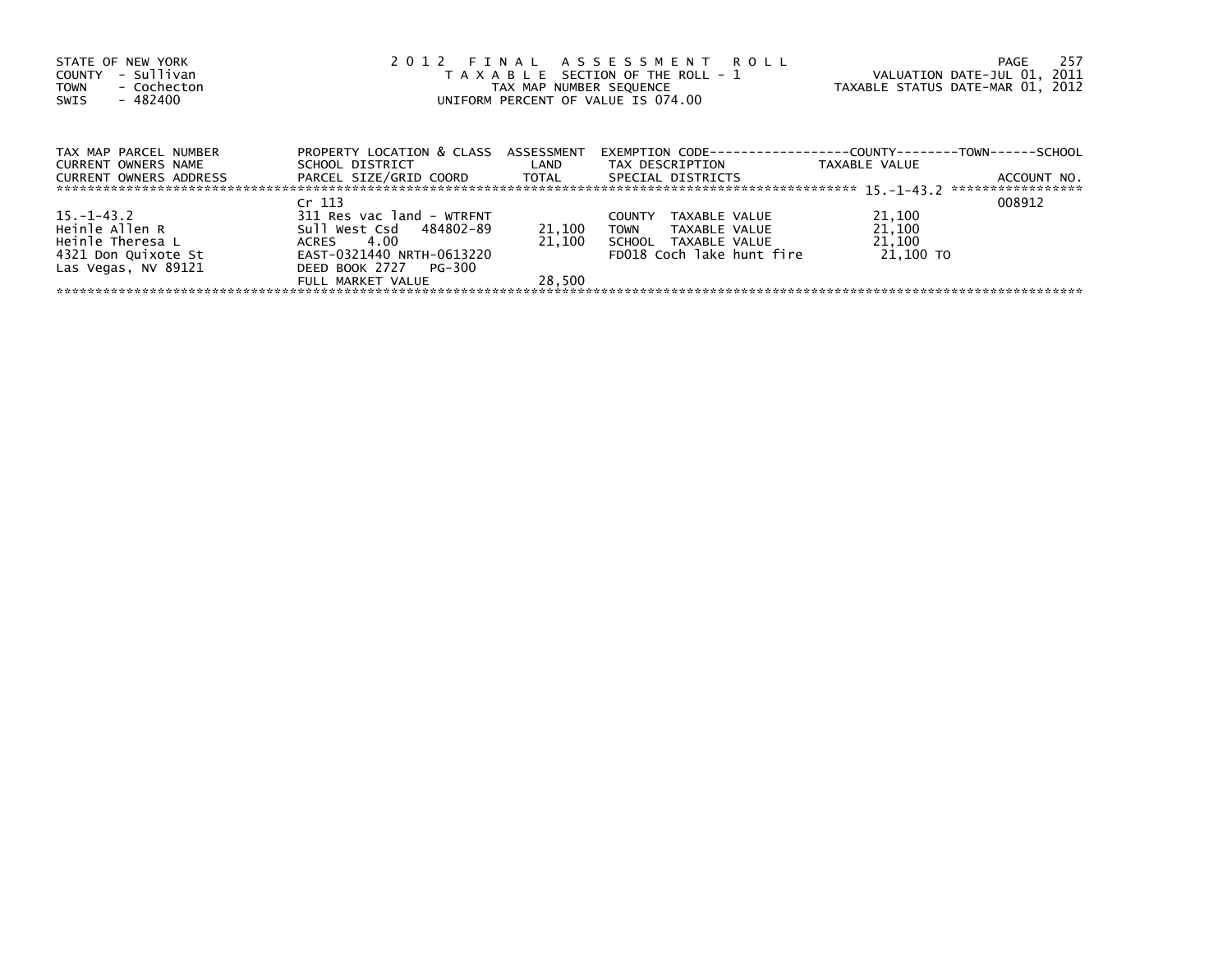STATE OF NEW YORK
COUNTY - Sullivan
TOWN - Cochecton
SWIS - 482400

# 2012 FINAL ASSESSMENT ROLL

TAXABLE SECTION OF THE ROLL - 1
TAX MAP NUMBER SEQUENCE
UNIFORM PERCENT OF VALUE IS 074.00

VALUATION DATE-JUL 01, 2011
TAXABLE STATUS DATE-MAR 01, 2012

| TAX MAP PARCEL NUMBER / CURRENT OWNERS NAME / CURRENT OWNERS ADDRESS | PROPERTY LOCATION & CLASS / SCHOOL DISTRICT / PARCEL SIZE/GRID COORD | ASSESSMENT LAND / TOTAL | EXEMPTION CODE / TAX DESCRIPTION / SPECIAL DISTRICTS | TAXABLE VALUE (COUNTY--TOWN--SCHOOL) | ACCOUNT NO. |
|---|---|---|---|---|---|
| | Cr 113 | | | | 008912 |
| 15.-1-43.2 | 311 Res vac land - WTRFNT | | COUNTY TAXABLE VALUE | 21,100 | |
| Heinle Allen R | Sull West Csd 484802-89 | 21,100 | TOWN TAXABLE VALUE | 21,100 | |
| Heinle Theresa L | ACRES 4.00 | 21,100 | SCHOOL TAXABLE VALUE | 21,100 | |
| 4321 Don Quixote St | EAST-0321440 NRTH-0613220 | | FD018 Coch lake hunt fire | 21,100 TO | |
| Las Vegas, NV 89121 | DEED BOOK 2727 PG-300 | | | | |
| | FULL MARKET VALUE | 28,500 | | | |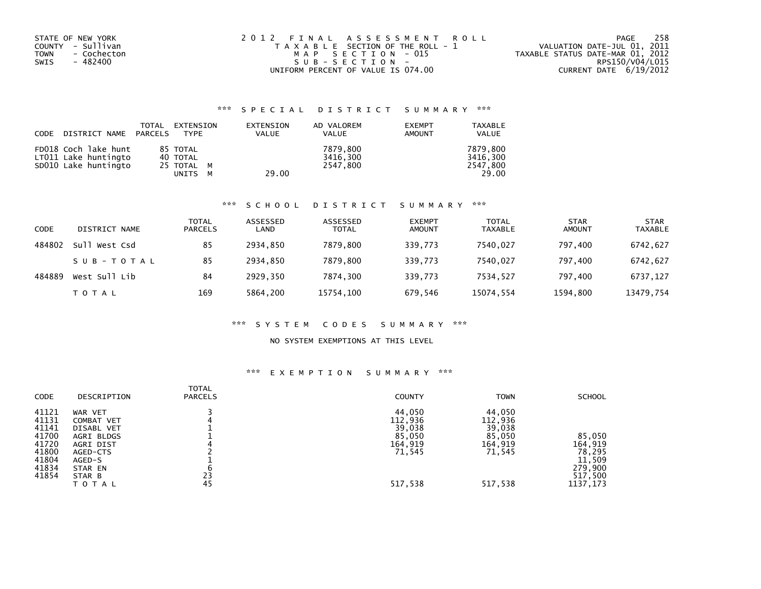STATE OF NEW YORK
COUNTY - Sullivan
TOWN - Cochecton
SWIS - 482400

2012 FINAL ASSESSMENT ROLL
TAXABLE SECTION OF THE ROLL - 1
MAP SECTION - 015
SUB-SECTION -
UNIFORM PERCENT OF VALUE IS 074.00

VALUATION DATE-JUL 01, 2011
TAXABLE STATUS DATE-MAR 01, 2012
RPS150/V04/L015
CURRENT DATE 6/19/2012

## *** SPECIAL DISTRICT SUMMARY ***

| CODE | DISTRICT NAME | TOTAL PARCELS | EXTENSION TYPE | EXTENSION VALUE | AD VALOREM VALUE | EXEMPT AMOUNT | TAXABLE VALUE |
|---|---|---|---|---|---|---|---|
| FD018 | Coch lake hunt | 85 | TOTAL | | 7879,800 | | 7879,800 |
| LT011 | Lake huntingto | 40 | TOTAL | | 3416,300 | | 3416,300 |
| SD010 | Lake huntingto | 25 | TOTAL M | | 2547,800 | | 2547,800 |
| | | | UNITS M | 29.00 | | | 29.00 |

## *** SCHOOL DISTRICT SUMMARY ***

| CODE | DISTRICT NAME | TOTAL PARCELS | ASSESSED LAND | ASSESSED TOTAL | EXEMPT AMOUNT | TOTAL TAXABLE | STAR AMOUNT | STAR TAXABLE |
|---|---|---|---|---|---|---|---|---|
| 484802 | Sull West Csd | 85 | 2934,850 | 7879,800 | 339,773 | 7540,027 | 797,400 | 6742,627 |
| | SUB-TOTAL | 85 | 2934,850 | 7879,800 | 339,773 | 7540,027 | 797,400 | 6742,627 |
| 484889 | West Sull Lib | 84 | 2929,350 | 7874,300 | 339,773 | 7534,527 | 797,400 | 6737,127 |
| | TOTAL | 169 | 5864,200 | 15754,100 | 679,546 | 15074,554 | 1594,800 | 13479,754 |

## *** SYSTEM CODES SUMMARY ***

NO SYSTEM EXEMPTIONS AT THIS LEVEL

## *** EXEMPTION SUMMARY ***

| CODE | DESCRIPTION | TOTAL PARCELS | COUNTY | TOWN | SCHOOL |
|---|---|---|---|---|---|
| 41121 | WAR VET | 3 | 44,050 | 44,050 | |
| 41131 | COMBAT VET | 4 | 112,936 | 112,936 | |
| 41141 | DISABL VET | 1 | 39,038 | 39,038 | |
| 41700 | AGRI BLDGS | 1 | 85,050 | 85,050 | 85,050 |
| 41720 | AGRI DIST | 4 | 164,919 | 164,919 | 164,919 |
| 41800 | AGED-CTS | 2 | 71,545 | 71,545 | 78,295 |
| 41804 | AGED-S | 1 | | | 11,509 |
| 41834 | STAR EN | 6 | | | 279,900 |
| 41854 | STAR B | 23 | | | 517,500 |
| | TOTAL | 45 | 517,538 | 517,538 | 1137,173 |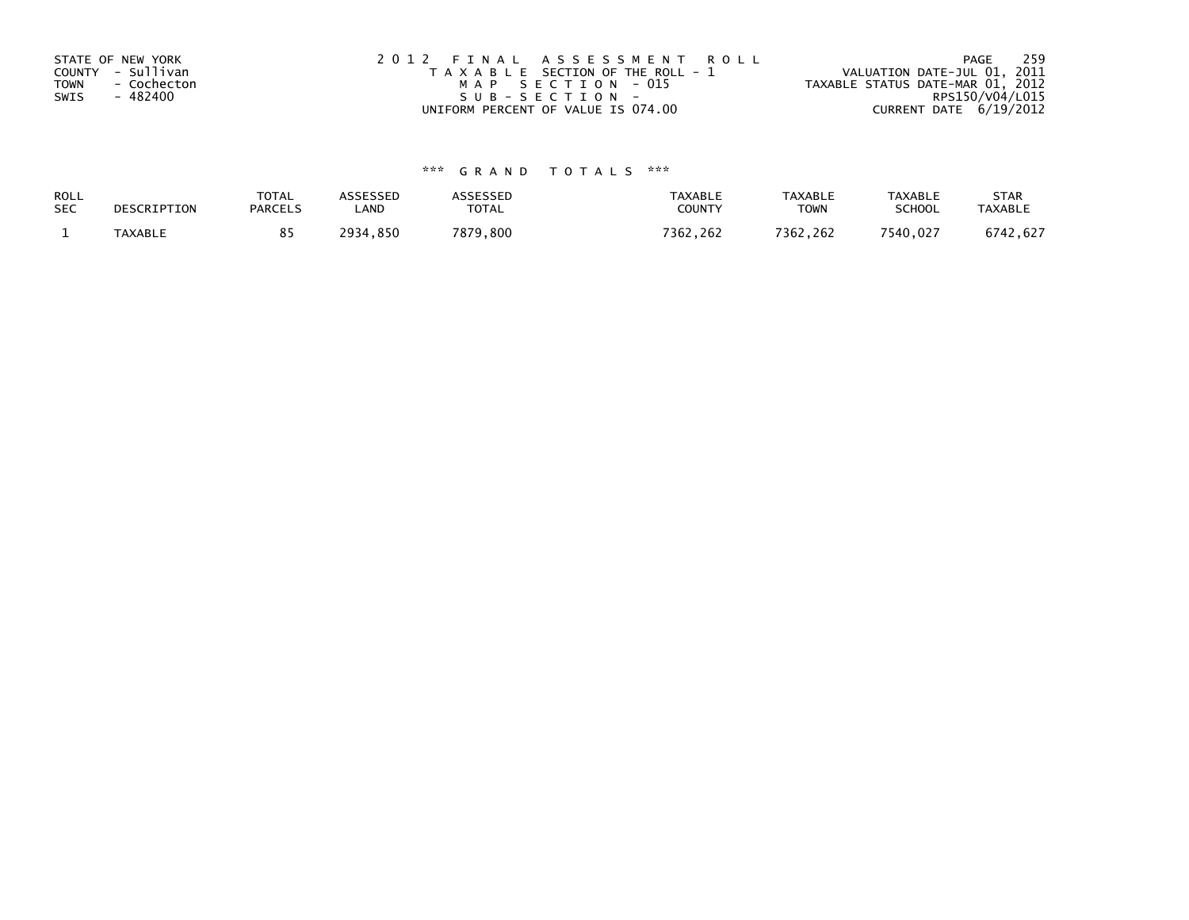STATE OF NEW YORK
COUNTY - Sullivan
TOWN - Cochecton
SWIS - 482400

2012 FINAL ASSESSMENT ROLL
TAXABLE SECTION OF THE ROLL - 1
MAP SECTION - 015
SUB-SECTION -
UNIFORM PERCENT OF VALUE IS 074.00

VALUATION DATE-JUL 01, 2011
TAXABLE STATUS DATE-MAR 01, 2012
RPS150/V04/L015
CURRENT DATE 6/19/2012

### *** GRAND TOTALS ***

| ROLL SEC | DESCRIPTION | TOTAL PARCELS | ASSESSED LAND | ASSESSED TOTAL | TAXABLE COUNTY | TAXABLE TOWN | TAXABLE SCHOOL | STAR TAXABLE |
|---|---|---|---|---|---|---|---|---|
| 1 | TAXABLE | 85 | 2934,850 | 7879,800 | 7362,262 | 7362,262 | 7540,027 | 6742,627 |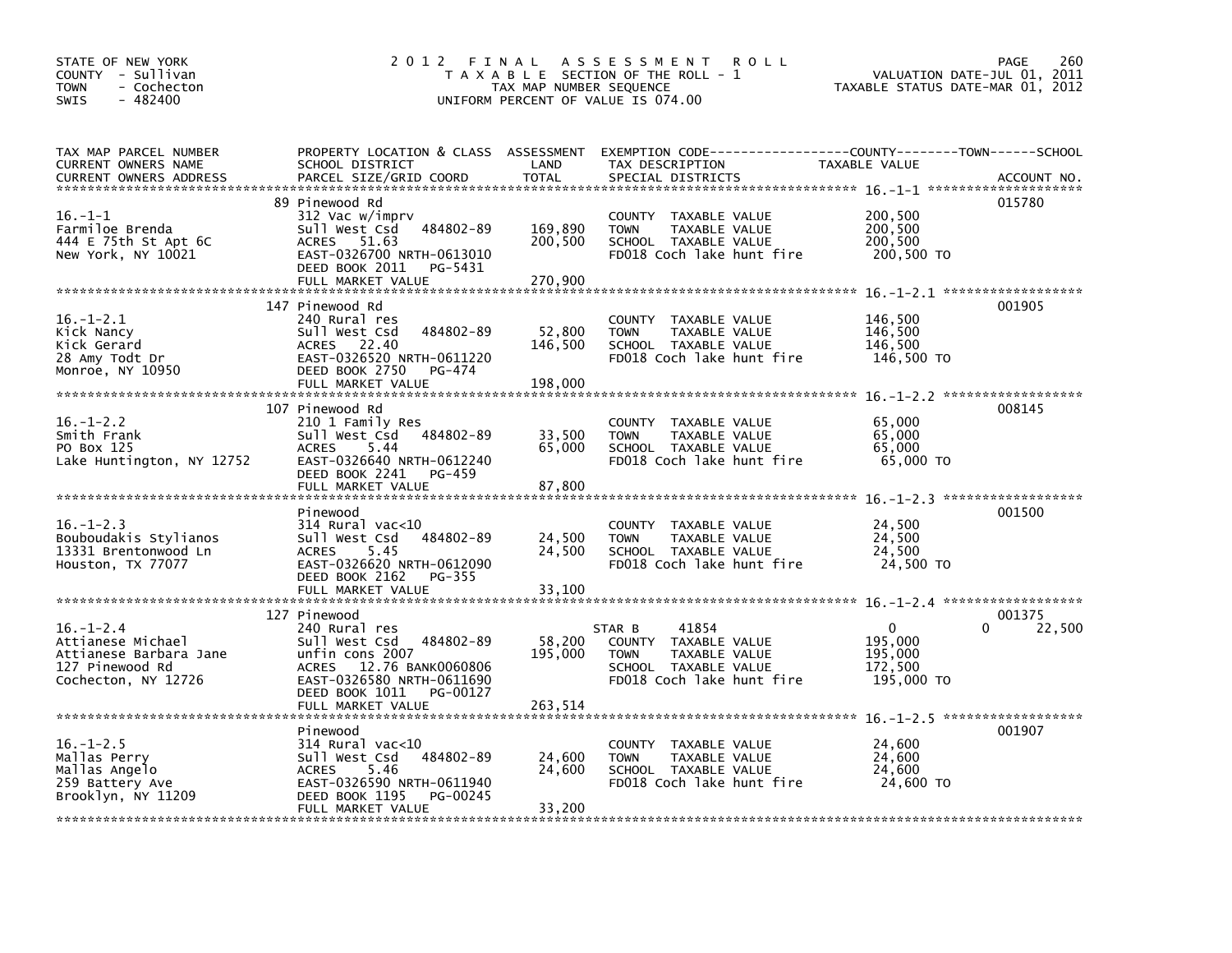STATE OF NEW YORK
COUNTY - Sullivan
TOWN - Cochecton
SWIS - 482400

# 2012 FINAL ASSESSMENT ROLL

TAXABLE SECTION OF THE ROLL - 1
TAX MAP NUMBER SEQUENCE
UNIFORM PERCENT OF VALUE IS 074.00

VALUATION DATE-JUL 01, 2011
TAXABLE STATUS DATE-MAR 01, 2012

| TAX MAP PARCEL NUMBER / CURRENT OWNERS NAME / CURRENT OWNERS ADDRESS | PROPERTY LOCATION & CLASS / SCHOOL DISTRICT / PARCEL SIZE/GRID COORD | ASSESSMENT LAND | TOTAL | EXEMPTION CODE / TAX DESCRIPTION / SPECIAL DISTRICTS | COUNTY / TOWN / SCHOOL TAXABLE VALUE | ACCOUNT NO. |
|---|---|---|---|---|---|---|
| 16.-1-1 | 89 Pinewood Rd | | | | | 015780 |
| Farmiloe Brenda | 312 Vac w/imprv | | | COUNTY TAXABLE VALUE | 200,500 | |
| 444 E 75th St Apt 6C | Sull West Csd 484802-89 | 169,890 | | TOWN TAXABLE VALUE | 200,500 | |
| New York, NY 10021 | ACRES 51.63 | | 200,500 | SCHOOL TAXABLE VALUE | 200,500 | |
| | EAST-0326700 NRTH-0613010 | | | FD018 Coch lake hunt fire | 200,500 TO | |
| | DEED BOOK 2011 PG-5431 | | | | | |
| | FULL MARKET VALUE | | 270,900 | | | |
| 16.-1-2.1 | 147 Pinewood Rd | | | | | 001905 |
| Kick Nancy | 240 Rural res | | | COUNTY TAXABLE VALUE | 146,500 | |
| Kick Gerard | Sull West Csd 484802-89 | 52,800 | | TOWN TAXABLE VALUE | 146,500 | |
| 28 Amy Todt Dr | ACRES 22.40 | | 146,500 | SCHOOL TAXABLE VALUE | 146,500 | |
| Monroe, NY 10950 | EAST-0326520 NRTH-0611220 | | | FD018 Coch lake hunt fire | 146,500 TO | |
| | DEED BOOK 2750 PG-474 | | | | | |
| | FULL MARKET VALUE | | 198,000 | | | |
| 16.-1-2.2 | 107 Pinewood Rd | | | | | 008145 |
| Smith Frank | 210 1 Family Res | | | COUNTY TAXABLE VALUE | 65,000 | |
| PO Box 125 | Sull West Csd 484802-89 | 33,500 | | TOWN TAXABLE VALUE | 65,000 | |
| Lake Huntington, NY 12752 | ACRES 5.44 | | 65,000 | SCHOOL TAXABLE VALUE | 65,000 | |
| | EAST-0326640 NRTH-0612240 | | | FD018 Coch lake hunt fire | 65,000 TO | |
| | DEED BOOK 2241 PG-459 | | | | | |
| | FULL MARKET VALUE | | 87,800 | | | |
| 16.-1-2.3 | Pinewood | | | | | 001500 |
| Bouboudakis Stylianos | 314 Rural vac<10 | | | COUNTY TAXABLE VALUE | 24,500 | |
| 13331 Brentonwood Ln | Sull West Csd 484802-89 | 24,500 | | TOWN TAXABLE VALUE | 24,500 | |
| Houston, TX 77077 | ACRES 5.45 | | 24,500 | SCHOOL TAXABLE VALUE | 24,500 | |
| | EAST-0326620 NRTH-0612090 | | | FD018 Coch lake hunt fire | 24,500 TO | |
| | DEED BOOK 2162 PG-355 | | | | | |
| | FULL MARKET VALUE | | 33,100 | | | |
| 16.-1-2.4 | 127 Pinewood | | | | | 001375 |
| Attianese Michael | 240 Rural res | | | STAR B 41854 | 0 0 22,500 | |
| Attianese Barbara Jane | Sull West Csd 484802-89 | 58,200 | | COUNTY TAXABLE VALUE | 195,000 | |
| 127 Pinewood Rd | unfin cons 2007 | | 195,000 | TOWN TAXABLE VALUE | 195,000 | |
| Cochecton, NY 12726 | ACRES 12.76 BANK0060806 | | | SCHOOL TAXABLE VALUE | 172,500 | |
| | EAST-0326580 NRTH-0611690 | | | FD018 Coch lake hunt fire | 195,000 TO | |
| | DEED BOOK 1011 PG-00127 | | | | | |
| | FULL MARKET VALUE | | 263,514 | | | |
| 16.-1-2.5 | Pinewood | | | | | 001907 |
| Mallas Perry | 314 Rural vac<10 | | | COUNTY TAXABLE VALUE | 24,600 | |
| Mallas Angelo | Sull West Csd 484802-89 | 24,600 | | TOWN TAXABLE VALUE | 24,600 | |
| 259 Battery Ave | ACRES 5.46 | | 24,600 | SCHOOL TAXABLE VALUE | 24,600 | |
| Brooklyn, NY 11209 | EAST-0326590 NRTH-0611940 | | | FD018 Coch lake hunt fire | 24,600 TO | |
| | DEED BOOK 1195 PG-00245 | | | | | |
| | FULL MARKET VALUE | | 33,200 | | | |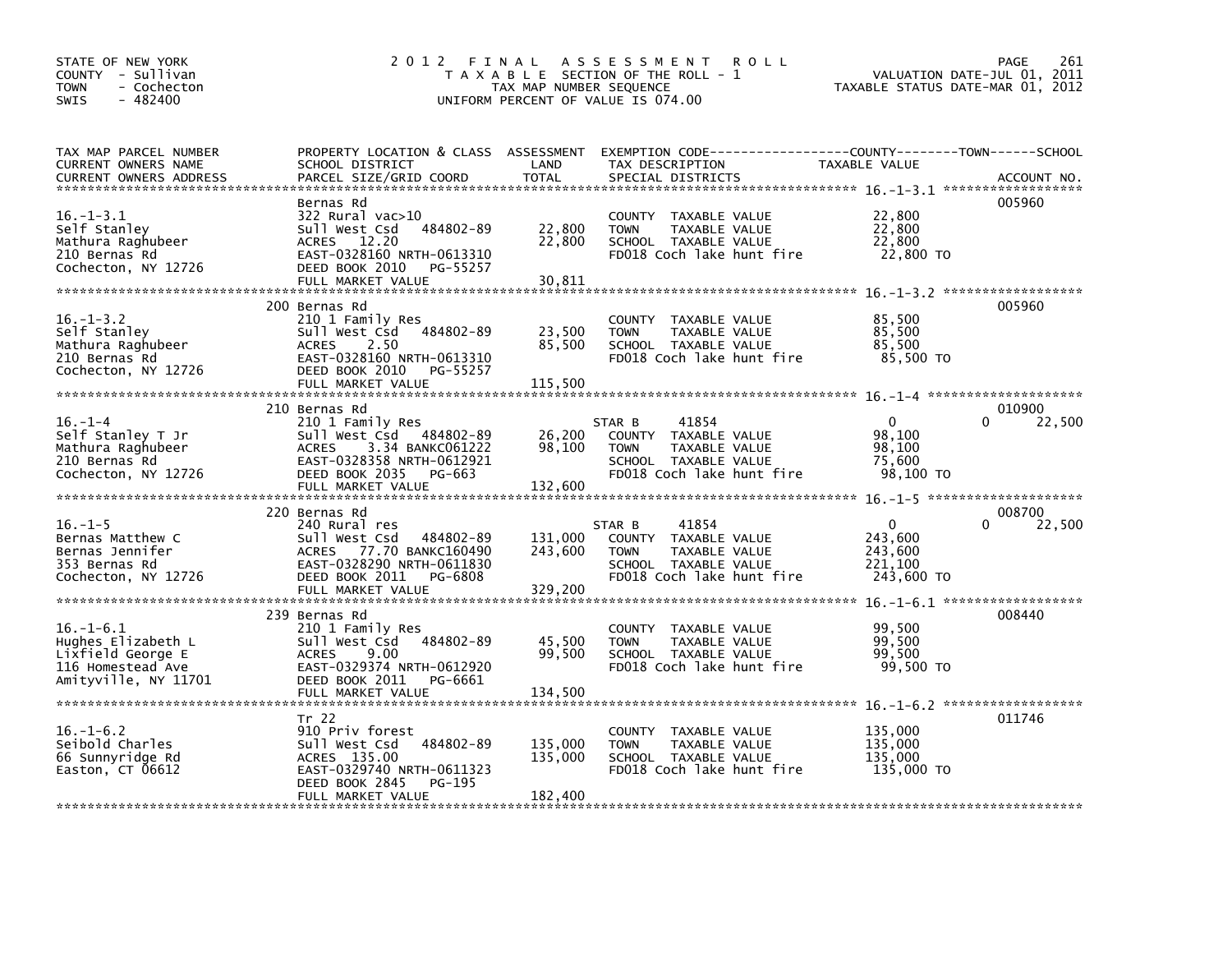STATE OF NEW YORK
COUNTY - Sullivan
TOWN - Cochecton
SWIS - 482400

# 2012 FINAL ASSESSMENT ROLL

TAXABLE SECTION OF THE ROLL - 1
TAX MAP NUMBER SEQUENCE
UNIFORM PERCENT OF VALUE IS 074.00

VALUATION DATE-JUL 01, 2011
TAXABLE STATUS DATE-MAR 01, 2012

| TAX MAP PARCEL NUMBER / CURRENT OWNERS NAME / CURRENT OWNERS ADDRESS | PROPERTY LOCATION & CLASS / SCHOOL DISTRICT / PARCEL SIZE/GRID COORD | ASSESSMENT LAND | TOTAL | EXEMPTION CODE / TAX DESCRIPTION / SPECIAL DISTRICTS | COUNTY TAXABLE VALUE | TOWN | SCHOOL | ACCOUNT NO. |
|---|---|---|---|---|---|---|---|---|
| 16.-1-3.1 | Bernas Rd | | | | | | | 005960 |
| Self Stanley | 322 Rural vac>10 | | | COUNTY TAXABLE VALUE | 22,800 | | | |
| Mathura Raghubeer | Sull West Csd 484802-89 | 22,800 | | TOWN TAXABLE VALUE | 22,800 | | | |
| 210 Bernas Rd | ACRES 12.20 | | 22,800 | SCHOOL TAXABLE VALUE | 22,800 | | | |
| Cochecton, NY 12726 | EAST-0328160 NRTH-0613310 | | | FD018 Coch lake hunt fire | 22,800 TO | | | |
| | DEED BOOK 2010 PG-55257 | | | | | | | |
| | FULL MARKET VALUE | | 30,811 | | | | | |
| 16.-1-3.2 | 200 Bernas Rd | | | | | | | 005960 |
| Self Stanley | 210 1 Family Res | | | COUNTY TAXABLE VALUE | 85,500 | | | |
| Mathura Raghubeer | Sull West Csd 484802-89 | 23,500 | | TOWN TAXABLE VALUE | 85,500 | | | |
| 210 Bernas Rd | ACRES 2.50 | | 85,500 | SCHOOL TAXABLE VALUE | 85,500 | | | |
| Cochecton, NY 12726 | EAST-0328160 NRTH-0613310 | | | FD018 Coch lake hunt fire | 85,500 TO | | | |
| | DEED BOOK 2010 PG-55257 | | | | | | | |
| | FULL MARKET VALUE | | 115,500 | | | | | |
| 16.-1-4 | 210 Bernas Rd | | | | | | | 010900 |
| Self Stanley T Jr | 210 1 Family Res | | | STAR B 41854 | 0 | 0 | 22,500 | |
| Mathura Raghubeer | Sull West Csd 484802-89 | 26,200 | | COUNTY TAXABLE VALUE | 98,100 | | | |
| 210 Bernas Rd | ACRES 3.34 BANKC061222 | | 98,100 | TOWN TAXABLE VALUE | 98,100 | | | |
| Cochecton, NY 12726 | EAST-0328358 NRTH-0612921 | | | SCHOOL TAXABLE VALUE | 75,600 | | | |
| | DEED BOOK 2035 PG-663 | | | FD018 Coch lake hunt fire | 98,100 TO | | | |
| | FULL MARKET VALUE | | 132,600 | | | | | |
| 16.-1-5 | 220 Bernas Rd | | | | | | | 008700 |
| Bernas Matthew C | 240 Rural res | | | STAR B 41854 | 0 | 0 | 22,500 | |
| Bernas Jennifer | Sull West Csd 484802-89 | 131,000 | | COUNTY TAXABLE VALUE | 243,600 | | | |
| 353 Bernas Rd | ACRES 77.70 BANKC160490 | | 243,600 | TOWN TAXABLE VALUE | 243,600 | | | |
| Cochecton, NY 12726 | EAST-0328290 NRTH-0611830 | | | SCHOOL TAXABLE VALUE | 221,100 | | | |
| | DEED BOOK 2011 PG-6808 | | | FD018 Coch lake hunt fire | 243,600 TO | | | |
| | FULL MARKET VALUE | | 329,200 | | | | | |
| 16.-1-6.1 | 239 Bernas Rd | | | | | | | 008440 |
| Hughes Elizabeth L | 210 1 Family Res | | | COUNTY TAXABLE VALUE | 99,500 | | | |
| Lixfield George E | Sull West Csd 484802-89 | 45,500 | | TOWN TAXABLE VALUE | 99,500 | | | |
| 116 Homestead Ave | ACRES 9.00 | | 99,500 | SCHOOL TAXABLE VALUE | 99,500 | | | |
| Amityville, NY 11701 | EAST-0329374 NRTH-0612920 | | | FD018 Coch lake hunt fire | 99,500 TO | | | |
| | DEED BOOK 2011 PG-6661 | | | | | | | |
| | FULL MARKET VALUE | | 134,500 | | | | | |
| 16.-1-6.2 | Tr 22 | | | | | | | 011746 |
| Seibold Charles | 910 Priv forest | | | COUNTY TAXABLE VALUE | 135,000 | | | |
| 66 Sunnyridge Rd | Sull West Csd 484802-89 | 135,000 | | TOWN TAXABLE VALUE | 135,000 | | | |
| Easton, CT 06612 | ACRES 135.00 | | 135,000 | SCHOOL TAXABLE VALUE | 135,000 | | | |
| | EAST-0329740 NRTH-0611323 | | | FD018 Coch lake hunt fire | 135,000 TO | | | |
| | DEED BOOK 2845 PG-195 | | | | | | | |
| | FULL MARKET VALUE | | 182,400 | | | | | |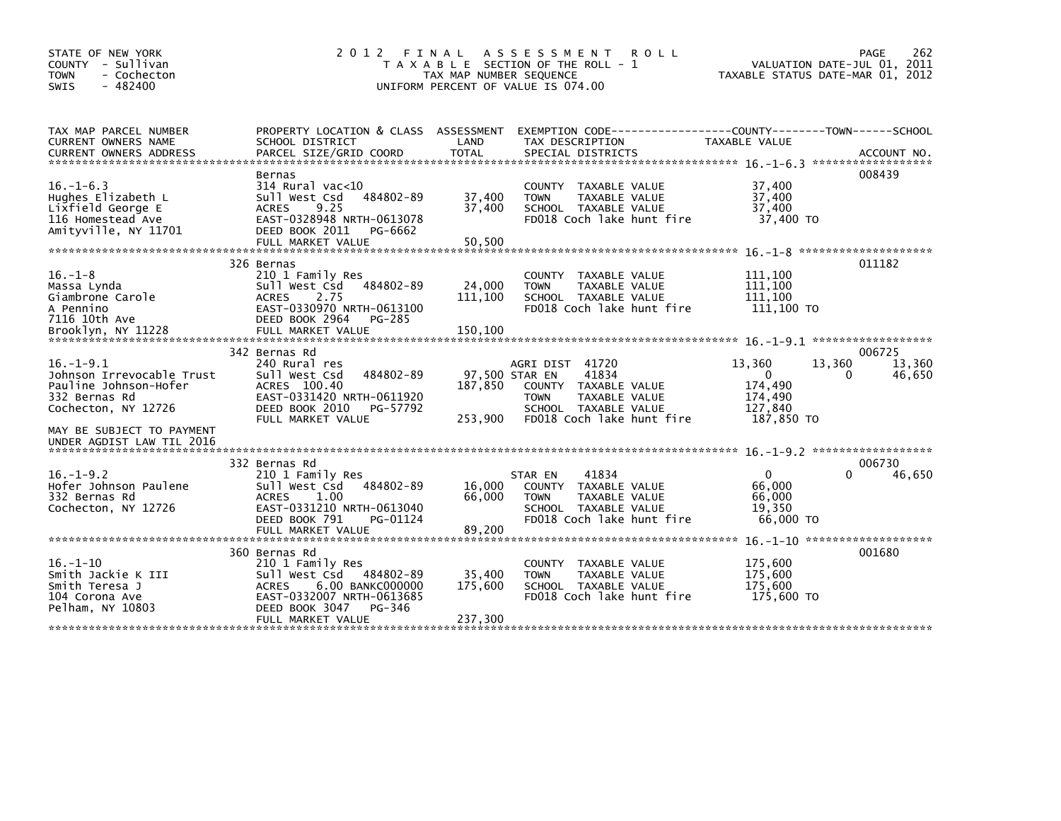STATE OF NEW YORK
COUNTY - Sullivan
TOWN - Cochecton
SWIS - 482400

# 2012 FINAL ASSESSMENT ROLL

TAXABLE SECTION OF THE ROLL - 1
TAX MAP NUMBER SEQUENCE
UNIFORM PERCENT OF VALUE IS 074.00

VALUATION DATE-JUL 01, 2011
TAXABLE STATUS DATE-MAR 01, 2012

| TAX MAP PARCEL NUMBER / CURRENT OWNERS NAME / CURRENT OWNERS ADDRESS | PROPERTY LOCATION & CLASS / SCHOOL DISTRICT / PARCEL SIZE/GRID COORD | ASSESSMENT LAND | TOTAL | EXEMPTION CODE / TAX DESCRIPTION / SPECIAL DISTRICTS | COUNTY TAXABLE VALUE | TOWN | SCHOOL | ACCOUNT NO. |
|---|---|---|---|---|---|---|---|---|
| 16.-1-6.3 | Bernas | | | | | | | 008439 |
| Hughes Elizabeth L | 314 Rural vac<10 | | | COUNTY TAXABLE VALUE | 37,400 | | | |
| Lixfield George E | Sull West Csd 484802-89 | 37,400 | | TOWN TAXABLE VALUE | 37,400 | | | |
| 116 Homestead Ave | ACRES 9.25 | | 37,400 | SCHOOL TAXABLE VALUE | 37,400 | | | |
| Amityville, NY 11701 | EAST-0328948 NRTH-0613078 | | | FD018 Coch lake hunt fire | 37,400 TO | | | |
| | DEED BOOK 2011 PG-6662 | | | | | | | |
| | FULL MARKET VALUE | | 50,500 | | | | | |
| 16.-1-8 | 326 Bernas | | | | | | | 011182 |
| Massa Lynda | 210 1 Family Res | | | COUNTY TAXABLE VALUE | 111,100 | | | |
| Giambrone Carole | Sull West Csd 484802-89 | 24,000 | | TOWN TAXABLE VALUE | 111,100 | | | |
| A Pennino | ACRES 2.75 | | 111,100 | SCHOOL TAXABLE VALUE | 111,100 | | | |
| 7116 10th Ave | EAST-0330970 NRTH-0613100 | | | FD018 Coch lake hunt fire | 111,100 TO | | | |
| Brooklyn, NY 11228 | DEED BOOK 2964 PG-285 | | | | | | | |
| | FULL MARKET VALUE | | 150,100 | | | | | |
| 16.-1-9.1 | 342 Bernas Rd | | | | | | | 006725 |
| Johnson Irrevocable Trust | 240 Rural res | | | AGRI DIST 41720 | 13,360 | 13,360 | 13,360 | |
| Pauline Johnson-Hofer | Sull West Csd 484802-89 | 97,500 | | STAR EN 41834 | 0 | 0 | 46,650 | |
| 332 Bernas Rd | ACRES 100.40 | | 187,850 | COUNTY TAXABLE VALUE | 174,490 | | | |
| Cochecton, NY 12726 | EAST-0331420 NRTH-0611920 | | | TOWN TAXABLE VALUE | 174,490 | | | |
| | DEED BOOK 2010 PG-57792 | | | SCHOOL TAXABLE VALUE | 127,840 | | | |
| | FULL MARKET VALUE | | 253,900 | FD018 Coch lake hunt fire | 187,850 TO | | | |
| MAY BE SUBJECT TO PAYMENT UNDER AGDIST LAW TIL 2016 | | | | | | | | |
| 16.-1-9.2 | 332 Bernas Rd | | | | | | | 006730 |
| Hofer Johnson Paulene | 210 1 Family Res | | | STAR EN 41834 | 0 | 0 | 46,650 | |
| 332 Bernas Rd | Sull West Csd 484802-89 | 16,000 | | COUNTY TAXABLE VALUE | 66,000 | | | |
| Cochecton, NY 12726 | ACRES 1.00 | | 66,000 | TOWN TAXABLE VALUE | 66,000 | | | |
| | EAST-0331210 NRTH-0613040 | | | SCHOOL TAXABLE VALUE | 19,350 | | | |
| | DEED BOOK 791 PG-01124 | | | FD018 Coch lake hunt fire | 66,000 TO | | | |
| | FULL MARKET VALUE | | 89,200 | | | | | |
| 16.-1-10 | 360 Bernas Rd | | | | | | | 001680 |
| Smith Jackie K III | 210 1 Family Res | | | COUNTY TAXABLE VALUE | 175,600 | | | |
| Smith Teresa J | Sull West Csd 484802-89 | 35,400 | | TOWN TAXABLE VALUE | 175,600 | | | |
| 104 Corona Ave | ACRES 6.00 BANKC000000 | | 175,600 | SCHOOL TAXABLE VALUE | 175,600 | | | |
| Pelham, NY 10803 | EAST-0332007 NRTH-0613685 | | | FD018 Coch lake hunt fire | 175,600 TO | | | |
| | DEED BOOK 3047 PG-346 | | | | | | | |
| | FULL MARKET VALUE | | 237,300 | | | | | |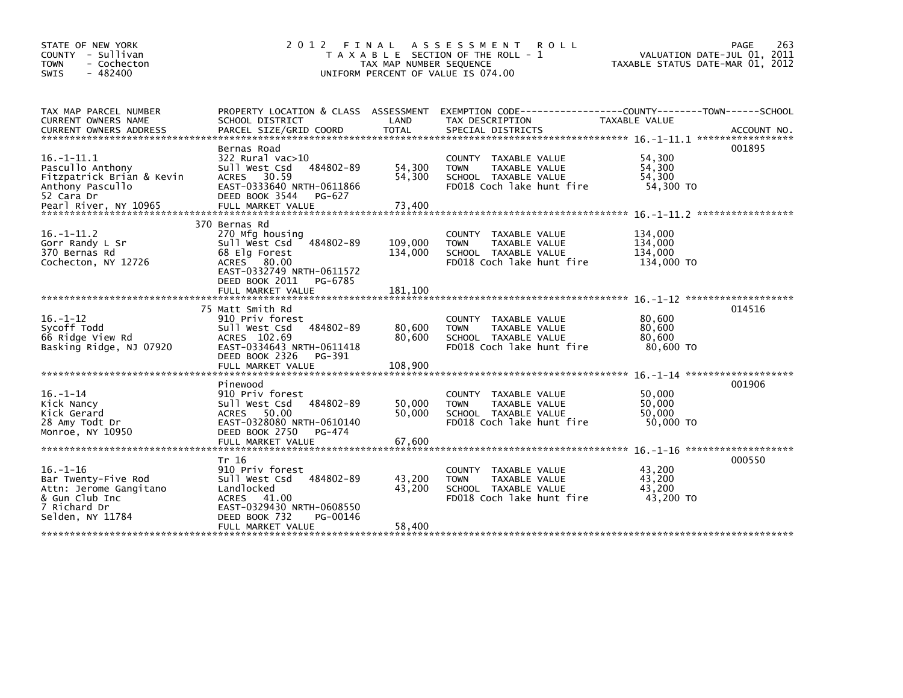STATE OF NEW YORK
COUNTY - Sullivan
TOWN - Cochecton
SWIS - 482400

# 2012 FINAL ASSESSMENT ROLL
TAXABLE SECTION OF THE ROLL - 1
TAX MAP NUMBER SEQUENCE
UNIFORM PERCENT OF VALUE IS 074.00

VALUATION DATE-JUL 01, 2011
TAXABLE STATUS DATE-MAR 01, 2012

| TAX MAP PARCEL NUMBER / CURRENT OWNERS NAME / CURRENT OWNERS ADDRESS | PROPERTY LOCATION & CLASS / SCHOOL DISTRICT / PARCEL SIZE/GRID COORD | ASSESSMENT LAND / TOTAL | EXEMPTION CODE / TAX DESCRIPTION / SPECIAL DISTRICTS | TAXABLE VALUE (COUNTY / TOWN / SCHOOL) | ACCOUNT NO. |
|---|---|---|---|---|---|
| 16.-1-11.1 | Bernas Road | | | | 001895 |
| Pascullo Anthony | 322 Rural vac>10 | | COUNTY TAXABLE VALUE | 54,300 | |
| Fitzpatrick Brian & Kevin | Sull West Csd 484802-89 | 54,300 | TOWN TAXABLE VALUE | 54,300 | |
| Anthony Pascullo | ACRES 30.59 | 54,300 | SCHOOL TAXABLE VALUE | 54,300 | |
| 52 Cara Dr | EAST-0333640 NRTH-0611866 | | FD018 Coch lake hunt fire | 54,300 TO | |
| Pearl River, NY 10965 | DEED BOOK 3544 PG-627 | | | | |
| | FULL MARKET VALUE | 73,400 | | | |
| 16.-1-11.2 | 370 Bernas Rd | | | | |
| Gorr Randy L Sr | 270 Mfg housing | | COUNTY TAXABLE VALUE | 134,000 | |
| 370 Bernas Rd | Sull West Csd 484802-89 | 109,000 | TOWN TAXABLE VALUE | 134,000 | |
| Cochecton, NY 12726 | 68 Elg Forest | 134,000 | SCHOOL TAXABLE VALUE | 134,000 | |
| | ACRES 80.00 | | FD018 Coch lake hunt fire | 134,000 TO | |
| | EAST-0332749 NRTH-0611572 | | | | |
| | DEED BOOK 2011 PG-6785 | | | | |
| | FULL MARKET VALUE | 181,100 | | | |
| 16.-1-12 | 75 Matt Smith Rd | | | | 014516 |
| Sycoff Todd | 910 Priv forest | | COUNTY TAXABLE VALUE | 80,600 | |
| 66 Ridge View Rd | Sull West Csd 484802-89 | 80,600 | TOWN TAXABLE VALUE | 80,600 | |
| Basking Ridge, NJ 07920 | ACRES 102.69 | 80,600 | SCHOOL TAXABLE VALUE | 80,600 | |
| | EAST-0334643 NRTH-0611418 | | FD018 Coch lake hunt fire | 80,600 TO | |
| | DEED BOOK 2326 PG-391 | | | | |
| | FULL MARKET VALUE | 108,900 | | | |
| 16.-1-14 | Pinewood | | | | 001906 |
| Kick Nancy | 910 Priv forest | | COUNTY TAXABLE VALUE | 50,000 | |
| Kick Gerard | Sull West Csd 484802-89 | 50,000 | TOWN TAXABLE VALUE | 50,000 | |
| 28 Amy Todt Dr | ACRES 50.00 | 50,000 | SCHOOL TAXABLE VALUE | 50,000 | |
| Monroe, NY 10950 | EAST-0328080 NRTH-0610140 | | FD018 Coch lake hunt fire | 50,000 TO | |
| | DEED BOOK 2750 PG-474 | | | | |
| | FULL MARKET VALUE | 67,600 | | | |
| 16.-1-16 | Tr 16 | | | | 000550 |
| Bar Twenty-Five Rod | 910 Priv forest | | COUNTY TAXABLE VALUE | 43,200 | |
| Attn: Jerome Gangitano | Sull West Csd 484802-89 | 43,200 | TOWN TAXABLE VALUE | 43,200 | |
| & Gun Club Inc | Landlocked | 43,200 | SCHOOL TAXABLE VALUE | 43,200 | |
| 7 Richard Dr | ACRES 41.00 | | FD018 Coch lake hunt fire | 43,200 TO | |
| Selden, NY 11784 | EAST-0329430 NRTH-0608550 | | | | |
| | DEED BOOK 732 PG-00146 | | | | |
| | FULL MARKET VALUE | 58,400 | | | |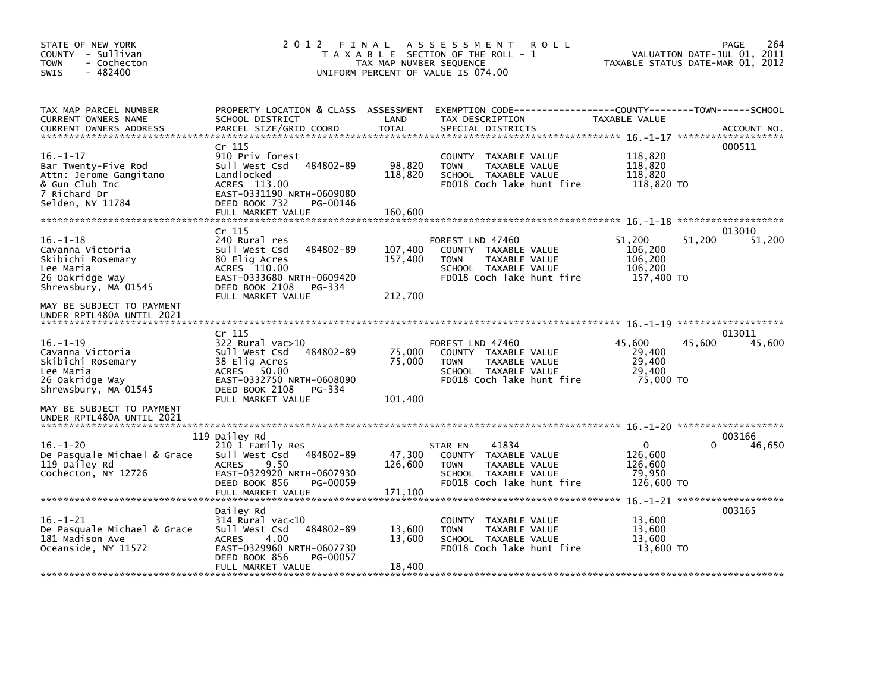STATE OF NEW YORK
COUNTY - Sullivan
TOWN - Cochecton
SWIS - 482400

# 2012 FINAL ASSESSMENT ROLL

TAXABLE SECTION OF THE ROLL - 1
TAX MAP NUMBER SEQUENCE
UNIFORM PERCENT OF VALUE IS 074.00

VALUATION DATE-JUL 01, 2011
TAXABLE STATUS DATE-MAR 01, 2012

| TAX MAP PARCEL NUMBER / CURRENT OWNERS NAME / CURRENT OWNERS ADDRESS | PROPERTY LOCATION & CLASS / SCHOOL DISTRICT / PARCEL SIZE/GRID COORD | ASSESSMENT LAND | TOTAL | EXEMPTION CODE / TAX DESCRIPTION / SPECIAL DISTRICTS | COUNTY TAXABLE VALUE | TOWN | SCHOOL | ACCOUNT NO. |
|---|---|---|---|---|---|---|---|---|
| 16.-1-17 | Cr 115 | | | | | | | 000511 |
| Bar Twenty-Five Rod | 910 Priv forest | | | COUNTY TAXABLE VALUE | 118,820 | | | |
| Attn: Jerome Gangitano | Sull West Csd 484802-89 | 98,820 | | TOWN TAXABLE VALUE | 118,820 | | | |
| & Gun Club Inc | Landlocked | | 118,820 | SCHOOL TAXABLE VALUE | 118,820 | | | |
| 7 Richard Dr | ACRES 113.00 | | | FD018 Coch lake hunt fire | 118,820 TO | | | |
| Selden, NY 11784 | EAST-0331190 NRTH-0609080 | | | | | | | |
| | DEED BOOK 732 PG-00146 | | | | | | | |
| | FULL MARKET VALUE | | 160,600 | | | | | |
| 16.-1-18 | Cr 115 | | | | | | | 013010 |
| Cavanna Victoria | 240 Rural res | | | FOREST LND 47460 | 51,200 | 51,200 | 51,200 | |
| Skibichi Rosemary | Sull West Csd 484802-89 | 107,400 | | COUNTY TAXABLE VALUE | 106,200 | | | |
| Lee Maria | 80 Elig Acres | | 157,400 | TOWN TAXABLE VALUE | 106,200 | | | |
| 26 Oakridge Way | ACRES 110.00 | | | SCHOOL TAXABLE VALUE | 106,200 | | | |
| Shrewsbury, MA 01545 | EAST-0333680 NRTH-0609420 | | | FD018 Coch lake hunt fire | 157,400 TO | | | |
| | DEED BOOK 2108 PG-334 | | | | | | | |
| | FULL MARKET VALUE | | 212,700 | | | | | |
| MAY BE SUBJECT TO PAYMENT UNDER RPTL480A UNTIL 2021 | | | | | | | | |
| 16.-1-19 | Cr 115 | | | | | | | 013011 |
| Cavanna Victoria | 322 Rural vac>10 | | | FOREST LND 47460 | 45,600 | 45,600 | 45,600 | |
| Skibichi Rosemary | Sull West Csd 484802-89 | 75,000 | | COUNTY TAXABLE VALUE | 29,400 | | | |
| Lee Maria | 38 Elig Acres | | 75,000 | TOWN TAXABLE VALUE | 29,400 | | | |
| 26 Oakridge Way | ACRES 50.00 | | | SCHOOL TAXABLE VALUE | 29,400 | | | |
| Shrewsbury, MA 01545 | EAST-0332750 NRTH-0608090 | | | FD018 Coch lake hunt fire | 75,000 TO | | | |
| | DEED BOOK 2108 PG-334 | | | | | | | |
| | FULL MARKET VALUE | | 101,400 | | | | | |
| MAY BE SUBJECT TO PAYMENT UNDER RPTL480A UNTIL 2021 | | | | | | | | |
| 16.-1-20 | 119 Dailey Rd | | | | | | | 003166 |
| De Pasquale Michael & Grace | 210 1 Family Res | | | STAR EN 41834 | 0 | 0 | 46,650 | |
| 119 Dailey Rd | Sull West Csd 484802-89 | 47,300 | | COUNTY TAXABLE VALUE | 126,600 | | | |
| Cochecton, NY 12726 | ACRES 9.50 | | 126,600 | TOWN TAXABLE VALUE | 126,600 | | | |
| | EAST-0329920 NRTH-0607930 | | | SCHOOL TAXABLE VALUE | 79,950 | | | |
| | DEED BOOK 856 PG-00059 | | | FD018 Coch lake hunt fire | 126,600 TO | | | |
| | FULL MARKET VALUE | | 171,100 | | | | | |
| 16.-1-21 | Dailey Rd | | | | | | | 003165 |
| De Pasquale Michael & Grace | 314 Rural vac<10 | | | COUNTY TAXABLE VALUE | 13,600 | | | |
| 181 Madison Ave | Sull West Csd 484802-89 | 13,600 | | TOWN TAXABLE VALUE | 13,600 | | | |
| Oceanside, NY 11572 | ACRES 4.00 | | 13,600 | SCHOOL TAXABLE VALUE | 13,600 | | | |
| | EAST-0329960 NRTH-0607730 | | | FD018 Coch lake hunt fire | 13,600 TO | | | |
| | DEED BOOK 856 PG-00057 | | | | | | | |
| | FULL MARKET VALUE | | 18,400 | | | | | |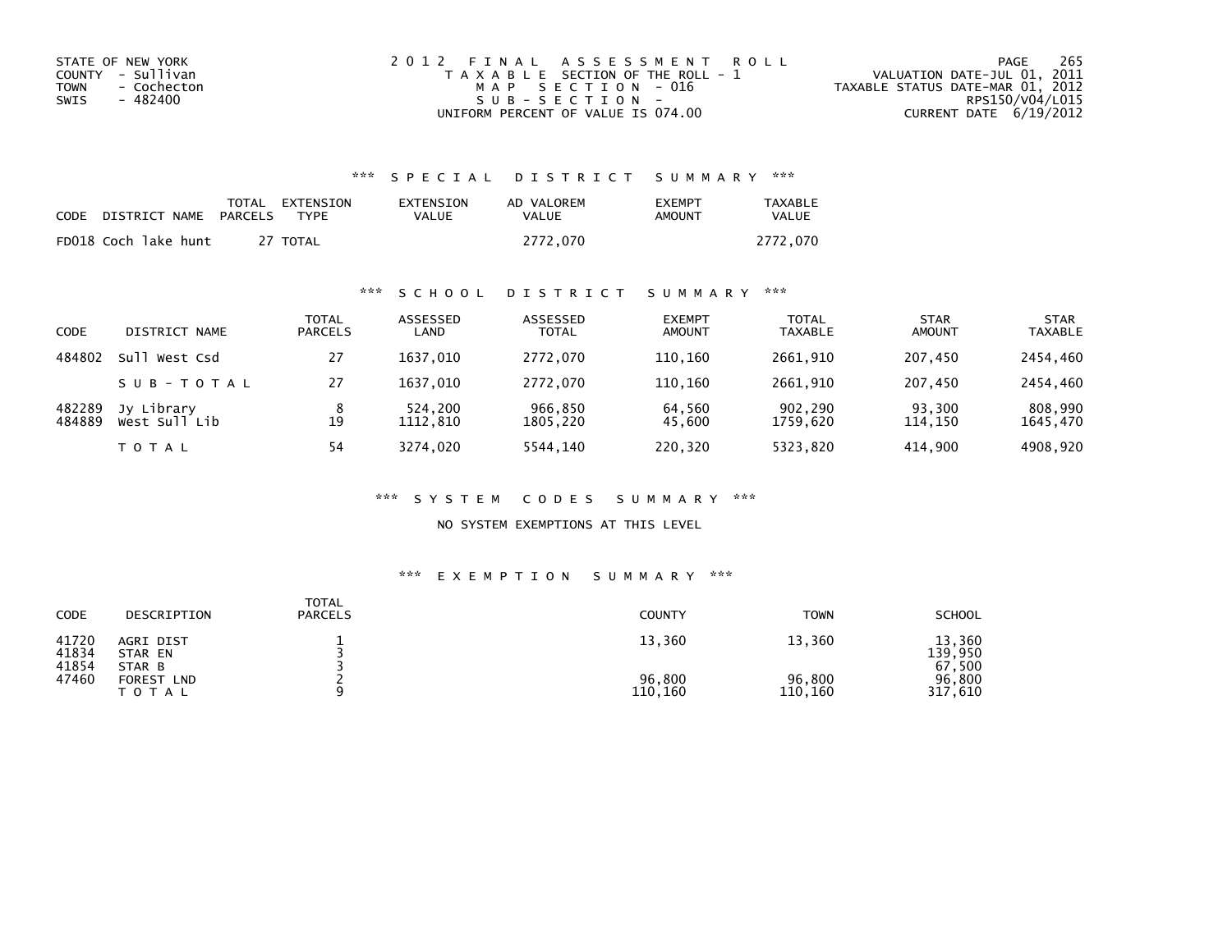STATE OF NEW YORK
COUNTY - Sullivan
TOWN - Cochecton
SWIS - 482400

2012 FINAL ASSESSMENT ROLL
TAXABLE SECTION OF THE ROLL - 1
MAP SECTION - 016
SUB-SECTION -
UNIFORM PERCENT OF VALUE IS 074.00

VALUATION DATE-JUL 01, 2011
TAXABLE STATUS DATE-MAR 01, 2012
RPS150/V04/L015
CURRENT DATE 6/19/2012

### *** SPECIAL DISTRICT SUMMARY ***

| CODE DISTRICT NAME | TOTAL PARCELS | EXTENSION TYPE | EXTENSION VALUE | AD VALOREM VALUE | EXEMPT AMOUNT | TAXABLE VALUE |
|---|---|---|---|---|---|---|
| FD018 Coch lake hunt | 27 | TOTAL | | 2772,070 | | 2772,070 |

### *** SCHOOL DISTRICT SUMMARY ***

| CODE | DISTRICT NAME | TOTAL PARCELS | ASSESSED LAND | ASSESSED TOTAL | EXEMPT AMOUNT | TOTAL TAXABLE | STAR AMOUNT | STAR TAXABLE |
|---|---|---|---|---|---|---|---|---|
| 484802 | Sull West Csd | 27 | 1637,010 | 2772,070 | 110,160 | 2661,910 | 207,450 | 2454,460 |
| | SUB-TOTAL | 27 | 1637,010 | 2772,070 | 110,160 | 2661,910 | 207,450 | 2454,460 |
| 482289 | Jy Library | 8 | 524,200 | 966,850 | 64,560 | 902,290 | 93,300 | 808,990 |
| 484889 | West Sull Lib | 19 | 1112,810 | 1805,220 | 45,600 | 1759,620 | 114,150 | 1645,470 |
| | TOTAL | 54 | 3274,020 | 5544,140 | 220,320 | 5323,820 | 414,900 | 4908,920 |

### *** SYSTEM CODES SUMMARY ***

NO SYSTEM EXEMPTIONS AT THIS LEVEL

### *** EXEMPTION SUMMARY ***

| CODE | DESCRIPTION | TOTAL PARCELS | COUNTY | TOWN | SCHOOL |
|---|---|---|---|---|---|
| 41720 | AGRI DIST | 1 | 13,360 | 13,360 | 13,360 |
| 41834 | STAR EN | 3 | | | 139,950 |
| 41854 | STAR B | 3 | | | 67,500 |
| 47460 | FOREST LND | 2 | 96,800 | 96,800 | 96,800 |
| | TOTAL | 9 | 110,160 | 110,160 | 317,610 |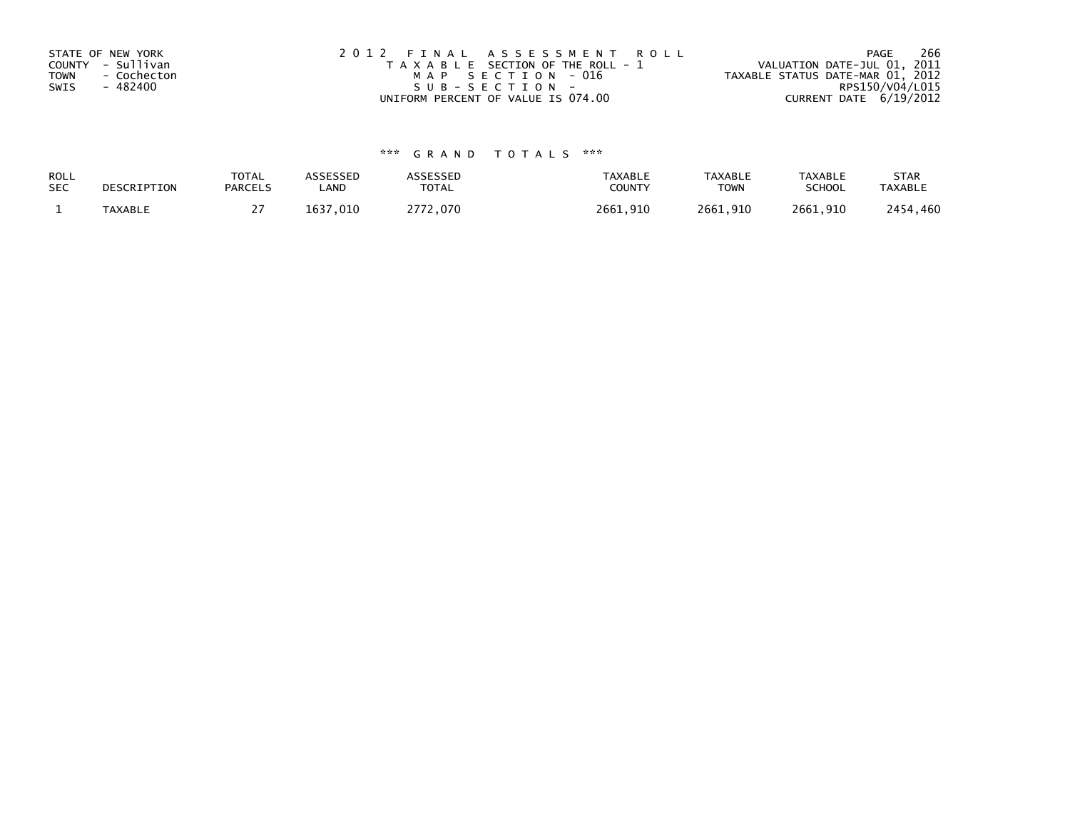STATE OF NEW YORK
COUNTY - Sullivan
TOWN - Cochecton
SWIS - 482400

2012 FINAL ASSESSMENT ROLL
TAXABLE SECTION OF THE ROLL - 1
MAP SECTION - 016
SUB-SECTION -
UNIFORM PERCENT OF VALUE IS 074.00

VALUATION DATE-JUL 01, 2011
TAXABLE STATUS DATE-MAR 01, 2012
RPS150/V04/L015
CURRENT DATE 6/19/2012

### *** GRAND TOTALS ***

| ROLL SEC | DESCRIPTION | TOTAL PARCELS | ASSESSED LAND | ASSESSED TOTAL | TAXABLE COUNTY | TAXABLE TOWN | TAXABLE SCHOOL | STAR TAXABLE |
|---|---|---|---|---|---|---|---|---|
| 1 | TAXABLE | 27 | 1637,010 | 2772,070 | 2661,910 | 2661,910 | 2661,910 | 2454,460 |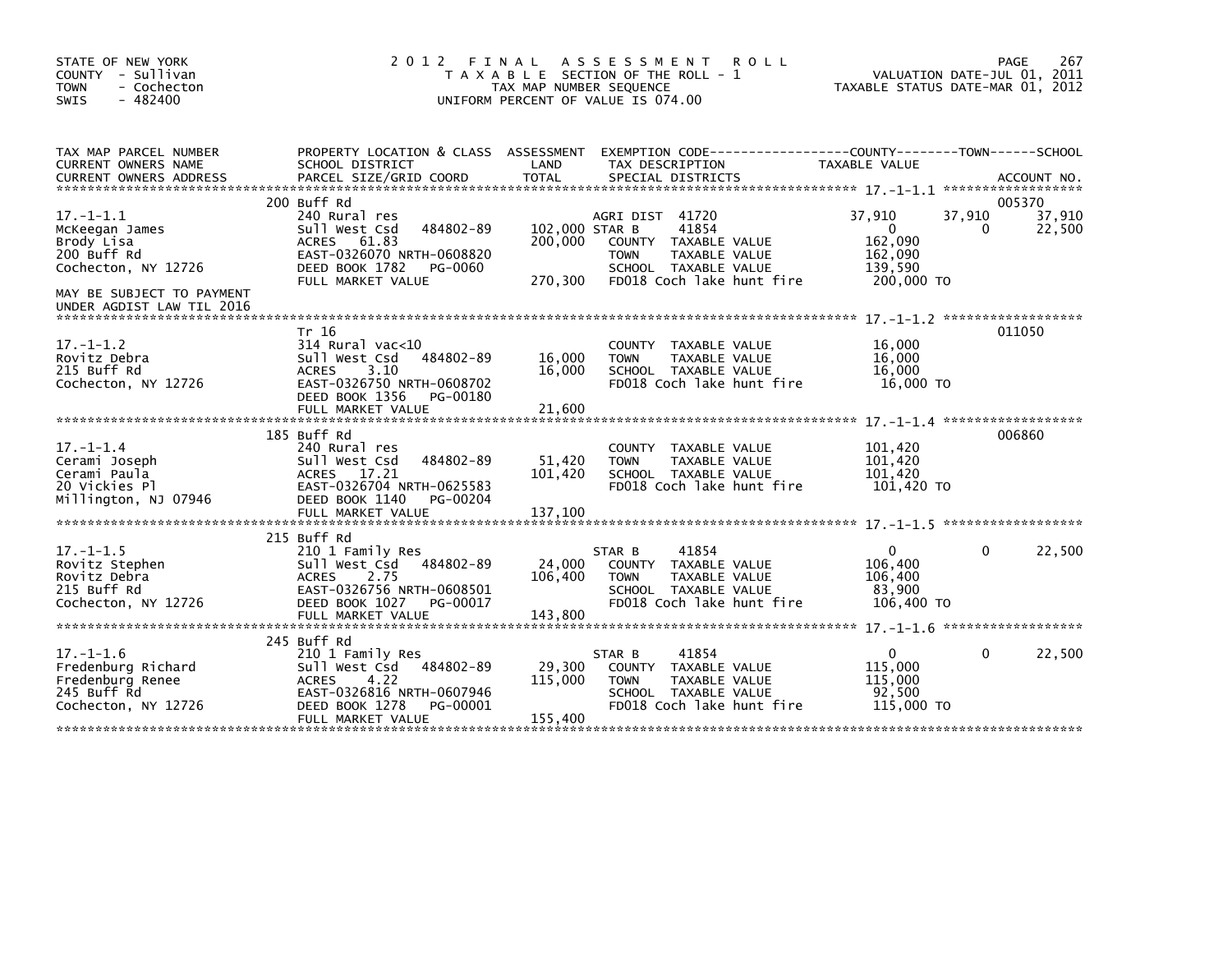STATE OF NEW YORK
COUNTY - Sullivan
TOWN - Cochecton
SWIS - 482400

# 2012 FINAL ASSESSMENT ROLL

TAXABLE SECTION OF THE ROLL - 1
TAX MAP NUMBER SEQUENCE
UNIFORM PERCENT OF VALUE IS 074.00

VALUATION DATE-JUL 01, 2011
TAXABLE STATUS DATE-MAR 01, 2012

| TAX MAP PARCEL NUMBER / CURRENT OWNERS NAME / CURRENT OWNERS ADDRESS | PROPERTY LOCATION & CLASS / SCHOOL DISTRICT / PARCEL SIZE/GRID COORD | ASSESSMENT LAND / TOTAL | EXEMPTION CODE / TAX DESCRIPTION / SPECIAL DISTRICTS | COUNTY TAXABLE VALUE | TOWN | SCHOOL / ACCOUNT NO. |
|---|---|---|---|---|---|---|
| **17.-1-1.1** | 200 Buff Rd | | | | | 005370 |
| McKeegan James | 240 Rural res | | AGRI DIST 41720 | 37,910 | 37,910 | 37,910 |
| Brody Lisa | Sull West Csd 484802-89 | 102,000 | STAR B 41854 | 0 | 0 | 22,500 |
| 200 Buff Rd | ACRES 61.83 | 200,000 | COUNTY TAXABLE VALUE | 162,090 | | |
| Cochecton, NY 12726 | EAST-0326070 NRTH-0608820 | | TOWN TAXABLE VALUE | 162,090 | | |
| | DEED BOOK 1782 PG-0060 | | SCHOOL TAXABLE VALUE | 139,590 | | |
| MAY BE SUBJECT TO PAYMENT UNDER AGDIST LAW TIL 2016 | FULL MARKET VALUE | 270,300 | FD018 Coch lake hunt fire | 200,000 TO | | |
| **17.-1-1.2** | Tr 16 | | | | | 011050 |
| Rovitz Debra | 314 Rural vac<10 | | COUNTY TAXABLE VALUE | 16,000 | | |
| 215 Buff Rd | Sull West Csd 484802-89 | 16,000 | TOWN TAXABLE VALUE | 16,000 | | |
| Cochecton, NY 12726 | ACRES 3.10 | 16,000 | SCHOOL TAXABLE VALUE | 16,000 | | |
| | EAST-0326750 NRTH-0608702 | | FD018 Coch lake hunt fire | 16,000 TO | | |
| | DEED BOOK 1356 PG-00180 | | | | | |
| | FULL MARKET VALUE | 21,600 | | | | |
| **17.-1-1.4** | 185 Buff Rd | | | | | 006860 |
| Cerami Joseph | 240 Rural res | | COUNTY TAXABLE VALUE | 101,420 | | |
| Cerami Paula | Sull West Csd 484802-89 | 51,420 | TOWN TAXABLE VALUE | 101,420 | | |
| 20 Vickies Pl | ACRES 17.21 | 101,420 | SCHOOL TAXABLE VALUE | 101,420 | | |
| Millington, NJ 07946 | EAST-0326704 NRTH-0625583 | | FD018 Coch lake hunt fire | 101,420 TO | | |
| | DEED BOOK 1140 PG-00204 | | | | | |
| | FULL MARKET VALUE | 137,100 | | | | |
| **17.-1-1.5** | 215 Buff Rd | | | | | |
| Rovitz Stephen | 210 1 Family Res | | STAR B 41854 | 0 | 0 | 22,500 |
| Rovitz Debra | Sull West Csd 484802-89 | 24,000 | COUNTY TAXABLE VALUE | 106,400 | | |
| 215 Buff Rd | ACRES 2.75 | 106,400 | TOWN TAXABLE VALUE | 106,400 | | |
| Cochecton, NY 12726 | EAST-0326756 NRTH-0608501 | | SCHOOL TAXABLE VALUE | 83,900 | | |
| | DEED BOOK 1027 PG-00017 | | FD018 Coch lake hunt fire | 106,400 TO | | |
| | FULL MARKET VALUE | 143,800 | | | | |
| **17.-1-1.6** | 245 Buff Rd | | | | | |
| Fredenburg Richard | 210 1 Family Res | | STAR B 41854 | 0 | 0 | 22,500 |
| Fredenburg Renee | Sull West Csd 484802-89 | 29,300 | COUNTY TAXABLE VALUE | 115,000 | | |
| 245 Buff Rd | ACRES 4.22 | 115,000 | TOWN TAXABLE VALUE | 115,000 | | |
| Cochecton, NY 12726 | EAST-0326816 NRTH-0607946 | | SCHOOL TAXABLE VALUE | 92,500 | | |
| | DEED BOOK 1278 PG-00001 | | FD018 Coch lake hunt fire | 115,000 TO | | |
| | FULL MARKET VALUE | 155,400 | | | | |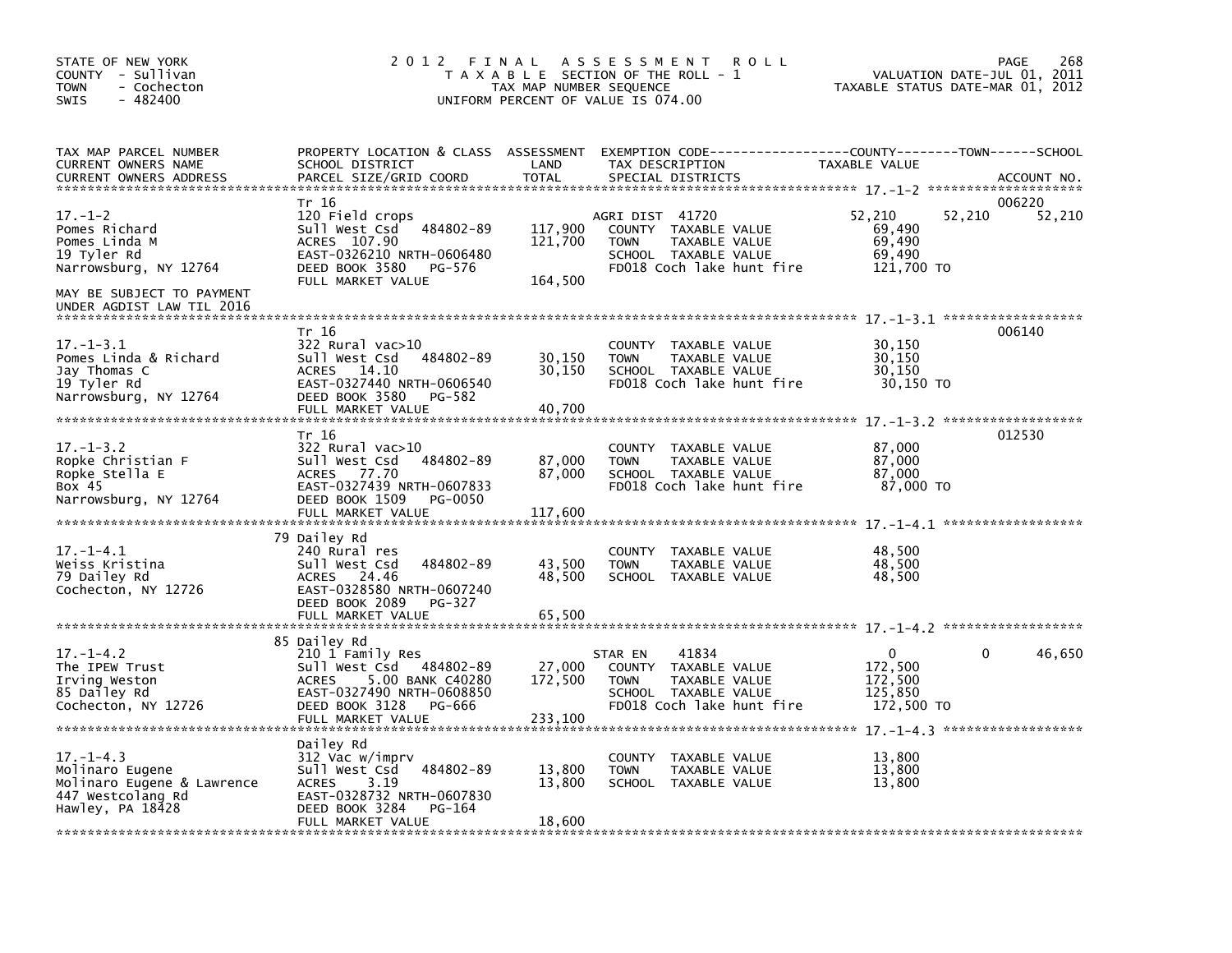STATE OF NEW YORK
COUNTY - Sullivan
TOWN - Cochecton
SWIS - 482400

# 2012 FINAL ASSESSMENT ROLL

TAXABLE SECTION OF THE ROLL - 1
TAX MAP NUMBER SEQUENCE
UNIFORM PERCENT OF VALUE IS 074.00

VALUATION DATE-JUL 01, 2011
TAXABLE STATUS DATE-MAR 01, 2012

| TAX MAP PARCEL NUMBER / CURRENT OWNERS NAME / CURRENT OWNERS ADDRESS | PROPERTY LOCATION & CLASS / SCHOOL DISTRICT / PARCEL SIZE/GRID COORD | ASSESSMENT LAND | TOTAL | EXEMPTION CODE / TAX DESCRIPTION / SPECIAL DISTRICTS | COUNTY TAXABLE VALUE | TOWN | SCHOOL | ACCOUNT NO. |
|---|---|---|---|---|---|---|---|---|
| **17.-1-2** | Tr 16 | | | | | | | 006220 |
| 17.-1-2 | 120 Field crops | | | AGRI DIST 41720 | 52,210 | 52,210 | 52,210 | |
| Pomes Richard | Sull West Csd 484802-89 | 117,900 | | COUNTY TAXABLE VALUE | 69,490 | | | |
| Pomes Linda M | ACRES 107.90 | | 121,700 | TOWN TAXABLE VALUE | 69,490 | | | |
| 19 Tyler Rd | EAST-0326210 NRTH-0606480 | | | SCHOOL TAXABLE VALUE | 69,490 | | | |
| Narrowsburg, NY 12764 | DEED BOOK 3580 PG-576 | | | FD018 Coch lake hunt fire | 121,700 TO | | | |
| | FULL MARKET VALUE | | 164,500 | | | | | |
| MAY BE SUBJECT TO PAYMENT UNDER AGDIST LAW TIL 2016 | | | | | | | | |
| **17.-1-3.1** | Tr 16 | | | | | | | 006140 |
| 17.-1-3.1 | 322 Rural vac>10 | | | COUNTY TAXABLE VALUE | 30,150 | | | |
| Pomes Linda & Richard | Sull West Csd 484802-89 | 30,150 | | TOWN TAXABLE VALUE | 30,150 | | | |
| Jay Thomas C | ACRES 14.10 | | 30,150 | SCHOOL TAXABLE VALUE | 30,150 | | | |
| 19 Tyler Rd | EAST-0327440 NRTH-0606540 | | | FD018 Coch lake hunt fire | 30,150 TO | | | |
| Narrowsburg, NY 12764 | DEED BOOK 3580 PG-582 | | | | | | | |
| | FULL MARKET VALUE | | 40,700 | | | | | |
| **17.-1-3.2** | Tr 16 | | | | | | | 012530 |
| 17.-1-3.2 | 322 Rural vac>10 | | | COUNTY TAXABLE VALUE | 87,000 | | | |
| Ropke Christian F | Sull West Csd 484802-89 | 87,000 | | TOWN TAXABLE VALUE | 87,000 | | | |
| Ropke Stella E | ACRES 77.70 | | 87,000 | SCHOOL TAXABLE VALUE | 87,000 | | | |
| Box 45 | EAST-0327439 NRTH-0607833 | | | FD018 Coch lake hunt fire | 87,000 TO | | | |
| Narrowsburg, NY 12764 | DEED BOOK 1509 PG-0050 | | | | | | | |
| | FULL MARKET VALUE | | 117,600 | | | | | |
| **17.-1-4.1** | 79 Dailey Rd | | | | | | | |
| 17.-1-4.1 | 240 Rural res | | | COUNTY TAXABLE VALUE | 48,500 | | | |
| Weiss Kristina | Sull West Csd 484802-89 | 43,500 | | TOWN TAXABLE VALUE | 48,500 | | | |
| 79 Dailey Rd | ACRES 24.46 | | 48,500 | SCHOOL TAXABLE VALUE | 48,500 | | | |
| Cochecton, NY 12726 | EAST-0328580 NRTH-0607240 | | | | | | | |
| | DEED BOOK 2089 PG-327 | | | | | | | |
| | FULL MARKET VALUE | | 65,500 | | | | | |
| **17.-1-4.2** | 85 Dailey Rd | | | | | | | |
| 17.-1-4.2 | 210 1 Family Res | | | STAR EN 41834 | 0 | 0 | 46,650 | |
| The IPEW Trust | Sull West Csd 484802-89 | 27,000 | | COUNTY TAXABLE VALUE | 172,500 | | | |
| Irving Weston | ACRES 5.00 BANK C40280 | | 172,500 | TOWN TAXABLE VALUE | 172,500 | | | |
| 85 Dailey Rd | EAST-0327490 NRTH-0608850 | | | SCHOOL TAXABLE VALUE | 125,850 | | | |
| Cochecton, NY 12726 | DEED BOOK 3128 PG-666 | | | FD018 Coch lake hunt fire | 172,500 TO | | | |
| | FULL MARKET VALUE | | 233,100 | | | | | |
| **17.-1-4.3** | Dailey Rd | | | | | | | |
| 17.-1-4.3 | 312 Vac w/imprv | | | COUNTY TAXABLE VALUE | 13,800 | | | |
| Molinaro Eugene | Sull West Csd 484802-89 | 13,800 | | TOWN TAXABLE VALUE | 13,800 | | | |
| Molinaro Eugene & Lawrence | ACRES 3.19 | | 13,800 | SCHOOL TAXABLE VALUE | 13,800 | | | |
| 447 Westcolang Rd | EAST-0328732 NRTH-0607830 | | | | | | | |
| Hawley, PA 18428 | DEED BOOK 3284 PG-164 | | | | | | | |
| | FULL MARKET VALUE | | 18,600 | | | | | |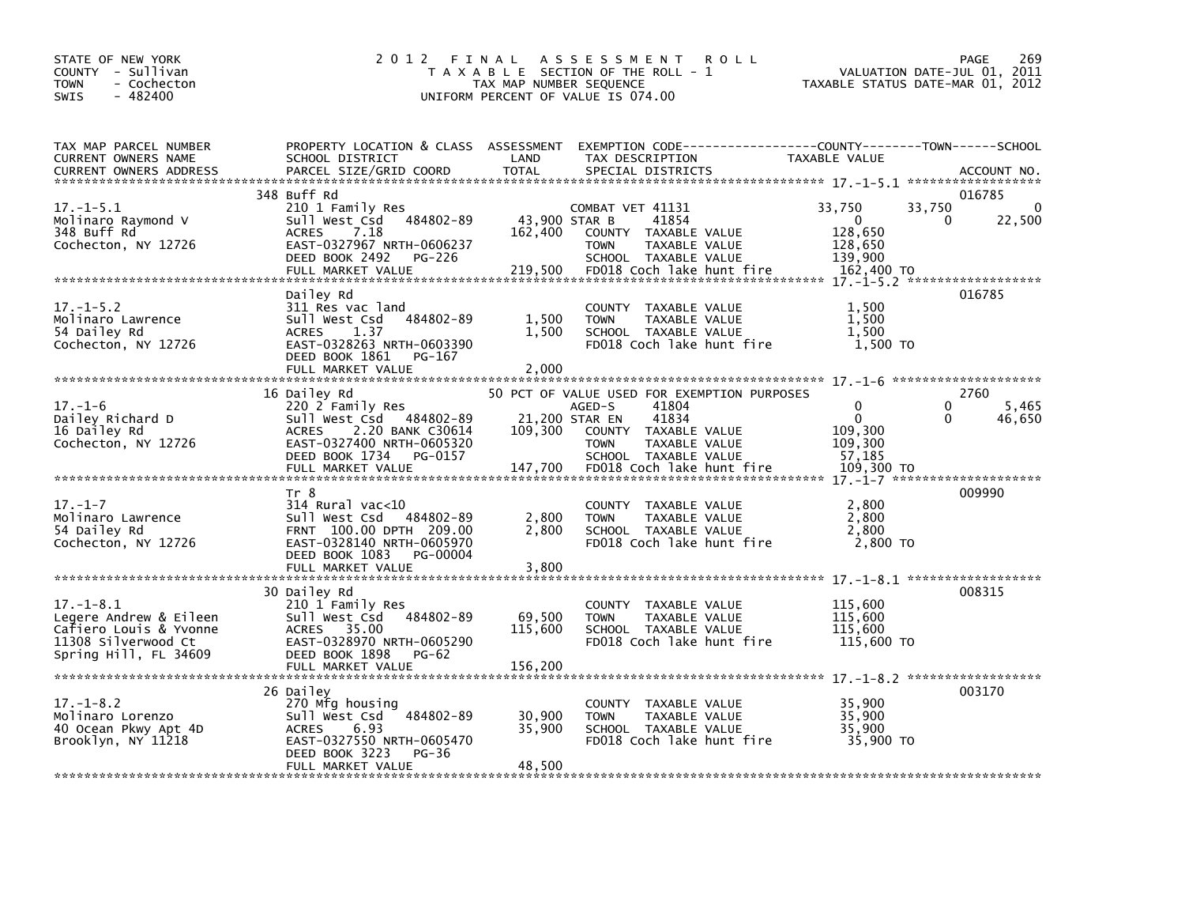STATE OF NEW YORK
COUNTY - Sullivan
TOWN - Cochecton
SWIS - 482400

# 2012 FINAL ASSESSMENT ROLL

TAXABLE SECTION OF THE ROLL - 1
TAX MAP NUMBER SEQUENCE
UNIFORM PERCENT OF VALUE IS 074.00

VALUATION DATE-JUL 01, 2011
TAXABLE STATUS DATE-MAR 01, 2012

| TAX MAP PARCEL NUMBER / CURRENT OWNERS NAME / CURRENT OWNERS ADDRESS | PROPERTY LOCATION & CLASS / SCHOOL DISTRICT / PARCEL SIZE/GRID COORD | ASSESSMENT LAND | TOTAL | EXEMPTION CODE / TAX DESCRIPTION / SPECIAL DISTRICTS | COUNTY TAXABLE VALUE | TOWN | SCHOOL | ACCOUNT NO. |
|---|---|---|---|---|---|---|---|---|
| 17.-1-5.1 | 348 Buff Rd | | | | | | | 016785 |
| Molinaro Raymond V | 210 1 Family Res | | | COMBAT VET 41131 | 33,750 | 33,750 | 0 | |
| 348 Buff Rd | Sull West Csd 484802-89 | 43,900 | | STAR B 41854 | 0 | 0 | 22,500 | |
| Cochecton, NY 12726 | ACRES 7.18 | | 162,400 | COUNTY TAXABLE VALUE | 128,650 | | | |
| | EAST-0327967 NRTH-0606237 | | | TOWN TAXABLE VALUE | 128,650 | | | |
| | DEED BOOK 2492 PG-226 | | | SCHOOL TAXABLE VALUE | 139,900 | | | |
| | FULL MARKET VALUE | | 219,500 | FD018 Coch lake hunt fire | 162,400 TO | | | |
| 17.-1-5.2 | Dailey Rd | | | | | | | 016785 |
| Molinaro Lawrence | 311 Res vac land | | | COUNTY TAXABLE VALUE | 1,500 | | | |
| 54 Dailey Rd | Sull West Csd 484802-89 | 1,500 | | TOWN TAXABLE VALUE | 1,500 | | | |
| Cochecton, NY 12726 | ACRES 1.37 | | 1,500 | SCHOOL TAXABLE VALUE | 1,500 | | | |
| | EAST-0328263 NRTH-0603390 | | | FD018 Coch lake hunt fire | 1,500 TO | | | |
| | DEED BOOK 1861 PG-167 | | | | | | | |
| | FULL MARKET VALUE | | 2,000 | | | | | |
| 17.-1-6 | 16 Dailey Rd | | | 50 PCT OF VALUE USED FOR EXEMPTION PURPOSES | | | | 2760 |
| Dailey Richard D | 220 2 Family Res | | | AGED-S 41804 | 0 | 0 | 5,465 | |
| 16 Dailey Rd | Sull West Csd 484802-89 | 21,200 | | STAR EN 41834 | 0 | 0 | 46,650 | |
| Cochecton, NY 12726 | ACRES 2.20 BANK C30614 | | 109,300 | COUNTY TAXABLE VALUE | 109,300 | | | |
| | EAST-0327400 NRTH-0605320 | | | TOWN TAXABLE VALUE | 109,300 | | | |
| | DEED BOOK 1734 PG-0157 | | | SCHOOL TAXABLE VALUE | 57,185 | | | |
| | FULL MARKET VALUE | | 147,700 | FD018 Coch lake hunt fire | 109,300 TO | | | |
| 17.-1-7 | Tr 8 | | | | | | | 009990 |
| Molinaro Lawrence | 314 Rural vac<10 | | | COUNTY TAXABLE VALUE | 2,800 | | | |
| 54 Dailey Rd | Sull West Csd 484802-89 | 2,800 | | TOWN TAXABLE VALUE | 2,800 | | | |
| Cochecton, NY 12726 | FRNT 100.00 DPTH 209.00 | | 2,800 | SCHOOL TAXABLE VALUE | 2,800 | | | |
| | EAST-0328140 NRTH-0605970 | | | FD018 Coch lake hunt fire | 2,800 TO | | | |
| | DEED BOOK 1083 PG-00004 | | | | | | | |
| | FULL MARKET VALUE | | 3,800 | | | | | |
| 17.-1-8.1 | 30 Dailey Rd | | | | | | | 008315 |
| Legere Andrew & Eileen | 210 1 Family Res | | | COUNTY TAXABLE VALUE | 115,600 | | | |
| Cafiero Louis & Yvonne | Sull West Csd 484802-89 | 69,500 | | TOWN TAXABLE VALUE | 115,600 | | | |
| 11308 Silverwood Ct | ACRES 35.00 | | 115,600 | SCHOOL TAXABLE VALUE | 115,600 | | | |
| Spring Hill, FL 34609 | EAST-0328970 NRTH-0605290 | | | FD018 Coch lake hunt fire | 115,600 TO | | | |
| | DEED BOOK 1898 PG-62 | | | | | | | |
| | FULL MARKET VALUE | | 156,200 | | | | | |
| 17.-1-8.2 | 26 Dailey | | | | | | | 003170 |
| Molinaro Lorenzo | 270 Mfg housing | | | COUNTY TAXABLE VALUE | 35,900 | | | |
| 40 Ocean Pkwy Apt 4D | Sull West Csd 484802-89 | 30,900 | | TOWN TAXABLE VALUE | 35,900 | | | |
| Brooklyn, NY 11218 | ACRES 6.93 | | 35,900 | SCHOOL TAXABLE VALUE | 35,900 | | | |
| | EAST-0327550 NRTH-0605470 | | | FD018 Coch lake hunt fire | 35,900 TO | | | |
| | DEED BOOK 3223 PG-36 | | | | | | | |
| | FULL MARKET VALUE | | 48,500 | | | | | |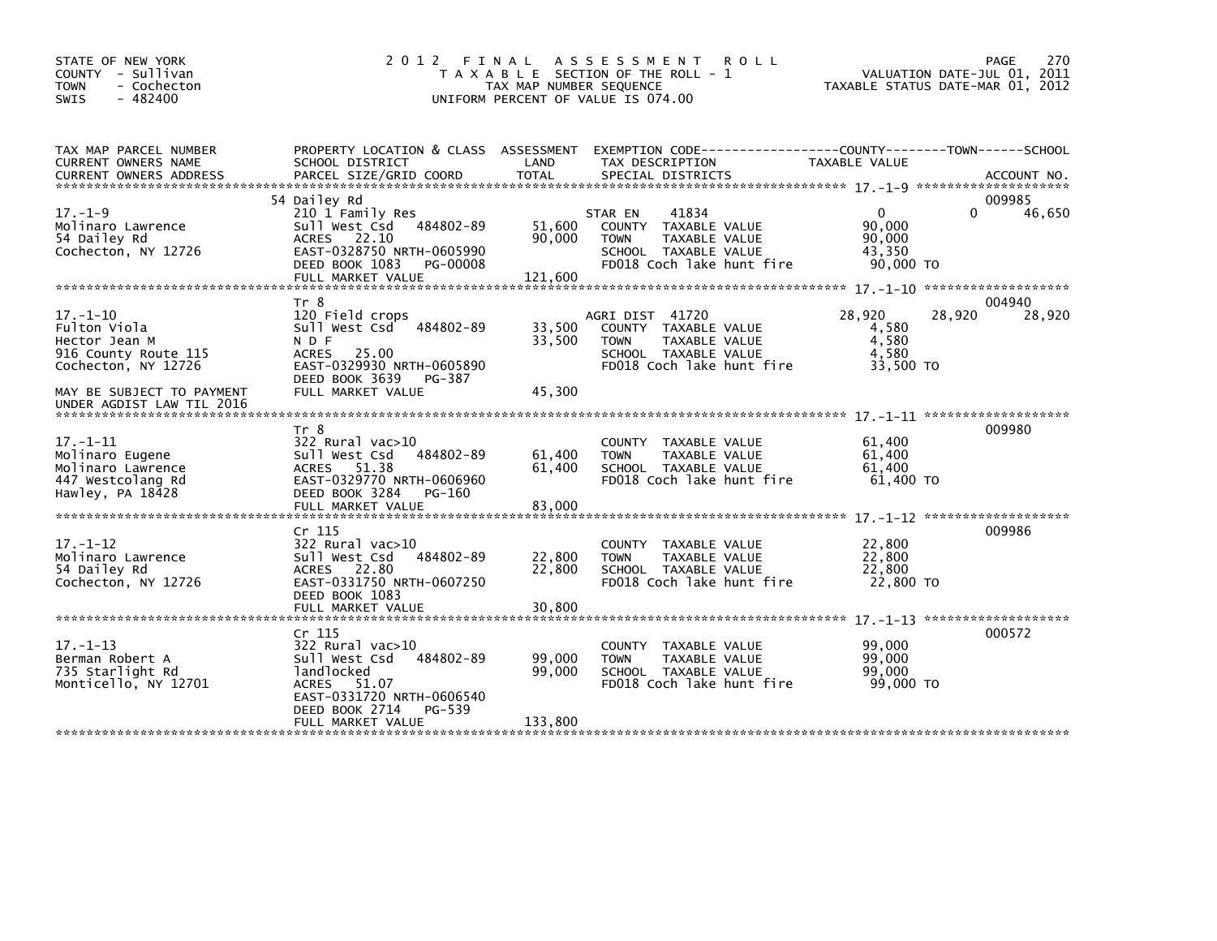STATE OF NEW YORK
COUNTY - Sullivan
TOWN - Cochecton
SWIS - 482400

# 2012 FINAL ASSESSMENT ROLL

TAXABLE SECTION OF THE ROLL - 1
TAX MAP NUMBER SEQUENCE
UNIFORM PERCENT OF VALUE IS 074.00

VALUATION DATE-JUL 01, 2011
TAXABLE STATUS DATE-MAR 01, 2012

| TAX MAP PARCEL NUMBER / CURRENT OWNERS NAME / CURRENT OWNERS ADDRESS | PROPERTY LOCATION & CLASS / SCHOOL DISTRICT / PARCEL SIZE/GRID COORD | ASSESSMENT LAND / TOTAL | EXEMPTION CODE / TAX DESCRIPTION / SPECIAL DISTRICTS | COUNTY TAXABLE VALUE | TOWN | SCHOOL / ACCOUNT NO. |
|---|---|---|---|---|---|---|
| 17.-1-9 | 54 Dailey Rd | | | | | 009985 |
| Molinaro Lawrence | 210 1 Family Res | | STAR EN 41834 | 0 | 0 | 46,650 |
| 54 Dailey Rd | Sull West Csd 484802-89 | 51,600 | COUNTY TAXABLE VALUE | 90,000 | | |
| Cochecton, NY 12726 | ACRES 22.10 | 90,000 | TOWN TAXABLE VALUE | 90,000 | | |
| | EAST-0328750 NRTH-0605990 | | SCHOOL TAXABLE VALUE | 43,350 | | |
| | DEED BOOK 1083 PG-00008 | | FD018 Coch lake hunt fire | 90,000 TO | | |
| | FULL MARKET VALUE | 121,600 | | | | |
| 17.-1-10 | Tr 8 | | | | | 004940 |
| Fulton Viola | 120 Field crops | | AGRI DIST 41720 | 28,920 | 28,920 | 28,920 |
| Hector Jean M | Sull West Csd 484802-89 | 33,500 | COUNTY TAXABLE VALUE | 4,580 | | |
| 916 County Route 115 | N D F | 33,500 | TOWN TAXABLE VALUE | 4,580 | | |
| Cochecton, NY 12726 | ACRES 25.00 | | SCHOOL TAXABLE VALUE | 4,580 | | |
| | EAST-0329930 NRTH-0605890 | | FD018 Coch lake hunt fire | 33,500 TO | | |
| | DEED BOOK 3639 PG-387 | | | | | |
| MAY BE SUBJECT TO PAYMENT UNDER AGDIST LAW TIL 2016 | FULL MARKET VALUE | 45,300 | | | | |
| 17.-1-11 | Tr 8 | | | | | 009980 |
| Molinaro Eugene | 322 Rural vac>10 | | COUNTY TAXABLE VALUE | 61,400 | | |
| Molinaro Lawrence | Sull West Csd 484802-89 | 61,400 | TOWN TAXABLE VALUE | 61,400 | | |
| 447 Westcolang Rd | ACRES 51.38 | 61,400 | SCHOOL TAXABLE VALUE | 61,400 | | |
| Hawley, PA 18428 | EAST-0329770 NRTH-0606960 | | FD018 Coch lake hunt fire | 61,400 TO | | |
| | DEED BOOK 3284 PG-160 | | | | | |
| | FULL MARKET VALUE | 83,000 | | | | |
| 17.-1-12 | Cr 115 | | | | | 009986 |
| Molinaro Lawrence | 322 Rural vac>10 | | COUNTY TAXABLE VALUE | 22,800 | | |
| 54 Dailey Rd | Sull West Csd 484802-89 | 22,800 | TOWN TAXABLE VALUE | 22,800 | | |
| Cochecton, NY 12726 | ACRES 22.80 | 22,800 | SCHOOL TAXABLE VALUE | 22,800 | | |
| | EAST-0331750 NRTH-0607250 | | FD018 Coch lake hunt fire | 22,800 TO | | |
| | DEED BOOK 1083 | | | | | |
| | FULL MARKET VALUE | 30,800 | | | | |
| 17.-1-13 | Cr 115 | | | | | 000572 |
| Berman Robert A | 322 Rural vac>10 | | COUNTY TAXABLE VALUE | 99,000 | | |
| 735 Starlight Rd | Sull West Csd 484802-89 | 99,000 | TOWN TAXABLE VALUE | 99,000 | | |
| Monticello, NY 12701 | landlocked | 99,000 | SCHOOL TAXABLE VALUE | 99,000 | | |
| | ACRES 51.07 | | FD018 Coch lake hunt fire | 99,000 TO | | |
| | EAST-0331720 NRTH-0606540 | | | | | |
| | DEED BOOK 2714 PG-539 | | | | | |
| | FULL MARKET VALUE | 133,800 | | | | |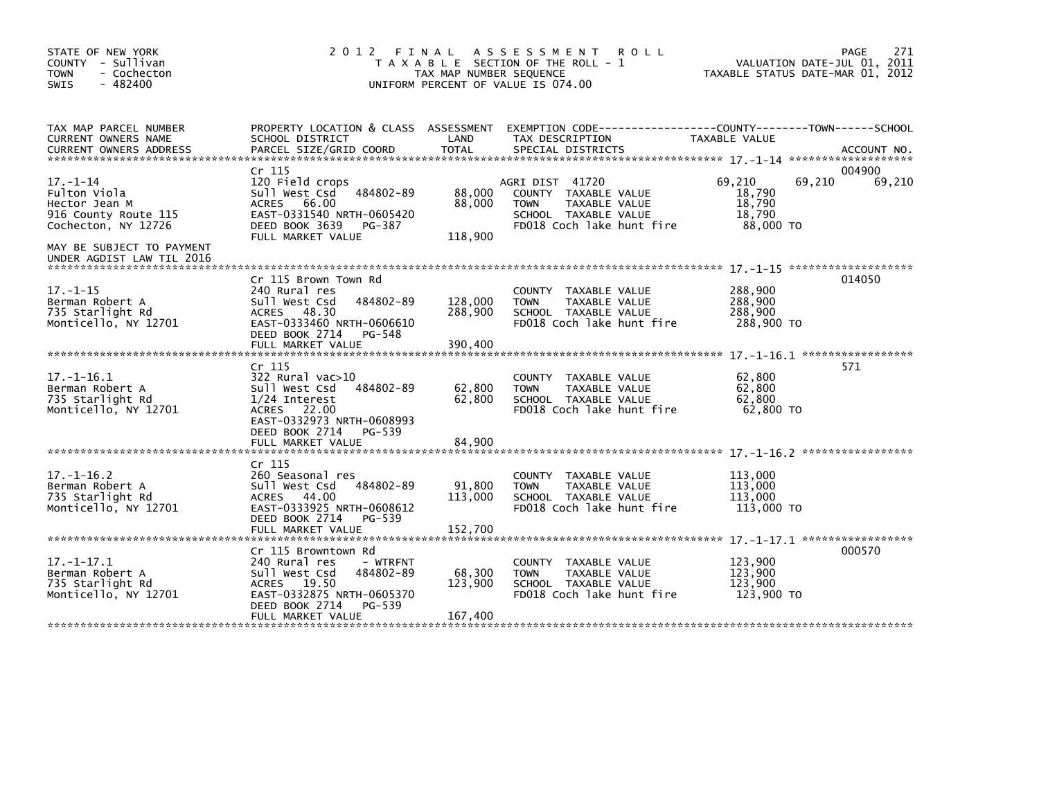STATE OF NEW YORK
COUNTY - Sullivan
TOWN - Cochecton
SWIS - 482400

# 2012 FINAL ASSESSMENT ROLL

TAXABLE SECTION OF THE ROLL - 1
TAX MAP NUMBER SEQUENCE
UNIFORM PERCENT OF VALUE IS 074.00

VALUATION DATE-JUL 01, 2011
TAXABLE STATUS DATE-MAR 01, 2012

| TAX MAP PARCEL NUMBER / CURRENT OWNERS NAME / CURRENT OWNERS ADDRESS | PROPERTY LOCATION & CLASS / SCHOOL DISTRICT / PARCEL SIZE/GRID COORD | ASSESSMENT LAND / TOTAL | EXEMPTION CODE / TAX DESCRIPTION / SPECIAL DISTRICTS | COUNTY TAXABLE VALUE | TOWN | SCHOOL | ACCOUNT NO. |
|---|---|---|---|---|---|---|---|
| 17.-1-14 | Cr 115 | | | | | | 004900 |
| | 120 Field crops | | AGRI DIST 41720 | 69,210 | 69,210 | 69,210 | |
| Fulton Viola | Sull West Csd 484802-89 | 88,000 | COUNTY TAXABLE VALUE | 18,790 | | | |
| Hector Jean M | ACRES 66.00 | 88,000 | TOWN TAXABLE VALUE | 18,790 | | | |
| 916 County Route 115 | EAST-0331540 NRTH-0605420 | | SCHOOL TAXABLE VALUE | 18,790 | | | |
| Cochecton, NY 12726 | DEED BOOK 3639 PG-387 | | FD018 Coch lake hunt fire | 88,000 TO | | | |
| | FULL MARKET VALUE | 118,900 | | | | | |
| MAY BE SUBJECT TO PAYMENT UNDER AGDIST LAW TIL 2016 | | | | | | | |
| 17.-1-15 | Cr 115 Brown Town Rd | | | | | | 014050 |
| | 240 Rural res | | COUNTY TAXABLE VALUE | 288,900 | | | |
| Berman Robert A | Sull West Csd 484802-89 | 128,000 | TOWN TAXABLE VALUE | 288,900 | | | |
| 735 Starlight Rd | ACRES 48.30 | 288,900 | SCHOOL TAXABLE VALUE | 288,900 | | | |
| Monticello, NY 12701 | EAST-0333460 NRTH-0606610 | | FD018 Coch lake hunt fire | 288,900 TO | | | |
| | DEED BOOK 2714 PG-548 | | | | | | |
| | FULL MARKET VALUE | 390,400 | | | | | |
| 17.-1-16.1 | Cr 115 | | | | | | 571 |
| | 322 Rural vac>10 | | COUNTY TAXABLE VALUE | 62,800 | | | |
| Berman Robert A | Sull West Csd 484802-89 | 62,800 | TOWN TAXABLE VALUE | 62,800 | | | |
| 735 Starlight Rd | 1/24 Interest | 62,800 | SCHOOL TAXABLE VALUE | 62,800 | | | |
| Monticello, NY 12701 | ACRES 22.00 | | FD018 Coch lake hunt fire | 62,800 TO | | | |
| | EAST-0332973 NRTH-0608993 | | | | | | |
| | DEED BOOK 2714 PG-539 | | | | | | |
| | FULL MARKET VALUE | 84,900 | | | | | |
| 17.-1-16.2 | Cr 115 | | | | | | |
| | 260 Seasonal res | | COUNTY TAXABLE VALUE | 113,000 | | | |
| Berman Robert A | Sull West Csd 484802-89 | 91,800 | TOWN TAXABLE VALUE | 113,000 | | | |
| 735 Starlight Rd | ACRES 44.00 | 113,000 | SCHOOL TAXABLE VALUE | 113,000 | | | |
| Monticello, NY 12701 | EAST-0333925 NRTH-0608612 | | FD018 Coch lake hunt fire | 113,000 TO | | | |
| | DEED BOOK 2714 PG-539 | | | | | | |
| | FULL MARKET VALUE | 152,700 | | | | | |
| 17.-1-17.1 | Cr 115 Browntown Rd | | | | | | 000570 |
| | 240 Rural res - WTRFNT | | COUNTY TAXABLE VALUE | 123,900 | | | |
| Berman Robert A | Sull West Csd 484802-89 | 68,300 | TOWN TAXABLE VALUE | 123,900 | | | |
| 735 Starlight Rd | ACRES 19.50 | 123,900 | SCHOOL TAXABLE VALUE | 123,900 | | | |
| Monticello, NY 12701 | EAST-0332875 NRTH-0605370 | | FD018 Coch lake hunt fire | 123,900 TO | | | |
| | DEED BOOK 2714 PG-539 | | | | | | |
| | FULL MARKET VALUE | 167,400 | | | | | |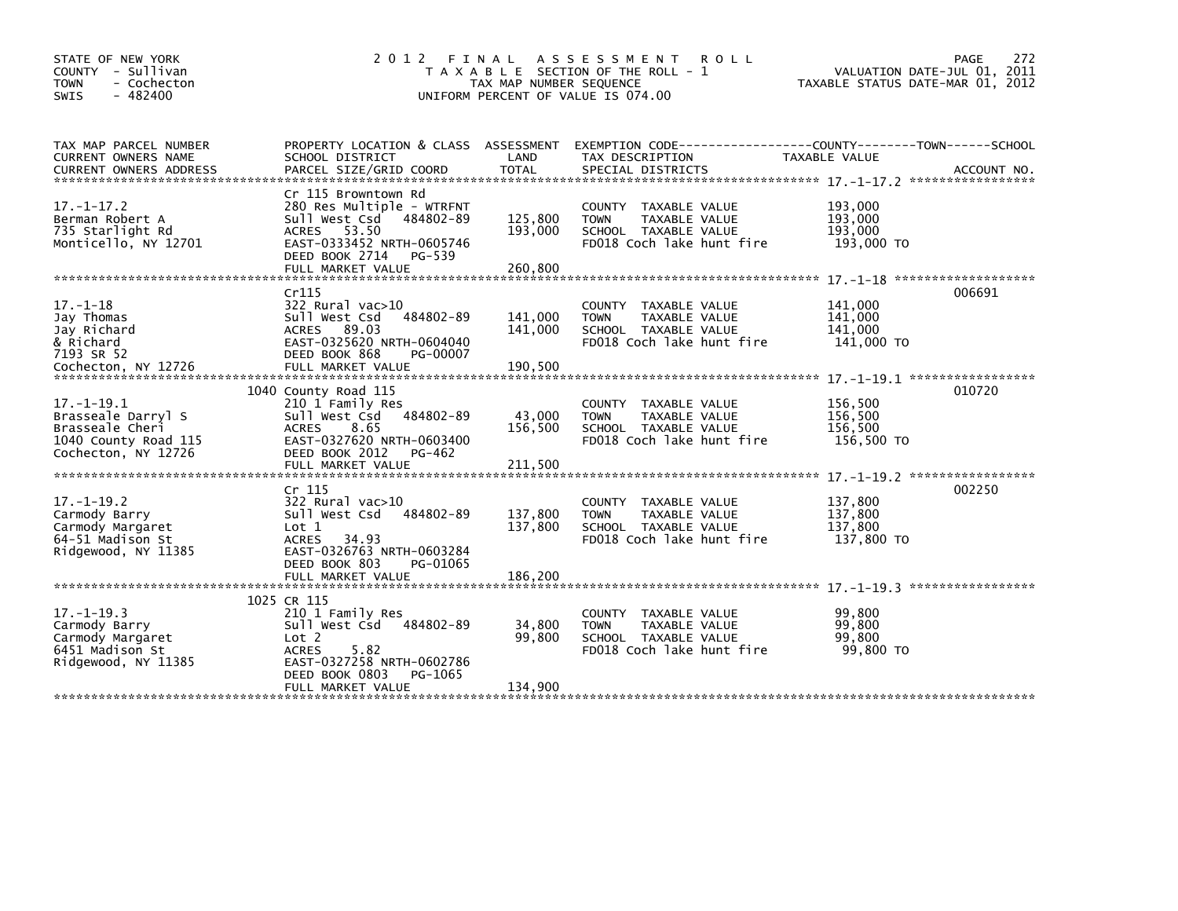STATE OF NEW YORK
COUNTY - Sullivan
TOWN - Cochecton
SWIS - 482400

# 2012 FINAL ASSESSMENT ROLL
TAXABLE SECTION OF THE ROLL - 1
TAX MAP NUMBER SEQUENCE
UNIFORM PERCENT OF VALUE IS 074.00

VALUATION DATE-JUL 01, 2011
TAXABLE STATUS DATE-MAR 01, 2012

| TAX MAP PARCEL NUMBER / CURRENT OWNERS NAME / CURRENT OWNERS ADDRESS | PROPERTY LOCATION & CLASS / SCHOOL DISTRICT / PARCEL SIZE/GRID COORD | ASSESSMENT LAND | TOTAL | EXEMPTION CODE / TAX DESCRIPTION / SPECIAL DISTRICTS | TAXABLE VALUE (COUNTY / TOWN / SCHOOL) | ACCOUNT NO. |
|---|---|---|---|---|---|---|
| **17.-1-17.2** | Cr 115 Browntown Rd | | | | | |
| 17.-1-17.2 | 280 Res Multiple - WTRFNT | | | COUNTY TAXABLE VALUE | 193,000 | |
| Berman Robert A | Sull West Csd 484802-89 | 125,800 | | TOWN TAXABLE VALUE | 193,000 | |
| 735 Starlight Rd | ACRES 53.50 | | 193,000 | SCHOOL TAXABLE VALUE | 193,000 | |
| Monticello, NY 12701 | EAST-0333452 NRTH-0605746 | | | FD018 Coch lake hunt fire | 193,000 TO | |
| | DEED BOOK 2714 PG-539 | | | | | |
| | FULL MARKET VALUE | | 260,800 | | | |
| **17.-1-18** | Cr115 | | | | | 006691 |
| 17.-1-18 | 322 Rural vac>10 | | | COUNTY TAXABLE VALUE | 141,000 | |
| Jay Thomas | Sull West Csd 484802-89 | 141,000 | | TOWN TAXABLE VALUE | 141,000 | |
| Jay Richard | ACRES 89.03 | | 141,000 | SCHOOL TAXABLE VALUE | 141,000 | |
| & Richard | EAST-0325620 NRTH-0604040 | | | FD018 Coch lake hunt fire | 141,000 TO | |
| 7193 SR 52 | DEED BOOK 868 PG-00007 | | | | | |
| Cochecton, NY 12726 | FULL MARKET VALUE | | 190,500 | | | |
| **17.-1-19.1** | 1040 County Road 115 | | | | | 010720 |
| 17.-1-19.1 | 210 1 Family Res | | | COUNTY TAXABLE VALUE | 156,500 | |
| Brasseale Darryl S | Sull West Csd 484802-89 | 43,000 | | TOWN TAXABLE VALUE | 156,500 | |
| Brasseale Cheri | ACRES 8.65 | | 156,500 | SCHOOL TAXABLE VALUE | 156,500 | |
| 1040 County Road 115 | EAST-0327620 NRTH-0603400 | | | FD018 Coch lake hunt fire | 156,500 TO | |
| Cochecton, NY 12726 | DEED BOOK 2012 PG-462 | | | | | |
| | FULL MARKET VALUE | | 211,500 | | | |
| **17.-1-19.2** | Cr 115 | | | | | 002250 |
| 17.-1-19.2 | 322 Rural vac>10 | | | COUNTY TAXABLE VALUE | 137,800 | |
| Carmody Barry | Sull West Csd 484802-89 | 137,800 | | TOWN TAXABLE VALUE | 137,800 | |
| Carmody Margaret | Lot 1 | | 137,800 | SCHOOL TAXABLE VALUE | 137,800 | |
| 64-51 Madison St | ACRES 34.93 | | | FD018 Coch lake hunt fire | 137,800 TO | |
| Ridgewood, NY 11385 | EAST-0326763 NRTH-0603284 | | | | | |
| | DEED BOOK 803 PG-01065 | | | | | |
| | FULL MARKET VALUE | | 186,200 | | | |
| **17.-1-19.3** | 1025 CR 115 | | | | | |
| 17.-1-19.3 | 210 1 Family Res | | | COUNTY TAXABLE VALUE | 99,800 | |
| Carmody Barry | Sull West Csd 484802-89 | 34,800 | | TOWN TAXABLE VALUE | 99,800 | |
| Carmody Margaret | Lot 2 | | 99,800 | SCHOOL TAXABLE VALUE | 99,800 | |
| 6451 Madison St | ACRES 5.82 | | | FD018 Coch lake hunt fire | 99,800 TO | |
| Ridgewood, NY 11385 | EAST-0327258 NRTH-0602786 | | | | | |
| | DEED BOOK 0803 PG-1065 | | | | | |
| | FULL MARKET VALUE | | 134,900 | | | |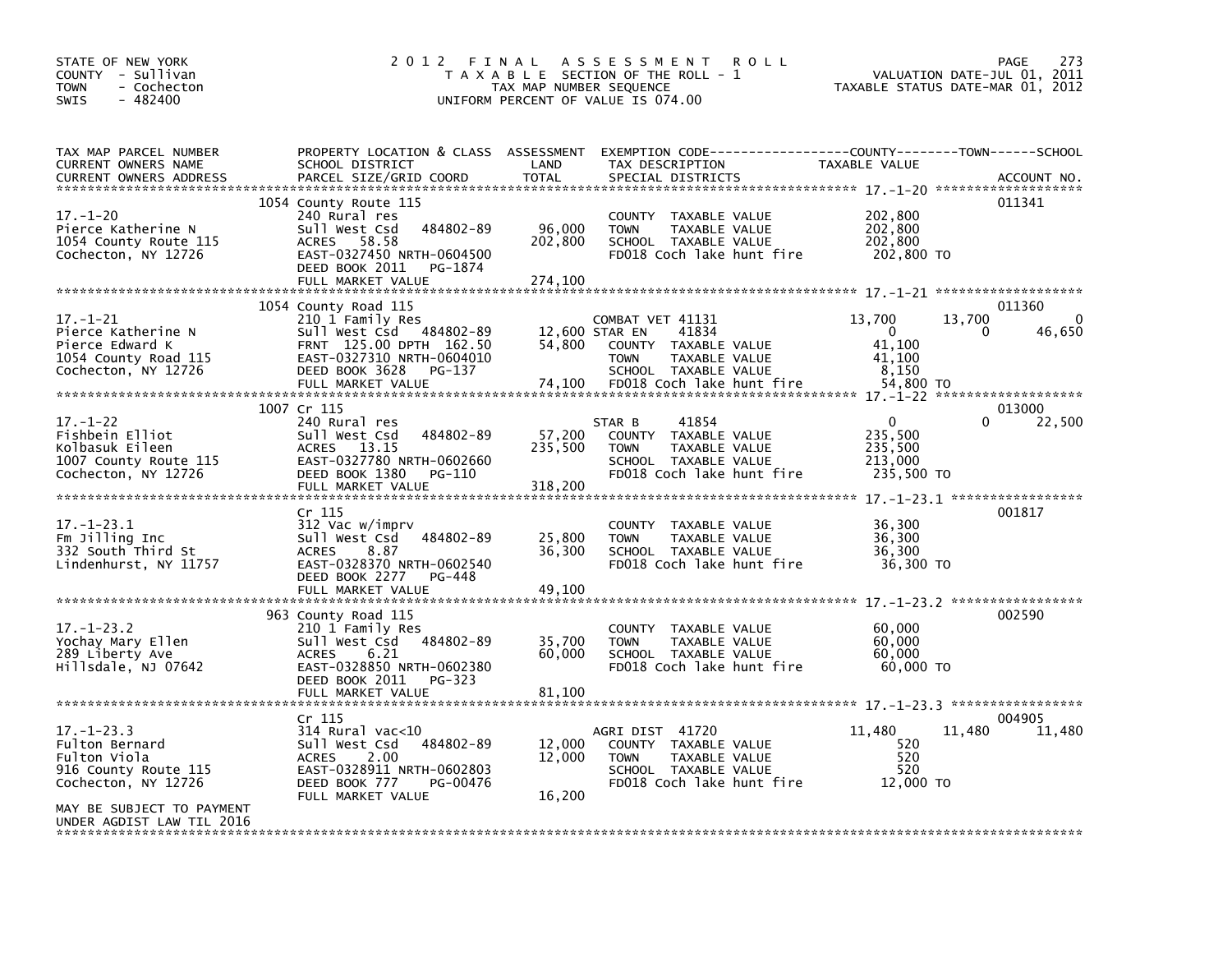STATE OF NEW YORK
COUNTY - Sullivan
TOWN - Cochecton
SWIS - 482400

# 2012 FINAL ASSESSMENT ROLL

TAXABLE SECTION OF THE ROLL - 1
TAX MAP NUMBER SEQUENCE
UNIFORM PERCENT OF VALUE IS 074.00

VALUATION DATE-JUL 01, 2011
TAXABLE STATUS DATE-MAR 01, 2012

| TAX MAP PARCEL NUMBER / CURRENT OWNERS NAME / CURRENT OWNERS ADDRESS | PROPERTY LOCATION & CLASS / SCHOOL DISTRICT / PARCEL SIZE/GRID COORD | ASSESSMENT LAND / TOTAL | EXEMPTION CODE / TAX DESCRIPTION / SPECIAL DISTRICTS | COUNTY TAXABLE VALUE | TOWN | SCHOOL | ACCOUNT NO. |
|---|---|---|---|---|---|---|---|
| **17.-1-20** | 1054 County Route 115 | | | | | | 011341 |
| Pierce Katherine N | 240 Rural res | | COUNTY TAXABLE VALUE | 202,800 | | | |
| 1054 County Route 115 | Sull West Csd 484802-89 | 96,000 | TOWN TAXABLE VALUE | 202,800 | | | |
| Cochecton, NY 12726 | ACRES 58.58 | 202,800 | SCHOOL TAXABLE VALUE | 202,800 | | | |
| | EAST-0327450 NRTH-0604500 | | FD018 Coch lake hunt fire | 202,800 TO | | | |
| | DEED BOOK 2011 PG-1874 | | | | | | |
| | FULL MARKET VALUE | 274,100 | | | | | |
| **17.-1-21** | 1054 County Road 115 | | | | | | 011360 |
| Pierce Katherine N | 210 1 Family Res | | COMBAT VET 41131 | 13,700 | 13,700 | 0 | |
| Pierce Edward K | Sull West Csd 484802-89 | 12,600 | STAR EN 41834 | 0 | 0 | 46,650 | |
| 1054 County Road 115 | FRNT 125.00 DPTH 162.50 | 54,800 | COUNTY TAXABLE VALUE | 41,100 | | | |
| Cochecton, NY 12726 | EAST-0327310 NRTH-0604010 | | TOWN TAXABLE VALUE | 41,100 | | | |
| | DEED BOOK 3628 PG-137 | | SCHOOL TAXABLE VALUE | 8,150 | | | |
| | FULL MARKET VALUE | 74,100 | FD018 Coch lake hunt fire | 54,800 TO | | | |
| **17.-1-22** | 1007 Cr 115 | | | | | | 013000 |
| Fishbein Elliot | 240 Rural res | | STAR B 41854 | 0 | 0 | 22,500 | |
| Kolbasuk Eileen | Sull West Csd 484802-89 | 57,200 | COUNTY TAXABLE VALUE | 235,500 | | | |
| 1007 County Route 115 | ACRES 13.15 | 235,500 | TOWN TAXABLE VALUE | 235,500 | | | |
| Cochecton, NY 12726 | EAST-0327780 NRTH-0602660 | | SCHOOL TAXABLE VALUE | 213,000 | | | |
| | DEED BOOK 1380 PG-110 | | FD018 Coch lake hunt fire | 235,500 TO | | | |
| | FULL MARKET VALUE | 318,200 | | | | | |
| **17.-1-23.1** | Cr 115 | | | | | | 001817 |
| Fm Jilling Inc | 312 Vac w/imprv | | COUNTY TAXABLE VALUE | 36,300 | | | |
| 332 South Third St | Sull West Csd 484802-89 | 25,800 | TOWN TAXABLE VALUE | 36,300 | | | |
| Lindenhurst, NY 11757 | ACRES 8.87 | 36,300 | SCHOOL TAXABLE VALUE | 36,300 | | | |
| | EAST-0328370 NRTH-0602540 | | FD018 Coch lake hunt fire | 36,300 TO | | | |
| | DEED BOOK 2277 PG-448 | | | | | | |
| | FULL MARKET VALUE | 49,100 | | | | | |
| **17.-1-23.2** | 963 County Road 115 | | | | | | 002590 |
| Yochay Mary Ellen | 210 1 Family Res | | COUNTY TAXABLE VALUE | 60,000 | | | |
| 289 Liberty Ave | Sull West Csd 484802-89 | 35,700 | TOWN TAXABLE VALUE | 60,000 | | | |
| Hillsdale, NJ 07642 | ACRES 6.21 | 60,000 | SCHOOL TAXABLE VALUE | 60,000 | | | |
| | EAST-0328850 NRTH-0602380 | | FD018 Coch lake hunt fire | 60,000 TO | | | |
| | DEED BOOK 2011 PG-323 | | | | | | |
| | FULL MARKET VALUE | 81,100 | | | | | |
| **17.-1-23.3** | Cr 115 | | | | | | 004905 |
| Fulton Bernard | 314 Rural vac<10 | | AGRI DIST 41720 | 11,480 | 11,480 | 11,480 | |
| Fulton Viola | Sull West Csd 484802-89 | 12,000 | COUNTY TAXABLE VALUE | 520 | | | |
| 916 County Route 115 | ACRES 2.00 | 12,000 | TOWN TAXABLE VALUE | 520 | | | |
| Cochecton, NY 12726 | EAST-0328911 NRTH-0602803 | | SCHOOL TAXABLE VALUE | 520 | | | |
| | DEED BOOK 777 PG-00476 | | FD018 Coch lake hunt fire | 12,000 TO | | | |
| | FULL MARKET VALUE | 16,200 | | | | | |
| MAY BE SUBJECT TO PAYMENT UNDER AGDIST LAW TIL 2016 | | | | | | | |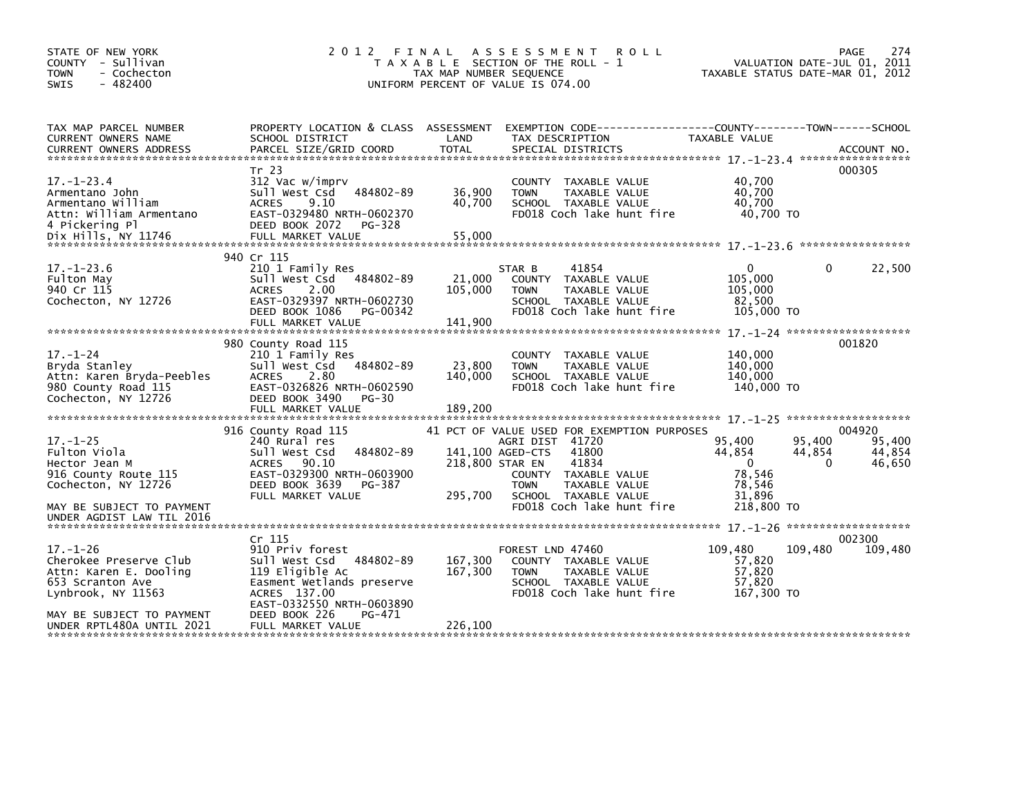STATE OF NEW YORK
COUNTY - Sullivan
TOWN - Cochecton
SWIS - 482400

# 2012 FINAL ASSESSMENT ROLL

TAXABLE SECTION OF THE ROLL - 1
TAX MAP NUMBER SEQUENCE
UNIFORM PERCENT OF VALUE IS 074.00

VALUATION DATE-JUL 01, 2011
TAXABLE STATUS DATE-MAR 01, 2012

| TAX MAP PARCEL NUMBER / CURRENT OWNERS NAME / CURRENT OWNERS ADDRESS | PROPERTY LOCATION & CLASS / SCHOOL DISTRICT / PARCEL SIZE/GRID COORD | ASSESSMENT LAND | TOTAL | EXEMPTION CODE / TAX DESCRIPTION / SPECIAL DISTRICTS | COUNTY TAXABLE VALUE | TOWN | SCHOOL | ACCOUNT NO. |
|---|---|---|---|---|---|---|---|---|
| **17.-1-23.4** | Tr 23 | | | | | | | 000305 |
| 17.-1-23.4 | 312 Vac w/imprv | | | COUNTY TAXABLE VALUE | 40,700 | | | |
| Armentano John | Sull West Csd 484802-89 | 36,900 | | TOWN TAXABLE VALUE | 40,700 | | | |
| Armentano William | ACRES 9.10 | | 40,700 | SCHOOL TAXABLE VALUE | 40,700 | | | |
| Attn: William Armentano | EAST-0329480 NRTH-0602370 | | | FD018 Coch lake hunt fire | 40,700 TO | | | |
| 4 Pickering Pl | DEED BOOK 2072 PG-328 | | | | | | | |
| Dix Hills, NY 11746 | FULL MARKET VALUE | | 55,000 | | | | | |
| **17.-1-23.6** | 940 Cr 115 | | | | | | | |
| 17.-1-23.6 | 210 1 Family Res | | | STAR B 41854 | 0 | 0 | 22,500 | |
| Fulton May | Sull West Csd 484802-89 | 21,000 | | COUNTY TAXABLE VALUE | 105,000 | | | |
| 940 Cr 115 | ACRES 2.00 | | 105,000 | TOWN TAXABLE VALUE | 105,000 | | | |
| Cochecton, NY 12726 | EAST-0329397 NRTH-0602730 | | | SCHOOL TAXABLE VALUE | 82,500 | | | |
| | DEED BOOK 1086 PG-00342 | | | FD018 Coch lake hunt fire | 105,000 TO | | | |
| | FULL MARKET VALUE | | 141,900 | | | | | |
| **17.-1-24** | 980 County Road 115 | | | | | | | 001820 |
| 17.-1-24 | 210 1 Family Res | | | COUNTY TAXABLE VALUE | 140,000 | | | |
| Bryda Stanley | Sull West Csd 484802-89 | 23,800 | | TOWN TAXABLE VALUE | 140,000 | | | |
| Attn: Karen Bryda-Peebles | ACRES 2.80 | | 140,000 | SCHOOL TAXABLE VALUE | 140,000 | | | |
| 980 County Road 115 | EAST-0326826 NRTH-0602590 | | | FD018 Coch lake hunt fire | 140,000 TO | | | |
| Cochecton, NY 12726 | DEED BOOK 3490 PG-30 | | | | | | | |
| | FULL MARKET VALUE | | 189,200 | | | | | |
| **17.-1-25** | 916 County Road 115 | | | 41 PCT OF VALUE USED FOR EXEMPTION PURPOSES | | | | 004920 |
| 17.-1-25 | 240 Rural res | | | AGRI DIST 41720 | 95,400 | 95,400 | 95,400 | |
| Fulton Viola | Sull West Csd 484802-89 | 141,100 | | AGED-CTS 41800 | 44,854 | 44,854 | 44,854 | |
| Hector Jean M | ACRES 90.10 | | 218,800 | STAR EN 41834 | 0 | 0 | 46,650 | |
| 916 County Route 115 | EAST-0329300 NRTH-0603900 | | | COUNTY TAXABLE VALUE | 78,546 | | | |
| Cochecton, NY 12726 | DEED BOOK 3639 PG-387 | | | TOWN TAXABLE VALUE | 78,546 | | | |
| | FULL MARKET VALUE | | 295,700 | SCHOOL TAXABLE VALUE | 31,896 | | | |
| MAY BE SUBJECT TO PAYMENT UNDER AGDIST LAW TIL 2016 | | | | FD018 Coch lake hunt fire | 218,800 TO | | | |
| **17.-1-26** | Cr 115 | | | | | | | 002300 |
| 17.-1-26 | 910 Priv forest | | | FOREST LND 47460 | 109,480 | 109,480 | 109,480 | |
| Cherokee Preserve Club | Sull West Csd 484802-89 | 167,300 | | COUNTY TAXABLE VALUE | 57,820 | | | |
| Attn: Karen E. Dooling | 119 Eligible Ac | | 167,300 | TOWN TAXABLE VALUE | 57,820 | | | |
| 653 Scranton Ave | Easment Wetlands preserve | | | SCHOOL TAXABLE VALUE | 57,820 | | | |
| Lynbrook, NY 11563 | ACRES 137.00 | | | FD018 Coch lake hunt fire | 167,300 TO | | | |
| | EAST-0332550 NRTH-0603890 | | | | | | | |
| MAY BE SUBJECT TO PAYMENT | DEED BOOK 226 PG-471 | | | | | | | |
| UNDER RPTL480A UNTIL 2021 | FULL MARKET VALUE | | 226,100 | | | | | |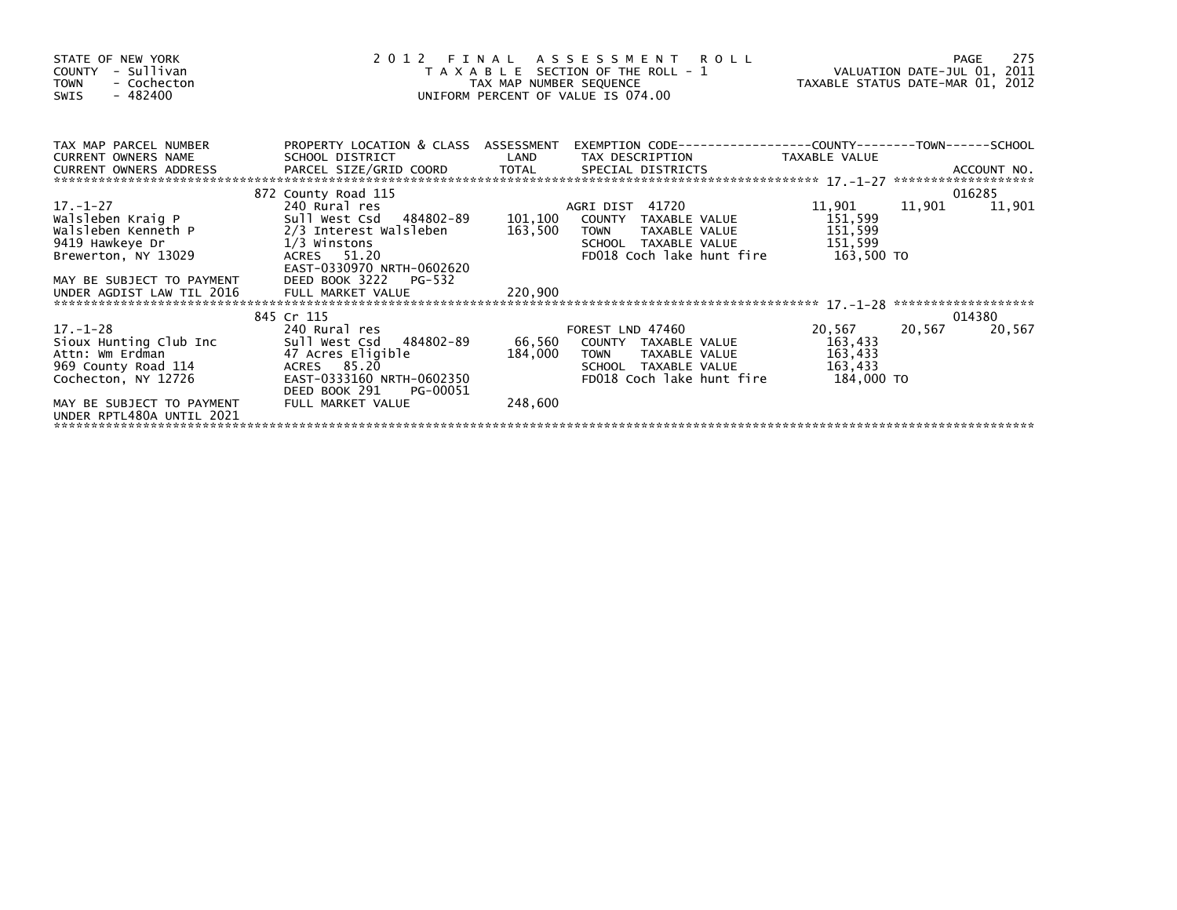STATE OF NEW YORK
COUNTY - Sullivan
TOWN - Cochecton
SWIS - 482400

# 2012 FINAL ASSESSMENT ROLL

TAXABLE SECTION OF THE ROLL - 1
TAX MAP NUMBER SEQUENCE
UNIFORM PERCENT OF VALUE IS 074.00

VALUATION DATE-JUL 01, 2011
TAXABLE STATUS DATE-MAR 01, 2012

| TAX MAP PARCEL NUMBER / CURRENT OWNERS NAME / CURRENT OWNERS ADDRESS | PROPERTY LOCATION & CLASS / SCHOOL DISTRICT / PARCEL SIZE/GRID COORD | ASSESSMENT LAND / TOTAL | EXEMPTION CODE / TAX DESCRIPTION / SPECIAL DISTRICTS | COUNTY | TOWN | SCHOOL / ACCOUNT NO. |
|---|---|---|---|---|---|---|
| | 872 County Road 115 | | | | | 016285 |
| 17.-1-27 | 240 Rural res | | AGRI DIST 41720 | 11,901 | 11,901 | 11,901 |
| Walsleben Kraig P | Sull West Csd 484802-89 | 101,100 | COUNTY TAXABLE VALUE | 151,599 | | |
| Walsleben Kenneth P | 2/3 Interest Walsleben | 163,500 | TOWN TAXABLE VALUE | 151,599 | | |
| 9419 Hawkeye Dr | 1/3 Winstons | | SCHOOL TAXABLE VALUE | 151,599 | | |
| Brewerton, NY 13029 | ACRES 51.20 | | FD018 Coch lake hunt fire | 163,500 TO | | |
| | EAST-0330970 NRTH-0602620 | | | | | |
| MAY BE SUBJECT TO PAYMENT | DEED BOOK 3222 PG-532 | | | | | |
| UNDER AGDIST LAW TIL 2016 | FULL MARKET VALUE | 220,900 | | | | |
| | 845 Cr 115 | | | | | 014380 |
| 17.-1-28 | 240 Rural res | | FOREST LND 47460 | 20,567 | 20,567 | 20,567 |
| Sioux Hunting Club Inc | Sull West Csd 484802-89 | 66,560 | COUNTY TAXABLE VALUE | 163,433 | | |
| Attn: Wm Erdman | 47 Acres Eligible | 184,000 | TOWN TAXABLE VALUE | 163,433 | | |
| 969 County Road 114 | ACRES 85.20 | | SCHOOL TAXABLE VALUE | 163,433 | | |
| Cochecton, NY 12726 | EAST-0333160 NRTH-0602350 | | FD018 Coch lake hunt fire | 184,000 TO | | |
| | DEED BOOK 291 PG-00051 | | | | | |
| MAY BE SUBJECT TO PAYMENT | FULL MARKET VALUE | 248,600 | | | | |
| UNDER RPTL480A UNTIL 2021 | | | | | | |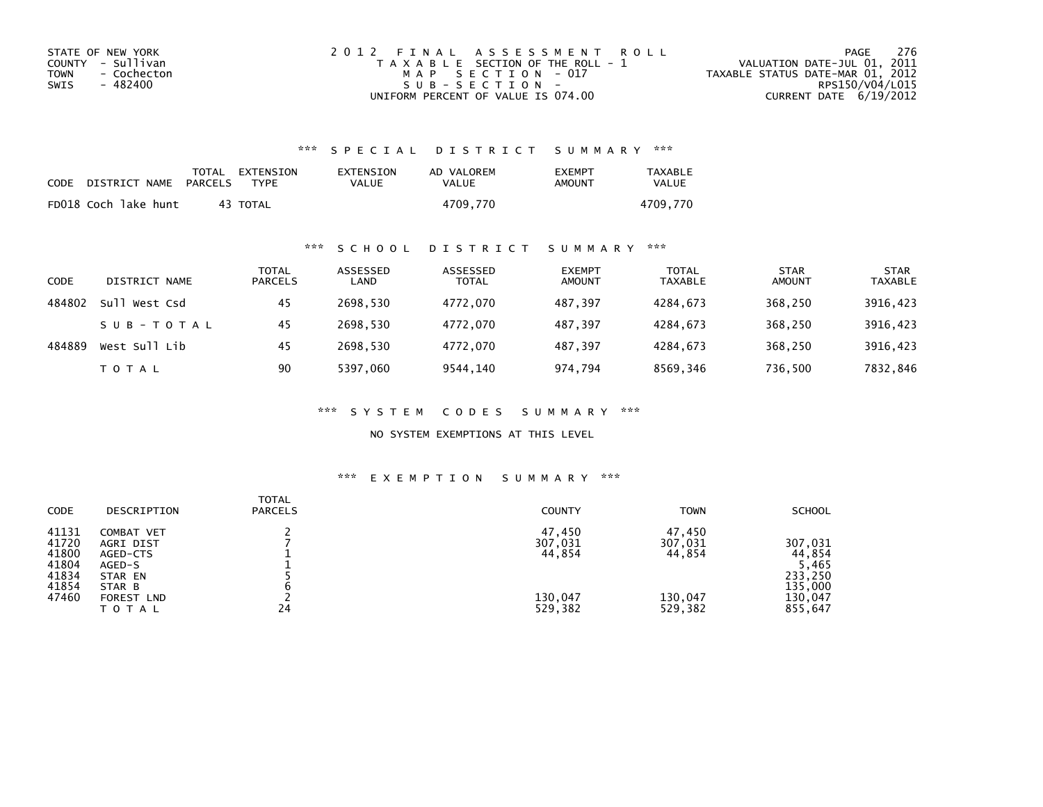STATE OF NEW YORK
COUNTY - Sullivan
TOWN - Cochecton
SWIS - 482400

2012 FINAL ASSESSMENT ROLL
TAXABLE SECTION OF THE ROLL - 1
MAP SECTION - 017
SUB-SECTION -
UNIFORM PERCENT OF VALUE IS 074.00

VALUATION DATE-JUL 01, 2011
TAXABLE STATUS DATE-MAR 01, 2012
RPS150/V04/L015
CURRENT DATE 6/19/2012

## *** SPECIAL DISTRICT SUMMARY ***

| CODE | DISTRICT NAME | TOTAL PARCELS | EXTENSION TYPE | EXTENSION VALUE | AD VALOREM VALUE | EXEMPT AMOUNT | TAXABLE VALUE |
|---|---|---|---|---|---|---|---|
| FD018 | Coch lake hunt | 43 | TOTAL | | 4709,770 | | 4709,770 |

## *** SCHOOL DISTRICT SUMMARY ***

| CODE | DISTRICT NAME | TOTAL PARCELS | ASSESSED LAND | ASSESSED TOTAL | EXEMPT AMOUNT | TOTAL TAXABLE | STAR AMOUNT | STAR TAXABLE |
|---|---|---|---|---|---|---|---|---|
| 484802 | Sull West Csd | 45 | 2698,530 | 4772,070 | 487,397 | 4284,673 | 368,250 | 3916,423 |
| | SUB-TOTAL | 45 | 2698,530 | 4772,070 | 487,397 | 4284,673 | 368,250 | 3916,423 |
| 484889 | West Sull Lib | 45 | 2698,530 | 4772,070 | 487,397 | 4284,673 | 368,250 | 3916,423 |
| | TOTAL | 90 | 5397,060 | 9544,140 | 974,794 | 8569,346 | 736,500 | 7832,846 |

## *** SYSTEM CODES SUMMARY ***

NO SYSTEM EXEMPTIONS AT THIS LEVEL

## *** EXEMPTION SUMMARY ***

| CODE | DESCRIPTION | TOTAL PARCELS | COUNTY | TOWN | SCHOOL |
|---|---|---|---|---|---|
| 41131 | COMBAT VET | 2 | 47,450 | 47,450 | |
| 41720 | AGRI DIST | 7 | 307,031 | 307,031 | 307,031 |
| 41800 | AGED-CTS | 1 | 44,854 | 44,854 | 44,854 |
| 41804 | AGED-S | 1 | | | 5,465 |
| 41834 | STAR EN | 5 | | | 233,250 |
| 41854 | STAR B | 6 | | | 135,000 |
| 47460 | FOREST LND | 2 | 130,047 | 130,047 | 130,047 |
| | TOTAL | 24 | 529,382 | 529,382 | 855,647 |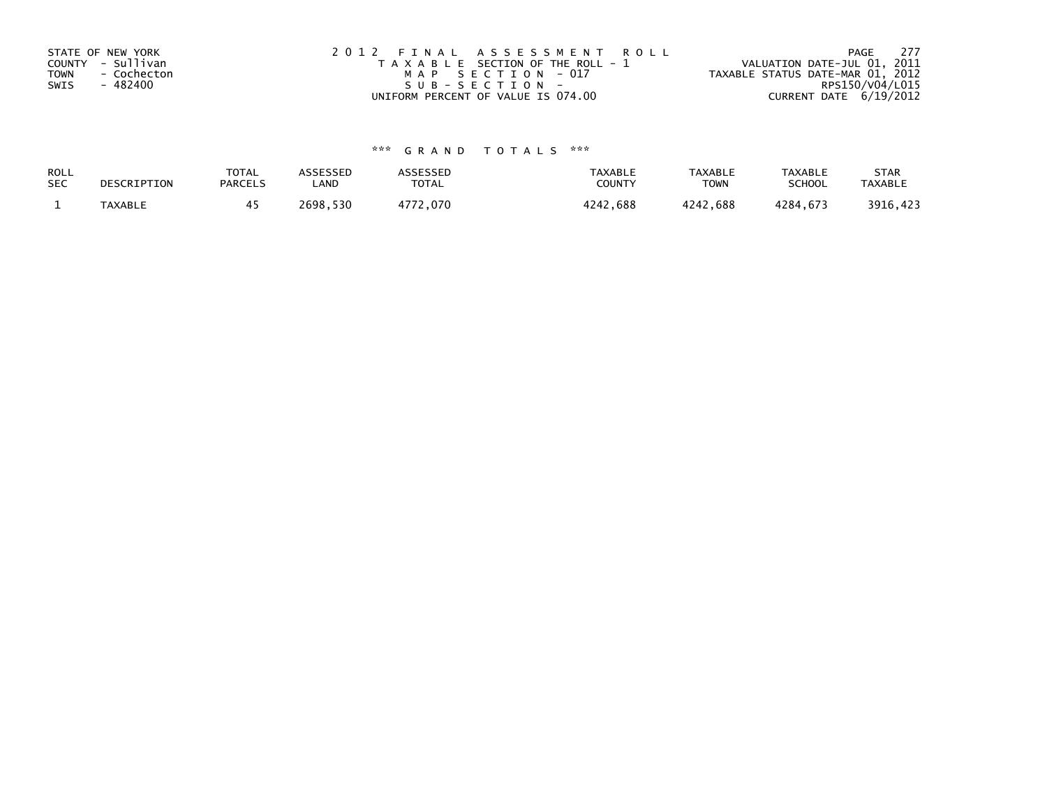STATE OF NEW YORK
COUNTY - Sullivan
TOWN - Cochecton
SWIS - 482400

2012 FINAL ASSESSMENT ROLL
TAXABLE SECTION OF THE ROLL - 1
MAP SECTION - 017
SUB-SECTION -
UNIFORM PERCENT OF VALUE IS 074.00

VALUATION DATE-JUL 01, 2011
TAXABLE STATUS DATE-MAR 01, 2012
RPS150/V04/L015
CURRENT DATE 6/19/2012

### *** GRAND TOTALS ***

| ROLL SEC | DESCRIPTION | TOTAL PARCELS | ASSESSED LAND | ASSESSED TOTAL | TAXABLE COUNTY | TAXABLE TOWN | TAXABLE SCHOOL | STAR TAXABLE |
|---|---|---|---|---|---|---|---|---|
| 1 | TAXABLE | 45 | 2698,530 | 4772,070 | 4242,688 | 4242,688 | 4284,673 | 3916,423 |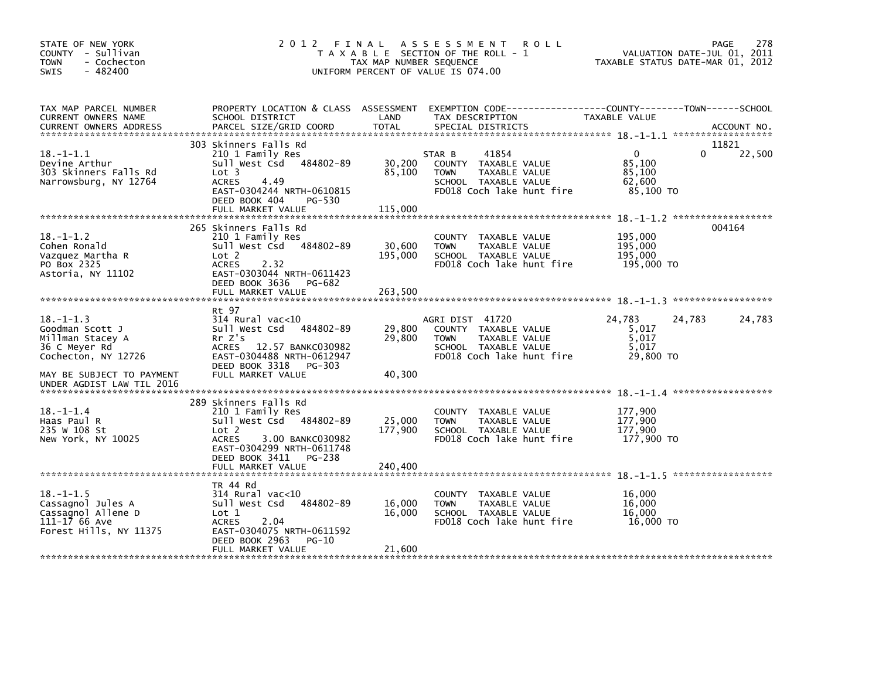STATE OF NEW YORK
COUNTY - Sullivan
TOWN - Cochecton
SWIS - 482400

# 2012 FINAL ASSESSMENT ROLL

TAXABLE SECTION OF THE ROLL - 1
TAX MAP NUMBER SEQUENCE
UNIFORM PERCENT OF VALUE IS 074.00

VALUATION DATE-JUL 01, 2011
TAXABLE STATUS DATE-MAR 01, 2012

| TAX MAP PARCEL NUMBER / CURRENT OWNERS NAME / CURRENT OWNERS ADDRESS | PROPERTY LOCATION & CLASS / SCHOOL DISTRICT / PARCEL SIZE/GRID COORD | ASSESSMENT LAND / TOTAL | EXEMPTION CODE / TAX DESCRIPTION / SPECIAL DISTRICTS | COUNTY TAXABLE VALUE | TOWN | SCHOOL | ACCOUNT NO. |
|---|---|---|---|---|---|---|---|
| 18.-1-1.1 | 303 Skinners Falls Rd | | | | | | 11821 |
| | 210 1 Family Res | | STAR B 41854 | 0 | 0 | 22,500 | |
| Devine Arthur | Sull West Csd 484802-89 | 30,200 | COUNTY TAXABLE VALUE | 85,100 | | | |
| 303 Skinners Falls Rd | Lot 3 | 85,100 | TOWN TAXABLE VALUE | 85,100 | | | |
| Narrowsburg, NY 12764 | ACRES 4.49 | | SCHOOL TAXABLE VALUE | 62,600 | | | |
| | EAST-0304244 NRTH-0610815 | | FD018 Coch lake hunt fire | 85,100 TO | | | |
| | DEED BOOK 404 PG-530 | | | | | | |
| | FULL MARKET VALUE | 115,000 | | | | | |
| 18.-1-1.2 | 265 Skinners Falls Rd | | | | | | 004164 |
| Cohen Ronald | 210 1 Family Res | | COUNTY TAXABLE VALUE | 195,000 | | | |
| Vazquez Martha R | Sull West Csd 484802-89 | 30,600 | TOWN TAXABLE VALUE | 195,000 | | | |
| PO Box 2325 | Lot 2 | 195,000 | SCHOOL TAXABLE VALUE | 195,000 | | | |
| Astoria, NY 11102 | ACRES 2.32 | | FD018 Coch lake hunt fire | 195,000 TO | | | |
| | EAST-0303044 NRTH-0611423 | | | | | | |
| | DEED BOOK 3636 PG-682 | | | | | | |
| | FULL MARKET VALUE | 263,500 | | | | | |
| 18.-1-1.3 | Rt 97 | | | | | | |
| Goodman Scott J | 314 Rural vac<10 | | AGRI DIST 41720 | 24,783 | 24,783 | 24,783 | |
| Millman Stacey A | Sull West Csd 484802-89 | 29,800 | COUNTY TAXABLE VALUE | 5,017 | | | |
| 36 C Meyer Rd | Rr Z's | 29,800 | TOWN TAXABLE VALUE | 5,017 | | | |
| Cochecton, NY 12726 | ACRES 12.57 BANKC030982 | | SCHOOL TAXABLE VALUE | 5,017 | | | |
| | EAST-0304488 NRTH-0612947 | | FD018 Coch lake hunt fire | 29,800 TO | | | |
| | DEED BOOK 3318 PG-303 | | | | | | |
| MAY BE SUBJECT TO PAYMENT UNDER AGDIST LAW TIL 2016 | FULL MARKET VALUE | 40,300 | | | | | |
| 18.-1-1.4 | 289 Skinners Falls Rd | | | | | | |
| Haas Paul R | 210 1 Family Res | | COUNTY TAXABLE VALUE | 177,900 | | | |
| 235 W 108 St | Sull West Csd 484802-89 | 25,000 | TOWN TAXABLE VALUE | 177,900 | | | |
| New York, NY 10025 | Lot 2 | 177,900 | SCHOOL TAXABLE VALUE | 177,900 | | | |
| | ACRES 3.00 BANKC030982 | | FD018 Coch lake hunt fire | 177,900 TO | | | |
| | EAST-0304299 NRTH-0611748 | | | | | | |
| | DEED BOOK 3411 PG-238 | | | | | | |
| | FULL MARKET VALUE | 240,400 | | | | | |
| 18.-1-1.5 | TR 44 Rd | | | | | | |
| Cassagnol Jules A | 314 Rural vac<10 | | COUNTY TAXABLE VALUE | 16,000 | | | |
| Cassagnol Allene D | Sull West Csd 484802-89 | 16,000 | TOWN TAXABLE VALUE | 16,000 | | | |
| 111-17 66 Ave | Lot 1 | 16,000 | SCHOOL TAXABLE VALUE | 16,000 | | | |
| Forest Hills, NY 11375 | ACRES 2.04 | | FD018 Coch lake hunt fire | 16,000 TO | | | |
| | EAST-0304075 NRTH-0611592 | | | | | | |
| | DEED BOOK 2963 PG-10 | | | | | | |
| | FULL MARKET VALUE | 21,600 | | | | | |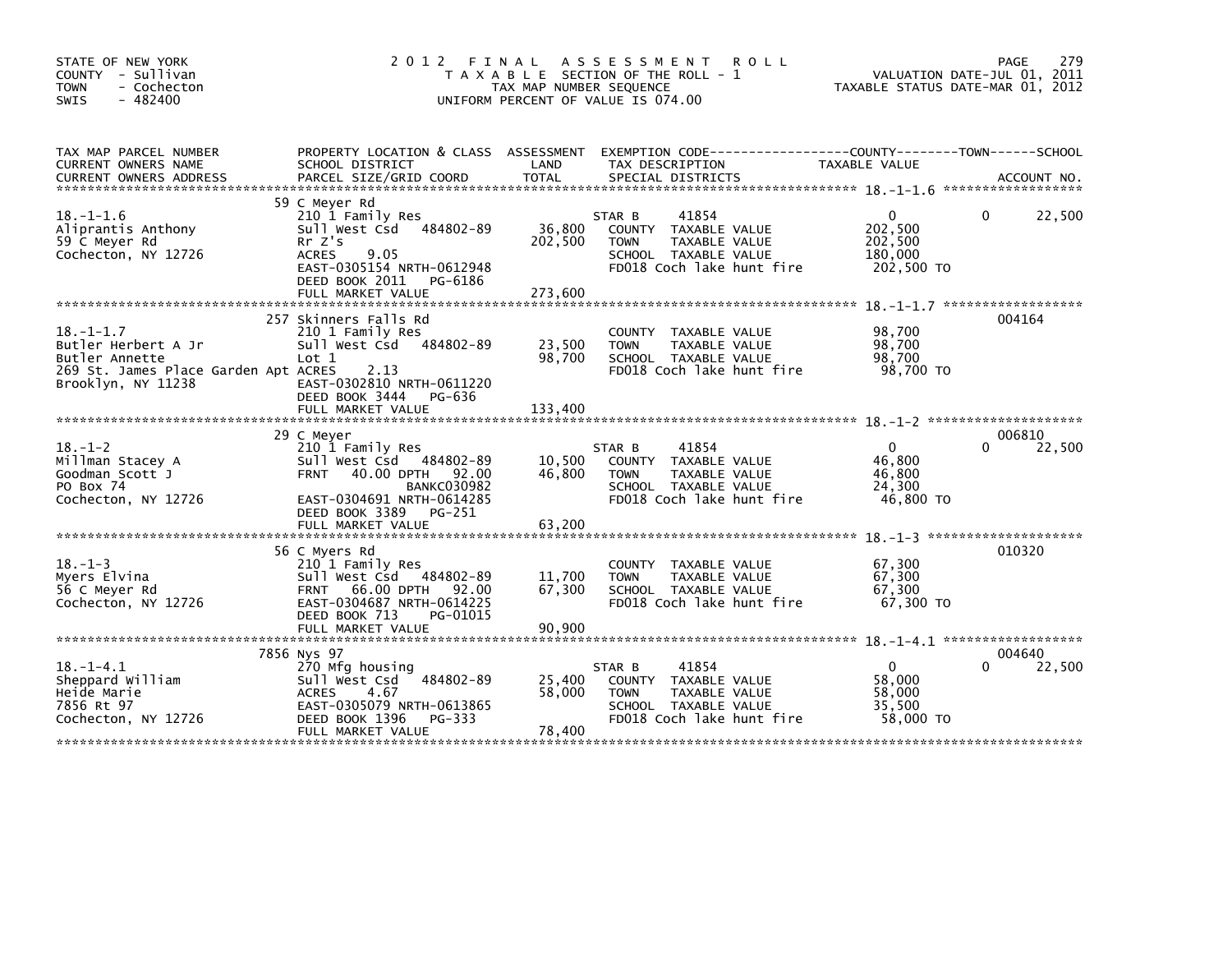STATE OF NEW YORK
COUNTY - Sullivan
TOWN - Cochecton
SWIS - 482400

# 2012 FINAL ASSESSMENT ROLL

TAXABLE SECTION OF THE ROLL - 1
TAX MAP NUMBER SEQUENCE
UNIFORM PERCENT OF VALUE IS 074.00

VALUATION DATE-JUL 01, 2011
TAXABLE STATUS DATE-MAR 01, 2012

| TAX MAP PARCEL NUMBER / CURRENT OWNERS NAME / CURRENT OWNERS ADDRESS | PROPERTY LOCATION & CLASS / SCHOOL DISTRICT / PARCEL SIZE/GRID COORD | ASSESSMENT LAND / TOTAL | EXEMPTION CODE / TAX DESCRIPTION / SPECIAL DISTRICTS | COUNTY TAXABLE VALUE | TOWN | SCHOOL / ACCOUNT NO. |
|---|---|---|---|---|---|---|
| 18.-1-1.6 | 59 C Meyer Rd | | | | | |
| | 210 1 Family Res | | STAR B 41854 | 0 | 0 | 22,500 |
| Aliprantis Anthony | Sull West Csd 484802-89 | 36,800 | COUNTY TAXABLE VALUE | 202,500 | | |
| 59 C Meyer Rd | Rr Z's | 202,500 | TOWN TAXABLE VALUE | 202,500 | | |
| Cochecton, NY 12726 | ACRES 9.05 | | SCHOOL TAXABLE VALUE | 180,000 | | |
| | EAST-0305154 NRTH-0612948 | | FD018 Coch lake hunt fire | 202,500 TO | | |
| | DEED BOOK 2011 PG-6186 | | | | | |
| | FULL MARKET VALUE | 273,600 | | | | |
| 18.-1-1.7 | 257 Skinners Falls Rd | | | | | 004164 |
| | 210 1 Family Res | | COUNTY TAXABLE VALUE | 98,700 | | |
| Butler Herbert A Jr | Sull West Csd 484802-89 | 23,500 | TOWN TAXABLE VALUE | 98,700 | | |
| Butler Annette | Lot 1 | 98,700 | SCHOOL TAXABLE VALUE | 98,700 | | |
| 269 St. James Place Garden Apt | ACRES 2.13 | | FD018 Coch lake hunt fire | 98,700 TO | | |
| Brooklyn, NY 11238 | EAST-0302810 NRTH-0611220 | | | | | |
| | DEED BOOK 3444 PG-636 | | | | | |
| | FULL MARKET VALUE | 133,400 | | | | |
| 18.-1-2 | 29 C Meyer | | | | | 006810 |
| | 210 1 Family Res | | STAR B 41854 | 0 | 0 | 22,500 |
| Millman Stacey A | Sull West Csd 484802-89 | 10,500 | COUNTY TAXABLE VALUE | 46,800 | | |
| Goodman Scott J | FRNT 40.00 DPTH 92.00 | 46,800 | TOWN TAXABLE VALUE | 46,800 | | |
| PO Box 74 | BANKC030982 | | SCHOOL TAXABLE VALUE | 24,300 | | |
| Cochecton, NY 12726 | EAST-0304691 NRTH-0614285 | | FD018 Coch lake hunt fire | 46,800 TO | | |
| | DEED BOOK 3389 PG-251 | | | | | |
| | FULL MARKET VALUE | 63,200 | | | | |
| 18.-1-3 | 56 C Myers Rd | | | | | 010320 |
| | 210 1 Family Res | | COUNTY TAXABLE VALUE | 67,300 | | |
| Myers Elvina | Sull West Csd 484802-89 | 11,700 | TOWN TAXABLE VALUE | 67,300 | | |
| 56 C Meyer Rd | FRNT 66.00 DPTH 92.00 | 67,300 | SCHOOL TAXABLE VALUE | 67,300 | | |
| Cochecton, NY 12726 | EAST-0304687 NRTH-0614225 | | FD018 Coch lake hunt fire | 67,300 TO | | |
| | DEED BOOK 713 PG-01015 | | | | | |
| | FULL MARKET VALUE | 90,900 | | | | |
| 18.-1-4.1 | 7856 Nys 97 | | | | | 004640 |
| | 270 Mfg housing | | STAR B 41854 | 0 | 0 | 22,500 |
| Sheppard William | Sull West Csd 484802-89 | 25,400 | COUNTY TAXABLE VALUE | 58,000 | | |
| Heide Marie | ACRES 4.67 | 58,000 | TOWN TAXABLE VALUE | 58,000 | | |
| 7856 Rt 97 | EAST-0305079 NRTH-0613865 | | SCHOOL TAXABLE VALUE | 35,500 | | |
| Cochecton, NY 12726 | DEED BOOK 1396 PG-333 | | FD018 Coch lake hunt fire | 58,000 TO | | |
| | FULL MARKET VALUE | 78,400 | | | | |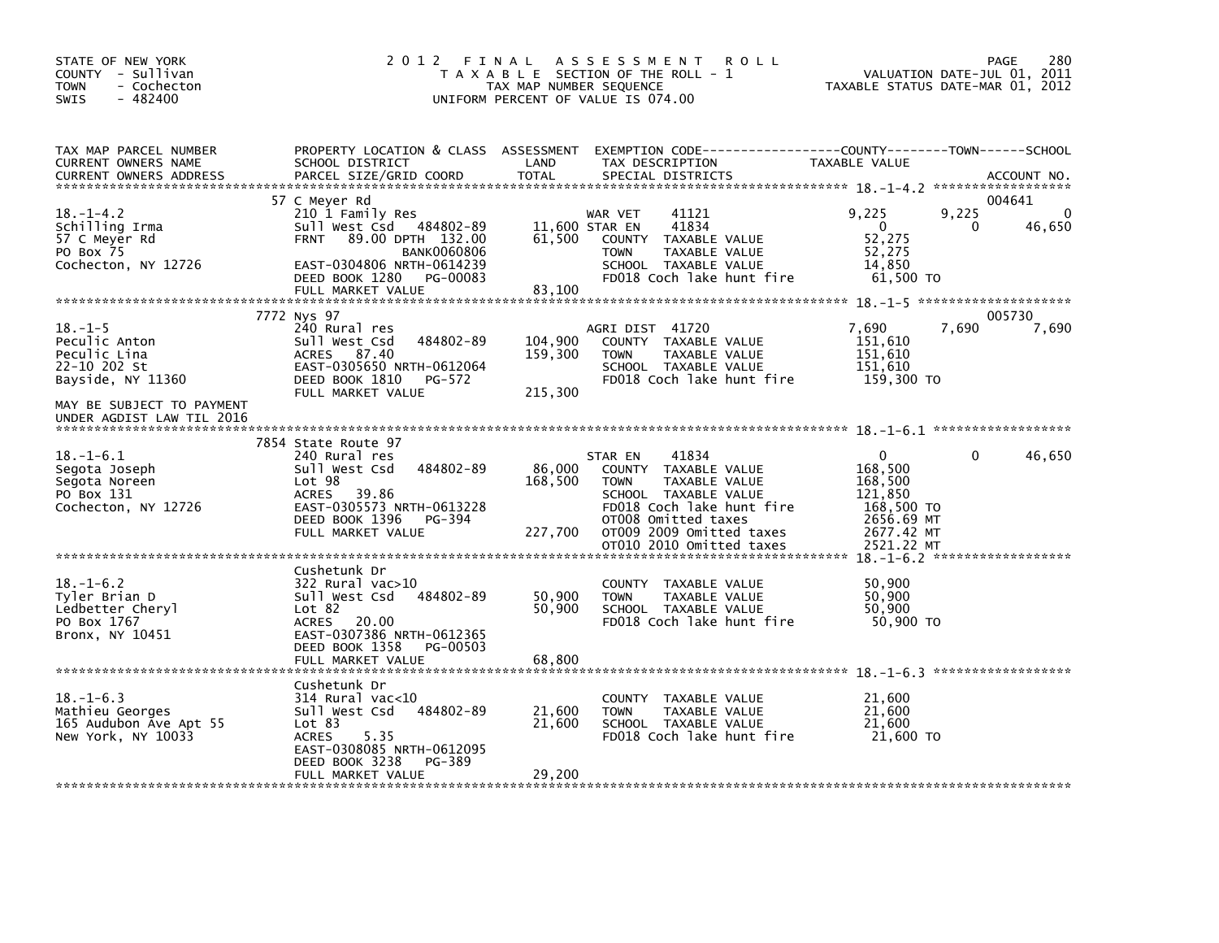STATE OF NEW YORK
COUNTY - Sullivan
TOWN - Cochecton
SWIS - 482400

# 2012 FINAL ASSESSMENT ROLL

TAXABLE SECTION OF THE ROLL - 1
TAX MAP NUMBER SEQUENCE
UNIFORM PERCENT OF VALUE IS 074.00

VALUATION DATE-JUL 01, 2011
TAXABLE STATUS DATE-MAR 01, 2012

| TAX MAP PARCEL NUMBER / CURRENT OWNERS NAME / CURRENT OWNERS ADDRESS | PROPERTY LOCATION & CLASS / SCHOOL DISTRICT / PARCEL SIZE/GRID COORD | ASSESSMENT LAND | TOTAL | EXEMPTION CODE / TAX DESCRIPTION / SPECIAL DISTRICTS | COUNTY TAXABLE VALUE | TOWN | SCHOOL | ACCOUNT NO. |
|---|---|---|---|---|---|---|---|---|
| 18.-1-4.2 | 57 C Meyer Rd | | | | | | | 004641 |
| Schilling Irma | 210 1 Family Res | | | WAR VET 41121 | 9,225 | 9,225 | 0 | |
| 57 C Meyer Rd | Sull West Csd 484802-89 | 11,600 | | STAR EN 41834 | 0 | 0 | 46,650 | |
| PO Box 75 | FRNT 89.00 DPTH 132.00 | | 61,500 | COUNTY TAXABLE VALUE | 52,275 | | | |
| Cochecton, NY 12726 | BANK0060806 | | | TOWN TAXABLE VALUE | 52,275 | | | |
| | EAST-0304806 NRTH-0614239 | | | SCHOOL TAXABLE VALUE | 14,850 | | | |
| | DEED BOOK 1280 PG-00083 | | | FD018 Coch lake hunt fire | 61,500 TO | | | |
| | FULL MARKET VALUE | | 83,100 | | | | | |
| 18.-1-5 | 7772 Nys 97 | | | | | | | 005730 |
| Peculic Anton | 240 Rural res | | | AGRI DIST 41720 | 7,690 | 7,690 | 7,690 | |
| Peculic Lina | Sull West Csd 484802-89 | 104,900 | | COUNTY TAXABLE VALUE | 151,610 | | | |
| 22-10 202 St | ACRES 87.40 | | 159,300 | TOWN TAXABLE VALUE | 151,610 | | | |
| Bayside, NY 11360 | EAST-0305650 NRTH-0612064 | | | SCHOOL TAXABLE VALUE | 151,610 | | | |
| | DEED BOOK 1810 PG-572 | | | FD018 Coch lake hunt fire | 159,300 TO | | | |
| | FULL MARKET VALUE | | 215,300 | | | | | |
| MAY BE SUBJECT TO PAYMENT UNDER AGDIST LAW TIL 2016 | | | | | | | | |
| 18.-1-6.1 | 7854 State Route 97 | | | | | | | |
| Segota Joseph | 240 Rural res | | | STAR EN 41834 | 0 | 0 | 46,650 | |
| Segota Noreen | Sull West Csd 484802-89 | 86,000 | | COUNTY TAXABLE VALUE | 168,500 | | | |
| PO Box 131 | Lot 98 | | 168,500 | TOWN TAXABLE VALUE | 168,500 | | | |
| Cochecton, NY 12726 | ACRES 39.86 | | | SCHOOL TAXABLE VALUE | 121,850 | | | |
| | EAST-0305573 NRTH-0613228 | | | FD018 Coch lake hunt fire | 168,500 TO | | | |
| | DEED BOOK 1396 PG-394 | | | OT008 Omitted taxes | 2656.69 MT | | | |
| | FULL MARKET VALUE | | 227,700 | OT009 2009 Omitted taxes | 2677.42 MT | | | |
| | | | | OT010 2010 Omitted taxes | 2521.22 MT | | | |
| 18.-1-6.2 | Cushetunk Dr | | | | | | | |
| Tyler Brian D | 322 Rural vac>10 | | | COUNTY TAXABLE VALUE | 50,900 | | | |
| Ledbetter Cheryl | Sull West Csd 484802-89 | 50,900 | | TOWN TAXABLE VALUE | 50,900 | | | |
| PO Box 1767 | Lot 82 | | 50,900 | SCHOOL TAXABLE VALUE | 50,900 | | | |
| Bronx, NY 10451 | ACRES 20.00 | | | FD018 Coch lake hunt fire | 50,900 TO | | | |
| | EAST-0307386 NRTH-0612365 | | | | | | | |
| | DEED BOOK 1358 PG-00503 | | | | | | | |
| | FULL MARKET VALUE | | 68,800 | | | | | |
| 18.-1-6.3 | Cushetunk Dr | | | | | | | |
| Mathieu Georges | 314 Rural vac<10 | | | COUNTY TAXABLE VALUE | 21,600 | | | |
| 165 Audubon Ave Apt 55 | Sull West Csd 484802-89 | 21,600 | | TOWN TAXABLE VALUE | 21,600 | | | |
| New York, NY 10033 | Lot 83 | | 21,600 | SCHOOL TAXABLE VALUE | 21,600 | | | |
| | ACRES 5.35 | | | FD018 Coch lake hunt fire | 21,600 TO | | | |
| | EAST-0308085 NRTH-0612095 | | | | | | | |
| | DEED BOOK 3238 PG-389 | | | | | | | |
| | FULL MARKET VALUE | | 29,200 | | | | | |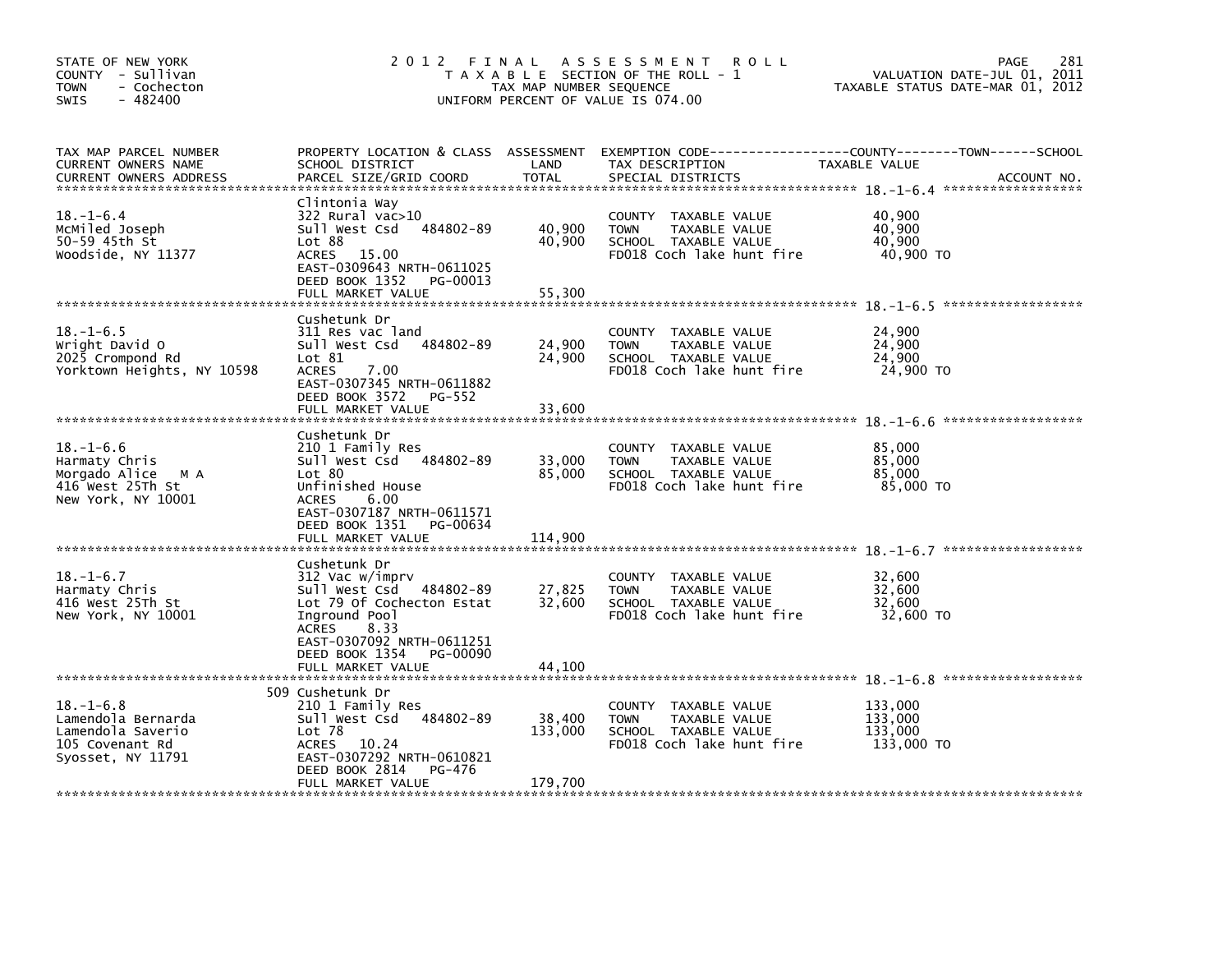STATE OF NEW YORK
COUNTY - Sullivan
TOWN - Cochecton
SWIS - 482400

# 2012 FINAL ASSESSMENT ROLL

TAXABLE SECTION OF THE ROLL - 1
TAX MAP NUMBER SEQUENCE
UNIFORM PERCENT OF VALUE IS 074.00

VALUATION DATE-JUL 01, 2011
TAXABLE STATUS DATE-MAR 01, 2012

| TAX MAP PARCEL NUMBER / CURRENT OWNERS NAME / CURRENT OWNERS ADDRESS | PROPERTY LOCATION & CLASS / SCHOOL DISTRICT / PARCEL SIZE/GRID COORD | ASSESSMENT LAND / TOTAL | EXEMPTION CODE / TAX DESCRIPTION / SPECIAL DISTRICTS | TAXABLE VALUE (COUNTY / TOWN / SCHOOL) | ACCOUNT NO. |
|---|---|---|---|---|---|
| **18.-1-6.4** | Clintonia Way | | | | |
| McMiled Joseph | 322 Rural vac>10 | | COUNTY TAXABLE VALUE | 40,900 | |
| 50-59 45th St | Sull West Csd 484802-89 | 40,900 | TOWN TAXABLE VALUE | 40,900 | |
| Woodside, NY 11377 | Lot 88 | 40,900 | SCHOOL TAXABLE VALUE | 40,900 | |
| | ACRES 15.00 | | FD018 Coch lake hunt fire | 40,900 TO | |
| | EAST-0309643 NRTH-0611025 | | | | |
| | DEED BOOK 1352 PG-00013 | | | | |
| | FULL MARKET VALUE | 55,300 | | | |
| **18.-1-6.5** | Cushetunk Dr | | | | |
| Wright David O | 311 Res vac land | | COUNTY TAXABLE VALUE | 24,900 | |
| 2025 Crompond Rd | Sull West Csd 484802-89 | 24,900 | TOWN TAXABLE VALUE | 24,900 | |
| Yorktown Heights, NY 10598 | Lot 81 | 24,900 | SCHOOL TAXABLE VALUE | 24,900 | |
| | ACRES 7.00 | | FD018 Coch lake hunt fire | 24,900 TO | |
| | EAST-0307345 NRTH-0611882 | | | | |
| | DEED BOOK 3572 PG-552 | | | | |
| | FULL MARKET VALUE | 33,600 | | | |
| **18.-1-6.6** | Cushetunk Dr | | | | |
| Harmaty Chris | 210 1 Family Res | | COUNTY TAXABLE VALUE | 85,000 | |
| Morgado Alice M A | Sull West Csd 484802-89 | 33,000 | TOWN TAXABLE VALUE | 85,000 | |
| 416 West 25Th St | Lot 80 | 85,000 | SCHOOL TAXABLE VALUE | 85,000 | |
| New York, NY 10001 | Unfinished House | | FD018 Coch lake hunt fire | 85,000 TO | |
| | ACRES 6.00 | | | | |
| | EAST-0307187 NRTH-0611571 | | | | |
| | DEED BOOK 1351 PG-00634 | | | | |
| | FULL MARKET VALUE | 114,900 | | | |
| **18.-1-6.7** | Cushetunk Dr | | | | |
| Harmaty Chris | 312 Vac w/imprv | | COUNTY TAXABLE VALUE | 32,600 | |
| 416 West 25Th St | Sull West Csd 484802-89 | 27,825 | TOWN TAXABLE VALUE | 32,600 | |
| New York, NY 10001 | Lot 79 Of Cochecton Estat | 32,600 | SCHOOL TAXABLE VALUE | 32,600 | |
| | Inground Pool | | FD018 Coch lake hunt fire | 32,600 TO | |
| | ACRES 8.33 | | | | |
| | EAST-0307092 NRTH-0611251 | | | | |
| | DEED BOOK 1354 PG-00090 | | | | |
| | FULL MARKET VALUE | 44,100 | | | |
| **18.-1-6.8** | 509 Cushetunk Dr | | | | |
| Lamendola Bernarda | 210 1 Family Res | | COUNTY TAXABLE VALUE | 133,000 | |
| Lamendola Saverio | Sull West Csd 484802-89 | 38,400 | TOWN TAXABLE VALUE | 133,000 | |
| 105 Covenant Rd | Lot 78 | 133,000 | SCHOOL TAXABLE VALUE | 133,000 | |
| Syosset, NY 11791 | ACRES 10.24 | | FD018 Coch lake hunt fire | 133,000 TO | |
| | EAST-0307292 NRTH-0610821 | | | | |
| | DEED BOOK 2814 PG-476 | | | | |
| | FULL MARKET VALUE | 179,700 | | | |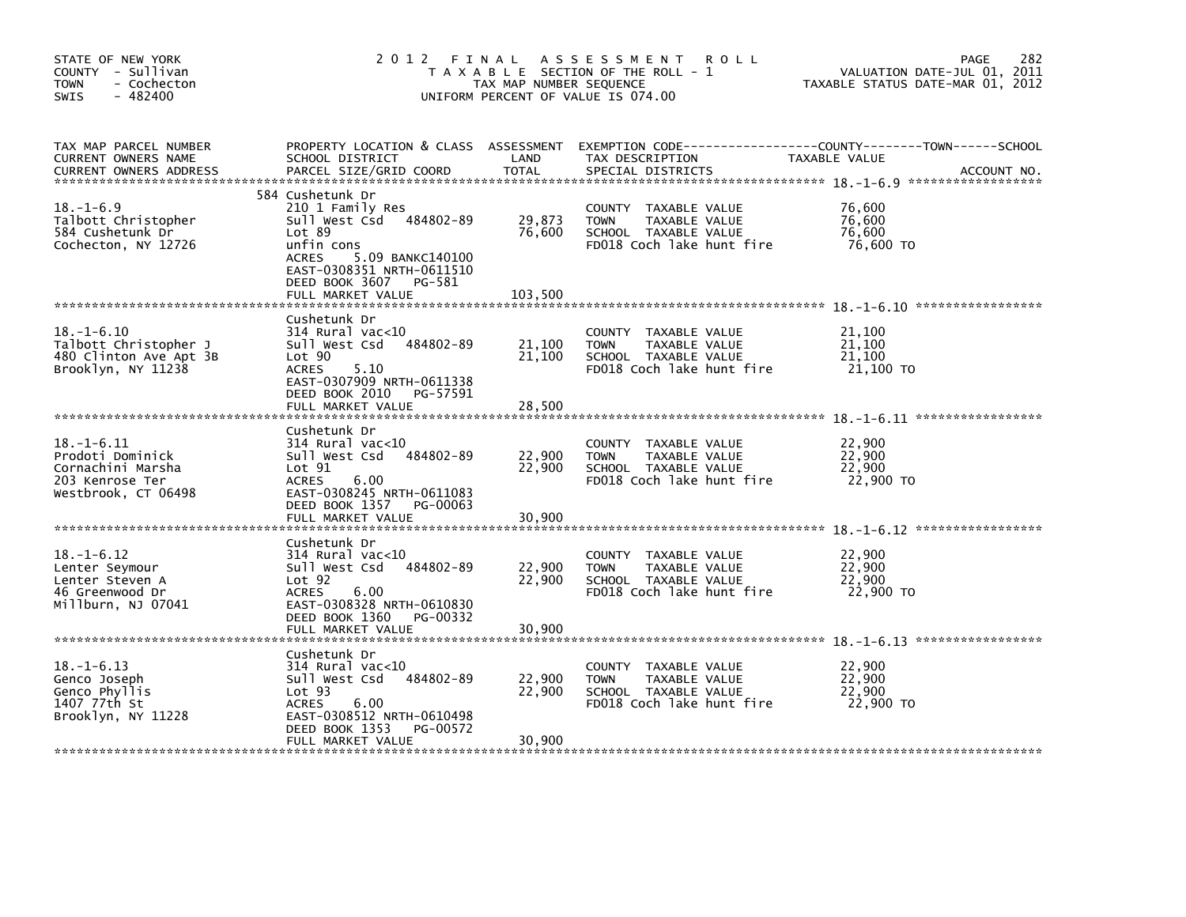STATE OF NEW YORK
COUNTY - Sullivan
TOWN - Cochecton
SWIS - 482400

# 2012 FINAL ASSESSMENT ROLL

TAXABLE SECTION OF THE ROLL - 1
TAX MAP NUMBER SEQUENCE
UNIFORM PERCENT OF VALUE IS 074.00

VALUATION DATE-JUL 01, 2011
TAXABLE STATUS DATE-MAR 01, 2012

| TAX MAP PARCEL NUMBER / CURRENT OWNERS NAME / CURRENT OWNERS ADDRESS | PROPERTY LOCATION & CLASS / SCHOOL DISTRICT / PARCEL SIZE/GRID COORD | ASSESSMENT LAND | TOTAL | EXEMPTION CODE / TAX DESCRIPTION / SPECIAL DISTRICTS | TAXABLE VALUE (COUNTY / TOWN / SCHOOL) | ACCOUNT NO. |
|---|---|---|---|---|---|---|
| 18.-1-6.9 | 584 Cushetunk Dr | | | | | |
| | 210 1 Family Res | | | COUNTY TAXABLE VALUE | 76,600 | |
| Talbott Christopher | Sull West Csd 484802-89 | 29,873 | | TOWN TAXABLE VALUE | 76,600 | |
| 584 Cushetunk Dr | Lot 89 | | 76,600 | SCHOOL TAXABLE VALUE | 76,600 | |
| Cochecton, NY 12726 | unfin cons | | | FD018 Coch lake hunt fire | 76,600 TO | |
| | ACRES 5.09 BANKC140100 | | | | | |
| | EAST-0308351 NRTH-0611510 | | | | | |
| | DEED BOOK 3607 PG-581 | | | | | |
| | FULL MARKET VALUE | | 103,500 | | | |
| 18.-1-6.10 | Cushetunk Dr | | | | | |
| | 314 Rural vac<10 | | | COUNTY TAXABLE VALUE | 21,100 | |
| Talbott Christopher J | Sull West Csd 484802-89 | 21,100 | | TOWN TAXABLE VALUE | 21,100 | |
| 480 Clinton Ave Apt 3B | Lot 90 | | 21,100 | SCHOOL TAXABLE VALUE | 21,100 | |
| Brooklyn, NY 11238 | ACRES 5.10 | | | FD018 Coch lake hunt fire | 21,100 TO | |
| | EAST-0307909 NRTH-0611338 | | | | | |
| | DEED BOOK 2010 PG-57591 | | | | | |
| | FULL MARKET VALUE | | 28,500 | | | |
| 18.-1-6.11 | Cushetunk Dr | | | | | |
| | 314 Rural vac<10 | | | COUNTY TAXABLE VALUE | 22,900 | |
| Prodoti Dominick | Sull West Csd 484802-89 | 22,900 | | TOWN TAXABLE VALUE | 22,900 | |
| Cornachini Marsha | Lot 91 | | 22,900 | SCHOOL TAXABLE VALUE | 22,900 | |
| 203 Kenrose Ter | ACRES 6.00 | | | FD018 Coch lake hunt fire | 22,900 TO | |
| Westbrook, CT 06498 | EAST-0308245 NRTH-0611083 | | | | | |
| | DEED BOOK 1357 PG-00063 | | | | | |
| | FULL MARKET VALUE | | 30,900 | | | |
| 18.-1-6.12 | Cushetunk Dr | | | | | |
| | 314 Rural vac<10 | | | COUNTY TAXABLE VALUE | 22,900 | |
| Lenter Seymour | Sull West Csd 484802-89 | 22,900 | | TOWN TAXABLE VALUE | 22,900 | |
| Lenter Steven A | Lot 92 | | 22,900 | SCHOOL TAXABLE VALUE | 22,900 | |
| 46 Greenwood Dr | ACRES 6.00 | | | FD018 Coch lake hunt fire | 22,900 TO | |
| Millburn, NJ 07041 | EAST-0308328 NRTH-0610830 | | | | | |
| | DEED BOOK 1360 PG-00332 | | | | | |
| | FULL MARKET VALUE | | 30,900 | | | |
| 18.-1-6.13 | Cushetunk Dr | | | | | |
| | 314 Rural vac<10 | | | COUNTY TAXABLE VALUE | 22,900 | |
| Genco Joseph | Sull West Csd 484802-89 | 22,900 | | TOWN TAXABLE VALUE | 22,900 | |
| Genco Phyllis | Lot 93 | | 22,900 | SCHOOL TAXABLE VALUE | 22,900 | |
| 1407 77th St | ACRES 6.00 | | | FD018 Coch lake hunt fire | 22,900 TO | |
| Brooklyn, NY 11228 | EAST-0308512 NRTH-0610498 | | | | | |
| | DEED BOOK 1353 PG-00572 | | | | | |
| | FULL MARKET VALUE | | 30,900 | | | |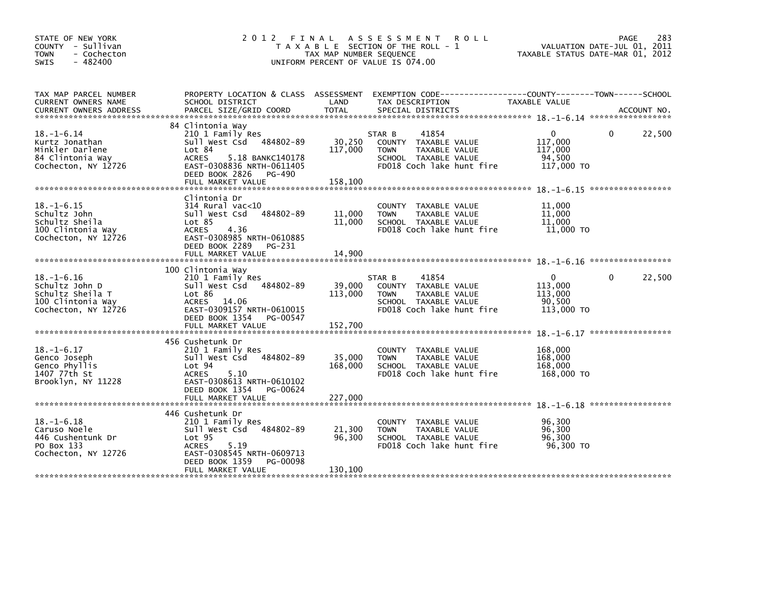STATE OF NEW YORK
COUNTY - Sullivan
TOWN - Cochecton
SWIS - 482400

# 2012 FINAL ASSESSMENT ROLL

TAXABLE SECTION OF THE ROLL - 1
TAX MAP NUMBER SEQUENCE
UNIFORM PERCENT OF VALUE IS 074.00

VALUATION DATE-JUL 01, 2011
TAXABLE STATUS DATE-MAR 01, 2012

| TAX MAP PARCEL NUMBER / CURRENT OWNERS NAME / CURRENT OWNERS ADDRESS | PROPERTY LOCATION & CLASS / SCHOOL DISTRICT / PARCEL SIZE/GRID COORD | ASSESSMENT LAND / TOTAL | EXEMPTION CODE / TAX DESCRIPTION / SPECIAL DISTRICTS | COUNTY TAXABLE VALUE | TOWN | SCHOOL |
|---|---|---|---|---|---|---|
| **18.-1-6.14** | 84 Clintonia Way | | | | | |
| 18.-1-6.14 | 210 1 Family Res | | STAR B 41854 | 0 | 0 | 22,500 |
| Kurtz Jonathan | Sull West Csd 484802-89 | 30,250 | COUNTY TAXABLE VALUE | 117,000 | | |
| Minkler Darlene | Lot 84 | 117,000 | TOWN TAXABLE VALUE | 117,000 | | |
| 84 Clintonia Way | ACRES 5.18 BANKC140178 | | SCHOOL TAXABLE VALUE | 94,500 | | |
| Cochecton, NY 12726 | EAST-0308836 NRTH-0611405 | | FD018 Coch lake hunt fire | 117,000 TO | | |
| | DEED BOOK 2826 PG-490 | | | | | |
| | FULL MARKET VALUE | 158,100 | | | | |
| **18.-1-6.15** | Clintonia Dr | | | | | |
| 18.-1-6.15 | 314 Rural vac<10 | | COUNTY TAXABLE VALUE | 11,000 | | |
| Schultz John | Sull West Csd 484802-89 | 11,000 | TOWN TAXABLE VALUE | 11,000 | | |
| Schultz Sheila | Lot 85 | 11,000 | SCHOOL TAXABLE VALUE | 11,000 | | |
| 100 Clintonia Way | ACRES 4.36 | | FD018 Coch lake hunt fire | 11,000 TO | | |
| Cochecton, NY 12726 | EAST-0308985 NRTH-0610885 | | | | | |
| | DEED BOOK 2289 PG-231 | | | | | |
| | FULL MARKET VALUE | 14,900 | | | | |
| **18.-1-6.16** | 100 Clintonia Way | | | | | |
| 18.-1-6.16 | 210 1 Family Res | | STAR B 41854 | 0 | 0 | 22,500 |
| Schultz John D | Sull West Csd 484802-89 | 39,000 | COUNTY TAXABLE VALUE | 113,000 | | |
| Schultz Sheila T | Lot 86 | 113,000 | TOWN TAXABLE VALUE | 113,000 | | |
| 100 Clintonia Way | ACRES 14.06 | | SCHOOL TAXABLE VALUE | 90,500 | | |
| Cochecton, NY 12726 | EAST-0309157 NRTH-0610015 | | FD018 Coch lake hunt fire | 113,000 TO | | |
| | DEED BOOK 1354 PG-00547 | | | | | |
| | FULL MARKET VALUE | 152,700 | | | | |
| **18.-1-6.17** | 456 Cushetunk Dr | | | | | |
| 18.-1-6.17 | 210 1 Family Res | | COUNTY TAXABLE VALUE | 168,000 | | |
| Genco Joseph | Sull West Csd 484802-89 | 35,000 | TOWN TAXABLE VALUE | 168,000 | | |
| Genco Phyllis | Lot 94 | 168,000 | SCHOOL TAXABLE VALUE | 168,000 | | |
| 1407 77th St | ACRES 5.10 | | FD018 Coch lake hunt fire | 168,000 TO | | |
| Brooklyn, NY 11228 | EAST-0308613 NRTH-0610102 | | | | | |
| | DEED BOOK 1354 PG-00624 | | | | | |
| | FULL MARKET VALUE | 227,000 | | | | |
| **18.-1-6.18** | 446 Cushetunk Dr | | | | | |
| 18.-1-6.18 | 210 1 Family Res | | COUNTY TAXABLE VALUE | 96,300 | | |
| Caruso Noele | Sull West Csd 484802-89 | 21,300 | TOWN TAXABLE VALUE | 96,300 | | |
| 446 Cushentunk Dr | Lot 95 | 96,300 | SCHOOL TAXABLE VALUE | 96,300 | | |
| PO Box 133 | ACRES 5.19 | | FD018 Coch lake hunt fire | 96,300 TO | | |
| Cochecton, NY 12726 | EAST-0308545 NRTH-0609713 | | | | | |
| | DEED BOOK 1359 PG-00098 | | | | | |
| | FULL MARKET VALUE | 130,100 | | | | |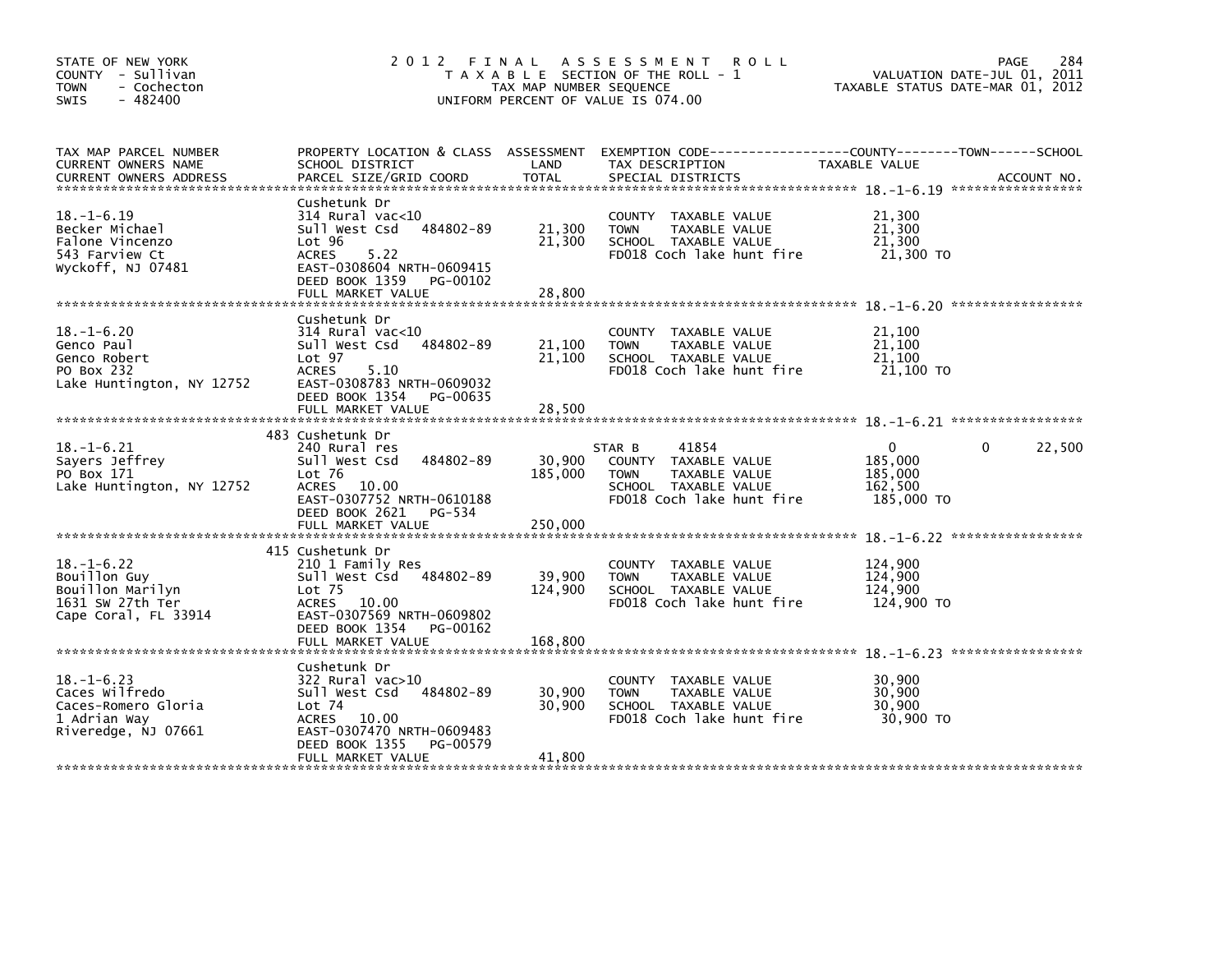STATE OF NEW YORK
COUNTY - Sullivan
TOWN - Cochecton
SWIS - 482400

# 2012 FINAL ASSESSMENT ROLL
TAXABLE SECTION OF THE ROLL - 1
TAX MAP NUMBER SEQUENCE
UNIFORM PERCENT OF VALUE IS 074.00

VALUATION DATE-JUL 01, 2011
TAXABLE STATUS DATE-MAR 01, 2012

| TAX MAP PARCEL NUMBER / CURRENT OWNERS NAME / CURRENT OWNERS ADDRESS | PROPERTY LOCATION & CLASS / SCHOOL DISTRICT / PARCEL SIZE/GRID COORD | ASSESSMENT LAND / TOTAL | EXEMPTION CODE / TAX DESCRIPTION / SPECIAL DISTRICTS | COUNTY / TOWN TAXABLE VALUE | SCHOOL / ACCOUNT NO. |
|---|---|---|---|---|---|
| 18.-1-6.19 | Cushetunk Dr | | | | |
| 18.-1-6.19 | 314 Rural vac<10 | | COUNTY TAXABLE VALUE | 21,300 | |
| Becker Michael | Sull West Csd 484802-89 | 21,300 | TOWN TAXABLE VALUE | 21,300 | |
| Falone Vincenzo | Lot 96 | 21,300 | SCHOOL TAXABLE VALUE | 21,300 | |
| 543 Farview Ct | ACRES 5.22 | | FD018 Coch lake hunt fire | 21,300 TO | |
| Wyckoff, NJ 07481 | EAST-0308604 NRTH-0609415 | | | | |
| | DEED BOOK 1359 PG-00102 | | | | |
| | FULL MARKET VALUE | 28,800 | | | |
| 18.-1-6.20 | Cushetunk Dr | | | | |
| 18.-1-6.20 | 314 Rural vac<10 | | COUNTY TAXABLE VALUE | 21,100 | |
| Genco Paul | Sull West Csd 484802-89 | 21,100 | TOWN TAXABLE VALUE | 21,100 | |
| Genco Robert | Lot 97 | 21,100 | SCHOOL TAXABLE VALUE | 21,100 | |
| PO Box 232 | ACRES 5.10 | | FD018 Coch lake hunt fire | 21,100 TO | |
| Lake Huntington, NY 12752 | EAST-0308783 NRTH-0609032 | | | | |
| | DEED BOOK 1354 PG-00635 | | | | |
| | FULL MARKET VALUE | 28,500 | | | |
| 18.-1-6.21 | 483 Cushetunk Dr | | | | |
| 18.-1-6.21 | 240 Rural res | | STAR B 41854 | 0 / 0 | 22,500 |
| Sayers Jeffrey | Sull West Csd 484802-89 | 30,900 | COUNTY TAXABLE VALUE | 185,000 | |
| PO Box 171 | Lot 76 | 185,000 | TOWN TAXABLE VALUE | 185,000 | |
| Lake Huntington, NY 12752 | ACRES 10.00 | | SCHOOL TAXABLE VALUE | 162,500 | |
| | EAST-0307752 NRTH-0610188 | | FD018 Coch lake hunt fire | 185,000 TO | |
| | DEED BOOK 2621 PG-534 | | | | |
| | FULL MARKET VALUE | 250,000 | | | |
| 18.-1-6.22 | 415 Cushetunk Dr | | | | |
| 18.-1-6.22 | 210 1 Family Res | | COUNTY TAXABLE VALUE | 124,900 | |
| Bouillon Guy | Sull West Csd 484802-89 | 39,900 | TOWN TAXABLE VALUE | 124,900 | |
| Bouillon Marilyn | Lot 75 | 124,900 | SCHOOL TAXABLE VALUE | 124,900 | |
| 1631 SW 27th Ter | ACRES 10.00 | | FD018 Coch lake hunt fire | 124,900 TO | |
| Cape Coral, FL 33914 | EAST-0307569 NRTH-0609802 | | | | |
| | DEED BOOK 1354 PG-00162 | | | | |
| | FULL MARKET VALUE | 168,800 | | | |
| 18.-1-6.23 | Cushetunk Dr | | | | |
| 18.-1-6.23 | 322 Rural vac>10 | | COUNTY TAXABLE VALUE | 30,900 | |
| Caces Wilfredo | Sull West Csd 484802-89 | 30,900 | TOWN TAXABLE VALUE | 30,900 | |
| Caces-Romero Gloria | Lot 74 | 30,900 | SCHOOL TAXABLE VALUE | 30,900 | |
| 1 Adrian Way | ACRES 10.00 | | FD018 Coch lake hunt fire | 30,900 TO | |
| Riveredge, NJ 07661 | EAST-0307470 NRTH-0609483 | | | | |
| | DEED BOOK 1355 PG-00579 | | | | |
| | FULL MARKET VALUE | 41,800 | | | |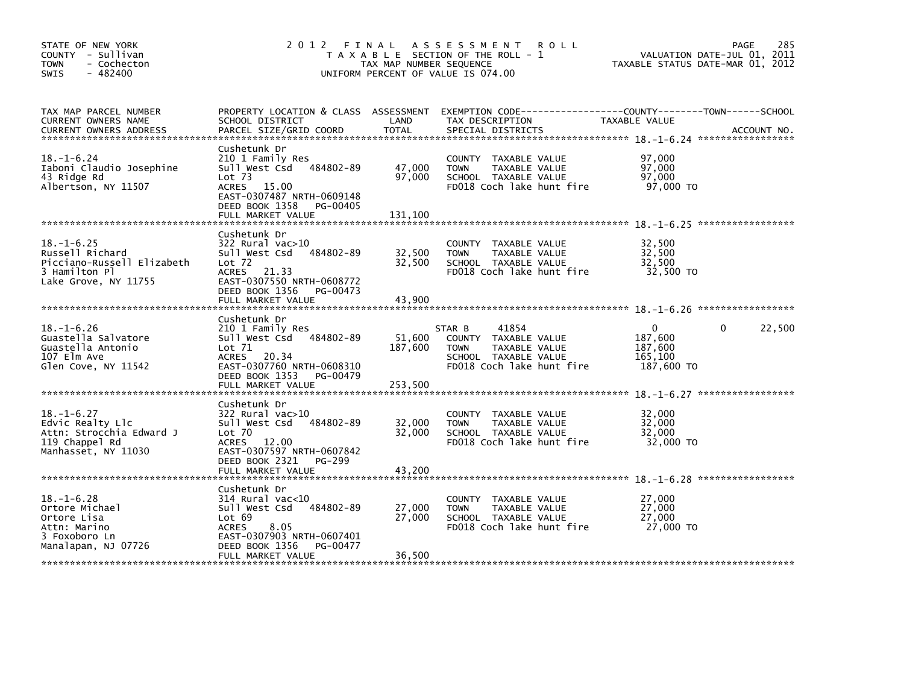STATE OF NEW YORK
COUNTY - Sullivan
TOWN - Cochecton
SWIS - 482400

# 2012 FINAL ASSESSMENT ROLL

TAXABLE SECTION OF THE ROLL - 1
TAX MAP NUMBER SEQUENCE
UNIFORM PERCENT OF VALUE IS 074.00

VALUATION DATE-JUL 01, 2011
TAXABLE STATUS DATE-MAR 01, 2012

| TAX MAP PARCEL NUMBER / CURRENT OWNERS NAME / CURRENT OWNERS ADDRESS | PROPERTY LOCATION & CLASS / SCHOOL DISTRICT / PARCEL SIZE/GRID COORD | ASSESSMENT LAND | TOTAL | EXEMPTION CODE / TAX DESCRIPTION / SPECIAL DISTRICTS | COUNTY TAXABLE VALUE | TOWN | SCHOOL |
|---|---|---|---|---|---|---|---|
| **18.-1-6.24** | Cushetunk Dr | | | | | | |
| Iaboni Claudio Josephine | 210 1 Family Res | | | COUNTY TAXABLE VALUE | 97,000 | | |
| 43 Ridge Rd | Sull West Csd 484802-89 | 47,000 | | TOWN TAXABLE VALUE | 97,000 | | |
| Albertson, NY 11507 | Lot 73 | | 97,000 | SCHOOL TAXABLE VALUE | 97,000 | | |
| | ACRES 15.00 | | | FD018 Coch lake hunt fire | 97,000 TO | | |
| | EAST-0307487 NRTH-0609148 | | | | | | |
| | DEED BOOK 1358 PG-00405 | | | | | | |
| | FULL MARKET VALUE | | 131,100 | | | | |
| **18.-1-6.25** | Cushetunk Dr | | | | | | |
| Russell Richard | 322 Rural vac>10 | | | COUNTY TAXABLE VALUE | 32,500 | | |
| Picciano-Russell Elizabeth | Sull West Csd 484802-89 | 32,500 | | TOWN TAXABLE VALUE | 32,500 | | |
| 3 Hamilton Pl | Lot 72 | | 32,500 | SCHOOL TAXABLE VALUE | 32,500 | | |
| Lake Grove, NY 11755 | ACRES 21.33 | | | FD018 Coch lake hunt fire | 32,500 TO | | |
| | EAST-0307550 NRTH-0608772 | | | | | | |
| | DEED BOOK 1356 PG-00473 | | | | | | |
| | FULL MARKET VALUE | | 43,900 | | | | |
| **18.-1-6.26** | Cushetunk Dr | | | | | | |
| Guastella Salvatore | 210 1 Family Res | | | STAR B 41854 | 0 | 0 | 22,500 |
| Guastella Antonio | Sull West Csd 484802-89 | 51,600 | | COUNTY TAXABLE VALUE | 187,600 | | |
| 107 Elm Ave | Lot 71 | | 187,600 | TOWN TAXABLE VALUE | 187,600 | | |
| Glen Cove, NY 11542 | ACRES 20.34 | | | SCHOOL TAXABLE VALUE | 165,100 | | |
| | EAST-0307760 NRTH-0608310 | | | FD018 Coch lake hunt fire | 187,600 TO | | |
| | DEED BOOK 1353 PG-00479 | | | | | | |
| | FULL MARKET VALUE | | 253,500 | | | | |
| **18.-1-6.27** | Cushetunk Dr | | | | | | |
| Edvic Realty Llc | 322 Rural vac>10 | | | COUNTY TAXABLE VALUE | 32,000 | | |
| Attn: Strocchia Edward J | Sull West Csd 484802-89 | 32,000 | | TOWN TAXABLE VALUE | 32,000 | | |
| 119 Chappel Rd | Lot 70 | | 32,000 | SCHOOL TAXABLE VALUE | 32,000 | | |
| Manhasset, NY 11030 | ACRES 12.00 | | | FD018 Coch lake hunt fire | 32,000 TO | | |
| | EAST-0307597 NRTH-0607842 | | | | | | |
| | DEED BOOK 2321 PG-299 | | | | | | |
| | FULL MARKET VALUE | | 43,200 | | | | |
| **18.-1-6.28** | Cushetunk Dr | | | | | | |
| Ortore Michael | 314 Rural vac<10 | | | COUNTY TAXABLE VALUE | 27,000 | | |
| Ortore Lisa | Sull West Csd 484802-89 | 27,000 | | TOWN TAXABLE VALUE | 27,000 | | |
| Attn: Marino | Lot 69 | | 27,000 | SCHOOL TAXABLE VALUE | 27,000 | | |
| 3 Foxoboro Ln | ACRES 8.05 | | | FD018 Coch lake hunt fire | 27,000 TO | | |
| Manalapan, NJ 07726 | EAST-0307903 NRTH-0607401 | | | | | | |
| | DEED BOOK 1356 PG-00477 | | | | | | |
| | FULL MARKET VALUE | | 36,500 | | | | |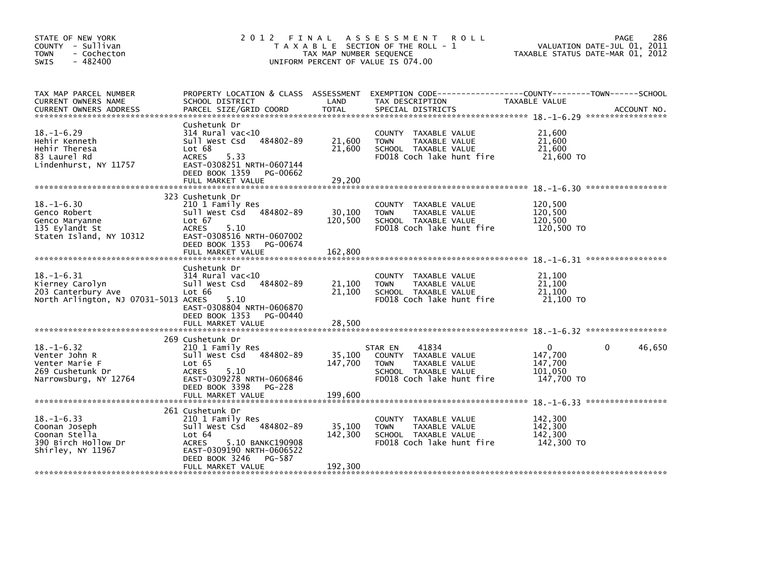STATE OF NEW YORK
COUNTY - Sullivan
TOWN - Cochecton
SWIS - 482400

# 2012 FINAL ASSESSMENT ROLL

TAXABLE SECTION OF THE ROLL - 1
TAX MAP NUMBER SEQUENCE
UNIFORM PERCENT OF VALUE IS 074.00

VALUATION DATE-JUL 01, 2011
TAXABLE STATUS DATE-MAR 01, 2012

| TAX MAP PARCEL NUMBER / CURRENT OWNERS NAME / CURRENT OWNERS ADDRESS | PROPERTY LOCATION & CLASS / SCHOOL DISTRICT / PARCEL SIZE/GRID COORD | ASSESSMENT LAND | TOTAL | EXEMPTION CODE / TAX DESCRIPTION / SPECIAL DISTRICTS | COUNTY / TAXABLE VALUE | TOWN | SCHOOL |
|---|---|---|---|---|---|---|---|
| 18.-1-6.29 | Cushetunk Dr | | | | | | |
| 18.-1-6.29 | 314 Rural vac<10 | | | COUNTY TAXABLE VALUE | 21,600 | | |
| Hehir Kenneth | Sull West Csd 484802-89 | 21,600 | | TOWN TAXABLE VALUE | 21,600 | | |
| Hehir Theresa | Lot 68 | | 21,600 | SCHOOL TAXABLE VALUE | 21,600 | | |
| 83 Laurel Rd | ACRES 5.33 | | | FD018 Coch lake hunt fire | 21,600 TO | | |
| Lindenhurst, NY 11757 | EAST-0308251 NRTH-0607144 | | | | | | |
| | DEED BOOK 1359 PG-00662 | | | | | | |
| | FULL MARKET VALUE | | 29,200 | | | | |
| 18.-1-6.30 | 323 Cushetunk Dr | | | | | | |
| 18.-1-6.30 | 210 1 Family Res | | | COUNTY TAXABLE VALUE | 120,500 | | |
| Genco Robert | Sull West Csd 484802-89 | 30,100 | | TOWN TAXABLE VALUE | 120,500 | | |
| Genco Maryanne | Lot 67 | | 120,500 | SCHOOL TAXABLE VALUE | 120,500 | | |
| 135 Eylandt St | ACRES 5.10 | | | FD018 Coch lake hunt fire | 120,500 TO | | |
| Staten Island, NY 10312 | EAST-0308516 NRTH-0607002 | | | | | | |
| | DEED BOOK 1353 PG-00674 | | | | | | |
| | FULL MARKET VALUE | | 162,800 | | | | |
| 18.-1-6.31 | Cushetunk Dr | | | | | | |
| 18.-1-6.31 | 314 Rural vac<10 | | | COUNTY TAXABLE VALUE | 21,100 | | |
| Kierney Carolyn | Sull West Csd 484802-89 | 21,100 | | TOWN TAXABLE VALUE | 21,100 | | |
| 203 Canterbury Ave | Lot 66 | | 21,100 | SCHOOL TAXABLE VALUE | 21,100 | | |
| North Arlington, NJ 07031-5013 | ACRES 5.10 | | | FD018 Coch lake hunt fire | 21,100 TO | | |
| | EAST-0308804 NRTH-0606870 | | | | | | |
| | DEED BOOK 1353 PG-00440 | | | | | | |
| | FULL MARKET VALUE | | 28,500 | | | | |
| 18.-1-6.32 | 269 Cushetunk Dr | | | | | | |
| 18.-1-6.32 | 210 1 Family Res | | | STAR EN 41834 | 0 | 0 | 46,650 |
| Venter John R | Sull West Csd 484802-89 | 35,100 | | COUNTY TAXABLE VALUE | 147,700 | | |
| Venter Marie F | Lot 65 | | 147,700 | TOWN TAXABLE VALUE | 147,700 | | |
| 269 Cushetunk Dr | ACRES 5.10 | | | SCHOOL TAXABLE VALUE | 101,050 | | |
| Narrowsburg, NY 12764 | EAST-0309278 NRTH-0606846 | | | FD018 Coch lake hunt fire | 147,700 TO | | |
| | DEED BOOK 3398 PG-228 | | | | | | |
| | FULL MARKET VALUE | | 199,600 | | | | |
| 18.-1-6.33 | 261 Cushetunk Dr | | | | | | |
| 18.-1-6.33 | 210 1 Family Res | | | COUNTY TAXABLE VALUE | 142,300 | | |
| Coonan Joseph | Sull West Csd 484802-89 | 35,100 | | TOWN TAXABLE VALUE | 142,300 | | |
| Coonan Stella | Lot 64 | | 142,300 | SCHOOL TAXABLE VALUE | 142,300 | | |
| 390 Birch Hollow Dr | ACRES 5.10 BANKC190908 | | | FD018 Coch lake hunt fire | 142,300 TO | | |
| Shirley, NY 11967 | EAST-0309190 NRTH-0606522 | | | | | | |
| | DEED BOOK 3246 PG-587 | | | | | | |
| | FULL MARKET VALUE | | 192,300 | | | | |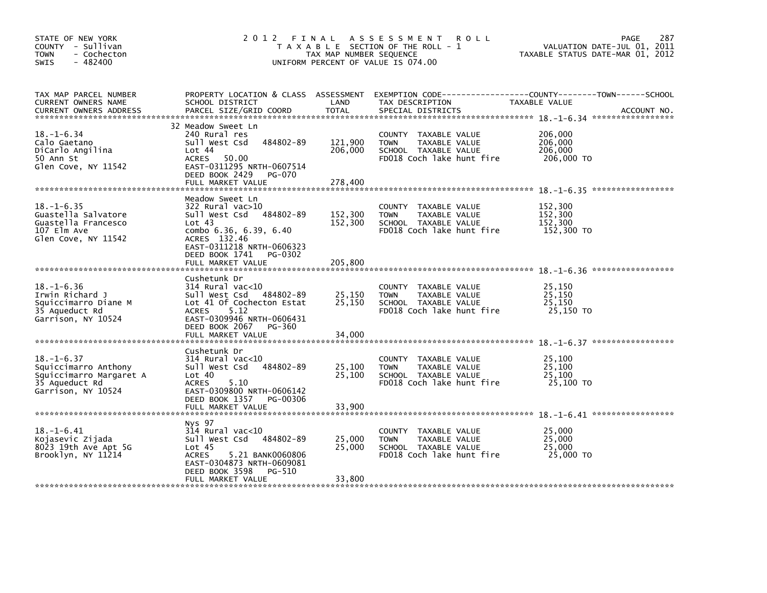STATE OF NEW YORK
COUNTY - Sullivan
TOWN - Cochecton
SWIS - 482400

# 2012 FINAL ASSESSMENT ROLL

TAXABLE SECTION OF THE ROLL - 1
TAX MAP NUMBER SEQUENCE
UNIFORM PERCENT OF VALUE IS 074.00

VALUATION DATE-JUL 01, 2011
TAXABLE STATUS DATE-MAR 01, 2012

| TAX MAP PARCEL NUMBER / CURRENT OWNERS NAME / CURRENT OWNERS ADDRESS | PROPERTY LOCATION & CLASS / SCHOOL DISTRICT / PARCEL SIZE/GRID COORD | ASSESSMENT LAND / TOTAL | EXEMPTION CODE / TAX DESCRIPTION / SPECIAL DISTRICTS | TAXABLE VALUE (COUNTY / TOWN / SCHOOL) | ACCOUNT NO. |
|---|---|---|---|---|---|
| 18.-1-6.34 | 32 Meadow Sweet Ln | | | | |
| | 240 Rural res | | COUNTY TAXABLE VALUE | 206,000 | |
| Calo Gaetano | Sull West Csd 484802-89 | 121,900 | TOWN TAXABLE VALUE | 206,000 | |
| DiCarlo Angilina | Lot 44 | 206,000 | SCHOOL TAXABLE VALUE | 206,000 | |
| 50 Ann St | ACRES 50.00 | | FD018 Coch lake hunt fire | 206,000 TO | |
| Glen Cove, NY 11542 | EAST-0311295 NRTH-0607514 | | | | |
| | DEED BOOK 2429 PG-070 | | | | |
| | FULL MARKET VALUE | 278,400 | | | |
| 18.-1-6.35 | Meadow Sweet Ln | | | | |
| | 322 Rural vac>10 | | COUNTY TAXABLE VALUE | 152,300 | |
| Guastella Salvatore | Sull West Csd 484802-89 | 152,300 | TOWN TAXABLE VALUE | 152,300 | |
| Guastella Francesco | Lot 43 | 152,300 | SCHOOL TAXABLE VALUE | 152,300 | |
| 107 Elm Ave | combo 6.36, 6.39, 6.40 | | FD018 Coch lake hunt fire | 152,300 TO | |
| Glen Cove, NY 11542 | ACRES 132.46 | | | | |
| | EAST-0311218 NRTH-0606323 | | | | |
| | DEED BOOK 1741 PG-0302 | | | | |
| | FULL MARKET VALUE | 205,800 | | | |
| 18.-1-6.36 | Cushetunk Dr | | | | |
| | 314 Rural vac<10 | | COUNTY TAXABLE VALUE | 25,150 | |
| Irwin Richard J | Sull West Csd 484802-89 | 25,150 | TOWN TAXABLE VALUE | 25,150 | |
| Squiccimarro Diane M | Lot 41 Of Cochecton Estat | 25,150 | SCHOOL TAXABLE VALUE | 25,150 | |
| 35 Aqueduct Rd | ACRES 5.12 | | FD018 Coch lake hunt fire | 25,150 TO | |
| Garrison, NY 10524 | EAST-0309946 NRTH-0606431 | | | | |
| | DEED BOOK 2067 PG-360 | | | | |
| | FULL MARKET VALUE | 34,000 | | | |
| 18.-1-6.37 | Cushetunk Dr | | | | |
| | 314 Rural vac<10 | | COUNTY TAXABLE VALUE | 25,100 | |
| Squiccimarro Anthony | Sull West Csd 484802-89 | 25,100 | TOWN TAXABLE VALUE | 25,100 | |
| Squiccimarro Margaret A | Lot 40 | 25,100 | SCHOOL TAXABLE VALUE | 25,100 | |
| 35 Aqueduct Rd | ACRES 5.10 | | FD018 Coch lake hunt fire | 25,100 TO | |
| Garrison, NY 10524 | EAST-0309800 NRTH-0606142 | | | | |
| | DEED BOOK 1357 PG-00306 | | | | |
| | FULL MARKET VALUE | 33,900 | | | |
| 18.-1-6.41 | Nys 97 | | | | |
| | 314 Rural vac<10 | | COUNTY TAXABLE VALUE | 25,000 | |
| Kojasevic Zijada | Sull West Csd 484802-89 | 25,000 | TOWN TAXABLE VALUE | 25,000 | |
| 8023 19th Ave Apt 5G | Lot 45 | 25,000 | SCHOOL TAXABLE VALUE | 25,000 | |
| Brooklyn, NY 11214 | ACRES 5.21 BANK0060806 | | FD018 Coch lake hunt fire | 25,000 TO | |
| | EAST-0304873 NRTH-0609081 | | | | |
| | DEED BOOK 3598 PG-510 | | | | |
| | FULL MARKET VALUE | 33,800 | | | |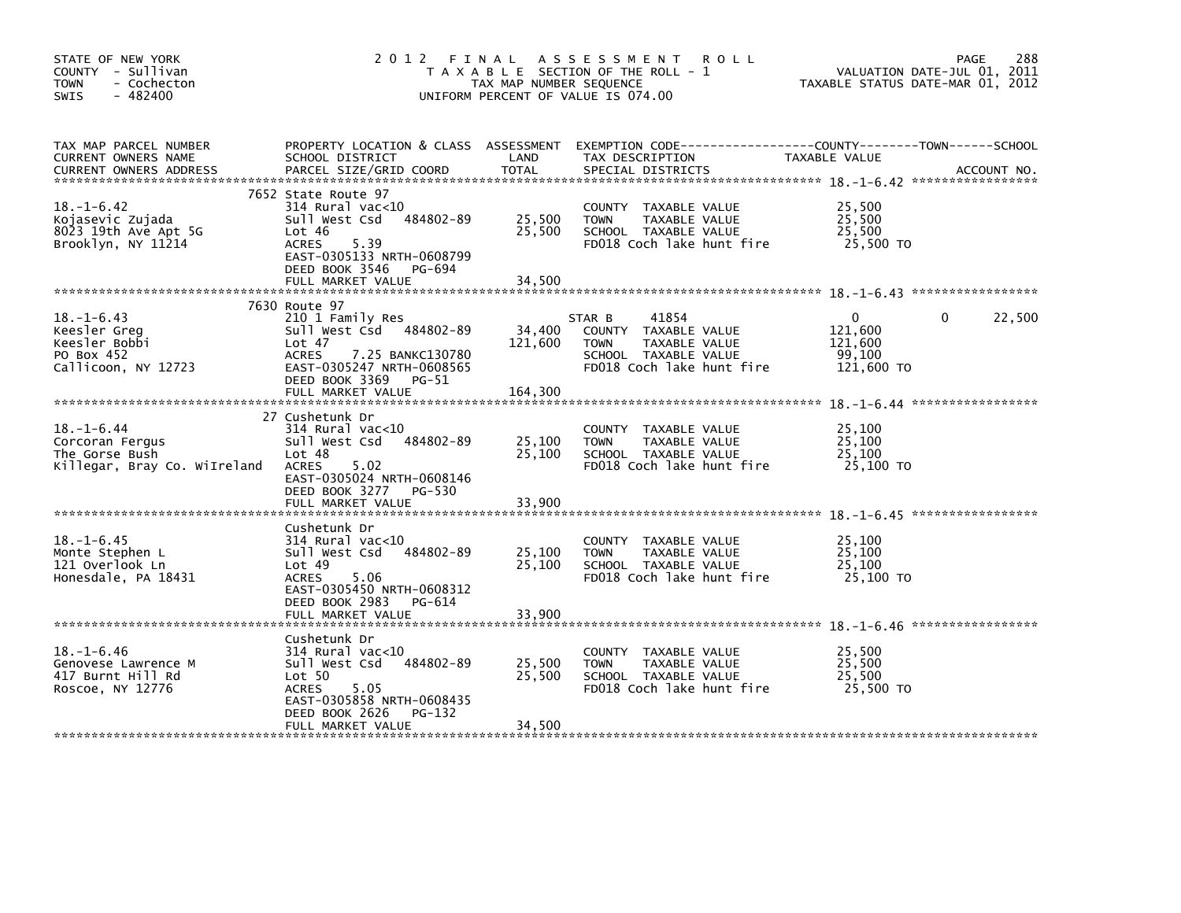STATE OF NEW YORK
COUNTY - Sullivan
TOWN - Cochecton
SWIS - 482400

# 2012 FINAL ASSESSMENT ROLL

TAXABLE SECTION OF THE ROLL - 1
TAX MAP NUMBER SEQUENCE
UNIFORM PERCENT OF VALUE IS 074.00

VALUATION DATE-JUL 01, 2011
TAXABLE STATUS DATE-MAR 01, 2012

| TAX MAP PARCEL NUMBER / CURRENT OWNERS NAME / CURRENT OWNERS ADDRESS | PROPERTY LOCATION & CLASS / SCHOOL DISTRICT / PARCEL SIZE/GRID COORD | ASSESSMENT LAND | TOTAL | EXEMPTION CODE / TAX DESCRIPTION / SPECIAL DISTRICTS | COUNTY TAXABLE VALUE | TOWN | SCHOOL |
|---|---|---|---|---|---|---|---|
| 18.-1-6.42 | 7652 State Route 97 | | | | | | |
| | 314 Rural vac<10 | | | COUNTY TAXABLE VALUE | 25,500 | | |
| Kojasevic Zujada | Sull West Csd 484802-89 | 25,500 | | TOWN TAXABLE VALUE | 25,500 | | |
| 8023 19th Ave Apt 5G | Lot 46 | | 25,500 | SCHOOL TAXABLE VALUE | 25,500 | | |
| Brooklyn, NY 11214 | ACRES 5.39 | | | FD018 Coch lake hunt fire | 25,500 TO | | |
| | EAST-0305133 NRTH-0608799 | | | | | | |
| | DEED BOOK 3546 PG-694 | | | | | | |
| | FULL MARKET VALUE | | 34,500 | | | | |
| 18.-1-6.43 | 7630 Route 97 | | | | | | |
| | 210 1 Family Res | | | STAR B 41854 | 0 | 0 | 22,500 |
| Keesler Greg | Sull West Csd 484802-89 | 34,400 | | COUNTY TAXABLE VALUE | 121,600 | | |
| Keesler Bobbi | Lot 47 | | 121,600 | TOWN TAXABLE VALUE | 121,600 | | |
| PO Box 452 | ACRES 7.25 BANKC130780 | | | SCHOOL TAXABLE VALUE | 99,100 | | |
| Callicoon, NY 12723 | EAST-0305247 NRTH-0608565 | | | FD018 Coch lake hunt fire | 121,600 TO | | |
| | DEED BOOK 3369 PG-51 | | | | | | |
| | FULL MARKET VALUE | | 164,300 | | | | |
| 18.-1-6.44 | 27 Cushetunk Dr | | | | | | |
| | 314 Rural vac<10 | | | COUNTY TAXABLE VALUE | 25,100 | | |
| Corcoran Fergus | Sull West Csd 484802-89 | 25,100 | | TOWN TAXABLE VALUE | 25,100 | | |
| The Gorse Bush | Lot 48 | | 25,100 | SCHOOL TAXABLE VALUE | 25,100 | | |
| Killegar, Bray Co. WiIreland | ACRES 5.02 | | | FD018 Coch lake hunt fire | 25,100 TO | | |
| | EAST-0305024 NRTH-0608146 | | | | | | |
| | DEED BOOK 3277 PG-530 | | | | | | |
| | FULL MARKET VALUE | | 33,900 | | | | |
| 18.-1-6.45 | Cushetunk Dr | | | | | | |
| | 314 Rural vac<10 | | | COUNTY TAXABLE VALUE | 25,100 | | |
| Monte Stephen L | Sull West Csd 484802-89 | 25,100 | | TOWN TAXABLE VALUE | 25,100 | | |
| 121 Overlook Ln | Lot 49 | | 25,100 | SCHOOL TAXABLE VALUE | 25,100 | | |
| Honesdale, PA 18431 | ACRES 5.06 | | | FD018 Coch lake hunt fire | 25,100 TO | | |
| | EAST-0305450 NRTH-0608312 | | | | | | |
| | DEED BOOK 2983 PG-614 | | | | | | |
| | FULL MARKET VALUE | | 33,900 | | | | |
| 18.-1-6.46 | Cushetunk Dr | | | | | | |
| | 314 Rural vac<10 | | | COUNTY TAXABLE VALUE | 25,500 | | |
| Genovese Lawrence M | Sull West Csd 484802-89 | 25,500 | | TOWN TAXABLE VALUE | 25,500 | | |
| 417 Burnt Hill Rd | Lot 50 | | 25,500 | SCHOOL TAXABLE VALUE | 25,500 | | |
| Roscoe, NY 12776 | ACRES 5.05 | | | FD018 Coch lake hunt fire | 25,500 TO | | |
| | EAST-0305858 NRTH-0608435 | | | | | | |
| | DEED BOOK 2626 PG-132 | | | | | | |
| | FULL MARKET VALUE | | 34,500 | | | | |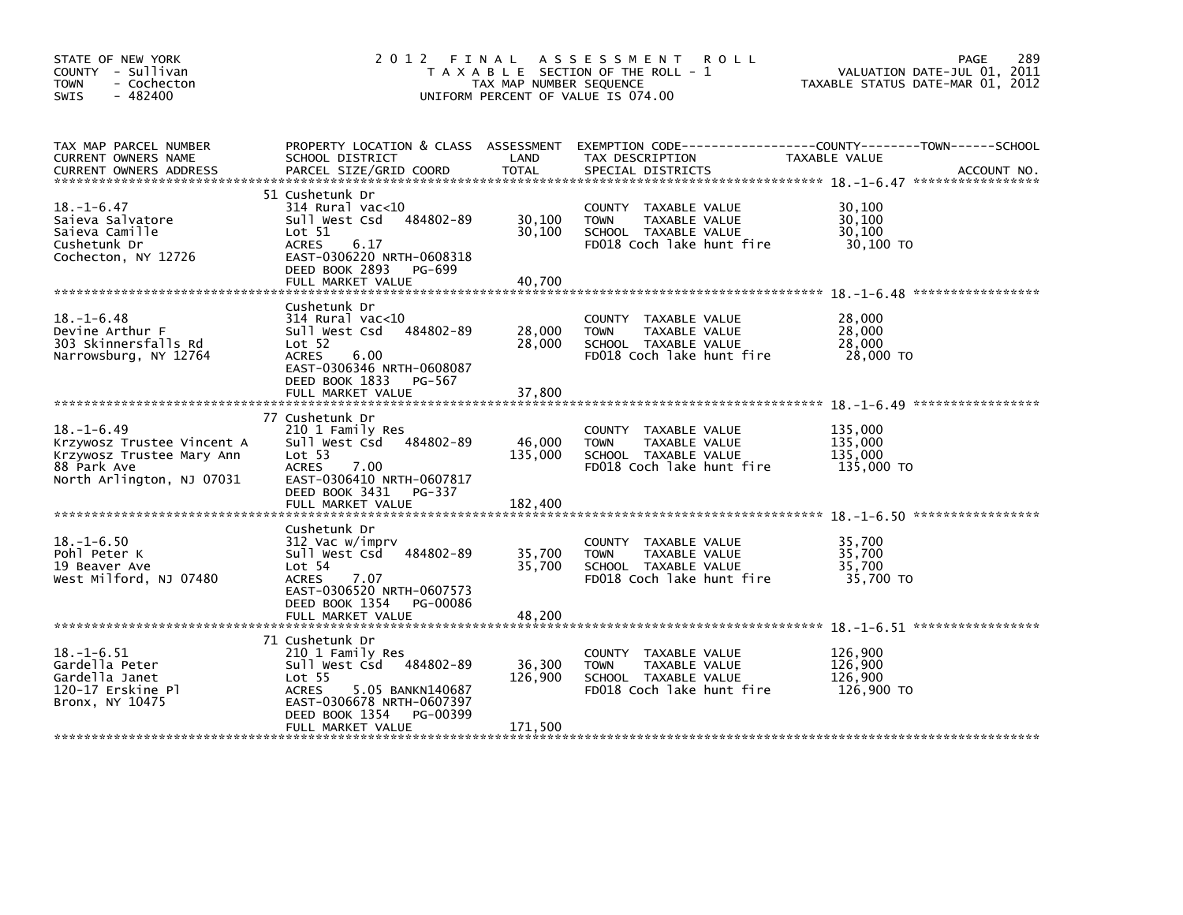STATE OF NEW YORK
COUNTY - Sullivan
TOWN - Cochecton
SWIS - 482400

# 2012 FINAL ASSESSMENT ROLL

TAXABLE SECTION OF THE ROLL - 1
TAX MAP NUMBER SEQUENCE
UNIFORM PERCENT OF VALUE IS 074.00

VALUATION DATE-JUL 01, 2011
TAXABLE STATUS DATE-MAR 01, 2012

| TAX MAP PARCEL NUMBER / CURRENT OWNERS NAME / CURRENT OWNERS ADDRESS | PROPERTY LOCATION & CLASS / SCHOOL DISTRICT / PARCEL SIZE/GRID COORD | ASSESSMENT LAND / TOTAL | EXEMPTION CODE / TAX DESCRIPTION / SPECIAL DISTRICTS | TAXABLE VALUE (COUNTY--TOWN--SCHOOL) | ACCOUNT NO. |
|---|---|---|---|---|---|
| 18.-1-6.47 | 51 Cushetunk Dr | | | | |
| 18.-1-6.47 | 314 Rural vac<10 | | COUNTY TAXABLE VALUE | 30,100 | |
| Saieva Salvatore | Sull West Csd 484802-89 | 30,100 | TOWN TAXABLE VALUE | 30,100 | |
| Saieva Camille | Lot 51 | 30,100 | SCHOOL TAXABLE VALUE | 30,100 | |
| Cushetunk Dr | ACRES 6.17 | | FD018 Coch lake hunt fire | 30,100 TO | |
| Cochecton, NY 12726 | EAST-0306220 NRTH-0608318 | | | | |
| | DEED BOOK 2893 PG-699 | | | | |
| | FULL MARKET VALUE | 40,700 | | | |
| 18.-1-6.48 | Cushetunk Dr | | | | |
| 18.-1-6.48 | 314 Rural vac<10 | | COUNTY TAXABLE VALUE | 28,000 | |
| Devine Arthur F | Sull West Csd 484802-89 | 28,000 | TOWN TAXABLE VALUE | 28,000 | |
| 303 Skinnersfalls Rd | Lot 52 | 28,000 | SCHOOL TAXABLE VALUE | 28,000 | |
| Narrowsburg, NY 12764 | ACRES 6.00 | | FD018 Coch lake hunt fire | 28,000 TO | |
| | EAST-0306346 NRTH-0608087 | | | | |
| | DEED BOOK 1833 PG-567 | | | | |
| | FULL MARKET VALUE | 37,800 | | | |
| 18.-1-6.49 | 77 Cushetunk Dr | | | | |
| 18.-1-6.49 | 210 1 Family Res | | COUNTY TAXABLE VALUE | 135,000 | |
| Krzywosz Trustee Vincent A | Sull West Csd 484802-89 | 46,000 | TOWN TAXABLE VALUE | 135,000 | |
| Krzywosz Trustee Mary Ann | Lot 53 | 135,000 | SCHOOL TAXABLE VALUE | 135,000 | |
| 88 Park Ave | ACRES 7.00 | | FD018 Coch lake hunt fire | 135,000 TO | |
| North Arlington, NJ 07031 | EAST-0306410 NRTH-0607817 | | | | |
| | DEED BOOK 3431 PG-337 | | | | |
| | FULL MARKET VALUE | 182,400 | | | |
| 18.-1-6.50 | Cushetunk Dr | | | | |
| 18.-1-6.50 | 312 Vac w/imprv | | COUNTY TAXABLE VALUE | 35,700 | |
| Pohl Peter K | Sull West Csd 484802-89 | 35,700 | TOWN TAXABLE VALUE | 35,700 | |
| 19 Beaver Ave | Lot 54 | 35,700 | SCHOOL TAXABLE VALUE | 35,700 | |
| West Milford, NJ 07480 | ACRES 7.07 | | FD018 Coch lake hunt fire | 35,700 TO | |
| | EAST-0306520 NRTH-0607573 | | | | |
| | DEED BOOK 1354 PG-00086 | | | | |
| | FULL MARKET VALUE | 48,200 | | | |
| 18.-1-6.51 | 71 Cushetunk Dr | | | | |
| 18.-1-6.51 | 210 1 Family Res | | COUNTY TAXABLE VALUE | 126,900 | |
| Gardella Peter | Sull West Csd 484802-89 | 36,300 | TOWN TAXABLE VALUE | 126,900 | |
| Gardella Janet | Lot 55 | 126,900 | SCHOOL TAXABLE VALUE | 126,900 | |
| 120-17 Erskine Pl | ACRES 5.05 BANKN140687 | | FD018 Coch lake hunt fire | 126,900 TO | |
| Bronx, NY 10475 | EAST-0306678 NRTH-0607397 | | | | |
| | DEED BOOK 1354 PG-00399 | | | | |
| | FULL MARKET VALUE | 171,500 | | | |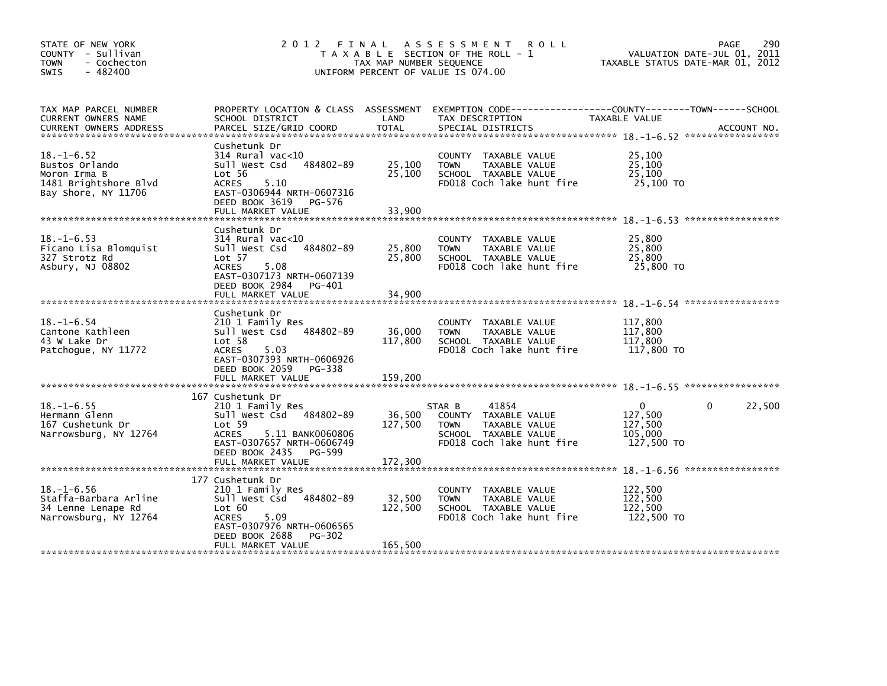STATE OF NEW YORK
COUNTY - Sullivan
TOWN - Cochecton
SWIS - 482400

# 2012 FINAL ASSESSMENT ROLL

TAXABLE SECTION OF THE ROLL - 1
TAX MAP NUMBER SEQUENCE
UNIFORM PERCENT OF VALUE IS 074.00

VALUATION DATE-JUL 01, 2011
TAXABLE STATUS DATE-MAR 01, 2012

| TAX MAP PARCEL NUMBER / CURRENT OWNERS NAME / CURRENT OWNERS ADDRESS | PROPERTY LOCATION & CLASS / SCHOOL DISTRICT / PARCEL SIZE/GRID COORD | ASSESSMENT LAND | TOTAL | EXEMPTION CODE / TAX DESCRIPTION / SPECIAL DISTRICTS | COUNTY TAXABLE VALUE | TOWN | SCHOOL |
|---|---|---|---|---|---|---|---|
| **18.-1-6.52** | Cushetunk Dr | | | | | | |
| Bustos Orlando | 314 Rural vac<10 | | | COUNTY TAXABLE VALUE | 25,100 | | |
| Moron Irma B | Sull West Csd 484802-89 | 25,100 | | TOWN TAXABLE VALUE | 25,100 | | |
| 1481 Brightshore Blvd | Lot 56 | | 25,100 | SCHOOL TAXABLE VALUE | 25,100 | | |
| Bay Shore, NY 11706 | ACRES 5.10 | | | FD018 Coch lake hunt fire | 25,100 TO | | |
| | EAST-0306944 NRTH-0607316 | | | | | | |
| | DEED BOOK 3619 PG-576 | | | | | | |
| | FULL MARKET VALUE | | 33,900 | | | | |
| **18.-1-6.53** | Cushetunk Dr | | | | | | |
| Ficano Lisa Blomquist | 314 Rural vac<10 | | | COUNTY TAXABLE VALUE | 25,800 | | |
| 327 Strotz Rd | Sull West Csd 484802-89 | 25,800 | | TOWN TAXABLE VALUE | 25,800 | | |
| Asbury, NJ 08802 | Lot 57 | | 25,800 | SCHOOL TAXABLE VALUE | 25,800 | | |
| | ACRES 5.08 | | | FD018 Coch lake hunt fire | 25,800 TO | | |
| | EAST-0307173 NRTH-0607139 | | | | | | |
| | DEED BOOK 2984 PG-401 | | | | | | |
| | FULL MARKET VALUE | | 34,900 | | | | |
| **18.-1-6.54** | Cushetunk Dr | | | | | | |
| Cantone Kathleen | 210 1 Family Res | | | COUNTY TAXABLE VALUE | 117,800 | | |
| 43 W Lake Dr | Sull West Csd 484802-89 | 36,000 | | TOWN TAXABLE VALUE | 117,800 | | |
| Patchogue, NY 11772 | Lot 58 | | 117,800 | SCHOOL TAXABLE VALUE | 117,800 | | |
| | ACRES 5.03 | | | FD018 Coch lake hunt fire | 117,800 TO | | |
| | EAST-0307393 NRTH-0606926 | | | | | | |
| | DEED BOOK 2059 PG-338 | | | | | | |
| | FULL MARKET VALUE | | 159,200 | | | | |
| **18.-1-6.55** | 167 Cushetunk Dr | | | | | | |
| Hermann Glenn | 210 1 Family Res | | | STAR B 41854 | 0 | 0 | 22,500 |
| 167 Cushetunk Dr | Sull West Csd 484802-89 | 36,500 | | COUNTY TAXABLE VALUE | 127,500 | | |
| Narrowsburg, NY 12764 | Lot 59 | | 127,500 | TOWN TAXABLE VALUE | 127,500 | | |
| | ACRES 5.11 BANK0060806 | | | SCHOOL TAXABLE VALUE | 105,000 | | |
| | EAST-0307657 NRTH-0606749 | | | FD018 Coch lake hunt fire | 127,500 TO | | |
| | DEED BOOK 2435 PG-599 | | | | | | |
| | FULL MARKET VALUE | | 172,300 | | | | |
| **18.-1-6.56** | 177 Cushetunk Dr | | | | | | |
| Staffa-Barbara Arline | 210 1 Family Res | | | COUNTY TAXABLE VALUE | 122,500 | | |
| 34 Lenne Lenape Rd | Sull West Csd 484802-89 | 32,500 | | TOWN TAXABLE VALUE | 122,500 | | |
| Narrowsburg, NY 12764 | Lot 60 | | 122,500 | SCHOOL TAXABLE VALUE | 122,500 | | |
| | ACRES 5.09 | | | FD018 Coch lake hunt fire | 122,500 TO | | |
| | EAST-0307976 NRTH-0606565 | | | | | | |
| | DEED BOOK 2688 PG-302 | | | | | | |
| | FULL MARKET VALUE | | 165,500 | | | | |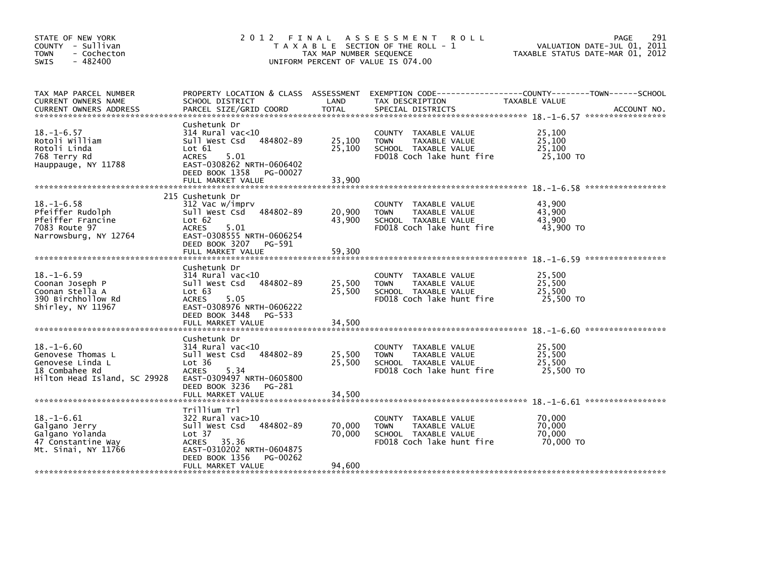STATE OF NEW YORK
COUNTY - Sullivan
TOWN - Cochecton
SWIS - 482400

# 2012 FINAL ASSESSMENT ROLL

TAXABLE SECTION OF THE ROLL - 1
TAX MAP NUMBER SEQUENCE
UNIFORM PERCENT OF VALUE IS 074.00

VALUATION DATE-JUL 01, 2011
TAXABLE STATUS DATE-MAR 01, 2012

| TAX MAP PARCEL NUMBER / CURRENT OWNERS NAME / CURRENT OWNERS ADDRESS | PROPERTY LOCATION & CLASS / SCHOOL DISTRICT / PARCEL SIZE/GRID COORD | ASSESSMENT LAND | TOTAL | EXEMPTION CODE / TAX DESCRIPTION / SPECIAL DISTRICTS | TAXABLE VALUE (COUNTY / TOWN / SCHOOL) | ACCOUNT NO. |
|---|---|---|---|---|---|---|
| **18.-1-6.57** | Cushetunk Dr | | | | | |
| Rotoli William | 314 Rural vac<10 | | | COUNTY TAXABLE VALUE | 25,100 | |
| Rotoli Linda | Sull West Csd 484802-89 | 25,100 | | TOWN TAXABLE VALUE | 25,100 | |
| 768 Terry Rd | Lot 61 | | 25,100 | SCHOOL TAXABLE VALUE | 25,100 | |
| Hauppauge, NY 11788 | ACRES 5.01 | | | FD018 Coch lake hunt fire | 25,100 TO | |
| | EAST-0308262 NRTH-0606402 | | | | | |
| | DEED BOOK 1358 PG-00027 | | | | | |
| | FULL MARKET VALUE | | 33,900 | | | |
| **18.-1-6.58** | 215 Cushetunk Dr | | | | | |
| Pfeiffer Rudolph | 312 Vac w/imprv | | | COUNTY TAXABLE VALUE | 43,900 | |
| Pfeiffer Francine | Sull West Csd 484802-89 | 20,900 | | TOWN TAXABLE VALUE | 43,900 | |
| 7083 Route 97 | Lot 62 | | 43,900 | SCHOOL TAXABLE VALUE | 43,900 | |
| Narrowsburg, NY 12764 | ACRES 5.01 | | | FD018 Coch lake hunt fire | 43,900 TO | |
| | EAST-0308555 NRTH-0606254 | | | | | |
| | DEED BOOK 3207 PG-591 | | | | | |
| | FULL MARKET VALUE | | 59,300 | | | |
| **18.-1-6.59** | Cushetunk Dr | | | | | |
| Coonan Joseph P | 314 Rural vac<10 | | | COUNTY TAXABLE VALUE | 25,500 | |
| Coonan Stella A | Sull West Csd 484802-89 | 25,500 | | TOWN TAXABLE VALUE | 25,500 | |
| 390 Birchhollow Rd | Lot 63 | | 25,500 | SCHOOL TAXABLE VALUE | 25,500 | |
| Shirley, NY 11967 | ACRES 5.05 | | | FD018 Coch lake hunt fire | 25,500 TO | |
| | EAST-0308976 NRTH-0606222 | | | | | |
| | DEED BOOK 3448 PG-533 | | | | | |
| | FULL MARKET VALUE | | 34,500 | | | |
| **18.-1-6.60** | Cushetunk Dr | | | | | |
| Genovese Thomas L | 314 Rural vac<10 | | | COUNTY TAXABLE VALUE | 25,500 | |
| Genovese Linda L | Sull West Csd 484802-89 | 25,500 | | TOWN TAXABLE VALUE | 25,500 | |
| 18 Combahee Rd | Lot 36 | | 25,500 | SCHOOL TAXABLE VALUE | 25,500 | |
| Hilton Head Island, SC 29928 | ACRES 5.34 | | | FD018 Coch lake hunt fire | 25,500 TO | |
| | EAST-0309497 NRTH-0605800 | | | | | |
| | DEED BOOK 3236 PG-281 | | | | | |
| | FULL MARKET VALUE | | 34,500 | | | |
| **18.-1-6.61** | Trillium Trl | | | | | |
| Galgano Jerry | 322 Rural vac>10 | | | COUNTY TAXABLE VALUE | 70,000 | |
| Galgano Yolanda | Sull West Csd 484802-89 | 70,000 | | TOWN TAXABLE VALUE | 70,000 | |
| 47 Constantine Way | Lot 37 | | 70,000 | SCHOOL TAXABLE VALUE | 70,000 | |
| Mt. Sinai, NY 11766 | ACRES 35.36 | | | FD018 Coch lake hunt fire | 70,000 TO | |
| | EAST-0310202 NRTH-0604875 | | | | | |
| | DEED BOOK 1356 PG-00262 | | | | | |
| | FULL MARKET VALUE | | 94,600 | | | |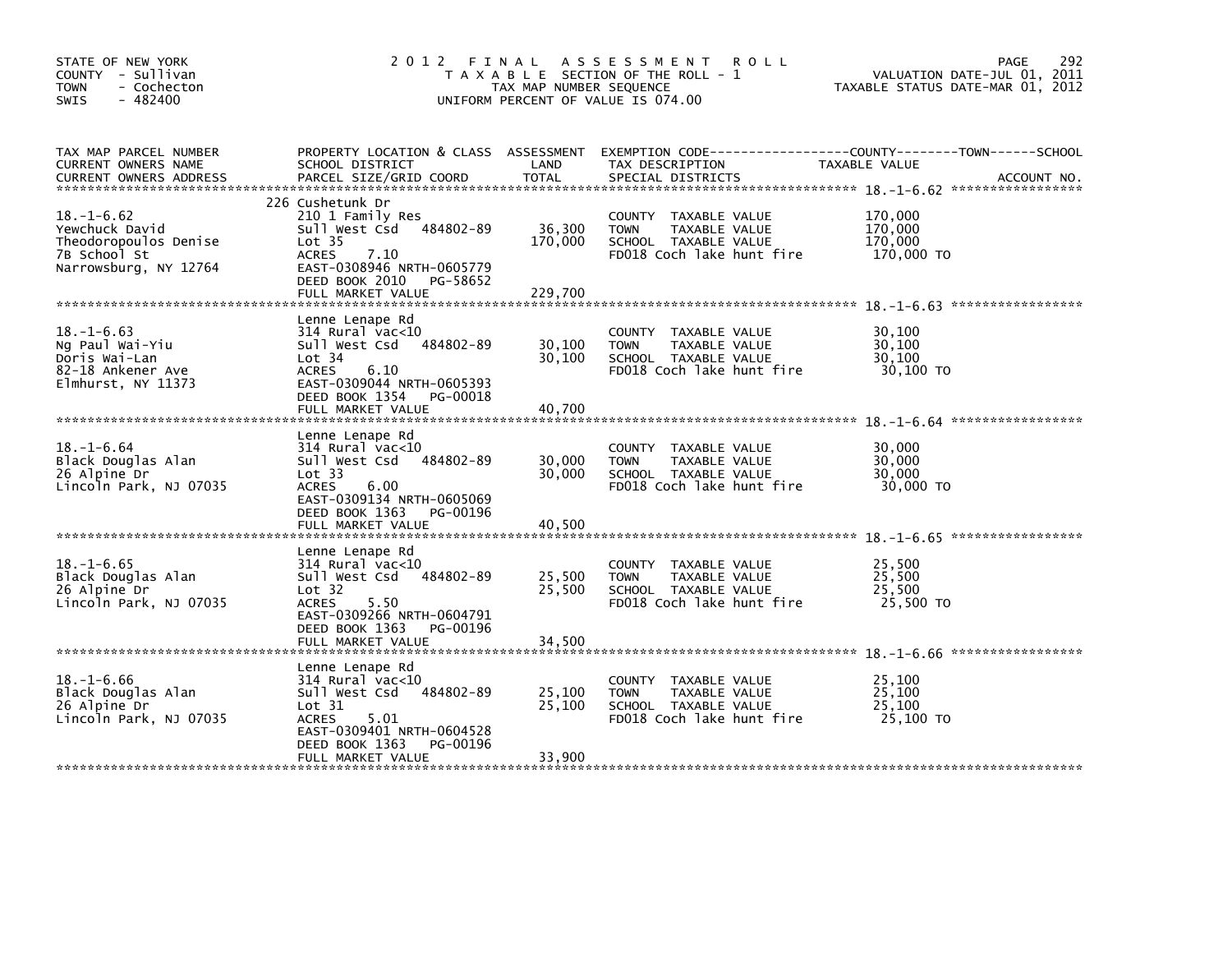STATE OF NEW YORK
COUNTY - Sullivan
TOWN - Cochecton
SWIS - 482400

# 2012 FINAL ASSESSMENT ROLL

TAXABLE SECTION OF THE ROLL - 1
TAX MAP NUMBER SEQUENCE
UNIFORM PERCENT OF VALUE IS 074.00

VALUATION DATE-JUL 01, 2011
TAXABLE STATUS DATE-MAR 01, 2012

| TAX MAP PARCEL NUMBER / CURRENT OWNERS NAME / CURRENT OWNERS ADDRESS | PROPERTY LOCATION & CLASS / SCHOOL DISTRICT / PARCEL SIZE/GRID COORD | ASSESSMENT LAND | TOTAL | EXEMPTION CODE / TAX DESCRIPTION / SPECIAL DISTRICTS | TAXABLE VALUE (COUNTY--TOWN--SCHOOL) | ACCOUNT NO. |
|---|---|---|---|---|---|---|
| **18.-1-6.62** | 226 Cushetunk Dr | | | | | |
| 18.-1-6.62 | 210 1 Family Res | | | COUNTY TAXABLE VALUE | 170,000 | |
| Yewchuck David | Sull West Csd 484802-89 | 36,300 | | TOWN TAXABLE VALUE | 170,000 | |
| Theodoropoulos Denise | Lot 35 | | 170,000 | SCHOOL TAXABLE VALUE | 170,000 | |
| 7B School St | ACRES 7.10 | | | FD018 Coch lake hunt fire | 170,000 TO | |
| Narrowsburg, NY 12764 | EAST-0308946 NRTH-0605779 | | | | | |
| | DEED BOOK 2010 PG-58652 | | | | | |
| | FULL MARKET VALUE | | 229,700 | | | |
| **18.-1-6.63** | Lenne Lenape Rd | | | | | |
| 18.-1-6.63 | 314 Rural vac<10 | | | COUNTY TAXABLE VALUE | 30,100 | |
| Ng Paul Wai-Yiu | Sull West Csd 484802-89 | 30,100 | | TOWN TAXABLE VALUE | 30,100 | |
| Doris Wai-Lan | Lot 34 | | 30,100 | SCHOOL TAXABLE VALUE | 30,100 | |
| 82-18 Ankener Ave | ACRES 6.10 | | | FD018 Coch lake hunt fire | 30,100 TO | |
| Elmhurst, NY 11373 | EAST-0309044 NRTH-0605393 | | | | | |
| | DEED BOOK 1354 PG-00018 | | | | | |
| | FULL MARKET VALUE | | 40,700 | | | |
| **18.-1-6.64** | Lenne Lenape Rd | | | | | |
| 18.-1-6.64 | 314 Rural vac<10 | | | COUNTY TAXABLE VALUE | 30,000 | |
| Black Douglas Alan | Sull West Csd 484802-89 | 30,000 | | TOWN TAXABLE VALUE | 30,000 | |
| 26 Alpine Dr | Lot 33 | | 30,000 | SCHOOL TAXABLE VALUE | 30,000 | |
| Lincoln Park, NJ 07035 | ACRES 6.00 | | | FD018 Coch lake hunt fire | 30,000 TO | |
| | EAST-0309134 NRTH-0605069 | | | | | |
| | DEED BOOK 1363 PG-00196 | | | | | |
| | FULL MARKET VALUE | | 40,500 | | | |
| **18.-1-6.65** | Lenne Lenape Rd | | | | | |
| 18.-1-6.65 | 314 Rural vac<10 | | | COUNTY TAXABLE VALUE | 25,500 | |
| Black Douglas Alan | Sull West Csd 484802-89 | 25,500 | | TOWN TAXABLE VALUE | 25,500 | |
| 26 Alpine Dr | Lot 32 | | 25,500 | SCHOOL TAXABLE VALUE | 25,500 | |
| Lincoln Park, NJ 07035 | ACRES 5.50 | | | FD018 Coch lake hunt fire | 25,500 TO | |
| | EAST-0309266 NRTH-0604791 | | | | | |
| | DEED BOOK 1363 PG-00196 | | | | | |
| | FULL MARKET VALUE | | 34,500 | | | |
| **18.-1-6.66** | Lenne Lenape Rd | | | | | |
| 18.-1-6.66 | 314 Rural vac<10 | | | COUNTY TAXABLE VALUE | 25,100 | |
| Black Douglas Alan | Sull West Csd 484802-89 | 25,100 | | TOWN TAXABLE VALUE | 25,100 | |
| 26 Alpine Dr | Lot 31 | | 25,100 | SCHOOL TAXABLE VALUE | 25,100 | |
| Lincoln Park, NJ 07035 | ACRES 5.01 | | | FD018 Coch lake hunt fire | 25,100 TO | |
| | EAST-0309401 NRTH-0604528 | | | | | |
| | DEED BOOK 1363 PG-00196 | | | | | |
| | FULL MARKET VALUE | | 33,900 | | | |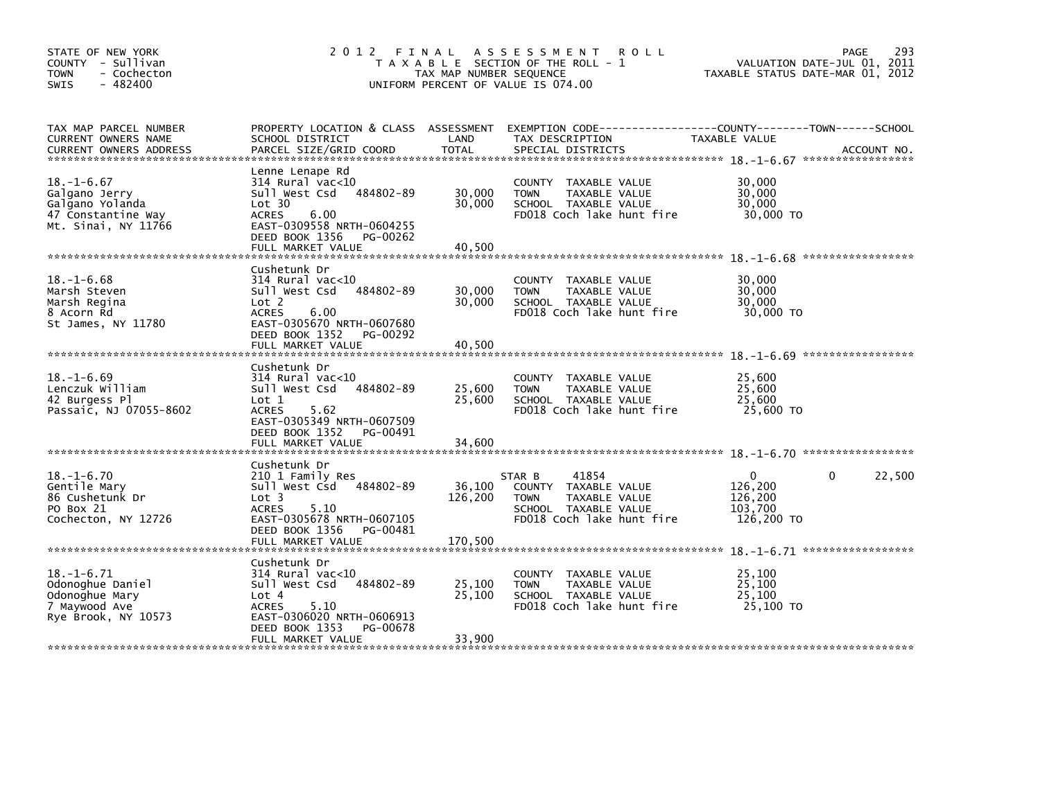STATE OF NEW YORK
COUNTY - Sullivan
TOWN - Cochecton
SWIS - 482400

# 2012 FINAL ASSESSMENT ROLL

TAXABLE SECTION OF THE ROLL - 1
TAX MAP NUMBER SEQUENCE
UNIFORM PERCENT OF VALUE IS 074.00

VALUATION DATE-JUL 01, 2011
TAXABLE STATUS DATE-MAR 01, 2012

| TAX MAP PARCEL NUMBER / CURRENT OWNERS NAME / CURRENT OWNERS ADDRESS | PROPERTY LOCATION & CLASS / SCHOOL DISTRICT / PARCEL SIZE/GRID COORD | ASSESSMENT LAND | TOTAL | EXEMPTION CODE / TAX DESCRIPTION / SPECIAL DISTRICTS | COUNTY TAXABLE VALUE | TOWN | SCHOOL |
|---|---|---|---|---|---|---|---|
| **18.-1-6.67** | Lenne Lenape Rd | | | | | | |
| 18.-1-6.67 | 314 Rural vac<10 | | | COUNTY TAXABLE VALUE | 30,000 | | |
| Galgano Jerry | Sull West Csd 484802-89 | 30,000 | | TOWN TAXABLE VALUE | 30,000 | | |
| Galgano Yolanda | Lot 30 | | 30,000 | SCHOOL TAXABLE VALUE | 30,000 | | |
| 47 Constantine Way | ACRES 6.00 | | | FD018 Coch lake hunt fire | 30,000 TO | | |
| Mt. Sinai, NY 11766 | EAST-0309558 NRTH-0604255 | | | | | | |
| | DEED BOOK 1356 PG-00262 | | | | | | |
| | FULL MARKET VALUE | | 40,500 | | | | |
| **18.-1-6.68** | Cushetunk Dr | | | | | | |
| 18.-1-6.68 | 314 Rural vac<10 | | | COUNTY TAXABLE VALUE | 30,000 | | |
| Marsh Steven | Sull West Csd 484802-89 | 30,000 | | TOWN TAXABLE VALUE | 30,000 | | |
| Marsh Regina | Lot 2 | | 30,000 | SCHOOL TAXABLE VALUE | 30,000 | | |
| 8 Acorn Rd | ACRES 6.00 | | | FD018 Coch lake hunt fire | 30,000 TO | | |
| St James, NY 11780 | EAST-0305670 NRTH-0607680 | | | | | | |
| | DEED BOOK 1352 PG-00292 | | | | | | |
| | FULL MARKET VALUE | | 40,500 | | | | |
| **18.-1-6.69** | Cushetunk Dr | | | | | | |
| 18.-1-6.69 | 314 Rural vac<10 | | | COUNTY TAXABLE VALUE | 25,600 | | |
| Lenczuk William | Sull West Csd 484802-89 | 25,600 | | TOWN TAXABLE VALUE | 25,600 | | |
| 42 Burgess Pl | Lot 1 | | 25,600 | SCHOOL TAXABLE VALUE | 25,600 | | |
| Passaic, NJ 07055-8602 | ACRES 5.62 | | | FD018 Coch lake hunt fire | 25,600 TO | | |
| | EAST-0305349 NRTH-0607509 | | | | | | |
| | DEED BOOK 1352 PG-00491 | | | | | | |
| | FULL MARKET VALUE | | 34,600 | | | | |
| **18.-1-6.70** | Cushetunk Dr | | | | | | |
| 18.-1-6.70 | 210 1 Family Res | | | STAR B 41854 | 0 | 0 | 22,500 |
| Gentile Mary | Sull West Csd 484802-89 | 36,100 | | COUNTY TAXABLE VALUE | 126,200 | | |
| 86 Cushetunk Dr | Lot 3 | | 126,200 | TOWN TAXABLE VALUE | 126,200 | | |
| PO Box 21 | ACRES 5.10 | | | SCHOOL TAXABLE VALUE | 103,700 | | |
| Cochecton, NY 12726 | EAST-0305678 NRTH-0607105 | | | FD018 Coch lake hunt fire | 126,200 TO | | |
| | DEED BOOK 1356 PG-00481 | | | | | | |
| | FULL MARKET VALUE | | 170,500 | | | | |
| **18.-1-6.71** | Cushetunk Dr | | | | | | |
| 18.-1-6.71 | 314 Rural vac<10 | | | COUNTY TAXABLE VALUE | 25,100 | | |
| Odonoghue Daniel | Sull West Csd 484802-89 | 25,100 | | TOWN TAXABLE VALUE | 25,100 | | |
| Odonoghue Mary | Lot 4 | | 25,100 | SCHOOL TAXABLE VALUE | 25,100 | | |
| 7 Maywood Ave | ACRES 5.10 | | | FD018 Coch lake hunt fire | 25,100 TO | | |
| Rye Brook, NY 10573 | EAST-0306020 NRTH-0606913 | | | | | | |
| | DEED BOOK 1353 PG-00678 | | | | | | |
| | FULL MARKET VALUE | | 33,900 | | | | |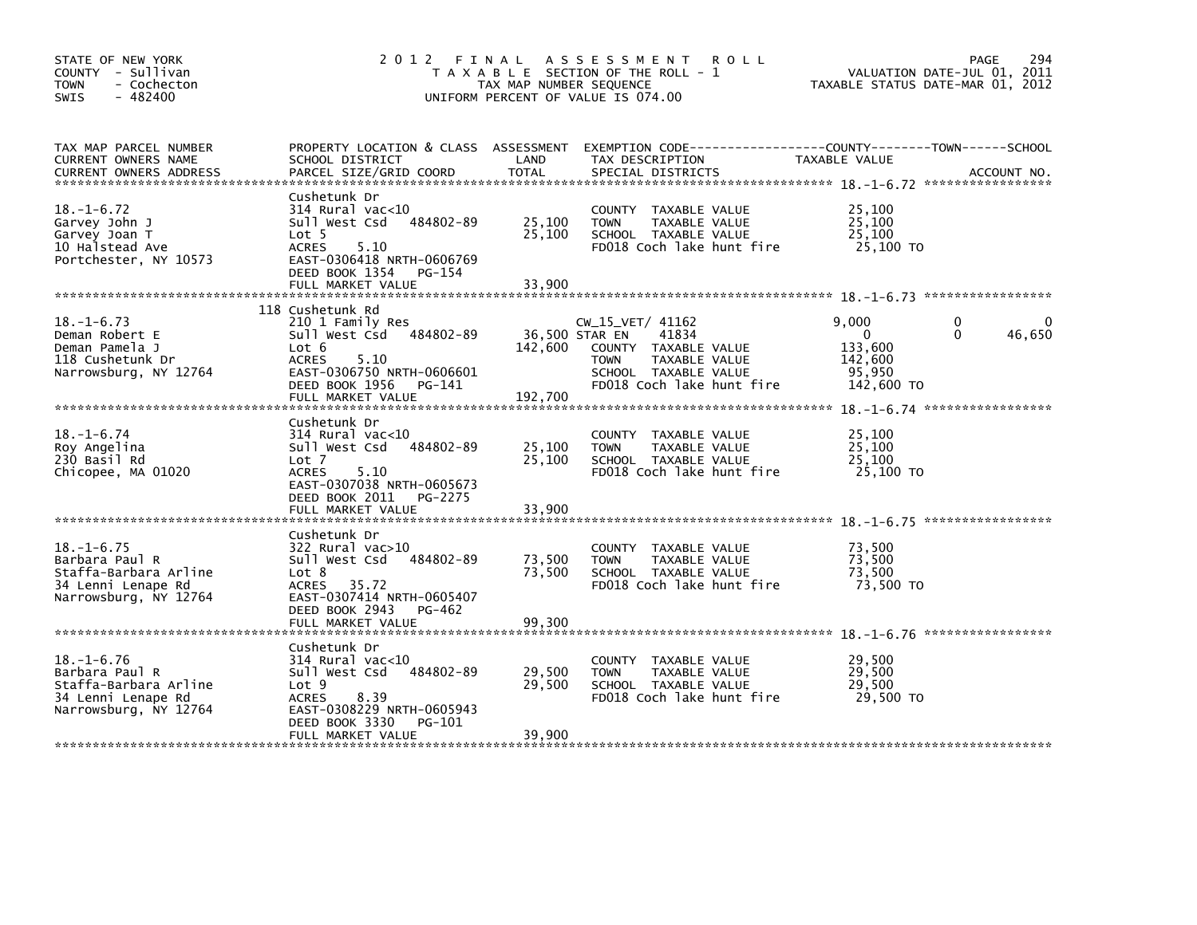STATE OF NEW YORK
COUNTY - Sullivan
TOWN - Cochecton
SWIS - 482400

# 2012 FINAL ASSESSMENT ROLL

TAXABLE SECTION OF THE ROLL - 1
TAX MAP NUMBER SEQUENCE
UNIFORM PERCENT OF VALUE IS 074.00

VALUATION DATE-JUL 01, 2011
TAXABLE STATUS DATE-MAR 01, 2012

| TAX MAP PARCEL NUMBER / CURRENT OWNERS NAME / CURRENT OWNERS ADDRESS | PROPERTY LOCATION & CLASS / SCHOOL DISTRICT / PARCEL SIZE/GRID COORD | ASSESSMENT LAND | TOTAL | EXEMPTION CODE / TAX DESCRIPTION / SPECIAL DISTRICTS | COUNTY TAXABLE VALUE | TOWN | SCHOOL |
|---|---|---|---|---|---|---|---|
| **18.-1-6.72** | Cushetunk Dr | | | | | | |
| Garvey John J | 314 Rural vac<10 | | | COUNTY TAXABLE VALUE | 25,100 | | |
| Garvey Joan T | Sull West Csd 484802-89 | 25,100 | | TOWN TAXABLE VALUE | 25,100 | | |
| 10 Halstead Ave | Lot 5 | | 25,100 | SCHOOL TAXABLE VALUE | 25,100 | | |
| Portchester, NY 10573 | ACRES 5.10 | | | FD018 Coch lake hunt fire | 25,100 TO | | |
| | EAST-0306418 NRTH-0606769 | | | | | | |
| | DEED BOOK 1354 PG-154 | | | | | | |
| | FULL MARKET VALUE | | 33,900 | | | | |
| **18.-1-6.73** | 118 Cushetunk Rd | | | | | | |
| Deman Robert E | 210 1 Family Res | | | CW_15_VET/ 41162 | 9,000 | 0 | 0 |
| Deman Pamela J | Sull West Csd 484802-89 | 36,500 | | STAR EN 41834 | 0 | 0 | 46,650 |
| 118 Cushetunk Dr | Lot 6 | | 142,600 | COUNTY TAXABLE VALUE | 133,600 | | |
| Narrowsburg, NY 12764 | ACRES 5.10 | | | TOWN TAXABLE VALUE | 142,600 | | |
| | EAST-0306750 NRTH-0606601 | | | SCHOOL TAXABLE VALUE | 95,950 | | |
| | DEED BOOK 1956 PG-141 | | | FD018 Coch lake hunt fire | 142,600 TO | | |
| | FULL MARKET VALUE | | 192,700 | | | | |
| **18.-1-6.74** | Cushetunk Dr | | | | | | |
| Roy Angelina | 314 Rural vac<10 | | | COUNTY TAXABLE VALUE | 25,100 | | |
| 230 Basil Rd | Sull West Csd 484802-89 | 25,100 | | TOWN TAXABLE VALUE | 25,100 | | |
| Chicopee, MA 01020 | Lot 7 | | 25,100 | SCHOOL TAXABLE VALUE | 25,100 | | |
| | ACRES 5.10 | | | FD018 Coch lake hunt fire | 25,100 TO | | |
| | EAST-0307038 NRTH-0605673 | | | | | | |
| | DEED BOOK 2011 PG-2275 | | | | | | |
| | FULL MARKET VALUE | | 33,900 | | | | |
| **18.-1-6.75** | Cushetunk Dr | | | | | | |
| Barbara Paul R | 322 Rural vac>10 | | | COUNTY TAXABLE VALUE | 73,500 | | |
| Staffa-Barbara Arline | Sull West Csd 484802-89 | 73,500 | | TOWN TAXABLE VALUE | 73,500 | | |
| 34 Lenni Lenape Rd | Lot 8 | | 73,500 | SCHOOL TAXABLE VALUE | 73,500 | | |
| Narrowsburg, NY 12764 | ACRES 35.72 | | | FD018 Coch lake hunt fire | 73,500 TO | | |
| | EAST-0307414 NRTH-0605407 | | | | | | |
| | DEED BOOK 2943 PG-462 | | | | | | |
| | FULL MARKET VALUE | | 99,300 | | | | |
| **18.-1-6.76** | Cushetunk Dr | | | | | | |
| Barbara Paul R | 314 Rural vac<10 | | | COUNTY TAXABLE VALUE | 29,500 | | |
| Staffa-Barbara Arline | Sull West Csd 484802-89 | 29,500 | | TOWN TAXABLE VALUE | 29,500 | | |
| 34 Lenni Lenape Rd | Lot 9 | | 29,500 | SCHOOL TAXABLE VALUE | 29,500 | | |
| Narrowsburg, NY 12764 | ACRES 8.39 | | | FD018 Coch lake hunt fire | 29,500 TO | | |
| | EAST-0308229 NRTH-0605943 | | | | | | |
| | DEED BOOK 3330 PG-101 | | | | | | |
| | FULL MARKET VALUE | | 39,900 | | | | |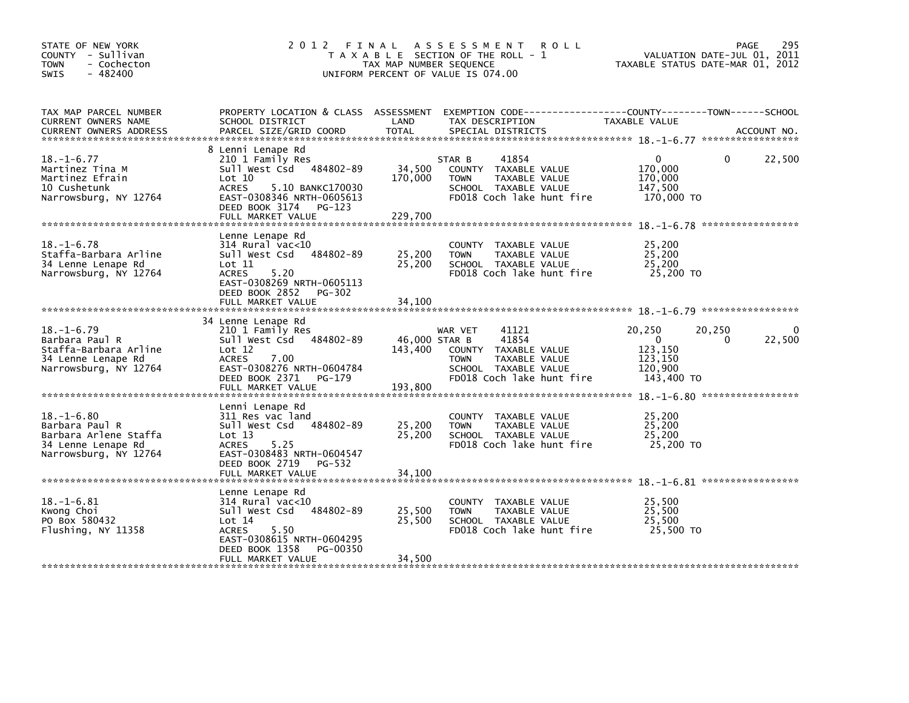STATE OF NEW YORK
COUNTY - Sullivan
TOWN - Cochecton
SWIS - 482400

2012 FINAL ASSESSMENT ROLL
TAXABLE SECTION OF THE ROLL - 1
TAX MAP NUMBER SEQUENCE
UNIFORM PERCENT OF VALUE IS 074.00

VALUATION DATE-JUL 01, 2011
TAXABLE STATUS DATE-MAR 01, 2012

| TAX MAP PARCEL NUMBER / CURRENT OWNERS NAME / CURRENT OWNERS ADDRESS | PROPERTY LOCATION & CLASS / SCHOOL DISTRICT / PARCEL SIZE/GRID COORD | ASSESSMENT LAND / TOTAL | EXEMPTION CODE / TAX DESCRIPTION / SPECIAL DISTRICTS | COUNTY TAXABLE VALUE | TOWN | SCHOOL |
|---|---|---|---|---|---|---|
| **18.-1-6.77** | 8 Lenni Lenape Rd | | | | | |
| 18.-1-6.77 | 210 1 Family Res | | STAR B 41854 | 0 | 0 | 22,500 |
| Martinez Tina M | Sull West Csd 484802-89 | 34,500 | COUNTY TAXABLE VALUE | 170,000 | | |
| Martinez Efrain | Lot 10 | 170,000 | TOWN TAXABLE VALUE | 170,000 | | |
| 10 Cushetunk | ACRES 5.10 BANKC170030 | | SCHOOL TAXABLE VALUE | 147,500 | | |
| Narrowsburg, NY 12764 | EAST-0308346 NRTH-0605613 | | FD018 Coch lake hunt fire | 170,000 TO | | |
| | DEED BOOK 3174 PG-123 | | | | | |
| | FULL MARKET VALUE | 229,700 | | | | |
| **18.-1-6.78** | Lenne Lenape Rd | | | | | |
| 18.-1-6.78 | 314 Rural vac<10 | | COUNTY TAXABLE VALUE | 25,200 | | |
| Staffa-Barbara Arline | Sull West Csd 484802-89 | 25,200 | TOWN TAXABLE VALUE | 25,200 | | |
| 34 Lenne Lenape Rd | Lot 11 | 25,200 | SCHOOL TAXABLE VALUE | 25,200 | | |
| Narrowsburg, NY 12764 | ACRES 5.20 | | FD018 Coch lake hunt fire | 25,200 TO | | |
| | EAST-0308269 NRTH-0605113 | | | | | |
| | DEED BOOK 2852 PG-302 | | | | | |
| | FULL MARKET VALUE | 34,100 | | | | |
| **18.-1-6.79** | 34 Lenne Lenape Rd | | | | | |
| 18.-1-6.79 | 210 1 Family Res | | WAR VET 41121 | 20,250 | 20,250 | 0 |
| Barbara Paul R | Sull West Csd 484802-89 | 46,000 | STAR B 41854 | 0 | 0 | 22,500 |
| Staffa-Barbara Arline | Lot 12 | 143,400 | COUNTY TAXABLE VALUE | 123,150 | | |
| 34 Lenne Lenape Rd | ACRES 7.00 | | TOWN TAXABLE VALUE | 123,150 | | |
| Narrowsburg, NY 12764 | EAST-0308276 NRTH-0604784 | | SCHOOL TAXABLE VALUE | 120,900 | | |
| | DEED BOOK 2371 PG-179 | | FD018 Coch lake hunt fire | 143,400 TO | | |
| | FULL MARKET VALUE | 193,800 | | | | |
| **18.-1-6.80** | Lenni Lenape Rd | | | | | |
| 18.-1-6.80 | 311 Res vac land | | COUNTY TAXABLE VALUE | 25,200 | | |
| Barbara Paul R | Sull West Csd 484802-89 | 25,200 | TOWN TAXABLE VALUE | 25,200 | | |
| Barbara Arlene Staffa | Lot 13 | 25,200 | SCHOOL TAXABLE VALUE | 25,200 | | |
| 34 Lenne Lenape Rd | ACRES 5.25 | | FD018 Coch lake hunt fire | 25,200 TO | | |
| Narrowsburg, NY 12764 | EAST-0308483 NRTH-0604547 | | | | | |
| | DEED BOOK 2719 PG-532 | | | | | |
| | FULL MARKET VALUE | 34,100 | | | | |
| **18.-1-6.81** | Lenne Lenape Rd | | | | | |
| 18.-1-6.81 | 314 Rural vac<10 | | COUNTY TAXABLE VALUE | 25,500 | | |
| Kwong Choi | Sull West Csd 484802-89 | 25,500 | TOWN TAXABLE VALUE | 25,500 | | |
| PO Box 580432 | Lot 14 | 25,500 | SCHOOL TAXABLE VALUE | 25,500 | | |
| Flushing, NY 11358 | ACRES 5.50 | | FD018 Coch lake hunt fire | 25,500 TO | | |
| | EAST-0308615 NRTH-0604295 | | | | | |
| | DEED BOOK 1358 PG-00350 | | | | | |
| | FULL MARKET VALUE | 34,500 | | | | |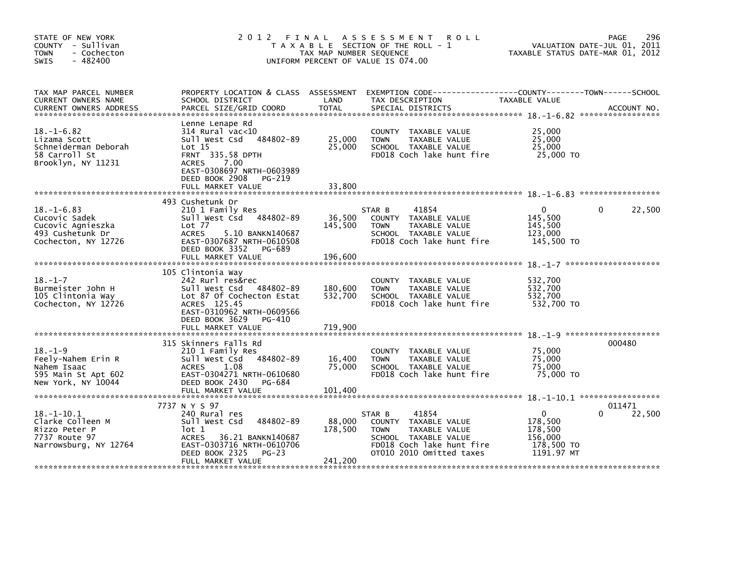STATE OF NEW YORK
COUNTY - Sullivan
TOWN - Cochecton
SWIS - 482400

# 2012 FINAL ASSESSMENT ROLL

TAXABLE SECTION OF THE ROLL - 1
TAX MAP NUMBER SEQUENCE
UNIFORM PERCENT OF VALUE IS 074.00

VALUATION DATE-JUL 01, 2011
TAXABLE STATUS DATE-MAR 01, 2012

| TAX MAP PARCEL NUMBER / CURRENT OWNERS NAME / CURRENT OWNERS ADDRESS | PROPERTY LOCATION & CLASS / SCHOOL DISTRICT / PARCEL SIZE/GRID COORD | ASSESSMENT LAND | TOTAL | EXEMPTION CODE / TAX DESCRIPTION / SPECIAL DISTRICTS | COUNTY TAXABLE VALUE | TOWN | SCHOOL | ACCOUNT NO. |
|---|---|---|---|---|---|---|---|---|
| 18.-1-6.82 | Lenne Lenape Rd | | | | | | | |
| Lizama Scott | 314 Rural vac<10 | | | COUNTY TAXABLE VALUE | 25,000 | | | |
| Schneiderman Deborah | Sull West Csd 484802-89 | 25,000 | | TOWN TAXABLE VALUE | 25,000 | | | |
| 58 Carroll St | Lot 15 | | 25,000 | SCHOOL TAXABLE VALUE | 25,000 | | | |
| Brooklyn, NY 11231 | FRNT 335.58 DPTH | | | FD018 Coch lake hunt fire | 25,000 TO | | | |
| | ACRES 7.00 | | | | | | | |
| | EAST-0308697 NRTH-0603989 | | | | | | | |
| | DEED BOOK 2908 PG-219 | | | | | | | |
| | FULL MARKET VALUE | | 33,800 | | | | | |
| 18.-1-6.83 | 493 Cushetunk Dr | | | | | | | |
| Cucovic Sadek | 210 1 Family Res | | | STAR B 41854 | 0 | 0 | 22,500 | |
| Cucovic Agnieszka | Sull West Csd 484802-89 | 36,500 | | COUNTY TAXABLE VALUE | 145,500 | | | |
| 493 Cushetunk Dr | Lot 77 | | 145,500 | TOWN TAXABLE VALUE | 145,500 | | | |
| Cochecton, NY 12726 | ACRES 5.10 BANKN140687 | | | SCHOOL TAXABLE VALUE | 123,000 | | | |
| | EAST-0307687 NRTH-0610508 | | | FD018 Coch lake hunt fire | 145,500 TO | | | |
| | DEED BOOK 3352 PG-689 | | | | | | | |
| | FULL MARKET VALUE | | 196,600 | | | | | |
| 18.-1-7 | 105 Clintonia Way | | | | | | | |
| Burmeister John H | 242 Rurl res&rec | | | COUNTY TAXABLE VALUE | 532,700 | | | |
| 105 Clintonia Way | Sull West Csd 484802-89 | 180,600 | | TOWN TAXABLE VALUE | 532,700 | | | |
| Cochecton, NY 12726 | Lot 87 Of Cochecton Estat | | 532,700 | SCHOOL TAXABLE VALUE | 532,700 | | | |
| | ACRES 125.45 | | | FD018 Coch lake hunt fire | 532,700 TO | | | |
| | EAST-0310962 NRTH-0609566 | | | | | | | |
| | DEED BOOK 3629 PG-410 | | | | | | | |
| | FULL MARKET VALUE | | 719,900 | | | | | |
| 18.-1-9 | 315 Skinners Falls Rd | | | | | | | 000480 |
| Feely-Nahem Erin R | 210 1 Family Res | | | COUNTY TAXABLE VALUE | 75,000 | | | |
| Nahem Isaac | Sull West Csd 484802-89 | 16,400 | | TOWN TAXABLE VALUE | 75,000 | | | |
| 595 Main St Apt 602 | ACRES 1.08 | | 75,000 | SCHOOL TAXABLE VALUE | 75,000 | | | |
| New York, NY 10044 | EAST-0304271 NRTH-0610680 | | | FD018 Coch lake hunt fire | 75,000 TO | | | |
| | DEED BOOK 2430 PG-684 | | | | | | | |
| | FULL MARKET VALUE | | 101,400 | | | | | |
| 18.-1-10.1 | 7737 N Y S 97 | | | | | | | 011471 |
| Clarke Colleen M | 240 Rural res | | | STAR B 41854 | 0 | 0 | 22,500 | |
| Rizzo Peter P | Sull West Csd 484802-89 | 88,000 | | COUNTY TAXABLE VALUE | 178,500 | | | |
| 7737 Route 97 | lot 1 | | 178,500 | TOWN TAXABLE VALUE | 178,500 | | | |
| Narrowsburg, NY 12764 | ACRES 36.21 BANKN140687 | | | SCHOOL TAXABLE VALUE | 156,000 | | | |
| | EAST-0303716 NRTH-0610706 | | | FD018 Coch lake hunt fire | 178,500 TO | | | |
| | DEED BOOK 2325 PG-23 | | | OT010 2010 Omitted taxes | 1191.97 MT | | | |
| | FULL MARKET VALUE | | 241,200 | | | | | |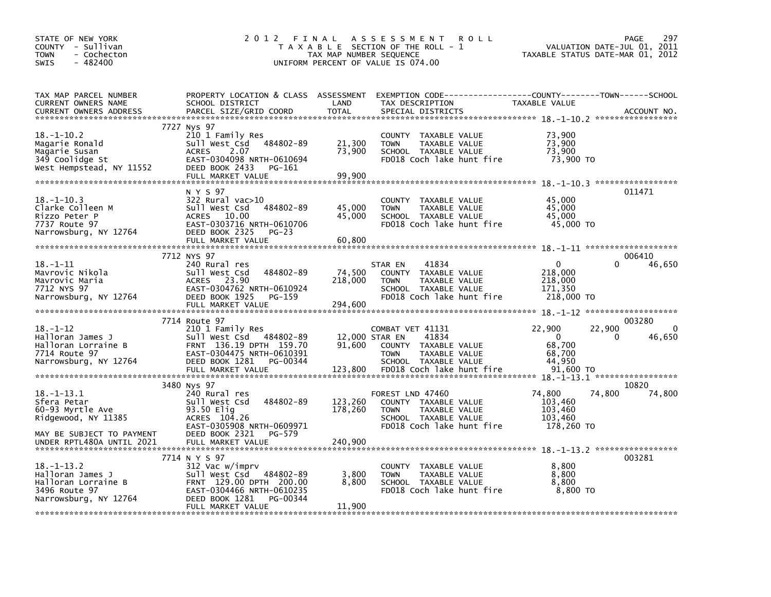STATE OF NEW YORK
COUNTY - Sullivan
TOWN - Cochecton
SWIS - 482400

# 2012 FINAL ASSESSMENT ROLL

TAXABLE SECTION OF THE ROLL - 1
TAX MAP NUMBER SEQUENCE
UNIFORM PERCENT OF VALUE IS 074.00

VALUATION DATE-JUL 01, 2011
TAXABLE STATUS DATE-MAR 01, 2012

| TAX MAP PARCEL NUMBER / CURRENT OWNERS NAME / CURRENT OWNERS ADDRESS | PROPERTY LOCATION & CLASS / SCHOOL DISTRICT / PARCEL SIZE/GRID COORD | ASSESSMENT LAND | TOTAL | EXEMPTION CODE / TAX DESCRIPTION / SPECIAL DISTRICTS | COUNTY TAXABLE VALUE | TOWN | SCHOOL | ACCOUNT NO. |
|---|---|---|---|---|---|---|---|---|
| 18.-1-10.2 | 7727 Nys 97 | | | | | | | |
| 18.-1-10.2 | 210 1 Family Res | | | COUNTY TAXABLE VALUE | 73,900 | | | |
| Magarie Ronald | Sull West Csd 484802-89 | 21,300 | | TOWN TAXABLE VALUE | 73,900 | | | |
| Magarie Susan | ACRES 2.07 | | 73,900 | SCHOOL TAXABLE VALUE | 73,900 | | | |
| 349 Coolidge St | EAST-0304098 NRTH-0610694 | | | FD018 Coch lake hunt fire | 73,900 TO | | | |
| West Hempstead, NY 11552 | DEED BOOK 2433 PG-161 | | | | | | | |
| | FULL MARKET VALUE | | 99,900 | | | | | |
| 18.-1-10.3 | N Y S 97 | | | | | | | 011471 |
| 18.-1-10.3 | 322 Rural vac>10 | | | COUNTY TAXABLE VALUE | 45,000 | | | |
| Clarke Colleen M | Sull West Csd 484802-89 | 45,000 | | TOWN TAXABLE VALUE | 45,000 | | | |
| Rizzo Peter P | ACRES 10.00 | | 45,000 | SCHOOL TAXABLE VALUE | 45,000 | | | |
| 7737 Route 97 | EAST-0303716 NRTH-0610706 | | | FD018 Coch lake hunt fire | 45,000 TO | | | |
| Narrowsburg, NY 12764 | DEED BOOK 2325 PG-23 | | | | | | | |
| | FULL MARKET VALUE | | 60,800 | | | | | |
| 18.-1-11 | 7712 NYS 97 | | | | | | | 006410 |
| 18.-1-11 | 240 Rural res | | | STAR EN 41834 | 0 | 0 | 46,650 | |
| Mavrovic Nikola | Sull West Csd 484802-89 | 74,500 | | COUNTY TAXABLE VALUE | 218,000 | | | |
| Mavrovic Maria | ACRES 23.90 | | 218,000 | TOWN TAXABLE VALUE | 218,000 | | | |
| 7712 NYS 97 | EAST-0304762 NRTH-0610924 | | | SCHOOL TAXABLE VALUE | 171,350 | | | |
| Narrowsburg, NY 12764 | DEED BOOK 1925 PG-159 | | | FD018 Coch lake hunt fire | 218,000 TO | | | |
| | FULL MARKET VALUE | | 294,600 | | | | | |
| 18.-1-12 | 7714 Route 97 | | | | | | | 003280 |
| 18.-1-12 | 210 1 Family Res | | | COMBAT VET 41131 | 22,900 | 22,900 | 0 | |
| Halloran James J | Sull West Csd 484802-89 | 12,000 | | STAR EN 41834 | 0 | 0 | 46,650 | |
| Halloran Lorraine B | FRNT 136.19 DPTH 159.70 | | 91,600 | COUNTY TAXABLE VALUE | 68,700 | | | |
| 7714 Route 97 | EAST-0304475 NRTH-0610391 | | | TOWN TAXABLE VALUE | 68,700 | | | |
| Narrowsburg, NY 12764 | DEED BOOK 1281 PG-00344 | | | SCHOOL TAXABLE VALUE | 44,950 | | | |
| | FULL MARKET VALUE | | 123,800 | FD018 Coch lake hunt fire | 91,600 TO | | | |
| 18.-1-13.1 | 3480 Nys 97 | | | | | | | 10820 |
| 18.-1-13.1 | 240 Rural res | | | FOREST LND 47460 | 74,800 | 74,800 | 74,800 | |
| Sfera Petar | Sull West Csd 484802-89 | 123,260 | | COUNTY TAXABLE VALUE | 103,460 | | | |
| 60-93 Myrtle Ave | 93.50 Elig | | 178,260 | TOWN TAXABLE VALUE | 103,460 | | | |
| Ridgewood, NY 11385 | ACRES 104.26 | | | SCHOOL TAXABLE VALUE | 103,460 | | | |
| | EAST-0305908 NRTH-0609971 | | | FD018 Coch lake hunt fire | 178,260 TO | | | |
| MAY BE SUBJECT TO PAYMENT | DEED BOOK 2321 PG-579 | | | | | | | |
| UNDER RPTL480A UNTIL 2021 | FULL MARKET VALUE | | 240,900 | | | | | |
| 18.-1-13.2 | 7714 N Y S 97 | | | | | | | 003281 |
| 18.-1-13.2 | 312 Vac w/imprv | | | COUNTY TAXABLE VALUE | 8,800 | | | |
| Halloran James J | Sull West Csd 484802-89 | 3,800 | | TOWN TAXABLE VALUE | 8,800 | | | |
| Halloran Lorraine B | FRNT 129.00 DPTH 200.00 | | 8,800 | SCHOOL TAXABLE VALUE | 8,800 | | | |
| 3496 Route 97 | EAST-0304466 NRTH-0610235 | | | FD018 Coch lake hunt fire | 8,800 TO | | | |
| Narrowsburg, NY 12764 | DEED BOOK 1281 PG-00344 | | | | | | | |
| | FULL MARKET VALUE | | 11,900 | | | | | |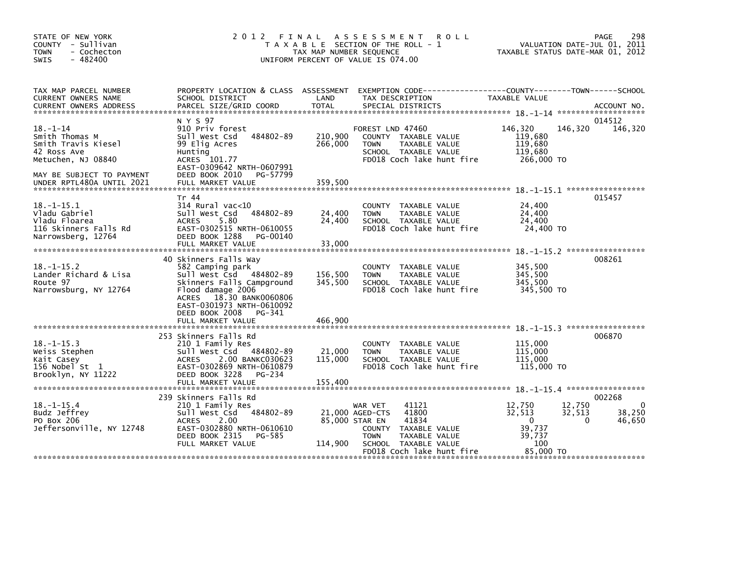STATE OF NEW YORK
COUNTY - Sullivan
TOWN - Cochecton
SWIS - 482400

# 2012 FINAL ASSESSMENT ROLL

TAXABLE SECTION OF THE ROLL - 1
TAX MAP NUMBER SEQUENCE
UNIFORM PERCENT OF VALUE IS 074.00

VALUATION DATE-JUL 01, 2011
TAXABLE STATUS DATE-MAR 01, 2012

| TAX MAP PARCEL NUMBER / CURRENT OWNERS NAME / CURRENT OWNERS ADDRESS | PROPERTY LOCATION & CLASS / SCHOOL DISTRICT / PARCEL SIZE/GRID COORD | ASSESSMENT LAND | TOTAL | EXEMPTION CODE / TAX DESCRIPTION / SPECIAL DISTRICTS | COUNTY TAXABLE VALUE | TOWN | SCHOOL | ACCOUNT NO. |
|---|---|---|---|---|---|---|---|---|
| **18.-1-14** | N Y S 97 | | | | | | | 014512 |
| 18.-1-14 | 910 Priv forest | | | FOREST LND 47460 | 146,320 | 146,320 | 146,320 | |
| Smith Thomas M | Sull West Csd 484802-89 | 210,900 | | COUNTY TAXABLE VALUE | 119,680 | | | |
| Smith Travis Kiesel | 99 Elig Acres | | 266,000 | TOWN TAXABLE VALUE | 119,680 | | | |
| 42 Ross Ave | Hunting | | | SCHOOL TAXABLE VALUE | 119,680 | | | |
| Metuchen, NJ 08840 | ACRES 101.77 | | | FD018 Coch lake hunt fire | 266,000 TO | | | |
| | EAST-0309642 NRTH-0607991 | | | | | | | |
| MAY BE SUBJECT TO PAYMENT | DEED BOOK 2010 PG-57799 | | | | | | | |
| UNDER RPTL480A UNTIL 2021 | FULL MARKET VALUE | | 359,500 | | | | | |
| **18.-1-15.1** | Tr 44 | | | | | | | 015457 |
| 18.-1-15.1 | 314 Rural vac<10 | | | COUNTY TAXABLE VALUE | 24,400 | | | |
| Vladu Gabriel | Sull West Csd 484802-89 | 24,400 | | TOWN TAXABLE VALUE | 24,400 | | | |
| Vladu Floarea | ACRES 5.80 | | 24,400 | SCHOOL TAXABLE VALUE | 24,400 | | | |
| 116 Skinners Falls Rd | EAST-0302515 NRTH-0610055 | | | FD018 Coch lake hunt fire | 24,400 TO | | | |
| Narrowsberg, 12764 | DEED BOOK 1288 PG-00140 | | | | | | | |
| | FULL MARKET VALUE | | 33,000 | | | | | |
| **18.-1-15.2** | 40 Skinners Falls Way | | | | | | | 008261 |
| 18.-1-15.2 | 582 Camping park | | | COUNTY TAXABLE VALUE | 345,500 | | | |
| Lander Richard & Lisa | Sull West Csd 484802-89 | 156,500 | | TOWN TAXABLE VALUE | 345,500 | | | |
| Route 97 | Skinners Falls Campground | | 345,500 | SCHOOL TAXABLE VALUE | 345,500 | | | |
| Narrowsburg, NY 12764 | Flood damage 2006 | | | FD018 Coch lake hunt fire | 345,500 TO | | | |
| | ACRES 18.30 BANK0060806 | | | | | | | |
| | EAST-0301973 NRTH-0610092 | | | | | | | |
| | DEED BOOK 2008 PG-341 | | | | | | | |
| | FULL MARKET VALUE | | 466,900 | | | | | |
| **18.-1-15.3** | 253 Skinners Falls Rd | | | | | | | 006870 |
| 18.-1-15.3 | 210 1 Family Res | | | COUNTY TAXABLE VALUE | 115,000 | | | |
| Weiss Stephen | Sull West Csd 484802-89 | 21,000 | | TOWN TAXABLE VALUE | 115,000 | | | |
| Kait Casey | ACRES 2.00 BANKC030623 | | 115,000 | SCHOOL TAXABLE VALUE | 115,000 | | | |
| 156 Nobel St 1 | EAST-0302869 NRTH-0610879 | | | FD018 Coch lake hunt fire | 115,000 TO | | | |
| Brooklyn, NY 11222 | DEED BOOK 3228 PG-234 | | | | | | | |
| | FULL MARKET VALUE | | 155,400 | | | | | |
| **18.-1-15.4** | 239 Skinners Falls Rd | | | | | | | 002268 |
| 18.-1-15.4 | 210 1 Family Res | | | WAR VET 41121 | 12,750 | 12,750 | 0 | |
| Budz Jeffrey | Sull West Csd 484802-89 | 21,000 | | AGED-CTS 41800 | 32,513 | 32,513 | 38,250 | |
| PO Box 206 | ACRES 2.00 | | 85,000 | STAR EN 41834 | 0 | 0 | 46,650 | |
| Jeffersonville, NY 12748 | EAST-0302880 NRTH-0610610 | | | COUNTY TAXABLE VALUE | 39,737 | | | |
| | DEED BOOK 2315 PG-585 | | | TOWN TAXABLE VALUE | 39,737 | | | |
| | FULL MARKET VALUE | | 114,900 | SCHOOL TAXABLE VALUE | 100 | | | |
| | | | | FD018 Coch lake hunt fire | 85,000 TO | | | |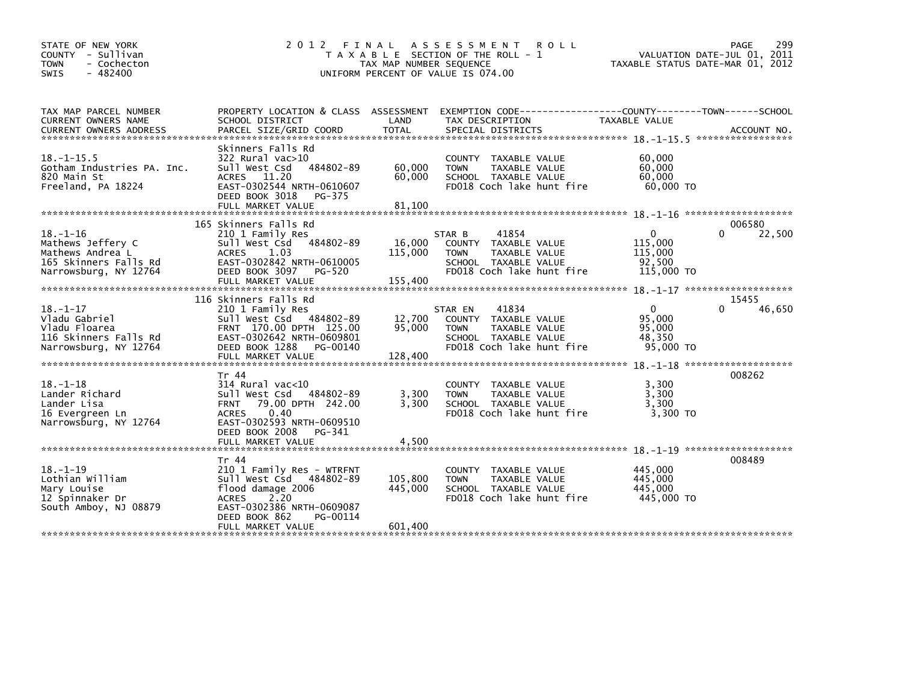STATE OF NEW YORK
COUNTY - Sullivan
TOWN - Cochecton
SWIS - 482400

2012 FINAL ASSESSMENT ROLL
TAXABLE SECTION OF THE ROLL - 1
TAX MAP NUMBER SEQUENCE
UNIFORM PERCENT OF VALUE IS 074.00

VALUATION DATE-JUL 01, 2011
TAXABLE STATUS DATE-MAR 01, 2012

| TAX MAP PARCEL NUMBER / CURRENT OWNERS NAME / CURRENT OWNERS ADDRESS | PROPERTY LOCATION & CLASS / SCHOOL DISTRICT / PARCEL SIZE/GRID COORD | ASSESSMENT LAND | TOTAL | EXEMPTION CODE / TAX DESCRIPTION / SPECIAL DISTRICTS | COUNTY TAXABLE VALUE | TOWN | SCHOOL | ACCOUNT NO. |
|---|---|---|---|---|---|---|---|---|
| 18.-1-15.5 | Skinners Falls Rd | | | | | | | |
| | 322 Rural vac>10 | | | COUNTY TAXABLE VALUE | 60,000 | | | |
| Gotham Industries PA. Inc. | Sull West Csd 484802-89 | 60,000 | 60,000 | TOWN TAXABLE VALUE | 60,000 | | | |
| 820 Main St | ACRES 11.20 | | | SCHOOL TAXABLE VALUE | 60,000 | | | |
| Freeland, PA 18224 | EAST-0302544 NRTH-0610607 | | | FD018 Coch lake hunt fire | 60,000 TO | | | |
| | DEED BOOK 3018 PG-375 | | | | | | | |
| | FULL MARKET VALUE | | 81,100 | | | | | |
| 18.-1-16 | 165 Skinners Falls Rd | | | | | | | 006580 |
| | 210 1 Family Res | | | STAR B 41854 | 0 | | 0 22,500 | |
| Mathews Jeffery C | Sull West Csd 484802-89 | 16,000 | | COUNTY TAXABLE VALUE | 115,000 | | | |
| Mathews Andrea L | ACRES 1.03 | | 115,000 | TOWN TAXABLE VALUE | 115,000 | | | |
| 165 Skinners Falls Rd | EAST-0302842 NRTH-0610005 | | | SCHOOL TAXABLE VALUE | 92,500 | | | |
| Narrowsburg, NY 12764 | DEED BOOK 3097 PG-520 | | | FD018 Coch lake hunt fire | 115,000 TO | | | |
| | FULL MARKET VALUE | | 155,400 | | | | | |
| 18.-1-17 | 116 Skinners Falls Rd | | | | | | | 15455 |
| | 210 1 Family Res | | | STAR EN 41834 | 0 | | 0 46,650 | |
| Vladu Gabriel | Sull West Csd 484802-89 | 12,700 | | COUNTY TAXABLE VALUE | 95,000 | | | |
| Vladu Floarea | FRNT 170.00 DPTH 125.00 | | 95,000 | TOWN TAXABLE VALUE | 95,000 | | | |
| 116 Skinners Falls Rd | EAST-0302642 NRTH-0609801 | | | SCHOOL TAXABLE VALUE | 48,350 | | | |
| Narrowsburg, NY 12764 | DEED BOOK 1288 PG-00140 | | | FD018 Coch lake hunt fire | 95,000 TO | | | |
| | FULL MARKET VALUE | | 128,400 | | | | | |
| 18.-1-18 | Tr 44 | | | | | | | 008262 |
| | 314 Rural vac<10 | | | COUNTY TAXABLE VALUE | 3,300 | | | |
| Lander Richard | Sull West Csd 484802-89 | 3,300 | 3,300 | TOWN TAXABLE VALUE | 3,300 | | | |
| Lander Lisa | FRNT 79.00 DPTH 242.00 | | | SCHOOL TAXABLE VALUE | 3,300 | | | |
| 16 Evergreen Ln | ACRES 0.40 | | | FD018 Coch lake hunt fire | 3,300 TO | | | |
| Narrowsburg, NY 12764 | EAST-0302593 NRTH-0609510 | | | | | | | |
| | DEED BOOK 2008 PG-341 | | | | | | | |
| | FULL MARKET VALUE | | 4,500 | | | | | |
| 18.-1-19 | Tr 44 | | | | | | | 008489 |
| | 210 1 Family Res - WTRFNT | | | COUNTY TAXABLE VALUE | 445,000 | | | |
| Lothian William | Sull West Csd 484802-89 | 105,800 | | TOWN TAXABLE VALUE | 445,000 | | | |
| Mary Louise | flood damage 2006 | | 445,000 | SCHOOL TAXABLE VALUE | 445,000 | | | |
| 12 Spinnaker Dr | ACRES 2.20 | | | FD018 Coch lake hunt fire | 445,000 TO | | | |
| South Amboy, NJ 08879 | EAST-0302386 NRTH-0609087 | | | | | | | |
| | DEED BOOK 862 PG-00114 | | | | | | | |
| | FULL MARKET VALUE | | 601,400 | | | | | |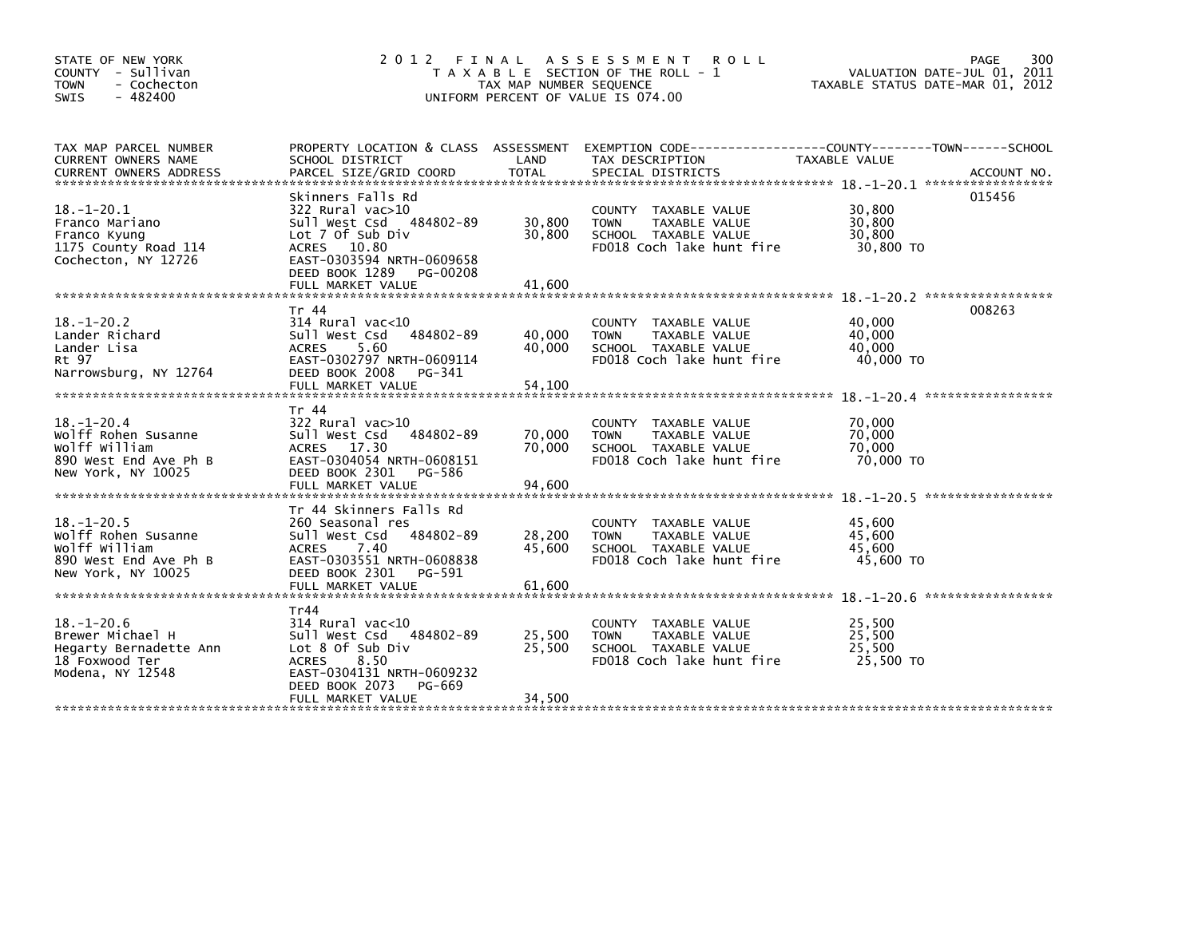STATE OF NEW YORK
COUNTY - Sullivan
TOWN - Cochecton
SWIS - 482400

2 0 1 2 F I N A L A S S E S S M E N T R O L L
T A X A B L E SECTION OF THE ROLL - 1
TAX MAP NUMBER SEQUENCE
UNIFORM PERCENT OF VALUE IS 074.00

VALUATION DATE-JUL 01, 2011
TAXABLE STATUS DATE-MAR 01, 2012

| TAX MAP PARCEL NUMBER / CURRENT OWNERS NAME / CURRENT OWNERS ADDRESS | PROPERTY LOCATION & CLASS / SCHOOL DISTRICT / PARCEL SIZE/GRID COORD | ASSESSMENT LAND | TOTAL | EXEMPTION CODE / TAX DESCRIPTION / SPECIAL DISTRICTS | TAXABLE VALUE (COUNTY / TOWN / SCHOOL) | ACCOUNT NO. |
|---|---|---|---|---|---|---|
| 18.-1-20.1 | Skinners Falls Rd | | | | | 015456 |
| Franco Mariano | 322 Rural vac>10 | | | COUNTY TAXABLE VALUE | 30,800 | |
| Franco Kyung | Sull West Csd 484802-89 | 30,800 | | TOWN TAXABLE VALUE | 30,800 | |
| 1175 County Road 114 | Lot 7 Of Sub Div | | 30,800 | SCHOOL TAXABLE VALUE | 30,800 | |
| Cochecton, NY 12726 | ACRES 10.80 | | | FD018 Coch lake hunt fire | 30,800 TO | |
| | EAST-0303594 NRTH-0609658 | | | | | |
| | DEED BOOK 1289 PG-00208 | | | | | |
| | FULL MARKET VALUE | | 41,600 | | | |
| 18.-1-20.2 | Tr 44 | | | | | 008263 |
| Lander Richard | 314 Rural vac<10 | | | COUNTY TAXABLE VALUE | 40,000 | |
| Lander Lisa | Sull West Csd 484802-89 | 40,000 | | TOWN TAXABLE VALUE | 40,000 | |
| Rt 97 | ACRES 5.60 | | 40,000 | SCHOOL TAXABLE VALUE | 40,000 | |
| Narrowsburg, NY 12764 | EAST-0302797 NRTH-0609114 | | | FD018 Coch lake hunt fire | 40,000 TO | |
| | DEED BOOK 2008 PG-341 | | | | | |
| | FULL MARKET VALUE | | 54,100 | | | |
| 18.-1-20.4 | Tr 44 | | | | | |
| Wolff Rohen Susanne | 322 Rural vac>10 | | | COUNTY TAXABLE VALUE | 70,000 | |
| Wolff William | Sull West Csd 484802-89 | 70,000 | | TOWN TAXABLE VALUE | 70,000 | |
| 890 West End Ave Ph B | ACRES 17.30 | | 70,000 | SCHOOL TAXABLE VALUE | 70,000 | |
| New York, NY 10025 | EAST-0304054 NRTH-0608151 | | | FD018 Coch lake hunt fire | 70,000 TO | |
| | DEED BOOK 2301 PG-586 | | | | | |
| | FULL MARKET VALUE | | 94,600 | | | |
| 18.-1-20.5 | Tr 44 Skinners Falls Rd | | | | | |
| Wolff Rohen Susanne | 260 Seasonal res | | | COUNTY TAXABLE VALUE | 45,600 | |
| Wolff William | Sull West Csd 484802-89 | 28,200 | | TOWN TAXABLE VALUE | 45,600 | |
| 890 West End Ave Ph B | ACRES 7.40 | | 45,600 | SCHOOL TAXABLE VALUE | 45,600 | |
| New York, NY 10025 | EAST-0303551 NRTH-0608838 | | | FD018 Coch lake hunt fire | 45,600 TO | |
| | DEED BOOK 2301 PG-591 | | | | | |
| | FULL MARKET VALUE | | 61,600 | | | |
| 18.-1-20.6 | Tr44 | | | | | |
| Brewer Michael H | 314 Rural vac<10 | | | COUNTY TAXABLE VALUE | 25,500 | |
| Hegarty Bernadette Ann | Sull West Csd 484802-89 | 25,500 | | TOWN TAXABLE VALUE | 25,500 | |
| 18 Foxwood Ter | Lot 8 Of Sub Div | | 25,500 | SCHOOL TAXABLE VALUE | 25,500 | |
| Modena, NY 12548 | ACRES 8.50 | | | FD018 Coch lake hunt fire | 25,500 TO | |
| | EAST-0304131 NRTH-0609232 | | | | | |
| | DEED BOOK 2073 PG-669 | | | | | |
| | FULL MARKET VALUE | | 34,500 | | | |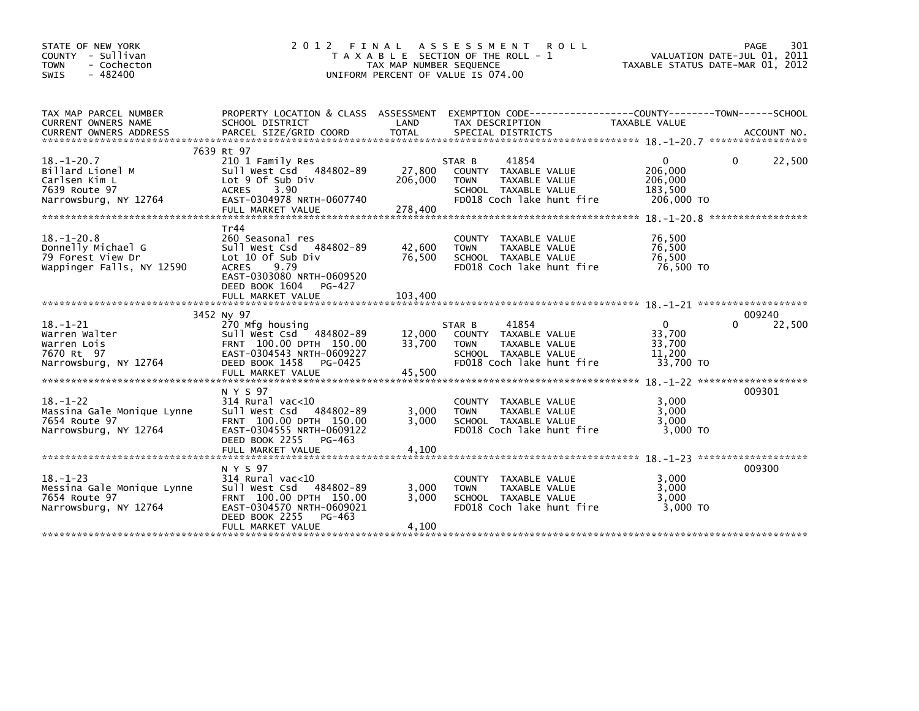STATE OF NEW YORK
COUNTY - Sullivan
TOWN - Cochecton
SWIS - 482400

# 2012 FINAL ASSESSMENT ROLL
TAXABLE SECTION OF THE ROLL - 1
TAX MAP NUMBER SEQUENCE
UNIFORM PERCENT OF VALUE IS 074.00

VALUATION DATE-JUL 01, 2011
TAXABLE STATUS DATE-MAR 01, 2012

| TAX MAP PARCEL NUMBER / CURRENT OWNERS NAME / CURRENT OWNERS ADDRESS | PROPERTY LOCATION & CLASS / SCHOOL DISTRICT / PARCEL SIZE/GRID COORD | ASSESSMENT LAND / TOTAL | EXEMPTION CODE / TAX DESCRIPTION / SPECIAL DISTRICTS | COUNTY TAXABLE VALUE | TOWN | SCHOOL | ACCOUNT NO. |
|---|---|---|---|---|---|---|---|
| 18.-1-20.7 | 7639 Rt 97 | | | | | | |
| 18.-1-20.7 | 210 1 Family Res | | STAR B 41854 | 0 | 0 | 22,500 | |
| Billard Lionel M | Sull West Csd 484802-89 | 27,800 | COUNTY TAXABLE VALUE | 206,000 | | | |
| Carlsen Kim L | Lot 9 Of Sub Div | 206,000 | TOWN TAXABLE VALUE | 206,000 | | | |
| 7639 Route 97 | ACRES 3.90 | | SCHOOL TAXABLE VALUE | 183,500 | | | |
| Narrowsburg, NY 12764 | EAST-0304978 NRTH-0607740 | | FD018 Coch lake hunt fire | 206,000 TO | | | |
| | FULL MARKET VALUE | 278,400 | | | | | |
| 18.-1-20.8 | Tr44 | | | | | | |
| 18.-1-20.8 | 260 Seasonal res | | COUNTY TAXABLE VALUE | 76,500 | | | |
| Donnelly Michael G | Sull West Csd 484802-89 | 42,600 | TOWN TAXABLE VALUE | 76,500 | | | |
| 79 Forest View Dr | Lot 10 Of Sub Div | 76,500 | SCHOOL TAXABLE VALUE | 76,500 | | | |
| Wappinger Falls, NY 12590 | ACRES 9.79 | | FD018 Coch lake hunt fire | 76,500 TO | | | |
| | EAST-0303080 NRTH-0609520 | | | | | | |
| | DEED BOOK 1604 PG-427 | | | | | | |
| | FULL MARKET VALUE | 103,400 | | | | | |
| 18.-1-21 | 3452 Ny 97 | | | | | | 009240 |
| 18.-1-21 | 270 Mfg housing | | STAR B 41854 | 0 | 0 | 22,500 | |
| Warren Walter | Sull West Csd 484802-89 | 12,000 | COUNTY TAXABLE VALUE | 33,700 | | | |
| Warren Lois | FRNT 100.00 DPTH 150.00 | 33,700 | TOWN TAXABLE VALUE | 33,700 | | | |
| 7670 Rt 97 | EAST-0304543 NRTH-0609227 | | SCHOOL TAXABLE VALUE | 11,200 | | | |
| Narrowsburg, NY 12764 | DEED BOOK 1458 PG-0425 | | FD018 Coch lake hunt fire | 33,700 TO | | | |
| | FULL MARKET VALUE | 45,500 | | | | | |
| 18.-1-22 | N Y S 97 | | | | | | 009301 |
| 18.-1-22 | 314 Rural vac<10 | | COUNTY TAXABLE VALUE | 3,000 | | | |
| Massina Gale Monique Lynne | Sull West Csd 484802-89 | 3,000 | TOWN TAXABLE VALUE | 3,000 | | | |
| 7654 Route 97 | FRNT 100.00 DPTH 150.00 | 3,000 | SCHOOL TAXABLE VALUE | 3,000 | | | |
| Narrowsburg, NY 12764 | EAST-0304555 NRTH-0609122 | | FD018 Coch lake hunt fire | 3,000 TO | | | |
| | DEED BOOK 2255 PG-463 | | | | | | |
| | FULL MARKET VALUE | 4,100 | | | | | |
| 18.-1-23 | N Y S 97 | | | | | | 009300 |
| 18.-1-23 | 314 Rural vac<10 | | COUNTY TAXABLE VALUE | 3,000 | | | |
| Messina Gale Monique Lynne | Sull West Csd 484802-89 | 3,000 | TOWN TAXABLE VALUE | 3,000 | | | |
| 7654 Route 97 | FRNT 100.00 DPTH 150.00 | 3,000 | SCHOOL TAXABLE VALUE | 3,000 | | | |
| Narrowsburg, NY 12764 | EAST-0304570 NRTH-0609021 | | FD018 Coch lake hunt fire | 3,000 TO | | | |
| | DEED BOOK 2255 PG-463 | | | | | | |
| | FULL MARKET VALUE | 4,100 | | | | | |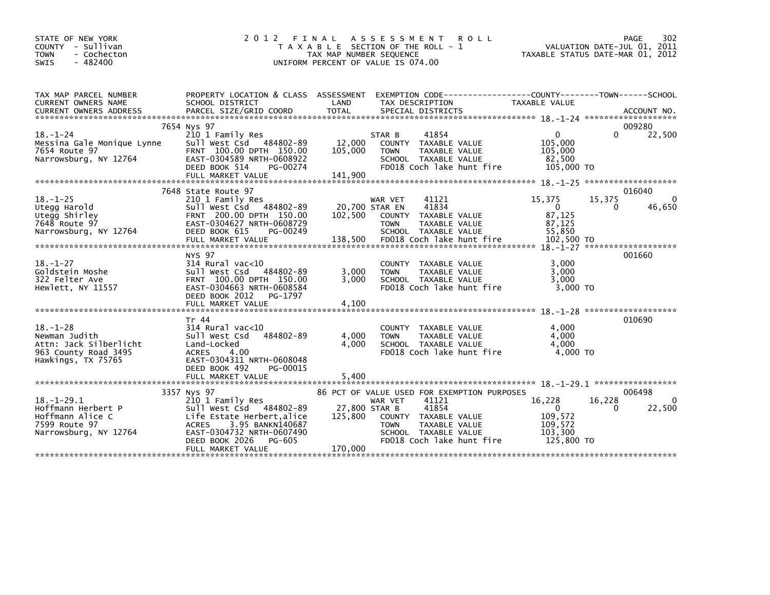STATE OF NEW YORK
COUNTY - Sullivan
TOWN - Cochecton
SWIS - 482400

# 2012 FINAL ASSESSMENT ROLL

TAXABLE SECTION OF THE ROLL - 1
TAX MAP NUMBER SEQUENCE
UNIFORM PERCENT OF VALUE IS 074.00

VALUATION DATE-JUL 01, 2011
TAXABLE STATUS DATE-MAR 01, 2012

| TAX MAP PARCEL NUMBER / CURRENT OWNERS NAME / CURRENT OWNERS ADDRESS | PROPERTY LOCATION & CLASS / SCHOOL DISTRICT / PARCEL SIZE/GRID COORD | ASSESSMENT LAND | TOTAL | EXEMPTION CODE / TAX DESCRIPTION / SPECIAL DISTRICTS | COUNTY TAXABLE VALUE | TOWN | SCHOOL | ACCOUNT NO. |
|---|---|---|---|---|---|---|---|---|
| 18.-1-24 | 7654 Nys 97 | | | | | | | 009280 |
| Messina Gale Monique Lynne | 210 1 Family Res | | | STAR B 41854 | 0 | 0 | 22,500 | |
| 7654 Route 97 | Sull West Csd 484802-89 | 12,000 | | COUNTY TAXABLE VALUE | 105,000 | | | |
| Narrowsburg, NY 12764 | FRNT 100.00 DPTH 150.00 | | 105,000 | TOWN TAXABLE VALUE | 105,000 | | | |
| | EAST-0304589 NRTH-0608922 | | | SCHOOL TAXABLE VALUE | 82,500 | | | |
| | DEED BOOK 514 PG-00274 | | | FD018 Coch lake hunt fire | 105,000 TO | | | |
| | FULL MARKET VALUE | | 141,900 | | | | | |
| 18.-1-25 | 7648 State Route 97 | | | | | | | 016040 |
| Utegg Harold | 210 1 Family Res | | | WAR VET 41121 | 15,375 | 15,375 | 0 | |
| Utegg Shirley | Sull West Csd 484802-89 | 20,700 | | STAR EN 41834 | 0 | 0 | 46,650 | |
| 7648 Route 97 | FRNT 200.00 DPTH 150.00 | | 102,500 | COUNTY TAXABLE VALUE | 87,125 | | | |
| Narrowsburg, NY 12764 | EAST-0304627 NRTH-0608729 | | | TOWN TAXABLE VALUE | 87,125 | | | |
| | DEED BOOK 615 PG-00249 | | | SCHOOL TAXABLE VALUE | 55,850 | | | |
| | FULL MARKET VALUE | | 138,500 | FD018 Coch lake hunt fire | 102,500 TO | | | |
| 18.-1-27 | NYS 97 | | | | | | | 001660 |
| Goldstein Moshe | 314 Rural vac<10 | | | COUNTY TAXABLE VALUE | 3,000 | | | |
| 322 Felter Ave | Sull West Csd 484802-89 | 3,000 | | TOWN TAXABLE VALUE | 3,000 | | | |
| Hewlett, NY 11557 | FRNT 100.00 DPTH 150.00 | | 3,000 | SCHOOL TAXABLE VALUE | 3,000 | | | |
| | EAST-0304663 NRTH-0608584 | | | FD018 Coch lake hunt fire | 3,000 TO | | | |
| | DEED BOOK 2012 PG-1797 | | | | | | | |
| | FULL MARKET VALUE | | 4,100 | | | | | |
| 18.-1-28 | Tr 44 | | | | | | | 010690 |
| Newman Judith | 314 Rural vac<10 | | | COUNTY TAXABLE VALUE | 4,000 | | | |
| Attn: Jack Silberlicht | Sull West Csd 484802-89 | 4,000 | | TOWN TAXABLE VALUE | 4,000 | | | |
| 963 County Road 3495 | Land-Locked | | 4,000 | SCHOOL TAXABLE VALUE | 4,000 | | | |
| Hawkings, TX 75765 | ACRES 4.00 | | | FD018 Coch lake hunt fire | 4,000 TO | | | |
| | EAST-0304311 NRTH-0608048 | | | | | | | |
| | DEED BOOK 492 PG-00015 | | | | | | | |
| | FULL MARKET VALUE | | 5,400 | | | | | |
| 18.-1-29.1 | 3357 Nys 97 | | | 86 PCT OF VALUE USED FOR EXEMPTION PURPOSES | | | | 006498 |
| Hoffmann Herbert P | 210 1 Family Res | | | WAR VET 41121 | 16,228 | 16,228 | 0 | |
| Hoffmann Alice C | Sull West Csd 484802-89 | 27,800 | | STAR B 41854 | 0 | 0 | 22,500 | |
| 7599 Route 97 | Life Estate Herbert,alice | | 125,800 | COUNTY TAXABLE VALUE | 109,572 | | | |
| Narrowsburg, NY 12764 | ACRES 3.95 BANKN140687 | | | TOWN TAXABLE VALUE | 109,572 | | | |
| | EAST-0304732 NRTH-0607490 | | | SCHOOL TAXABLE VALUE | 103,300 | | | |
| | DEED BOOK 2026 PG-605 | | | FD018 Coch lake hunt fire | 125,800 TO | | | |
| | FULL MARKET VALUE | | 170,000 | | | | | |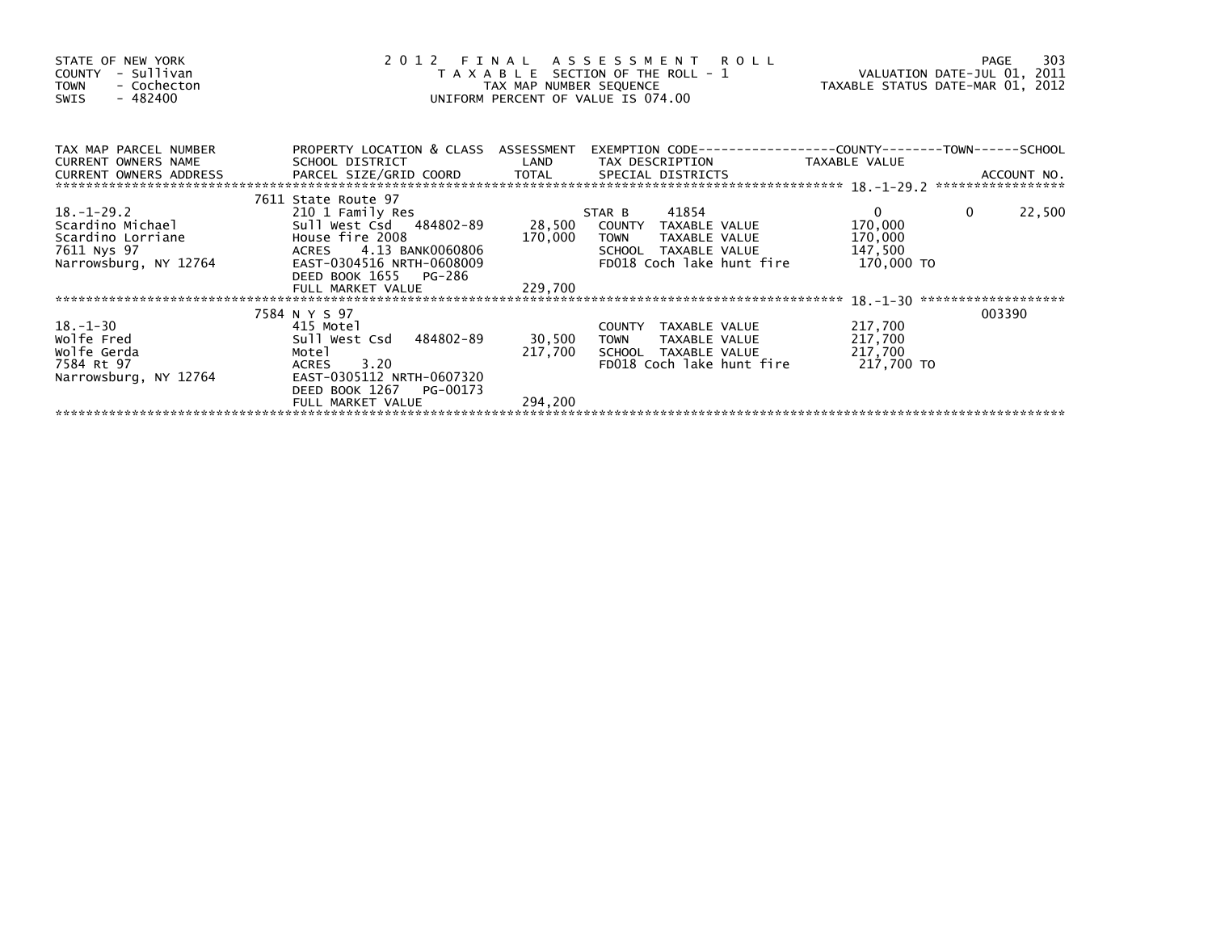STATE OF NEW YORK
COUNTY - Sullivan
TOWN - Cochecton
SWIS - 482400

2 0 1 2 F I N A L A S S E S S M E N T R O L L
T A X A B L E SECTION OF THE ROLL - 1
TAX MAP NUMBER SEQUENCE
UNIFORM PERCENT OF VALUE IS 074.00

VALUATION DATE-JUL 01, 2011
TAXABLE STATUS DATE-MAR 01, 2012

| TAX MAP PARCEL NUMBER / CURRENT OWNERS NAME / CURRENT OWNERS ADDRESS | PROPERTY LOCATION & CLASS / SCHOOL DISTRICT / PARCEL SIZE/GRID COORD | ASSESSMENT LAND / TOTAL | EXEMPTION CODE / TAX DESCRIPTION / SPECIAL DISTRICTS | COUNTY TAXABLE VALUE | TOWN | SCHOOL / ACCOUNT NO. |
|---|---|---|---|---|---|---|
| 18.-1-29.2 | 7611 State Route 97 | | | | | |
| 18.-1-29.2 | 210 1 Family Res | | STAR B 41854 | 0 | 0 | 22,500 |
| Scardino Michael | Sull West Csd 484802-89 | 28,500 | COUNTY TAXABLE VALUE | 170,000 | | |
| Scardino Lorriane | House fire 2008 | 170,000 | TOWN TAXABLE VALUE | 170,000 | | |
| 7611 Nys 97 | ACRES 4.13 BANK0060806 | | SCHOOL TAXABLE VALUE | 147,500 | | |
| Narrowsburg, NY 12764 | EAST-0304516 NRTH-0608009 | | FD018 Coch lake hunt fire | 170,000 TO | | |
| | DEED BOOK 1655 PG-286 | | | | | |
| | FULL MARKET VALUE | 229,700 | | | | |
| 18.-1-30 | 7584 N Y S 97 | | | | | 003390 |
| 18.-1-30 | 415 Motel | | COUNTY TAXABLE VALUE | 217,700 | | |
| Wolfe Fred | Sull West Csd 484802-89 | 30,500 | TOWN TAXABLE VALUE | 217,700 | | |
| Wolfe Gerda | Motel | 217,700 | SCHOOL TAXABLE VALUE | 217,700 | | |
| 7584 Rt 97 | ACRES 3.20 | | FD018 Coch lake hunt fire | 217,700 TO | | |
| Narrowsburg, NY 12764 | EAST-0305112 NRTH-0607320 | | | | | |
| | DEED BOOK 1267 PG-00173 | | | | | |
| | FULL MARKET VALUE | 294,200 | | | | |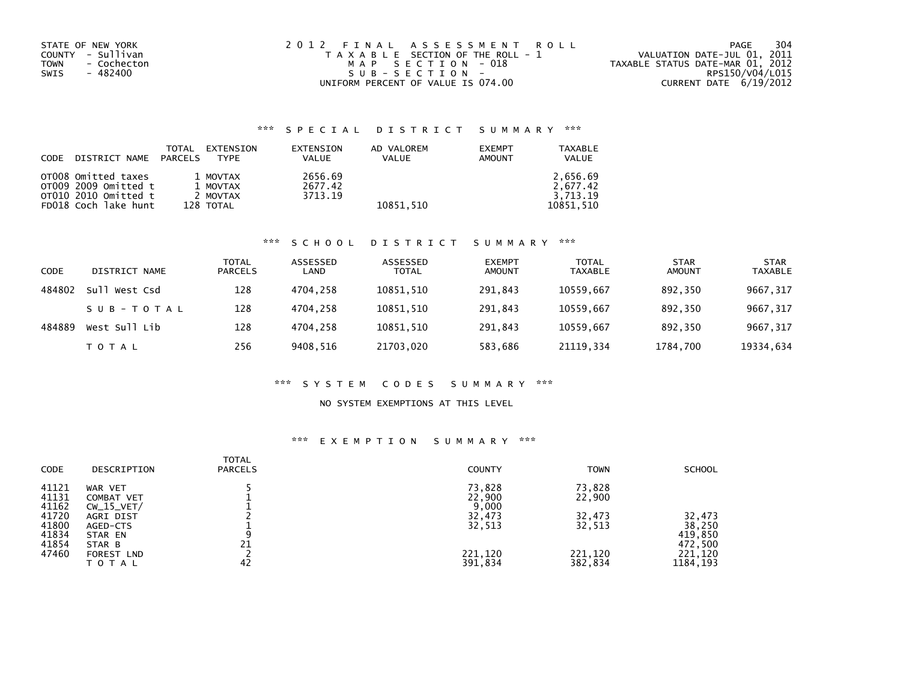STATE OF NEW YORK
COUNTY - Sullivan
TOWN - Cochecton
SWIS - 482400

2 0 1 2 F I N A L A S S E S S M E N T R O L L
T A X A B L E SECTION OF THE ROLL - 1
M A P S E C T I O N - 018
S U B - S E C T I O N -
UNIFORM PERCENT OF VALUE IS 074.00

VALUATION DATE-JUL 01, 2011
TAXABLE STATUS DATE-MAR 01, 2012
RPS150/V04/L015
CURRENT DATE 6/19/2012

### *** S P E C I A L D I S T R I C T S U M M A R Y ***

| CODE | DISTRICT NAME | TOTAL PARCELS | EXTENSION TYPE | EXTENSION VALUE | AD VALOREM VALUE | EXEMPT AMOUNT | TAXABLE VALUE |
|---|---|---|---|---|---|---|---|
| OT008 | Omitted taxes | 1 | MOVTAX | 2656.69 | | | 2,656.69 |
| OT009 | 2009 Omitted t | 1 | MOVTAX | 2677.42 | | | 2,677.42 |
| OT010 | 2010 Omitted t | 2 | MOVTAX | 3713.19 | | | 3,713.19 |
| FD018 | Coch lake hunt | 128 | TOTAL | | 10851,510 | | 10851,510 |

### *** S C H O O L D I S T R I C T S U M M A R Y ***

| CODE | DISTRICT NAME | TOTAL PARCELS | ASSESSED LAND | ASSESSED TOTAL | EXEMPT AMOUNT | TOTAL TAXABLE | STAR AMOUNT | STAR TAXABLE |
|---|---|---|---|---|---|---|---|---|
| 484802 | Sull West Csd | 128 | 4704,258 | 10851,510 | 291,843 | 10559,667 | 892,350 | 9667,317 |
| | S U B - T O T A L | 128 | 4704,258 | 10851,510 | 291,843 | 10559,667 | 892,350 | 9667,317 |
| 484889 | West Sull Lib | 128 | 4704,258 | 10851,510 | 291,843 | 10559,667 | 892,350 | 9667,317 |
| | T O T A L | 256 | 9408,516 | 21703,020 | 583,686 | 21119,334 | 1784,700 | 19334,634 |

### *** S Y S T E M C O D E S S U M M A R Y ***

NO SYSTEM EXEMPTIONS AT THIS LEVEL

### *** E X E M P T I O N S U M M A R Y ***

| CODE | DESCRIPTION | TOTAL PARCELS | COUNTY | TOWN | SCHOOL |
|---|---|---|---|---|---|
| 41121 | WAR VET | 5 | 73,828 | 73,828 | |
| 41131 | COMBAT VET | 1 | 22,900 | 22,900 | |
| 41162 | CW_15_VET/ | 1 | 9,000 | | |
| 41720 | AGRI DIST | 2 | 32,473 | 32,473 | 32,473 |
| 41800 | AGED-CTS | 1 | 32,513 | 32,513 | 38,250 |
| 41834 | STAR EN | 9 | | | 419,850 |
| 41854 | STAR B | 21 | | | 472,500 |
| 47460 | FOREST LND | 2 | 221,120 | 221,120 | 221,120 |
| | T O T A L | 42 | 391,834 | 382,834 | 1184,193 |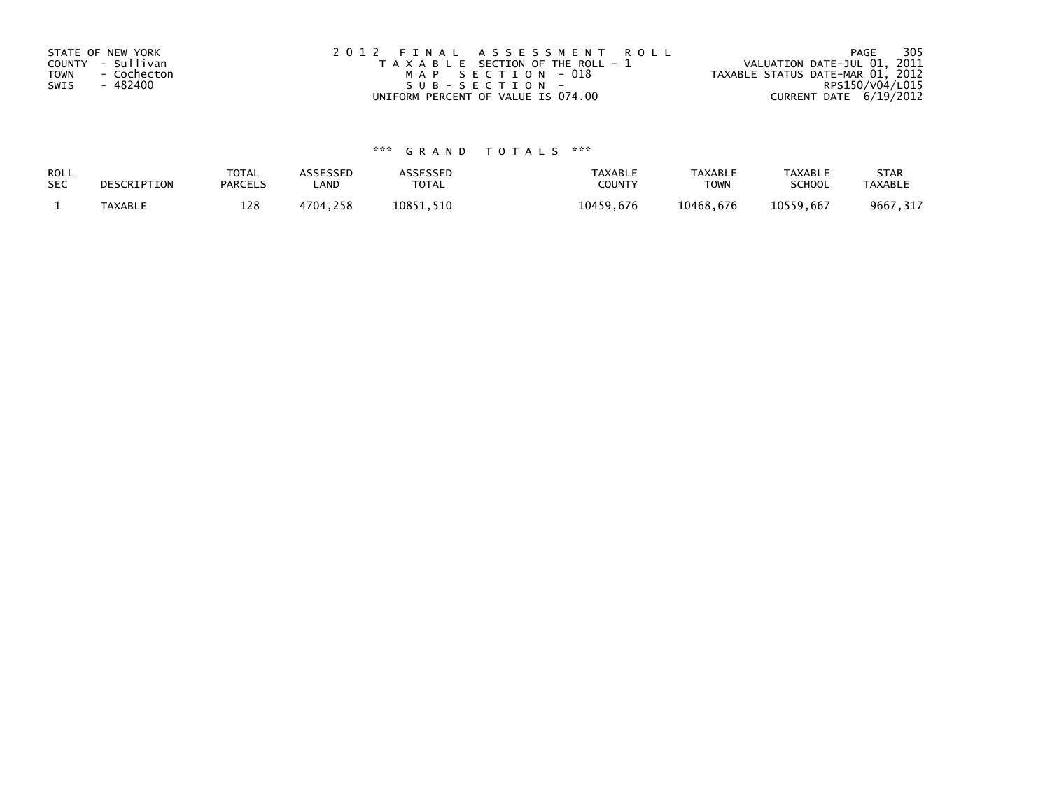STATE OF NEW YORK
COUNTY - Sullivan
TOWN - Cochecton
SWIS - 482400

2 0 1 2 F I N A L A S S E S S M E N T R O L L
T A X A B L E SECTION OF THE ROLL - 1
M A P S E C T I O N - 018
S U B - S E C T I O N -
UNIFORM PERCENT OF VALUE IS 074.00

VALUATION DATE-JUL 01, 2011
TAXABLE STATUS DATE-MAR 01, 2012
RPS150/V04/L015
CURRENT DATE 6/19/2012

\*\*\* G R A N D T O T A L S \*\*\*

| ROLL SEC | DESCRIPTION | TOTAL PARCELS | ASSESSED LAND | ASSESSED TOTAL | TAXABLE COUNTY | TAXABLE TOWN | TAXABLE SCHOOL | STAR TAXABLE |
|---|---|---|---|---|---|---|---|---|
| 1 | TAXABLE | 128 | 4704,258 | 10851,510 | 10459,676 | 10468,676 | 10559,667 | 9667,317 |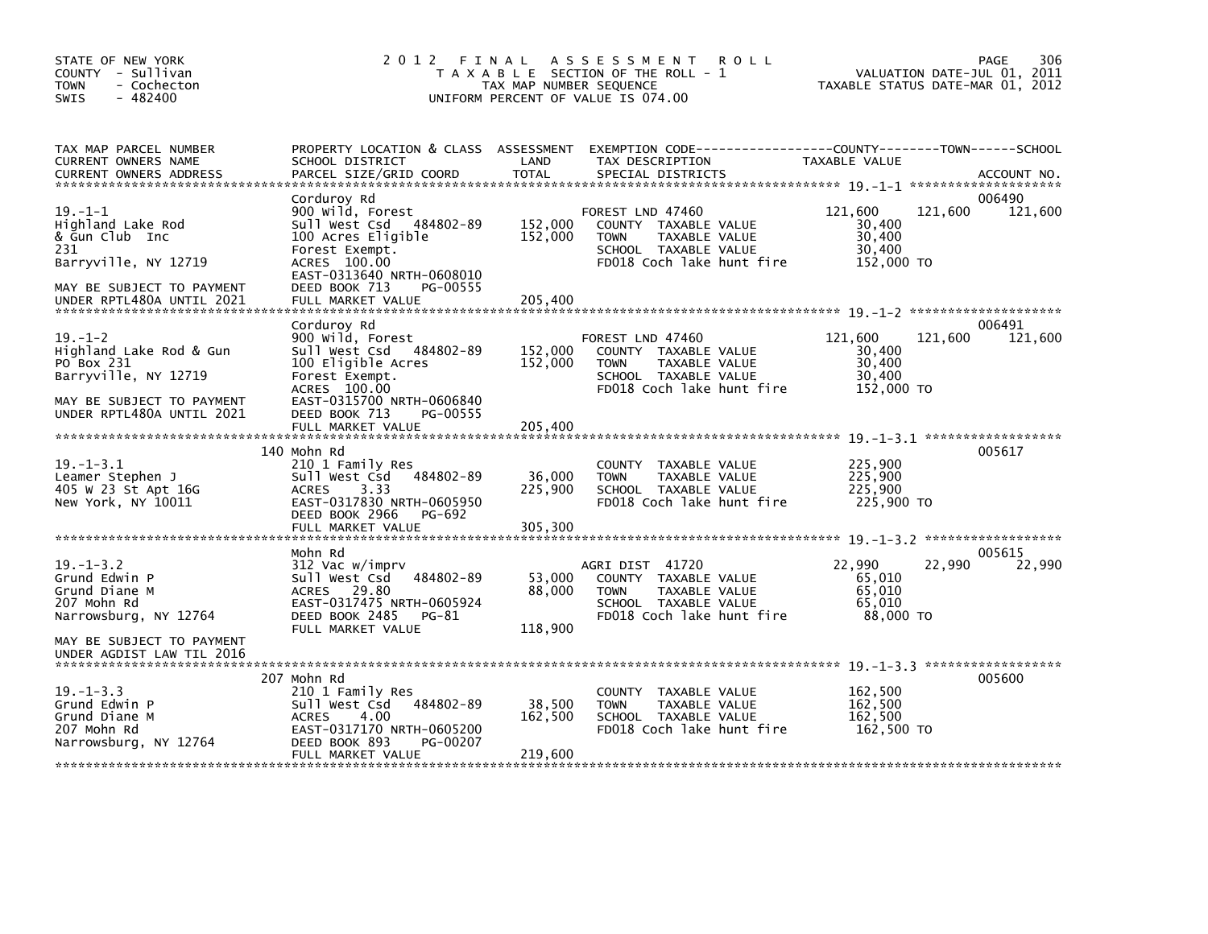STATE OF NEW YORK
COUNTY - Sullivan
TOWN - Cochecton
SWIS - 482400

# 2012 FINAL ASSESSMENT ROLL

TAXABLE SECTION OF THE ROLL - 1
TAX MAP NUMBER SEQUENCE
UNIFORM PERCENT OF VALUE IS 074.00

VALUATION DATE-JUL 01, 2011
TAXABLE STATUS DATE-MAR 01, 2012

| TAX MAP PARCEL NUMBER / CURRENT OWNERS NAME / CURRENT OWNERS ADDRESS | PROPERTY LOCATION & CLASS / SCHOOL DISTRICT / PARCEL SIZE/GRID COORD | ASSESSMENT LAND / TOTAL | EXEMPTION CODE / TAX DESCRIPTION / SPECIAL DISTRICTS | COUNTY TAXABLE VALUE | TOWN | SCHOOL | ACCOUNT NO. |
|---|---|---|---|---|---|---|---|
| **19.-1-1** | Corduroy Rd | | | | | | 006490 |
| Highland Lake Rod | 900 Wild, Forest | | FOREST LND 47460 | 121,600 | 121,600 | 121,600 | |
| & Gun Club Inc | Sull West Csd 484802-89 | 152,000 | COUNTY TAXABLE VALUE | 30,400 | | | |
| 231 | 100 Acres Eligible | 152,000 | TOWN TAXABLE VALUE | 30,400 | | | |
| Barryville, NY 12719 | Forest Exempt. | | SCHOOL TAXABLE VALUE | 30,400 | | | |
| | ACRES 100.00 | | FD018 Coch lake hunt fire | 152,000 TO | | | |
| | EAST-0313640 NRTH-0608010 | | | | | | |
| MAY BE SUBJECT TO PAYMENT | DEED BOOK 713 PG-00555 | | | | | | |
| UNDER RPTL480A UNTIL 2021 | FULL MARKET VALUE | 205,400 | | | | | |
| **19.-1-2** | Corduroy Rd | | | | | | 006491 |
| Highland Lake Rod & Gun | 900 Wild, Forest | | FOREST LND 47460 | 121,600 | 121,600 | 121,600 | |
| PO Box 231 | Sull West Csd 484802-89 | 152,000 | COUNTY TAXABLE VALUE | 30,400 | | | |
| Barryville, NY 12719 | 100 Eligible Acres | 152,000 | TOWN TAXABLE VALUE | 30,400 | | | |
| | Forest Exempt. | | SCHOOL TAXABLE VALUE | 30,400 | | | |
| MAY BE SUBJECT TO PAYMENT | ACRES 100.00 | | FD018 Coch lake hunt fire | 152,000 TO | | | |
| UNDER RPTL480A UNTIL 2021 | EAST-0315700 NRTH-0606840 | | | | | | |
| | DEED BOOK 713 PG-00555 | | | | | | |
| | FULL MARKET VALUE | 205,400 | | | | | |
| **19.-1-3.1** | 140 Mohn Rd | | | | | | 005617 |
| Leamer Stephen J | 210 1 Family Res | | COUNTY TAXABLE VALUE | 225,900 | | | |
| 405 W 23 St Apt 16G | Sull West Csd 484802-89 | 36,000 | TOWN TAXABLE VALUE | 225,900 | | | |
| New York, NY 10011 | ACRES 3.33 | 225,900 | SCHOOL TAXABLE VALUE | 225,900 | | | |
| | EAST-0317830 NRTH-0605950 | | FD018 Coch lake hunt fire | 225,900 TO | | | |
| | DEED BOOK 2966 PG-692 | | | | | | |
| | FULL MARKET VALUE | 305,300 | | | | | |
| **19.-1-3.2** | Mohn Rd | | | | | | 005615 |
| Grund Edwin P | 312 Vac w/imprv | | AGRI DIST 41720 | 22,990 | 22,990 | 22,990 | |
| Grund Diane M | Sull West Csd 484802-89 | 53,000 | COUNTY TAXABLE VALUE | 65,010 | | | |
| 207 Mohn Rd | ACRES 29.80 | 88,000 | TOWN TAXABLE VALUE | 65,010 | | | |
| Narrowsburg, NY 12764 | EAST-0317475 NRTH-0605924 | | SCHOOL TAXABLE VALUE | 65,010 | | | |
| | DEED BOOK 2485 PG-81 | | FD018 Coch lake hunt fire | 88,000 TO | | | |
| MAY BE SUBJECT TO PAYMENT | FULL MARKET VALUE | 118,900 | | | | | |
| UNDER AGDIST LAW TIL 2016 | | | | | | | |
| **19.-1-3.3** | 207 Mohn Rd | | | | | | 005600 |
| Grund Edwin P | 210 1 Family Res | | COUNTY TAXABLE VALUE | 162,500 | | | |
| Grund Diane M | Sull West Csd 484802-89 | 38,500 | TOWN TAXABLE VALUE | 162,500 | | | |
| 207 Mohn Rd | ACRES 4.00 | 162,500 | SCHOOL TAXABLE VALUE | 162,500 | | | |
| Narrowsburg, NY 12764 | EAST-0317170 NRTH-0605200 | | FD018 Coch lake hunt fire | 162,500 TO | | | |
| | DEED BOOK 893 PG-00207 | | | | | | |
| | FULL MARKET VALUE | 219,600 | | | | | |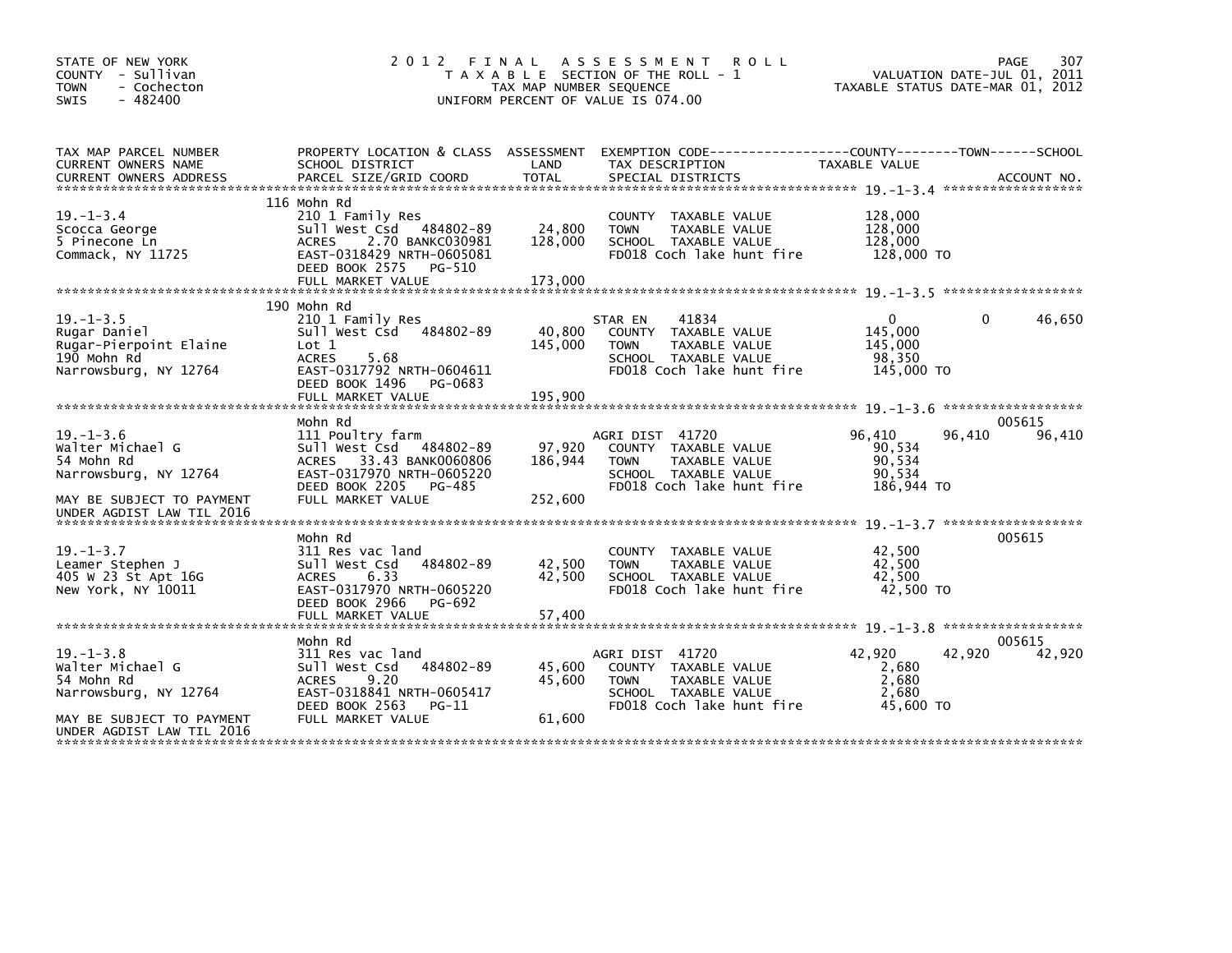STATE OF NEW YORK
COUNTY - Sullivan
TOWN - Cochecton
SWIS - 482400

# 2012 FINAL ASSESSMENT ROLL

TAXABLE SECTION OF THE ROLL - 1
TAX MAP NUMBER SEQUENCE
UNIFORM PERCENT OF VALUE IS 074.00

VALUATION DATE-JUL 01, 2011
TAXABLE STATUS DATE-MAR 01, 2012

| TAX MAP PARCEL NUMBER / CURRENT OWNERS NAME / CURRENT OWNERS ADDRESS | PROPERTY LOCATION & CLASS / SCHOOL DISTRICT / PARCEL SIZE/GRID COORD | ASSESSMENT LAND | TOTAL | EXEMPTION CODE / TAX DESCRIPTION / SPECIAL DISTRICTS | COUNTY TAXABLE VALUE | TOWN | SCHOOL | ACCOUNT NO. |
|---|---|---|---|---|---|---|---|---|
| 19.-1-3.4 | 116 Mohn Rd | | | | | | | |
| | 210 1 Family Res | | | COUNTY TAXABLE VALUE | 128,000 | | | |
| Scocca George | Sull West Csd 484802-89 | 24,800 | | TOWN TAXABLE VALUE | 128,000 | | | |
| 5 Pinecone Ln | ACRES 2.70 BANKC030981 | | 128,000 | SCHOOL TAXABLE VALUE | 128,000 | | | |
| Commack, NY 11725 | EAST-0318429 NRTH-0605081 | | | FD018 Coch lake hunt fire | 128,000 TO | | | |
| | DEED BOOK 2575 PG-510 | | | | | | | |
| | FULL MARKET VALUE | | 173,000 | | | | | |
| 19.-1-3.5 | 190 Mohn Rd | | | | | | | |
| | 210 1 Family Res | | | STAR EN 41834 | 0 | 0 | 46,650 | |
| Rugar Daniel | Sull West Csd 484802-89 | 40,800 | | COUNTY TAXABLE VALUE | 145,000 | | | |
| Rugar-Pierpoint Elaine | Lot 1 | | 145,000 | TOWN TAXABLE VALUE | 145,000 | | | |
| 190 Mohn Rd | ACRES 5.68 | | | SCHOOL TAXABLE VALUE | 98,350 | | | |
| Narrowsburg, NY 12764 | EAST-0317792 NRTH-0604611 | | | FD018 Coch lake hunt fire | 145,000 TO | | | |
| | DEED BOOK 1496 PG-0683 | | | | | | | |
| | FULL MARKET VALUE | | 195,900 | | | | | |
| 19.-1-3.6 | Mohn Rd | | | | | | | 005615 |
| | 111 Poultry farm | | | AGRI DIST 41720 | 96,410 | 96,410 | 96,410 | |
| Walter Michael G | Sull West Csd 484802-89 | 97,920 | | COUNTY TAXABLE VALUE | 90,534 | | | |
| 54 Mohn Rd | ACRES 33.43 BANK0060806 | | 186,944 | TOWN TAXABLE VALUE | 90,534 | | | |
| Narrowsburg, NY 12764 | EAST-0317970 NRTH-0605220 | | | SCHOOL TAXABLE VALUE | 90,534 | | | |
| | DEED BOOK 2205 PG-485 | | | FD018 Coch lake hunt fire | 186,944 TO | | | |
| MAY BE SUBJECT TO PAYMENT | FULL MARKET VALUE | | 252,600 | | | | | |
| UNDER AGDIST LAW TIL 2016 | | | | | | | | |
| 19.-1-3.7 | Mohn Rd | | | | | | | 005615 |
| | 311 Res vac land | | | COUNTY TAXABLE VALUE | 42,500 | | | |
| Leamer Stephen J | Sull West Csd 484802-89 | 42,500 | | TOWN TAXABLE VALUE | 42,500 | | | |
| 405 W 23 St Apt 16G | ACRES 6.33 | | 42,500 | SCHOOL TAXABLE VALUE | 42,500 | | | |
| New York, NY 10011 | EAST-0317970 NRTH-0605220 | | | FD018 Coch lake hunt fire | 42,500 TO | | | |
| | DEED BOOK 2966 PG-692 | | | | | | | |
| | FULL MARKET VALUE | | 57,400 | | | | | |
| 19.-1-3.8 | Mohn Rd | | | | | | | 005615 |
| | 311 Res vac land | | | AGRI DIST 41720 | 42,920 | 42,920 | 42,920 | |
| Walter Michael G | Sull West Csd 484802-89 | 45,600 | | COUNTY TAXABLE VALUE | 2,680 | | | |
| 54 Mohn Rd | ACRES 9.20 | | 45,600 | TOWN TAXABLE VALUE | 2,680 | | | |
| Narrowsburg, NY 12764 | EAST-0318841 NRTH-0605417 | | | SCHOOL TAXABLE VALUE | 2,680 | | | |
| | DEED BOOK 2563 PG-11 | | | FD018 Coch lake hunt fire | 45,600 TO | | | |
| MAY BE SUBJECT TO PAYMENT | FULL MARKET VALUE | | 61,600 | | | | | |
| UNDER AGDIST LAW TIL 2016 | | | | | | | | |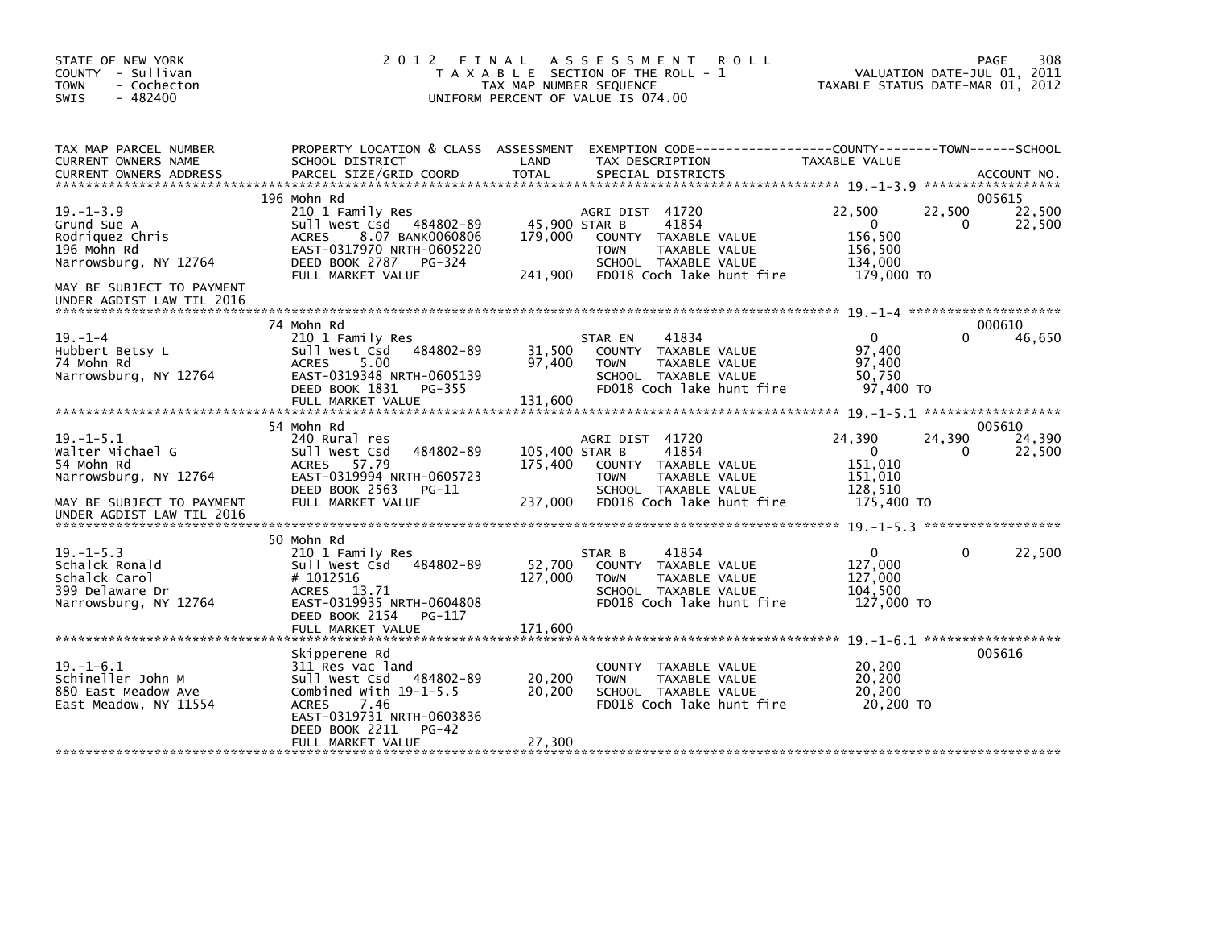STATE OF NEW YORK
COUNTY - Sullivan
TOWN - Cochecton
SWIS - 482400

# 2012 FINAL ASSESSMENT ROLL
TAXABLE SECTION OF THE ROLL - 1
TAX MAP NUMBER SEQUENCE
UNIFORM PERCENT OF VALUE IS 074.00

VALUATION DATE-JUL 01, 2011
TAXABLE STATUS DATE-MAR 01, 2012

| TAX MAP PARCEL NUMBER / CURRENT OWNERS NAME / CURRENT OWNERS ADDRESS | PROPERTY LOCATION & CLASS / SCHOOL DISTRICT / PARCEL SIZE/GRID COORD | ASSESSMENT LAND / TOTAL | EXEMPTION CODE / TAX DESCRIPTION / SPECIAL DISTRICTS | COUNTY TAXABLE VALUE | TOWN | SCHOOL / ACCOUNT NO. |
|---|---|---|---|---|---|---|
| **19.-1-3.9** | 196 Mohn Rd | | | | | 005615 |
| 19.-1-3.9 | 210 1 Family Res | | AGRI DIST 41720 | 22,500 | 22,500 | 22,500 |
| Grund Sue A | Sull West Csd 484802-89 | 45,900 | STAR B 41854 | 0 | 0 | 22,500 |
| Rodriquez Chris | ACRES 8.07 BANK0060806 | 179,000 | COUNTY TAXABLE VALUE | 156,500 | | |
| 196 Mohn Rd | EAST-0317970 NRTH-0605220 | | TOWN TAXABLE VALUE | 156,500 | | |
| Narrowsburg, NY 12764 | DEED BOOK 2787 PG-324 | | SCHOOL TAXABLE VALUE | 134,000 | | |
| | FULL MARKET VALUE | 241,900 | FD018 Coch lake hunt fire | 179,000 TO | | |
| MAY BE SUBJECT TO PAYMENT UNDER AGDIST LAW TIL 2016 | | | | | | |
| **19.-1-4** | 74 Mohn Rd | | | | | 000610 |
| 19.-1-4 | 210 1 Family Res | | STAR EN 41834 | 0 | 0 | 46,650 |
| Hubbert Betsy L | Sull West Csd 484802-89 | 31,500 | COUNTY TAXABLE VALUE | 97,400 | | |
| 74 Mohn Rd | ACRES 5.00 | 97,400 | TOWN TAXABLE VALUE | 97,400 | | |
| Narrowsburg, NY 12764 | EAST-0319348 NRTH-0605139 | | SCHOOL TAXABLE VALUE | 50,750 | | |
| | DEED BOOK 1831 PG-355 | | FD018 Coch lake hunt fire | 97,400 TO | | |
| | FULL MARKET VALUE | 131,600 | | | | |
| **19.-1-5.1** | 54 Mohn Rd | | | | | 005610 |
| 19.-1-5.1 | 240 Rural res | | AGRI DIST 41720 | 24,390 | 24,390 | 24,390 |
| Walter Michael G | Sull West Csd 484802-89 | 105,400 | STAR B 41854 | 0 | 0 | 22,500 |
| 54 Mohn Rd | ACRES 57.79 | 175,400 | COUNTY TAXABLE VALUE | 151,010 | | |
| Narrowsburg, NY 12764 | EAST-0319994 NRTH-0605723 | | TOWN TAXABLE VALUE | 151,010 | | |
| | DEED BOOK 2563 PG-11 | | SCHOOL TAXABLE VALUE | 128,510 | | |
| MAY BE SUBJECT TO PAYMENT UNDER AGDIST LAW TIL 2016 | FULL MARKET VALUE | 237,000 | FD018 Coch lake hunt fire | 175,400 TO | | |
| **19.-1-5.3** | 50 Mohn Rd | | | | | |
| 19.-1-5.3 | 210 1 Family Res | | STAR B 41854 | 0 | 0 | 22,500 |
| Schalck Ronald | Sull West Csd 484802-89 | 52,700 | COUNTY TAXABLE VALUE | 127,000 | | |
| Schalck Carol | # 1012516 | 127,000 | TOWN TAXABLE VALUE | 127,000 | | |
| 399 Delaware Dr | ACRES 13.71 | | SCHOOL TAXABLE VALUE | 104,500 | | |
| Narrowsburg, NY 12764 | EAST-0319935 NRTH-0604808 | | FD018 Coch lake hunt fire | 127,000 TO | | |
| | DEED BOOK 2154 PG-117 | | | | | |
| | FULL MARKET VALUE | 171,600 | | | | |
| **19.-1-6.1** | Skipperene Rd | | | | | 005616 |
| 19.-1-6.1 | 311 Res vac land | | COUNTY TAXABLE VALUE | 20,200 | | |
| Schineller John M | Sull West Csd 484802-89 | 20,200 | TOWN TAXABLE VALUE | 20,200 | | |
| 880 East Meadow Ave | Combined With 19-1-5.5 | 20,200 | SCHOOL TAXABLE VALUE | 20,200 | | |
| East Meadow, NY 11554 | ACRES 7.46 | | FD018 Coch lake hunt fire | 20,200 TO | | |
| | EAST-0319731 NRTH-0603836 | | | | | |
| | DEED BOOK 2211 PG-42 | | | | | |
| | FULL MARKET VALUE | 27,300 | | | | |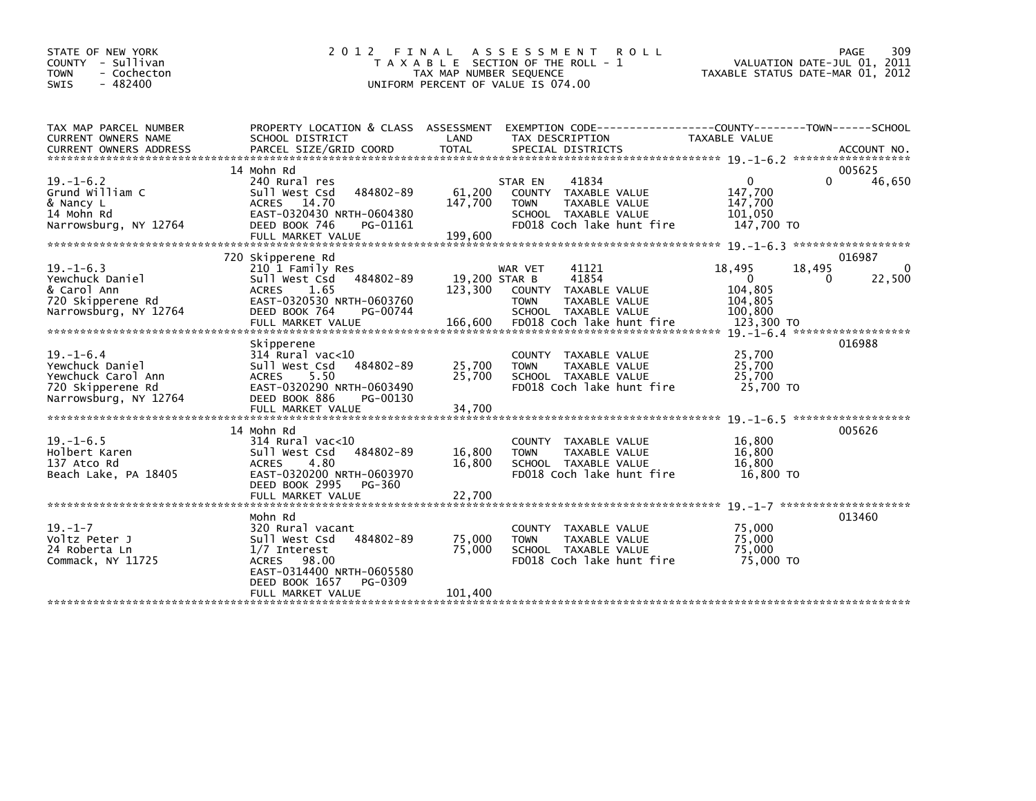STATE OF NEW YORK
COUNTY - Sullivan
TOWN - Cochecton
SWIS - 482400

# 2012 FINAL ASSESSMENT ROLL

TAXABLE SECTION OF THE ROLL - 1
TAX MAP NUMBER SEQUENCE
UNIFORM PERCENT OF VALUE IS 074.00

VALUATION DATE-JUL 01, 2011
TAXABLE STATUS DATE-MAR 01, 2012

| TAX MAP PARCEL NUMBER / CURRENT OWNERS NAME / CURRENT OWNERS ADDRESS | PROPERTY LOCATION & CLASS / SCHOOL DISTRICT / PARCEL SIZE/GRID COORD | ASSESSMENT LAND | ASSESSMENT TOTAL | EXEMPTION CODE / TAX DESCRIPTION / SPECIAL DISTRICTS | COUNTY TAXABLE VALUE | TOWN | SCHOOL / ACCOUNT NO. |
|---|---|---|---|---|---|---|---|
| 19.-1-6.2 | 14 Mohn Rd | | | | | | 005625 |
| Grund William C | 240 Rural res | | | STAR EN 41834 | 0 | 0 | 46,650 |
| & Nancy L | Sull West Csd 484802-89 | 61,200 | | COUNTY TAXABLE VALUE | 147,700 | | |
| 14 Mohn Rd | ACRES 14.70 | | 147,700 | TOWN TAXABLE VALUE | 147,700 | | |
| Narrowsburg, NY 12764 | EAST-0320430 NRTH-0604380 | | | SCHOOL TAXABLE VALUE | 101,050 | | |
| | DEED BOOK 746 PG-01161 | | | FD018 Coch lake hunt fire | 147,700 TO | | |
| | FULL MARKET VALUE | | 199,600 | | | | |
| 19.-1-6.3 | 720 Skipperene Rd | | | | | | 016987 |
| Yewchuck Daniel | 210 1 Family Res | | | WAR VET 41121 | 18,495 | 18,495 | 0 |
| & Carol Ann | Sull West Csd 484802-89 | 19,200 | | STAR B 41854 | 0 | 0 | 22,500 |
| 720 Skipperene Rd | ACRES 1.65 | | 123,300 | COUNTY TAXABLE VALUE | 104,805 | | |
| Narrowsburg, NY 12764 | EAST-0320530 NRTH-0603760 | | | TOWN TAXABLE VALUE | 104,805 | | |
| | DEED BOOK 764 PG-00744 | | | SCHOOL TAXABLE VALUE | 100,800 | | |
| | FULL MARKET VALUE | | 166,600 | FD018 Coch lake hunt fire | 123,300 TO | | |
| 19.-1-6.4 | Skipperene | | | | | | 016988 |
| Yewchuck Daniel | 314 Rural vac<10 | | | COUNTY TAXABLE VALUE | 25,700 | | |
| Yewchuck Carol Ann | Sull West Csd 484802-89 | 25,700 | | TOWN TAXABLE VALUE | 25,700 | | |
| 720 Skipperene Rd | ACRES 5.50 | | 25,700 | SCHOOL TAXABLE VALUE | 25,700 | | |
| Narrowsburg, NY 12764 | EAST-0320290 NRTH-0603490 | | | FD018 Coch lake hunt fire | 25,700 TO | | |
| | DEED BOOK 886 PG-00130 | | | | | | |
| | FULL MARKET VALUE | | 34,700 | | | | |
| 19.-1-6.5 | 14 Mohn Rd | | | | | | 005626 |
| Holbert Karen | 314 Rural vac<10 | | | COUNTY TAXABLE VALUE | 16,800 | | |
| 137 Atco Rd | Sull West Csd 484802-89 | 16,800 | | TOWN TAXABLE VALUE | 16,800 | | |
| Beach Lake, PA 18405 | ACRES 4.80 | | 16,800 | SCHOOL TAXABLE VALUE | 16,800 | | |
| | EAST-0320200 NRTH-0603970 | | | FD018 Coch lake hunt fire | 16,800 TO | | |
| | DEED BOOK 2995 PG-360 | | | | | | |
| | FULL MARKET VALUE | | 22,700 | | | | |
| 19.-1-7 | Mohn Rd | | | | | | 013460 |
| Voltz Peter J | 320 Rural vacant | | | COUNTY TAXABLE VALUE | 75,000 | | |
| 24 Roberta Ln | Sull West Csd 484802-89 | 75,000 | | TOWN TAXABLE VALUE | 75,000 | | |
| Commack, NY 11725 | 1/7 Interest | | 75,000 | SCHOOL TAXABLE VALUE | 75,000 | | |
| | ACRES 98.00 | | | FD018 Coch lake hunt fire | 75,000 TO | | |
| | EAST-0314400 NRTH-0605580 | | | | | | |
| | DEED BOOK 1657 PG-0309 | | | | | | |
| | FULL MARKET VALUE | | 101,400 | | | | |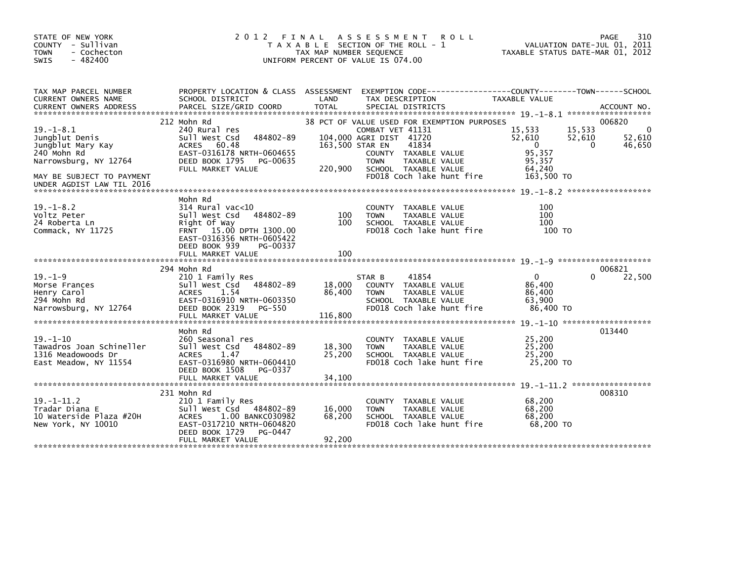STATE OF NEW YORK
COUNTY - Sullivan
TOWN - Cochecton
SWIS - 482400

# 2012 FINAL ASSESSMENT ROLL

TAXABLE SECTION OF THE ROLL - 1
TAX MAP NUMBER SEQUENCE
UNIFORM PERCENT OF VALUE IS 074.00

VALUATION DATE-JUL 01, 2011
TAXABLE STATUS DATE-MAR 01, 2012

| TAX MAP PARCEL NUMBER / CURRENT OWNERS NAME / CURRENT OWNERS ADDRESS | PROPERTY LOCATION & CLASS / SCHOOL DISTRICT / PARCEL SIZE/GRID COORD | ASSESSMENT LAND | TOTAL | EXEMPTION CODE / TAX DESCRIPTION / SPECIAL DISTRICTS | COUNTY TAXABLE VALUE | TOWN | SCHOOL | ACCOUNT NO. |
|---|---|---|---|---|---|---|---|---|
| **19.-1-8.1** | 212 Mohn Rd | | | 38 PCT OF VALUE USED FOR EXEMPTION PURPOSES | | | | 006820 |
| 19.-1-8.1 | 240 Rural res | | | COMBAT VET 41131 | 15,533 | 15,533 | 0 | |
| Jungblut Denis | Sull West Csd 484802-89 | 104,000 | | AGRI DIST 41720 | 52,610 | 52,610 | 52,610 | |
| Jungblut Mary Kay | ACRES 60.48 | | 163,500 | STAR EN 41834 | 0 | 0 | 46,650 | |
| 240 Mohn Rd | EAST-0316178 NRTH-0604655 | | | COUNTY TAXABLE VALUE | 95,357 | | | |
| Narrowsburg, NY 12764 | DEED BOOK 1795 PG-00635 | | | TOWN TAXABLE VALUE | 95,357 | | | |
| | FULL MARKET VALUE | | 220,900 | SCHOOL TAXABLE VALUE | 64,240 | | | |
| MAY BE SUBJECT TO PAYMENT UNDER AGDIST LAW TIL 2016 | | | | FD018 Coch lake hunt fire | 163,500 TO | | | |
| **19.-1-8.2** | Mohn Rd | | | | | | | |
| 19.-1-8.2 | 314 Rural vac<10 | | | COUNTY TAXABLE VALUE | 100 | | | |
| Voltz Peter | Sull West Csd 484802-89 | 100 | | TOWN TAXABLE VALUE | 100 | | | |
| 24 Roberta Ln | Right Of Way | | 100 | SCHOOL TAXABLE VALUE | 100 | | | |
| Commack, NY 11725 | FRNT 15.00 DPTH 1300.00 | | | FD018 Coch lake hunt fire | 100 TO | | | |
| | EAST-0316356 NRTH-0605422 | | | | | | | |
| | DEED BOOK 939 PG-00337 | | | | | | | |
| | FULL MARKET VALUE | | 100 | | | | | |
| **19.-1-9** | 294 Mohn Rd | | | | | | | 006821 |
| 19.-1-9 | 210 1 Family Res | | | STAR B 41854 | 0 | 0 | 22,500 | |
| Morse Frances | Sull West Csd 484802-89 | 18,000 | | COUNTY TAXABLE VALUE | 86,400 | | | |
| Henry Carol | ACRES 1.54 | | 86,400 | TOWN TAXABLE VALUE | 86,400 | | | |
| 294 Mohn Rd | EAST-0316910 NRTH-0603350 | | | SCHOOL TAXABLE VALUE | 63,900 | | | |
| Narrowsburg, NY 12764 | DEED BOOK 2319 PG-550 | | | FD018 Coch lake hunt fire | 86,400 TO | | | |
| | FULL MARKET VALUE | | 116,800 | | | | | |
| **19.-1-10** | Mohn Rd | | | | | | | 013440 |
| 19.-1-10 | 260 Seasonal res | | | COUNTY TAXABLE VALUE | 25,200 | | | |
| Tawadros Joan Schineller | Sull West Csd 484802-89 | 18,300 | | TOWN TAXABLE VALUE | 25,200 | | | |
| 1316 Meadowoods Dr | ACRES 1.47 | | 25,200 | SCHOOL TAXABLE VALUE | 25,200 | | | |
| East Meadow, NY 11554 | EAST-0316980 NRTH-0604410 | | | FD018 Coch lake hunt fire | 25,200 TO | | | |
| | DEED BOOK 1508 PG-0337 | | | | | | | |
| | FULL MARKET VALUE | | 34,100 | | | | | |
| **19.-1-11.2** | 231 Mohn Rd | | | | | | | 008310 |
| 19.-1-11.2 | 210 1 Family Res | | | COUNTY TAXABLE VALUE | 68,200 | | | |
| Tradar Diana E | Sull West Csd 484802-89 | 16,000 | | TOWN TAXABLE VALUE | 68,200 | | | |
| 10 Waterside Plaza #20H | ACRES 1.00 BANKC030982 | | 68,200 | SCHOOL TAXABLE VALUE | 68,200 | | | |
| New York, NY 10010 | EAST-0317210 NRTH-0604820 | | | FD018 Coch lake hunt fire | 68,200 TO | | | |
| | DEED BOOK 1729 PG-0447 | | | | | | | |
| | FULL MARKET VALUE | | 92,200 | | | | | |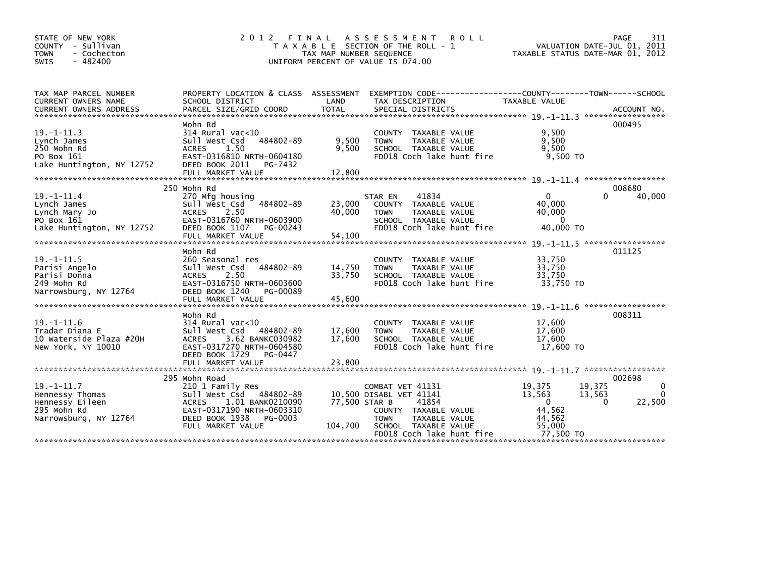STATE OF NEW YORK
COUNTY - Sullivan
TOWN - Cochecton
SWIS - 482400

2012 FINAL ASSESSMENT ROLL
TAXABLE SECTION OF THE ROLL - 1
TAX MAP NUMBER SEQUENCE
UNIFORM PERCENT OF VALUE IS 074.00

VALUATION DATE-JUL 01, 2011
TAXABLE STATUS DATE-MAR 01, 2012

| TAX MAP PARCEL NUMBER / CURRENT OWNERS NAME / CURRENT OWNERS ADDRESS | PROPERTY LOCATION & CLASS / SCHOOL DISTRICT / PARCEL SIZE/GRID COORD | ASSESSMENT LAND / TOTAL | EXEMPTION CODE / TAX DESCRIPTION / SPECIAL DISTRICTS | COUNTY TAXABLE VALUE | TOWN | SCHOOL | ACCOUNT NO. |
|---|---|---|---|---|---|---|---|
| **19.-1-11.3** | Mohn Rd | | | | | | 000495 |
| 19.-1-11.3 | 314 Rural vac<10 | | COUNTY TAXABLE VALUE | 9,500 | | | |
| Lynch James | Sull West Csd 484802-89 | 9,500 | TOWN TAXABLE VALUE | 9,500 | | | |
| 250 Mohn Rd | ACRES 1.50 | 9,500 | SCHOOL TAXABLE VALUE | 9,500 | | | |
| PO Box 161 | EAST-0316810 NRTH-0604180 | | FD018 Coch lake hunt fire | 9,500 TO | | | |
| Lake Huntington, NY 12752 | DEED BOOK 2011 PG-7432 | | | | | | |
| | FULL MARKET VALUE | 12,800 | | | | | |
| **19.-1-11.4** | 250 Mohn Rd | | | | | | 008680 |
| 19.-1-11.4 | 270 Mfg housing | | STAR EN 41834 | 0 | 0 | 40,000 | |
| Lynch James | Sull West Csd 484802-89 | 23,000 | COUNTY TAXABLE VALUE | 40,000 | | | |
| Lynch Mary Jo | ACRES 2.50 | 40,000 | TOWN TAXABLE VALUE | 40,000 | | | |
| PO Box 161 | EAST-0316760 NRTH-0603900 | | SCHOOL TAXABLE VALUE | 0 | | | |
| Lake Huntington, NY 12752 | DEED BOOK 1107 PG-00243 | | FD018 Coch lake hunt fire | 40,000 TO | | | |
| | FULL MARKET VALUE | 54,100 | | | | | |
| **19.-1-11.5** | Mohn Rd | | | | | | 011125 |
| 19.-1-11.5 | 260 Seasonal res | | COUNTY TAXABLE VALUE | 33,750 | | | |
| Parisi Angelo | Sull West Csd 484802-89 | 14,750 | TOWN TAXABLE VALUE | 33,750 | | | |
| Parisi Donna | ACRES 2.50 | 33,750 | SCHOOL TAXABLE VALUE | 33,750 | | | |
| 249 Mohn Rd | EAST-0316750 NRTH-0603600 | | FD018 Coch lake hunt fire | 33,750 TO | | | |
| Narrowsburg, NY 12764 | DEED BOOK 1240 PG-00089 | | | | | | |
| | FULL MARKET VALUE | 45,600 | | | | | |
| **19.-1-11.6** | Mohn Rd | | | | | | 008311 |
| 19.-1-11.6 | 314 Rural vac<10 | | COUNTY TAXABLE VALUE | 17,600 | | | |
| Tradar Diana E | Sull West Csd 484802-89 | 17,600 | TOWN TAXABLE VALUE | 17,600 | | | |
| 10 Waterside Plaza #20H | ACRES 3.62 BANKC030982 | 17,600 | SCHOOL TAXABLE VALUE | 17,600 | | | |
| New York, NY 10010 | EAST-0317270 NRTH-0604580 | | FD018 Coch lake hunt fire | 17,600 TO | | | |
| | DEED BOOK 1729 PG-0447 | | | | | | |
| | FULL MARKET VALUE | 23,800 | | | | | |
| **19.-1-11.7** | 295 Mohn Road | | | | | | 002698 |
| 19.-1-11.7 | 210 1 Family Res | | COMBAT VET 41131 | 19,375 | 19,375 | 0 | |
| Hennessy Thomas | Sull West Csd 484802-89 | 10,500 | DISABL VET 41141 | 13,563 | 13,563 | 0 | |
| Hennessy Eileen | ACRES 1.01 BANK0210090 | 77,500 | STAR B 41854 | 0 | 0 | 22,500 | |
| 295 Mohn Rd | EAST-0317190 NRTH-0603310 | | COUNTY TAXABLE VALUE | 44,562 | | | |
| Narrowsburg, NY 12764 | DEED BOOK 1938 PG-0003 | | TOWN TAXABLE VALUE | 44,562 | | | |
| | FULL MARKET VALUE | 104,700 | SCHOOL TAXABLE VALUE | 55,000 | | | |
| | | | FD018 Coch lake hunt fire | 77,500 TO | | | |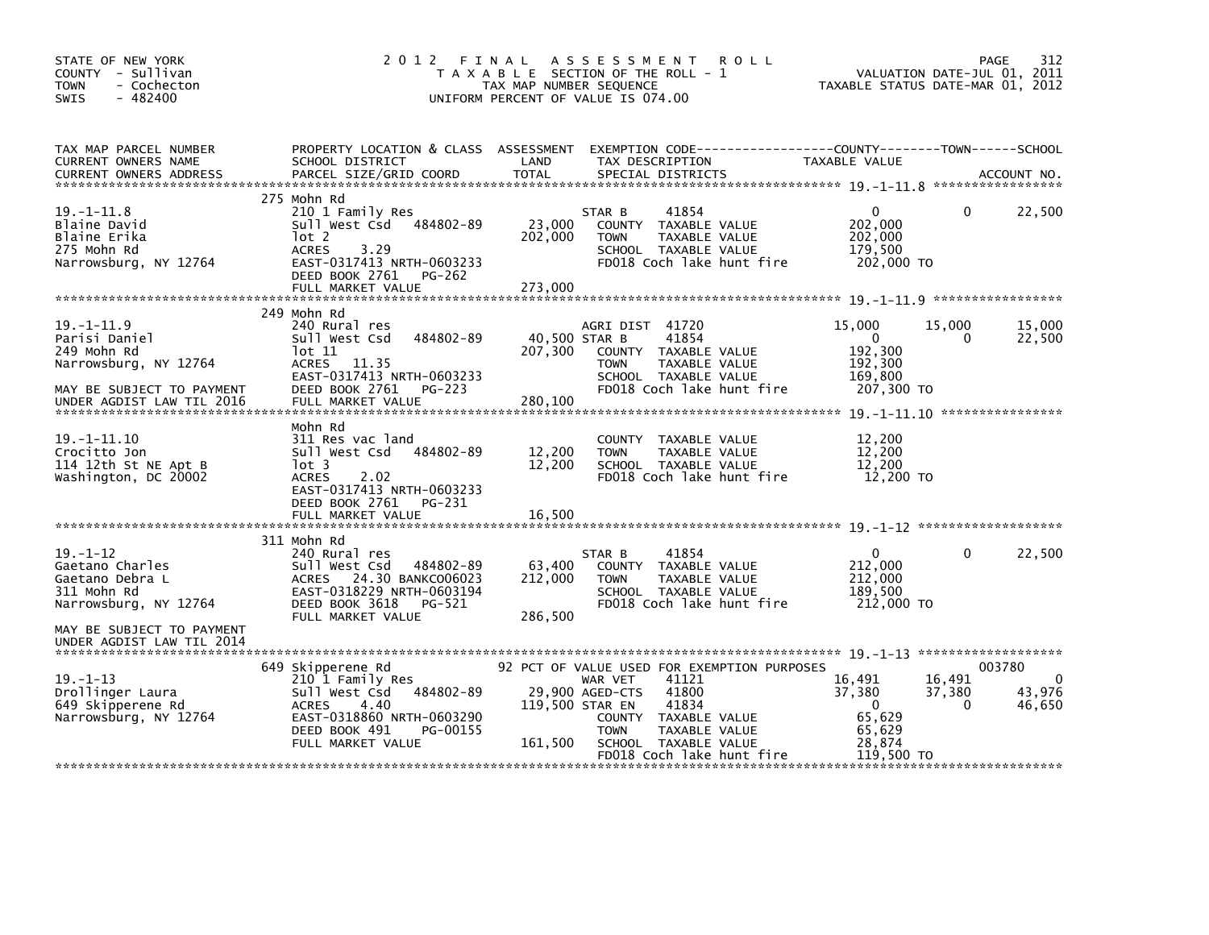STATE OF NEW YORK
COUNTY - Sullivan
TOWN - Cochecton
SWIS - 482400

# 2012 FINAL ASSESSMENT ROLL

TAXABLE SECTION OF THE ROLL - 1
TAX MAP NUMBER SEQUENCE
UNIFORM PERCENT OF VALUE IS 074.00

VALUATION DATE-JUL 01, 2011
TAXABLE STATUS DATE-MAR 01, 2012

| TAX MAP PARCEL NUMBER / CURRENT OWNERS NAME / CURRENT OWNERS ADDRESS | PROPERTY LOCATION & CLASS / SCHOOL DISTRICT / PARCEL SIZE/GRID COORD | ASSESSMENT LAND / TOTAL | EXEMPTION CODE / TAX DESCRIPTION / SPECIAL DISTRICTS | COUNTY TAXABLE VALUE | TOWN | SCHOOL / ACCOUNT NO. |
|---|---|---|---|---|---|---|
| 19.-1-11.8 | 275 Mohn Rd | | | | | |
| | 210 1 Family Res | | STAR B 41854 | 0 | 0 | 22,500 |
| Blaine David | Sull West Csd 484802-89 | 23,000 | COUNTY TAXABLE VALUE | 202,000 | | |
| Blaine Erika | lot 2 | 202,000 | TOWN TAXABLE VALUE | 202,000 | | |
| 275 Mohn Rd | ACRES 3.29 | | SCHOOL TAXABLE VALUE | 179,500 | | |
| Narrowsburg, NY 12764 | EAST-0317413 NRTH-0603233 | | FD018 Coch lake hunt fire | 202,000 TO | | |
| | DEED BOOK 2761 PG-262 | | | | | |
| | FULL MARKET VALUE | 273,000 | | | | |
| 19.-1-11.9 | 249 Mohn Rd | | | | | |
| | 240 Rural res | | AGRI DIST 41720 | 15,000 | 15,000 | 15,000 |
| Parisi Daniel | Sull West Csd 484802-89 | 40,500 | STAR B 41854 | 0 | 0 | 22,500 |
| 249 Mohn Rd | lot 11 | 207,300 | COUNTY TAXABLE VALUE | 192,300 | | |
| Narrowsburg, NY 12764 | ACRES 11.35 | | TOWN TAXABLE VALUE | 192,300 | | |
| | EAST-0317413 NRTH-0603233 | | SCHOOL TAXABLE VALUE | 169,800 | | |
| MAY BE SUBJECT TO PAYMENT | DEED BOOK 2761 PG-223 | | FD018 Coch lake hunt fire | 207,300 TO | | |
| UNDER AGDIST LAW TIL 2016 | FULL MARKET VALUE | 280,100 | | | | |
| 19.-1-11.10 | Mohn Rd | | | | | |
| | 311 Res vac land | | COUNTY TAXABLE VALUE | 12,200 | | |
| Crocitto Jon | Sull West Csd 484802-89 | 12,200 | TOWN TAXABLE VALUE | 12,200 | | |
| 114 12th St NE Apt B | lot 3 | 12,200 | SCHOOL TAXABLE VALUE | 12,200 | | |
| Washington, DC 20002 | ACRES 2.02 | | FD018 Coch lake hunt fire | 12,200 TO | | |
| | EAST-0317413 NRTH-0603233 | | | | | |
| | DEED BOOK 2761 PG-231 | | | | | |
| | FULL MARKET VALUE | 16,500 | | | | |
| 19.-1-12 | 311 Mohn Rd | | | | | |
| | 240 Rural res | | STAR B 41854 | 0 | 0 | 22,500 |
| Gaetano Charles | Sull West Csd 484802-89 | 63,400 | COUNTY TAXABLE VALUE | 212,000 | | |
| Gaetano Debra L | ACRES 24.30 BANKC006023 | 212,000 | TOWN TAXABLE VALUE | 212,000 | | |
| 311 Mohn Rd | EAST-0318229 NRTH-0603194 | | SCHOOL TAXABLE VALUE | 189,500 | | |
| Narrowsburg, NY 12764 | DEED BOOK 3618 PG-521 | | FD018 Coch lake hunt fire | 212,000 TO | | |
| | FULL MARKET VALUE | 286,500 | | | | |
| MAY BE SUBJECT TO PAYMENT | | | | | | |
| UNDER AGDIST LAW TIL 2014 | | | | | | |
| 19.-1-13 | 649 Skipperene Rd | | 92 PCT OF VALUE USED FOR EXEMPTION PURPOSES | | | 003780 |
| | 210 1 Family Res | | WAR VET 41121 | 16,491 | 16,491 | 0 |
| Drollinger Laura | Sull West Csd 484802-89 | 29,900 | AGED-CTS 41800 | 37,380 | 37,380 | 43,976 |
| 649 Skipperene Rd | ACRES 4.40 | 119,500 | STAR EN 41834 | 0 | 0 | 46,650 |
| Narrowsburg, NY 12764 | EAST-0318860 NRTH-0603290 | | COUNTY TAXABLE VALUE | 65,629 | | |
| | DEED BOOK 491 PG-00155 | | TOWN TAXABLE VALUE | 65,629 | | |
| | FULL MARKET VALUE | 161,500 | SCHOOL TAXABLE VALUE | 28,874 | | |
| | | | FD018 Coch lake hunt fire | 119,500 TO | | |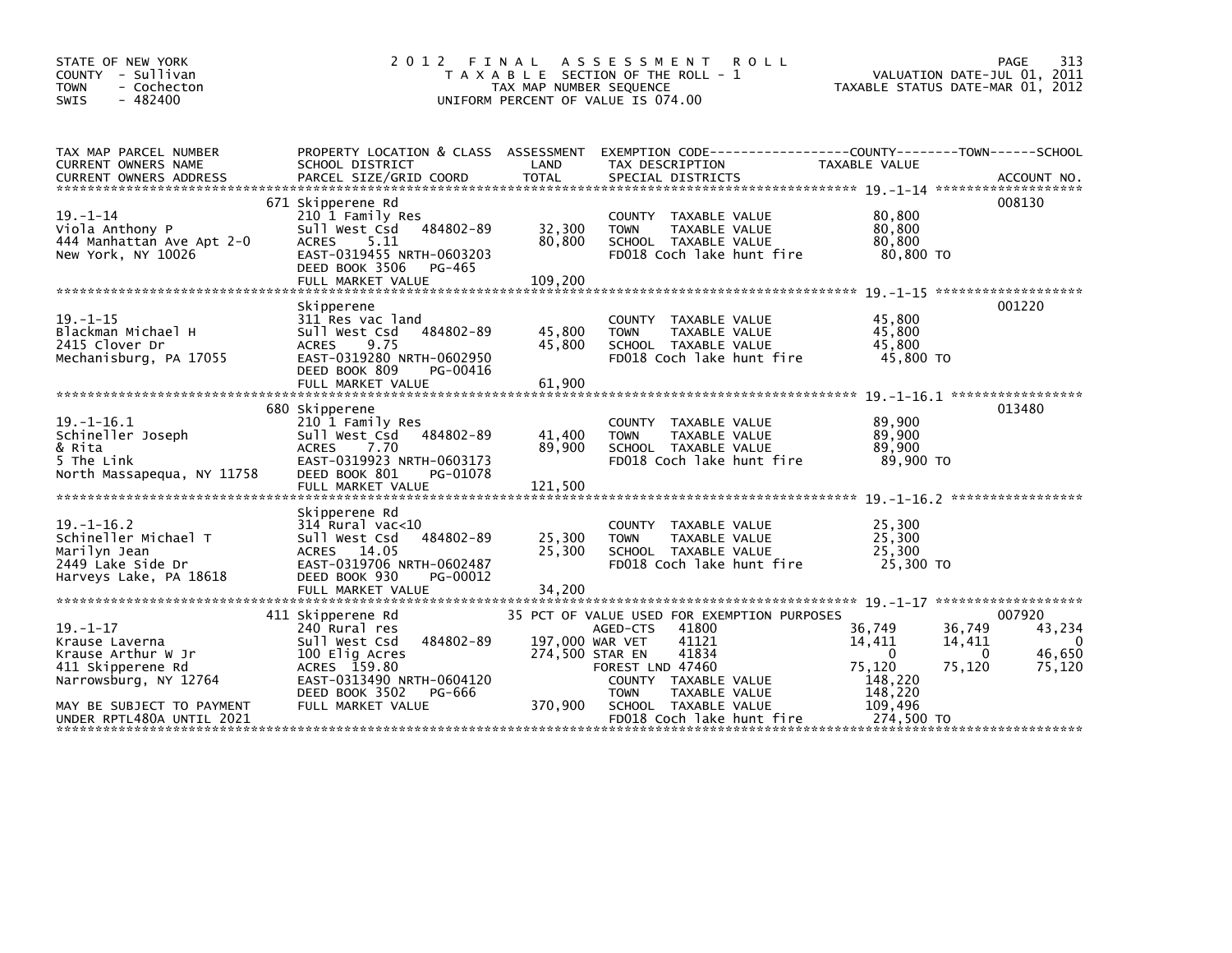STATE OF NEW YORK
COUNTY - Sullivan
TOWN - Cochecton
SWIS - 482400

# 2012 FINAL ASSESSMENT ROLL

TAXABLE SECTION OF THE ROLL - 1
TAX MAP NUMBER SEQUENCE
UNIFORM PERCENT OF VALUE IS 074.00

VALUATION DATE-JUL 01, 2011
TAXABLE STATUS DATE-MAR 01, 2012

| TAX MAP PARCEL NUMBER / CURRENT OWNERS NAME / CURRENT OWNERS ADDRESS | PROPERTY LOCATION & CLASS / SCHOOL DISTRICT / PARCEL SIZE/GRID COORD | ASSESSMENT LAND / TOTAL | EXEMPTION CODE / TAX DESCRIPTION / SPECIAL DISTRICTS | COUNTY TAXABLE VALUE | TOWN | SCHOOL | ACCOUNT NO. |
|---|---|---|---|---|---|---|---|
| **19.-1-14** | 671 Skipperene Rd | | | | | | 008130 |
| 19.-1-14 | 210 1 Family Res | | COUNTY TAXABLE VALUE | 80,800 | | | |
| Viola Anthony P | Sull West Csd 484802-89 | 32,300 | TOWN TAXABLE VALUE | 80,800 | | | |
| 444 Manhattan Ave Apt 2-O | ACRES 5.11 | 80,800 | SCHOOL TAXABLE VALUE | 80,800 | | | |
| New York, NY 10026 | EAST-0319455 NRTH-0603203 | | FD018 Coch lake hunt fire | 80,800 TO | | | |
| | DEED BOOK 3506 PG-465 | | | | | | |
| | FULL MARKET VALUE | 109,200 | | | | | |
| **19.-1-15** | Skipperene | | | | | | 001220 |
| 19.-1-15 | 311 Res vac land | | COUNTY TAXABLE VALUE | 45,800 | | | |
| Blackman Michael H | Sull West Csd 484802-89 | 45,800 | TOWN TAXABLE VALUE | 45,800 | | | |
| 2415 Clover Dr | ACRES 9.75 | 45,800 | SCHOOL TAXABLE VALUE | 45,800 | | | |
| Mechanisburg, PA 17055 | EAST-0319280 NRTH-0602950 | | FD018 Coch lake hunt fire | 45,800 TO | | | |
| | DEED BOOK 809 PG-00416 | | | | | | |
| | FULL MARKET VALUE | 61,900 | | | | | |
| **19.-1-16.1** | 680 Skipperene | | | | | | 013480 |
| 19.-1-16.1 | 210 1 Family Res | | COUNTY TAXABLE VALUE | 89,900 | | | |
| Schineller Joseph | Sull West Csd 484802-89 | 41,400 | TOWN TAXABLE VALUE | 89,900 | | | |
| & Rita | ACRES 7.70 | 89,900 | SCHOOL TAXABLE VALUE | 89,900 | | | |
| 5 The Link | EAST-0319923 NRTH-0603173 | | FD018 Coch lake hunt fire | 89,900 TO | | | |
| North Massapequa, NY 11758 | DEED BOOK 801 PG-01078 | | | | | | |
| | FULL MARKET VALUE | 121,500 | | | | | |
| **19.-1-16.2** | Skipperene Rd | | | | | | |
| 19.-1-16.2 | 314 Rural vac<10 | | COUNTY TAXABLE VALUE | 25,300 | | | |
| Schineller Michael T | Sull West Csd 484802-89 | 25,300 | TOWN TAXABLE VALUE | 25,300 | | | |
| Marilyn Jean | ACRES 14.05 | 25,300 | SCHOOL TAXABLE VALUE | 25,300 | | | |
| 2449 Lake Side Dr | EAST-0319706 NRTH-0602487 | | FD018 Coch lake hunt fire | 25,300 TO | | | |
| Harveys Lake, PA 18618 | DEED BOOK 930 PG-00012 | | | | | | |
| | FULL MARKET VALUE | 34,200 | | | | | |
| **19.-1-17** | 411 Skipperene Rd | | 35 PCT OF VALUE USED FOR EXEMPTION PURPOSES | | | | 007920 |
| 19.-1-17 | 240 Rural res | | AGED-CTS 41800 | 36,749 | 36,749 | 43,234 | |
| Krause Laverna | Sull West Csd 484802-89 | 197,000 | WAR VET 41121 | 14,411 | 14,411 | 0 | |
| Krause Arthur W Jr | 100 Elig Acres | 274,500 | STAR EN 41834 | 0 | 0 | 46,650 | |
| 411 Skipperene Rd | ACRES 159.80 | | FOREST LND 47460 | 75,120 | 75,120 | 75,120 | |
| Narrowsburg, NY 12764 | EAST-0313490 NRTH-0604120 | | COUNTY TAXABLE VALUE | 148,220 | | | |
| | DEED BOOK 3502 PG-666 | | TOWN TAXABLE VALUE | 148,220 | | | |
| MAY BE SUBJECT TO PAYMENT | FULL MARKET VALUE | 370,900 | SCHOOL TAXABLE VALUE | 109,496 | | | |
| UNDER RPTL480A UNTIL 2021 | | | FD018 Coch lake hunt fire | 274,500 TO | | | |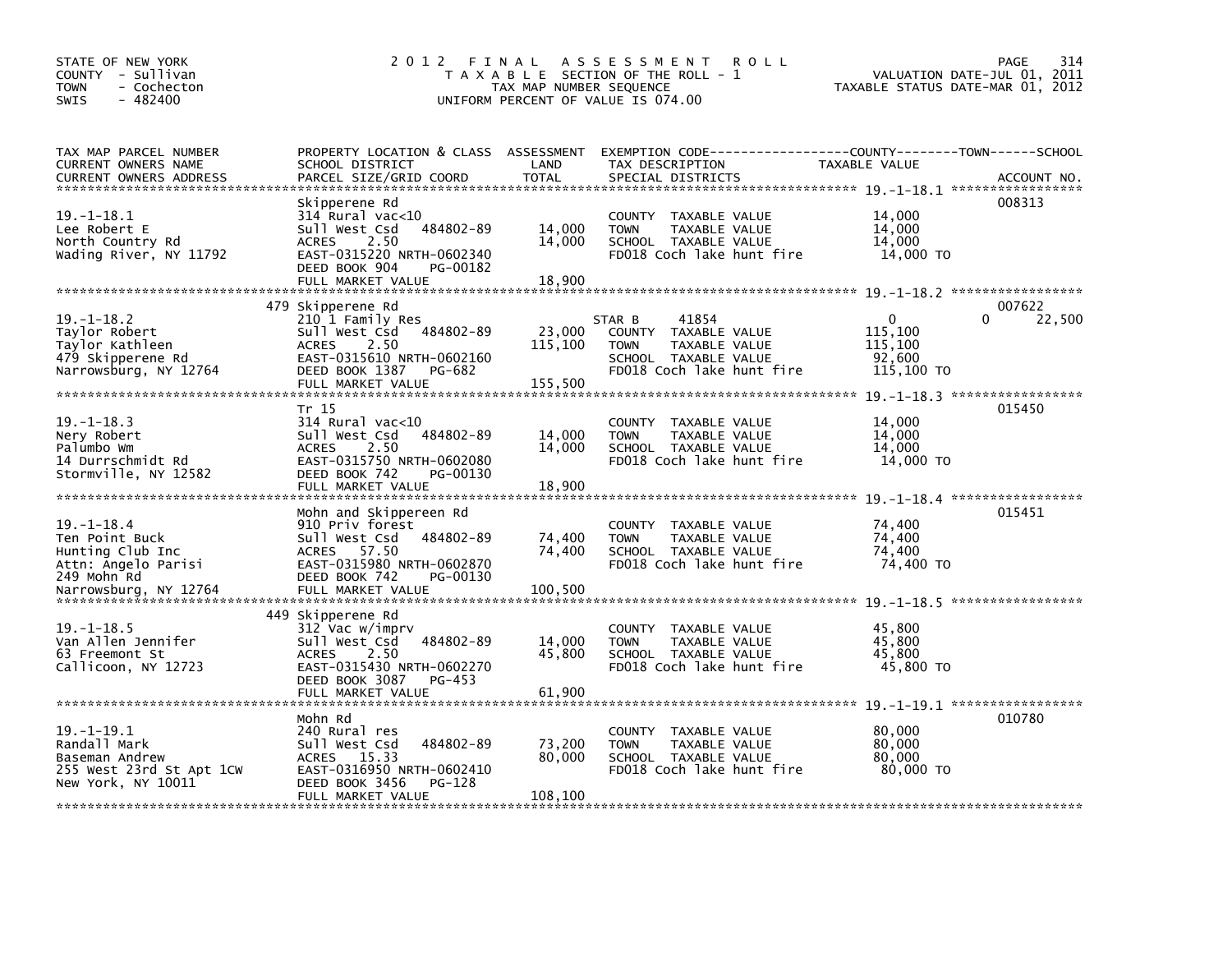STATE OF NEW YORK
COUNTY - Sullivan
TOWN - Cochecton
SWIS - 482400

# 2012 FINAL ASSESSMENT ROLL
TAXABLE SECTION OF THE ROLL - 1
TAX MAP NUMBER SEQUENCE
UNIFORM PERCENT OF VALUE IS 074.00

VALUATION DATE-JUL 01, 2011
TAXABLE STATUS DATE-MAR 01, 2012

| TAX MAP PARCEL NUMBER / CURRENT OWNERS NAME / CURRENT OWNERS ADDRESS | PROPERTY LOCATION & CLASS / SCHOOL DISTRICT / PARCEL SIZE/GRID COORD | ASSESSMENT LAND / TOTAL | EXEMPTION CODE / TAX DESCRIPTION / SPECIAL DISTRICTS | COUNTY / TOWN / SCHOOL TAXABLE VALUE | ACCOUNT NO. |
|---|---|---|---|---|---|
| 19.-1-18.1 | Skipperene Rd | | | | 008313 |
| | 314 Rural vac<10 | | COUNTY TAXABLE VALUE | 14,000 | |
| Lee Robert E | Sull West Csd 484802-89 | 14,000 | TOWN TAXABLE VALUE | 14,000 | |
| North Country Rd | ACRES 2.50 | 14,000 | SCHOOL TAXABLE VALUE | 14,000 | |
| Wading River, NY 11792 | EAST-0315220 NRTH-0602340 | | FD018 Coch lake hunt fire | 14,000 TO | |
| | DEED BOOK 904 PG-00182 | | | | |
| | FULL MARKET VALUE | 18,900 | | | |
| 19.-1-18.2 | 479 Skipperene Rd | | | | 007622 |
| | 210 1 Family Res | | STAR B 41854 | 0 / 0 / 22,500 | |
| Taylor Robert | Sull West Csd 484802-89 | 23,000 | COUNTY TAXABLE VALUE | 115,100 | |
| Taylor Kathleen | ACRES 2.50 | 115,100 | TOWN TAXABLE VALUE | 115,100 | |
| 479 Skipperene Rd | EAST-0315610 NRTH-0602160 | | SCHOOL TAXABLE VALUE | 92,600 | |
| Narrowsburg, NY 12764 | DEED BOOK 1387 PG-682 | | FD018 Coch lake hunt fire | 115,100 TO | |
| | FULL MARKET VALUE | 155,500 | | | |
| 19.-1-18.3 | Tr 15 | | | | 015450 |
| | 314 Rural vac<10 | | COUNTY TAXABLE VALUE | 14,000 | |
| Nery Robert | Sull West Csd 484802-89 | 14,000 | TOWN TAXABLE VALUE | 14,000 | |
| Palumbo Wm | ACRES 2.50 | 14,000 | SCHOOL TAXABLE VALUE | 14,000 | |
| 14 Durrschmidt Rd | EAST-0315750 NRTH-0602080 | | FD018 Coch lake hunt fire | 14,000 TO | |
| Stormville, NY 12582 | DEED BOOK 742 PG-00130 | | | | |
| | FULL MARKET VALUE | 18,900 | | | |
| 19.-1-18.4 | Mohn and Skippereen Rd | | | | 015451 |
| | 910 Priv forest | | COUNTY TAXABLE VALUE | 74,400 | |
| Ten Point Buck | Sull West Csd 484802-89 | 74,400 | TOWN TAXABLE VALUE | 74,400 | |
| Hunting Club Inc | ACRES 57.50 | 74,400 | SCHOOL TAXABLE VALUE | 74,400 | |
| Attn: Angelo Parisi | EAST-0315980 NRTH-0602870 | | FD018 Coch lake hunt fire | 74,400 TO | |
| 249 Mohn Rd | DEED BOOK 742 PG-00130 | | | | |
| Narrowsburg, NY 12764 | FULL MARKET VALUE | 100,500 | | | |
| 19.-1-18.5 | 449 Skipperene Rd | | | | |
| | 312 Vac w/imprv | | COUNTY TAXABLE VALUE | 45,800 | |
| Van Allen Jennifer | Sull West Csd 484802-89 | 14,000 | TOWN TAXABLE VALUE | 45,800 | |
| 63 Freemont St | ACRES 2.50 | 45,800 | SCHOOL TAXABLE VALUE | 45,800 | |
| Callicoon, NY 12723 | EAST-0315430 NRTH-0602270 | | FD018 Coch lake hunt fire | 45,800 TO | |
| | DEED BOOK 3087 PG-453 | | | | |
| | FULL MARKET VALUE | 61,900 | | | |
| 19.-1-19.1 | Mohn Rd | | | | 010780 |
| | 240 Rural res | | COUNTY TAXABLE VALUE | 80,000 | |
| Randall Mark | Sull West Csd 484802-89 | 73,200 | TOWN TAXABLE VALUE | 80,000 | |
| Baseman Andrew | ACRES 15.33 | 80,000 | SCHOOL TAXABLE VALUE | 80,000 | |
| 255 West 23rd St Apt 1CW | EAST-0316950 NRTH-0602410 | | FD018 Coch lake hunt fire | 80,000 TO | |
| New York, NY 10011 | DEED BOOK 3456 PG-128 | | | | |
| | FULL MARKET VALUE | 108,100 | | | |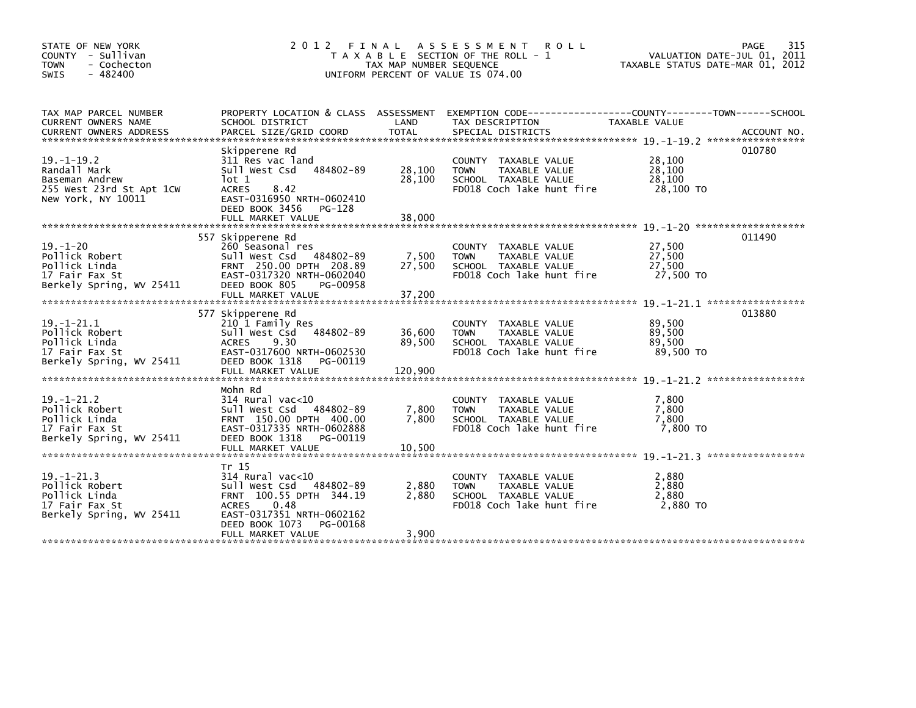STATE OF NEW YORK
COUNTY - Sullivan
TOWN - Cochecton
SWIS - 482400

# 2012 FINAL ASSESSMENT ROLL
TAXABLE SECTION OF THE ROLL - 1
TAX MAP NUMBER SEQUENCE
UNIFORM PERCENT OF VALUE IS 074.00

VALUATION DATE-JUL 01, 2011
TAXABLE STATUS DATE-MAR 01, 2012

| TAX MAP PARCEL NUMBER / CURRENT OWNERS NAME / CURRENT OWNERS ADDRESS | PROPERTY LOCATION & CLASS / SCHOOL DISTRICT / PARCEL SIZE/GRID COORD | ASSESSMENT LAND | TOTAL | EXEMPTION CODE / TAX DESCRIPTION / SPECIAL DISTRICTS | TAXABLE VALUE (COUNTY / TOWN / SCHOOL) | ACCOUNT NO. |
|---|---|---|---|---|---|---|
| 19.-1-19.2<br>Randall Mark<br>Baseman Andrew<br>255 West 23rd St Apt 1CW<br>New York, NY 10011 | Skipperene Rd<br>311 Res vac land<br>Sull West Csd 484802-89<br>lot 1<br>ACRES 8.42<br>EAST-0316950 NRTH-0602410<br>DEED BOOK 3456 PG-128<br>FULL MARKET VALUE | 28,100 | 28,100<br><br><br><br><br><br><br>38,000 | COUNTY TAXABLE VALUE<br>TOWN TAXABLE VALUE<br>SCHOOL TAXABLE VALUE<br>FD018 Coch lake hunt fire | 28,100<br>28,100<br>28,100<br>28,100 TO | 010780 |
| 19.-1-20<br>Pollick Robert<br>Pollick Linda<br>17 Fair Fax St<br>Berkely Spring, WV 25411 | 557 Skipperene Rd<br>260 Seasonal res<br>Sull West Csd 484802-89<br>FRNT 250.00 DPTH 208.89<br>EAST-0317320 NRTH-0602040<br>DEED BOOK 805 PG-00958<br>FULL MARKET VALUE | 7,500 | 27,500<br><br><br><br><br><br>37,200 | COUNTY TAXABLE VALUE<br>TOWN TAXABLE VALUE<br>SCHOOL TAXABLE VALUE<br>FD018 Coch lake hunt fire | 27,500<br>27,500<br>27,500<br>27,500 TO | 011490 |
| 19.-1-21.1<br>Pollick Robert<br>Pollick Linda<br>17 Fair Fax St<br>Berkely Spring, WV 25411 | 577 Skipperene Rd<br>210 1 Family Res<br>Sull West Csd 484802-89<br>ACRES 9.30<br>EAST-0317600 NRTH-0602530<br>DEED BOOK 1318 PG-00119<br>FULL MARKET VALUE | 36,600 | 89,500<br><br><br><br><br><br>120,900 | COUNTY TAXABLE VALUE<br>TOWN TAXABLE VALUE<br>SCHOOL TAXABLE VALUE<br>FD018 Coch lake hunt fire | 89,500<br>89,500<br>89,500<br>89,500 TO | 013880 |
| 19.-1-21.2<br>Pollick Robert<br>Pollick Linda<br>17 Fair Fax St<br>Berkely Spring, WV 25411 | Mohn Rd<br>314 Rural vac<10<br>Sull West Csd 484802-89<br>FRNT 150.00 DPTH 400.00<br>EAST-0317335 NRTH-0602888<br>DEED BOOK 1318 PG-00119<br>FULL MARKET VALUE | 7,800 | 7,800<br><br><br><br><br><br>10,500 | COUNTY TAXABLE VALUE<br>TOWN TAXABLE VALUE<br>SCHOOL TAXABLE VALUE<br>FD018 Coch lake hunt fire | 7,800<br>7,800<br>7,800<br>7,800 TO | |
| 19.-1-21.3<br>Pollick Robert<br>Pollick Linda<br>17 Fair Fax St<br>Berkely Spring, WV 25411 | Tr 15<br>314 Rural vac<10<br>Sull West Csd 484802-89<br>FRNT 100.55 DPTH 344.19<br>ACRES 0.48<br>EAST-0317351 NRTH-0602162<br>DEED BOOK 1073 PG-00168<br>FULL MARKET VALUE | 2,880 | 2,880<br><br><br><br><br><br><br>3,900 | COUNTY TAXABLE VALUE<br>TOWN TAXABLE VALUE<br>SCHOOL TAXABLE VALUE<br>FD018 Coch lake hunt fire | 2,880<br>2,880<br>2,880<br>2,880 TO | |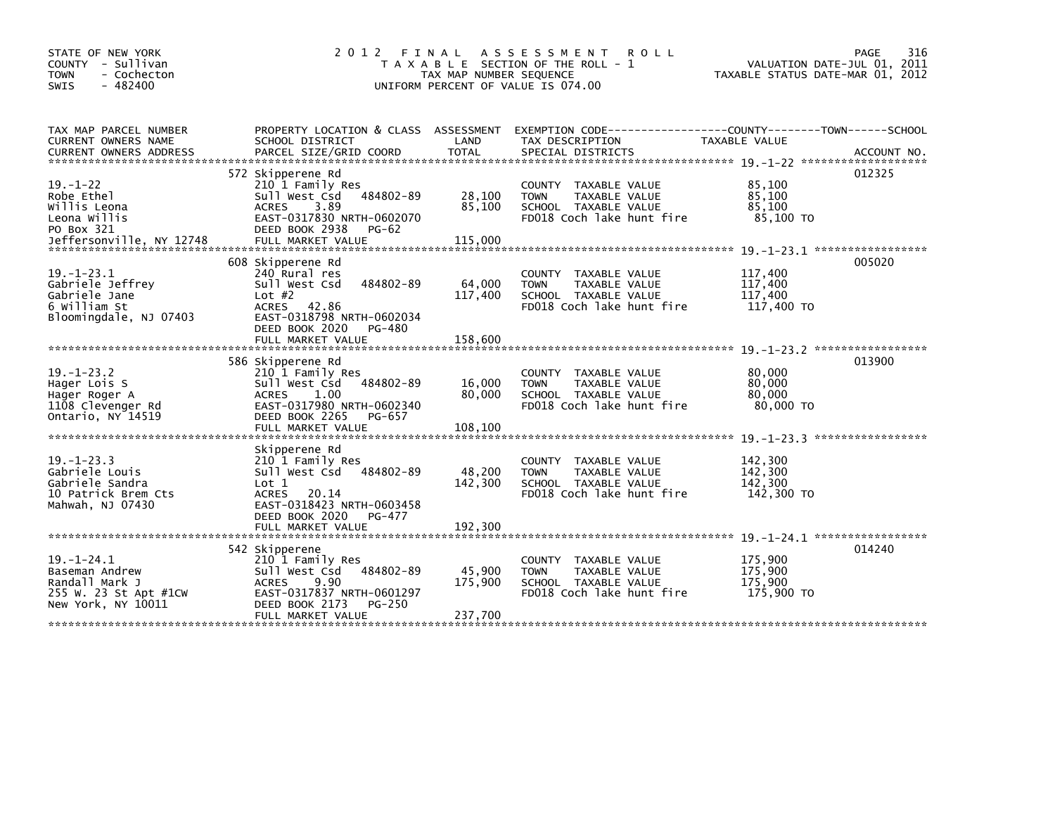STATE OF NEW YORK
COUNTY - Sullivan
TOWN - Cochecton
SWIS - 482400

# 2012 FINAL ASSESSMENT ROLL

TAXABLE SECTION OF THE ROLL - 1
TAX MAP NUMBER SEQUENCE
UNIFORM PERCENT OF VALUE IS 074.00

VALUATION DATE-JUL 01, 2011
TAXABLE STATUS DATE-MAR 01, 2012

| TAX MAP PARCEL NUMBER / CURRENT OWNERS NAME / CURRENT OWNERS ADDRESS | PROPERTY LOCATION & CLASS / SCHOOL DISTRICT / PARCEL SIZE/GRID COORD | ASSESSMENT LAND | TOTAL | EXEMPTION CODE / TAX DESCRIPTION / SPECIAL DISTRICTS | TAXABLE VALUE | ACCOUNT NO. |
|---|---|---|---|---|---|---|
| 19.-1-22 | 572 Skipperene Rd | | | | | 012325 |
| Robe Ethel | 210 1 Family Res | | | COUNTY TAXABLE VALUE | 85,100 | |
| Willis Leona | Sull West Csd 484802-89 | 28,100 | | TOWN TAXABLE VALUE | 85,100 | |
| Leona Willis | ACRES 3.89 | | 85,100 | SCHOOL TAXABLE VALUE | 85,100 | |
| PO Box 321 | EAST-0317830 NRTH-0602070 | | | FD018 Coch lake hunt fire | 85,100 TO | |
| Jeffersonville, NY 12748 | DEED BOOK 2938 PG-62 | | | | | |
| | FULL MARKET VALUE | | 115,000 | | | |
| 19.-1-23.1 | 608 Skipperene Rd | | | | | 005020 |
| Gabriele Jeffrey | 240 Rural res | | | COUNTY TAXABLE VALUE | 117,400 | |
| Gabriele Jane | Sull West Csd 484802-89 | 64,000 | | TOWN TAXABLE VALUE | 117,400 | |
| 6 William St | Lot #2 | | 117,400 | SCHOOL TAXABLE VALUE | 117,400 | |
| Bloomingdale, NJ 07403 | ACRES 42.86 | | | FD018 Coch lake hunt fire | 117,400 TO | |
| | EAST-0318798 NRTH-0602034 | | | | | |
| | DEED BOOK 2020 PG-480 | | | | | |
| | FULL MARKET VALUE | | 158,600 | | | |
| 19.-1-23.2 | 586 Skipperene Rd | | | | | 013900 |
| Hager Lois S | 210 1 Family Res | | | COUNTY TAXABLE VALUE | 80,000 | |
| Hager Roger A | Sull West Csd 484802-89 | 16,000 | | TOWN TAXABLE VALUE | 80,000 | |
| 1108 Clevenger Rd | ACRES 1.00 | | 80,000 | SCHOOL TAXABLE VALUE | 80,000 | |
| Ontario, NY 14519 | EAST-0317980 NRTH-0602340 | | | FD018 Coch lake hunt fire | 80,000 TO | |
| | DEED BOOK 2265 PG-657 | | | | | |
| | FULL MARKET VALUE | | 108,100 | | | |
| 19.-1-23.3 | Skipperene Rd | | | | | |
| Gabriele Louis | 210 1 Family Res | | | COUNTY TAXABLE VALUE | 142,300 | |
| Gabriele Sandra | Sull West Csd 484802-89 | 48,200 | | TOWN TAXABLE VALUE | 142,300 | |
| 10 Patrick Brem Cts | Lot 1 | | 142,300 | SCHOOL TAXABLE VALUE | 142,300 | |
| Mahwah, NJ 07430 | ACRES 20.14 | | | FD018 Coch lake hunt fire | 142,300 TO | |
| | EAST-0318423 NRTH-0603458 | | | | | |
| | DEED BOOK 2020 PG-477 | | | | | |
| | FULL MARKET VALUE | | 192,300 | | | |
| 19.-1-24.1 | 542 Skipperene | | | | | 014240 |
| Baseman Andrew | 210 1 Family Res | | | COUNTY TAXABLE VALUE | 175,900 | |
| Randall Mark J | Sull West Csd 484802-89 | 45,900 | | TOWN TAXABLE VALUE | 175,900 | |
| 255 W. 23 St Apt #1CW | ACRES 9.90 | | 175,900 | SCHOOL TAXABLE VALUE | 175,900 | |
| New York, NY 10011 | EAST-0317837 NRTH-0601297 | | | FD018 Coch lake hunt fire | 175,900 TO | |
| | DEED BOOK 2173 PG-250 | | | | | |
| | FULL MARKET VALUE | | 237,700 | | | |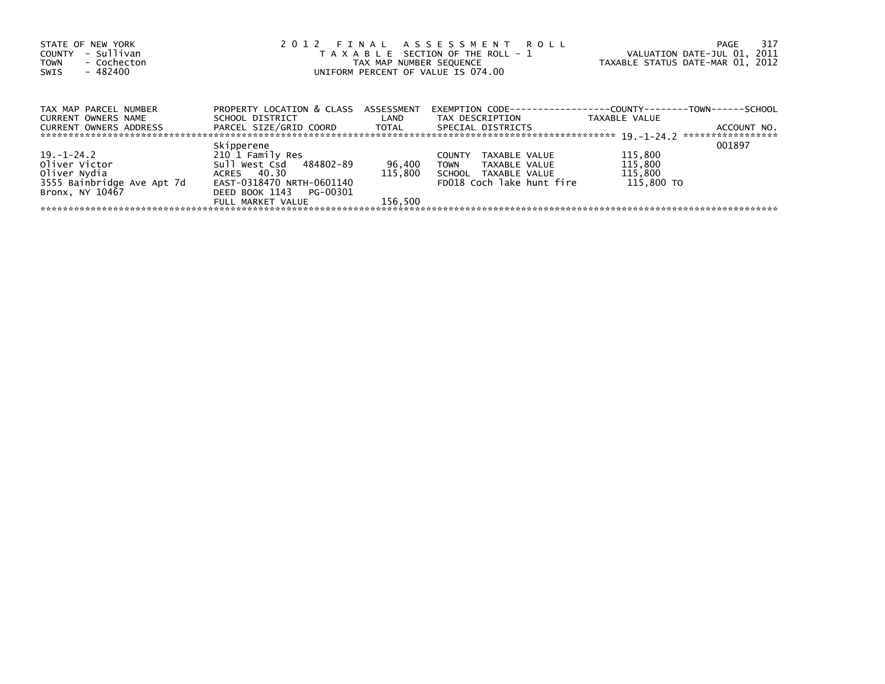STATE OF NEW YORK
COUNTY - Sullivan
TOWN - Cochecton
SWIS - 482400

# 2012 FINAL ASSESSMENT ROLL

TAXABLE SECTION OF THE ROLL - 1
TAX MAP NUMBER SEQUENCE
UNIFORM PERCENT OF VALUE IS 074.00

VALUATION DATE-JUL 01, 2011
TAXABLE STATUS DATE-MAR 01, 2012

| TAX MAP PARCEL NUMBER / CURRENT OWNERS NAME / CURRENT OWNERS ADDRESS | PROPERTY LOCATION & CLASS / SCHOOL DISTRICT / PARCEL SIZE/GRID COORD | ASSESSMENT LAND / TOTAL | EXEMPTION CODE / TAX DESCRIPTION / SPECIAL DISTRICTS | COUNTY--------TOWN------SCHOOL TAXABLE VALUE | ACCOUNT NO. |
|---|---|---|---|---|---|
| 19.-1-24.2 | Skipperene | | | | 001897 |
| 19.-1-24.2 | 210 1 Family Res | | COUNTY TAXABLE VALUE | 115,800 | |
| Oliver Victor | Sull West Csd 484802-89 | 96,400 | TOWN TAXABLE VALUE | 115,800 | |
| Oliver Nydia | ACRES 40.30 | 115,800 | SCHOOL TAXABLE VALUE | 115,800 | |
| 3555 Bainbridge Ave Apt 7d | EAST-0318470 NRTH-0601140 | | FD018 Coch lake hunt fire | 115,800 TO | |
| Bronx, NY 10467 | DEED BOOK 1143 PG-00301 | | | | |
| | FULL MARKET VALUE | 156,500 | | | |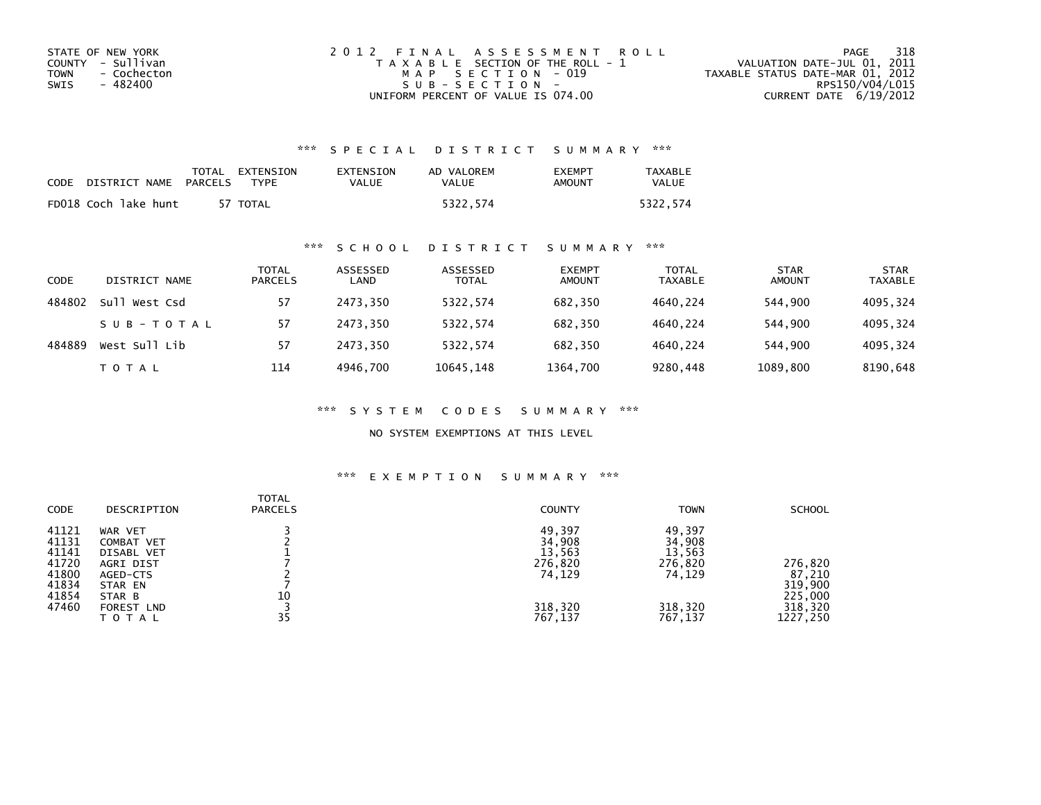STATE OF NEW YORK
COUNTY - Sullivan
TOWN - Cochecton
SWIS - 482400

2012 FINAL ASSESSMENT ROLL
TAXABLE SECTION OF THE ROLL - 1
MAP SECTION - 019
SUB-SECTION -
UNIFORM PERCENT OF VALUE IS 074.00

VALUATION DATE-JUL 01, 2011
TAXABLE STATUS DATE-MAR 01, 2012
RPS150/V04/L015
CURRENT DATE 6/19/2012

## *** SPECIAL DISTRICT SUMMARY ***

| CODE | DISTRICT NAME | TOTAL PARCELS | EXTENSION TYPE | EXTENSION VALUE | AD VALOREM VALUE | EXEMPT AMOUNT | TAXABLE VALUE |
|---|---|---|---|---|---|---|---|
| FD018 | Coch lake hunt | 57 | TOTAL | | 5322,574 | | 5322,574 |

## *** SCHOOL DISTRICT SUMMARY ***

| CODE | DISTRICT NAME | TOTAL PARCELS | ASSESSED LAND | ASSESSED TOTAL | EXEMPT AMOUNT | TOTAL TAXABLE | STAR AMOUNT | STAR TAXABLE |
|---|---|---|---|---|---|---|---|---|
| 484802 | Sull West Csd | 57 | 2473,350 | 5322,574 | 682,350 | 4640,224 | 544,900 | 4095,324 |
| | SUB-TOTAL | 57 | 2473,350 | 5322,574 | 682,350 | 4640,224 | 544,900 | 4095,324 |
| 484889 | West Sull Lib | 57 | 2473,350 | 5322,574 | 682,350 | 4640,224 | 544,900 | 4095,324 |
| | TOTAL | 114 | 4946,700 | 10645,148 | 1364,700 | 9280,448 | 1089,800 | 8190,648 |

## *** SYSTEM CODES SUMMARY ***

NO SYSTEM EXEMPTIONS AT THIS LEVEL

## *** EXEMPTION SUMMARY ***

| CODE | DESCRIPTION | TOTAL PARCELS | COUNTY | TOWN | SCHOOL |
|---|---|---|---|---|---|
| 41121 | WAR VET | 3 | 49,397 | 49,397 | |
| 41131 | COMBAT VET | 2 | 34,908 | 34,908 | |
| 41141 | DISABL VET | 1 | 13,563 | 13,563 | |
| 41720 | AGRI DIST | 7 | 276,820 | 276,820 | 276,820 |
| 41800 | AGED-CTS | 2 | 74,129 | 74,129 | 87,210 |
| 41834 | STAR EN | 7 | | | 319,900 |
| 41854 | STAR B | 10 | | | 225,000 |
| 47460 | FOREST LND | 3 | 318,320 | 318,320 | 318,320 |
| | TOTAL | 35 | 767,137 | 767,137 | 1227,250 |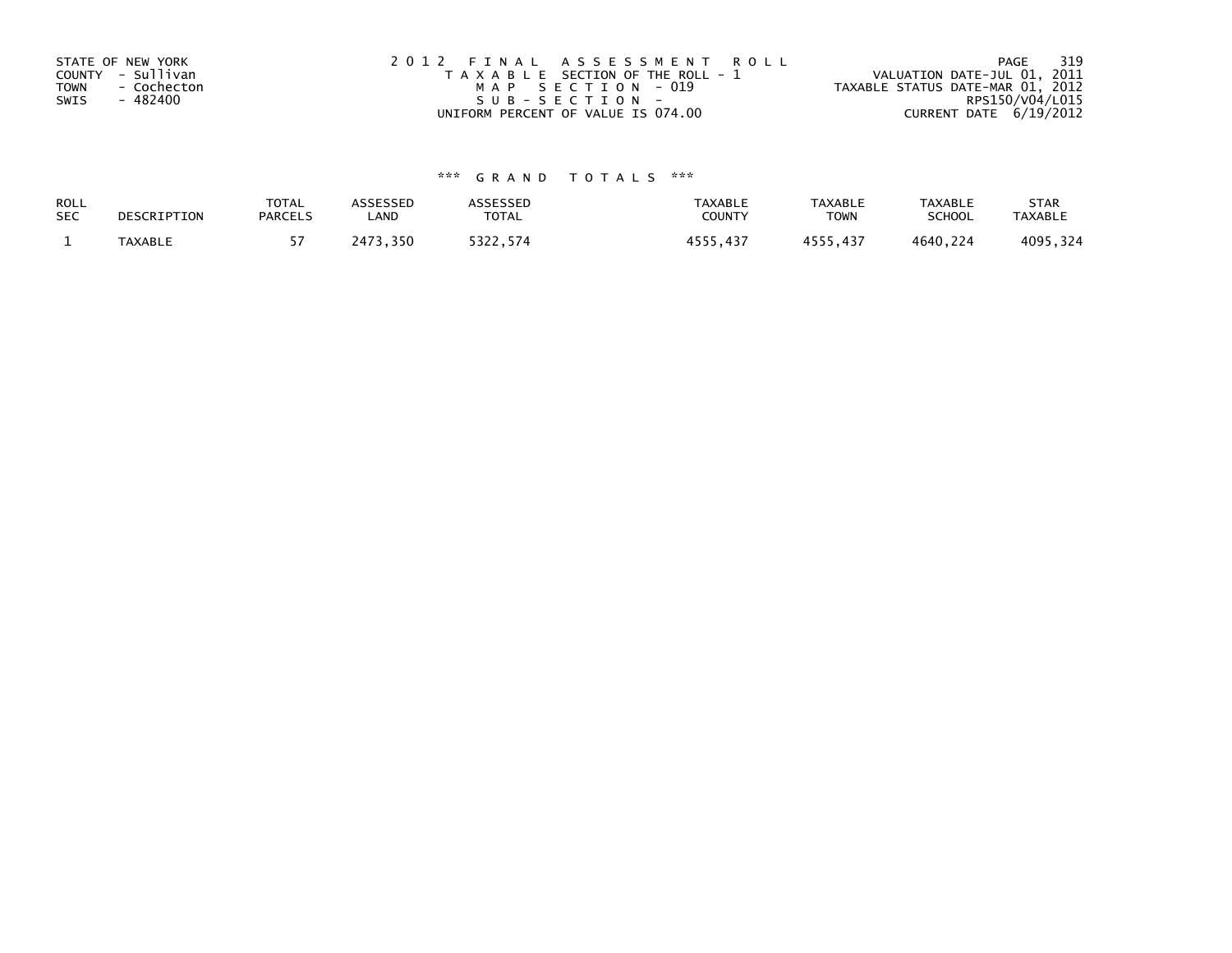STATE OF NEW YORK
COUNTY - Sullivan
TOWN - Cochecton
SWIS - 482400

2012 FINAL ASSESSMENT ROLL
TAXABLE SECTION OF THE ROLL - 1
MAP SECTION - 019
SUB-SECTION -
UNIFORM PERCENT OF VALUE IS 074.00

VALUATION DATE-JUL 01, 2011
TAXABLE STATUS DATE-MAR 01, 2012
RPS150/V04/L015
CURRENT DATE 6/19/2012

*** GRAND TOTALS ***

| ROLL SEC | DESCRIPTION | TOTAL PARCELS | ASSESSED LAND | ASSESSED TOTAL | TAXABLE COUNTY | TAXABLE TOWN | TAXABLE SCHOOL | STAR TAXABLE |
|---|---|---|---|---|---|---|---|---|
| 1 | TAXABLE | 57 | 2473,350 | 5322,574 | 4555,437 | 4555,437 | 4640,224 | 4095,324 |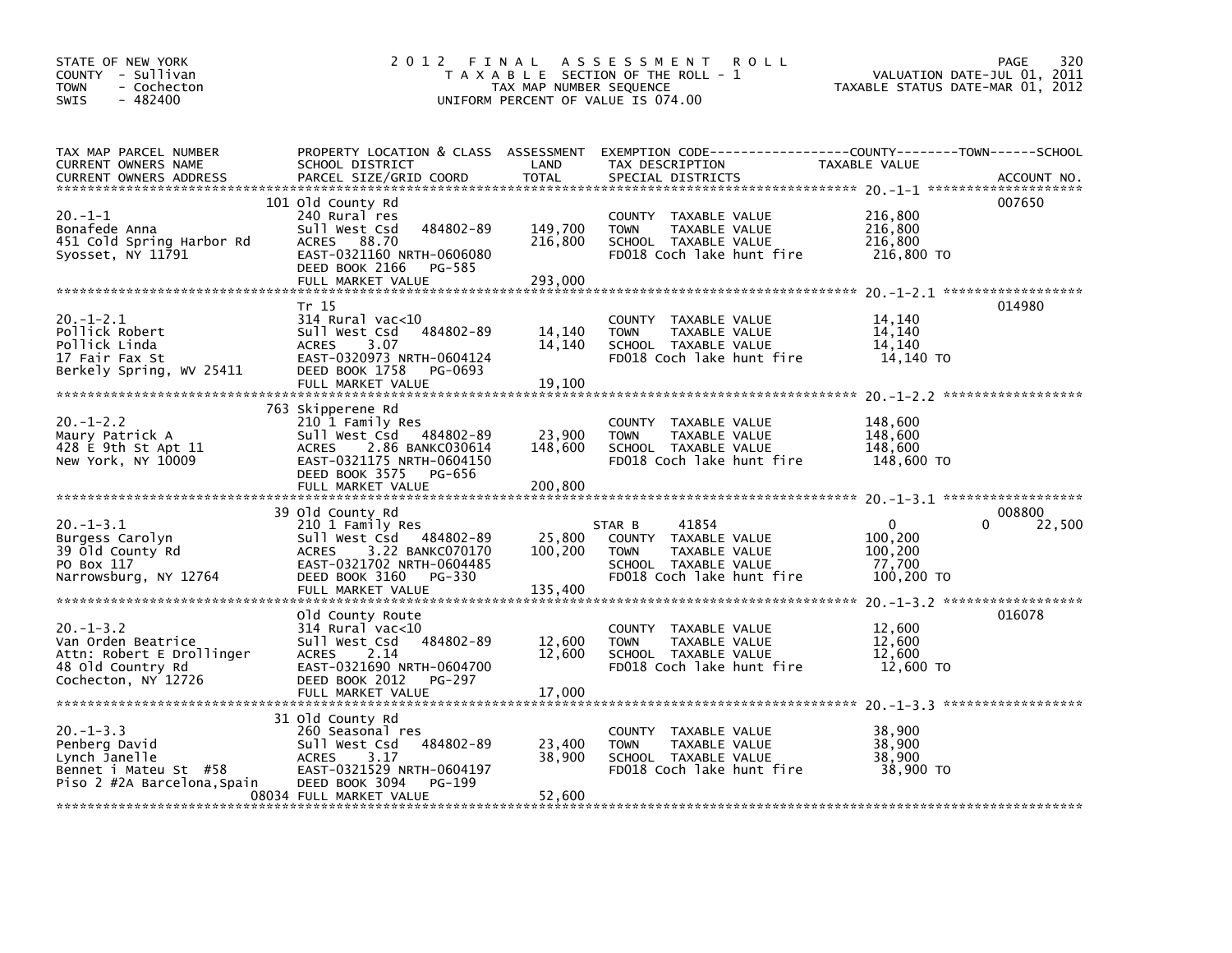STATE OF NEW YORK
COUNTY - Sullivan
TOWN - Cochecton
SWIS - 482400

# 2012 FINAL ASSESSMENT ROLL

TAXABLE SECTION OF THE ROLL - 1
TAX MAP NUMBER SEQUENCE
UNIFORM PERCENT OF VALUE IS 074.00

VALUATION DATE-JUL 01, 2011
TAXABLE STATUS DATE-MAR 01, 2012

| TAX MAP PARCEL NUMBER / CURRENT OWNERS NAME / CURRENT OWNERS ADDRESS | PROPERTY LOCATION & CLASS / SCHOOL DISTRICT / PARCEL SIZE/GRID COORD | ASSESSMENT LAND | TOTAL | EXEMPTION CODE / TAX DESCRIPTION / SPECIAL DISTRICTS | COUNTY TAXABLE VALUE | TOWN | SCHOOL | ACCOUNT NO. |
|---|---|---|---|---|---|---|---|---|
| 20.-1-1 | 101 Old County Rd | | | | | | | 007650 |
| Bonafede Anna | 240 Rural res | | | COUNTY TAXABLE VALUE | 216,800 | | | |
| 451 Cold Spring Harbor Rd | Sull West Csd 484802-89 | 149,700 | | TOWN TAXABLE VALUE | 216,800 | | | |
| Syosset, NY 11791 | ACRES 88.70 | | 216,800 | SCHOOL TAXABLE VALUE | 216,800 | | | |
| | EAST-0321160 NRTH-0606080 | | | FD018 Coch lake hunt fire | 216,800 TO | | | |
| | DEED BOOK 2166 PG-585 | | | | | | | |
| | FULL MARKET VALUE | | 293,000 | | | | | |
| 20.-1-2.1 | Tr 15 | | | | | | | 014980 |
| Pollick Robert | 314 Rural vac<10 | | | COUNTY TAXABLE VALUE | 14,140 | | | |
| Pollick Linda | Sull West Csd 484802-89 | 14,140 | | TOWN TAXABLE VALUE | 14,140 | | | |
| 17 Fair Fax St | ACRES 3.07 | | 14,140 | SCHOOL TAXABLE VALUE | 14,140 | | | |
| Berkely Spring, WV 25411 | EAST-0320973 NRTH-0604124 | | | FD018 Coch lake hunt fire | 14,140 TO | | | |
| | DEED BOOK 1758 PG-0693 | | | | | | | |
| | FULL MARKET VALUE | | 19,100 | | | | | |
| 20.-1-2.2 | 763 Skipperene Rd | | | | | | | |
| Maury Patrick A | 210 1 Family Res | | | COUNTY TAXABLE VALUE | 148,600 | | | |
| 428 E 9th St Apt 11 | Sull West Csd 484802-89 | 23,900 | | TOWN TAXABLE VALUE | 148,600 | | | |
| New York, NY 10009 | ACRES 2.86 BANKC030614 | | 148,600 | SCHOOL TAXABLE VALUE | 148,600 | | | |
| | EAST-0321175 NRTH-0604150 | | | FD018 Coch lake hunt fire | 148,600 TO | | | |
| | DEED BOOK 3575 PG-656 | | | | | | | |
| | FULL MARKET VALUE | | 200,800 | | | | | |
| 20.-1-3.1 | 39 Old County Rd | | | | | | | 008800 |
| Burgess Carolyn | 210 1 Family Res | | | STAR B 41854 | 0 | | 0 | 22,500 |
| 39 Old County Rd | Sull West Csd 484802-89 | 25,800 | | COUNTY TAXABLE VALUE | 100,200 | | | |
| PO Box 117 | ACRES 3.22 BANKC070170 | | 100,200 | TOWN TAXABLE VALUE | 100,200 | | | |
| Narrowsburg, NY 12764 | EAST-0321702 NRTH-0604485 | | | SCHOOL TAXABLE VALUE | 77,700 | | | |
| | DEED BOOK 3160 PG-330 | | | FD018 Coch lake hunt fire | 100,200 TO | | | |
| | FULL MARKET VALUE | | 135,400 | | | | | |
| 20.-1-3.2 | Old County Route | | | | | | | 016078 |
| Van Orden Beatrice | 314 Rural vac<10 | | | COUNTY TAXABLE VALUE | 12,600 | | | |
| Attn: Robert E Drollinger | Sull West Csd 484802-89 | 12,600 | | TOWN TAXABLE VALUE | 12,600 | | | |
| 48 Old Country Rd | ACRES 2.14 | | 12,600 | SCHOOL TAXABLE VALUE | 12,600 | | | |
| Cochecton, NY 12726 | EAST-0321690 NRTH-0604700 | | | FD018 Coch lake hunt fire | 12,600 TO | | | |
| | DEED BOOK 2012 PG-297 | | | | | | | |
| | FULL MARKET VALUE | | 17,000 | | | | | |
| 20.-1-3.3 | 31 Old County Rd | | | | | | | |
| Penberg David | 260 Seasonal res | | | COUNTY TAXABLE VALUE | 38,900 | | | |
| Lynch Janelle | Sull West Csd 484802-89 | 23,400 | | TOWN TAXABLE VALUE | 38,900 | | | |
| Bennet i Mateu St #58 | ACRES 3.17 | | 38,900 | SCHOOL TAXABLE VALUE | 38,900 | | | |
| Piso 2 #2A Barcelona,Spain 08034 | EAST-0321529 NRTH-0604197 | | | FD018 Coch lake hunt fire | 38,900 TO | | | |
| | DEED BOOK 3094 PG-199 | | | | | | | |
| | FULL MARKET VALUE | | 52,600 | | | | | |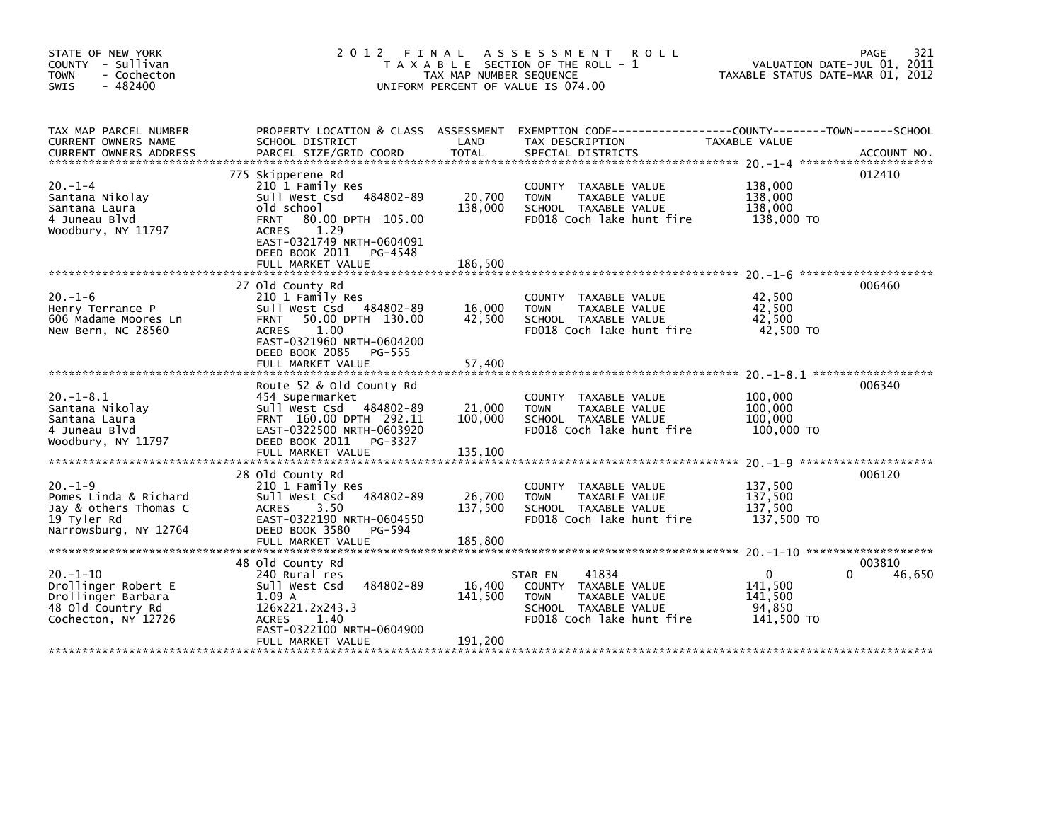STATE OF NEW YORK
COUNTY - Sullivan
TOWN - Cochecton
SWIS - 482400

# 2012 FINAL ASSESSMENT ROLL

TAXABLE SECTION OF THE ROLL - 1
TAX MAP NUMBER SEQUENCE
UNIFORM PERCENT OF VALUE IS 074.00

VALUATION DATE-JUL 01, 2011
TAXABLE STATUS DATE-MAR 01, 2012

| TAX MAP PARCEL NUMBER / CURRENT OWNERS NAME / CURRENT OWNERS ADDRESS | PROPERTY LOCATION & CLASS / SCHOOL DISTRICT / PARCEL SIZE/GRID COORD | ASSESSMENT LAND | TOTAL | EXEMPTION CODE / TAX DESCRIPTION / SPECIAL DISTRICTS | COUNTY TAXABLE VALUE | TOWN | SCHOOL | ACCOUNT NO. |
|---|---|---|---|---|---|---|---|---|
| 20.-1-4 | 775 Skipperene Rd | | | | | | | 012410 |
| Santana Nikolay | 210 1 Family Res | | | COUNTY TAXABLE VALUE | 138,000 | | | |
| Santana Laura | Sull West Csd 484802-89 | 20,700 | | TOWN TAXABLE VALUE | 138,000 | | | |
| 4 Juneau Blvd | old school | | 138,000 | SCHOOL TAXABLE VALUE | 138,000 | | | |
| Woodbury, NY 11797 | FRNT 80.00 DPTH 105.00 | | | FD018 Coch lake hunt fire | 138,000 TO | | | |
| | ACRES 1.29 | | | | | | | |
| | EAST-0321749 NRTH-0604091 | | | | | | | |
| | DEED BOOK 2011 PG-4548 | | | | | | | |
| | FULL MARKET VALUE | | 186,500 | | | | | |
| 20.-1-6 | 27 Old County Rd | | | | | | | 006460 |
| Henry Terrance P | 210 1 Family Res | | | COUNTY TAXABLE VALUE | 42,500 | | | |
| 606 Madame Moores Ln | Sull West Csd 484802-89 | 16,000 | | TOWN TAXABLE VALUE | 42,500 | | | |
| New Bern, NC 28560 | FRNT 50.00 DPTH 130.00 | | 42,500 | SCHOOL TAXABLE VALUE | 42,500 | | | |
| | ACRES 1.00 | | | FD018 Coch lake hunt fire | 42,500 TO | | | |
| | EAST-0321960 NRTH-0604200 | | | | | | | |
| | DEED BOOK 2085 PG-555 | | | | | | | |
| | FULL MARKET VALUE | | 57,400 | | | | | |
| 20.-1-8.1 | Route 52 & Old County Rd | | | | | | | 006340 |
| Santana Nikolay | 454 Supermarket | | | COUNTY TAXABLE VALUE | 100,000 | | | |
| Santana Laura | Sull West Csd 484802-89 | 21,000 | | TOWN TAXABLE VALUE | 100,000 | | | |
| 4 Juneau Blvd | FRNT 160.00 DPTH 292.11 | | 100,000 | SCHOOL TAXABLE VALUE | 100,000 | | | |
| Woodbury, NY 11797 | EAST-0322500 NRTH-0603920 | | | FD018 Coch lake hunt fire | 100,000 TO | | | |
| | DEED BOOK 2011 PG-3327 | | | | | | | |
| | FULL MARKET VALUE | | 135,100 | | | | | |
| 20.-1-9 | 28 Old County Rd | | | | | | | 006120 |
| Pomes Linda & Richard | 210 1 Family Res | | | COUNTY TAXABLE VALUE | 137,500 | | | |
| Jay & others Thomas C | Sull West Csd 484802-89 | 26,700 | | TOWN TAXABLE VALUE | 137,500 | | | |
| 19 Tyler Rd | ACRES 3.50 | | 137,500 | SCHOOL TAXABLE VALUE | 137,500 | | | |
| Narrowsburg, NY 12764 | EAST-0322190 NRTH-0604550 | | | FD018 Coch lake hunt fire | 137,500 TO | | | |
| | DEED BOOK 3580 PG-594 | | | | | | | |
| | FULL MARKET VALUE | | 185,800 | | | | | |
| 20.-1-10 | 48 Old County Rd | | | | | | | 003810 |
| Drollinger Robert E | 240 Rural res | | | STAR EN 41834 | 0 | 0 | 46,650 | |
| Drollinger Barbara | Sull West Csd 484802-89 | 16,400 | | COUNTY TAXABLE VALUE | 141,500 | | | |
| 48 Old Country Rd | 1.09 A | | 141,500 | TOWN TAXABLE VALUE | 141,500 | | | |
| Cochecton, NY 12726 | 126x221.2x243.3 | | | SCHOOL TAXABLE VALUE | 94,850 | | | |
| | ACRES 1.40 | | | FD018 Coch lake hunt fire | 141,500 TO | | | |
| | EAST-0322100 NRTH-0604900 | | | | | | | |
| | FULL MARKET VALUE | | 191,200 | | | | | |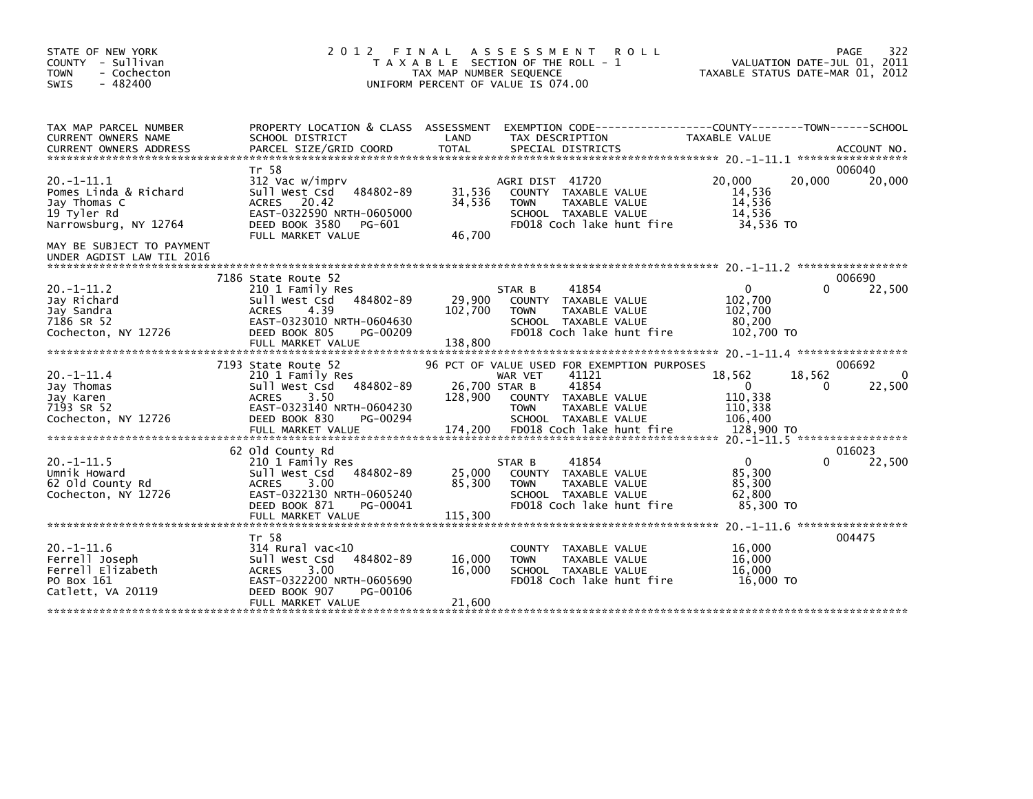STATE OF NEW YORK
COUNTY - Sullivan
TOWN - Cochecton
SWIS - 482400

# 2012 FINAL ASSESSMENT ROLL

TAXABLE SECTION OF THE ROLL - 1
TAX MAP NUMBER SEQUENCE
UNIFORM PERCENT OF VALUE IS 074.00

VALUATION DATE-JUL 01, 2011
TAXABLE STATUS DATE-MAR 01, 2012

| TAX MAP PARCEL NUMBER / CURRENT OWNERS NAME / CURRENT OWNERS ADDRESS | PROPERTY LOCATION & CLASS / SCHOOL DISTRICT / PARCEL SIZE/GRID COORD | ASSESSMENT LAND | TOTAL | EXEMPTION CODE / TAX DESCRIPTION / SPECIAL DISTRICTS | COUNTY TAXABLE VALUE | TOWN | SCHOOL / ACCOUNT NO. |
|---|---|---|---|---|---|---|---|
| 20.-1-11.1 | Tr 58 | | | | | | 006040 |
| Pomes Linda & Richard | 312 Vac w/imprv | | | AGRI DIST 41720 | 20,000 | 20,000 | 20,000 |
| Jay Thomas C | Sull West Csd 484802-89 | 31,536 | | COUNTY TAXABLE VALUE | 14,536 | | |
| 19 Tyler Rd | ACRES 20.42 | | 34,536 | TOWN TAXABLE VALUE | 14,536 | | |
| Narrowsburg, NY 12764 | EAST-0322590 NRTH-0605000 | | | SCHOOL TAXABLE VALUE | 14,536 | | |
| | DEED BOOK 3580 PG-601 | | | FD018 Coch lake hunt fire | 34,536 TO | | |
| MAY BE SUBJECT TO PAYMENT UNDER AGDIST LAW TIL 2016 | FULL MARKET VALUE | | 46,700 | | | | |
| 20.-1-11.2 | 7186 State Route 52 | | | | | | 006690 |
| Jay Richard | 210 1 Family Res | | | STAR B 41854 | 0 | 0 | 22,500 |
| Jay Sandra | Sull West Csd 484802-89 | 29,900 | | COUNTY TAXABLE VALUE | 102,700 | | |
| 7186 SR 52 | ACRES 4.39 | | 102,700 | TOWN TAXABLE VALUE | 102,700 | | |
| Cochecton, NY 12726 | EAST-0323010 NRTH-0604630 | | | SCHOOL TAXABLE VALUE | 80,200 | | |
| | DEED BOOK 805 PG-00209 | | | FD018 Coch lake hunt fire | 102,700 TO | | |
| | FULL MARKET VALUE | | 138,800 | | | | |
| 20.-1-11.4 | 7193 State Route 52 | | | 96 PCT OF VALUE USED FOR EXEMPTION PURPOSES | | | 006692 |
| Jay Thomas | 210 1 Family Res | | | WAR VET 41121 | 18,562 | 18,562 | 0 |
| Jay Karen | Sull West Csd 484802-89 | 26,700 | | STAR B 41854 | 0 | 0 | 22,500 |
| 7193 SR 52 | ACRES 3.50 | | 128,900 | COUNTY TAXABLE VALUE | 110,338 | | |
| Cochecton, NY 12726 | EAST-0323140 NRTH-0604230 | | | TOWN TAXABLE VALUE | 110,338 | | |
| | DEED BOOK 830 PG-00294 | | | SCHOOL TAXABLE VALUE | 106,400 | | |
| | FULL MARKET VALUE | | 174,200 | FD018 Coch lake hunt fire | 128,900 TO | | |
| 20.-1-11.5 | 62 Old County Rd | | | | | | 016023 |
| Umnik Howard | 210 1 Family Res | | | STAR B 41854 | 0 | 0 | 22,500 |
| 62 Old County Rd | Sull West Csd 484802-89 | 25,000 | | COUNTY TAXABLE VALUE | 85,300 | | |
| Cochecton, NY 12726 | ACRES 3.00 | | 85,300 | TOWN TAXABLE VALUE | 85,300 | | |
| | EAST-0322130 NRTH-0605240 | | | SCHOOL TAXABLE VALUE | 62,800 | | |
| | DEED BOOK 871 PG-00041 | | | FD018 Coch lake hunt fire | 85,300 TO | | |
| | FULL MARKET VALUE | | 115,300 | | | | |
| 20.-1-11.6 | Tr 58 | | | | | | 004475 |
| Ferrell Joseph | 314 Rural vac<10 | | | COUNTY TAXABLE VALUE | 16,000 | | |
| Ferrell Elizabeth | Sull West Csd 484802-89 | 16,000 | | TOWN TAXABLE VALUE | 16,000 | | |
| PO Box 161 | ACRES 3.00 | | 16,000 | SCHOOL TAXABLE VALUE | 16,000 | | |
| Catlett, VA 20119 | EAST-0322200 NRTH-0605690 | | | FD018 Coch lake hunt fire | 16,000 TO | | |
| | DEED BOOK 907 PG-00106 | | | | | | |
| | FULL MARKET VALUE | | 21,600 | | | | |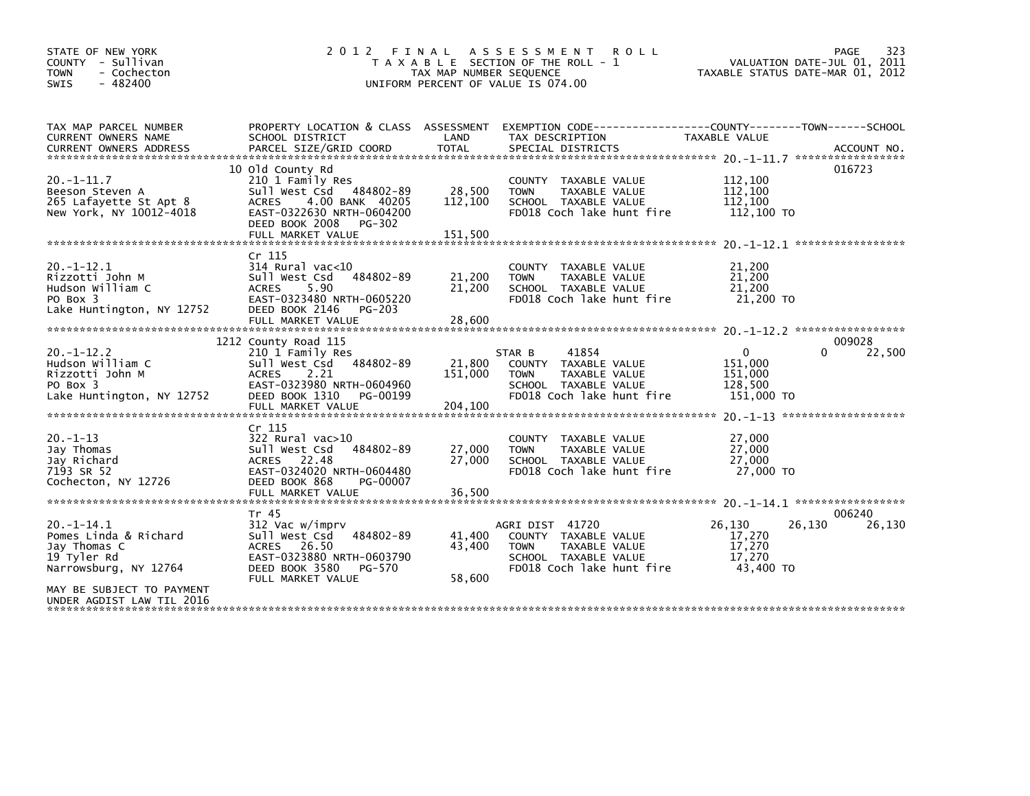STATE OF NEW YORK
COUNTY - Sullivan
TOWN - Cochecton
SWIS - 482400

# 2012 FINAL ASSESSMENT ROLL
TAXABLE SECTION OF THE ROLL - 1
TAX MAP NUMBER SEQUENCE
UNIFORM PERCENT OF VALUE IS 074.00

VALUATION DATE-JUL 01, 2011
TAXABLE STATUS DATE-MAR 01, 2012

| TAX MAP PARCEL NUMBER / CURRENT OWNERS NAME / CURRENT OWNERS ADDRESS | PROPERTY LOCATION & CLASS / SCHOOL DISTRICT / PARCEL SIZE/GRID COORD | ASSESSMENT LAND | TOTAL | EXEMPTION CODE / TAX DESCRIPTION / SPECIAL DISTRICTS | COUNTY TAXABLE VALUE | TOWN | SCHOOL | ACCOUNT NO. |
|---|---|---|---|---|---|---|---|---|
| 20.-1-11.7 | 10 Old County Rd | | | | | | | 016723 |
| Beeson Steven A | 210 1 Family Res | | | | | | | |
| 265 Lafayette St Apt 8 | Sull West Csd 484802-89 | 28,500 | | COUNTY TAXABLE VALUE | 112,100 | | | |
| New York, NY 10012-4018 | ACRES 4.00 BANK 40205 | | 112,100 | TOWN TAXABLE VALUE | 112,100 | | | |
| | EAST-0322630 NRTH-0604200 | | | SCHOOL TAXABLE VALUE | 112,100 | | | |
| | DEED BOOK 2008 PG-302 | | | FD018 Coch lake hunt fire | 112,100 TO | | | |
| | FULL MARKET VALUE | | 151,500 | | | | | |
| 20.-1-12.1 | Cr 115 | | | | | | | |
| Rizzotti John M | 314 Rural vac<10 | | | | | | | |
| Hudson William C | Sull West Csd 484802-89 | 21,200 | | COUNTY TAXABLE VALUE | 21,200 | | | |
| PO Box 3 | ACRES 5.90 | | 21,200 | TOWN TAXABLE VALUE | 21,200 | | | |
| Lake Huntington, NY 12752 | EAST-0323480 NRTH-0605220 | | | SCHOOL TAXABLE VALUE | 21,200 | | | |
| | DEED BOOK 2146 PG-203 | | | FD018 Coch lake hunt fire | 21,200 TO | | | |
| | FULL MARKET VALUE | | 28,600 | | | | | |
| 20.-1-12.2 | 1212 County Road 115 | | | | | | | 009028 |
| Hudson William C | 210 1 Family Res | | | STAR B 41854 | 0 | 0 | 22,500 | |
| Rizzotti John M | Sull West Csd 484802-89 | 21,800 | | COUNTY TAXABLE VALUE | 151,000 | | | |
| PO Box 3 | ACRES 2.21 | | 151,000 | TOWN TAXABLE VALUE | 151,000 | | | |
| Lake Huntington, NY 12752 | EAST-0323980 NRTH-0604960 | | | SCHOOL TAXABLE VALUE | 128,500 | | | |
| | DEED BOOK 1310 PG-00199 | | | FD018 Coch lake hunt fire | 151,000 TO | | | |
| | FULL MARKET VALUE | | 204,100 | | | | | |
| 20.-1-13 | Cr 115 | | | | | | | |
| Jay Thomas | 322 Rural vac>10 | | | | | | | |
| Jay Richard | Sull West Csd 484802-89 | 27,000 | | COUNTY TAXABLE VALUE | 27,000 | | | |
| 7193 SR 52 | ACRES 22.48 | | 27,000 | TOWN TAXABLE VALUE | 27,000 | | | |
| Cochecton, NY 12726 | EAST-0324020 NRTH-0604480 | | | SCHOOL TAXABLE VALUE | 27,000 | | | |
| | DEED BOOK 868 PG-00007 | | | FD018 Coch lake hunt fire | 27,000 TO | | | |
| | FULL MARKET VALUE | | 36,500 | | | | | |
| 20.-1-14.1 | Tr 45 | | | | | | | 006240 |
| Pomes Linda & Richard | 312 Vac w/imprv | | | AGRI DIST 41720 | 26,130 | 26,130 | 26,130 | |
| Jay Thomas C | Sull West Csd 484802-89 | 41,400 | | COUNTY TAXABLE VALUE | 17,270 | | | |
| 19 Tyler Rd | ACRES 26.50 | | 43,400 | TOWN TAXABLE VALUE | 17,270 | | | |
| Narrowsburg, NY 12764 | EAST-0323880 NRTH-0603790 | | | SCHOOL TAXABLE VALUE | 17,270 | | | |
| | DEED BOOK 3580 PG-570 | | | FD018 Coch lake hunt fire | 43,400 TO | | | |
| | FULL MARKET VALUE | | 58,600 | | | | | |
| MAY BE SUBJECT TO PAYMENT UNDER AGDIST LAW TIL 2016 | | | | | | | | |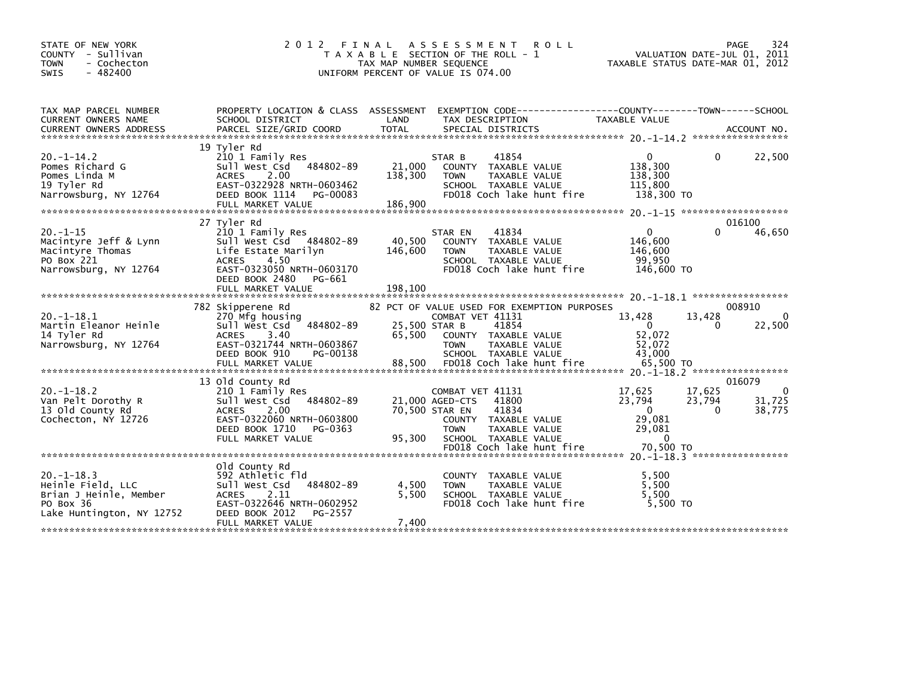STATE OF NEW YORK
COUNTY - Sullivan
TOWN - Cochecton
SWIS - 482400

# 2012 FINAL ASSESSMENT ROLL
TAXABLE SECTION OF THE ROLL - 1
TAX MAP NUMBER SEQUENCE
UNIFORM PERCENT OF VALUE IS 074.00

VALUATION DATE-JUL 01, 2011
TAXABLE STATUS DATE-MAR 01, 2012

| TAX MAP PARCEL NUMBER / CURRENT OWNERS NAME / CURRENT OWNERS ADDRESS | PROPERTY LOCATION & CLASS / SCHOOL DISTRICT / PARCEL SIZE/GRID COORD | ASSESSMENT LAND / TOTAL | EXEMPTION CODE / TAX DESCRIPTION / SPECIAL DISTRICTS | COUNTY TAXABLE VALUE | TOWN | SCHOOL | ACCOUNT NO. |
|---|---|---|---|---|---|---|---|
| 20.-1-14.2 | 19 Tyler Rd | | | | | | |
| | 210 1 Family Res | | STAR B 41854 | 0 | 0 | 22,500 | |
| Pomes Richard G | Sull West Csd 484802-89 | 21,000 | COUNTY TAXABLE VALUE | 138,300 | | | |
| Pomes Linda M | ACRES 2.00 | 138,300 | TOWN TAXABLE VALUE | 138,300 | | | |
| 19 Tyler Rd | EAST-0322928 NRTH-0603462 | | SCHOOL TAXABLE VALUE | 115,800 | | | |
| Narrowsburg, NY 12764 | DEED BOOK 1114 PG-00083 | | FD018 Coch lake hunt fire | 138,300 TO | | | |
| | FULL MARKET VALUE | 186,900 | | | | | |
| 20.-1-15 | 27 Tyler Rd | | | | | | 016100 |
| | 210 1 Family Res | | STAR EN 41834 | 0 | 0 | 46,650 | |
| Macintyre Jeff & Lynn | Sull West Csd 484802-89 | 40,500 | COUNTY TAXABLE VALUE | 146,600 | | | |
| Macintyre Thomas | Life Estate Marilyn | 146,600 | TOWN TAXABLE VALUE | 146,600 | | | |
| PO Box 221 | ACRES 4.50 | | SCHOOL TAXABLE VALUE | 99,950 | | | |
| Narrowsburg, NY 12764 | EAST-0323050 NRTH-0603170 | | FD018 Coch lake hunt fire | 146,600 TO | | | |
| | DEED BOOK 2480 PG-661 | | | | | | |
| | FULL MARKET VALUE | 198,100 | | | | | |
| 20.-1-18.1 | 782 Skipperene Rd | | 82 PCT OF VALUE USED FOR EXEMPTION PURPOSES | | | | 008910 |
| | 270 Mfg housing | | COMBAT VET 41131 | 13,428 | 13,428 | 0 | |
| Martin Eleanor Heinle | Sull West Csd 484802-89 | 25,500 | STAR B 41854 | 0 | 0 | 22,500 | |
| 14 Tyler Rd | ACRES 3.40 | 65,500 | COUNTY TAXABLE VALUE | 52,072 | | | |
| Narrowsburg, NY 12764 | EAST-0321744 NRTH-0603867 | | TOWN TAXABLE VALUE | 52,072 | | | |
| | DEED BOOK 910 PG-00138 | | SCHOOL TAXABLE VALUE | 43,000 | | | |
| | FULL MARKET VALUE | 88,500 | FD018 Coch lake hunt fire | 65,500 TO | | | |
| 20.-1-18.2 | 13 Old County Rd | | | | | | 016079 |
| | 210 1 Family Res | | COMBAT VET 41131 | 17,625 | 17,625 | 0 | |
| Van Pelt Dorothy R | Sull West Csd 484802-89 | 21,000 | AGED-CTS 41800 | 23,794 | 23,794 | 31,725 | |
| 13 Old County Rd | ACRES 2.00 | 70,500 | STAR EN 41834 | 0 | 0 | 38,775 | |
| Cochecton, NY 12726 | EAST-0322060 NRTH-0603800 | | COUNTY TAXABLE VALUE | 29,081 | | | |
| | DEED BOOK 1710 PG-0363 | | TOWN TAXABLE VALUE | 29,081 | | | |
| | FULL MARKET VALUE | 95,300 | SCHOOL TAXABLE VALUE | 0 | | | |
| | | | FD018 Coch lake hunt fire | 70,500 TO | | | |
| 20.-1-18.3 | Old County Rd | | | | | | |
| Heinle Field, LLC | 592 Athletic fld | | COUNTY TAXABLE VALUE | 5,500 | | | |
| Brian J Heinle, Member | Sull West Csd 484802-89 | 4,500 | TOWN TAXABLE VALUE | 5,500 | | | |
| PO Box 36 | ACRES 2.11 | 5,500 | SCHOOL TAXABLE VALUE | 5,500 | | | |
| Lake Huntington, NY 12752 | EAST-0322646 NRTH-0602952 | | FD018 Coch lake hunt fire | 5,500 TO | | | |
| | DEED BOOK 2012 PG-2557 | | | | | | |
| | FULL MARKET VALUE | 7,400 | | | | | |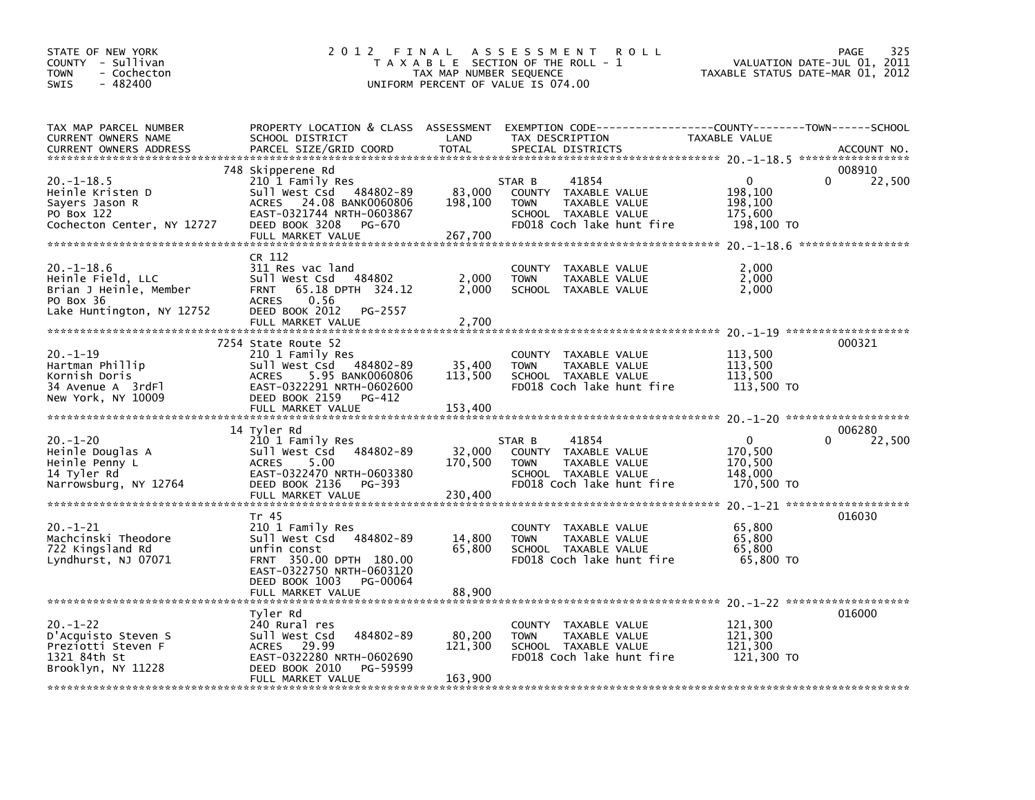STATE OF NEW YORK
COUNTY - Sullivan
TOWN - Cochecton
SWIS - 482400

# 2012 FINAL ASSESSMENT ROLL

TAXABLE SECTION OF THE ROLL - 1
TAX MAP NUMBER SEQUENCE
UNIFORM PERCENT OF VALUE IS 074.00

VALUATION DATE-JUL 01, 2011
TAXABLE STATUS DATE-MAR 01, 2012

| TAX MAP PARCEL NUMBER / CURRENT OWNERS NAME / CURRENT OWNERS ADDRESS | PROPERTY LOCATION & CLASS / SCHOOL DISTRICT / PARCEL SIZE/GRID COORD | ASSESSMENT LAND | TOTAL | EXEMPTION CODE / TAX DESCRIPTION / SPECIAL DISTRICTS | COUNTY TAXABLE VALUE | TOWN | SCHOOL | ACCOUNT NO. |
|---|---|---|---|---|---|---|---|---|
| 20.-1-18.5 | 748 Skipperene Rd | | | | | | | 008910 |
| | 210 1 Family Res | | | STAR B 41854 | 0 | 0 | 22,500 | |
| Heinle Kristen D | Sull West Csd 484802-89 | 83,000 | | COUNTY TAXABLE VALUE | 198,100 | | | |
| Sayers Jason R | ACRES 24.08 BANK0060806 | | 198,100 | TOWN TAXABLE VALUE | 198,100 | | | |
| PO Box 122 | EAST-0321744 NRTH-0603867 | | | SCHOOL TAXABLE VALUE | 175,600 | | | |
| Cochecton Center, NY 12727 | DEED BOOK 3208 PG-670 | | | FD018 Coch lake hunt fire | 198,100 TO | | | |
| | FULL MARKET VALUE | | 267,700 | | | | | |
| 20.-1-18.6 | CR 112 | | | | | | | |
| | 311 Res vac land | | | COUNTY TAXABLE VALUE | 2,000 | | | |
| Heinle Field, LLC | Sull West Csd 484802 | 2,000 | | TOWN TAXABLE VALUE | 2,000 | | | |
| Brian J Heinle, Member | FRNT 65.18 DPTH 324.12 | | 2,000 | SCHOOL TAXABLE VALUE | 2,000 | | | |
| PO Box 36 | ACRES 0.56 | | | | | | | |
| Lake Huntington, NY 12752 | DEED BOOK 2012 PG-2557 | | | | | | | |
| | FULL MARKET VALUE | | 2,700 | | | | | |
| 20.-1-19 | 7254 State Route 52 | | | | | | | 000321 |
| | 210 1 Family Res | | | COUNTY TAXABLE VALUE | 113,500 | | | |
| Hartman Phillip | Sull West Csd 484802-89 | 35,400 | | TOWN TAXABLE VALUE | 113,500 | | | |
| Kornish Doris | ACRES 5.95 BANK0060806 | | 113,500 | SCHOOL TAXABLE VALUE | 113,500 | | | |
| 34 Avenue A 3rdFl | EAST-0322291 NRTH-0602600 | | | FD018 Coch lake hunt fire | 113,500 TO | | | |
| New York, NY 10009 | DEED BOOK 2159 PG-412 | | | | | | | |
| | FULL MARKET VALUE | | 153,400 | | | | | |
| 20.-1-20 | 14 Tyler Rd | | | | | | | 006280 |
| | 210 1 Family Res | | | STAR B 41854 | 0 | 0 | 22,500 | |
| Heinle Douglas A | Sull West Csd 484802-89 | 32,000 | | COUNTY TAXABLE VALUE | 170,500 | | | |
| Heinle Penny L | ACRES 5.00 | | 170,500 | TOWN TAXABLE VALUE | 170,500 | | | |
| 14 Tyler Rd | EAST-0322470 NRTH-0603380 | | | SCHOOL TAXABLE VALUE | 148,000 | | | |
| Narrowsburg, NY 12764 | DEED BOOK 2136 PG-393 | | | FD018 Coch lake hunt fire | 170,500 TO | | | |
| | FULL MARKET VALUE | | 230,400 | | | | | |
| 20.-1-21 | Tr 45 | | | | | | | 016030 |
| | 210 1 Family Res | | | COUNTY TAXABLE VALUE | 65,800 | | | |
| Machcinski Theodore | Sull West Csd 484802-89 | 14,800 | | TOWN TAXABLE VALUE | 65,800 | | | |
| 722 Kingsland Rd | unfin const | | 65,800 | SCHOOL TAXABLE VALUE | 65,800 | | | |
| Lyndhurst, NJ 07071 | FRNT 350.00 DPTH 180.00 | | | FD018 Coch lake hunt fire | 65,800 TO | | | |
| | EAST-0322750 NRTH-0603120 | | | | | | | |
| | DEED BOOK 1003 PG-00064 | | | | | | | |
| | FULL MARKET VALUE | | 88,900 | | | | | |
| 20.-1-22 | Tyler Rd | | | | | | | 016000 |
| | 240 Rural res | | | COUNTY TAXABLE VALUE | 121,300 | | | |
| D'Acquisto Steven S | Sull West Csd 484802-89 | 80,200 | | TOWN TAXABLE VALUE | 121,300 | | | |
| Preziotti Steven F | ACRES 29.99 | | 121,300 | SCHOOL TAXABLE VALUE | 121,300 | | | |
| 1321 84th St | EAST-0322280 NRTH-0602690 | | | FD018 Coch lake hunt fire | 121,300 TO | | | |
| Brooklyn, NY 11228 | DEED BOOK 2010 PG-59599 | | | | | | | |
| | FULL MARKET VALUE | | 163,900 | | | | | |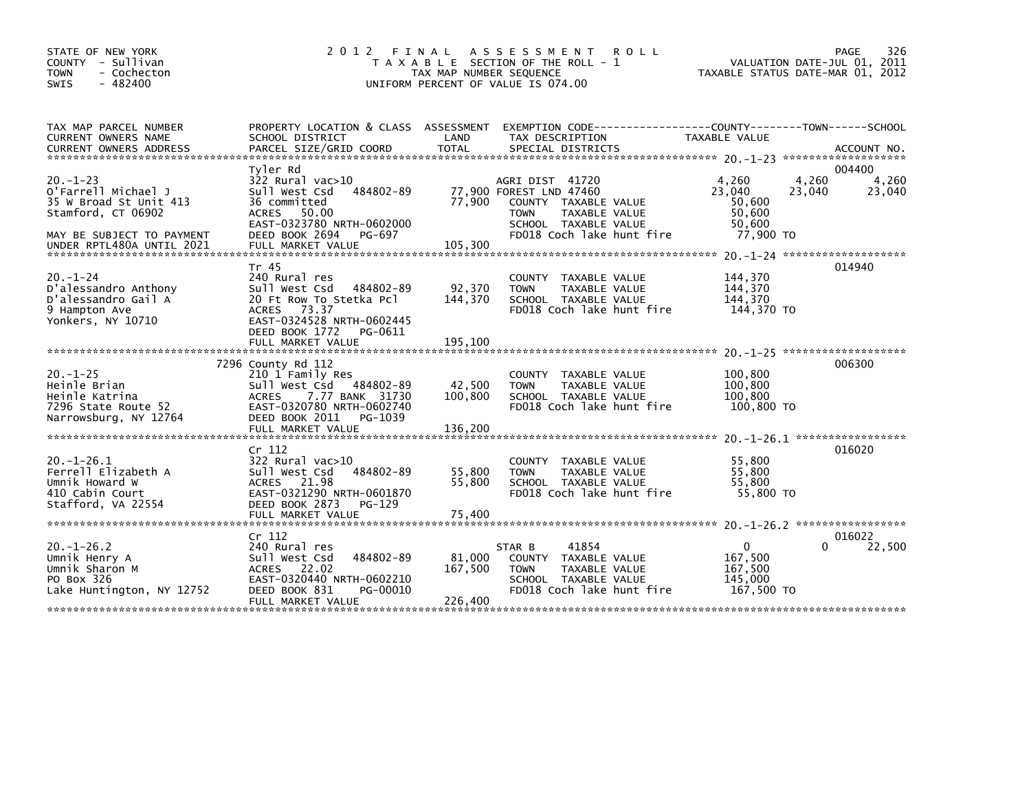STATE OF NEW YORK
COUNTY - Sullivan
TOWN - Cochecton
SWIS - 482400

# 2012 FINAL ASSESSMENT ROLL
TAXABLE SECTION OF THE ROLL - 1
TAX MAP NUMBER SEQUENCE
UNIFORM PERCENT OF VALUE IS 074.00

VALUATION DATE-JUL 01, 2011
TAXABLE STATUS DATE-MAR 01, 2012

| TAX MAP PARCEL NUMBER / CURRENT OWNERS NAME / CURRENT OWNERS ADDRESS | PROPERTY LOCATION & CLASS / SCHOOL DISTRICT / PARCEL SIZE/GRID COORD | ASSESSMENT LAND / TOTAL | EXEMPTION CODE / TAX DESCRIPTION / SPECIAL DISTRICTS | COUNTY | TOWN | SCHOOL | ACCOUNT NO. |
|---|---|---|---|---|---|---|---|
| 20.-1-23 | Tyler Rd | | | | | | 004400 |
| 20.-1-23 | 322 Rural vac>10 | | AGRI DIST 41720 | 4,260 | 4,260 | 4,260 | |
| O'Farrell Michael J | Sull West Csd 484802-89 | 77,900 | FOREST LND 47460 | 23,040 | 23,040 | 23,040 | |
| 35 W Broad St Unit 413 | 36 committed | 77,900 | COUNTY TAXABLE VALUE | 50,600 | | | |
| Stamford, CT 06902 | ACRES 50.00 | | TOWN TAXABLE VALUE | | 50,600 | | |
| | EAST-0323780 NRTH-0602000 | | SCHOOL TAXABLE VALUE | | | 50,600 | |
| MAY BE SUBJECT TO PAYMENT | DEED BOOK 2694 PG-697 | | FD018 Coch lake hunt fire | 77,900 TO | | | |
| UNDER RPTL480A UNTIL 2021 | FULL MARKET VALUE | 105,300 | | | | | |
| 20.-1-24 | Tr 45 | | | | | | 014940 |
| 20.-1-24 | 240 Rural res | | COUNTY TAXABLE VALUE | 144,370 | | | |
| D'alessandro Anthony | Sull West Csd 484802-89 | 92,370 | TOWN TAXABLE VALUE | | 144,370 | | |
| D'alessandro Gail A | 20 Ft Row To Stetka Pcl | 144,370 | SCHOOL TAXABLE VALUE | | | 144,370 | |
| 9 Hampton Ave | ACRES 73.37 | | FD018 Coch lake hunt fire | 144,370 TO | | | |
| Yonkers, NY 10710 | EAST-0324528 NRTH-0602445 | | | | | | |
| | DEED BOOK 1772 PG-0611 | | | | | | |
| | FULL MARKET VALUE | 195,100 | | | | | |
| 20.-1-25 | 7296 County Rd 112 | | | | | | 006300 |
| 20.-1-25 | 210 1 Family Res | | COUNTY TAXABLE VALUE | 100,800 | | | |
| Heinle Brian | Sull West Csd 484802-89 | 42,500 | TOWN TAXABLE VALUE | | 100,800 | | |
| Heinle Katrina | ACRES 7.77 BANK 31730 | 100,800 | SCHOOL TAXABLE VALUE | | | 100,800 | |
| 7296 State Route 52 | EAST-0320780 NRTH-0602740 | | FD018 Coch lake hunt fire | 100,800 TO | | | |
| Narrowsburg, NY 12764 | DEED BOOK 2011 PG-1039 | | | | | | |
| | FULL MARKET VALUE | 136,200 | | | | | |
| 20.-1-26.1 | Cr 112 | | | | | | 016020 |
| 20.-1-26.1 | 322 Rural vac>10 | | COUNTY TAXABLE VALUE | 55,800 | | | |
| Ferrell Elizabeth A | Sull West Csd 484802-89 | 55,800 | TOWN TAXABLE VALUE | | 55,800 | | |
| Umnik Howard W | ACRES 21.98 | 55,800 | SCHOOL TAXABLE VALUE | | | 55,800 | |
| 410 Cabin Court | EAST-0321290 NRTH-0601870 | | FD018 Coch lake hunt fire | 55,800 TO | | | |
| Stafford, VA 22554 | DEED BOOK 2873 PG-129 | | | | | | |
| | FULL MARKET VALUE | 75,400 | | | | | |
| 20.-1-26.2 | Cr 112 | | | | | | 016022 |
| 20.-1-26.2 | 240 Rural res | | STAR B 41854 | 0 | 0 | 22,500 | |
| Umnik Henry A | Sull West Csd 484802-89 | 81,000 | COUNTY TAXABLE VALUE | 167,500 | | | |
| Umnik Sharon M | ACRES 22.02 | 167,500 | TOWN TAXABLE VALUE | | 167,500 | | |
| PO Box 326 | EAST-0320440 NRTH-0602210 | | SCHOOL TAXABLE VALUE | | | 145,000 | |
| Lake Huntington, NY 12752 | DEED BOOK 831 PG-00010 | | FD018 Coch lake hunt fire | 167,500 TO | | | |
| | FULL MARKET VALUE | 226,400 | | | | | |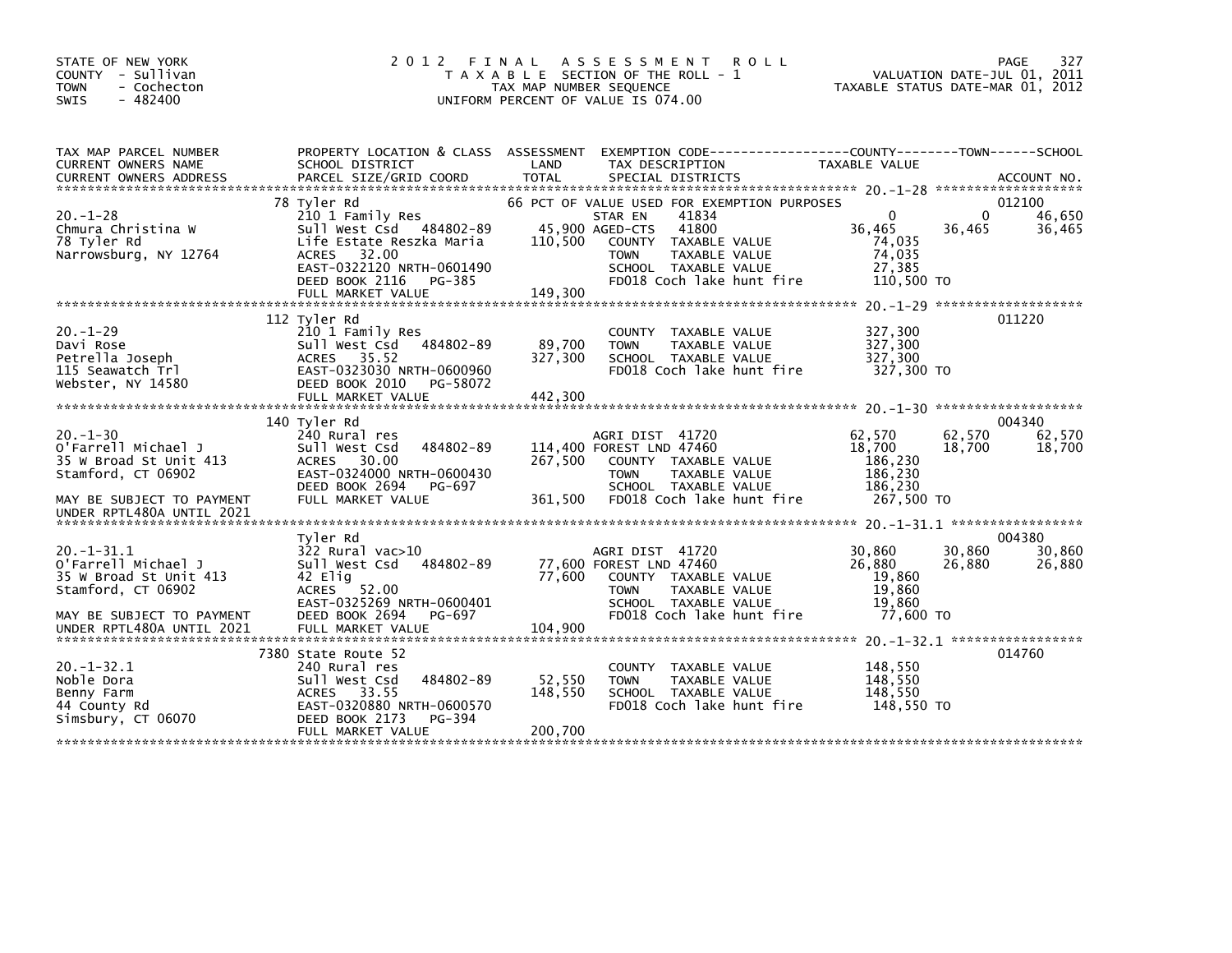STATE OF NEW YORK
COUNTY - Sullivan
TOWN - Cochecton
SWIS - 482400

# 2012 FINAL ASSESSMENT ROLL

TAXABLE SECTION OF THE ROLL - 1
TAX MAP NUMBER SEQUENCE
UNIFORM PERCENT OF VALUE IS 074.00

VALUATION DATE-JUL 01, 2011
TAXABLE STATUS DATE-MAR 01, 2012

| TAX MAP PARCEL NUMBER / CURRENT OWNERS NAME / CURRENT OWNERS ADDRESS | PROPERTY LOCATION & CLASS / SCHOOL DISTRICT / PARCEL SIZE/GRID COORD | ASSESSMENT LAND / TOTAL | EXEMPTION CODE / TAX DESCRIPTION / SPECIAL DISTRICTS | COUNTY TAXABLE VALUE | TOWN | SCHOOL / ACCOUNT NO. |
|---|---|---|---|---|---|---|
| **20.-1-28** | 78 Tyler Rd | | 66 PCT OF VALUE USED FOR EXEMPTION PURPOSES | | | 012100 |
| 20.-1-28 | 210 1 Family Res | | STAR EN 41834 | 0 | 0 | 46,650 |
| Chmura Christina W | Sull West Csd 484802-89 | 45,900 | AGED-CTS 41800 | 36,465 | 36,465 | 36,465 |
| 78 Tyler Rd | Life Estate Reszka Maria | 110,500 | COUNTY TAXABLE VALUE | 74,035 | | |
| Narrowsburg, NY 12764 | ACRES 32.00 | | TOWN TAXABLE VALUE | 74,035 | | |
| | EAST-0322120 NRTH-0601490 | | SCHOOL TAXABLE VALUE | 27,385 | | |
| | DEED BOOK 2116 PG-385 | | FD018 Coch lake hunt fire | 110,500 TO | | |
| | FULL MARKET VALUE | 149,300 | | | | |
| **20.-1-29** | 112 Tyler Rd | | | | | 011220 |
| 20.-1-29 | 210 1 Family Res | | COUNTY TAXABLE VALUE | 327,300 | | |
| Davi Rose | Sull West Csd 484802-89 | 89,700 | TOWN TAXABLE VALUE | 327,300 | | |
| Petrella Joseph | ACRES 35.52 | 327,300 | SCHOOL TAXABLE VALUE | 327,300 | | |
| 115 Seawatch Trl | EAST-0323030 NRTH-0600960 | | FD018 Coch lake hunt fire | 327,300 TO | | |
| Webster, NY 14580 | DEED BOOK 2010 PG-58072 | | | | | |
| | FULL MARKET VALUE | 442,300 | | | | |
| **20.-1-30** | 140 Tyler Rd | | | | | 004340 |
| 20.-1-30 | 240 Rural res | | AGRI DIST 41720 | 62,570 | 62,570 | 62,570 |
| O'Farrell Michael J | Sull West Csd 484802-89 | 114,400 | FOREST LND 47460 | 18,700 | 18,700 | 18,700 |
| 35 W Broad St Unit 413 | ACRES 30.00 | 267,500 | COUNTY TAXABLE VALUE | 186,230 | | |
| Stamford, CT 06902 | EAST-0324000 NRTH-0600430 | | TOWN TAXABLE VALUE | 186,230 | | |
| | DEED BOOK 2694 PG-697 | | SCHOOL TAXABLE VALUE | 186,230 | | |
| MAY BE SUBJECT TO PAYMENT UNDER RPTL480A UNTIL 2021 | FULL MARKET VALUE | 361,500 | FD018 Coch lake hunt fire | 267,500 TO | | |
| **20.-1-31.1** | Tyler Rd | | | | | 004380 |
| 20.-1-31.1 | 322 Rural vac>10 | | AGRI DIST 41720 | 30,860 | 30,860 | 30,860 |
| O'Farrell Michael J | Sull West Csd 484802-89 | 77,600 | FOREST LND 47460 | 26,880 | 26,880 | 26,880 |
| 35 W Broad St Unit 413 | 42 Elig | 77,600 | COUNTY TAXABLE VALUE | 19,860 | | |
| Stamford, CT 06902 | ACRES 52.00 | | TOWN TAXABLE VALUE | 19,860 | | |
| | EAST-0325269 NRTH-0600401 | | SCHOOL TAXABLE VALUE | 19,860 | | |
| MAY BE SUBJECT TO PAYMENT | DEED BOOK 2694 PG-697 | | FD018 Coch lake hunt fire | 77,600 TO | | |
| UNDER RPTL480A UNTIL 2021 | FULL MARKET VALUE | 104,900 | | | | |
| **20.-1-32.1** | 7380 State Route 52 | | | | | 014760 |
| 20.-1-32.1 | 240 Rural res | | COUNTY TAXABLE VALUE | 148,550 | | |
| Noble Dora | Sull West Csd 484802-89 | 52,550 | TOWN TAXABLE VALUE | 148,550 | | |
| Benny Farm | ACRES 33.55 | 148,550 | SCHOOL TAXABLE VALUE | 148,550 | | |
| 44 County Rd | EAST-0320880 NRTH-0600570 | | FD018 Coch lake hunt fire | 148,550 TO | | |
| Simsbury, CT 06070 | DEED BOOK 2173 PG-394 | | | | | |
| | FULL MARKET VALUE | 200,700 | | | | |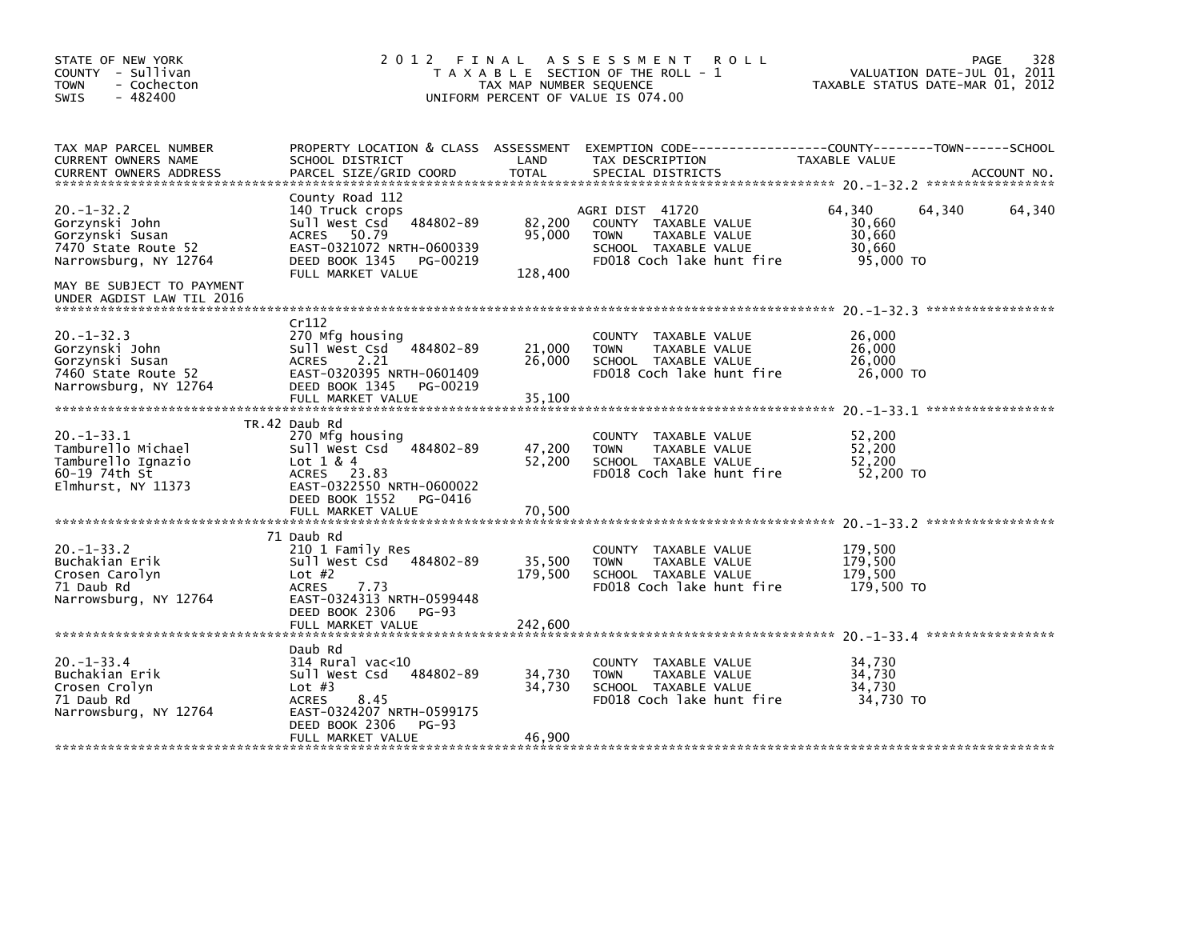STATE OF NEW YORK
COUNTY - Sullivan
TOWN - Cochecton
SWIS - 482400

2 0 1 2 F I N A L A S S E S S M E N T R O L L
T A X A B L E SECTION OF THE ROLL - 1
TAX MAP NUMBER SEQUENCE
UNIFORM PERCENT OF VALUE IS 074.00

VALUATION DATE-JUL 01, 2011
TAXABLE STATUS DATE-MAR 01, 2012

| TAX MAP PARCEL NUMBER / CURRENT OWNERS NAME / CURRENT OWNERS ADDRESS | PROPERTY LOCATION & CLASS / SCHOOL DISTRICT / PARCEL SIZE/GRID COORD | ASSESSMENT LAND / TOTAL | EXEMPTION CODE / TAX DESCRIPTION / SPECIAL DISTRICTS | COUNTY TAXABLE VALUE | TOWN | SCHOOL / ACCOUNT NO. |
|---|---|---|---|---|---|---|
| 20.-1-32.2 | County Road 112 | | | | | |
| 20.-1-32.2 | 140 Truck crops | | AGRI DIST 41720 | 64,340 | 64,340 | 64,340 |
| Gorzynski John | Sull West Csd 484802-89 | 82,200 | COUNTY TAXABLE VALUE | 30,660 | | |
| Gorzynski Susan | ACRES 50.79 | 95,000 | TOWN TAXABLE VALUE | 30,660 | | |
| 7470 State Route 52 | EAST-0321072 NRTH-0600339 | | SCHOOL TAXABLE VALUE | 30,660 | | |
| Narrowsburg, NY 12764 | DEED BOOK 1345 PG-00219 | | FD018 Coch lake hunt fire | 95,000 TO | | |
| | FULL MARKET VALUE | 128,400 | | | | |
| MAY BE SUBJECT TO PAYMENT UNDER AGDIST LAW TIL 2016 | | | | | | |
| 20.-1-32.3 | Cr112 | | | | | |
| 20.-1-32.3 | 270 Mfg housing | | COUNTY TAXABLE VALUE | 26,000 | | |
| Gorzynski John | Sull West Csd 484802-89 | 21,000 | TOWN TAXABLE VALUE | 26,000 | | |
| Gorzynski Susan | ACRES 2.21 | 26,000 | SCHOOL TAXABLE VALUE | 26,000 | | |
| 7460 State Route 52 | EAST-0320395 NRTH-0601409 | | FD018 Coch lake hunt fire | 26,000 TO | | |
| Narrowsburg, NY 12764 | DEED BOOK 1345 PG-00219 | | | | | |
| | FULL MARKET VALUE | 35,100 | | | | |
| 20.-1-33.1 | TR.42 Daub Rd | | | | | |
| 20.-1-33.1 | 270 Mfg housing | | COUNTY TAXABLE VALUE | 52,200 | | |
| Tamburello Michael | Sull West Csd 484802-89 | 47,200 | TOWN TAXABLE VALUE | 52,200 | | |
| Tamburello Ignazio | Lot 1 & 4 | 52,200 | SCHOOL TAXABLE VALUE | 52,200 | | |
| 60-19 74th St | ACRES 23.83 | | FD018 Coch lake hunt fire | 52,200 TO | | |
| Elmhurst, NY 11373 | EAST-0322550 NRTH-0600022 | | | | | |
| | DEED BOOK 1552 PG-0416 | | | | | |
| | FULL MARKET VALUE | 70,500 | | | | |
| 20.-1-33.2 | 71 Daub Rd | | | | | |
| 20.-1-33.2 | 210 1 Family Res | | COUNTY TAXABLE VALUE | 179,500 | | |
| Buchakian Erik | Sull West Csd 484802-89 | 35,500 | TOWN TAXABLE VALUE | 179,500 | | |
| Crosen Carolyn | Lot #2 | 179,500 | SCHOOL TAXABLE VALUE | 179,500 | | |
| 71 Daub Rd | ACRES 7.73 | | FD018 Coch lake hunt fire | 179,500 TO | | |
| Narrowsburg, NY 12764 | EAST-0324313 NRTH-0599448 | | | | | |
| | DEED BOOK 2306 PG-93 | | | | | |
| | FULL MARKET VALUE | 242,600 | | | | |
| 20.-1-33.4 | Daub Rd | | | | | |
| 20.-1-33.4 | 314 Rural vac<10 | | COUNTY TAXABLE VALUE | 34,730 | | |
| Buchakian Erik | Sull West Csd 484802-89 | 34,730 | TOWN TAXABLE VALUE | 34,730 | | |
| Crosen Crolyn | Lot #3 | 34,730 | SCHOOL TAXABLE VALUE | 34,730 | | |
| 71 Daub Rd | ACRES 8.45 | | FD018 Coch lake hunt fire | 34,730 TO | | |
| Narrowsburg, NY 12764 | EAST-0324207 NRTH-0599175 | | | | | |
| | DEED BOOK 2306 PG-93 | | | | | |
| | FULL MARKET VALUE | 46,900 | | | | |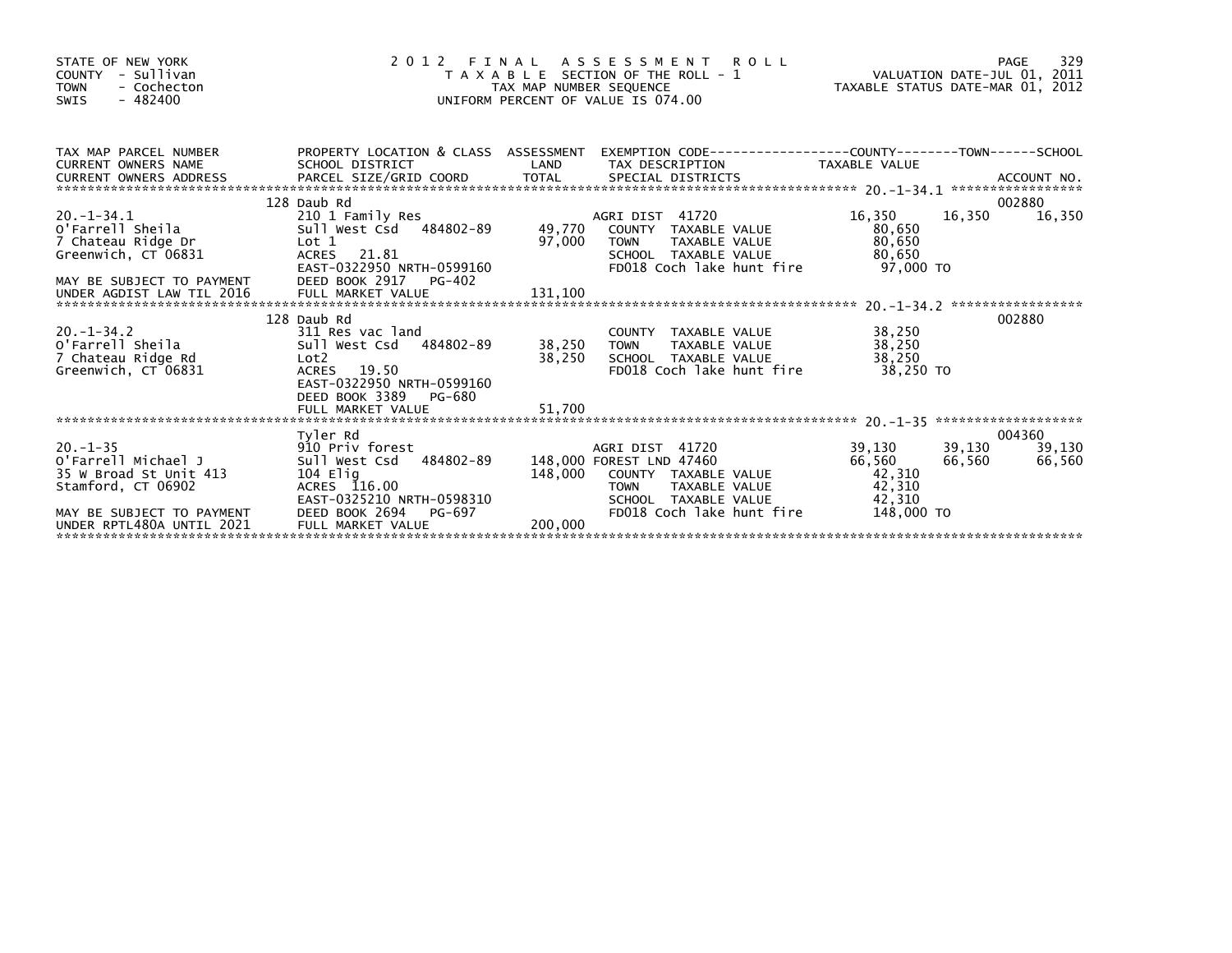STATE OF NEW YORK
COUNTY - Sullivan
TOWN - Cochecton
SWIS - 482400

# 2012 FINAL ASSESSMENT ROLL

TAXABLE SECTION OF THE ROLL - 1
TAX MAP NUMBER SEQUENCE
UNIFORM PERCENT OF VALUE IS 074.00

VALUATION DATE-JUL 01, 2011
TAXABLE STATUS DATE-MAR 01, 2012

| TAX MAP PARCEL NUMBER / CURRENT OWNERS NAME / CURRENT OWNERS ADDRESS | PROPERTY LOCATION & CLASS / SCHOOL DISTRICT / PARCEL SIZE/GRID COORD | ASSESSMENT LAND | TOTAL | EXEMPTION CODE / TAX DESCRIPTION / SPECIAL DISTRICTS | COUNTY | TOWN | SCHOOL | ACCOUNT NO. |
|---|---|---|---|---|---|---|---|---|
| 20.-1-34.1 | 128 Daub Rd | | | | | | | 002880 |
| | 210 1 Family Res | | | AGRI DIST 41720 | 16,350 | 16,350 | 16,350 | |
| O'Farrell Sheila | Sull West Csd 484802-89 | 49,770 | | COUNTY TAXABLE VALUE | 80,650 | | | |
| 7 Chateau Ridge Dr | Lot 1 | | 97,000 | TOWN TAXABLE VALUE | | 80,650 | | |
| Greenwich, CT 06831 | ACRES 21.81 | | | SCHOOL TAXABLE VALUE | | | 80,650 | |
| | EAST-0322950 NRTH-0599160 | | | FD018 Coch lake hunt fire | 97,000 TO | | | |
| MAY BE SUBJECT TO PAYMENT | DEED BOOK 2917 PG-402 | | | | | | | |
| UNDER AGDIST LAW TIL 2016 | FULL MARKET VALUE | | 131,100 | | | | | |
| 20.-1-34.2 | 128 Daub Rd | | | | | | | 002880 |
| | 311 Res vac land | | | COUNTY TAXABLE VALUE | 38,250 | | | |
| O'Farrell Sheila | Sull West Csd 484802-89 | 38,250 | | TOWN TAXABLE VALUE | | 38,250 | | |
| 7 Chateau Ridge Rd | Lot2 | | 38,250 | SCHOOL TAXABLE VALUE | | | 38,250 | |
| Greenwich, CT 06831 | ACRES 19.50 | | | FD018 Coch lake hunt fire | 38,250 TO | | | |
| | EAST-0322950 NRTH-0599160 | | | | | | | |
| | DEED BOOK 3389 PG-680 | | | | | | | |
| | FULL MARKET VALUE | | 51,700 | | | | | |
| 20.-1-35 | Tyler Rd | | | | | | | 004360 |
| | 910 Priv forest | | | AGRI DIST 41720 | 39,130 | 39,130 | 39,130 | |
| O'Farrell Michael J | Sull West Csd 484802-89 | 148,000 | | FOREST LND 47460 | 66,560 | 66,560 | 66,560 | |
| 35 W Broad St Unit 413 | 104 Elig | | 148,000 | COUNTY TAXABLE VALUE | 42,310 | | | |
| Stamford, CT 06902 | ACRES 116.00 | | | TOWN TAXABLE VALUE | | 42,310 | | |
| | EAST-0325210 NRTH-0598310 | | | SCHOOL TAXABLE VALUE | | | 42,310 | |
| MAY BE SUBJECT TO PAYMENT | DEED BOOK 2694 PG-697 | | | FD018 Coch lake hunt fire | 148,000 TO | | | |
| UNDER RPTL480A UNTIL 2021 | FULL MARKET VALUE | | 200,000 | | | | | |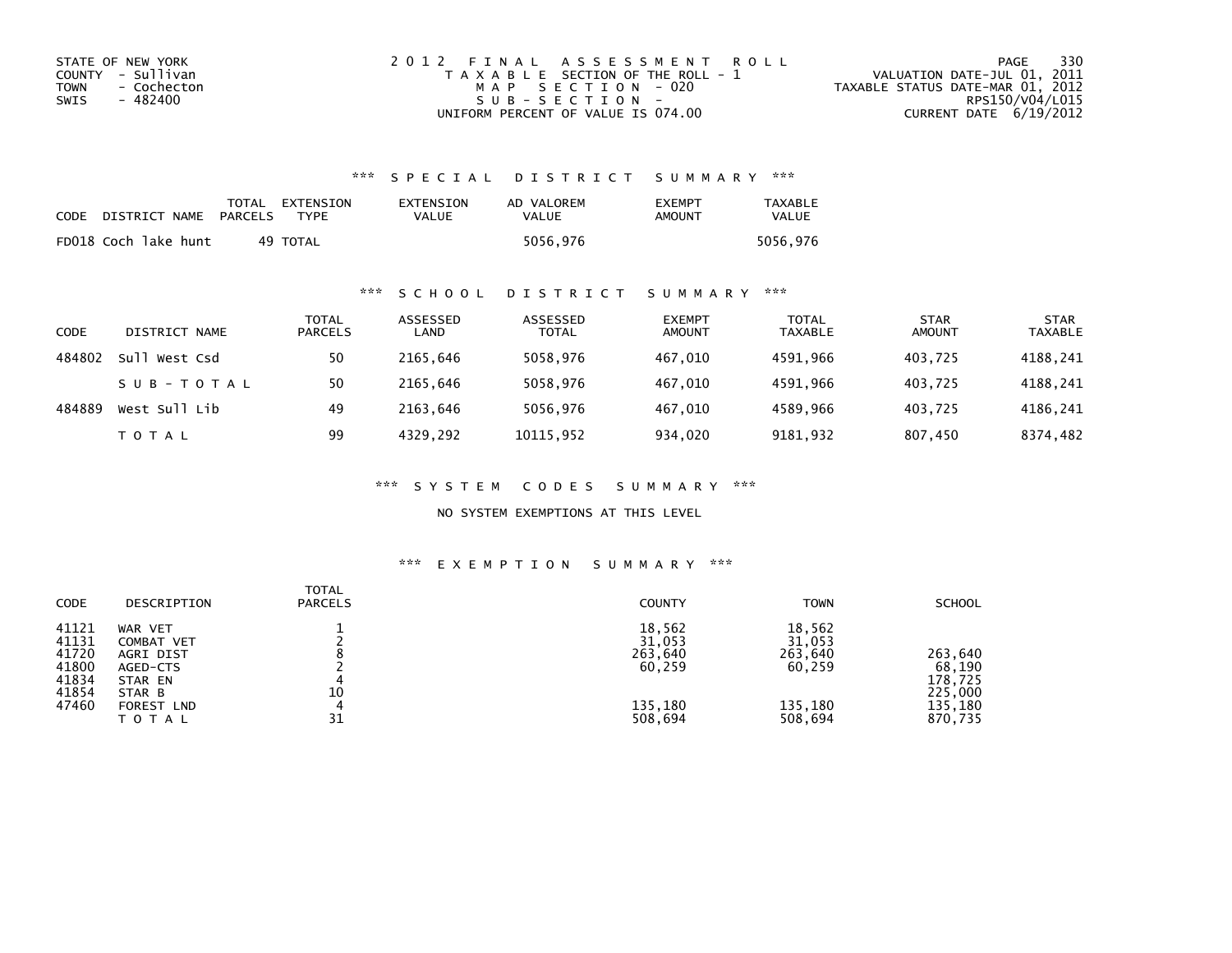STATE OF NEW YORK
COUNTY - Sullivan
TOWN - Cochecton
SWIS - 482400

2012 FINAL ASSESSMENT ROLL
TAXABLE SECTION OF THE ROLL - 1
MAP SECTION - 020
SUB-SECTION -
UNIFORM PERCENT OF VALUE IS 074.00

VALUATION DATE-JUL 01, 2011
TAXABLE STATUS DATE-MAR 01, 2012
RPS150/V04/L015
CURRENT DATE 6/19/2012

## *** SPECIAL DISTRICT SUMMARY ***

| CODE | DISTRICT NAME | TOTAL PARCELS | EXTENSION TYPE | EXTENSION VALUE | AD VALOREM VALUE | EXEMPT AMOUNT | TAXABLE VALUE |
|---|---|---|---|---|---|---|---|
| FD018 | Coch lake hunt | 49 | TOTAL | | 5056,976 | | 5056,976 |

## *** SCHOOL DISTRICT SUMMARY ***

| CODE | DISTRICT NAME | TOTAL PARCELS | ASSESSED LAND | ASSESSED TOTAL | EXEMPT AMOUNT | TOTAL TAXABLE | STAR AMOUNT | STAR TAXABLE |
|---|---|---|---|---|---|---|---|---|
| 484802 | Sull West Csd | 50 | 2165,646 | 5058,976 | 467,010 | 4591,966 | 403,725 | 4188,241 |
| | SUB-TOTAL | 50 | 2165,646 | 5058,976 | 467,010 | 4591,966 | 403,725 | 4188,241 |
| 484889 | West Sull Lib | 49 | 2163,646 | 5056,976 | 467,010 | 4589,966 | 403,725 | 4186,241 |
| | TOTAL | 99 | 4329,292 | 10115,952 | 934,020 | 9181,932 | 807,450 | 8374,482 |

## *** SYSTEM CODES SUMMARY ***

NO SYSTEM EXEMPTIONS AT THIS LEVEL

## *** EXEMPTION SUMMARY ***

| CODE | DESCRIPTION | TOTAL PARCELS | COUNTY | TOWN | SCHOOL |
|---|---|---|---|---|---|
| 41121 | WAR VET | 1 | 18,562 | 18,562 | |
| 41131 | COMBAT VET | 2 | 31,053 | 31,053 | |
| 41720 | AGRI DIST | 8 | 263,640 | 263,640 | 263,640 |
| 41800 | AGED-CTS | 2 | 60,259 | 60,259 | 68,190 |
| 41834 | STAR EN | 4 | | | 178,725 |
| 41854 | STAR B | 10 | | | 225,000 |
| 47460 | FOREST LND | 4 | 135,180 | 135,180 | 135,180 |
| | TOTAL | 31 | 508,694 | 508,694 | 870,735 |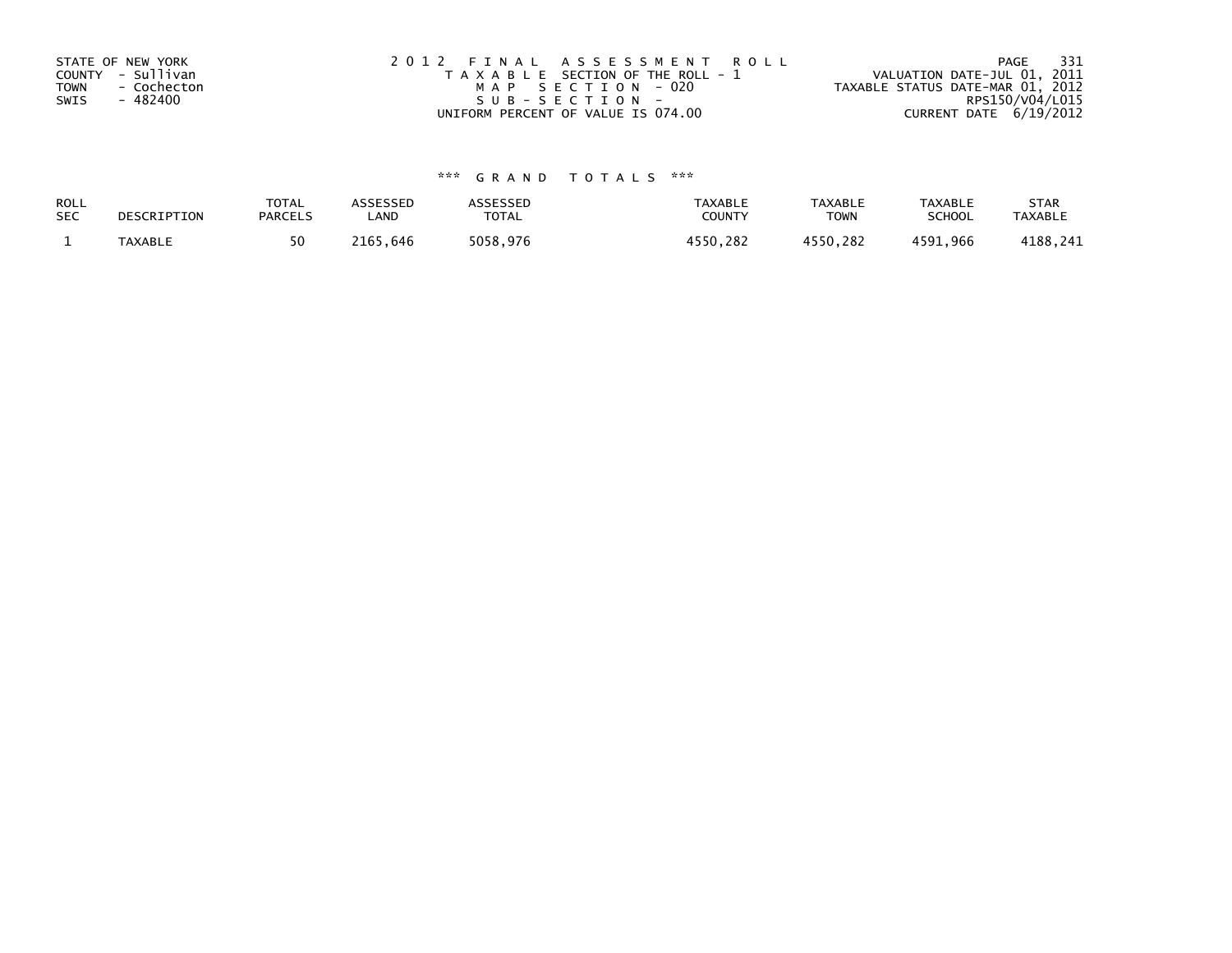STATE OF NEW YORK
COUNTY - Sullivan
TOWN - Cochecton
SWIS - 482400

2012 FINAL ASSESSMENT ROLL
TAXABLE SECTION OF THE ROLL - 1
MAP SECTION - 020
SUB-SECTION -
UNIFORM PERCENT OF VALUE IS 074.00

VALUATION DATE-JUL 01, 2011
TAXABLE STATUS DATE-MAR 01, 2012
RPS150/V04/L015
CURRENT DATE 6/19/2012

### *** GRAND TOTALS ***

| ROLL SEC | DESCRIPTION | TOTAL PARCELS | ASSESSED LAND | ASSESSED TOTAL | TAXABLE COUNTY | TAXABLE TOWN | TAXABLE SCHOOL | STAR TAXABLE |
|---|---|---|---|---|---|---|---|---|
| 1 | TAXABLE | 50 | 2165,646 | 5058,976 | 4550,282 | 4550,282 | 4591,966 | 4188,241 |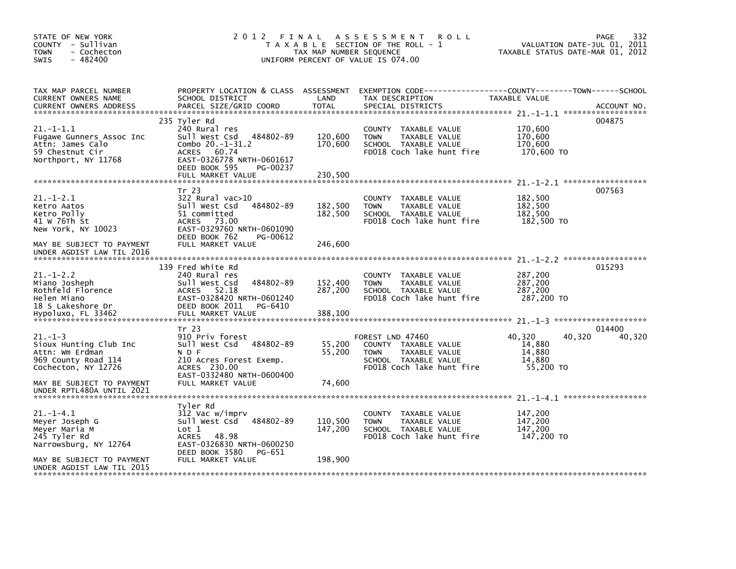STATE OF NEW YORK
COUNTY - Sullivan
TOWN - Cochecton
SWIS - 482400

# 2012 FINAL ASSESSMENT ROLL

TAXABLE SECTION OF THE ROLL - 1
TAX MAP NUMBER SEQUENCE
UNIFORM PERCENT OF VALUE IS 074.00

VALUATION DATE-JUL 01, 2011
TAXABLE STATUS DATE-MAR 01, 2012

| TAX MAP PARCEL NUMBER / CURRENT OWNERS NAME / CURRENT OWNERS ADDRESS | PROPERTY LOCATION & CLASS / SCHOOL DISTRICT / PARCEL SIZE/GRID COORD | ASSESSMENT LAND | TOTAL | EXEMPTION CODE / TAX DESCRIPTION / SPECIAL DISTRICTS | COUNTY TAXABLE VALUE | TOWN | SCHOOL | ACCOUNT NO. |
|---|---|---|---|---|---|---|---|---|
| 21.-1-1.1 | 235 Tyler Rd | | | | | | | 004875 |
| 21.-1-1.1 | 240 Rural res | | | COUNTY TAXABLE VALUE | 170,600 | | | |
| Fugawe Gunners Assoc Inc | Sull West Csd 484802-89 | 120,600 | | TOWN TAXABLE VALUE | 170,600 | | | |
| Attn: James Calo | Combo 20.-1-31.2 | | 170,600 | SCHOOL TAXABLE VALUE | 170,600 | | | |
| 59 Chestnut Cir | ACRES 60.74 | | | FD018 Coch lake hunt fire | 170,600 TO | | | |
| Northport, NY 11768 | EAST-0326778 NRTH-0601617 | | | | | | | |
| | DEED BOOK 595 PG-00237 | | | | | | | |
| | FULL MARKET VALUE | | 230,500 | | | | | |
| 21.-1-2.1 | Tr 23 | | | | | | | 007563 |
| 21.-1-2.1 | 322 Rural vac>10 | | | COUNTY TAXABLE VALUE | 182,500 | | | |
| Ketro Aatos | Sull West Csd 484802-89 | 182,500 | | TOWN TAXABLE VALUE | 182,500 | | | |
| Ketro Polly | 51 committed | | 182,500 | SCHOOL TAXABLE VALUE | 182,500 | | | |
| 41 W 76Th St | ACRES 73.00 | | | FD018 Coch lake hunt fire | 182,500 TO | | | |
| New York, NY 10023 | EAST-0329760 NRTH-0601090 | | | | | | | |
| | DEED BOOK 762 PG-00612 | | | | | | | |
| MAY BE SUBJECT TO PAYMENT | FULL MARKET VALUE | | 246,600 | | | | | |
| UNDER AGDIST LAW TIL 2016 | | | | | | | | |
| 21.-1-2.2 | 139 Fred White Rd | | | | | | | 015293 |
| 21.-1-2.2 | 240 Rural res | | | COUNTY TAXABLE VALUE | 287,200 | | | |
| Miano Josheph | Sull West Csd 484802-89 | 152,400 | | TOWN TAXABLE VALUE | 287,200 | | | |
| Rothfeld Florence | ACRES 52.18 | | 287,200 | SCHOOL TAXABLE VALUE | 287,200 | | | |
| Helen Miano | EAST-0328420 NRTH-0601240 | | | FD018 Coch lake hunt fire | 287,200 TO | | | |
| 18 S Lakeshore Dr | DEED BOOK 2011 PG-6410 | | | | | | | |
| Hypoluxo, FL 33462 | FULL MARKET VALUE | | 388,100 | | | | | |
| 21.-1-3 | Tr 23 | | | | | | | 014400 |
| 21.-1-3 | 910 Priv forest | | | FOREST LND 47460 | 40,320 | 40,320 | 40,320 | |
| Sioux Hunting Club Inc | Sull West Csd 484802-89 | 55,200 | | COUNTY TAXABLE VALUE | 14,880 | | | |
| Attn: Wm Erdman | N D F | | 55,200 | TOWN TAXABLE VALUE | 14,880 | | | |
| 969 County Road 114 | 210 Acres Forest Exemp. | | | SCHOOL TAXABLE VALUE | 14,880 | | | |
| Cochecton, NY 12726 | ACRES 230.00 | | | FD018 Coch lake hunt fire | 55,200 TO | | | |
| | EAST-0332480 NRTH-0600400 | | | | | | | |
| MAY BE SUBJECT TO PAYMENT | FULL MARKET VALUE | | 74,600 | | | | | |
| UNDER RPTL480A UNTIL 2021 | | | | | | | | |
| 21.-1-4.1 | Tyler Rd | | | | | | | |
| 21.-1-4.1 | 312 Vac w/imprv | | | COUNTY TAXABLE VALUE | 147,200 | | | |
| Meyer Joseph G | Sull West Csd 484802-89 | 110,500 | | TOWN TAXABLE VALUE | 147,200 | | | |
| Meyer Maria M | Lot 1 | | 147,200 | SCHOOL TAXABLE VALUE | 147,200 | | | |
| 245 Tyler Rd | ACRES 48.98 | | | FD018 Coch lake hunt fire | 147,200 TO | | | |
| Narrowsburg, NY 12764 | EAST-0326830 NRTH-0600250 | | | | | | | |
| | DEED BOOK 3580 PG-651 | | | | | | | |
| MAY BE SUBJECT TO PAYMENT | FULL MARKET VALUE | | 198,900 | | | | | |
| UNDER AGDIST LAW TIL 2015 | | | | | | | | |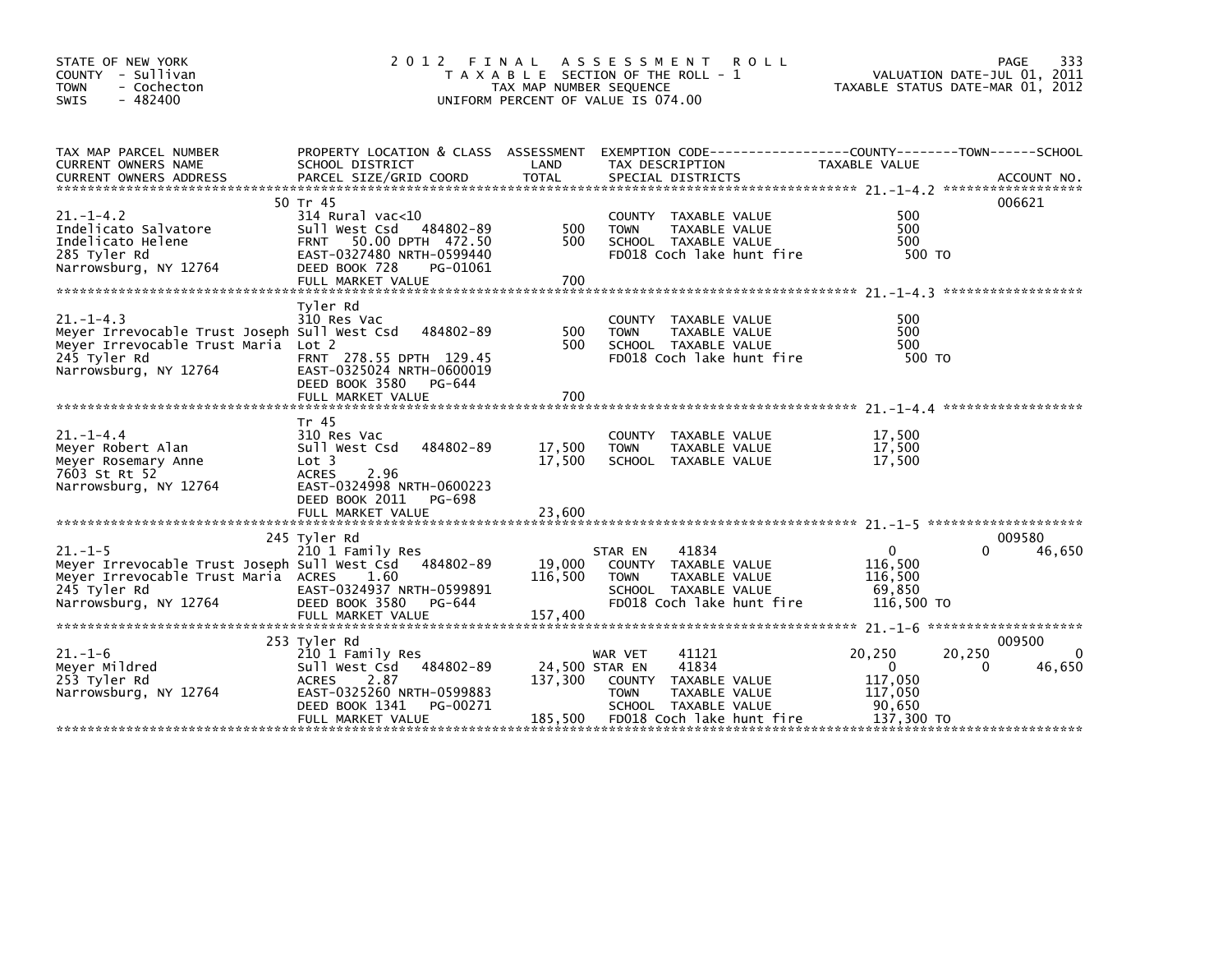STATE OF NEW YORK
COUNTY - Sullivan
TOWN - Cochecton
SWIS - 482400

# 2012 FINAL ASSESSMENT ROLL

TAXABLE SECTION OF THE ROLL - 1
TAX MAP NUMBER SEQUENCE
UNIFORM PERCENT OF VALUE IS 074.00

VALUATION DATE-JUL 01, 2011
TAXABLE STATUS DATE-MAR 01, 2012

| TAX MAP PARCEL NUMBER / CURRENT OWNERS NAME / CURRENT OWNERS ADDRESS | PROPERTY LOCATION & CLASS / SCHOOL DISTRICT / PARCEL SIZE/GRID COORD | ASSESSMENT LAND / TOTAL | EXEMPTION CODE / TAX DESCRIPTION / SPECIAL DISTRICTS | COUNTY TAXABLE VALUE | TOWN | SCHOOL | ACCOUNT NO. |
|---|---|---|---|---|---|---|---|
| **21.-1-4.2** | 50 Tr 45 | | | | | | 006621 |
| | 314 Rural vac<10 | | COUNTY TAXABLE VALUE | 500 | | | |
| Indelicato Salvatore | Sull West Csd 484802-89 | 500 | TOWN TAXABLE VALUE | 500 | | | |
| Indelicato Helene | FRNT 50.00 DPTH 472.50 | 500 | SCHOOL TAXABLE VALUE | 500 | | | |
| 285 Tyler Rd | EAST-0327480 NRTH-0599440 | | FD018 Coch lake hunt fire | 500 TO | | | |
| Narrowsburg, NY 12764 | DEED BOOK 728 PG-01061 | | | | | | |
| | FULL MARKET VALUE | 700 | | | | | |
| **21.-1-4.3** | Tyler Rd | | | | | | |
| | 310 Res Vac | | COUNTY TAXABLE VALUE | 500 | | | |
| Meyer Irrevocable Trust Joseph | Sull West Csd 484802-89 | 500 | TOWN TAXABLE VALUE | 500 | | | |
| Meyer Irrevocable Trust Maria | Lot 2 | 500 | SCHOOL TAXABLE VALUE | 500 | | | |
| 245 Tyler Rd | FRNT 278.55 DPTH 129.45 | | FD018 Coch lake hunt fire | 500 TO | | | |
| Narrowsburg, NY 12764 | EAST-0325024 NRTH-0600019 | | | | | | |
| | DEED BOOK 3580 PG-644 | | | | | | |
| | FULL MARKET VALUE | 700 | | | | | |
| **21.-1-4.4** | Tr 45 | | | | | | |
| | 310 Res Vac | | COUNTY TAXABLE VALUE | 17,500 | | | |
| Meyer Robert Alan | Sull West Csd 484802-89 | 17,500 | TOWN TAXABLE VALUE | 17,500 | | | |
| Meyer Rosemary Anne | Lot 3 | 17,500 | SCHOOL TAXABLE VALUE | 17,500 | | | |
| 7603 St Rt 52 | ACRES 2.96 | | | | | | |
| Narrowsburg, NY 12764 | EAST-0324998 NRTH-0600223 | | | | | | |
| | DEED BOOK 2011 PG-698 | | | | | | |
| | FULL MARKET VALUE | 23,600 | | | | | |
| **21.-1-5** | 245 Tyler Rd | | | | | | 009580 |
| | 210 1 Family Res | | STAR EN 41834 | 0 | 0 | 46,650 | |
| Meyer Irrevocable Trust Joseph | Sull West Csd 484802-89 | 19,000 | COUNTY TAXABLE VALUE | 116,500 | | | |
| Meyer Irrevocable Trust Maria | ACRES 1.60 | 116,500 | TOWN TAXABLE VALUE | 116,500 | | | |
| 245 Tyler Rd | EAST-0324937 NRTH-0599891 | | SCHOOL TAXABLE VALUE | 69,850 | | | |
| Narrowsburg, NY 12764 | DEED BOOK 3580 PG-644 | | FD018 Coch lake hunt fire | 116,500 TO | | | |
| | FULL MARKET VALUE | 157,400 | | | | | |
| **21.-1-6** | 253 Tyler Rd | | | | | | 009500 |
| | 210 1 Family Res | | WAR VET 41121 | 20,250 | 20,250 | 0 | |
| Meyer Mildred | Sull West Csd 484802-89 | 24,500 | STAR EN 41834 | 0 | 0 | 46,650 | |
| 253 Tyler Rd | ACRES 2.87 | 137,300 | COUNTY TAXABLE VALUE | 117,050 | | | |
| Narrowsburg, NY 12764 | EAST-0325260 NRTH-0599883 | | TOWN TAXABLE VALUE | 117,050 | | | |
| | DEED BOOK 1341 PG-00271 | | SCHOOL TAXABLE VALUE | 90,650 | | | |
| | FULL MARKET VALUE | 185,500 | FD018 Coch lake hunt fire | 137,300 TO | | | |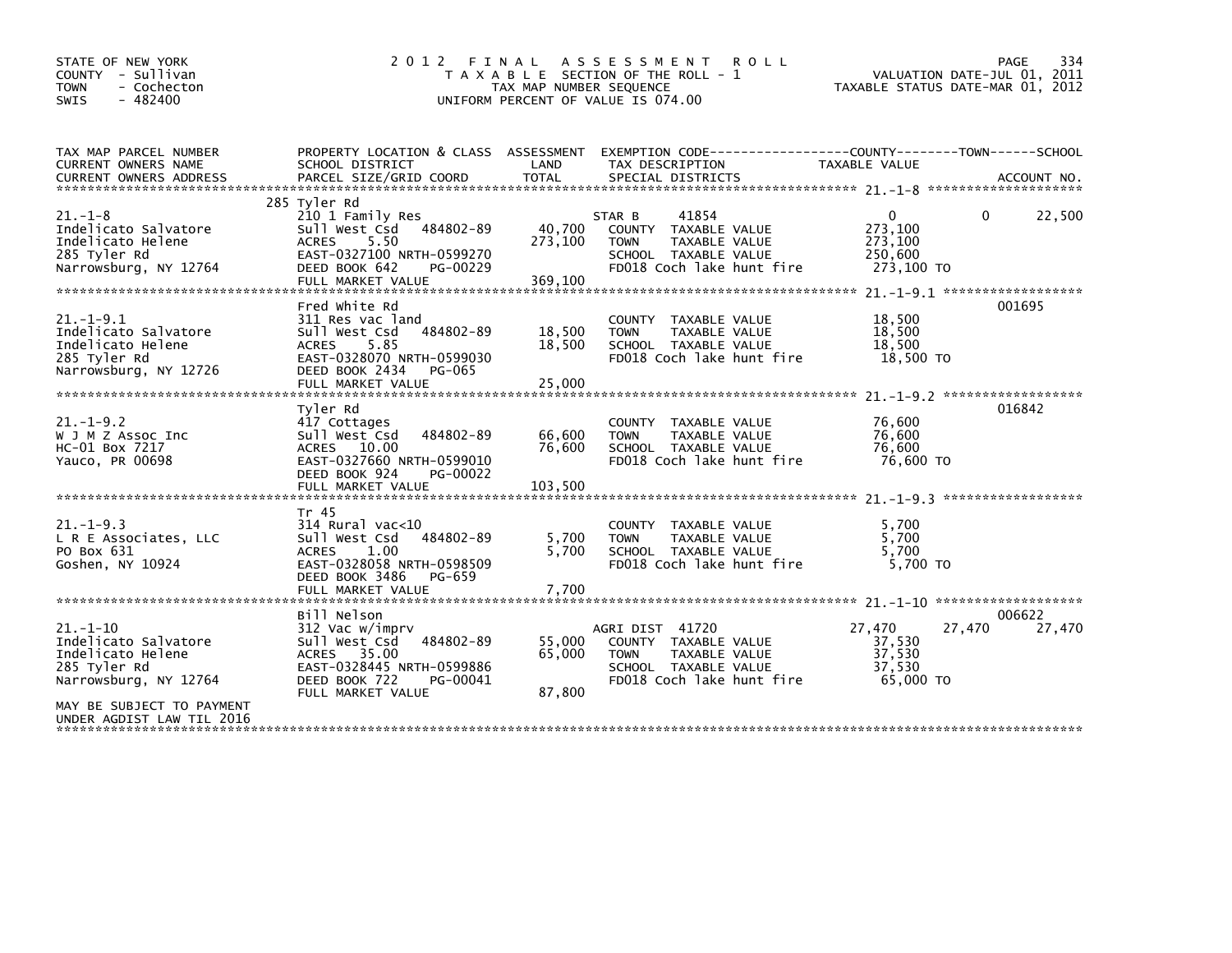STATE OF NEW YORK
COUNTY - Sullivan
TOWN - Cochecton
SWIS - 482400

# 2012 FINAL ASSESSMENT ROLL

TAXABLE SECTION OF THE ROLL - 1
TAX MAP NUMBER SEQUENCE
UNIFORM PERCENT OF VALUE IS 074.00

VALUATION DATE-JUL 01, 2011
TAXABLE STATUS DATE-MAR 01, 2012

| TAX MAP PARCEL NUMBER / CURRENT OWNERS NAME / CURRENT OWNERS ADDRESS | PROPERTY LOCATION & CLASS / SCHOOL DISTRICT / PARCEL SIZE/GRID COORD | ASSESSMENT LAND / TOTAL | EXEMPTION CODE / TAX DESCRIPTION / SPECIAL DISTRICTS | COUNTY | TOWN | SCHOOL | ACCOUNT NO. |
|---|---|---|---|---|---|---|---|
| **21.-1-8** | 285 Tyler Rd | | | | | | |
| | 210 1 Family Res | | STAR B 41854 | 0 | 0 | 22,500 | |
| Indelicato Salvatore | Sull West Csd 484802-89 | 40,700 | COUNTY TAXABLE VALUE | 273,100 | | | |
| Indelicato Helene | ACRES 5.50 | 273,100 | TOWN TAXABLE VALUE | 273,100 | | | |
| 285 Tyler Rd | EAST-0327100 NRTH-0599270 | | SCHOOL TAXABLE VALUE | 250,600 | | | |
| Narrowsburg, NY 12764 | DEED BOOK 642 PG-00229 | | FD018 Coch lake hunt fire | 273,100 TO | | | |
| | FULL MARKET VALUE | 369,100 | | | | | |
| **21.-1-9.1** | Fred White Rd | | | | | | 001695 |
| | 311 Res vac land | | COUNTY TAXABLE VALUE | 18,500 | | | |
| Indelicato Salvatore | Sull West Csd 484802-89 | 18,500 | TOWN TAXABLE VALUE | 18,500 | | | |
| Indelicato Helene | ACRES 5.85 | 18,500 | SCHOOL TAXABLE VALUE | 18,500 | | | |
| 285 Tyler Rd | EAST-0328070 NRTH-0599030 | | FD018 Coch lake hunt fire | 18,500 TO | | | |
| Narrowsburg, NY 12726 | DEED BOOK 2434 PG-065 | | | | | | |
| | FULL MARKET VALUE | 25,000 | | | | | |
| **21.-1-9.2** | Tyler Rd | | | | | | 016842 |
| | 417 Cottages | | COUNTY TAXABLE VALUE | 76,600 | | | |
| W J M Z Assoc Inc | Sull West Csd 484802-89 | 66,600 | TOWN TAXABLE VALUE | 76,600 | | | |
| HC-01 Box 7217 | ACRES 10.00 | 76,600 | SCHOOL TAXABLE VALUE | 76,600 | | | |
| Yauco, PR 00698 | EAST-0327660 NRTH-0599010 | | FD018 Coch lake hunt fire | 76,600 TO | | | |
| | DEED BOOK 924 PG-00022 | | | | | | |
| | FULL MARKET VALUE | 103,500 | | | | | |
| **21.-1-9.3** | Tr 45 | | | | | | |
| | 314 Rural vac<10 | | COUNTY TAXABLE VALUE | 5,700 | | | |
| L R E Associates, LLC | Sull West Csd 484802-89 | 5,700 | TOWN TAXABLE VALUE | 5,700 | | | |
| PO Box 631 | ACRES 1.00 | 5,700 | SCHOOL TAXABLE VALUE | 5,700 | | | |
| Goshen, NY 10924 | EAST-0328058 NRTH-0598509 | | FD018 Coch lake hunt fire | 5,700 TO | | | |
| | DEED BOOK 3486 PG-659 | | | | | | |
| | FULL MARKET VALUE | 7,700 | | | | | |
| **21.-1-10** | Bill Nelson | | | | | | 006622 |
| | 312 Vac w/imprv | | AGRI DIST 41720 | 27,470 | 27,470 | 27,470 | |
| Indelicato Salvatore | Sull West Csd 484802-89 | 55,000 | COUNTY TAXABLE VALUE | 37,530 | | | |
| Indelicato Helene | ACRES 35.00 | 65,000 | TOWN TAXABLE VALUE | 37,530 | | | |
| 285 Tyler Rd | EAST-0328445 NRTH-0599886 | | SCHOOL TAXABLE VALUE | 37,530 | | | |
| Narrowsburg, NY 12764 | DEED BOOK 722 PG-00041 | | FD018 Coch lake hunt fire | 65,000 TO | | | |
| | FULL MARKET VALUE | 87,800 | | | | | |
| MAY BE SUBJECT TO PAYMENT UNDER AGDIST LAW TIL 2016 | | | | | | | |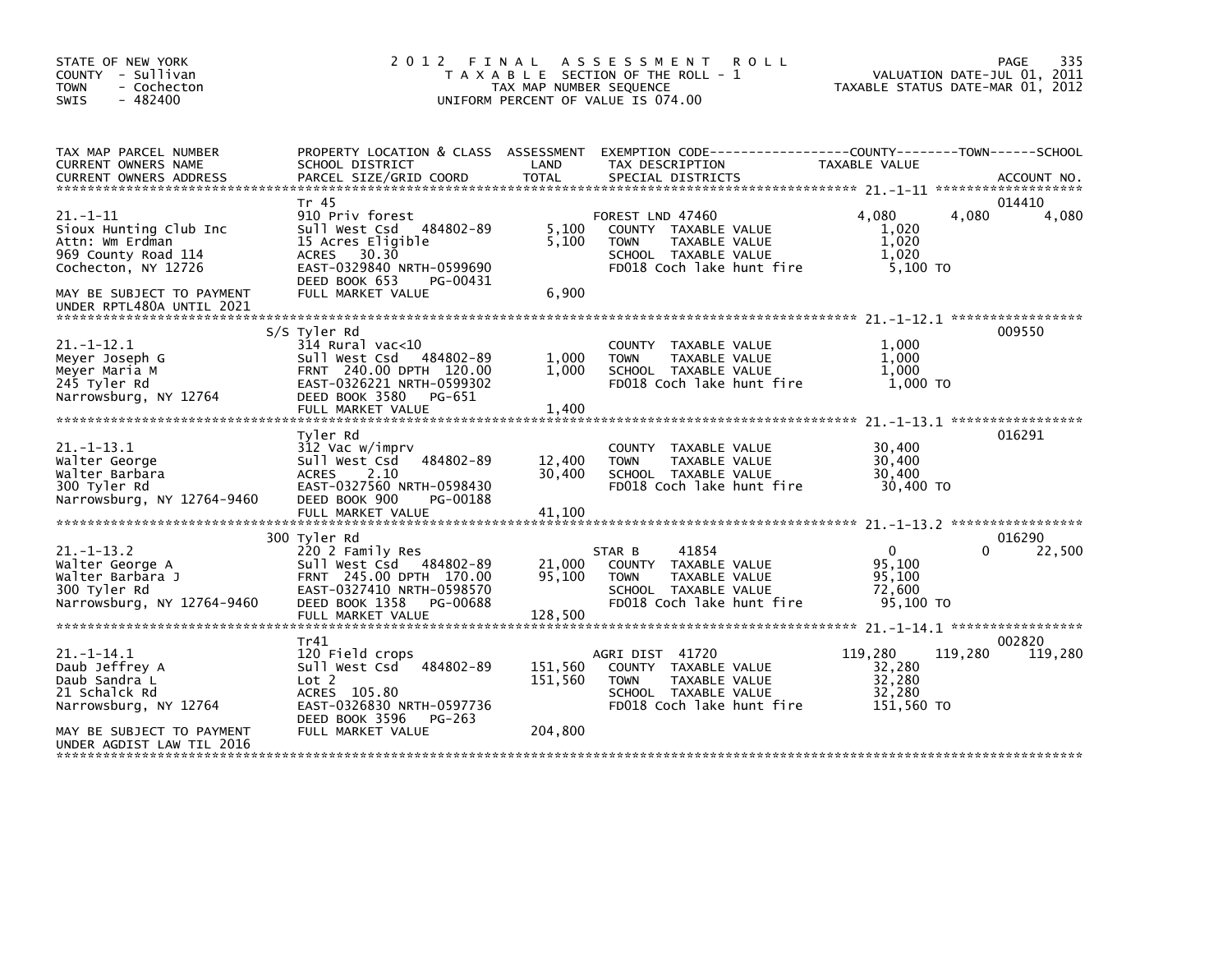STATE OF NEW YORK
COUNTY - Sullivan
TOWN - Cochecton
SWIS - 482400

# 2012 FINAL ASSESSMENT ROLL

TAXABLE SECTION OF THE ROLL - 1
TAX MAP NUMBER SEQUENCE
UNIFORM PERCENT OF VALUE IS 074.00

VALUATION DATE-JUL 01, 2011
TAXABLE STATUS DATE-MAR 01, 2012

| TAX MAP PARCEL NUMBER / CURRENT OWNERS NAME / CURRENT OWNERS ADDRESS | PROPERTY LOCATION & CLASS / SCHOOL DISTRICT / PARCEL SIZE/GRID COORD | ASSESSMENT LAND / TOTAL | EXEMPTION CODE / TAX DESCRIPTION / SPECIAL DISTRICTS | COUNTY TAXABLE VALUE | TOWN | SCHOOL | ACCOUNT NO. |
|---|---|---|---|---|---|---|---|
| 21.-1-11 | Tr 45 | | | | | | 014410 |
| | 910 Priv forest | | FOREST LND 47460 | 4,080 | 4,080 | 4,080 | |
| Sioux Hunting Club Inc | Sull West Csd 484802-89 | 5,100 | COUNTY TAXABLE VALUE | 1,020 | | | |
| Attn: Wm Erdman | 15 Acres Eligible | 5,100 | TOWN TAXABLE VALUE | 1,020 | | | |
| 969 County Road 114 | ACRES 30.30 | | SCHOOL TAXABLE VALUE | 1,020 | | | |
| Cochecton, NY 12726 | EAST-0329840 NRTH-0599690 | | FD018 Coch lake hunt fire | 5,100 TO | | | |
| | DEED BOOK 653 PG-00431 | | | | | | |
| MAY BE SUBJECT TO PAYMENT UNDER RPTL480A UNTIL 2021 | FULL MARKET VALUE | 6,900 | | | | | |
| 21.-1-12.1 | S/S Tyler Rd | | | | | | 009550 |
| | 314 Rural vac<10 | | COUNTY TAXABLE VALUE | 1,000 | | | |
| Meyer Joseph G | Sull West Csd 484802-89 | 1,000 | TOWN TAXABLE VALUE | 1,000 | | | |
| Meyer Maria M | FRNT 240.00 DPTH 120.00 | 1,000 | SCHOOL TAXABLE VALUE | 1,000 | | | |
| 245 Tyler Rd | EAST-0326221 NRTH-0599302 | | FD018 Coch lake hunt fire | 1,000 TO | | | |
| Narrowsburg, NY 12764 | DEED BOOK 3580 PG-651 | | | | | | |
| | FULL MARKET VALUE | 1,400 | | | | | |
| 21.-1-13.1 | Tyler Rd | | | | | | 016291 |
| | 312 Vac w/imprv | | COUNTY TAXABLE VALUE | 30,400 | | | |
| Walter George | Sull West Csd 484802-89 | 12,400 | TOWN TAXABLE VALUE | 30,400 | | | |
| Walter Barbara | ACRES 2.10 | 30,400 | SCHOOL TAXABLE VALUE | 30,400 | | | |
| 300 Tyler Rd | EAST-0327560 NRTH-0598430 | | FD018 Coch lake hunt fire | 30,400 TO | | | |
| Narrowsburg, NY 12764-9460 | DEED BOOK 900 PG-00188 | | | | | | |
| | FULL MARKET VALUE | 41,100 | | | | | |
| 21.-1-13.2 | 300 Tyler Rd | | | | | | 016290 |
| | 220 2 Family Res | | STAR B 41854 | 0 | 0 | 22,500 | |
| Walter George A | Sull West Csd 484802-89 | 21,000 | COUNTY TAXABLE VALUE | 95,100 | | | |
| Walter Barbara J | FRNT 245.00 DPTH 170.00 | 95,100 | TOWN TAXABLE VALUE | 95,100 | | | |
| 300 Tyler Rd | EAST-0327410 NRTH-0598570 | | SCHOOL TAXABLE VALUE | 72,600 | | | |
| Narrowsburg, NY 12764-9460 | DEED BOOK 1358 PG-00688 | | FD018 Coch lake hunt fire | 95,100 TO | | | |
| | FULL MARKET VALUE | 128,500 | | | | | |
| 21.-1-14.1 | Tr41 | | | | | | 002820 |
| | 120 Field crops | | AGRI DIST 41720 | 119,280 | 119,280 | 119,280 | |
| Daub Jeffrey A | Sull West Csd 484802-89 | 151,560 | COUNTY TAXABLE VALUE | 32,280 | | | |
| Daub Sandra L | Lot 2 | 151,560 | TOWN TAXABLE VALUE | 32,280 | | | |
| 21 Schalck Rd | ACRES 105.80 | | SCHOOL TAXABLE VALUE | 32,280 | | | |
| Narrowsburg, NY 12764 | EAST-0326830 NRTH-0597736 | | FD018 Coch lake hunt fire | 151,560 TO | | | |
| | DEED BOOK 3596 PG-263 | | | | | | |
| MAY BE SUBJECT TO PAYMENT UNDER AGDIST LAW TIL 2016 | FULL MARKET VALUE | 204,800 | | | | | |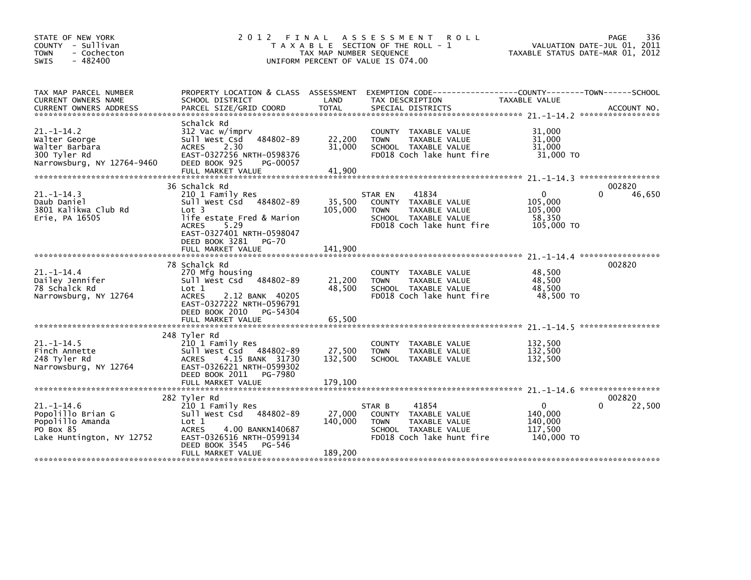STATE OF NEW YORK
COUNTY - Sullivan
TOWN - Cochecton
SWIS - 482400

# 2012 FINAL ASSESSMENT ROLL

TAXABLE SECTION OF THE ROLL - 1
TAX MAP NUMBER SEQUENCE
UNIFORM PERCENT OF VALUE IS 074.00

VALUATION DATE-JUL 01, 2011
TAXABLE STATUS DATE-MAR 01, 2012

| TAX MAP PARCEL NUMBER / CURRENT OWNERS NAME / CURRENT OWNERS ADDRESS | PROPERTY LOCATION & CLASS / SCHOOL DISTRICT / PARCEL SIZE/GRID COORD | ASSESSMENT LAND | TOTAL | EXEMPTION CODE / TAX DESCRIPTION / SPECIAL DISTRICTS | COUNTY / TOWN TAXABLE VALUE | SCHOOL | ACCOUNT NO. |
|---|---|---|---|---|---|---|---|
| 21.-1-14.2 | Schalck Rd | | | | | | |
| Walter George | 312 Vac w/imprv | | | COUNTY TAXABLE VALUE | 31,000 | | |
| Walter Barbara | Sull West Csd 484802-89 | 22,200 | | TOWN TAXABLE VALUE | 31,000 | | |
| 300 Tyler Rd | ACRES 2.30 | | 31,000 | SCHOOL TAXABLE VALUE | 31,000 | | |
| Narrowsburg, NY 12764-9460 | EAST-0327256 NRTH-0598376 | | | FD018 Coch lake hunt fire | 31,000 TO | | |
| | DEED BOOK 925 PG-00057 | | | | | | |
| | FULL MARKET VALUE | | 41,900 | | | | |
| 21.-1-14.3 | 36 Schalck Rd | | | | | | 002820 |
| Daub Daniel | 210 1 Family Res | | | STAR EN 41834 | 0 | 0 46,650 | |
| 3801 Kalikwa Club Rd | Sull West Csd 484802-89 | 35,500 | | COUNTY TAXABLE VALUE | 105,000 | | |
| Erie, PA 16505 | Lot 3 | | 105,000 | TOWN TAXABLE VALUE | 105,000 | | |
| | life estate Fred & Marion | | | SCHOOL TAXABLE VALUE | 58,350 | | |
| | ACRES 5.29 | | | FD018 Coch lake hunt fire | 105,000 TO | | |
| | EAST-0327401 NRTH-0598047 | | | | | | |
| | DEED BOOK 3281 PG-70 | | | | | | |
| | FULL MARKET VALUE | | 141,900 | | | | |
| 21.-1-14.4 | 78 Schalck Rd | | | | | | 002820 |
| Dailey Jennifer | 270 Mfg housing | | | COUNTY TAXABLE VALUE | 48,500 | | |
| 78 Schalck Rd | Sull West Csd 484802-89 | 21,200 | | TOWN TAXABLE VALUE | 48,500 | | |
| Narrowsburg, NY 12764 | Lot 1 | | 48,500 | SCHOOL TAXABLE VALUE | 48,500 | | |
| | ACRES 2.12 BANK 40205 | | | FD018 Coch lake hunt fire | 48,500 TO | | |
| | EAST-0327222 NRTH-0596791 | | | | | | |
| | DEED BOOK 2010 PG-54304 | | | | | | |
| | FULL MARKET VALUE | | 65,500 | | | | |
| 21.-1-14.5 | 248 Tyler Rd | | | | | | |
| Finch Annette | 210 1 Family Res | | | COUNTY TAXABLE VALUE | 132,500 | | |
| 248 Tyler Rd | Sull West Csd 484802-89 | 27,500 | | TOWN TAXABLE VALUE | 132,500 | | |
| Narrowsburg, NY 12764 | ACRES 4.15 BANK 31730 | | 132,500 | SCHOOL TAXABLE VALUE | 132,500 | | |
| | EAST-0326221 NRTH-0599302 | | | | | | |
| | DEED BOOK 2011 PG-7980 | | | | | | |
| | FULL MARKET VALUE | | 179,100 | | | | |
| 21.-1-14.6 | 282 Tyler Rd | | | | | | 002820 |
| Popolillo Brian G | 210 1 Family Res | | | STAR B 41854 | 0 | 0 22,500 | |
| Popolillo Amanda | Sull West Csd 484802-89 | 27,000 | | COUNTY TAXABLE VALUE | 140,000 | | |
| PO Box 85 | Lot 1 | | 140,000 | TOWN TAXABLE VALUE | 140,000 | | |
| Lake Huntington, NY 12752 | ACRES 4.00 BANKN140687 | | | SCHOOL TAXABLE VALUE | 117,500 | | |
| | EAST-0326516 NRTH-0599134 | | | FD018 Coch lake hunt fire | 140,000 TO | | |
| | DEED BOOK 3545 PG-546 | | | | | | |
| | FULL MARKET VALUE | | 189,200 | | | | |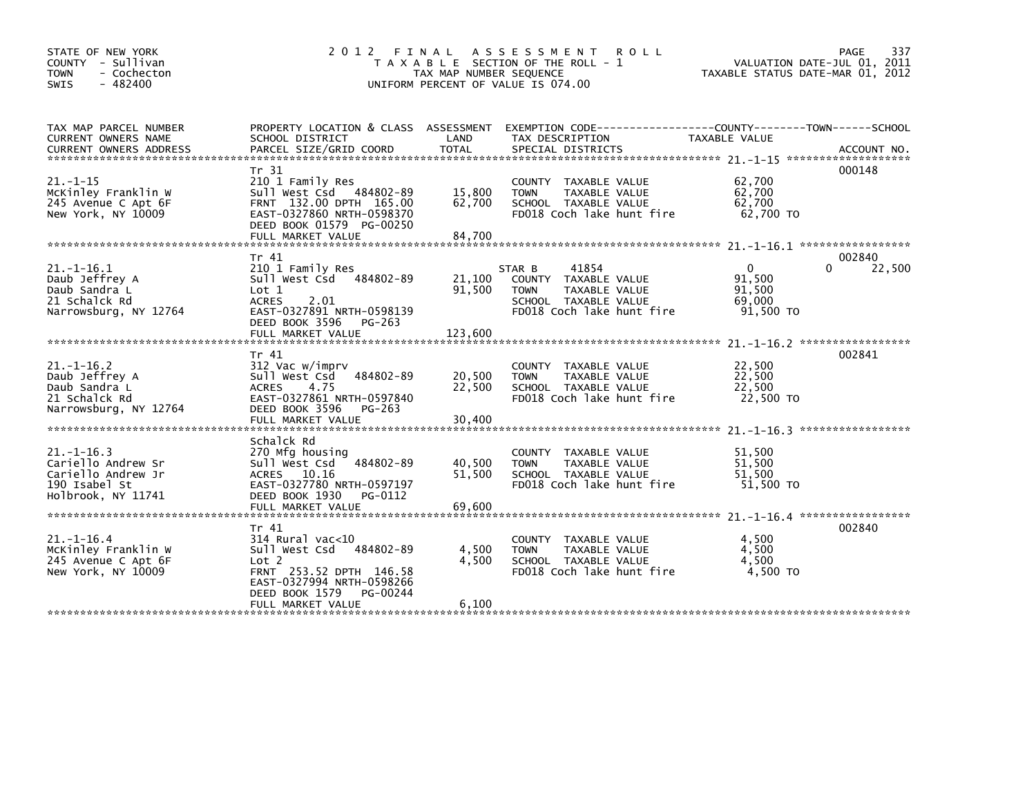STATE OF NEW YORK
COUNTY - Sullivan
TOWN - Cochecton
SWIS - 482400

# 2012 FINAL ASSESSMENT ROLL

TAXABLE SECTION OF THE ROLL - 1
TAX MAP NUMBER SEQUENCE
UNIFORM PERCENT OF VALUE IS 074.00

VALUATION DATE-JUL 01, 2011
TAXABLE STATUS DATE-MAR 01, 2012

| TAX MAP PARCEL NUMBER / CURRENT OWNERS NAME / CURRENT OWNERS ADDRESS | PROPERTY LOCATION & CLASS / SCHOOL DISTRICT / PARCEL SIZE/GRID COORD | ASSESSMENT LAND / TOTAL | EXEMPTION CODE / TAX DESCRIPTION / SPECIAL DISTRICTS | COUNTY / TOWN TAXABLE VALUE | SCHOOL / ACCOUNT NO. |
|---|---|---|---|---|---|
| 21.-1-15 | Tr 31 | | | | 000148 |
| | 210 1 Family Res | | COUNTY TAXABLE VALUE | 62,700 | |
| McKinley Franklin W | Sull West Csd 484802-89 | 15,800 | TOWN TAXABLE VALUE | 62,700 | |
| 245 Avenue C Apt 6F | FRNT 132.00 DPTH 165.00 | 62,700 | SCHOOL TAXABLE VALUE | 62,700 | |
| New York, NY 10009 | EAST-0327860 NRTH-0598370 | | FD018 Coch lake hunt fire | 62,700 TO | |
| | DEED BOOK 01579 PG-00250 | | | | |
| | FULL MARKET VALUE | 84,700 | | | |
| 21.-1-16.1 | Tr 41 | | | | 002840 |
| | 210 1 Family Res | | STAR B 41854 | 0 | 0 22,500 |
| Daub Jeffrey A | Sull West Csd 484802-89 | 21,100 | COUNTY TAXABLE VALUE | 91,500 | |
| Daub Sandra L | Lot 1 | 91,500 | TOWN TAXABLE VALUE | 91,500 | |
| 21 Schalck Rd | ACRES 2.01 | | SCHOOL TAXABLE VALUE | 69,000 | |
| Narrowsburg, NY 12764 | EAST-0327891 NRTH-0598139 | | FD018 Coch lake hunt fire | 91,500 TO | |
| | DEED BOOK 3596 PG-263 | | | | |
| | FULL MARKET VALUE | 123,600 | | | |
| 21.-1-16.2 | Tr 41 | | | | 002841 |
| | 312 Vac w/imprv | | COUNTY TAXABLE VALUE | 22,500 | |
| Daub Jeffrey A | Sull West Csd 484802-89 | 20,500 | TOWN TAXABLE VALUE | 22,500 | |
| Daub Sandra L | ACRES 4.75 | 22,500 | SCHOOL TAXABLE VALUE | 22,500 | |
| 21 Schalck Rd | EAST-0327861 NRTH-0597840 | | FD018 Coch lake hunt fire | 22,500 TO | |
| Narrowsburg, NY 12764 | DEED BOOK 3596 PG-263 | | | | |
| | FULL MARKET VALUE | 30,400 | | | |
| 21.-1-16.3 | Schalck Rd | | | | |
| | 270 Mfg housing | | COUNTY TAXABLE VALUE | 51,500 | |
| Cariello Andrew Sr | Sull West Csd 484802-89 | 40,500 | TOWN TAXABLE VALUE | 51,500 | |
| Cariello Andrew Jr | ACRES 10.16 | 51,500 | SCHOOL TAXABLE VALUE | 51,500 | |
| 190 Isabel St | EAST-0327780 NRTH-0597197 | | FD018 Coch lake hunt fire | 51,500 TO | |
| Holbrook, NY 11741 | DEED BOOK 1930 PG-0112 | | | | |
| | FULL MARKET VALUE | 69,600 | | | |
| 21.-1-16.4 | Tr 41 | | | | 002840 |
| | 314 Rural vac<10 | | COUNTY TAXABLE VALUE | 4,500 | |
| McKinley Franklin W | Sull West Csd 484802-89 | 4,500 | TOWN TAXABLE VALUE | 4,500 | |
| 245 Avenue C Apt 6F | Lot 2 | 4,500 | SCHOOL TAXABLE VALUE | 4,500 | |
| New York, NY 10009 | FRNT 253.52 DPTH 146.58 | | FD018 Coch lake hunt fire | 4,500 TO | |
| | EAST-0327994 NRTH-0598266 | | | | |
| | DEED BOOK 1579 PG-00244 | | | | |
| | FULL MARKET VALUE | 6,100 | | | |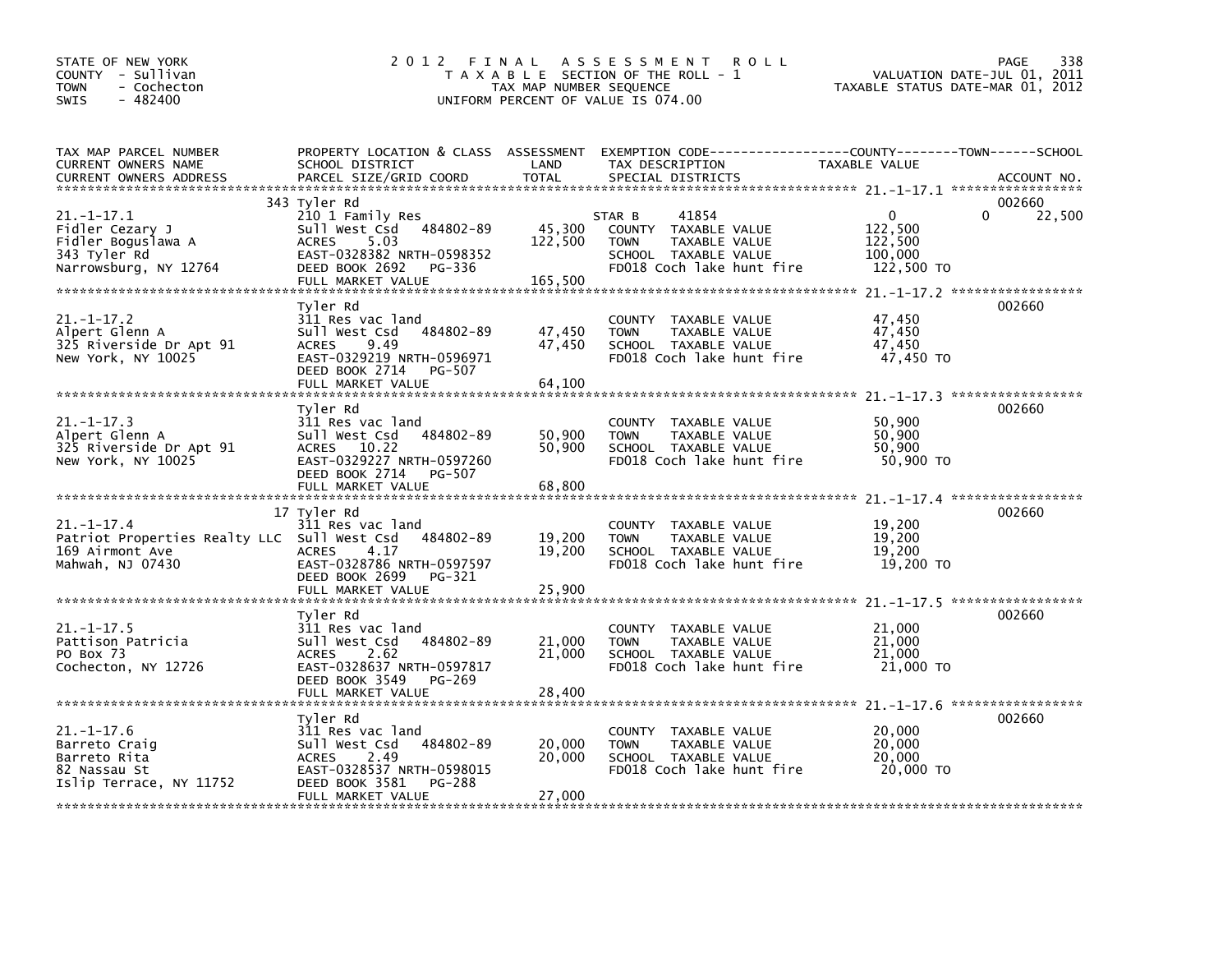STATE OF NEW YORK
COUNTY - Sullivan
TOWN - Cochecton
SWIS - 482400

# 2012 FINAL ASSESSMENT ROLL
TAXABLE SECTION OF THE ROLL - 1
TAX MAP NUMBER SEQUENCE
UNIFORM PERCENT OF VALUE IS 074.00

VALUATION DATE-JUL 01, 2011
TAXABLE STATUS DATE-MAR 01, 2012

| TAX MAP PARCEL NUMBER / CURRENT OWNERS NAME / CURRENT OWNERS ADDRESS | PROPERTY LOCATION & CLASS / SCHOOL DISTRICT / PARCEL SIZE/GRID COORD | ASSESSMENT LAND / TOTAL | EXEMPTION CODE / TAX DESCRIPTION / SPECIAL DISTRICTS | COUNTY TAXABLE VALUE | TOWN | SCHOOL / ACCOUNT NO. |
|---|---|---|---|---|---|---|
| 21.-1-17.1 | 343 Tyler Rd | | | | | 002660 |
| | 210 1 Family Res | | STAR B 41854 | 0 | 0 | 22,500 |
| Fidler Cezary J | Sull West Csd 484802-89 | 45,300 | COUNTY TAXABLE VALUE | 122,500 | | |
| Fidler Boguslawa A | ACRES 5.03 | 122,500 | TOWN TAXABLE VALUE | 122,500 | | |
| 343 Tyler Rd | EAST-0328382 NRTH-0598352 | | SCHOOL TAXABLE VALUE | 100,000 | | |
| Narrowsburg, NY 12764 | DEED BOOK 2692 PG-336 | | FD018 Coch lake hunt fire | 122,500 TO | | |
| | FULL MARKET VALUE | 165,500 | | | | |
| 21.-1-17.2 | Tyler Rd | | | | | 002660 |
| | 311 Res vac land | | COUNTY TAXABLE VALUE | 47,450 | | |
| Alpert Glenn A | Sull West Csd 484802-89 | 47,450 | TOWN TAXABLE VALUE | 47,450 | | |
| 325 Riverside Dr Apt 91 | ACRES 9.49 | 47,450 | SCHOOL TAXABLE VALUE | 47,450 | | |
| New York, NY 10025 | EAST-0329219 NRTH-0596971 | | FD018 Coch lake hunt fire | 47,450 TO | | |
| | DEED BOOK 2714 PG-507 | | | | | |
| | FULL MARKET VALUE | 64,100 | | | | |
| 21.-1-17.3 | Tyler Rd | | | | | 002660 |
| | 311 Res vac land | | COUNTY TAXABLE VALUE | 50,900 | | |
| Alpert Glenn A | Sull West Csd 484802-89 | 50,900 | TOWN TAXABLE VALUE | 50,900 | | |
| 325 Riverside Dr Apt 91 | ACRES 10.22 | 50,900 | SCHOOL TAXABLE VALUE | 50,900 | | |
| New York, NY 10025 | EAST-0329227 NRTH-0597260 | | FD018 Coch lake hunt fire | 50,900 TO | | |
| | DEED BOOK 2714 PG-507 | | | | | |
| | FULL MARKET VALUE | 68,800 | | | | |
| 21.-1-17.4 | 17 Tyler Rd | | | | | 002660 |
| | 311 Res vac land | | COUNTY TAXABLE VALUE | 19,200 | | |
| Patriot Properties Realty LLC | Sull West Csd 484802-89 | 19,200 | TOWN TAXABLE VALUE | 19,200 | | |
| 169 Airmont Ave | ACRES 4.17 | 19,200 | SCHOOL TAXABLE VALUE | 19,200 | | |
| Mahwah, NJ 07430 | EAST-0328786 NRTH-0597597 | | FD018 Coch lake hunt fire | 19,200 TO | | |
| | DEED BOOK 2699 PG-321 | | | | | |
| | FULL MARKET VALUE | 25,900 | | | | |
| 21.-1-17.5 | Tyler Rd | | | | | 002660 |
| | 311 Res vac land | | COUNTY TAXABLE VALUE | 21,000 | | |
| Pattison Patricia | Sull West Csd 484802-89 | 21,000 | TOWN TAXABLE VALUE | 21,000 | | |
| PO Box 73 | ACRES 2.62 | 21,000 | SCHOOL TAXABLE VALUE | 21,000 | | |
| Cochecton, NY 12726 | EAST-0328637 NRTH-0597817 | | FD018 Coch lake hunt fire | 21,000 TO | | |
| | DEED BOOK 3549 PG-269 | | | | | |
| | FULL MARKET VALUE | 28,400 | | | | |
| 21.-1-17.6 | Tyler Rd | | | | | 002660 |
| | 311 Res vac land | | COUNTY TAXABLE VALUE | 20,000 | | |
| Barreto Craig | Sull West Csd 484802-89 | 20,000 | TOWN TAXABLE VALUE | 20,000 | | |
| Barreto Rita | ACRES 2.49 | 20,000 | SCHOOL TAXABLE VALUE | 20,000 | | |
| 82 Nassau St | EAST-0328537 NRTH-0598015 | | FD018 Coch lake hunt fire | 20,000 TO | | |
| Islip Terrace, NY 11752 | DEED BOOK 3581 PG-288 | | | | | |
| | FULL MARKET VALUE | 27,000 | | | | |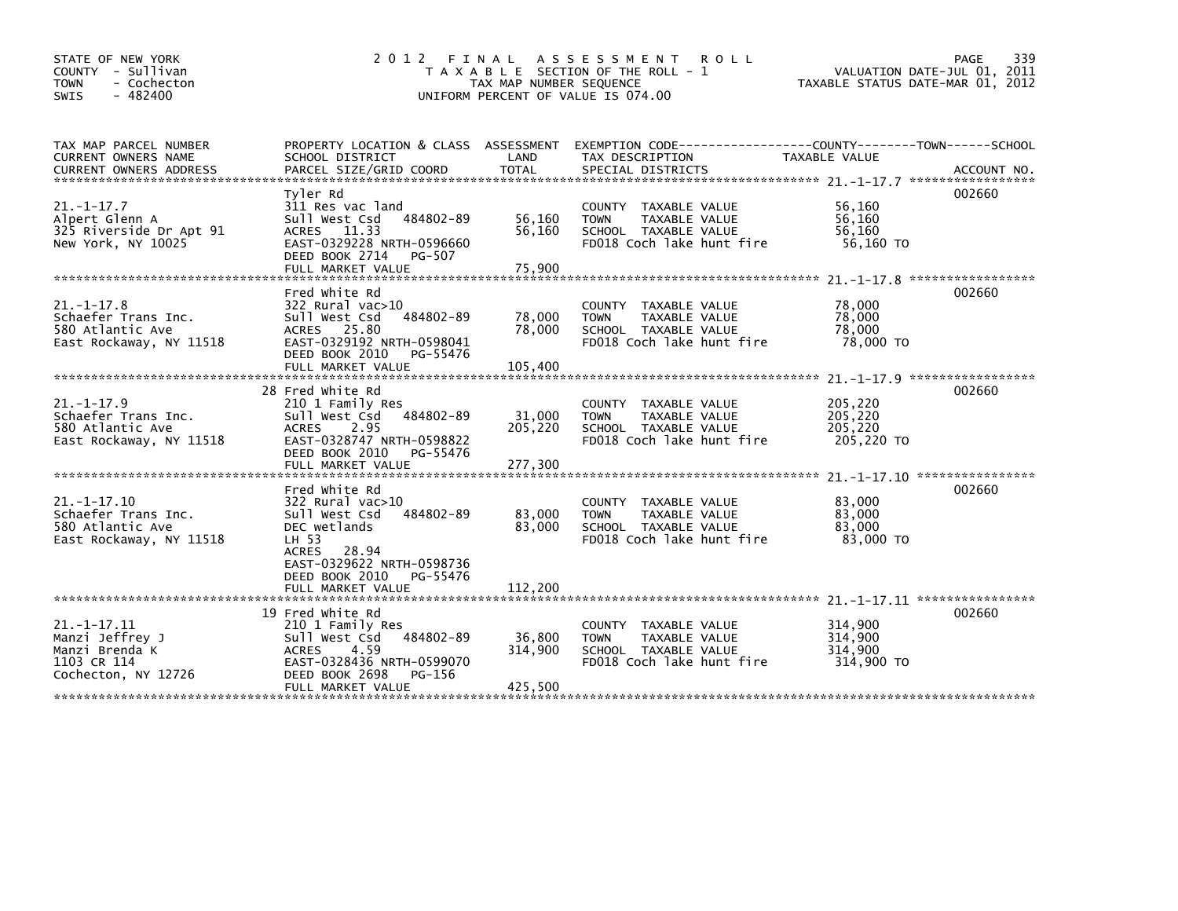STATE OF NEW YORK
COUNTY - Sullivan
TOWN - Cochecton
SWIS - 482400

# 2012 FINAL ASSESSMENT ROLL

TAXABLE SECTION OF THE ROLL - 1
TAX MAP NUMBER SEQUENCE
UNIFORM PERCENT OF VALUE IS 074.00

VALUATION DATE-JUL 01, 2011
TAXABLE STATUS DATE-MAR 01, 2012

| TAX MAP PARCEL NUMBER / CURRENT OWNERS NAME / CURRENT OWNERS ADDRESS | PROPERTY LOCATION & CLASS / SCHOOL DISTRICT / PARCEL SIZE/GRID COORD | ASSESSMENT LAND | TOTAL | EXEMPTION CODE / TAX DESCRIPTION / SPECIAL DISTRICTS | TAXABLE VALUE | ACCOUNT NO. |
|---|---|---|---|---|---|---|
| 21.-1-17.7 | Tyler Rd | | | | | 002660 |
| 21.-1-17.7 | 311 Res vac land | | | COUNTY TAXABLE VALUE | 56,160 | |
| Alpert Glenn A | Sull West Csd 484802-89 | 56,160 | | TOWN TAXABLE VALUE | 56,160 | |
| 325 Riverside Dr Apt 91 | ACRES 11.33 | | 56,160 | SCHOOL TAXABLE VALUE | 56,160 | |
| New York, NY 10025 | EAST-0329228 NRTH-0596660 | | | FD018 Coch lake hunt fire | 56,160 TO | |
| | DEED BOOK 2714 PG-507 | | | | | |
| | FULL MARKET VALUE | | 75,900 | | | |
| 21.-1-17.8 | Fred White Rd | | | | | 002660 |
| 21.-1-17.8 | 322 Rural vac>10 | | | COUNTY TAXABLE VALUE | 78,000 | |
| Schaefer Trans Inc. | Sull West Csd 484802-89 | 78,000 | | TOWN TAXABLE VALUE | 78,000 | |
| 580 Atlantic Ave | ACRES 25.80 | | 78,000 | SCHOOL TAXABLE VALUE | 78,000 | |
| East Rockaway, NY 11518 | EAST-0329192 NRTH-0598041 | | | FD018 Coch lake hunt fire | 78,000 TO | |
| | DEED BOOK 2010 PG-55476 | | | | | |
| | FULL MARKET VALUE | | 105,400 | | | |
| 21.-1-17.9 | 28 Fred White Rd | | | | | 002660 |
| 21.-1-17.9 | 210 1 Family Res | | | COUNTY TAXABLE VALUE | 205,220 | |
| Schaefer Trans Inc. | Sull West Csd 484802-89 | 31,000 | | TOWN TAXABLE VALUE | 205,220 | |
| 580 Atlantic Ave | ACRES 2.95 | | 205,220 | SCHOOL TAXABLE VALUE | 205,220 | |
| East Rockaway, NY 11518 | EAST-0328747 NRTH-0598822 | | | FD018 Coch lake hunt fire | 205,220 TO | |
| | DEED BOOK 2010 PG-55476 | | | | | |
| | FULL MARKET VALUE | | 277,300 | | | |
| 21.-1-17.10 | Fred White Rd | | | | | 002660 |
| 21.-1-17.10 | 322 Rural vac>10 | | | COUNTY TAXABLE VALUE | 83,000 | |
| Schaefer Trans Inc. | Sull West Csd 484802-89 | 83,000 | | TOWN TAXABLE VALUE | 83,000 | |
| 580 Atlantic Ave | DEC wetlands | | 83,000 | SCHOOL TAXABLE VALUE | 83,000 | |
| East Rockaway, NY 11518 | LH 53 | | | FD018 Coch lake hunt fire | 83,000 TO | |
| | ACRES 28.94 | | | | | |
| | EAST-0329622 NRTH-0598736 | | | | | |
| | DEED BOOK 2010 PG-55476 | | | | | |
| | FULL MARKET VALUE | | 112,200 | | | |
| 21.-1-17.11 | 19 Fred White Rd | | | | | 002660 |
| 21.-1-17.11 | 210 1 Family Res | | | COUNTY TAXABLE VALUE | 314,900 | |
| Manzi Jeffrey J | Sull West Csd 484802-89 | 36,800 | | TOWN TAXABLE VALUE | 314,900 | |
| Manzi Brenda K | ACRES 4.59 | | 314,900 | SCHOOL TAXABLE VALUE | 314,900 | |
| 1103 CR 114 | EAST-0328436 NRTH-0599070 | | | FD018 Coch lake hunt fire | 314,900 TO | |
| Cochecton, NY 12726 | DEED BOOK 2698 PG-156 | | | | | |
| | FULL MARKET VALUE | | 425,500 | | | |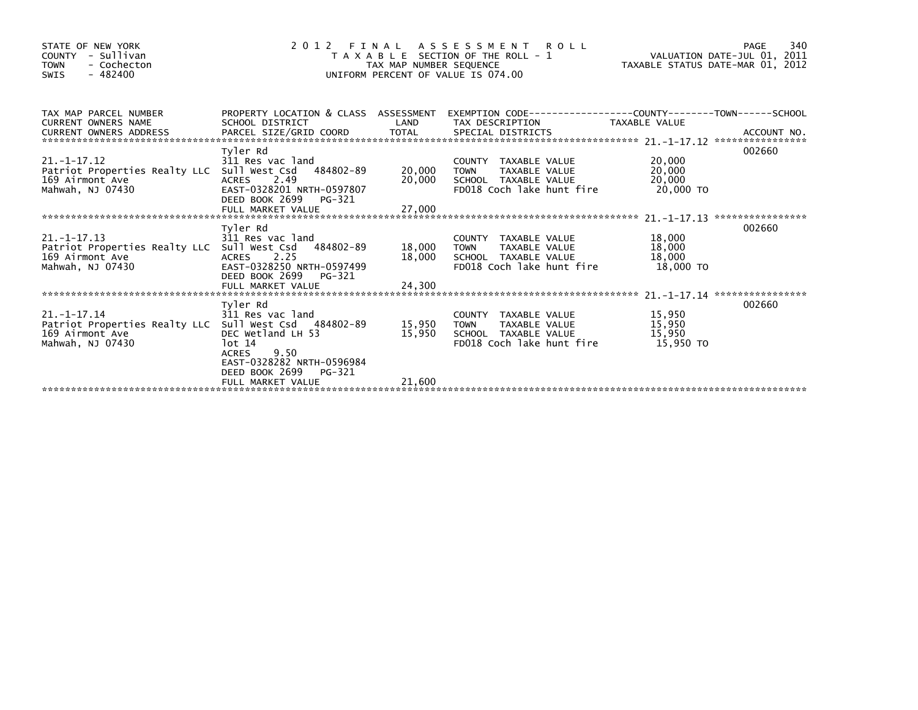STATE OF NEW YORK
COUNTY - Sullivan
TOWN - Cochecton
SWIS - 482400

# 2012 FINAL ASSESSMENT ROLL

TAXABLE SECTION OF THE ROLL - 1
TAX MAP NUMBER SEQUENCE
UNIFORM PERCENT OF VALUE IS 074.00

VALUATION DATE-JUL 01, 2011
TAXABLE STATUS DATE-MAR 01, 2012

| TAX MAP PARCEL NUMBER / CURRENT OWNERS NAME / CURRENT OWNERS ADDRESS | PROPERTY LOCATION & CLASS / SCHOOL DISTRICT / PARCEL SIZE/GRID COORD | ASSESSMENT LAND | TOTAL | EXEMPTION CODE / TAX DESCRIPTION / SPECIAL DISTRICTS | TAXABLE VALUE | ACCOUNT NO. |
|---|---|---|---|---|---|---|
| 21.-1-17.12 | Tyler Rd | | | | | 002660 |
| | 311 Res vac land | | | COUNTY TAXABLE VALUE | 20,000 | |
| Patriot Properties Realty LLC | Sull West Csd 484802-89 | 20,000 | | TOWN TAXABLE VALUE | 20,000 | |
| 169 Airmont Ave | ACRES 2.49 | | 20,000 | SCHOOL TAXABLE VALUE | 20,000 | |
| Mahwah, NJ 07430 | EAST-0328201 NRTH-0597807 | | | FD018 Coch lake hunt fire | 20,000 TO | |
| | DEED BOOK 2699 PG-321 | | | | | |
| | FULL MARKET VALUE | | 27,000 | | | |
| 21.-1-17.13 | Tyler Rd | | | | | 002660 |
| | 311 Res vac land | | | COUNTY TAXABLE VALUE | 18,000 | |
| Patriot Properties Realty LLC | Sull West Csd 484802-89 | 18,000 | | TOWN TAXABLE VALUE | 18,000 | |
| 169 Airmont Ave | ACRES 2.25 | | 18,000 | SCHOOL TAXABLE VALUE | 18,000 | |
| Mahwah, NJ 07430 | EAST-0328250 NRTH-0597499 | | | FD018 Coch lake hunt fire | 18,000 TO | |
| | DEED BOOK 2699 PG-321 | | | | | |
| | FULL MARKET VALUE | | 24,300 | | | |
| 21.-1-17.14 | Tyler Rd | | | | | 002660 |
| | 311 Res vac land | | | COUNTY TAXABLE VALUE | 15,950 | |
| Patriot Properties Realty LLC | Sull West Csd 484802-89 | 15,950 | | TOWN TAXABLE VALUE | 15,950 | |
| 169 Airmont Ave | DEC Wetland LH 53 | | 15,950 | SCHOOL TAXABLE VALUE | 15,950 | |
| Mahwah, NJ 07430 | lot 14 | | | FD018 Coch lake hunt fire | 15,950 TO | |
| | ACRES 9.50 | | | | | |
| | EAST-0328282 NRTH-0596984 | | | | | |
| | DEED BOOK 2699 PG-321 | | | | | |
| | FULL MARKET VALUE | | 21,600 | | | |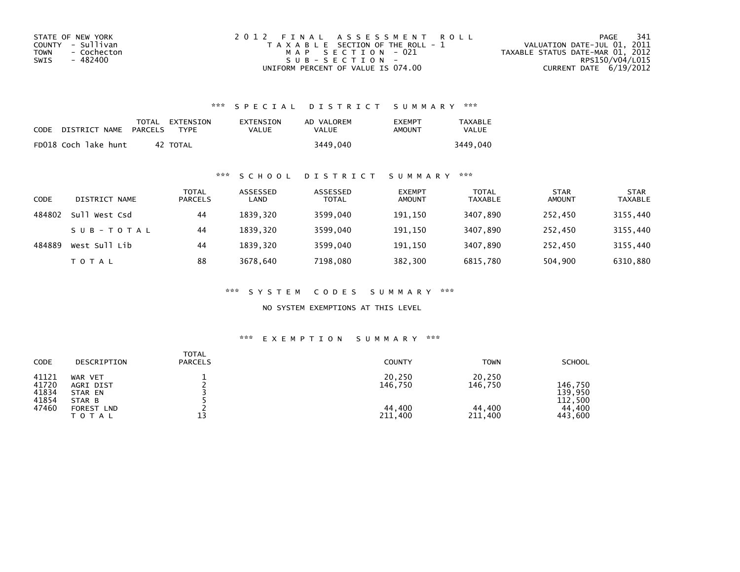STATE OF NEW YORK
COUNTY - Sullivan
TOWN - Cochecton
SWIS - 482400

2012 FINAL ASSESSMENT ROLL
TAXABLE SECTION OF THE ROLL - 1
MAP SECTION - 021
SUB-SECTION -
UNIFORM PERCENT OF VALUE IS 074.00

VALUATION DATE-JUL 01, 2011
TAXABLE STATUS DATE-MAR 01, 2012
RPS150/V04/L015
CURRENT DATE 6/19/2012

### *** SPECIAL DISTRICT SUMMARY ***

| CODE | DISTRICT NAME | TOTAL PARCELS | EXTENSION TYPE | EXTENSION VALUE | AD VALOREM VALUE | EXEMPT AMOUNT | TAXABLE VALUE |
|---|---|---|---|---|---|---|---|
| FD018 | Coch lake hunt | 42 | TOTAL | | 3449,040 | | 3449,040 |

### *** SCHOOL DISTRICT SUMMARY ***

| CODE | DISTRICT NAME | TOTAL PARCELS | ASSESSED LAND | ASSESSED TOTAL | EXEMPT AMOUNT | TOTAL TAXABLE | STAR AMOUNT | STAR TAXABLE |
|---|---|---|---|---|---|---|---|---|
| 484802 | Sull West Csd | 44 | 1839,320 | 3599,040 | 191,150 | 3407,890 | 252,450 | 3155,440 |
| | SUB-TOTAL | 44 | 1839,320 | 3599,040 | 191,150 | 3407,890 | 252,450 | 3155,440 |
| 484889 | West Sull Lib | 44 | 1839,320 | 3599,040 | 191,150 | 3407,890 | 252,450 | 3155,440 |
| | TOTAL | 88 | 3678,640 | 7198,080 | 382,300 | 6815,780 | 504,900 | 6310,880 |

### *** SYSTEM CODES SUMMARY ***

NO SYSTEM EXEMPTIONS AT THIS LEVEL

### *** EXEMPTION SUMMARY ***

| CODE | DESCRIPTION | TOTAL PARCELS | COUNTY | TOWN | SCHOOL |
|---|---|---|---|---|---|
| 41121 | WAR VET | 1 | 20,250 | 20,250 | |
| 41720 | AGRI DIST | 2 | 146,750 | 146,750 | 146,750 |
| 41834 | STAR EN | 3 | | | 139,950 |
| 41854 | STAR B | 5 | | | 112,500 |
| 47460 | FOREST LND | 2 | 44,400 | 44,400 | 44,400 |
| | TOTAL | 13 | 211,400 | 211,400 | 443,600 |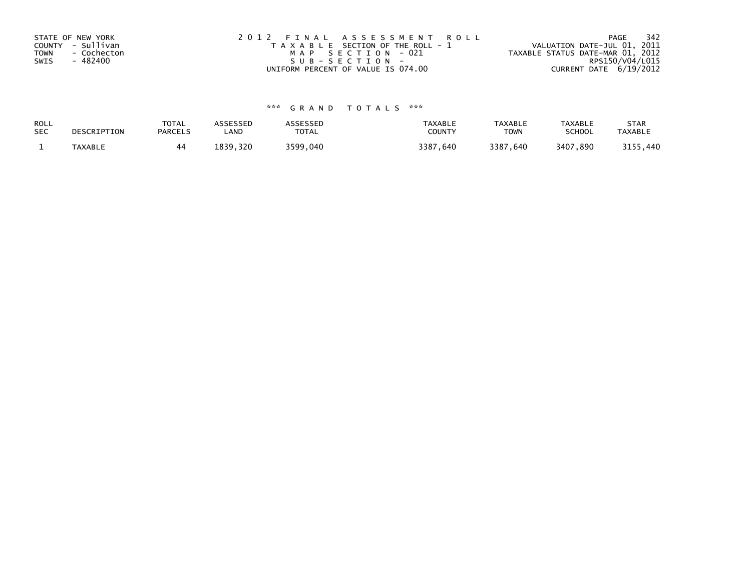STATE OF NEW YORK
COUNTY - Sullivan
TOWN - Cochecton
SWIS - 482400

2012 FINAL ASSESSMENT ROLL
TAXABLE SECTION OF THE ROLL - 1
MAP SECTION - 021
SUB-SECTION -
UNIFORM PERCENT OF VALUE IS 074.00

VALUATION DATE-JUL 01, 2011
TAXABLE STATUS DATE-MAR 01, 2012
RPS150/V04/L015
CURRENT DATE 6/19/2012

### *** GRAND TOTALS ***

| ROLL SEC | DESCRIPTION | TOTAL PARCELS | ASSESSED LAND | ASSESSED TOTAL | TAXABLE COUNTY | TAXABLE TOWN | TAXABLE SCHOOL | STAR TAXABLE |
|---|---|---|---|---|---|---|---|---|
| 1 | TAXABLE | 44 | 1839,320 | 3599,040 | 3387,640 | 3387,640 | 3407,890 | 3155,440 |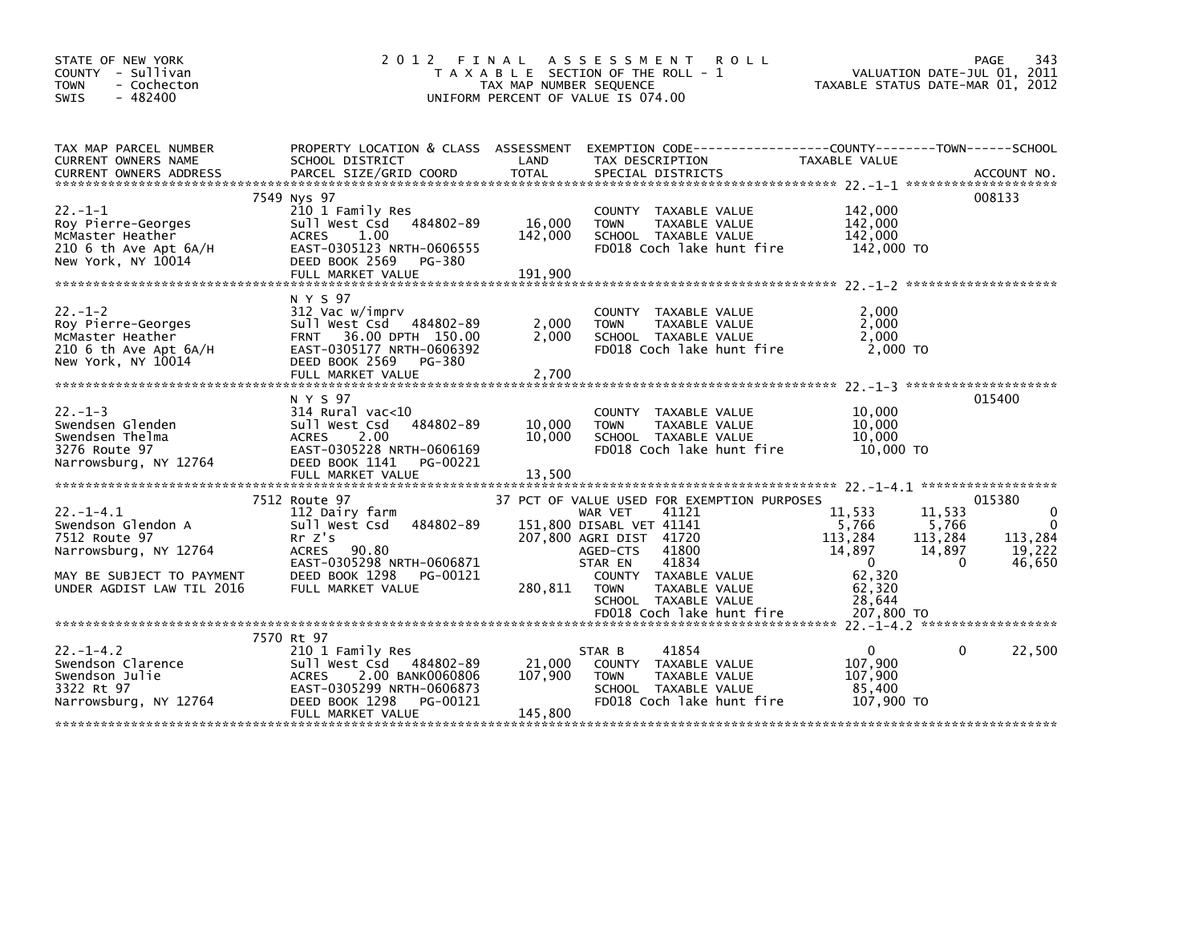STATE OF NEW YORK
COUNTY - Sullivan
TOWN - Cochecton
SWIS - 482400

# 2012 FINAL ASSESSMENT ROLL

TAXABLE SECTION OF THE ROLL - 1
TAX MAP NUMBER SEQUENCE
UNIFORM PERCENT OF VALUE IS 074.00

VALUATION DATE-JUL 01, 2011
TAXABLE STATUS DATE-MAR 01, 2012

| TAX MAP PARCEL NUMBER / CURRENT OWNERS NAME / CURRENT OWNERS ADDRESS | PROPERTY LOCATION & CLASS / SCHOOL DISTRICT / PARCEL SIZE/GRID COORD | ASSESSMENT LAND | TOTAL | EXEMPTION CODE / TAX DESCRIPTION / SPECIAL DISTRICTS | COUNTY TAXABLE VALUE | TOWN | SCHOOL | ACCOUNT NO. |
|---|---|---|---|---|---|---|---|---|
| **22.-1-1** | 7549 Nys 97 | | | | | | | 008133 |
| 22.-1-1 | 210 1 Family Res | | | COUNTY TAXABLE VALUE | 142,000 | | | |
| Roy Pierre-Georges | Sull West Csd 484802-89 | 16,000 | | TOWN TAXABLE VALUE | 142,000 | | | |
| McMaster Heather | ACRES 1.00 | | 142,000 | SCHOOL TAXABLE VALUE | 142,000 | | | |
| 210 6 th Ave Apt 6A/H | EAST-0305123 NRTH-0606555 | | | FD018 Coch lake hunt fire | 142,000 TO | | | |
| New York, NY 10014 | DEED BOOK 2569 PG-380 | | | | | | | |
| | FULL MARKET VALUE | | 191,900 | | | | | |
| **22.-1-2** | N Y S 97 | | | | | | | |
| 22.-1-2 | 312 Vac w/imprv | | | COUNTY TAXABLE VALUE | 2,000 | | | |
| Roy Pierre-Georges | Sull West Csd 484802-89 | 2,000 | | TOWN TAXABLE VALUE | 2,000 | | | |
| McMaster Heather | FRNT 36.00 DPTH 150.00 | | 2,000 | SCHOOL TAXABLE VALUE | 2,000 | | | |
| 210 6 th Ave Apt 6A/H | EAST-0305177 NRTH-0606392 | | | FD018 Coch lake hunt fire | 2,000 TO | | | |
| New York, NY 10014 | DEED BOOK 2569 PG-380 | | | | | | | |
| | FULL MARKET VALUE | | 2,700 | | | | | |
| **22.-1-3** | N Y S 97 | | | | | | | 015400 |
| 22.-1-3 | 314 Rural vac<10 | | | COUNTY TAXABLE VALUE | 10,000 | | | |
| Swendsen Glenden | Sull West Csd 484802-89 | 10,000 | | TOWN TAXABLE VALUE | 10,000 | | | |
| Swendsen Thelma | ACRES 2.00 | | 10,000 | SCHOOL TAXABLE VALUE | 10,000 | | | |
| 3276 Route 97 | EAST-0305228 NRTH-0606169 | | | FD018 Coch lake hunt fire | 10,000 TO | | | |
| Narrowsburg, NY 12764 | DEED BOOK 1141 PG-00221 | | | | | | | |
| | FULL MARKET VALUE | | 13,500 | | | | | |
| **22.-1-4.1** | 7512 Route 97 | | | 37 PCT OF VALUE USED FOR EXEMPTION PURPOSES | | | | 015380 |
| 22.-1-4.1 | 112 Dairy farm | | | WAR VET 41121 | 11,533 | 11,533 | 0 | |
| Swendson Glendon A | Sull West Csd 484802-89 | 151,800 | | DISABL VET 41141 | 5,766 | 5,766 | 0 | |
| 7512 Route 97 | Rr Z's | | 207,800 | AGRI DIST 41720 | 113,284 | 113,284 | 113,284 | |
| Narrowsburg, NY 12764 | ACRES 90.80 | | | AGED-CTS 41800 | 14,897 | 14,897 | 19,222 | |
| | EAST-0305298 NRTH-0606871 | | | STAR EN 41834 | 0 | 0 | 46,650 | |
| MAY BE SUBJECT TO PAYMENT | DEED BOOK 1298 PG-00121 | | | COUNTY TAXABLE VALUE | 62,320 | | | |
| UNDER AGDIST LAW TIL 2016 | FULL MARKET VALUE | | 280,811 | TOWN TAXABLE VALUE | 62,320 | | | |
| | | | | SCHOOL TAXABLE VALUE | 28,644 | | | |
| | | | | FD018 Coch lake hunt fire | 207,800 TO | | | |
| **22.-1-4.2** | 7570 Rt 97 | | | | | | | |
| 22.-1-4.2 | 210 1 Family Res | | | STAR B 41854 | 0 | 0 | 22,500 | |
| Swendson Clarence | Sull West Csd 484802-89 | 21,000 | | COUNTY TAXABLE VALUE | 107,900 | | | |
| Swendson Julie | ACRES 2.00 BANK0060806 | | 107,900 | TOWN TAXABLE VALUE | 107,900 | | | |
| 3322 Rt 97 | EAST-0305299 NRTH-0606873 | | | SCHOOL TAXABLE VALUE | 85,400 | | | |
| Narrowsburg, NY 12764 | DEED BOOK 1298 PG-00121 | | | FD018 Coch lake hunt fire | 107,900 TO | | | |
| | FULL MARKET VALUE | | 145,800 | | | | | |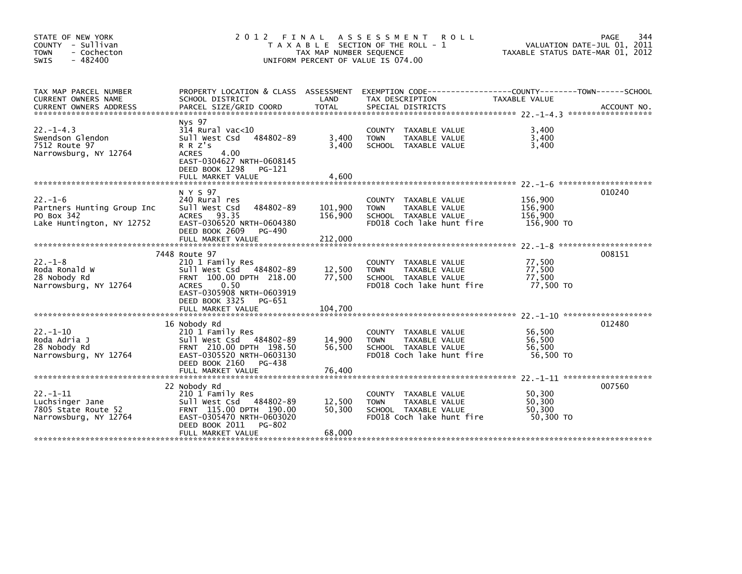STATE OF NEW YORK
COUNTY - Sullivan
TOWN - Cochecton
SWIS - 482400

# 2012 FINAL ASSESSMENT ROLL
TAXABLE SECTION OF THE ROLL - 1
TAX MAP NUMBER SEQUENCE
UNIFORM PERCENT OF VALUE IS 074.00

VALUATION DATE-JUL 01, 2011
TAXABLE STATUS DATE-MAR 01, 2012

| TAX MAP PARCEL NUMBER / CURRENT OWNERS NAME / CURRENT OWNERS ADDRESS | PROPERTY LOCATION & CLASS / SCHOOL DISTRICT / PARCEL SIZE/GRID COORD | ASSESSMENT LAND / TOTAL | EXEMPTION CODE / TAX DESCRIPTION / SPECIAL DISTRICTS | TAXABLE VALUE (COUNTY / TOWN / SCHOOL) | ACCOUNT NO. |
|---|---|---|---|---|---|
| **22.-1-4.3** | Nys 97 | | | | |
| 22.-1-4.3 | 314 Rural vac<10 | | COUNTY TAXABLE VALUE | 3,400 | |
| Swendson Glendon | Sull West Csd 484802-89 | 3,400 | TOWN TAXABLE VALUE | 3,400 | |
| 7512 Route 97 | R R Z's | 3,400 | SCHOOL TAXABLE VALUE | 3,400 | |
| Narrowsburg, NY 12764 | ACRES 4.00 | | | | |
| | EAST-0304627 NRTH-0608145 | | | | |
| | DEED BOOK 1298 PG-121 | | | | |
| | FULL MARKET VALUE | 4,600 | | | |
| **22.-1-6** | N Y S 97 | | | | 010240 |
| 22.-1-6 | 240 Rural res | | COUNTY TAXABLE VALUE | 156,900 | |
| Partners Hunting Group Inc | Sull West Csd 484802-89 | 101,900 | TOWN TAXABLE VALUE | 156,900 | |
| PO Box 342 | ACRES 93.35 | 156,900 | SCHOOL TAXABLE VALUE | 156,900 | |
| Lake Huntington, NY 12752 | EAST-0306520 NRTH-0604380 | | FD018 Coch lake hunt fire | 156,900 TO | |
| | DEED BOOK 2609 PG-490 | | | | |
| | FULL MARKET VALUE | 212,000 | | | |
| **22.-1-8** | 7448 Route 97 | | | | 008151 |
| 22.-1-8 | 210 1 Family Res | | COUNTY TAXABLE VALUE | 77,500 | |
| Roda Ronald W | Sull West Csd 484802-89 | 12,500 | TOWN TAXABLE VALUE | 77,500 | |
| 28 Nobody Rd | FRNT 100.00 DPTH 218.00 | 77,500 | SCHOOL TAXABLE VALUE | 77,500 | |
| Narrowsburg, NY 12764 | ACRES 0.50 | | FD018 Coch lake hunt fire | 77,500 TO | |
| | EAST-0305908 NRTH-0603919 | | | | |
| | DEED BOOK 3325 PG-651 | | | | |
| | FULL MARKET VALUE | 104,700 | | | |
| **22.-1-10** | 16 Nobody Rd | | | | 012480 |
| 22.-1-10 | 210 1 Family Res | | COUNTY TAXABLE VALUE | 56,500 | |
| Roda Adria J | Sull West Csd 484802-89 | 14,900 | TOWN TAXABLE VALUE | 56,500 | |
| 28 Nobody Rd | FRNT 210.00 DPTH 198.50 | 56,500 | SCHOOL TAXABLE VALUE | 56,500 | |
| Narrowsburg, NY 12764 | EAST-0305520 NRTH-0603130 | | FD018 Coch lake hunt fire | 56,500 TO | |
| | DEED BOOK 2160 PG-438 | | | | |
| | FULL MARKET VALUE | 76,400 | | | |
| **22.-1-11** | 22 Nobody Rd | | | | 007560 |
| 22.-1-11 | 210 1 Family Res | | COUNTY TAXABLE VALUE | 50,300 | |
| Luchsinger Jane | Sull West Csd 484802-89 | 12,500 | TOWN TAXABLE VALUE | 50,300 | |
| 7805 State Route 52 | FRNT 115.00 DPTH 190.00 | 50,300 | SCHOOL TAXABLE VALUE | 50,300 | |
| Narrowsburg, NY 12764 | EAST-0305470 NRTH-0603020 | | FD018 Coch lake hunt fire | 50,300 TO | |
| | DEED BOOK 2011 PG-802 | | | | |
| | FULL MARKET VALUE | 68,000 | | | |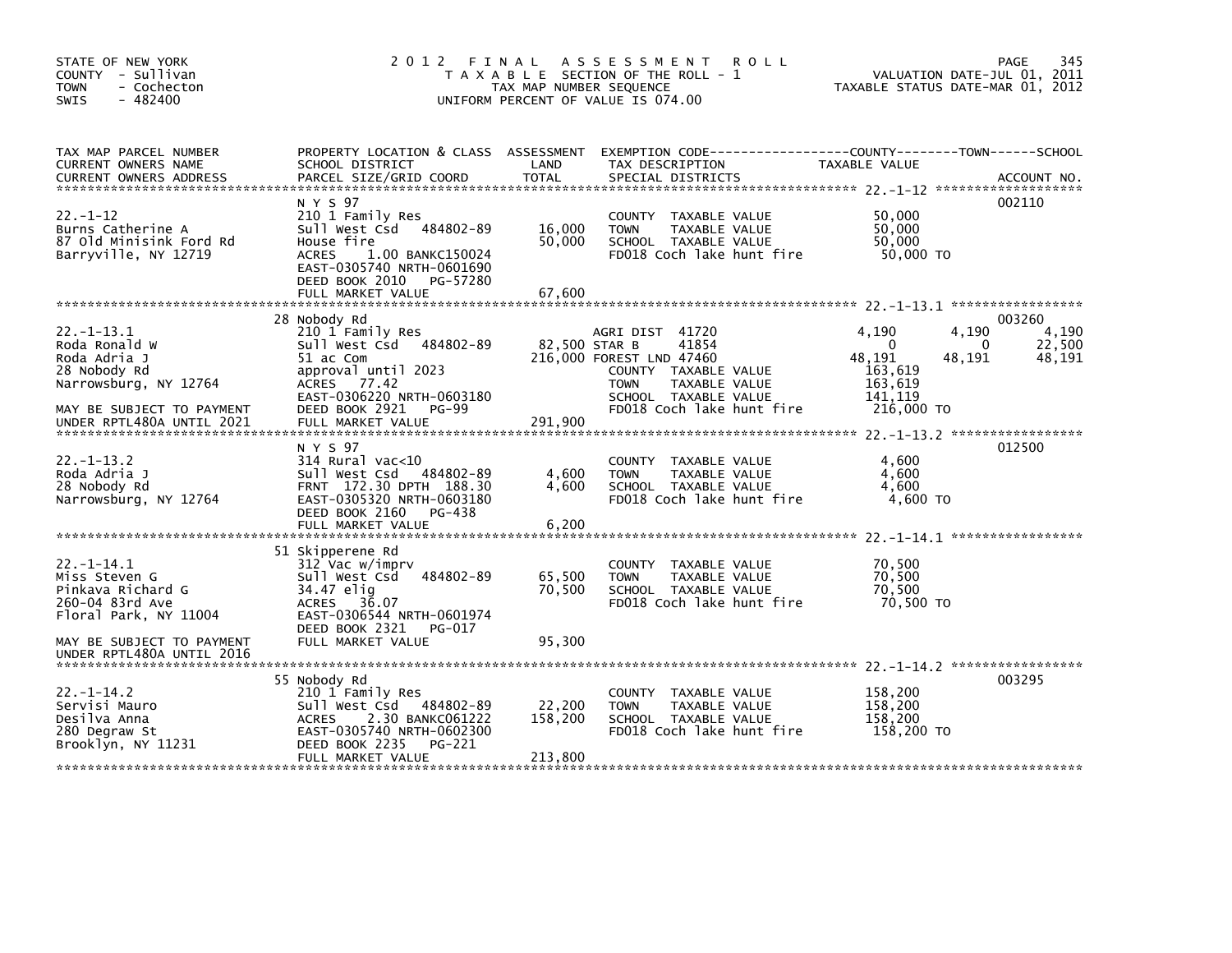STATE OF NEW YORK
COUNTY - Sullivan
TOWN - Cochecton
SWIS - 482400

# 2012 FINAL ASSESSMENT ROLL

TAXABLE SECTION OF THE ROLL - 1
TAX MAP NUMBER SEQUENCE
UNIFORM PERCENT OF VALUE IS 074.00

VALUATION DATE-JUL 01, 2011
TAXABLE STATUS DATE-MAR 01, 2012

| TAX MAP PARCEL NUMBER / CURRENT OWNERS NAME / CURRENT OWNERS ADDRESS | PROPERTY LOCATION & CLASS / SCHOOL DISTRICT / PARCEL SIZE/GRID COORD | ASSESSMENT LAND | TOTAL | EXEMPTION CODE / TAX DESCRIPTION / SPECIAL DISTRICTS | COUNTY TAXABLE VALUE | TOWN | SCHOOL | ACCOUNT NO. |
|---|---|---|---|---|---|---|---|---|
| **22.-1-12** | N Y S 97 | | | | | | | 002110 |
| 22.-1-12 | 210 1 Family Res | | | COUNTY TAXABLE VALUE | 50,000 | | | |
| Burns Catherine A | Sull West Csd 484802-89 | 16,000 | | TOWN TAXABLE VALUE | 50,000 | | | |
| 87 Old Minisink Ford Rd | House fire | | 50,000 | SCHOOL TAXABLE VALUE | 50,000 | | | |
| Barryville, NY 12719 | ACRES 1.00 BANKC150024 | | | FD018 Coch lake hunt fire | 50,000 TO | | | |
| | EAST-0305740 NRTH-0601690 | | | | | | | |
| | DEED BOOK 2010 PG-57280 | | | | | | | |
| | FULL MARKET VALUE | | 67,600 | | | | | |
| **22.-1-13.1** | 28 Nobody Rd | | | | | | | 003260 |
| 22.-1-13.1 | 210 1 Family Res | | | AGRI DIST 41720 | 4,190 | 4,190 | 4,190 | |
| Roda Ronald W | Sull West Csd 484802-89 | 82,500 | | STAR B 41854 | 0 | 0 | 22,500 | |
| Roda Adria J | 51 ac Com | | 216,000 | FOREST LND 47460 | 48,191 | 48,191 | 48,191 | |
| 28 Nobody Rd | approval until 2023 | | | COUNTY TAXABLE VALUE | 163,619 | | | |
| Narrowsburg, NY 12764 | ACRES 77.42 | | | TOWN TAXABLE VALUE | 163,619 | | | |
| | EAST-0306220 NRTH-0603180 | | | SCHOOL TAXABLE VALUE | 141,119 | | | |
| MAY BE SUBJECT TO PAYMENT | DEED BOOK 2921 PG-99 | | | FD018 Coch lake hunt fire | 216,000 TO | | | |
| UNDER RPTL480A UNTIL 2021 | FULL MARKET VALUE | | 291,900 | | | | | |
| **22.-1-13.2** | N Y S 97 | | | | | | | 012500 |
| 22.-1-13.2 | 314 Rural vac<10 | | | COUNTY TAXABLE VALUE | 4,600 | | | |
| Roda Adria J | Sull West Csd 484802-89 | 4,600 | | TOWN TAXABLE VALUE | 4,600 | | | |
| 28 Nobody Rd | FRNT 172.30 DPTH 188.30 | | 4,600 | SCHOOL TAXABLE VALUE | 4,600 | | | |
| Narrowsburg, NY 12764 | EAST-0305320 NRTH-0603180 | | | FD018 Coch lake hunt fire | 4,600 TO | | | |
| | DEED BOOK 2160 PG-438 | | | | | | | |
| | FULL MARKET VALUE | | 6,200 | | | | | |
| **22.-1-14.1** | 51 Skipperene Rd | | | | | | | |
| 22.-1-14.1 | 312 Vac w/imprv | | | COUNTY TAXABLE VALUE | 70,500 | | | |
| Miss Steven G | Sull West Csd 484802-89 | 65,500 | | TOWN TAXABLE VALUE | 70,500 | | | |
| Pinkava Richard G | 34.47 elig | | 70,500 | SCHOOL TAXABLE VALUE | 70,500 | | | |
| 260-04 83rd Ave | ACRES 36.07 | | | FD018 Coch lake hunt fire | 70,500 TO | | | |
| Floral Park, NY 11004 | EAST-0306544 NRTH-0601974 | | | | | | | |
| | DEED BOOK 2321 PG-017 | | | | | | | |
| MAY BE SUBJECT TO PAYMENT | FULL MARKET VALUE | | 95,300 | | | | | |
| UNDER RPTL480A UNTIL 2016 | | | | | | | | |
| **22.-1-14.2** | 55 Nobody Rd | | | | | | | 003295 |
| 22.-1-14.2 | 210 1 Family Res | | | COUNTY TAXABLE VALUE | 158,200 | | | |
| Servisi Mauro | Sull West Csd 484802-89 | 22,200 | | TOWN TAXABLE VALUE | 158,200 | | | |
| Desilva Anna | ACRES 2.30 BANKC061222 | | 158,200 | SCHOOL TAXABLE VALUE | 158,200 | | | |
| 280 Degraw St | EAST-0305740 NRTH-0602300 | | | FD018 Coch lake hunt fire | 158,200 TO | | | |
| Brooklyn, NY 11231 | DEED BOOK 2235 PG-221 | | | | | | | |
| | FULL MARKET VALUE | | 213,800 | | | | | |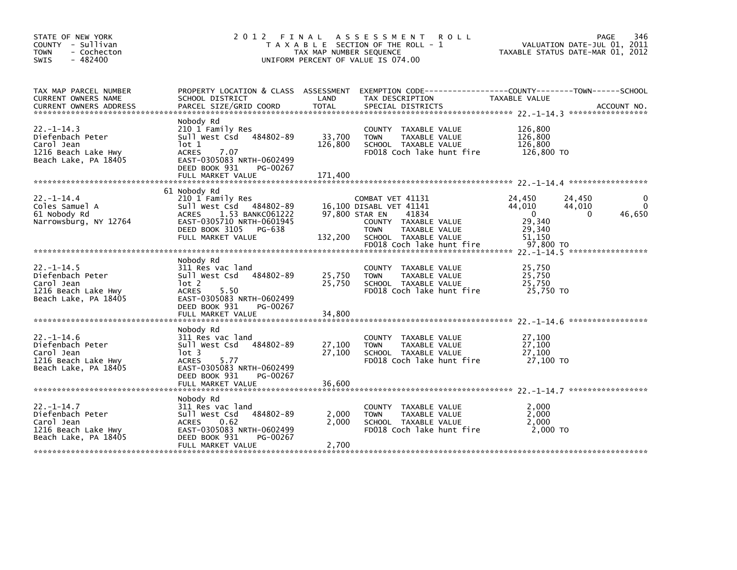STATE OF NEW YORK
COUNTY - Sullivan
TOWN - Cochecton
SWIS - 482400

# 2012 FINAL ASSESSMENT ROLL

TAXABLE SECTION OF THE ROLL - 1
TAX MAP NUMBER SEQUENCE
UNIFORM PERCENT OF VALUE IS 074.00

VALUATION DATE-JUL 01, 2011
TAXABLE STATUS DATE-MAR 01, 2012

| TAX MAP PARCEL NUMBER / CURRENT OWNERS NAME / CURRENT OWNERS ADDRESS | PROPERTY LOCATION & CLASS / SCHOOL DISTRICT / PARCEL SIZE/GRID COORD | ASSESSMENT LAND / TOTAL | EXEMPTION CODE / TAX DESCRIPTION / SPECIAL DISTRICTS | COUNTY TAXABLE VALUE | TOWN | SCHOOL |
|---|---|---|---|---|---|---|
| **22.-1-14.3** | Nobody Rd | | | | | |
| 22.-1-14.3 | 210 1 Family Res | | COUNTY TAXABLE VALUE | 126,800 | | |
| Diefenbach Peter | Sull West Csd 484802-89 | 33,700 | TOWN TAXABLE VALUE | 126,800 | | |
| Carol Jean | lot 1 | 126,800 | SCHOOL TAXABLE VALUE | 126,800 | | |
| 1216 Beach Lake Hwy | ACRES 7.07 | | FD018 Coch lake hunt fire | 126,800 TO | | |
| Beach Lake, PA 18405 | EAST-0305083 NRTH-0602499 | | | | | |
| | DEED BOOK 931 PG-00267 | | | | | |
| | FULL MARKET VALUE | 171,400 | | | | |
| **22.-1-14.4** | 61 Nobody Rd | | | | | |
| 22.-1-14.4 | 210 1 Family Res | | COMBAT VET 41131 | 24,450 | 24,450 | 0 |
| Coles Samuel A | Sull West Csd 484802-89 | 16,100 | DISABL VET 41141 | 44,010 | 44,010 | 0 |
| 61 Nobody Rd | ACRES 1.53 BANKC061222 | 97,800 | STAR EN 41834 | 0 | 0 | 46,650 |
| Narrowsburg, NY 12764 | EAST-0305710 NRTH-0601945 | | COUNTY TAXABLE VALUE | 29,340 | | |
| | DEED BOOK 3105 PG-638 | | TOWN TAXABLE VALUE | 29,340 | | |
| | FULL MARKET VALUE | 132,200 | SCHOOL TAXABLE VALUE | 51,150 | | |
| | | | FD018 Coch lake hunt fire | 97,800 TO | | |
| **22.-1-14.5** | Nobody Rd | | | | | |
| 22.-1-14.5 | 311 Res vac land | | COUNTY TAXABLE VALUE | 25,750 | | |
| Diefenbach Peter | Sull West Csd 484802-89 | 25,750 | TOWN TAXABLE VALUE | 25,750 | | |
| Carol Jean | lot 2 | 25,750 | SCHOOL TAXABLE VALUE | 25,750 | | |
| 1216 Beach Lake Hwy | ACRES 5.50 | | FD018 Coch lake hunt fire | 25,750 TO | | |
| Beach Lake, PA 18405 | EAST-0305083 NRTH-0602499 | | | | | |
| | DEED BOOK 931 PG-00267 | | | | | |
| | FULL MARKET VALUE | 34,800 | | | | |
| **22.-1-14.6** | Nobody Rd | | | | | |
| 22.-1-14.6 | 311 Res vac land | | COUNTY TAXABLE VALUE | 27,100 | | |
| Diefenbach Peter | Sull West Csd 484802-89 | 27,100 | TOWN TAXABLE VALUE | 27,100 | | |
| Carol Jean | lot 3 | 27,100 | SCHOOL TAXABLE VALUE | 27,100 | | |
| 1216 Beach Lake Hwy | ACRES 5.77 | | FD018 Coch lake hunt fire | 27,100 TO | | |
| Beach Lake, PA 18405 | EAST-0305083 NRTH-0602499 | | | | | |
| | DEED BOOK 931 PG-00267 | | | | | |
| | FULL MARKET VALUE | 36,600 | | | | |
| **22.-1-14.7** | Nobody Rd | | | | | |
| 22.-1-14.7 | 311 Res vac land | | COUNTY TAXABLE VALUE | 2,000 | | |
| Diefenbach Peter | Sull West Csd 484802-89 | 2,000 | TOWN TAXABLE VALUE | 2,000 | | |
| Carol Jean | ACRES 0.62 | 2,000 | SCHOOL TAXABLE VALUE | 2,000 | | |
| 1216 Beach Lake Hwy | EAST-0305083 NRTH-0602499 | | FD018 Coch lake hunt fire | 2,000 TO | | |
| Beach Lake, PA 18405 | DEED BOOK 931 PG-00267 | | | | | |
| | FULL MARKET VALUE | 2,700 | | | | |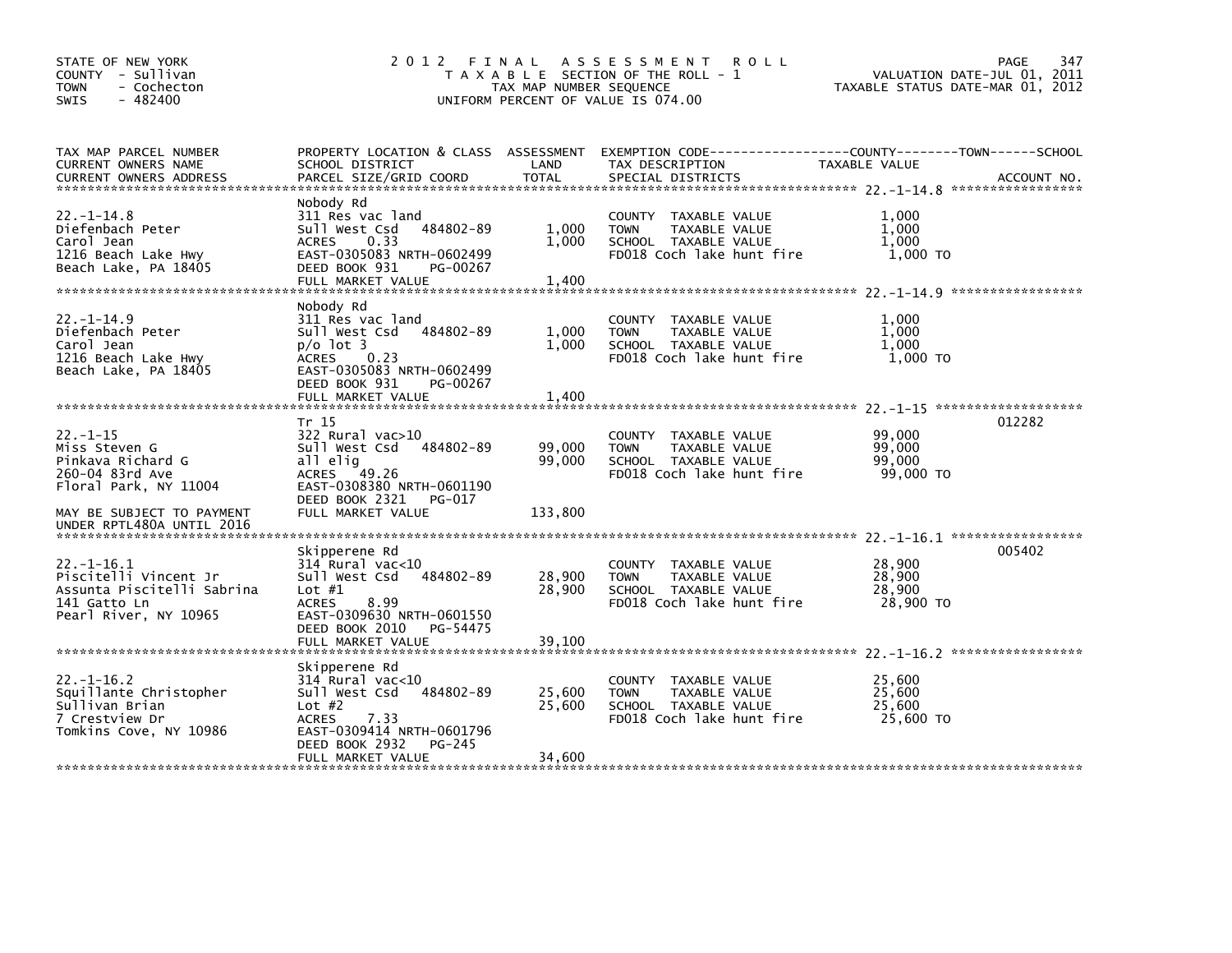STATE OF NEW YORK
COUNTY - Sullivan
TOWN - Cochecton
SWIS - 482400

2 0 1 2 F I N A L A S S E S S M E N T R O L L
T A X A B L E SECTION OF THE ROLL - 1
TAX MAP NUMBER SEQUENCE
UNIFORM PERCENT OF VALUE IS 074.00

VALUATION DATE-JUL 01, 2011
TAXABLE STATUS DATE-MAR 01, 2012

| TAX MAP PARCEL NUMBER / CURRENT OWNERS NAME / CURRENT OWNERS ADDRESS | PROPERTY LOCATION & CLASS / SCHOOL DISTRICT / PARCEL SIZE/GRID COORD | ASSESSMENT LAND / TOTAL | EXEMPTION CODE / TAX DESCRIPTION / SPECIAL DISTRICTS | TAXABLE VALUE (COUNTY / TOWN / SCHOOL) | ACCOUNT NO. |
|---|---|---|---|---|---|
| 22.-1-14.8 | Nobody Rd | | | | |
| Diefenbach Peter | 311 Res vac land | | COUNTY TAXABLE VALUE | 1,000 | |
| Carol Jean | Sull West Csd 484802-89 | 1,000 | TOWN TAXABLE VALUE | 1,000 | |
| 1216 Beach Lake Hwy | ACRES 0.33 | 1,000 | SCHOOL TAXABLE VALUE | 1,000 | |
| Beach Lake, PA 18405 | EAST-0305083 NRTH-0602499 | | FD018 Coch lake hunt fire | 1,000 TO | |
| | DEED BOOK 931 PG-00267 | | | | |
| | FULL MARKET VALUE | 1,400 | | | |
| 22.-1-14.9 | Nobody Rd | | | | |
| Diefenbach Peter | 311 Res vac land | | COUNTY TAXABLE VALUE | 1,000 | |
| Carol Jean | Sull West Csd 484802-89 | 1,000 | TOWN TAXABLE VALUE | 1,000 | |
| 1216 Beach Lake Hwy | p/o lot 3 | 1,000 | SCHOOL TAXABLE VALUE | 1,000 | |
| Beach Lake, PA 18405 | ACRES 0.23 | | FD018 Coch lake hunt fire | 1,000 TO | |
| | EAST-0305083 NRTH-0602499 | | | | |
| | DEED BOOK 931 PG-00267 | | | | |
| | FULL MARKET VALUE | 1,400 | | | |
| 22.-1-15 | Tr 15 | | | | 012282 |
| Miss Steven G | 322 Rural vac>10 | | COUNTY TAXABLE VALUE | 99,000 | |
| Pinkava Richard G | Sull West Csd 484802-89 | 99,000 | TOWN TAXABLE VALUE | 99,000 | |
| 260-04 83rd Ave | all elig | 99,000 | SCHOOL TAXABLE VALUE | 99,000 | |
| Floral Park, NY 11004 | ACRES 49.26 | | FD018 Coch lake hunt fire | 99,000 TO | |
| | EAST-0308380 NRTH-0601190 | | | | |
| | DEED BOOK 2321 PG-017 | | | | |
| MAY BE SUBJECT TO PAYMENT UNDER RPTL480A UNTIL 2016 | FULL MARKET VALUE | 133,800 | | | |
| 22.-1-16.1 | Skipperene Rd | | | | 005402 |
| Piscitelli Vincent Jr | 314 Rural vac<10 | | COUNTY TAXABLE VALUE | 28,900 | |
| Assunta Piscitelli Sabrina | Sull West Csd 484802-89 | 28,900 | TOWN TAXABLE VALUE | 28,900 | |
| 141 Gatto Ln | Lot #1 | 28,900 | SCHOOL TAXABLE VALUE | 28,900 | |
| Pearl River, NY 10965 | ACRES 8.99 | | FD018 Coch lake hunt fire | 28,900 TO | |
| | EAST-0309630 NRTH-0601550 | | | | |
| | DEED BOOK 2010 PG-54475 | | | | |
| | FULL MARKET VALUE | 39,100 | | | |
| 22.-1-16.2 | Skipperene Rd | | | | |
| Squillante Christopher | 314 Rural vac<10 | | COUNTY TAXABLE VALUE | 25,600 | |
| Sullivan Brian | Sull West Csd 484802-89 | 25,600 | TOWN TAXABLE VALUE | 25,600 | |
| 7 Crestview Dr | Lot #2 | 25,600 | SCHOOL TAXABLE VALUE | 25,600 | |
| Tomkins Cove, NY 10986 | ACRES 7.33 | | FD018 Coch lake hunt fire | 25,600 TO | |
| | EAST-0309414 NRTH-0601796 | | | | |
| | DEED BOOK 2932 PG-245 | | | | |
| | FULL MARKET VALUE | 34,600 | | | |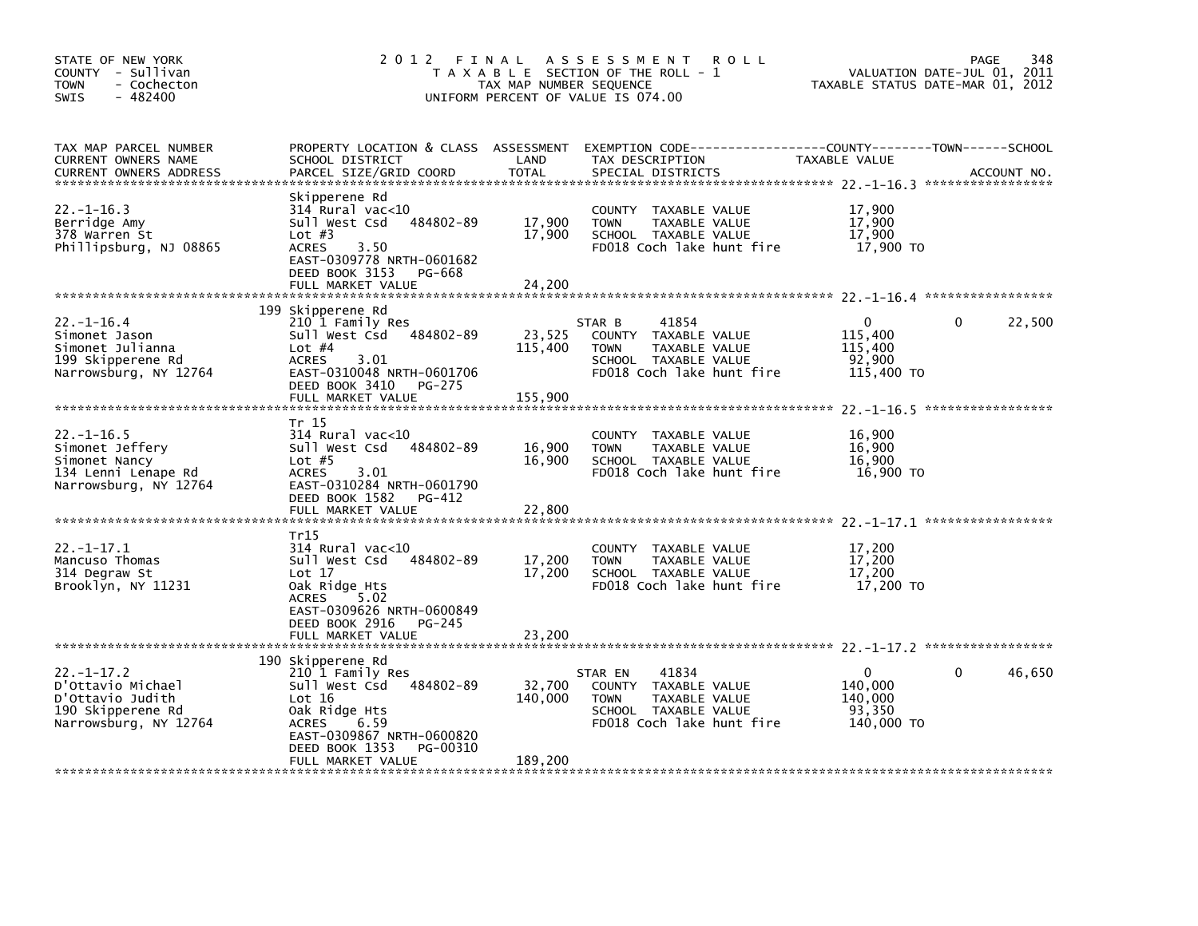STATE OF NEW YORK
COUNTY - Sullivan
TOWN - Cochecton
SWIS - 482400

# 2012 FINAL ASSESSMENT ROLL

TAXABLE SECTION OF THE ROLL - 1
TAX MAP NUMBER SEQUENCE
UNIFORM PERCENT OF VALUE IS 074.00

VALUATION DATE-JUL 01, 2011
TAXABLE STATUS DATE-MAR 01, 2012

| TAX MAP PARCEL NUMBER / CURRENT OWNERS NAME / CURRENT OWNERS ADDRESS | PROPERTY LOCATION & CLASS / SCHOOL DISTRICT / PARCEL SIZE/GRID COORD | ASSESSMENT LAND / TOTAL | EXEMPTION CODE / TAX DESCRIPTION / SPECIAL DISTRICTS | COUNTY / TOWN / SCHOOL TAXABLE VALUE | ACCOUNT NO. |
|---|---|---|---|---|---|
| 22.-1-16.3 | Skipperene Rd | | | | |
| 22.-1-16.3 | 314 Rural vac<10 | | COUNTY TAXABLE VALUE | 17,900 | |
| Berridge Amy | Sull West Csd 484802-89 | 17,900 | TOWN TAXABLE VALUE | 17,900 | |
| 378 Warren St | Lot #3 | 17,900 | SCHOOL TAXABLE VALUE | 17,900 | |
| Phillipsburg, NJ 08865 | ACRES 3.50 | | FD018 Coch lake hunt fire | 17,900 TO | |
| | EAST-0309778 NRTH-0601682 | | | | |
| | DEED BOOK 3153 PG-668 | | | | |
| | FULL MARKET VALUE | 24,200 | | | |
| 22.-1-16.4 | 199 Skipperene Rd | | | | |
| 22.-1-16.4 | 210 1 Family Res | | STAR B 41854 | 0 0 22,500 | |
| Simonet Jason | Sull West Csd 484802-89 | 23,525 | COUNTY TAXABLE VALUE | 115,400 | |
| Simonet Julianna | Lot #4 | 115,400 | TOWN TAXABLE VALUE | 115,400 | |
| 199 Skipperene Rd | ACRES 3.01 | | SCHOOL TAXABLE VALUE | 92,900 | |
| Narrowsburg, NY 12764 | EAST-0310048 NRTH-0601706 | | FD018 Coch lake hunt fire | 115,400 TO | |
| | DEED BOOK 3410 PG-275 | | | | |
| | FULL MARKET VALUE | 155,900 | | | |
| 22.-1-16.5 | Tr 15 | | | | |
| 22.-1-16.5 | 314 Rural vac<10 | | COUNTY TAXABLE VALUE | 16,900 | |
| Simonet Jeffery | Sull West Csd 484802-89 | 16,900 | TOWN TAXABLE VALUE | 16,900 | |
| Simonet Nancy | Lot #5 | 16,900 | SCHOOL TAXABLE VALUE | 16,900 | |
| 134 Lenni Lenape Rd | ACRES 3.01 | | FD018 Coch lake hunt fire | 16,900 TO | |
| Narrowsburg, NY 12764 | EAST-0310284 NRTH-0601790 | | | | |
| | DEED BOOK 1582 PG-412 | | | | |
| | FULL MARKET VALUE | 22,800 | | | |
| 22.-1-17.1 | Tr15 | | | | |
| 22.-1-17.1 | 314 Rural vac<10 | | COUNTY TAXABLE VALUE | 17,200 | |
| Mancuso Thomas | Sull West Csd 484802-89 | 17,200 | TOWN TAXABLE VALUE | 17,200 | |
| 314 Degraw St | Lot 17 | 17,200 | SCHOOL TAXABLE VALUE | 17,200 | |
| Brooklyn, NY 11231 | Oak Ridge Hts | | FD018 Coch lake hunt fire | 17,200 TO | |
| | ACRES 5.02 | | | | |
| | EAST-0309626 NRTH-0600849 | | | | |
| | DEED BOOK 2916 PG-245 | | | | |
| | FULL MARKET VALUE | 23,200 | | | |
| 22.-1-17.2 | 190 Skipperene Rd | | | | |
| 22.-1-17.2 | 210 1 Family Res | | STAR EN 41834 | 0 0 46,650 | |
| D'Ottavio Michael | Sull West Csd 484802-89 | 32,700 | COUNTY TAXABLE VALUE | 140,000 | |
| D'Ottavio Judith | Lot 16 | 140,000 | TOWN TAXABLE VALUE | 140,000 | |
| 190 Skipperene Rd | Oak Ridge Hts | | SCHOOL TAXABLE VALUE | 93,350 | |
| Narrowsburg, NY 12764 | ACRES 6.59 | | FD018 Coch lake hunt fire | 140,000 TO | |
| | EAST-0309867 NRTH-0600820 | | | | |
| | DEED BOOK 1353 PG-00310 | | | | |
| | FULL MARKET VALUE | 189,200 | | | |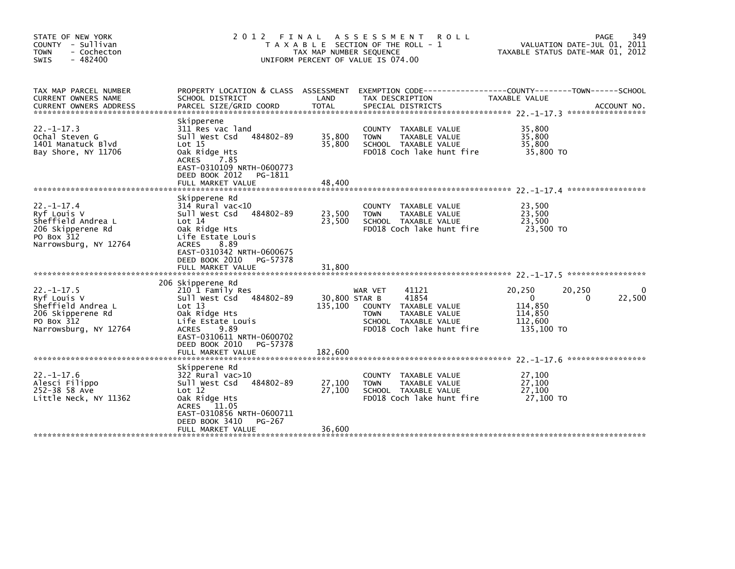STATE OF NEW YORK
COUNTY - Sullivan
TOWN - Cochecton
SWIS - 482400

# 2012 FINAL ASSESSMENT ROLL
TAXABLE SECTION OF THE ROLL - 1
TAX MAP NUMBER SEQUENCE
UNIFORM PERCENT OF VALUE IS 074.00

VALUATION DATE-JUL 01, 2011
TAXABLE STATUS DATE-MAR 01, 2012

| TAX MAP PARCEL NUMBER / CURRENT OWNERS NAME / CURRENT OWNERS ADDRESS | PROPERTY LOCATION & CLASS / SCHOOL DISTRICT / PARCEL SIZE/GRID COORD | ASSESSMENT LAND | TOTAL | EXEMPTION CODE / TAX DESCRIPTION / SPECIAL DISTRICTS | COUNTY TAXABLE VALUE | TOWN | SCHOOL |
|---|---|---|---|---|---|---|---|
| **22.-1-17.3** | Skipperene | | | | | | |
| Ochal Steven G | 311 Res vac land | | | COUNTY TAXABLE VALUE | 35,800 | | |
| 1401 Manatuck Blvd | Sull West Csd 484802-89 | 35,800 | 35,800 | TOWN TAXABLE VALUE | 35,800 | | |
| Bay Shore, NY 11706 | Lot 15 | | | SCHOOL TAXABLE VALUE | 35,800 | | |
| | Oak Ridge Hts | | | FD018 Coch lake hunt fire | 35,800 TO | | |
| | ACRES 7.85 | | | | | | |
| | EAST-0310109 NRTH-0600773 | | | | | | |
| | DEED BOOK 2012 PG-1811 | | | | | | |
| | FULL MARKET VALUE | | 48,400 | | | | |
| **22.-1-17.4** | Skipperene Rd | | | | | | |
| Ryf Louis V | 314 Rural vac<10 | | | COUNTY TAXABLE VALUE | 23,500 | | |
| Sheffield Andrea L | Sull West Csd 484802-89 | 23,500 | 23,500 | TOWN TAXABLE VALUE | 23,500 | | |
| 206 Skipperene Rd | Lot 14 | | | SCHOOL TAXABLE VALUE | 23,500 | | |
| PO Box 312 | Oak Ridge Hts | | | FD018 Coch lake hunt fire | 23,500 TO | | |
| Narrowsburg, NY 12764 | Life Estate Louis | | | | | | |
| | ACRES 8.89 | | | | | | |
| | EAST-0310342 NRTH-0600675 | | | | | | |
| | DEED BOOK 2010 PG-57378 | | | | | | |
| | FULL MARKET VALUE | | 31,800 | | | | |
| **22.-1-17.5** | 206 Skipperene Rd | | | | | | |
| Ryf Louis V | 210 1 Family Res | | | WAR VET 41121 | 20,250 | 20,250 | 0 |
| Sheffield Andrea L | Sull West Csd 484802-89 | 30,800 | | STAR B 41854 | 0 | 0 | 22,500 |
| 206 Skipperene Rd | Lot 13 | | 135,100 | COUNTY TAXABLE VALUE | 114,850 | | |
| PO Box 312 | Oak Ridge Hts | | | TOWN TAXABLE VALUE | 114,850 | | |
| Narrowsburg, NY 12764 | Life Estate Louis | | | SCHOOL TAXABLE VALUE | 112,600 | | |
| | ACRES 9.89 | | | FD018 Coch lake hunt fire | 135,100 TO | | |
| | EAST-0310611 NRTH-0600702 | | | | | | |
| | DEED BOOK 2010 PG-57378 | | | | | | |
| | FULL MARKET VALUE | | 182,600 | | | | |
| **22.-1-17.6** | Skipperene Rd | | | | | | |
| Alesci Filippo | 322 Rural vac>10 | | | COUNTY TAXABLE VALUE | 27,100 | | |
| 252-38 58 Ave | Sull West Csd 484802-89 | 27,100 | 27,100 | TOWN TAXABLE VALUE | 27,100 | | |
| Little Neck, NY 11362 | Lot 12 | | | SCHOOL TAXABLE VALUE | 27,100 | | |
| | Oak Ridge Hts | | | FD018 Coch lake hunt fire | 27,100 TO | | |
| | ACRES 11.05 | | | | | | |
| | EAST-0310856 NRTH-0600711 | | | | | | |
| | DEED BOOK 3410 PG-267 | | | | | | |
| | FULL MARKET VALUE | | 36,600 | | | | |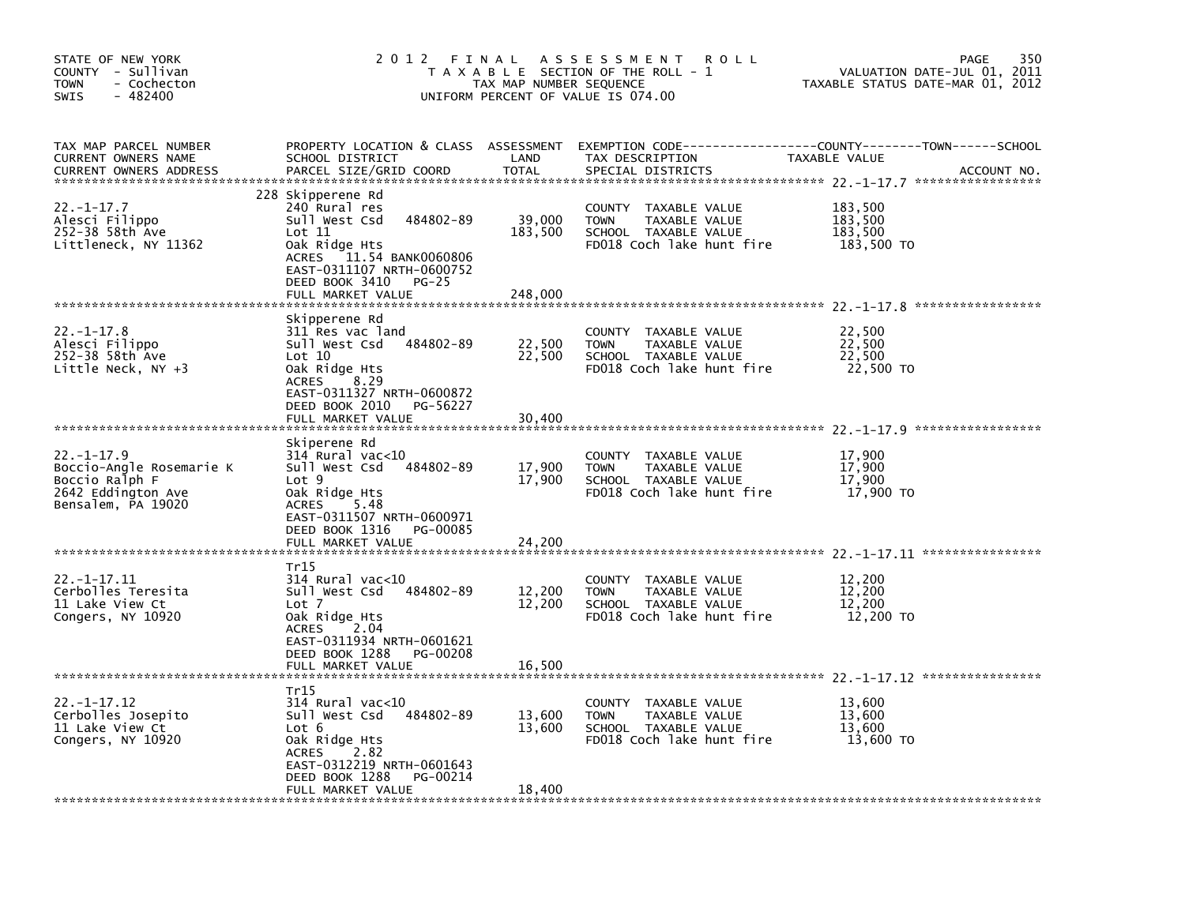STATE OF NEW YORK
COUNTY - Sullivan
TOWN - Cochecton
SWIS - 482400

2012 FINAL ASSESSMENT ROLL
TAXABLE SECTION OF THE ROLL - 1
TAX MAP NUMBER SEQUENCE
UNIFORM PERCENT OF VALUE IS 074.00

VALUATION DATE-JUL 01, 2011
TAXABLE STATUS DATE-MAR 01, 2012

| TAX MAP PARCEL NUMBER / CURRENT OWNERS NAME / CURRENT OWNERS ADDRESS | PROPERTY LOCATION & CLASS / SCHOOL DISTRICT / PARCEL SIZE/GRID COORD | ASSESSMENT LAND / TOTAL | EXEMPTION CODE / TAX DESCRIPTION / SPECIAL DISTRICTS | TAXABLE VALUE (COUNTY / TOWN / SCHOOL) | ACCOUNT NO. |
|---|---|---|---|---|---|
| 22.-1-17.7 | 228 Skipperene Rd | | | | |
| | 240 Rural res | | COUNTY TAXABLE VALUE | 183,500 | |
| Alesci Filippo | Sull West Csd 484802-89 | 39,000 | TOWN TAXABLE VALUE | 183,500 | |
| 252-38 58th Ave | Lot 11 | 183,500 | SCHOOL TAXABLE VALUE | 183,500 | |
| Littleneck, NY 11362 | Oak Ridge Hts | | FD018 Coch lake hunt fire | 183,500 TO | |
| | ACRES 11.54 BANK0060806 | | | | |
| | EAST-0311107 NRTH-0600752 | | | | |
| | DEED BOOK 3410 PG-25 | | | | |
| | FULL MARKET VALUE | 248,000 | | | |
| 22.-1-17.8 | Skipperene Rd | | | | |
| | 311 Res vac land | | COUNTY TAXABLE VALUE | 22,500 | |
| Alesci Filippo | Sull West Csd 484802-89 | 22,500 | TOWN TAXABLE VALUE | 22,500 | |
| 252-38 58th Ave | Lot 10 | 22,500 | SCHOOL TAXABLE VALUE | 22,500 | |
| Little Neck, NY +3 | Oak Ridge Hts | | FD018 Coch lake hunt fire | 22,500 TO | |
| | ACRES 8.29 | | | | |
| | EAST-0311327 NRTH-0600872 | | | | |
| | DEED BOOK 2010 PG-56227 | | | | |
| | FULL MARKET VALUE | 30,400 | | | |
| 22.-1-17.9 | Skiperene Rd | | | | |
| | 314 Rural vac<10 | | COUNTY TAXABLE VALUE | 17,900 | |
| Boccio-Angle Rosemarie K | Sull West Csd 484802-89 | 17,900 | TOWN TAXABLE VALUE | 17,900 | |
| Boccio Ralph F | Lot 9 | 17,900 | SCHOOL TAXABLE VALUE | 17,900 | |
| 2642 Eddington Ave | Oak Ridge Hts | | FD018 Coch lake hunt fire | 17,900 TO | |
| Bensalem, PA 19020 | ACRES 5.48 | | | | |
| | EAST-0311507 NRTH-0600971 | | | | |
| | DEED BOOK 1316 PG-00085 | | | | |
| | FULL MARKET VALUE | 24,200 | | | |
| 22.-1-17.11 | Tr15 | | | | |
| | 314 Rural vac<10 | | COUNTY TAXABLE VALUE | 12,200 | |
| Cerbolles Teresita | Sull West Csd 484802-89 | 12,200 | TOWN TAXABLE VALUE | 12,200 | |
| 11 Lake View Ct | Lot 7 | 12,200 | SCHOOL TAXABLE VALUE | 12,200 | |
| Congers, NY 10920 | Oak Ridge Hts | | FD018 Coch lake hunt fire | 12,200 TO | |
| | ACRES 2.04 | | | | |
| | EAST-0311934 NRTH-0601621 | | | | |
| | DEED BOOK 1288 PG-00208 | | | | |
| | FULL MARKET VALUE | 16,500 | | | |
| 22.-1-17.12 | Tr15 | | | | |
| | 314 Rural vac<10 | | COUNTY TAXABLE VALUE | 13,600 | |
| Cerbolles Josepito | Sull West Csd 484802-89 | 13,600 | TOWN TAXABLE VALUE | 13,600 | |
| 11 Lake View Ct | Lot 6 | 13,600 | SCHOOL TAXABLE VALUE | 13,600 | |
| Congers, NY 10920 | Oak Ridge Hts | | FD018 Coch lake hunt fire | 13,600 TO | |
| | ACRES 2.82 | | | | |
| | EAST-0312219 NRTH-0601643 | | | | |
| | DEED BOOK 1288 PG-00214 | | | | |
| | FULL MARKET VALUE | 18,400 | | | |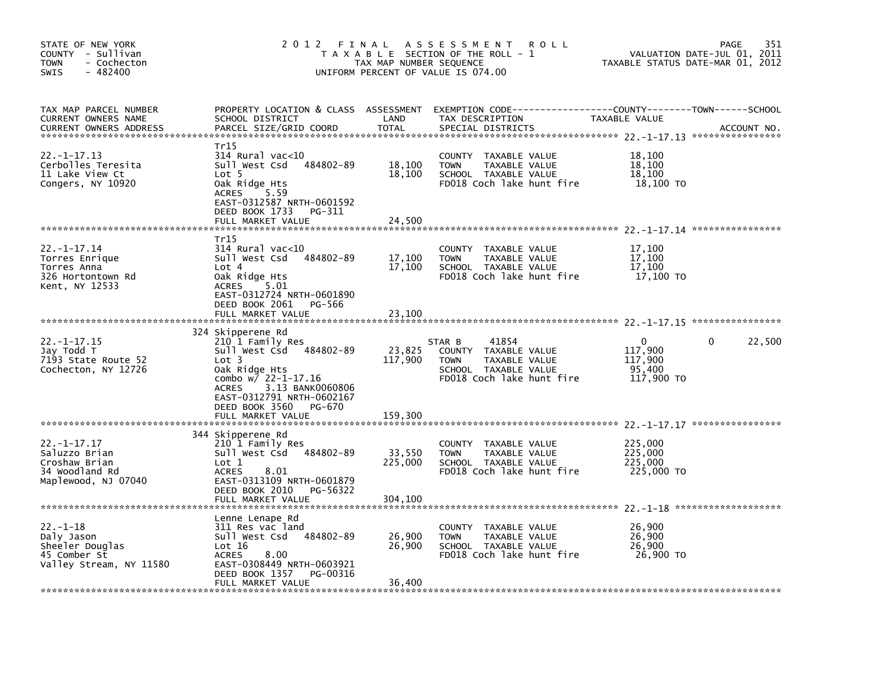STATE OF NEW YORK
COUNTY - Sullivan
TOWN - Cochecton
SWIS - 482400

2012 FINAL ASSESSMENT ROLL
TAXABLE SECTION OF THE ROLL - 1
TAX MAP NUMBER SEQUENCE
UNIFORM PERCENT OF VALUE IS 074.00

VALUATION DATE-JUL 01, 2011
TAXABLE STATUS DATE-MAR 01, 2012

| TAX MAP PARCEL NUMBER / CURRENT OWNERS NAME / CURRENT OWNERS ADDRESS | PROPERTY LOCATION & CLASS / SCHOOL DISTRICT / PARCEL SIZE/GRID COORD | ASSESSMENT LAND / TOTAL | EXEMPTION CODE / TAX DESCRIPTION / SPECIAL DISTRICTS | COUNTY TAXABLE VALUE | TOWN | SCHOOL |
|---|---|---|---|---|---|---|
| 22.-1-17.13 | Tr15 | | | | | |
| Cerbolles Teresita | 314 Rural vac<10 | | COUNTY TAXABLE VALUE | 18,100 | | |
| 11 Lake View Ct | Sull West Csd 484802-89 | 18,100 | TOWN TAXABLE VALUE | 18,100 | | |
| Congers, NY 10920 | Lot 5 | 18,100 | SCHOOL TAXABLE VALUE | 18,100 | | |
| | Oak Ridge Hts | | FD018 Coch lake hunt fire | 18,100 TO | | |
| | ACRES 5.59 | | | | | |
| | EAST-0312587 NRTH-0601592 | | | | | |
| | DEED BOOK 1733 PG-311 | | | | | |
| | FULL MARKET VALUE | 24,500 | | | | |
| 22.-1-17.14 | Tr15 | | | | | |
| Torres Enrique | 314 Rural vac<10 | | COUNTY TAXABLE VALUE | 17,100 | | |
| Torres Anna | Sull West Csd 484802-89 | 17,100 | TOWN TAXABLE VALUE | 17,100 | | |
| 326 Hortontown Rd | Lot 4 | 17,100 | SCHOOL TAXABLE VALUE | 17,100 | | |
| Kent, NY 12533 | Oak Ridge Hts | | FD018 Coch lake hunt fire | 17,100 TO | | |
| | ACRES 5.01 | | | | | |
| | EAST-0312724 NRTH-0601890 | | | | | |
| | DEED BOOK 2061 PG-566 | | | | | |
| | FULL MARKET VALUE | 23,100 | | | | |
| 22.-1-17.15 | 324 Skipperene Rd | | | | | |
| Jay Todd T | 210 1 Family Res | | STAR B 41854 | 0 | 0 | 22,500 |
| 7193 State Route 52 | Sull West Csd 484802-89 | 23,825 | COUNTY TAXABLE VALUE | 117,900 | | |
| Cochecton, NY 12726 | Lot 3 | 117,900 | TOWN TAXABLE VALUE | 117,900 | | |
| | Oak Ridge Hts | | SCHOOL TAXABLE VALUE | 95,400 | | |
| | combo w/ 22-1-17.16 | | FD018 Coch lake hunt fire | 117,900 TO | | |
| | ACRES 3.13 BANK0060806 | | | | | |
| | EAST-0312791 NRTH-0602167 | | | | | |
| | DEED BOOK 3560 PG-670 | | | | | |
| | FULL MARKET VALUE | 159,300 | | | | |
| 22.-1-17.17 | 344 Skipperene Rd | | | | | |
| Saluzzo Brian | 210 1 Family Res | | COUNTY TAXABLE VALUE | 225,000 | | |
| Croshaw Brian | Sull West Csd 484802-89 | 33,550 | TOWN TAXABLE VALUE | 225,000 | | |
| 34 Woodland Rd | Lot 1 | 225,000 | SCHOOL TAXABLE VALUE | 225,000 | | |
| Maplewood, NJ 07040 | ACRES 8.01 | | FD018 Coch lake hunt fire | 225,000 TO | | |
| | EAST-0313109 NRTH-0601879 | | | | | |
| | DEED BOOK 2010 PG-56322 | | | | | |
| | FULL MARKET VALUE | 304,100 | | | | |
| 22.-1-18 | Lenne Lenape Rd | | | | | |
| Daly Jason | 311 Res vac land | | COUNTY TAXABLE VALUE | 26,900 | | |
| Sheeler Douglas | Sull West Csd 484802-89 | 26,900 | TOWN TAXABLE VALUE | 26,900 | | |
| 45 Comber St | Lot 16 | 26,900 | SCHOOL TAXABLE VALUE | 26,900 | | |
| Valley Stream, NY 11580 | ACRES 8.00 | | FD018 Coch lake hunt fire | 26,900 TO | | |
| | EAST-0308449 NRTH-0603921 | | | | | |
| | DEED BOOK 1357 PG-00316 | | | | | |
| | FULL MARKET VALUE | 36,400 | | | | |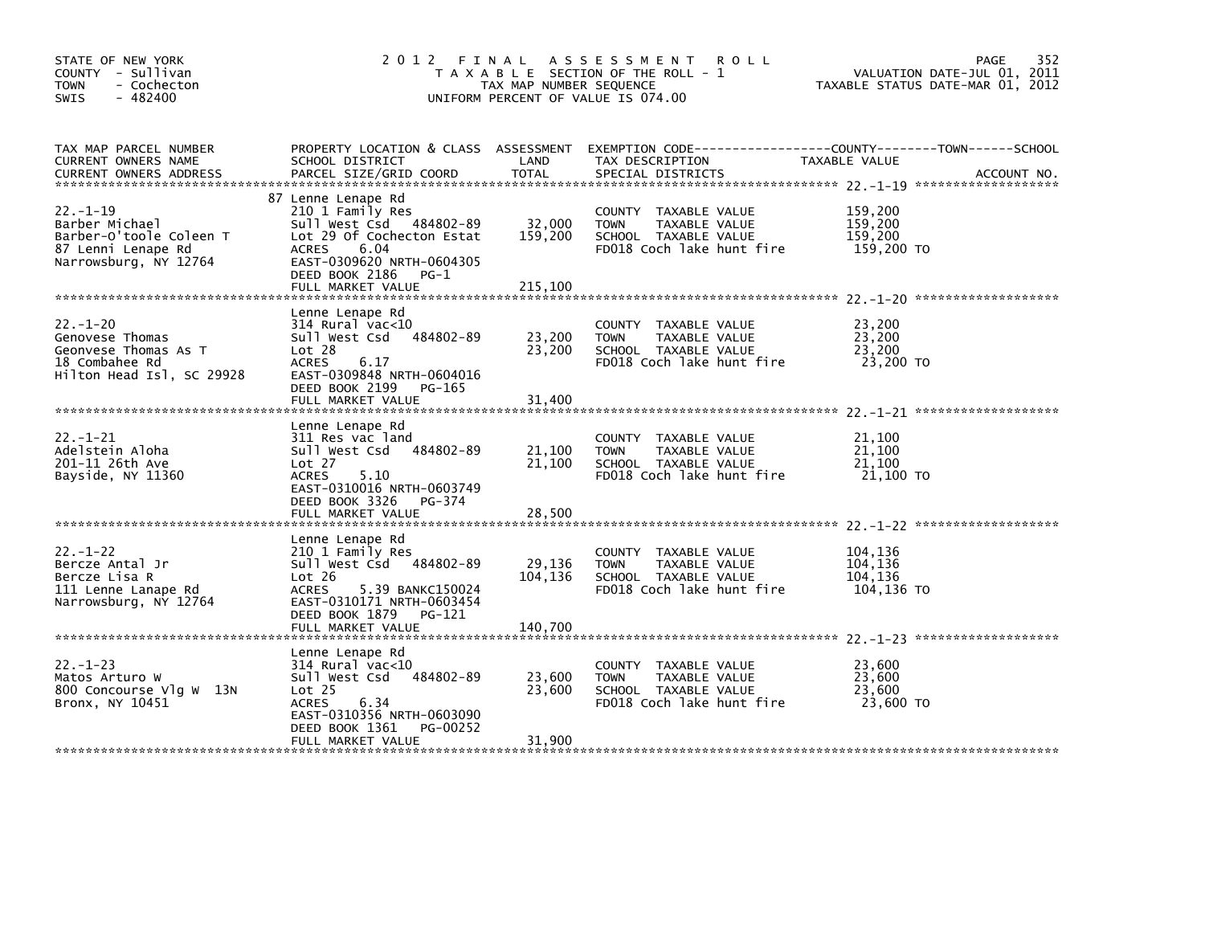STATE OF NEW YORK
COUNTY - Sullivan
TOWN - Cochecton
SWIS - 482400

# 2012 FINAL ASSESSMENT ROLL

TAXABLE SECTION OF THE ROLL - 1
TAX MAP NUMBER SEQUENCE
UNIFORM PERCENT OF VALUE IS 074.00

VALUATION DATE-JUL 01, 2011
TAXABLE STATUS DATE-MAR 01, 2012

| TAX MAP PARCEL NUMBER / CURRENT OWNERS NAME / CURRENT OWNERS ADDRESS | PROPERTY LOCATION & CLASS / SCHOOL DISTRICT / PARCEL SIZE/GRID COORD | ASSESSMENT LAND / TOTAL | EXEMPTION CODE / TAX DESCRIPTION / SPECIAL DISTRICTS | TAXABLE VALUE (COUNTY / TOWN / SCHOOL) | ACCOUNT NO. |
|---|---|---|---|---|---|
| **22.-1-19** | 87 Lenne Lenape Rd | | | | |
| 22.-1-19 | 210 1 Family Res | | COUNTY TAXABLE VALUE | 159,200 | |
| Barber Michael | Sull West Csd 484802-89 | 32,000 | TOWN TAXABLE VALUE | 159,200 | |
| Barber-O'toole Coleen T | Lot 29 Of Cochecton Estat | 159,200 | SCHOOL TAXABLE VALUE | 159,200 | |
| 87 Lenni Lenape Rd | ACRES 6.04 | | FD018 Coch lake hunt fire | 159,200 TO | |
| Narrowsburg, NY 12764 | EAST-0309620 NRTH-0604305 | | | | |
| | DEED BOOK 2186 PG-1 | | | | |
| | FULL MARKET VALUE | 215,100 | | | |
| **22.-1-20** | Lenne Lenape Rd | | | | |
| 22.-1-20 | 314 Rural vac<10 | | COUNTY TAXABLE VALUE | 23,200 | |
| Genovese Thomas | Sull West Csd 484802-89 | 23,200 | TOWN TAXABLE VALUE | 23,200 | |
| Geonvese Thomas As T | Lot 28 | 23,200 | SCHOOL TAXABLE VALUE | 23,200 | |
| 18 Combahee Rd | ACRES 6.17 | | FD018 Coch lake hunt fire | 23,200 TO | |
| Hilton Head Isl, SC 29928 | EAST-0309848 NRTH-0604016 | | | | |
| | DEED BOOK 2199 PG-165 | | | | |
| | FULL MARKET VALUE | 31,400 | | | |
| **22.-1-21** | Lenne Lenape Rd | | | | |
| 22.-1-21 | 311 Res vac land | | COUNTY TAXABLE VALUE | 21,100 | |
| Adelstein Aloha | Sull West Csd 484802-89 | 21,100 | TOWN TAXABLE VALUE | 21,100 | |
| 201-11 26th Ave | Lot 27 | 21,100 | SCHOOL TAXABLE VALUE | 21,100 | |
| Bayside, NY 11360 | ACRES 5.10 | | FD018 Coch lake hunt fire | 21,100 TO | |
| | EAST-0310016 NRTH-0603749 | | | | |
| | DEED BOOK 3326 PG-374 | | | | |
| | FULL MARKET VALUE | 28,500 | | | |
| **22.-1-22** | Lenne Lenape Rd | | | | |
| 22.-1-22 | 210 1 Family Res | | COUNTY TAXABLE VALUE | 104,136 | |
| Bercze Antal Jr | Sull West Csd 484802-89 | 29,136 | TOWN TAXABLE VALUE | 104,136 | |
| Bercze Lisa R | Lot 26 | 104,136 | SCHOOL TAXABLE VALUE | 104,136 | |
| 111 Lenne Lanape Rd | ACRES 5.39 BANKC150024 | | FD018 Coch lake hunt fire | 104,136 TO | |
| Narrowsburg, NY 12764 | EAST-0310171 NRTH-0603454 | | | | |
| | DEED BOOK 1879 PG-121 | | | | |
| | FULL MARKET VALUE | 140,700 | | | |
| **22.-1-23** | Lenne Lenape Rd | | | | |
| 22.-1-23 | 314 Rural vac<10 | | COUNTY TAXABLE VALUE | 23,600 | |
| Matos Arturo W | Sull West Csd 484802-89 | 23,600 | TOWN TAXABLE VALUE | 23,600 | |
| 800 Concourse Vlg W 13N | Lot 25 | 23,600 | SCHOOL TAXABLE VALUE | 23,600 | |
| Bronx, NY 10451 | ACRES 6.34 | | FD018 Coch lake hunt fire | 23,600 TO | |
| | EAST-0310356 NRTH-0603090 | | | | |
| | DEED BOOK 1361 PG-00252 | | | | |
| | FULL MARKET VALUE | 31,900 | | | |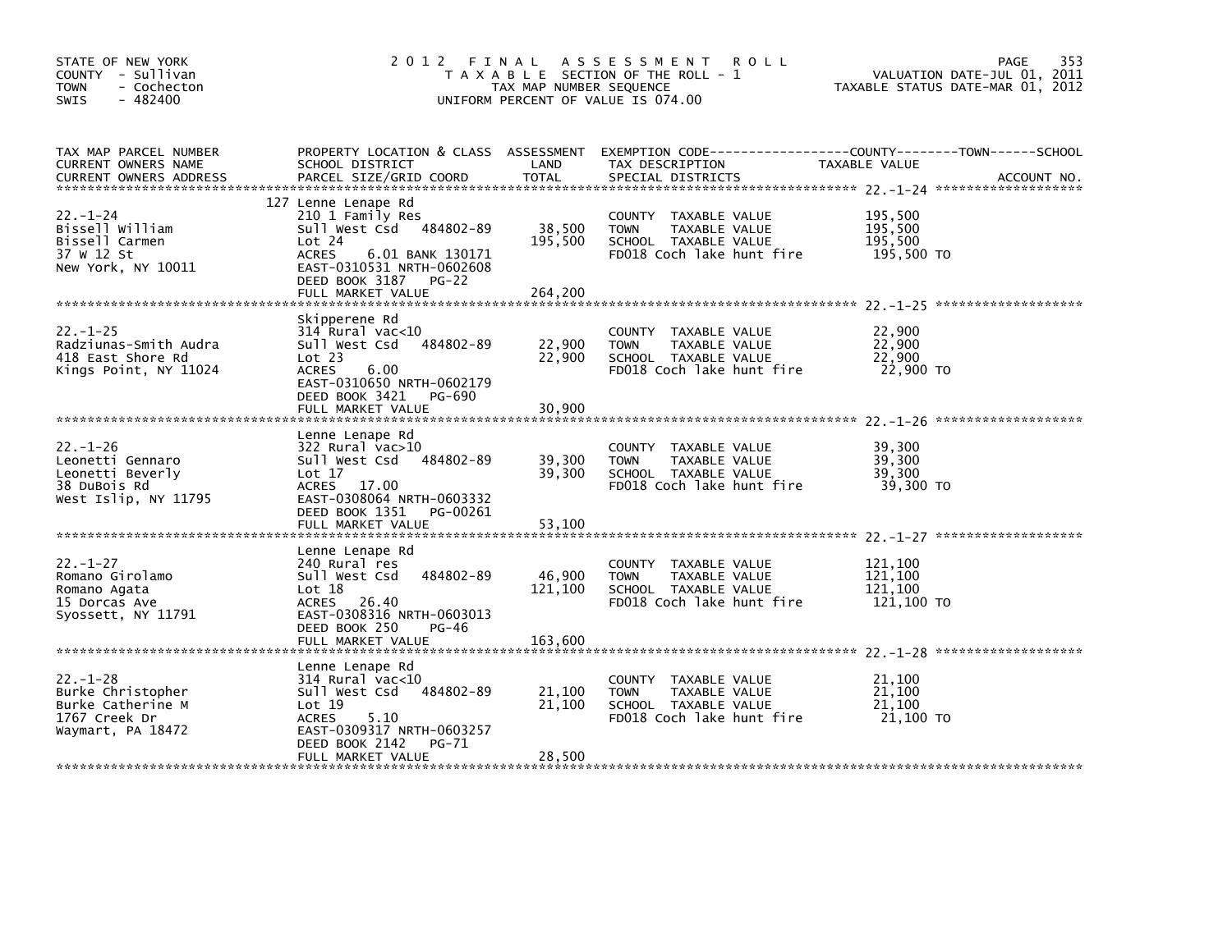STATE OF NEW YORK
COUNTY - Sullivan
TOWN - Cochecton
SWIS - 482400

# 2012 FINAL ASSESSMENT ROLL

TAXABLE SECTION OF THE ROLL - 1
TAX MAP NUMBER SEQUENCE
UNIFORM PERCENT OF VALUE IS 074.00

VALUATION DATE-JUL 01, 2011
TAXABLE STATUS DATE-MAR 01, 2012

| TAX MAP PARCEL NUMBER / CURRENT OWNERS NAME / CURRENT OWNERS ADDRESS | PROPERTY LOCATION & CLASS / SCHOOL DISTRICT / PARCEL SIZE/GRID COORD | ASSESSMENT LAND / TOTAL | EXEMPTION CODE / TAX DESCRIPTION / SPECIAL DISTRICTS | TAXABLE VALUE (COUNTY / TOWN / SCHOOL) | ACCOUNT NO. |
|---|---|---|---|---|---|
| 22.-1-24 | 127 Lenne Lenape Rd | | | | |
| | 210 1 Family Res | | COUNTY TAXABLE VALUE | 195,500 | |
| Bissell William | Sull West Csd 484802-89 | 38,500 | TOWN TAXABLE VALUE | 195,500 | |
| Bissell Carmen | Lot 24 | 195,500 | SCHOOL TAXABLE VALUE | 195,500 | |
| 37 W 12 St | ACRES 6.01 BANK 130171 | | FD018 Coch lake hunt fire | 195,500 TO | |
| New York, NY 10011 | EAST-0310531 NRTH-0602608 | | | | |
| | DEED BOOK 3187 PG-22 | | | | |
| | FULL MARKET VALUE | 264,200 | | | |
| 22.-1-25 | Skipperene Rd | | | | |
| | 314 Rural vac<10 | | COUNTY TAXABLE VALUE | 22,900 | |
| Radziunas-Smith Audra | Sull West Csd 484802-89 | 22,900 | TOWN TAXABLE VALUE | 22,900 | |
| 418 East Shore Rd | Lot 23 | 22,900 | SCHOOL TAXABLE VALUE | 22,900 | |
| Kings Point, NY 11024 | ACRES 6.00 | | FD018 Coch lake hunt fire | 22,900 TO | |
| | EAST-0310650 NRTH-0602179 | | | | |
| | DEED BOOK 3421 PG-690 | | | | |
| | FULL MARKET VALUE | 30,900 | | | |
| 22.-1-26 | Lenne Lenape Rd | | | | |
| | 322 Rural vac>10 | | COUNTY TAXABLE VALUE | 39,300 | |
| Leonetti Gennaro | Sull West Csd 484802-89 | 39,300 | TOWN TAXABLE VALUE | 39,300 | |
| Leonetti Beverly | Lot 17 | 39,300 | SCHOOL TAXABLE VALUE | 39,300 | |
| 38 DuBois Rd | ACRES 17.00 | | FD018 Coch lake hunt fire | 39,300 TO | |
| West Islip, NY 11795 | EAST-0308064 NRTH-0603332 | | | | |
| | DEED BOOK 1351 PG-00261 | | | | |
| | FULL MARKET VALUE | 53,100 | | | |
| 22.-1-27 | Lenne Lenape Rd | | | | |
| | 240 Rural res | | COUNTY TAXABLE VALUE | 121,100 | |
| Romano Girolamo | Sull West Csd 484802-89 | 46,900 | TOWN TAXABLE VALUE | 121,100 | |
| Romano Agata | Lot 18 | 121,100 | SCHOOL TAXABLE VALUE | 121,100 | |
| 15 Dorcas Ave | ACRES 26.40 | | FD018 Coch lake hunt fire | 121,100 TO | |
| Syossett, NY 11791 | EAST-0308316 NRTH-0603013 | | | | |
| | DEED BOOK 250 PG-46 | | | | |
| | FULL MARKET VALUE | 163,600 | | | |
| 22.-1-28 | Lenne Lenape Rd | | | | |
| | 314 Rural vac<10 | | COUNTY TAXABLE VALUE | 21,100 | |
| Burke Christopher | Sull West Csd 484802-89 | 21,100 | TOWN TAXABLE VALUE | 21,100 | |
| Burke Catherine M | Lot 19 | 21,100 | SCHOOL TAXABLE VALUE | 21,100 | |
| 1767 Creek Dr | ACRES 5.10 | | FD018 Coch lake hunt fire | 21,100 TO | |
| Waymart, PA 18472 | EAST-0309317 NRTH-0603257 | | | | |
| | DEED BOOK 2142 PG-71 | | | | |
| | FULL MARKET VALUE | 28,500 | | | |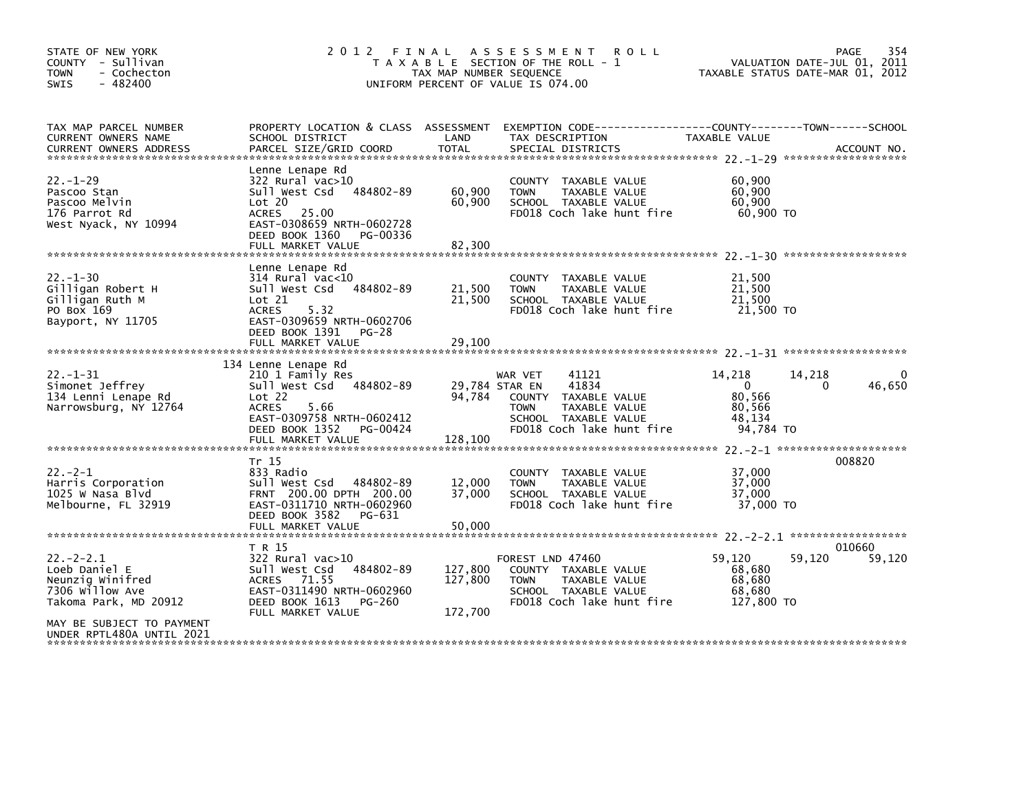STATE OF NEW YORK
COUNTY - Sullivan
TOWN - Cochecton
SWIS - 482400

# 2012 FINAL ASSESSMENT ROLL

TAXABLE SECTION OF THE ROLL - 1
TAX MAP NUMBER SEQUENCE
UNIFORM PERCENT OF VALUE IS 074.00

VALUATION DATE-JUL 01, 2011
TAXABLE STATUS DATE-MAR 01, 2012

| TAX MAP PARCEL NUMBER / CURRENT OWNERS NAME / CURRENT OWNERS ADDRESS | PROPERTY LOCATION & CLASS / SCHOOL DISTRICT / PARCEL SIZE/GRID COORD | ASSESSMENT LAND / TOTAL | EXEMPTION CODE / TAX DESCRIPTION / SPECIAL DISTRICTS | COUNTY | TOWN | SCHOOL | ACCOUNT NO. |
|---|---|---|---|---|---|---|---|
| **22.-1-29** | Lenne Lenape Rd | | | | | | |
| Pascoo Stan | 322 Rural vac>10 | | COUNTY TAXABLE VALUE | 60,900 | | | |
| Pascoo Melvin | Sull West Csd 484802-89 | 60,900 | TOWN TAXABLE VALUE | 60,900 | | | |
| 176 Parrot Rd | Lot 20 | 60,900 | SCHOOL TAXABLE VALUE | 60,900 | | | |
| West Nyack, NY 10994 | ACRES 25.00 | | FD018 Coch lake hunt fire | 60,900 TO | | | |
| | EAST-0308659 NRTH-0602728 | | | | | | |
| | DEED BOOK 1360 PG-00336 | | | | | | |
| | FULL MARKET VALUE | 82,300 | | | | | |
| **22.-1-30** | Lenne Lenape Rd | | | | | | |
| Gilligan Robert H | 314 Rural vac<10 | | COUNTY TAXABLE VALUE | 21,500 | | | |
| Gilligan Ruth M | Sull West Csd 484802-89 | 21,500 | TOWN TAXABLE VALUE | 21,500 | | | |
| PO Box 169 | Lot 21 | 21,500 | SCHOOL TAXABLE VALUE | 21,500 | | | |
| Bayport, NY 11705 | ACRES 5.32 | | FD018 Coch lake hunt fire | 21,500 TO | | | |
| | EAST-0309659 NRTH-0602706 | | | | | | |
| | DEED BOOK 1391 PG-28 | | | | | | |
| | FULL MARKET VALUE | 29,100 | | | | | |
| **22.-1-31** | 134 Lenne Lenape Rd | | | | | | |
| Simonet Jeffrey | 210 1 Family Res | | WAR VET 41121 | 14,218 | 14,218 | 0 | |
| 134 Lenni Lenape Rd | Sull West Csd 484802-89 | 29,784 | STAR EN 41834 | 0 | 0 | 46,650 | |
| Narrowsburg, NY 12764 | Lot 22 | 94,784 | COUNTY TAXABLE VALUE | 80,566 | | | |
| | ACRES 5.66 | | TOWN TAXABLE VALUE | 80,566 | | | |
| | EAST-0309758 NRTH-0602412 | | SCHOOL TAXABLE VALUE | 48,134 | | | |
| | DEED BOOK 1352 PG-00424 | | FD018 Coch lake hunt fire | 94,784 TO | | | |
| | FULL MARKET VALUE | 128,100 | | | | | |
| **22.-2-1** | Tr 15 | | | | | | 008820 |
| Harris Corporation | 833 Radio | | COUNTY TAXABLE VALUE | 37,000 | | | |
| 1025 W Nasa Blvd | Sull West Csd 484802-89 | 12,000 | TOWN TAXABLE VALUE | 37,000 | | | |
| Melbourne, FL 32919 | FRNT 200.00 DPTH 200.00 | 37,000 | SCHOOL TAXABLE VALUE | 37,000 | | | |
| | EAST-0311710 NRTH-0602960 | | FD018 Coch lake hunt fire | 37,000 TO | | | |
| | DEED BOOK 3582 PG-631 | | | | | | |
| | FULL MARKET VALUE | 50,000 | | | | | |
| **22.-2-2.1** | T R 15 | | | | | | 010660 |
| Loeb Daniel E | 322 Rural vac>10 | | FOREST LND 47460 | 59,120 | 59,120 | 59,120 | |
| Neunzig Winifred | Sull West Csd 484802-89 | 127,800 | COUNTY TAXABLE VALUE | 68,680 | | | |
| 7306 Willow Ave | ACRES 71.55 | 127,800 | TOWN TAXABLE VALUE | 68,680 | | | |
| Takoma Park, MD 20912 | EAST-0311490 NRTH-0602960 | | SCHOOL TAXABLE VALUE | 68,680 | | | |
| | DEED BOOK 1613 PG-260 | | FD018 Coch lake hunt fire | 127,800 TO | | | |
| | FULL MARKET VALUE | 172,700 | | | | | |
| MAY BE SUBJECT TO PAYMENT UNDER RPTL480A UNTIL 2021 | | | | | | | |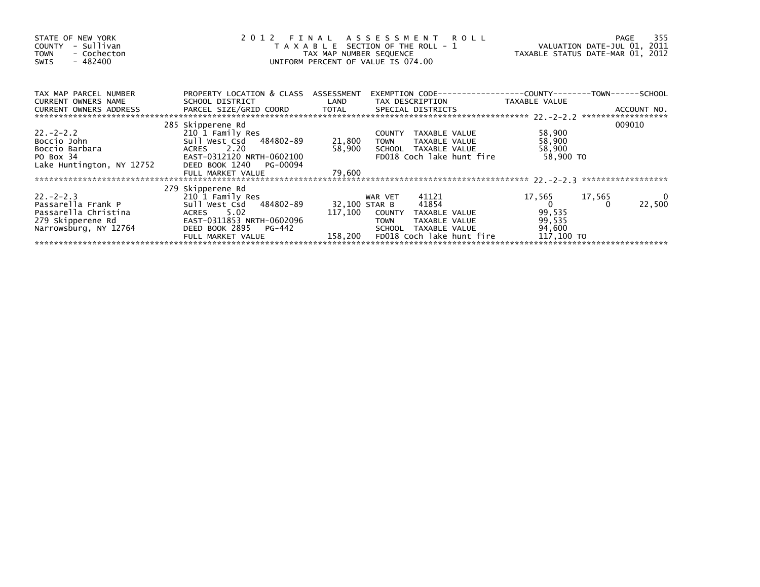STATE OF NEW YORK
COUNTY - Sullivan
TOWN - Cochecton
SWIS - 482400

2012 FINAL ASSESSMENT ROLL
TAXABLE SECTION OF THE ROLL - 1
TAX MAP NUMBER SEQUENCE
UNIFORM PERCENT OF VALUE IS 074.00

VALUATION DATE-JUL 01, 2011
TAXABLE STATUS DATE-MAR 01, 2012

| TAX MAP PARCEL NUMBER / CURRENT OWNERS NAME / CURRENT OWNERS ADDRESS | PROPERTY LOCATION & CLASS / SCHOOL DISTRICT / PARCEL SIZE/GRID COORD | ASSESSMENT LAND / TOTAL | EXEMPTION CODE / TAX DESCRIPTION / SPECIAL DISTRICTS | COUNTY TAXABLE VALUE | TOWN | SCHOOL / ACCOUNT NO. |
|---|---|---|---|---|---|---|
| | 285 Skipperene Rd | | | | | 009010 |
| 22.-2-2.2 | 210 1 Family Res | | COUNTY TAXABLE VALUE | 58,900 | | |
| Boccio John | Sull West Csd 484802-89 | 21,800 | TOWN TAXABLE VALUE | 58,900 | | |
| Boccio Barbara | ACRES 2.20 | 58,900 | SCHOOL TAXABLE VALUE | 58,900 | | |
| PO Box 34 | EAST-0312120 NRTH-0602100 | | FD018 Coch lake hunt fire | 58,900 TO | | |
| Lake Huntington, NY 12752 | DEED BOOK 1240 PG-00094 | | | | | |
| | FULL MARKET VALUE | 79,600 | | | | |
| | 279 Skipperene Rd | | | | | |
| 22.-2-2.3 | 210 1 Family Res | | WAR VET 41121 | 17,565 | 17,565 | 0 |
| Passarella Frank P | Sull West Csd 484802-89 | 32,100 | STAR B 41854 | 0 | 0 | 22,500 |
| Passarella Christina | ACRES 5.02 | 117,100 | COUNTY TAXABLE VALUE | 99,535 | | |
| 279 Skipperene Rd | EAST-0311853 NRTH-0602096 | | TOWN TAXABLE VALUE | 99,535 | | |
| Narrowsburg, NY 12764 | DEED BOOK 2895 PG-442 | | SCHOOL TAXABLE VALUE | 94,600 | | |
| | FULL MARKET VALUE | 158,200 | FD018 Coch lake hunt fire | 117,100 TO | | |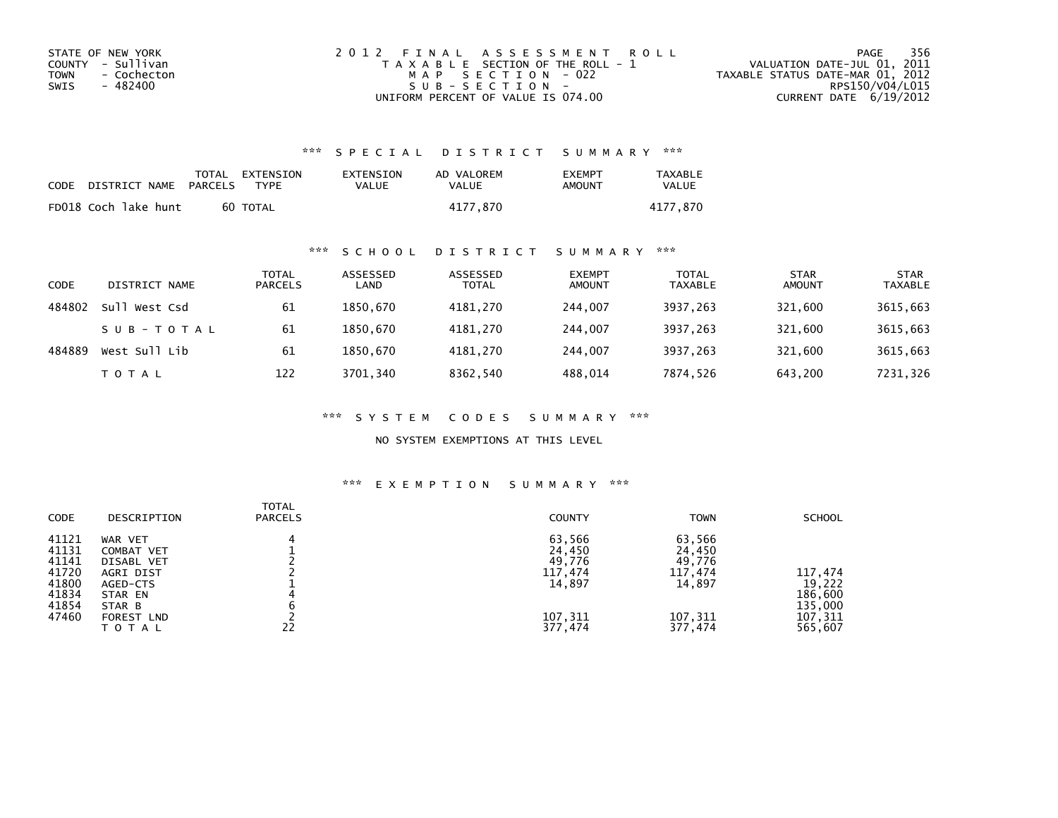STATE OF NEW YORK
COUNTY - Sullivan
TOWN - Cochecton
SWIS - 482400

2012 FINAL ASSESSMENT ROLL
TAXABLE SECTION OF THE ROLL - 1
MAP SECTION - 022
SUB-SECTION -
UNIFORM PERCENT OF VALUE IS 074.00

VALUATION DATE-JUL 01, 2011
TAXABLE STATUS DATE-MAR 01, 2012
RPS150/V04/L015
CURRENT DATE 6/19/2012

### *** SPECIAL DISTRICT SUMMARY ***

| CODE | DISTRICT NAME | TOTAL PARCELS | EXTENSION TYPE | EXTENSION VALUE | AD VALOREM VALUE | EXEMPT AMOUNT | TAXABLE VALUE |
|---|---|---|---|---|---|---|---|
| FD018 | Coch lake hunt | 60 | TOTAL | | 4177,870 | | 4177,870 |

### *** SCHOOL DISTRICT SUMMARY ***

| CODE | DISTRICT NAME | TOTAL PARCELS | ASSESSED LAND | ASSESSED TOTAL | EXEMPT AMOUNT | TOTAL TAXABLE | STAR AMOUNT | STAR TAXABLE |
|---|---|---|---|---|---|---|---|---|
| 484802 | Sull West Csd | 61 | 1850,670 | 4181,270 | 244,007 | 3937,263 | 321,600 | 3615,663 |
| | S U B - T O T A L | 61 | 1850,670 | 4181,270 | 244,007 | 3937,263 | 321,600 | 3615,663 |
| 484889 | West Sull Lib | 61 | 1850,670 | 4181,270 | 244,007 | 3937,263 | 321,600 | 3615,663 |
| | T O T A L | 122 | 3701,340 | 8362,540 | 488,014 | 7874,526 | 643,200 | 7231,326 |

### *** SYSTEM CODES SUMMARY ***

NO SYSTEM EXEMPTIONS AT THIS LEVEL

### *** EXEMPTION SUMMARY ***

| CODE | DESCRIPTION | TOTAL PARCELS | COUNTY | TOWN | SCHOOL |
|---|---|---|---|---|---|
| 41121 | WAR VET | 4 | 63,566 | 63,566 | |
| 41131 | COMBAT VET | 1 | 24,450 | 24,450 | |
| 41141 | DISABL VET | 2 | 49,776 | 49,776 | |
| 41720 | AGRI DIST | 2 | 117,474 | 117,474 | 117,474 |
| 41800 | AGED-CTS | 1 | 14,897 | 14,897 | 19,222 |
| 41834 | STAR EN | 4 | | | 186,600 |
| 41854 | STAR B | 6 | | | 135,000 |
| 47460 | FOREST LND | 2 | 107,311 | 107,311 | 107,311 |
| | T O T A L | 22 | 377,474 | 377,474 | 565,607 |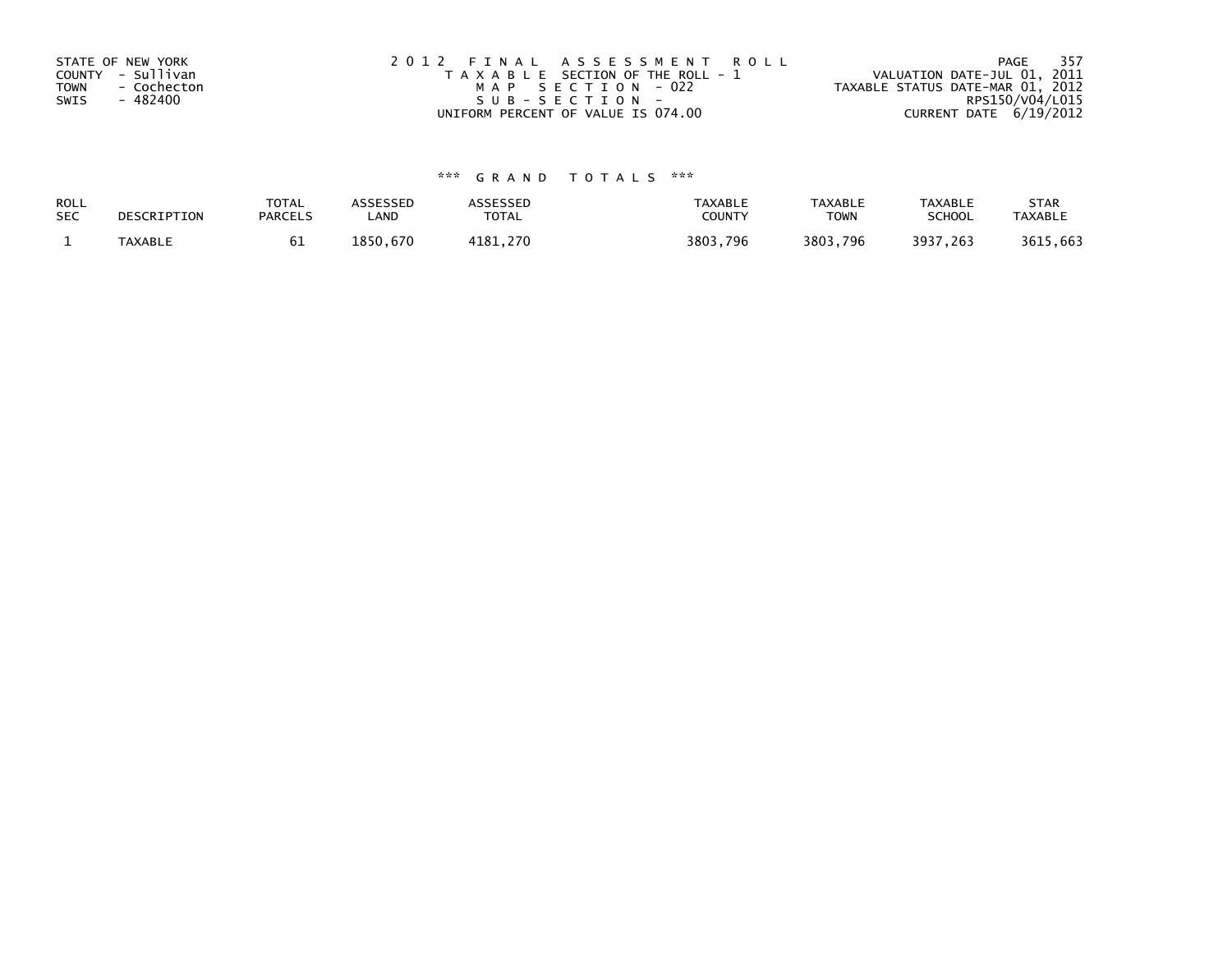STATE OF NEW YORK
COUNTY - Sullivan
TOWN - Cochecton
SWIS - 482400

2012 FINAL ASSESSMENT ROLL
TAXABLE SECTION OF THE ROLL - 1
MAP SECTION - 022
SUB-SECTION -
UNIFORM PERCENT OF VALUE IS 074.00

VALUATION DATE-JUL 01, 2011
TAXABLE STATUS DATE-MAR 01, 2012
RPS150/V04/L015
CURRENT DATE 6/19/2012

### *** GRAND TOTALS ***

| ROLL SEC | DESCRIPTION | TOTAL PARCELS | ASSESSED LAND | ASSESSED TOTAL | TAXABLE COUNTY | TAXABLE TOWN | TAXABLE SCHOOL | STAR TAXABLE |
|---|---|---|---|---|---|---|---|---|
| 1 | TAXABLE | 61 | 1850,670 | 4181,270 | 3803,796 | 3803,796 | 3937,263 | 3615,663 |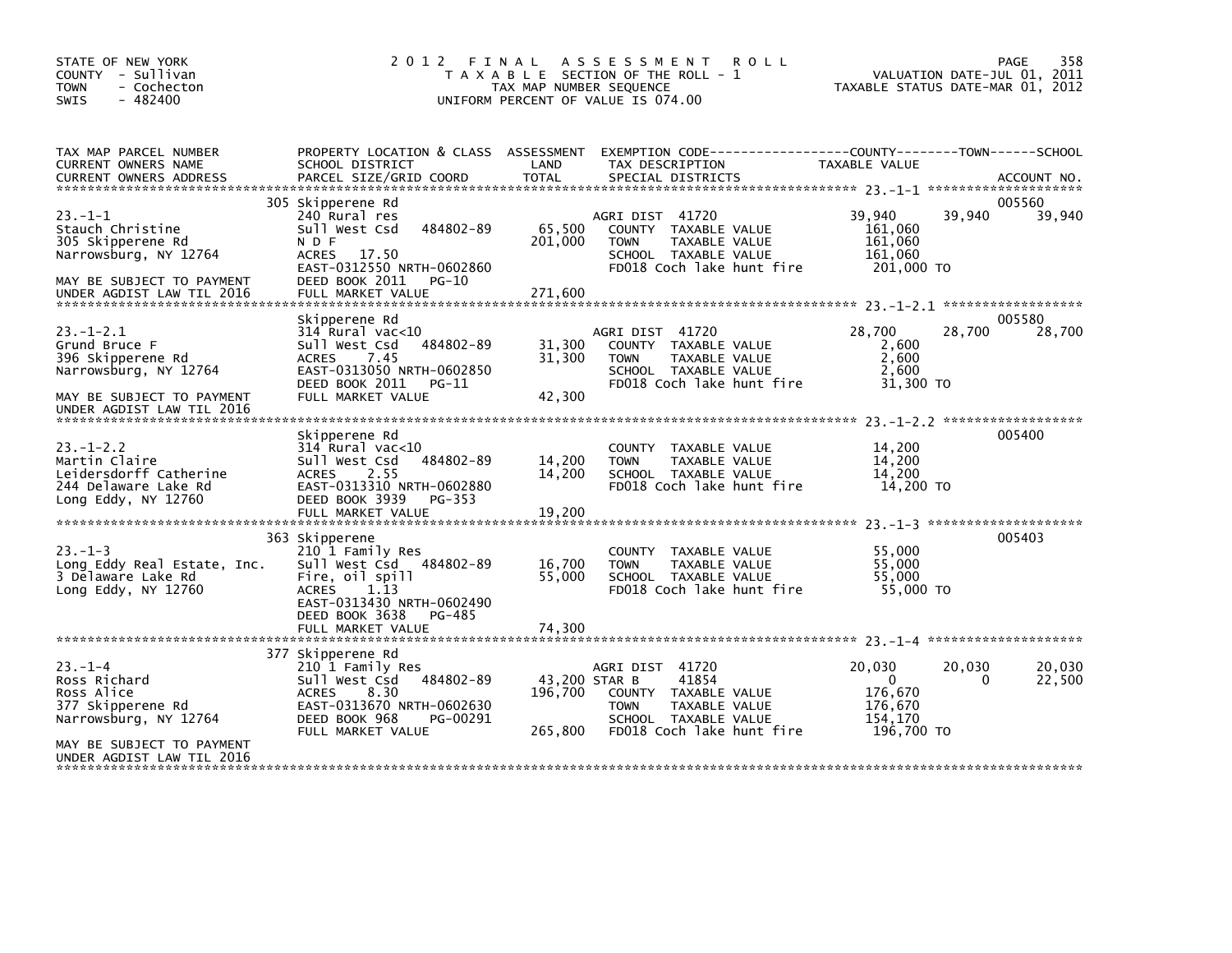STATE OF NEW YORK
COUNTY - Sullivan
TOWN - Cochecton
SWIS - 482400

# 2012 FINAL ASSESSMENT ROLL

TAXABLE SECTION OF THE ROLL - 1
TAX MAP NUMBER SEQUENCE
UNIFORM PERCENT OF VALUE IS 074.00

VALUATION DATE-JUL 01, 2011
TAXABLE STATUS DATE-MAR 01, 2012

| TAX MAP PARCEL NUMBER / CURRENT OWNERS NAME / CURRENT OWNERS ADDRESS | PROPERTY LOCATION & CLASS / SCHOOL DISTRICT / PARCEL SIZE/GRID COORD | ASSESSMENT LAND / TOTAL | EXEMPTION CODE / TAX DESCRIPTION / SPECIAL DISTRICTS | COUNTY | TOWN | SCHOOL |
|---|---|---|---|---|---|---|
| **23.-1-1** (ACCOUNT NO. 005560) | 305 Skipperene Rd | | | | | |
| 23.-1-1 | 240 Rural res | | AGRI DIST 41720 | 39,940 | 39,940 | 39,940 |
| Stauch Christine | Sull West Csd 484802-89 | 65,500 | COUNTY TAXABLE VALUE | 161,060 | | |
| 305 Skipperene Rd | N D F | 201,000 | TOWN TAXABLE VALUE | | 161,060 | |
| Narrowsburg, NY 12764 | ACRES 17.50 | | SCHOOL TAXABLE VALUE | | | 161,060 |
| | EAST-0312550 NRTH-0602860 | | FD018 Coch lake hunt fire | 201,000 TO | | |
| MAY BE SUBJECT TO PAYMENT | DEED BOOK 2011 PG-10 | | | | | |
| UNDER AGDIST LAW TIL 2016 | FULL MARKET VALUE | 271,600 | | | | |
| **23.-1-2.1** (ACCOUNT NO. 005580) | Skipperene Rd | | | | | |
| 23.-1-2.1 | 314 Rural vac<10 | | AGRI DIST 41720 | 28,700 | 28,700 | 28,700 |
| Grund Bruce F | Sull West Csd 484802-89 | 31,300 | COUNTY TAXABLE VALUE | 2,600 | | |
| 396 Skipperene Rd | ACRES 7.45 | 31,300 | TOWN TAXABLE VALUE | | 2,600 | |
| Narrowsburg, NY 12764 | EAST-0313050 NRTH-0602850 | | SCHOOL TAXABLE VALUE | | | 2,600 |
| | DEED BOOK 2011 PG-11 | | FD018 Coch lake hunt fire | 31,300 TO | | |
| MAY BE SUBJECT TO PAYMENT | FULL MARKET VALUE | 42,300 | | | | |
| UNDER AGDIST LAW TIL 2016 | | | | | | |
| **23.-1-2.2** (ACCOUNT NO. 005400) | Skipperene Rd | | | | | |
| 23.-1-2.2 | 314 Rural vac<10 | | COUNTY TAXABLE VALUE | 14,200 | | |
| Martin Claire | Sull West Csd 484802-89 | 14,200 | TOWN TAXABLE VALUE | | 14,200 | |
| Leidersdorff Catherine | ACRES 2.55 | 14,200 | SCHOOL TAXABLE VALUE | | | 14,200 |
| 244 Delaware Lake Rd | EAST-0313310 NRTH-0602880 | | FD018 Coch lake hunt fire | 14,200 TO | | |
| Long Eddy, NY 12760 | DEED BOOK 3939 PG-353 | | | | | |
| | FULL MARKET VALUE | 19,200 | | | | |
| **23.-1-3** (ACCOUNT NO. 005403) | 363 Skipperene | | | | | |
| 23.-1-3 | 210 1 Family Res | | COUNTY TAXABLE VALUE | 55,000 | | |
| Long Eddy Real Estate, Inc. | Sull West Csd 484802-89 | 16,700 | TOWN TAXABLE VALUE | | 55,000 | |
| 3 Delaware Lake Rd | Fire, oil spill | 55,000 | SCHOOL TAXABLE VALUE | | | 55,000 |
| Long Eddy, NY 12760 | ACRES 1.13 | | FD018 Coch lake hunt fire | 55,000 TO | | |
| | EAST-0313430 NRTH-0602490 | | | | | |
| | DEED BOOK 3638 PG-485 | | | | | |
| | FULL MARKET VALUE | 74,300 | | | | |
| **23.-1-4** | 377 Skipperene Rd | | | | | |
| 23.-1-4 | 210 1 Family Res | | AGRI DIST 41720 | 20,030 | 20,030 | 20,030 |
| Ross Richard | Sull West Csd 484802-89 | 43,200 | STAR B 41854 | 0 | 0 | 22,500 |
| Ross Alice | ACRES 8.30 | 196,700 | COUNTY TAXABLE VALUE | 176,670 | | |
| 377 Skipperene Rd | EAST-0313670 NRTH-0602630 | | TOWN TAXABLE VALUE | | 176,670 | |
| Narrowsburg, NY 12764 | DEED BOOK 968 PG-00291 | | SCHOOL TAXABLE VALUE | | | 154,170 |
| | FULL MARKET VALUE | 265,800 | FD018 Coch lake hunt fire | 196,700 TO | | |
| MAY BE SUBJECT TO PAYMENT | | | | | | |
| UNDER AGDIST LAW TIL 2016 | | | | | | |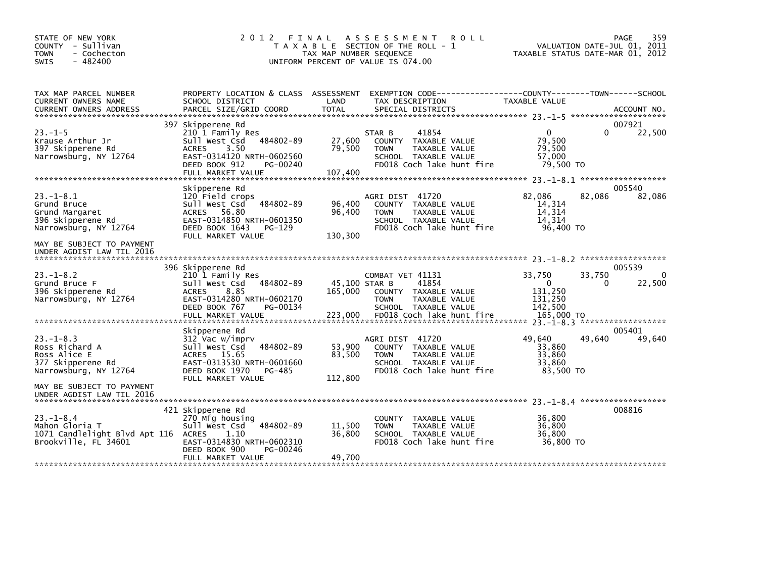STATE OF NEW YORK
COUNTY - Sullivan
TOWN - Cochecton
SWIS - 482400

# 2012 FINAL ASSESSMENT ROLL

TAXABLE SECTION OF THE ROLL - 1
TAX MAP NUMBER SEQUENCE
UNIFORM PERCENT OF VALUE IS 074.00

VALUATION DATE-JUL 01, 2011
TAXABLE STATUS DATE-MAR 01, 2012

| TAX MAP PARCEL NUMBER / CURRENT OWNERS NAME / CURRENT OWNERS ADDRESS | PROPERTY LOCATION & CLASS / SCHOOL DISTRICT / PARCEL SIZE/GRID COORD | ASSESSMENT LAND | TOTAL | EXEMPTION CODE / TAX DESCRIPTION / SPECIAL DISTRICTS | COUNTY TAXABLE VALUE | TOWN | SCHOOL | ACCOUNT NO. |
|---|---|---|---|---|---|---|---|---|
| 23.-1-5 | 397 Skipperene Rd | | | | | | | 007921 |
| | 210 1 Family Res | | | STAR B 41854 | 0 | 0 | 22,500 | |
| Krause Arthur Jr | Sull West Csd 484802-89 | 27,600 | | COUNTY TAXABLE VALUE | 79,500 | | | |
| 397 Skipperene Rd | ACRES 3.50 | | 79,500 | TOWN TAXABLE VALUE | 79,500 | | | |
| Narrowsburg, NY 12764 | EAST-0314120 NRTH-0602560 | | | SCHOOL TAXABLE VALUE | 57,000 | | | |
| | DEED BOOK 912 PG-00240 | | | FD018 Coch lake hunt fire | 79,500 TO | | | |
| | FULL MARKET VALUE | | 107,400 | | | | | |
| 23.-1-8.1 | Skipperene Rd | | | | | | | 005540 |
| | 120 Field crops | | | AGRI DIST 41720 | 82,086 | 82,086 | 82,086 | |
| Grund Bruce | Sull West Csd 484802-89 | 96,400 | | COUNTY TAXABLE VALUE | 14,314 | | | |
| Grund Margaret | ACRES 56.80 | | 96,400 | TOWN TAXABLE VALUE | 14,314 | | | |
| 396 Skipperene Rd | EAST-0314850 NRTH-0601350 | | | SCHOOL TAXABLE VALUE | 14,314 | | | |
| Narrowsburg, NY 12764 | DEED BOOK 1643 PG-129 | | | FD018 Coch lake hunt fire | 96,400 TO | | | |
| | FULL MARKET VALUE | | 130,300 | | | | | |
| MAY BE SUBJECT TO PAYMENT UNDER AGDIST LAW TIL 2016 | | | | | | | | |
| 23.-1-8.2 | 396 Skipperene Rd | | | | | | | 005539 |
| | 210 1 Family Res | | | COMBAT VET 41131 | 33,750 | 33,750 | 0 | |
| Grund Bruce F | Sull West Csd 484802-89 | 45,100 | | STAR B 41854 | 0 | 0 | 22,500 | |
| 396 Skipperene Rd | ACRES 8.85 | | 165,000 | COUNTY TAXABLE VALUE | 131,250 | | | |
| Narrowsburg, NY 12764 | EAST-0314280 NRTH-0602170 | | | TOWN TAXABLE VALUE | 131,250 | | | |
| | DEED BOOK 767 PG-00134 | | | SCHOOL TAXABLE VALUE | 142,500 | | | |
| | FULL MARKET VALUE | | 223,000 | FD018 Coch lake hunt fire | 165,000 TO | | | |
| 23.-1-8.3 | Skipperene Rd | | | | | | | 005401 |
| | 312 Vac w/imprv | | | AGRI DIST 41720 | 49,640 | 49,640 | 49,640 | |
| Ross Richard A | Sull West Csd 484802-89 | 53,900 | | COUNTY TAXABLE VALUE | 33,860 | | | |
| Ross Alice E | ACRES 15.65 | | 83,500 | TOWN TAXABLE VALUE | 33,860 | | | |
| 377 Skipperene Rd | EAST-0313530 NRTH-0601660 | | | SCHOOL TAXABLE VALUE | 33,860 | | | |
| Narrowsburg, NY 12764 | DEED BOOK 1970 PG-485 | | | FD018 Coch lake hunt fire | 83,500 TO | | | |
| | FULL MARKET VALUE | | 112,800 | | | | | |
| MAY BE SUBJECT TO PAYMENT UNDER AGDIST LAW TIL 2016 | | | | | | | | |
| 23.-1-8.4 | 421 Skipperene Rd | | | | | | | 008816 |
| | 270 Mfg housing | | | COUNTY TAXABLE VALUE | 36,800 | | | |
| Mahon Gloria T | Sull West Csd 484802-89 | 11,500 | | TOWN TAXABLE VALUE | 36,800 | | | |
| 1071 Candlelight Blvd Apt 116 | ACRES 1.10 | | 36,800 | SCHOOL TAXABLE VALUE | 36,800 | | | |
| Brookville, FL 34601 | EAST-0314830 NRTH-0602310 | | | FD018 Coch lake hunt fire | 36,800 TO | | | |
| | DEED BOOK 900 PG-00246 | | | | | | | |
| | FULL MARKET VALUE | | 49,700 | | | | | |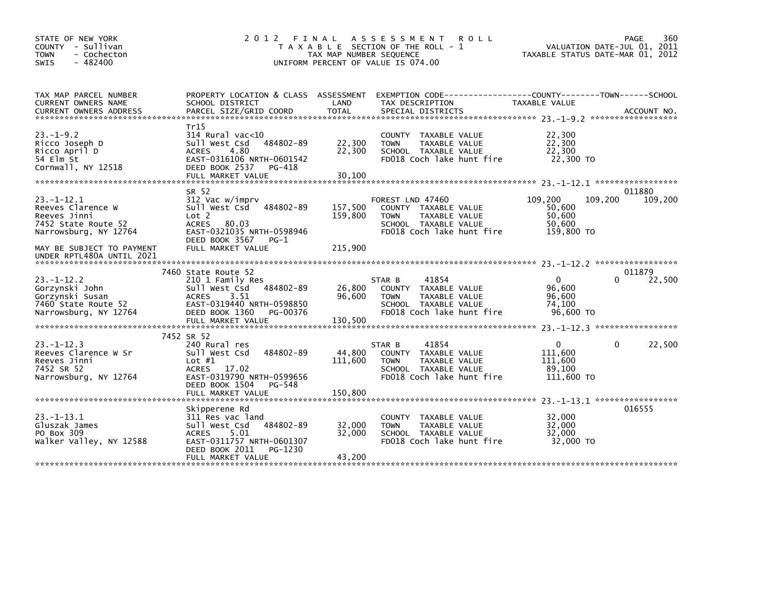STATE OF NEW YORK
COUNTY - Sullivan
TOWN - Cochecton
SWIS - 482400

# 2012 FINAL ASSESSMENT ROLL

TAXABLE SECTION OF THE ROLL - 1
TAX MAP NUMBER SEQUENCE
UNIFORM PERCENT OF VALUE IS 074.00

VALUATION DATE-JUL 01, 2011
TAXABLE STATUS DATE-MAR 01, 2012

| TAX MAP PARCEL NUMBER / CURRENT OWNERS NAME / CURRENT OWNERS ADDRESS | PROPERTY LOCATION & CLASS / SCHOOL DISTRICT / PARCEL SIZE/GRID COORD | ASSESSMENT LAND / TOTAL | EXEMPTION CODE / TAX DESCRIPTION / SPECIAL DISTRICTS | COUNTY TAXABLE VALUE | TOWN | SCHOOL | ACCOUNT NO. |
|---|---|---|---|---|---|---|---|
| **23.-1-9.2** | Tr15 | | | | | | |
| 23.-1-9.2 | 314 Rural vac<10 | | COUNTY TAXABLE VALUE | 22,300 | | | |
| Ricco Joseph D | Sull West Csd 484802-89 | 22,300 | TOWN TAXABLE VALUE | 22,300 | | | |
| Ricco April D | ACRES 4.80 | 22,300 | SCHOOL TAXABLE VALUE | 22,300 | | | |
| 54 Elm St | EAST-0316106 NRTH-0601542 | | FD018 Coch lake hunt fire | 22,300 TO | | | |
| Cornwall, NY 12518 | DEED BOOK 2537 PG-418 | | | | | | |
| | FULL MARKET VALUE | 30,100 | | | | | |
| **23.-1-12.1** | SR 52 | | | | | | 011880 |
| 23.-1-12.1 | 312 Vac w/imprv | | FOREST LND 47460 | 109,200 | 109,200 | 109,200 | |
| Reeves Clarence W | Sull West Csd 484802-89 | 157,500 | COUNTY TAXABLE VALUE | 50,600 | | | |
| Reeves Jinni | Lot 2 | 159,800 | TOWN TAXABLE VALUE | 50,600 | | | |
| 7452 State Route 52 | ACRES 80.03 | | SCHOOL TAXABLE VALUE | 50,600 | | | |
| Narrowsburg, NY 12764 | EAST-0321035 NRTH-0598946 | | FD018 Coch lake hunt fire | 159,800 TO | | | |
| | DEED BOOK 3567 PG-1 | | | | | | |
| MAY BE SUBJECT TO PAYMENT UNDER RPTL480A UNTIL 2021 | FULL MARKET VALUE | 215,900 | | | | | |
| **23.-1-12.2** | 7460 State Route 52 | | | | | | 011879 |
| 23.-1-12.2 | 210 1 Family Res | | STAR B 41854 | 0 | 0 | 22,500 | |
| Gorzynski John | Sull West Csd 484802-89 | 26,800 | COUNTY TAXABLE VALUE | 96,600 | | | |
| Gorzynski Susan | ACRES 3.51 | 96,600 | TOWN TAXABLE VALUE | 96,600 | | | |
| 7460 State Route 52 | EAST-0319440 NRTH-0598850 | | SCHOOL TAXABLE VALUE | 74,100 | | | |
| Narrowsburg, NY 12764 | DEED BOOK 1360 PG-00376 | | FD018 Coch lake hunt fire | 96,600 TO | | | |
| | FULL MARKET VALUE | 130,500 | | | | | |
| **23.-1-12.3** | 7452 SR 52 | | | | | | |
| 23.-1-12.3 | 240 Rural res | | STAR B 41854 | 0 | 0 | 22,500 | |
| Reeves Clarence W Sr | Sull West Csd 484802-89 | 44,800 | COUNTY TAXABLE VALUE | 111,600 | | | |
| Reeves Jinni | Lot #1 | 111,600 | TOWN TAXABLE VALUE | 111,600 | | | |
| 7452 SR 52 | ACRES 17.02 | | SCHOOL TAXABLE VALUE | 89,100 | | | |
| Narrowsburg, NY 12764 | EAST-0319790 NRTH-0599656 | | FD018 Coch lake hunt fire | 111,600 TO | | | |
| | DEED BOOK 1504 PG-548 | | | | | | |
| | FULL MARKET VALUE | 150,800 | | | | | |
| **23.-1-13.1** | Skipperene Rd | | | | | | 016555 |
| 23.-1-13.1 | 311 Res vac land | | COUNTY TAXABLE VALUE | 32,000 | | | |
| Gluszak James | Sull West Csd 484802-89 | 32,000 | TOWN TAXABLE VALUE | 32,000 | | | |
| PO Box 309 | ACRES 5.01 | 32,000 | SCHOOL TAXABLE VALUE | 32,000 | | | |
| Walker Valley, NY 12588 | EAST-0311757 NRTH-0601307 | | FD018 Coch lake hunt fire | 32,000 TO | | | |
| | DEED BOOK 2011 PG-1230 | | | | | | |
| | FULL MARKET VALUE | 43,200 | | | | | |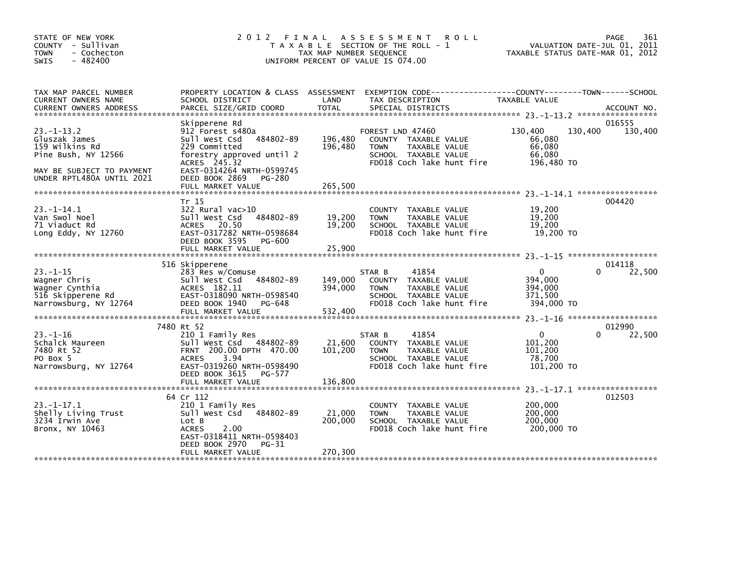STATE OF NEW YORK
COUNTY - Sullivan
TOWN - Cochecton
SWIS - 482400

2012 FINAL ASSESSMENT ROLL
TAXABLE SECTION OF THE ROLL - 1
TAX MAP NUMBER SEQUENCE
UNIFORM PERCENT OF VALUE IS 074.00

VALUATION DATE-JUL 01, 2011
TAXABLE STATUS DATE-MAR 01, 2012

| TAX MAP PARCEL NUMBER / CURRENT OWNERS NAME / CURRENT OWNERS ADDRESS | PROPERTY LOCATION & CLASS / SCHOOL DISTRICT / PARCEL SIZE/GRID COORD | ASSESSMENT LAND / TOTAL | EXEMPTION CODE / TAX DESCRIPTION / SPECIAL DISTRICTS | COUNTY TAXABLE VALUE | TOWN | SCHOOL / ACCOUNT NO. |
|---|---|---|---|---|---|---|
| 23.-1-13.2 | Skipperene Rd | | | | | 016555 |
| 23.-1-13.2 | 912 Forest s480a | | FOREST LND 47460 | 130,400 | 130,400 | 130,400 |
| Gluszak James | Sull West Csd 484802-89 | 196,480 | COUNTY TAXABLE VALUE | 66,080 | | |
| 159 Wilkins Rd | 229 Committed | 196,480 | TOWN TAXABLE VALUE | 66,080 | | |
| Pine Bush, NY 12566 | forestry approved until 2 | | SCHOOL TAXABLE VALUE | 66,080 | | |
| | ACRES 245.32 | | FD018 Coch lake hunt fire | 196,480 TO | | |
| MAY BE SUBJECT TO PAYMENT | EAST-0314264 NRTH-0599745 | | | | | |
| UNDER RPTL480A UNTIL 2021 | DEED BOOK 2869 PG-280 | | | | | |
| | FULL MARKET VALUE | 265,500 | | | | |
| 23.-1-14.1 | Tr 15 | | | | | 004420 |
| 23.-1-14.1 | 322 Rural vac>10 | | COUNTY TAXABLE VALUE | 19,200 | | |
| Van Swol Noel | Sull West Csd 484802-89 | 19,200 | TOWN TAXABLE VALUE | 19,200 | | |
| 71 Viaduct Rd | ACRES 20.50 | 19,200 | SCHOOL TAXABLE VALUE | 19,200 | | |
| Long Eddy, NY 12760 | EAST-0317282 NRTH-0598684 | | FD018 Coch lake hunt fire | 19,200 TO | | |
| | DEED BOOK 3595 PG-600 | | | | | |
| | FULL MARKET VALUE | 25,900 | | | | |
| 23.-1-15 | 516 Skipperene | | | | | 014118 |
| 23.-1-15 | 283 Res w/Comuse | | STAR B 41854 | 0 | 0 | 22,500 |
| Wagner Chris | Sull West Csd 484802-89 | 149,000 | COUNTY TAXABLE VALUE | 394,000 | | |
| Wagner Cynthia | ACRES 182.11 | 394,000 | TOWN TAXABLE VALUE | 394,000 | | |
| 516 Skipperene Rd | EAST-0318090 NRTH-0598540 | | SCHOOL TAXABLE VALUE | 371,500 | | |
| Narrowsburg, NY 12764 | DEED BOOK 1940 PG-648 | | FD018 Coch lake hunt fire | 394,000 TO | | |
| | FULL MARKET VALUE | 532,400 | | | | |
| 23.-1-16 | 7480 Rt 52 | | | | | 012990 |
| 23.-1-16 | 210 1 Family Res | | STAR B 41854 | 0 | 0 | 22,500 |
| Schalck Maureen | Sull West Csd 484802-89 | 21,600 | COUNTY TAXABLE VALUE | 101,200 | | |
| 7480 Rt 52 | FRNT 200.00 DPTH 470.00 | 101,200 | TOWN TAXABLE VALUE | 101,200 | | |
| PO Box 5 | ACRES 3.94 | | SCHOOL TAXABLE VALUE | 78,700 | | |
| Narrowsburg, NY 12764 | EAST-0319260 NRTH-0598490 | | FD018 Coch lake hunt fire | 101,200 TO | | |
| | DEED BOOK 3615 PG-577 | | | | | |
| | FULL MARKET VALUE | 136,800 | | | | |
| 23.-1-17.1 | 64 Cr 112 | | | | | 012503 |
| 23.-1-17.1 | 210 1 Family Res | | COUNTY TAXABLE VALUE | 200,000 | | |
| Shelly Living Trust | Sull West Csd 484802-89 | 21,000 | TOWN TAXABLE VALUE | 200,000 | | |
| 3234 Irwin Ave | Lot B | 200,000 | SCHOOL TAXABLE VALUE | 200,000 | | |
| Bronx, NY 10463 | ACRES 2.00 | | FD018 Coch lake hunt fire | 200,000 TO | | |
| | EAST-0318411 NRTH-0598403 | | | | | |
| | DEED BOOK 2970 PG-31 | | | | | |
| | FULL MARKET VALUE | 270,300 | | | | |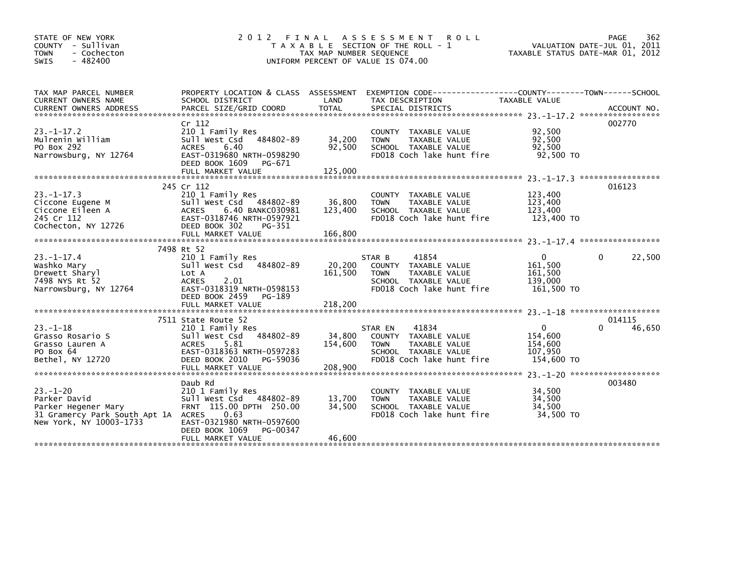STATE OF NEW YORK
COUNTY - Sullivan
TOWN - Cochecton
SWIS - 482400

2012 FINAL ASSESSMENT ROLL
TAXABLE SECTION OF THE ROLL - 1
TAX MAP NUMBER SEQUENCE
UNIFORM PERCENT OF VALUE IS 074.00

VALUATION DATE-JUL 01, 2011
TAXABLE STATUS DATE-MAR 01, 2012

| TAX MAP PARCEL NUMBER / CURRENT OWNERS NAME / CURRENT OWNERS ADDRESS | PROPERTY LOCATION & CLASS / SCHOOL DISTRICT / PARCEL SIZE/GRID COORD | ASSESSMENT LAND / TOTAL | EXEMPTION CODE / TAX DESCRIPTION / SPECIAL DISTRICTS | COUNTY / TOWN / SCHOOL TAXABLE VALUE | ACCOUNT NO. |
|---|---|---|---|---|---|
| 23.-1-17.2 | Cr 112 | | | | 002770 |
| | 210 1 Family Res | | COUNTY TAXABLE VALUE | 92,500 | |
| Mulrenin William | Sull West Csd 484802-89 | 34,200 | TOWN TAXABLE VALUE | 92,500 | |
| PO Box 292 | ACRES 6.40 | 92,500 | SCHOOL TAXABLE VALUE | 92,500 | |
| Narrowsburg, NY 12764 | EAST-0319680 NRTH-0598290 | | FD018 Coch lake hunt fire | 92,500 TO | |
| | DEED BOOK 1609 PG-671 | | | | |
| | FULL MARKET VALUE | 125,000 | | | |
| 23.-1-17.3 | 245 Cr 112 | | | | 016123 |
| | 210 1 Family Res | | COUNTY TAXABLE VALUE | 123,400 | |
| Ciccone Eugene M | Sull West Csd 484802-89 | 36,800 | TOWN TAXABLE VALUE | 123,400 | |
| Ciccone Eileen A | ACRES 6.40 BANKC030981 | 123,400 | SCHOOL TAXABLE VALUE | 123,400 | |
| 245 Cr 112 | EAST-0318746 NRTH-0597921 | | FD018 Coch lake hunt fire | 123,400 TO | |
| Cochecton, NY 12726 | DEED BOOK 302 PG-351 | | | | |
| | FULL MARKET VALUE | 166,800 | | | |
| 23.-1-17.4 | 7498 Rt 52 | | | | |
| | 210 1 Family Res | | STAR B 41854 | 0 0 22,500 | |
| Washko Mary | Sull West Csd 484802-89 | 20,200 | COUNTY TAXABLE VALUE | 161,500 | |
| Drewett Sharyl | Lot A | 161,500 | TOWN TAXABLE VALUE | 161,500 | |
| 7498 NYS Rt 52 | ACRES 2.01 | | SCHOOL TAXABLE VALUE | 139,000 | |
| Narrowsburg, NY 12764 | EAST-0318319 NRTH-0598153 | | FD018 Coch lake hunt fire | 161,500 TO | |
| | DEED BOOK 2459 PG-189 | | | | |
| | FULL MARKET VALUE | 218,200 | | | |
| 23.-1-18 | 7511 State Route 52 | | | | 014115 |
| | 210 1 Family Res | | STAR EN 41834 | 0 0 46,650 | |
| Grasso Rosario S | Sull West Csd 484802-89 | 34,800 | COUNTY TAXABLE VALUE | 154,600 | |
| Grasso Lauren A | ACRES 5.81 | 154,600 | TOWN TAXABLE VALUE | 154,600 | |
| PO Box 64 | EAST-0318363 NRTH-0597283 | | SCHOOL TAXABLE VALUE | 107,950 | |
| Bethel, NY 12720 | DEED BOOK 2010 PG-59036 | | FD018 Coch lake hunt fire | 154,600 TO | |
| | FULL MARKET VALUE | 208,900 | | | |
| 23.-1-20 | Daub Rd | | | | 003480 |
| | 210 1 Family Res | | COUNTY TAXABLE VALUE | 34,500 | |
| Parker David | Sull West Csd 484802-89 | 13,700 | TOWN TAXABLE VALUE | 34,500 | |
| Parker Hegener Mary | FRNT 115.00 DPTH 250.00 | 34,500 | SCHOOL TAXABLE VALUE | 34,500 | |
| 31 Gramercy Park South Apt 1A | ACRES 0.63 | | FD018 Coch lake hunt fire | 34,500 TO | |
| New York, NY 10003-1733 | EAST-0321980 NRTH-0597600 | | | | |
| | DEED BOOK 1069 PG-00347 | | | | |
| | FULL MARKET VALUE | 46,600 | | | |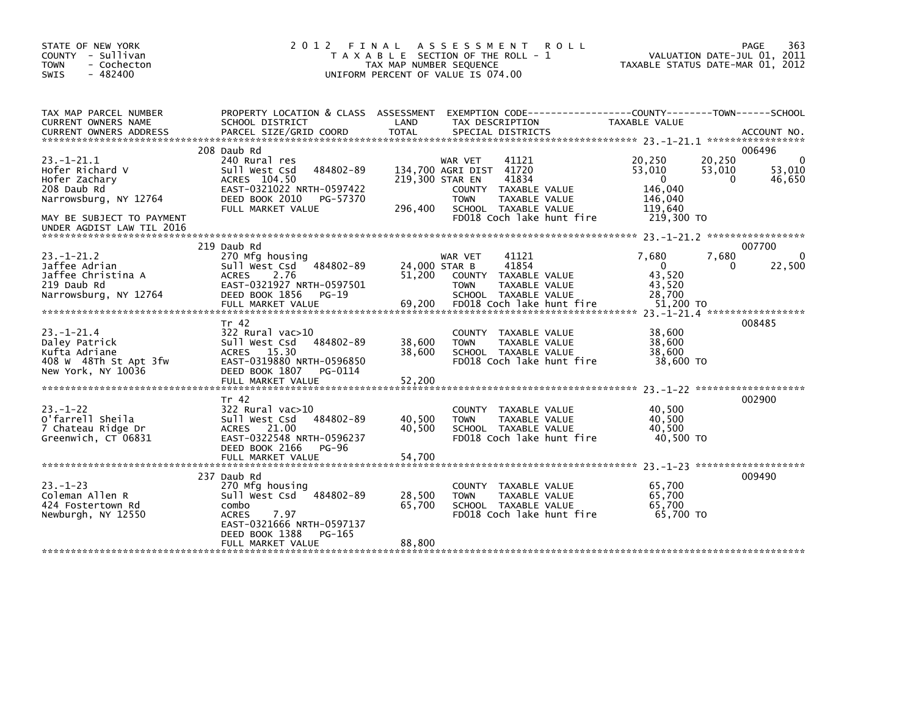STATE OF NEW YORK
COUNTY - Sullivan
TOWN - Cochecton
SWIS - 482400

# 2012 FINAL ASSESSMENT ROLL

TAXABLE SECTION OF THE ROLL - 1
TAX MAP NUMBER SEQUENCE
UNIFORM PERCENT OF VALUE IS 074.00

VALUATION DATE-JUL 01, 2011
TAXABLE STATUS DATE-MAR 01, 2012

| TAX MAP PARCEL NUMBER / CURRENT OWNERS NAME / CURRENT OWNERS ADDRESS | PROPERTY LOCATION & CLASS / SCHOOL DISTRICT / PARCEL SIZE/GRID COORD | ASSESSMENT LAND / TOTAL | EXEMPTION CODE / TAX DESCRIPTION / SPECIAL DISTRICTS | COUNTY TAXABLE VALUE | TOWN | SCHOOL | ACCOUNT NO. |
|---|---|---|---|---|---|---|---|
| 23.-1-21.1 | 208 Daub Rd | | | | | | 006496 |
| Hofer Richard V | 240 Rural res | | WAR VET 41121 | 20,250 | 20,250 | 0 | |
| Hofer Zachary | Sull West Csd 484802-89 | 134,700 | AGRI DIST 41720 | 53,010 | 53,010 | 53,010 | |
| 208 Daub Rd | ACRES 104.50 | 219,300 | STAR EN 41834 | 0 | 0 | 46,650 | |
| Narrowsburg, NY 12764 | EAST-0321022 NRTH-0597422 | | COUNTY TAXABLE VALUE | 146,040 | | | |
| | DEED BOOK 2010 PG-57370 | | TOWN TAXABLE VALUE | 146,040 | | | |
| | FULL MARKET VALUE | 296,400 | SCHOOL TAXABLE VALUE | 119,640 | | | |
| MAY BE SUBJECT TO PAYMENT UNDER AGDIST LAW TIL 2016 | | | FD018 Coch lake hunt fire | 219,300 TO | | | |
| 23.-1-21.2 | 219 Daub Rd | | | | | | 007700 |
| Jaffee Adrian | 270 Mfg housing | | WAR VET 41121 | 7,680 | 7,680 | 0 | |
| Jaffee Christina A | Sull West Csd 484802-89 | 24,000 | STAR B 41854 | 0 | 0 | 22,500 | |
| 219 Daub Rd | ACRES 2.76 | 51,200 | COUNTY TAXABLE VALUE | 43,520 | | | |
| Narrowsburg, NY 12764 | EAST-0321927 NRTH-0597501 | | TOWN TAXABLE VALUE | 43,520 | | | |
| | DEED BOOK 1856 PG-19 | | SCHOOL TAXABLE VALUE | 28,700 | | | |
| | FULL MARKET VALUE | 69,200 | FD018 Coch lake hunt fire | 51,200 TO | | | |
| 23.-1-21.4 | Tr 42 | | | | | | 008485 |
| Daley Patrick | 322 Rural vac>10 | | COUNTY TAXABLE VALUE | 38,600 | | | |
| Kufta Adriane | Sull West Csd 484802-89 | 38,600 | TOWN TAXABLE VALUE | 38,600 | | | |
| 408 W 48Th St Apt 3fw | ACRES 15.30 | 38,600 | SCHOOL TAXABLE VALUE | 38,600 | | | |
| New York, NY 10036 | EAST-0319880 NRTH-0596850 | | FD018 Coch lake hunt fire | 38,600 TO | | | |
| | DEED BOOK 1807 PG-0114 | | | | | | |
| | FULL MARKET VALUE | 52,200 | | | | | |
| 23.-1-22 | Tr 42 | | | | | | 002900 |
| O'farrell Sheila | 322 Rural vac>10 | | COUNTY TAXABLE VALUE | 40,500 | | | |
| 7 Chateau Ridge Dr | Sull West Csd 484802-89 | 40,500 | TOWN TAXABLE VALUE | 40,500 | | | |
| Greenwich, CT 06831 | ACRES 21.00 | 40,500 | SCHOOL TAXABLE VALUE | 40,500 | | | |
| | EAST-0322548 NRTH-0596237 | | FD018 Coch lake hunt fire | 40,500 TO | | | |
| | DEED BOOK 2166 PG-96 | | | | | | |
| | FULL MARKET VALUE | 54,700 | | | | | |
| 23.-1-23 | 237 Daub Rd | | | | | | 009490 |
| Coleman Allen R | 270 Mfg housing | | COUNTY TAXABLE VALUE | 65,700 | | | |
| 424 Fostertown Rd | Sull West Csd 484802-89 | 28,500 | TOWN TAXABLE VALUE | 65,700 | | | |
| Newburgh, NY 12550 | combo | 65,700 | SCHOOL TAXABLE VALUE | 65,700 | | | |
| | ACRES 7.97 | | FD018 Coch lake hunt fire | 65,700 TO | | | |
| | EAST-0321666 NRTH-0597137 | | | | | | |
| | DEED BOOK 1388 PG-165 | | | | | | |
| | FULL MARKET VALUE | 88,800 | | | | | |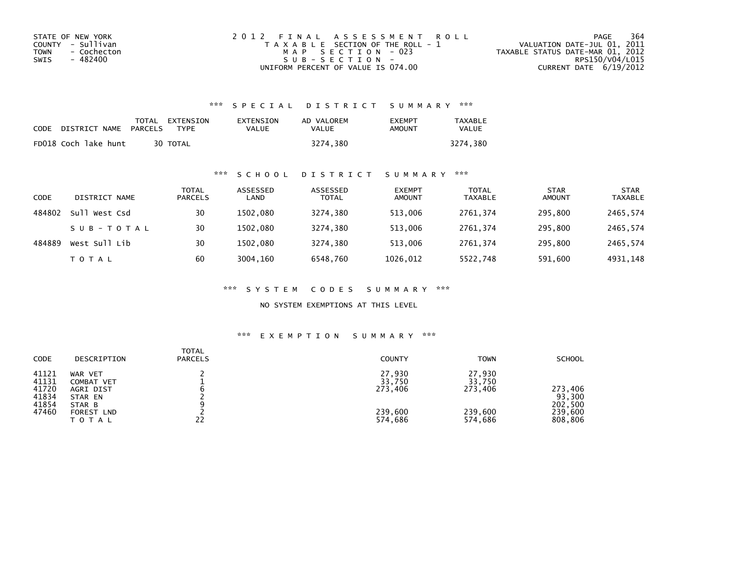STATE OF NEW YORK
COUNTY - Sullivan
TOWN - Cochecton
SWIS - 482400

2012 FINAL ASSESSMENT ROLL
TAXABLE SECTION OF THE ROLL - 1
MAP SECTION - 023
SUB-SECTION -
UNIFORM PERCENT OF VALUE IS 074.00

VALUATION DATE-JUL 01, 2011
TAXABLE STATUS DATE-MAR 01, 2012
RPS150/V04/L015
CURRENT DATE 6/19/2012

### *** SPECIAL DISTRICT SUMMARY ***

| CODE | DISTRICT NAME | TOTAL PARCELS | EXTENSION TYPE | EXTENSION VALUE | AD VALOREM VALUE | EXEMPT AMOUNT | TAXABLE VALUE |
|---|---|---|---|---|---|---|---|
| FD018 | Coch lake hunt | 30 | TOTAL | | 3274,380 | | 3274,380 |

### *** SCHOOL DISTRICT SUMMARY ***

| CODE | DISTRICT NAME | TOTAL PARCELS | ASSESSED LAND | ASSESSED TOTAL | EXEMPT AMOUNT | TOTAL TAXABLE | STAR AMOUNT | STAR TAXABLE |
|---|---|---|---|---|---|---|---|---|
| 484802 | Sull West Csd | 30 | 1502,080 | 3274,380 | 513,006 | 2761,374 | 295,800 | 2465,574 |
| | SUB-TOTAL | 30 | 1502,080 | 3274,380 | 513,006 | 2761,374 | 295,800 | 2465,574 |
| 484889 | West Sull Lib | 30 | 1502,080 | 3274,380 | 513,006 | 2761,374 | 295,800 | 2465,574 |
| | TOTAL | 60 | 3004,160 | 6548,760 | 1026,012 | 5522,748 | 591,600 | 4931,148 |

### *** SYSTEM CODES SUMMARY ***

NO SYSTEM EXEMPTIONS AT THIS LEVEL

### *** EXEMPTION SUMMARY ***

| CODE | DESCRIPTION | TOTAL PARCELS | COUNTY | TOWN | SCHOOL |
|---|---|---|---|---|---|
| 41121 | WAR VET | 2 | 27,930 | 27,930 | |
| 41131 | COMBAT VET | 1 | 33,750 | 33,750 | |
| 41720 | AGRI DIST | 6 | 273,406 | 273,406 | 273,406 |
| 41834 | STAR EN | 2 | | | 93,300 |
| 41854 | STAR B | 9 | | | 202,500 |
| 47460 | FOREST LND | 2 | 239,600 | 239,600 | 239,600 |
| | TOTAL | 22 | 574,686 | 574,686 | 808,806 |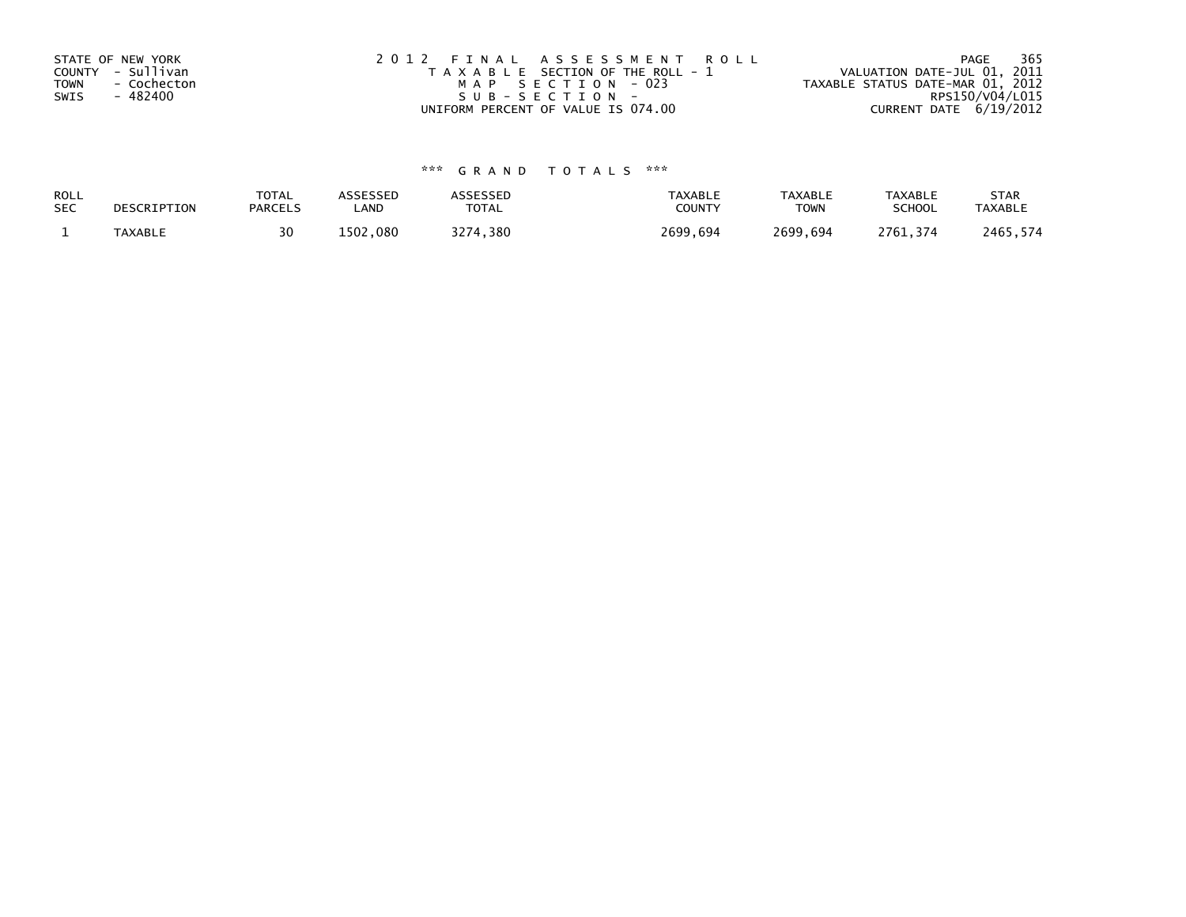STATE OF NEW YORK
COUNTY - Sullivan
TOWN - Cochecton
SWIS - 482400

2012 FINAL ASSESSMENT ROLL
TAXABLE SECTION OF THE ROLL - 1
MAP SECTION - 023
SUB-SECTION -
UNIFORM PERCENT OF VALUE IS 074.00

VALUATION DATE-JUL 01, 2011
TAXABLE STATUS DATE-MAR 01, 2012
RPS150/V04/L015
CURRENT DATE 6/19/2012

*** GRAND TOTALS ***

| ROLL SEC | DESCRIPTION | TOTAL PARCELS | ASSESSED LAND | ASSESSED TOTAL | TAXABLE COUNTY | TAXABLE TOWN | TAXABLE SCHOOL | STAR TAXABLE |
|---|---|---|---|---|---|---|---|---|
| 1 | TAXABLE | 30 | 1502,080 | 3274,380 | 2699,694 | 2699,694 | 2761,374 | 2465,574 |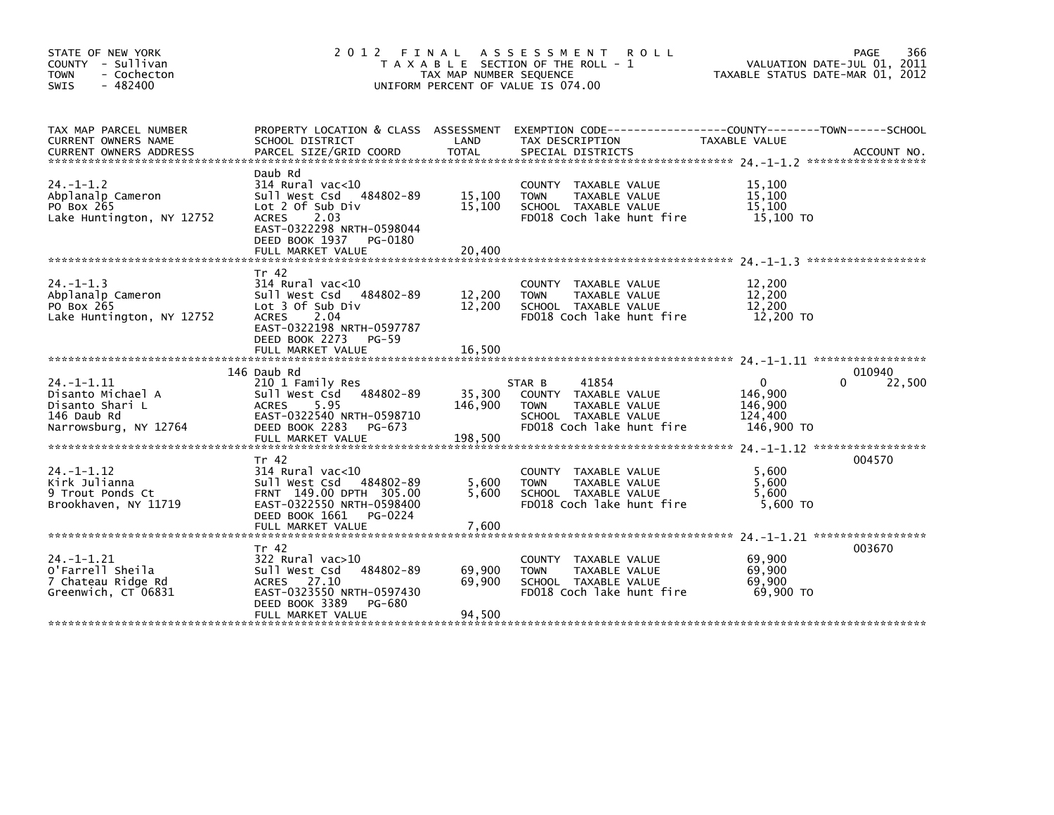STATE OF NEW YORK
COUNTY - Sullivan
TOWN - Cochecton
SWIS - 482400

# 2012 FINAL ASSESSMENT ROLL
TAXABLE SECTION OF THE ROLL - 1
TAX MAP NUMBER SEQUENCE
UNIFORM PERCENT OF VALUE IS 074.00

VALUATION DATE-JUL 01, 2011
TAXABLE STATUS DATE-MAR 01, 2012

| TAX MAP PARCEL NUMBER / CURRENT OWNERS NAME / CURRENT OWNERS ADDRESS | PROPERTY LOCATION & CLASS / SCHOOL DISTRICT / PARCEL SIZE/GRID COORD | ASSESSMENT LAND / TOTAL | EXEMPTION CODE / TAX DESCRIPTION / SPECIAL DISTRICTS | COUNTY / TOWN / SCHOOL TAXABLE VALUE | ACCOUNT NO. |
|---|---|---|---|---|---|
| 24.-1-1.2 | Daub Rd | | | | |
| 24.-1-1.2 | 314 Rural vac<10 | | COUNTY TAXABLE VALUE | 15,100 | |
| Abplanalp Cameron | Sull West Csd 484802-89 | 15,100 | TOWN TAXABLE VALUE | 15,100 | |
| PO Box 265 | Lot 2 Of Sub Div | 15,100 | SCHOOL TAXABLE VALUE | 15,100 | |
| Lake Huntington, NY 12752 | ACRES 2.03 | | FD018 Coch lake hunt fire | 15,100 TO | |
| | EAST-0322298 NRTH-0598044 | | | | |
| | DEED BOOK 1937 PG-0180 | | | | |
| | FULL MARKET VALUE | 20,400 | | | |
| 24.-1-1.3 | Tr 42 | | | | |
| 24.-1-1.3 | 314 Rural vac<10 | | COUNTY TAXABLE VALUE | 12,200 | |
| Abplanalp Cameron | Sull West Csd 484802-89 | 12,200 | TOWN TAXABLE VALUE | 12,200 | |
| PO Box 265 | Lot 3 Of Sub Div | 12,200 | SCHOOL TAXABLE VALUE | 12,200 | |
| Lake Huntington, NY 12752 | ACRES 2.04 | | FD018 Coch lake hunt fire | 12,200 TO | |
| | EAST-0322198 NRTH-0597787 | | | | |
| | DEED BOOK 2273 PG-59 | | | | |
| | FULL MARKET VALUE | 16,500 | | | |
| 24.-1-1.11 | 146 Daub Rd | | | | 010940 |
| 24.-1-1.11 | 210 1 Family Res | | STAR B 41854 | 0 0 22,500 | |
| Disanto Michael A | Sull West Csd 484802-89 | 35,300 | COUNTY TAXABLE VALUE | 146,900 | |
| Disanto Shari L | ACRES 5.95 | 146,900 | TOWN TAXABLE VALUE | 146,900 | |
| 146 Daub Rd | EAST-0322540 NRTH-0598710 | | SCHOOL TAXABLE VALUE | 124,400 | |
| Narrowsburg, NY 12764 | DEED BOOK 2283 PG-673 | | FD018 Coch lake hunt fire | 146,900 TO | |
| | FULL MARKET VALUE | 198,500 | | | |
| 24.-1-1.12 | Tr 42 | | | | 004570 |
| 24.-1-1.12 | 314 Rural vac<10 | | COUNTY TAXABLE VALUE | 5,600 | |
| Kirk Julianna | Sull West Csd 484802-89 | 5,600 | TOWN TAXABLE VALUE | 5,600 | |
| 9 Trout Ponds Ct | FRNT 149.00 DPTH 305.00 | 5,600 | SCHOOL TAXABLE VALUE | 5,600 | |
| Brookhaven, NY 11719 | EAST-0322550 NRTH-0598400 | | FD018 Coch lake hunt fire | 5,600 TO | |
| | DEED BOOK 1661 PG-0224 | | | | |
| | FULL MARKET VALUE | 7,600 | | | |
| 24.-1-1.21 | Tr 42 | | | | 003670 |
| 24.-1-1.21 | 322 Rural vac>10 | | COUNTY TAXABLE VALUE | 69,900 | |
| O'Farrell Sheila | Sull West Csd 484802-89 | 69,900 | TOWN TAXABLE VALUE | 69,900 | |
| 7 Chateau Ridge Rd | ACRES 27.10 | 69,900 | SCHOOL TAXABLE VALUE | 69,900 | |
| Greenwich, CT 06831 | EAST-0323550 NRTH-0597430 | | FD018 Coch lake hunt fire | 69,900 TO | |
| | DEED BOOK 3389 PG-680 | | | | |
| | FULL MARKET VALUE | 94,500 | | | |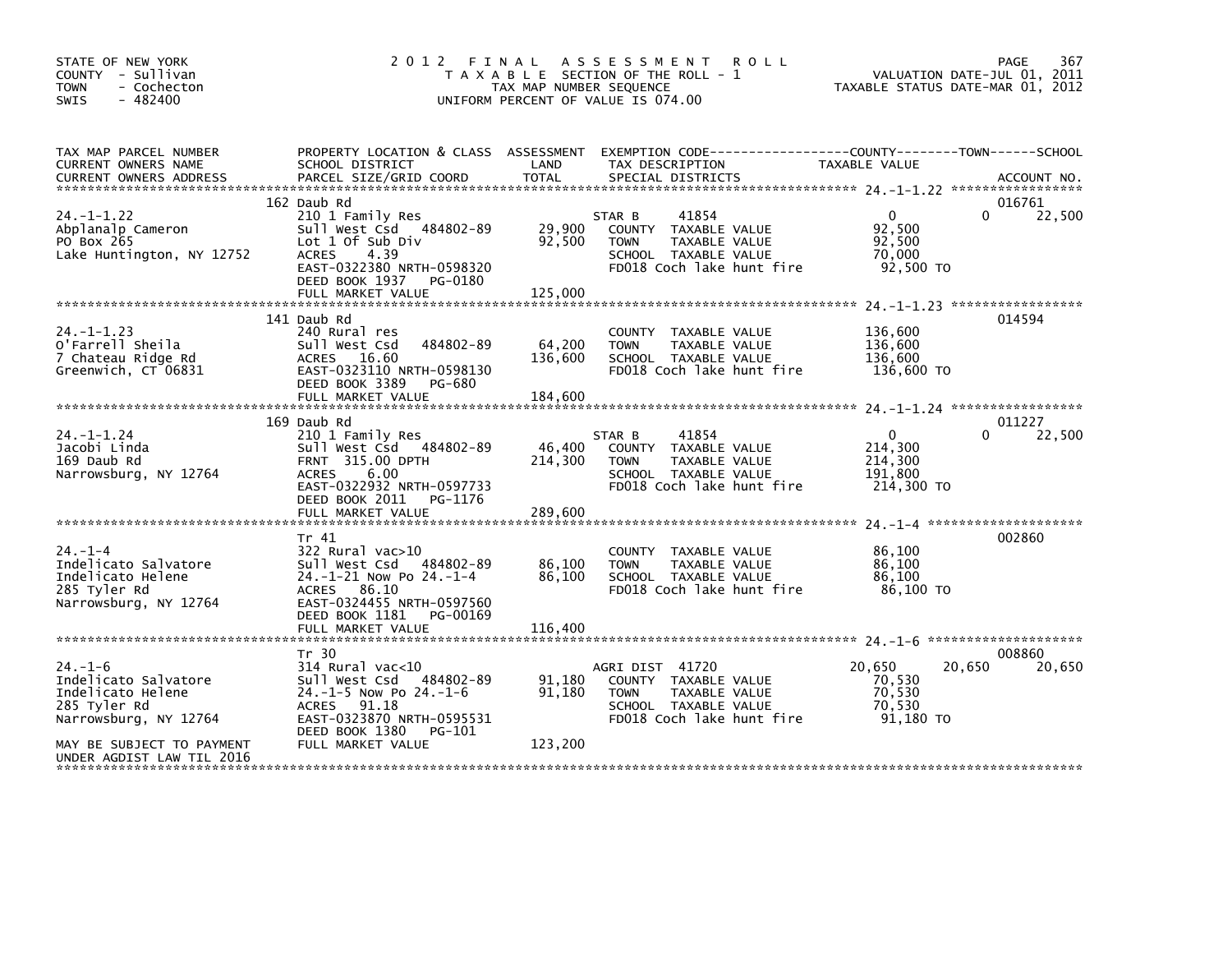STATE OF NEW YORK
COUNTY - Sullivan
TOWN - Cochecton
SWIS - 482400

# 2012 FINAL ASSESSMENT ROLL

TAXABLE SECTION OF THE ROLL - 1
TAX MAP NUMBER SEQUENCE
UNIFORM PERCENT OF VALUE IS 074.00

VALUATION DATE-JUL 01, 2011
TAXABLE STATUS DATE-MAR 01, 2012

| TAX MAP PARCEL NUMBER / CURRENT OWNERS NAME / CURRENT OWNERS ADDRESS | PROPERTY LOCATION & CLASS / SCHOOL DISTRICT / PARCEL SIZE/GRID COORD | ASSESSMENT LAND | TOTAL | EXEMPTION CODE / TAX DESCRIPTION / SPECIAL DISTRICTS | COUNTY TAXABLE VALUE | TOWN | SCHOOL | ACCOUNT NO. |
|---|---|---|---|---|---|---|---|---|
| 24.-1-1.22 | 162 Daub Rd | | | | | | | 016761 |
| Abplanalp Cameron | 210 1 Family Res | | | STAR B 41854 | 0 | 0 | 22,500 | |
| PO Box 265 | Sull West Csd 484802-89 | 29,900 | | COUNTY TAXABLE VALUE | 92,500 | | | |
| Lake Huntington, NY 12752 | Lot 1 Of Sub Div | | 92,500 | TOWN TAXABLE VALUE | 92,500 | | | |
| | ACRES 4.39 | | | SCHOOL TAXABLE VALUE | 70,000 | | | |
| | EAST-0322380 NRTH-0598320 | | | FD018 Coch lake hunt fire | 92,500 TO | | | |
| | DEED BOOK 1937 PG-0180 | | | | | | | |
| | FULL MARKET VALUE | | 125,000 | | | | | |
| 24.-1-1.23 | 141 Daub Rd | | | | | | | 014594 |
| O'Farrell Sheila | 240 Rural res | | | COUNTY TAXABLE VALUE | 136,600 | | | |
| 7 Chateau Ridge Rd | Sull West Csd 484802-89 | 64,200 | | TOWN TAXABLE VALUE | 136,600 | | | |
| Greenwich, CT 06831 | ACRES 16.60 | | 136,600 | SCHOOL TAXABLE VALUE | 136,600 | | | |
| | EAST-0323110 NRTH-0598130 | | | FD018 Coch lake hunt fire | 136,600 TO | | | |
| | DEED BOOK 3389 PG-680 | | | | | | | |
| | FULL MARKET VALUE | | 184,600 | | | | | |
| 24.-1-1.24 | 169 Daub Rd | | | | | | | 011227 |
| Jacobi Linda | 210 1 Family Res | | | STAR B 41854 | 0 | 0 | 22,500 | |
| 169 Daub Rd | Sull West Csd 484802-89 | 46,400 | | COUNTY TAXABLE VALUE | 214,300 | | | |
| Narrowsburg, NY 12764 | FRNT 315.00 DPTH | | 214,300 | TOWN TAXABLE VALUE | 214,300 | | | |
| | ACRES 6.00 | | | SCHOOL TAXABLE VALUE | 191,800 | | | |
| | EAST-0322932 NRTH-0597733 | | | FD018 Coch lake hunt fire | 214,300 TO | | | |
| | DEED BOOK 2011 PG-1176 | | | | | | | |
| | FULL MARKET VALUE | | 289,600 | | | | | |
| 24.-1-4 | Tr 41 | | | | | | | 002860 |
| Indelicato Salvatore | 322 Rural vac>10 | | | COUNTY TAXABLE VALUE | 86,100 | | | |
| Indelicato Helene | Sull West Csd 484802-89 | 86,100 | | TOWN TAXABLE VALUE | 86,100 | | | |
| 285 Tyler Rd | 24.-1-21 Now Po 24.-1-4 | | 86,100 | SCHOOL TAXABLE VALUE | 86,100 | | | |
| Narrowsburg, NY 12764 | ACRES 86.10 | | | FD018 Coch lake hunt fire | 86,100 TO | | | |
| | EAST-0324455 NRTH-0597560 | | | | | | | |
| | DEED BOOK 1181 PG-00169 | | | | | | | |
| | FULL MARKET VALUE | | 116,400 | | | | | |
| 24.-1-6 | Tr 30 | | | | | | | 008860 |
| Indelicato Salvatore | 314 Rural vac<10 | | | AGRI DIST 41720 | 20,650 | 20,650 | 20,650 | |
| Indelicato Helene | Sull West Csd 484802-89 | 91,180 | | COUNTY TAXABLE VALUE | 70,530 | | | |
| 285 Tyler Rd | 24.-1-5 Now Po 24.-1-6 | | 91,180 | TOWN TAXABLE VALUE | 70,530 | | | |
| Narrowsburg, NY 12764 | ACRES 91.18 | | | SCHOOL TAXABLE VALUE | 70,530 | | | |
| | EAST-0323870 NRTH-0595531 | | | FD018 Coch lake hunt fire | 91,180 TO | | | |
| | DEED BOOK 1380 PG-101 | | | | | | | |
| MAY BE SUBJECT TO PAYMENT UNDER AGDIST LAW TIL 2016 | FULL MARKET VALUE | | 123,200 | | | | | |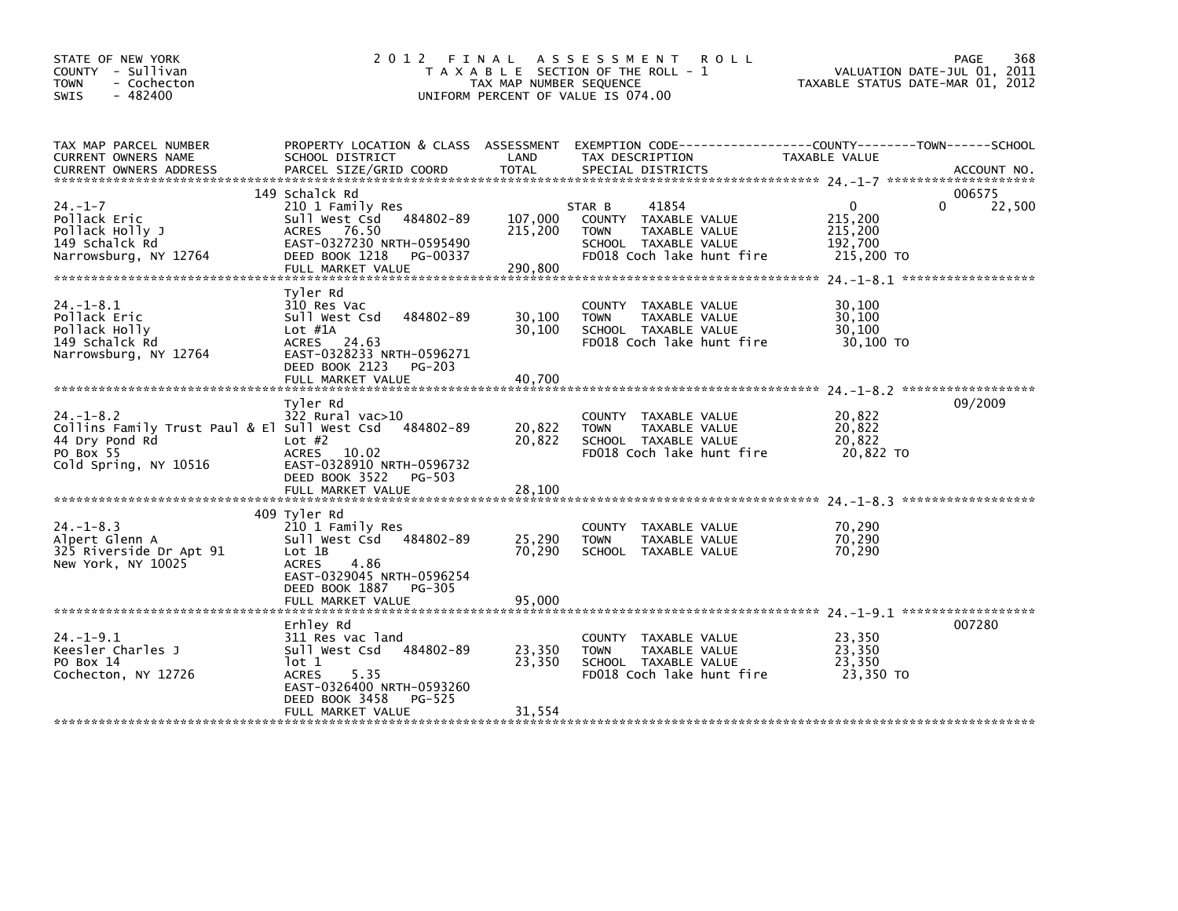STATE OF NEW YORK
COUNTY - Sullivan
TOWN - Cochecton
SWIS - 482400

# 2012 FINAL ASSESSMENT ROLL

TAXABLE SECTION OF THE ROLL - 1
TAX MAP NUMBER SEQUENCE
UNIFORM PERCENT OF VALUE IS 074.00

VALUATION DATE-JUL 01, 2011
TAXABLE STATUS DATE-MAR 01, 2012

| TAX MAP PARCEL NUMBER / CURRENT OWNERS NAME / CURRENT OWNERS ADDRESS | PROPERTY LOCATION & CLASS / SCHOOL DISTRICT / PARCEL SIZE/GRID COORD | ASSESSMENT LAND | TOTAL | EXEMPTION CODE / TAX DESCRIPTION / SPECIAL DISTRICTS | COUNTY | TOWN | SCHOOL | ACCOUNT NO. |
|---|---|---|---|---|---|---|---|---|
| 24.-1-7 | 149 Schalck Rd | | | | | | | 006575 |
| Pollack Eric | 210 1 Family Res | | | STAR B 41854 | 0 | 0 | 22,500 | |
| Pollack Holly J | Sull West Csd 484802-89 | 107,000 | | COUNTY TAXABLE VALUE | 215,200 | | | |
| 149 Schalck Rd | ACRES 76.50 | | 215,200 | TOWN TAXABLE VALUE | | 215,200 | | |
| Narrowsburg, NY 12764 | EAST-0327230 NRTH-0595490 | | | SCHOOL TAXABLE VALUE | | | 192,700 | |
| | DEED BOOK 1218 PG-00337 | | | FD018 Coch lake hunt fire | 215,200 TO | | | |
| | FULL MARKET VALUE | | 290,800 | | | | | |
| 24.-1-8.1 | Tyler Rd | | | | | | | |
| Pollack Eric | 310 Res Vac | | | COUNTY TAXABLE VALUE | 30,100 | | | |
| Pollack Holly | Sull West Csd 484802-89 | 30,100 | | TOWN TAXABLE VALUE | | 30,100 | | |
| 149 Schalck Rd | Lot #1A | | 30,100 | SCHOOL TAXABLE VALUE | | | 30,100 | |
| Narrowsburg, NY 12764 | ACRES 24.63 | | | FD018 Coch lake hunt fire | 30,100 TO | | | |
| | EAST-0328233 NRTH-0596271 | | | | | | | |
| | DEED BOOK 2123 PG-203 | | | | | | | |
| | FULL MARKET VALUE | | 40,700 | | | | | |
| 24.-1-8.2 | Tyler Rd | | | | | | | 09/2009 |
| Collins Family Trust Paul & El | 322 Rural vac>10 | | | COUNTY TAXABLE VALUE | 20,822 | | | |
| 44 Dry Pond Rd | Sull West Csd 484802-89 | 20,822 | | TOWN TAXABLE VALUE | | 20,822 | | |
| PO Box 55 | Lot #2 | | 20,822 | SCHOOL TAXABLE VALUE | | | 20,822 | |
| Cold Spring, NY 10516 | ACRES 10.02 | | | FD018 Coch lake hunt fire | 20,822 TO | | | |
| | EAST-0328910 NRTH-0596732 | | | | | | | |
| | DEED BOOK 3522 PG-503 | | | | | | | |
| | FULL MARKET VALUE | | 28,100 | | | | | |
| 24.-1-8.3 | 409 Tyler Rd | | | | | | | |
| Alpert Glenn A | 210 1 Family Res | | | COUNTY TAXABLE VALUE | 70,290 | | | |
| 325 Riverside Dr Apt 91 | Sull West Csd 484802-89 | 25,290 | | TOWN TAXABLE VALUE | | 70,290 | | |
| New York, NY 10025 | Lot 1B | | 70,290 | SCHOOL TAXABLE VALUE | | | 70,290 | |
| | ACRES 4.86 | | | | | | | |
| | EAST-0329045 NRTH-0596254 | | | | | | | |
| | DEED BOOK 1887 PG-305 | | | | | | | |
| | FULL MARKET VALUE | | 95,000 | | | | | |
| 24.-1-9.1 | Erhley Rd | | | | | | | 007280 |
| Keesler Charles J | 311 Res vac land | | | COUNTY TAXABLE VALUE | 23,350 | | | |
| PO Box 14 | Sull West Csd 484802-89 | 23,350 | | TOWN TAXABLE VALUE | | 23,350 | | |
| Cochecton, NY 12726 | lot 1 | | 23,350 | SCHOOL TAXABLE VALUE | | | 23,350 | |
| | ACRES 5.35 | | | FD018 Coch lake hunt fire | 23,350 TO | | | |
| | EAST-0326400 NRTH-0593260 | | | | | | | |
| | DEED BOOK 3458 PG-525 | | | | | | | |
| | FULL MARKET VALUE | | 31,554 | | | | | |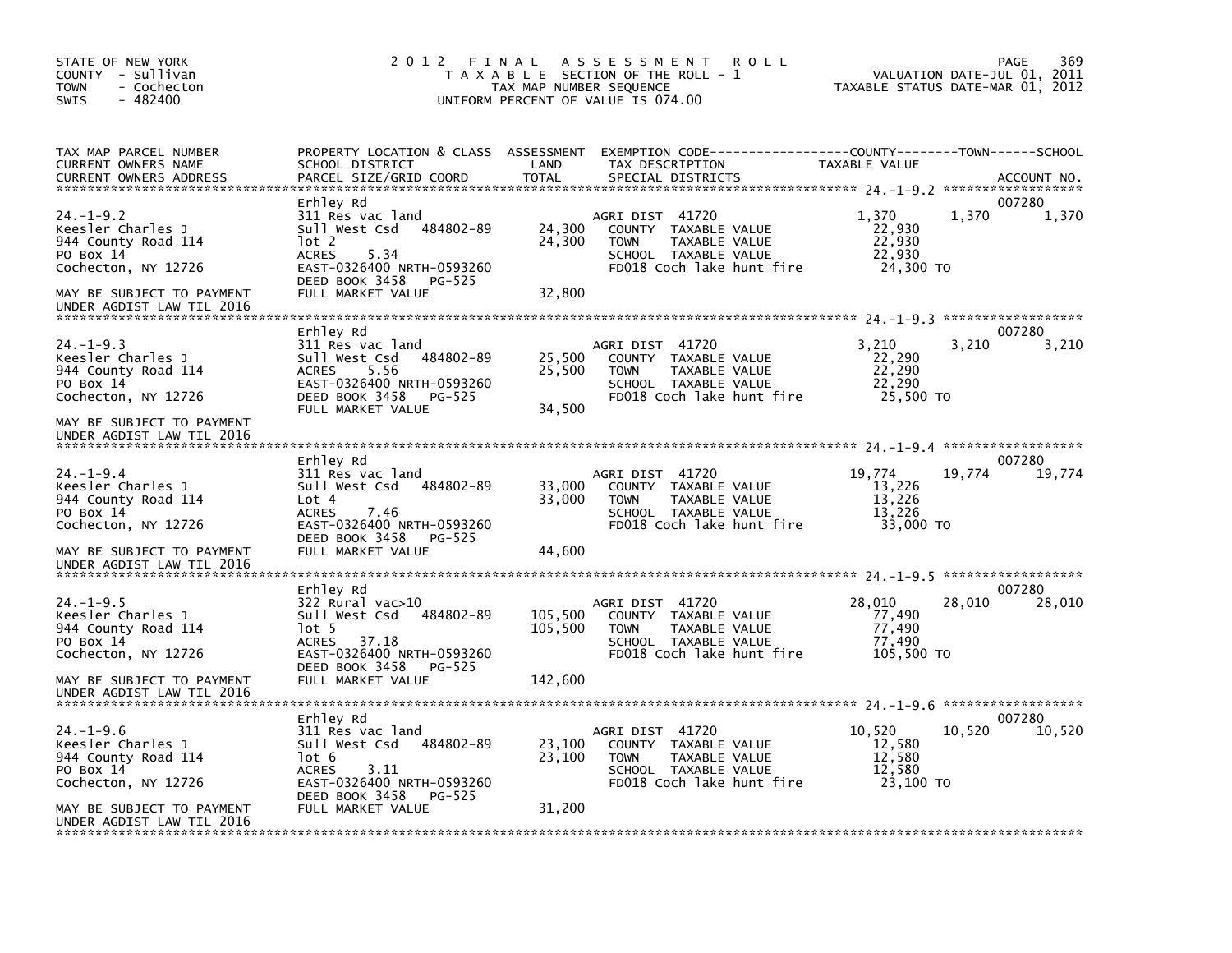STATE OF NEW YORK
COUNTY - Sullivan
TOWN - Cochecton
SWIS - 482400

# 2012 FINAL ASSESSMENT ROLL

TAXABLE SECTION OF THE ROLL - 1
TAX MAP NUMBER SEQUENCE
UNIFORM PERCENT OF VALUE IS 074.00

VALUATION DATE-JUL 01, 2011
TAXABLE STATUS DATE-MAR 01, 2012

| TAX MAP PARCEL NUMBER / CURRENT OWNERS NAME / CURRENT OWNERS ADDRESS | PROPERTY LOCATION & CLASS / SCHOOL DISTRICT / PARCEL SIZE/GRID COORD | ASSESSMENT LAND | TOTAL | EXEMPTION CODE / TAX DESCRIPTION / SPECIAL DISTRICTS | COUNTY TAXABLE VALUE | TOWN | SCHOOL | ACCOUNT NO. |
|---|---|---|---|---|---|---|---|---|
| 24.-1-9.2 | Erhley Rd | | | | | | | 007280 |
| Keesler Charles J | 311 Res vac land | | | AGRI DIST 41720 | 1,370 | 1,370 | 1,370 | |
| 944 County Road 114 | Sull West Csd 484802-89 | 24,300 | | COUNTY TAXABLE VALUE | 22,930 | | | |
| PO Box 14 | lot 2 | | 24,300 | TOWN TAXABLE VALUE | 22,930 | | | |
| Cochecton, NY 12726 | ACRES 5.34 | | | SCHOOL TAXABLE VALUE | 22,930 | | | |
| | EAST-0326400 NRTH-0593260 | | | FD018 Coch lake hunt fire | 24,300 TO | | | |
| | DEED BOOK 3458 PG-525 | | | | | | | |
| MAY BE SUBJECT TO PAYMENT UNDER AGDIST LAW TIL 2016 | FULL MARKET VALUE | | 32,800 | | | | | |
| 24.-1-9.3 | Erhley Rd | | | | | | | 007280 |
| Keesler Charles J | 311 Res vac land | | | AGRI DIST 41720 | 3,210 | 3,210 | 3,210 | |
| 944 County Road 114 | Sull West Csd 484802-89 | 25,500 | | COUNTY TAXABLE VALUE | 22,290 | | | |
| PO Box 14 | ACRES 5.56 | | 25,500 | TOWN TAXABLE VALUE | 22,290 | | | |
| Cochecton, NY 12726 | EAST-0326400 NRTH-0593260 | | | SCHOOL TAXABLE VALUE | 22,290 | | | |
| | DEED BOOK 3458 PG-525 | | | FD018 Coch lake hunt fire | 25,500 TO | | | |
| MAY BE SUBJECT TO PAYMENT UNDER AGDIST LAW TIL 2016 | FULL MARKET VALUE | | 34,500 | | | | | |
| 24.-1-9.4 | Erhley Rd | | | | | | | 007280 |
| Keesler Charles J | 311 Res vac land | | | AGRI DIST 41720 | 19,774 | 19,774 | 19,774 | |
| 944 County Road 114 | Sull West Csd 484802-89 | 33,000 | | COUNTY TAXABLE VALUE | 13,226 | | | |
| PO Box 14 | Lot 4 | | 33,000 | TOWN TAXABLE VALUE | 13,226 | | | |
| Cochecton, NY 12726 | ACRES 7.46 | | | SCHOOL TAXABLE VALUE | 13,226 | | | |
| | EAST-0326400 NRTH-0593260 | | | FD018 Coch lake hunt fire | 33,000 TO | | | |
| | DEED BOOK 3458 PG-525 | | | | | | | |
| MAY BE SUBJECT TO PAYMENT UNDER AGDIST LAW TIL 2016 | FULL MARKET VALUE | | 44,600 | | | | | |
| 24.-1-9.5 | Erhley Rd | | | | | | | 007280 |
| Keesler Charles J | 322 Rural vac>10 | | | AGRI DIST 41720 | 28,010 | 28,010 | 28,010 | |
| 944 County Road 114 | Sull West Csd 484802-89 | 105,500 | | COUNTY TAXABLE VALUE | 77,490 | | | |
| PO Box 14 | lot 5 | | 105,500 | TOWN TAXABLE VALUE | 77,490 | | | |
| Cochecton, NY 12726 | ACRES 37.18 | | | SCHOOL TAXABLE VALUE | 77,490 | | | |
| | EAST-0326400 NRTH-0593260 | | | FD018 Coch lake hunt fire | 105,500 TO | | | |
| | DEED BOOK 3458 PG-525 | | | | | | | |
| MAY BE SUBJECT TO PAYMENT UNDER AGDIST LAW TIL 2016 | FULL MARKET VALUE | | 142,600 | | | | | |
| 24.-1-9.6 | Erhley Rd | | | | | | | 007280 |
| Keesler Charles J | 311 Res vac land | | | AGRI DIST 41720 | 10,520 | 10,520 | 10,520 | |
| 944 County Road 114 | Sull West Csd 484802-89 | 23,100 | | COUNTY TAXABLE VALUE | 12,580 | | | |
| PO Box 14 | lot 6 | | 23,100 | TOWN TAXABLE VALUE | 12,580 | | | |
| Cochecton, NY 12726 | ACRES 3.11 | | | SCHOOL TAXABLE VALUE | 12,580 | | | |
| | EAST-0326400 NRTH-0593260 | | | FD018 Coch lake hunt fire | 23,100 TO | | | |
| | DEED BOOK 3458 PG-525 | | | | | | | |
| MAY BE SUBJECT TO PAYMENT UNDER AGDIST LAW TIL 2016 | FULL MARKET VALUE | | 31,200 | | | | | |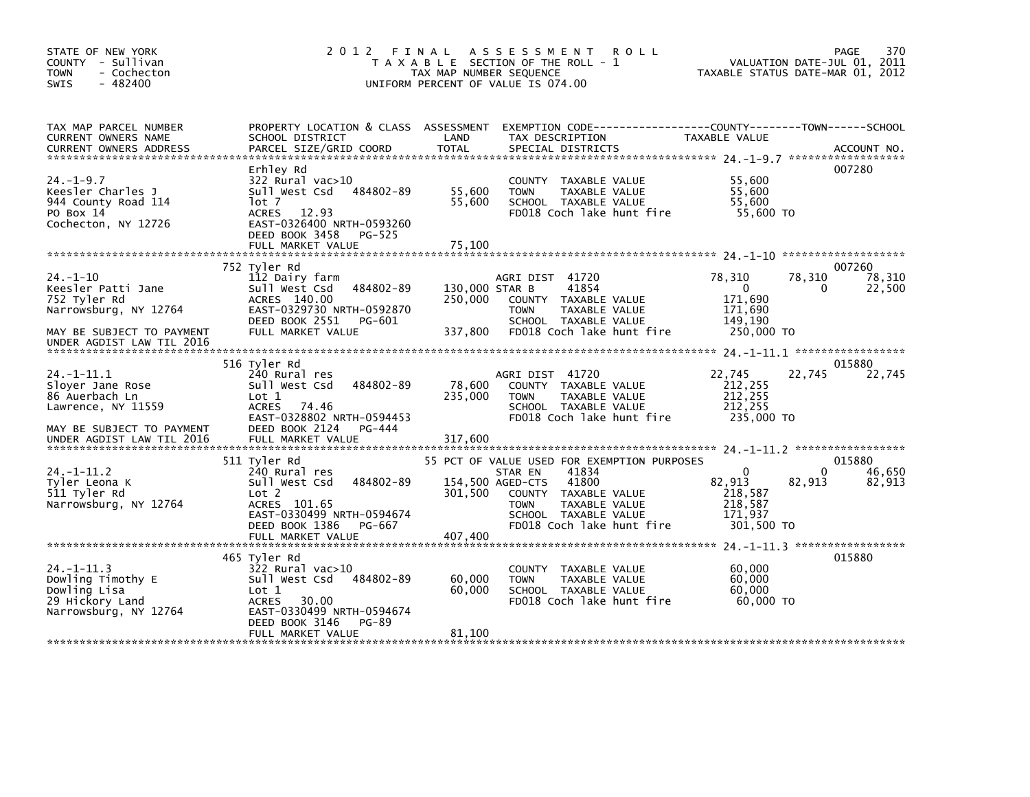STATE OF NEW YORK
COUNTY - Sullivan
TOWN - Cochecton
SWIS - 482400

# 2012 FINAL ASSESSMENT ROLL

TAXABLE SECTION OF THE ROLL - 1
TAX MAP NUMBER SEQUENCE
UNIFORM PERCENT OF VALUE IS 074.00

VALUATION DATE-JUL 01, 2011
TAXABLE STATUS DATE-MAR 01, 2012

| TAX MAP PARCEL NUMBER / CURRENT OWNERS NAME / CURRENT OWNERS ADDRESS | PROPERTY LOCATION & CLASS / SCHOOL DISTRICT / PARCEL SIZE/GRID COORD | ASSESSMENT LAND / TOTAL | EXEMPTION CODE / TAX DESCRIPTION / SPECIAL DISTRICTS | COUNTY TAXABLE VALUE | TOWN | SCHOOL | ACCOUNT NO. |
|---|---|---|---|---|---|---|---|
| **24.-1-9.7** | Erhley Rd | | | | | | 007280 |
| 24.-1-9.7 | 322 Rural vac>10 | | COUNTY TAXABLE VALUE | 55,600 | | | |
| Keesler Charles J | Sull West Csd 484802-89 | 55,600 | TOWN TAXABLE VALUE | 55,600 | | | |
| 944 County Road 114 | lot 7 | 55,600 | SCHOOL TAXABLE VALUE | 55,600 | | | |
| PO Box 14 | ACRES 12.93 | | FD018 Coch lake hunt fire | 55,600 TO | | | |
| Cochecton, NY 12726 | EAST-0326400 NRTH-0593260 | | | | | | |
| | DEED BOOK 3458 PG-525 | | | | | | |
| | FULL MARKET VALUE | 75,100 | | | | | |
| **24.-1-10** | 752 Tyler Rd | | | | | | 007260 |
| 24.-1-10 | 112 Dairy farm | | AGRI DIST 41720 | 78,310 | 78,310 | 78,310 | |
| Keesler Patti Jane | Sull West Csd 484802-89 | 130,000 | STAR B 41854 | 0 | 0 | 22,500 | |
| 752 Tyler Rd | ACRES 140.00 | 250,000 | COUNTY TAXABLE VALUE | 171,690 | | | |
| Narrowsburg, NY 12764 | EAST-0329730 NRTH-0592870 | | TOWN TAXABLE VALUE | 171,690 | | | |
| | DEED BOOK 2551 PG-601 | | SCHOOL TAXABLE VALUE | 149,190 | | | |
| MAY BE SUBJECT TO PAYMENT | FULL MARKET VALUE | 337,800 | FD018 Coch lake hunt fire | 250,000 TO | | | |
| UNDER AGDIST LAW TIL 2016 | | | | | | | |
| **24.-1-11.1** | 516 Tyler Rd | | | | | | 015880 |
| 24.-1-11.1 | 240 Rural res | | AGRI DIST 41720 | 22,745 | 22,745 | 22,745 | |
| Sloyer Jane Rose | Sull West Csd 484802-89 | 78,600 | COUNTY TAXABLE VALUE | 212,255 | | | |
| 86 Auerbach Ln | Lot 1 | 235,000 | TOWN TAXABLE VALUE | 212,255 | | | |
| Lawrence, NY 11559 | ACRES 74.46 | | SCHOOL TAXABLE VALUE | 212,255 | | | |
| | EAST-0328802 NRTH-0594453 | | FD018 Coch lake hunt fire | 235,000 TO | | | |
| MAY BE SUBJECT TO PAYMENT | DEED BOOK 2124 PG-444 | | | | | | |
| UNDER AGDIST LAW TIL 2016 | FULL MARKET VALUE | 317,600 | | | | | |
| **24.-1-11.2** | 511 Tyler Rd | | 55 PCT OF VALUE USED FOR EXEMPTION PURPOSES | | | | 015880 |
| 24.-1-11.2 | 240 Rural res | | STAR EN 41834 | 0 | 0 | 46,650 | |
| Tyler Leona K | Sull West Csd 484802-89 | 154,500 | AGED-CTS 41800 | 82,913 | 82,913 | 82,913 | |
| 511 Tyler Rd | Lot 2 | 301,500 | COUNTY TAXABLE VALUE | 218,587 | | | |
| Narrowsburg, NY 12764 | ACRES 101.65 | | TOWN TAXABLE VALUE | 218,587 | | | |
| | EAST-0330499 NRTH-0594674 | | SCHOOL TAXABLE VALUE | 171,937 | | | |
| | DEED BOOK 1386 PG-667 | | FD018 Coch lake hunt fire | 301,500 TO | | | |
| | FULL MARKET VALUE | 407,400 | | | | | |
| **24.-1-11.3** | 465 Tyler Rd | | | | | | 015880 |
| 24.-1-11.3 | 322 Rural vac>10 | | COUNTY TAXABLE VALUE | 60,000 | | | |
| Dowling Timothy E | Sull West Csd 484802-89 | 60,000 | TOWN TAXABLE VALUE | 60,000 | | | |
| Dowling Lisa | Lot 1 | 60,000 | SCHOOL TAXABLE VALUE | 60,000 | | | |
| 29 Hickory Land | ACRES 30.00 | | FD018 Coch lake hunt fire | 60,000 TO | | | |
| Narrowsburg, NY 12764 | EAST-0330499 NRTH-0594674 | | | | | | |
| | DEED BOOK 3146 PG-89 | | | | | | |
| | FULL MARKET VALUE | 81,100 | | | | | |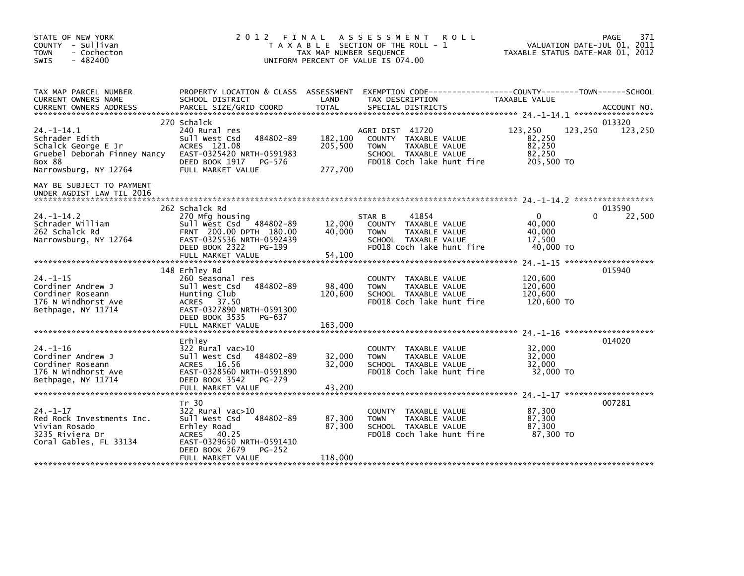STATE OF NEW YORK
COUNTY - Sullivan
TOWN - Cochecton
SWIS - 482400

# 2012 FINAL ASSESSMENT ROLL

TAXABLE SECTION OF THE ROLL - 1
TAX MAP NUMBER SEQUENCE
UNIFORM PERCENT OF VALUE IS 074.00

VALUATION DATE-JUL 01, 2011
TAXABLE STATUS DATE-MAR 01, 2012

| TAX MAP PARCEL NUMBER / CURRENT OWNERS NAME / CURRENT OWNERS ADDRESS | PROPERTY LOCATION & CLASS / SCHOOL DISTRICT / PARCEL SIZE/GRID COORD | ASSESSMENT LAND | TOTAL | EXEMPTION CODE / TAX DESCRIPTION / SPECIAL DISTRICTS | COUNTY | TOWN | SCHOOL | ACCOUNT NO. |
|---|---|---|---|---|---|---|---|---|
| **24.-1-14.1** | 270 Schalck | | | | | | | 013320 |
| 24.-1-14.1 | 240 Rural res | | | AGRI DIST 41720 | 123,250 | 123,250 | 123,250 | |
| Schrader Edith | Sull West Csd 484802-89 | 182,100 | | COUNTY TAXABLE VALUE | 82,250 | | | |
| Schalck George E Jr | ACRES 121.08 | | 205,500 | TOWN TAXABLE VALUE | | 82,250 | | |
| Gruebel Deborah Finney Nancy | EAST-0325420 NRTH-0591983 | | | SCHOOL TAXABLE VALUE | | | 82,250 | |
| Box 88 | DEED BOOK 1917 PG-576 | | | FD018 Coch lake hunt fire | 205,500 TO | | | |
| Narrowsburg, NY 12764 | FULL MARKET VALUE | | 277,700 | | | | | |
| MAY BE SUBJECT TO PAYMENT UNDER AGDIST LAW TIL 2016 | | | | | | | | |
| **24.-1-14.2** | 262 Schalck Rd | | | | | | | 013590 |
| 24.-1-14.2 | 270 Mfg housing | | | STAR B 41854 | 0 | 0 | 22,500 | |
| Schrader William | Sull West Csd 484802-89 | 12,000 | | COUNTY TAXABLE VALUE | 40,000 | | | |
| 262 Schalck Rd | FRNT 200.00 DPTH 180.00 | | 40,000 | TOWN TAXABLE VALUE | | 40,000 | | |
| Narrowsburg, NY 12764 | EAST-0325536 NRTH-0592439 | | | SCHOOL TAXABLE VALUE | | | 17,500 | |
| | DEED BOOK 2322 PG-199 | | | FD018 Coch lake hunt fire | 40,000 TO | | | |
| | FULL MARKET VALUE | | 54,100 | | | | | |
| **24.-1-15** | 148 Erhley Rd | | | | | | | 015940 |
| 24.-1-15 | 260 Seasonal res | | | COUNTY TAXABLE VALUE | 120,600 | | | |
| Cordiner Andrew J | Sull West Csd 484802-89 | 98,400 | | TOWN TAXABLE VALUE | | 120,600 | | |
| Cordiner Roseann | Hunting Club | | 120,600 | SCHOOL TAXABLE VALUE | | | 120,600 | |
| 176 N Windhorst Ave | ACRES 37.50 | | | FD018 Coch lake hunt fire | 120,600 TO | | | |
| Bethpage, NY 11714 | EAST-0327890 NRTH-0591300 | | | | | | | |
| | DEED BOOK 3535 PG-637 | | | | | | | |
| | FULL MARKET VALUE | | 163,000 | | | | | |
| **24.-1-16** | Erhley | | | | | | | 014020 |
| 24.-1-16 | 322 Rural vac>10 | | | COUNTY TAXABLE VALUE | 32,000 | | | |
| Cordiner Andrew J | Sull West Csd 484802-89 | 32,000 | | TOWN TAXABLE VALUE | | 32,000 | | |
| Cordiner Roseann | ACRES 16.56 | | 32,000 | SCHOOL TAXABLE VALUE | | | 32,000 | |
| 176 N Windhorst Ave | EAST-0328560 NRTH-0591890 | | | FD018 Coch lake hunt fire | 32,000 TO | | | |
| Bethpage, NY 11714 | DEED BOOK 3542 PG-279 | | | | | | | |
| | FULL MARKET VALUE | | 43,200 | | | | | |
| **24.-1-17** | Tr 30 | | | | | | | 007281 |
| 24.-1-17 | 322 Rural vac>10 | | | COUNTY TAXABLE VALUE | 87,300 | | | |
| Red Rock Investments Inc. | Sull West Csd 484802-89 | 87,300 | | TOWN TAXABLE VALUE | | 87,300 | | |
| Vivian Rosado | Erhley Road | | 87,300 | SCHOOL TAXABLE VALUE | | | 87,300 | |
| 3235 Riviera Dr | ACRES 40.25 | | | FD018 Coch lake hunt fire | 87,300 TO | | | |
| Coral Gables, FL 33134 | EAST-0329650 NRTH-0591410 | | | | | | | |
| | DEED BOOK 2679 PG-252 | | | | | | | |
| | FULL MARKET VALUE | | 118,000 | | | | | |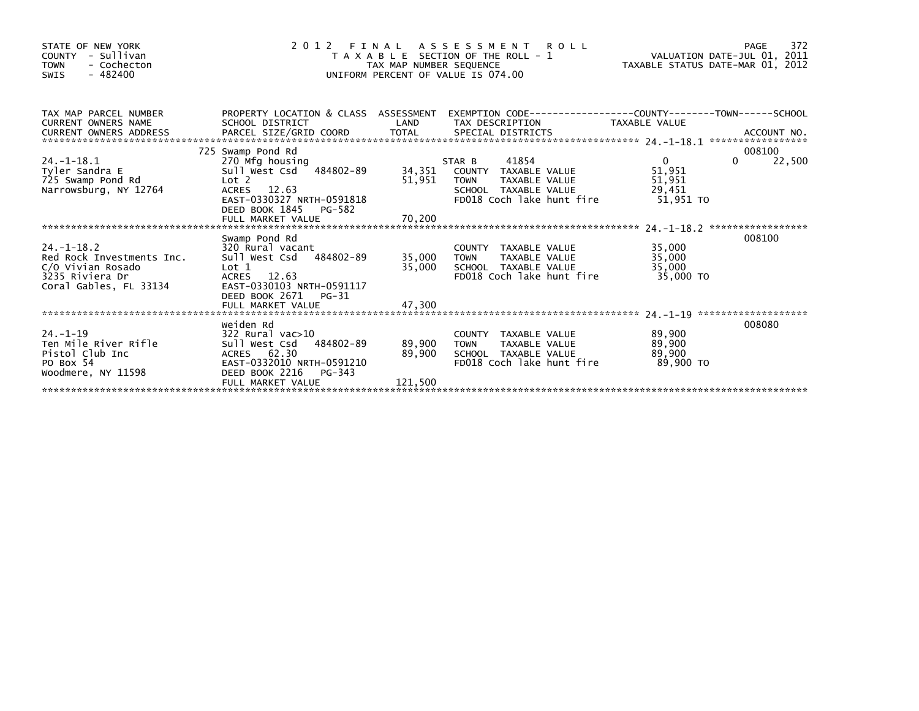STATE OF NEW YORK
COUNTY - Sullivan
TOWN - Cochecton
SWIS - 482400

# 2012 FINAL ASSESSMENT ROLL

TAXABLE SECTION OF THE ROLL - 1
TAX MAP NUMBER SEQUENCE
UNIFORM PERCENT OF VALUE IS 074.00

VALUATION DATE-JUL 01, 2011
TAXABLE STATUS DATE-MAR 01, 2012

| TAX MAP PARCEL NUMBER / CURRENT OWNERS NAME / CURRENT OWNERS ADDRESS | PROPERTY LOCATION & CLASS / SCHOOL DISTRICT / PARCEL SIZE/GRID COORD | ASSESSMENT LAND | TOTAL | EXEMPTION CODE / TAX DESCRIPTION / SPECIAL DISTRICTS | COUNTY TAXABLE VALUE | TOWN | SCHOOL | ACCOUNT NO. |
|---|---|---|---|---|---|---|---|---|
| 24.-1-18.1 | 725 Swamp Pond Rd | | | | | | | 008100 |
| | 270 Mfg housing | | | STAR B 41854 | 0 | 0 | 22,500 | |
| Tyler Sandra E | Sull West Csd 484802-89 | 34,351 | | COUNTY TAXABLE VALUE | 51,951 | | | |
| 725 Swamp Pond Rd | Lot 2 | | 51,951 | TOWN TAXABLE VALUE | 51,951 | | | |
| Narrowsburg, NY 12764 | ACRES 12.63 | | | SCHOOL TAXABLE VALUE | 29,451 | | | |
| | EAST-0330327 NRTH-0591818 | | | FD018 Coch lake hunt fire | 51,951 TO | | | |
| | DEED BOOK 1845 PG-582 | | | | | | | |
| | FULL MARKET VALUE | | 70,200 | | | | | |
| 24.-1-18.2 | Swamp Pond Rd | | | | | | | 008100 |
| Red Rock Investments Inc. | 320 Rural vacant | | | COUNTY TAXABLE VALUE | 35,000 | | | |
| C/O Vivian Rosado | Sull West Csd 484802-89 | 35,000 | | TOWN TAXABLE VALUE | 35,000 | | | |
| 3235 Riviera Dr | Lot 1 | | 35,000 | SCHOOL TAXABLE VALUE | 35,000 | | | |
| Coral Gables, FL 33134 | ACRES 12.63 | | | FD018 Coch lake hunt fire | 35,000 TO | | | |
| | EAST-0330103 NRTH-0591117 | | | | | | | |
| | DEED BOOK 2671 PG-31 | | | | | | | |
| | FULL MARKET VALUE | | 47,300 | | | | | |
| 24.-1-19 | Weiden Rd | | | | | | | 008080 |
| Ten Mile River Rifle | 322 Rural vac>10 | | | COUNTY TAXABLE VALUE | 89,900 | | | |
| Pistol Club Inc | Sull West Csd 484802-89 | 89,900 | | TOWN TAXABLE VALUE | 89,900 | | | |
| PO Box 54 | ACRES 62.30 | | 89,900 | SCHOOL TAXABLE VALUE | 89,900 | | | |
| Woodmere, NY 11598 | EAST-0332010 NRTH-0591210 | | | FD018 Coch lake hunt fire | 89,900 TO | | | |
| | DEED BOOK 2216 PG-343 | | | | | | | |
| | FULL MARKET VALUE | | 121,500 | | | | | |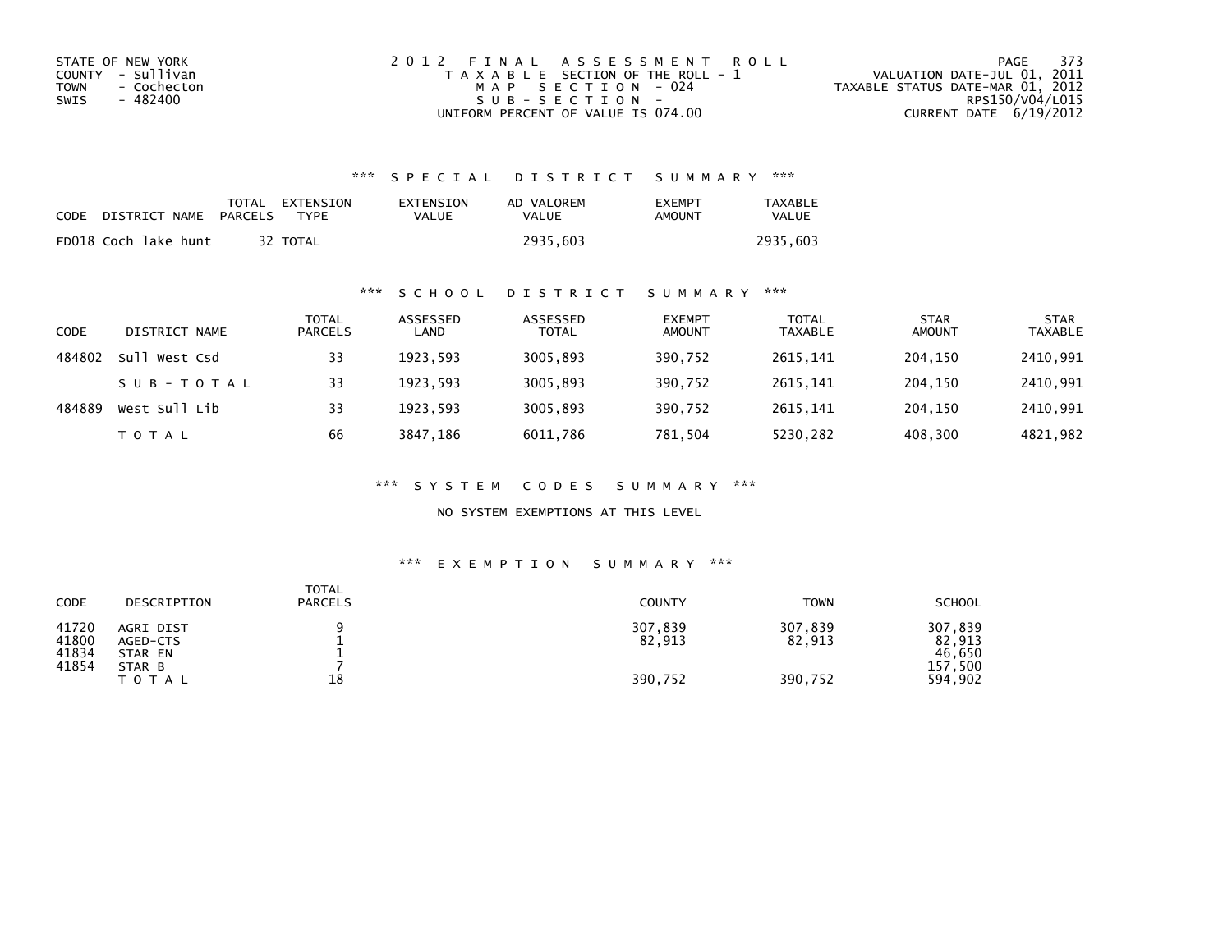STATE OF NEW YORK
COUNTY - Sullivan
TOWN - Cochecton
SWIS - 482400

2012 FINAL ASSESSMENT ROLL
TAXABLE SECTION OF THE ROLL - 1
MAP SECTION - 024
SUB-SECTION -
UNIFORM PERCENT OF VALUE IS 074.00

VALUATION DATE-JUL 01, 2011
TAXABLE STATUS DATE-MAR 01, 2012
RPS150/V04/L015
CURRENT DATE 6/19/2012

## *** SPECIAL DISTRICT SUMMARY ***

| CODE | DISTRICT NAME | TOTAL PARCELS | EXTENSION TYPE | EXTENSION VALUE | AD VALOREM VALUE | EXEMPT AMOUNT | TAXABLE VALUE |
|---|---|---|---|---|---|---|---|
| FD018 | Coch lake hunt | 32 | TOTAL | | 2935,603 | | 2935,603 |

## *** SCHOOL DISTRICT SUMMARY ***

| CODE | DISTRICT NAME | TOTAL PARCELS | ASSESSED LAND | ASSESSED TOTAL | EXEMPT AMOUNT | TOTAL TAXABLE | STAR AMOUNT | STAR TAXABLE |
|---|---|---|---|---|---|---|---|---|
| 484802 | Sull West Csd | 33 | 1923,593 | 3005,893 | 390,752 | 2615,141 | 204,150 | 2410,991 |
| | SUB-TOTAL | 33 | 1923,593 | 3005,893 | 390,752 | 2615,141 | 204,150 | 2410,991 |
| 484889 | West Sull Lib | 33 | 1923,593 | 3005,893 | 390,752 | 2615,141 | 204,150 | 2410,991 |
| | TOTAL | 66 | 3847,186 | 6011,786 | 781,504 | 5230,282 | 408,300 | 4821,982 |

## *** SYSTEM CODES SUMMARY ***

NO SYSTEM EXEMPTIONS AT THIS LEVEL

## *** EXEMPTION SUMMARY ***

| CODE | DESCRIPTION | TOTAL PARCELS | COUNTY | TOWN | SCHOOL |
|---|---|---|---|---|---|
| 41720 | AGRI DIST | 9 | 307,839 | 307,839 | 307,839 |
| 41800 | AGED-CTS | 1 | 82,913 | 82,913 | 82,913 |
| 41834 | STAR EN | 1 | | | 46,650 |
| 41854 | STAR B | 7 | | | 157,500 |
| | TOTAL | 18 | 390,752 | 390,752 | 594,902 |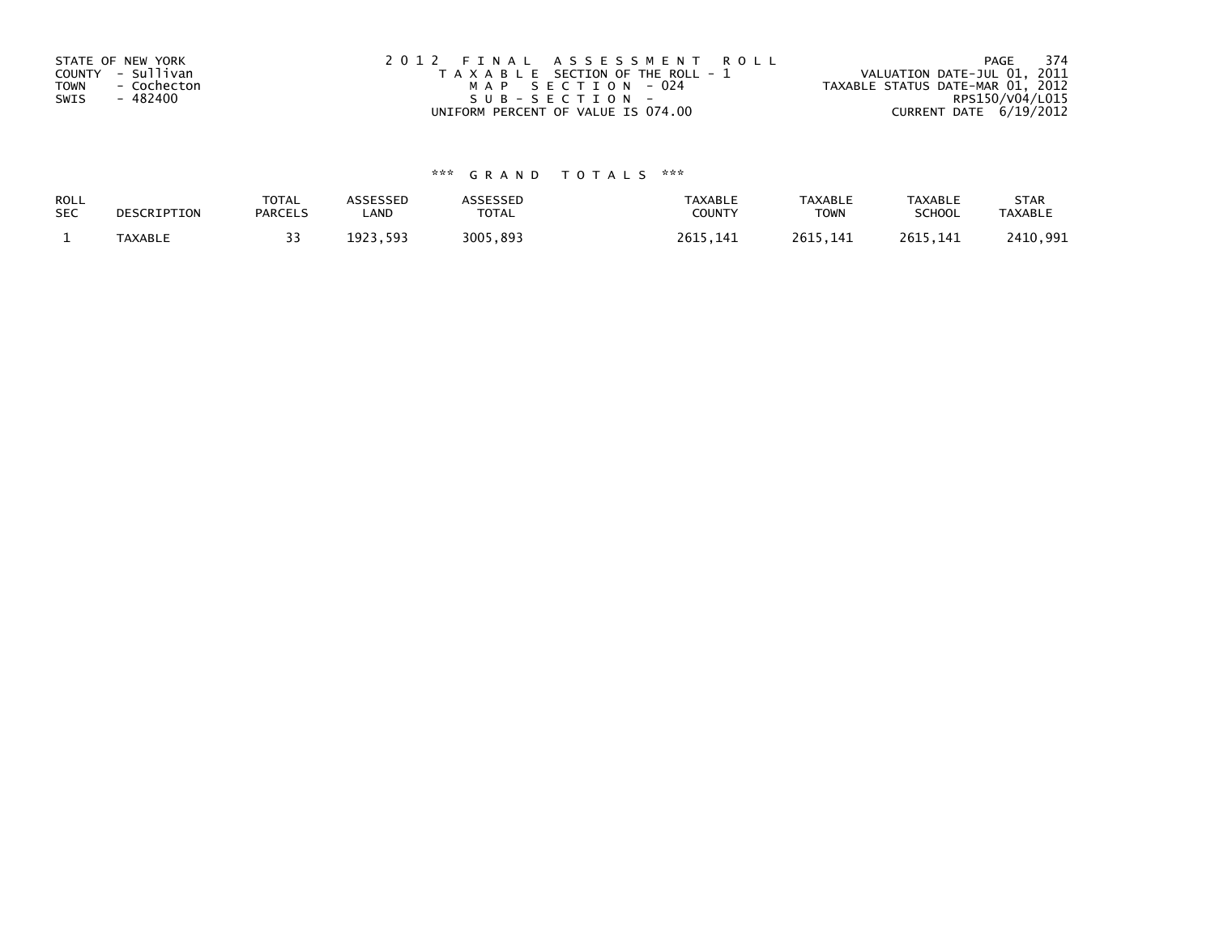STATE OF NEW YORK
COUNTY - Sullivan
TOWN - Cochecton
SWIS - 482400

2012 FINAL ASSESSMENT ROLL
TAXABLE SECTION OF THE ROLL - 1
MAP SECTION - 024
SUB-SECTION -
UNIFORM PERCENT OF VALUE IS 074.00

VALUATION DATE-JUL 01, 2011
TAXABLE STATUS DATE-MAR 01, 2012
RPS150/V04/L015
CURRENT DATE 6/19/2012

*** GRAND TOTALS ***

| ROLL SEC | DESCRIPTION | TOTAL PARCELS | ASSESSED LAND | ASSESSED TOTAL | TAXABLE COUNTY | TAXABLE TOWN | TAXABLE SCHOOL | STAR TAXABLE |
|---|---|---|---|---|---|---|---|---|
| 1 | TAXABLE | 33 | 1923,593 | 3005,893 | 2615,141 | 2615,141 | 2615,141 | 2410,991 |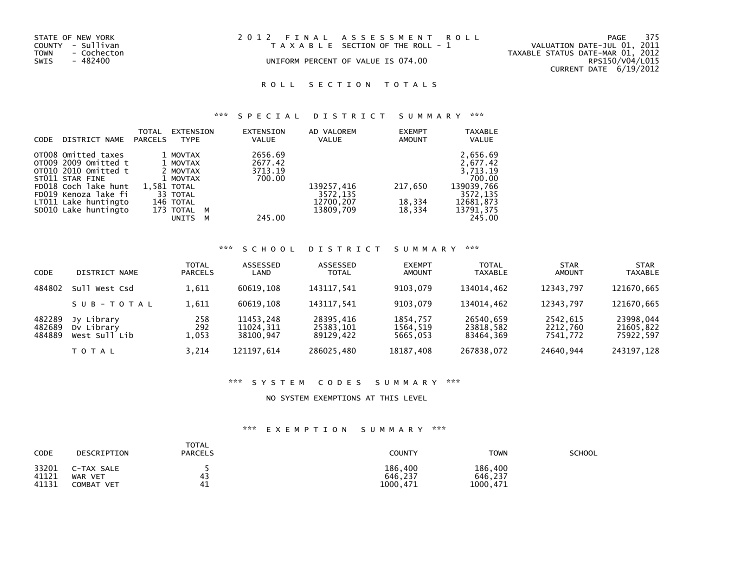STATE OF NEW YORK
COUNTY - Sullivan
TOWN - Cochecton
SWIS - 482400

2 0 1 2 F I N A L A S S E S S M E N T R O L L
T A X A B L E SECTION OF THE ROLL - 1
UNIFORM PERCENT OF VALUE IS 074.00

VALUATION DATE-JUL 01, 2011
TAXABLE STATUS DATE-MAR 01, 2012
RPS150/V04/L015
CURRENT DATE 6/19/2012

## R O L L S E C T I O N T O T A L S

### *** S P E C I A L D I S T R I C T S U M M A R Y ***

| CODE | DISTRICT NAME | TOTAL PARCELS | EXTENSION TYPE | EXTENSION VALUE | AD VALOREM VALUE | EXEMPT AMOUNT | TAXABLE VALUE |
|---|---|---|---|---|---|---|---|
| OT008 | Omitted taxes | 1 | MOVTAX | 2656.69 | | | 2,656.69 |
| OT009 | 2009 Omitted t | 1 | MOVTAX | 2677.42 | | | 2,677.42 |
| OT010 | 2010 Omitted t | 2 | MOVTAX | 3713.19 | | | 3,713.19 |
| ST011 | STAR FINE | 1 | MOVTAX | 700.00 | | | 700.00 |
| FD018 | Coch lake hunt | 1,581 | TOTAL | | 139257,416 | 217,650 | 139039,766 |
| FD019 | Kenoza lake fi | 33 | TOTAL | | 3572,135 | | 3572,135 |
| LT011 | Lake huntingto | 146 | TOTAL | | 12700,207 | 18,334 | 12681,873 |
| SD010 | Lake huntingto | 173 | TOTAL M | | 13809,709 | 18,334 | 13791,375 |
| | | | UNITS M | 245.00 | | | 245.00 |

### *** S C H O O L D I S T R I C T S U M M A R Y ***

| CODE | DISTRICT NAME | TOTAL PARCELS | ASSESSED LAND | ASSESSED TOTAL | EXEMPT AMOUNT | TOTAL TAXABLE | STAR AMOUNT | STAR TAXABLE |
|---|---|---|---|---|---|---|---|---|
| 484802 | Sull West Csd | 1,611 | 60619,108 | 143117,541 | 9103,079 | 134014,462 | 12343,797 | 121670,665 |
| | S U B - T O T A L | 1,611 | 60619,108 | 143117,541 | 9103,079 | 134014,462 | 12343,797 | 121670,665 |
| 482289 | Jy Library | 258 | 11453,248 | 28395,416 | 1854,757 | 26540,659 | 2542,615 | 23998,044 |
| 482689 | Dv Library | 292 | 11024,311 | 25383,101 | 1564,519 | 23818,582 | 2212,760 | 21605,822 |
| 484889 | West Sull Lib | 1,053 | 38100,947 | 89129,422 | 5665,053 | 83464,369 | 7541,772 | 75922,597 |
| | T O T A L | 3,214 | 121197,614 | 286025,480 | 18187,408 | 267838,072 | 24640,944 | 243197,128 |

### *** S Y S T E M C O D E S S U M M A R Y ***

NO SYSTEM EXEMPTIONS AT THIS LEVEL

### *** E X E M P T I O N S U M M A R Y ***

| CODE | DESCRIPTION | TOTAL PARCELS | COUNTY | TOWN | SCHOOL |
|---|---|---|---|---|---|
| 33201 | C-TAX SALE | 5 | 186,400 | 186,400 | |
| 41121 | WAR VET | 43 | 646,237 | 646,237 | |
| 41131 | COMBAT VET | 41 | 1000,471 | 1000,471 | |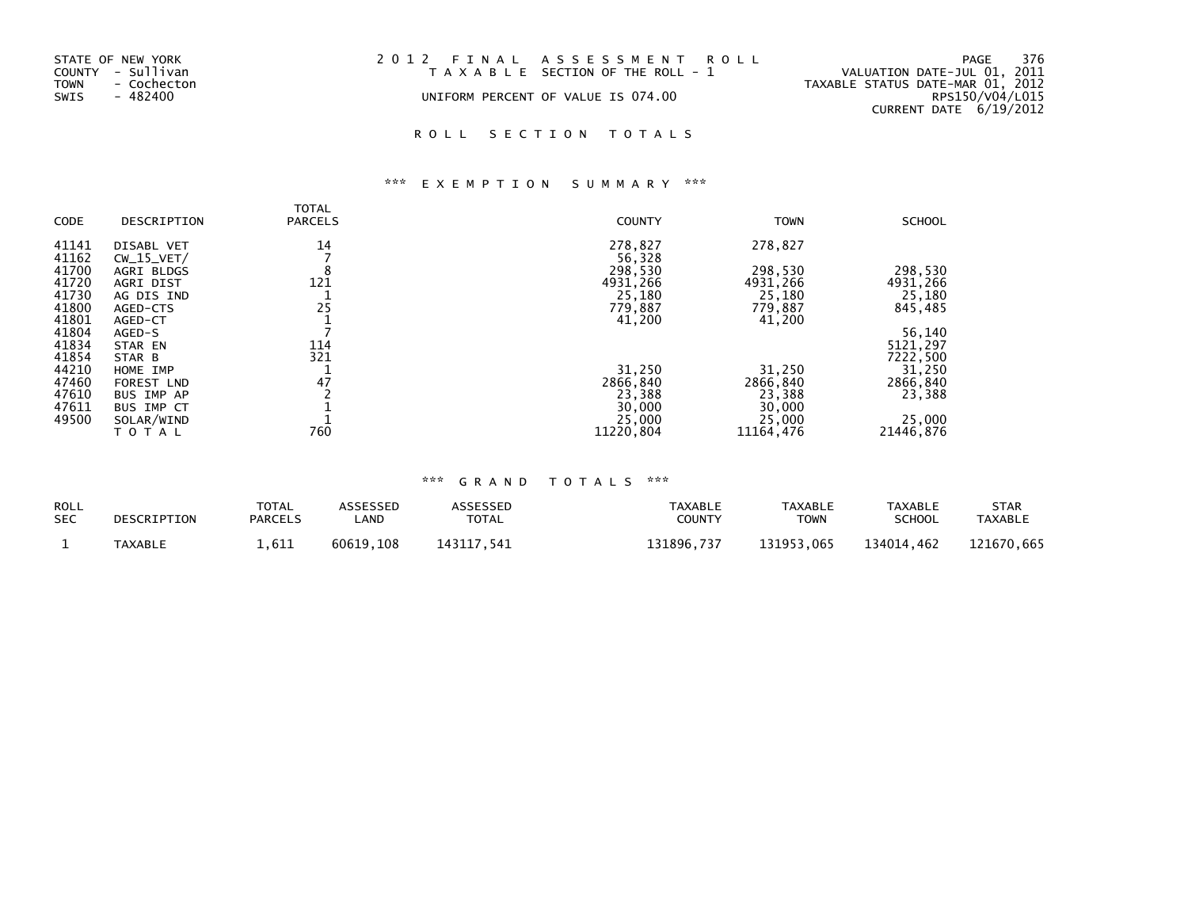STATE OF NEW YORK
COUNTY - Sullivan
TOWN - Cochecton
SWIS - 482400

# 2012 FINAL ASSESSMENT ROLL

TAXABLE SECTION OF THE ROLL - 1

UNIFORM PERCENT OF VALUE IS 074.00

VALUATION DATE-JUL 01, 2011
TAXABLE STATUS DATE-MAR 01, 2012
RPS150/V04/L015
CURRENT DATE 6/19/2012

## ROLL SECTION TOTALS

### *** EXEMPTION SUMMARY ***

| CODE | DESCRIPTION | TOTAL PARCELS | COUNTY | TOWN | SCHOOL |
|---|---|---|---|---|---|
| 41141 | DISABL VET | 14 | 278,827 | 278,827 | |
| 41162 | CW_15_VET/ | 7 | 56,328 | | |
| 41700 | AGRI BLDGS | 8 | 298,530 | 298,530 | 298,530 |
| 41720 | AGRI DIST | 121 | 4931,266 | 4931,266 | 4931,266 |
| 41730 | AG DIS IND | 1 | 25,180 | 25,180 | 25,180 |
| 41800 | AGED-CTS | 25 | 779,887 | 779,887 | 845,485 |
| 41801 | AGED-CT | 1 | 41,200 | 41,200 | |
| 41804 | AGED-S | 7 | | | 56,140 |
| 41834 | STAR EN | 114 | | | 5121,297 |
| 41854 | STAR B | 321 | | | 7222,500 |
| 44210 | HOME IMP | 1 | 31,250 | 31,250 | 31,250 |
| 47460 | FOREST LND | 47 | 2866,840 | 2866,840 | 2866,840 |
| 47610 | BUS IMP AP | 2 | 23,388 | 23,388 | 23,388 |
| 47611 | BUS IMP CT | 1 | 30,000 | 30,000 | |
| 49500 | SOLAR/WIND | 1 | 25,000 | 25,000 | 25,000 |
| | TOTAL | 760 | 11220,804 | 11164,476 | 21446,876 |

### *** GRAND TOTALS ***

| ROLL SEC | DESCRIPTION | TOTAL PARCELS | ASSESSED LAND | ASSESSED TOTAL | TAXABLE COUNTY | TAXABLE TOWN | TAXABLE SCHOOL | STAR TAXABLE |
|---|---|---|---|---|---|---|---|---|
| 1 | TAXABLE | 1,611 | 60619,108 | 143117,541 | 131896,737 | 131953,065 | 134014,462 | 121670,665 |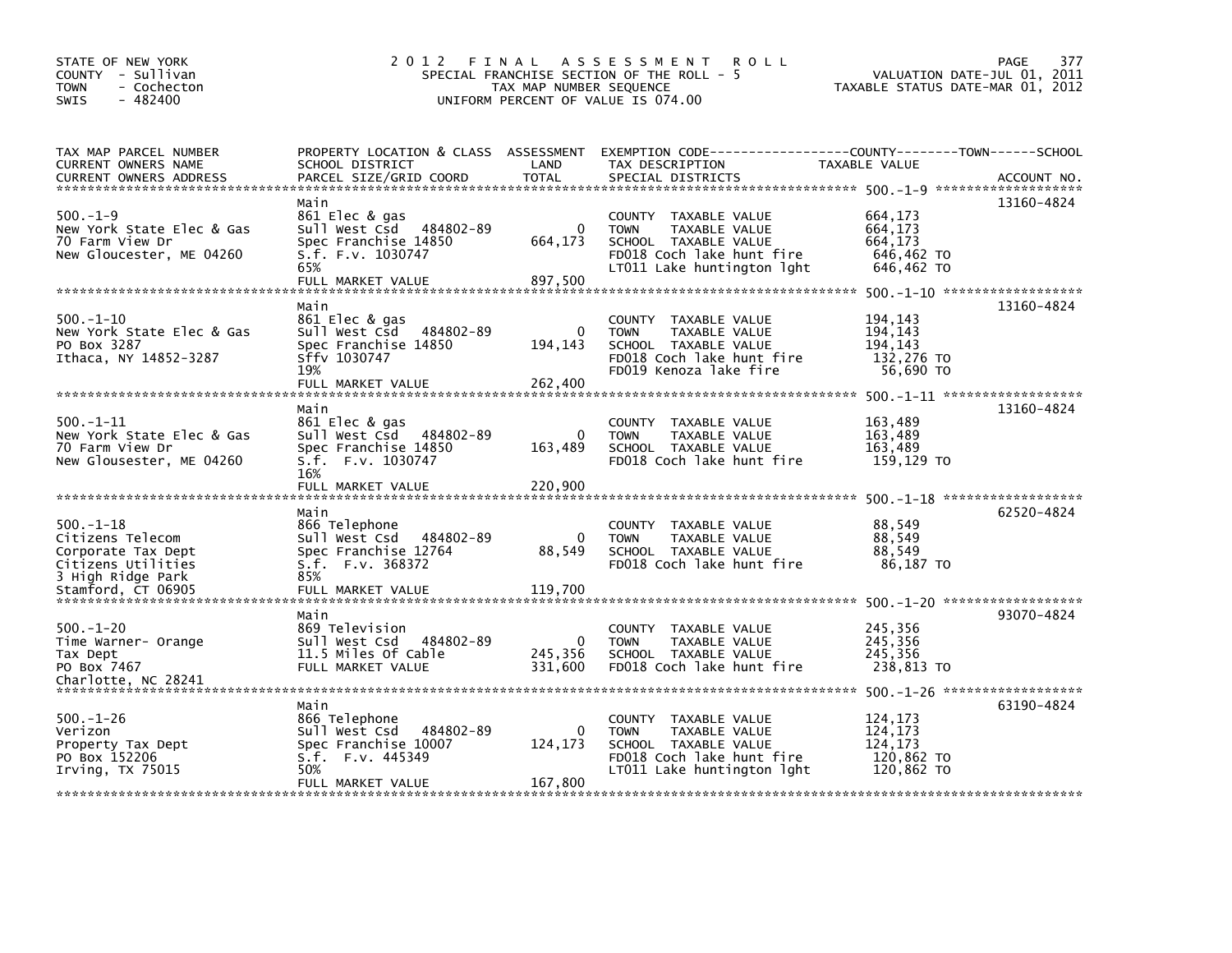STATE OF NEW YORK
COUNTY - Sullivan
TOWN - Cochecton
SWIS - 482400

# 2012 FINAL ASSESSMENT ROLL
SPECIAL FRANCHISE SECTION OF THE ROLL - 5
TAX MAP NUMBER SEQUENCE
UNIFORM PERCENT OF VALUE IS 074.00

VALUATION DATE-JUL 01, 2011
TAXABLE STATUS DATE-MAR 01, 2012

| TAX MAP PARCEL NUMBER / CURRENT OWNERS NAME / CURRENT OWNERS ADDRESS | PROPERTY LOCATION & CLASS / SCHOOL DISTRICT / PARCEL SIZE/GRID COORD | ASSESSMENT LAND | ASSESSMENT TOTAL | EXEMPTION CODE / TAX DESCRIPTION / SPECIAL DISTRICTS | TAXABLE VALUE | ACCOUNT NO. |
|---|---|---|---|---|---|---|
| 500.-1-9 | Main | | | | | 13160-4824 |
| New York State Elec & Gas | 861 Elec & gas | | | COUNTY TAXABLE VALUE | 664,173 | |
| 70 Farm View Dr | Sull West Csd 484802-89 | 0 | | TOWN TAXABLE VALUE | 664,173 | |
| New Gloucester, ME 04260 | Spec Franchise 14850 | | 664,173 | SCHOOL TAXABLE VALUE | 664,173 | |
| | S.f. F.v. 1030747 | | | FD018 Coch lake hunt fire | 646,462 TO | |
| | 65% | | | LT011 Lake huntington lght | 646,462 TO | |
| | FULL MARKET VALUE | | 897,500 | | | |
| 500.-1-10 | Main | | | | | 13160-4824 |
| New York State Elec & Gas | 861 Elec & gas | | | COUNTY TAXABLE VALUE | 194,143 | |
| PO Box 3287 | Sull West Csd 484802-89 | 0 | | TOWN TAXABLE VALUE | 194,143 | |
| Ithaca, NY 14852-3287 | Spec Franchise 14850 | | 194,143 | SCHOOL TAXABLE VALUE | 194,143 | |
| | Sffv 1030747 | | | FD018 Coch lake hunt fire | 132,276 TO | |
| | 19% | | | FD019 Kenoza lake fire | 56,690 TO | |
| | FULL MARKET VALUE | | 262,400 | | | |
| 500.-1-11 | Main | | | | | 13160-4824 |
| New York State Elec & Gas | 861 Elec & gas | | | COUNTY TAXABLE VALUE | 163,489 | |
| 70 Farm View Dr | Sull West Csd 484802-89 | 0 | | TOWN TAXABLE VALUE | 163,489 | |
| New Glousester, ME 04260 | Spec Franchise 14850 | | 163,489 | SCHOOL TAXABLE VALUE | 163,489 | |
| | S.f. F.v. 1030747 | | | FD018 Coch lake hunt fire | 159,129 TO | |
| | 16% | | | | | |
| | FULL MARKET VALUE | | 220,900 | | | |
| 500.-1-18 | Main | | | | | 62520-4824 |
| Citizens Telecom | 866 Telephone | | | COUNTY TAXABLE VALUE | 88,549 | |
| Corporate Tax Dept | Sull West Csd 484802-89 | 0 | | TOWN TAXABLE VALUE | 88,549 | |
| Citizens Utilities | Spec Franchise 12764 | | 88,549 | SCHOOL TAXABLE VALUE | 88,549 | |
| 3 High Ridge Park | S.f. F.v. 368372 | | | FD018 Coch lake hunt fire | 86,187 TO | |
| Stamford, CT 06905 | 85% | | | | | |
| | FULL MARKET VALUE | | 119,700 | | | |
| 500.-1-20 | Main | | | | | 93070-4824 |
| Time Warner- Orange | 869 Television | | | COUNTY TAXABLE VALUE | 245,356 | |
| Tax Dept | Sull West Csd 484802-89 | 0 | | TOWN TAXABLE VALUE | 245,356 | |
| PO Box 7467 | 11.5 Miles Of Cable | | 245,356 | SCHOOL TAXABLE VALUE | 245,356 | |
| Charlotte, NC 28241 | FULL MARKET VALUE | | 331,600 | FD018 Coch lake hunt fire | 238,813 TO | |
| 500.-1-26 | Main | | | | | 63190-4824 |
| Verizon | 866 Telephone | | | COUNTY TAXABLE VALUE | 124,173 | |
| Property Tax Dept | Sull West Csd 484802-89 | 0 | | TOWN TAXABLE VALUE | 124,173 | |
| PO Box 152206 | Spec Franchise 10007 | | 124,173 | SCHOOL TAXABLE VALUE | 124,173 | |
| Irving, TX 75015 | S.f. F.v. 445349 | | | FD018 Coch lake hunt fire | 120,862 TO | |
| | 50% | | | LT011 Lake huntington lght | 120,862 TO | |
| | FULL MARKET VALUE | | 167,800 | | | |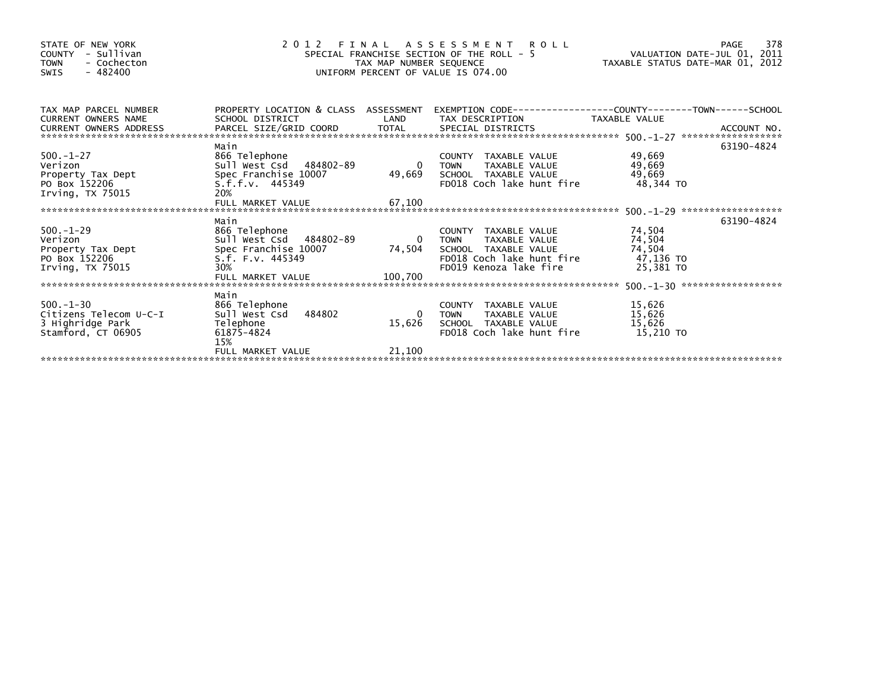STATE OF NEW YORK
COUNTY - Sullivan
TOWN - Cochecton
SWIS - 482400

# 2012 FINAL ASSESSMENT ROLL

SPECIAL FRANCHISE SECTION OF THE ROLL - 5
TAX MAP NUMBER SEQUENCE
UNIFORM PERCENT OF VALUE IS 074.00

VALUATION DATE-JUL 01, 2011
TAXABLE STATUS DATE-MAR 01, 2012

| TAX MAP PARCEL NUMBER / CURRENT OWNERS NAME / CURRENT OWNERS ADDRESS | PROPERTY LOCATION & CLASS / SCHOOL DISTRICT / PARCEL SIZE/GRID COORD | ASSESSMENT LAND / TOTAL | EXEMPTION CODE / TAX DESCRIPTION / SPECIAL DISTRICTS | TAXABLE VALUE (COUNTY / TOWN / SCHOOL) | ACCOUNT NO. |
|---|---|---|---|---|---|
| 500.-1-27 | Main | | | | 63190-4824 |
| 500.-1-27 | 866 Telephone | | COUNTY TAXABLE VALUE | 49,669 | |
| Verizon | Sull West Csd 484802-89 | 0 | TOWN TAXABLE VALUE | 49,669 | |
| Property Tax Dept | Spec Franchise 10007 | 49,669 | SCHOOL TAXABLE VALUE | 49,669 | |
| PO Box 152206 | S.f.f.v. 445349 | | FD018 Coch lake hunt fire | 48,344 TO | |
| Irving, TX 75015 | 20% | | | | |
| | FULL MARKET VALUE | 67,100 | | | |
| 500.-1-29 | Main | | | | 63190-4824 |
| 500.-1-29 | 866 Telephone | | COUNTY TAXABLE VALUE | 74,504 | |
| Verizon | Sull West Csd 484802-89 | 0 | TOWN TAXABLE VALUE | 74,504 | |
| Property Tax Dept | Spec Franchise 10007 | 74,504 | SCHOOL TAXABLE VALUE | 74,504 | |
| PO Box 152206 | S.f. F.v. 445349 | | FD018 Coch lake hunt fire | 47,136 TO | |
| Irving, TX 75015 | 30% | | FD019 Kenoza lake fire | 25,381 TO | |
| | FULL MARKET VALUE | 100,700 | | | |
| 500.-1-30 | Main | | | | |
| 500.-1-30 | 866 Telephone | | COUNTY TAXABLE VALUE | 15,626 | |
| Citizens Telecom U-C-I | Sull West Csd 484802 | 0 | TOWN TAXABLE VALUE | 15,626 | |
| 3 Highridge Park | Telephone | 15,626 | SCHOOL TAXABLE VALUE | 15,626 | |
| Stamford, CT 06905 | 61875-4824 | | FD018 Coch lake hunt fire | 15,210 TO | |
| | 15% | | | | |
| | FULL MARKET VALUE | 21,100 | | | |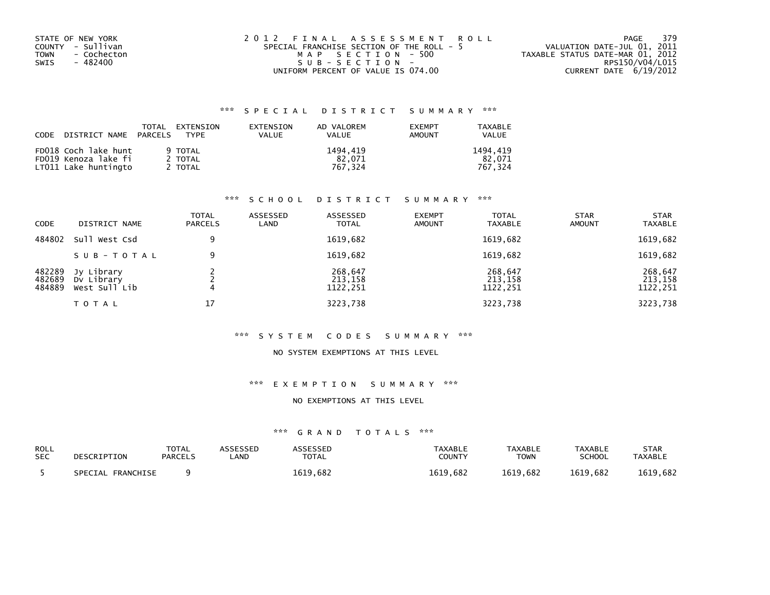STATE OF NEW YORK
COUNTY - Sullivan
TOWN - Cochecton
SWIS - 482400

2012 FINAL ASSESSMENT ROLL
SPECIAL FRANCHISE SECTION OF THE ROLL - 5
MAP SECTION - 500
SUB-SECTION -
UNIFORM PERCENT OF VALUE IS 074.00

VALUATION DATE-JUL 01, 2011
TAXABLE STATUS DATE-MAR 01, 2012
RPS150/V04/L015
CURRENT DATE 6/19/2012

### *** SPECIAL DISTRICT SUMMARY ***

| CODE | DISTRICT NAME | TOTAL PARCELS | EXTENSION TYPE | EXTENSION VALUE | AD VALOREM VALUE | EXEMPT AMOUNT | TAXABLE VALUE |
|---|---|---|---|---|---|---|---|
| FD018 | Coch lake hunt | 9 | TOTAL | | 1494,419 | | 1494,419 |
| FD019 | Kenoza lake fi | 2 | TOTAL | | 82,071 | | 82,071 |
| LT011 | Lake huntingto | 2 | TOTAL | | 767,324 | | 767,324 |

### *** SCHOOL DISTRICT SUMMARY ***

| CODE | DISTRICT NAME | TOTAL PARCELS | ASSESSED LAND | ASSESSED TOTAL | EXEMPT AMOUNT | TOTAL TAXABLE | STAR AMOUNT | STAR TAXABLE |
|---|---|---|---|---|---|---|---|---|
| 484802 | Sull West Csd | 9 | | 1619,682 | | 1619,682 | | 1619,682 |
| | SUB-TOTAL | 9 | | 1619,682 | | 1619,682 | | 1619,682 |
| 482289 | Jy Library | 2 | | 268,647 | | 268,647 | | 268,647 |
| 482689 | Dv Library | 2 | | 213,158 | | 213,158 | | 213,158 |
| 484889 | West Sull Lib | 4 | | 1122,251 | | 1122,251 | | 1122,251 |
| | TOTAL | 17 | | 3223,738 | | 3223,738 | | 3223,738 |

### *** SYSTEM CODES SUMMARY ***

NO SYSTEM EXEMPTIONS AT THIS LEVEL

### *** EXEMPTION SUMMARY ***

NO EXEMPTIONS AT THIS LEVEL

### *** GRAND TOTALS ***

| ROLL SEC | DESCRIPTION | TOTAL PARCELS | ASSESSED LAND | ASSESSED TOTAL | TAXABLE COUNTY | TAXABLE TOWN | TAXABLE SCHOOL | STAR TAXABLE |
|---|---|---|---|---|---|---|---|---|
| 5 | SPECIAL FRANCHISE | 9 | | 1619,682 | 1619,682 | 1619,682 | 1619,682 | 1619,682 |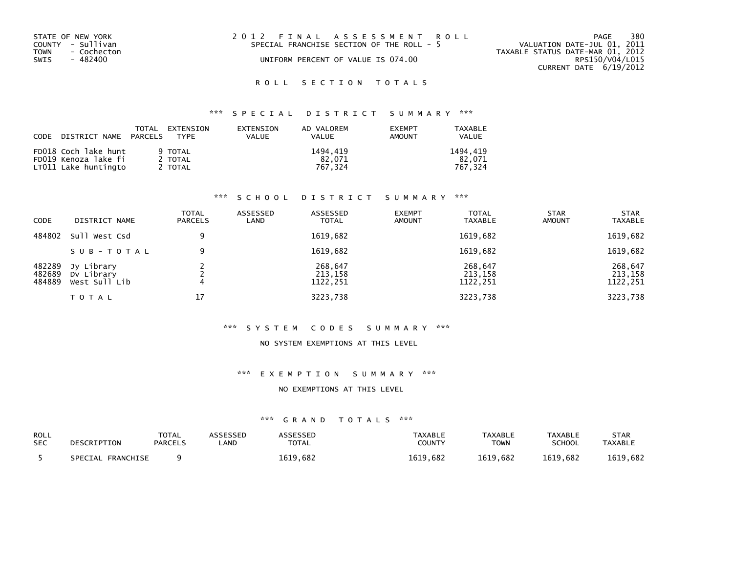STATE OF NEW YORK
COUNTY - Sullivan
TOWN - Cochecton
SWIS - 482400

2012 FINAL ASSESSMENT ROLL
SPECIAL FRANCHISE SECTION OF THE ROLL - 5
UNIFORM PERCENT OF VALUE IS 074.00

VALUATION DATE-JUL 01, 2011
TAXABLE STATUS DATE-MAR 01, 2012
RPS150/V04/L015
CURRENT DATE 6/19/2012

## ROLL SECTION TOTALS

### *** SPECIAL DISTRICT SUMMARY ***

| CODE | DISTRICT NAME | TOTAL PARCELS | EXTENSION TYPE | EXTENSION VALUE | AD VALOREM VALUE | EXEMPT AMOUNT | TAXABLE VALUE |
|---|---|---|---|---|---|---|---|
| FD018 | Coch lake hunt | 9 | TOTAL | | 1494,419 | | 1494,419 |
| FD019 | Kenoza lake fi | 2 | TOTAL | | 82,071 | | 82,071 |
| LT011 | Lake huntingto | 2 | TOTAL | | 767,324 | | 767,324 |

### *** SCHOOL DISTRICT SUMMARY ***

| CODE | DISTRICT NAME | TOTAL PARCELS | ASSESSED LAND | ASSESSED TOTAL | EXEMPT AMOUNT | TOTAL TAXABLE | STAR AMOUNT | STAR TAXABLE |
|---|---|---|---|---|---|---|---|---|
| 484802 | Sull West Csd | 9 | | 1619,682 | | 1619,682 | | 1619,682 |
| | SUB-TOTAL | 9 | | 1619,682 | | 1619,682 | | 1619,682 |
| 482289 | Jy Library | 2 | | 268,647 | | 268,647 | | 268,647 |
| 482689 | Dv Library | 2 | | 213,158 | | 213,158 | | 213,158 |
| 484889 | West Sull Lib | 4 | | 1122,251 | | 1122,251 | | 1122,251 |
| | TOTAL | 17 | | 3223,738 | | 3223,738 | | 3223,738 |

### *** SYSTEM CODES SUMMARY ***

NO SYSTEM EXEMPTIONS AT THIS LEVEL

### *** EXEMPTION SUMMARY ***

NO EXEMPTIONS AT THIS LEVEL

### *** GRAND TOTALS ***

| ROLL SEC | DESCRIPTION | TOTAL PARCELS | ASSESSED LAND | ASSESSED TOTAL | TAXABLE COUNTY | TAXABLE TOWN | TAXABLE SCHOOL | STAR TAXABLE |
|---|---|---|---|---|---|---|---|---|
| 5 | SPECIAL FRANCHISE | 9 | | 1619,682 | 1619,682 | 1619,682 | 1619,682 | 1619,682 |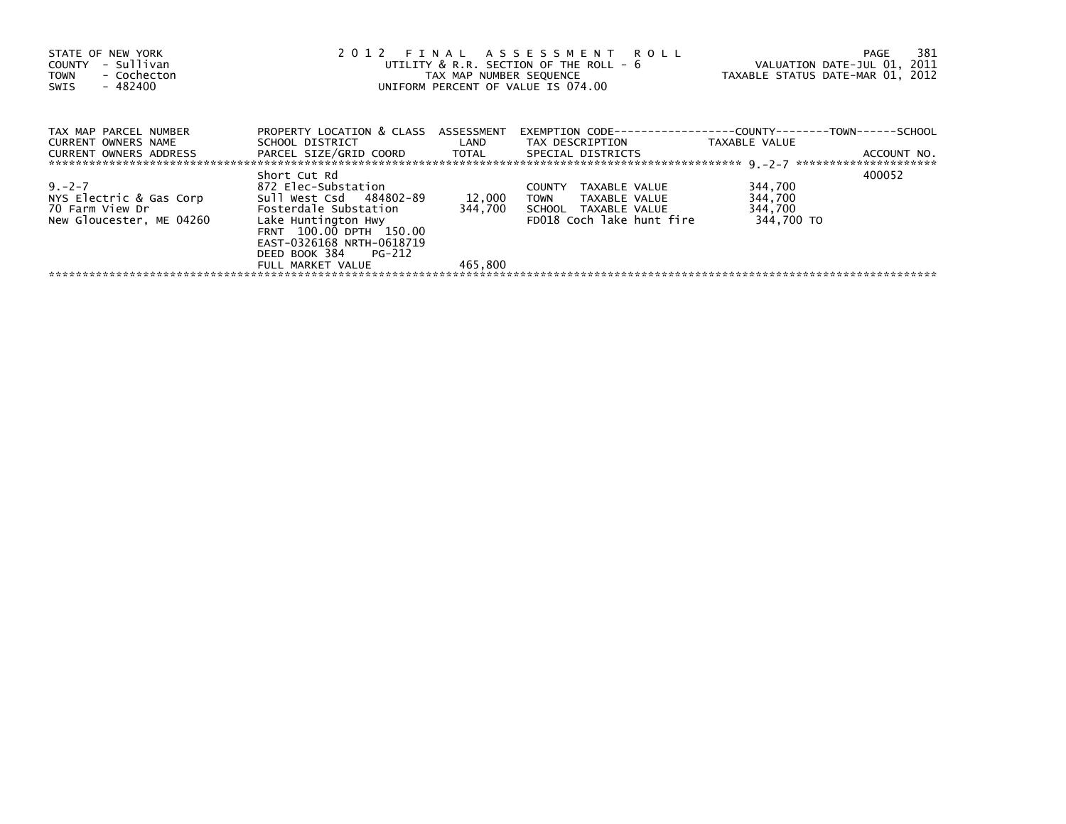STATE OF NEW YORK
COUNTY - Sullivan
TOWN - Cochecton
SWIS - 482400

2 0 1 2 F I N A L A S S E S S M E N T R O L L
UTILITY & R.R. SECTION OF THE ROLL - 6
TAX MAP NUMBER SEQUENCE
UNIFORM PERCENT OF VALUE IS 074.00

VALUATION DATE-JUL 01, 2011
TAXABLE STATUS DATE-MAR 01, 2012

| TAX MAP PARCEL NUMBER<br>CURRENT OWNERS NAME<br>CURRENT OWNERS ADDRESS | PROPERTY LOCATION & CLASS<br>SCHOOL DISTRICT<br>PARCEL SIZE/GRID COORD | ASSESSMENT<br>LAND<br>TOTAL | EXEMPTION CODE<br>TAX DESCRIPTION<br>SPECIAL DISTRICTS | COUNTY--------TOWN------SCHOOL<br>TAXABLE VALUE | ACCOUNT NO. |
|---|---|---|---|---|---|
| 9.-2-7 | Short Cut Rd | | | | 400052 |
| 9.-2-7 | 872 Elec-Substation | | COUNTY TAXABLE VALUE | 344,700 | |
| NYS Electric & Gas Corp | Sull West Csd 484802-89 | 12,000 | TOWN TAXABLE VALUE | 344,700 | |
| 70 Farm View Dr | Fosterdale Substation | 344,700 | SCHOOL TAXABLE VALUE | 344,700 | |
| New Gloucester, ME 04260 | Lake Huntington Hwy | | FD018 Coch lake hunt fire | 344,700 TO | |
| | FRNT 100.00 DPTH 150.00 | | | | |
| | EAST-0326168 NRTH-0618719 | | | | |
| | DEED BOOK 384 PG-212 | | | | |
| | FULL MARKET VALUE | 465,800 | | | |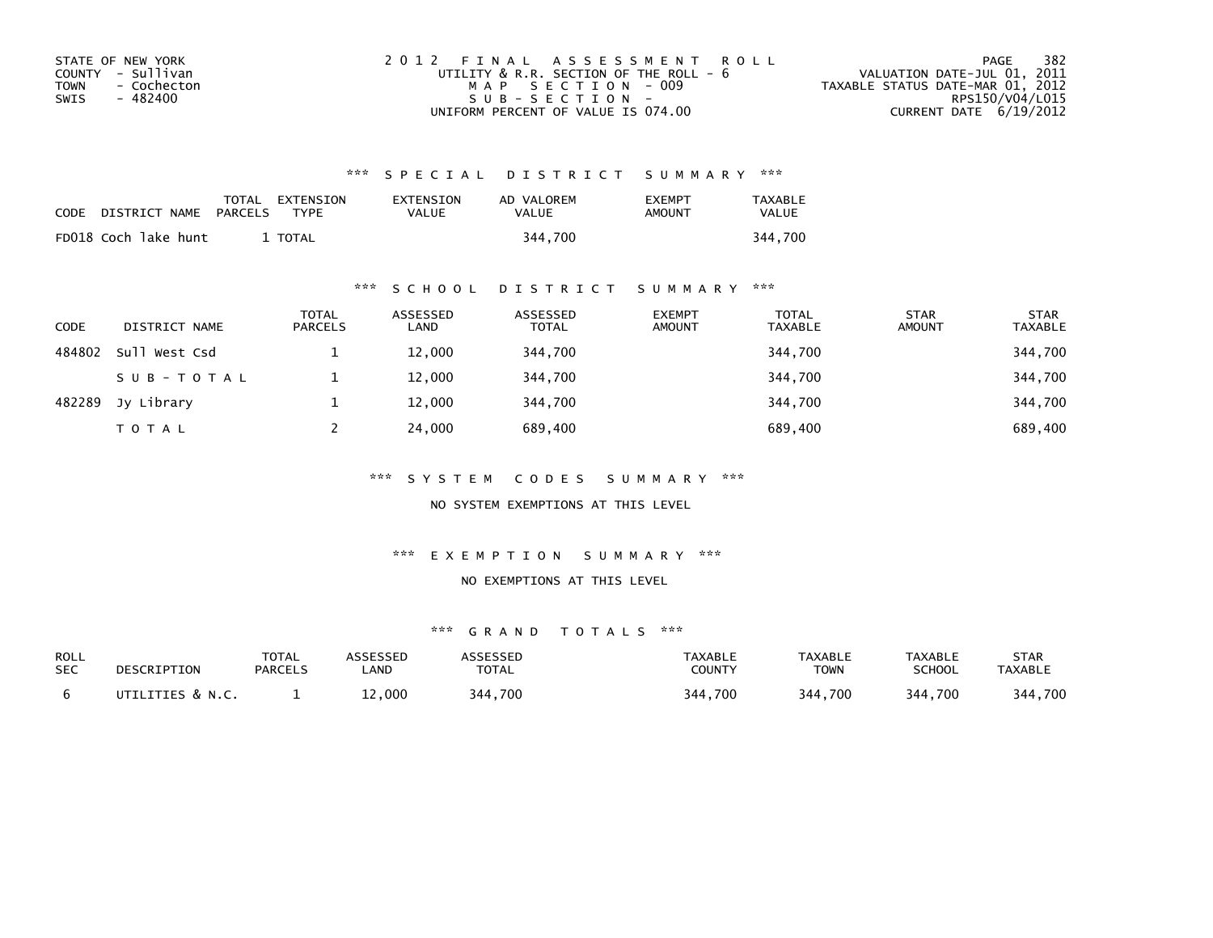STATE OF NEW YORK
COUNTY - Sullivan
TOWN - Cochecton
SWIS - 482400

# 2012 FINAL ASSESSMENT ROLL

UTILITY & R.R. SECTION OF THE ROLL - 6
MAP SECTION - 009
SUB-SECTION -
UNIFORM PERCENT OF VALUE IS 074.00

VALUATION DATE-JUL 01, 2011
TAXABLE STATUS DATE-MAR 01, 2012
RPS150/V04/L015
CURRENT DATE 6/19/2012

## *** SPECIAL DISTRICT SUMMARY ***

| CODE | DISTRICT NAME | TOTAL PARCELS | EXTENSION TYPE | EXTENSION VALUE | AD VALOREM VALUE | EXEMPT AMOUNT | TAXABLE VALUE |
|---|---|---|---|---|---|---|---|
| FD018 | Coch lake hunt | 1 | TOTAL | | 344,700 | | 344,700 |

## *** SCHOOL DISTRICT SUMMARY ***

| CODE | DISTRICT NAME | TOTAL PARCELS | ASSESSED LAND | ASSESSED TOTAL | EXEMPT AMOUNT | TOTAL TAXABLE | STAR AMOUNT | STAR TAXABLE |
|---|---|---|---|---|---|---|---|---|
| 484802 | Sull West Csd | 1 | 12,000 | 344,700 | | 344,700 | | 344,700 |
| | SUB-TOTAL | 1 | 12,000 | 344,700 | | 344,700 | | 344,700 |
| 482289 | Jy Library | 1 | 12,000 | 344,700 | | 344,700 | | 344,700 |
| | TOTAL | 2 | 24,000 | 689,400 | | 689,400 | | 689,400 |

## *** SYSTEM CODES SUMMARY ***

NO SYSTEM EXEMPTIONS AT THIS LEVEL

## *** EXEMPTION SUMMARY ***

NO EXEMPTIONS AT THIS LEVEL

## *** GRAND TOTALS ***

| ROLL SEC | DESCRIPTION | TOTAL PARCELS | ASSESSED LAND | ASSESSED TOTAL | TAXABLE COUNTY | TAXABLE TOWN | TAXABLE SCHOOL | STAR TAXABLE |
|---|---|---|---|---|---|---|---|---|
| 6 | UTILITIES & N.C. | 1 | 12,000 | 344,700 | 344,700 | 344,700 | 344,700 | 344,700 |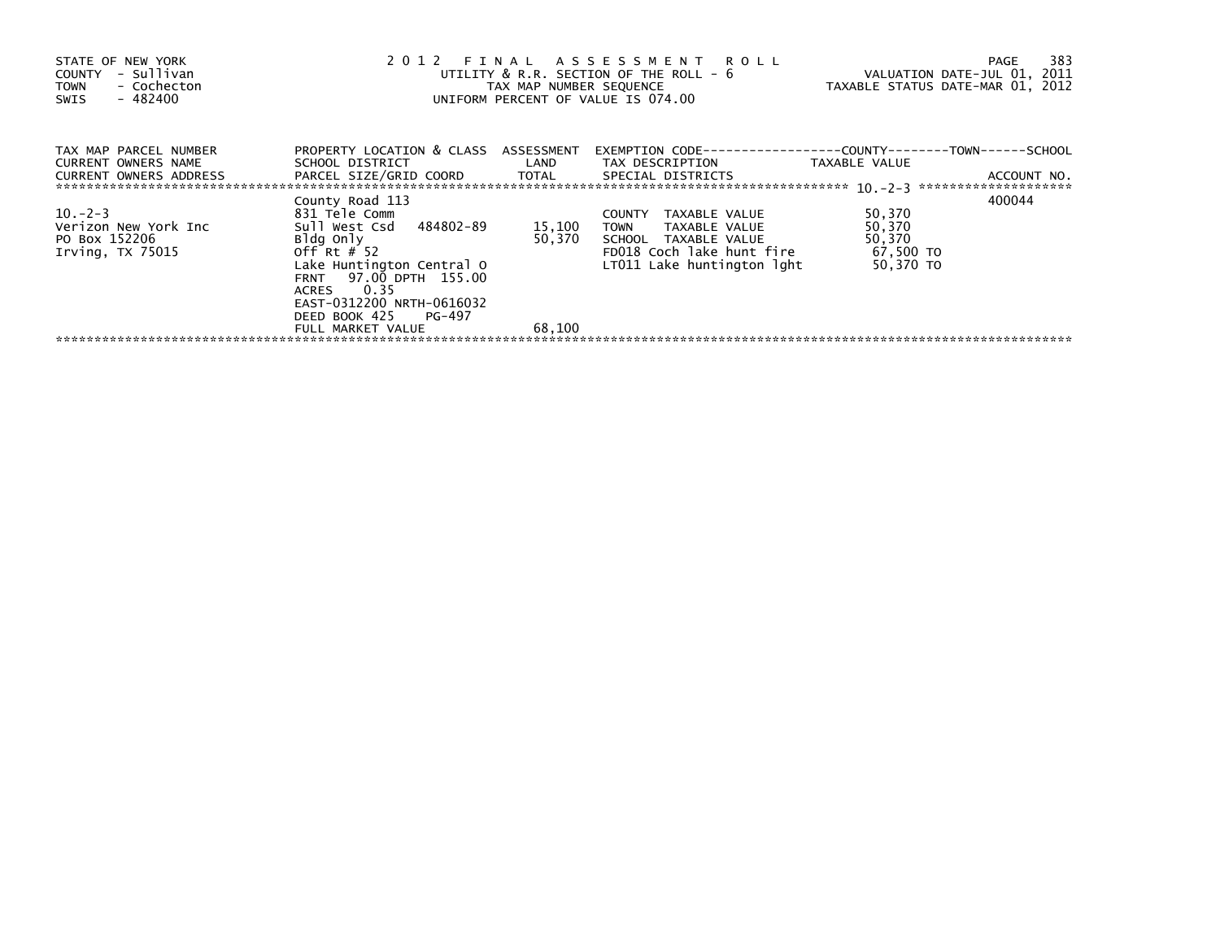STATE OF NEW YORK
COUNTY - Sullivan
TOWN - Cochecton
SWIS - 482400

# 2012 FINAL ASSESSMENT ROLL

UTILITY & R.R. SECTION OF THE ROLL - 6
TAX MAP NUMBER SEQUENCE
UNIFORM PERCENT OF VALUE IS 074.00

VALUATION DATE-JUL 01, 2011
TAXABLE STATUS DATE-MAR 01, 2012

| TAX MAP PARCEL NUMBER / CURRENT OWNERS NAME / CURRENT OWNERS ADDRESS | PROPERTY LOCATION & CLASS / SCHOOL DISTRICT / PARCEL SIZE/GRID COORD | ASSESSMENT LAND / TOTAL | EXEMPTION CODE / TAX DESCRIPTION / SPECIAL DISTRICTS | TAXABLE VALUE | ACCOUNT NO. |
|---|---|---|---|---|---|
| 10.-2-3 | County Road 113 | | | | 400044 |
| 10.-2-3 | 831 Tele Comm | | COUNTY TAXABLE VALUE | 50,370 | |
| Verizon New York Inc | Sull West Csd 484802-89 | 15,100 | TOWN TAXABLE VALUE | 50,370 | |
| PO Box 152206 | Bldg Only | 50,370 | SCHOOL TAXABLE VALUE | 50,370 | |
| Irving, TX 75015 | Off Rt # 52 | | FD018 Coch lake hunt fire | 67,500 TO | |
| | Lake Huntington Central O | | LT011 Lake huntington lght | 50,370 TO | |
| | FRNT 97.00 DPTH 155.00 | | | | |
| | ACRES 0.35 | | | | |
| | EAST-0312200 NRTH-0616032 | | | | |
| | DEED BOOK 425 PG-497 | | | | |
| | FULL MARKET VALUE | 68,100 | | | |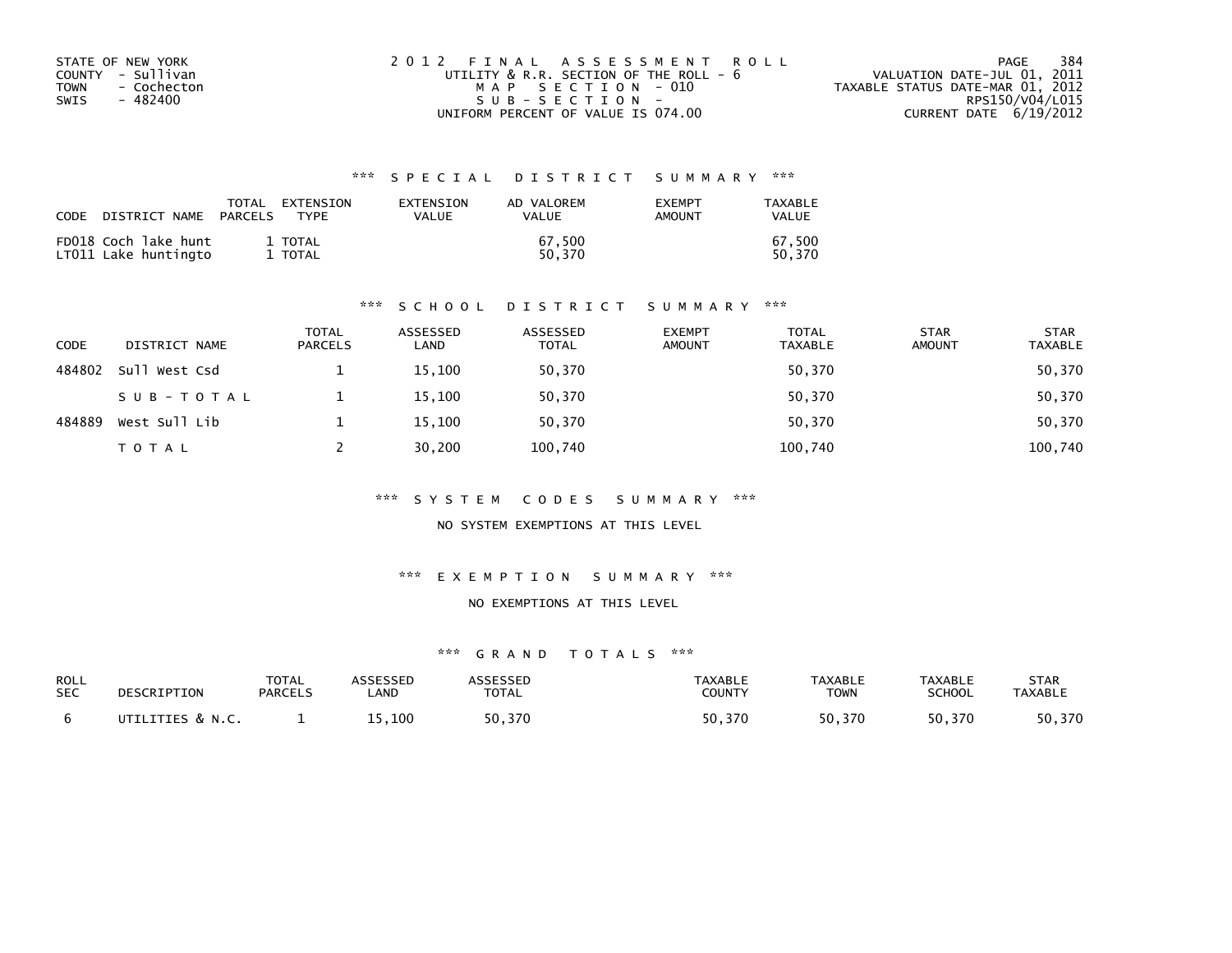STATE OF NEW YORK
COUNTY - Sullivan
TOWN - Cochecton
SWIS - 482400

2 0 1 2 F I N A L A S S E S S M E N T R O L L
UTILITY & R.R. SECTION OF THE ROLL - 6
M A P S E C T I O N - 010
S U B - S E C T I O N -
UNIFORM PERCENT OF VALUE IS 074.00

VALUATION DATE-JUL 01, 2011
TAXABLE STATUS DATE-MAR 01, 2012
RPS150/V04/L015
CURRENT DATE 6/19/2012

### *** S P E C I A L D I S T R I C T S U M M A R Y ***

| CODE | DISTRICT NAME | TOTAL PARCELS | EXTENSION TYPE | EXTENSION VALUE | AD VALOREM VALUE | EXEMPT AMOUNT | TAXABLE VALUE |
|---|---|---|---|---|---|---|---|
| FD018 | Coch lake hunt | 1 | TOTAL | | 67,500 | | 67,500 |
| LT011 | Lake huntingto | 1 | TOTAL | | 50,370 | | 50,370 |

### *** S C H O O L D I S T R I C T S U M M A R Y ***

| CODE | DISTRICT NAME | TOTAL PARCELS | ASSESSED LAND | ASSESSED TOTAL | EXEMPT AMOUNT | TOTAL TAXABLE | STAR AMOUNT | STAR TAXABLE |
|---|---|---|---|---|---|---|---|---|
| 484802 | Sull West Csd | 1 | 15,100 | 50,370 | | 50,370 | | 50,370 |
| | S U B - T O T A L | 1 | 15,100 | 50,370 | | 50,370 | | 50,370 |
| 484889 | West Sull Lib | 1 | 15,100 | 50,370 | | 50,370 | | 50,370 |
| | T O T A L | 2 | 30,200 | 100,740 | | 100,740 | | 100,740 |

### *** S Y S T E M C O D E S S U M M A R Y ***

NO SYSTEM EXEMPTIONS AT THIS LEVEL

### *** E X E M P T I O N S U M M A R Y ***

NO EXEMPTIONS AT THIS LEVEL

### *** G R A N D T O T A L S ***

| ROLL SEC | DESCRIPTION | TOTAL PARCELS | ASSESSED LAND | ASSESSED TOTAL | TAXABLE COUNTY | TAXABLE TOWN | TAXABLE SCHOOL | STAR TAXABLE |
|---|---|---|---|---|---|---|---|---|
| 6 | UTILITIES & N.C. | 1 | 15,100 | 50,370 | 50,370 | 50,370 | 50,370 | 50,370 |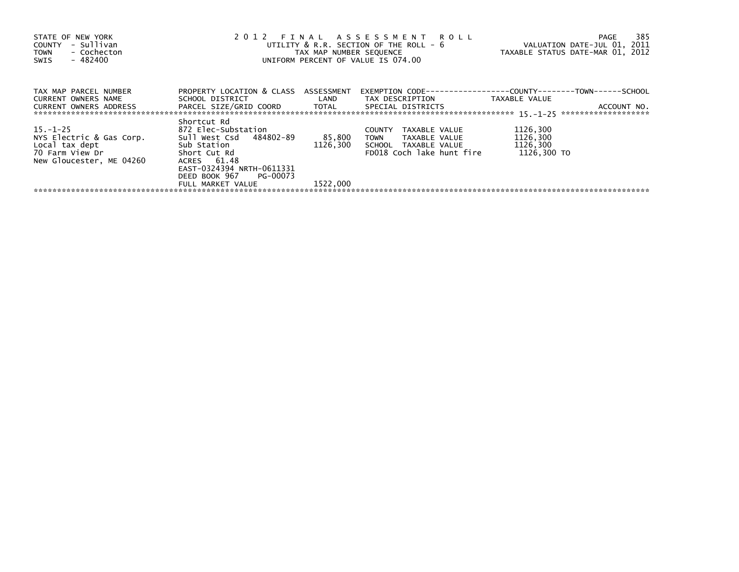STATE OF NEW YORK
COUNTY - Sullivan
TOWN - Cochecton
SWIS - 482400

2 0 1 2 F I N A L A S S E S S M E N T R O L L
UTILITY & R.R. SECTION OF THE ROLL - 6
TAX MAP NUMBER SEQUENCE
UNIFORM PERCENT OF VALUE IS 074.00

VALUATION DATE-JUL 01, 2011
TAXABLE STATUS DATE-MAR 01, 2012

| TAX MAP PARCEL NUMBER<br>CURRENT OWNERS NAME<br>CURRENT OWNERS ADDRESS | PROPERTY LOCATION & CLASS<br>SCHOOL DISTRICT<br>PARCEL SIZE/GRID COORD | ASSESSMENT<br>LAND<br>TOTAL | EXEMPTION CODE<br>TAX DESCRIPTION<br>SPECIAL DISTRICTS | COUNTY--------TOWN------SCHOOL<br>TAXABLE VALUE<br>ACCOUNT NO. |
|---|---|---|---|---|
| 15.-1-25 | Shortcut Rd | | | |
| | 872 Elec-Substation | | COUNTY TAXABLE VALUE | 1126,300 |
| NYS Electric & Gas Corp. | Sull West Csd 484802-89 | 85,800 | TOWN TAXABLE VALUE | 1126,300 |
| Local tax dept | Sub Station | 1126,300 | SCHOOL TAXABLE VALUE | 1126,300 |
| 70 Farm View Dr | Short Cut Rd | | FD018 Coch lake hunt fire | 1126,300 TO |
| New Gloucester, ME 04260 | ACRES 61.48 | | | |
| | EAST-0324394 NRTH-0611331 | | | |
| | DEED BOOK 967 PG-00073 | | | |
| | FULL MARKET VALUE | 1522,000 | | |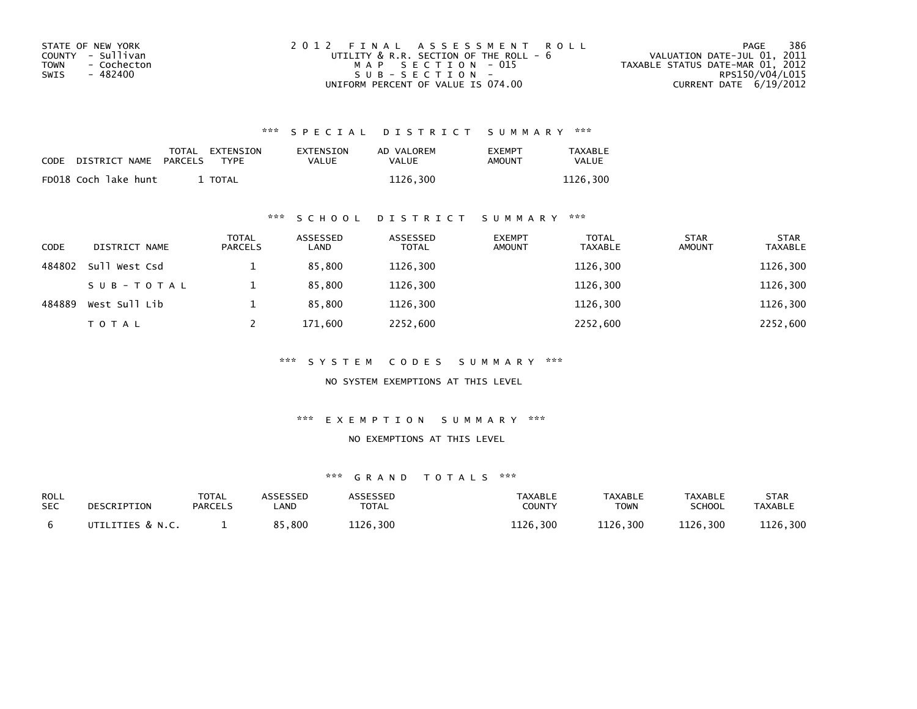STATE OF NEW YORK
COUNTY - Sullivan
TOWN - Cochecton
SWIS - 482400

2012 FINAL ASSESSMENT ROLL
UTILITY & R.R. SECTION OF THE ROLL - 6
MAP SECTION - 015
SUB-SECTION -
UNIFORM PERCENT OF VALUE IS 074.00

VALUATION DATE-JUL 01, 2011
TAXABLE STATUS DATE-MAR 01, 2012
RPS150/V04/L015
CURRENT DATE 6/19/2012

### *** SPECIAL DISTRICT SUMMARY ***

| CODE | DISTRICT NAME | TOTAL PARCELS | EXTENSION TYPE | EXTENSION VALUE | AD VALOREM VALUE | EXEMPT AMOUNT | TAXABLE VALUE |
|---|---|---|---|---|---|---|---|
| FD018 | Coch lake hunt | 1 | TOTAL | | 1126,300 | | 1126,300 |

### *** SCHOOL DISTRICT SUMMARY ***

| CODE | DISTRICT NAME | TOTAL PARCELS | ASSESSED LAND | ASSESSED TOTAL | EXEMPT AMOUNT | TOTAL TAXABLE | STAR AMOUNT | STAR TAXABLE |
|---|---|---|---|---|---|---|---|---|
| 484802 | Sull West Csd | 1 | 85,800 | 1126,300 | | 1126,300 | | 1126,300 |
| | SUB-TOTAL | 1 | 85,800 | 1126,300 | | 1126,300 | | 1126,300 |
| 484889 | West Sull Lib | 1 | 85,800 | 1126,300 | | 1126,300 | | 1126,300 |
| | TOTAL | 2 | 171,600 | 2252,600 | | 2252,600 | | 2252,600 |

### *** SYSTEM CODES SUMMARY ***

NO SYSTEM EXEMPTIONS AT THIS LEVEL

### *** EXEMPTION SUMMARY ***

NO EXEMPTIONS AT THIS LEVEL

### *** GRAND TOTALS ***

| ROLL SEC | DESCRIPTION | TOTAL PARCELS | ASSESSED LAND | ASSESSED TOTAL | TAXABLE COUNTY | TAXABLE TOWN | TAXABLE SCHOOL | STAR TAXABLE |
|---|---|---|---|---|---|---|---|---|
| 6 | UTILITIES & N.C. | 1 | 85,800 | 1126,300 | 1126,300 | 1126,300 | 1126,300 | 1126,300 |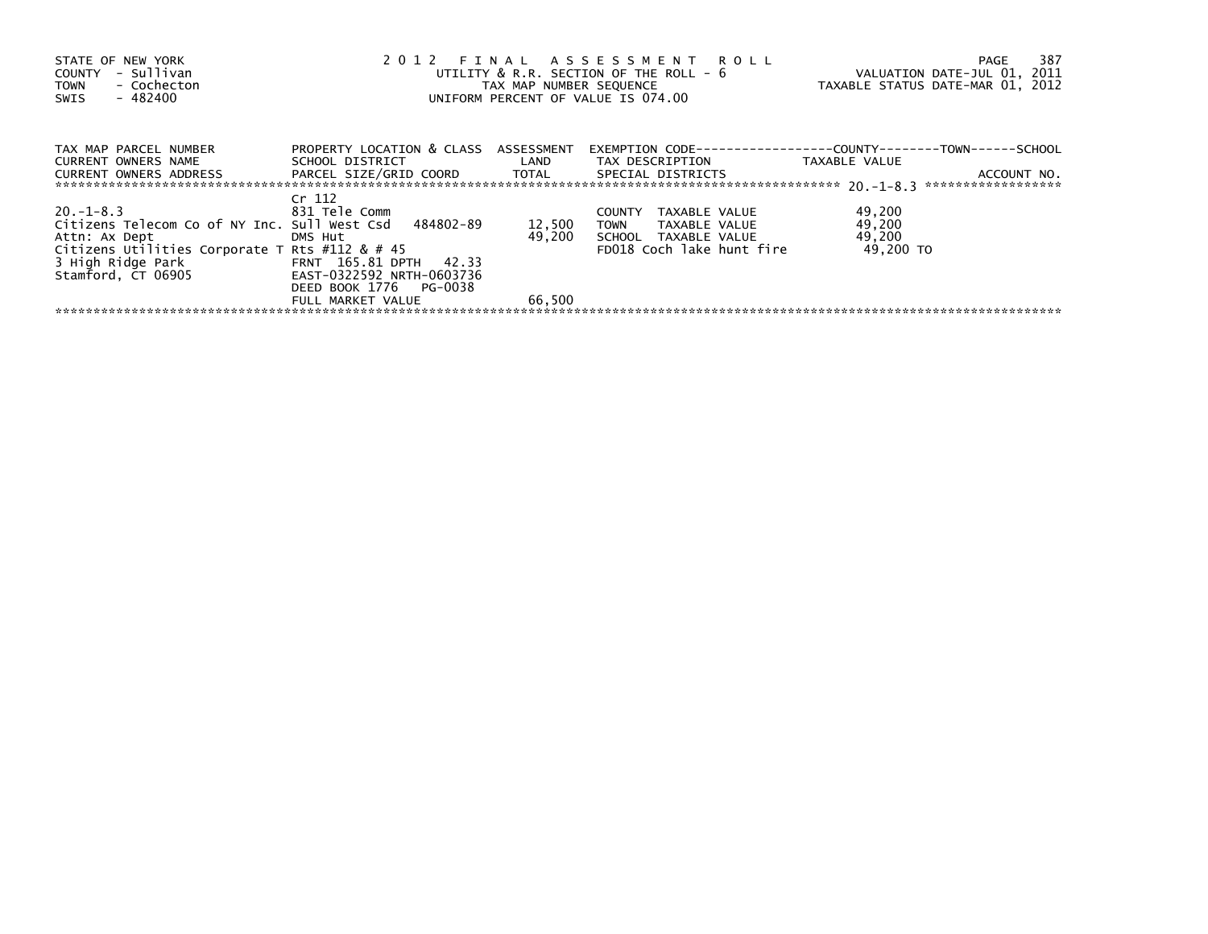STATE OF NEW YORK
COUNTY - Sullivan
TOWN - Cochecton
SWIS - 482400

2012 FINAL ASSESSMENT ROLL
UTILITY & R.R. SECTION OF THE ROLL - 6
TAX MAP NUMBER SEQUENCE
UNIFORM PERCENT OF VALUE IS 074.00

VALUATION DATE-JUL 01, 2011
TAXABLE STATUS DATE-MAR 01, 2012

| TAX MAP PARCEL NUMBER / CURRENT OWNERS NAME / CURRENT OWNERS ADDRESS | PROPERTY LOCATION & CLASS / SCHOOL DISTRICT / PARCEL SIZE/GRID COORD | ASSESSMENT LAND / TOTAL | EXEMPTION CODE / TAX DESCRIPTION / SPECIAL DISTRICTS | COUNTY / TOWN / SCHOOL TAXABLE VALUE | ACCOUNT NO. |
|---|---|---|---|---|---|
| | Cr 112 | | | | |
| 20.-1-8.3 | 831 Tele Comm | | COUNTY TAXABLE VALUE | 49,200 | |
| Citizens Telecom Co of NY Inc. | Sull West Csd 484802-89 | 12,500 | TOWN TAXABLE VALUE | 49,200 | |
| Attn: Ax Dept | DMS Hut | 49,200 | SCHOOL TAXABLE VALUE | 49,200 | |
| Citizens Utilities Corporate T | Rts #112 & # 45 | | FD018 Coch lake hunt fire | 49,200 TO | |
| 3 High Ridge Park | FRNT 165.81 DPTH 42.33 | | | | |
| Stamford, CT 06905 | EAST-0322592 NRTH-0603736 | | | | |
| | DEED BOOK 1776 PG-0038 | | | | |
| | FULL MARKET VALUE | 66,500 | | | |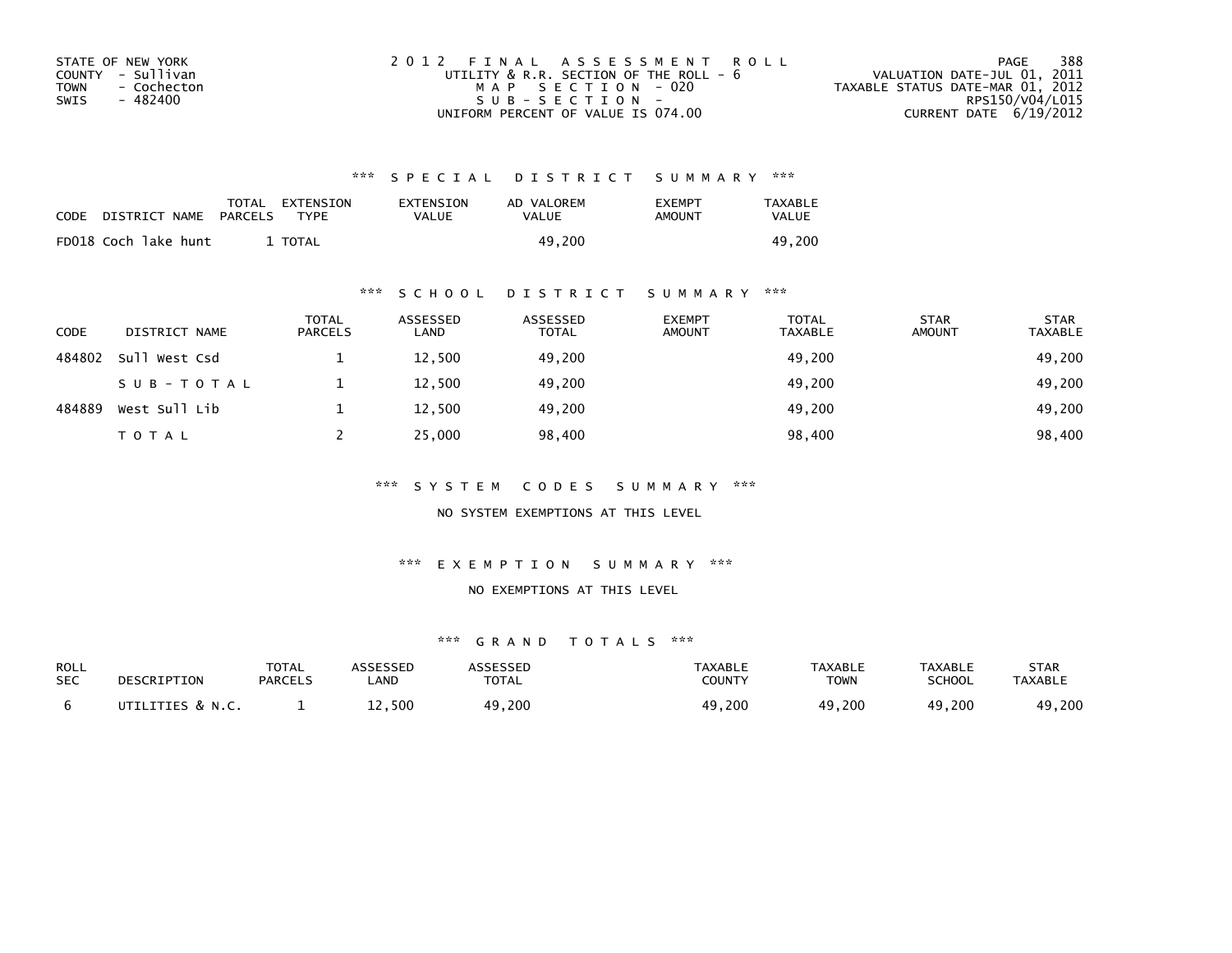STATE OF NEW YORK
COUNTY - Sullivan
TOWN - Cochecton
SWIS - 482400

2012 FINAL ASSESSMENT ROLL
UTILITY & R.R. SECTION OF THE ROLL - 6
MAP SECTION - 020
SUB-SECTION -
UNIFORM PERCENT OF VALUE IS 074.00

VALUATION DATE-JUL 01, 2011
TAXABLE STATUS DATE-MAR 01, 2012
RPS150/V04/L015
CURRENT DATE 6/19/2012

## *** SPECIAL DISTRICT SUMMARY ***

| CODE | DISTRICT NAME | TOTAL PARCELS | EXTENSION TYPE | EXTENSION VALUE | AD VALOREM VALUE | EXEMPT AMOUNT | TAXABLE VALUE |
|---|---|---|---|---|---|---|---|
| FD018 | Coch lake hunt | 1 | TOTAL | | 49,200 | | 49,200 |

## *** SCHOOL DISTRICT SUMMARY ***

| CODE | DISTRICT NAME | TOTAL PARCELS | ASSESSED LAND | ASSESSED TOTAL | EXEMPT AMOUNT | TOTAL TAXABLE | STAR AMOUNT | STAR TAXABLE |
|---|---|---|---|---|---|---|---|---|
| 484802 | Sull West Csd | 1 | 12,500 | 49,200 | | 49,200 | | 49,200 |
| | SUB-TOTAL | 1 | 12,500 | 49,200 | | 49,200 | | 49,200 |
| 484889 | West Sull Lib | 1 | 12,500 | 49,200 | | 49,200 | | 49,200 |
| | TOTAL | 2 | 25,000 | 98,400 | | 98,400 | | 98,400 |

## *** SYSTEM CODES SUMMARY ***

NO SYSTEM EXEMPTIONS AT THIS LEVEL

## *** EXEMPTION SUMMARY ***

NO EXEMPTIONS AT THIS LEVEL

## *** GRAND TOTALS ***

| ROLL SEC | DESCRIPTION | TOTAL PARCELS | ASSESSED LAND | ASSESSED TOTAL | TAXABLE COUNTY | TAXABLE TOWN | TAXABLE SCHOOL | STAR TAXABLE |
|---|---|---|---|---|---|---|---|---|
| 6 | UTILITIES & N.C. | 1 | 12,500 | 49,200 | 49,200 | 49,200 | 49,200 | 49,200 |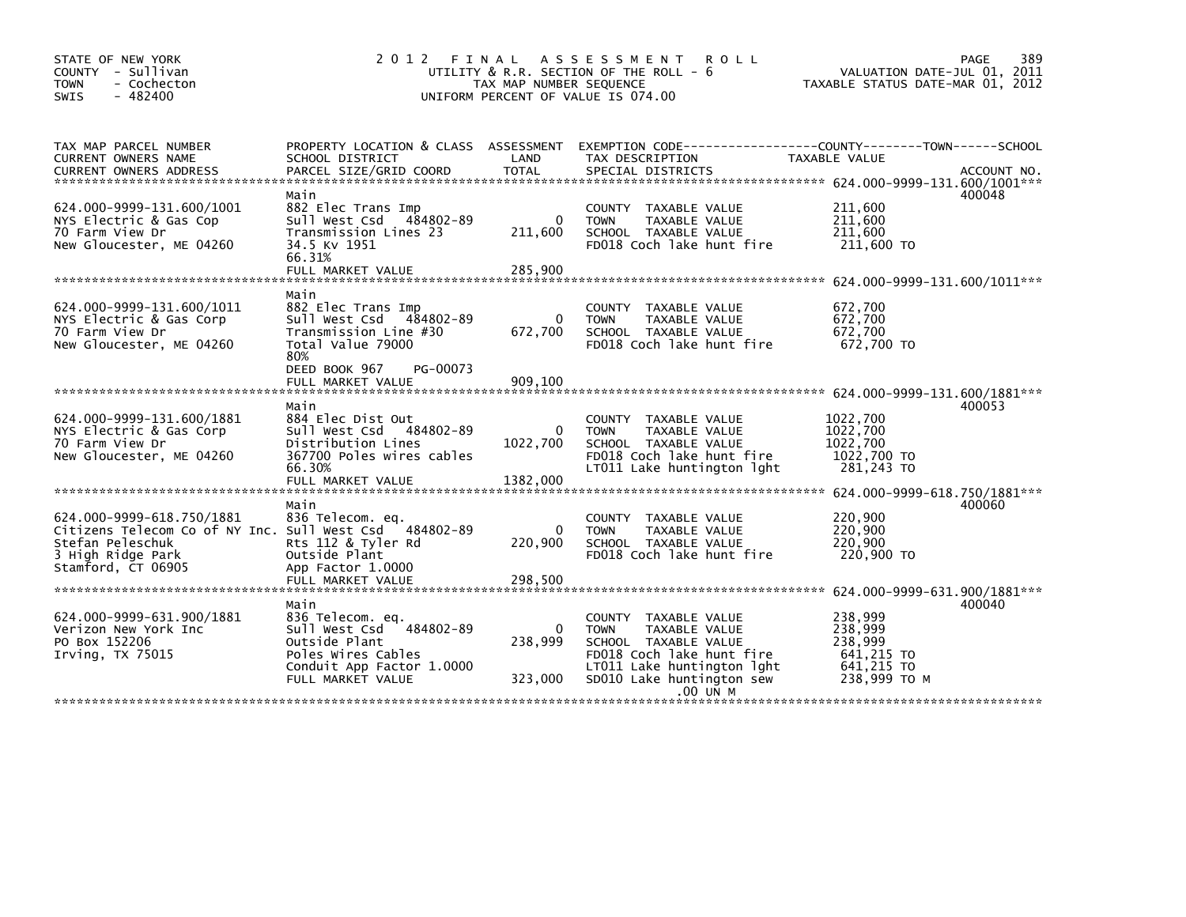STATE OF NEW YORK
COUNTY - Sullivan
TOWN - Cochecton
SWIS - 482400

2 0 1 2 F I N A L A S S E S S M E N T R O L L
UTILITY & R.R. SECTION OF THE ROLL - 6
TAX MAP NUMBER SEQUENCE
UNIFORM PERCENT OF VALUE IS 074.00

VALUATION DATE-JUL 01, 2011
TAXABLE STATUS DATE-MAR 01, 2012

| TAX MAP PARCEL NUMBER / CURRENT OWNERS NAME / CURRENT OWNERS ADDRESS | PROPERTY LOCATION & CLASS / SCHOOL DISTRICT / PARCEL SIZE/GRID COORD | ASSESSMENT LAND / TOTAL | EXEMPTION CODE / TAX DESCRIPTION / SPECIAL DISTRICTS | TAXABLE VALUE (COUNTY / TOWN / SCHOOL) | ACCOUNT NO. |
|---|---|---|---|---|---|
| **624.000-9999-131.600/1001** | Main | | | | 400048 |
| 624.000-9999-131.600/1001 | 882 Elec Trans Imp | | COUNTY TAXABLE VALUE | 211,600 | |
| NYS Electric & Gas Cop | Sull West Csd 484802-89 | 0 | TOWN TAXABLE VALUE | 211,600 | |
| 70 Farm View Dr | Transmission Lines 23 | 211,600 | SCHOOL TAXABLE VALUE | 211,600 | |
| New Gloucester, ME 04260 | 34.5 Kv 1951 | | FD018 Coch lake hunt fire | 211,600 TO | |
| | 66.31% | | | | |
| | FULL MARKET VALUE | 285,900 | | | |
| **624.000-9999-131.600/1011** | Main | | | | |
| 624.000-9999-131.600/1011 | 882 Elec Trans Imp | | COUNTY TAXABLE VALUE | 672,700 | |
| NYS Electric & Gas Corp | Sull West Csd 484802-89 | 0 | TOWN TAXABLE VALUE | 672,700 | |
| 70 Farm View Dr | Transmission Line #30 | 672,700 | SCHOOL TAXABLE VALUE | 672,700 | |
| New Gloucester, ME 04260 | Total Value 79000 | | FD018 Coch lake hunt fire | 672,700 TO | |
| | 80% | | | | |
| | DEED BOOK 967 PG-00073 | | | | |
| | FULL MARKET VALUE | 909,100 | | | |
| **624.000-9999-131.600/1881** | Main | | | | 400053 |
| 624.000-9999-131.600/1881 | 884 Elec Dist Out | | COUNTY TAXABLE VALUE | 1022,700 | |
| NYS Electric & Gas Corp | Sull West Csd 484802-89 | 0 | TOWN TAXABLE VALUE | 1022,700 | |
| 70 Farm View Dr | Distribution Lines | 1022,700 | SCHOOL TAXABLE VALUE | 1022,700 | |
| New Gloucester, ME 04260 | 367700 Poles wires cables | | FD018 Coch lake hunt fire | 1022,700 TO | |
| | 66.30% | | LT011 Lake huntington lght | 281,243 TO | |
| | FULL MARKET VALUE | 1382,000 | | | |
| **624.000-9999-618.750/1881** | Main | | | | 400060 |
| 624.000-9999-618.750/1881 | 836 Telecom. eq. | | COUNTY TAXABLE VALUE | 220,900 | |
| Citizens Telecom Co of NY Inc. | Sull West Csd 484802-89 | 0 | TOWN TAXABLE VALUE | 220,900 | |
| Stefan Peleschuk | Rts 112 & Tyler Rd | 220,900 | SCHOOL TAXABLE VALUE | 220,900 | |
| 3 High Ridge Park | Outside Plant | | FD018 Coch lake hunt fire | 220,900 TO | |
| Stamford, CT 06905 | App Factor 1.0000 | | | | |
| | FULL MARKET VALUE | 298,500 | | | |
| **624.000-9999-631.900/1881** | Main | | | | 400040 |
| 624.000-9999-631.900/1881 | 836 Telecom. eq. | | COUNTY TAXABLE VALUE | 238,999 | |
| Verizon New York Inc | Sull West Csd 484802-89 | 0 | TOWN TAXABLE VALUE | 238,999 | |
| PO Box 152206 | Outside Plant | 238,999 | SCHOOL TAXABLE VALUE | 238,999 | |
| Irving, TX 75015 | Poles Wires Cables | | FD018 Coch lake hunt fire | 641,215 TO | |
| | Conduit App Factor 1.0000 | | LT011 Lake huntington lght | 641,215 TO | |
| | FULL MARKET VALUE | 323,000 | SD010 Lake huntington sew | 238,999 TO M | |
| | | | .00 UN M | | |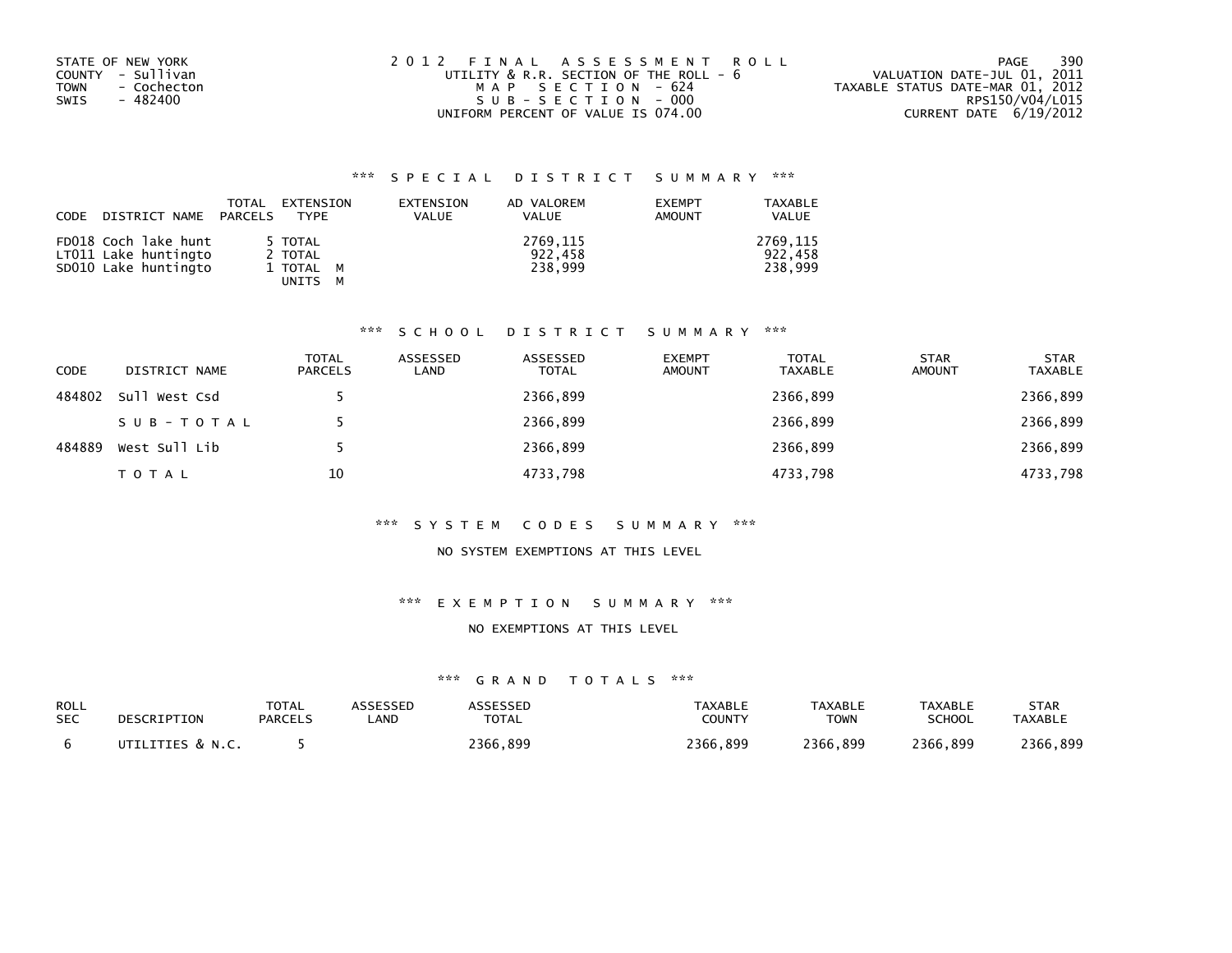STATE OF NEW YORK
COUNTY - Sullivan
TOWN - Cochecton
SWIS - 482400

2012 FINAL ASSESSMENT ROLL
UTILITY & R.R. SECTION OF THE ROLL - 6
MAP SECTION - 624
SUB-SECTION - 000
UNIFORM PERCENT OF VALUE IS 074.00

VALUATION DATE-JUL 01, 2011
TAXABLE STATUS DATE-MAR 01, 2012
RPS150/V04/L015
CURRENT DATE 6/19/2012

### *** SPECIAL DISTRICT SUMMARY ***

| CODE | DISTRICT NAME | TOTAL PARCELS | EXTENSION TYPE | EXTENSION VALUE | AD VALOREM VALUE | EXEMPT AMOUNT | TAXABLE VALUE |
|---|---|---|---|---|---|---|---|
| FD018 | Coch lake hunt | 5 | TOTAL | | 2769,115 | | 2769,115 |
| LT011 | Lake huntingto | 2 | TOTAL | | 922,458 | | 922,458 |
| SD010 | Lake huntingto | 1 | TOTAL M<br>UNITS M | | 238,999 | | 238,999 |

### *** SCHOOL DISTRICT SUMMARY ***

| CODE | DISTRICT NAME | TOTAL PARCELS | ASSESSED LAND | ASSESSED TOTAL | EXEMPT AMOUNT | TOTAL TAXABLE | STAR AMOUNT | STAR TAXABLE |
|---|---|---|---|---|---|---|---|---|
| 484802 | Sull West Csd | 5 | | 2366,899 | | 2366,899 | | 2366,899 |
| | SUB-TOTAL | 5 | | 2366,899 | | 2366,899 | | 2366,899 |
| 484889 | West Sull Lib | 5 | | 2366,899 | | 2366,899 | | 2366,899 |
| | TOTAL | 10 | | 4733,798 | | 4733,798 | | 4733,798 |

### *** SYSTEM CODES SUMMARY ***

NO SYSTEM EXEMPTIONS AT THIS LEVEL

### *** EXEMPTION SUMMARY ***

NO EXEMPTIONS AT THIS LEVEL

### *** GRAND TOTALS ***

| ROLL SEC | DESCRIPTION | TOTAL PARCELS | ASSESSED LAND | ASSESSED TOTAL | TAXABLE COUNTY | TAXABLE TOWN | TAXABLE SCHOOL | STAR TAXABLE |
|---|---|---|---|---|---|---|---|---|
| 6 | UTILITIES & N.C. | 5 | | 2366,899 | 2366,899 | 2366,899 | 2366,899 | 2366,899 |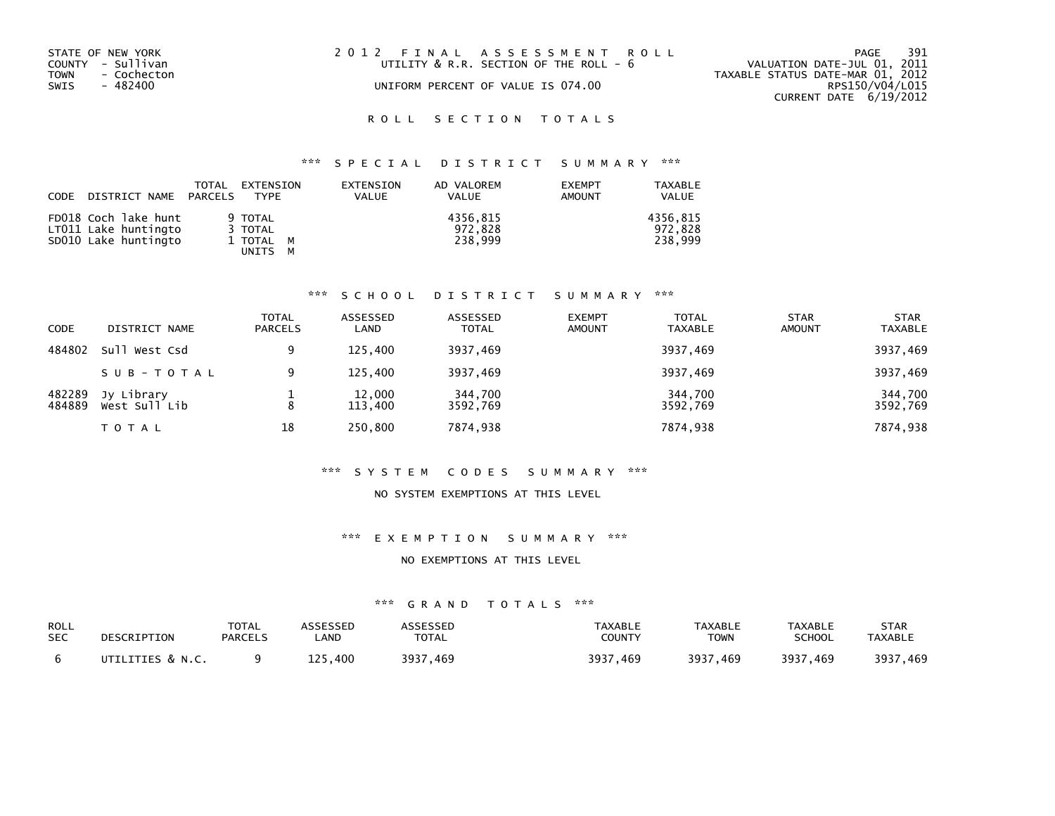STATE OF NEW YORK
COUNTY - Sullivan
TOWN - Cochecton
SWIS - 482400

2012 FINAL ASSESSMENT ROLL
UTILITY & R.R. SECTION OF THE ROLL - 6
UNIFORM PERCENT OF VALUE IS 074.00

VALUATION DATE-JUL 01, 2011
TAXABLE STATUS DATE-MAR 01, 2012
RPS150/V04/L015
CURRENT DATE 6/19/2012

## ROLL SECTION TOTALS

### *** SPECIAL DISTRICT SUMMARY ***

| CODE | DISTRICT NAME | TOTAL PARCELS | EXTENSION TYPE | EXTENSION VALUE | AD VALOREM VALUE | EXEMPT AMOUNT | TAXABLE VALUE |
|---|---|---|---|---|---|---|---|
| FD018 | Coch lake hunt | 9 | TOTAL | | 4356,815 | | 4356,815 |
| LT011 | Lake huntingto | 3 | TOTAL | | 972,828 | | 972,828 |
| SD010 | Lake huntingto | 1 | TOTAL M<br>UNITS M | | 238,999 | | 238,999 |

### *** SCHOOL DISTRICT SUMMARY ***

| CODE | DISTRICT NAME | TOTAL PARCELS | ASSESSED LAND | ASSESSED TOTAL | EXEMPT AMOUNT | TOTAL TAXABLE | STAR AMOUNT | STAR TAXABLE |
|---|---|---|---|---|---|---|---|---|
| 484802 | Sull West Csd | 9 | 125,400 | 3937,469 | | 3937,469 | | 3937,469 |
| | SUB-TOTAL | 9 | 125,400 | 3937,469 | | 3937,469 | | 3937,469 |
| 482289 | Jy Library | 1 | 12,000 | 344,700 | | 344,700 | | 344,700 |
| 484889 | West Sull Lib | 8 | 113,400 | 3592,769 | | 3592,769 | | 3592,769 |
| | TOTAL | 18 | 250,800 | 7874,938 | | 7874,938 | | 7874,938 |

### *** SYSTEM CODES SUMMARY ***

NO SYSTEM EXEMPTIONS AT THIS LEVEL

### *** EXEMPTION SUMMARY ***

NO EXEMPTIONS AT THIS LEVEL

### *** GRAND TOTALS ***

| ROLL SEC | DESCRIPTION | TOTAL PARCELS | ASSESSED LAND | ASSESSED TOTAL | TAXABLE COUNTY | TAXABLE TOWN | TAXABLE SCHOOL | STAR TAXABLE |
|---|---|---|---|---|---|---|---|---|
| 6 | UTILITIES & N.C. | 9 | 125,400 | 3937,469 | 3937,469 | 3937,469 | 3937,469 | 3937,469 |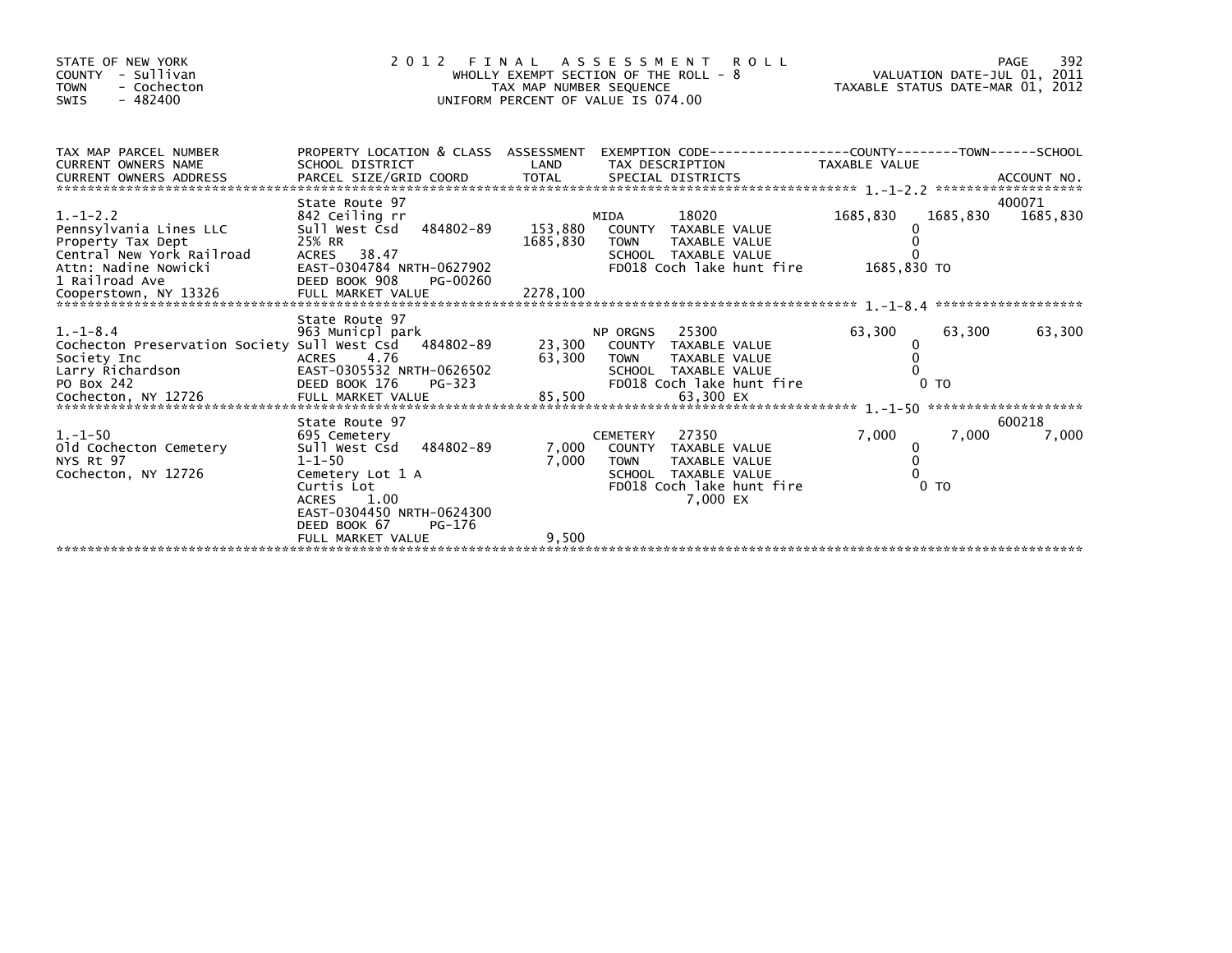STATE OF NEW YORK
COUNTY - Sullivan
TOWN - Cochecton
SWIS - 482400

# 2012 FINAL ASSESSMENT ROLL

WHOLLY EXEMPT SECTION OF THE ROLL - 8
TAX MAP NUMBER SEQUENCE
UNIFORM PERCENT OF VALUE IS 074.00

VALUATION DATE-JUL 01, 2011
TAXABLE STATUS DATE-MAR 01, 2012

| TAX MAP PARCEL NUMBER / CURRENT OWNERS NAME / CURRENT OWNERS ADDRESS | PROPERTY LOCATION & CLASS / SCHOOL DISTRICT / PARCEL SIZE/GRID COORD | ASSESSMENT LAND / TOTAL | EXEMPTION CODE / TAX DESCRIPTION / SPECIAL DISTRICTS | COUNTY TAXABLE VALUE | TOWN | SCHOOL / ACCOUNT NO. |
|---|---|---|---|---|---|---|
| 1.-1-2.2 | State Route 97 | | | | | 400071 |
| | 842 Ceiling rr | | MIDA 18020 | 1685,830 | 1685,830 | 1685,830 |
| Pennsylvania Lines LLC | Sull West Csd 484802-89 | 153,880 | COUNTY TAXABLE VALUE | 0 | | |
| Property Tax Dept | 25% RR | 1685,830 | TOWN TAXABLE VALUE | 0 | | |
| Central New York Railroad | ACRES 38.47 | | SCHOOL TAXABLE VALUE | 0 | | |
| Attn: Nadine Nowicki | EAST-0304784 NRTH-0627902 | | FD018 Coch lake hunt fire | 1685,830 TO | | |
| 1 Railroad Ave | DEED BOOK 908 PG-00260 | | | | | |
| Cooperstown, NY 13326 | FULL MARKET VALUE | 2278,100 | | | | |
| 1.-1-8.4 | State Route 97 | | | | | |
| | 963 Municpl park | | NP ORGNS 25300 | 63,300 | 63,300 | 63,300 |
| Cochecton Preservation Society | Sull West Csd 484802-89 | 23,300 | COUNTY TAXABLE VALUE | 0 | | |
| Society Inc | ACRES 4.76 | 63,300 | TOWN TAXABLE VALUE | 0 | | |
| Larry Richardson | EAST-0305532 NRTH-0626502 | | SCHOOL TAXABLE VALUE | 0 | | |
| PO Box 242 | DEED BOOK 176 PG-323 | | FD018 Coch lake hunt fire | 0 TO | | |
| Cochecton, NY 12726 | FULL MARKET VALUE | 85,500 | 63,300 EX | | | |
| 1.-1-50 | State Route 97 | | | | | 600218 |
| | 695 Cemetery | | CEMETERY 27350 | 7,000 | 7,000 | 7,000 |
| Old Cochecton Cemetery | Sull West Csd 484802-89 | 7,000 | COUNTY TAXABLE VALUE | 0 | | |
| NYS Rt 97 | 1-1-50 | 7,000 | TOWN TAXABLE VALUE | 0 | | |
| Cochecton, NY 12726 | Cemetery Lot 1 A | | SCHOOL TAXABLE VALUE | 0 | | |
| | Curtis Lot | | FD018 Coch lake hunt fire | 0 TO | | |
| | ACRES 1.00 | | 7,000 EX | | | |
| | EAST-0304450 NRTH-0624300 | | | | | |
| | DEED BOOK 67 PG-176 | | | | | |
| | FULL MARKET VALUE | 9,500 | | | | |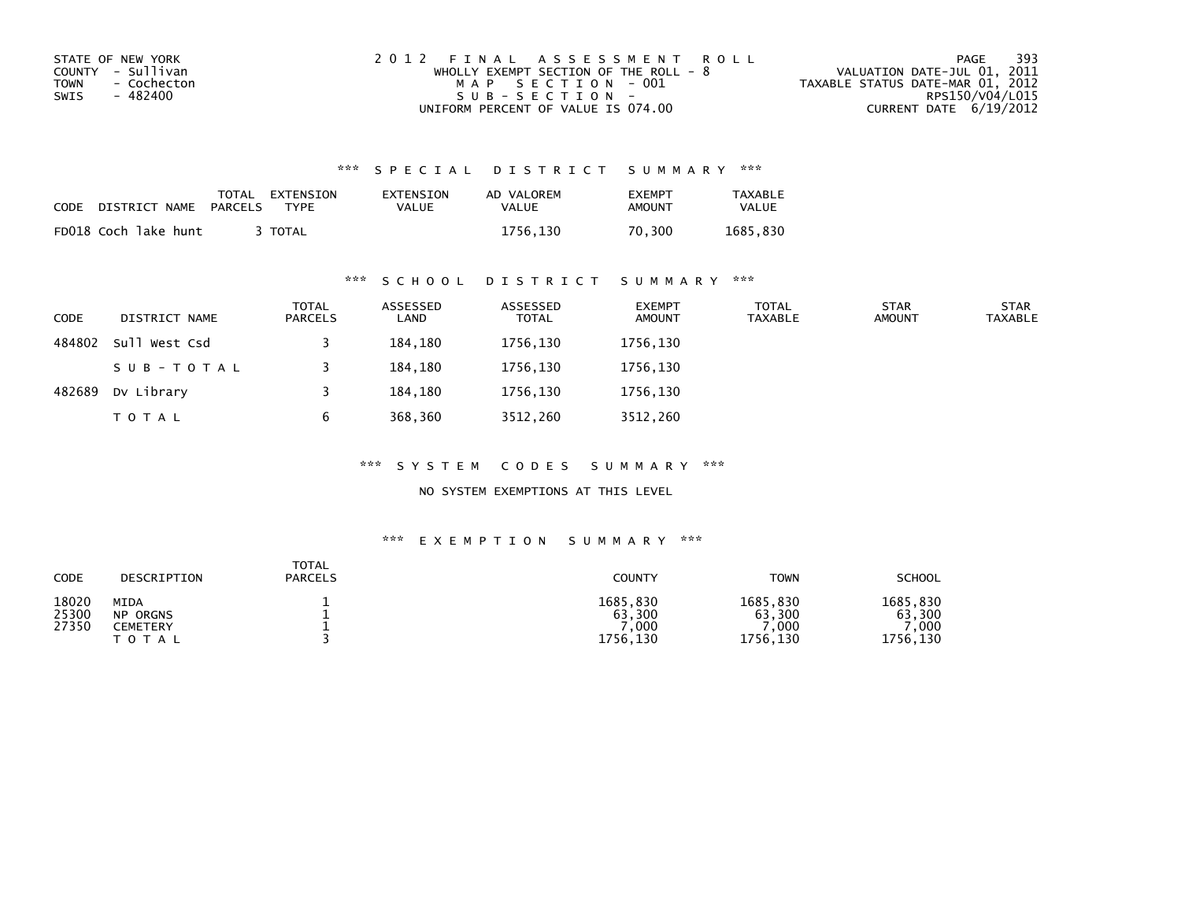STATE OF NEW YORK
COUNTY - Sullivan
TOWN - Cochecton
SWIS - 482400

2012 FINAL ASSESSMENT ROLL
WHOLLY EXEMPT SECTION OF THE ROLL - 8
MAP SECTION - 001
SUB-SECTION -
UNIFORM PERCENT OF VALUE IS 074.00

VALUATION DATE-JUL 01, 2011
TAXABLE STATUS DATE-MAR 01, 2012
RPS150/V04/L015
CURRENT DATE 6/19/2012

### *** SPECIAL DISTRICT SUMMARY ***

| CODE | DISTRICT NAME | TOTAL PARCELS | EXTENSION TYPE | EXTENSION VALUE | AD VALOREM VALUE | EXEMPT AMOUNT | TAXABLE VALUE |
|---|---|---|---|---|---|---|---|
| FD018 | Coch lake hunt | 3 | TOTAL | | 1756,130 | 70,300 | 1685,830 |

### *** SCHOOL DISTRICT SUMMARY ***

| CODE | DISTRICT NAME | TOTAL PARCELS | ASSESSED LAND | ASSESSED TOTAL | EXEMPT AMOUNT | TOTAL TAXABLE | STAR AMOUNT | STAR TAXABLE |
|---|---|---|---|---|---|---|---|---|
| 484802 | Sull West Csd | 3 | 184,180 | 1756,130 | 1756,130 | | | |
| | SUB-TOTAL | 3 | 184,180 | 1756,130 | 1756,130 | | | |
| 482689 | Dv Library | 3 | 184,180 | 1756,130 | 1756,130 | | | |
| | TOTAL | 6 | 368,360 | 3512,260 | 3512,260 | | | |

### *** SYSTEM CODES SUMMARY ***

NO SYSTEM EXEMPTIONS AT THIS LEVEL

### *** EXEMPTION SUMMARY ***

| CODE | DESCRIPTION | TOTAL PARCELS | COUNTY | TOWN | SCHOOL |
|---|---|---|---|---|---|
| 18020 | MIDA | 1 | 1685,830 | 1685,830 | 1685,830 |
| 25300 | NP ORGNS | 1 | 63,300 | 63,300 | 63,300 |
| 27350 | CEMETERY | 1 | 7,000 | 7,000 | 7,000 |
| | TOTAL | 3 | 1756,130 | 1756,130 | 1756,130 |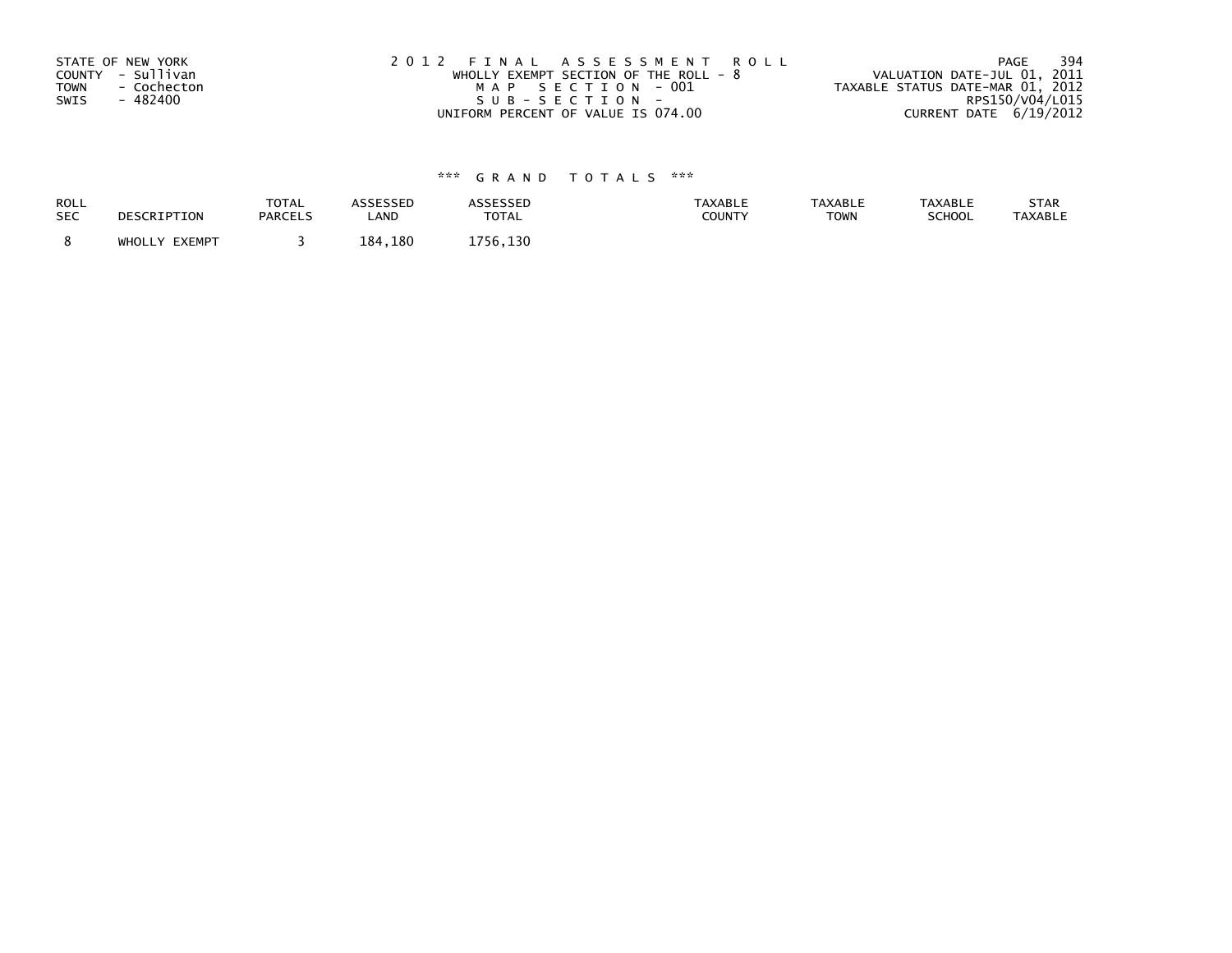STATE OF NEW YORK
COUNTY - Sullivan
TOWN - Cochecton
SWIS - 482400

2012 FINAL ASSESSMENT ROLL
WHOLLY EXEMPT SECTION OF THE ROLL - 8
MAP SECTION - 001
SUB-SECTION -
UNIFORM PERCENT OF VALUE IS 074.00

VALUATION DATE-JUL 01, 2011
TAXABLE STATUS DATE-MAR 01, 2012
RPS150/V04/L015
CURRENT DATE 6/19/2012

### *** GRAND TOTALS ***

| ROLL SEC | DESCRIPTION | TOTAL PARCELS | ASSESSED LAND | ASSESSED TOTAL | TAXABLE COUNTY | TAXABLE TOWN | TAXABLE SCHOOL | STAR TAXABLE |
|---|---|---|---|---|---|---|---|---|
| 8 | WHOLLY EXEMPT | 3 | 184,180 | 1756,130 | | | | |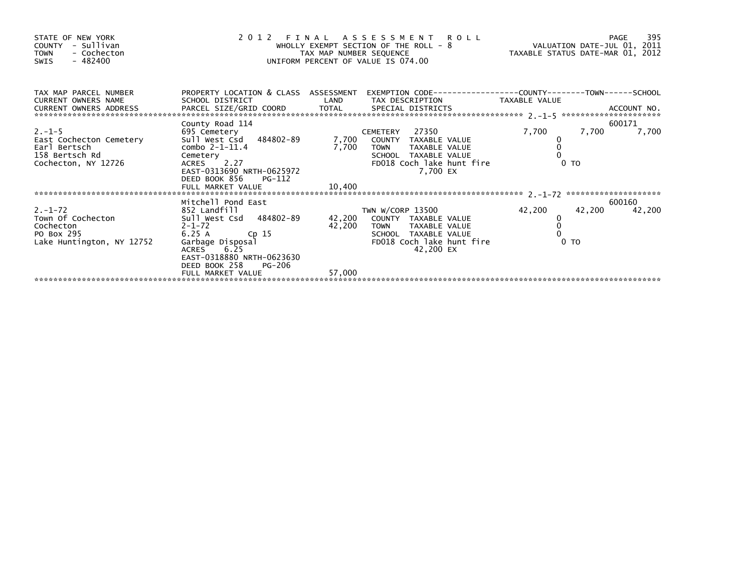STATE OF NEW YORK
COUNTY - Sullivan
TOWN - Cochecton
SWIS - 482400

# 2012 FINAL ASSESSMENT ROLL

WHOLLY EXEMPT SECTION OF THE ROLL - 8
TAX MAP NUMBER SEQUENCE
UNIFORM PERCENT OF VALUE IS 074.00

VALUATION DATE-JUL 01, 2011
TAXABLE STATUS DATE-MAR 01, 2012

| TAX MAP PARCEL NUMBER / CURRENT OWNERS NAME / CURRENT OWNERS ADDRESS | PROPERTY LOCATION & CLASS / SCHOOL DISTRICT / PARCEL SIZE/GRID COORD | ASSESSMENT LAND / TOTAL | EXEMPTION CODE / TAX DESCRIPTION / SPECIAL DISTRICTS | COUNTY TAXABLE VALUE | TOWN | SCHOOL / ACCOUNT NO. |
|---|---|---|---|---|---|---|
| | County Road 114 | | | | | 600171 |
| 2.-1-5 | 695 Cemetery | | CEMETERY 27350 | 7,700 | 7,700 | 7,700 |
| East Cochecton Cemetery | Sull West Csd 484802-89 | 7,700 | COUNTY TAXABLE VALUE | 0 | | |
| Earl Bertsch | combo 2-1-11.4 | 7,700 | TOWN TAXABLE VALUE | 0 | | |
| 158 Bertsch Rd | Cemetery | | SCHOOL TAXABLE VALUE | 0 | | |
| Cochecton, NY 12726 | ACRES 2.27 | | FD018 Coch lake hunt fire | 0 TO | | |
| | EAST-0313690 NRTH-0625972 | | 7,700 EX | | | |
| | DEED BOOK 856 PG-112 | | | | | |
| | FULL MARKET VALUE | 10,400 | | | | |
| | Mitchell Pond East | | | | | 600160 |
| 2.-1-72 | 852 Landfill | | TWN W/CORP 13500 | 42,200 | 42,200 | 42,200 |
| Town Of Cochecton | Sull West Csd 484802-89 | 42,200 | COUNTY TAXABLE VALUE | 0 | | |
| Cochecton | 2-1-72 | 42,200 | TOWN TAXABLE VALUE | 0 | | |
| PO Box 295 | 6.25 A Cp 15 | | SCHOOL TAXABLE VALUE | 0 | | |
| Lake Huntington, NY 12752 | Garbage Disposal | | FD018 Coch lake hunt fire | 0 TO | | |
| | ACRES 6.25 | | 42,200 EX | | | |
| | EAST-0318880 NRTH-0623630 | | | | | |
| | DEED BOOK 258 PG-206 | | | | | |
| | FULL MARKET VALUE | 57,000 | | | | |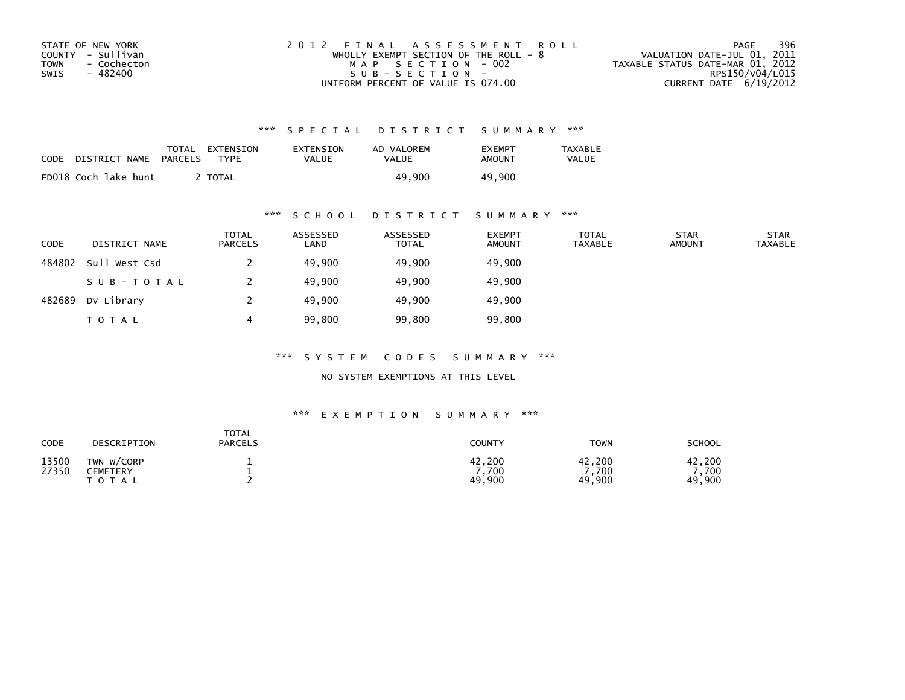STATE OF NEW YORK
COUNTY - Sullivan
TOWN - Cochecton
SWIS - 482400

2012 FINAL ASSESSMENT ROLL
WHOLLY EXEMPT SECTION OF THE ROLL - 8
MAP SECTION - 002
SUB-SECTION -
UNIFORM PERCENT OF VALUE IS 074.00

VALUATION DATE-JUL 01, 2011
TAXABLE STATUS DATE-MAR 01, 2012
RPS150/V04/L015
CURRENT DATE 6/19/2012

### *** SPECIAL DISTRICT SUMMARY ***

| CODE | DISTRICT NAME | TOTAL PARCELS | EXTENSION TYPE | EXTENSION VALUE | AD VALOREM VALUE | EXEMPT AMOUNT | TAXABLE VALUE |
|---|---|---|---|---|---|---|---|
| FD018 | Coch lake hunt | 2 | TOTAL | | 49,900 | 49,900 | |

### *** SCHOOL DISTRICT SUMMARY ***

| CODE | DISTRICT NAME | TOTAL PARCELS | ASSESSED LAND | ASSESSED TOTAL | EXEMPT AMOUNT | TOTAL TAXABLE | STAR AMOUNT | STAR TAXABLE |
|---|---|---|---|---|---|---|---|---|
| 484802 | Sull West Csd | 2 | 49,900 | 49,900 | 49,900 | | | |
| | SUB-TOTAL | 2 | 49,900 | 49,900 | 49,900 | | | |
| 482689 | Dv Library | 2 | 49,900 | 49,900 | 49,900 | | | |
| | TOTAL | 4 | 99,800 | 99,800 | 99,800 | | | |

### *** SYSTEM CODES SUMMARY ***

NO SYSTEM EXEMPTIONS AT THIS LEVEL

### *** EXEMPTION SUMMARY ***

| CODE | DESCRIPTION | TOTAL PARCELS | COUNTY | TOWN | SCHOOL |
|---|---|---|---|---|---|
| 13500 | TWN W/CORP | 1 | 42,200 | 42,200 | 42,200 |
| 27350 | CEMETERY | 1 | 7,700 | 7,700 | 7,700 |
| | TOTAL | 2 | 49,900 | 49,900 | 49,900 |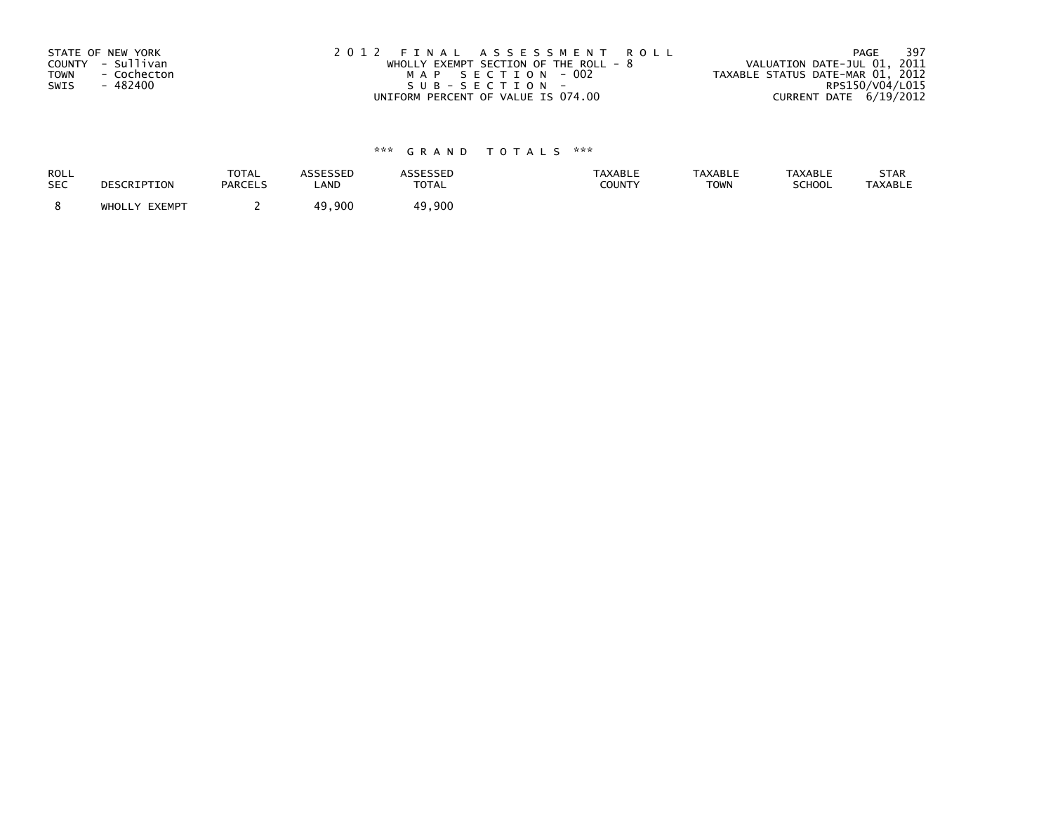STATE OF NEW YORK
COUNTY - Sullivan
TOWN - Cochecton
SWIS - 482400

2012 FINAL ASSESSMENT ROLL
WHOLLY EXEMPT SECTION OF THE ROLL - 8
MAP SECTION - 002
SUB-SECTION -
UNIFORM PERCENT OF VALUE IS 074.00

VALUATION DATE-JUL 01, 2011
TAXABLE STATUS DATE-MAR 01, 2012
RPS150/V04/L015
CURRENT DATE 6/19/2012

### *** GRAND TOTALS ***

| ROLL SEC | DESCRIPTION | TOTAL PARCELS | ASSESSED LAND | ASSESSED TOTAL | TAXABLE COUNTY | TAXABLE TOWN | TAXABLE SCHOOL | STAR TAXABLE |
|---|---|---|---|---|---|---|---|---|
| 8 | WHOLLY EXEMPT | 2 | 49,900 | 49,900 | | | | |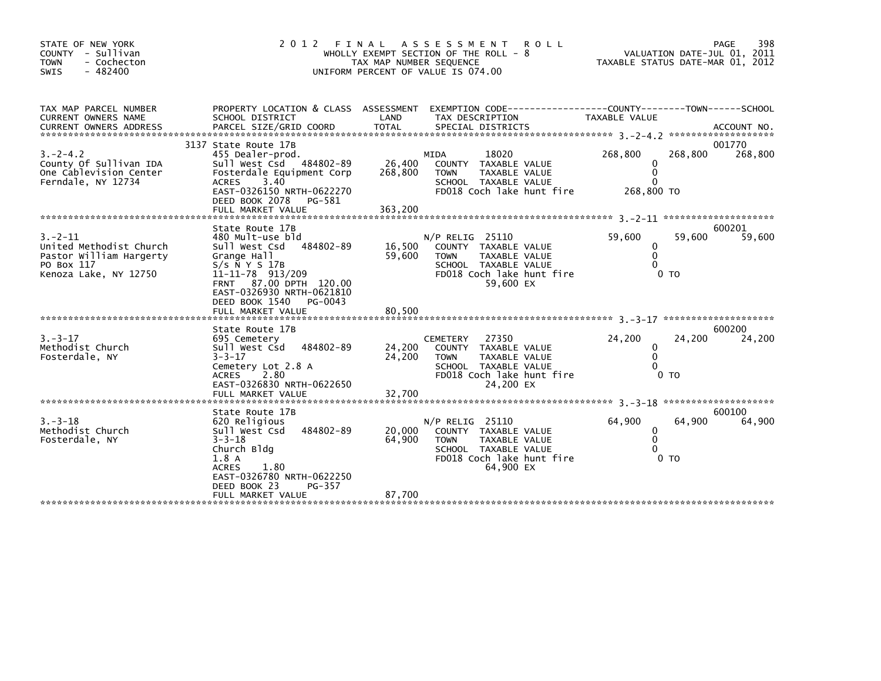STATE OF NEW YORK
COUNTY - Sullivan
TOWN - Cochecton
SWIS - 482400

2012 FINAL ASSESSMENT ROLL
WHOLLY EXEMPT SECTION OF THE ROLL - 8
TAX MAP NUMBER SEQUENCE
UNIFORM PERCENT OF VALUE IS 074.00

VALUATION DATE-JUL 01, 2011
TAXABLE STATUS DATE-MAR 01, 2012

| TAX MAP PARCEL NUMBER / CURRENT OWNERS NAME / CURRENT OWNERS ADDRESS | PROPERTY LOCATION & CLASS / SCHOOL DISTRICT / PARCEL SIZE/GRID COORD | ASSESSMENT LAND / TOTAL | EXEMPTION CODE / TAX DESCRIPTION / SPECIAL DISTRICTS | COUNTY TAXABLE VALUE | TOWN | SCHOOL / ACCOUNT NO. |
|---|---|---|---|---|---|---|
| 3.-2-4.2 | 3137 State Route 17B | | | | | 001770 |
| 3.-2-4.2 | 455 Dealer-prod. | | MIDA 18020 | 268,800 | 268,800 | 268,800 |
| County Of Sullivan IDA | Sull West Csd 484802-89 | 26,400 | COUNTY TAXABLE VALUE | 0 | | |
| One Cablevision Center | Fosterdale Equipment Corp | 268,800 | TOWN TAXABLE VALUE | 0 | | |
| Ferndale, NY 12734 | ACRES 3.40 | | SCHOOL TAXABLE VALUE | 0 | | |
| | EAST-0326150 NRTH-0622270 | | FD018 Coch lake hunt fire | 268,800 TO | | |
| | DEED BOOK 2078 PG-581 | | | | | |
| | FULL MARKET VALUE | 363,200 | | | | |
| 3.-2-11 | State Route 17B | | | | | 600201 |
| 3.-2-11 | 480 Mult-use bld | | N/P RELIG 25110 | 59,600 | 59,600 | 59,600 |
| United Methodist Church | Sull West Csd 484802-89 | 16,500 | COUNTY TAXABLE VALUE | 0 | | |
| Pastor William Hargerty | Grange Hall | 59,600 | TOWN TAXABLE VALUE | 0 | | |
| PO Box 117 | S/s N Y S 17B | | SCHOOL TAXABLE VALUE | 0 | | |
| Kenoza Lake, NY 12750 | 11-11-78 913/209 | | FD018 Coch lake hunt fire | 0 TO | | |
| | FRNT 87.00 DPTH 120.00 | | 59,600 EX | | | |
| | EAST-0326930 NRTH-0621810 | | | | | |
| | DEED BOOK 1540 PG-0043 | | | | | |
| | FULL MARKET VALUE | 80,500 | | | | |
| 3.-3-17 | State Route 17B | | | | | 600200 |
| 3.-3-17 | 695 Cemetery | | CEMETERY 27350 | 24,200 | 24,200 | 24,200 |
| Methodist Church | Sull West Csd 484802-89 | 24,200 | COUNTY TAXABLE VALUE | 0 | | |
| Fosterdale, NY | 3-3-17 | 24,200 | TOWN TAXABLE VALUE | 0 | | |
| | Cemetery Lot 2.8 A | | SCHOOL TAXABLE VALUE | 0 | | |
| | ACRES 2.80 | | FD018 Coch lake hunt fire | 0 TO | | |
| | EAST-0326830 NRTH-0622650 | | 24,200 EX | | | |
| | FULL MARKET VALUE | 32,700 | | | | |
| 3.-3-18 | State Route 17B | | | | | 600100 |
| 3.-3-18 | 620 Religious | | N/P RELIG 25110 | 64,900 | 64,900 | 64,900 |
| Methodist Church | Sull West Csd 484802-89 | 20,000 | COUNTY TAXABLE VALUE | 0 | | |
| Fosterdale, NY | 3-3-18 | 64,900 | TOWN TAXABLE VALUE | 0 | | |
| | Church Bldg | | SCHOOL TAXABLE VALUE | 0 | | |
| | 1.8 A | | FD018 Coch lake hunt fire | 0 TO | | |
| | ACRES 1.80 | | 64,900 EX | | | |
| | EAST-0326780 NRTH-0622250 | | | | | |
| | DEED BOOK 23 PG-357 | | | | | |
| | FULL MARKET VALUE | 87,700 | | | | |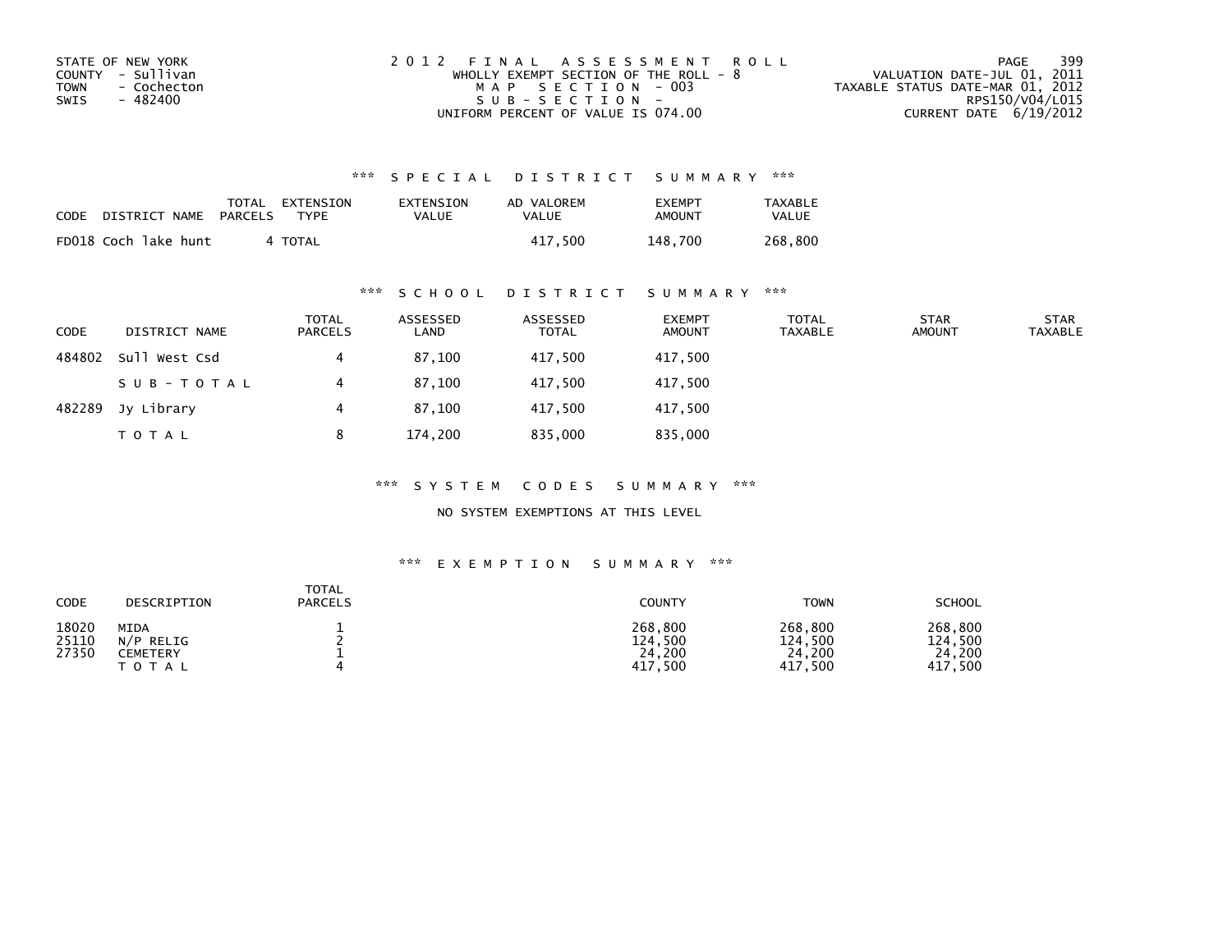STATE OF NEW YORK
COUNTY - Sullivan
TOWN - Cochecton
SWIS - 482400

2012 FINAL ASSESSMENT ROLL
WHOLLY EXEMPT SECTION OF THE ROLL - 8
MAP SECTION - 003
SUB-SECTION -
UNIFORM PERCENT OF VALUE IS 074.00

VALUATION DATE-JUL 01, 2011
TAXABLE STATUS DATE-MAR 01, 2012
RPS150/V04/L015
CURRENT DATE 6/19/2012

## *** SPECIAL DISTRICT SUMMARY ***

| CODE | DISTRICT NAME | TOTAL PARCELS | EXTENSION TYPE | EXTENSION VALUE | AD VALOREM VALUE | EXEMPT AMOUNT | TAXABLE VALUE |
|---|---|---|---|---|---|---|---|
| FD018 | Coch lake hunt | 4 | TOTAL | | 417,500 | 148,700 | 268,800 |

## *** SCHOOL DISTRICT SUMMARY ***

| CODE | DISTRICT NAME | TOTAL PARCELS | ASSESSED LAND | ASSESSED TOTAL | EXEMPT AMOUNT | TOTAL TAXABLE | STAR AMOUNT | STAR TAXABLE |
|---|---|---|---|---|---|---|---|---|
| 484802 | Sull West Csd | 4 | 87,100 | 417,500 | 417,500 | | | |
| | SUB-TOTAL | 4 | 87,100 | 417,500 | 417,500 | | | |
| 482289 | Jy Library | 4 | 87,100 | 417,500 | 417,500 | | | |
| | TOTAL | 8 | 174,200 | 835,000 | 835,000 | | | |

## *** SYSTEM CODES SUMMARY ***

NO SYSTEM EXEMPTIONS AT THIS LEVEL

## *** EXEMPTION SUMMARY ***

| CODE | DESCRIPTION | TOTAL PARCELS | COUNTY | TOWN | SCHOOL |
|---|---|---|---|---|---|
| 18020 | MIDA | 1 | 268,800 | 268,800 | 268,800 |
| 25110 | N/P RELIG | 2 | 124,500 | 124,500 | 124,500 |
| 27350 | CEMETERY | 1 | 24,200 | 24,200 | 24,200 |
| | TOTAL | 4 | 417,500 | 417,500 | 417,500 |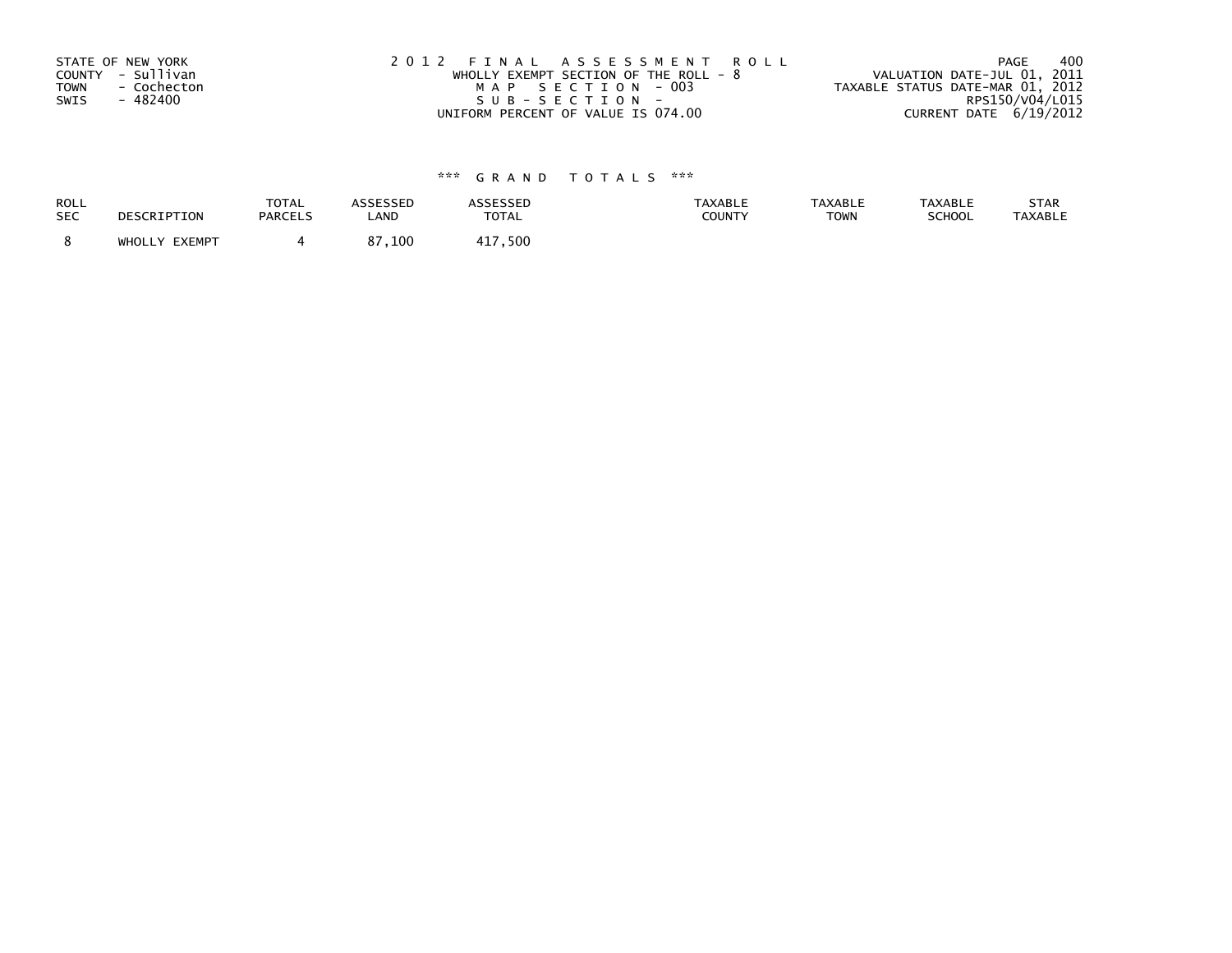STATE OF NEW YORK
COUNTY - Sullivan
TOWN - Cochecton
SWIS - 482400

2 0 1 2 F I N A L A S S E S S M E N T R O L L
WHOLLY EXEMPT SECTION OF THE ROLL - 8
M A P S E C T I O N - 003
S U B - S E C T I O N -
UNIFORM PERCENT OF VALUE IS 074.00

VALUATION DATE-JUL 01, 2011
TAXABLE STATUS DATE-MAR 01, 2012
RPS150/V04/L015
CURRENT DATE 6/19/2012

### *** G R A N D T O T A L S ***

| ROLL SEC | DESCRIPTION | TOTAL PARCELS | ASSESSED LAND | ASSESSED TOTAL | TAXABLE COUNTY | TAXABLE TOWN | TAXABLE SCHOOL | STAR TAXABLE |
|---|---|---|---|---|---|---|---|---|
| 8 | WHOLLY EXEMPT | 4 | 87,100 | 417,500 | | | | |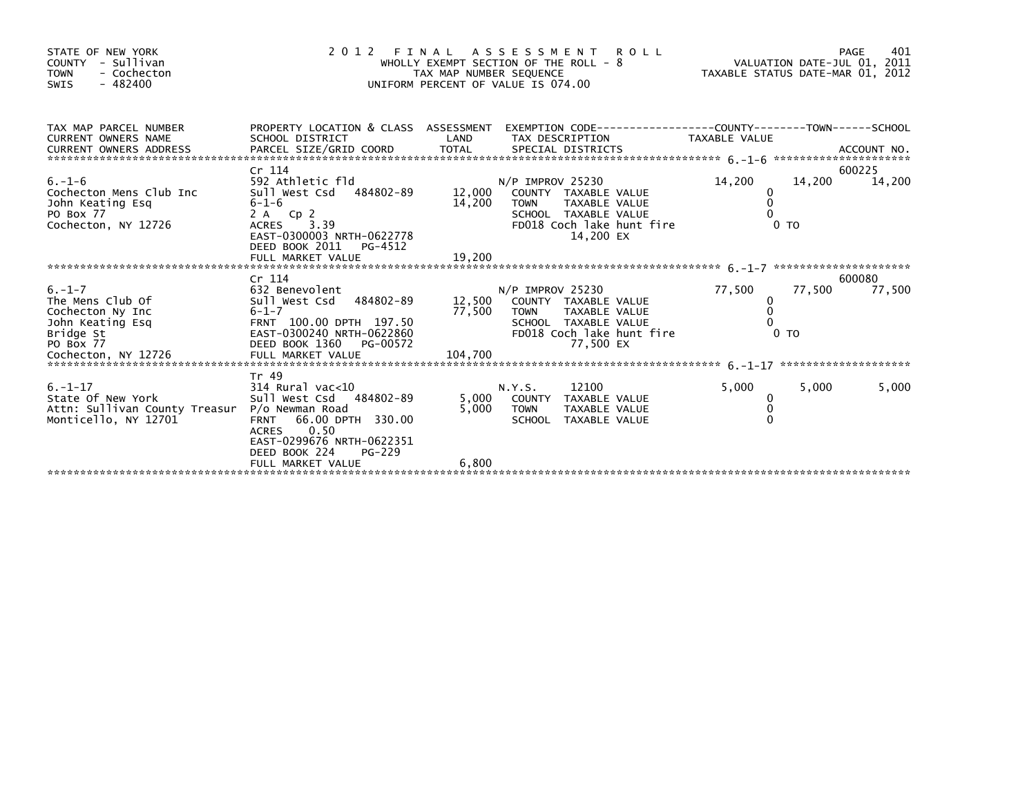STATE OF NEW YORK
COUNTY - Sullivan
TOWN - Cochecton
SWIS - 482400

2 0 1 2 F I N A L A S S E S S M E N T R O L L
WHOLLY EXEMPT SECTION OF THE ROLL - 8
TAX MAP NUMBER SEQUENCE
UNIFORM PERCENT OF VALUE IS 074.00

VALUATION DATE-JUL 01, 2011
TAXABLE STATUS DATE-MAR 01, 2012

| TAX MAP PARCEL NUMBER / CURRENT OWNERS NAME / CURRENT OWNERS ADDRESS | PROPERTY LOCATION & CLASS / SCHOOL DISTRICT / PARCEL SIZE/GRID COORD | ASSESSMENT LAND / TOTAL | EXEMPTION CODE / TAX DESCRIPTION / SPECIAL DISTRICTS | COUNTY TAXABLE VALUE | TOWN | SCHOOL / ACCOUNT NO. |
|---|---|---|---|---|---|---|
| **6.-1-6** | Cr 114 | | | | | 600225 |
| | 592 Athletic fld | | N/P IMPROV 25230 | 14,200 | 14,200 | 14,200 |
| Cochecton Mens Club Inc | Sull West Csd 484802-89 | 12,000 | COUNTY TAXABLE VALUE | 0 | | |
| John Keating Esq | 6-1-6 | 14,200 | TOWN TAXABLE VALUE | 0 | | |
| PO Box 77 | 2 A Cp 2 | | SCHOOL TAXABLE VALUE | 0 | | |
| Cochecton, NY 12726 | ACRES 3.39 | | FD018 Coch lake hunt fire | 0 TO | | |
| | EAST-0300003 NRTH-0622778 | | 14,200 EX | | | |
| | DEED BOOK 2011 PG-4512 | | | | | |
| | FULL MARKET VALUE | 19,200 | | | | |
| **6.-1-7** | Cr 114 | | | | | 600080 |
| | 632 Benevolent | | N/P IMPROV 25230 | 77,500 | 77,500 | 77,500 |
| The Mens Club Of | Sull West Csd 484802-89 | 12,500 | COUNTY TAXABLE VALUE | 0 | | |
| Cochecton Ny Inc | 6-1-7 | 77,500 | TOWN TAXABLE VALUE | 0 | | |
| John Keating Esq | FRNT 100.00 DPTH 197.50 | | SCHOOL TAXABLE VALUE | 0 | | |
| Bridge St | EAST-0300240 NRTH-0622860 | | FD018 Coch lake hunt fire | 0 TO | | |
| PO Box 77 | DEED BOOK 1360 PG-00572 | | 77,500 EX | | | |
| Cochecton, NY 12726 | FULL MARKET VALUE | 104,700 | | | | |
| **6.-1-17** | Tr 49 | | | | | |
| | 314 Rural vac<10 | | N.Y.S. 12100 | 5,000 | 5,000 | 5,000 |
| State Of New York | Sull West Csd 484802-89 | 5,000 | COUNTY TAXABLE VALUE | 0 | | |
| Attn: Sullivan County Treasur | P/o Newman Road | 5,000 | TOWN TAXABLE VALUE | 0 | | |
| Monticello, NY 12701 | FRNT 66.00 DPTH 330.00 | | SCHOOL TAXABLE VALUE | 0 | | |
| | ACRES 0.50 | | | | | |
| | EAST-0299676 NRTH-0622351 | | | | | |
| | DEED BOOK 224 PG-229 | | | | | |
| | FULL MARKET VALUE | 6,800 | | | | |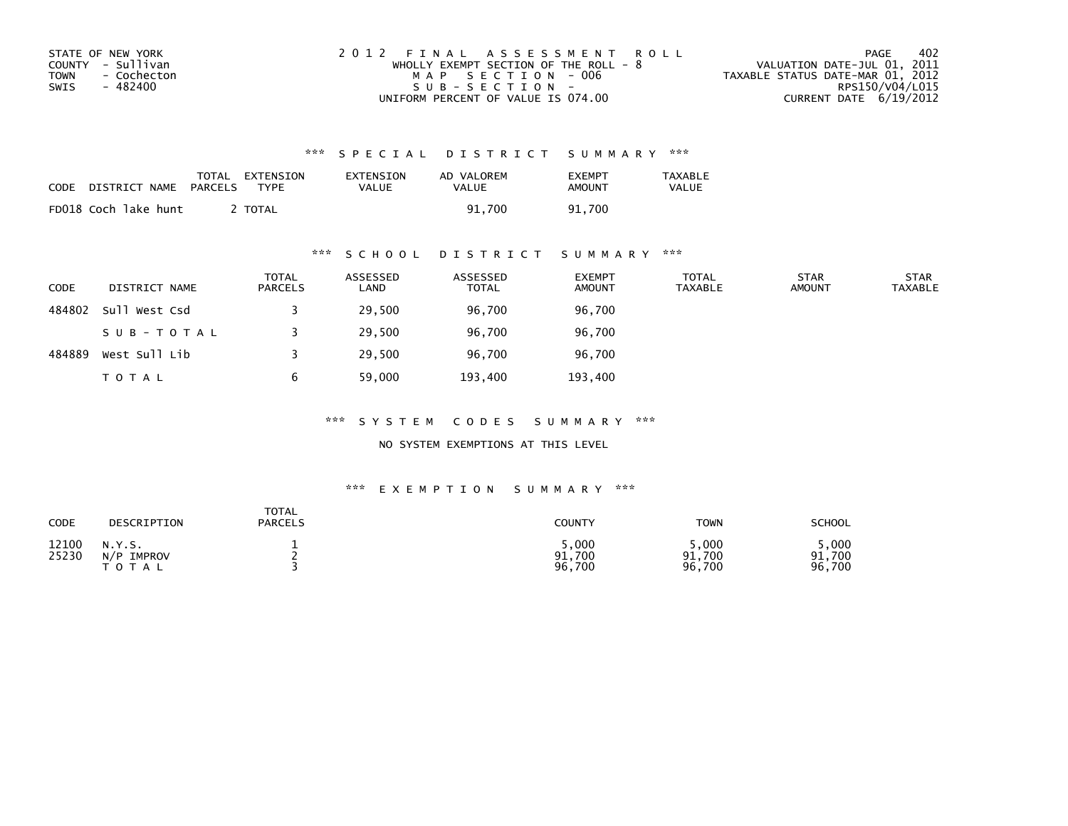STATE OF NEW YORK
COUNTY - Sullivan
TOWN - Cochecton
SWIS - 482400

2012 FINAL ASSESSMENT ROLL
WHOLLY EXEMPT SECTION OF THE ROLL - 8
MAP SECTION - 006
SUB-SECTION -
UNIFORM PERCENT OF VALUE IS 074.00

VALUATION DATE-JUL 01, 2011
TAXABLE STATUS DATE-MAR 01, 2012
RPS150/V04/L015
CURRENT DATE 6/19/2012

### *** SPECIAL DISTRICT SUMMARY ***

| CODE | DISTRICT NAME | TOTAL PARCELS | EXTENSION TYPE | EXTENSION VALUE | AD VALOREM VALUE | EXEMPT AMOUNT | TAXABLE VALUE |
|---|---|---|---|---|---|---|---|
| FD018 | Coch lake hunt | 2 | TOTAL | | 91,700 | 91,700 | |

### *** SCHOOL DISTRICT SUMMARY ***

| CODE | DISTRICT NAME | TOTAL PARCELS | ASSESSED LAND | ASSESSED TOTAL | EXEMPT AMOUNT | TOTAL TAXABLE | STAR AMOUNT | STAR TAXABLE |
|---|---|---|---|---|---|---|---|---|
| 484802 | Sull West Csd | 3 | 29,500 | 96,700 | 96,700 | | | |
| | SUB-TOTAL | 3 | 29,500 | 96,700 | 96,700 | | | |
| 484889 | West Sull Lib | 3 | 29,500 | 96,700 | 96,700 | | | |
| | TOTAL | 6 | 59,000 | 193,400 | 193,400 | | | |

### *** SYSTEM CODES SUMMARY ***

NO SYSTEM EXEMPTIONS AT THIS LEVEL

### *** EXEMPTION SUMMARY ***

| CODE | DESCRIPTION | TOTAL PARCELS | COUNTY | TOWN | SCHOOL |
|---|---|---|---|---|---|
| 12100 | N.Y.S. | 1 | 5,000 | 5,000 | 5,000 |
| 25230 | N/P IMPROV | 2 | 91,700 | 91,700 | 91,700 |
| | TOTAL | 3 | 96,700 | 96,700 | 96,700 |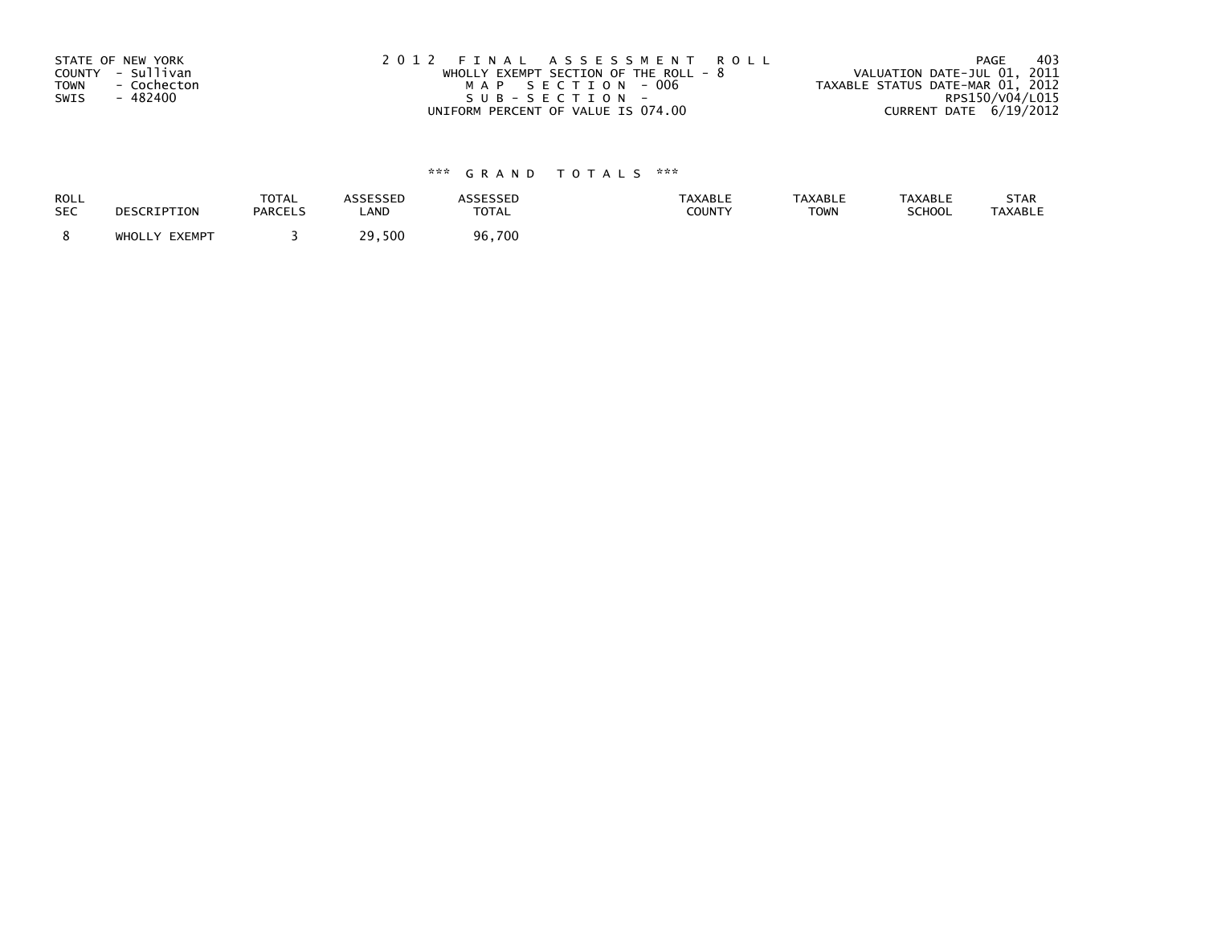STATE OF NEW YORK
COUNTY - Sullivan
TOWN - Cochecton
SWIS - 482400

2012 FINAL ASSESSMENT ROLL
WHOLLY EXEMPT SECTION OF THE ROLL - 8
MAP SECTION - 006
SUB-SECTION -
UNIFORM PERCENT OF VALUE IS 074.00

VALUATION DATE-JUL 01, 2011
TAXABLE STATUS DATE-MAR 01, 2012
RPS150/V04/L015
CURRENT DATE 6/19/2012

*** GRAND TOTALS ***

| ROLL SEC | DESCRIPTION | TOTAL PARCELS | ASSESSED LAND | ASSESSED TOTAL | TAXABLE COUNTY | TAXABLE TOWN | TAXABLE SCHOOL | STAR TAXABLE |
|---|---|---|---|---|---|---|---|---|
| 8 | WHOLLY EXEMPT | 3 | 29,500 | 96,700 | | | | |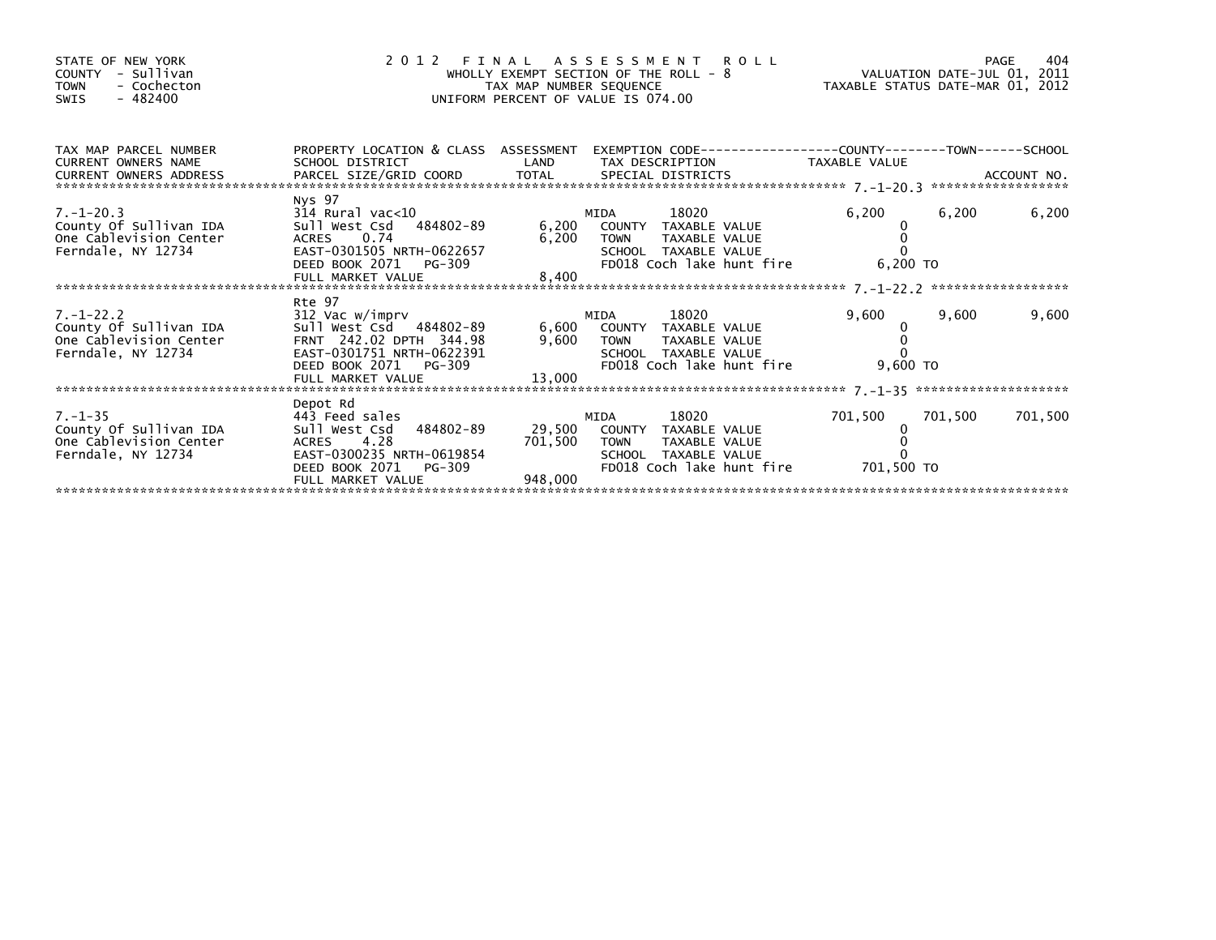STATE OF NEW YORK
COUNTY - Sullivan
TOWN - Cochecton
SWIS - 482400

2012 FINAL ASSESSMENT ROLL
WHOLLY EXEMPT SECTION OF THE ROLL - 8
TAX MAP NUMBER SEQUENCE
UNIFORM PERCENT OF VALUE IS 074.00

VALUATION DATE-JUL 01, 2011
TAXABLE STATUS DATE-MAR 01, 2012

| TAX MAP PARCEL NUMBER / CURRENT OWNERS NAME / CURRENT OWNERS ADDRESS | PROPERTY LOCATION & CLASS / SCHOOL DISTRICT / PARCEL SIZE/GRID COORD | ASSESSMENT LAND | TOTAL | EXEMPTION CODE / TAX DESCRIPTION / SPECIAL DISTRICTS | COUNTY TAXABLE VALUE | TOWN | SCHOOL |
|---|---|---|---|---|---|---|---|
| 7.-1-20.3 | Nys 97 | | | | | | |
| County Of Sullivan IDA | 314 Rural vac<10 | | | MIDA 18020 | 6,200 | 6,200 | 6,200 |
| One Cablevision Center | Sull West Csd 484802-89 | 6,200 | | COUNTY TAXABLE VALUE | 0 | | |
| Ferndale, NY 12734 | ACRES 0.74 | | 6,200 | TOWN TAXABLE VALUE | 0 | | |
| | EAST-0301505 NRTH-0622657 | | | SCHOOL TAXABLE VALUE | 0 | | |
| | DEED BOOK 2071 PG-309 | | | FD018 Coch lake hunt fire | 6,200 TO | | |
| | FULL MARKET VALUE | | 8,400 | | | | |
| 7.-1-22.2 | Rte 97 | | | | | | |
| County Of Sullivan IDA | 312 Vac w/imprv | | | MIDA 18020 | 9,600 | 9,600 | 9,600 |
| One Cablevision Center | Sull West Csd 484802-89 | 6,600 | | COUNTY TAXABLE VALUE | 0 | | |
| Ferndale, NY 12734 | FRNT 242.02 DPTH 344.98 | | 9,600 | TOWN TAXABLE VALUE | 0 | | |
| | EAST-0301751 NRTH-0622391 | | | SCHOOL TAXABLE VALUE | 0 | | |
| | DEED BOOK 2071 PG-309 | | | FD018 Coch lake hunt fire | 9,600 TO | | |
| | FULL MARKET VALUE | | 13,000 | | | | |
| 7.-1-35 | Depot Rd | | | | | | |
| County Of Sullivan IDA | 443 Feed sales | | | MIDA 18020 | 701,500 | 701,500 | 701,500 |
| One Cablevision Center | Sull West Csd 484802-89 | 29,500 | | COUNTY TAXABLE VALUE | 0 | | |
| Ferndale, NY 12734 | ACRES 4.28 | | 701,500 | TOWN TAXABLE VALUE | 0 | | |
| | EAST-0300235 NRTH-0619854 | | | SCHOOL TAXABLE VALUE | 0 | | |
| | DEED BOOK 2071 PG-309 | | | FD018 Coch lake hunt fire | 701,500 TO | | |
| | FULL MARKET VALUE | | 948,000 | | | | |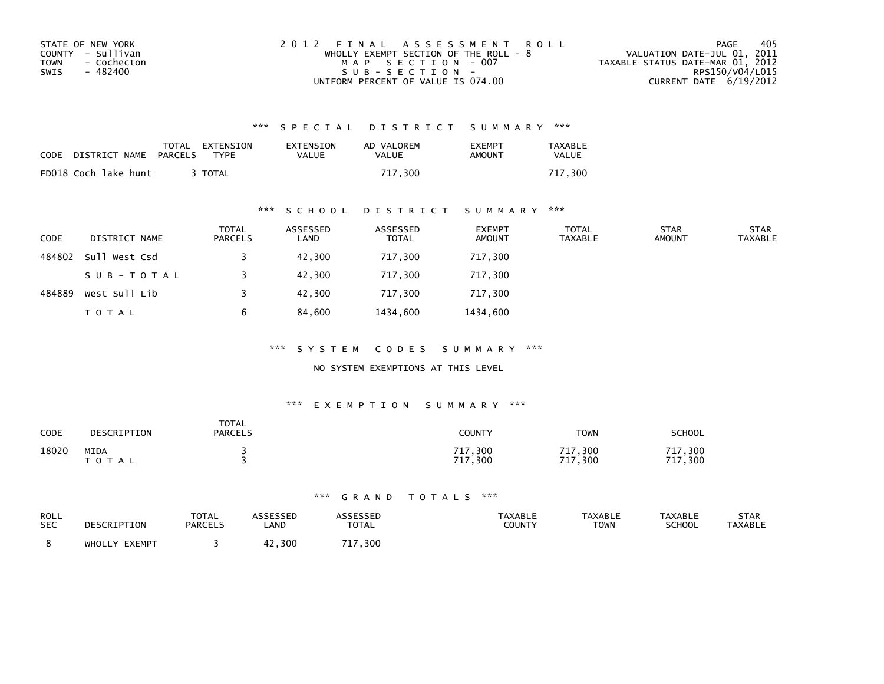STATE OF NEW YORK
COUNTY - Sullivan
TOWN - Cochecton
SWIS - 482400

2 0 1 2 F I N A L A S S E S S M E N T R O L L
WHOLLY EXEMPT SECTION OF THE ROLL - 8
M A P S E C T I O N - 007
S U B - S E C T I O N -
UNIFORM PERCENT OF VALUE IS 074.00

VALUATION DATE-JUL 01, 2011
TAXABLE STATUS DATE-MAR 01, 2012
RPS150/V04/L015
CURRENT DATE 6/19/2012

### *** S P E C I A L D I S T R I C T S U M M A R Y ***

| CODE | DISTRICT NAME | TOTAL PARCELS | EXTENSION TYPE | EXTENSION VALUE | AD VALOREM VALUE | EXEMPT AMOUNT | TAXABLE VALUE |
|---|---|---|---|---|---|---|---|
| FD018 | Coch lake hunt | 3 | TOTAL | | 717,300 | | 717,300 |

### *** S C H O O L D I S T R I C T S U M M A R Y ***

| CODE | DISTRICT NAME | TOTAL PARCELS | ASSESSED LAND | ASSESSED TOTAL | EXEMPT AMOUNT | TOTAL TAXABLE | STAR AMOUNT | STAR TAXABLE |
|---|---|---|---|---|---|---|---|---|
| 484802 | Sull West Csd | 3 | 42,300 | 717,300 | 717,300 | | | |
| | S U B - T O T A L | 3 | 42,300 | 717,300 | 717,300 | | | |
| 484889 | West Sull Lib | 3 | 42,300 | 717,300 | 717,300 | | | |
| | T O T A L | 6 | 84,600 | 1434,600 | 1434,600 | | | |

### *** S Y S T E M C O D E S S U M M A R Y ***

NO SYSTEM EXEMPTIONS AT THIS LEVEL

### *** E X E M P T I O N S U M M A R Y ***

| CODE | DESCRIPTION | TOTAL PARCELS | COUNTY | TOWN | SCHOOL |
|---|---|---|---|---|---|
| 18020 | MIDA | 3 | 717,300 | 717,300 | 717,300 |
| | T O T A L | 3 | 717,300 | 717,300 | 717,300 |

### *** G R A N D T O T A L S ***

| ROLL SEC | DESCRIPTION | TOTAL PARCELS | ASSESSED LAND | ASSESSED TOTAL | TAXABLE COUNTY | TAXABLE TOWN | TAXABLE SCHOOL | STAR TAXABLE |
|---|---|---|---|---|---|---|---|---|
| 8 | WHOLLY EXEMPT | 3 | 42,300 | 717,300 | | | | |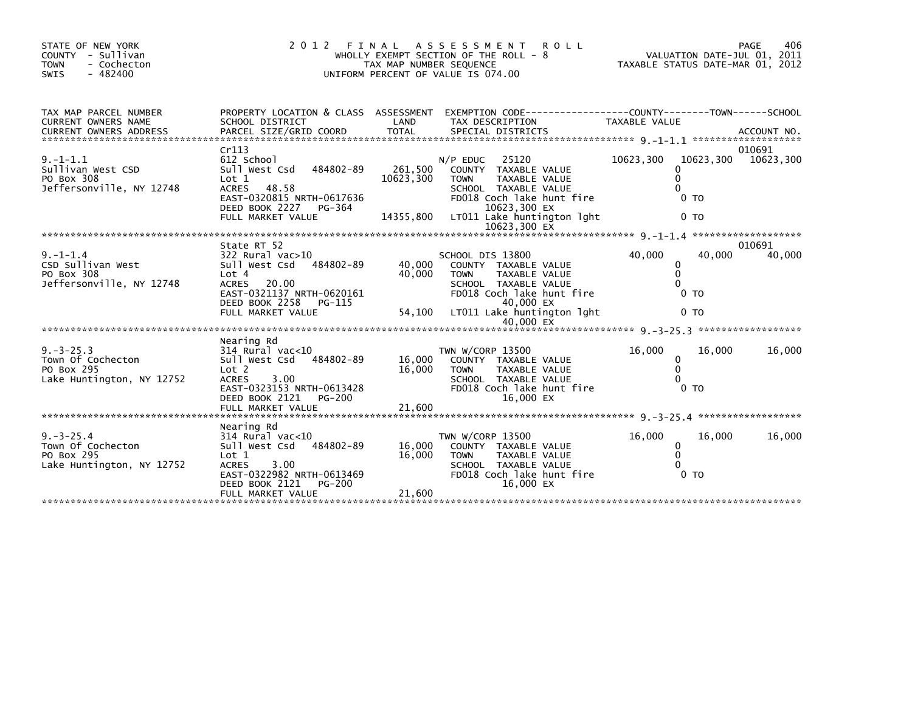STATE OF NEW YORK
COUNTY - Sullivan
TOWN - Cochecton
SWIS - 482400

# 2012 FINAL ASSESSMENT ROLL

WHOLLY EXEMPT SECTION OF THE ROLL - 8
TAX MAP NUMBER SEQUENCE
UNIFORM PERCENT OF VALUE IS 074.00

VALUATION DATE-JUL 01, 2011
TAXABLE STATUS DATE-MAR 01, 2012

| TAX MAP PARCEL NUMBER / CURRENT OWNERS NAME / CURRENT OWNERS ADDRESS | PROPERTY LOCATION & CLASS / SCHOOL DISTRICT / PARCEL SIZE/GRID COORD | ASSESSMENT LAND | TOTAL | EXEMPTION CODE / TAX DESCRIPTION / SPECIAL DISTRICTS | COUNTY TAXABLE VALUE | TOWN | SCHOOL | ACCOUNT NO. |
|---|---|---|---|---|---|---|---|---|
| 9.-1-1.1 | Cr113 | | | | | | | 010691 |
| Sullivan West CSD | 612 School | | | N/P EDUC 25120 | 10623,300 | 10623,300 | 10623,300 | |
| PO Box 308 | Sull West Csd 484802-89 | 261,500 | | COUNTY TAXABLE VALUE | 0 | | | |
| Jeffersonville, NY 12748 | Lot 1 | | 10623,300 | TOWN TAXABLE VALUE | 0 | | | |
| | ACRES 48.58 | | | SCHOOL TAXABLE VALUE | 0 | | | |
| | EAST-0320815 NRTH-0617636 | | | FD018 Coch lake hunt fire 10623,300 EX | 0 TO | | | |
| | DEED BOOK 2227 PG-364 | | | | | | | |
| | FULL MARKET VALUE | | 14355,800 | LT011 Lake huntington lght 10623,300 EX | 0 TO | | | |
| 9.-1-1.4 | State RT 52 | | | | | | | 010691 |
| CSD Sullivan West | 322 Rural vac>10 | | | SCHOOL DIS 13800 | 40,000 | 40,000 | 40,000 | |
| PO Box 308 | Sull West Csd 484802-89 | 40,000 | | COUNTY TAXABLE VALUE | 0 | | | |
| Jeffersonville, NY 12748 | Lot 4 | | 40,000 | TOWN TAXABLE VALUE | 0 | | | |
| | ACRES 20.00 | | | SCHOOL TAXABLE VALUE | 0 | | | |
| | EAST-0321137 NRTH-0620161 | | | FD018 Coch lake hunt fire 40,000 EX | 0 TO | | | |
| | DEED BOOK 2258 PG-115 | | | | | | | |
| | FULL MARKET VALUE | | 54,100 | LT011 Lake huntington lght 40,000 EX | 0 TO | | | |
| 9.-3-25.3 | Nearing Rd | | | | | | | |
| Town Of Cochecton | 314 Rural vac<10 | | | TWN W/CORP 13500 | 16,000 | 16,000 | 16,000 | |
| PO Box 295 | Sull West Csd 484802-89 | 16,000 | | COUNTY TAXABLE VALUE | 0 | | | |
| Lake Huntington, NY 12752 | Lot 2 | | 16,000 | TOWN TAXABLE VALUE | 0 | | | |
| | ACRES 3.00 | | | SCHOOL TAXABLE VALUE | 0 | | | |
| | EAST-0323153 NRTH-0613428 | | | FD018 Coch lake hunt fire 16,000 EX | 0 TO | | | |
| | DEED BOOK 2121 PG-200 | | | | | | | |
| | FULL MARKET VALUE | | 21,600 | | | | | |
| 9.-3-25.4 | Nearing Rd | | | | | | | |
| Town Of Cochecton | 314 Rural vac<10 | | | TWN W/CORP 13500 | 16,000 | 16,000 | 16,000 | |
| PO Box 295 | Sull West Csd 484802-89 | 16,000 | | COUNTY TAXABLE VALUE | 0 | | | |
| Lake Huntington, NY 12752 | Lot 1 | | 16,000 | TOWN TAXABLE VALUE | 0 | | | |
| | ACRES 3.00 | | | SCHOOL TAXABLE VALUE | 0 | | | |
| | EAST-0322982 NRTH-0613469 | | | FD018 Coch lake hunt fire 16,000 EX | 0 TO | | | |
| | DEED BOOK 2121 PG-200 | | | | | | | |
| | FULL MARKET VALUE | | 21,600 | | | | | |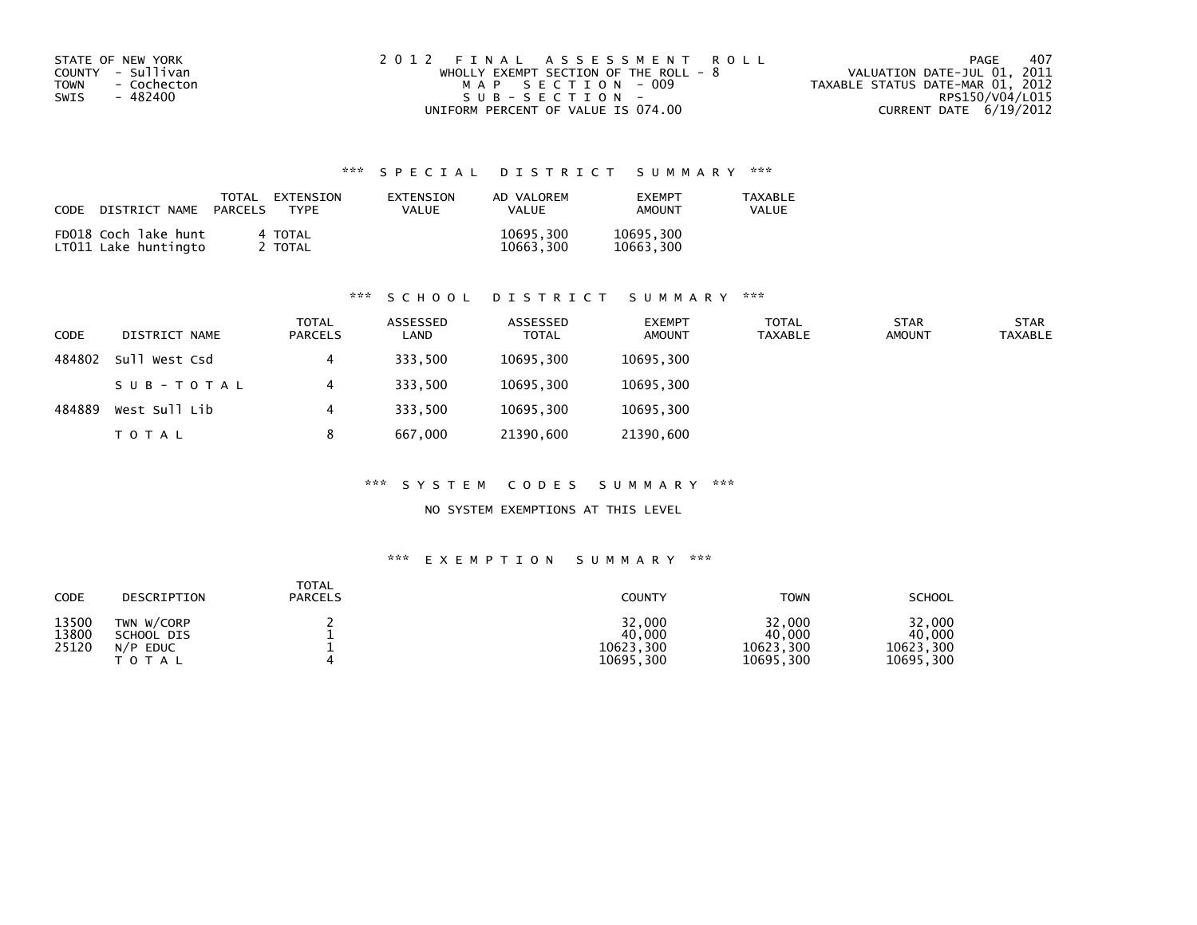STATE OF NEW YORK
COUNTY - Sullivan
TOWN - Cochecton
SWIS - 482400

2 0 1 2 F I N A L A S S E S S M E N T R O L L
WHOLLY EXEMPT SECTION OF THE ROLL - 8
M A P S E C T I O N - 009
S U B - S E C T I O N -
UNIFORM PERCENT OF VALUE IS 074.00

VALUATION DATE-JUL 01, 2011
TAXABLE STATUS DATE-MAR 01, 2012
RPS150/V04/L015
CURRENT DATE 6/19/2012

### *** S P E C I A L D I S T R I C T S U M M A R Y ***

| CODE | DISTRICT NAME | TOTAL PARCELS | EXTENSION TYPE | EXTENSION VALUE | AD VALOREM VALUE | EXEMPT AMOUNT | TAXABLE VALUE |
|---|---|---|---|---|---|---|---|
| FD018 | Coch lake hunt | 4 | TOTAL | | 10695,300 | 10695,300 | |
| LT011 | Lake huntingto | 2 | TOTAL | | 10663,300 | 10663,300 | |

### *** S C H O O L D I S T R I C T S U M M A R Y ***

| CODE | DISTRICT NAME | TOTAL PARCELS | ASSESSED LAND | ASSESSED TOTAL | EXEMPT AMOUNT | TOTAL TAXABLE | STAR AMOUNT | STAR TAXABLE |
|---|---|---|---|---|---|---|---|---|
| 484802 | Sull West Csd | 4 | 333,500 | 10695,300 | 10695,300 | | | |
| | S U B - T O T A L | 4 | 333,500 | 10695,300 | 10695,300 | | | |
| 484889 | West Sull Lib | 4 | 333,500 | 10695,300 | 10695,300 | | | |
| | T O T A L | 8 | 667,000 | 21390,600 | 21390,600 | | | |

### *** S Y S T E M C O D E S S U M M A R Y ***

NO SYSTEM EXEMPTIONS AT THIS LEVEL

### *** E X E M P T I O N S U M M A R Y ***

| CODE | DESCRIPTION | TOTAL PARCELS | COUNTY | TOWN | SCHOOL |
|---|---|---|---|---|---|
| 13500 | TWN W/CORP | 2 | 32,000 | 32,000 | 32,000 |
| 13800 | SCHOOL DIS | 1 | 40,000 | 40,000 | 40,000 |
| 25120 | N/P EDUC | 1 | 10623,300 | 10623,300 | 10623,300 |
| | T O T A L | 4 | 10695,300 | 10695,300 | 10695,300 |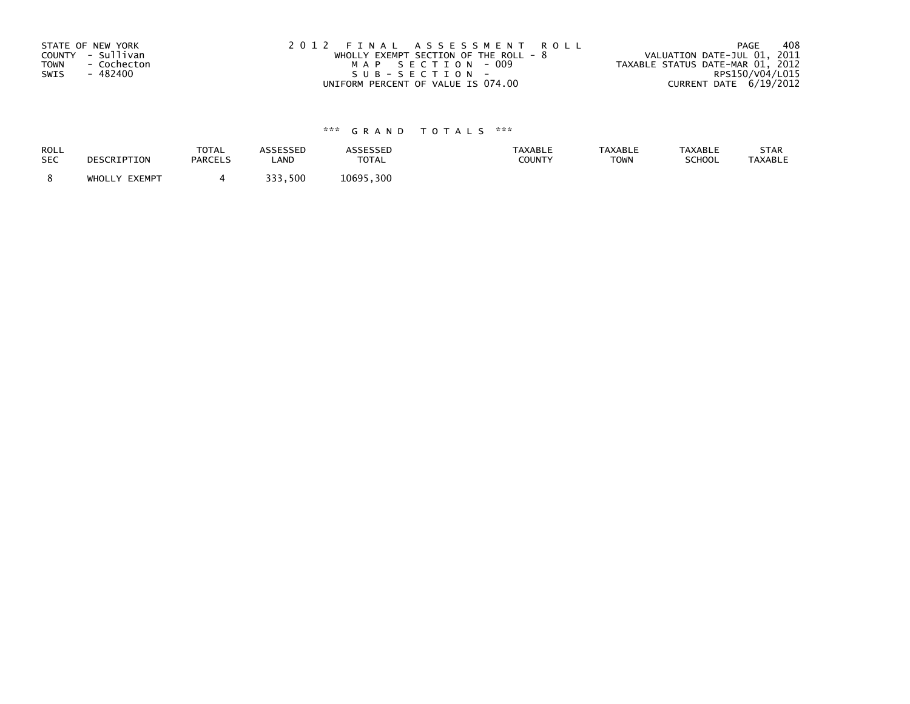STATE OF NEW YORK
COUNTY - Sullivan
TOWN - Cochecton
SWIS - 482400

2012 FINAL ASSESSMENT ROLL
WHOLLY EXEMPT SECTION OF THE ROLL - 8
MAP SECTION - 009
SUB-SECTION -
UNIFORM PERCENT OF VALUE IS 074.00

VALUATION DATE-JUL 01, 2011
TAXABLE STATUS DATE-MAR 01, 2012
RPS150/V04/L015
CURRENT DATE 6/19/2012

### *** GRAND TOTALS ***

| ROLL SEC | DESCRIPTION | TOTAL PARCELS | ASSESSED LAND | ASSESSED TOTAL | TAXABLE COUNTY | TAXABLE TOWN | TAXABLE SCHOOL | STAR TAXABLE |
|---|---|---|---|---|---|---|---|---|
| 8 | WHOLLY EXEMPT | 4 | 333,500 | 10695,300 | | | | |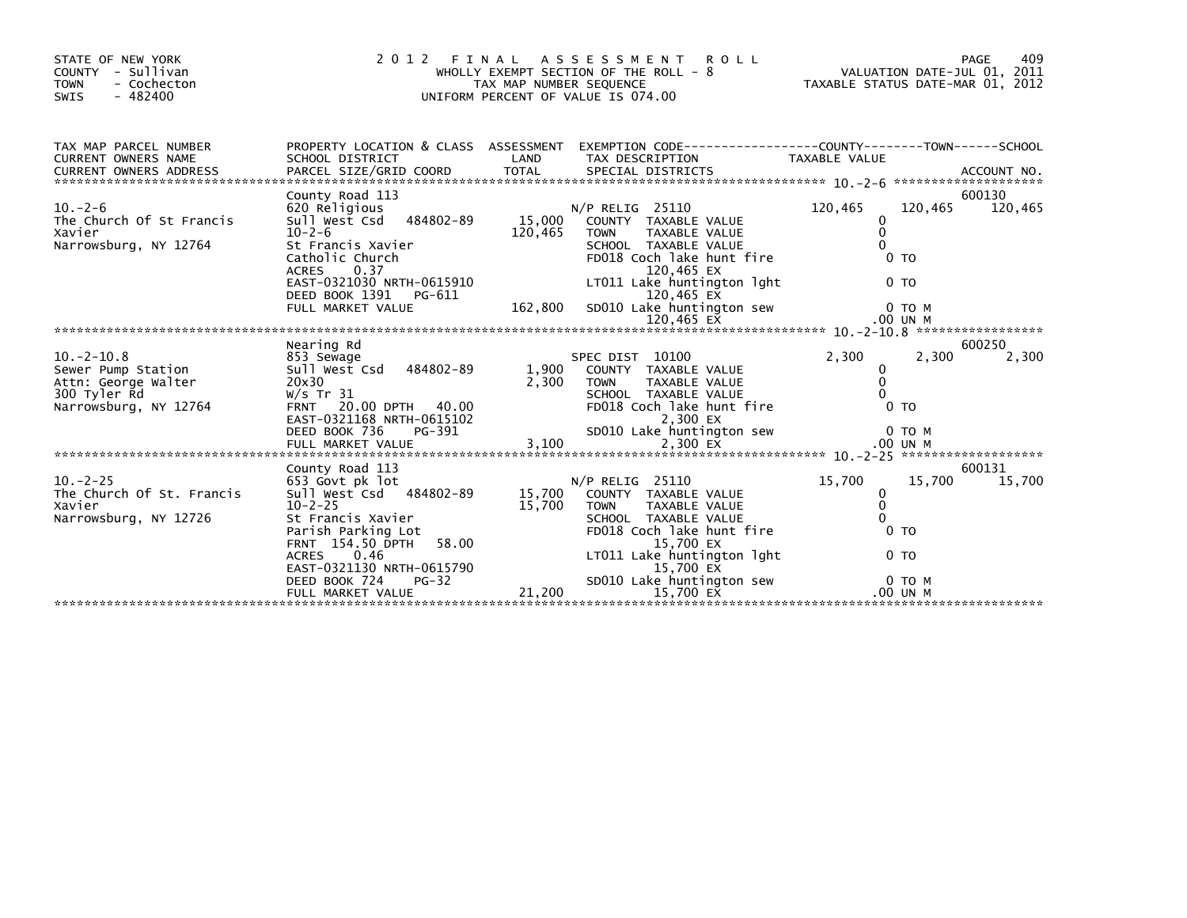STATE OF NEW YORK
COUNTY - Sullivan
TOWN - Cochecton
SWIS - 482400

2012 FINAL ASSESSMENT ROLL
WHOLLY EXEMPT SECTION OF THE ROLL - 8
TAX MAP NUMBER SEQUENCE
UNIFORM PERCENT OF VALUE IS 074.00

VALUATION DATE-JUL 01, 2011
TAXABLE STATUS DATE-MAR 01, 2012

| TAX MAP PARCEL NUMBER / CURRENT OWNERS NAME / CURRENT OWNERS ADDRESS | PROPERTY LOCATION & CLASS / SCHOOL DISTRICT / PARCEL SIZE/GRID COORD | ASSESSMENT LAND / TOTAL | EXEMPTION CODE / TAX DESCRIPTION / SPECIAL DISTRICTS | COUNTY TAXABLE VALUE | TOWN | SCHOOL / ACCOUNT NO. |
|---|---|---|---|---|---|---|
| 10.-2-6 | County Road 113 | | | | | 600130 |
| | 620 Religious | | N/P RELIG 25110 | 120,465 | 120,465 | 120,465 |
| The Church Of St Francis | Sull West Csd 484802-89 | 15,000 | COUNTY TAXABLE VALUE | 0 | | |
| Xavier | 10-2-6 | 120,465 | TOWN TAXABLE VALUE | 0 | | |
| Narrowsburg, NY 12764 | St Francis Xavier | | SCHOOL TAXABLE VALUE | 0 | | |
| | Catholic Church | | FD018 Coch lake hunt fire 120,465 EX | 0 TO | | |
| | ACRES 0.37 | | | | | |
| | EAST-0321030 NRTH-0615910 | | LT011 Lake huntington lght 120,465 EX | 0 TO | | |
| | DEED BOOK 1391 PG-611 | | | | | |
| | FULL MARKET VALUE | 162,800 | SD010 Lake huntington sew 120,465 EX | 0 TO M .00 UN M | | |
| 10.-2-10.8 | Nearing Rd | | | | | 600250 |
| Sewer Pump Station | 853 Sewage | | SPEC DIST 10100 | 2,300 | 2,300 | 2,300 |
| Attn: George Walter | Sull West Csd 484802-89 | 1,900 | COUNTY TAXABLE VALUE | 0 | | |
| 300 Tyler Rd | 20x30 | 2,300 | TOWN TAXABLE VALUE | 0 | | |
| Narrowsburg, NY 12764 | W/s Tr 31 | | SCHOOL TAXABLE VALUE | 0 | | |
| | FRNT 20.00 DPTH 40.00 | | FD018 Coch lake hunt fire 2,300 EX | 0 TO | | |
| | EAST-0321168 NRTH-0615102 | | | | | |
| | DEED BOOK 736 PG-391 | | SD010 Lake huntington sew 2,300 EX | 0 TO M .00 UN M | | |
| | FULL MARKET VALUE | 3,100 | | | | |
| 10.-2-25 | County Road 113 | | | | | 600131 |
| | 653 Govt pk lot | | N/P RELIG 25110 | 15,700 | 15,700 | 15,700 |
| The Church Of St. Francis | Sull West Csd 484802-89 | 15,700 | COUNTY TAXABLE VALUE | 0 | | |
| Xavier | 10-2-25 | 15,700 | TOWN TAXABLE VALUE | 0 | | |
| Narrowsburg, NY 12726 | St Francis Xavier | | SCHOOL TAXABLE VALUE | 0 | | |
| | Parish Parking Lot | | FD018 Coch lake hunt fire 15,700 EX | 0 TO | | |
| | FRNT 154.50 DPTH 58.00 | | | | | |
| | ACRES 0.46 | | LT011 Lake huntington lght 15,700 EX | 0 TO | | |
| | EAST-0321130 NRTH-0615790 | | | | | |
| | DEED BOOK 724 PG-32 | | SD010 Lake huntington sew 15,700 EX | 0 TO M .00 UN M | | |
| | FULL MARKET VALUE | 21,200 | | | | |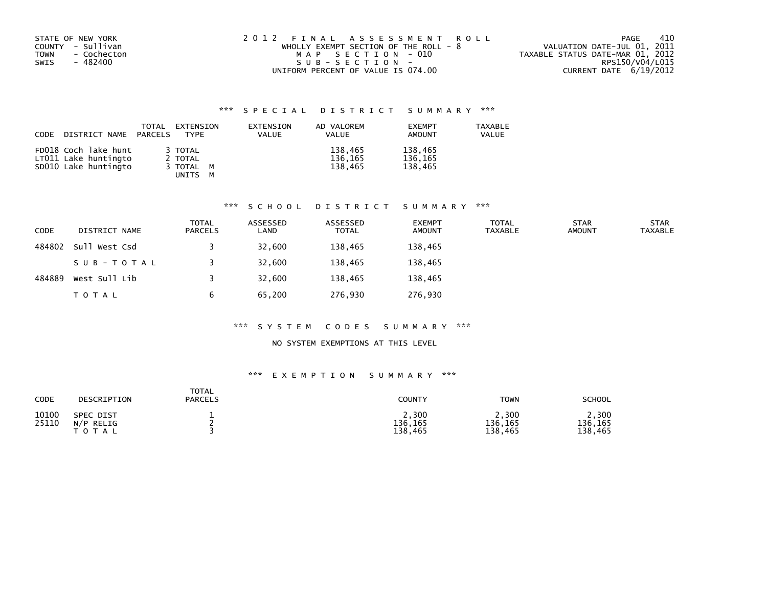STATE OF NEW YORK
COUNTY - Sullivan
TOWN - Cochecton
SWIS - 482400

2 0 1 2 F I N A L A S S E S S M E N T R O L L
WHOLLY EXEMPT SECTION OF THE ROLL - 8
M A P S E C T I O N - 010
S U B - S E C T I O N -
UNIFORM PERCENT OF VALUE IS 074.00

VALUATION DATE-JUL 01, 2011
TAXABLE STATUS DATE-MAR 01, 2012
RPS150/V04/L015
CURRENT DATE 6/19/2012

### \*\*\* S P E C I A L D I S T R I C T S U M M A R Y \*\*\*

| CODE | DISTRICT NAME | TOTAL PARCELS | EXTENSION TYPE | EXTENSION VALUE | AD VALOREM VALUE | EXEMPT AMOUNT | TAXABLE VALUE |
|---|---|---|---|---|---|---|---|
| FD018 | Coch lake hunt | 3 | TOTAL | | 138,465 | 138,465 | |
| LT011 | Lake huntingto | 2 | TOTAL | | 136,165 | 136,165 | |
| SD010 | Lake huntingto | 3 | TOTAL M | | 138,465 | 138,465 | |
| | | | UNITS M | | | | |

### \*\*\* S C H O O L D I S T R I C T S U M M A R Y \*\*\*

| CODE | DISTRICT NAME | TOTAL PARCELS | ASSESSED LAND | ASSESSED TOTAL | EXEMPT AMOUNT | TOTAL TAXABLE | STAR AMOUNT | STAR TAXABLE |
|---|---|---|---|---|---|---|---|---|
| 484802 | Sull West Csd | 3 | 32,600 | 138,465 | 138,465 | | | |
| | S U B - T O T A L | 3 | 32,600 | 138,465 | 138,465 | | | |
| 484889 | West Sull Lib | 3 | 32,600 | 138,465 | 138,465 | | | |
| | T O T A L | 6 | 65,200 | 276,930 | 276,930 | | | |

### \*\*\* S Y S T E M C O D E S S U M M A R Y \*\*\*

NO SYSTEM EXEMPTIONS AT THIS LEVEL

### \*\*\* E X E M P T I O N S U M M A R Y \*\*\*

| CODE | DESCRIPTION | TOTAL PARCELS | COUNTY | TOWN | SCHOOL |
|---|---|---|---|---|---|
| 10100 | SPEC DIST | 1 | 2,300 | 2,300 | 2,300 |
| 25110 | N/P RELIG | 2 | 136,165 | 136,165 | 136,165 |
| | T O T A L | 3 | 138,465 | 138,465 | 138,465 |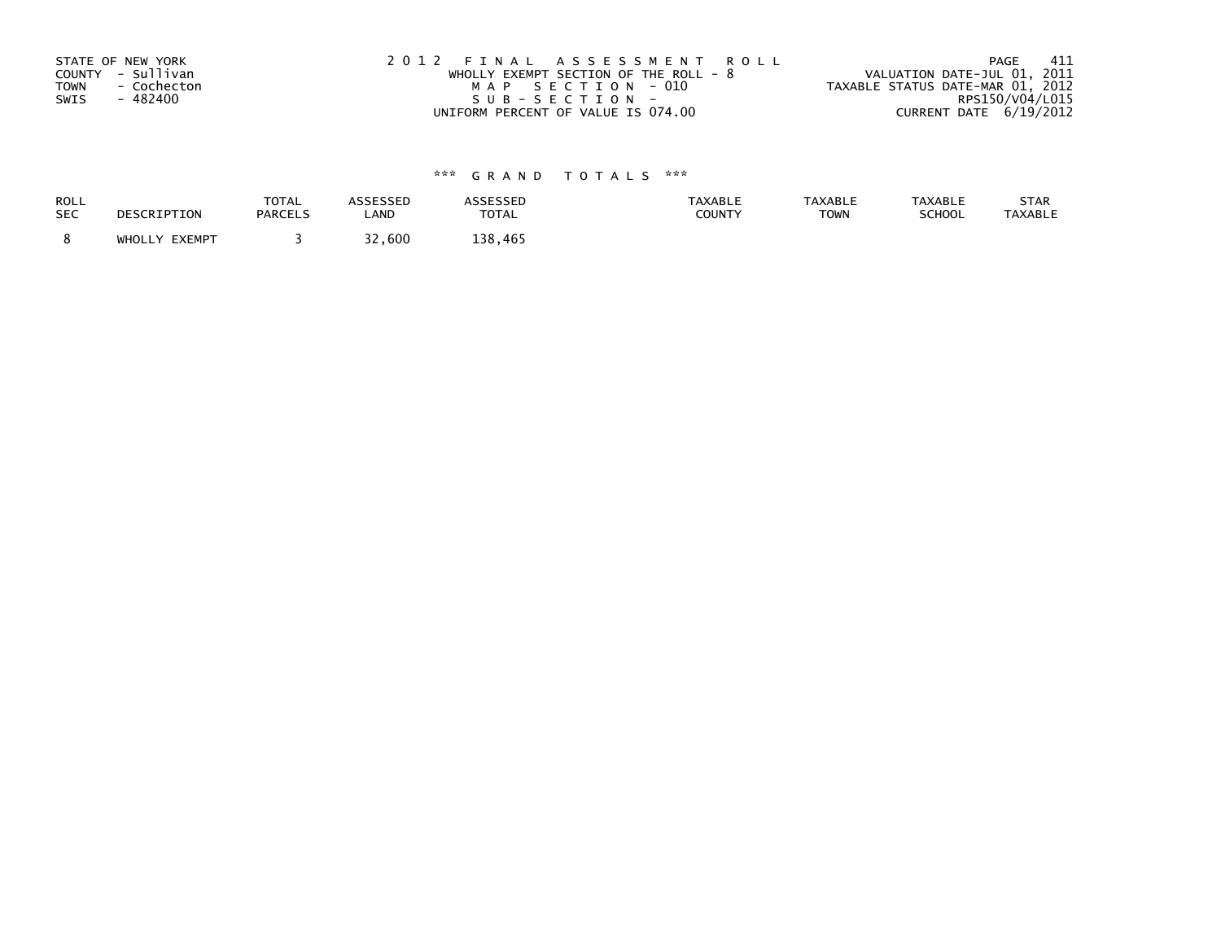STATE OF NEW YORK
COUNTY - Sullivan
TOWN - Cochecton
SWIS - 482400

2 0 1 2 F I N A L A S S E S S M E N T R O L L
WHOLLY EXEMPT SECTION OF THE ROLL - 8
M A P S E C T I O N - 010
S U B - S E C T I O N -
UNIFORM PERCENT OF VALUE IS 074.00

PAGE 411
VALUATION DATE-JUL 01, 2011
TAXABLE STATUS DATE-MAR 01, 2012
RPS150/V04/L015
CURRENT DATE 6/19/2012

### *** G R A N D T O T A L S ***

| ROLL SEC | DESCRIPTION | TOTAL PARCELS | ASSESSED LAND | ASSESSED TOTAL | TAXABLE COUNTY | TAXABLE TOWN | TAXABLE SCHOOL | STAR TAXABLE |
|---|---|---|---|---|---|---|---|---|
| 8 | WHOLLY EXEMPT | 3 | 32,600 | 138,465 | | | | |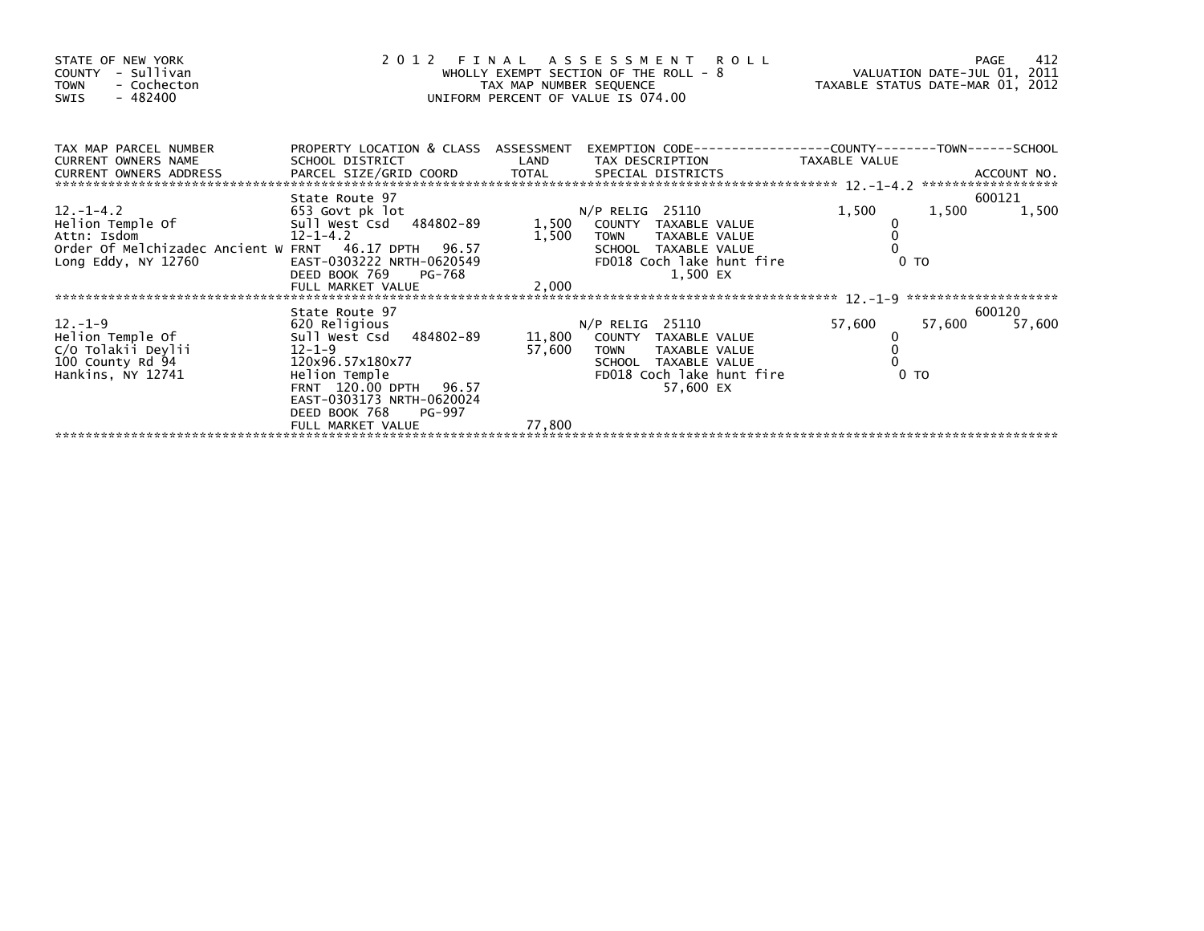STATE OF NEW YORK
COUNTY - Sullivan
TOWN - Cochecton
SWIS - 482400

# 2012 FINAL ASSESSMENT ROLL

WHOLLY EXEMPT SECTION OF THE ROLL - 8
TAX MAP NUMBER SEQUENCE
UNIFORM PERCENT OF VALUE IS 074.00

VALUATION DATE-JUL 01, 2011
TAXABLE STATUS DATE-MAR 01, 2012

| TAX MAP PARCEL NUMBER / CURRENT OWNERS NAME / CURRENT OWNERS ADDRESS | PROPERTY LOCATION & CLASS / SCHOOL DISTRICT / PARCEL SIZE/GRID COORD | ASSESSMENT LAND / TOTAL | EXEMPTION CODE / TAX DESCRIPTION / SPECIAL DISTRICTS | COUNTY TAXABLE VALUE | TOWN | SCHOOL / ACCOUNT NO. |
|---|---|---|---|---|---|---|
| 12.-1-4.2 | State Route 97 | | | | | 600121 |
| 12.-1-4.2 | 653 Govt pk lot | | N/P RELIG 25110 | 1,500 | 1,500 | 1,500 |
| Helion Temple Of | Sull West Csd 484802-89 | 1,500 | COUNTY TAXABLE VALUE | 0 | | |
| Attn: Isdom | 12-1-4.2 | 1,500 | TOWN TAXABLE VALUE | 0 | | |
| Order Of Melchizadec Ancient W | FRNT 46.17 DPTH 96.57 | | SCHOOL TAXABLE VALUE | 0 | | |
| Long Eddy, NY 12760 | EAST-0303222 NRTH-0620549 | | FD018 Coch lake hunt fire | 0 TO | | |
| | DEED BOOK 769 PG-768 | | 1,500 EX | | | |
| | FULL MARKET VALUE | 2,000 | | | | |
| 12.-1-9 | State Route 97 | | | | | 600120 |
| 12.-1-9 | 620 Religious | | N/P RELIG 25110 | 57,600 | 57,600 | 57,600 |
| Helion Temple Of | Sull West Csd 484802-89 | 11,800 | COUNTY TAXABLE VALUE | 0 | | |
| C/O Tolakii Deylii | 12-1-9 | 57,600 | TOWN TAXABLE VALUE | 0 | | |
| 100 County Rd 94 | 120x96.57x180x77 | | SCHOOL TAXABLE VALUE | 0 | | |
| Hankins, NY 12741 | Helion Temple | | FD018 Coch lake hunt fire | 0 TO | | |
| | FRNT 120.00 DPTH 96.57 | | 57,600 EX | | | |
| | EAST-0303173 NRTH-0620024 | | | | | |
| | DEED BOOK 768 PG-997 | | | | | |
| | FULL MARKET VALUE | 77,800 | | | | |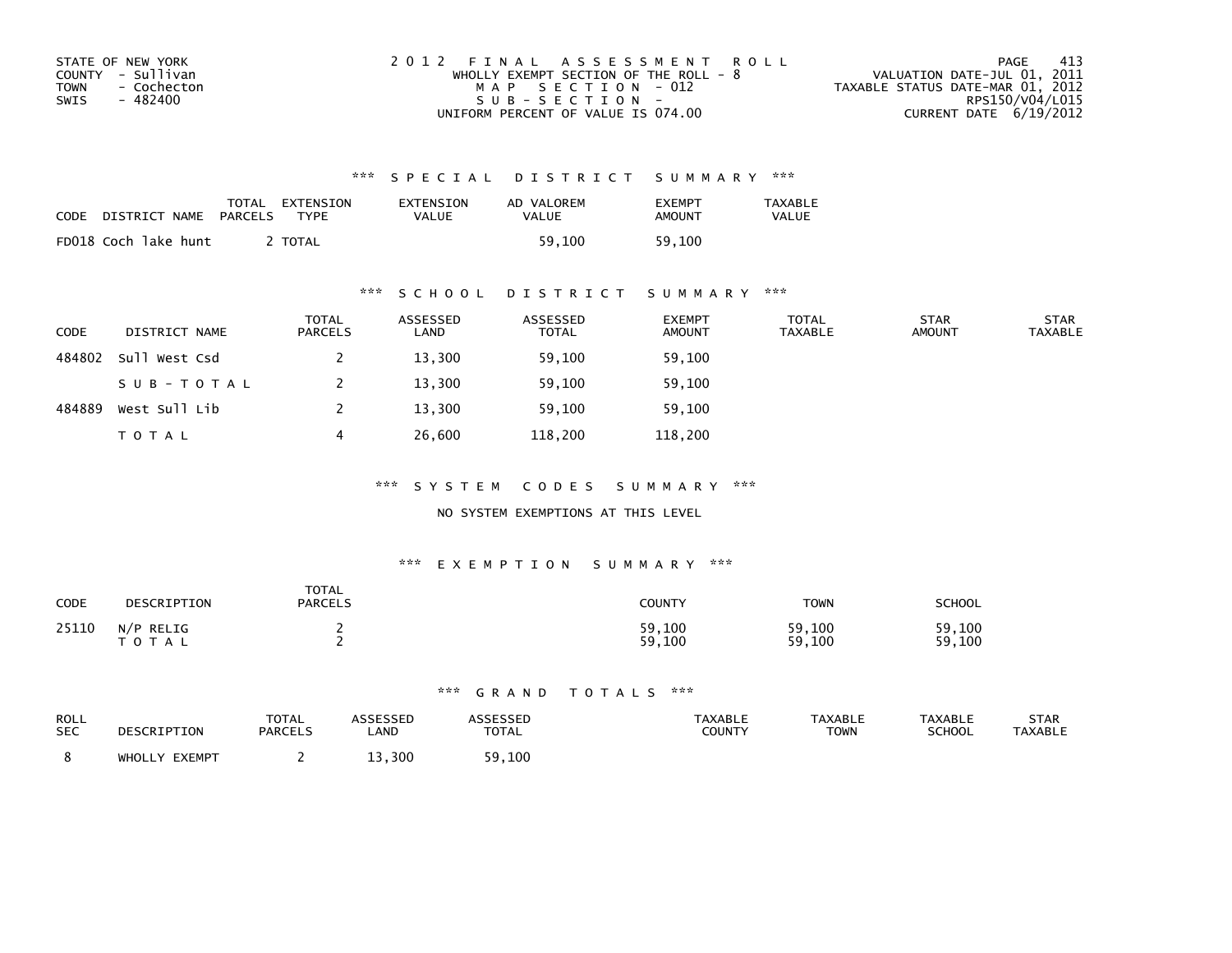STATE OF NEW YORK
COUNTY - Sullivan
TOWN - Cochecton
SWIS - 482400

2 0 1 2 F I N A L A S S E S S M E N T R O L L
WHOLLY EXEMPT SECTION OF THE ROLL - 8
M A P S E C T I O N - 012
S U B - S E C T I O N -
UNIFORM PERCENT OF VALUE IS 074.00

VALUATION DATE-JUL 01, 2011
TAXABLE STATUS DATE-MAR 01, 2012
RPS150/V04/L015
CURRENT DATE 6/19/2012

### *** S P E C I A L D I S T R I C T S U M M A R Y ***

| CODE | DISTRICT NAME | TOTAL PARCELS | EXTENSION TYPE | EXTENSION VALUE | AD VALOREM VALUE | EXEMPT AMOUNT | TAXABLE VALUE |
|---|---|---|---|---|---|---|---|
| FD018 | Coch lake hunt | 2 | TOTAL | | 59,100 | 59,100 | |

### *** S C H O O L D I S T R I C T S U M M A R Y ***

| CODE | DISTRICT NAME | TOTAL PARCELS | ASSESSED LAND | ASSESSED TOTAL | EXEMPT AMOUNT | TOTAL TAXABLE | STAR AMOUNT | STAR TAXABLE |
|---|---|---|---|---|---|---|---|---|
| 484802 | Sull West Csd | 2 | 13,300 | 59,100 | 59,100 | | | |
| | S U B - T O T A L | 2 | 13,300 | 59,100 | 59,100 | | | |
| 484889 | West Sull Lib | 2 | 13,300 | 59,100 | 59,100 | | | |
| | T O T A L | 4 | 26,600 | 118,200 | 118,200 | | | |

### *** S Y S T E M C O D E S S U M M A R Y ***

NO SYSTEM EXEMPTIONS AT THIS LEVEL

### *** E X E M P T I O N S U M M A R Y ***

| CODE | DESCRIPTION | TOTAL PARCELS | COUNTY | TOWN | SCHOOL |
|---|---|---|---|---|---|
| 25110 | N/P RELIG | 2 | 59,100 | 59,100 | 59,100 |
| | T O T A L | 2 | 59,100 | 59,100 | 59,100 |

### *** G R A N D T O T A L S ***

| ROLL SEC | DESCRIPTION | TOTAL PARCELS | ASSESSED LAND | ASSESSED TOTAL | TAXABLE COUNTY | TAXABLE TOWN | TAXABLE SCHOOL | STAR TAXABLE |
|---|---|---|---|---|---|---|---|---|
| 8 | WHOLLY EXEMPT | 2 | 13,300 | 59,100 | | | | |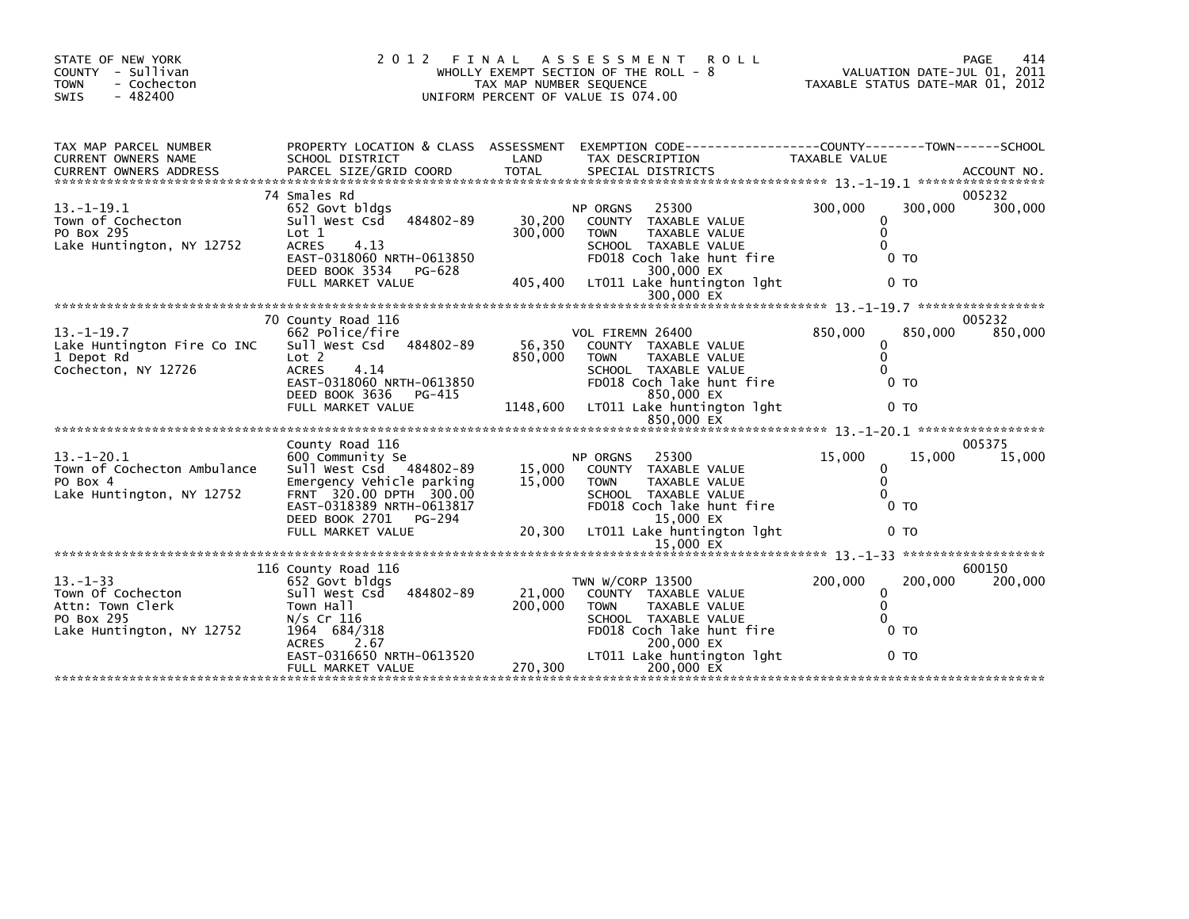STATE OF NEW YORK
COUNTY - Sullivan
TOWN - Cochecton
SWIS - 482400

# 2012 FINAL ASSESSMENT ROLL

WHOLLY EXEMPT SECTION OF THE ROLL - 8
TAX MAP NUMBER SEQUENCE
UNIFORM PERCENT OF VALUE IS 074.00

VALUATION DATE-JUL 01, 2011
TAXABLE STATUS DATE-MAR 01, 2012

| TAX MAP PARCEL NUMBER / CURRENT OWNERS NAME / CURRENT OWNERS ADDRESS | PROPERTY LOCATION & CLASS / SCHOOL DISTRICT / PARCEL SIZE/GRID COORD | ASSESSMENT LAND / TOTAL | EXEMPTION CODE / TAX DESCRIPTION / SPECIAL DISTRICTS | COUNTY TAXABLE VALUE | TOWN | SCHOOL | ACCOUNT NO. |
|---|---|---|---|---|---|---|---|
| 13.-1-19.1 | 74 Smales Rd | | | | | | 005232 |
| 13.-1-19.1 | 652 Govt bldgs | | NP ORGNS 25300 | 300,000 | 300,000 | 300,000 | |
| Town of Cochecton | Sull West Csd 484802-89 | 30,200 | COUNTY TAXABLE VALUE | 0 | | | |
| PO Box 295 | Lot 1 | 300,000 | TOWN TAXABLE VALUE | 0 | | | |
| Lake Huntington, NY 12752 | ACRES 4.13 | | SCHOOL TAXABLE VALUE | 0 | | | |
| | EAST-0318060 NRTH-0613850 | | FD018 Coch lake hunt fire | 0 TO | | | |
| | DEED BOOK 3534 PG-628 | | 300,000 EX | | | | |
| | FULL MARKET VALUE | 405,400 | LT011 Lake huntington lght | 0 TO | | | |
| | | | 300,000 EX | | | | |
| 13.-1-19.7 | 70 County Road 116 | | | | | | 005232 |
| 13.-1-19.7 | 662 Police/fire | | VOL FIREMN 26400 | 850,000 | 850,000 | 850,000 | |
| Lake Huntington Fire Co INC | Sull West Csd 484802-89 | 56,350 | COUNTY TAXABLE VALUE | 0 | | | |
| 1 Depot Rd | Lot 2 | 850,000 | TOWN TAXABLE VALUE | 0 | | | |
| Cochecton, NY 12726 | ACRES 4.14 | | SCHOOL TAXABLE VALUE | 0 | | | |
| | EAST-0318060 NRTH-0613850 | | FD018 Coch lake hunt fire | 0 TO | | | |
| | DEED BOOK 3636 PG-415 | | 850,000 EX | | | | |
| | FULL MARKET VALUE | 1148,600 | LT011 Lake huntington lght | 0 TO | | | |
| | | | 850,000 EX | | | | |
| 13.-1-20.1 | County Road 116 | | | | | | 005375 |
| 13.-1-20.1 | 600 Community Se | | NP ORGNS 25300 | 15,000 | 15,000 | 15,000 | |
| Town of Cochecton Ambulance | Sull West Csd 484802-89 | 15,000 | COUNTY TAXABLE VALUE | 0 | | | |
| PO Box 4 | Emergency Vehicle parking | 15,000 | TOWN TAXABLE VALUE | 0 | | | |
| Lake Huntington, NY 12752 | FRNT 320.00 DPTH 300.00 | | SCHOOL TAXABLE VALUE | 0 | | | |
| | EAST-0318389 NRTH-0613817 | | FD018 Coch lake hunt fire | 0 TO | | | |
| | DEED BOOK 2701 PG-294 | | 15,000 EX | | | | |
| | FULL MARKET VALUE | 20,300 | LT011 Lake huntington lght | 0 TO | | | |
| | | | 15,000 EX | | | | |
| 13.-1-33 | 116 County Road 116 | | | | | | 600150 |
| 13.-1-33 | 652 Govt bldgs | | TWN W/CORP 13500 | 200,000 | 200,000 | 200,000 | |
| Town Of Cochecton | Sull West Csd 484802-89 | 21,000 | COUNTY TAXABLE VALUE | 0 | | | |
| Attn: Town Clerk | Town Hall | 200,000 | TOWN TAXABLE VALUE | 0 | | | |
| PO Box 295 | N/s Cr 116 | | SCHOOL TAXABLE VALUE | 0 | | | |
| Lake Huntington, NY 12752 | 1964 684/318 | | FD018 Coch lake hunt fire | 0 TO | | | |
| | ACRES 2.67 | | 200,000 EX | | | | |
| | EAST-0316650 NRTH-0613520 | | LT011 Lake huntington lght | 0 TO | | | |
| | FULL MARKET VALUE | 270,300 | 200,000 EX | | | | |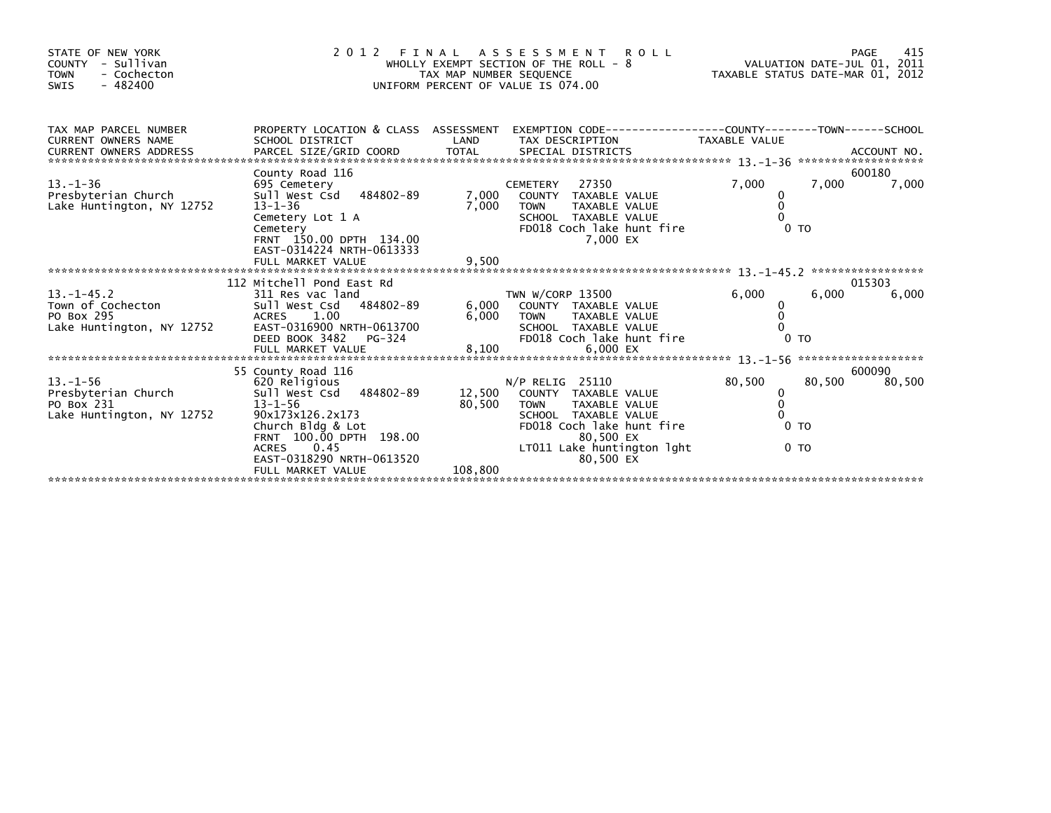STATE OF NEW YORK
COUNTY - Sullivan
TOWN - Cochecton
SWIS - 482400

2012 FINAL ASSESSMENT ROLL
WHOLLY EXEMPT SECTION OF THE ROLL - 8
TAX MAP NUMBER SEQUENCE
UNIFORM PERCENT OF VALUE IS 074.00

VALUATION DATE-JUL 01, 2011
TAXABLE STATUS DATE-MAR 01, 2012

| TAX MAP PARCEL NUMBER / CURRENT OWNERS NAME / CURRENT OWNERS ADDRESS | PROPERTY LOCATION & CLASS / SCHOOL DISTRICT / PARCEL SIZE/GRID COORD | ASSESSMENT LAND | TOTAL | EXEMPTION CODE / TAX DESCRIPTION / SPECIAL DISTRICTS | COUNTY TAXABLE VALUE | TOWN | SCHOOL | ACCOUNT NO. |
|---|---|---|---|---|---|---|---|---|
| | County Road 116 | | | | | | | 600180 |
| 13.-1-36 | 695 Cemetery | | | CEMETERY 27350 | 7,000 | 7,000 | 7,000 | |
| Presbyterian Church | Sull West Csd 484802-89 | 7,000 | | COUNTY TAXABLE VALUE | 0 | | | |
| Lake Huntington, NY 12752 | 13-1-36 | | 7,000 | TOWN TAXABLE VALUE | 0 | | | |
| | Cemetery Lot 1 A | | | SCHOOL TAXABLE VALUE | 0 | | | |
| | Cemetery | | | FD018 Coch lake hunt fire | 0 TO | | | |
| | FRNT 150.00 DPTH 134.00 | | | 7,000 EX | | | | |
| | EAST-0314224 NRTH-0613333 | | | | | | | |
| | FULL MARKET VALUE | | 9,500 | | | | | |
| | 112 Mitchell Pond East Rd | | | | | | | 015303 |
| 13.-1-45.2 | 311 Res vac land | | | TWN W/CORP 13500 | 6,000 | 6,000 | 6,000 | |
| Town of Cochecton | Sull West Csd 484802-89 | 6,000 | | COUNTY TAXABLE VALUE | 0 | | | |
| PO Box 295 | ACRES 1.00 | | 6,000 | TOWN TAXABLE VALUE | 0 | | | |
| Lake Huntington, NY 12752 | EAST-0316900 NRTH-0613700 | | | SCHOOL TAXABLE VALUE | 0 | | | |
| | DEED BOOK 3482 PG-324 | | | FD018 Coch lake hunt fire | 0 TO | | | |
| | FULL MARKET VALUE | | 8,100 | 6,000 EX | | | | |
| | 55 County Road 116 | | | | | | | 600090 |
| 13.-1-56 | 620 Religious | | | N/P RELIG 25110 | 80,500 | 80,500 | 80,500 | |
| Presbyterian Church | Sull West Csd 484802-89 | 12,500 | | COUNTY TAXABLE VALUE | 0 | | | |
| PO Box 231 | 13-1-56 | | 80,500 | TOWN TAXABLE VALUE | 0 | | | |
| Lake Huntington, NY 12752 | 90x173x126.2x173 | | | SCHOOL TAXABLE VALUE | 0 | | | |
| | Church Bldg & Lot | | | FD018 Coch lake hunt fire | 0 TO | | | |
| | FRNT 100.00 DPTH 198.00 | | | 80,500 EX | | | | |
| | ACRES 0.45 | | | LT011 Lake huntington lght | 0 TO | | | |
| | EAST-0318290 NRTH-0613520 | | | 80,500 EX | | | | |
| | FULL MARKET VALUE | | 108,800 | | | | | |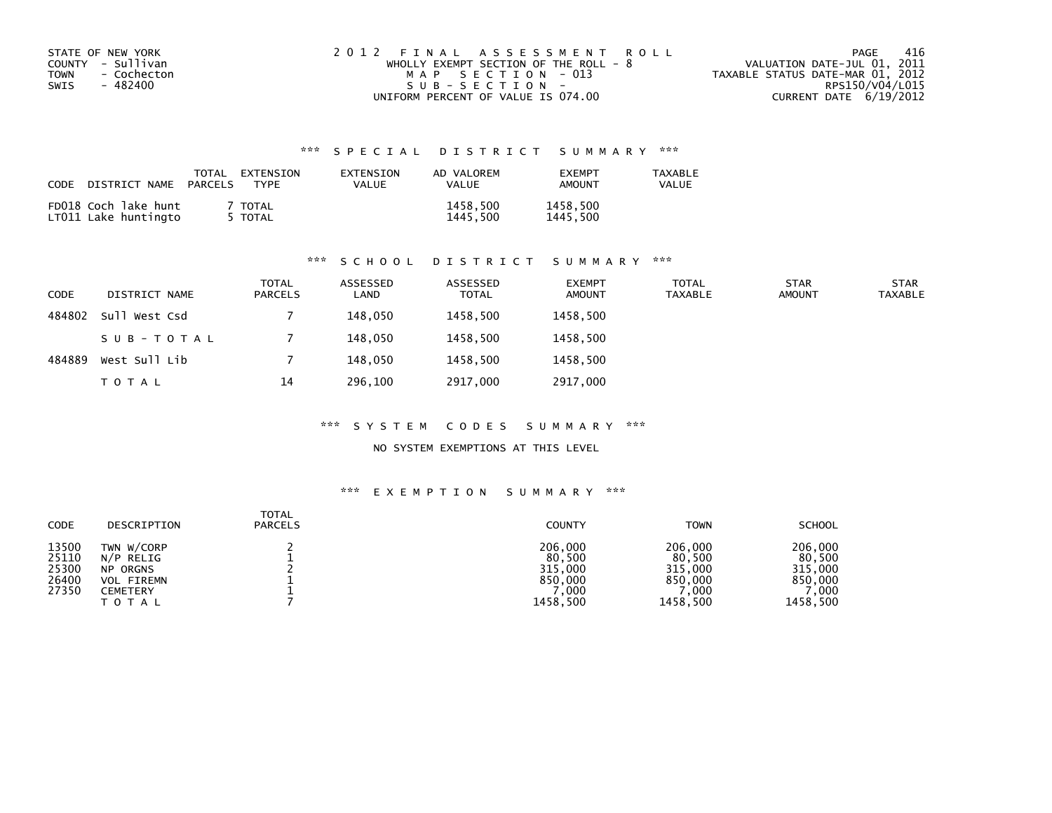STATE OF NEW YORK
COUNTY - Sullivan
TOWN - Cochecton
SWIS - 482400

2012 FINAL ASSESSMENT ROLL
WHOLLY EXEMPT SECTION OF THE ROLL - 8
MAP SECTION - 013
SUB-SECTION -
UNIFORM PERCENT OF VALUE IS 074.00

VALUATION DATE-JUL 01, 2011
TAXABLE STATUS DATE-MAR 01, 2012
RPS150/V04/L015
CURRENT DATE 6/19/2012

### *** SPECIAL DISTRICT SUMMARY ***

| CODE DISTRICT NAME | TOTAL PARCELS | EXTENSION TYPE | EXTENSION VALUE | AD VALOREM VALUE | EXEMPT AMOUNT | TAXABLE VALUE |
|---|---|---|---|---|---|---|
| FD018 Coch lake hunt | 7 | TOTAL | | 1458,500 | 1458,500 | |
| LT011 Lake huntingto | 5 | TOTAL | | 1445,500 | 1445,500 | |

### *** SCHOOL DISTRICT SUMMARY ***

| CODE | DISTRICT NAME | TOTAL PARCELS | ASSESSED LAND | ASSESSED TOTAL | EXEMPT AMOUNT | TOTAL TAXABLE | STAR AMOUNT | STAR TAXABLE |
|---|---|---|---|---|---|---|---|---|
| 484802 | Sull West Csd | 7 | 148,050 | 1458,500 | 1458,500 | | | |
| | SUB-TOTAL | 7 | 148,050 | 1458,500 | 1458,500 | | | |
| 484889 | West Sull Lib | 7 | 148,050 | 1458,500 | 1458,500 | | | |
| | TOTAL | 14 | 296,100 | 2917,000 | 2917,000 | | | |

### *** SYSTEM CODES SUMMARY ***

NO SYSTEM EXEMPTIONS AT THIS LEVEL

### *** EXEMPTION SUMMARY ***

| CODE | DESCRIPTION | TOTAL PARCELS | COUNTY | TOWN | SCHOOL |
|---|---|---|---|---|---|
| 13500 | TWN W/CORP | 2 | 206,000 | 206,000 | 206,000 |
| 25110 | N/P RELIG | 1 | 80,500 | 80,500 | 80,500 |
| 25300 | NP ORGNS | 2 | 315,000 | 315,000 | 315,000 |
| 26400 | VOL FIREMN | 1 | 850,000 | 850,000 | 850,000 |
| 27350 | CEMETERY | 1 | 7,000 | 7,000 | 7,000 |
| | TOTAL | 7 | 1458,500 | 1458,500 | 1458,500 |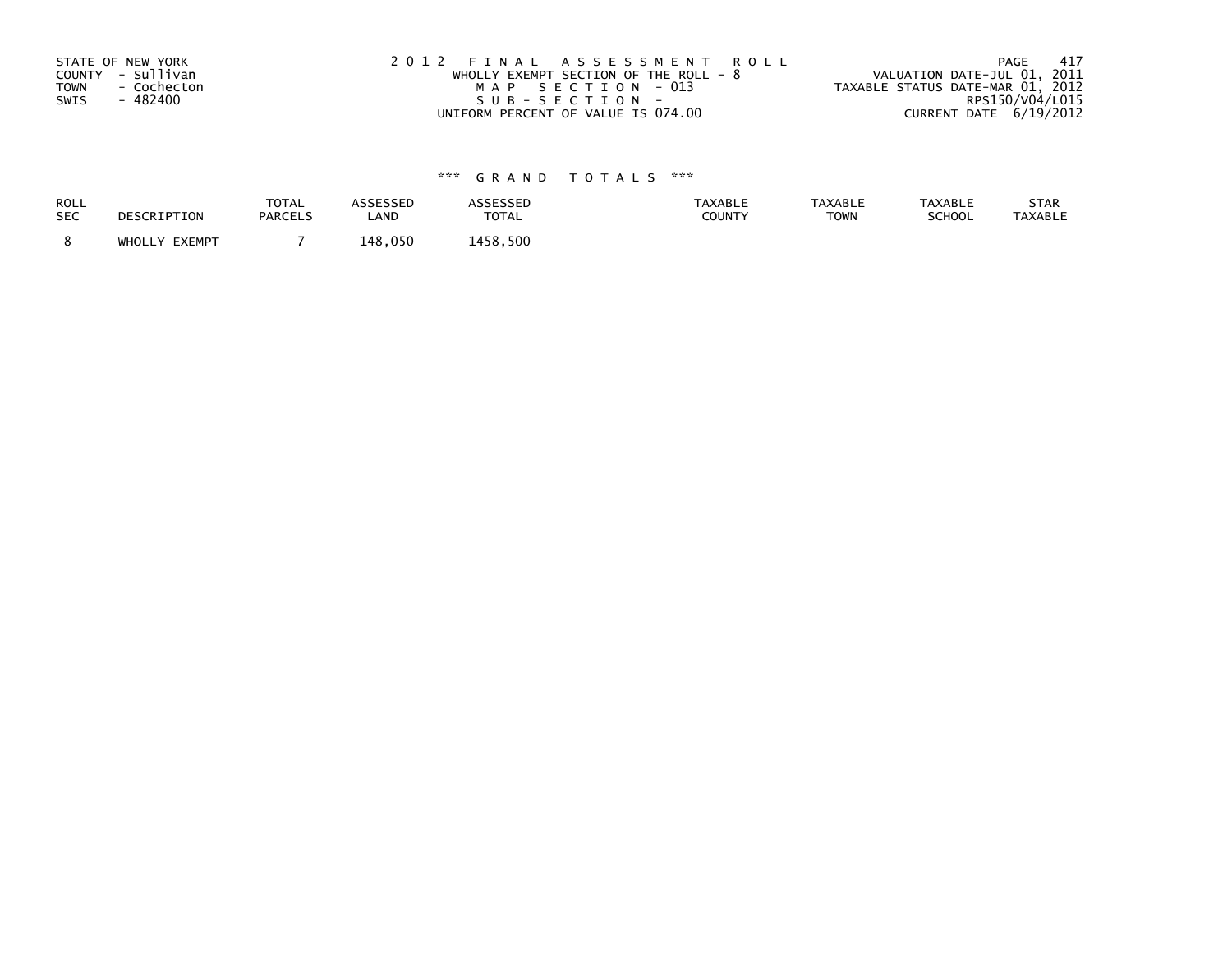STATE OF NEW YORK
COUNTY - Sullivan
TOWN - Cochecton
SWIS - 482400

2012 FINAL ASSESSMENT ROLL
WHOLLY EXEMPT SECTION OF THE ROLL - 8
MAP SECTION - 013
SUB-SECTION -
UNIFORM PERCENT OF VALUE IS 074.00

VALUATION DATE-JUL 01, 2011
TAXABLE STATUS DATE-MAR 01, 2012
RPS150/V04/L015
CURRENT DATE 6/19/2012

### *** GRAND TOTALS ***

| ROLL SEC | DESCRIPTION | TOTAL PARCELS | ASSESSED LAND | ASSESSED TOTAL | TAXABLE COUNTY | TAXABLE TOWN | TAXABLE SCHOOL | STAR TAXABLE |
|---|---|---|---|---|---|---|---|---|
| 8 | WHOLLY EXEMPT | 7 | 148,050 | 1458,500 | | | | |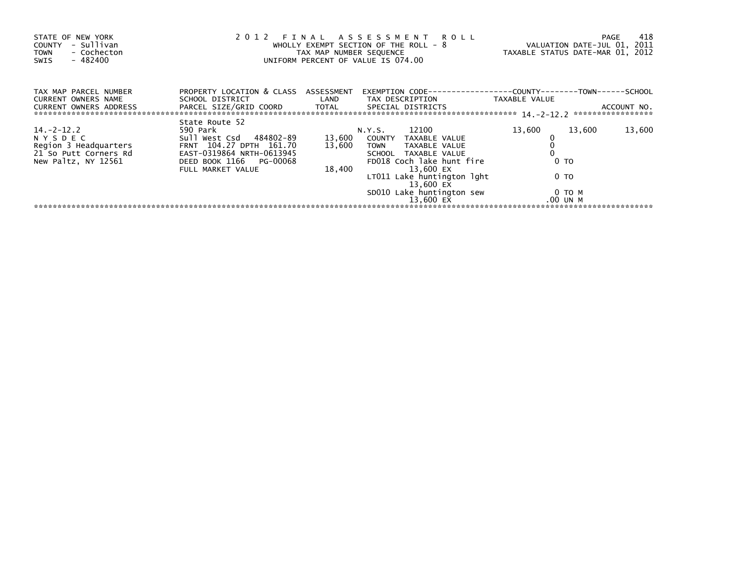STATE OF NEW YORK
COUNTY - Sullivan
TOWN - Cochecton
SWIS - 482400

2 0 1 2 F I N A L A S S E S S M E N T R O L L
WHOLLY EXEMPT SECTION OF THE ROLL - 8
TAX MAP NUMBER SEQUENCE
UNIFORM PERCENT OF VALUE IS 074.00

VALUATION DATE-JUL 01, 2011
TAXABLE STATUS DATE-MAR 01, 2012

| TAX MAP PARCEL NUMBER / CURRENT OWNERS NAME / CURRENT OWNERS ADDRESS | PROPERTY LOCATION & CLASS / SCHOOL DISTRICT / PARCEL SIZE/GRID COORD | ASSESSMENT LAND / TOTAL | EXEMPTION CODE / TAX DESCRIPTION / SPECIAL DISTRICTS | COUNTY TAXABLE VALUE | TOWN | SCHOOL / ACCOUNT NO. |
|---|---|---|---|---|---|---|
| | State Route 52 | | | | | 14.-2-12.2 |
| 14.-2-12.2 | 590 Park | | N.Y.S. 12100 | 13,600 | 13,600 | 13,600 |
| N Y S D E C | Sull West Csd 484802-89 | 13,600 | COUNTY TAXABLE VALUE | 0 | | |
| Region 3 Headquarters | FRNT 104.27 DPTH 161.70 | 13,600 | TOWN TAXABLE VALUE | 0 | | |
| 21 So Putt Corners Rd | EAST-0319864 NRTH-0613945 | | SCHOOL TAXABLE VALUE | 0 | | |
| New Paltz, NY 12561 | DEED BOOK 1166 PG-00068 | | FD018 Coch lake hunt fire 13,600 EX | 0 TO | | |
| | FULL MARKET VALUE | 18,400 | LT011 Lake huntington lght 13,600 EX | 0 TO | | |
| | | | SD010 Lake huntington sew 13,600 EX | 0 TO M .00 UN M | | |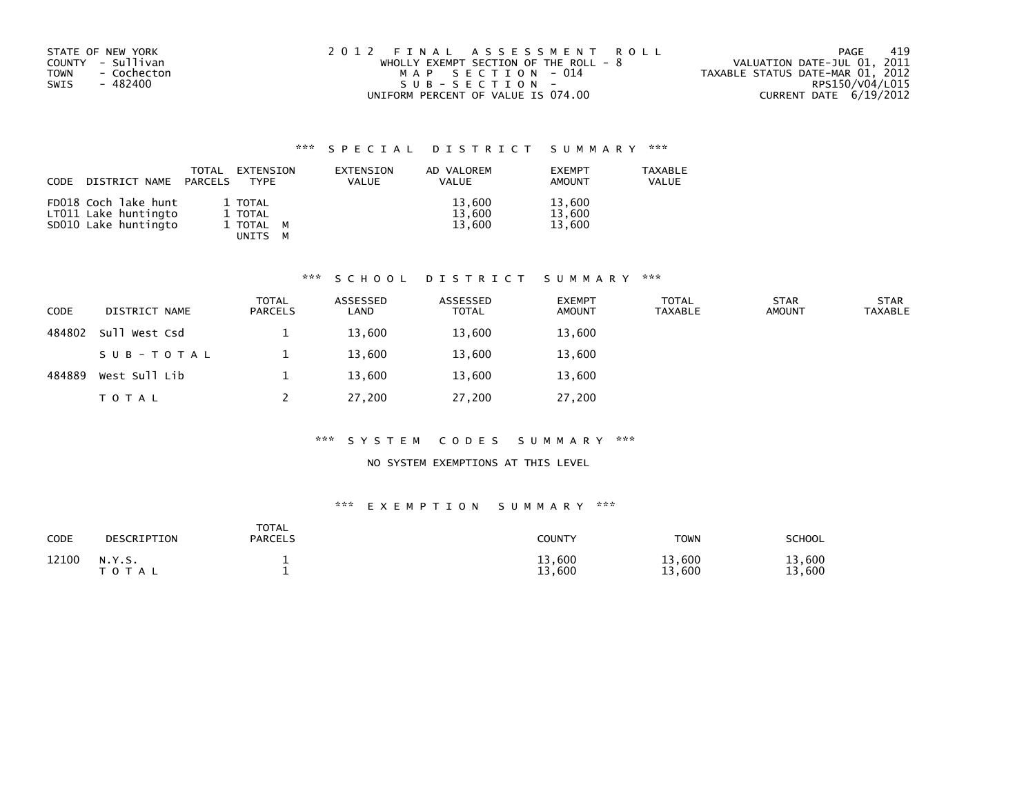STATE OF NEW YORK
COUNTY - Sullivan
TOWN - Cochecton
SWIS - 482400

2012 FINAL ASSESSMENT ROLL
WHOLLY EXEMPT SECTION OF THE ROLL - 8
MAP SECTION - 014
SUB-SECTION -
UNIFORM PERCENT OF VALUE IS 074.00

VALUATION DATE-JUL 01, 2011
TAXABLE STATUS DATE-MAR 01, 2012
RPS150/V04/L015
CURRENT DATE 6/19/2012

### *** SPECIAL DISTRICT SUMMARY ***

| CODE | DISTRICT NAME | TOTAL PARCELS | EXTENSION TYPE | EXTENSION VALUE | AD VALOREM VALUE | EXEMPT AMOUNT | TAXABLE VALUE |
|---|---|---|---|---|---|---|---|
| FD018 | Coch lake hunt | 1 | TOTAL | | 13,600 | 13,600 | |
| LT011 | Lake huntingto | 1 | TOTAL | | 13,600 | 13,600 | |
| SD010 | Lake huntingto | 1 | TOTAL M | | 13,600 | 13,600 | |
| | | | UNITS M | | | | |

### *** SCHOOL DISTRICT SUMMARY ***

| CODE | DISTRICT NAME | TOTAL PARCELS | ASSESSED LAND | ASSESSED TOTAL | EXEMPT AMOUNT | TOTAL TAXABLE | STAR AMOUNT | STAR TAXABLE |
|---|---|---|---|---|---|---|---|---|
| 484802 | Sull West Csd | 1 | 13,600 | 13,600 | 13,600 | | | |
| | SUB-TOTAL | 1 | 13,600 | 13,600 | 13,600 | | | |
| 484889 | West Sull Lib | 1 | 13,600 | 13,600 | 13,600 | | | |
| | TOTAL | 2 | 27,200 | 27,200 | 27,200 | | | |

### *** SYSTEM CODES SUMMARY ***

NO SYSTEM EXEMPTIONS AT THIS LEVEL

### *** EXEMPTION SUMMARY ***

| CODE | DESCRIPTION | TOTAL PARCELS | COUNTY | TOWN | SCHOOL |
|---|---|---|---|---|---|
| 12100 | N.Y.S. | 1 | 13,600 | 13,600 | 13,600 |
| | TOTAL | 1 | 13,600 | 13,600 | 13,600 |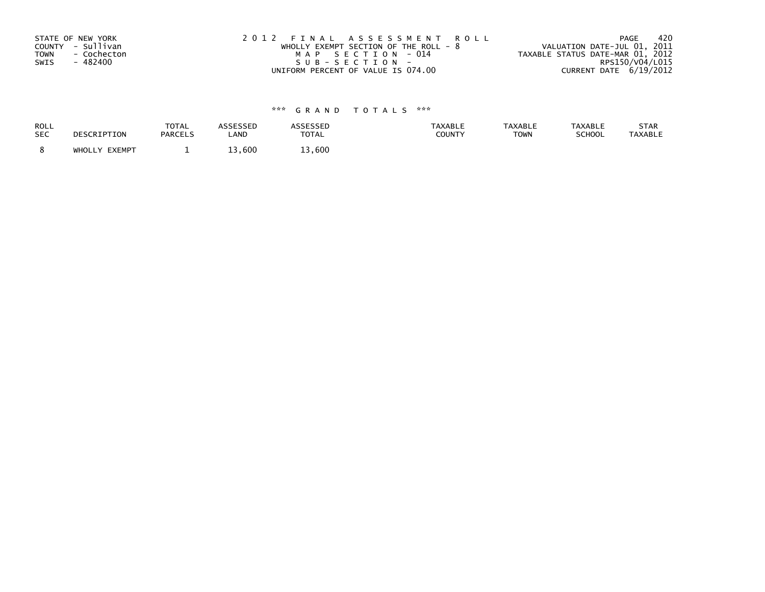STATE OF NEW YORK
COUNTY - Sullivan
TOWN - Cochecton
SWIS - 482400

2012 FINAL ASSESSMENT ROLL
WHOLLY EXEMPT SECTION OF THE ROLL - 8
MAP SECTION - 014
SUB-SECTION -
UNIFORM PERCENT OF VALUE IS 074.00

VALUATION DATE-JUL 01, 2011
TAXABLE STATUS DATE-MAR 01, 2012
RPS150/V04/L015
CURRENT DATE 6/19/2012

*** GRAND TOTALS ***

| ROLL SEC | DESCRIPTION | TOTAL PARCELS | ASSESSED LAND | ASSESSED TOTAL | TAXABLE COUNTY | TAXABLE TOWN | TAXABLE SCHOOL | STAR TAXABLE |
|---|---|---|---|---|---|---|---|---|
| 8 | WHOLLY EXEMPT | 1 | 13,600 | 13,600 | | | | |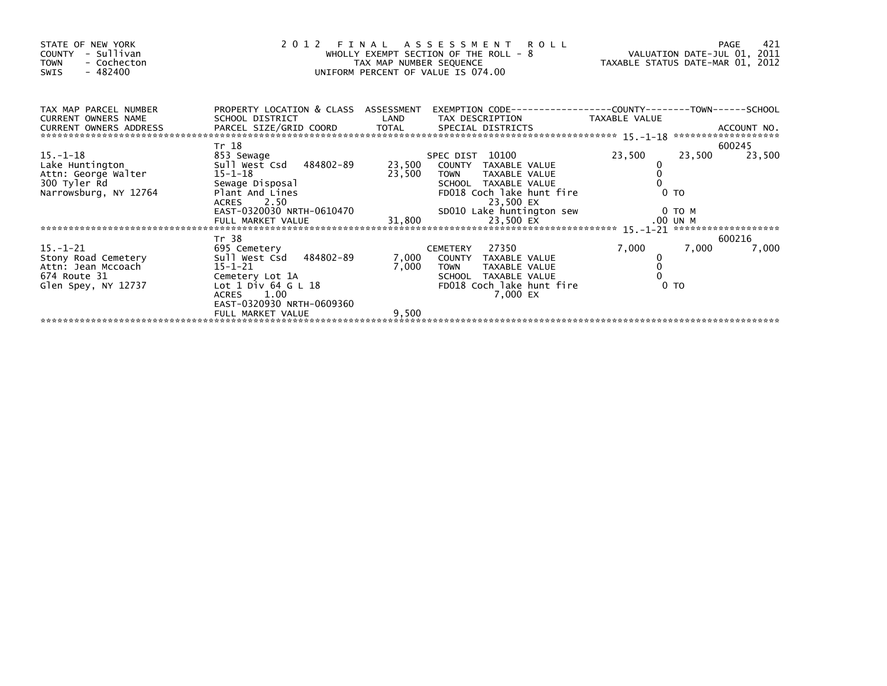STATE OF NEW YORK
COUNTY - Sullivan
TOWN - Cochecton
SWIS - 482400

# 2012 FINAL ASSESSMENT ROLL

WHOLLY EXEMPT SECTION OF THE ROLL - 8
TAX MAP NUMBER SEQUENCE
UNIFORM PERCENT OF VALUE IS 074.00

VALUATION DATE-JUL 01, 2011
TAXABLE STATUS DATE-MAR 01, 2012

| TAX MAP PARCEL NUMBER / CURRENT OWNERS NAME / CURRENT OWNERS ADDRESS | PROPERTY LOCATION & CLASS / SCHOOL DISTRICT / PARCEL SIZE/GRID COORD | ASSESSMENT LAND / TOTAL | EXEMPTION CODE / TAX DESCRIPTION / SPECIAL DISTRICTS | COUNTY TAXABLE VALUE | TOWN | SCHOOL | ACCOUNT NO. |
|---|---|---|---|---|---|---|---|
| 15.-1-18 | Tr 18 | | | | | | 600245 |
| | 853 Sewage | | SPEC DIST 10100 | 23,500 | 23,500 | 23,500 | |
| Lake Huntington | Sull West Csd 484802-89 | 23,500 | COUNTY TAXABLE VALUE | 0 | | | |
| Attn: George Walter | 15-1-18 | 23,500 | TOWN TAXABLE VALUE | 0 | | | |
| 300 Tyler Rd | Sewage Disposal | | SCHOOL TAXABLE VALUE | 0 | | | |
| Narrowsburg, NY 12764 | Plant And Lines | | FD018 Coch lake hunt fire | 0 TO | | | |
| | ACRES 2.50 | | 23,500 EX | | | | |
| | EAST-0320030 NRTH-0610470 | | SD010 Lake huntington sew | 0 TO M | | | |
| | FULL MARKET VALUE | 31,800 | 23,500 EX | .00 UN M | | | |
| 15.-1-21 | Tr 38 | | | | | | 600216 |
| | 695 Cemetery | | CEMETERY 27350 | 7,000 | 7,000 | 7,000 | |
| Stony Road Cemetery | Sull West Csd 484802-89 | 7,000 | COUNTY TAXABLE VALUE | 0 | | | |
| Attn: Jean Mccoach | 15-1-21 | 7,000 | TOWN TAXABLE VALUE | 0 | | | |
| 674 Route 31 | Cemetery Lot 1A | | SCHOOL TAXABLE VALUE | 0 | | | |
| Glen Spey, NY 12737 | Lot 1 Div 64 G L 18 | | FD018 Coch lake hunt fire | 0 TO | | | |
| | ACRES 1.00 | | 7,000 EX | | | | |
| | EAST-0320930 NRTH-0609360 | | | | | | |
| | FULL MARKET VALUE | 9,500 | | | | | |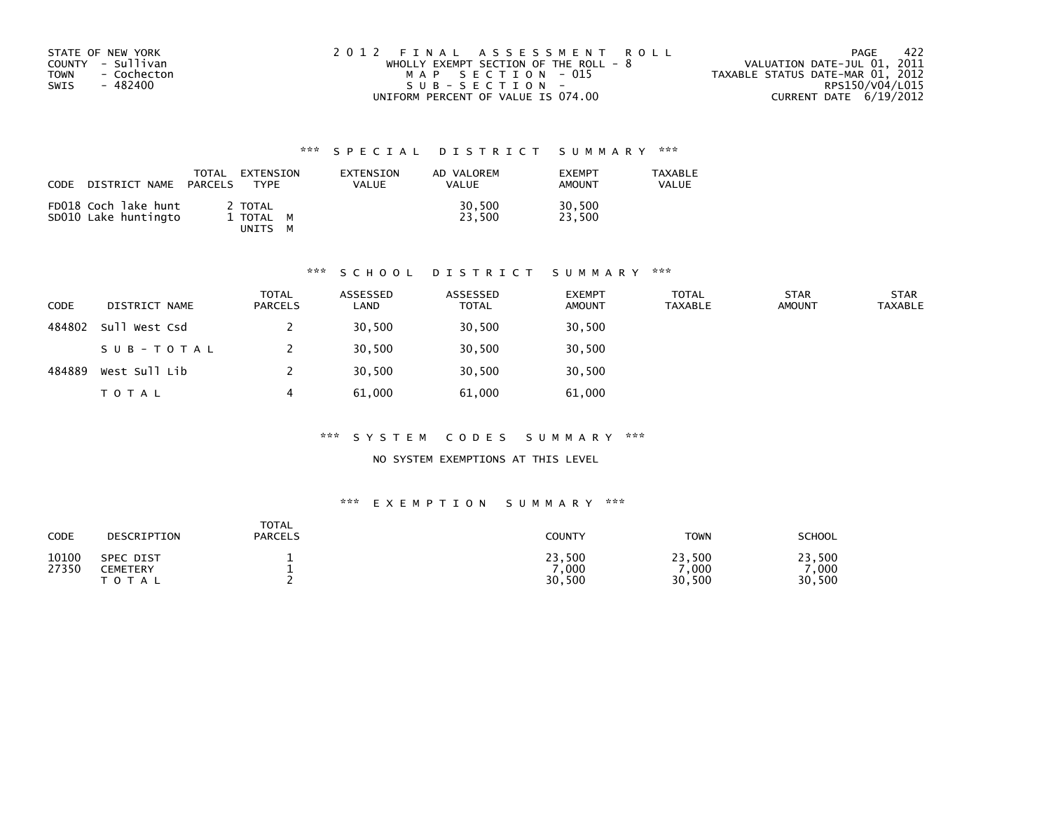STATE OF NEW YORK
COUNTY - Sullivan
TOWN - Cochecton
SWIS - 482400

2012 FINAL ASSESSMENT ROLL
WHOLLY EXEMPT SECTION OF THE ROLL - 8
MAP SECTION - 015
SUB-SECTION -
UNIFORM PERCENT OF VALUE IS 074.00

VALUATION DATE-JUL 01, 2011
TAXABLE STATUS DATE-MAR 01, 2012
RPS150/V04/L015
CURRENT DATE 6/19/2012

## *** SPECIAL DISTRICT SUMMARY ***

| CODE | DISTRICT NAME | TOTAL PARCELS | EXTENSION TYPE | EXTENSION VALUE | AD VALOREM VALUE | EXEMPT AMOUNT | TAXABLE VALUE |
|---|---|---|---|---|---|---|---|
| FD018 | Coch lake hunt | 2 | TOTAL | | 30,500 | 30,500 | |
| SD010 | Lake huntingto | 1 | TOTAL M | | 23,500 | 23,500 | |
| | | | UNITS M | | | | |

## *** SCHOOL DISTRICT SUMMARY ***

| CODE | DISTRICT NAME | TOTAL PARCELS | ASSESSED LAND | ASSESSED TOTAL | EXEMPT AMOUNT | TOTAL TAXABLE | STAR AMOUNT | STAR TAXABLE |
|---|---|---|---|---|---|---|---|---|
| 484802 | Sull West Csd | 2 | 30,500 | 30,500 | 30,500 | | | |
| | SUB-TOTAL | 2 | 30,500 | 30,500 | 30,500 | | | |
| 484889 | West Sull Lib | 2 | 30,500 | 30,500 | 30,500 | | | |
| | TOTAL | 4 | 61,000 | 61,000 | 61,000 | | | |

## *** SYSTEM CODES SUMMARY ***

NO SYSTEM EXEMPTIONS AT THIS LEVEL

## *** EXEMPTION SUMMARY ***

| CODE | DESCRIPTION | TOTAL PARCELS | COUNTY | TOWN | SCHOOL |
|---|---|---|---|---|---|
| 10100 | SPEC DIST | 1 | 23,500 | 23,500 | 23,500 |
| 27350 | CEMETERY | 1 | 7,000 | 7,000 | 7,000 |
| | TOTAL | 2 | 30,500 | 30,500 | 30,500 |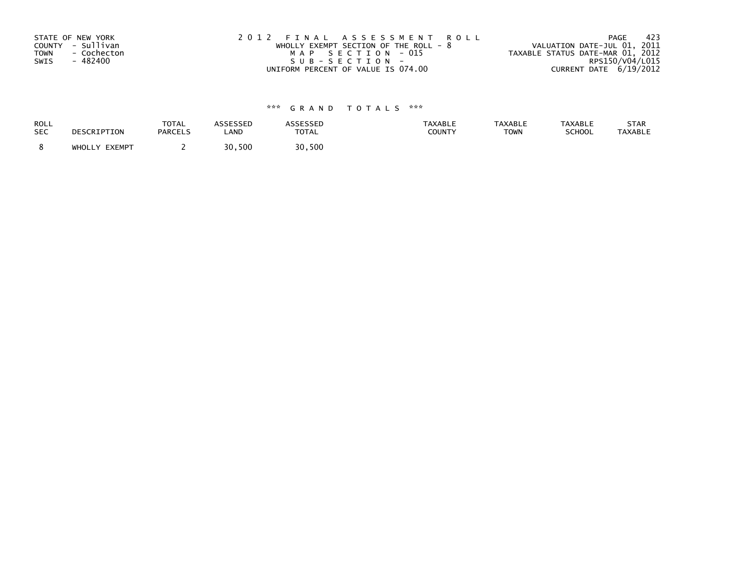STATE OF NEW YORK
COUNTY - Sullivan
TOWN - Cochecton
SWIS - 482400

2012 FINAL ASSESSMENT ROLL
WHOLLY EXEMPT SECTION OF THE ROLL - 8
MAP SECTION - 015
SUB-SECTION -
UNIFORM PERCENT OF VALUE IS 074.00

VALUATION DATE-JUL 01, 2011
TAXABLE STATUS DATE-MAR 01, 2012
RPS150/V04/L015
CURRENT DATE 6/19/2012

### *** GRAND TOTALS ***

| ROLL SEC | DESCRIPTION | TOTAL PARCELS | ASSESSED LAND | ASSESSED TOTAL | TAXABLE COUNTY | TAXABLE TOWN | TAXABLE SCHOOL | STAR TAXABLE |
|---|---|---|---|---|---|---|---|---|
| 8 | WHOLLY EXEMPT | 2 | 30,500 | 30,500 | | | | |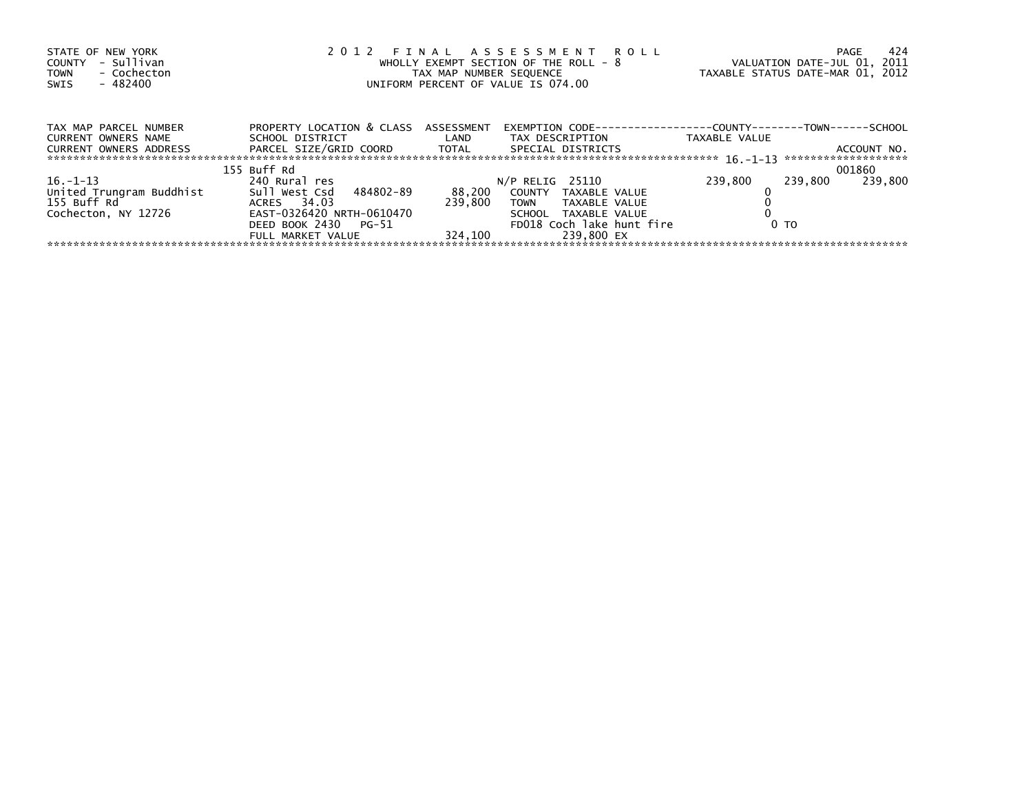STATE OF NEW YORK
COUNTY - Sullivan
TOWN - Cochecton
SWIS - 482400

2 0 1 2 F I N A L A S S E S S M E N T R O L L
WHOLLY EXEMPT SECTION OF THE ROLL - 8
TAX MAP NUMBER SEQUENCE
UNIFORM PERCENT OF VALUE IS 074.00

VALUATION DATE-JUL 01, 2011
TAXABLE STATUS DATE-MAR 01, 2012

| TAX MAP PARCEL NUMBER<br>CURRENT OWNERS NAME<br>CURRENT OWNERS ADDRESS | PROPERTY LOCATION & CLASS<br>SCHOOL DISTRICT<br>PARCEL SIZE/GRID COORD | ASSESSMENT<br>LAND<br>TOTAL | EXEMPTION CODE<br>TAX DESCRIPTION<br>SPECIAL DISTRICTS | COUNTY<br>TAXABLE VALUE | TOWN | SCHOOL<br>ACCOUNT NO. |
|---|---|---|---|---|---|---|
| | 155 Buff Rd | | | | | 001860 |
| 16.-1-13 | 240 Rural res | | N/P RELIG 25110 | 239,800 | 239,800 | 239,800 |
| United Trungram Buddhist | Sull West Csd 484802-89 | 88,200 | COUNTY TAXABLE VALUE | 0 | | |
| 155 Buff Rd | ACRES 34.03 | 239,800 | TOWN TAXABLE VALUE | 0 | | |
| Cochecton, NY 12726 | EAST-0326420 NRTH-0610470 | | SCHOOL TAXABLE VALUE | 0 | | |
| | DEED BOOK 2430 PG-51 | | FD018 Coch lake hunt fire | 0 TO | | |
| | FULL MARKET VALUE | 324,100 | 239,800 EX | | | |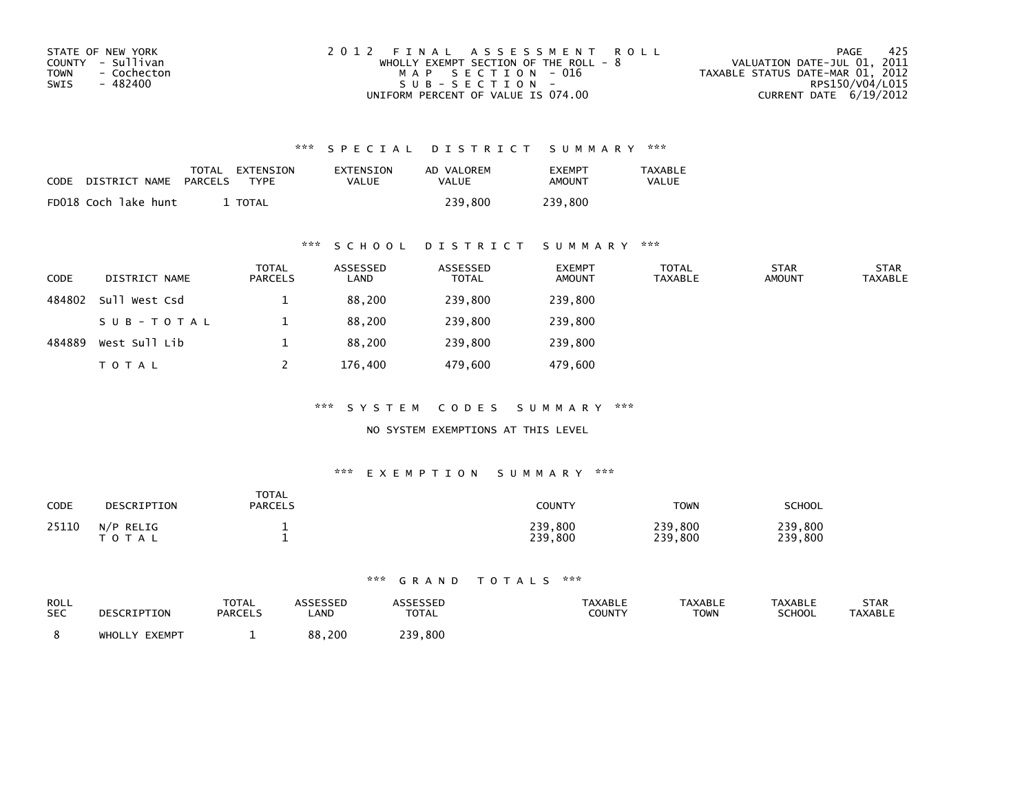STATE OF NEW YORK
COUNTY - Sullivan
TOWN - Cochecton
SWIS - 482400

2012 FINAL ASSESSMENT ROLL
WHOLLY EXEMPT SECTION OF THE ROLL - 8
MAP SECTION - 016
SUB-SECTION -
UNIFORM PERCENT OF VALUE IS 074.00

VALUATION DATE-JUL 01, 2011
TAXABLE STATUS DATE-MAR 01, 2012
RPS150/V04/L015
CURRENT DATE 6/19/2012

## *** SPECIAL DISTRICT SUMMARY ***

| CODE | DISTRICT NAME | TOTAL PARCELS | EXTENSION TYPE | EXTENSION VALUE | AD VALOREM VALUE | EXEMPT AMOUNT | TAXABLE VALUE |
|---|---|---|---|---|---|---|---|
| FD018 | Coch lake hunt | 1 | TOTAL | | 239,800 | 239,800 | |

## *** SCHOOL DISTRICT SUMMARY ***

| CODE | DISTRICT NAME | TOTAL PARCELS | ASSESSED LAND | ASSESSED TOTAL | EXEMPT AMOUNT | TOTAL TAXABLE | STAR AMOUNT | STAR TAXABLE |
|---|---|---|---|---|---|---|---|---|
| 484802 | Sull West Csd | 1 | 88,200 | 239,800 | 239,800 | | | |
| | SUB-TOTAL | 1 | 88,200 | 239,800 | 239,800 | | | |
| 484889 | West Sull Lib | 1 | 88,200 | 239,800 | 239,800 | | | |
| | TOTAL | 2 | 176,400 | 479,600 | 479,600 | | | |

## *** SYSTEM CODES SUMMARY ***

NO SYSTEM EXEMPTIONS AT THIS LEVEL

## *** EXEMPTION SUMMARY ***

| CODE | DESCRIPTION | TOTAL PARCELS | COUNTY | TOWN | SCHOOL |
|---|---|---|---|---|---|
| 25110 | N/P RELIG | 1 | 239,800 | 239,800 | 239,800 |
| | TOTAL | 1 | 239,800 | 239,800 | 239,800 |

## *** GRAND TOTALS ***

| ROLL SEC | DESCRIPTION | TOTAL PARCELS | ASSESSED LAND | ASSESSED TOTAL | TAXABLE COUNTY | TAXABLE TOWN | TAXABLE SCHOOL | STAR TAXABLE |
|---|---|---|---|---|---|---|---|---|
| 8 | WHOLLY EXEMPT | 1 | 88,200 | 239,800 | | | | |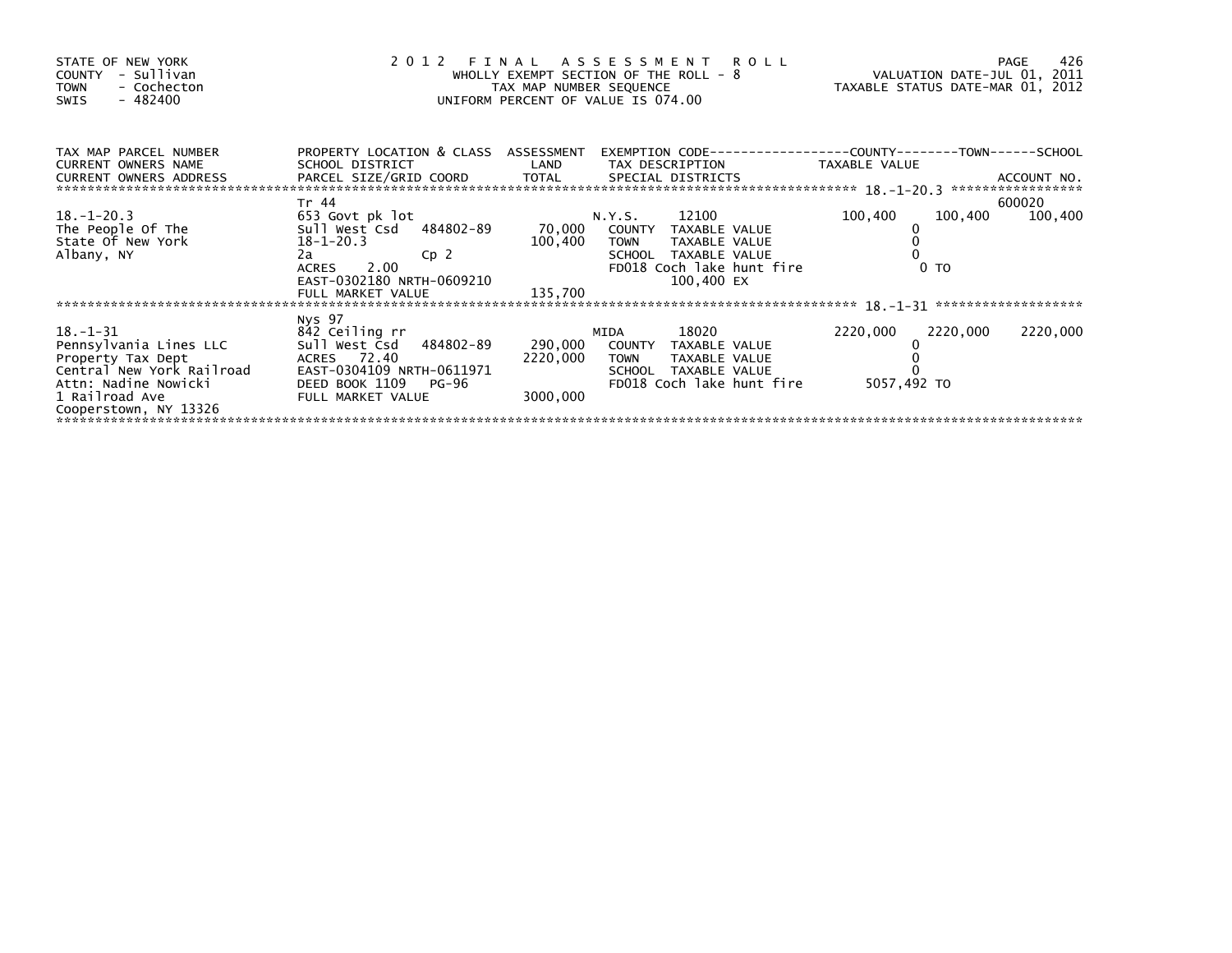STATE OF NEW YORK
COUNTY - Sullivan
TOWN - Cochecton
SWIS - 482400

# 2012 FINAL ASSESSMENT ROLL

WHOLLY EXEMPT SECTION OF THE ROLL - 8
TAX MAP NUMBER SEQUENCE
UNIFORM PERCENT OF VALUE IS 074.00

VALUATION DATE-JUL 01, 2011
TAXABLE STATUS DATE-MAR 01, 2012

| TAX MAP PARCEL NUMBER / CURRENT OWNERS NAME / CURRENT OWNERS ADDRESS | PROPERTY LOCATION & CLASS / SCHOOL DISTRICT / PARCEL SIZE/GRID COORD | ASSESSMENT LAND / TOTAL | EXEMPTION CODE / TAX DESCRIPTION / SPECIAL DISTRICTS | COUNTY TAXABLE VALUE | TOWN | SCHOOL / ACCOUNT NO. |
|---|---|---|---|---|---|---|
| 18.-1-20.3 | Tr 44 | | | | | 600020 |
| | 653 Govt pk lot | | N.Y.S. 12100 | 100,400 | 100,400 | 100,400 |
| The People Of The | Sull West Csd 484802-89 | 70,000 | COUNTY TAXABLE VALUE | 0 | | |
| State Of New York | 18-1-20.3 | 100,400 | TOWN TAXABLE VALUE | 0 | | |
| Albany, NY | 2a Cp 2 | | SCHOOL TAXABLE VALUE | 0 | | |
| | ACRES 2.00 | | FD018 Coch lake hunt fire | 0 TO | | |
| | EAST-0302180 NRTH-0609210 | | 100,400 EX | | | |
| | FULL MARKET VALUE | 135,700 | | | | |
| 18.-1-31 | Nys 97 | | | | | |
| | 842 Ceiling rr | | MIDA 18020 | 2220,000 | 2220,000 | 2220,000 |
| Pennsylvania Lines LLC | Sull West Csd 484802-89 | 290,000 | COUNTY TAXABLE VALUE | 0 | | |
| Property Tax Dept | ACRES 72.40 | 2220,000 | TOWN TAXABLE VALUE | 0 | | |
| Central New York Railroad | EAST-0304109 NRTH-0611971 | | SCHOOL TAXABLE VALUE | 0 | | |
| Attn: Nadine Nowicki | DEED BOOK 1109 PG-96 | | FD018 Coch lake hunt fire | 5057,492 TO | | |
| 1 Railroad Ave | FULL MARKET VALUE | 3000,000 | | | | |
| Cooperstown, NY 13326 | | | | | | |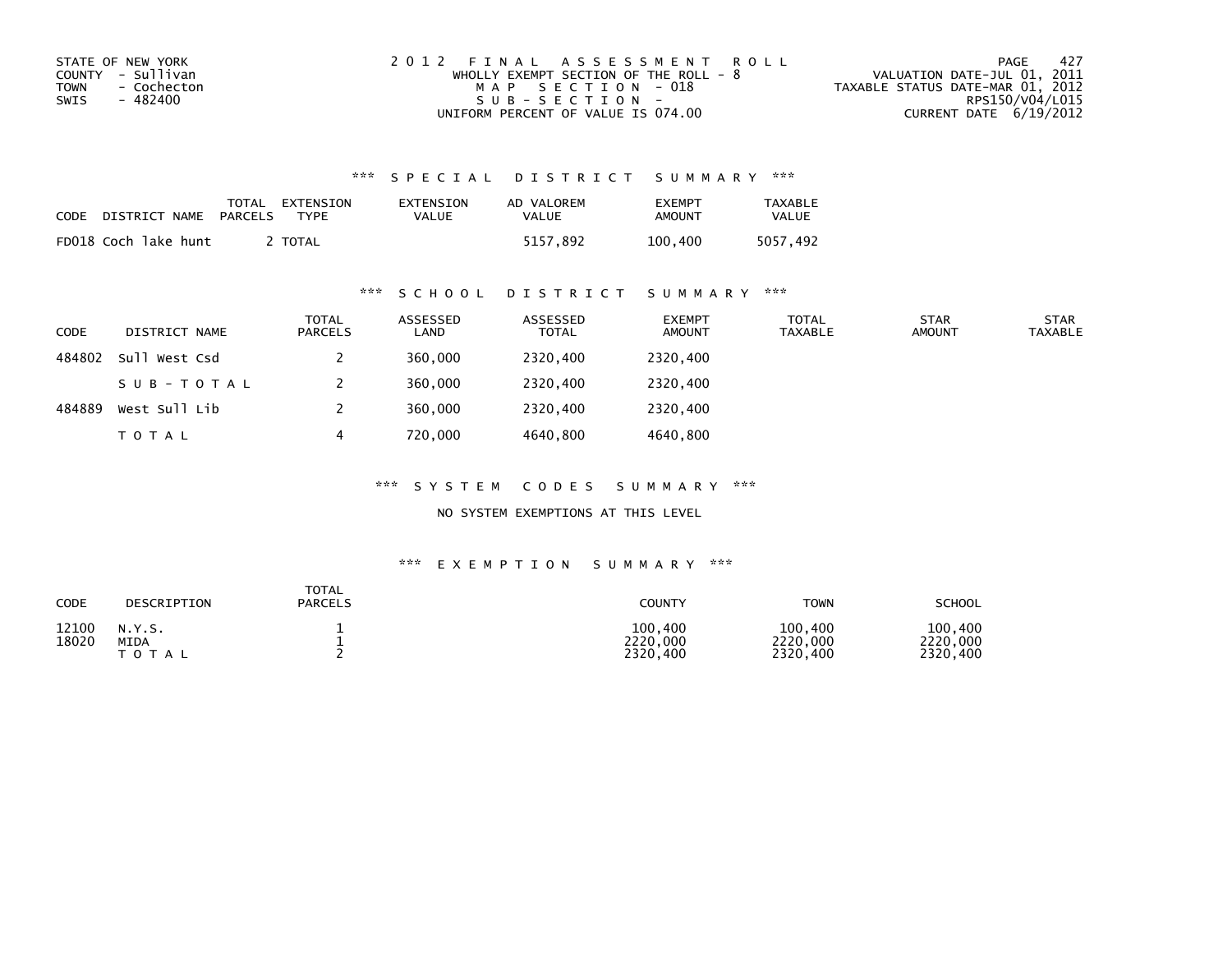STATE OF NEW YORK
COUNTY - Sullivan
TOWN - Cochecton
SWIS - 482400

2012 FINAL ASSESSMENT ROLL
WHOLLY EXEMPT SECTION OF THE ROLL - 8
MAP SECTION - 018
SUB-SECTION -
UNIFORM PERCENT OF VALUE IS 074.00

VALUATION DATE-JUL 01, 2011
TAXABLE STATUS DATE-MAR 01, 2012
RPS150/V04/L015
CURRENT DATE 6/19/2012

### *** SPECIAL DISTRICT SUMMARY ***

| CODE | DISTRICT NAME | TOTAL PARCELS | EXTENSION TYPE | EXTENSION VALUE | AD VALOREM VALUE | EXEMPT AMOUNT | TAXABLE VALUE |
|---|---|---|---|---|---|---|---|
| FD018 | Coch lake hunt | 2 | TOTAL | | 5157,892 | 100,400 | 5057,492 |

### *** SCHOOL DISTRICT SUMMARY ***

| CODE | DISTRICT NAME | TOTAL PARCELS | ASSESSED LAND | ASSESSED TOTAL | EXEMPT AMOUNT | TOTAL TAXABLE | STAR AMOUNT | STAR TAXABLE |
|---|---|---|---|---|---|---|---|---|
| 484802 | Sull West Csd | 2 | 360,000 | 2320,400 | 2320,400 | | | |
| | SUB-TOTAL | 2 | 360,000 | 2320,400 | 2320,400 | | | |
| 484889 | West Sull Lib | 2 | 360,000 | 2320,400 | 2320,400 | | | |
| | TOTAL | 4 | 720,000 | 4640,800 | 4640,800 | | | |

### *** SYSTEM CODES SUMMARY ***

NO SYSTEM EXEMPTIONS AT THIS LEVEL

### *** EXEMPTION SUMMARY ***

| CODE | DESCRIPTION | TOTAL PARCELS | COUNTY | TOWN | SCHOOL |
|---|---|---|---|---|---|
| 12100 | N.Y.S. | 1 | 100,400 | 100,400 | 100,400 |
| 18020 | MIDA | 1 | 2220,000 | 2220,000 | 2220,000 |
| | TOTAL | 2 | 2320,400 | 2320,400 | 2320,400 |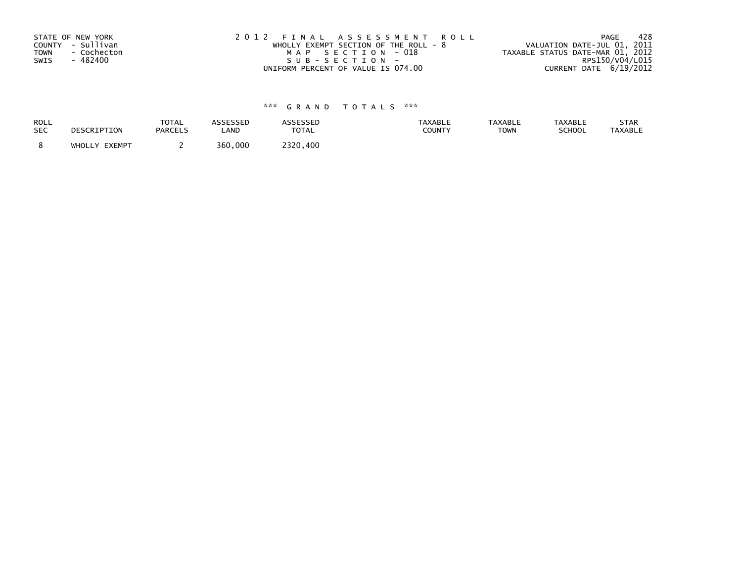STATE OF NEW YORK
COUNTY - Sullivan
TOWN - Cochecton
SWIS - 482400

2012 FINAL ASSESSMENT ROLL
WHOLLY EXEMPT SECTION OF THE ROLL - 8
MAP SECTION - 018
SUB-SECTION -
UNIFORM PERCENT OF VALUE IS 074.00

VALUATION DATE-JUL 01, 2011
TAXABLE STATUS DATE-MAR 01, 2012
RPS150/V04/L015
CURRENT DATE 6/19/2012

*** GRAND TOTALS ***

| ROLL SEC | DESCRIPTION | TOTAL PARCELS | ASSESSED LAND | ASSESSED TOTAL | TAXABLE COUNTY | TAXABLE TOWN | TAXABLE SCHOOL | STAR TAXABLE |
|---|---|---|---|---|---|---|---|---|
| 8 | WHOLLY EXEMPT | 2 | 360,000 | 2320,400 | | | | |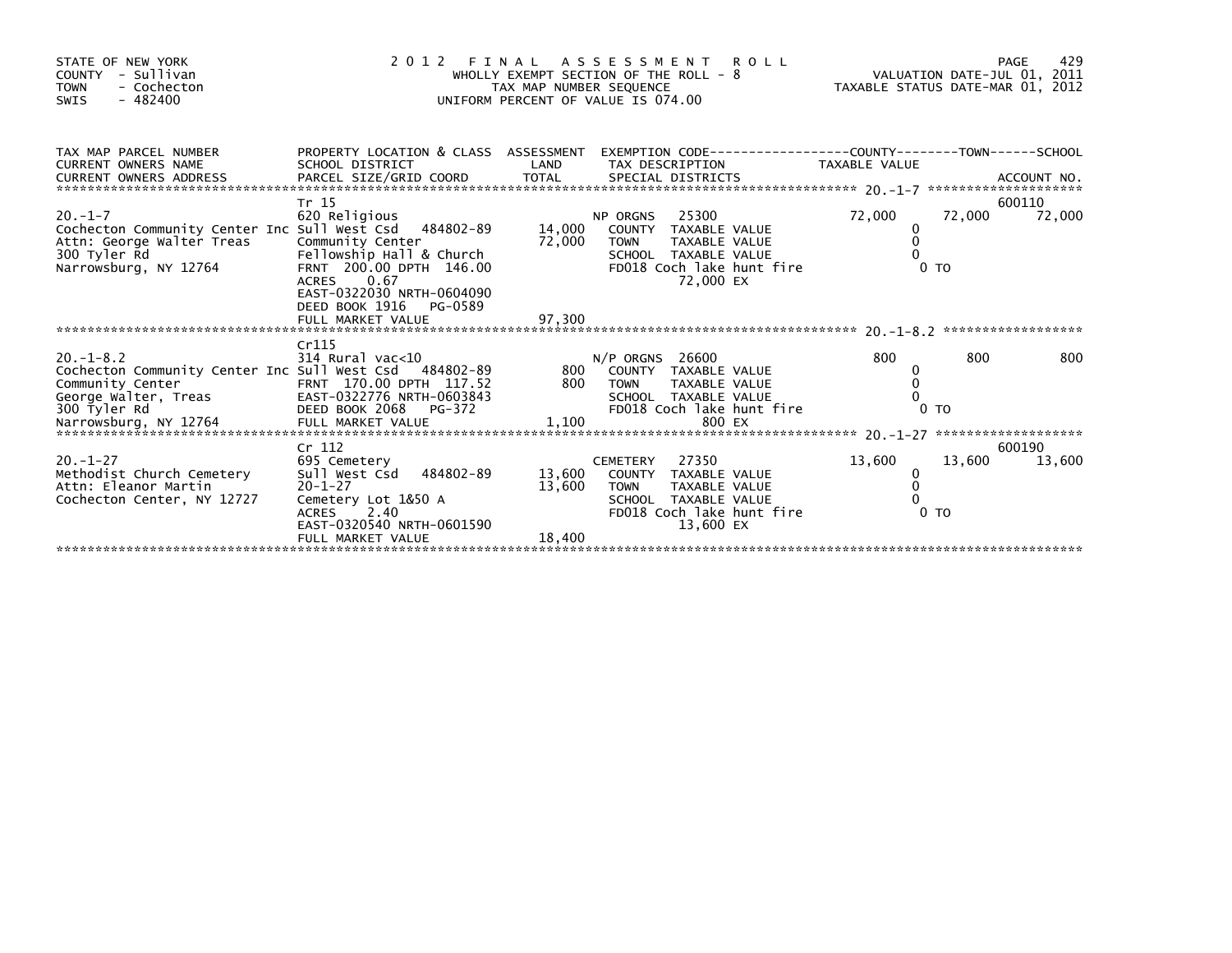STATE OF NEW YORK
COUNTY - Sullivan
TOWN - Cochecton
SWIS - 482400

# 2012 FINAL ASSESSMENT ROLL

WHOLLY EXEMPT SECTION OF THE ROLL - 8
TAX MAP NUMBER SEQUENCE
UNIFORM PERCENT OF VALUE IS 074.00

VALUATION DATE-JUL 01, 2011
TAXABLE STATUS DATE-MAR 01, 2012

| TAX MAP PARCEL NUMBER / CURRENT OWNERS NAME / CURRENT OWNERS ADDRESS | PROPERTY LOCATION & CLASS / SCHOOL DISTRICT / PARCEL SIZE/GRID COORD | ASSESSMENT LAND / TOTAL | EXEMPTION CODE / TAX DESCRIPTION / SPECIAL DISTRICTS | COUNTY TAXABLE VALUE | TOWN | SCHOOL | ACCOUNT NO. |
|---|---|---|---|---|---|---|---|
| 20.-1-7 | Tr 15 | | | | | | 600110 |
| Cochecton Community Center Inc | 620 Religious | | NP ORGNS 25300 | 72,000 | 72,000 | 72,000 | |
| Attn: George Walter Treas | Sull West Csd 484802-89 | 14,000 | COUNTY TAXABLE VALUE | 0 | | | |
| 300 Tyler Rd | Community Center | 72,000 | TOWN TAXABLE VALUE | 0 | | | |
| Narrowsburg, NY 12764 | Fellowship Hall & Church | | SCHOOL TAXABLE VALUE | 0 | | | |
| | FRNT 200.00 DPTH 146.00 | | FD018 Coch lake hunt fire | 0 TO | | | |
| | ACRES 0.67 | | 72,000 EX | | | | |
| | EAST-0322030 NRTH-0604090 | | | | | | |
| | DEED BOOK 1916 PG-0589 | | | | | | |
| | FULL MARKET VALUE | 97,300 | | | | | |
| 20.-1-8.2 | Cr115 | | | | | | |
| Cochecton Community Center Inc | 314 Rural vac<10 | | N/P ORGNS 26600 | 800 | 800 | 800 | |
| Community Center | Sull West Csd 484802-89 | 800 | COUNTY TAXABLE VALUE | 0 | | | |
| George Walter, Treas | FRNT 170.00 DPTH 117.52 | 800 | TOWN TAXABLE VALUE | 0 | | | |
| 300 Tyler Rd | EAST-0322776 NRTH-0603843 | | SCHOOL TAXABLE VALUE | 0 | | | |
| Narrowsburg, NY 12764 | DEED BOOK 2068 PG-372 | | FD018 Coch lake hunt fire | 0 TO | | | |
| | FULL MARKET VALUE | 1,100 | 800 EX | | | | |
| 20.-1-27 | Cr 112 | | | | | | 600190 |
| Methodist Church Cemetery | 695 Cemetery | | CEMETERY 27350 | 13,600 | 13,600 | 13,600 | |
| Attn: Eleanor Martin | Sull West Csd 484802-89 | 13,600 | COUNTY TAXABLE VALUE | 0 | | | |
| Cochecton Center, NY 12727 | 20-1-27 | 13,600 | TOWN TAXABLE VALUE | 0 | | | |
| | Cemetery Lot 1&50 A | | SCHOOL TAXABLE VALUE | 0 | | | |
| | ACRES 2.40 | | FD018 Coch lake hunt fire | 0 TO | | | |
| | EAST-0320540 NRTH-0601590 | | 13,600 EX | | | | |
| | FULL MARKET VALUE | 18,400 | | | | | |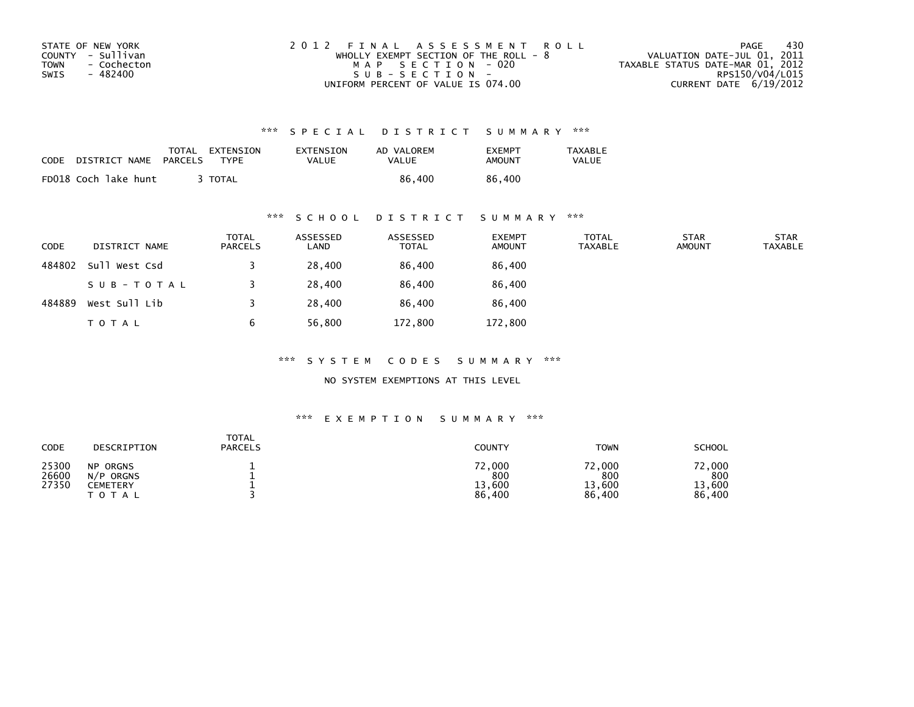STATE OF NEW YORK
COUNTY - Sullivan
TOWN - Cochecton
SWIS - 482400

2012 FINAL ASSESSMENT ROLL
WHOLLY EXEMPT SECTION OF THE ROLL - 8
MAP SECTION - 020
SUB-SECTION -
UNIFORM PERCENT OF VALUE IS 074.00

VALUATION DATE-JUL 01, 2011
TAXABLE STATUS DATE-MAR 01, 2012
RPS150/V04/L015
CURRENT DATE 6/19/2012

### *** SPECIAL DISTRICT SUMMARY ***

| CODE | DISTRICT NAME | TOTAL PARCELS | EXTENSION TYPE | EXTENSION VALUE | AD VALOREM VALUE | EXEMPT AMOUNT | TAXABLE VALUE |
|---|---|---|---|---|---|---|---|
| FD018 | Coch lake hunt | 3 | TOTAL | | 86,400 | 86,400 | |

### *** SCHOOL DISTRICT SUMMARY ***

| CODE | DISTRICT NAME | TOTAL PARCELS | ASSESSED LAND | ASSESSED TOTAL | EXEMPT AMOUNT | TOTAL TAXABLE | STAR AMOUNT | STAR TAXABLE |
|---|---|---|---|---|---|---|---|---|
| 484802 | Sull West Csd | 3 | 28,400 | 86,400 | 86,400 | | | |
| | SUB-TOTAL | 3 | 28,400 | 86,400 | 86,400 | | | |
| 484889 | West Sull Lib | 3 | 28,400 | 86,400 | 86,400 | | | |
| | TOTAL | 6 | 56,800 | 172,800 | 172,800 | | | |

### *** SYSTEM CODES SUMMARY ***

NO SYSTEM EXEMPTIONS AT THIS LEVEL

### *** EXEMPTION SUMMARY ***

| CODE | DESCRIPTION | TOTAL PARCELS | COUNTY | TOWN | SCHOOL |
|---|---|---|---|---|---|
| 25300 | NP ORGNS | 1 | 72,000 | 72,000 | 72,000 |
| 26600 | N/P ORGNS | 1 | 800 | 800 | 800 |
| 27350 | CEMETERY | 1 | 13,600 | 13,600 | 13,600 |
| | TOTAL | 3 | 86,400 | 86,400 | 86,400 |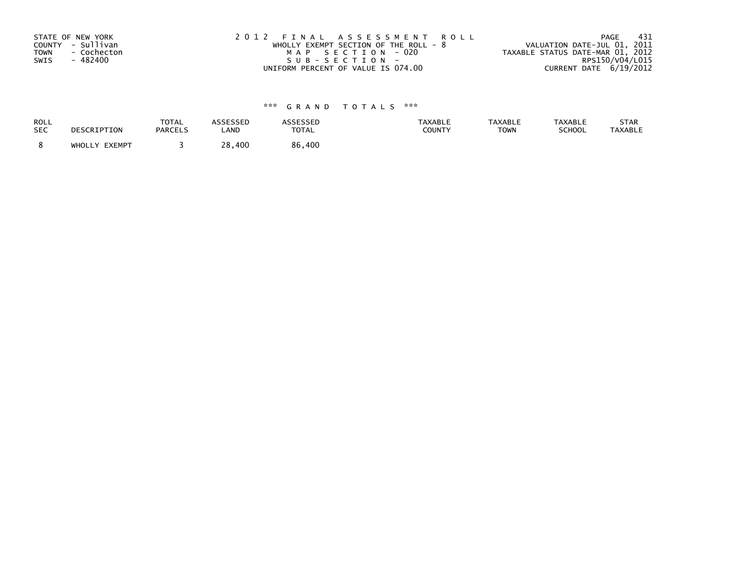STATE OF NEW YORK
COUNTY - Sullivan
TOWN - Cochecton
SWIS - 482400

2012 FINAL ASSESSMENT ROLL
WHOLLY EXEMPT SECTION OF THE ROLL - 8
MAP SECTION - 020
SUB-SECTION -
UNIFORM PERCENT OF VALUE IS 074.00

VALUATION DATE-JUL 01, 2011
TAXABLE STATUS DATE-MAR 01, 2012
RPS150/V04/L015
CURRENT DATE 6/19/2012

### *** GRAND TOTALS ***

| ROLL SEC | DESCRIPTION | TOTAL PARCELS | ASSESSED LAND | ASSESSED TOTAL | TAXABLE COUNTY | TAXABLE TOWN | TAXABLE SCHOOL | STAR TAXABLE |
|---|---|---|---|---|---|---|---|---|
| 8 | WHOLLY EXEMPT | 3 | 28,400 | 86,400 | | | | |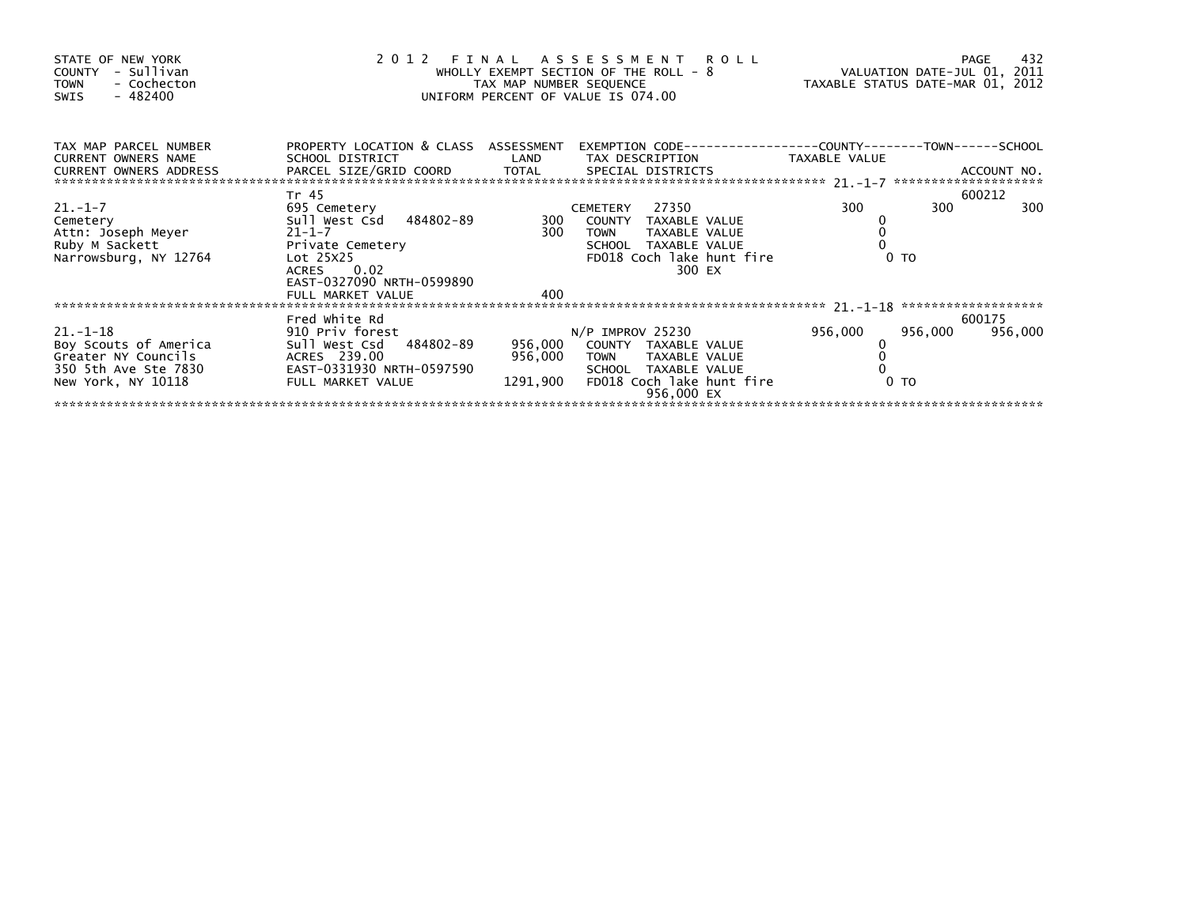STATE OF NEW YORK
COUNTY - Sullivan
TOWN - Cochecton
SWIS - 482400

2012 FINAL ASSESSMENT ROLL
WHOLLY EXEMPT SECTION OF THE ROLL - 8
TAX MAP NUMBER SEQUENCE
UNIFORM PERCENT OF VALUE IS 074.00

VALUATION DATE-JUL 01, 2011
TAXABLE STATUS DATE-MAR 01, 2012

| TAX MAP PARCEL NUMBER / CURRENT OWNERS NAME / CURRENT OWNERS ADDRESS | PROPERTY LOCATION & CLASS / SCHOOL DISTRICT / PARCEL SIZE/GRID COORD | ASSESSMENT LAND / TOTAL | EXEMPTION CODE / TAX DESCRIPTION / SPECIAL DISTRICTS | COUNTY TAXABLE VALUE | TOWN | SCHOOL / ACCOUNT NO. |
|---|---|---|---|---|---|---|
| | Tr 45 | | | | | 600212 |
| 21.-1-7 | 695 Cemetery | | CEMETERY 27350 | 300 | 300 | 300 |
| Cemetery | Sull West Csd 484802-89 | 300 | COUNTY TAXABLE VALUE | 0 | | |
| Attn: Joseph Meyer | 21-1-7 | 300 | TOWN TAXABLE VALUE | 0 | | |
| Ruby M Sackett | Private Cemetery | | SCHOOL TAXABLE VALUE | 0 | | |
| Narrowsburg, NY 12764 | Lot 25X25 | | FD018 Coch lake hunt fire | 0 TO | | |
| | ACRES 0.02 | | 300 EX | | | |
| | EAST-0327090 NRTH-0599890 | | | | | |
| | FULL MARKET VALUE | 400 | | | | |
| | Fred White Rd | | | | | 600175 |
| 21.-1-18 | 910 Priv forest | | N/P IMPROV 25230 | 956,000 | 956,000 | 956,000 |
| Boy Scouts of America | Sull West Csd 484802-89 | 956,000 | COUNTY TAXABLE VALUE | 0 | | |
| Greater NY Councils | ACRES 239.00 | 956,000 | TOWN TAXABLE VALUE | 0 | | |
| 350 5th Ave Ste 7830 | EAST-0331930 NRTH-0597590 | | SCHOOL TAXABLE VALUE | 0 | | |
| New York, NY 10118 | FULL MARKET VALUE | 1291,900 | FD018 Coch lake hunt fire | 0 TO | | |
| | | | 956,000 EX | | | |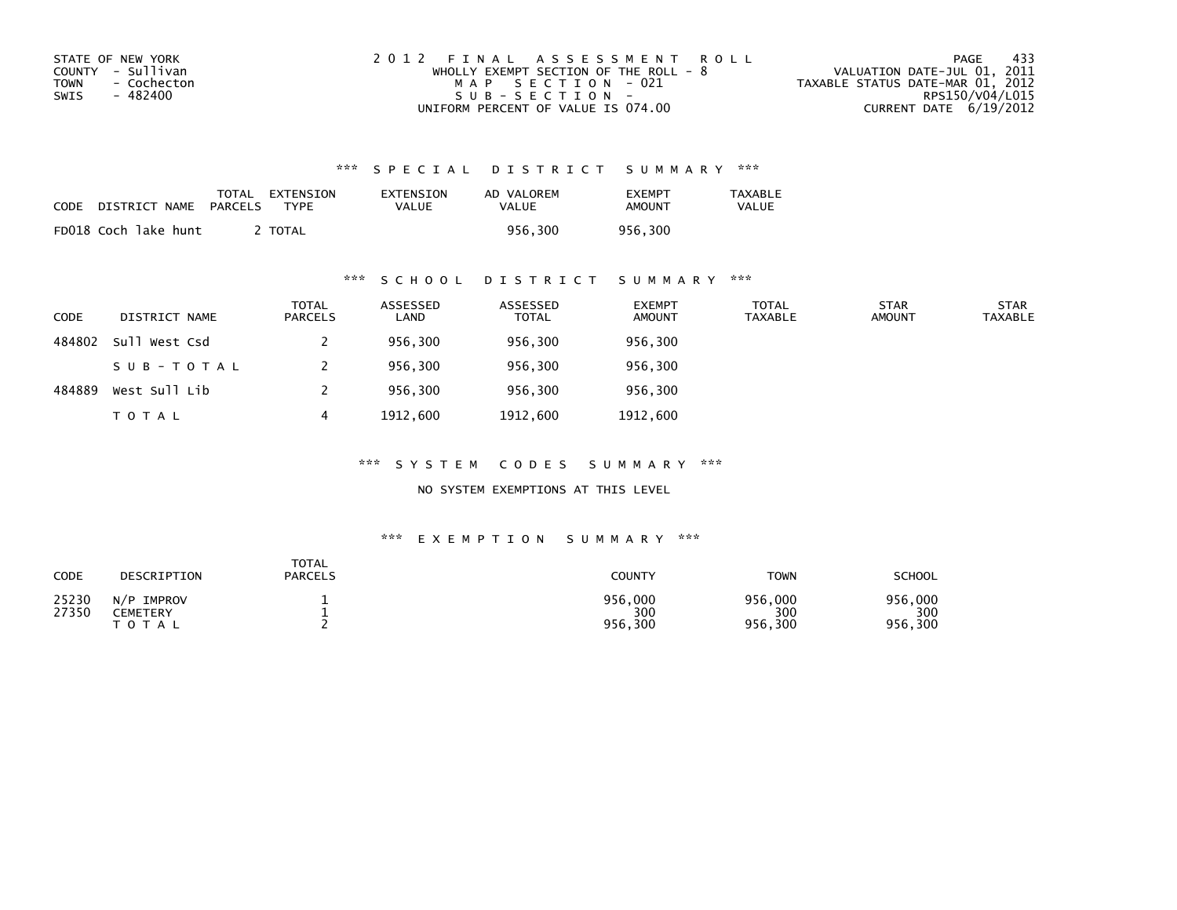STATE OF NEW YORK
COUNTY - Sullivan
TOWN - Cochecton
SWIS - 482400

2 0 1 2 F I N A L A S S E S S M E N T R O L L
WHOLLY EXEMPT SECTION OF THE ROLL - 8
M A P S E C T I O N - 021
S U B - S E C T I O N -
UNIFORM PERCENT OF VALUE IS 074.00

VALUATION DATE-JUL 01, 2011
TAXABLE STATUS DATE-MAR 01, 2012
RPS150/V04/L015
CURRENT DATE 6/19/2012

## *** S P E C I A L D I S T R I C T S U M M A R Y ***

| CODE | DISTRICT NAME | TOTAL PARCELS | EXTENSION TYPE | EXTENSION VALUE | AD VALOREM VALUE | EXEMPT AMOUNT | TAXABLE VALUE |
|---|---|---|---|---|---|---|---|
| FD018 | Coch lake hunt | 2 | TOTAL | | 956,300 | 956,300 | |

## *** S C H O O L D I S T R I C T S U M M A R Y ***

| CODE | DISTRICT NAME | TOTAL PARCELS | ASSESSED LAND | ASSESSED TOTAL | EXEMPT AMOUNT | TOTAL TAXABLE | STAR AMOUNT | STAR TAXABLE |
|---|---|---|---|---|---|---|---|---|
| 484802 | Sull West Csd | 2 | 956,300 | 956,300 | 956,300 | | | |
| | S U B - T O T A L | 2 | 956,300 | 956,300 | 956,300 | | | |
| 484889 | West Sull Lib | 2 | 956,300 | 956,300 | 956,300 | | | |
| | T O T A L | 4 | 1912,600 | 1912,600 | 1912,600 | | | |

## *** S Y S T E M C O D E S S U M M A R Y ***

NO SYSTEM EXEMPTIONS AT THIS LEVEL

## *** E X E M P T I O N S U M M A R Y ***

| CODE | DESCRIPTION | TOTAL PARCELS | COUNTY | TOWN | SCHOOL |
|---|---|---|---|---|---|
| 25230 | N/P IMPROV | 1 | 956,000 | 956,000 | 956,000 |
| 27350 | CEMETERY | 1 | 300 | 300 | 300 |
| | T O T A L | 2 | 956,300 | 956,300 | 956,300 |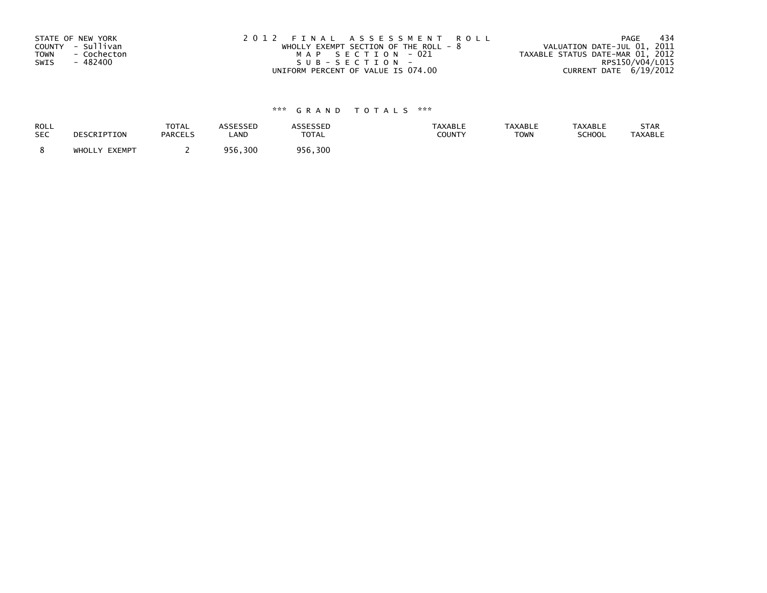STATE OF NEW YORK
COUNTY - Sullivan
TOWN - Cochecton
SWIS - 482400

2 0 1 2 F I N A L A S S E S S M E N T R O L L
WHOLLY EXEMPT SECTION OF THE ROLL - 8
M A P S E C T I O N - 021
S U B - S E C T I O N -
UNIFORM PERCENT OF VALUE IS 074.00

VALUATION DATE-JUL 01, 2011
TAXABLE STATUS DATE-MAR 01, 2012
RPS150/V04/L015
CURRENT DATE 6/19/2012

### *** G R A N D T O T A L S ***

| ROLL SEC | DESCRIPTION | TOTAL PARCELS | ASSESSED LAND | ASSESSED TOTAL | TAXABLE COUNTY | TAXABLE TOWN | TAXABLE SCHOOL | STAR TAXABLE |
|---|---|---|---|---|---|---|---|---|
| 8 | WHOLLY EXEMPT | 2 | 956,300 | 956,300 | | | | |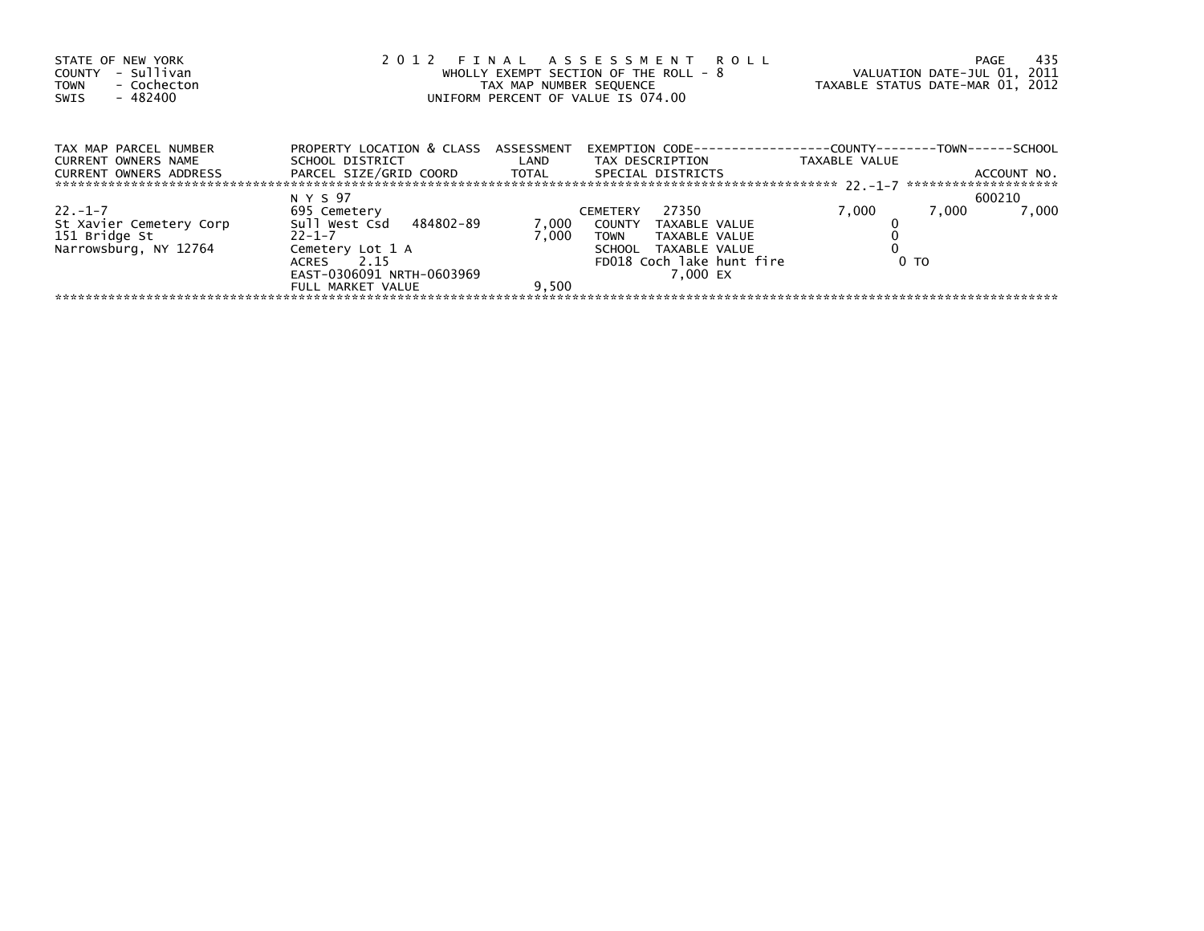STATE OF NEW YORK
COUNTY - Sullivan
TOWN - Cochecton
SWIS - 482400

# 2012 FINAL ASSESSMENT ROLL

WHOLLY EXEMPT SECTION OF THE ROLL - 8
TAX MAP NUMBER SEQUENCE
UNIFORM PERCENT OF VALUE IS 074.00

VALUATION DATE-JUL 01, 2011
TAXABLE STATUS DATE-MAR 01, 2012

| TAX MAP PARCEL NUMBER<br>CURRENT OWNERS NAME<br>CURRENT OWNERS ADDRESS | PROPERTY LOCATION & CLASS<br>SCHOOL DISTRICT<br>PARCEL SIZE/GRID COORD | ASSESSMENT<br>LAND<br>TOTAL | EXEMPTION CODE<br>TAX DESCRIPTION<br>SPECIAL DISTRICTS | COUNTY<br>TAXABLE VALUE | TOWN | SCHOOL<br><br>ACCOUNT NO. |
|---|---|---|---|---|---|---|
| | N Y S 97 | | | | | 600210 |
| 22.-1-7 | 695 Cemetery | | CEMETERY 27350 | 7,000 | 7,000 | 7,000 |
| St Xavier Cemetery Corp | Sull West Csd 484802-89 | 7,000 | COUNTY TAXABLE VALUE | 0 | | |
| 151 Bridge St | 22-1-7 | 7,000 | TOWN TAXABLE VALUE | 0 | | |
| Narrowsburg, NY 12764 | Cemetery Lot 1 A | | SCHOOL TAXABLE VALUE | 0 | | |
| | ACRES 2.15 | | FD018 Coch lake hunt fire | 0 TO | | |
| | EAST-0306091 NRTH-0603969 | | 7,000 EX | | | |
| | FULL MARKET VALUE | 9,500 | | | | |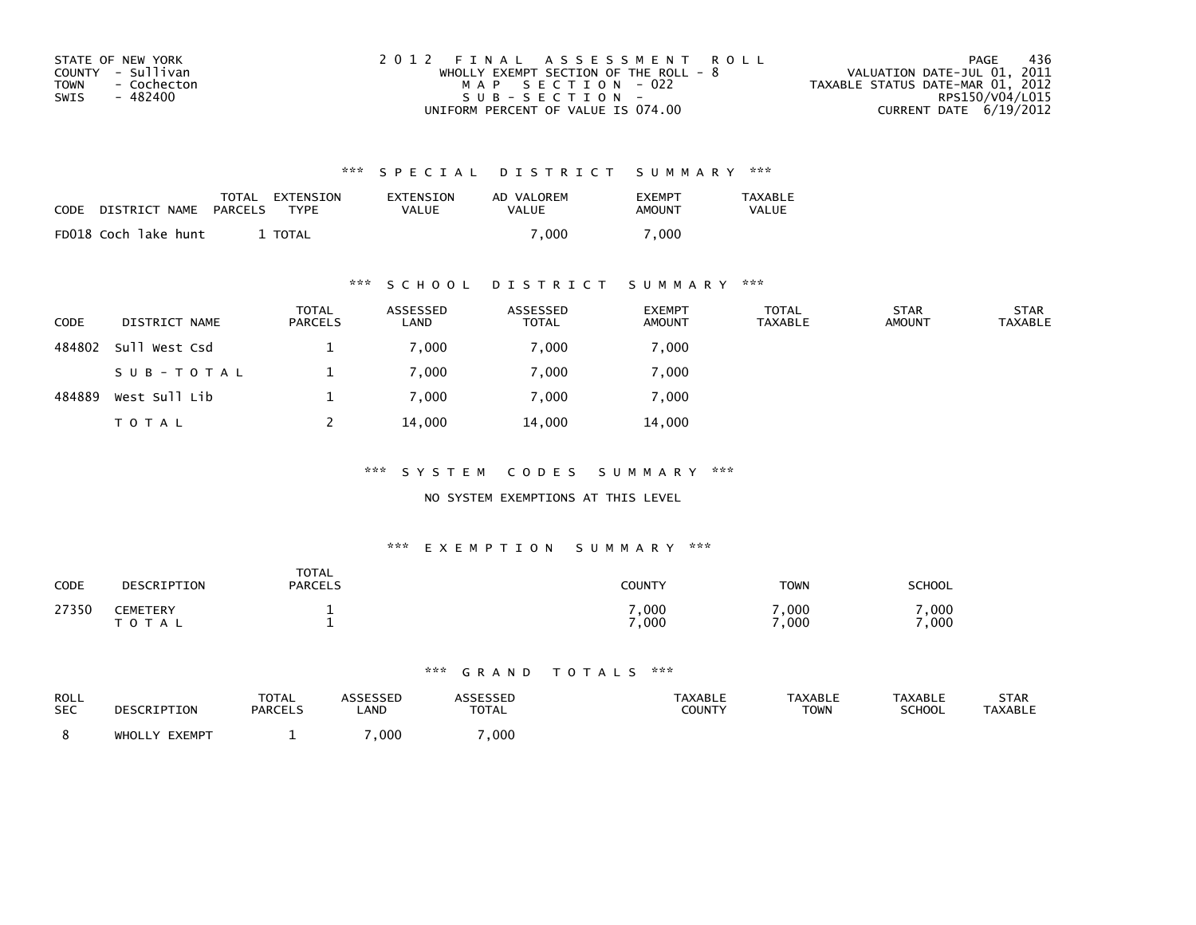STATE OF NEW YORK
COUNTY - Sullivan
TOWN - Cochecton
SWIS - 482400

2012 FINAL ASSESSMENT ROLL
WHOLLY EXEMPT SECTION OF THE ROLL - 8
MAP SECTION - 022
SUB-SECTION -
UNIFORM PERCENT OF VALUE IS 074.00

VALUATION DATE-JUL 01, 2011
TAXABLE STATUS DATE-MAR 01, 2012
RPS150/V04/L015
CURRENT DATE 6/19/2012

### *** SPECIAL DISTRICT SUMMARY ***

| CODE | DISTRICT NAME | TOTAL PARCELS | EXTENSION TYPE | EXTENSION VALUE | AD VALOREM VALUE | EXEMPT AMOUNT | TAXABLE VALUE |
|---|---|---|---|---|---|---|---|
| FD018 | Coch lake hunt | 1 | TOTAL | | 7,000 | 7,000 | |

### *** SCHOOL DISTRICT SUMMARY ***

| CODE | DISTRICT NAME | TOTAL PARCELS | ASSESSED LAND | ASSESSED TOTAL | EXEMPT AMOUNT | TOTAL TAXABLE | STAR AMOUNT | STAR TAXABLE |
|---|---|---|---|---|---|---|---|---|
| 484802 | Sull West Csd | 1 | 7,000 | 7,000 | 7,000 | | | |
| | SUB-TOTAL | 1 | 7,000 | 7,000 | 7,000 | | | |
| 484889 | West Sull Lib | 1 | 7,000 | 7,000 | 7,000 | | | |
| | TOTAL | 2 | 14,000 | 14,000 | 14,000 | | | |

### *** SYSTEM CODES SUMMARY ***

NO SYSTEM EXEMPTIONS AT THIS LEVEL

### *** EXEMPTION SUMMARY ***

| CODE | DESCRIPTION | TOTAL PARCELS | COUNTY | TOWN | SCHOOL |
|---|---|---|---|---|---|
| 27350 | CEMETERY | 1 | 7,000 | 7,000 | 7,000 |
| | TOTAL | 1 | 7,000 | 7,000 | 7,000 |

### *** GRAND TOTALS ***

| ROLL SEC | DESCRIPTION | TOTAL PARCELS | ASSESSED LAND | ASSESSED TOTAL | TAXABLE COUNTY | TAXABLE TOWN | TAXABLE SCHOOL | STAR TAXABLE |
|---|---|---|---|---|---|---|---|---|
| 8 | WHOLLY EXEMPT | 1 | 7,000 | 7,000 | | | | |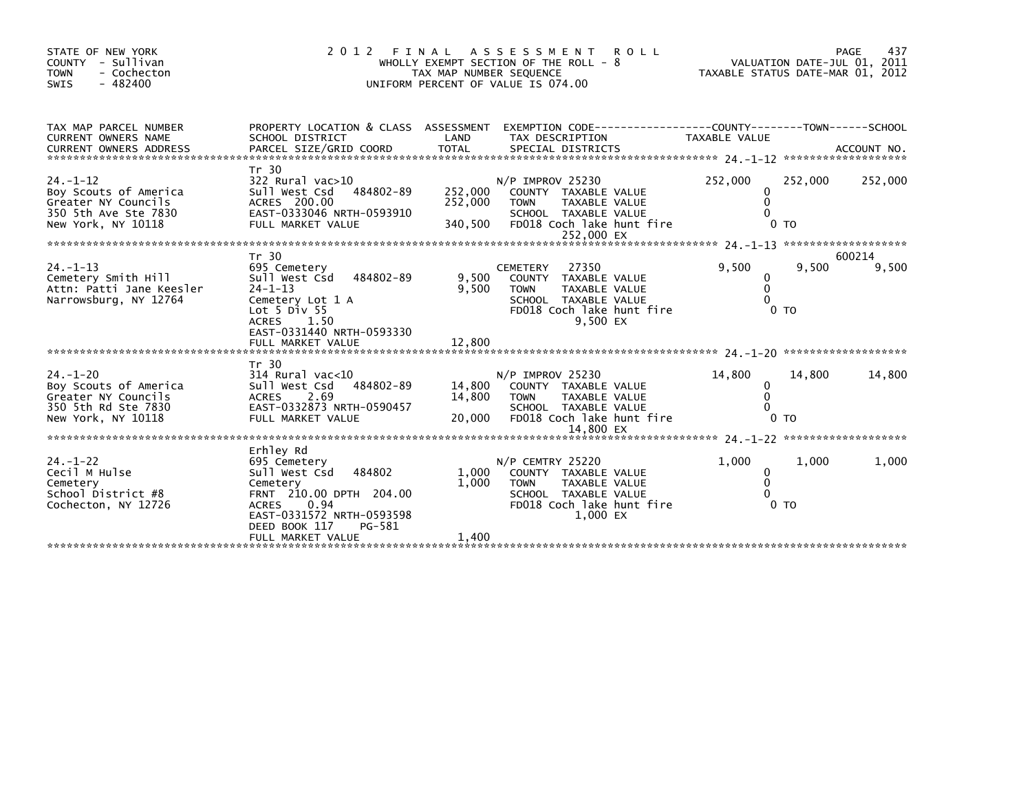STATE OF NEW YORK
COUNTY - Sullivan
TOWN - Cochecton
SWIS - 482400

# 2012 FINAL ASSESSMENT ROLL

WHOLLY EXEMPT SECTION OF THE ROLL - 8
TAX MAP NUMBER SEQUENCE
UNIFORM PERCENT OF VALUE IS 074.00

VALUATION DATE-JUL 01, 2011
TAXABLE STATUS DATE-MAR 01, 2012

| TAX MAP PARCEL NUMBER / CURRENT OWNERS NAME / CURRENT OWNERS ADDRESS | PROPERTY LOCATION & CLASS / SCHOOL DISTRICT / PARCEL SIZE/GRID COORD | ASSESSMENT LAND / TOTAL | EXEMPTION CODE / TAX DESCRIPTION / SPECIAL DISTRICTS | COUNTY TAXABLE VALUE | TOWN | SCHOOL / ACCOUNT NO. |
|---|---|---|---|---|---|---|
| 24.-1-12 | Tr 30 | | | | | |
| | 322 Rural vac>10 | | N/P IMPROV 25230 | 252,000 | 252,000 | 252,000 |
| Boy Scouts of America | Sull West Csd 484802-89 | 252,000 | COUNTY TAXABLE VALUE | 0 | | |
| Greater NY Councils | ACRES 200.00 | 252,000 | TOWN TAXABLE VALUE | 0 | | |
| 350 5th Ave Ste 7830 | EAST-0333046 NRTH-0593910 | | SCHOOL TAXABLE VALUE | 0 | | |
| New York, NY 10118 | FULL MARKET VALUE | 340,500 | FD018 Coch lake hunt fire 252,000 EX | 0 TO | | |
| 24.-1-13 | Tr 30 | | | | | 600214 |
| | 695 Cemetery | | CEMETERY 27350 | 9,500 | 9,500 | 9,500 |
| Cemetery Smith Hill | Sull West Csd 484802-89 | 9,500 | COUNTY TAXABLE VALUE | 0 | | |
| Attn: Patti Jane Keesler | 24-1-13 | 9,500 | TOWN TAXABLE VALUE | 0 | | |
| Narrowsburg, NY 12764 | Cemetery Lot 1 A | | SCHOOL TAXABLE VALUE | 0 | | |
| | Lot 5 Div 55 | | FD018 Coch lake hunt fire 9,500 EX | 0 TO | | |
| | ACRES 1.50 | | | | | |
| | EAST-0331440 NRTH-0593330 | | | | | |
| | FULL MARKET VALUE | 12,800 | | | | |
| 24.-1-20 | Tr 30 | | | | | |
| | 314 Rural vac<10 | | N/P IMPROV 25230 | 14,800 | 14,800 | 14,800 |
| Boy Scouts of America | Sull West Csd 484802-89 | 14,800 | COUNTY TAXABLE VALUE | 0 | | |
| Greater NY Councils | ACRES 2.69 | 14,800 | TOWN TAXABLE VALUE | 0 | | |
| 350 5th Rd Ste 7830 | EAST-0332873 NRTH-0590457 | | SCHOOL TAXABLE VALUE | 0 | | |
| New York, NY 10118 | FULL MARKET VALUE | 20,000 | FD018 Coch lake hunt fire 14,800 EX | 0 TO | | |
| 24.-1-22 | Erhley Rd | | | | | |
| | 695 Cemetery | | N/P CEMTRY 25220 | 1,000 | 1,000 | 1,000 |
| Cecil M Hulse | Sull West Csd 484802 | 1,000 | COUNTY TAXABLE VALUE | 0 | | |
| Cemetery | Cemetery | 1,000 | TOWN TAXABLE VALUE | 0 | | |
| School District #8 | FRNT 210.00 DPTH 204.00 | | SCHOOL TAXABLE VALUE | 0 | | |
| Cochecton, NY 12726 | ACRES 0.94 | | FD018 Coch lake hunt fire 1,000 EX | 0 TO | | |
| | EAST-0331572 NRTH-0593598 | | | | | |
| | DEED BOOK 117 PG-581 | | | | | |
| | FULL MARKET VALUE | 1,400 | | | | |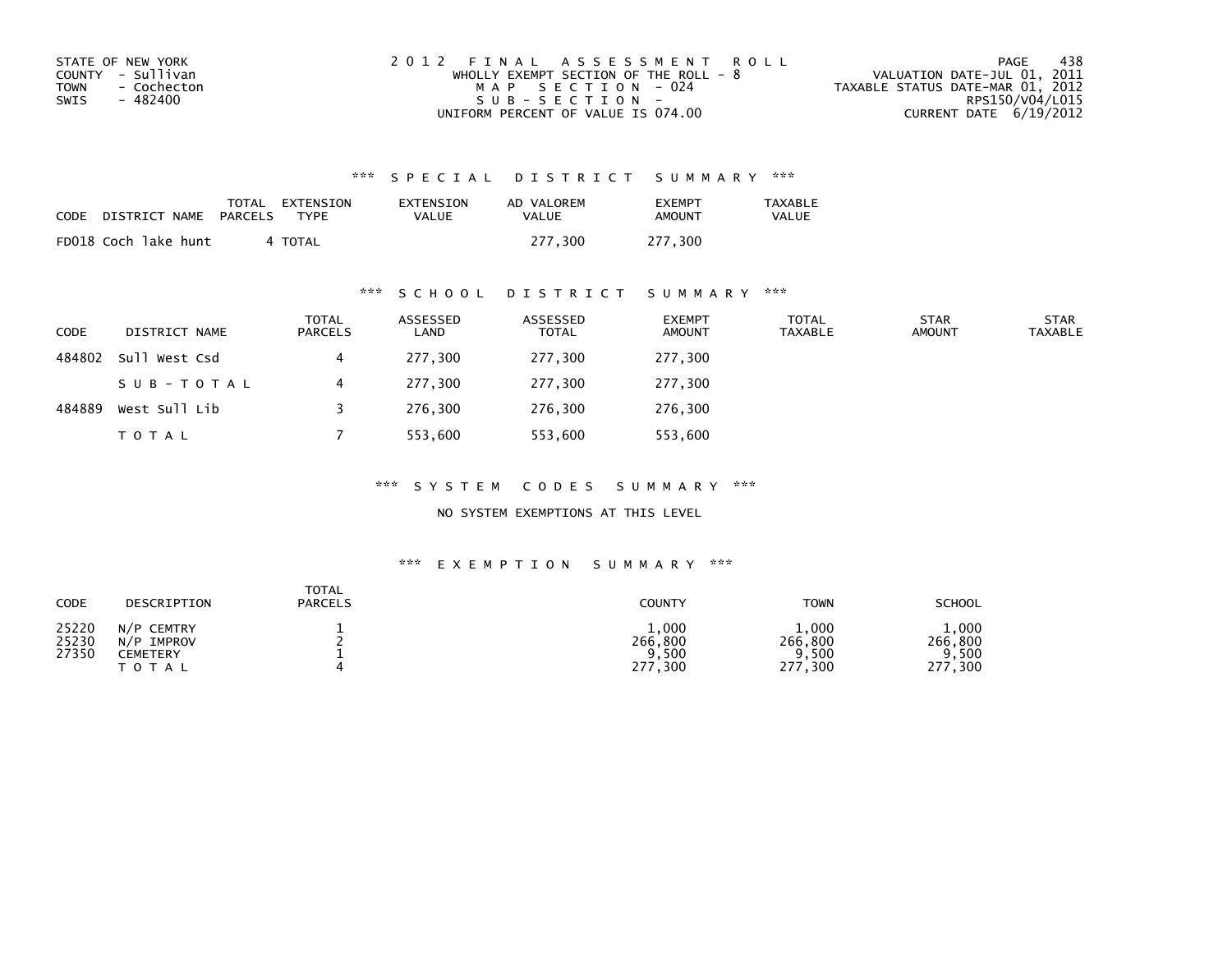STATE OF NEW YORK
COUNTY - Sullivan
TOWN - Cochecton
SWIS - 482400

2 0 1 2 F I N A L A S S E S S M E N T R O L L
WHOLLY EXEMPT SECTION OF THE ROLL - 8
M A P S E C T I O N - 024
S U B - S E C T I O N -
UNIFORM PERCENT OF VALUE IS 074.00

VALUATION DATE-JUL 01, 2011
TAXABLE STATUS DATE-MAR 01, 2012
RPS150/V04/L015
CURRENT DATE 6/19/2012

### *** S P E C I A L D I S T R I C T S U M M A R Y ***

| CODE | DISTRICT NAME | TOTAL PARCELS | EXTENSION TYPE | EXTENSION VALUE | AD VALOREM VALUE | EXEMPT AMOUNT | TAXABLE VALUE |
|---|---|---|---|---|---|---|---|
| FD018 | Coch lake hunt | 4 | TOTAL | | 277,300 | 277,300 | |

### *** S C H O O L D I S T R I C T S U M M A R Y ***

| CODE | DISTRICT NAME | TOTAL PARCELS | ASSESSED LAND | ASSESSED TOTAL | EXEMPT AMOUNT | TOTAL TAXABLE | STAR AMOUNT | STAR TAXABLE |
|---|---|---|---|---|---|---|---|---|
| 484802 | Sull West Csd | 4 | 277,300 | 277,300 | 277,300 | | | |
| | S U B - T O T A L | 4 | 277,300 | 277,300 | 277,300 | | | |
| 484889 | West Sull Lib | 3 | 276,300 | 276,300 | 276,300 | | | |
| | T O T A L | 7 | 553,600 | 553,600 | 553,600 | | | |

### *** S Y S T E M C O D E S S U M M A R Y ***

NO SYSTEM EXEMPTIONS AT THIS LEVEL

### *** E X E M P T I O N S U M M A R Y ***

| CODE | DESCRIPTION | TOTAL PARCELS | COUNTY | TOWN | SCHOOL |
|---|---|---|---|---|---|
| 25220 | N/P CEMTRY | 1 | 1,000 | 1,000 | 1,000 |
| 25230 | N/P IMPROV | 2 | 266,800 | 266,800 | 266,800 |
| 27350 | CEMETERY | 1 | 9,500 | 9,500 | 9,500 |
| | T O T A L | 4 | 277,300 | 277,300 | 277,300 |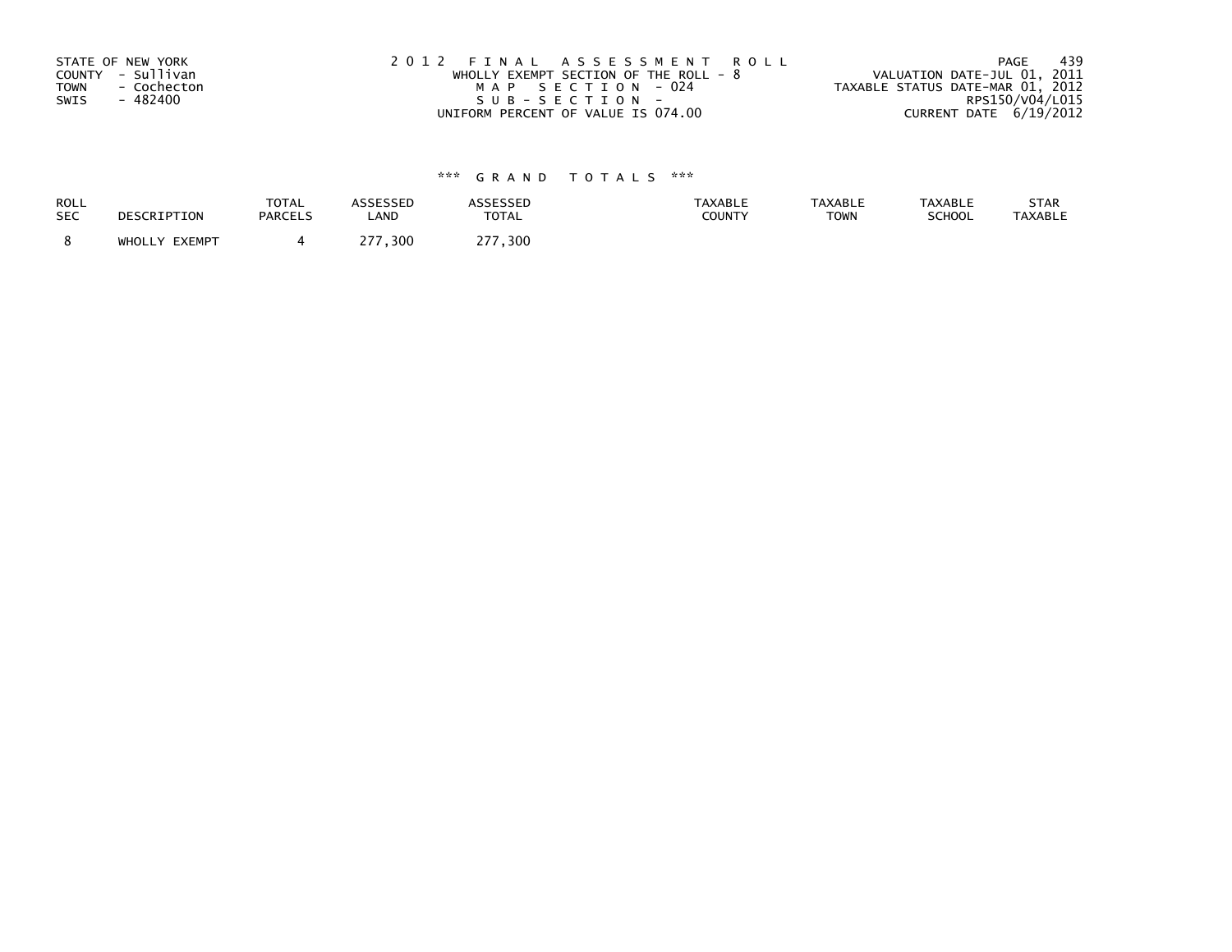STATE OF NEW YORK
COUNTY - Sullivan
TOWN - Cochecton
SWIS - 482400

2 0 1 2 F I N A L A S S E S S M E N T R O L L
WHOLLY EXEMPT SECTION OF THE ROLL - 8
M A P S E C T I O N - 024
S U B - S E C T I O N -
UNIFORM PERCENT OF VALUE IS 074.00

VALUATION DATE-JUL 01, 2011
TAXABLE STATUS DATE-MAR 01, 2012
RPS150/V04/L015
CURRENT DATE 6/19/2012

*** G R A N D T O T A L S ***

| ROLL SEC | DESCRIPTION | TOTAL PARCELS | ASSESSED LAND | ASSESSED TOTAL | TAXABLE COUNTY | TAXABLE TOWN | TAXABLE SCHOOL | STAR TAXABLE |
|---|---|---|---|---|---|---|---|---|
| 8 | WHOLLY EXEMPT | 4 | 277,300 | 277,300 | | | | |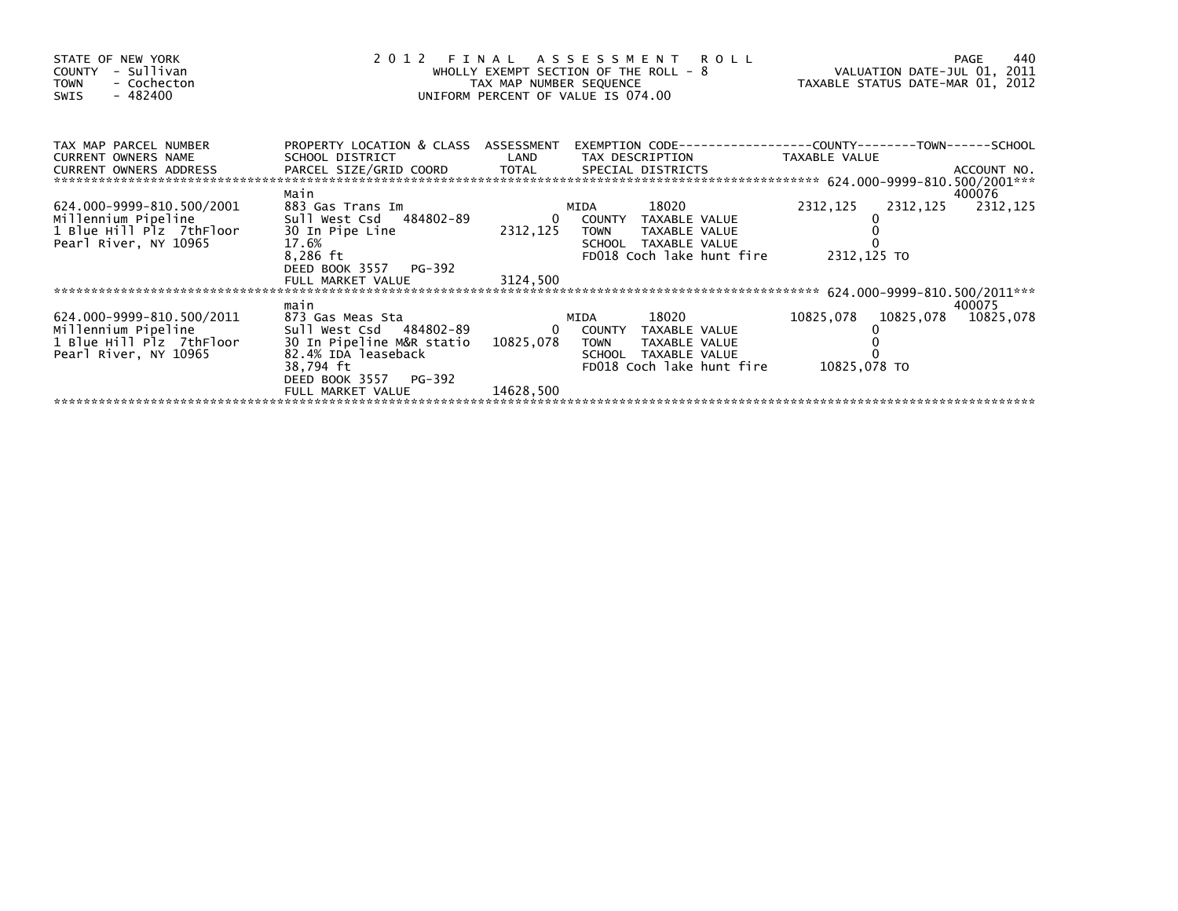STATE OF NEW YORK
COUNTY - Sullivan
TOWN - Cochecton
SWIS - 482400

# 2012 FINAL ASSESSMENT ROLL

WHOLLY EXEMPT SECTION OF THE ROLL - 8
TAX MAP NUMBER SEQUENCE
UNIFORM PERCENT OF VALUE IS 074.00

VALUATION DATE-JUL 01, 2011
TAXABLE STATUS DATE-MAR 01, 2012

| TAX MAP PARCEL NUMBER / CURRENT OWNERS NAME / CURRENT OWNERS ADDRESS | PROPERTY LOCATION & CLASS / SCHOOL DISTRICT / PARCEL SIZE/GRID COORD | ASSESSMENT LAND / TOTAL | EXEMPTION CODE / TAX DESCRIPTION / SPECIAL DISTRICTS | COUNTY TAXABLE VALUE | TOWN | SCHOOL / ACCOUNT NO. |
|---|---|---|---|---|---|---|
| 624.000-9999-810.500/2001 | Main | | | | | 400076 |
| 624.000-9999-810.500/2001 | 883 Gas Trans Im | | MIDA 18020 | 2312,125 | 2312,125 | 2312,125 |
| Millennium Pipeline | Sull West Csd 484802-89 | 0 | COUNTY TAXABLE VALUE | 0 | | |
| 1 Blue Hill Plz 7thFloor | 30 In Pipe Line | 2312,125 | TOWN TAXABLE VALUE | 0 | | |
| Pearl River, NY 10965 | 17.6% | | SCHOOL TAXABLE VALUE | 0 | | |
| | 8,286 ft | | FD018 Coch lake hunt fire | 2312,125 TO | | |
| | DEED BOOK 3557 PG-392 | | | | | |
| | FULL MARKET VALUE | 3124,500 | | | | |
| 624.000-9999-810.500/2011 | main | | | | | 400075 |
| 624.000-9999-810.500/2011 | 873 Gas Meas Sta | | MIDA 18020 | 10825,078 | 10825,078 | 10825,078 |
| Millennium Pipeline | Sull West Csd 484802-89 | 0 | COUNTY TAXABLE VALUE | 0 | | |
| 1 Blue Hill Plz 7thFloor | 30 In Pipeline M&R statio | 10825,078 | TOWN TAXABLE VALUE | 0 | | |
| Pearl River, NY 10965 | 82.4% IDA leaseback | | SCHOOL TAXABLE VALUE | 0 | | |
| | 38,794 ft | | FD018 Coch lake hunt fire | 10825,078 TO | | |
| | DEED BOOK 3557 PG-392 | | | | | |
| | FULL MARKET VALUE | 14628,500 | | | | |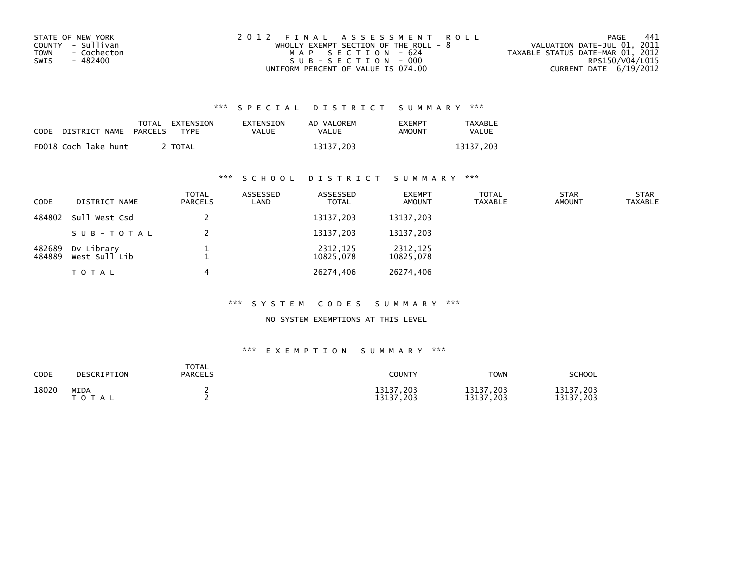STATE OF NEW YORK
COUNTY - Sullivan
TOWN - Cochecton
SWIS - 482400

2 0 1 2 F I N A L A S S E S S M E N T R O L L
WHOLLY EXEMPT SECTION OF THE ROLL - 8
M A P S E C T I O N - 624
S U B - S E C T I O N - 000
UNIFORM PERCENT OF VALUE IS 074.00

VALUATION DATE-JUL 01, 2011
TAXABLE STATUS DATE-MAR 01, 2012
RPS150/V04/L015
CURRENT DATE 6/19/2012

### *** S P E C I A L D I S T R I C T S U M M A R Y ***

| CODE | DISTRICT NAME | TOTAL PARCELS | EXTENSION TYPE | EXTENSION VALUE | AD VALOREM VALUE | EXEMPT AMOUNT | TAXABLE VALUE |
|---|---|---|---|---|---|---|---|
| FD018 | Coch lake hunt | 2 | TOTAL | | 13137,203 | | 13137,203 |

### *** S C H O O L D I S T R I C T S U M M A R Y ***

| CODE | DISTRICT NAME | TOTAL PARCELS | ASSESSED LAND | ASSESSED TOTAL | EXEMPT AMOUNT | TOTAL TAXABLE | STAR AMOUNT | STAR TAXABLE |
|---|---|---|---|---|---|---|---|---|
| 484802 | Sull West Csd | 2 | | 13137,203 | 13137,203 | | | |
| | S U B - T O T A L | 2 | | 13137,203 | 13137,203 | | | |
| 482689 | Dv Library | 1 | | 2312,125 | 2312,125 | | | |
| 484889 | West Sull Lib | 1 | | 10825,078 | 10825,078 | | | |
| | T O T A L | 4 | | 26274,406 | 26274,406 | | | |

### *** S Y S T E M C O D E S S U M M A R Y ***

NO SYSTEM EXEMPTIONS AT THIS LEVEL

### *** E X E M P T I O N S U M M A R Y ***

| CODE | DESCRIPTION | TOTAL PARCELS | COUNTY | TOWN | SCHOOL |
|---|---|---|---|---|---|
| 18020 | MIDA | 2 | 13137,203 | 13137,203 | 13137,203 |
| | T O T A L | 2 | 13137,203 | 13137,203 | 13137,203 |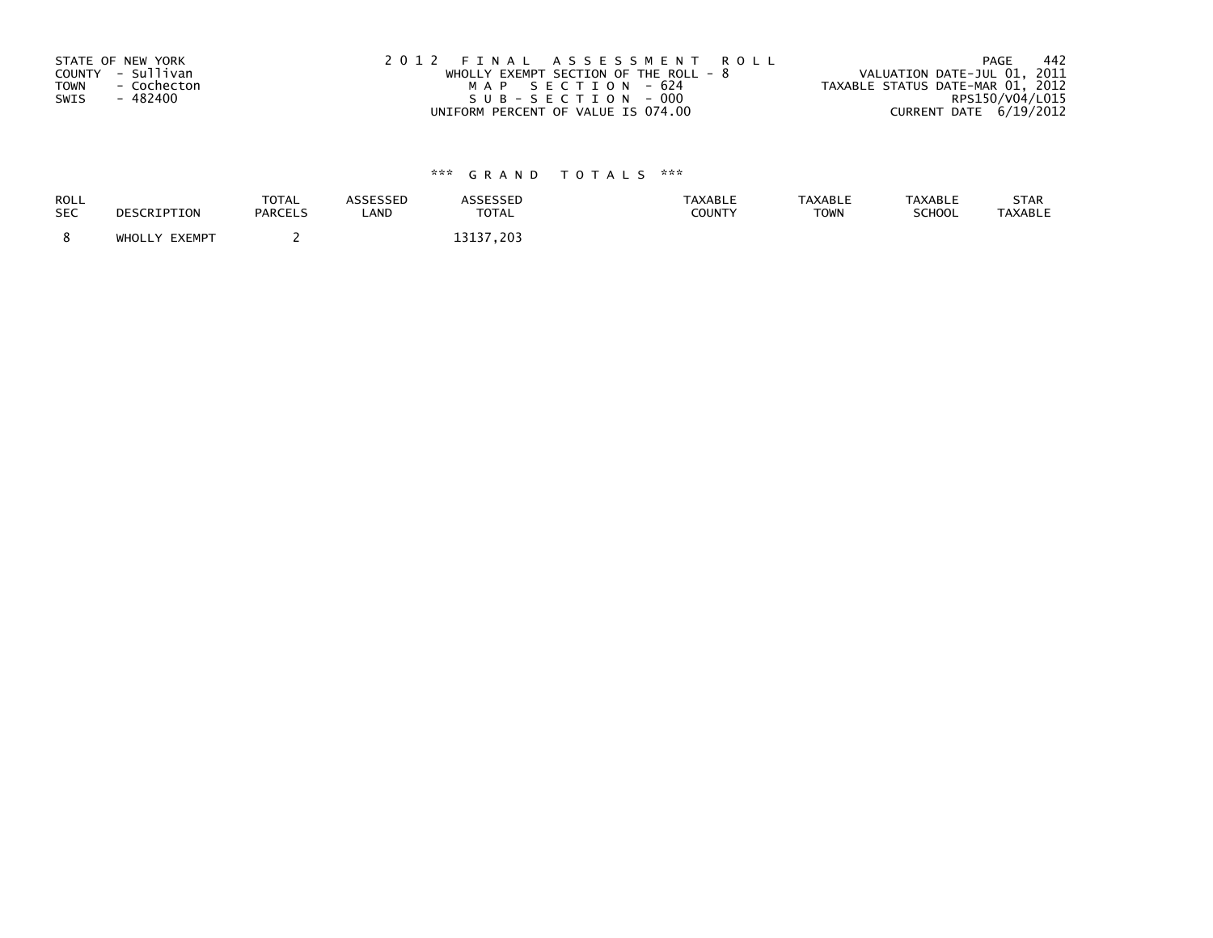STATE OF NEW YORK
COUNTY - Sullivan
TOWN - Cochecton
SWIS - 482400

2 0 1 2 F I N A L A S S E S S M E N T R O L L
WHOLLY EXEMPT SECTION OF THE ROLL - 8
M A P S E C T I O N - 624
S U B - S E C T I O N - 000
UNIFORM PERCENT OF VALUE IS 074.00

VALUATION DATE-JUL 01, 2011
TAXABLE STATUS DATE-MAR 01, 2012
RPS150/V04/L015
CURRENT DATE 6/19/2012

### \*\*\* G R A N D T O T A L S \*\*\*

| ROLL SEC | DESCRIPTION | TOTAL PARCELS | ASSESSED LAND | ASSESSED TOTAL | TAXABLE COUNTY | TAXABLE TOWN | TAXABLE SCHOOL | STAR TAXABLE |
|---|---|---|---|---|---|---|---|---|
| 8 | WHOLLY EXEMPT | 2 | | 13137,203 | | | | |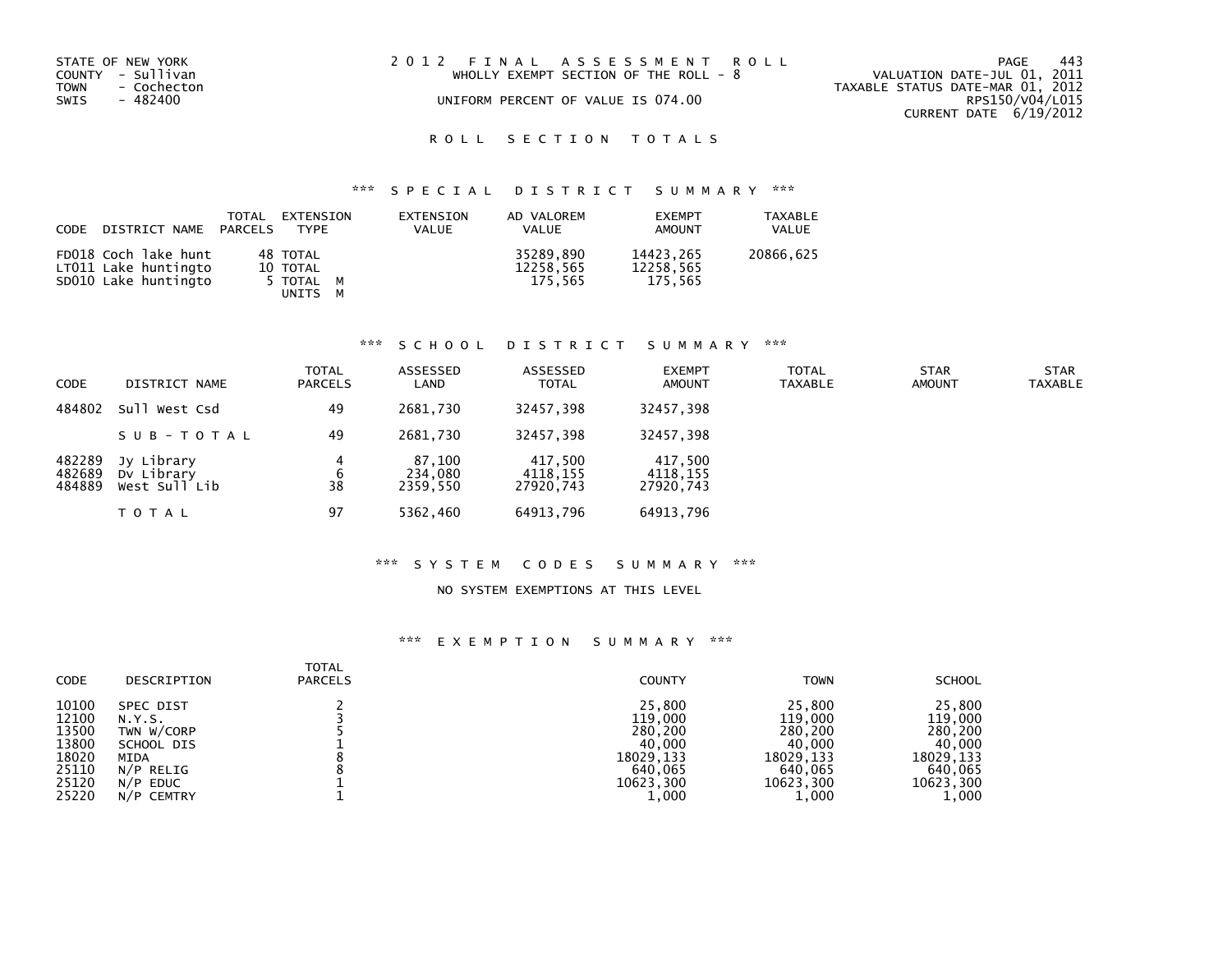STATE OF NEW YORK
COUNTY - Sullivan
TOWN - Cochecton
SWIS - 482400

2012 FINAL ASSESSMENT ROLL
WHOLLY EXEMPT SECTION OF THE ROLL - 8
UNIFORM PERCENT OF VALUE IS 074.00

VALUATION DATE-JUL 01, 2011
TAXABLE STATUS DATE-MAR 01, 2012
RPS150/V04/L015
CURRENT DATE 6/19/2012

## ROLL SECTION TOTALS

### *** SPECIAL DISTRICT SUMMARY ***

| CODE | DISTRICT NAME | TOTAL PARCELS | EXTENSION TYPE | EXTENSION VALUE | AD VALOREM VALUE | EXEMPT AMOUNT | TAXABLE VALUE |
|---|---|---|---|---|---|---|---|
| FD018 | Coch lake hunt | 48 | TOTAL | | 35289,890 | 14423,265 | 20866,625 |
| LT011 | Lake huntingto | 10 | TOTAL | | 12258,565 | 12258,565 | |
| SD010 | Lake huntingto | 5 | TOTAL M<br>UNITS M | | 175,565 | 175,565 | |

### *** SCHOOL DISTRICT SUMMARY ***

| CODE | DISTRICT NAME | TOTAL PARCELS | ASSESSED LAND | ASSESSED TOTAL | EXEMPT AMOUNT | TOTAL TAXABLE | STAR AMOUNT | STAR TAXABLE |
|---|---|---|---|---|---|---|---|---|
| 484802 | Sull West Csd | 49 | 2681,730 | 32457,398 | 32457,398 | | | |
| | SUB-TOTAL | 49 | 2681,730 | 32457,398 | 32457,398 | | | |
| 482289 | Jy Library | 4 | 87,100 | 417,500 | 417,500 | | | |
| 482689 | Dv Library | 6 | 234,080 | 4118,155 | 4118,155 | | | |
| 484889 | West Sull Lib | 38 | 2359,550 | 27920,743 | 27920,743 | | | |
| | TOTAL | 97 | 5362,460 | 64913,796 | 64913,796 | | | |

### *** SYSTEM CODES SUMMARY ***

NO SYSTEM EXEMPTIONS AT THIS LEVEL

### *** EXEMPTION SUMMARY ***

| CODE | DESCRIPTION | TOTAL PARCELS | COUNTY | TOWN | SCHOOL |
|---|---|---|---|---|---|
| 10100 | SPEC DIST | 2 | 25,800 | 25,800 | 25,800 |
| 12100 | N.Y.S. | 3 | 119,000 | 119,000 | 119,000 |
| 13500 | TWN W/CORP | 5 | 280,200 | 280,200 | 280,200 |
| 13800 | SCHOOL DIS | 1 | 40,000 | 40,000 | 40,000 |
| 18020 | MIDA | 8 | 18029,133 | 18029,133 | 18029,133 |
| 25110 | N/P RELIG | 8 | 640,065 | 640,065 | 640,065 |
| 25120 | N/P EDUC | 1 | 10623,300 | 10623,300 | 10623,300 |
| 25220 | N/P CEMTRY | 1 | 1,000 | 1,000 | 1,000 |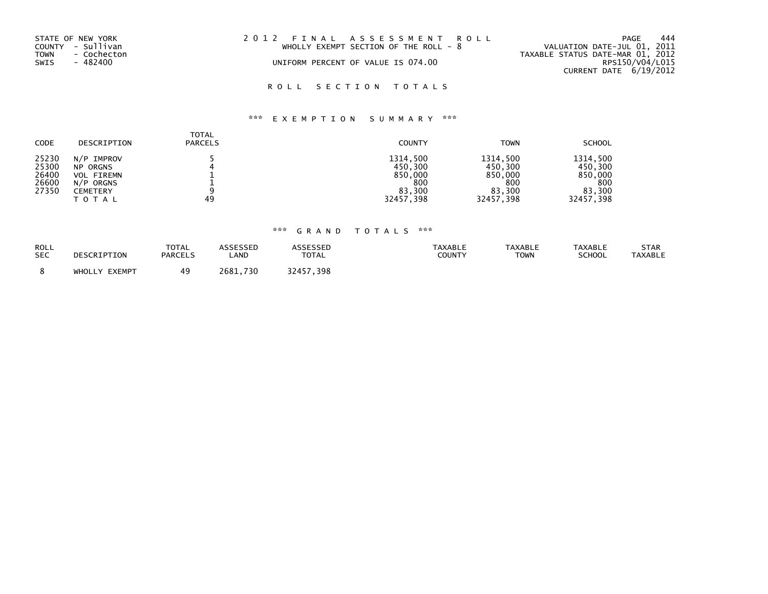STATE OF NEW YORK
COUNTY - Sullivan
TOWN - Cochecton
SWIS - 482400

# 2012 FINAL ASSESSMENT ROLL

WHOLLY EXEMPT SECTION OF THE ROLL - 8

UNIFORM PERCENT OF VALUE IS 074.00

VALUATION DATE-JUL 01, 2011
TAXABLE STATUS DATE-MAR 01, 2012
RPS150/V04/L015
CURRENT DATE 6/19/2012

## ROLL SECTION TOTALS

### *** EXEMPTION SUMMARY ***

| CODE | DESCRIPTION | TOTAL PARCELS | COUNTY | TOWN | SCHOOL |
|---|---|---|---|---|---|
| 25230 | N/P IMPROV | 5 | 1314,500 | 1314,500 | 1314,500 |
| 25300 | NP ORGNS | 4 | 450,300 | 450,300 | 450,300 |
| 26400 | VOL FIREMN | 1 | 850,000 | 850,000 | 850,000 |
| 26600 | N/P ORGNS | 1 | 800 | 800 | 800 |
| 27350 | CEMETERY | 9 | 83,300 | 83,300 | 83,300 |
| | TOTAL | 49 | 32457,398 | 32457,398 | 32457,398 |

### *** GRAND TOTALS ***

| ROLL SEC | DESCRIPTION | TOTAL PARCELS | ASSESSED LAND | ASSESSED TOTAL | TAXABLE COUNTY | TAXABLE TOWN | TAXABLE SCHOOL | STAR TAXABLE |
|---|---|---|---|---|---|---|---|---|
| 8 | WHOLLY EXEMPT | 49 | 2681,730 | 32457,398 | | | | |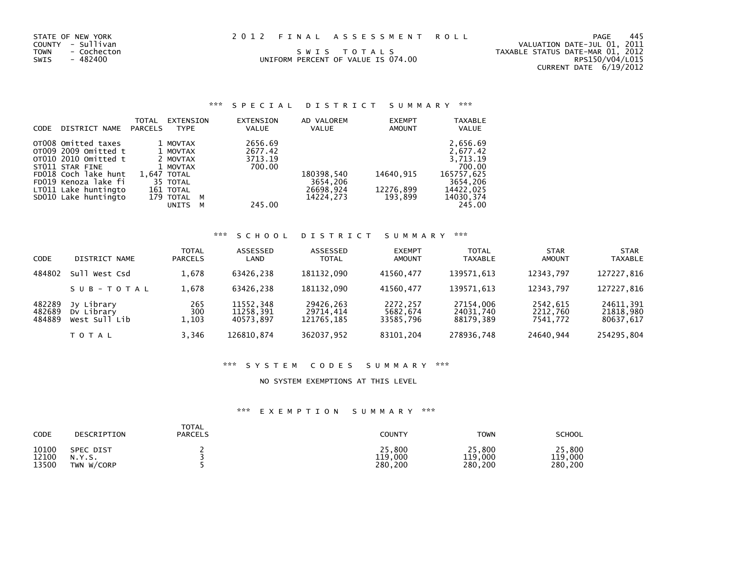STATE OF NEW YORK
COUNTY - Sullivan
TOWN - Cochecton
SWIS - 482400

2012 FINAL ASSESSMENT ROLL

SWIS TOTALS
UNIFORM PERCENT OF VALUE IS 074.00

VALUATION DATE-JUL 01, 2011
TAXABLE STATUS DATE-MAR 01, 2012
RPS150/V04/L015
CURRENT DATE 6/19/2012

### *** SPECIAL DISTRICT SUMMARY ***

| CODE | DISTRICT NAME | TOTAL PARCELS | EXTENSION TYPE | EXTENSION VALUE | AD VALOREM VALUE | EXEMPT AMOUNT | TAXABLE VALUE |
|---|---|---|---|---|---|---|---|
| OT008 | Omitted taxes | 1 | MOVTAX | 2656.69 | | | 2,656.69 |
| OT009 | 2009 Omitted t | 1 | MOVTAX | 2677.42 | | | 2,677.42 |
| OT010 | 2010 Omitted t | 2 | MOVTAX | 3713.19 | | | 3,713.19 |
| ST011 | STAR FINE | 1 | MOVTAX | 700.00 | | | 700.00 |
| FD018 | Coch lake hunt | 1,647 | TOTAL | | 180398,540 | 14640,915 | 165757,625 |
| FD019 | Kenoza lake fi | 35 | TOTAL | | 3654,206 | | 3654,206 |
| LT011 | Lake huntingto | 161 | TOTAL | | 26698,924 | 12276,899 | 14422,025 |
| SD010 | Lake huntingto | 179 | TOTAL M | | 14224,273 | 193,899 | 14030,374 |
| | | | UNITS M | 245.00 | | | 245.00 |

### *** SCHOOL DISTRICT SUMMARY ***

| CODE | DISTRICT NAME | TOTAL PARCELS | ASSESSED LAND | ASSESSED TOTAL | EXEMPT AMOUNT | TOTAL TAXABLE | STAR AMOUNT | STAR TAXABLE |
|---|---|---|---|---|---|---|---|---|
| 484802 | Sull West Csd | 1,678 | 63426,238 | 181132,090 | 41560,477 | 139571,613 | 12343,797 | 127227,816 |
| | SUB-TOTAL | 1,678 | 63426,238 | 181132,090 | 41560,477 | 139571,613 | 12343,797 | 127227,816 |
| 482289 | Jy Library | 265 | 11552,348 | 29426,263 | 2272,257 | 27154,006 | 2542,615 | 24611,391 |
| 482689 | Dv Library | 300 | 11258,391 | 29714,414 | 5682,674 | 24031,740 | 2212,760 | 21818,980 |
| 484889 | West Sull Lib | 1,103 | 40573,897 | 121765,185 | 33585,796 | 88179,389 | 7541,772 | 80637,617 |
| | TOTAL | 3,346 | 126810,874 | 362037,952 | 83101,204 | 278936,748 | 24640,944 | 254295,804 |

### *** SYSTEM CODES SUMMARY ***

NO SYSTEM EXEMPTIONS AT THIS LEVEL

### *** EXEMPTION SUMMARY ***

| CODE | DESCRIPTION | TOTAL PARCELS | COUNTY | TOWN | SCHOOL |
|---|---|---|---|---|---|
| 10100 | SPEC DIST | 2 | 25,800 | 25,800 | 25,800 |
| 12100 | N.Y.S. | 3 | 119,000 | 119,000 | 119,000 |
| 13500 | TWN W/CORP | 5 | 280,200 | 280,200 | 280,200 |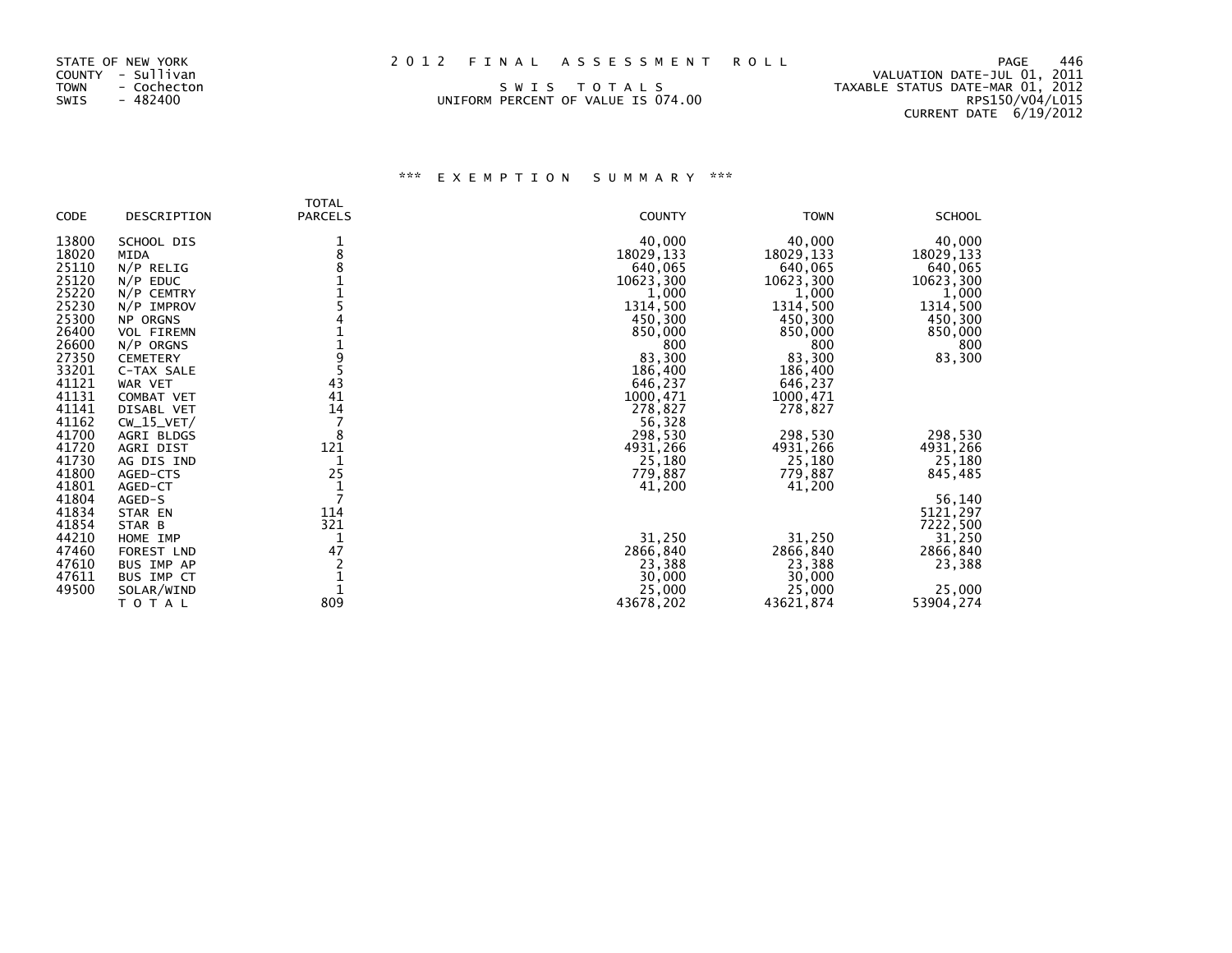STATE OF NEW YORK
COUNTY - Sullivan
TOWN - Cochecton
SWIS - 482400

2012 FINAL ASSESSMENT ROLL

SWIS TOTALS
UNIFORM PERCENT OF VALUE IS 074.00

VALUATION DATE-JUL 01, 2011
TAXABLE STATUS DATE-MAR 01, 2012
RPS150/V04/L015
CURRENT DATE 6/19/2012

### *** EXEMPTION SUMMARY ***

| CODE | DESCRIPTION | TOTAL PARCELS | COUNTY | TOWN | SCHOOL |
|---|---|---|---|---|---|
| 13800 | SCHOOL DIS | 1 | 40,000 | 40,000 | 40,000 |
| 18020 | MIDA | 8 | 18029,133 | 18029,133 | 18029,133 |
| 25110 | N/P RELIG | 8 | 640,065 | 640,065 | 640,065 |
| 25120 | N/P EDUC | 1 | 10623,300 | 10623,300 | 10623,300 |
| 25220 | N/P CEMTRY | 1 | 1,000 | 1,000 | 1,000 |
| 25230 | N/P IMPROV | 5 | 1314,500 | 1314,500 | 1314,500 |
| 25300 | NP ORGNS | 4 | 450,300 | 450,300 | 450,300 |
| 26400 | VOL FIREMN | 1 | 850,000 | 850,000 | 850,000 |
| 26600 | N/P ORGNS | 1 | 800 | 800 | 800 |
| 27350 | CEMETERY | 9 | 83,300 | 83,300 | 83,300 |
| 33201 | C-TAX SALE | 5 | 186,400 | 186,400 | |
| 41121 | WAR VET | 43 | 646,237 | 646,237 | |
| 41131 | COMBAT VET | 41 | 1000,471 | 1000,471 | |
| 41141 | DISABL VET | 14 | 278,827 | 278,827 | |
| 41162 | CW_15_VET/ | 7 | 56,328 | | |
| 41700 | AGRI BLDGS | 8 | 298,530 | 298,530 | 298,530 |
| 41720 | AGRI DIST | 121 | 4931,266 | 4931,266 | 4931,266 |
| 41730 | AG DIS IND | 1 | 25,180 | 25,180 | 25,180 |
| 41800 | AGED-CTS | 25 | 779,887 | 779,887 | 845,485 |
| 41801 | AGED-CT | 1 | 41,200 | 41,200 | |
| 41804 | AGED-S | 7 | | | 56,140 |
| 41834 | STAR EN | 114 | | | 5121,297 |
| 41854 | STAR B | 321 | | | 7222,500 |
| 44210 | HOME IMP | 1 | 31,250 | 31,250 | 31,250 |
| 47460 | FOREST LND | 47 | 2866,840 | 2866,840 | 2866,840 |
| 47610 | BUS IMP AP | 2 | 23,388 | 23,388 | 23,388 |
| 47611 | BUS IMP CT | 1 | 30,000 | 30,000 | |
| 49500 | SOLAR/WIND | 1 | 25,000 | 25,000 | 25,000 |
| | TOTAL | 809 | 43678,202 | 43621,874 | 53904,274 |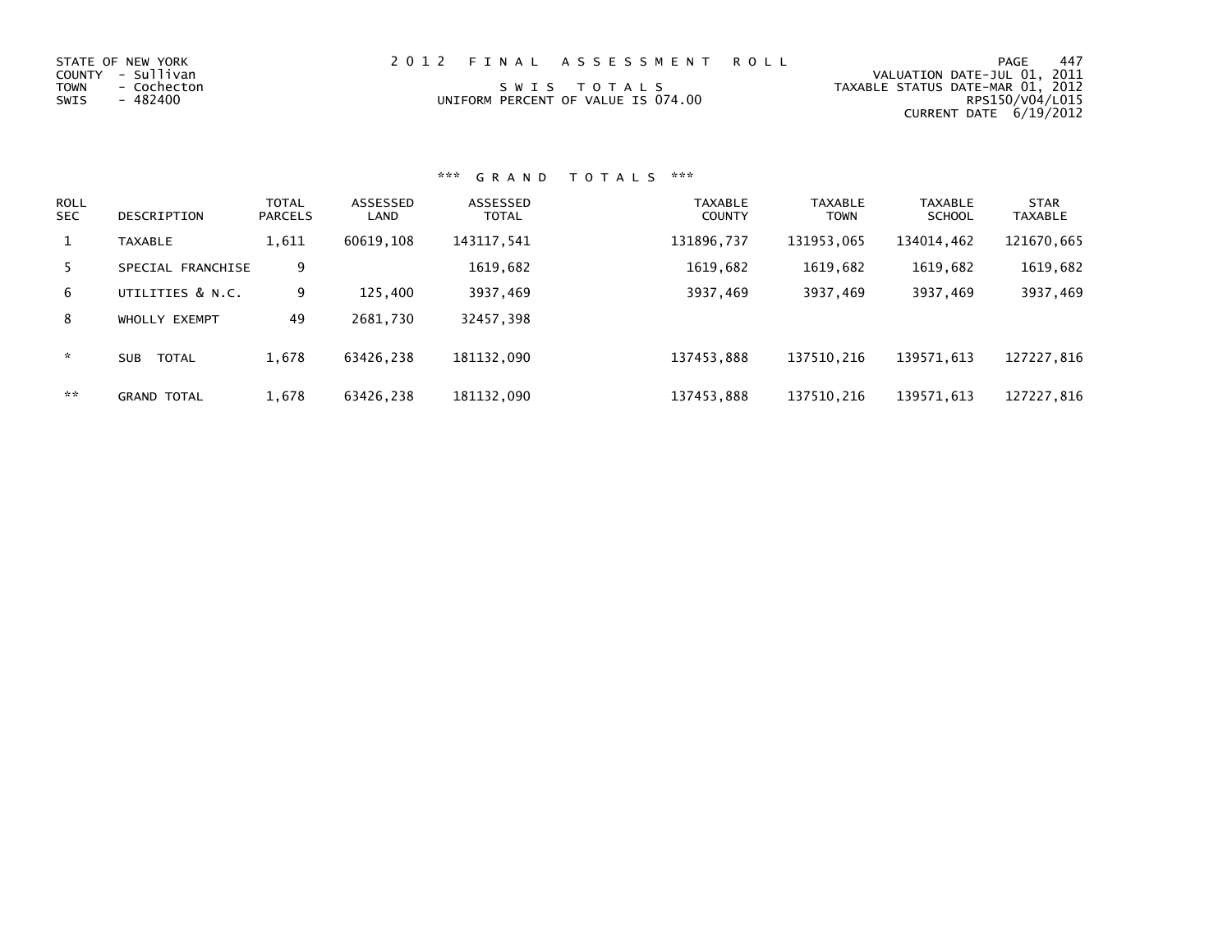STATE OF NEW YORK
COUNTY - Sullivan
TOWN - Cochecton
SWIS - 482400

# 2012 FINAL ASSESSMENT ROLL

SWIS TOTALS
UNIFORM PERCENT OF VALUE IS 074.00

VALUATION DATE-JUL 01, 2011
TAXABLE STATUS DATE-MAR 01, 2012
RPS150/V04/L015
CURRENT DATE 6/19/2012

## *** GRAND TOTALS ***

| ROLL SEC | DESCRIPTION | TOTAL PARCELS | ASSESSED LAND | ASSESSED TOTAL | TAXABLE COUNTY | TAXABLE TOWN | TAXABLE SCHOOL | STAR TAXABLE |
|---|---|---|---|---|---|---|---|---|
| 1 | TAXABLE | 1,611 | 60619,108 | 143117,541 | 131896,737 | 131953,065 | 134014,462 | 121670,665 |
| 5 | SPECIAL FRANCHISE | 9 | | 1619,682 | 1619,682 | 1619,682 | 1619,682 | 1619,682 |
| 6 | UTILITIES & N.C. | 9 | 125,400 | 3937,469 | 3937,469 | 3937,469 | 3937,469 | 3937,469 |
| 8 | WHOLLY EXEMPT | 49 | 2681,730 | 32457,398 | | | | |
| * | SUB TOTAL | 1,678 | 63426,238 | 181132,090 | 137453,888 | 137510,216 | 139571,613 | 127227,816 |
| ** | GRAND TOTAL | 1,678 | 63426,238 | 181132,090 | 137453,888 | 137510,216 | 139571,613 | 127227,816 |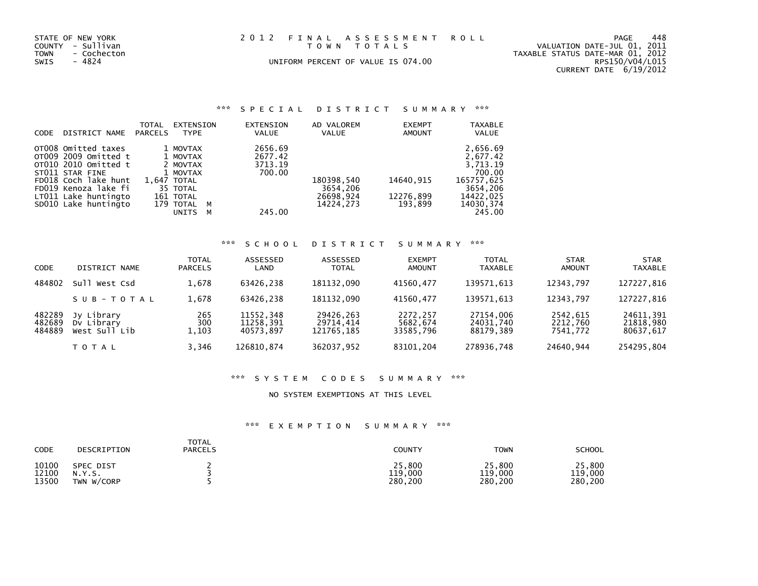STATE OF NEW YORK
COUNTY - Sullivan
TOWN - Cochecton
SWIS - 4824

2012 FINAL ASSESSMENT ROLL
TOWN TOTALS
UNIFORM PERCENT OF VALUE IS 074.00

VALUATION DATE-JUL 01, 2011
TAXABLE STATUS DATE-MAR 01, 2012
RPS150/V04/L015
CURRENT DATE 6/19/2012

### *** SPECIAL DISTRICT SUMMARY ***

| CODE | DISTRICT NAME | TOTAL PARCELS | EXTENSION TYPE | EXTENSION VALUE | AD VALOREM VALUE | EXEMPT AMOUNT | TAXABLE VALUE |
|---|---|---|---|---|---|---|---|
| OT008 | Omitted taxes | 1 | MOVTAX | 2656.69 | | | 2,656.69 |
| OT009 | 2009 Omitted t | 1 | MOVTAX | 2677.42 | | | 2,677.42 |
| OT010 | 2010 Omitted t | 2 | MOVTAX | 3713.19 | | | 3,713.19 |
| ST011 | STAR FINE | 1 | MOVTAX | 700.00 | | | 700.00 |
| FD018 | Coch lake hunt | 1,647 | TOTAL | | 180398,540 | 14640,915 | 165757,625 |
| FD019 | Kenoza lake fi | 35 | TOTAL | | 3654,206 | | 3654,206 |
| LT011 | Lake huntingto | 161 | TOTAL | | 26698,924 | 12276,899 | 14422,025 |
| SD010 | Lake huntingto | 179 | TOTAL M | | 14224,273 | 193,899 | 14030,374 |
| | | | UNITS M | 245.00 | | | 245.00 |

### *** SCHOOL DISTRICT SUMMARY ***

| CODE | DISTRICT NAME | TOTAL PARCELS | ASSESSED LAND | ASSESSED TOTAL | EXEMPT AMOUNT | TOTAL TAXABLE | STAR AMOUNT | STAR TAXABLE |
|---|---|---|---|---|---|---|---|---|
| 484802 | Sull West Csd | 1,678 | 63426,238 | 181132,090 | 41560,477 | 139571,613 | 12343,797 | 127227,816 |
| | SUB-TOTAL | 1,678 | 63426,238 | 181132,090 | 41560,477 | 139571,613 | 12343,797 | 127227,816 |
| 482289 | Jy Library | 265 | 11552,348 | 29426,263 | 2272,257 | 27154,006 | 2542,615 | 24611,391 |
| 482689 | Dv Library | 300 | 11258,391 | 29714,414 | 5682,674 | 24031,740 | 2212,760 | 21818,980 |
| 484889 | West Sull Lib | 1,103 | 40573,897 | 121765,185 | 33585,796 | 88179,389 | 7541,772 | 80637,617 |
| | TOTAL | 3,346 | 126810,874 | 362037,952 | 83101,204 | 278936,748 | 24640,944 | 254295,804 |

### *** SYSTEM CODES SUMMARY ***

NO SYSTEM EXEMPTIONS AT THIS LEVEL

### *** EXEMPTION SUMMARY ***

| CODE | DESCRIPTION | TOTAL PARCELS | COUNTY | TOWN | SCHOOL |
|---|---|---|---|---|---|
| 10100 | SPEC DIST | 2 | 25,800 | 25,800 | 25,800 |
| 12100 | N.Y.S. | 3 | 119,000 | 119,000 | 119,000 |
| 13500 | TWN W/CORP | 5 | 280,200 | 280,200 | 280,200 |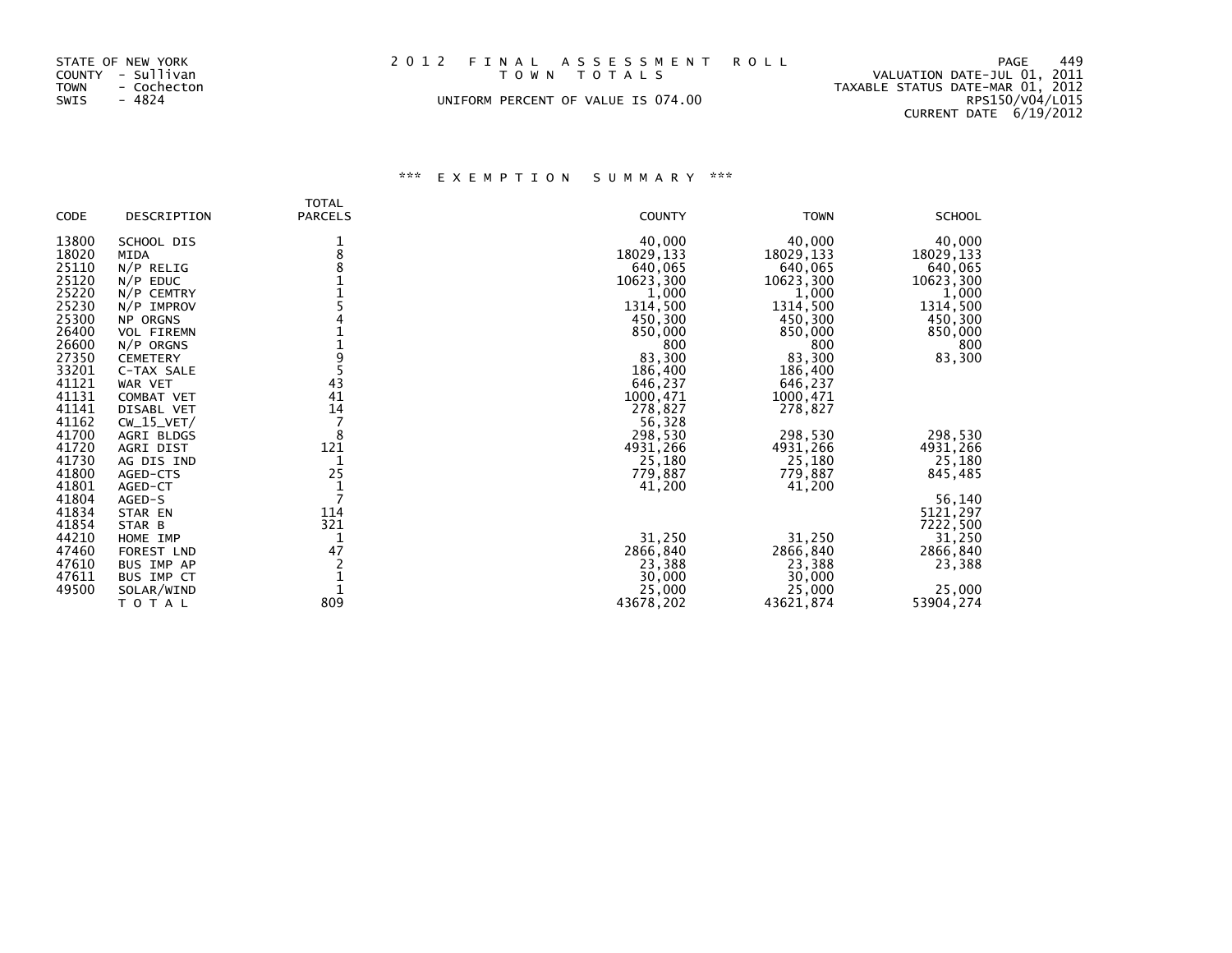STATE OF NEW YORK
COUNTY - Sullivan
TOWN - Cochecton
SWIS - 4824

# 2012 FINAL ASSESSMENT ROLL
TOWN TOTALS

UNIFORM PERCENT OF VALUE IS 074.00

VALUATION DATE-JUL 01, 2011
TAXABLE STATUS DATE-MAR 01, 2012
RPS150/V04/L015
CURRENT DATE 6/19/2012

## *** EXEMPTION SUMMARY ***

| CODE | DESCRIPTION | TOTAL PARCELS | COUNTY | TOWN | SCHOOL |
|---|---|---|---|---|---|
| 13800 | SCHOOL DIS | 1 | 40,000 | 40,000 | 40,000 |
| 18020 | MIDA | 8 | 18029,133 | 18029,133 | 18029,133 |
| 25110 | N/P RELIG | 8 | 640,065 | 640,065 | 640,065 |
| 25120 | N/P EDUC | 1 | 10623,300 | 10623,300 | 10623,300 |
| 25220 | N/P CEMTRY | 1 | 1,000 | 1,000 | 1,000 |
| 25230 | N/P IMPROV | 5 | 1314,500 | 1314,500 | 1314,500 |
| 25300 | NP ORGNS | 4 | 450,300 | 450,300 | 450,300 |
| 26400 | VOL FIREMN | 1 | 850,000 | 850,000 | 850,000 |
| 26600 | N/P ORGNS | 1 | 800 | 800 | 800 |
| 27350 | CEMETERY | 9 | 83,300 | 83,300 | 83,300 |
| 33201 | C-TAX SALE | 5 | 186,400 | 186,400 | |
| 41121 | WAR VET | 43 | 646,237 | 646,237 | |
| 41131 | COMBAT VET | 41 | 1000,471 | 1000,471 | |
| 41141 | DISABL VET | 14 | 278,827 | 278,827 | |
| 41162 | CW_15_VET/ | 7 | 56,328 | | |
| 41700 | AGRI BLDGS | 8 | 298,530 | 298,530 | 298,530 |
| 41720 | AGRI DIST | 121 | 4931,266 | 4931,266 | 4931,266 |
| 41730 | AG DIS IND | 1 | 25,180 | 25,180 | 25,180 |
| 41800 | AGED-CTS | 25 | 779,887 | 779,887 | 845,485 |
| 41801 | AGED-CT | 1 | 41,200 | 41,200 | |
| 41804 | AGED-S | 7 | | | 56,140 |
| 41834 | STAR EN | 114 | | | 5121,297 |
| 41854 | STAR B | 321 | | | 7222,500 |
| 44210 | HOME IMP | 1 | 31,250 | 31,250 | 31,250 |
| 47460 | FOREST LND | 47 | 2866,840 | 2866,840 | 2866,840 |
| 47610 | BUS IMP AP | 2 | 23,388 | 23,388 | 23,388 |
| 47611 | BUS IMP CT | 1 | 30,000 | 30,000 | |
| 49500 | SOLAR/WIND | 1 | 25,000 | 25,000 | 25,000 |
| | TOTAL | 809 | 43678,202 | 43621,874 | 53904,274 |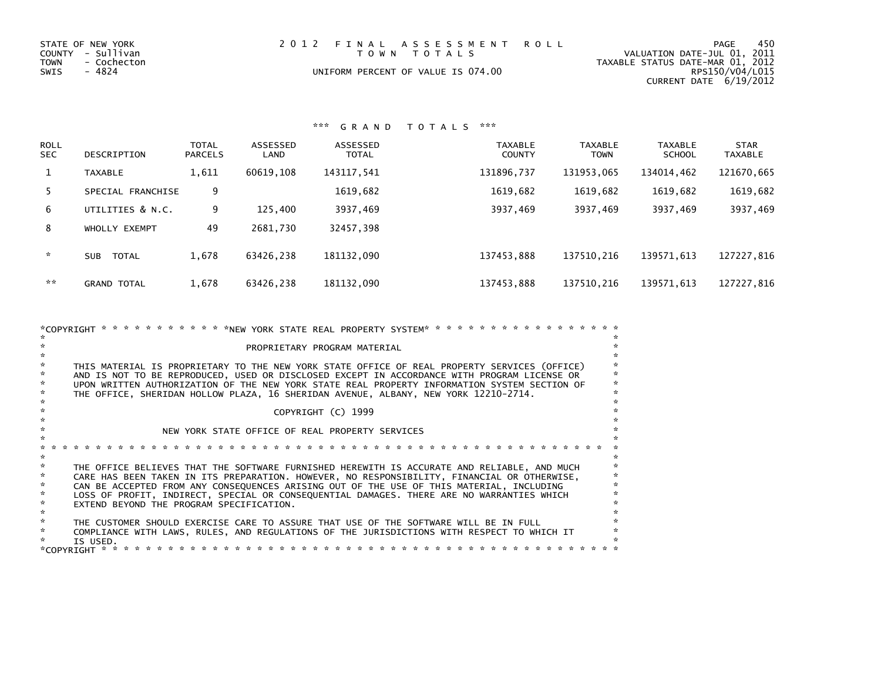STATE OF NEW YORK
COUNTY - Sullivan
TOWN - Cochecton
SWIS - 4824

# 2 0 1 2 F I N A L A S S E S S M E N T R O L L

T O W N T O T A L S

UNIFORM PERCENT OF VALUE IS 074.00

VALUATION DATE-JUL 01, 2011
TAXABLE STATUS DATE-MAR 01, 2012
RPS150/V04/L015
CURRENT DATE 6/19/2012

## *** G R A N D T O T A L S ***

| ROLL SEC | DESCRIPTION | TOTAL PARCELS | ASSESSED LAND | ASSESSED TOTAL | TAXABLE COUNTY | TAXABLE TOWN | TAXABLE SCHOOL | STAR TAXABLE |
|---|---|---|---|---|---|---|---|---|
| 1 | TAXABLE | 1,611 | 60619,108 | 143117,541 | 131896,737 | 131953,065 | 134014,462 | 121670,665 |
| 5 | SPECIAL FRANCHISE | 9 | | 1619,682 | 1619,682 | 1619,682 | 1619,682 | 1619,682 |
| 6 | UTILITIES & N.C. | 9 | 125,400 | 3937,469 | 3937,469 | 3937,469 | 3937,469 | 3937,469 |
| 8 | WHOLLY EXEMPT | 49 | 2681,730 | 32457,398 | | | | |
| * | SUB TOTAL | 1,678 | 63426,238 | 181132,090 | 137453,888 | 137510,216 | 139571,613 | 127227,816 |
| ** | GRAND TOTAL | 1,678 | 63426,238 | 181132,090 | 137453,888 | 137510,216 | 139571,613 | 127227,816 |

*COPYRIGHT * * * * * * * * * * * *NEW YORK STATE REAL PROPERTY SYSTEM* * * * * * * * * * * * * * * * * *

PROPRIETARY PROGRAM MATERIAL

THIS MATERIAL IS PROPRIETARY TO THE NEW YORK STATE OFFICE OF REAL PROPERTY SERVICES (OFFICE) AND IS NOT TO BE REPRODUCED, USED OR DISCLOSED EXCEPT IN ACCORDANCE WITH PROGRAM LICENSE OR UPON WRITTEN AUTHORIZATION OF THE NEW YORK STATE REAL PROPERTY INFORMATION SYSTEM SECTION OF THE OFFICE, SHERIDAN HOLLOW PLAZA, 16 SHERIDAN AVENUE, ALBANY, NEW YORK 12210-2714.

COPYRIGHT (C) 1999

NEW YORK STATE OFFICE OF REAL PROPERTY SERVICES

THE OFFICE BELIEVES THAT THE SOFTWARE FURNISHED HEREWITH IS ACCURATE AND RELIABLE, AND MUCH CARE HAS BEEN TAKEN IN ITS PREPARATION. HOWEVER, NO RESPONSIBILITY, FINANCIAL OR OTHERWISE, CAN BE ACCEPTED FROM ANY CONSEQUENCES ARISING OUT OF THE USE OF THIS MATERIAL, INCLUDING LOSS OF PROFIT, INDIRECT, SPECIAL OR CONSEQUENTIAL DAMAGES. THERE ARE NO WARRANTIES WHICH EXTEND BEYOND THE PROGRAM SPECIFICATION.

THE CUSTOMER SHOULD EXERCISE CARE TO ASSURE THAT USE OF THE SOFTWARE WILL BE IN FULL COMPLIANCE WITH LAWS, RULES, AND REGULATIONS OF THE JURISDICTIONS WITH RESPECT TO WHICH IT IS USED.

*COPYRIGHT * * * * * * * * * * * * * * * * * * * * * * * * * * * * * * * * * * * * * * * * * * * * *